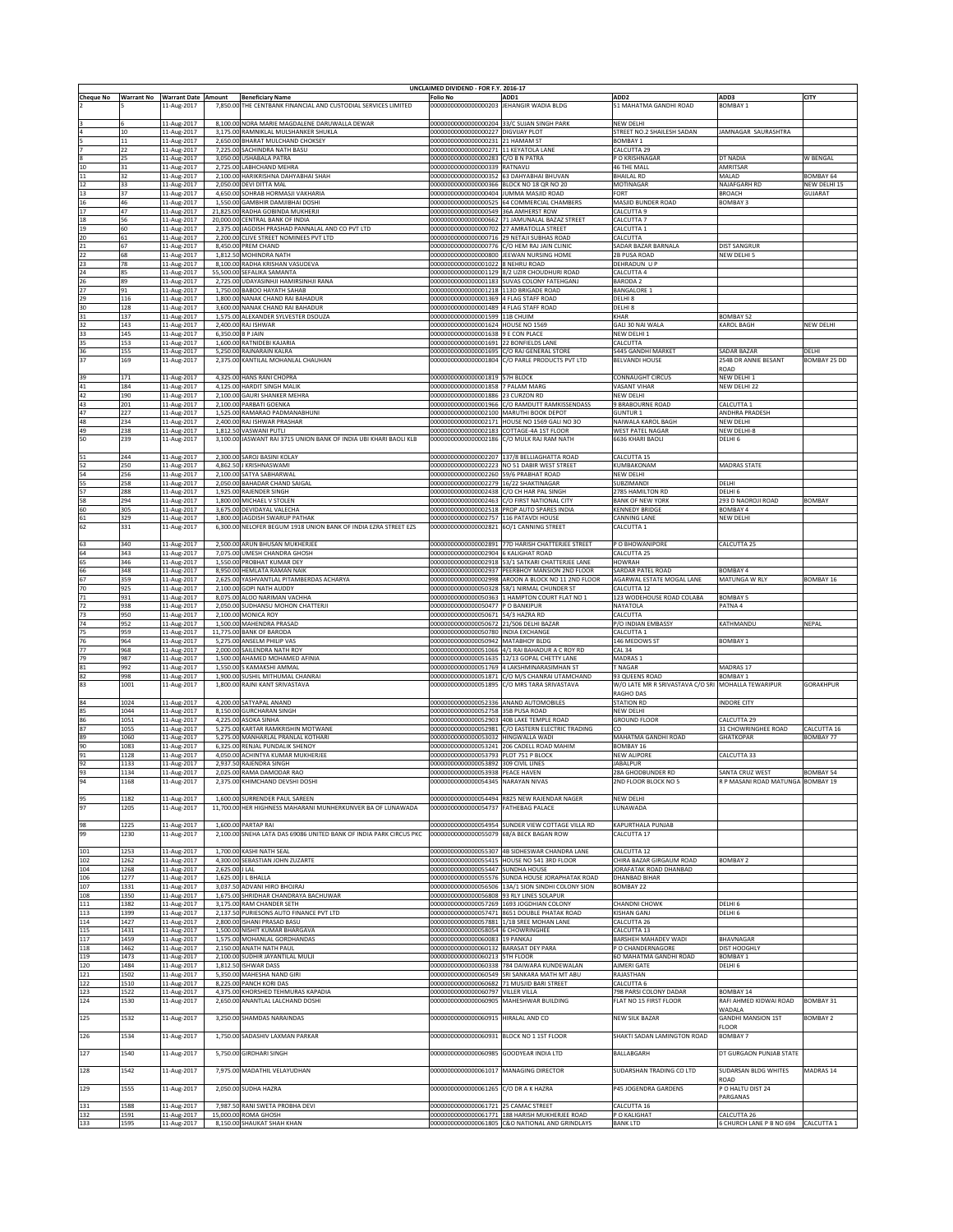| UNCLAIMED DIVIDEND - FOR F.Y. 2016-17 | | | | | | | | | |
|---|---|---|---|---|---|---|---|---|---|
| Cheque No | Warrant No | Warrant Date | Amount | Beneficiary Name | Folio No | ADD1 | ADD2 | ADD3 | CITY |
| 2 | 5 | 11-Aug-2017 | 7,850.00 | THE CENTBANK FINANCIAL AND CUSTODIAL SERVICES LIMITED | 0000000000000000203 | JEHANGIR WADIA BLDG | 51 MAHATMA GANDHI ROAD | BOMBAY 1 | |
| 3 | 6 | 11-Aug-2017 | 8,100.00 | NORA MARIE MAGDALENE DARUWALLA DEWAR | 0000000000000000204 | 33/C SUJAN SINGH PARK | NEW DELHI | | |
| 4 | 10 | 11-Aug-2017 | 3,175.00 | RAMNIKLAL MULSHANKER SHUKLA | 0000000000000000227 | DIGVIJAY PLOT | STREET NO.2 SHAILESH SADAN | JAMNAGAR SAURASHTRA | |
| 5 | 11 | 11-Aug-2017 | 2,650.00 | BHARAT MULCHAND CHOKSEY | 0000000000000000231 | 21 HAMAM ST | BOMBAY 1 | | |
| 7 | 22 | 11-Aug-2017 | 7,225.00 | SACHINDRA NATH BASU | 0000000000000000271 | 11 KEYATOLA LANE | CALCUTTA 29 | | |
| 8 | 25 | 11-Aug-2017 | 3,050.00 | USHABALA PATRA | 0000000000000000283 | C/O B N PATRA | P O KRISHNAGAR | DT NADIA | W BENGAL |
| 9 | 31 | 11-Aug-2017 | 2,725.00 | LABHCHAND MEHRA | 0000000000000000339 | RATNAVLI | 46 THE MALL | AMRITSAR | |
| 11 | 32 | 11-Aug-2017 | 2,100.00 | HARIKRISHNA DAHYABHAI SHAH | 0000000000000000352 | 63 DAHYABHAI BHUVAN | BHAILAL RD | MALAD | BOMBAY 64 |
| 12 | 33 | 11-Aug-2017 | 2,050.00 | DEVI DITTA MAL | 0000000000000000366 | BLOCK NO 18 QR NO 20 | MOTINAGAR | NAJAFGARH RD | NEW DELHI 15 |
| 13 | 37 | 11-Aug-2017 | 4,650.00 | SOHRAB HORMASJI VAKHARIA | 0000000000000000404 | JUMMA MASJID ROAD | FORT | BROACH | GUJARAT |
| 16 | 46 | 11-Aug-2017 | 1,550.00 | GAMBHIR DAMJIBHAI DOSHI | 0000000000000000525 | 64 COMMERCIAL CHAMBERS | MASJID BUNDER ROAD | BOMBAY 3 | |
| 17 | 47 | 11-Aug-2017 | 21,825.00 | RADHA GOBINDA MUKHERJI | 0000000000000000549 | 36A AMHERST ROW | CALCUTTA 9 | | |
| 18 | 56 | 11-Aug-2017 | 20,000.00 | CENTRAL BANK OF INDIA | 0000000000000000662 | 71 JAMUNALAL BAZAZ STREET | CALCUTTA 7 | | |
| 19 | 60 | 11-Aug-2017 | 2,375.00 | JAGDISH PRASHAD PANNALAL AND CO PVT LTD | 0000000000000000702 | 27 AMRATOLLA STREET | CALCUTTA 1 | | |
| 20 | 61 | 11-Aug-2017 | 2,200.00 | CLIVE STREET NOMINEES PVT LTD | 0000000000000000716 | 29 NETAJI SUBHAS ROAD | CALCUTTA | | |
| 21 | 67 | 11-Aug-2017 | 8,450.00 | PREM CHAND | 0000000000000000776 | C/O HEM RAJ JAIN CLINIC | SADAR BAZAR BARNALA | DIST SANGRUR | |
| 22 | 68 | 11-Aug-2017 | 1,812.50 | MOHINDRA NATH | 0000000000000000800 | JEEWAN NURSING HOME | 2B PUSA ROAD | NEW DELHI 5 | |
| 23 | 78 | 11-Aug-2017 | 8,100.00 | RADHA KRISHAN VASUDEVA | 0000000000000001022 | 8 NEHRU ROAD | DEHRADUN U P | | |
| 24 | 85 | 11-Aug-2017 | 55,500.00 | SEFALIKA SAMANTA | 0000000000000001129 | B/2 UZIR CHOUDHURI ROAD | CALCUTTA 4 | | |
| 26 | 89 | 11-Aug-2017 | 2,725.00 | UDAYASINHJI HAMIRSINHJI RANA | 0000000000000001183 | SUVAS COLONY FATEHGANJ | BARODA 2 | | |
| 27 | 91 | 11-Aug-2017 | 1,750.00 | BABOO HAYATH SAHAB | 0000000000000001218 | 113D BRIGADE ROAD | BANGALORE 1 | | |
| 29 | 116 | 11-Aug-2017 | 1,800.00 | NANAK CHAND RAI BAHADUR | 0000000000000001369 | 4 FLAG STAFF ROAD | DELHI 8 | | |
| 30 | 128 | 11-Aug-2017 | 3,600.00 | NANAK CHAND RAI BAHADUR | 0000000000000001489 | 4 FLAG STAFF ROAD | DELHI 8 | | |
| 31 | 137 | 11-Aug-2017 | 1,575.00 | ALEXANDER SYLVESTER DSOUZA | 0000000000000001599 | 11B CHUIM | KHAR | BOMBAY 52 | |
| 32 | 143 | 11-Aug-2017 | 2,400.00 | RAJ ISHWAR | 0000000000000001624 | HOUSE NO 1569 | GALI 30 NAI WALA | KAROL BAGH | NEW DELHI |
| 33 | 145 | 11-Aug-2017 | 6,350.00 | B P JAIN | 0000000000000001638 | 9 E CON PLACE | NEW DELHI 1 | | |
| 35 | 153 | 11-Aug-2017 | 1,600.00 | RATNIDEBI KAJARIA | 0000000000000001691 | 22 BONFIELDS LANE | CALCUTTA | | |
| 36 | 155 | 11-Aug-2017 | 5,250.00 | RAJNARAIN KALRA | 0000000000000001695 | C/O RAJ GENERAL STORE | 5445 GANDHI MARKET | SADAR BAZAR | DELHI |
| 37 | 169 | 11-Aug-2017 | 2,375.00 | KANTILAL MOHANLAL CHAUHAN | 0000000000000001804 | C/O PARLE PRODUCTS PVT LTD | BELVANDI HOUSE | 254B DR ANNIE BESANT ROAD | BOMBAY 25 DD |
| 39 | 171 | 11-Aug-2017 | 4,325.00 | HANS RANI CHOPRA | 0000000000000001819 | 57H BLOCK | CONNAUGHT CIRCUS | NEW DELHI 1 | |
| 41 | 184 | 11-Aug-2017 | 4,125.00 | HARDIT SINGH MALIK | 0000000000000001858 | 7 PALAM MARG | VASANT VIHAR | NEW DELHI 22 | |
| 42 | 190 | 11-Aug-2017 | 2,100.00 | GAURI SHANKER MEHRA | 0000000000000001886 | 23 CURZON RD | NEW DELHI | | |
| 43 | 201 | 11-Aug-2017 | 2,100.00 | PARBATI GOENKA | 0000000000000001966 | C/O RAMDUTT RAMKISSENDASS | 9 BRABOURNE ROAD | CALCUTTA 1 | |
| 47 | 227 | 11-Aug-2017 | 1,525.00 | RAMARAO PADMANABHUNI | 0000000000000002100 | MARUTHI BOOK DEPOT | GUNTUR 1 | ANDHRA PRADESH | |
| 48 | 234 | 11-Aug-2017 | 2,400.00 | RAJ ISHWAR PRASHAR | 0000000000000002171 | HOUSE NO 1569 GALI NO 3O | NAIWALA KAROL BAGH | NEW DELHI | |
| 49 | 238 | 11-Aug-2017 | 1,812.50 | VASWANI PUTLI | 0000000000000002183 | COTTAGE-4A 1ST FLOOR | WEST PATEL NAGAR | NEW DELHI-8 | |
| 50 | 239 | 11-Aug-2017 | 3,100.00 | JASWANT RAI 3715 UNION BANK OF INDIA UBI KHARI BAOLI KLB | 0000000000000002186 | C/O MULK RAJ RAM NATH | 6636 KHARI BAOLI | DELHI 6 | |
| 51 | 244 | 11-Aug-2017 | 2,300.00 | SAROJ BASINI KOLAY | 0000000000000002207 | 137/8 BELLIAGHATTA ROAD | CALCUTTA 15 | | |
| 52 | 250 | 11-Aug-2017 | 4,862.50 | J KRISHNASWAMI | 0000000000000002223 | NO 51 DABIR WEST STREET | KUMBAKONAM | MADRAS STATE | |
| 54 | 256 | 11-Aug-2017 | 2,100.00 | SATYA SABHARWAL | 0000000000000002260 | 59/6 PRABHAT ROAD | NEW DELHI | | |
| 55 | 258 | 11-Aug-2017 | 2,050.00 | BAHADAR CHAND SAIGAL | 0000000000000002279 | 16/22 SHAKTINAGAR | SUBZIMANDI | DELHI | |
| 57 | 288 | 11-Aug-2017 | 1,925.00 | RAJENDER SINGH | 0000000000000002438 | C/O CH HAR PAL SINGH | 2785 HAMILTON RD | DELHI 6 | |
| 58 | 294 | 11-Aug-2017 | 1,800.00 | MICHAEL V STOLEN | 0000000000000002463 | C/O FIRST NATIONAL CITY | BANK OF NEW YORK | 293 D NAOROJI ROAD | BOMBAY |
| 60 | 305 | 11-Aug-2017 | 3,675.00 | DEVIDAYAL VALECHA | 0000000000000002518 | PROP AUTO SPARES INDIA | KENNEDY BRIDGE | BOMBAY 4 | |
| 61 | 329 | 11-Aug-2017 | 1,800.00 | JAGDISH SWARUP PATHAK | 0000000000000002757 | 116 PATAVDI HOUSE | CANNING LANE | NEW DELHI | |
| 62 | 331 | 11-Aug-2017 | 6,300.00 | NELOFER BEGUM 1918 UNION BANK OF INDIA EZRA STREET EZS | 0000000000000002821 | 6O/1 CANNING STREET | CALCUTTA 1 | | |
| 63 | 340 | 11-Aug-2017 | 2,500.00 | ARUN BHUSAN MUKHERJEE | 0000000000000002891 | 77D HARISH CHATTERJEE STREET | P O BHOWANIPORE | CALCUTTA 25 | |
| 64 | 343 | 11-Aug-2017 | 7,075.00 | UMESH CHANDRA GHOSH | 0000000000000002904 | 6 KALIGHAT ROAD | CALCUTTA 25 | | |
| 65 | 346 | 11-Aug-2017 | 1,550.00 | PROBHAT KUMAR DEY | 0000000000000002918 | 53/1 SATKARI CHATTERJEE LANE | HOWRAH | | |
| 66 | 348 | 11-Aug-2017 | 8,950.00 | HEMLATA RAMAN NAIK | 0000000000000002937 | PEERBHOY MANSION 2ND FLOOR | SARDAR PATEL ROAD | BOMBAY 4 | |
| 67 | 359 | 11-Aug-2017 | 2,625.00 | YASHVANTLAL PITAMBERDAS ACHARYA | 0000000000000002998 | AROON A BLOCK NO 11 2ND FLOOR | AGARWAL ESTATE MOGAL LANE | MATUNGA W RLY | BOMBAY 16 |
| 70 | 925 | 11-Aug-2017 | 2,100.00 | GOPI NATH AUDDY | 0000000000000050328 | 58/1 NIRMAL CHUNDER ST | CALCUTTA 12 | | |
| 71 | 931 | 11-Aug-2017 | 8,075.00 | ALOO NARIMAN VACHHA | 0000000000000050363 | 1 HAMPTON COURT FLAT NO 1 | 123 WODEHOUSE ROAD COLABA | BOMBAY 5 | |
| 72 | 938 | 11-Aug-2017 | 2,050.00 | SUDHANSU MOHON CHATTERJI | 0000000000000050477 | P O BANKIPUR | NAYATOLA | PATNA 4 | |
| 73 | 950 | 11-Aug-2017 | 2,100.00 | MONICA ROY | 0000000000000050671 | 54/3 HAZRA RD | CALCUTTA | | |
| 74 | 952 | 11-Aug-2017 | 1,500.00 | MAHENDRA PRASAD | 0000000000000050672 | 21/506 DELHI BAZAR | P/O INDIAN EMBASSY | KATHMANDU | NEPAL |
| 75 | 959 | 11-Aug-2017 | 11,775.00 | BANK OF BARODA | 0000000000000050780 | INDIA EXCHANGE | CALCUTTA 1 | | |
| 76 | 964 | 11-Aug-2017 | 5,275.00 | ANSELM PHILIP VAS | 0000000000000050942 | MATABHOY BLDG | 146 MEDOWS ST | BOMBAY 1 | |
| 77 | 968 | 11-Aug-2017 | 2,000.00 | SAILENDRA NATH ROY | 0000000000000051066 | 4/1 RAI BAHADUR A C ROY RD | CAL 34 | | |
| 79 | 987 | 11-Aug-2017 | 1,500.00 | AHAMED MOHAMED AFINIA | 0000000000000051635 | 12/13 GOPAL CHETTY LANE | MADRAS 1 | | |
| 81 | 992 | 11-Aug-2017 | 1,550.00 | S KAMAKSHI AMMAL | 0000000000000051769 | 4 LAKSHMINARASIMHAN ST | T NAGAR | MADRAS 17 | |
| 82 | 998 | 11-Aug-2017 | 1,900.00 | SUSHIL MITHUMAL CHANRAI | 0000000000000051871 | C/O M/S CHANRAI UTAMCHAND | 93 QUEENS ROAD | BOMBAY 1 | |
| 83 | 1001 | 11-Aug-2017 | 1,800.00 | RAJNI KANT SRIVASTAVA | 0000000000000051895 | C/O MRS TARA SRIVASTAVA | W/O LATE MR R SRIVASTAVA C/O SRI RAGHO DAS | MOHALLA TEWARIPUR | GORAKHPUR |
| 84 | 1024 | 11-Aug-2017 | 4,200.00 | SATYAPAL ANAND | 0000000000000052336 | ANAND AUTOMOBILES | STATION RD | INDORE CITY | |
| 85 | 1044 | 11-Aug-2017 | 8,150.00 | GURCHARAN SINGH | 0000000000000052758 | 35B PUSA ROAD | NEW DELHI | | |
| 86 | 1051 | 11-Aug-2017 | 4,225.00 | ASOKA SINHA | 0000000000000052903 | 40B LAKE TEMPLE ROAD | GROUND FLOOR | CALCUTTA 29 | |
| 87 | 1055 | 11-Aug-2017 | 5,275.00 | KARTAR RAMKRISHIN MOTWANE | 0000000000000052981 | C/O EASTERN ELECTRIC TRADING | CO | 31 CHOWRINGHEE ROAD | CALCUTTA 16 |
| 89 | 1060 | 11-Aug-2017 | 5,275.00 | MANHARLAL PRANLAL KOTHARI | 0000000000000053032 | HINGWALLA WADI | MAHATMA GANDHI ROAD | GHATKOPAR | BOMBAY 77 |
| 90 | 1083 | 11-Aug-2017 | 6,325.00 | RENJAL PUNDALIK SHENOY | 0000000000000053241 | 206 CADELL ROAD MAHIM | BOMBAY 16 | | |
| 91 | 1128 | 11-Aug-2017 | 4,050.00 | ACHINTYA KUMAR MUKHERJEE | 0000000000000053793 | PLOT 751 P BLOCK | NEW ALIPORE | CALCUTTA 33 | |
| 92 | 1133 | 11-Aug-2017 | 2,937.50 | RAJENDRA SINGH | 0000000000000053892 | 309 CIVIL LINES | JABALPUR | | |
| 93 | 1134 | 11-Aug-2017 | 2,025.00 | RAMA DAMODAR RAO | 0000000000000053938 | PEACE HAVEN | 28A GHODBUNDER RD | SANTA CRUZ WEST | BOMBAY 54 |
| 94 | 1168 | 11-Aug-2017 | 2,375.00 | KHIMCHAND DEVSHI DOSHI | 0000000000000054345 | NARAYAN NIVAS | 2ND FLOOR BLOCK NO 5 | R P MASANI ROAD MATUNGA | BOMBAY 19 |
| 95 | 1182 | 11-Aug-2017 | 1,600.00 | SURRENDER PAUL SAREEN | 0000000000000054494 | R825 NEW RAJENDAR NAGER | NEW DELHI | | |
| 97 | 1205 | 11-Aug-2017 | 11,700.00 | HER HIGHNESS MAHARANI MUNHERKUNVER BA OF LUNAWADA | 0000000000000054737 | FATHEBAG PALACE | LUNAWADA | | |
| 98 | 1225 | 11-Aug-2017 | 1,600.00 | PARTAP RAI | 0000000000000054954 | SUNDER VIEW COTTAGE VILLA RD | KAPURTHALA PUNJAB | | |
| 99 | 1230 | 11-Aug-2017 | 2,100.00 | SNEHA LATA DAS 69086 UNITED BANK OF INDIA PARK CIRCUS PKC | 0000000000000055079 | 68/A BECK BAGAN ROW | CALCUTTA 17 | | |
| 101 | 1253 | 11-Aug-2017 | 1,700.00 | KASHI NATH SEAL | 0000000000000055307 | 4B SIDHESWAR CHANDRA LANE | CALCUTTA 12 | | |
| 102 | 1262 | 11-Aug-2017 | 4,300.00 | SEBASTIAN JOHN ZUZARTE | 0000000000000055415 | HOUSE NO 541 3RD FLOOR | CHIRA BAZAR GIRGAUM ROAD | BOMBAY 2 | |
| 104 | 1268 | 11-Aug-2017 | 2,625.00 | J LAL | 0000000000000055447 | SUNDHA HOUSE | JORAFATAK ROAD DHANBAD | | |
| 106 | 1277 | 11-Aug-2017 | 1,625.00 | J L BHALLA | 0000000000000055576 | SUNDA HOUSE JORAPHATAK ROAD | DHANBAD BIHAR | | |
| 107 | 1331 | 11-Aug-2017 | 3,037.50 | ADVANI HIRO BHOJRAJ | 0000000000000056506 | 13A/1 SION SINDHI COLONY SION | BOMBAY 22 | | |
| 108 | 1350 | 11-Aug-2017 | 1,675.00 | SHRIDHAR CHANDRAYA BACHUWAR | 0000000000000056808 | 93 RLY LINES SOLAPUR | | | |
| 111 | 1382 | 11-Aug-2017 | 3,175.00 | RAM CHANDER SETH | 0000000000000057269 | 1693 JOGDHIAN COLONY | CHANDNI CHOWK | DELHI 6 | |
| 113 | 1399 | 11-Aug-2017 | 2,137.50 | PURIESONS AUTO FINANCE PVT LTD | 0000000000000057471 | 8651 DOUBLE PHATAK ROAD | KISHAN GANJ | DELHI 6 | |
| 114 | 1427 | 11-Aug-2017 | 2,800.00 | ISHANI PRASAD BASU | 0000000000000057881 | 1/1B SREE MOHAN LANE | CALCUTTA 26 | | |
| 115 | 1431 | 11-Aug-2017 | 1,500.00 | NISHIT KUMAR BHARGAVA | 0000000000000058054 | 6 CHOWRINGHEE | CALCUTTA 13 | | |
| 117 | 1459 | 11-Aug-2017 | 1,575.00 | MOHANLAL GORDHANDAS | 0000000000000060083 | 19 PANKAJ | BARSHEH MAHADEV WADI | BHAVNAGAR | |
| 118 | 1462 | 11-Aug-2017 | 2,150.00 | ANATH NATH PAUL | 0000000000000060132 | BARASAT DEY PARA | P O CHANDERNAGORE | DIST HOOGHLY | |
| 119 | 1473 | 11-Aug-2017 | 2,100.00 | SUDHIR JAYANTILAL MULJI | 0000000000000060213 | 5TH FLOOR | 6O MAHATMA GANDHI ROAD | BOMBAY 1 | |
| 120 | 1484 | 11-Aug-2017 | 1,812.50 | ISHWAR DASS | 0000000000000060338 | 784 DAIWARA KUNDEWALAN | AJMERI GATE | DELHI 6 | |
| 121 | 1502 | 11-Aug-2017 | 5,350.00 | MAHESHA NAND GIRI | 0000000000000060549 | SRI SANKARA MATH MT ABU | RAJASTHAN | | |
| 122 | 1510 | 11-Aug-2017 | 8,225.00 | PANCH KORI DAS | 0000000000000060682 | 71 MUSJID BARI STREET | CALCUTTA 6 | | |
| 123 | 1522 | 11-Aug-2017 | 4,375.00 | KHORSHED TEHMURAS KAPADIA | 0000000000000060797 | VILLER VILLA | 798 PARSI COLONY DADAR | BOMBAY 14 | |
| 124 | 1530 | 11-Aug-2017 | 2,650.00 | ANANTLAL LALCHAND DOSHI | 0000000000000060905 | MAHESHWAR BUILDING | FLAT NO 15 FIRST FLOOR | RAFI AHMED KIDWAI ROAD WADALA | BOMBAY 31 |
| 125 | 1532 | 11-Aug-2017 | 3,250.00 | SHAMDAS NARAINDAS | 0000000000000060915 | HIRALAL AND CO | NEW SILK BAZAR | GANDHI MANSION 1ST FLOOR | BOMBAY 2 |
| 126 | 1534 | 11-Aug-2017 | 1,750.00 | SADASHIV LAXMAN PARKAR | 0000000000000060931 | BLOCK NO 1 1ST FLOOR | SHAKTI SADAN LAMINGTON ROAD | BOMBAY 7 | |
| 127 | 1540 | 11-Aug-2017 | 5,750.00 | GIRDHARI SINGH | 0000000000000060985 | GOODYEAR INDIA LTD | BALLABGARH | DT GURGAON PUNJAB STATE | |
| 128 | 1542 | 11-Aug-2017 | 7,975.00 | MADATHIL VELAYUDHAN | 0000000000000061017 | MANAGING DIRECTOR | SUDARSHAN TRADING CO LTD | SUDARSAN BLDG WHITES ROAD | MADRAS 14 |
| 129 | 1555 | 11-Aug-2017 | 2,050.00 | SUDHA HAZRA | 0000000000000061265 | C/O DR A K HAZRA | P45 JOGENDRA GARDENS | P O HALTU DIST 24 PARGANAS | |
| 131 | 1588 | 11-Aug-2017 | 7,987.50 | RANI SWETA PROBHA DEVI | 0000000000000061721 | 25 CAMAC STREET | CALCUTTA 16 | | |
| 132 | 1591 | 11-Aug-2017 | 15,000.00 | ROMA GHOSH | 0000000000000061771 | 188 HARISH MUKHERJEE ROAD | P O KALIGHAT | CALCUTTA 26 | |
| 133 | 1595 | 11-Aug-2017 | 8,150.00 | SHAUKAT SHAH KHAN | 0000000000000061805 | C&O NATIONAL AND GRINDLAYS | BANK LTD | 6 CHURCH LANE P B NO 694 | CALCUTTA 1 |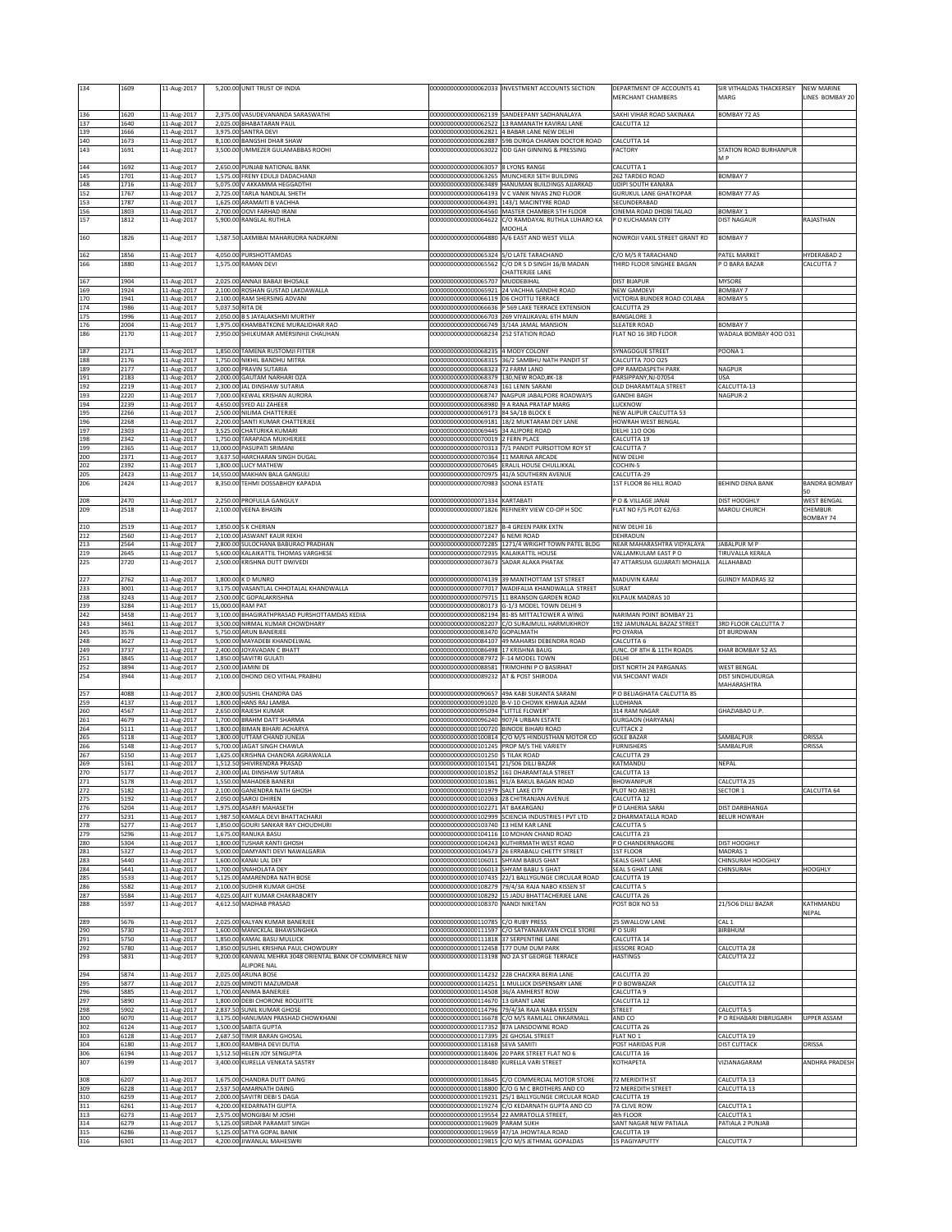| 134 | 1609 | 11-Aug-2017 | 5,200.00 | UNIT TRUST OF INDIA | 0000000000000062033 | INVESTMENT ACCOUNTS SECTION | DEPARTMENT OF ACCOUNTS 41 MERCHANT CHAMBERS | SIR VITHALDAS THACKERSEY MARG | NEW MARINE LINES BOMBAY 20 |
|---|---|---|---|---|---|---|---|---|---|
| 136 | 1620 | 11-Aug-2017 | 2,375.00 | VASUDEVANANDA SARASWATHI | 0000000000000062139 | SANDEEPANY SADHANALAYA | SAKHI VIHAR ROAD SAKINAKA | BOMBAY 72 AS | |
| 137 | 1640 | 11-Aug-2017 | 2,025.00 | BHABATARAN PAUL | 0000000000000062522 | 13 RAMANATH KAVIRAJ LANE | CALCUTTA 12 | | |
| 139 | 1666 | 11-Aug-2017 | 3,975.00 | SANTRA DEVI | 0000000000000062821 | 4 BABAR LANE NEW DELHI | | | |
| 140 | 1673 | 11-Aug-2017 | 8,100.00 | BANGSHI DHAR SHAW | 0000000000000062887 | 59B DURGA CHARAN DOCTOR ROAD | CALCUTTA 14 | | |
| 143 | 1691 | 11-Aug-2017 | 3,500.00 | UMMEZER GULAMABBAS ROOHI | 0000000000000063022 | IDD GAH GINNING & PRESSING | FACTORY | STATION ROAD BURHANPUR M P | |
| 144 | 1692 | 11-Aug-2017 | 2,650.00 | PUNJAB NATIONAL BANK | 0000000000000063057 | 8 LYONS RANGE | CALCUTTA 1 | | |
| 145 | 1701 | 11-Aug-2017 | 1,575.00 | FRENY EDULJI DADACHANJI | 0000000000000063265 | MUNCHERJI SETH BUILDING | 262 TARDEO ROAD | BOMBAY 7 | |
| 148 | 1716 | 11-Aug-2017 | 5,075.00 | V AKKAMMA HEGGADTHI | 0000000000000063489 | HANUMAN BUILDINGS AJJARKAD | UDIPI SOUTH KANARA | | |
| 152 | 1767 | 11-Aug-2017 | 2,725.00 | TARLA NANDLAL SHETH | 0000000000000064193 | V C VANIK NIVAS 2ND FLOOR | GURUKUL LANE GHATKOPAR | BOMBAY 77 AS | |
| 153 | 1787 | 11-Aug-2017 | 1,625.00 | ARAMAITI B VACHHA | 0000000000000064391 | 143/1 MACINTYRE ROAD | SECUNDERABAD | | |
| 156 | 1803 | 11-Aug-2017 | 2,700.00 | OOVI FARHAD IRANI | 0000000000000064560 | MASTER CHAMBER 5TH FLOOR | CINEMA ROAD DHOBI TALAO | BOMBAY 1 | |
| 157 | 1812 | 11-Aug-2017 | 5,900.00 | RANGLAL RUTHLA | 0000000000000064622 | C/O RAMDAYAL RUTHLA LUHARO KA MOOHLA | P O KUCHAMAN CITY | DIST NAGAUR | RAJASTHAN |
| 160 | 1826 | 11-Aug-2017 | 1,587.50 | LAXMIBAI MAHARUDRA NADKARNI | 0000000000000064880 | A/6 EAST AND WEST VILLA | NOWROJI VAKIL STREET GRANT RD | BOMBAY 7 | |
| 162 | 1856 | 11-Aug-2017 | 4,050.00 | PURSHOTTAMDAS | 0000000000000065324 | S/O LATE TARACHAND | C/O M/S R TARACHAND | PATEL MARKET | HYDERABAD 2 |
| 166 | 1880 | 11-Aug-2017 | 1,575.00 | RAMAN DEVI | 0000000000000065562 | C/O DR S D SINGH 16/B MADAN CHATTERJEE LANE | THIRD FLOOR SINGHEE BAGAN | P O BARA BAZAR | CALCUTTA 7 |
| 167 | 1904 | 11-Aug-2017 | 2,025.00 | ANNAJI BABAJI BHOSALE | 0000000000000065707 | MUDDEBIHAL | DIST BIJAPUR | MYSORE | |
| 169 | 1924 | 11-Aug-2017 | 2,100.00 | ROSHAN GUSTAD LAKDAWALLA | 0000000000000065921 | 24 VACHHA GANDHI ROAD | NEW GAMDEVI | BOMBAY 7 | |
| 170 | 1941 | 11-Aug-2017 | 2,100.00 | RAM SHERSING ADVANI | 0000000000000066119 | D6 CHOTTU TERRACE | VICTORIA BUNDER ROAD COLABA | BOMBAY 5 | |
| 174 | 1986 | 11-Aug-2017 | 5,037.50 | RITA DE | 0000000000000066636 | P 569 LAKE TERRACE EXTENSION | CALCUTTA 29 | | |
| 175 | 1996 | 11-Aug-2017 | 2,050.00 | B S JAYALAKSHMI MURTHY | 0000000000000066703 | 269 VIYALIKAVAL 6TH MAIN | BANGALORE 3 | | |
| 176 | 2004 | 11-Aug-2017 | 1,975.00 | KHAMBATKONE MURALIDHAR RAO | 0000000000000066749 | 3/14A JAMAL MANSION | SLEATER ROAD | BOMBAY 7 | |
| 186 | 2170 | 11-Aug-2017 | 2,950.00 | SHILKUMAR AMERSINHJI CHAUHAN | 0000000000000068234 | 252 STATION ROAD | FLAT NO 16 3RD FLOOR | WADALA BOMBAY 4OO O31 | |
| 187 | 2171 | 11-Aug-2017 | 1,850.00 | TAMENA RUSTOMJI FITTER | 0000000000000068235 | 4 MODY COLONY | SYNAGOGUE STREET | POONA 1 | |
| 188 | 2176 | 11-Aug-2017 | 1,750.00 | NIKHIL BANDHU MITRA | 0000000000000068315 | 36/2 SAMBHU NATH PANDIT ST | CALCUTTA 7OO O25 | | |
| 189 | 2177 | 11-Aug-2017 | 3,000.00 | PRAVIN SUTARIA | 0000000000000068323 | 72 FARM LAND | OPP RAMDASPETH PARK | NAGPUR | |
| 191 | 2183 | 11-Aug-2017 | 2,000.00 | GAUTAM NARHARI OZA | 0000000000000068379 | 130,NEW ROAD,#K-18 | PARSIPPANY,NJ-07054 | USA | |
| 192 | 2219 | 11-Aug-2017 | 2,300.00 | JAL DINSHAW SUTARIA | 0000000000000068743 | 161 LENIN SARANI | OLD DHARAMTALA STREET | CALCUTTA-13 | |
| 193 | 2220 | 11-Aug-2017 | 7,000.00 | KEWAL KRISHAN AURORA | 0000000000000068747 | NAGPUR JABALPORE ROADWAYS | GANDHI BAGH | NAGPUR-2 | |
| 194 | 2239 | 11-Aug-2017 | 4,650.00 | SYED ALI ZAHEER | 0000000000000068980 | 9 A RANA PRATAP MARG | LUCKNOW | | |
| 195 | 2266 | 11-Aug-2017 | 2,500.00 | NILIMA CHATTERJEE | 0000000000000069173 | 84 SA/1B BLOCK E | NEW ALIPUR CALCUTTA 53 | | |
| 196 | 2268 | 11-Aug-2017 | 2,200.00 | SANTI KUMAR CHATTERJEE | 0000000000000069181 | 18/2 MUKTARAM DEY LANE | HOWRAH WEST BENGAL | | |
| 197 | 2303 | 11-Aug-2017 | 3,525.00 | CHATURIKA KUMARI | 0000000000000069445 | 34 ALIPORE ROAD | DELHI 11O OO6 | | |
| 198 | 2342 | 11-Aug-2017 | 1,750.00 | TARAPADA MUKHERJEE | 0000000000000070019 | 2 FERN PLACE | CALCUTTA 19 | | |
| 199 | 2365 | 11-Aug-2017 | 13,000.00 | PASUPATI SRIMANI | 0000000000000070313 | 7/1 PANDIT PURSOTTOM ROY ST | CALCUTTA 7 | | |
| 200 | 2371 | 11-Aug-2017 | 3,637.50 | HARCHARAN SINGH DUGAL | 0000000000000070364 | 11 MARINA ARCADE | NEW DELHI | | |
| 202 | 2392 | 11-Aug-2017 | 1,800.00 | LUCY MATHEW | 0000000000000070645 | ERALIL HOUSE CHULLIKKAL | COCHIN-5 | | |
| 205 | 2423 | 11-Aug-2017 | 14,550.00 | MAKHAN BALA GANGULI | 0000000000000070975 | 41/A SOUTHERN AVENUE | CALCUTTA-29 | | |
| 206 | 2424 | 11-Aug-2017 | 8,350.00 | TEHMI DOSSABHOY KAPADIA | 0000000000000070983 | SOONA ESTATE | 1ST FLOOR 86 HILL ROAD | BEHIND DENA BANK | BANDRA BOMBAY 50 |
| 208 | 2470 | 11-Aug-2017 | 2,250.00 | PROFULLA GANGULY | 0000000000000071334 | KARTABATI | P O & VILLAGE JANAI | DIST HOOGHLY | WEST BENGAL |
| 209 | 2518 | 11-Aug-2017 | 2,100.00 | VEENA BHASIN | 0000000000000071826 | REFINERY VIEW CO-OP H SOC | FLAT NO F/5 PLOT 62/63 | MAROLI CHURCH | CHEMBUR BOMBAY 74 |
| 210 | 2519 | 11-Aug-2017 | 1,850.00 | S K CHERIAN | 0000000000000071827 | B-4 GREEN PARK EXTN | NEW DELHI 16 | | |
| 212 | 2560 | 11-Aug-2017 | 2,100.00 | JASWANT KAUR REKHI | 0000000000000072247 | 6 NEMI ROAD | DEHRADUN | | |
| 213 | 2564 | 11-Aug-2017 | 2,800.00 | SULOCHANA BABURAO PRADHAN | 0000000000000072285 | 1271/4 WRIGHT TOWN PATEL BLDG | NEAR MAHARASHTRA VIDYALAYA | JABALPUR M P | |
| 219 | 2645 | 11-Aug-2017 | 5,600.00 | KALAIKATTIL THOMAS VARGHESE | 0000000000000072935 | KALAIKATTIL HOUSE | VALLAMKULAM EAST P O | TIRUVALLA KERALA | |
| 225 | 2720 | 11-Aug-2017 | 2,500.00 | KRISHNA DUTT DWIVEDI | 0000000000000073673 | SADAR ALAKA PHATAK | 47 ATTARSUIA GUJARATI MOHALLA | ALLAHABAD | |
| 227 | 2762 | 11-Aug-2017 | 1,800.00 | K D MUNRO | 0000000000000074139 | 39 MANTHOTTAM 1ST STREET | MADUVIN KARAI | GUINDY MADRAS 32 | |
| 233 | 3001 | 11-Aug-2017 | 3,175.00 | VASANTLAL CHHOTALAL KHANDWALLA | 0000000000000077017 | WADIFALIA KHANDWALLA STREET | SURAT | | |
| 238 | 3243 | 11-Aug-2017 | 2,500.00 | C GOPALAKRISHNA | 0000000000000079715 | 11 BRANSON GARDEN ROAD | KILPAUK MADRAS 10 | | |
| 239 | 3284 | 11-Aug-2017 | 15,000.00 | RAM PAT | 0000000000000080173 | G-1/3 MODEL TOWN DELHI 9 | | | |
| 242 | 3458 | 11-Aug-2017 | 3,100.00 | BHAGIRATHPRASAD PURSHOTTAMDAS KEDIA | 0000000000000082194 | 81-85 MITTALTOWER A WING | NARIMAN POINT BOMBAY 21 | | |
| 243 | 3461 | 11-Aug-2017 | 3,500.00 | NIRMAL KUMAR CHOWDHARY | 0000000000000082207 | C/O SURAJMULL HARMUKHROY | 192 JAMUNALAL BAZAZ STREET | 3RD FLOOR CALCUTTA 7 | |
| 245 | 3576 | 11-Aug-2017 | 5,750.00 | ARUN BANERJEE | 0000000000000083470 | GOPALMATH | PO OYARIA | DT BURDWAN | |
| 248 | 3627 | 11-Aug-2017 | 5,000.00 | MAYADEBI KHANDELWAL | 0000000000000084107 | 49 MAHARSI DEBENDRA ROAD | CALCUTTA 6 | | |
| 249 | 3737 | 11-Aug-2017 | 2,400.00 | JOYAVADAN C BHATT | 0000000000000086498 | 17 KRISHNA BAUG | JUNC. OF 8TH & 11TH ROADS | KHAR BOMBAY 52 AS | |
| 251 | 3845 | 11-Aug-2017 | 1,850.00 | SAVITRI GULATI | 0000000000000087972 | F-14 MODEL TOWN | DELHI | | |
| 252 | 3894 | 11-Aug-2017 | 2,500.00 | JAMINI DE | 0000000000000088581 | TRIMOHINI P O BASIRHAT | DIST NORTH 24 PARGANAS | WEST BENGAL | |
| 254 | 3944 | 11-Aug-2017 | 2,100.00 | DHOND DEO VITHAL PRABHU | 0000000000000089232 | AT & POST SHIRODA | VIA SHCOANT WADI | DIST SINDHUDURGA MAHARASHTRA | |
| 257 | 4088 | 11-Aug-2017 | 2,800.00 | SUSHIL CHANDRA DAS | 0000000000000090657 | 49A KABI SUKANTA SARANI | P O BELIAGHATA CALCUTTA 85 | | |
| 259 | 4137 | 11-Aug-2017 | 1,800.00 | HANS RAJ LAMBA | 0000000000000091020 | B-V-10 CHOWK KHWAJA AZAM | LUDHIANA | | |
| 260 | 4567 | 11-Aug-2017 | 2,650.00 | RAJESH KUMAR | 0000000000000095094 | "LITTLE FLOWER" | 314 RAM NAGAR | GHAZIABAD U.P. | |
| 261 | 4679 | 11-Aug-2017 | 1,700.00 | BRAHM DATT SHARMA | 0000000000000096240 | 907/4 URBAN ESTATE | GURGAON (HARYANA) | | |
| 264 | 5111 | 11-Aug-2017 | 1,800.00 | BIMAN BIHARI ACHARYA | 0000000000000100720 | BINODE BIHARI ROAD | CUTTACK 2 | | |
| 265 | 5118 | 11-Aug-2017 | 2,100.00 | UTTAM CHAND JUNEJA | 0000000000000100814 | C/O M/S HINDUSTHAN MOTOR CO | GOLE BAZAR | SAMBALPUR | ORISSA |
| 266 | 5148 | 11-Aug-2017 | 5,700.00 | JAGAT SINGH CHAWLA | 0000000000000101245 | PROP M/S THE VARIETY | FURNISHERS | SAMBALPUR | ORISSA |
| 267 | 5150 | 11-Aug-2017 | 1,625.00 | KRISHNA CHANDRA AGRAWALLA | 0000000000000101250 | 5 TILAK ROAD | CALCUTTA 29 | | |
| 269 | 5161 | 11-Aug-2017 | 1,512.50 | SHIVIRENDRA PRASAD | 0000000000000101541 | 21/506 DILLI BAZAR | KATMANDU | NEPAL | |
| 270 | 5177 | 11-Aug-2017 | 2,300.00 | JAL DINSHAW SUTARIA | 0000000000000101852 | 161 DHARAMTALA STREET | CALCUTTA 13 | | |
| 271 | 5178 | 11-Aug-2017 | 1,550.00 | MAHADEB BANERJI | 0000000000000101861 | 91/A BAKUL BAGAN ROAD | BHOWANIPUR | CALCUTTA 25 | |
| 272 | 5182 | 11-Aug-2017 | 2,100.00 | GANENDRA NATH GHOSH | 0000000000000101979 | SALT LAKE CITY | PLOT NO AB191 | SECTOR 1 | CALCUTTA 64 |
| 275 | 5192 | 11-Aug-2017 | 2,050.00 | SAROJ DHIREN | 0000000000000102063 | 28 CHITRANJAN AVENUE | CALCUTTA 12 | | |
| 276 | 5204 | 11-Aug-2017 | 1,975.00 | ASARFI MAHASETH | 0000000000000102271 | AT BAKARGANJ | P O LAHERIA SARAI | DIST DARBHANGA | |
| 277 | 5231 | 11-Aug-2017 | 1,987.50 | KAMALA DEVI BHATTACHARJI | 0000000000000102999 | SCIENCIA INDUSTRIES I PVT LTD | 2 DHARMATALLA ROAD | BELUR HOWRAH | |
| 278 | 5277 | 11-Aug-2017 | 1,850.00 | GOURI SANKAR RAY CHOUDHURI | 0000000000000103740 | 13 HEM KAR LANE | CALCUTTA 5 | | |
| 279 | 5296 | 11-Aug-2017 | 1,675.00 | RANUKA BASU | 0000000000000104116 | 10 MOHAN CHAND ROAD | CALCUTTA 23 | | |
| 280 | 5304 | 11-Aug-2017 | 1,800.00 | TUSHAR KANTI GHOSH | 0000000000000104243 | KUTHIRMATH WEST ROAD | P O CHANDERNAGORE | DIST HOOGHLY | |
| 281 | 5327 | 11-Aug-2017 | 5,000.00 | DAMYANTI DEVI NAWALGARIA | 0000000000000104573 | 26 ERRABALU CHETTY STREET | 1ST FLOOR | MADRAS 1 | |
| 283 | 5440 | 11-Aug-2017 | 1,600.00 | KANAI LAL DEY | 0000000000000106011 | SHYAM BABUS GHAT | SEALS GHAT LANE | CHINSURAH HOOGHLY | |
| 284 | 5441 | 11-Aug-2017 | 1,700.00 | SNAHOLATA DEY | 0000000000000106013 | SHYAM BABU S GHAT | SEAL S GHAT LANE | CHINSURAH | HOOGHLY |
| 285 | 5533 | 11-Aug-2017 | 5,125.00 | AMARENDRA NATH BOSE | 0000000000000107435 | 22/1 BALLYGUNGE CIRCULAR ROAD | CALCUTTA 19 | | |
| 286 | 5582 | 11-Aug-2017 | 2,100.00 | SUDHIR KUMAR GHOSE | 0000000000000108279 | 79/4/3A RAJA NABO KISSEN ST | CALCUTTA 5 | | |
| 287 | 5584 | 11-Aug-2017 | 4,025.00 | AJIT KUMAR CHAKRABORTY | 0000000000000108292 | 15 JADU BHATTACHERJEE LANE | CALCUTTA 26 | | |
| 288 | 5597 | 11-Aug-2017 | 4,612.50 | MADHAB PRASAD | 0000000000000108370 | NANDI NIKETAN | POST BOX NO 53 | 21/5O6 DILLI BAZAR | KATHMANDU NEPAL |
| 289 | 5676 | 11-Aug-2017 | 2,025.00 | KALYAN KUMAR BANERJEE | 0000000000000110785 | C/O RUBY PRESS | 25 SWALLOW LANE | CAL 1 | |
| 290 | 5730 | 11-Aug-2017 | 1,600.00 | MANICKLAL BHAWSINGHKA | 0000000000000111597 | C/O SATYANARAYAN CYCLE STORE | P O SURI | BIRBHUM | |
| 291 | 5750 | 11-Aug-2017 | 1,850.00 | KAMAL BASU MULLICK | 0000000000000111818 | 37 SERPENTINE LANE | CALCUTTA 14 | | |
| 292 | 5780 | 11-Aug-2017 | 1,850.00 | SUSHIL KRISHNA PAUL CHOWDURY | 0000000000000112458 | 177 DUM DUM PARK | JESSORE ROAD | CALCUTTA 28 | |
| 293 | 5831 | 11-Aug-2017 | 9,200.00 | KANWAL MEHRA 3048 ORIENTAL BANK OF COMMERCE NEW ALIPORE NAL | 0000000000000113198 | NO 2A ST GEORGE TERRACE | HASTINGS | CALCUTTA 22 | |
| 294 | 5874 | 11-Aug-2017 | 2,025.00 | ARUNA BOSE | 0000000000000114232 | 22B CHACKRA BERIA LANE | CALCUTTA 20 | | |
| 295 | 5877 | 11-Aug-2017 | 2,025.00 | MINOTI MAZUMDAR | 0000000000000114251 | 1 MULLICK DISPENSARY LANE | P O BOWBAZAR | CALCUTTA 12 | |
| 296 | 5885 | 11-Aug-2017 | 1,700.00 | ANIMA BANERJEE | 0000000000000114508 | 36/A AMHERST ROW | CALCUTTA 9 | | |
| 297 | 5890 | 11-Aug-2017 | 1,800.00 | DEBI CHORONE ROQUITTE | 0000000000000114670 | 13 GRANT LANE | CALCUTTA 12 | | |
| 298 | 5902 | 11-Aug-2017 | 2,837.50 | SUNIL KUMAR GHOSE | 0000000000000114796 | 79/4/3A RAJA NABA KISSEN | STREET | CALCUTTA 5 | |
| 300 | 6070 | 11-Aug-2017 | 3,175.00 | HANUMAN PRASHAD CHOWKHANI | 0000000000000116678 | C/O M/S RAMLALL ONKARMALL | AND CO | P O REHABARI DIBRUGARH | UPPER ASSAM |
| 302 | 6124 | 11-Aug-2017 | 1,500.00 | SABITA GUPTA | 0000000000000117352 | 87A LANSDOWNE ROAD | CALCUTTA 26 | | |
| 303 | 6128 | 11-Aug-2017 | 2,687.50 | TIMIR BARAN GHOSAL | 0000000000000117395 | 2E GHOSAL STREET | FLAT NO 1 | CALCUTTA 19 | |
| 304 | 6180 | 11-Aug-2017 | 1,800.00 | RAMBHA DEVI DUTIA | 0000000000000118168 | SEVA SAMITI | POST HARIDAS PUR | DIST CUTTACK | ORISSA |
| 306 | 6194 | 11-Aug-2017 | 1,512.50 | HELEN JOY SENGUPTA | 0000000000000118406 | 20 PARK STREET FLAT NO 6 | CALCUTTA 16 | | |
| 307 | 6199 | 11-Aug-2017 | 3,400.00 | KURELLA VENKATA SASTRY | 0000000000000118480 | KURELLA VARI STREET | KOTHAPETA | VIZIANAGARAM | ANDHRA PRADESH |
| 308 | 6207 | 11-Aug-2017 | 1,675.00 | CHANDRA DUTT DAING | 0000000000000118645 | C/O COMMERCIAL MOTOR STORE | 72 MERIDITH ST | CALCUTTA 13 | |
| 309 | 6228 | 11-Aug-2017 | 2,537.50 | AMARNATH DAING | 0000000000000118800 | C/O G M C BROTHERS AND CO | 72 MEREDITH STREET | CALCUTTA 13 | |
| 310 | 6259 | 11-Aug-2017 | 2,000.00 | SAVITRI DEBI S DAGA | 0000000000000119231 | 25/1 BALLYGUNGE CIRCULAR ROAD | CALCUTTA 19 | | |
| 311 | 6261 | 11-Aug-2017 | 4,200.00 | KEDARNATH GUPTA | 0000000000000119274 | C/O KEDARNATH GUPTA AND CO | 7A CLIVE ROW | CALCUTTA 1 | |
| 313 | 6273 | 11-Aug-2017 | 2,575.00 | MONGIBAI M JOSHI | 0000000000000119554 | 22 AMRATOLLA STREET, | 4th FLOOR | CALCUTTA 1 | |
| 314 | 6279 | 11-Aug-2017 | 5,125.00 | SIRDAR PARAMJIT SINGH | 0000000000000119609 | PARAM SUKH | SANT NAGAR NEW PATIALA | PATIALA 2 PUNJAB | |
| 315 | 6286 | 11-Aug-2017 | 5,125.00 | SATYA GOPAL BANIK | 0000000000000119659 | 47/1A JHOWTALA ROAD | CALCUTTA 19 | | |
| 316 | 6301 | 11-Aug-2017 | 4,200.00 | JIWANLAL MAHESWRI | 0000000000000119815 | C/O M/S JETHMAL GOPALDAS | 15 PAGIYAPUTTY | CALCUTTA 7 | |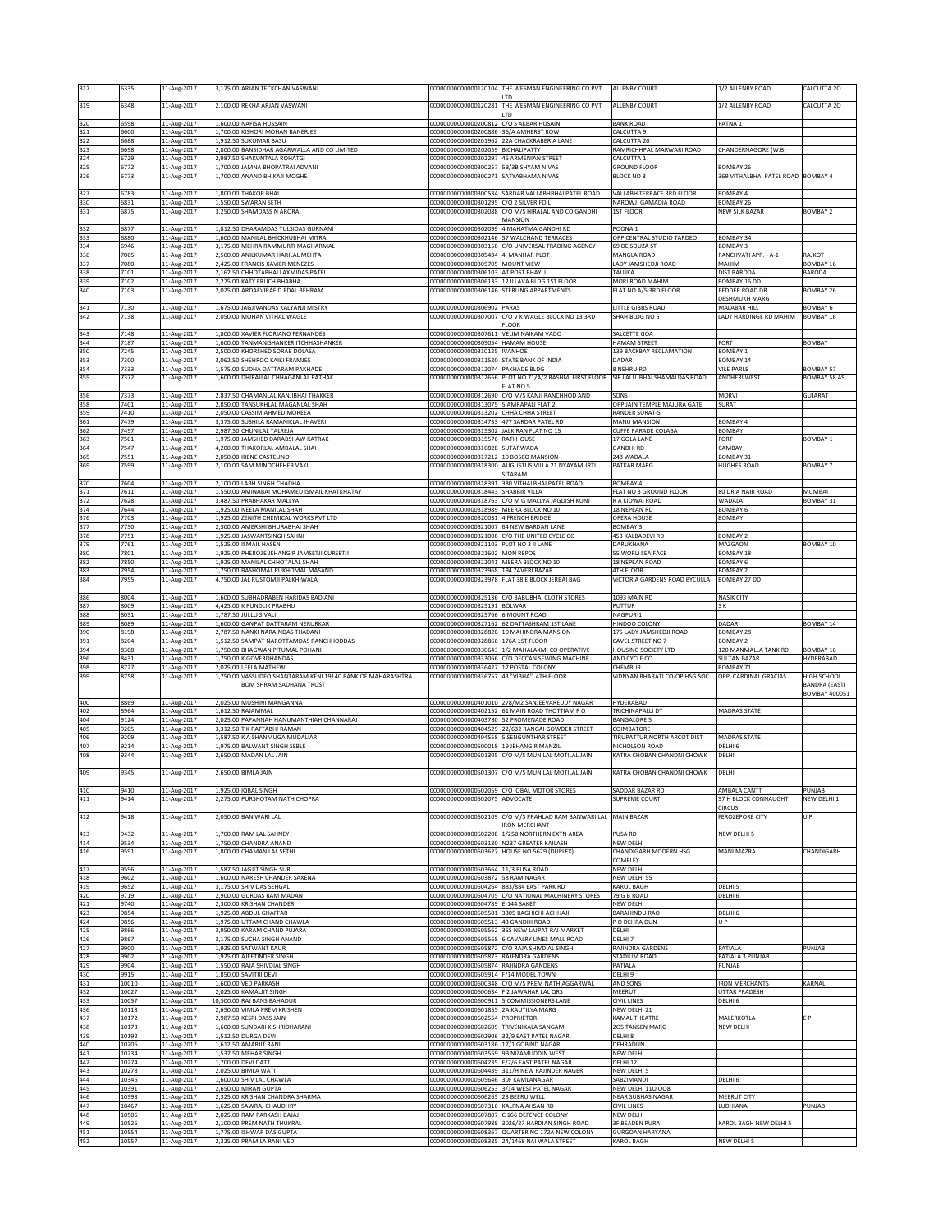| 317 | 6335 | 11-Aug-2017 | 3,175.00 | ARJAN TECKCHAN VASWANI | 0000000000000120104 | THE WESMAN ENGINEERING CO PVT LTD | ALLENBY COURT | 1/2 ALLENBY ROAD | CALCUTTA 20 |
|---|---|---|---|---|---|---|---|---|---|
| 319 | 6348 | 11-Aug-2017 | 2,100.00 | REKHA ARJAN VASWANI | 0000000000000120281 | THE WESMAN ENGINEERING CO PVT LTD | ALLENBY COURT | 1/2 ALLENBY ROAD | CALCUTTA 20 |
| 320 | 6598 | 11-Aug-2017 | 1,600.00 | NAFISA HUSSAIN | 0000000000000200812 | C/O S AKBAR HUSAIN | BANK ROAD | PATNA 1 | |
| 321 | 6600 | 11-Aug-2017 | 1,700.00 | KISHORI MOHAN BANERJEE | 0000000000000200886 | 36/A AMHERST ROW | CALCUTTA 9 | | |
| 322 | 6688 | 11-Aug-2017 | 1,912.50 | SUKUMAR BASU | 0000000000000201962 | 22A CHACKRABERIA LANE | CALCUTTA 20 | | |
| 323 | 6698 | 11-Aug-2017 | 2,800.00 | BANSIDHAR AGARWALLA AND CO LIMITED | 0000000000000202059 | BICHALIPATTY | RAMRICHHPAL MARWARI ROAD | CHANDERNAGORE (W.B) | |
| 324 | 6729 | 11-Aug-2017 | 2,987.50 | SHAKUNTALA ROHATGI | 0000000000000202297 | 45 ARMENIAN STREET | CALCUTTA 1 | | |
| 325 | 6772 | 11-Aug-2017 | 1,700.00 | JAMNA BHOPATRAI ADVANI | 0000000000000300257 | 5B/3B SHYAM NIVAS | GROUND FLOOR | BOMBAY 26 | |
| 326 | 6773 | 11-Aug-2017 | 1,700.00 | ANAND BHIKAJI MOGHE | 0000000000000300271 | SATYABHAMA NIVAS | BLOCK NO 8 | 369 VITHALBHAI PATEL ROAD | BOMBAY 4 |
| 327 | 6783 | 11-Aug-2017 | 1,800.00 | THAKOR BHAI | 0000000000000300534 | SARDAR VALLABHBHAI PATEL ROAD | VALLABH TERRACE 3RD FLOOR | BOMBAY 4 | |
| 330 | 6831 | 11-Aug-2017 | 1,550.00 | SWARAN SETH | 0000000000000301295 | C/O 2 SILVER FOIL | NAROWJI GAMADIA ROAD | BOMBAY 26 | |
| 331 | 6875 | 11-Aug-2017 | 3,250.00 | SHAMDASS N ARORA | 0000000000000302088 | C/O M/S HIRALAL AND CO GANDHI MANSION | 1ST FLOOR | NEW SILK BAZAR | BOMBAY 2 |
| 332 | 6877 | 11-Aug-2017 | 1,812.50 | DHARAMDAS TULSIDAS GURNANI | 0000000000000302099 | 4 MAHATMA GANDHI RD | POONA 1 | | |
| 333 | 6880 | 11-Aug-2017 | 1,600.00 | MANILAL BHICKHUBHAI MITRA | 0000000000000302146 | 57 WALCHAND TERRACES | OPP CENTRAL STUDIO TARDEO | BOMBAY 34 | |
| 334 | 6946 | 11-Aug-2017 | 3,175.00 | MEHRA RAMMURTI MAGHARMAL | 0000000000000303158 | C/O UNIVERSAL TRADING AGENCY | 69 DE SOUZA ST | BOMBAY 3 | |
| 336 | 7065 | 11-Aug-2017 | 2,500.00 | ANILKUMAR HARILAL MEHTA | 0000000000000305434 | 4, MANHAR PLOT | MANGLA ROAD | PANCHVATI APP. - A-1 | RAJKOT |
| 337 | 7080 | 11-Aug-2017 | 2,425.00 | FRANCIS XAVIER MENEZES | 0000000000000305705 | MOUNT VIEW | LADY JAMSHEDJI ROAD | MAHIM | BOMBAY 16 |
| 338 | 7101 | 11-Aug-2017 | 2,162.50 | CHHOTABHAI LAXMIDAS PATEL | 0000000000000306103 | AT POST BHAYLI | TALUKA | DIST BARODA | BARODA |
| 339 | 7102 | 11-Aug-2017 | 2,275.00 | KATY ERUCH BHABHA | 0000000000000306133 | 12 ILLAVA BLDG 1ST FLOOR | MORI ROAD MAHIM | BOMBAY 16 DD | |
| 340 | 7103 | 11-Aug-2017 | 2,025.00 | ARDAEVIRAF D EDAL BEHRAM | 0000000000000306146 | STERLING APPARTMENTS | FLAT NO A/5 3RD FLOOR | PEDDER ROAD DR DESHMUKH MARG | BOMBAY 26 |
| 341 | 7130 | 11-Aug-2017 | 1,675.00 | JAGJIVANDAS KALYANJI MISTRY | 0000000000000306902 | PARAS | LITTLE GIBBS ROAD | MALABAR HILL | BOMBAY 6 |
| 342 | 7138 | 11-Aug-2017 | 2,050.00 | MOHAN VITHAL WAGLE | 0000000000000307007 | C/O V K WAGLE BLOCK NO 13 3RD FLOOR | SHAH BLDG NO 5 | LADY HARDINGE RD MAHIM | BOMBAY 16 |
| 343 | 7148 | 11-Aug-2017 | 1,800.00 | XAVIER FLORIANO FERNANDES | 0000000000000307611 | VELIM NAIKAM VADO | SALCETTE GOA | | |
| 344 | 7187 | 11-Aug-2017 | 1,600.00 | TANMANISHANKER ITCHHASHANKER | 0000000000000309054 | HAMAM HOUSE | HAMAM STREET | FORT | BOMBAY |
| 350 | 7245 | 11-Aug-2017 | 2,500.00 | KHORSHED SORAB DOLASA | 0000000000000310125 | IVANHOE | 139 BACKBAY RECLAMATION | BOMBAY 1 | |
| 353 | 7300 | 11-Aug-2017 | 3,062.50 | SHEHROO KAIKI FRAMJEE | 0000000000000311520 | STATE BANK OF INDIA | DADAR | BOMBAY 14 | |
| 354 | 7333 | 11-Aug-2017 | 1,575.00 | SUDHA DATTARAM PAKHADE | 0000000000000312074 | PAKHADE BLDG | 8 NEHRU RD | VILE PARLE | BOMBAY 57 |
| 355 | 7372 | 11-Aug-2017 | 1,600.00 | DHIRAJLAL CHHAGANLAL PATHAK | 0000000000000312656 | PLOT NO 71/A/2 RASHMI FIRST FLOOR FLAT NO 5 | SIR LALLUBHAI SHAMALDAS ROAD | ANDHERI WEST | BOMBAY 58 AS |
| 356 | 7373 | 11-Aug-2017 | 2,837.50 | CHAMANLAL KANJIBHAI THAKKER | 0000000000000312690 | C/O M/S KANJI RANCHHOD AND | SONS | MORVI | GUJARAT |
| 358 | 7401 | 11-Aug-2017 | 2,850.00 | TANSUKHLAL MAGANLAL SHAH | 0000000000000313075 | 5 AMRAPALI FLAT 2 | OPP JAIN TEMPLE MAJURA GATE | SURAT | |
| 359 | 7410 | 11-Aug-2017 | 2,050.00 | CASSIM AHMED MOREEA | 0000000000000313202 | CHHA CHHA STREET | RANDER SURAT-5 | | |
| 361 | 7479 | 11-Aug-2017 | 3,375.00 | SUSHILA RAMANIKLAL JHAVERI | 0000000000000314733 | 477 SARDAR PATEL RD | MANU MANSION | BOMBAY 4 | |
| 362 | 7497 | 11-Aug-2017 | 2,987.50 | CHUNILAL TALREJA | 0000000000000315302 | JALKIRAN FLAT NO 15 | CUFFE PARADE COLABA | BOMBAY | |
| 363 | 7501 | 11-Aug-2017 | 1,975.00 | JAMSHED DARABSHAW KATRAK | 0000000000000315576 | RATI HOUSE | 17 GOLA LANE | FORT | BOMBAY 1 |
| 364 | 7547 | 11-Aug-2017 | 4,200.00 | THAKORLAL AMBALAL SHAH | 0000000000000316828 | SUTARWADA | GANDHI RD | CAMBAY | |
| 365 | 7551 | 11-Aug-2017 | 2,050.00 | IRENE CASTELINO | 0000000000000317212 | 10 BOSCO MANSION | 248 WADALA | BOMBAY 31 | |
| 369 | 7599 | 11-Aug-2017 | 2,100.00 | SAM MINOCHEHER VAKIL | 0000000000000318300 | AUGUSTUS VILLA 21 NYAYAMURTI SITARAM | PATKAR MARG | HUGHES ROAD | BOMBAY 7 |
| 370 | 7604 | 11-Aug-2017 | 2,100.00 | LABH SINGH CHADHA | 0000000000000318391 | 380 VITHALBHAI PATEL ROAD | BOMBAY 4 | | |
| 371 | 7611 | 11-Aug-2017 | 1,550.00 | AMINABAI MOHAMED ISMAIL KHATKHATAY | 0000000000000318443 | SHABBIR VILLA | FLAT NO 3 GROUND FLOOR | 80 DR A NAIR ROAD | MUMBAI |
| 372 | 7628 | 11-Aug-2017 | 3,487.50 | PRABHAKAR MALLYA | 0000000000000318763 | C/O M G MALLYA JAGDISH KUNJ | R A KIDWAI ROAD | WADALA | BOMBAY 31 |
| 374 | 7644 | 11-Aug-2017 | 1,925.00 | NEELA MANILAL SHAH | 0000000000000318989 | MEERA BLOCK NO 10 | 18 NEPEAN RD | BOMBAY 6 | |
| 376 | 7703 | 11-Aug-2017 | 1,925.00 | ZENITH CHEMICAL WORKS PVT LTD | 0000000000000320031 | 4 FRENCH BRIDGE | OPERA HOUSE | BOMBAY | |
| 377 | 7750 | 11-Aug-2017 | 2,300.00 | AMERSHI BHURABHAI SHAH | 0000000000000321007 | 64 NEW BARDAN LANE | BOMBAY 3 | | |
| 378 | 7751 | 11-Aug-2017 | 1,925.00 | JASWANTSINGH SAHNI | 0000000000000321008 | C/O THE UNITED CYCLE CO | 453 KALBADEVI RD | BOMBAY 2 | |
| 379 | 7761 | 11-Aug-2017 | 1,525.00 | ISMAIL HASEN | 0000000000000321103 | PLOT NO 3 II LANE | DARUKHANA | MAZGAON | BOMBAY 10 |
| 380 | 7801 | 11-Aug-2017 | 1,925.00 | PHEROZE JEHANGIR JAMSETJI CURSETJI | 0000000000000321602 | MON REPOS | 55 WORLI SEA FACE | BOMBAY 18 | |
| 382 | 7850 | 11-Aug-2017 | 1,925.00 | MANILAL CHHOTALAL SHAH | 0000000000000322041 | MEERA BLOCK NO 10 | 18 NEPEAN ROAD | BOMBAY 6 | |
| 383 | 7954 | 11-Aug-2017 | 1,750.00 | BASHOMAL PUKHOMAL MASAND | 0000000000000323968 | 194 ZAVERI BAZAR | 4TH FLOOR | BOMBAY 2 | |
| 384 | 7955 | 11-Aug-2017 | 4,750.00 | JAL RUSTOMJI PALKHIWALA | 0000000000000323978 | FLAT 38 E BLOCK JERBAI BAG | VICTORIA GARDENS ROAD BYCULLA | BOMBAY 27 DD | |
| 386 | 8004 | 11-Aug-2017 | 1,600.00 | SUBHADRABEN HARIDAS BADIANI | 0000000000000325136 | C/O BABUBHAI CLOTH STORES | 1093 MAIN RD | NASIK CITY | |
| 387 | 8009 | 11-Aug-2017 | 4,425.00 | K PUNDLIK PRABHU | 0000000000000325191 | BOLWAR | PUTTUR | S K | |
| 388 | 8031 | 11-Aug-2017 | 1,787.50 | JULLU S VALI | 0000000000000325766 | 6 MOUNT ROAD | NAGPUR-1 | | |
| 389 | 8089 | 11-Aug-2017 | 1,600.00 | GANPAT DATTARAM NERURKAR | 0000000000000327162 | 62 DATTASHRAM 1ST LANE | HINDOO COLONY | DADAR | BOMBAY 14 |
| 390 | 8198 | 11-Aug-2017 | 2,787.50 | NANKI NARAINDAS THADANI | 0000000000000328826 | 10 MAHINDRA MANSION | 175 LADY JAMSHEDJI ROAD | BOMBAY 28 | |
| 391 | 8204 | 11-Aug-2017 | 1,512.50 | SAMPAT NAROTTAMDAS RANCHHODDAS | 0000000000000328866 | 176A 1ST FLOOR | CAVEL STREET NO 7 | BOMBAY 2 | |
| 394 | 8308 | 11-Aug-2017 | 1,750.00 | BHAGWAN PITUMAL POHANI | 0000000000000330643 | 1/2 MAHALAXMI CO OPERATIVE | HOUSING SOCIETY LTD | 120 MANMALLA TANK RD | BOMBAY 16 |
| 396 | 8431 | 11-Aug-2017 | 1,750.00 | K GOVERDHANDAS | 0000000000000333066 | C/O DECCAN SEWING MACHINE | AND CYCLE CO | SULTAN BAZAR | HYDERABAD |
| 398 | 8727 | 11-Aug-2017 | 2,025.00 | LEELA MATHEW | 0000000000000336427 | 17 POSTAL COLONY | CHEMBUR | BOMBAY 71 | |
| 399 | 8758 | 11-Aug-2017 | 1,750.00 | VASSUDEO SHANTARAM KENI 19140 BANK OF MAHARASHTRA BOM SHRAM SADHANA TRUST | 0000000000000336757 | 43 "VIBHA" 4TH FLOOR | VIDNYAN BHARATI CO-OP HSG.SOC | OPP. CARDINAL GRACIAS | HIGH SCHOOL BANDRA (EAST) BOMBAY 400051 |
| 400 | 8869 | 11-Aug-2017 | 2,025.00 | MUSHINI MANGANNA | 0000000000000401010 | 278/M2 SANJEEVAREDDY NAGAR | HYDERABAD | | |
| 402 | 8964 | 11-Aug-2017 | 1,612.50 | RAJAMMAL | 0000000000000402152 | 61 MAIN ROAD THOTTIAM P O | TRICHINAPALLI DT | MADRAS STATE | |
| 404 | 9124 | 11-Aug-2017 | 2,025.00 | PAPANNAH HANUMANTHIAH CHANNARAJ | 0000000000000403780 | 52 PROMENADE ROAD | BANGALORE 5 | | |
| 405 | 9205 | 11-Aug-2017 | 3,312.50 | T K PATTABHI RAMAN | 0000000000000404529 | 22/632 RANGAI GOWDER STREET | COIMBATORE | | |
| 406 | 9209 | 11-Aug-2017 | 1,587.50 | K A SHANMUGA MUDALIAR | 0000000000000404558 | 5 SENGUNTHAR STREET | TIRUPATTUR NORTH ARCOT DIST | MADRAS STATE | |
| 407 | 9214 | 11-Aug-2017 | 1,975.00 | BALWANT SINGH SEBLE | 0000000000000500018 | 19 JEHANGIR MANZIL | NICHOLSON ROAD | DELHI 6 | |
| 408 | 9344 | 11-Aug-2017 | 2,650.00 | MADAN LAL JAIN | 0000000000000501305 | C/O M/S MUNILAL MOTILAL JAIN | KATRA CHOBAN CHANDNI CHOWK | DELHI | |
| 409 | 9345 | 11-Aug-2017 | 2,650.00 | BIMLA JAIN | 0000000000000501307 | C/O M/S MUNILAL MOTILAL JAIN | KATRA CHOBAN CHANDNI CHOWK | DELHI | |
| 410 | 9410 | 11-Aug-2017 | 1,925.00 | IQBAL SINGH | 0000000000000502059 | C/O IQBAL MOTOR STORES | SADDAR BAZAR RD | AMBALA CANTT | PUNJAB |
| 411 | 9414 | 11-Aug-2017 | 2,275.00 | PURSHOTAM NATH CHOPRA | 0000000000000502075 | ADVOCATE | SUPREME COURT | 57 H BLOCK CONNAUGHT CIRCUS | NEW DELHI 1 |
| 412 | 9418 | 11-Aug-2017 | 2,050.00 | BAN WARI LAL | 0000000000000502109 | C/O M/S PRAHLAD RAM BANWARI LAL IRON MERCHANT | MAIN BAZAR | FEROZEPORE CITY | U P |
| 413 | 9432 | 11-Aug-2017 | 1,700.00 | RAM LAL SAHNEY | 0000000000000502208 | 1/258 NORTHERN EXTN AREA | PUSA RD | NEW DELHI 5 | |
| 414 | 9534 | 11-Aug-2017 | 1,750.00 | CHANDRA ANAND | 0000000000000503180 | N237 GREATER KAILASH | NEW DELHI | | |
| 416 | 9591 | 11-Aug-2017 | 1,800.00 | CHAMAN LAL SETHI | 0000000000000503627 | HOUSE NO.5629 (DUPLEX) | CHANDIGARH MODERN HSG COMPLEX | MANI MAZRA | CHANDIGARH |
| 417 | 9596 | 11-Aug-2017 | 1,587.50 | JAGJIT SINGH SURI | 0000000000000503664 | 11/3 PUSA ROAD | NEW DELHI | | |
| 418 | 9602 | 11-Aug-2017 | 1,600.00 | NARESH CHANDER SAXENA | 0000000000000503872 | 58 RAM NAGAR | NEW DELHI 55 | | |
| 419 | 9652 | 11-Aug-2017 | 3,175.00 | SHIV DAS SEHGAL | 0000000000000504264 | 883/884 EAST PARK RD | KAROL BAGH | DELHI 5 | |
| 420 | 9719 | 11-Aug-2017 | 2,900.00 | GURDAS RAM MADAN | 0000000000000504705 | C/O NATIONAL MACHINERY STORES | 79 G B ROAD | DELHI 6 | |
| 421 | 9740 | 11-Aug-2017 | 2,300.00 | KRISHAN CHANDER | 0000000000000504789 | E-144 SAKET | NEW DELHI | | |
| 423 | 9854 | 11-Aug-2017 | 1,925.00 | ABDUL GHAFFAR | 0000000000000505501 | 3305 BAGHICHI ACHHAJI | BARAHINDU RAO | DELHI 6 | |
| 424 | 9856 | 11-Aug-2017 | 1,975.00 | UTTAM CHAND CHAWLA | 0000000000000505513 | 43 GANDHI ROAD | P O DEHRA DUN | U P | |
| 425 | 9866 | 11-Aug-2017 | 3,950.00 | KARAM CHAND PUJARA | 0000000000000505562 | 355 NEW LAJPAT RAI MARKET | DELHI | | |
| 426 | 9867 | 11-Aug-2017 | 3,175.00 | SUCHA SINGH ANAND | 0000000000000505568 | 6 CAVALRY LINES MALL ROAD | DELHI 7 | | |
| 427 | 9900 | 11-Aug-2017 | 1,925.00 | SATWANT KAUR | 0000000000000505872 | C/O RAJA SHIVDIAL SINGH | RAJINDRA GARDENS | PATIALA | PUNJAB |
| 428 | 9902 | 11-Aug-2017 | 1,925.00 | AJEETINDER SINGH | 0000000000000505873 | RAJENDRA GARDENS | STADIUM ROAD | PATIALA 3 PUNJAB | |
| 429 | 9904 | 11-Aug-2017 | 1,550.00 | RAJA SHIVDIAL SINGH | 0000000000000505874 | RAJINDRA GANDENS | PATIALA | PUNJAB | |
| 430 | 9915 | 11-Aug-2017 | 1,850.00 | SAVITRI DEVI | 0000000000000505914 | F/14 MODEL TOWN | DELHI 9 | | |
| 431 | 10010 | 11-Aug-2017 | 1,600.00 | VED PARKASH | 0000000000000600348 | C/O M/S PREM NATH AGGARWAL | AND SONS | IRON MERCHANTS | KARNAL |
| 432 | 10027 | 11-Aug-2017 | 2,025.00 | KAMALJIT SINGH | 0000000000000600634 | F 2 JAWAHAR LAL QRS | MEERUT | UTTAR PRADESH | |
| 433 | 10057 | 11-Aug-2017 | 10,500.00 | RAJ BANS BAHADUR | 0000000000000600911 | 5 COMMISSIONERS LANE | CIVIL LINES | DELHI 6 | |
| 436 | 10118 | 11-Aug-2017 | 2,650.00 | VIMLA PREM KRISHEN | 0000000000000601855 | 2A KAUTILYA MARG | NEW DELHI 21 | | |
| 437 | 10172 | 11-Aug-2017 | 2,987.50 | KESRI DASS JAIN | 0000000000000602554 | PROPRIETOR | KAMAL THEATRE | MALERKOTLA | E P |
| 438 | 10173 | 11-Aug-2017 | 1,600.00 | SUNDARI K SHRIDHARANI | 0000000000000602609 | TRIVENIKALA SANGAM | 205 TANSEN MARG | NEW DELHI | |
| 439 | 10192 | 11-Aug-2017 | 1,512.50 | DURGA DEVI | 0000000000000602906 | 32/9 EAST PATEL NAGAR | DELHI 8 | | |
| 440 | 10206 | 11-Aug-2017 | 1,612.50 | AMARJIT RANI | 0000000000000603186 | 17/1 GOBIND NAGAR | DEHRADUN | | |
| 441 | 10234 | 11-Aug-2017 | 1,537.50 | MEHAR SINGH | 0000000000000603559 | 9B NIZAMUDDIN WEST | NEW DELHI | | |
| 442 | 10274 | 11-Aug-2017 | 1,700.00 | DEVI DATT | 0000000000000604235 | E/2/6 EAST PATEL NAGAR | DELHI 12 | | |
| 443 | 10278 | 11-Aug-2017 | 2,025.00 | BIMLA WATI | 0000000000000604439 | 311/H NEW RAJINDER NAGER | NEW DELHI 5 | | |
| 444 | 10346 | 11-Aug-2017 | 1,600.00 | SHIV LAL CHAWLA | 0000000000000605646 | 30F KAMLANAGAR | SABZIMANDI | DELHI 6 | |
| 445 | 10391 | 11-Aug-2017 | 2,650.00 | MIRAN GUPTA | 0000000000000606253 | 3/14 WEST PATEL NAGAR | NEW DELHI 110 008 | | |
| 446 | 10393 | 11-Aug-2017 | 2,325.00 | KRISHAN CHANDRA SHARMA | 0000000000000606265 | 23 BEERU WELL | NEAR SUBHAS NAGAR | MEERUT CITY | |
| 447 | 10467 | 11-Aug-2017 | 1,625.00 | SAWRAJ CHAUDHRY | 0000000000000607316 | KALPNA AHSAN RD | CIVIL LINES | LUDHIANA | PUNJAB |
| 448 | 10506 | 11-Aug-2017 | 2,025.00 | RAM PARKASH BAJAJ | 0000000000000607807 | C 166 DEFENCE COLONY | NEW DELHI | | |
| 449 | 10526 | 11-Aug-2017 | 2,100.00 | PREM NATH THUKRAL | 0000000000000607988 | 3026/27 HARDIAN SINGH ROAD | 3F BEADEN PURA | KAROL BAGH NEW DELHI 5 | |
| 451 | 10554 | 11-Aug-2017 | 1,775.00 | ISHWAR DAS GUPTA | 0000000000000608367 | QUARTER NO 172A NEW COLONY | GURGOAN HARYANA | | |
| 452 | 10557 | 11-Aug-2017 | 2,325.00 | PRAMILA RANI VEDI | 0000000000000608385 | 24/1468 NAI WALA STREET | KAROL BAGH | NEW DELHI 5 | |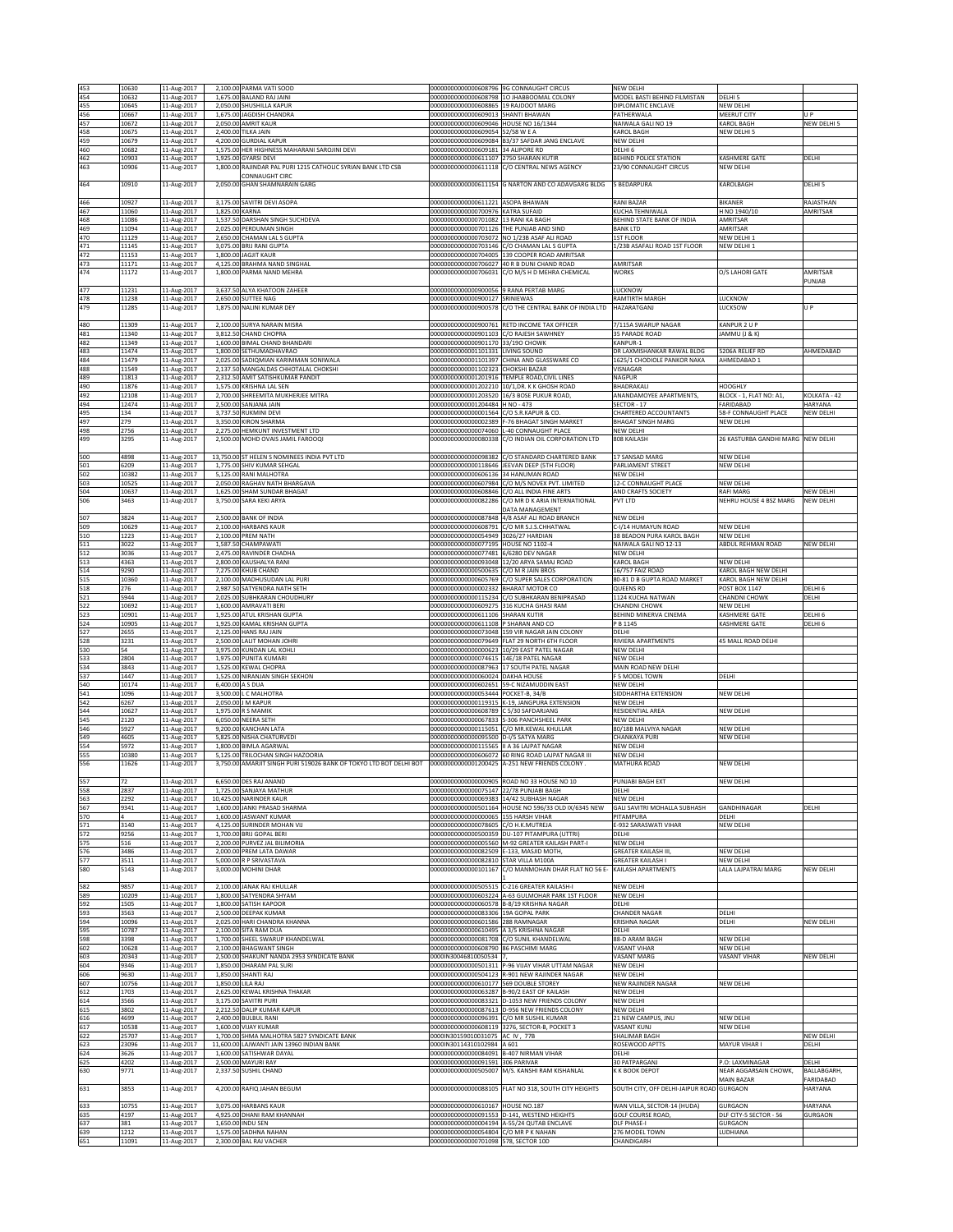| 453 | 10630 | 11-Aug-2017 | 2,100.00 | PARMA VATI SOOD | 0000000000000608796 | 9G CONNAUGHT CIRCUS | NEW DELHI | | |
|---|---|---|---|---|---|---|---|---|---|
| 454 | 10632 | 11-Aug-2017 | 1,675.00 | BALAND RAJ JAINI | 0000000000000608798 | 1O JHABBOOMAL COLONY | MODEL BASTI BEHIND FILMISTAN | DELHI 5 | |
| 455 | 10645 | 11-Aug-2017 | 2,050.00 | SHUSHILLA KAPUR | 0000000000000608865 | 19 RAJDOOT MARG | DIPLOMATIC ENCLAVE | NEW DELHI | |
| 456 | 10667 | 11-Aug-2017 | 1,675.00 | JAGDISH CHANDRA | 0000000000000609013 | SHANTI BHAWAN | PATHERWALA | MEERUT CITY | U P |
| 457 | 10672 | 11-Aug-2017 | 2,050.00 | AMRIT KAUR | 0000000000000609046 | HOUSE NO 16/1344 | NAIWALA GALI NO 19 | KAROL BAGH | NEW DELHI 5 |
| 458 | 10675 | 11-Aug-2017 | 2,400.00 | TILKA JAIN | 0000000000000609054 | 52/58 W E A | KAROL BAGH | NEW DELHI 5 | |
| 459 | 10679 | 11-Aug-2017 | 4,200.00 | GURDIAL KAPUR | 0000000000000609084 | B3/37 SAFDAR JANG ENCLAVE | NEW DELHI | | |
| 460 | 10682 | 11-Aug-2017 | 1,575.00 | HER HIGHNESS MAHARANI SAROJINI DEVI | 0000000000000609181 | 34 ALIPORE RD | DELHI 6 | | |
| 462 | 10903 | 11-Aug-2017 | 1,925.00 | GYARSI DEVI | 0000000000000611107 | 2750 SHARAN KUTIR | BEHIND POLICE STATION | KASHMERE GATE | DELHI |
| 463 | 10906 | 11-Aug-2017 | 1,800.00 | RAJINDAR PAL PURI 1215 CATHOLIC SYRIAN BANK LTD CSB CONNAUGHT CIRC | 0000000000000611118 | C/O CENTRAL NEWS AGENCY | 23/90 CONNAUGHT CIRCUS | NEW DELHI | |
| 464 | 10910 | 11-Aug-2017 | 2,050.00 | GHAN SHAMNARAIN GARG | 0000000000000611154 | G NARTON AND CO ADAVGARG BLDG | 5 BEDARPURA | KAROLBAGH | DELHI 5 |
| 466 | 10927 | 11-Aug-2017 | 3,175.00 | SAVITRI DEVI ASOPA | 0000000000000611221 | ASOPA BHAWAN | RANI BAZAR | BIKANER | RAJASTHAN |
| 467 | 11060 | 11-Aug-2017 | 1,825.00 | KARNA | 0000000000000700976 | KATRA SUFAID | KUCHA TEHNIWALA | H NO 1940/10 | AMRITSAR |
| 468 | 11086 | 11-Aug-2017 | 1,537.50 | DARSHAN SINGH SUCHDEVA | 0000000000000701082 | 13 RANI KA BAGH | BEHIND STATE BANK OF INDIA | AMRITSAR | |
| 469 | 11094 | 11-Aug-2017 | 2,025.00 | PERDUMAN SINGH | 0000000000000701126 | THE PUNJAB AND SIND | BANK LTD | AMRITSAR | |
| 470 | 11129 | 11-Aug-2017 | 2,650.00 | CHAMAN LAL S GUPTA | 0000000000000703072 | NO 1/23B ASAF ALI ROAD | 1ST FLOOR | NEW DELHI 1 | |
| 471 | 11145 | 11-Aug-2017 | 3,075.00 | BRIJ RANI GUPTA | 0000000000000703146 | C/O CHAMAN LAL S GUPTA | 1/23B ASAFALI ROAD 1ST FLOOR | NEW DELHI 1 | |
| 472 | 11153 | 11-Aug-2017 | 1,800.00 | JAGJIT KAUR | 0000000000000704005 | 139 COOPER ROAD AMRITSAR | | | |
| 473 | 11171 | 11-Aug-2017 | 4,125.00 | BRAHMA NAND SINGHAL | 0000000000000706027 | 40 R B DUNI CHAND ROAD | AMRITSAR | | |
| 474 | 11172 | 11-Aug-2017 | 1,800.00 | PARMA NAND MEHRA | 0000000000000706031 | C/O M/S H D MEHRA CHEMICAL | WORKS | O/S LAHORI GATE | AMRITSAR PUNJAB |
| 477 | 11231 | 11-Aug-2017 | 3,637.50 | ALYA KHATOON ZAHEER | 0000000000000900056 | 9 RANA PERTAB MARG | LUCKNOW | | |
| 478 | 11238 | 11-Aug-2017 | 2,650.00 | SUTTEE NAG | 0000000000000900127 | SRINIEWAS | RAMTIRTH MARGH | LUCKNOW | |
| 479 | 11285 | 11-Aug-2017 | 1,875.00 | NALINI KUMAR DEY | 0000000000000900578 | C/O THE CENTRAL BANK OF INDIA LTD | HAZARATGANJ | LUCKSOW | U P |
| 480 | 11309 | 11-Aug-2017 | 2,100.00 | SURYA NARAIN MISRA | 0000000000000900761 | RETD INCOME TAX OFFICER | 7/115A SWARUP NAGAR | KANPUR 2 U P | |
| 481 | 11340 | 11-Aug-2017 | 3,812.50 | CHAND CHOPRA | 0000000000000901103 | C/O RAJESH SAWHNEY | 35 PARADE ROAD | JAMMU (J & K) | |
| 482 | 11349 | 11-Aug-2017 | 1,600.00 | BIMAL CHAND BHANDARI | 0000000000000901170 | 33/190 CHOWK | KANPUR-1 | | |
| 483 | 11474 | 11-Aug-2017 | 1,800.00 | SETHUMADHAVRAO | 0000000000001101331 | LIVING SOUND | DR LAXMISHANKAR RAWAL BLDG | 5206A RELIEF RD | AHMEDABAD |
| 484 | 11479 | 11-Aug-2017 | 2,025.00 | SADIQMIAN KARIMMAN SONIWALA | 0000000000001101397 | CHINA AND GLASSWARE CO | 1625/1 CHODIOLE PANKOR NAKA | AHMEDABAD 1 | |
| 488 | 11549 | 11-Aug-2017 | 2,137.50 | MANGALDAS CHHOTALAL CHOKSHI | 0000000000001102323 | CHOKSHI BAZAR | VISNAGAR | | |
| 489 | 11813 | 11-Aug-2017 | 2,312.50 | AMIT SATISHKUMAR PANDIT | 0000000000001201916 | TEMPLE ROAD,CIVIL LINES | NAGPUR | | |
| 490 | 11876 | 11-Aug-2017 | 1,575.00 | KRISHNA LAL SEN | 0000000000001202210 | 10/1,DR. K K GHOSH ROAD | BHADRAKALI | HOOGHLY | |
| 492 | 12108 | 11-Aug-2017 | 2,700.00 | SHREEMITA MUKHERJEE MITRA | 0000000000001203520 | 16/3 BOSE PUKUR ROAD, | ANANDAMOYEE APPARTMENTS, | BLOCK - 1, FLAT NO: A1, | KOLKATA - 42 |
| 494 | 12474 | 11-Aug-2017 | 2,500.00 | SANJANA JAIN | 0000000000001204484 | H NO - 473 | SECTOR - 17 | FARIDABAD | HARYANA |
| 495 | 134 | 11-Aug-2017 | 3,737.50 | RUKMINI DEVI | 0000000000000001564 | C/O S.R.KAPUR & CO. | CHARTERED ACCOUNTANTS | 58-F CONNAUGHT PLACE | NEW DELHI |
| 497 | 279 | 11-Aug-2017 | 3,350.00 | KIRON SHARMA | 0000000000000002389 | F-76 BHAGAT SINGH MARKET | BHAGAT SINGH MARG | NEW DELHI | |
| 498 | 2756 | 11-Aug-2017 | 2,275.00 | HEMKUNT INVESTMENT LTD | 0000000000000074060 | L-40 CONNAUGHT PLACE | NEW DELHI | | |
| 499 | 3295 | 11-Aug-2017 | 2,500.00 | MOHD OVAIS JAMIL FAROOQI | 0000000000000080338 | C/O INDIAN OIL CORPORATION LTD | 808 KAILASH | 26 KASTURBA GANDHI MARG | NEW DELHI |
| 500 | 4898 | 11-Aug-2017 | 13,750.00 | ST HELEN S NOMINEES INDIA PVT LTD | 0000000000000098382 | C/O STANDARD CHARTERED BANK | 17 SANSAD MARG | NEW DELHI | |
| 501 | 6209 | 11-Aug-2017 | 1,775.00 | SHIV KUMAR SEHGAL | 0000000000000118646 | JEEVAN DEEP (5TH FLOOR) | PARLIAMENT STREET | NEW DELHI | |
| 502 | 10382 | 11-Aug-2017 | 5,125.00 | RANI MALHOTRA | 0000000000000606136 | 34 HANUMAN ROAD | NEW DELHI | | |
| 503 | 10525 | 11-Aug-2017 | 2,050.00 | RAGHAV NATH BHARGAVA | 0000000000000607984 | C/O M/S NOVEX PVT. LIMITED | 12-C CONNAUGHT PLACE | NEW DELHI | |
| 504 | 10637 | 11-Aug-2017 | 1,625.00 | SHAM SUNDAR BHAGAT | 0000000000000608846 | C/O ALL INDIA FINE ARTS | AND CRAFTS SOCIETY | RAFI MARG | NEW DELHI |
| 506 | 3463 | 11-Aug-2017 | 3,750.00 | SARA KEKI ARYA | 0000000000000082286 | C/O MR D K ARIA INTERNATIONAL DATA MANAGEMENT | PVT LTD | NEHRU HOUSE 4 BSZ MARG | NEW DELHI |
| 507 | 3824 | 11-Aug-2017 | 2,500.00 | BANK OF INDIA | 0000000000000087848 | 4/8 ASAF ALI ROAD BRANCH | NEW DELHI | | |
| 509 | 10629 | 11-Aug-2017 | 2,100.00 | HARBANS KAUR | 0000000000000608791 | C/O MR S.J.S.CHHATWAL | C-I/14 HUMAYUN ROAD | NEW DELHI | |
| 510 | 1223 | 11-Aug-2017 | 2,100.00 | PREM NATH | 0000000000000054949 | 3026/27 HARDIAN | 38 BEADON PURA KAROL BAGH | NEW DELHI | |
| 511 | 3022 | 11-Aug-2017 | 1,587.50 | CHAMPAWATI | 0000000000000077195 | HOUSE NO 1102-4 | NAIWALA GALI NO 12-13 | ABDUL REHMAN ROAD | NEW DELHI |
| 512 | 3036 | 11-Aug-2017 | 2,475.00 | RAVINDER CHADHA | 0000000000000077481 | 6/6280 DEV NAGAR | NEW DELHI | | |
| 513 | 4363 | 11-Aug-2017 | 2,800.00 | KAUSHALYA RANI | 0000000000000093048 | 12/20 ARYA SAMAJ ROAD | KAROL BAGH | NEW DELHI | |
| 514 | 9290 | 11-Aug-2017 | 7,275.00 | KHUB CHAND | 0000000000000500635 | C/O M R JAIN BROS | 16/757 FAIZ ROAD | KAROL BAGH NEW DELHI | |
| 515 | 10360 | 11-Aug-2017 | 2,100.00 | MADHUSUDAN LAL PURI | 0000000000000605769 | C/O SUPER SALES CORPORATION | 80-81 D B GUPTA ROAD MARKET | KAROL BAGH NEW DELHI | |
| 518 | 276 | 11-Aug-2017 | 2,987.50 | SATYENDRA NATH SETH | 0000000000000002332 | BHARAT MOTOR CO | QUEENS RD | POST BOX 1147 | DELHI 6 |
| 521 | 5944 | 11-Aug-2017 | 2,025.00 | SUBHKARAN CHOUDHURY | 0000000000000115234 | C/O SUBHKARAN BENIPRASAD | 1124 KUCHA NATWAN | CHANDNI CHOWK | DELHI |
| 522 | 10692 | 11-Aug-2017 | 1,600.00 | AMRAVATI BERI | 0000000000000609275 | 316 KUCHA GHASI RAM | CHANDNI CHOWK | NEW DELHI | |
| 523 | 10901 | 11-Aug-2017 | 1,925.00 | ATUL KRISHAN GUPTA | 0000000000000611106 | SHARAN KUTIR | BEHIND MINERVA CINEMA | KASHMERE GATE | DELHI 6 |
| 524 | 10905 | 11-Aug-2017 | 1,925.00 | KAMAL KRISHAN GUPTA | 0000000000000611108 | P SHARAN AND CO | P B 1145 | KASHMERE GATE | DELHI 6 |
| 527 | 2655 | 11-Aug-2017 | 2,125.00 | HANS RAJ JAIN | 0000000000000073048 | 159 VIR NAGAR JAIN COLONY | DELHI | | |
| 528 | 3231 | 11-Aug-2017 | 2,500.00 | LALIT MOHAN JOHRI | 0000000000000079649 | FLAT 29 NORTH 6TH FLOOR | RIVIERA APARTMENTS | 45 MALL ROAD DELHI | |
| 530 | 54 | 11-Aug-2017 | 3,975.00 | KUNDAN LAL KOHLI | 0000000000000000623 | 10/29 EAST PATEL NAGAR | NEW DELHI | | |
| 533 | 2804 | 11-Aug-2017 | 1,975.00 | PUNITA KUMARI | 0000000000000074615 | 14E/18 PATEL NAGAR | NEW DELHI | | |
| 534 | 3843 | 11-Aug-2017 | 1,525.00 | KEWAL CHOPRA | 0000000000000087963 | 17 SOUTH PATEL NAGAR | MAIN ROAD NEW DELHI | | |
| 537 | 1447 | 11-Aug-2017 | 1,525.00 | NIRANJAN SINGH SEKHON | 0000000000000060024 | DAKHA HOUSE | F 5 MODEL TOWN | DELHI | |
| 540 | 10174 | 11-Aug-2017 | 6,400.00 | A S DUA | 0000000000000602651 | 59-C NIZAMUDDIN EAST | NEW DELHI | | |
| 541 | 1096 | 11-Aug-2017 | 3,500.00 | L C MALHOTRA | 0000000000000053444 | POCKET-B, 34/B | SIDDHARTHA EXTENSION | NEW DELHI | |
| 542 | 6267 | 11-Aug-2017 | 2,050.00 | J M KAPUR | 0000000000000119315 | K-19, JANGPURA EXTENSION | NEW DELHI | | |
| 544 | 10627 | 11-Aug-2017 | 1,975.00 | R S MAMIK | 0000000000000608789 | C 5/30 SAFDARJANG | RESIDENTIAL AREA | NEW DELHI | |
| 545 | 2120 | 11-Aug-2017 | 6,050.00 | NEERA SETH | 0000000000000067833 | S-306 PANCHSHEEL PARK | NEW DELHI | | |
| 546 | 5927 | 11-Aug-2017 | 9,200.00 | KANCHAN LATA | 0000000000000115051 | C/O MR.KEWAL KHULLAR | 80/18B MALVIYA NAGAR | NEW DELHI | |
| 549 | 4605 | 11-Aug-2017 | 5,825.00 | NISHA CHATURVEDI | 0000000000000095500 | D-I/5 SATYA MARG | CHANKAYA PURI | NEW DELHI | |
| 554 | 5972 | 11-Aug-2017 | 1,800.00 | BIMLA AGARWAL | 0000000000000115565 | II A 36 LAJPAT NAGAR | NEW DELHI | | |
| 555 | 10380 | 11-Aug-2017 | 5,125.00 | TRILOCHAN SINGH HAZOORIA | 0000000000000606072 | 60 RING ROAD LAJPAT NAGAR III | NEW DELHI | | |
| 556 | 11626 | 11-Aug-2017 | 3,750.00 | AMARJIT SINGH PURI 519026 BANK OF TOKYO LTD BOT DELHI BOT | 0000000000001200425 | A-251 NEW FRIENDS COLONY . | MATHURA ROAD | NEW DELHI | |
| 557 | 72 | 11-Aug-2017 | 6,650.00 | DES RAJ ANAND | 0000000000000000905 | ROAD NO 33 HOUSE NO 10 | PUNJABI BAGH EXT | NEW DELHI | |
| 558 | 2837 | 11-Aug-2017 | 1,725.00 | SANJAYA MATHUR | 0000000000000075147 | 22/78 PUNJABI BAGH | DELHI | | |
| 563 | 2292 | 11-Aug-2017 | 10,425.00 | NARINDER KAUR | 0000000000000069383 | 14/42 SUBHASH NAGAR | NEW DELHI | | |
| 567 | 9341 | 11-Aug-2017 | 1,600.00 | JANKI PRASAD SHARMA | 0000000000000501164 | HOUSE NO 596/33 OLD IX/6345 NEW | GALI SAVITRI MOHALLA SUBHASH | GANDHINAGAR | DELHI |
| 570 | 4 | 11-Aug-2017 | 1,600.00 | JASWANT KUMAR | 0000000000000000065 | 155 HARSH VIHAR | PITAMPURA | DELHI | |
| 571 | 3140 | 11-Aug-2017 | 4,125.00 | SURINDER MOHAN VIJ | 0000000000000078605 | C/O H.K.MUTREJA | E-932 SARASWATI VIHAR | NEW DELHI | |
| 572 | 9256 | 11-Aug-2017 | 1,700.00 | BRIJ GOPAL BERI | 0000000000000500359 | DU-107 PITAMPURA (UTTRI) | DELHI | | |
| 575 | 516 | 11-Aug-2017 | 2,200.00 | PURVEZ JAL BILIMORIA | 0000000000000005560 | M-92 GREATER KAILASH PART-I | NEW DELHI | | |
| 576 | 3486 | 11-Aug-2017 | 2,000.00 | PREM LATA DAWAR | 0000000000000082509 | E-133, MASJID MOTH, | GREATER KAILASH III, | NEW DELHI | |
| 577 | 3511 | 11-Aug-2017 | 5,000.00 | R P SRIVASTAVA | 0000000000000082810 | STAR VILLA M100A | GREATER KAILASH I | NEW DELHI | |
| 580 | 5143 | 11-Aug-2017 | 3,000.00 | MOHINI DHAR | 0000000000000101167 | C/O MANMOHAN DHAR FLAT NO 56 E-1 | KAILASH APARTMENTS | LALA LAJPATRAI MARG | NEW DELHI |
| 582 | 9857 | 11-Aug-2017 | 2,100.00 | JANAK RAJ KHULLAR | 0000000000000505515 | C-216 GREATER KAILASH-I | NEW DELHI | | |
| 589 | 10209 | 11-Aug-2017 | 1,800.00 | SATYENDRA SHYAM | 0000000000000603224 | A-63 GULMOHAR PARK 1ST FLOOR | NEW DELHI | | |
| 592 | 1505 | 11-Aug-2017 | 1,800.00 | SATISH KAPOOR | 0000000000000060578 | B-8/19 KRISHNA NAGAR | DELHI | | |
| 593 | 3563 | 11-Aug-2017 | 2,500.00 | DEEPAK KUMAR | 0000000000000083306 | 19A GOPAL PARK | CHANDER NAGAR | DELHI | |
| 594 | 10096 | 11-Aug-2017 | 2,025.00 | HARI CHANDRA KHANNA | 0000000000000601586 | 288 RAMNAGAR | KRISHNA NAGAR | DELHI | NEW DELHI |
| 595 | 10787 | 11-Aug-2017 | 2,100.00 | SITA RAM DUA | 0000000000000610495 | A 3/5 KRISHNA NAGAR | DELHI | | |
| 598 | 3398 | 11-Aug-2017 | 1,700.00 | SHEEL SWARUP KHANDELWAL | 0000000000000081708 | C/O SUNIL KHANDELWAL | 88-D ARAM BAGH | NEW DELHI | |
| 602 | 10628 | 11-Aug-2017 | 2,100.00 | BHAGWANT SINGH | 0000000000000608790 | 86 PASCHIMI MARG | VASANT VIHAR | NEW DELHI | |
| 603 | 20343 | 11-Aug-2017 | 2,500.00 | SHAKUNT NANDA 2953 SYNDICATE BANK | 00000IN30046810050534 | 7, | VASANT MARG | VASANT VIHAR | NEW DELHI |
| 604 | 9346 | 11-Aug-2017 | 1,850.00 | DHARAM PAL SURI | 0000000000000501311 | P-96 VIJAY VIHAR UTTAM NAGAR | NEW DELHI | | |
| 606 | 9630 | 11-Aug-2017 | 1,850.00 | SHANTI RAJ | 0000000000000504123 | R-901 NEW RAJINDER NAGAR | NEW DELHI | | |
| 607 | 10756 | 11-Aug-2017 | 1,850.00 | LILA RAJ | 0000000000000610177 | 569 DOUBLE STOREY | NEW RAJINDER NAGAR | NEW DELHI | |
| 612 | 1703 | 11-Aug-2017 | 2,625.00 | KEWAL KRISHNA THAKAR | 0000000000000063287 | B-90/2 EAST OF KAILASH | NEW DELHI | | |
| 614 | 3566 | 11-Aug-2017 | 3,175.00 | SAVITRI PURI | 0000000000000083321 | D-1053 NEW FRIENDS COLONY | NEW DELHI | | |
| 615 | 3802 | 11-Aug-2017 | 2,212.50 | DALIP KUMAR KAPUR | 0000000000000087613 | D-956 NEW FRIENDS COLONY | NEW DELHI | | |
| 616 | 4699 | 11-Aug-2017 | 2,400.00 | BULBUL RANI | 0000000000000096391 | C/O MR SUSHIL KUMAR | 21 NEW CAMPUS, JNU | NEW DELHI | |
| 617 | 10538 | 11-Aug-2017 | 1,600.00 | VIJAY KUMAR | 0000000000000608119 | 3276, SECTOR-B, POCKET 3 | VASANT KUNJ | NEW DELHI | |
| 622 | 25707 | 11-Aug-2017 | 1,700.00 | SHMA MALHOTRA 5827 SYNDICATE BANK | 00000IN30159010031075 | AC IV , 77B | SHALIMAR BAGH | | NEW DELHI |
| 623 | 23096 | 11-Aug-2017 | 11,600.00 | LAJWANTI JAIN 13960 INDIAN BANK | 00000IN30114310102984 | A 601 | ROSEWOOD APTTS | MAYUR VIHAR I | DELHI |
| 624 | 3626 | 11-Aug-2017 | 1,600.00 | SATISHWAR DAYAL | 0000000000000084091 | B-407 NIRMAN VIHAR | DELHI | | |
| 625 | 4202 | 11-Aug-2017 | 2,500.00 | MAYURI RAY | 0000000000000091591 | 306 PARIVAR | 30 PATPARGANJ | P.O: LAXMINAGAR | DELHI |
| 630 | 9771 | 11-Aug-2017 | 2,337.50 | SUSHIL CHAND | 0000000000000505007 | M/S. KANSHI RAM KISHANLAL | K K BOOK DEPOT | NEAR AGGARSAIN CHOWK, MAIN BAZAR | BALLABGARH, FARIDABAD |
| 631 | 3853 | 11-Aug-2017 | 4,200.00 | RAFIQ JAHAN BEGUM | 0000000000000088105 | FLAT NO 318, SOUTH CITY HEIGHTS | SOUTH CITY, OFF DELHI-JAIPUR ROAD | GURGAON | HARYANA |
| 633 | 10755 | 11-Aug-2017 | 3,075.00 | HARBANS KAUR | 0000000000000610167 | HOUSE NO.187 | WAN VILLA, SECTOR-14 (HUDA) | GURGAON | HARYANA |
| 635 | 4197 | 11-Aug-2017 | 4,925.00 | DHANI RAM KHANNAH | 0000000000000091553 | D-141, WESTEND HEIGHTS | GOLF COURSE ROAD, | DLF CITY-5 SECTOR - 56 | GURGAON |
| 637 | 381 | 11-Aug-2017 | 1,650.00 | INDU SEN | 0000000000000004194 | A-55/24 QUTAB ENCLAVE | DLF PHASE-I | GURGAON | |
| 639 | 1212 | 11-Aug-2017 | 1,575.00 | SADHNA NAHAN | 0000000000000054804 | C/O MR P K NAHAN | 276 MODEL TOWN | LUDHIANA | |
| 651 | 11091 | 11-Aug-2017 | 2,300.00 | BAL RAJ VACHER | 0000000000000701098 | 578, SECTOR 10D | CHANDIGARH | | |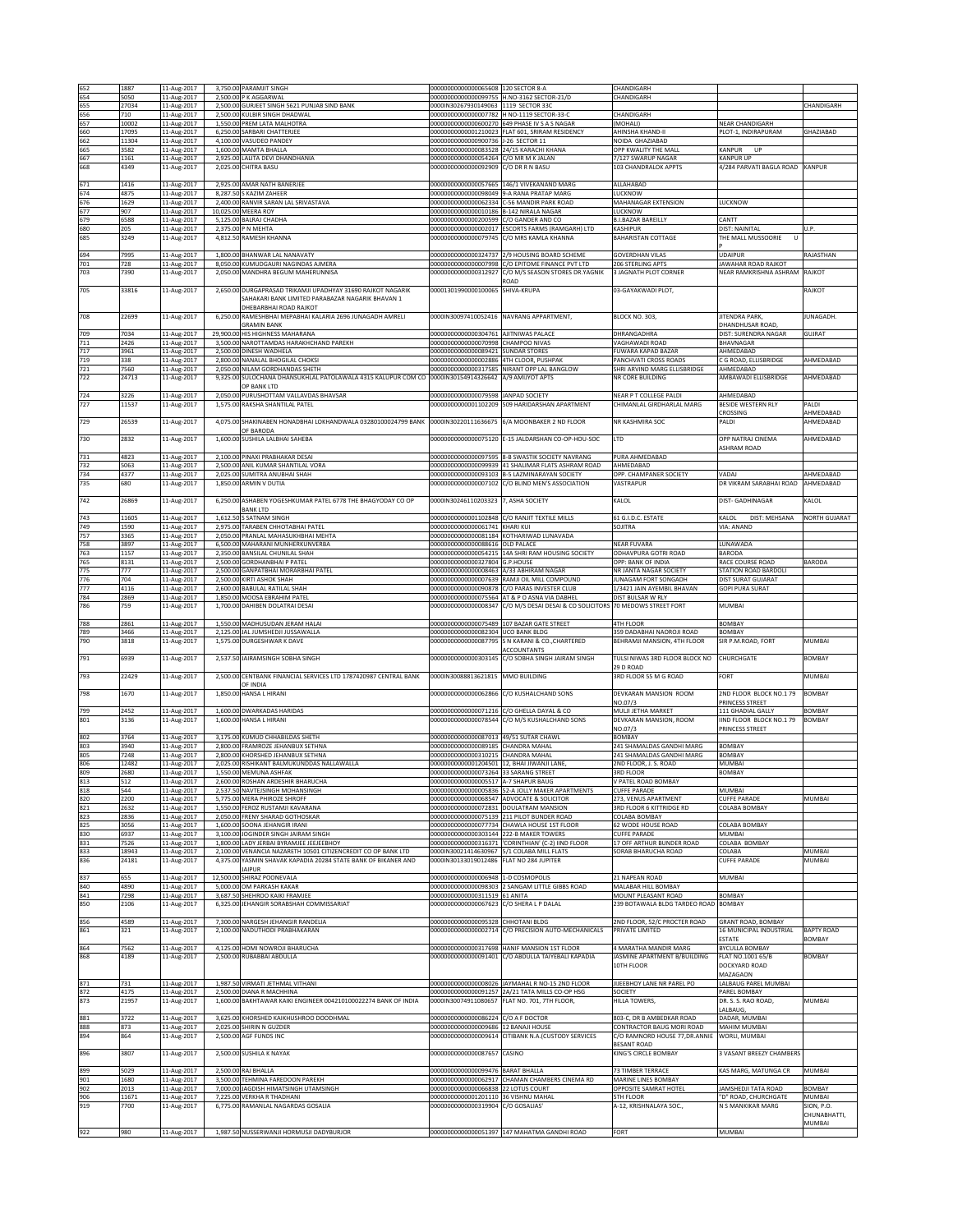| | | | | | | | | |
|---|---|---|---|---|---|---|---|---|
| 652 | 1887 | 11-Aug-2017 | 3,750.00 | PARAMJIT SINGH | 0000000000000065608 | 120 SECTOR 8-A | CHANDIGARH | | |
| 654 | 5050 | 11-Aug-2017 | 2,500.00 | P K AGGARWAL | 0000000000000099755 | H.NO-3162 SECTOR-21/D | CHANDIGARH | | |
| 655 | 27034 | 11-Aug-2017 | 2,500.00 | GURJEET SINGH 5621 PUNJAB SIND BANK | 0000IN30267930149063 | 1119 SECTOR 33C | | | CHANDIGARH |
| 656 | 710 | 11-Aug-2017 | 2,500.00 | KULBIR SINGH DHADWAL | 0000000000000007782 | H NO-1119 SECTOR-33-C | CHANDIGARH | | |
| 657 | 10002 | 11-Aug-2017 | 1,550.00 | PREM LATA MALHOTRA | 0000000000000600270 | 649 PHASE IV S A S NAGAR | (MOHALI) | NEAR CHANDIGARH | |
| 660 | 17095 | 11-Aug-2017 | 6,250.00 | SARBARI CHATTERJEE | 0000000000001210023 | FLAT 601, SRIRAM RESIDENCY | AHINSHA KHAND-II | PLOT-1, INDIRAPURAM | GHAZIABAD |
| 662 | 11304 | 11-Aug-2017 | 4,100.00 | VASUDEO PANDEY | 0000000000000900736 | J-26 SECTOR 11 | NOIDA GHAZIABAD | | |
| 665 | 3582 | 11-Aug-2017 | 1,600.00 | MAMTA BHALLA | 0000000000000083528 | 24/15 KARACHI KHANA | OPP KWALITY THE MALL | KANPUR UP | |
| 667 | 1161 | 11-Aug-2017 | 2,925.00 | LALITA DEVI DHANDHANIA | 0000000000000054264 | C/O MR M K JALAN | 7/127 SWARUP NAGAR | KANPUR UP | |
| 668 | 4349 | 11-Aug-2017 | 2,025.00 | CHITRA BASU | 0000000000000092909 | C/O DR R N BASU | 103 CHANDRALOK APPTS | 4/284 PARVATI BAGLA ROAD | KANPUR |
| 671 | 1416 | 11-Aug-2017 | 2,925.00 | AMAR NATH BANERJEE | 0000000000000057665 | 146/1 VIVEKANAND MARG | ALLAHABAD | | |
| 674 | 4875 | 11-Aug-2017 | 8,287.50 | S KAZIM ZAHEER | 0000000000000098049 | 9-A RANA PRATAP MARG | LUCKNOW | | |
| 676 | 1629 | 11-Aug-2017 | 2,400.00 | RANVIR SARAN LAL SRIVASTAVA | 0000000000000062334 | C-56 MANDIR PARK ROAD | MAHANAGAR EXTENSION | LUCKNOW | |
| 677 | 907 | 11-Aug-2017 | 10,025.00 | MEERA ROY | 0000000000000010186 | B-142 NIRALA NAGAR | LUCKNOW | | |
| 679 | 6588 | 11-Aug-2017 | 5,125.00 | BALRAJ CHADHA | 0000000000000200599 | C/O GANDER AND CO | B.I.BAZAR BAREILLY | CANTT | |
| 680 | 205 | 11-Aug-2017 | 2,375.00 | P N MEHTA | 0000000000000002017 | ESCORTS FARMS (RAMGARH) LTD | KASHIPUR | DIST: NAINITAL | U.P. |
| 685 | 3249 | 11-Aug-2017 | 4,812.50 | RAMESH KHANNA | 0000000000000079745 | C/O MRS KAMLA KHANNA | BAHARISTAN COTTAGE | THE MALL MUSSOORIE U P | |
| 694 | 7995 | 11-Aug-2017 | 1,800.00 | BHANWAR LAL NANAVATY | 0000000000000324737 | 2/9 HOUSING BOARD SCHEME | GOVERDHAN VILAS | UDAIPUR | RAJASTHAN |
| 701 | 728 | 11-Aug-2017 | 8,050.00 | KUMUDGAURI NAGINDAS AJMERA | 0000000000000007998 | C/O EPITOME FINANCE PVT LTD | 206 STERLING APTS | JAWAHAR ROAD RAJKOT | |
| 703 | 7390 | 11-Aug-2017 | 2,050.00 | MANDHRA BEGUM MAHERUNNISA | 0000000000000312927 | C/O M/S SEASON STORES DR.YAGNIK ROAD | 3 JAGNATH PLOT CORNER | NEAR RAMKRISHNA ASHRAM | RAJKOT |
| 705 | 33816 | 11-Aug-2017 | 2,650.00 | DURGAPRASAD TRIKAMJI UPADHYAY 31690 RAJKOT NAGARIK SAHAKARI BANK LIMITED PARABAZAR NAGARIK BHAVAN 1 DHEBARBHAI ROAD RAJKOT | 00001301990000100065 | SHIVA-KRUPA | 03-GAYAKWADI PLOT, | | RAJKOT |
| 708 | 22699 | 11-Aug-2017 | 6,250.00 | RAMESHBHAI MEPABHAI KALARIA 2696 JUNAGADH AMRELI GRAMIN BANK | 0000IN30097410052416 | NAVRANG APPARTMENT, | BLOCK NO. 303, | JITENDRA PARK, DHANDHUSAR ROAD, | JUNAGADH. |
| 709 | 7034 | 11-Aug-2017 | 29,900.00 | HIS HIGHNESS MAHARANA | 0000000000000304761 | AJITNIWAS PALACE | DHRANGADHRA | DIST: SURENDRA NAGAR | GUJRAT |
| 711 | 2426 | 11-Aug-2017 | 3,500.00 | NAROTTAMDAS HARAKHCHAND PAREKH | 0000000000000070998 | CHAMPOO NIVAS | VAGHAWADI ROAD | BHAVNAGAR | |
| 717 | 3961 | 11-Aug-2017 | 2,500.00 | DINESH WADHELA | 0000000000000089421 | SUNDAR STORES | FUWARA KAPAD BAZAR | AHMEDABAD | |
| 719 | 338 | 11-Aug-2017 | 2,800.00 | NANALAL BHOGILAL CHOKSI | 0000000000000002886 | 4TH CLOOR, PUSHPAK | PANCHVATI CROSS ROADS | C G ROAD, ELLISBRIDGE | AHMEDABAD |
| 721 | 7560 | 11-Aug-2017 | 2,050.00 | NILAM GORDHANDAS SHETH | 0000000000000317585 | NIRANT OPP LAL BANGLOW | SHRI ARVIND MARG ELLISBRIDGE | AHMEDABAD | |
| 722 | 24713 | 11-Aug-2017 | 9,325.00 | SULOCHANA DHANSUKHLAL PATOLAWALA 4315 KALUPUR COM CO OP BANK LTD | 0000IN30154914326642 | A/9 AMIJYOT APTS | NR CORE BUILDING | AMBAWADI ELLISBRIDGE | AHMEDABAD |
| 724 | 3226 | 11-Aug-2017 | 2,050.00 | PURUSHOTTAM VALLAVDAS BHAVSAR | 0000000000000079598 | JANPAD SOCIETY | NEAR P T COLLEGE PALDI | AHMEDABAD | |
| 727 | 11537 | 11-Aug-2017 | 1,575.00 | RAKSHA SHANTILAL PATEL | 0000000000001102209 | 509 HARIDARSHAN APARTMENT | CHIMANLAL GIRDHARLAL MARG | BESIDE WESTERN RLY CROSSING | PALDI AHMEDABAD |
| 729 | 26539 | 11-Aug-2017 | 4,075.00 | SHAKINABEN HONADBHAI LOKHANDWALA 03280100024799 BANK OF BARODA | 0000IN30220111636675 | 6/A MOONBAKER 2 ND FLOOR | NR KASHMIRA SOC | PALDI | AHMEDABAD |
| 730 | 2832 | 11-Aug-2017 | 1,600.00 | SUSHILA LALBHAI SAHEBA | 0000000000000075120 | E-15 JALDARSHAN CO-OP-HOU-SOC | LTD | OPP NATRAJ CINEMA ASHRAM ROAD | AHMEDABAD |
| 731 | 4823 | 11-Aug-2017 | 2,100.00 | PINAXI PRABHAKAR DESAI | 0000000000000097595 | 8-B SWASTIK SOCIETY NAVRANG | PURA AHMEDABAD | | |
| 732 | 5063 | 11-Aug-2017 | 2,500.00 | ANIL KUMAR SHANTILAL VORA | 0000000000000099939 | 41 SHALIMAR FLATS ASHRAM ROAD | AHMEDABAD | | |
| 734 | 4377 | 11-Aug-2017 | 2,025.00 | SUMITRA ANUBHAI SHAH | 0000000000000093103 | B-5 LAZMINARAYAN SOCIETY | OPP. CHAMPANER SOCIETY | VADAJ | AHMEDABAD |
| 735 | 680 | 11-Aug-2017 | 1,850.00 | ARMIN V DUTIA | 0000000000000007102 | C/O BLIND MEN'S ASSOCIATION | VASTRAPUR | DR VIKRAM SARABHAI ROAD | AHMEDABAD |
| 742 | 26869 | 11-Aug-2017 | 6,250.00 | ASHABEN YOGESHKUMAR PATEL 6778 THE BHAGYODAY CO OP BANK LTD | 0000IN30246110203323 | 7, ASHA SOCIETY | KALOL | DIST- GADHINAGAR | KALOL |
| 743 | 11605 | 11-Aug-2017 | 1,612.50 | S SATNAM SINGH | 0000000000001102848 | C/O RANJIT TEXTILE MILLS | 61 G.I.D.C. ESTATE | KALOL DIST: MEHSANA | NORTH GUJARAT |
| 749 | 1590 | 11-Aug-2017 | 2,975.00 | TARABEN CHHOTABHAI PATEL | 0000000000000061741 | KHARI KUI | SOJITRA | VIA: ANAND | |
| 757 | 3365 | 11-Aug-2017 | 2,050.00 | PRANLAL MAHASUKHBHAI MEHTA | 0000000000000081184 | KOTHARIWAD LUNAVADA | | | |
| 758 | 3897 | 11-Aug-2017 | 6,500.00 | MAHARANI MUNHERKUNVERBA | 0000000000000088616 | OLD PALACE | NEAR FUVARA | LUNAWADA | |
| 763 | 1157 | 11-Aug-2017 | 2,350.00 | BANSILAL CHUNILAL SHAH | 0000000000000054215 | 14A SHRI RAM HOUSING SOCIETY | ODHAVPURA GOTRI ROAD | BARODA | |
| 765 | 8131 | 11-Aug-2017 | 2,500.00 | GORDHANBHAI P PATEL | 0000000000000327804 | G.P.HOUSE | OPP: BANK OF INDIA | RACE COURSE ROAD | BARODA |
| 775 | 777 | 11-Aug-2017 | 2,500.00 | GANPATBHAI MORARBHAI PATEL | 0000000000000008463 | A/33 ABHIRAM NAGAR | NR JANTA NAGAR SOCIETY | STATION ROAD BARDOLI | |
| 776 | 704 | 11-Aug-2017 | 2,500.00 | KIRTI ASHOK SHAH | 0000000000000007639 | RAMJI OIL MILL COMPOUND | JUNAGAM FORT SONGADH | DIST SURAT GUJARAT | |
| 777 | 4116 | 11-Aug-2017 | 2,600.00 | BABULAL RATILAL SHAH | 0000000000000090878 | C/O PARAS INVESTER CLUB | 1/3421 JAIN AYEMBIL BHAVAN | GOPI PURA SURAT | |
| 784 | 2869 | 11-Aug-2017 | 1,850.00 | MOOSA EBRAHIM PATEL | 0000000000000075564 | AT & P O ASNA VIA DABHEL | DIST BULSAR W RLY | | |
| 786 | 759 | 11-Aug-2017 | 1,700.00 | DAHIBEN DOLATRAI DESAI | 0000000000000008347 | C/O M/S DESAI DESAI & CO SOLICITORS | 70 MEDOWS STREET FORT | MUMBAI | |
| 788 | 2861 | 11-Aug-2017 | 1,550.00 | MADHUSUDAN JERAM HALAI | 0000000000000075489 | 107 BAZAR GATE STREET | 4TH FLOOR | BOMBAY | |
| 789 | 3466 | 11-Aug-2017 | 2,125.00 | JAL JIJMSHEDJI JUSSAWALLA | 0000000000000082304 | UCO BANK BLDG | 359 DADABHAI NAOROJI ROAD | BOMBAY | |
| 790 | 3818 | 11-Aug-2017 | 1,575.00 | DURGESHWAR K DAVE | 0000000000000087795 | S N KARANI & CO.,CHARTERED ACCOUNTANTS | BEHRAMJI MANSION, 4TH FLOOR | SIR P.M.ROAD, FORT | MUMBAI |
| 791 | 6939 | 11-Aug-2017 | 2,537.50 | JAIRAMSINGH SOBHA SINGH | 0000000000000303145 | C/O SOBHA SINGH JAIRAM SINGH | TULSI NIWAS 3RD FLOOR BLOCK NO 29 D ROAD | CHURCHGATE | BOMBAY |
| 793 | 22429 | 11-Aug-2017 | 2,500.00 | CENTBANK FINANCIAL SERVICES LTD 1787420987 CENTRAL BANK OF INDIA | 0000IN30088813621815 | MMO BUILDING | 3RD FLOOR 55 M G ROAD | FORT | MUMBAI |
| 798 | 1670 | 11-Aug-2017 | 1,850.00 | HANSA L HIRANI | 0000000000000062866 | C/O KUSHALCHAND SONS | DEVKARAN MANSION ROOM NO.07/3 | 2ND FLOOR BLOCK NO.1 79 PRINCESS STREET | BOMBAY |
| 799 | 2452 | 11-Aug-2017 | 1,600.00 | DWARKADAS HARIDAS | 0000000000000071216 | C/O GHELLA DAYAL & CO | MULJI JETHA MARKET | 111 GHADIAL GALLY | BOMBAY |
| 801 | 3136 | 11-Aug-2017 | 1,600.00 | HANSA L HIRANI | 0000000000000078544 | C/O M/S KUSHALCHAND SONS | DEVKARAN MANSION, ROOM NO.07/3 | IIND FLOOR BLOCK NO.1 79 PRINCESS STREET | BOMBAY |
| 802 | 3764 | 11-Aug-2017 | 3,175.00 | KUMUD CHHABILDAS SHETH | 0000000000000087013 | 49/51 SUTAR CHAWL | BOMBAY | | |
| 803 | 3940 | 11-Aug-2017 | 2,800.00 | FRAMROZE JEHANBUX SETHNA | 0000000000000089185 | CHANDRA MAHAL | 241 SHAMALDAS GANDHI MARG | BOMBAY | |
| 805 | 7248 | 11-Aug-2017 | 2,800.00 | KHORSHED JEHANBUX SETHNA | 0000000000000310215 | CHANDRA MAHAL | 241 SHAMALDAS GANDHI MARG | BOMBAY | |
| 806 | 12482 | 11-Aug-2017 | 2,025.00 | RISHIKANT BALMUKUNDDAS NALLAWALLA | 0000000000001204501 | 12, BHAI JIWANJI LANE, | 2ND FLOOR, J. S. ROAD | MUMBAI | |
| 809 | 2680 | 11-Aug-2017 | 1,550.00 | MEMUNA ASHFAK | 0000000000000073264 | 33 SARANG STREET | 3RD FLOOR | BOMBAY | |
| 813 | 512 | 11-Aug-2017 | 2,600.00 | ROSHAN ARDESHIR BHARUCHA | 0000000000000005517 | A-7 SHAPUR BAUG | V PATEL ROAD BOMBAY | | |
| 818 | 544 | 11-Aug-2017 | 2,537.50 | NAVTEJSINGH MOHANSINGH | 0000000000000005836 | 52-A JOLLY MAKER APARTMENTS | CUFFE PARADE | MUMBAI | |
| 820 | 2200 | 11-Aug-2017 | 5,775.00 | MERA PHIROZE SHROFF | 0000000000000068547 | ADVOCATE & SOLICITOR | 273, VENUS APARTMENT | CUFFE PARADE | MUMBAI |
| 821 | 2632 | 11-Aug-2017 | 1,550.00 | FEROZ RUSTAMJI KAVARANA | 0000000000000072831 | DOULATRAM MANSION | 3RD FLOOR 6 KITTRIDGE RD | COLABA BOMBAY | |
| 823 | 2836 | 11-Aug-2017 | 2,050.00 | FRENY SHARAD GOTHOSKAR | 0000000000000075139 | 211 PILOT BUNDER ROAD | COLABA BOMBAY | | |
| 825 | 3056 | 11-Aug-2017 | 1,600.00 | SOONA JEHANGIR IRANI | 0000000000000077734 | CHAWLA HOUSE 1ST FLOOR | 62 WODE HOUSE ROAD | COLABA BOMBAY | |
| 830 | 6937 | 11-Aug-2017 | 3,100.00 | JOGINDER SINGH JAIRAM SINGH | 0000000000000303144 | 222-B MAKER TOWERS | CUFFE PARADE | MUMBAI | |
| 831 | 7526 | 11-Aug-2017 | 1,800.00 | LADY JERBAI BYRAMJEE JEEJEEBHOY | 0000000000000316371 | 'CORINTHIAN' (C-2) IIND FLOOR | 17 OFF ARTHUR BUNDER ROAD | COLABA BOMBAY | |
| 833 | 18943 | 11-Aug-2017 | 2,100.00 | VENANCIA NAZARETH 10501 CITIZENCREDIT CO OP BANK LTD | 0000IN30021414630967 | 5/1 COLABA MILL FLATS | SORAB BHARUCHA ROAD | COLABA | MUMBAI |
| 836 | 24181 | 11-Aug-2017 | 4,375.00 | YASMIN SHAVAK KAPADIA 20284 STATE BANK OF BIKANER AND JAIPUR | 0000IN30133019012486 | FLAT NO 284 JUPITER | | CUFFE PARADE | MUMBAI |
| 837 | 655 | 11-Aug-2017 | 12,500.00 | SHIRAZ POONEVALA | 0000000000000006948 | 1-D COSMOPOLIS | 21 NAPEAN ROAD | MUMBAI | |
| 840 | 4890 | 11-Aug-2017 | 5,000.00 | OM PARKASH KAKAR | 0000000000000098303 | 2 SANGAM LITTLE GIBBS ROAD | MALABAR HILL BOMBAY | | |
| 841 | 7298 | 11-Aug-2017 | 3,687.50 | SHEHROO KAIKI FRAMJEE | 0000000000000311519 | 61 ANITA | MOUNT PLEASANT ROAD | BOMBAY | |
| 850 | 2106 | 11-Aug-2017 | 6,325.00 | JEHANGIR SORABSHAH COMMISSARIAT | 0000000000000067623 | C/O SHERA L P DALAL | 239 BOTAWALA BLDG TARDEO ROAD | BOMBAY | |
| 856 | 4589 | 11-Aug-2017 | 7,300.00 | NARGESH JEHANGIR RANDELIA | 0000000000000095328 | CHHOTANI BLDG | 2ND FLOOR, 52/C PROCTER ROAD | GRANT ROAD, BOMBAY | |
| 861 | 321 | 11-Aug-2017 | 2,100.00 | NADUTHODI PRABHAKARAN | 0000000000000002714 | C/O PRECISION AUTO-MECHANICALS | PRIVATE LIMITED | 16 MUNICIPAL INDUSTRIAL ESTATE | BAPTY ROAD BOMBAY |
| 864 | 7562 | 11-Aug-2017 | 4,125.00 | HOMI NOWROJI BHARUCHA | 0000000000000317698 | HANIF MANSION 1ST FLOOR | 4 MARATHA MANDIR MARG | BYCULLA BOMBAY | |
| 868 | 4189 | 11-Aug-2017 | 2,500.00 | RUBABBAI ABDULLA | 0000000000000091401 | C/O ABDULLA TAIYEBALI KAPADIA | JASMINE APARTMENT B/BUILDING 10TH FLOOR | FLAT NO.1001 65/B DOCKYARD ROAD MAZAGAON | BOMBAY |
| 871 | 731 | 11-Aug-2017 | 1,987.50 | VIRMATI JETHMAL VITHANI | 0000000000000008026 | JAYMAHAL R NO-15 2ND FLOOR | JIJEEBHOY LANE NR PAREL PO | LALBAUG PAREL MUMBAI | |
| 872 | 4175 | 11-Aug-2017 | 2,500.00 | DIANA R MACHHINA | 0000000000000091257 | 2A/21 TATA MILLS CO-OP HSG | SOCIETY | PAREL BOMBAY | |
| 873 | 21957 | 11-Aug-2017 | 1,600.00 | BAKHTAWAR KAIKI ENGINEER 004210100022274 BANK OF INDIA | 0000IN30074911080657 | FLAT NO. 701, 7TH FLOOR, | HILLA TOWERS, | DR. S. S. RAO ROAD, LALBAUG, | MUMBAI |
| 881 | 3722 | 11-Aug-2017 | 3,625.00 | KHORSHED KAIKHUSHROO DOODHMAL | 0000000000000086224 | C/O A F DOCTOR | 803-C, DR B AMBEDKAR ROAD | DADAR, MUMBAI | |
| 888 | 873 | 11-Aug-2017 | 2,025.00 | SHIRIN N GUZDER | 0000000000000009686 | 12 BANAJI HOUSE | CONTRACTOR BAUG MORI ROAD | MAHIM MUMBAI | |
| 894 | 864 | 11-Aug-2017 | 2,500.00 | AGF FUNDS INC | 0000000000000009614 | CITIBANK N.A.(CUSTODY SERVICES | C/O RAMNORD HOUSE 77,DR.ANNIE BESANT ROAD | WORLI, MUMBAI | |
| 896 | 3807 | 11-Aug-2017 | 2,500.00 | SUSHILA K NAYAK | 0000000000000087657 | CASINO | KING'S CIRCLE BOMBAY | 3 VASANT BREEZY CHAMBERS | |
| 899 | 5029 | 11-Aug-2017 | 2,500.00 | RAJ BHALLA | 0000000000000099476 | BARAT BHALLA | 73 TIMBER TERRACE | KAS MARG, MATUNGA CR | MUMBAI |
| 901 | 1680 | 11-Aug-2017 | 3,500.00 | TEHMINA FAREDOON PAREKH | 0000000000000062917 | CHAMAN CHAMBERS CINEMA RD | MARINE LINES BOMBAY | | |
| 902 | 2013 | 11-Aug-2017 | 7,000.00 | JAGDISH HIMATSINGH UTAMSINGH | 0000000000000066838 | 22 LOTUS COURT | OPPOSITE SAMRAT HOTEL | JAMSHEDJI TATA ROAD | BOMBAY |
| 906 | 11671 | 11-Aug-2017 | 7,225.00 | VERKHA R THADHANI | 0000000000001201110 | 36 VISHNU MAHAL | 5TH FLOOR | "D" ROAD, CHURCHGATE | MUMBAI |
| 919 | 7700 | 11-Aug-2017 | 6,775.00 | RAMANLAL NAGARDAS GOSALIA | 0000000000000319904 | C/O GOSALIAS' | A-12, KRISHNALAYA SOC., | N S MANKIKAR MARG | SION, P.O. CHUNABHATTI, MUMBAI |
| 922 | 980 | 11-Aug-2017 | 1,987.50 | NUSSERWANJI HORMUSJI DADYBURJOR | 0000000000000051397 | 147 MAHATMA GANDHI ROAD | FORT | MUMBAI | |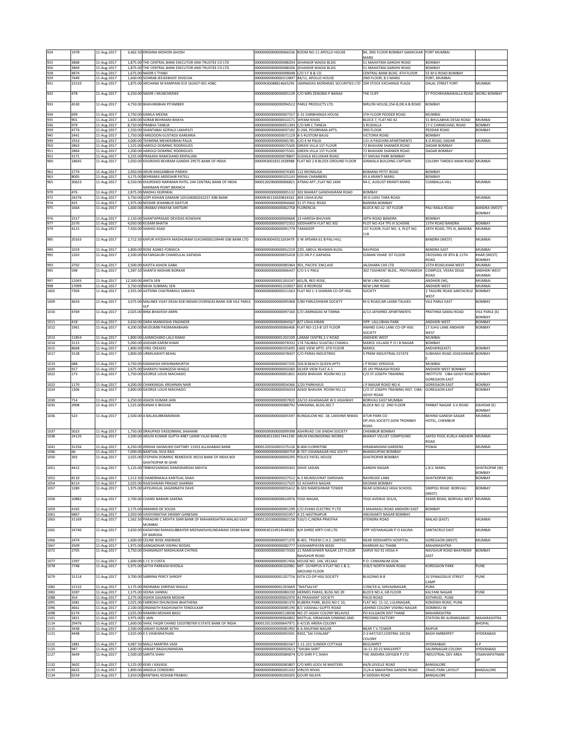| 924 | 1978 | 11-Aug-2017 | 3,462.50 | KRISHNA MOHON GHOSH | 0000000000000066536 | ROOM NO-11 APOLLO HOUSE | 84, 2ND FLOOR BOMBAY SAMACHAR MARG | FORT MUMBAI | |
|---|---|---|---|---|---|---|---|---|---|
| 925 | 3868 | 11-Aug-2017 | 1,875.00 | THE CENTRAL BANK EXECUTOR AND TRUSTEE CO LTD | 0000000000000088204 | JEHANGIR WADIA BLDG | 51 MAHATMA GANDHI ROAD | BOMBAY | |
| 926 | 3869 | 11-Aug-2017 | 1,875.00 | THE CENTRAL BANK EXECUTOR AND TRUSTEE CO LTD | 0000000000000088206 | JEHANGIR WADIA BLDG | 51 MAHATMA GANDHI ROAD | BOMBAY | |
| 928 | 4874 | 11-Aug-2017 | 1,675.00 | NADIR S TYABJI | 0000000000000098048 | C/O S F B & CO. | CENTRAL BANK BLDG. 4TH FLOOR | 55 M G ROAD BOMBAY | |
| 929 | 7449 | 11-Aug-2017 | 1,600.00 | SOHRAB JEEJEEBHOY DIVECHA | 0000000000000313897 | 84/11, APOLLO HOUSE | 2ND FLOOR, B S MARG | FORT, MUMBAI | |
| 931 | 22510 | 11-Aug-2017 | 1,875.00 | ARCHANA M KAMPANI 019 162437 001 HSBC | 0000IN30088814665295 | JAMNADAS MORARJEE SECURITIES LTD | 204 STOCK EXCHANGE PLAZA | DALAL STREET FORT | MUMBAI |
| 932 | 478 | 11-Aug-2017 | 6,250.00 | NADIR J MUNCHERJEE | 0000000000000005139 | C/O MRS ZENOBIA P BANAJI | THE CLIFF | 27 POCHKHANAWALLA ROAD | WORLI BOMBAY |
| 933 | 4530 | 11-Aug-2017 | 4,750.00 | BHAVANIBHAI PITAMBER | 0000000000000094512 | PARLE PRODUCTS LTD. | NIRLON HOUSE,254-B,DR.A.B.ROAD | BOMBAY | |
| 934 | 699 | 11-Aug-2017 | 3,750.00 | KAMLA MEENA | 0000000000000007557 | E-31 DARBHANGA HOUSE | 5TH FLOOR PEDDER ROAD | MUMBAI | |
| 935 | 901 | 11-Aug-2017 | 1,600.00 | SORAB BEHRAMJI BHAYA | 0000000000000010171 | SHYAM NIVAS | BLOCK 7, FLAT NO 42 | 51 BHULABHAI DESAI ROAD | MUMBAI |
| 936 | 979 | 11-Aug-2017 | 8,750.00 | PRABHA TANEJA | 0000000000000051393 | C/O MR C.TANEJA | 5 RUSHILLA | 17-C CARMICHAEL ROAD | BOMBAY |
| 939 | 4774 | 11-Aug-2017 | 1,550.00 | SHANTABAI GOPALJI LAKHPATI | 0000000000000097182 | D-204, POORNIMA APTS. | 3RD FLOOR | PEDDAR ROAD | BOMBAY |
| 945 | 2441 | 11-Aug-2017 | 1,750.00 | FAREDOON GUSTADJI KARKARIA | 0000000000000071129 | B-5 RUSTOM BAUG | VICTORIA ROAD | BOMBAY | |
| 949 | 1914 | 11-Aug-2017 | 3,000.00 | TEHMINA MEHERJIBHAI PALIA | 0000000000000065781 | C/O K M PALIA | 121-A PASCHIM APARTMENTS | K.D.ROAD, DADAR | MUMBAI |
| 950 | 2863 | 11-Aug-2017 | 1,525.00 | HAROLD DOMINIC RODRIGUES | 0000000000000075500 | GREEN VILLA 1ST FLOOR | 72 BHAVANI SHANKER ROAD | DADAR BOMBAY | |
| 951 | 2864 | 11-Aug-2017 | 2,200.00 | HAROLD DOMINIC RODRIGUES | 0000000000000075501 | GREEN VILLA 1ST FLOOR | 72 BHAVANI SHANKER ROAD | DADAR BOMBAY | |
| 952 | 3171 | 11-Aug-2017 | 3,225.00 | PRAKASH RAMCHAND KRIPALANI | 0000000000000078847 | SUSHILA KELUSKAR ROAD | 57 SHIVAJI PARK BOMBAY | | |
| 960 | 18645 | 11-Aug-2017 | 2,050.00 | KHURSHID BEHRAM GANDHI 29575 BANK OF INDIA | 0000IN30018311928988 | FLAT NO 2 B BLOCK GROUND FLOOR | GINWALA BUILDING CAPTAIN | COLONY TARDEO MAIN ROAD | MUMBAI |
| 962 | 2774 | 11-Aug-2017 | 2,050.00 | ARUN MAGANBHAI PARIKH | 0000000000000074300 | 112 MONALISA | BOMANJI PETIT ROAD | BOMBAY | |
| 963 | 8005 | 11-Aug-2017 | 3,175.00 | BEHRAMJI ARDESHIR PATELL | 0000000000000325143 | MAHA CHAMBERS | 93 A KRANTI MARG | BOMBAY | |
| 965 | 30623 | 11-Aug-2017 | 6,550.00 | KHURSHED NARIMAN PATEL 244 CENTRAL BANK OF INDIA NARIMAN POINT BRANCH | 00001202900000006821 | ATMAJ APT.,FLAT NO.1404 | 94-C, AUGUST KRANTI MARG | CUMBALLA HILL | MUMBAI |
| 970 | 476 | 11-Aug-2017 | 2,875.00 | MADHU KEJRIWAL | 0000000000000005132 | 302 BHARAT GANDHIGRAM ROAD | BOMBAY | | |
| 972 | 24276 | 11-Aug-2017 | 3,750.00 | GOPI KISHAN DAMANI 105104000242257 IDBI BANK | 0000IN30133020824162 | 403 USHA KUNJ | 30 D JUHU TARA ROAD | | MUMBAI |
| 974 | 425 | 11-Aug-2017 | 1,975.00 | NOSHIR JEHANBUX DASTUR | 0000000000000004660 | 31 ST.PAUL ROAD | BANDRA BOMBAY | | |
| 975 | 1664 | 11-Aug-2017 | 1,600.00 | UMABAI VINAYAK SHETGIRI | 0000000000000062758 | FLORENCIA | BLOCK NO.12 IST FLOOR | PALI MALA ROAD | BANDRA (WEST) BOMBAY |
| 976 | 2317 | 11-Aug-2017 | 2,150.00 | SHANTAPRASAD DEVIDAS KOWSHIK | 0000000000000069668 | 23 HARESH BHUVAN | 30TH ROAD BANDRA | BOMBAY | |
| 977 | 2570 | 11-Aug-2017 | 4,050.00 | KUSAM BHATIA | 0000000000000072352 | SIDDHARTH FLAT NO 302 | PLOT NO 414 TPS III SCHEME | 15TH ROAD BANDRA | BOMBAY |
| 979 | 4215 | 11-Aug-2017 | 7,450.00 | SHAHID ASAD | 0000000000000091779 | TARADEEP | 1ST FLOOR, FLAT NO. 3, PLOT NO. 118 | 28TH ROAD, TPS III, BANDRA | MUMBAI |
| 985 | 20163 | 11-Aug-2017 | 2,712.50 | KAPUR AYODHYA MADHURAM 014104000159449 IDBI BANK LTD | 0000IN30045013263479 | 5 W APSARA 61 B PALI HILL | | BANDRA (WEST) | MUMBAI |
| 990 | 1019 | 11-Aug-2017 | 1,800.00 | ROSE AGNES FONSECA | 0000000000000052219 | 22D, ABDUL REHMAN BLDG. | NAVPADA | BANDRA EAST | MUMBAI |
| 992 | 1263 | 11-Aug-2017 | 2,500.00 | RATANGAURI CHANDULAL KAPADIA | 0000000000000055418 | C/O DR.P.C.KAPADIA | SUMAN VIHAR IST FLOOR | CROSSING OF 8TH & 11TH ROAD | KHAR (WEST) BOMBAY |
| 993 | 3702 | 11-Aug-2017 | 2,500.00 | KAVITA ASHOK GABA | 0000000000000085964 | 901, PACIFIC ENCLAVE | JALDHARA CHS LTD | 15TH ROAD,KHAR WEST | MUMBAI |
| 995 | 598 | 11-Aug-2017 | 1,587.50 | SHANTA MOHAN BORKAR | 0000000000000006437 | C/O S V PIKLE | 302 TASHKENT BLDG., PRATHAMESH | COMPLEX, VEERA DESAI ROAD | ANDHERI WEST MUMBAI |
| 997 | 12043 | 11-Aug-2017 | 12,500.00 | ANITA SEN | 0000000000001203197 | 601/B, RED ROSE, | NEW LINK ROAD, | ANDHERI (W), | MUMBAI |
| 998 | 17099 | 11-Aug-2017 | 3,750.00 | NEHA SUBIMAL SEN | 0000000000001210037 | 601 B REDROSE | NEW LINK ROAD | ANDHERI WEST | MUMBAI |
| 1002 | 7304 | 11-Aug-2017 | 2,925.00 | AJITSINH CHATRABHUJ SARAIYA | 0000000000000311563 | FLAT NO C-3 SHARAN CO-OP HSG | SOCIETY | 2 TAGORE ROAD SANTACRUZ WEST | BOMBAY |
| 1009 | 4654 | 11-Aug-2017 | 3,075.00 | MALINEE VIJAY DESAI 818 INDIAN OVERSEAS BANK IOB VILE PARLE VLP | 0000000000000095968 | 5/80 PARLESHWAR SOCIETY | M G ROAD,NR LAXMI TALKIES | VILE PARLE EAST | BOMBAY |
| 1010 | 4769 | 11-Aug-2017 | 2,025.00 | BINA BHAVESH AMIN | 0000000000000097160 | C/O JAMNADAS M TANNA | A/13 JAYSHREE APARTMENTS | PRATHNA SAMAJ ROAD | VILE PARLE (E) BOMBAY |
| 1011 | 418 | 11-Aug-2017 | 3,650.00 | DARA MANEKSHA ENGINEER | 0000000000000004567 | B/7 USHA KIRAN | OPP. LALLUBHAI PARK | ANDHERI WEST | BOMBAY |
| 1012 | 1961 | 11-Aug-2017 | 4,200.00 | MUDUMBI PADMANABHAN | 0000000000000066406 | FLAT NO-113-B 1ST FLOOR | ANAND JUHU LANE CO-OP HSG SOCIETY | 17 JUHU LANE ANDHERI WEST | BOMBAY |
| 1013 | 11854 | 11-Aug-2017 | 1,800.00 | LAXMICHAND LALJI RAMJI | 0000000000001202109 | LARAM CENTRE,S V ROAD | ANDHERI WEST | MUMBAI | |
| 1014 | 3115 | 11-Aug-2017 | 5,000.00 | ASGHAR KARIM KHAN | 0000000000000078332 | 174 TALIBALI SUJATALI CHAWLL | MAROL VILLAGE P O J B NAGAR | BOMBAY | |
| 1015 | 8668 | 11-Aug-2017 | 1,800.00 | SYBIL CREADO | 0000000000000335695 | LAKE VIEW APTS. 6TH FLOOR | MAROL | ANDHERI(EAST) | BOMBAY |
| 1017 | 3128 | 11-Aug-2017 | 2,800.00 | URMILAWATI BEHAL | 0000000000000078437 | C/O PARAS INDUSTRIES | 5 PREM INDUSTRIAL ESTATE | SUBHASH ROAD JOGESHWARI E | BOMBAY |
| 1019 | 688 | 11-Aug-2017 | 3,750.00 | KAMAKSHI KRISHNAMURTHI | 0000000000000007235 | 503-B BEACH QUEEN APTS | J P ROAD VERSOVA | MUMBAI | |
| 1020 | 917 | 11-Aug-2017 | 2,675.00 | SHARAYU MANGESH WAGLE | 0000000000000050260 | SILVER VIEW FLAT A-1 | 35 JAY PRAKASH ROAD | ANDHERI WEST BOMBAY | |
| 1022 | 173 | 11-Aug-2017 | 1,750.00 | GEORGE LOUIS MACHADO | 0000000000000001831 | ASSISI BHAVAN ROOM NO.12 | C/O ST.JOSEPH TRAINING | INSTITUTE CIBA-GEIGY ROAD GOREGAON EAST | BOMBAY |
| 1023 | 1170 | 11-Aug-2017 | 4,200.00 | CHAKKINGAL KRISHNAN NAIR | 0000000000000054366 | 1/20 PARKHAUS | J.P.NAGAR ROAD NO.4 | GOREGAON EAST | BOMBAY |
| 1024 | 1306 | 11-Aug-2017 | 2,800.00 | GEORGE LOUIS MACHADO | 0000000000000056034 | ASSISI BHAVAN ROOM NO.12 | C/O ST.JOSEPH TRAINING INST. CIBA-GEIGY ROAD | GOREGAON EAST | BOMBAY |
| 1030 | 714 | 11-Aug-2017 | 6,250.00 | ASHOK KUMAR JAIN | 0000000000000007820 | 2A/10 ASHANAGAR W E HIGHWAY | BORIVALI EAST MUMBAI | | |
| 1035 | 3908 | 11-Aug-2017 | 1,525.00 | KANAK K BHOJAK | 0000000000000088792 | VANDANA, BLDG.NO.7 | BLOCK NO.12 2ND FLOOR | PARBAT NAGAR S.V.ROAD | DAHISAR (E) BOMBAY |
| 1036 | 523 | 11-Aug-2017 | 2,500.00 | A BALASUBRAMANIAN | 0000000000000005597 | BUNGALOW NO. 18, LAKSHMI NIWAS | ATUR PARK CO-OP,HSG.SOCIETY,SION TROMBAY ROAD | BEHIND GANESH SAGAR HOTEL, CHEMBUR | MUMBAI |
| 1037 | 5023 | 11-Aug-2017 | 1,750.00 | DRAUPADI VASSONMAL SHAHANI | 0000000000000099398 | ASHIRVAD 156 SINDHI SOCIETY | CHEMBUR BOMBAY | | |
| 1038 | 24120 | 11-Aug-2017 | 2,500.00 | ARJUN KUMAR GUPTA 4987 LAXMI VILAS BANK LTD | 0000IN30133017441330 | ARUN ENGINEERING WORKS | BHARAT VELUET COMPOUND | SAFED POOL KURLA ANDHERI ROAD | MUMBAI |
| 1041 | 31256 | 11-Aug-2017 | 6,250.00 | JINISHA HASMUKH DAFTARY 11933 ALLAHABAD BANK | 00001203320001575126 | B-404 FLORINTINE | HIRANANDANI GARDENS | POWAI | MUMBAI |
| 1046 | 66 | 11-Aug-2017 | 7,000.00 | BANTVAL SIVA RAO | 0000000000000000759 | B-707 USHANAGAR HSG SOCTY | BHANDUP(W) BOMBAY | | |
| 1050 | 392 | 11-Aug-2017 | 2,025.00 | STEPHEN DOMINIC REMEDIOS 39210 BANK OF INDIA BOI GHATKOPAR W GHW | 0000000000000004295 | POLICE PATEL HOUSE | GHATKOPAR BOMBAY | | |
| 1051 | 4412 | 11-Aug-2017 | 5,125.00 | TRIBHOVANDAS DAMODARDAS MEHTA | 0000000000000093302 | SHIVE SADAN | GANDHI NAGAR | L.B.S. MARG | GHATKOPAR (W) BOMBAY |
| 1052 | 8110 | 11-Aug-2017 | 1,512.50 | CHANDRAKALA KANTILAL SHAH | 0000000000000327512 | A-3 MUNISUVRAT DARSHAN | NAVROJEE LANE | GHATKOPAR (W) | BOMBAY |
| 1054 | 8114 | 11-Aug-2017 | 2,025.00 | RAJESHWARI PRASAD SHARMA | 0000000000000327525 | 52 ACHARYA NAGAR | DEONAR BOMBAY | | |
| 1057 | 1280 | 11-Aug-2017 | 1,975.00 | JAYSUKHLAL JAGANNATH DAVE | 0000000000000055612 | B-503 RAMESHWAR TOWER | NEAR GOKHALE HIGH SCHOOL | SIMPOLI ROAD BORIVALI (WEST) | BOMBAY |
| 1058 | 10882 | 11-Aug-2017 | 2,700.00 | CHAND NARAIN SAXENA | 0000000000000610976 | YOGI NAGAR, | YOGI AVENUE 501/A, | EKASR ROAD, BORIVALI WEST | MUMBAI |
| 1059 | 4165 | 11-Aug-2017 | 2,175.00 | ARMAND DE SOUZA | 0000000000000091199 | C/O EVANS ELECTRIC P LTD | 3 MAHAKALI ROAD ANDHERI EAST | BOMBAY | |
| 1061 | 6867 | 11-Aug-2017 | 2,050.00 | VAIDYANATHA SWAMY GANESAN | 0000000000000301957 | A 25 HASTINAPUR | ANUSHAKTI NAGAR BOMBAY | | |
| 1063 | 31169 | 11-Aug-2017 | 1,562.50 | PARAGINI C MEHTA 5049 BANK OF MAHARASHTRA MALAD EAST MUMBAI | 00001203300000002158 | 510/1-C,INDRA PRASTHA | JITENDRA ROAD | MALAD (EAST) | MUMBAI |
| 1065 | 24740 | 11-Aug-2017 | 2,650.00 | KADAYAM RAMASUBBAIYER MEENAKSHISUNDARAM 19580 BANK OF BARODA | 0000IN30154914548505 | B/4 SHREE KIRTI CHS LTD | OPP VIDYANAGARI P O KALINA | SANTACRUZ EAST | MUMBAI |
| 1066 | 2474 | 11-Aug-2017 | 1,600.00 | CELINE ROSE ANDRADE | 0000000000000071370 | B-401, TRIVENI C.H.S. LIMITED | NEAR SIDDHARTH HOSPITAL | GOREGAON (WEST) | MUMBAI |
| 1067 | 3509 | 11-Aug-2017 | 1,975.00 | GANGADHAR VISHNU BODAS | 0000000000000082777 | VAISHAMPAYAN WADI | KHARKAR ALI THANE | MAHARASHTRA | |
| 1072 | 2705 | 11-Aug-2017 | 3,750.00 | DHANANJAY MADHUKAR CHITNIS | 0000000000000073500 | 21 RAMESHWER NAGAR 1ST FLOOR NAVGHUR ROAD | SARVE NO 91 HISSA 4 | NAVGHUR ROAD BHAYNDER EAST | BOMBAY |
| 1077 | 1397 | 11-Aug-2017 | 1,600.00 | E J C D COSTA | 0000000000000057456 | HOUSE NO. 144, VELSAO | P.O. CANSANLIM GOA | | |
| 1078 | 7748 | 11-Aug-2017 | 5,975.00 | SATYA PARKASH KHOSLA | 0000000000000320981 | MIT- OLYMPUS-II FLAT NO.1 & 2, GROUND FLOOR | 318/2 NORTH MAIN ROAD | KOREGAON PARK | PUNE |
| 1079 | 15114 | 11-Aug-2017 | 3,700.00 | SABRINA PERCY SHROFF | 0000000000001207716 | GITA CO-OP HSG SOCIETY | BUILDING B-8 | 10 SYNAGOGUE STREET CAMP | PUNE |
| 1082 | 12132 | 11-Aug-2017 | 3,175.00 | INDIRABAI SHRIPAD WAGLE | 0000000000001203669 | "VATSALYA" | 1194/19-A, SHIVAJINAGAR, | PUNE | |
| 1083 | 3287 | 11-Aug-2017 | 1,575.00 | VEENA VANRAJ | 0000000000000080230 | HERMES PARAS, BLDG NO.39 | BLOCK NO.4, GR.FLOOR | KALYANI NAGAR | PUNE |
| 1088 | 354 | 11-Aug-2017 | 2,275.00 | ASHOK GAJANAN MOGHE | 0000000000000002970 | 41 PRASHANT SOCIETY | PAUD ROAD | KOTHRUD, PUNE | |
| 1091 | 3381 | 11-Aug-2017 | 2,025.00 | FARROKH DHUNJISHA BHATHENA | 0000000000000081370 | KUBERA PARK, BLDG NO C 10, | FLAT NO. 11-12, LULANAGAR, | KONDWA ROAD, PUNE | |
| 1096 | 3661 | 11-Aug-2017 | 2,100.00 | DINANATH RAGHUNATH TENDULKAR | 0000000000000085190 | 8/1 VAISHALI GUPTE ROAD | JAIHIND COLONY VISHNU NAGAR | DOMBIVLI W | |
| 1098 | 6174 | 11-Aug-2017 | 2,025.00 | RAMANI MOHAN BASU | 0000000000000118038 | NO-37 JADAV COLONY BELAVILE | PO KULGAON DIST THANE | MAHARASHTRA | |
| 1101 | 1821 | 11-Aug-2017 | 3,975.00 | V JAIN | 0000000000000064802 | MOTILAL HIRAKHAN GINNING AND | PRESSING FACTORY | STATION RD AURANGABAD | MAHARASHTRA |
| 1114 | 29476 | 11-Aug-2017 | 1,600.00 | SHAIL FAQIR CHAND 1010780769 0 STATE BANK OF INDIA | 00001201320000647971 | E-4/135 ARERA COLONY | | | BHOPAL |
| 1115 | 3438 | 11-Aug-2017 | 2,500.00 | SANJAY KUMAR SETHI | 0000000000000081992 | K-6 ANUPAM NAGAR | NEAR T.V.TOWER | RAIPUR | |
| 1121 | 4448 | 11-Aug-2017 | 2,025.00 | K S VISWANATHAN | 0000000000000093591 | #302,"SAI CHALAM" | 2-2-647/107,CENTRAL EXCISE COLONY | BAGH AMBERPET | HYDERABAD |
| 1122 | 1881 | 11-Aug-2017 | 4,087.50 | MALLI MANTRA VADI | 0000000000000065567 | 1-11-221 SUNDER COTTAGE | BEGUMPET | HYDERABAD | A P |
| 1125 | 947 | 11-Aug-2017 | 1,600.00 | JANAKY RAGHUNANDAN | 0000000000000050613 | "SHUBA SHRI" | 16-11-20-22 MALEKPET | SALIMNAGAR COLONY | HYDERABAD |
| 1127 | 3649 | 11-Aug-2017 | 2,500.00 | SARITA SHAH | 0000000000000084874 | C/O SHRI P C SHAH | THE ANDHRA OXYGEN P LTD | INDUSTRIAL DEV AREA | VISAKHAPATNAM AP |
| 1132 | 3602 | 11-Aug-2017 | 5,125.00 | KEIKI J KAVASJI | 0000000000000083807 | C/O MRS GOOL M MASTERS | 64/B LEVELLE ROAD | BANGALORE | |
| 1133 | 6622 | 11-Aug-2017 | 1,800.00 | ANGELA CORDEIRO | 0000000000000201102 | VIRLOS NIVAS | 21/4-A MAHATMA GANDHI ROAD | CRAIG PARK LAYOUT | BANGALORE |
| 1134 | 6554 | 11-Aug-2017 | 2,650.00 | BANTWAL KESHAB PRABHU | 0000000000000200205 | GOURI NILAYA | H SIDDIAH ROAD | BANGALORE | |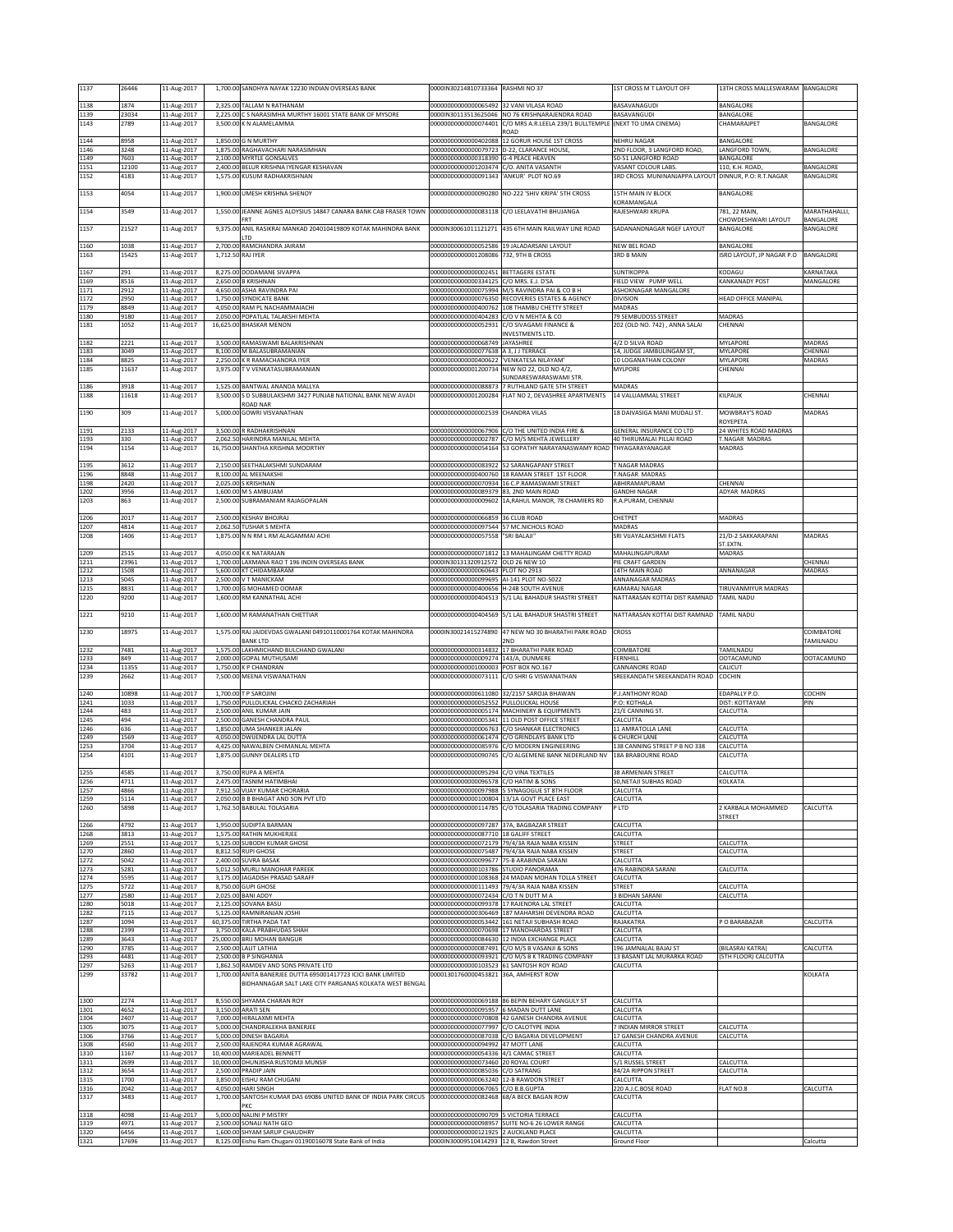| | | | | | | | | |
|---|---|---|---|---|---|---|---|---|
| 1137 | 26446 | 11-Aug-2017 | 1,700.00 | SANDHYA NAYAK 12230 INDIAN OVERSEAS BANK | 0000IN30214810733364 | RASHMI NO 37 | 1ST CROSS M T LAYOUT OFF | 13TH CROSS MALLESWARAM BANGALORE |
| 1138 | 1874 | 11-Aug-2017 | 2,325.00 | TALLAM N RATHNAM | 00000000000000065492 | 32 VANI VILASA ROAD | BASAVANAGUDI | BANGALORE |
| 1139 | 23034 | 11-Aug-2017 | 2,225.00 | C S NARASIMHA MURTHY 16001 STATE BANK OF MYSORE | 0000IN30113513625046 | NO 76 KRISHNARAJENDRA ROAD | BASAVANGUDI | BANGALORE |
| 1143 | 2789 | 11-Aug-2017 | 3,500.00 | K N ALAMELAMMA | 00000000000000074401 | C/O MRS A.R.LEELA 239/1 BULLTEMPLE ROAD | (NEXT TO UMA CINEMA) | CHAMARAJPET BANGALORE |
| 1144 | 8958 | 11-Aug-2017 | 1,850.00 | G N MURTHY | 00000000000000402088 | 12 GORUR HOUSE 1ST CROSS | NEHRU NAGAR | BANGALORE |
| 1146 | 3248 | 11-Aug-2017 | 1,875.00 | RAGHAVACHARI NARASIMHAN | 00000000000000079723 | D-22, CLARANCE HOUSE, | 2ND FLOOR, 3 LANGFORD ROAD, | LANGFORD TOWN, BANGALORE |
| 1149 | 7603 | 11-Aug-2017 | 2,100.00 | MYRTLE GONSALVES | 00000000000000318390 | G-4 PEACE HEAVEN | 50-51 LANGFORD ROAD | BANGALORE |
| 1151 | 12100 | 11-Aug-2017 | 2,400.00 | BELUR KRISHNA IYENGAR KESHAVAN | 00000000000001203474 | C/O. ANITA VASANTH | VASANT COLOUR LABS. | 110, K.H. ROAD, BANGALORE |
| 1152 | 4183 | 11-Aug-2017 | 1,575.00 | KUSUM RADHAKRISHNAN | 00000000000000091343 | 'ANKUR' PLOT NO.69 | 3RD CROSS MUNINANJAPPA LAYOUT | DINNUR, P.O: R.T.NAGAR BANGALORE |
| 1153 | 4054 | 11-Aug-2017 | 1,900.00 | UMESH KRISHNA SHENOY | 00000000000000090280 | NO-222 'SHIV KRIPA' 5TH CROSS | 15TH MAIN IV BLOCK KORAMANGALA | BANGALORE |
| 1154 | 3549 | 11-Aug-2017 | 1,550.00 | JEANNE AGNES ALOYSIUS 14847 CANARA BANK CAB FRASER TOWN FRT | 00000000000000083118 | C/O LEELAVATHI BHUJANGA | RAJESHWARI KRUPA | 781, 22 MAIN, CHOWDESHWARI LAYOUT MARATHAHALLI, BANGALORE |
| 1157 | 21527 | 11-Aug-2017 | 9,375.00 | ANIL RASIKRAI MANKAD 204010419809 KOTAK MAHINDRA BANK LTD | 0000IN30061011121271 | 435 6TH MAIN RAILWAY LINE ROAD | SADANANDNAGAR NGEF LAYOUT | BANGALORE BANGALORE |
| 1160 | 1038 | 11-Aug-2017 | 2,700.00 | RAMCHANDRA JAIRAM | 00000000000000052586 | 19 JALADARSANI LAYOUT | NEW BEL ROAD | BANGALORE |
| 1163 | 15425 | 11-Aug-2017 | 1,712.50 | RAJ IYER | 00000000000001208086 | 732, 9TH B CROSS | 3RD B MAIN | ISRO LAYOUT, JP NAGAR P.O BANGALORE |
| 1167 | 291 | 11-Aug-2017 | 8,275.00 | DODAMANE SIVAPPA | 00000000000000002451 | BETTAGERE ESTATE | SUNTIKOPPA | KODAGU KARNATAKA |
| 1169 | 8516 | 11-Aug-2017 | 2,650.00 | B KRISHNAN | 00000000000000334125 | C/O MRS. E.J. D'SA | FIELD VIEW PUMP WELL | KANKANADY POST MANGALORE |
| 1171 | 2912 | 11-Aug-2017 | 4,650.00 | ASHA RAVINDRA PAI | 00000000000000075994 | M/S RAVINDRA PAI & CO B H | ASHOKNAGAR MANGALORE | |
| 1172 | 2950 | 11-Aug-2017 | 1,750.00 | SYNDICATE BANK | 00000000000000076350 | RECOVERIES ESTATES & AGENCY | DIVISION | HEAD OFFICE MANIPAL |
| 1179 | 8849 | 11-Aug-2017 | 4,050.00 | RAM PL NACHAMMAIACHI | 00000000000000400762 | 108 THAMBU CHETTY STREET | MADRAS | |
| 1180 | 9180 | 11-Aug-2017 | 2,050.00 | POPATLAL TALAKSHI MEHTA | 00000000000000404283 | C/O V N MEHTA & CO | 79 SEMBUDOSS STREET | MADRAS |
| 1181 | 1052 | 11-Aug-2017 | 16,625.00 | BHASKAR MENON | 00000000000000052931 | C/O SIVAGAMI FINANCE & INVESTMENTS LTD. | 202 (OLD NO. 742) , ANNA SALAI | CHENNAI |
| 1182 | 2221 | 11-Aug-2017 | 3,500.00 | RAMASWAMI BALAKRISHNAN | 00000000000000068749 | JAYASHREE | 4/2 D SILVA ROAD | MYLAPORE MADRAS |
| 1183 | 3049 | 11-Aug-2017 | 8,100.00 | M BALASUBRAMANIAN | 00000000000000077638 | A 3, J J TERRACE | 14, JUDGE JAMBULINGAM ST, | MYLAPORE CHENNAI |
| 1184 | 8825 | 11-Aug-2017 | 2,250.00 | K R RAMACHANDRA IYER | 00000000000000400622 | 'VENKATESA NILAYAM' | 10 LOGANATHAN COLONY | MYLAPORE MADRAS |
| 1185 | 11637 | 11-Aug-2017 | 3,975.00 | T V VENKATASUBRAMANIAN | 00000000000001200734 | NEW NO 22, OLD NO 4/2, SUNDARESWARASWAMI STR. | MYLPORE | CHENNAI |
| 1186 | 3918 | 11-Aug-2017 | 1,525.00 | BANTWAL ANANDA MALLYA | 00000000000000088873 | 7 RUTHLAND GATE 5TH STREET | MADRAS | |
| 1188 | 11618 | 11-Aug-2017 | 3,500.00 | S D SUBBULAKSHMI 3427 PUNJAB NATIONAL BANK NEW AVADI ROAD NAR | 00000000000001200284 | FLAT NO 2, DEVASHREE APARTMENTS | 14 VALLIAMMAL STREET | KILPAUK CHENNAI |
| 1190 | 309 | 11-Aug-2017 | 5,000.00 | GOWRI VISVANATHAN | 00000000000000002539 | CHANDRA VILAS | 18 DAIVASIGA MANI MUDALI ST. | MOWBRAY'S ROAD ROYEPETA MADRAS |
| 1191 | 2133 | 11-Aug-2017 | 3,500.00 | R RADHAKRISHNAN | 00000000000000067906 | C/O THE UNITED INDIA FIRE & | GENERAL INSURANCE CO LTD | 24 WHITES ROAD MADRAS |
| 1193 | 330 | 11-Aug-2017 | 2,062.50 | HARINDRA MANILAL MEHTA | 00000000000000002787 | C/O M/S MEHTA JEWELLERY | 40 THIRUMALAI PILLAI ROAD | T.NAGAR MADRAS |
| 1194 | 1154 | 11-Aug-2017 | 16,750.00 | SHANTHA KRISHNA MOORTHY | 00000000000000054164 | 53 GOPATHY NARAYANASWAMY ROAD | THYAGARAYANAGAR | MADRAS |
| 1195 | 3612 | 11-Aug-2017 | 2,150.00 | SEETHALAKSHMI SUNDARAM | 00000000000000083922 | 52 SARANGAPANY STREET | T NAGAR MADRAS | |
| 1196 | 8848 | 11-Aug-2017 | 8,100.00 | AL MEENAKSHI | 00000000000000400760 | 18 RAMAN STREET 1ST FLOOR | T.NAGAR MADRAS | |
| 1198 | 2420 | 11-Aug-2017 | 2,025.00 | S KRISHNAN | 00000000000000070934 | 16 C.P.RAMASWAMI STREET | ABHIRAMAPURAM | CHENNAI |
| 1202 | 3956 | 11-Aug-2017 | 1,600.00 | M S AMBUJAM | 00000000000000089379 | 83, 2ND MAIN ROAD | GANDHI NAGAR | ADYAR MADRAS |
| 1203 | 863 | 11-Aug-2017 | 2,500.00 | SUBRAMANIAM RAJAGOPALAN | 00000000000000009602 | 1A,RAHUL MANOR, 78 CHAMIERS RD | R.A.PURAM, CHENNAI | |
| 1206 | 2017 | 11-Aug-2017 | 2,500.00 | KESHAV BHOJRAJ | 00000000000000066859 | 36 CLUB ROAD | CHETPET | MADRAS |
| 1207 | 4814 | 11-Aug-2017 | 2,062.50 | TUSHAR S MEHTA | 00000000000000097544 | 57 MC NICHOLS ROAD | MADRAS | |
| 1208 | 1406 | 11-Aug-2017 | 1,875.00 | N N RM L RM ALAGAMMAI ACHI | 00000000000000057558 | "SRI BALAJI" | SRI VIJAYALAKSHMI FLATS | 21/D-2 SAKKARAPANI ST.EXTN. MADRAS |
| 1209 | 2515 | 11-Aug-2017 | 4,050.00 | K K NATARAJAN | 00000000000000071812 | 13 MAHALINGAM CHETTY ROAD | MAHALINGAPURAM | MADRAS |
| 1211 | 23961 | 11-Aug-2017 | 1,700.00 | LAXMANA RAO T 196 INDIN OVERSEAS BANK | 0000IN30131320912572 | OLD 26 NEW 10 | PIE CRAFT GARDEN | CHENNAI |
| 1212 | 1508 | 11-Aug-2017 | 5,600.00 | KT CHIDAMBARAM | 00000000000000060643 | PLOT NO 2913 | 14TH MAIN ROAD | ANNANAGAR MADRAS |
| 1213 | 5045 | 11-Aug-2017 | 2,500.00 | V T MANICKAM | 00000000000000099695 | AI-141 PLOT NO-5022 | ANNANAGAR MADRAS | |
| 1215 | 8831 | 11-Aug-2017 | 1,700.00 | G MOHAMED OOMAR | 00000000000000400656 | H-24B SOUTH AVENUE | KAMARAJ NAGAR | TIRUVANMIYUR MADRAS |
| 1220 | 9200 | 11-Aug-2017 | 1,600.00 | RM KANNATHAL ACHI | 00000000000000404513 | 5/1 LAL BAHADUR SHASTRI STREET | NATTARASAN KOTTAI DIST RAMNAD | TAMIL NADU |
| 1221 | 9210 | 11-Aug-2017 | 1,600.00 | M RAMANATHAN CHETTIAR | 00000000000000404569 | 5/1 LAL BAHADUR SHASTRI STREET | NATTARASAN KOTTAI DIST RAMNAD | TAMIL NADU |
| 1230 | 18975 | 11-Aug-2017 | 1,575.00 | RAJ JAIDEVDAS GWALANI 04910110001764 KOTAK MAHINDRA BANK LTD | 0000IN30021415274890 | 47 NEW NO 30 BHARATHI PARK ROAD 2ND | CROSS | COIMBATORE TAMILNADU |
| 1232 | 7481 | 11-Aug-2017 | 1,575.00 | LAKHMICHAND BULCHAND GWALANI | 00000000000000314832 | 17 BHARATHI PARK ROAD | COIMBATORE | TAMILNADU |
| 1233 | 849 | 11-Aug-2017 | 2,000.00 | GOPAL MUTHUSAMI | 00000000000000009274 | 143/A, DUNMERE | FERNHILL | OOTACAMUND OOTACAMUND |
| 1234 | 11355 | 11-Aug-2017 | 1,750.00 | K P CHANDRAN | 00000000000001000003 | POST BOX NO.167 | CANNANORE ROAD | CALICUT |
| 1239 | 2662 | 11-Aug-2017 | 7,500.00 | MEENA VISWANATHAN | 00000000000000073111 | C/O SHRI G VISWANATHAN | SREEKANDATH SREEKANDATH ROAD | COCHIN |
| 1240 | 10898 | 11-Aug-2017 | 1,700.00 | T P SAROJINI | 00000000000000611080 | 32/2157 SAROJA BHAWAN | P.J.ANTHONY ROAD | EDAPALLY P.O. COCHIN |
| 1241 | 1033 | 11-Aug-2017 | 1,750.00 | PULLOLICKAL CHACKO ZACHARIAH | 00000000000000052552 | PULLOLICKAL HOUSE | P.O: KOTHALA | DIST: KOTTAYAM PIN |
| 1244 | 483 | 11-Aug-2017 | 2,500.00 | ANIL KUMAR JAIN | 00000000000000005174 | MACHINERY & EQUIPMENTS | 21/E CANNING ST. | CALCUTTA |
| 1245 | 494 | 11-Aug-2017 | 2,500.00 | GANESH CHANDRA PAUL | 00000000000000005341 | 11 OLD POST OFFICE STREET | CALCUTTA | |
| 1246 | 636 | 11-Aug-2017 | 1,850.00 | UMA SHANKER JALAN | 00000000000000006763 | C/O SHANKAR ELECTRONICS | 11 AMRATOLLA LANE | CALCUTTA |
| 1249 | 1569 | 11-Aug-2017 | 4,050.00 | DWIJENDRA LAL DUTTA | 00000000000000061474 | C/O GRINDLAYS BANK LTD | 6 CHURCH LANE | CALCUTTA |
| 1253 | 3704 | 11-Aug-2017 | 4,425.00 | NAWALBEN CHIMANLAL MEHTA | 00000000000000085976 | C/O MODERN ENGINEERING | 138 CANNING STREET P B NO 338 | CALCUTTA |
| 1254 | 4101 | 11-Aug-2017 | 1,875.00 | GUNNY DEALERS LTD | 00000000000000090745 | C/O ALGEMENE BANK NEDERLAND NV | 18A BRABOURNE ROAD | CALCUTTA |
| 1255 | 4585 | 11-Aug-2017 | 3,750.00 | RUPA A MEHTA | 00000000000000095294 | C/O VINA TEXTILES | 38 ARMENIAN STREET | CALCUTTA |
| 1256 | 4711 | 11-Aug-2017 | 2,475.00 | TASNIM HATIMBHAI | 00000000000000096578 | C/O HATIM & SONS | 50,NETAJI SUBHAS ROAD | KOLKATA |
| 1257 | 4866 | 11-Aug-2017 | 7,912.50 | VIJAY KUMAR CHORARIA | 00000000000000097988 | 5 SYNAGOGUE ST 8TH FLOOR | CALCUTTA | |
| 1259 | 5114 | 11-Aug-2017 | 2,050.00 | B B BHAGAT AND SON PVT LTD | 00000000000000100804 | 13/1A GOVT PLACE EAST | CALCUTTA | |
| 1260 | 5898 | 11-Aug-2017 | 1,762.50 | BABULAL TOLASARIA | 00000000000000114785 | C/O TOLASARIA TRADING COMPANY | P LTD | 2 KARBALA MOHAMMED STREET CALCUTTA |
| 1266 | 4792 | 11-Aug-2017 | 1,950.00 | SUDIPTA BARMAN | 00000000000000097287 | 37A, BAGBAZAR STREET | CALCUTTA | |
| 1268 | 3813 | 11-Aug-2017 | 1,575.00 | RATHIN MUKHERJEE | 00000000000000087710 | 18 GALIFF STREET | CALCUTTA | |
| 1269 | 2551 | 11-Aug-2017 | 5,125.00 | SUBODH KUMAR GHOSE | 00000000000000072179 | 79/4/3A RAJA NABA KISSEN | STREET | CALCUTTA |
| 1270 | 2860 | 11-Aug-2017 | 8,812.50 | RUPI GHOSE | 00000000000000075487 | 79/4/3A RAJA NABA KISSEN | STREET | CALCUTTA |
| 1272 | 5042 | 11-Aug-2017 | 2,400.00 | SUVRA BASAK | 00000000000000099677 | 75-B ARABINDA SARANI | CALCUTTA | |
| 1273 | 5281 | 11-Aug-2017 | 5,012.50 | MURLI MANOHAR PAREEK | 00000000000000103786 | STUDIO PANORAMA | 476 RABINDRA SARANI | CALCUTTA |
| 1274 | 5595 | 11-Aug-2017 | 3,175.00 | JAGADISH PRASAD SARAFF | 00000000000000108368 | 24 MADAN MOHAN TOLLA STREET | CALCUTTA | |
| 1275 | 5722 | 11-Aug-2017 | 8,750.00 | GUPI GHOSE | 00000000000000111493 | 79/4/3A RAJA NABA KISSEN | STREET | CALCUTTA |
| 1277 | 2580 | 11-Aug-2017 | 2,025.00 | BANI ADDY | 00000000000000072434 | C/O T N DUTT M A | 3 BIDHAN SARANI | CALCUTTA |
| 1280 | 5018 | 11-Aug-2017 | 2,125.00 | SOVANA BASU | 00000000000000099378 | 17 RAJENDRA LAL STREET | CALCUTTA | |
| 1282 | 7115 | 11-Aug-2017 | 5,125.00 | RAMNIRANJAN JOSHI | 00000000000000306469 | 187 MAHARSHI DEVENDRA ROAD | CALCUTTA | |
| 1287 | 1094 | 11-Aug-2017 | 60,375.00 | TIRTHA PADA TAT | 00000000000000053442 | 161 NETAJI SUBHASH ROAD | RAJAKATRA | P O BARABAZAR CALCUTTA |
| 1288 | 2399 | 11-Aug-2017 | 3,750.00 | KALA PRABHUDAS SHAH | 00000000000000070698 | 17 MANOHARDAS STREET | CALCUTTA | |
| 1289 | 3643 | 11-Aug-2017 | 25,000.00 | BRIJ MOHAN BANGUR | 00000000000000084630 | 12 INDIA EXCHANGE PLACE | CALCUTTA | |
| 1290 | 3785 | 11-Aug-2017 | 2,500.00 | LALIT LATHIA | 00000000000000087491 | C/O M/S B VASANJI & SONS | 196 JAMNALAL BAJAJ ST | (BILASRAI KATRA) CALCUTTA |
| 1293 | 4481 | 11-Aug-2017 | 2,500.00 | B P SINGHANIA | 00000000000000093921 | C/O M/S B K TRADING COMPANY | 13 BASANT LAL MURARKA ROAD | (5TH FLOOR) CALCUTTA |
| 1297 | 5263 | 11-Aug-2017 | 1,862.50 | RAMDEV AND SONS PRIVATE LTD | 00000000000000103523 | 61 SANTOSH ROY ROAD | CALCUTTA | |
| 1299 | 33782 | 11-Aug-2017 | 1,700.00 | ANITA BANERJEE DUTTA 695001417723 ICICI BANK LIMITED BIDHANNAGAR SALT LAKE CITY PARGANAS KOLKATA WEST BENGAL | 00001301760000453821 | 36A, AMHERST ROW | | KOLKATA |
| 1300 | 2274 | 11-Aug-2017 | 8,550.00 | SHYAMA CHARAN ROY | 00000000000000069188 | 86 BEPIN BEHARY GANGULY ST | CALCUTTA | |
| 1301 | 4652 | 11-Aug-2017 | 3,150.00 | ARATI SEN | 00000000000000095957 | 6 MADAN DUTT LANE | CALCUTTA | |
| 1304 | 2407 | 11-Aug-2017 | 7,000.00 | HIRALAXMI MEHTA | 00000000000000070808 | 42 GANESH CHANDRA AVENUE | CALCUTTA | |
| 1305 | 3075 | 11-Aug-2017 | 5,000.00 | CHANDRALEKHA BANERJEE | 00000000000000077997 | C/O CALOTYPE INDIA | 7 INDIAN MIRROR STREET | CALCUTTA |
| 1306 | 3766 | 11-Aug-2017 | 5,000.00 | DINESH BAGARIA | 00000000000000087038 | C/O BAGARIA DEVELOPMENT | 17 GANESH CHANDRA AVENUE | CALCUTTA |
| 1308 | 4560 | 11-Aug-2017 | 2,500.00 | RAJENDRA KUMAR AGRAWAL | 00000000000000094992 | 47 MOTT LANE | CALCUTTA | |
| 1310 | 1167 | 11-Aug-2017 | 10,400.00 | MARIEADEL BENNETT | 00000000000000054336 | 4/1 CAMAC STREET | CALCUTTA | |
| 1311 | 2699 | 11-Aug-2017 | 10,000.00 | DHUNJISHA RUSTOMJI MUNSIF | 00000000000000073460 | 20 ROYAL COURT | 5/1 RUSSEL STREET | CALCUTTA |
| 1312 | 3654 | 11-Aug-2017 | 2,500.00 | PRADIP JAIN | 00000000000000085036 | C/O SATRANG | 84/2A RIPPON STREET | CALCUTTA |
| 1315 | 1700 | 11-Aug-2017 | 3,850.00 | EISHU RAM CHUGANI | 00000000000000063240 | 12-B RAWDON STREET | CALCUTTA | |
| 1316 | 2042 | 11-Aug-2017 | 4,050.00 | HARI SINGH | 00000000000000067065 | C/O B.B.GUPTA | 220 A.J.C.BOSE ROAD | FLAT NO.8 CALCUTTA |
| 1317 | 3483 | 11-Aug-2017 | 1,700.00 | SANTOSH KUMAR DAS 69086 UNITED BANK OF INDIA PARK CIRCUS PKC | 00000000000000082468 | 68/A BECK BAGAN ROW | CALCUTTA | |
| 1318 | 4098 | 11-Aug-2017 | 5,000.00 | NALINI P MISTRY | 00000000000000090709 | 5 VICTORIA TERRACE | CALCUTTA | |
| 1319 | 4971 | 11-Aug-2017 | 2,500.00 | SONALI NATH GEO | 00000000000000098957 | SUITE NO-6 26 LOWER RANGE | CALCUTTA | |
| 1320 | 6456 | 11-Aug-2017 | 1,600.00 | SHYAM SARUP CHAUDHRY | 00000000000000121925 | 2 AUCKLAND PLACE | CALCUTTA | |
| 1321 | 17696 | 11-Aug-2017 | 8,125.00 | Eishu Ram Chugani 01190016078 State Bank of India | 0000IN30009510414293 | 12 B, Rawdon Street | Ground Floor | Calcutta |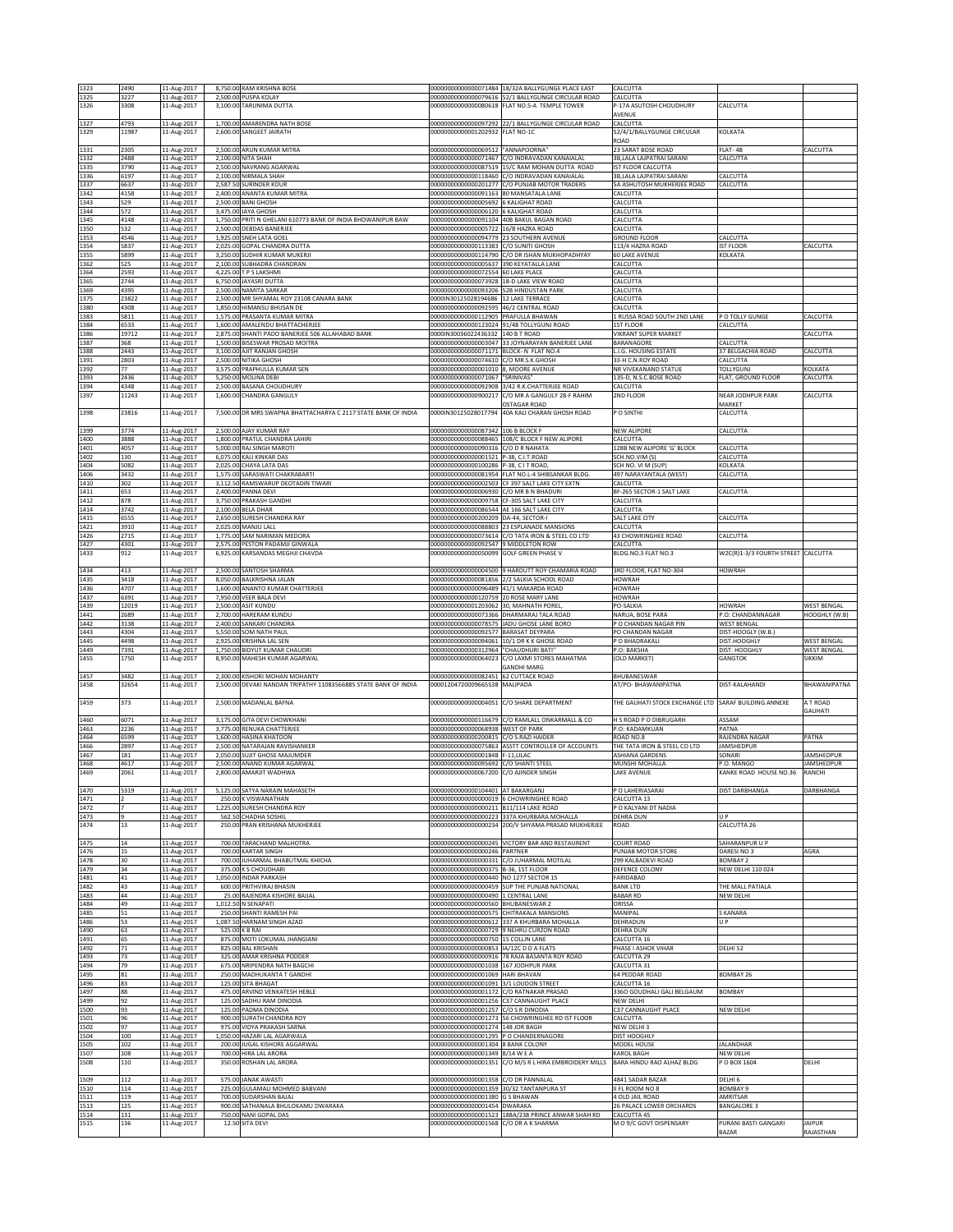| 1323 | 2490 | 11-Aug-2017 | 8,750.00 | RAM KRISHNA BOSE | 0000000000000071484 | 18/32A BALLYGUNGE PLACE EAST | CALCUTTA | | |
|---|---|---|---|---|---|---|---|---|---|
| 1325 | 3227 | 11-Aug-2017 | 2,500.00 | PUSPA KOLAY | 0000000000000079616 | 52/1 BALLYGUNGE CIRCULAR ROAD | CALCUTTA | | |
| 1326 | 3308 | 11-Aug-2017 | 3,100.00 | TARUNIMA DUTTA | 0000000000000080618 | FLAT NO.5-A TEMPLE TOWER | P-17A ASUTOSH CHOUDHURY AVENUE | CALCUTTA | |
| 1327 | 4793 | 11-Aug-2017 | 1,700.00 | AMARENDRA NATH BOSE | 0000000000000097292 | 22/1 BALLYGUNGE CIRCULAR ROAD | CALCUTTA | | |
| 1329 | 11987 | 11-Aug-2017 | 2,600.00 | SANGEET JAIRATH | 0000000000001202932 | FLAT NO-1C | 52/4/1/BALLYGUNGE CIRCULAR ROAD | KOLKATA | |
| 1331 | 2305 | 11-Aug-2017 | 2,500.00 | ARUN KUMAR MITRA | 0000000000000069512 | "ANNAPOORNA" | 23 SARAT BOSE ROAD | FLAT- 4B | CALCUTTA |
| 1332 | 2488 | 11-Aug-2017 | 2,100.00 | NITA SHAH | 0000000000000071467 | C/O INDRAVADAN KANAIALAL | 3B,LALA LAJPATRAI SARANI | CALCUTTA | |
| 1335 | 3790 | 11-Aug-2017 | 2,500.00 | NAVRANG AGARWAL | 0000000000000087519 | 15/C RAM MOHAN DUTTA ROAD | IST FLOOR CALCUTTA | | |
| 1336 | 6197 | 11-Aug-2017 | 2,100.00 | NIRMALA SHAH | 0000000000000118460 | C/O INDRAVADAN KANAIALAL | 3B,LALA LAJPATRAI SARANI | CALCUTTA | |
| 1337 | 6637 | 11-Aug-2017 | 2,587.50 | SURINDER KOUR | 0000000000000201277 | C/O PUNJAB MOTOR TRADERS | 5A ASHUTOSH MUKHERJEE ROAD | CALCUTTA | |
| 1342 | 4158 | 11-Aug-2017 | 2,400.00 | ANANTA KUMAR MITRA | 0000000000000091163 | 80 MANSATALA LANE | CALCUTTA | | |
| 1343 | 529 | 11-Aug-2017 | 2,500.00 | BANI GHOSH | 0000000000000005692 | 6 KALIGHAT ROAD | CALCUTTA | | |
| 1344 | 572 | 11-Aug-2017 | 3,475.00 | JAYA GHOSH | 0000000000000006120 | 6 KALIGHAT ROAD | CALCUTTA | | |
| 1345 | 4148 | 11-Aug-2017 | 1,750.00 | PRITI N GHELANI 610773 BANK OF INDIA BHOWANIPUR BAW | 0000000000000091104 | 40B BAKUL BAGAN ROAD | CALCUTTA | | |
| 1350 | 532 | 11-Aug-2017 | 2,500.00 | DEBDAS BANERJEE | 0000000000000005722 | 16/8 HAZRA ROAD | CALCUTTA | | |
| 1353 | 4546 | 11-Aug-2017 | 1,925.00 | SNEH LATA GOEL | 0000000000000094779 | 23 SOUTHERN AVENUE | GROUND FLOOR | CALCUTTA | |
| 1354 | 5837 | 11-Aug-2017 | 2,025.00 | GOPAL CHANDRA DUTTA | 0000000000000113383 | C/O SUNITI GHOSH | 113/4 HAZRA ROAD | IST FLOOR | CALCUTTA |
| 1355 | 5899 | 11-Aug-2017 | 3,250.00 | SUDHIR KUMAR MUKERJI | 0000000000000114790 | C/O DR ISHAN MUKHOPADHYAY | 60 LAKE AVENUE | KOLKATA | |
| 1362 | 525 | 11-Aug-2017 | 2,100.00 | SUBHADRA CHANDRAN | 0000000000000005637 | 390 KEYATALLA LANE | CALCUTTA | | |
| 1364 | 2593 | 11-Aug-2017 | 4,225.00 | T P S LAKSHMI | 0000000000000072554 | 60 LAKE PLACE | CALCUTTA | | |
| 1365 | 2744 | 11-Aug-2017 | 6,750.00 | JAYASRI DUTTA | 0000000000000073928 | 18-D LAKE VIEW ROAD | CALCUTTA | | |
| 1369 | 4395 | 11-Aug-2017 | 2,500.00 | NAMITA SARKAR | 0000000000000093206 | 52B HINDUSTAN PARK | CALCUTTA | | |
| 1375 | 23822 | 11-Aug-2017 | 2,500.00 | MR SHYAMAL ROY 23108 CANARA BANK | 0000IN30125028194686 | 12 LAKE TERRACE | CALCUTTA | | |
| 1380 | 4308 | 11-Aug-2017 | 1,850.00 | HIMANSU BHUSAN DE | 0000000000000092595 | 46/2 CENTRAL ROAD | CALCUTTA | | |
| 1383 | 5811 | 11-Aug-2017 | 1,575.00 | PRASANTA KUMAR MITRA | 0000000000000112905 | PRAFULLA BHAWAN | 1 RUSSA ROAD SOUTH 2ND LANE | P O TOLLY GUNGE | CALCUTTA |
| 1384 | 6533 | 11-Aug-2017 | 1,600.00 | AMALENDU BHATTACHERJEE | 0000000000000123024 | 91/48 TOLLYGUNJ ROAD | 1ST FLOOR | CALCUTTA | |
| 1386 | 19712 | 11-Aug-2017 | 2,875.00 | SHANTI PADO BANERJEE 506 ALLAHABAD BANK | 0000IN30036022436332 | 140 B T ROAD | VIKRANT SUPER MARKET | | CALCUTTA |
| 1387 | 368 | 11-Aug-2017 | 1,500.00 | BISESWAR PROSAD MOITRA | 0000000000000003047 | 33 JOYNARAYAN BANERJEE LANE | BARANAGORE | CALCUTTA | |
| 1388 | 2443 | 11-Aug-2017 | 3,100.00 | AJIT RANJAN GHOSH | 0000000000000071171 | BLOCK- N FLAT NO.4 | L.I.G. HOUSING ESTATE | 37 BELGACHIA ROAD | CALCUTTA |
| 1391 | 2803 | 11-Aug-2017 | 2,500.00 | NITIKA GHOSH | 0000000000000074610 | C/O MR.S.K.GHOSH | 33-H C.N.ROY ROAD | CALCUTTA | |
| 1392 | 77 | 11-Aug-2017 | 3,575.00 | PRAPHULLA KUMAR SEN | 0000000000000001010 | 8, MOORE AVENUE | NR VIVEKANAND STATUE | TOLLYGUNJ | KOLKATA |
| 1393 | 2436 | 11-Aug-2017 | 5,250.00 | MOLINA DEBI | 0000000000000071067 | "SRINIVAS" | 135-D, N.S.C.BOSE ROAD | FLAT, GROUND FLOOR | CALCUTTA |
| 1394 | 4348 | 11-Aug-2017 | 2,500.00 | BASANA CHOUDHURY | 0000000000000092908 | 3/42 R.K.CHATTERJEE ROAD | CALCUTTA | | |
| 1397 | 11243 | 11-Aug-2017 | 1,600.00 | CHANDRA GANGULY | 0000000000000900217 | C/O MR A GANGULY 28-F RAHIM OSTAGAR ROAD | 2ND FLOOR | NEAR JODHPUR PARK MARKET | CALCUTTA |
| 1398 | 23816 | 11-Aug-2017 | 7,500.00 | DR MRS SWAPNA BHATTACHARYA C 2117 STATE BANK OF INDIA | 0000IN30125028017794 | 40A KALI CHARAN GHOSH ROAD | P O SINTHI | CALCUTTA | |
| 1399 | 3774 | 11-Aug-2017 | 2,500.00 | AJAY KUMAR RAY | 0000000000000087342 | 106 B BLOCK F | NEW ALIPORE | CALCUTTA | |
| 1400 | 3888 | 11-Aug-2017 | 1,800.00 | PRATUL CHANDRA LAHIRI | 0000000000000088465 | 108/C BLOCK F NEW ALIPORE | CALCUTTA | | |
| 1401 | 4057 | 11-Aug-2017 | 5,000.00 | RAJ SINGH NAHATA | 0000000000000090316 | C/O D R NAHATA | 128B NEW ALIPORE 'G' BLOCK | CALCUTTA | |
| 1402 | 130 | 11-Aug-2017 | 6,075.00 | KALI KINKAR DAS | 0000000000000001521 | P-38, C.I.T.ROAD | SCH.NO.VIM (S) | CALCUTTA | |
| 1404 | 5082 | 11-Aug-2017 | 2,025.00 | CHAYA LATA DAS | 0000000000000100286 | P-38, C I T ROAD, | SCH NO. VI M (SUP) | KOLKATA | |
| 1406 | 3432 | 11-Aug-2017 | 1,575.00 | SARASWATI CHAKRABARTI | 0000000000000081954 | FLAT NO.L-4 SHIBSANKAR BLDG. | 497 NARAYANTALA (WEST) | CALCUTTA | |
| 1410 | 302 | 11-Aug-2017 | 3,112.50 | RAMSWARUP DEOTADIN TIWARI | 0000000000000002503 | CF 397 SALT LAKE CITY EXTN | CALCUTTA | | |
| 1411 | 653 | 11-Aug-2017 | 2,400.00 | PANNA DEVI | 0000000000000006930 | C/O MR B N BHADURI | BF-265 SECTOR-1 SALT LAKE | CALCUTTA | |
| 1412 | 878 | 11-Aug-2017 | 3,750.00 | PRAKASH GANDHI | 0000000000000009758 | CF-305 SALT LAKE CITY | CALCUTTA | | |
| 1414 | 3742 | 11-Aug-2017 | 2,100.00 | BELA DHAR | 0000000000000086544 | AE 166 SALT LAKE CITY | CALCUTTA | | |
| 1415 | 6555 | 11-Aug-2017 | 2,650.00 | SURESH CHANDRA RAY | 0000000000000200209 | DA-44, SECTOR-I | SALT LAKE CITY | CALCUTTA | |
| 1421 | 3910 | 11-Aug-2017 | 2,025.00 | MANJU LALL | 0000000000000088803 | 23 ESPLANADE MANSIONS | CALCUTTA | | |
| 1426 | 2715 | 11-Aug-2017 | 1,775.00 | SAM NARIMAN MEDORA | 0000000000000073614 | C/O TATA IRON & STEEL CO LTD | 43 CHOWRINGHEE ROAD | CALCUTTA | |
| 1427 | 4301 | 11-Aug-2017 | 2,575.00 | PESTON PADAMJI GINWALA | 0000000000000092547 | 9 MIDDLETON ROW | CALCUTTA | | |
| 1433 | 912 | 11-Aug-2017 | 6,925.00 | KARSANDAS MEGHJI CHAVDA | 0000000000000050099 | GOLF GREEN PHASE V | BLDG.NO.3 FLAT NO.3 | W2C(R)1-3/3 FOURTH STREET | CALCUTTA |
| 1434 | 413 | 11-Aug-2017 | 2,500.00 | SANTOSH SHARMA | 0000000000000004500 | 9 HARDUTT ROY CHAMARIA ROAD | 3RD FLOOR, FLAT NO-304 | HOWRAH | |
| 1435 | 3418 | 11-Aug-2017 | 8,050.00 | BALKRISHNA JALAN | 0000000000000081856 | 2/2 SALKIA SCHOOL ROAD | HOWRAH | | |
| 1436 | 4707 | 11-Aug-2017 | 1,600.00 | ANANTO KUMAR CHATTERJEE | 0000000000000096489 | 41/1 MAKARDA ROAD | HOWRAH | | |
| 1437 | 6391 | 11-Aug-2017 | 7,950.00 | VEER BALA DEVI | 0000000000000120759 | 20 ROSE MARY LANE | HOWRAH | | |
| 1439 | 12019 | 11-Aug-2017 | 2,500.00 | ASIT KUNDU | 0000000000001203062 | 30, MAHNATH POREL, | PO-SALKIA | HOWRAH | WEST BENGAL |
| 1441 | 2689 | 11-Aug-2017 | 2,700.00 | HARERAM KUNDU | 0000000000000073366 | DHARMARAJ TALA ROAD | NARUA, BOSE PARA | P.O: CHANDANNAGAR | HOOGHLY (W.B) |
| 1442 | 3138 | 11-Aug-2017 | 2,400.00 | SANKARI CHANDRA | 0000000000000078575 | JADU GHOSE LANE BORO | P O CHANDAN NAGAR PIN | WEST BENGAL | |
| 1443 | 4304 | 11-Aug-2017 | 5,550.00 | SOM NATH PAUL | 0000000000000092577 | BARASAT DEYPARA | PO CHANDAN NAGAR | DIST-HOOGLY (W.B.) | |
| 1445 | 4498 | 11-Aug-2017 | 2,925.00 | KRISHNA LAL SEN | 0000000000000094061 | 10/1 DR K K GHOSE ROAD | P O BHADRAKALI | DIST.HOOGHLY | WEST BENGAL |
| 1449 | 7391 | 11-Aug-2017 | 1,750.00 | BIDYUT KUMAR CHAUDRI | 0000000000000312964 | "CHAUDHURI BATI" | P.O: BAKSHA | DIST: HOOGHLY | WEST BENGAL |
| 1455 | 1750 | 11-Aug-2017 | 8,950.00 | MAHESH KUMAR AGARWAL | 0000000000000064023 | C/O LAXMI STORES MAHATMA GANDHI MARG | (OLD MARKET) | GANGTOK | SIKKIM |
| 1457 | 3482 | 11-Aug-2017 | 2,300.00 | KISHORI MOHAN MOHANTY | 0000000000000082451 | 62 CUTTACK ROAD | BHUBANESWAR | | |
| 1458 | 32654 | 11-Aug-2017 | 2,500.00 | DEVAKI NANDAN TRIPATHY 11083566885 STATE BANK OF INDIA | 00001204720009665538 | MALIPADA | AT/PO- BHAWANIPATNA | DIST-KALAHANDI | BHAWANIPATNA |
| 1459 | 373 | 11-Aug-2017 | 2,500.00 | MADANLAL BAFNA | 0000000000000004051 | C/O SHARE DEPARTMENT | THE GAUHATI STOCK EXCHANGE LTD | SARAF BUILDING ANNEXE | A T ROAD GAUHATI |
| 1460 | 6071 | 11-Aug-2017 | 3,175.00 | GITA DEVI CHOWKHANI | 0000000000000116679 | C/O RAMLALL ONKARMALL & CO | H S ROAD P O DIBRUGARH | ASSAM | |
| 1463 | 2236 | 11-Aug-2017 | 3,775.00 | RENUKA CHATTERJEE | 0000000000000068938 | WEST OF PARK | P.O: KADAMKUAN | PATNA | |
| 1464 | 6599 | 11-Aug-2017 | 1,600.00 | HASINA KHATOON | 0000000000000200815 | C/O S.RAZI HAIDER | ROAD NO.8 | RAJENDRA NAGAR | PATNA |
| 1466 | 2897 | 11-Aug-2017 | 2,500.00 | NATARAJAN RAVISHANKER | 0000000000000075863 | ASSTT CONTROLLER OF ACCOUNTS | THE TATA IRON & STEEL CO LTD | JAMSHEDPUR | |
| 1467 | 181 | 11-Aug-2017 | 2,050.00 | SUJIT GHOSE MAJUMDER | 0000000000000001848 | F-11,LILAC | ASHIANA GARDENS | SONARI | JAMSHEDPUR |
| 1468 | 4617 | 11-Aug-2017 | 2,500.00 | ANAND KUMAR AGARWAL | 0000000000000095692 | C/O SHANTI STEEL | MUNSHI MOHALLA | P.O. MANGO | JAMSHEDPUR |
| 1469 | 2061 | 11-Aug-2017 | 2,800.00 | AMARJIT WADHWA | 0000000000000067200 | C/O AJINDER SINGH | LAKE AVENUE | KANKE ROAD HOUSE NO.36 | RANCHI |
| 1470 | 5319 | 11-Aug-2017 | 5,125.00 | SATYA NARAIN MAHASETH | 0000000000000104401 | AT BAKARGANJ | P O LAHERIASARAI | DIST DARBHANGA | DARBHANGA |
| 1471 | 2 | 11-Aug-2017 | 250.00 | K VISWANATHAN | 0000000000000000019 | 6 CHOWRINGHEE ROAD | CALCUTTA 13 | | |
| 1472 | 7 | 11-Aug-2017 | 1,225.00 | SURESH CHANDRA ROY | 0000000000000000211 | B11/114 LAKE ROAD | P O KALYANI DT NADIA | | |
| 1473 | 9 | 11-Aug-2017 | 562.50 | CHADHA SOSHIL | 0000000000000000223 | 337A KHURBARA MOHALLA | DEHRA DUN | U P | |
| 1474 | 13 | 11-Aug-2017 | 250.00 | PRAN KRISHANA MUKHERJEE | 0000000000000000234 | 200/V SHYAMA PRASAD MUKHERJEE | ROAD | CALCUTTA 26 | |
| 1475 | 14 | 11-Aug-2017 | 700.00 | TARACHAND MALHOTRA | 0000000000000000245 | VICTORY BAR AND RESTAURENT | COURT ROAD | SAHARANPUR U P | |
| 1476 | 15 | 11-Aug-2017 | 700.00 | KARTAR SINGH | 0000000000000000246 | PARTNER | PUNJAB MOTOR STORE | DARESI NO 3 | AGRA |
| 1478 | 30 | 11-Aug-2017 | 700.00 | JUHARMAL BHABUTMAL KHICHA | 0000000000000000331 | C/O JUHARMAL MOTILAL | 299 KALBADEVI ROAD | BOMBAY 2 | |
| 1479 | 34 | 11-Aug-2017 | 375.00 | K S CHOUDHARI | 0000000000000000375 | B-36, 1ST FLOOR | DEFENCE COLONY | NEW DELHI 110 024 | |
| 1481 | 41 | 11-Aug-2017 | 1,050.00 | INDAR PARKASH | 0000000000000000440 | NO 1277 SECTOR 15 | FARIDABAD | | |
| 1482 | 43 | 11-Aug-2017 | 600.00 | PRITHVIRAJ BHASIN | 0000000000000000459 | SUP THE PUNJAB NATIONAL | BANK LTD | THE MALL PATIALA | |
| 1483 | 44 | 11-Aug-2017 | 25.00 | RAJENDRA KISHORE BAIJAL | 0000000000000000490 | 1 CENTRAL LANE | BABAR RD | NEW DELHI | |
| 1484 | 49 | 11-Aug-2017 | 1,012.50 | N SENAPATI | 0000000000000000560 | BHUBANESWAR 2 | ORISSA | | |
| 1485 | 51 | 11-Aug-2017 | 250.00 | SHANTI RAMESH PAI | 0000000000000000575 | CHITRAKALA MANSIONS | MANIPAL | S KANARA | |
| 1486 | 53 | 11-Aug-2017 | 1,087.50 | HARNAM SINGH AZAD | 0000000000000000612 | 337 A KHURBARA MOHALLA | DEHRADUN | U P | |
| 1490 | 63 | 11-Aug-2017 | 525.00 | K B RAI | 0000000000000000729 | 9 NEHRU CURZON ROAD | DEHRA DUN | | |
| 1491 | 65 | 11-Aug-2017 | 875.00 | MOTI LOKUMAL JHANGIANI | 0000000000000000750 | 15 COLLIN LANE | CALCUTTA 16 | | |
| 1492 | 71 | 11-Aug-2017 | 825.00 | BAL KRISHAN | 0000000000000000853 | A/12C D D A FLATS | PHASE I ASHOK VIHAR | DELHI 52 | |
| 1493 | 73 | 11-Aug-2017 | 325.00 | AMAR KRISHNA PODDER | 0000000000000000916 | 78 RAJA BASANTA ROY ROAD | CALCUTTA 29 | | |
| 1494 | 79 | 11-Aug-2017 | 675.00 | NRIPENDRA NATH BAGCHI | 0000000000000001038 | 167 JODHPUR PARK | CALCUTTA 31 | | |
| 1495 | 81 | 11-Aug-2017 | 250.00 | MADHUKANTA T GANDHI | 0000000000000001069 | HARI BHAVAN | 64 PEDDAR ROAD | BOMBAY 26 | |
| 1496 | 83 | 11-Aug-2017 | 125.00 | SITA BHAGAT | 0000000000000001091 | 3/1 LOUDON STREET | CALCUTTA 16 | | |
| 1497 | 88 | 11-Aug-2017 | 475.00 | ARVIND VENKATESH HEBLE | 0000000000000001172 | C/O RATNAKAR PRASAD | 3360 GOUDHALI GALI BELGAUM | BOMBAY | |
| 1499 | 92 | 11-Aug-2017 | 125.00 | SADHU RAM DINODIA | 0000000000000001256 | C37 CANNAUGHT PLACE | NEW DELHI | | |
| 1500 | 93 | 11-Aug-2017 | 125.00 | PADMA DINODIA | 0000000000000001257 | C/O S R DINODIA | C37 CANNAUGHT PLACE | NEW DELHI | |
| 1501 | 96 | 11-Aug-2017 | 900.00 | SURATH CHANDRA ROY | 0000000000000001273 | 56 CHOWRINGHEE RD IST FLOOR | CALCUTTA | | |
| 1502 | 97 | 11-Aug-2017 | 975.00 | VIDYA PRAKASH SARNA | 0000000000000001274 | 148 JOR BAGH | NEW DELHI 3 | | |
| 1504 | 100 | 11-Aug-2017 | 1,050.00 | HAZARI LAL AGARWALA | 0000000000000001295 | P O CHANDERNAGORE | DIST HOOGHLY | | |
| 1505 | 102 | 11-Aug-2017 | 200.00 | JUGAL KISHORE AGGARWAL | 0000000000000001304 | 8 BANK COLONY | MODEL HOUSE | JALANDHAR | |
| 1507 | 108 | 11-Aug-2017 | 700.00 | HIRA LAL ARORA | 0000000000000001349 | 8/14 W E A | KAROL BAGH | NEW DELHI | |
| 1508 | 110 | 11-Aug-2017 | 350.00 | ROSHAN LAL ARORA | 0000000000000001351 | C/O M/S R L HIRA EMBROIDERY MILLS | BARA HINDU RAO ALHAZ BLDG | P O BOX 1604 | DELHI |
| 1509 | 112 | 11-Aug-2017 | 575.00 | JANAK AWASTI | 0000000000000001358 | C/O DR PANNALAL | 4841 SADAR BAZAR | DELHI 6 | |
| 1510 | 114 | 11-Aug-2017 | 225.00 | GULAMALI MOHMED BABVANI | 0000000000000001359 | 30/32 TANTANPURA ST | II FL ROOM NO 8 | BOMBAY 9 | |
| 1511 | 119 | 11-Aug-2017 | 700.00 | SUDARSHAN BAJAJ | 0000000000000001380 | G S BHAWAN | 4 OLD JAIL ROAD | AMRITSAR | |
| 1513 | 125 | 11-Aug-2017 | 900.00 | SATHANALA BHULOKAMU DWARAKA | 0000000000000001454 | DWARAKA | 26 PALACE LOWER ORCHARDS | BANGALORE 3 | |
| 1514 | 131 | 11-Aug-2017 | 750.00 | NANI GOPAL DAS | 0000000000000001523 | 188A/238 PRINCE ANWAR SHAH RD | CALCUTTA 45 | | |
| 1515 | 136 | 11-Aug-2017 | 12.50 | SITA DEVI | 0000000000000001568 | C/O DR A K SHARMA | M D 9/C GOVT DISPENSARY | PURANI BASTI GANGARI BAZAR | JAIPUR RAJASTHAN |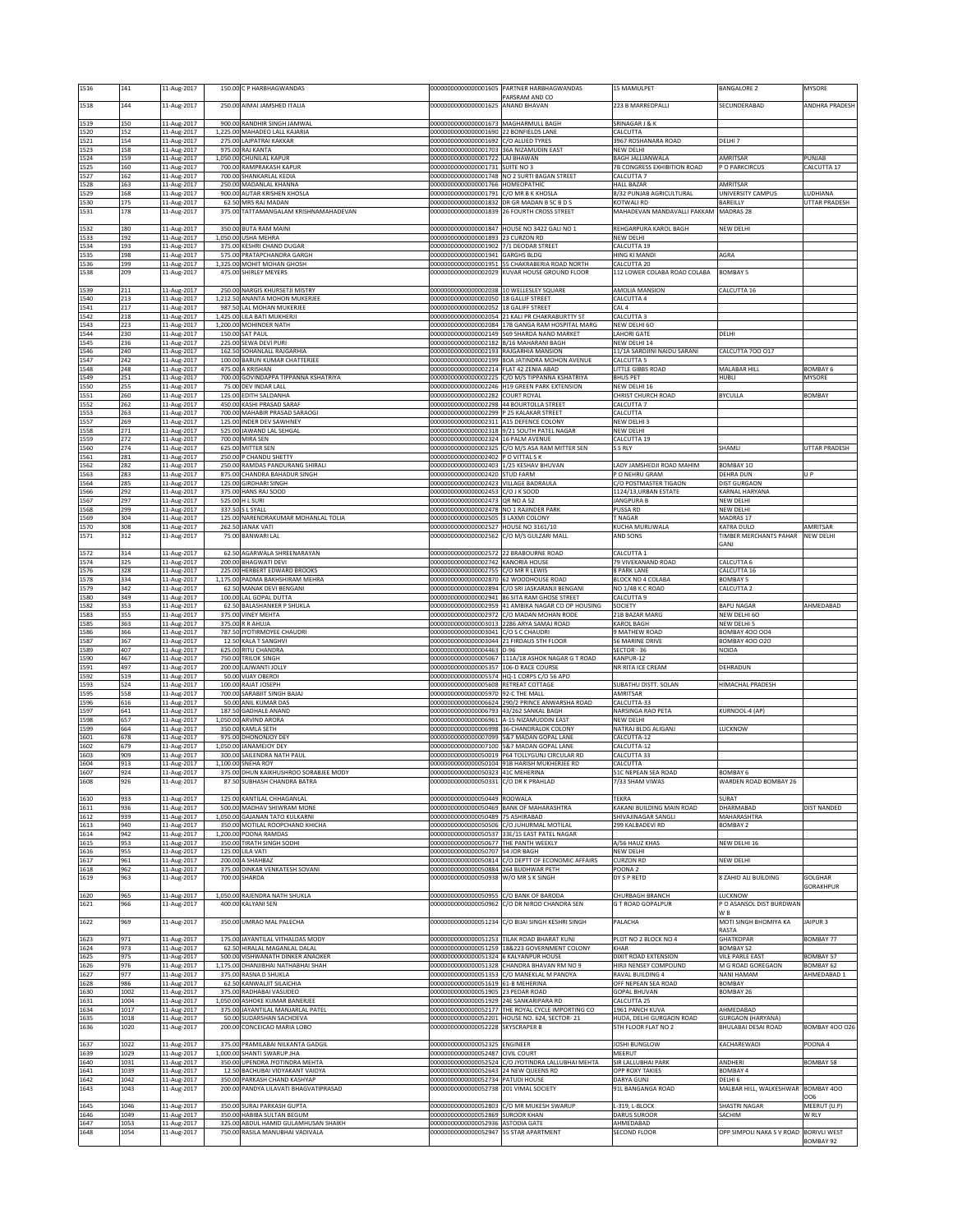| | | | | | | | | |
|---|---|---|---|---|---|---|---|---|
| 1516 | 141 | 11-Aug-2017 | 150.00 | C P HARBHAGWANDAS | 0000000000000001605 | PARTNER HARBHAGWANDAS PARSRAM AND CO | 15 MAMULPET | BANGALORE 2 | MYSORE |
| 1518 | 144 | 11-Aug-2017 | 250.00 | AIMAI JAMSHED ITALIA | 0000000000000001625 | ANAND BHAVAN | 223 B MARREDPALLI | SECUNDERABAD | ANDHRA PRADESH |
| 1519 | 150 | 11-Aug-2017 | 900.00 | RANDHIR SINGH JAMWAL | 0000000000000001673 | MAGHARMULL BAGH | SRINAGAR J & K | | |
| 1520 | 152 | 11-Aug-2017 | 1,225.00 | MAHADEO LALL KAJARIA | 0000000000000001690 | 22 BONFIELDS LANE | CALCUTTA | | |
| 1521 | 154 | 11-Aug-2017 | 275.00 | LAJPATRAI KAKKAR | 0000000000000001692 | C/O ALLIED TYRES | 3967 ROSHANARA ROAD | DELHI 7 | |
| 1523 | 158 | 11-Aug-2017 | 975.00 | RAJ KANTA | 0000000000000001703 | 36A NIZAMUDIN EAST | NEW DELHI | | |
| 1524 | 159 | 11-Aug-2017 | 1,050.00 | CHUNILAL KAPUR | 0000000000000001722 | LAJ BHAWAN | BAGH JALLIANWALA | AMRITSAR | PUNJAB |
| 1525 | 160 | 11-Aug-2017 | 700.00 | RAMPRAKASH KAPUR | 0000000000000001731 | SUITE NO 3 | 7B CONGRESS EXHIBITION ROAD | P O PARKCIRCUS | CALCUTTA 17 |
| 1527 | 162 | 11-Aug-2017 | 700.00 | SHANKARLAL KEDIA | 0000000000000001748 | NO 2 SURTI BAGAN STREET | CALCUTTA 7 | | |
| 1528 | 163 | 11-Aug-2017 | 250.00 | MADANLAL KHANNA | 0000000000000001766 | HOMEOPATHIC | HALL BAZAR | AMRITSAR | |
| 1529 | 168 | 11-Aug-2017 | 900.00 | AUTAR KRISHEN KHOSLA | 0000000000000001791 | C/O MR B K KHOSLA | 8/32 PUNJAB AGRICULTURAL | UNIVERSITY CAMPUS | LUDHIANA |
| 1530 | 175 | 11-Aug-2017 | 62.50 | MRS RAJ MADAN | 0000000000000001832 | DR GR MADAN B SC B D S | KOTWALI RD | BAREILLY | UTTAR PRADESH |
| 1531 | 178 | 11-Aug-2017 | 375.00 | TATTAMANGALAM KRISHNAMAHADEVAN | 0000000000000001839 | 26 FOURTH CROSS STREET | MAHADEVAN MANDAVALLI PAKKAM | MADRAS 28 | |
| 1532 | 180 | 11-Aug-2017 | 350.00 | BUTA RAM MAINI | 0000000000000001847 | HOUSE NO 3422 GALI NO 1 | REHGARPURA KAROL BAGH | NEW DELHI | |
| 1533 | 192 | 11-Aug-2017 | 1,050.00 | USHA MEHRA | 0000000000000001893 | 23 CURZON RD | NEW DELHI | | |
| 1534 | 193 | 11-Aug-2017 | 375.00 | KESHRI CHAND DUGAR | 0000000000000001902 | 7/1 DEODAR STREET | CALCUTTA 19 | | |
| 1535 | 198 | 11-Aug-2017 | 575.00 | PRATAPCHANDRA GARGH | 0000000000000001941 | GARGHS BLDG | HING KI MANDI | AGRA | |
| 1536 | 199 | 11-Aug-2017 | 1,225.00 | MOHIT MOHAN GHOSH | 0000000000000001951 | 55 CHAKRABERIA ROAD NORTH | CALCUTTA 20 | | |
| 1538 | 209 | 11-Aug-2017 | 475.00 | SHIRLEY MEYERS | 0000000000000002029 | KUVAR HOUSE GROUND FLOOR | 112 LOWER COLABA ROAD COLABA | BOMBAY 5 | |
| 1539 | 211 | 11-Aug-2017 | 250.00 | NARGIS KHURSETJI MISTRY | 0000000000000002038 | 10 WELLESLEY SQUARE | AMOLIA MANSION | CALCUTTA 16 | |
| 1540 | 213 | 11-Aug-2017 | 1,212.50 | ANANTA MOHON MUKERJEE | 0000000000000002050 | 18 GALLIF STREET | CALCUTTA 4 | | |
| 1541 | 217 | 11-Aug-2017 | 987.50 | LAL MOHAN MUKERJEE | 0000000000000002052 | 18 GALIFF STREET | CAL 4 | | |
| 1542 | 218 | 11-Aug-2017 | 1,425.00 | LILA BATI MUKHERJI | 0000000000000002054 | 21 KALI PR CHAKRABURTTY ST | CALCUTTA 3 | | |
| 1543 | 223 | 11-Aug-2017 | 1,200.00 | MOHINDER NATH | 0000000000000002084 | 17B GANGA RAM HOSPITAL MARG | NEW DELHI 6O | | |
| 1544 | 230 | 11-Aug-2017 | 150.00 | SAT PAUL | 0000000000000002149 | 569 SHARDA NAND MARKET | LAHORI GATE | DELHI | |
| 1545 | 236 | 11-Aug-2017 | 225.00 | SEWA DEVI PURI | 0000000000000002182 | B/16 MAHARANI BAGH | NEW DELHI 14 | | |
| 1546 | 240 | 11-Aug-2017 | 162.50 | SOHANLALL RAJGARHIA | 0000000000000002193 | RAJGARHIA MANSION | 11/1A SAROJINI NAIDU SARANI | CALCUTTA 7OO O17 | |
| 1547 | 242 | 11-Aug-2017 | 100.00 | BARUN KUMAR CHATTERJEE | 0000000000000002199 | 8OA JATINDRA MOHON AVENUE | CALCUTTA 5 | | |
| 1548 | 248 | 11-Aug-2017 | 475.00 | A KRISHAN | 0000000000000002214 | FLAT 42 ZENIA ABAD | LITTLE GIBBS ROAD | MALABAR HILL | BOMBAY 6 |
| 1549 | 251 | 11-Aug-2017 | 700.00 | GOVINDAPPA TIPPANNA KSHATRIYA | 0000000000000002225 | C/O M/S TIPPANNA KSHATRIYA | BHUS PET | HUBLI | MYSORE |
| 1550 | 255 | 11-Aug-2017 | 75.00 | DEV INDAR LALL | 0000000000000002246 | H19 GREEN PARK EXTENSION | NEW DELHI 16 | | |
| 1551 | 260 | 11-Aug-2017 | 125.00 | EDITH SALDANHA | 0000000000000002282 | COURT ROYAL | CHRIST CHURCH ROAD | BYCULLA | BOMBAY |
| 1552 | 262 | 11-Aug-2017 | 450.00 | KASHI PRASAD SARAF | 0000000000000002298 | 44 BOURTOLLA STREET | CALCUTTA 7 | | |
| 1553 | 263 | 11-Aug-2017 | 700.00 | MAHABIR PRASAD SARAOGI | 0000000000000002299 | P 25 KALAKAR STREET | CALCUTTA | | |
| 1557 | 269 | 11-Aug-2017 | 125.00 | INDER DEV SAWHNEY | 0000000000000002311 | A15 DEFENCE COLONY | NEW DELHI 3 | | |
| 1558 | 271 | 11-Aug-2017 | 525.00 | JAWAND LAL SEHGAL | 0000000000000002318 | 9/21 SOUTH PATEL NAGAR | NEW DELHI | | |
| 1559 | 272 | 11-Aug-2017 | 700.00 | MIRA SEN | 0000000000000002324 | 16 PALM AVENUE | CALCUTTA 19 | | |
| 1560 | 274 | 11-Aug-2017 | 625.00 | MITTER SEN | 0000000000000002325 | C/O M/S ASA RAM MITTER SEN | S S RLY | SHAMLI | UTTAR PRADESH |
| 1561 | 281 | 11-Aug-2017 | 250.00 | P CHANDU SHETTY | 0000000000000002402 | P O VITTAL S K | | | |
| 1562 | 282 | 11-Aug-2017 | 250.00 | RAMDAS PANDURANG SHIRALI | 0000000000000002403 | 1/25 KESHAV BHUVAN | LADY JAMSHEDJI ROAD MAHIM | BOMBAY 1O | |
| 1563 | 283 | 11-Aug-2017 | 875.00 | CHANDRA BAHADUR SINGH | 0000000000000002420 | STUD FARM | P O NEHRU GRAM | DEHRA DUN | U P |
| 1564 | 285 | 11-Aug-2017 | 125.00 | GIRDHARI SINGH | 0000000000000002423 | VILLAGE BADRAULA | C/O POSTMASTER TIGAON | DIST GURGAON | |
| 1566 | 292 | 11-Aug-2017 | 375.00 | HANS RAJ SOOD | 0000000000000002453 | C/O J K SOOD | 1124/13,URBAN ESTATE | KARNAL HARYANA | |
| 1567 | 297 | 11-Aug-2017 | 525.00 | H L SURI | 0000000000000002473 | QR NO A 52 | JANGPURA B | NEW DELHI | |
| 1568 | 299 | 11-Aug-2017 | 337.50 | S L SYALL | 0000000000000002478 | NO 1 RAJINDER PARK | PUSSA RD | NEW DELHI | |
| 1569 | 304 | 11-Aug-2017 | 125.00 | NARENDRAKUMAR MOHANLAL TOLIA | 0000000000000002505 | 3 LAXMI COLONY | T NAGAR | MADRAS 17 | |
| 1570 | 308 | 11-Aug-2017 | 262.50 | JANAK VATI | 0000000000000002527 | HOUSE NO 3161/10 | KUCHA MURLIWALA | KATRA DULO | AMRITSAR |
| 1571 | 312 | 11-Aug-2017 | 75.00 | BANWARI LAL | 0000000000000002562 | C/O M/S GULZARI MALL | AND SONS | TIMBER MERCHANTS PAHAR GANJ | NEW DELHI |
| 1572 | 314 | 11-Aug-2017 | 62.50 | AGARWALA SHREENARAYAN | 0000000000000002572 | 22 BRABOURNE ROAD | CALCUTTA 1 | | |
| 1574 | 325 | 11-Aug-2017 | 200.00 | BHAGWATI DEVI | 0000000000000002742 | KANORIA HOUSE | 79 VIVEKANAND ROAD | CALCUTTA 6 | |
| 1576 | 328 | 11-Aug-2017 | 225.00 | HERBERT EDWARD BROOKS | 0000000000000002755 | C/O MR R LEWIS | 8 PARK LANE | CALCUTTA 16 | |
| 1578 | 334 | 11-Aug-2017 | 1,175.00 | PADMA BAKHSHIRAM MEHRA | 0000000000000002870 | 62 WOODHOUSE ROAD | BLOCK NO 4 COLABA | BOMBAY 5 | |
| 1579 | 342 | 11-Aug-2017 | 62.50 | MANAK DEVI BENGANI | 0000000000000002894 | C/O SRI JASKARANJI BENGANI | NO 1/4B K C ROAD | CALCUTTA 2 | |
| 1580 | 349 | 11-Aug-2017 | 100.00 | LAL GOPAL DUTTA | 0000000000000002941 | 86 SITA RAM GHOSE STREET | CALCUTTA 9 | | |
| 1582 | 353 | 11-Aug-2017 | 62.50 | BALASHANKER P SHUKLA | 0000000000000002959 | 41 AMBIKA NAGAR CO OP HOUSING | SOCIETY | BAPU NAGAR | AHMEDABAD |
| 1583 | 355 | 11-Aug-2017 | 375.00 | VINEY MEHTA | 0000000000000002972 | C/O MADAN MOHAN RODE | 21B BAZAR MARG | NEW DELHI 6O | |
| 1585 | 363 | 11-Aug-2017 | 375.00 | R R AHUJA | 0000000000000003013 | 2286 ARYA SAMAJ ROAD | KAROL BAGH | NEW DELHI 5 | |
| 1586 | 366 | 11-Aug-2017 | 787.50 | JYOTIRMOYEE CHAUDRI | 0000000000000003041 | C/O S C CHAUDRI | 9 MATHEW ROAD | BOMBAY 4OO OO4 | |
| 1587 | 367 | 11-Aug-2017 | 12.50 | KALA T SANGHVI | 0000000000000003044 | 21 FIRDAUS 5TH FLOOR | 56 MARINE DRIVE | BOMBAY 4OO O2O | |
| 1589 | 407 | 11-Aug-2017 | 625.00 | RITU CHANDRA | 0000000000000004463 | D-96 | SECTOR - 36 | NOIDA | |
| 1590 | 467 | 11-Aug-2017 | 750.00 | TRILOK SINGH | 0000000000000005067 | 111A/18 ASHOK NAGAR G T ROAD | KANPUR-12 | | |
| 1591 | 497 | 11-Aug-2017 | 200.00 | LAJWANTI JOLLY | 0000000000000005357 | 106-D RACE COURSE | NR RITA ICE CREAM | DEHRADUN | |
| 1592 | 519 | 11-Aug-2017 | 50.00 | VIJAY OBEROI | 0000000000000005574 | HQ-1 CORPS C/O 56 APO | | | |
| 1593 | 524 | 11-Aug-2017 | 100.00 | RAJAT JOSEPH | 0000000000000005608 | RETREAT COTTAGE | SUBATHU DISTT. SOLAN | HIMACHAL PRADESH | |
| 1595 | 558 | 11-Aug-2017 | 700.00 | SARABJIT SINGH BAJAJ | 0000000000000005970 | 92-C THE MALL | AMRITSAR | | |
| 1596 | 616 | 11-Aug-2017 | 50.00 | ANIL KUMAR DAS | 0000000000000006624 | 290/2 PRINCE ANWARSHA ROAD | CALCUTTA-33 | | |
| 1597 | 641 | 11-Aug-2017 | 187.50 | GADHALE ANAND | 0000000000000006793 | 43/262 SANKAL BAGH | NARSINGA RAO PETA | KURNOOL-4 (AP) | |
| 1598 | 657 | 11-Aug-2017 | 1,050.00 | ARVIND ARORA | 0000000000000006961 | A-15 NIZAMUDDIN EAST | NEW DELHI | | |
| 1599 | 664 | 11-Aug-2017 | 350.00 | KAMLA SETH | 0000000000000006998 | 36-CHANDRALOK COLONY | NATRAJ BLDG ALIGANJ | LUCKNOW | |
| 1601 | 678 | 11-Aug-2017 | 975.00 | DHONONJOY DEY | 0000000000000007099 | 5&7 MADAN GOPAL LANE | CALCUTTA-12 | | |
| 1602 | 679 | 11-Aug-2017 | 1,050.00 | JANAMEJOY DEY | 0000000000000007100 | 5&7 MADAN GOPAL LANE | CALCUTTA-12 | | |
| 1603 | 909 | 11-Aug-2017 | 300.00 | SAILENDRA NATH PAUL | 0000000000000050019 | P64 TOLLYGUNJ CIRCULAR RD | CALCUTTA 33 | | |
| 1604 | 913 | 11-Aug-2017 | 1,100.00 | SNEHA ROY | 0000000000000050104 | 91B HARISH MUKHERJEE RD | CALCUTTA | | |
| 1607 | 924 | 11-Aug-2017 | 375.00 | DHUN KAIKHUSHROO SORABJEE MODY | 0000000000000050323 | 41C MEHERINA | 51C NEPEAN SEA ROAD | BOMBAY 6 | |
| 1608 | 926 | 11-Aug-2017 | 87.50 | SUBHASH CHANDRA BATRA | 0000000000000050331 | C/O DR K PRAHLAD | 7/33 SHAM VIWAS | WARDEN ROAD BOMBAY 26 | |
| 1610 | 933 | 11-Aug-2017 | 125.00 | KANTILAL CHHAGANLAL | 0000000000000050449 | ROOWALA | TEKRA | SURAT | |
| 1611 | 936 | 11-Aug-2017 | 500.00 | MADHAV SHIWRAM MONE | 0000000000000050469 | BANK OF MAHARASHTRA | KAKANI BUILDING MAIN ROAD | DHARMABAD | DIST NANDED |
| 1612 | 939 | 11-Aug-2017 | 1,050.00 | GAJANAN TATO KULKARNI | 0000000000000050489 | 75 ASHIRABAD | SHIVAJINAGAR SANGLI | MAHARASHTRA | |
| 1613 | 940 | 11-Aug-2017 | 350.00 | MOTILAL ROOPCHAND KHICHA | 0000000000000050506 | C/O JUHURMAL MOTILAL | 299 KALBADEVI RD | BOMBAY 2 | |
| 1614 | 942 | 11-Aug-2017 | 1,200.00 | POONA RAMDAS | 0000000000000050537 | 33E/15 EAST PATEL NAGAR | | | |
| 1615 | 953 | 11-Aug-2017 | 350.00 | TIRATH SINGH SODHI | 0000000000000050677 | THE PANTH WEEKLY | A/56 HAUZ KHAS | NEW DELHI 16 | |
| 1616 | 955 | 11-Aug-2017 | 125.00 | LILA VATI | 0000000000000050707 | 54 JOR BAGH | NEW DELHI | | |
| 1617 | 961 | 11-Aug-2017 | 200.00 | A SHAHBAZ | 0000000000000050814 | C/O DEPTT OF ECONOMIC AFFAIRS | CURZON RD | NEW DELHI | |
| 1618 | 962 | 11-Aug-2017 | 375.00 | DINKAR VENKATESH SOVANI | 0000000000000050884 | 264 BUDHWAR PETH | POONA 2 | | |
| 1619 | 963 | 11-Aug-2017 | 700.00 | SHARDA | 0000000000000050938 | W/O MR S K SINGH | DY S P RETD | 8 ZAHID ALI BUILDING | GOLGHAR GORAKHPUR |
| 1620 | 965 | 11-Aug-2017 | 1,050.00 | RAJENDRA NATH SHUKLA | 0000000000000050955 | C/O BANK OF BARODA | CHURBAGH BRANCH | LUCKNOW | |
| 1621 | 966 | 11-Aug-2017 | 400.00 | KALYANI SEN | 0000000000000050962 | C/O DR NIROD CHANDRA SEN | G T ROAD GOPALPUR | P O ASANSOL DIST BURDWAN W B | |
| 1622 | 969 | 11-Aug-2017 | 350.00 | UMRAO MAL PALECHA | 0000000000000051234 | C/O BIJAI SINGH KESHRI SINGH | PALACHA | MOTI SINGH BHOMIYA KA RASTA | JAIPUR 3 |
| 1623 | 971 | 11-Aug-2017 | 175.00 | JAYANTILAL VITHALDAS MODY | 0000000000000051253 | TILAK ROAD BHARAT KUNJ | PLOT NO 2 BLOCK NO 4 | GHATKOPAR | BOMBAY 77 |
| 1624 | 973 | 11-Aug-2017 | 62.50 | HIRALAL MAGANLAL DALAL | 0000000000000051259 | 18&223 GOVERNMENT COLONY | KHAR | BOMBAY 52 | |
| 1625 | 975 | 11-Aug-2017 | 500.00 | VISHWANATH DINKER ANAOKER | 0000000000000051324 | 6 KALYANPUR HOUSE | DIXIT ROAD EXTENSION | VILE PARLE EAST | BOMBAY 57 |
| 1626 | 976 | 11-Aug-2017 | 1,175.00 | DHANJIBHAI NATHABHAI SHAH | 0000000000000051328 | CHANDRA BHAVAN RM NO 9 | HIRJI NENSEY COMPOUND | M G ROAD GOREGAON | BOMBAY 62 |
| 1627 | 977 | 11-Aug-2017 | 375.00 | RASNA D SHUKLA | 0000000000000051353 | C/O MANEKLAL M PANDYA | RAVAL BUILDING 4 | NANI HAMAM | AHMEDABAD 1 |
| 1628 | 986 | 11-Aug-2017 | 62.50 | KANWALJIT SILAICHIA | 0000000000000051619 | 61-B MEHERINA | OFF NEPEAN SEA ROAD | BOMBAY | |
| 1630 | 1002 | 11-Aug-2017 | 375.00 | RADHABAI VASUDEO | 0000000000000051905 | 23 PEDAR ROAD | GOPAL BHUVAN | BOMBAY 26 | |
| 1631 | 1004 | 11-Aug-2017 | 1,050.00 | ASHOKE KUMAR BANERJEE | 0000000000000051929 | 24E SANKARIPARA RD | CALCUTTA 25 | | |
| 1634 | 1017 | 11-Aug-2017 | 375.00 | JAYANTILAL MANJARLAL PATEL | 0000000000000052177 | THE ROYAL CYCLE IMPORTING CO | 1961 PANCH KUVA | AHMEDABAD | |
| 1635 | 1018 | 11-Aug-2017 | 50.00 | SUDARSHAN SACHDEVA | 0000000000000052201 | HOUSE NO. 624, SECTOR- 21 | HUDA, DELHI GURGAON ROAD | GURGAON (HARYANA) | |
| 1636 | 1020 | 11-Aug-2017 | 200.00 | CONCEICAO MARIA LOBO | 0000000000000052228 | SKYSCRAPER B | 5TH FLOOR FLAT NO 2 | BHULABAI DESAI ROAD | BOMBAY 4OO O26 |
| 1637 | 1022 | 11-Aug-2017 | 375.00 | PRAMILABAI NILKANTA GADGIL | 0000000000000052325 | ENGINEER | JOSHI BUNGLOW | KACHAREWADI | POONA 4 |
| 1639 | 1029 | 11-Aug-2017 | 1,000.00 | SHANTI SWARUP JHA | 0000000000000052487 | CIVIL COURT | MEERUT | | |
| 1640 | 1031 | 11-Aug-2017 | 350.00 | UPENDRA JYOTINDRA MEHTA | 0000000000000052524 | C/O JYOTINDRA LALLUBHAI MEHTA | SIR LALLUBHAI PARK | ANDHERI | BOMBAY 58 |
| 1641 | 1039 | 11-Aug-2017 | 12.50 | BACHUBAI VIDYAKANT VAIDYA | 0000000000000052643 | 24 NEW QUEENS RD | OPP ROXY TAKIES | BOMBAY 4 | |
| 1642 | 1042 | 11-Aug-2017 | 350.00 | PARKASH CHAND KASHYAP | 0000000000000052734 | PATUDI HOUSE | DARYA GUNJ | DELHI 6 | |
| 1643 | 1043 | 11-Aug-2017 | 200.00 | PANDYA LILAVATI BHAGVATIPRASAD | 0000000000000052738 | 201 VIMAL SOCIETY | 91L BANGANGA ROAD | MALBAR HILL, WALKESHWAR | BOMBAY 4OO OO6 |
| 1645 | 1046 | 11-Aug-2017 | 350.00 | SURAJ PARKASH GUPTA | 0000000000000052803 | C/O MR MUKESH SWARUP | L-319, L-BLOCK | SHASTRI NAGAR | MEERUT (U.P) |
| 1646 | 1049 | 11-Aug-2017 | 350.00 | HABIBA SULTAN BEGUM | 0000000000000052869 | SUROOR KHAN | DARUS SUROOR | SACHIM | W RLY |
| 1647 | 1053 | 11-Aug-2017 | 325.00 | ABDUL HAMID GULAMHUSAN SHAIKH | 0000000000000052936 | ASTODIA GATE | AHMEDABAD | | |
| 1648 | 1054 | 11-Aug-2017 | 750.00 | RASILA MANUBHAI VADIVALA | 0000000000000052947 | 55 STAR APARTMENT | SECOND FLOOR | OPP SIMPOLI NAKA S V ROAD | BORIVLI WEST BOMBAY 92 |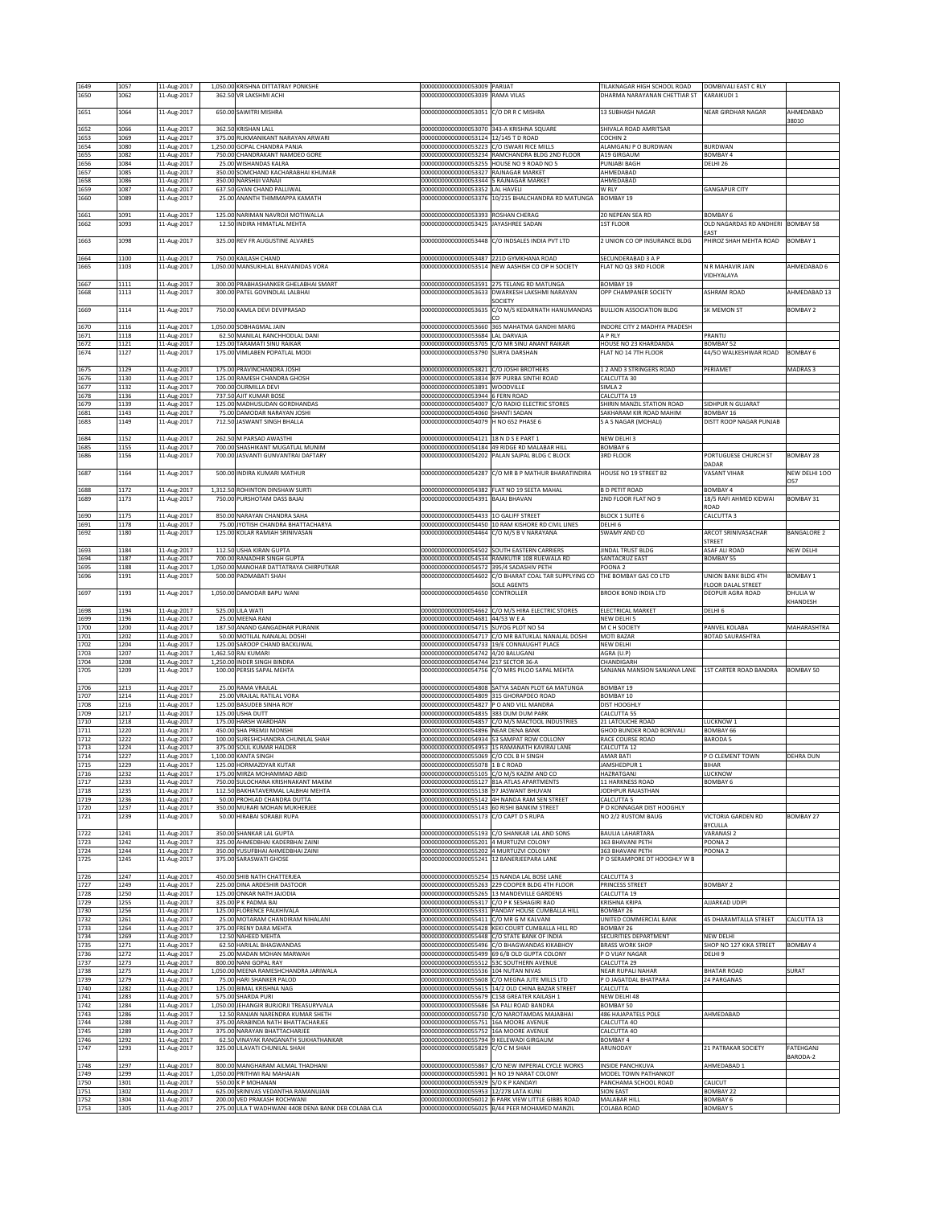| 1649 | 1057 | 11-Aug-2017 | 1,050.00 | KRISHNA DITTATRAY PONKSHE | 0000000000000053009 | PARIJAT | TILAKNAGAR HIGH SCHOOL ROAD | DOMBIVALI EAST C RLY | |
|---|---|---|---|---|---|---|---|---|---|
| 1650 | 1062 | 11-Aug-2017 | 362.50 | VR LAKSHMI ACHI | 0000000000000053039 | RAMA VILAS | DHARMA NARAYANAN CHETTIAR ST | KARAIKUDI 1 | |
| 1651 | 1064 | 11-Aug-2017 | 650.00 | SAWITRI MISHRA | 0000000000000053051 | C/O DR R C MISHRA | 13 SUBHASH NAGAR | NEAR GIRDHAR NAGAR | AHMEDABAD 38010 |
| 1652 | 1066 | 11-Aug-2017 | 362.50 | KRISHAN LALL | 0000000000000053070 | 343-A KRISHNA SQUARE | SHIVALA ROAD AMRITSAR | | |
| 1653 | 1069 | 11-Aug-2017 | 375.00 | RUKMANIKANT NARAYAN ARWARI | 0000000000000053124 | 12/145 T D ROAD | COCHIN 2 | | |
| 1654 | 1080 | 11-Aug-2017 | 1,250.00 | GOPAL CHANDRA PANJA | 0000000000000053223 | C/O ISWARI RICE MILLS | ALAMGANJ P O BURDWAN | BURDWAN | |
| 1655 | 1082 | 11-Aug-2017 | 750.00 | CHANDRAKANT NAMDEO GORE | 0000000000000053234 | RAMCHANDRA BLDG 2ND FLOOR | A19 GIRGAUM | BOMBAY 4 | |
| 1656 | 1084 | 11-Aug-2017 | 25.00 | WISHANDAS KALRA | 0000000000000053255 | HOUSE NO 9 ROAD NO 5 | PUNJABI BAGH | DELHI 26 | |
| 1657 | 1085 | 11-Aug-2017 | 350.00 | SOMCHAND KACHARABHAI KHUMAR | 0000000000000053327 | RAJNAGAR MARKET | AHMEDABAD | | |
| 1658 | 1086 | 11-Aug-2017 | 350.00 | NARSHIJI VANAJI | 0000000000000053344 | 5 RAJNAGAR MARKET | AHMEDABAD | | |
| 1659 | 1087 | 11-Aug-2017 | 637.50 | GYAN CHAND PALLIWAL | 0000000000000053352 | LAL HAVELI | W RLY | GANGAPUR CITY | |
| 1660 | 1089 | 11-Aug-2017 | 25.00 | ANANTH THIMMAPPA KAMATH | 0000000000000053376 | 10/215 BHALCHANDRA RD MATUNGA | BOMBAY 19 | | |
| 1661 | 1091 | 11-Aug-2017 | 125.00 | NARIMAN NAVROJI MOTIWALLA | 0000000000000053393 | ROSHAN CHERAG | 20 NEPEAN SEA RD | BOMBAY 6 | |
| 1662 | 1093 | 11-Aug-2017 | 12.50 | INDIRA HIMATLAL MEHTA | 0000000000000053425 | JAYASHREE SADAN | 1ST FLOOR | OLD NAGARDAS RD ANDHERI EAST | BOMBAY 58 |
| 1663 | 1098 | 11-Aug-2017 | 325.00 | REV FR AUGUSTINE ALVARES | 0000000000000053448 | C/O INDSALES INDIA PVT LTD | 2 UNION CO OP INSURANCE BLDG | PHIROZ SHAH MEHTA ROAD | BOMBAY 1 |
| 1664 | 1100 | 11-Aug-2017 | 750.00 | KAILASH CHAND | 0000000000000053487 | 221D GYMKHANA ROAD | SECUNDERABAD 3 A P | | |
| 1665 | 1103 | 11-Aug-2017 | 1,050.00 | MANSUKHLAL BHAVANIDAS VORA | 0000000000000053514 | NEW AASHISH CO OP H SOCIETY | FLAT NO Q3 3RD FLOOR | N R MAHAVIR JAIN VIDHYALAYA | AHMEDABAD 6 |
| 1667 | 1111 | 11-Aug-2017 | 300.00 | PRABHASHANKER GHELABHAI SMART | 0000000000000053591 | 275 TELANG RD MATUNGA | BOMBAY 19 | | |
| 1668 | 1113 | 11-Aug-2017 | 300.00 | PATEL GOVINDLAL LALBHAI | 0000000000000053633 | DWARKESH LAKSHMI NARAYAN SOCIETY | OPP CHAMPANER SOCIETY | ASHRAM ROAD | AHMEDABAD 13 |
| 1669 | 1114 | 11-Aug-2017 | 750.00 | KAMLA DEVI DEVIPRASAD | 0000000000000053635 | C/O M/S KEDARNATH HANUMANDAS CO | BULLION ASSOCIATION BLDG | SK MEMON ST | BOMBAY 2 |
| 1670 | 1116 | 11-Aug-2017 | 1,050.00 | SOBHAGMAL JAIN | 0000000000000053660 | 365 MAHATMA GANDHI MARG | INDORE CITY 2 MADHYA PRADESH | | |
| 1671 | 1118 | 11-Aug-2017 | 62.50 | MANILAL RANCHHODLAL DANI | 0000000000000053684 | LAL DARVAJA | A P RLY | PRANTIJ | |
| 1672 | 1121 | 11-Aug-2017 | 125.00 | TARAMATI SINU RAIKAR | 0000000000000053705 | C/O MR SINU ANANT RAIKAR | HOUSE NO 23 KHARDANDA | BOMBAY 52 | |
| 1674 | 1127 | 11-Aug-2017 | 175.00 | VIMLABEN POPATLAL MODI | 0000000000000053790 | SURYA DARSHAN | FLAT NO 14 7TH FLOOR | 44/50 WALKESHWAR ROAD | BOMBAY 6 |
| 1675 | 1129 | 11-Aug-2017 | 175.00 | PRAVINCHANDRA JOSHI | 0000000000000053821 | C/O JOSHI BROTHERS | 1 2 AND 3 STRINGERS ROAD | PERIAMET | MADRAS 3 |
| 1676 | 1130 | 11-Aug-2017 | 125.00 | RAMESH CHANDRA GHOSH | 0000000000000053834 | 87F PURBA SINTHI ROAD | CALCUTTA 30 | | |
| 1677 | 1132 | 11-Aug-2017 | 700.00 | OURMILLA DEVI | 0000000000000053891 | WOODVILLE | SIMLA 2 | | |
| 1678 | 1136 | 11-Aug-2017 | 737.50 | AJIT KUMAR BOSE | 0000000000000053944 | 6 FERN ROAD | CALCUTTA 19 | | |
| 1679 | 1139 | 11-Aug-2017 | 125.00 | MADHUSUDAN GORDHANDAS | 0000000000000054007 | C/O RADIO ELECTRIC STORES | SHIRIN MANZIL STATION ROAD | SIDHPUR N GUJARAT | |
| 1681 | 1143 | 11-Aug-2017 | 75.00 | DAMODAR NARAYAN JOSHI | 0000000000000054060 | SHANTI SADAN | SAKHARAM KIR ROAD MAHIM | BOMBAY 16 | |
| 1683 | 1149 | 11-Aug-2017 | 712.50 | JASWANT SINGH BHALLA | 0000000000000054079 | H NO 652 PHASE 6 | S A S NAGAR (MOHALI) | DISTT ROOP NAGAR PUNJAB | |
| 1684 | 1152 | 11-Aug-2017 | 262.50 | M PARSAD AWASTHI | 0000000000000054121 | 18 N D S E PART 1 | NEW DELHI 3 | | |
| 1685 | 1155 | 11-Aug-2017 | 700.00 | SHASHIKANT MUGATLAL MUNIM | 0000000000000054184 | 49 RIDGE RD MALABAR HILL | BOMBAY 6 | | |
| 1686 | 1156 | 11-Aug-2017 | 700.00 | JASVANTI GUNVANTRAI DAFTARY | 0000000000000054202 | PALAN SAJPAL BLDG C BLOCK | 3RD FLOOR | PORTUGUESE CHURCH ST DADAR | BOMBAY 28 |
| 1687 | 1164 | 11-Aug-2017 | 500.00 | INDIRA KUMARI MATHUR | 0000000000000054287 | C/O MR B P MATHUR BHARATINDIRA | HOUSE NO 19 STREET B2 | VASANT VIHAR | NEW DELHI 1OO O57 |
| 1688 | 1172 | 11-Aug-2017 | 1,312.50 | ROHINTON DINSHAW SURTI | 0000000000000054382 | FLAT NO 19 SEETA MAHAL | B D PETIT ROAD | BOMBAY 4 | |
| 1689 | 1173 | 11-Aug-2017 | 750.00 | PURSHOTAM DASS BAJAJ | 0000000000000054391 | BAJAJ BHAVAN | 2ND FLOOR FLAT NO 9 | 18/5 RAFI AHMED KIDWAI ROAD | BOMBAY 31 |
| 1690 | 1175 | 11-Aug-2017 | 850.00 | NARAYAN CHANDRA SAHA | 0000000000000054433 | 1O GALIFF STREET | BLOCK 1 SUITE 6 | CALCUTTA 3 | |
| 1691 | 1178 | 11-Aug-2017 | 75.00 | JYOTISH CHANDRA BHATTACHARYA | 0000000000000054450 | 10 RAM KISHORE RD CIVIL LINES | DELHI 6 | | |
| 1692 | 1180 | 11-Aug-2017 | 125.00 | KOLAR RAMIAH SRINIVASAN | 0000000000000054464 | C/O M/S B V NARAYANA | SWAMY AND CO | ARCOT SRINIVASACHAR STREET | BANGALORE 2 |
| 1693 | 1184 | 11-Aug-2017 | 112.50 | USHA KIRAN GUPTA | 0000000000000054502 | SOUTH EASTERN CARRIERS | JINDAL TRUST BLDG | ASAF ALI ROAD | NEW DELHI |
| 1694 | 1187 | 11-Aug-2017 | 700.00 | RANADHIR SINGH GUPTA | 0000000000000054534 | RAMKUTIR 108 RUEWALA RD | SANTACRUZ EAST | BOMBAY 55 | |
| 1695 | 1188 | 11-Aug-2017 | 1,050.00 | MANOHAR DATTATRAYA CHIRPUTKAR | 0000000000000054572 | 395/4 SADASHIV PETH | POONA 2 | | |
| 1696 | 1191 | 11-Aug-2017 | 500.00 | PADMABATI SHAH | 0000000000000054602 | C/O BHARAT COAL TAR SUPPLYING CO SOLE AGENTS | THE BOMBAY GAS CO LTD | UNION BANK BLDG 4TH FLOOR DALAL STREET | BOMBAY 1 |
| 1697 | 1193 | 11-Aug-2017 | 1,050.00 | DAMODAR BAPU WANI | 0000000000000054650 | CONTROLLER | BROOK BOND INDIA LTD | DEOPUR AGRA ROAD | DHULIA W KHANDESH |
| 1698 | 1194 | 11-Aug-2017 | 525.00 | LILA WATI | 0000000000000054662 | C/O M/S HIRA ELECTRIC STORES | ELECTRICAL MARKET | DELHI 6 | |
| 1699 | 1196 | 11-Aug-2017 | 25.00 | MEENA RANI | 0000000000000054681 | 44/53 W E A | NEW DELHI 5 | | |
| 1700 | 1200 | 11-Aug-2017 | 187.50 | ANAND GANGADHAR PURANIK | 0000000000000054715 | SUYOG PLOT NO 54 | M C H SOCIETY | PANVEL KOLABA | MAHARASHTRA |
| 1701 | 1202 | 11-Aug-2017 | 50.00 | MOTILAL NANALAL DOSHI | 0000000000000054717 | C/O MR BATUKLAL NANALAL DOSHI | MOTI BAZAR | BOTAD SAURASHTRA | |
| 1702 | 1204 | 11-Aug-2017 | 125.00 | SAROOP CHAND BACKLIWAL | 0000000000000054733 | 19/E CONNAUGHT PLACE | NEW DELHI | | |
| 1703 | 1207 | 11-Aug-2017 | 1,462.50 | RAJ KUMARI | 0000000000000054742 | 4/20 BALUGANJ | AGRA (U.P) | | |
| 1704 | 1208 | 11-Aug-2017 | 1,250.00 | INDER SINGH BINDRA | 0000000000000054744 | 217 SECTOR 36-A | CHANDIGARH | | |
| 1705 | 1209 | 11-Aug-2017 | 100.00 | PERSIS SAPAL MEHTA | 0000000000000054756 | C/O MRS PILOO SAPAL MEHTA | SANJANA MANSION SANJANA LANE | 1ST CARTER ROAD BANDRA | BOMBAY 50 |
| 1706 | 1213 | 11-Aug-2017 | 25.00 | RAMA VRAJLAL | 0000000000000054808 | SATYA SADAN PLOT 6A MATUNGA | BOMBAY 19 | | |
| 1707 | 1214 | 11-Aug-2017 | 25.00 | VRAJLAL RATILAL VORA | 0000000000000054809 | 315 GHORAPDEO ROAD | BOMBAY 10 | | |
| 1708 | 1216 | 11-Aug-2017 | 125.00 | BASUDEB SINHA ROY | 0000000000000054827 | P O AND VILL MANDRA | DIST HOOGHLY | | |
| 1709 | 1217 | 11-Aug-2017 | 125.00 | USHA DUTT | 0000000000000054835 | 383 DUM DUM PARK | CALCUTTA 55 | | |
| 1710 | 1218 | 11-Aug-2017 | 175.00 | HARSH WARDHAN | 0000000000000054857 | C/O M/S MACTOOL INDUSTRIES | 21 LATOUCHE ROAD | LUCKNOW 1 | |
| 1711 | 1220 | 11-Aug-2017 | 450.00 | SHA PREMJI MONSHI | 0000000000000054896 | NEAR DENA BANK | GHOD BUNDER ROAD BORIVALI | BOMBAY 66 | |
| 1712 | 1222 | 11-Aug-2017 | 100.00 | SURESHCHANDRA CHUNILAL SHAH | 0000000000000054934 | 53 SAMPAT ROW COLLONY | RACE COURSE ROAD | BARODA 5 | |
| 1713 | 1224 | 11-Aug-2017 | 375.00 | SOLIL KUMAR HALDER | 0000000000000054953 | 15 RAMANATH KAVIRAJ LANE | CALCUTTA 12 | | |
| 1714 | 1227 | 11-Aug-2017 | 1,100.00 | KANTA SINGH | 0000000000000055069 | C/O COL B H SINGH | AMAR BATI | P O CLEMENT TOWN | DEHRA DUN |
| 1715 | 1229 | 11-Aug-2017 | 125.00 | HORMAZDYAR KUTAR | 0000000000000055078 | 1 B C ROAD | JAMSHEDPUR 1 | BIHAR | |
| 1716 | 1232 | 11-Aug-2017 | 175.00 | MIRZA MOHAMMAD ABID | 0000000000000055105 | C/O M/S KAZIM AND CO | HAZRATGANJ | LUCKNOW | |
| 1717 | 1233 | 11-Aug-2017 | 750.00 | SULOCHANA KRISHNAKANT MAKIM | 0000000000000055127 | 81A ATLAS APARTMENTS | 11 HARKNESS ROAD | BOMBAY 6 | |
| 1718 | 1235 | 11-Aug-2017 | 112.50 | BAKHATAVERMAL LALBHAI MEHTA | 0000000000000055138 | 97 JASWANT BHUVAN | JODHPUR RAJASTHAN | | |
| 1719 | 1236 | 11-Aug-2017 | 50.00 | PROHLAD CHANDRA DUTTA | 0000000000000055142 | 4H NANDA RAM SEN STREET | CALCUTTA 5 | | |
| 1720 | 1237 | 11-Aug-2017 | 350.00 | MURARI MOHAN MUKHERJEE | 0000000000000055143 | 60 RISHI BANKIM STREET | P O KONNAGAR DIST HOOGHLY | | |
| 1721 | 1239 | 11-Aug-2017 | 50.00 | HIRABAI SORABJI RUPA | 0000000000000055173 | C/O CAPT D S RUPA | NO 2/2 RUSTOM BAUG | VICTORIA GARDEN RD BYCULLA | BOMBAY 27 |
| 1722 | 1241 | 11-Aug-2017 | 350.00 | SHANKAR LAL GUPTA | 0000000000000055193 | C/O SHANKAR LAL AND SONS | BAULIA LAHARTARA | VARANASI 2 | |
| 1723 | 1242 | 11-Aug-2017 | 325.00 | AHMEDBHAI KADERBHAI ZAINI | 0000000000000055201 | 4 MURTUZVI COLONY | 363 BHAVANI PETH | POONA 2 | |
| 1724 | 1244 | 11-Aug-2017 | 350.00 | YUSUFBHAI AHMEDBHAI ZAINI | 0000000000000055202 | 4 MURTUZVI COLONY | 363 BHAVANI PETH | POONA 2 | |
| 1725 | 1245 | 11-Aug-2017 | 375.00 | SARASWATI GHOSE | 0000000000000055241 | 12 BANERJEEPARA LANE | P O SERAMPORE DT HOOGHLY W B | | |
| 1726 | 1247 | 11-Aug-2017 | 450.00 | SHIB NATH CHATTERJEA | 0000000000000055254 | 15 NANDA LAL BOSE LANE | CALCUTTA 3 | | |
| 1727 | 1249 | 11-Aug-2017 | 225.00 | DINA ARDESHIR DASTOOR | 0000000000000055263 | 229 COOPER BLDG 4TH FLOOR | PRINCESS STREET | BOMBAY 2 | |
| 1728 | 1250 | 11-Aug-2017 | 125.00 | ONKAR NATH JAJODIA | 0000000000000055265 | 13 MANDEVILLE GARDENS | CALCUTTA 19 | | |
| 1729 | 1255 | 11-Aug-2017 | 325.00 | P K PADMA BAI | 0000000000000055317 | C/O P K SESHAGIRI RAO | KRISHNA KRIPA | AJJARKAD UDIPI | |
| 1730 | 1256 | 11-Aug-2017 | 125.00 | FLORENCE PALKHIVALA | 0000000000000055331 | PANDAY HOUSE CUMBALLA HILL | BOMBAY 26 | | |
| 1732 | 1261 | 11-Aug-2017 | 25.00 | MOTARAM CHANDIRAM NIHALANI | 0000000000000055411 | C/O MR G M KALVANI | UNITED COMMERCIAL BANK | 45 DHARAMTALLA STREET | CALCUTTA 13 |
| 1733 | 1264 | 11-Aug-2017 | 375.00 | FRENY DARA MEHTA | 0000000000000055428 | KEKI COURT CUMBALLA HILL RD | BOMBAY 26 | | |
| 1734 | 1269 | 11-Aug-2017 | 12.50 | NAHEED MEHTA | 0000000000000055448 | C/O STATE BANK OF INDIA | SECURITIES DEPARTMENT | NEW DELHI | |
| 1735 | 1271 | 11-Aug-2017 | 62.50 | HARILAL BHAGWANDAS | 0000000000000055496 | C/O BHAGWANDAS KIKABHOY | BRASS WORK SHOP | SHOP NO 127 KIKA STREET | BOMBAY 4 |
| 1736 | 1272 | 11-Aug-2017 | 25.00 | MADAN MOHAN MARWAH | 0000000000000055499 | 69 6/B OLD GUPTA COLONY | P O VIJAY NAGAR | DELHI 9 | |
| 1737 | 1273 | 11-Aug-2017 | 800.00 | NANI GOPAL RAY | 0000000000000055512 | 53C SOUTHERN AVENUE | CALCUTTA 29 | | |
| 1738 | 1275 | 11-Aug-2017 | 1,050.00 | MEENA RAMESHCHANDRA JARIWALA | 0000000000000055536 | 104 NUTAN NIVAS | NEAR RUPALI NAHAR | BHATAR ROAD | SURAT |
| 1739 | 1279 | 11-Aug-2017 | 75.00 | HARI SHANKER PALOD | 0000000000000055608 | C/O MEGNA JUTE MILLS LTD | P O JAGATDAL BHATPARA | 24 PARGANAS | |
| 1740 | 1282 | 11-Aug-2017 | 125.00 | BIMAL KRISHNA NAG | 0000000000000055615 | 14/2 OLD CHINA BAZAR STREET | CALCUTTA | | |
| 1741 | 1283 | 11-Aug-2017 | 575.00 | SHARDA PURI | 0000000000000055679 | C158 GREATER KAILASH 1 | NEW DELHI 48 | | |
| 1742 | 1284 | 11-Aug-2017 | 1,050.00 | JEHANGIR BURJORJI TREASURYVALA | 0000000000000055686 | 5A PALI ROAD BANDRA | BOMBAY 50 | | |
| 1743 | 1286 | 11-Aug-2017 | 12.50 | RANJAN NARENDRA KUMAR SHETH | 0000000000000055730 | C/O NAROTAMDAS MAJABHAI | 486 HAJAPATELS POLE | AHMEDABAD | |
| 1744 | 1288 | 11-Aug-2017 | 375.00 | ARABINDA NATH BHATTACHARJEE | 0000000000000055751 | 16A MOORE AVENUE | CALCUTTA 4O | | |
| 1745 | 1289 | 11-Aug-2017 | 375.00 | NARAYAN BHATTACHARJEE | 0000000000000055752 | 16A MOORE AVENUE | CALCUTTA 4O | | |
| 1746 | 1292 | 11-Aug-2017 | 62.50 | VINAYAK RANGANATH SUKHATHANKAR | 0000000000000055794 | 9 KELEWADI GIRGAUM | BOMBAY 4 | | |
| 1747 | 1293 | 11-Aug-2017 | 325.00 | LILAVATI CHUNILAL SHAH | 0000000000000055829 | C/O C M SHAH | ARUNODAY | 21 PATRAKAR SOCIETY | FATEHGANJ BARODA-2 |
| 1748 | 1297 | 11-Aug-2017 | 800.00 | MANGHARAM AILMAL THADHANI | 0000000000000055867 | C/O NEW IMPERIAL CYCLE WORKS | INSIDE PANCHKUVA | AHMEDABAD 1 | |
| 1749 | 1299 | 11-Aug-2017 | 1,050.00 | PRITHWI RAJ MAHAJAN | 0000000000000055901 | H NO 19 NARAT COLONY | MODEL TOWN PATHANKOT | | |
| 1750 | 1301 | 11-Aug-2017 | 550.00 | K P MOHANAN | 0000000000000055929 | S/O K P KANDAYI | PANCHAMA SCHOOL ROAD | CALICUT | |
| 1751 | 1302 | 11-Aug-2017 | 625.00 | SRINIVAS VEDANTHA RAMANUJAN | 0000000000000055953 | 12/278 LATA KUNJ | SION EAST | BOMBAY 22 | |
| 1752 | 1304 | 11-Aug-2017 | 200.00 | VED PRAKASH ROCHWANI | 0000000000000056012 | 6 PARK VIEW LITTLE GIBBS ROAD | MALABAR HILL | BOMBAY 6 | |
| 1753 | 1305 | 11-Aug-2017 | 275.00 | LILA T WADHWANI 4408 DENA BANK DEB COLABA CLA | 0000000000000056025 | B/44 PEER MOHAMED MANZIL | COLABA ROAD | BOMBAY 5 | |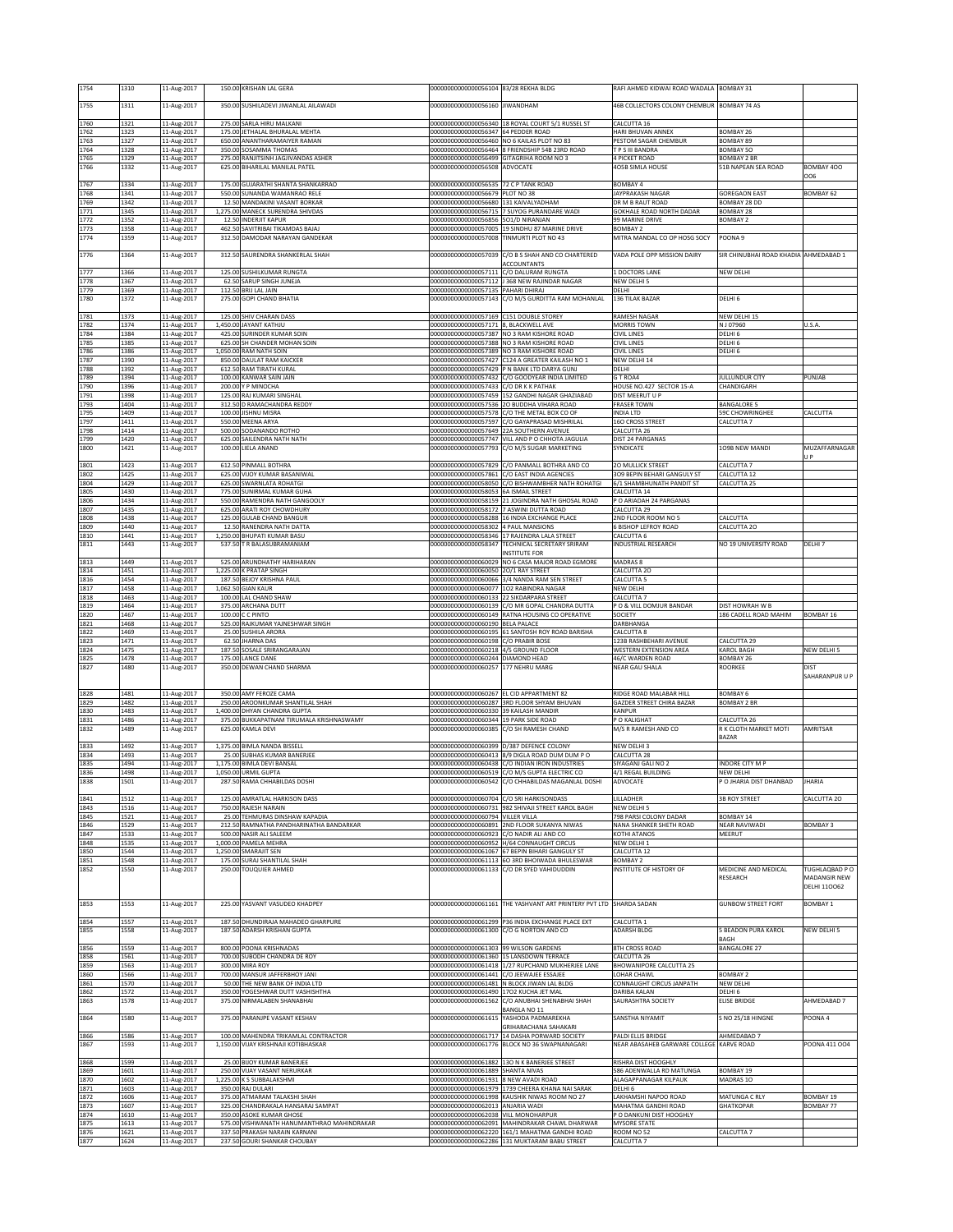| 1754 | 1310 | 11-Aug-2017 | 150.00 | KRISHAN LAL GERA | 0000000000000056104 | 83/28 REKHA BLDG | RAFI AHMED KIDWAI ROAD WADALA | BOMBAY 31 | |
|---|---|---|---|---|---|---|---|---|---|
| 1755 | 1311 | 11-Aug-2017 | 350.00 | SUSHILADEVI JIWANLAL AILAWADI | 0000000000000056160 | JIWANDHAM | 46B COLLECTORS COLONY CHEMBUR | BOMBAY 74 AS | |
| 1760 | 1321 | 11-Aug-2017 | 275.00 | SARLA HIRU MALKANI | 0000000000000056340 | 18 ROYAL COURT 5/1 RUSSEL ST | CALCUTTA 16 | | |
| 1762 | 1323 | 11-Aug-2017 | 175.00 | JETHALAL BHURALAL MEHTA | 0000000000000056347 | 64 PEDDER ROAD | HARI BHUVAN ANNEX | BOMBAY 26 | |
| 1763 | 1327 | 11-Aug-2017 | 650.00 | ANANTHARAMAIYER RAMAN | 0000000000000056460 | NO 6 KAILAS PLOT NO 83 | PESTOM SAGAR CHEMBUR | BOMBAY 89 | |
| 1764 | 1328 | 11-Aug-2017 | 350.00 | SOSAMMA THOMAS | 0000000000000056464 | 8 FRIENDSHIP 54B 23RD ROAD | T P S III BANDRA | BOMBAY 5O | |
| 1765 | 1329 | 11-Aug-2017 | 275.00 | RANJITSINH JAGJIVANDAS ASHER | 0000000000000056499 | GITAGRIHA ROOM NO 3 | 4 PICKET ROAD | BOMBAY 2 BR | |
| 1766 | 1332 | 11-Aug-2017 | 625.00 | BIHARILAL MANILAL PATEL | 0000000000000056508 | ADVOCATE | 4O5B SIMLA HOUSE | 51B NAPEAN SEA ROAD | BOMBAY 4OO OO6 |
| 1767 | 1334 | 11-Aug-2017 | 175.00 | GUJARATHI SHANTA SHANKARRAO | 0000000000000056535 | 72 C P TANK ROAD | BOMBAY 4 | | |
| 1768 | 1341 | 11-Aug-2017 | 550.00 | SUNANDA WAMANRAO RELE | 0000000000000056679 | PLOT NO 38 | JAYPRAKASH NAGAR | GOREGAON EAST | BOMBAY 62 |
| 1769 | 1342 | 11-Aug-2017 | 12.50 | MANDAKINI VASANT BORKAR | 0000000000000056680 | 131 KAIVALYADHAM | DR M B RAUT ROAD | BOMBAY 28 DD | |
| 1771 | 1345 | 11-Aug-2017 | 1,275.00 | MANECK SURENDRA SHIVDAS | 0000000000000056715 | 7 SUYOG PURANDARE WADI | GOKHALE ROAD NORTH DADAR | BOMBAY 28 | |
| 1772 | 1352 | 11-Aug-2017 | 12.50 | INDERJIT KAPUR | 0000000000000056856 | 5O1/D NIRANJAN | 99 MARINE DRIVE | BOMBAY 2 | |
| 1773 | 1358 | 11-Aug-2017 | 462.50 | SAVITRIBAI TIKAMDAS BAJAJ | 0000000000000057005 | 19 SINDHU 87 MARINE DRIVE | BOMBAY 2 | | |
| 1774 | 1359 | 11-Aug-2017 | 312.50 | DAMODAR NARAYAN GANDEKAR | 0000000000000057008 | TINMURTI PLOT NO 43 | MITRA MANDAL CO OP HOSG SOCY | POONA 9 | |
| 1776 | 1364 | 11-Aug-2017 | 312.50 | SAURENDRA SHANKERLAL SHAH | 0000000000000057039 | C/O B S SHAH AND CO CHARTERED ACCOUNTANTS | VADA POLE OPP MISSION DAIRY | SIR CHINUBHAI ROAD KHADIA | AHMEDABAD 1 |
| 1777 | 1366 | 11-Aug-2017 | 125.00 | SUSHILKUMAR RUNGTA | 0000000000000057111 | C/O DALURAM RUNGTA | 1 DOCTORS LANE | NEW DELHI | |
| 1778 | 1367 | 11-Aug-2017 | 62.50 | SARUP SINGH JUNEJA | 0000000000000057112 | J 368 NEW RAJINDAR NAGAR | NEW DELHI 5 | | |
| 1779 | 1369 | 11-Aug-2017 | 112.50 | BRIJ LAL JAIN | 0000000000000057135 | PAHARI DHIRAJ | DELHI | | |
| 1780 | 1372 | 11-Aug-2017 | 275.00 | GOPI CHAND BHATIA | 0000000000000057143 | C/O M/S GURDITTA RAM MOHANLAL | 136 TILAK BAZAR | DELHI 6 | |
| 1781 | 1373 | 11-Aug-2017 | 125.00 | SHIV CHARAN DASS | 0000000000000057169 | C151 DOUBLE STOREY | RAMESH NAGAR | NEW DELHI 15 | |
| 1782 | 1374 | 11-Aug-2017 | 1,450.00 | JAYANT KATHJU | 0000000000000057171 | 8, BLACKWELL AVE | MORRIS TOWN | N J 07960 | U.S.A. |
| 1784 | 1384 | 11-Aug-2017 | 425.00 | SURINDER KUMAR SOIN | 0000000000000057387 | NO 3 RAM KISHORE ROAD | CIVIL LINES | DELHI 6 | |
| 1785 | 1385 | 11-Aug-2017 | 625.00 | SH CHANDER MOHAN SOIN | 0000000000000057388 | NO 3 RAM KISHORE ROAD | CIVIL LINES | DELHI 6 | |
| 1786 | 1386 | 11-Aug-2017 | 1,050.00 | RAM NATH SOIN | 0000000000000057389 | NO 3 RAM KISHORE ROAD | CIVIL LINES | DELHI 6 | |
| 1787 | 1390 | 11-Aug-2017 | 850.00 | DAULAT RAM KAICKER | 0000000000000057427 | C124 A GREATER KAILASH NO 1 | NEW DELHI 14 | | |
| 1788 | 1392 | 11-Aug-2017 | 612.50 | RAM TIRATH KURAL | 0000000000000057429 | P N BANK LTD DARYA GUNJ | DELHI | | |
| 1789 | 1394 | 11-Aug-2017 | 100.00 | KANWAR SAIN JAIN | 0000000000000057432 | C/O GOODYEAR INDIA LIMITED | G T ROA4 | JULLUNDUR CITY | PUNJAB |
| 1790 | 1396 | 11-Aug-2017 | 200.00 | Y P MINOCHA | 0000000000000057433 | C/O DR K K PATHAK | HOUSE NO.427 SECTOR 15-A | CHANDIGARH | |
| 1791 | 1398 | 11-Aug-2017 | 125.00 | RAJ KUMARI SINGHAL | 0000000000000057459 | 152 GANDHI NAGAR GHAZIABAD | DIST MEERUT U P | | |
| 1793 | 1404 | 11-Aug-2017 | 312.50 | D RAMACHANDRA REDDY | 0000000000000057536 | 2O BUDDHA VIHARA ROAD | FRASER TOWN | BANGALORE 5 | |
| 1795 | 1409 | 11-Aug-2017 | 100.00 | JISHNU MISRA | 0000000000000057578 | C/O THE METAL BOX CO OF | INDIA LTD | 59C CHOWRINGHEE | CALCUTTA |
| 1797 | 1411 | 11-Aug-2017 | 550.00 | MEENA ARYA | 0000000000000057597 | C/O GAYAPRASAD MISHRILAL | 16O CROSS STREET | CALCUTTA 7 | |
| 1798 | 1414 | 11-Aug-2017 | 500.00 | SODANANDO ROTHO | 0000000000000057649 | 22A SOUTHERN AVENUE | CALCUTTA 26 | | |
| 1799 | 1420 | 11-Aug-2017 | 625.00 | SAILENDRA NATH NATH | 0000000000000057747 | VILL AND P O CHHOTA JAGULIA | DIST 24 PARGANAS | | |
| 1800 | 1421 | 11-Aug-2017 | 100.00 | LIELA ANAND | 0000000000000057793 | C/O M/S SUGAR MARKETING | SYNDICATE | 1O9B NEW MANDI | MUZAFFARNAGAR U P |
| 1801 | 1423 | 11-Aug-2017 | 612.50 | PINMALL BOTHRA | 0000000000000057829 | C/O PANMALL BOTHRA AND CO | 2O MULLICK STREET | CALCUTTA 7 | |
| 1802 | 1425 | 11-Aug-2017 | 625.00 | VIJOY KUMAR BASANIWAL | 0000000000000057861 | C/O EAST INDIA AGENCIES | 3O9 BEPIN BEHARI GANGULY ST | CALCUTTA 12 | |
| 1804 | 1429 | 11-Aug-2017 | 625.00 | SWARNLATA ROHATGI | 0000000000000058050 | C/O BISHWAMBHER NATH ROHATGI | 6/1 SHAMBHUNATH PANDIT ST | CALCUTTA 25 | |
| 1805 | 1430 | 11-Aug-2017 | 775.00 | SUNIRMAL KUMAR GUHA | 0000000000000058053 | 6A ISMAIL STREET | CALCUTTA 14 | | |
| 1806 | 1434 | 11-Aug-2017 | 550.00 | RAMENDRA NATH GANGOOLY | 0000000000000058159 | 21 JOGINDRA NATH GHOSAL ROAD | P O ARIADAH 24 PARGANAS | | |
| 1807 | 1435 | 11-Aug-2017 | 625.00 | ARATI ROY CHOWDHURY | 0000000000000058172 | 7 ASWINI DUTTA ROAD | CALCUTTA 29 | | |
| 1808 | 1438 | 11-Aug-2017 | 125.00 | GULAB CHAND BANGUR | 0000000000000058288 | 16 INDIA EXCHANGE PLACE | 2ND FLOOR ROOM NO 5 | CALCUTTA | |
| 1809 | 1440 | 11-Aug-2017 | 12.50 | RANENDRA NATH DATTA | 0000000000000058302 | 4 PAUL MANSIONS | 6 BISHOP LEFROY ROAD | CALCUTTA 2O | |
| 1810 | 1441 | 11-Aug-2017 | 1,250.00 | BHUPATI KUMAR BASU | 0000000000000058346 | 17 RAJENDRA LALA STREET | CALCUTTA 6 | | |
| 1811 | 1443 | 11-Aug-2017 | 537.50 | T R BALASUBRAMANIAM | 0000000000000058347 | TECHNICAL SECRETARY SRIRAM INSTITUTE FOR | INDUSTRIAL RESEARCH | NO 19 UNIVERSITY ROAD | DELHI 7 |
| 1813 | 1449 | 11-Aug-2017 | 525.00 | ARUNDHATHY HARIHARAN | 0000000000000060029 | NO 6 CASA MAJOR ROAD EGMORE | MADRAS 8 | | |
| 1814 | 1451 | 11-Aug-2017 | 1,225.00 | K PRATAP SINGH | 0000000000000060050 | 2O/1 RAY STREET | CALCUTTA 2O | | |
| 1816 | 1454 | 11-Aug-2017 | 187.50 | BEJOY KRISHNA PAUL | 0000000000000060066 | 3/4 NANDA RAM SEN STREET | CALCUTTA 5 | | |
| 1817 | 1458 | 11-Aug-2017 | 1,062.50 | GIAN KAUR | 0000000000000060077 | 1O2 RABINDRA NAGAR | NEW DELHI | | |
| 1818 | 1463 | 11-Aug-2017 | 100.00 | LAL CHAND SHAW | 0000000000000060133 | 22 SIKDARPARA STREET | CALCUTTA 7 | | |
| 1819 | 1464 | 11-Aug-2017 | 375.00 | ARCHANA DUTT | 0000000000000060139 | C/O MR GOPAL CHANDRA DUTTA | P O & VILL DOMJUR BANDAR | DIST HOWRAH W B | |
| 1820 | 1467 | 11-Aug-2017 | 100.00 | C C PINTO | 0000000000000060149 | RATNA HOUSING CO OPERATIVE | SOCIETY | 186 CADELL ROAD MAHIM | BOMBAY 16 |
| 1821 | 1468 | 11-Aug-2017 | 525.00 | RAJKUMAR YAJNESHWAR SINGH | 0000000000000060190 | BELA PALACE | DARBHANGA | | |
| 1822 | 1469 | 11-Aug-2017 | 25.00 | SUSHILA ARORA | 0000000000000060195 | 61 SANTOSH ROY ROAD BARISHA | CALCUTTA 8 | | |
| 1823 | 1471 | 11-Aug-2017 | 62.50 | JHARNA DAS | 0000000000000060198 | C/O PRABIR BOSE | 123B RASHBEHARI AVENUE | CALCUTTA 29 | |
| 1824 | 1475 | 11-Aug-2017 | 187.50 | SOSALE SRIRANGARAJAN | 0000000000000060218 | 4/5 GROUND FLOOR | WESTERN EXTENSION AREA | KAROL BAGH | NEW DELHI 5 |
| 1825 | 1478 | 11-Aug-2017 | 175.00 | LANCE DANE | 0000000000000060244 | DIAMOND HEAD | 46/C WARDEN ROAD | BOMBAY 26 | |
| 1827 | 1480 | 11-Aug-2017 | 350.00 | DEWAN CHAND SHARMA | 0000000000000060257 | 177 NEHRU MARG | NEAR GAU SHALA | ROORKEE | DIST SAHARANPUR U P |
| 1828 | 1481 | 11-Aug-2017 | 350.00 | AMY FEROZE CAMA | 0000000000000060267 | EL CID APPARTMENT 82 | RIDGE ROAD MALABAR HILL | BOMBAY 6 | |
| 1829 | 1482 | 11-Aug-2017 | 250.00 | AROONKUMAR SHANTILAL SHAH | 0000000000000060287 | 3RD FLOOR SHYAM BHUVAN | GAZDER STREET CHIRA BAZAR | BOMBAY 2 BR | |
| 1830 | 1483 | 11-Aug-2017 | 1,400.00 | DHYAN CHANDRA GUPTA | 0000000000000060330 | 39 KAILASH MANDIR | KANPUR | | |
| 1831 | 1486 | 11-Aug-2017 | 375.00 | BUKKAPATNAM TIRUMALA KRISHNASWAMY | 0000000000000060344 | 19 PARK SIDE ROAD | P O KALIGHAT | CALCUTTA 26 | |
| 1832 | 1489 | 11-Aug-2017 | 625.00 | KAMLA DEVI | 0000000000000060385 | C/O SH RAMESH CHAND | M/S R RAMESH AND CO | R K CLOTH MARKET MOTI BAZAR | AMRITSAR |
| 1833 | 1492 | 11-Aug-2017 | 1,375.00 | BIMLA NANDA BISSELL | 0000000000000060399 | D/387 DEFENCE COLONY | NEW DELHI 3 | | |
| 1834 | 1493 | 11-Aug-2017 | 25.00 | SUBHAS KUMAR BANERJEE | 0000000000000060413 | 8/9 DIGLA ROAD DUM DUM P O | CALCUTTA 28 | | |
| 1835 | 1494 | 11-Aug-2017 | 1,175.00 | BIMLA DEVI BANSAL | 0000000000000060438 | C/O INDIAN IRON INDUSTRIES | SIYAGANJ GALI NO 2 | INDORE CITY M P | |
| 1836 | 1498 | 11-Aug-2017 | 1,050.00 | URMIL GUPTA | 0000000000000060519 | C/O M/S GUPTA ELECTRIC CO | 4/1 REGAL BUILDING | NEW DELHI | |
| 1838 | 1501 | 11-Aug-2017 | 287.50 | RAMA CHHABILDAS DOSHI | 0000000000000060542 | C/O CHHABILDAS MAGANLAL DOSHI | ADVOCATE | P O JHARIA DIST DHANBAD | JHARIA |
| 1841 | 1512 | 11-Aug-2017 | 125.00 | AMRATLAL HARKISON DASS | 0000000000000060704 | C/O SRI HARKISONDASS | LILLADHER | 38 ROY STREET | CALCUTTA 2O |
| 1843 | 1516 | 11-Aug-2017 | 750.00 | RAJESH NARAIN | 0000000000000060731 | 982 SHIVAJI STREET KAROL BAGH | NEW DELHI 5 | | |
| 1845 | 1521 | 11-Aug-2017 | 25.00 | TEHMURAS DINSHAW KAPADIA | 0000000000000060794 | VILLER VILLA | 798 PARSI COLONY DADAR | BOMBAY 14 | |
| 1846 | 1529 | 11-Aug-2017 | 212.50 | RAMNATHA PANDHARINATHA BANDARKAR | 0000000000000060891 | 2ND FLOOR SUKANYA NIWAS | NANA SHANKER SHETH ROAD | NEAR NAVIWADI | BOMBAY 3 |
| 1847 | 1533 | 11-Aug-2017 | 500.00 | NASIR ALI SALEEM | 0000000000000060923 | C/O NADIR ALI AND CO | KOTHI ATANOS | MEERUT | |
| 1848 | 1535 | 11-Aug-2017 | 1,000.00 | PAMELA MEHRA | 0000000000000060952 | H/64 CONNAUGHT CIRCUS | NEW DELHI 1 | | |
| 1850 | 1544 | 11-Aug-2017 | 1,250.00 | SMARAJIT SEN | 0000000000000061067 | 67 BEPIN BIHARI GANGULY ST | CALCUTTA 12 | | |
| 1851 | 1548 | 11-Aug-2017 | 175.00 | SURAJ SHANTILAL SHAH | 0000000000000061113 | 6O 3RD BHOIWADA BHULESWAR | BOMBAY 2 | | |
| 1852 | 1550 | 11-Aug-2017 | 250.00 | TOUQUIER AHMED | 0000000000000061133 | C/O DR SYED VAHIDUDDIN | INSTITUTE OF HISTORY OF | MEDICINE AND MEDICAL RESEARCH | TUGHLAQBAD P O MADANGIR NEW DELHI 11OO62 |
| 1853 | 1553 | 11-Aug-2017 | 225.00 | YASVANT VASUDEO KHADPEY | 0000000000000061161 | THE YASHVANT ART PRINTERY PVT LTD | SHARDA SADAN | GUNBOW STREET FORT | BOMBAY 1 |
| 1854 | 1557 | 11-Aug-2017 | 187.50 | DHUNDIRAJA MAHADEO GHARPURE | 0000000000000061299 | P36 INDIA EXCHANGE PLACE EXT | CALCUTTA 1 | | |
| 1855 | 1558 | 11-Aug-2017 | 187.50 | ADARSH KRISHAN GUPTA | 0000000000000061300 | C/O G NORTON AND CO | ADARSH BLDG | 5 BEADON PURA KAROL BAGH | NEW DELHI 5 |
| 1856 | 1559 | 11-Aug-2017 | 800.00 | POONA KRISHNADAS | 0000000000000061303 | 99 WILSON GARDENS | 8TH CROSS ROAD | BANGALORE 27 | |
| 1858 | 1561 | 11-Aug-2017 | 700.00 | SUBODH CHANDRA DE ROY | 0000000000000061360 | 15 LANSDOWN TERRACE | CALCUTTA 26 | | |
| 1859 | 1563 | 11-Aug-2017 | 300.00 | MIRA ROY | 0000000000000061418 | 1/27 RUPCHAND MUKHERJEE LANE | BHOWANIPORE CALCUTTA 25 | | |
| 1860 | 1566 | 11-Aug-2017 | 700.00 | MANSUR JAFFERBHOY JANI | 0000000000000061441 | C/O JEEWAJEE ESSAJEE | LOHAR CHAWL | BOMBAY 2 | |
| 1861 | 1570 | 11-Aug-2017 | 50.00 | THE NEW BANK OF INDIA LTD | 0000000000000061481 | N BLOCK JIWAN LAL BLDG | CONNAUGHT CIRCUS JANPATH | NEW DELHI | |
| 1862 | 1572 | 11-Aug-2017 | 350.00 | YOGESHWAR DUTT VASHISHTHA | 0000000000000061490 | 17O2 KUCHA JET MAL | DARIBA KALAN | DELHI 6 | |
| 1863 | 1578 | 11-Aug-2017 | 375.00 | NIRMALABEN SHANABHAI | 0000000000000061562 | C/O ANUBHAI SHENABHAI SHAH BANGLA NO 11 | SAURASHTRA SOCIETY | ELISE BRIDGE | AHMEDABAD 7 |
| 1864 | 1580 | 11-Aug-2017 | 375.00 | PARANJPE VASANT KESHAV | 0000000000000061615 | YASHODA PADMAREKHA GRIHARACHANA SAHAKARI | SANSTHA NIYAMIT | S NO 25/18 HINGNE | POONA 4 |
| 1866 | 1586 | 11-Aug-2017 | 100.00 | MAHENDRA TRIKAMLAL CONTRACTOR | 0000000000000061717 | 14 DASHA PORWARD SOCIETY | PALDI ELLIS BRIDGE | AHMEDABAD 7 | |
| 1867 | 1593 | 11-Aug-2017 | 1,150.00 | VIJAY KRISHNAJI KOTIBHASKAR | 0000000000000061776 | BLOCK NO 36 SWAPNANAGARI | NEAR ABASAHEB GARWARE COLLEGE | KARVE ROAD | POONA 411 OO4 |
| 1868 | 1599 | 11-Aug-2017 | 25.00 | BIJOY KUMAR BANERJEE | 0000000000000061882 | 13O N K BANERJEE STREET | RISHRA DIST HOOGHLY | | |
| 1869 | 1601 | 11-Aug-2017 | 250.00 | VIJAY VASANT NERURKAR | 0000000000000061889 | SHANTA NIVAS | 586 ADENWALLA RD MATUNGA | BOMBAY 19 | |
| 1870 | 1602 | 11-Aug-2017 | 1,225.00 | K S SUBBALAKSHMI | 0000000000000061931 | 8 NEW AVADI ROAD | ALAGAPPANAGAR KILPAUK | MADRAS 1O | |
| 1871 | 1603 | 11-Aug-2017 | 350.00 | RAJ DULARI | 0000000000000061979 | 1739 CHEERA KHANA NAI SARAK | DELHI 6 | | |
| 1872 | 1606 | 11-Aug-2017 | 375.00 | ATMARAM TALAKSHI SHAH | 0000000000000061998 | KAUSHIK NIWAS ROOM NO 27 | LAKHAMSHI NAPOO ROAD | MATUNGA C RLY | BOMBAY 19 |
| 1873 | 1607 | 11-Aug-2017 | 325.00 | CHANDRAKALA HANSARAJ SAMPAT | 0000000000000062013 | ANJARIA WADI | MAHATMA GANDHI ROAD | GHATKOPAR | BOMBAY 77 |
| 1874 | 1610 | 11-Aug-2017 | 350.00 | ASOKE KUMAR GHOSE | 0000000000000062038 | VILL MONOHARPUR | P O DANKUNI DIST HOOGHLY | | |
| 1875 | 1613 | 11-Aug-2017 | 575.00 | VISHWANATH HANUMANTHRAO MAHINDRAKAR | 0000000000000062091 | MAHINDRAKAR CHAWL DHARWAR | MYSORE STATE | | |
| 1876 | 1621 | 11-Aug-2017 | 337.50 | PRAKASH NARAIN KARNANI | 0000000000000062220 | 161/1 MAHATMA GANDHI ROAD | ROOM NO 52 | CALCUTTA 7 | |
| 1877 | 1624 | 11-Aug-2017 | 237.50 | GOURI SHANKAR CHOUBAY | 0000000000000062286 | 131 MUKTARAM BABU STREET | CALCUTTA 7 | | |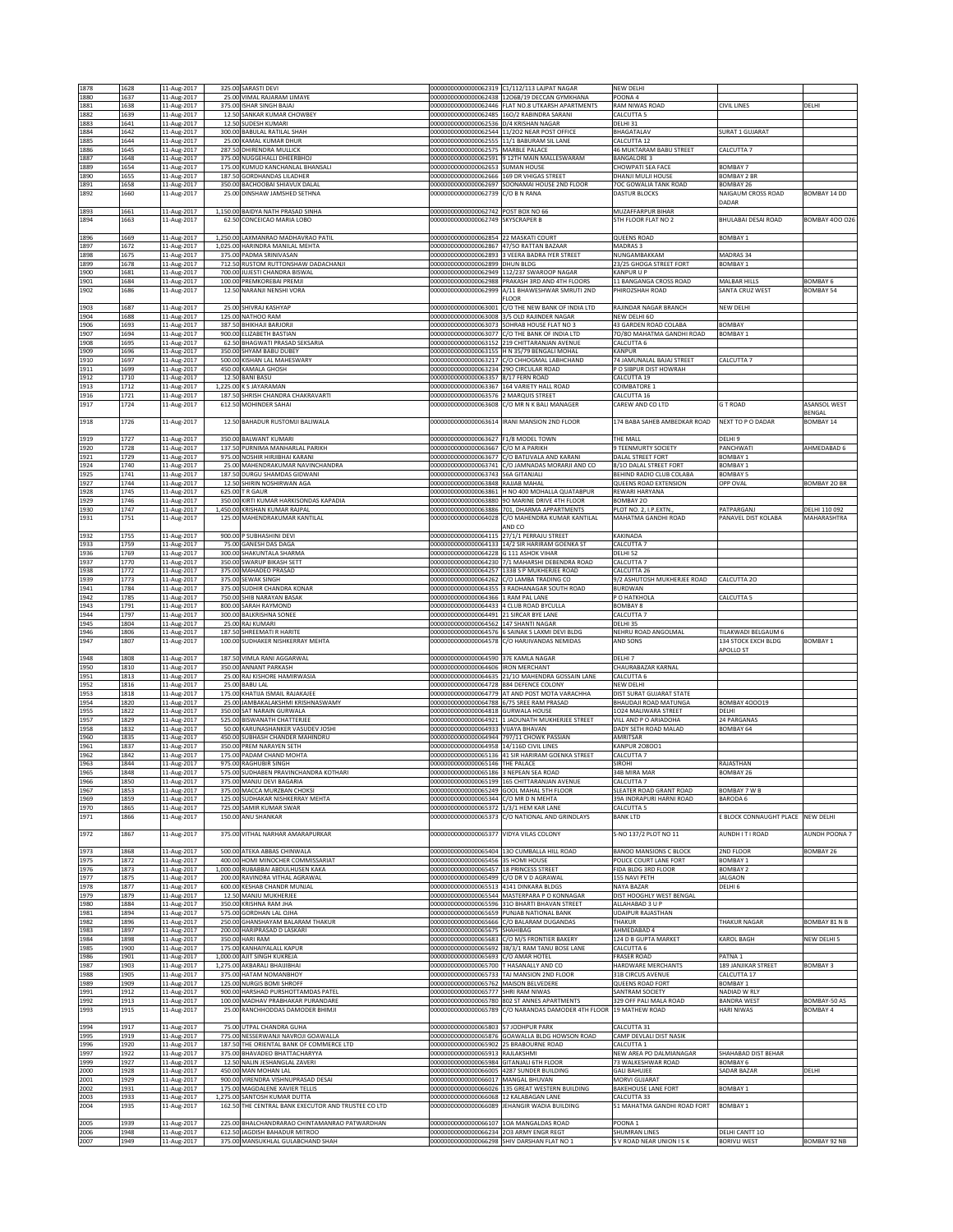| | | | | | | | | |
|---|---|---|---|---|---|---|---|---|
| 1878 | 1628 | 11-Aug-2017 | 325.00 | SARASTI DEVI | 0000000000000062319 | C1/112/113 LAJPAT NAGAR | NEW DELHI | | |
| 1880 | 1637 | 11-Aug-2017 | 25.00 | VIMAL RAJARAM LIMAYE | 0000000000000062438 | 1206B/19 DECCAN GYMKHANA | POONA 4 | | |
| 1881 | 1638 | 11-Aug-2017 | 375.00 | ISHAR SINGH BAJAJ | 0000000000000062446 | FLAT NO.8 UTKARSH APARTMENTS | RAM NIWAS ROAD | CIVIL LINES | DELHI |
| 1882 | 1639 | 11-Aug-2017 | 12.50 | SANKAR KUMAR CHOWBEY | 0000000000000062485 | 16D/2 RABINDRA SARANI | CALCUTTA 5 | | |
| 1883 | 1641 | 11-Aug-2017 | 12.50 | SUDESH KUMARI | 0000000000000062536 | D/4 KRISHAN NAGAR | DELHI 31 | | |
| 1884 | 1642 | 11-Aug-2017 | 300.00 | BABULAL RATILAL SHAH | 0000000000000062544 | 11/202 NEAR POST OFFICE | BHAGATALAV | SURAT 1 GUJARAT | |
| 1885 | 1644 | 11-Aug-2017 | 25.00 | KAMAL KUMAR DHUR | 0000000000000062555 | 11/1 BABURAM SIL LANE | CALCUTTA 12 | | |
| 1886 | 1645 | 11-Aug-2017 | 287.50 | DHIRENDRA MULLICK | 0000000000000062575 | MARBLE PALACE | 46 MUKTARAM BABU STREET | CALCUTTA 7 | |
| 1887 | 1648 | 11-Aug-2017 | 375.00 | NUGGEHALLI DHEERBHOJ | 0000000000000062591 | 9 12TH MAIN MALLESWARAM | BANGALORE 3 | | |
| 1889 | 1654 | 11-Aug-2017 | 175.00 | KUMUD KANCHANLAL BHANSALI | 0000000000000062653 | SUMAN HOUSE | CHOWPATI SEA FACE | BOMBAY 7 | |
| 1890 | 1655 | 11-Aug-2017 | 187.50 | GORDHANDAS LILADHER | 0000000000000062666 | 169 DR VHIGAS STREET | DHANJI MULJI HOUSE | BOMBAY 2 BR | |
| 1891 | 1658 | 11-Aug-2017 | 350.00 | BACHOOBAI SHIAVUX DALAL | 0000000000000062697 | SOONAMAI HOUSE 2ND FLOOR | 70C GOWALIA TANK ROAD | BOMBAY 26 | |
| 1892 | 1660 | 11-Aug-2017 | 25.00 | DINSHAW JAMSHED SETHNA | 0000000000000062739 | C/O B N RANA | DASTUR BLOCKS | NAIGAUM CROSS ROAD DADAR | BOMBAY 14 DD |
| 1893 | 1661 | 11-Aug-2017 | 1,150.00 | BAIDYA NATH PRASAD SINHA | 0000000000000062742 | POST BOX NO 66 | MUZAFFARPUR BIHAR | | |
| 1894 | 1663 | 11-Aug-2017 | 62.50 | CONCEICAO MARIA LOBO | 0000000000000062749 | SKYSCRAPER B | 5TH FLOOR FLAT NO 2 | BHULABAI DESAI ROAD | BOMBAY 4OO O26 |
| 1896 | 1669 | 11-Aug-2017 | 1,250.00 | LAXMANRAO MADHAVRAO PATIL | 0000000000000062854 | 22 MASKATI COURT | QUEENS ROAD | BOMBAY 1 | |
| 1897 | 1672 | 11-Aug-2017 | 1,025.00 | HARINDRA MANILAL MEHTA | 0000000000000062867 | 47/50 RATTAN BAZAAR | MADRAS 3 | | |
| 1898 | 1675 | 11-Aug-2017 | 375.00 | PADMA SRINIVASAN | 0000000000000062893 | 3 VEERA BADRA IYER STREET | NUNGAMBAKKAM | MADRAS 34 | |
| 1899 | 1678 | 11-Aug-2017 | 712.50 | RUSTOM RUTTONSHAW DADACHANJI | 0000000000000062899 | DHUN BLDG | 23/25 GHOGA STREET FORT | BOMBAY 1 | |
| 1900 | 1681 | 11-Aug-2017 | 700.00 | JUJESTI CHANDRA BISWAL | 0000000000000062949 | 112/237 SWAROOP NAGAR | KANPUR U P | | |
| 1901 | 1684 | 11-Aug-2017 | 100.00 | PREMKOREBAI PREMJI | 0000000000000062988 | PRAKASH 3RD AND 4TH FLOORS | 11 BANGANGA CROSS ROAD | MALBAR HILLS | BOMBAY 6 |
| 1902 | 1686 | 11-Aug-2017 | 12.50 | NARANJI NENSHI VORA | 0000000000000062999 | A/11 BHAWESHWAR SMRUTI 2ND FLOOR | PHIROZSHAH ROAD | SANTA CRUZ WEST | BOMBAY 54 |
| 1903 | 1687 | 11-Aug-2017 | 25.00 | SHIVRAJ KASHYAP | 0000000000000063001 | C/O THE NEW BANK OF INDIA LTD | RAJINDAR NAGAR BRANCH | NEW DELHI | |
| 1904 | 1688 | 11-Aug-2017 | 125.00 | NATHOO RAM | 0000000000000063008 | 3/5 OLD RAJINDER NAGAR | NEW DELHI 6O | | |
| 1906 | 1693 | 11-Aug-2017 | 387.50 | BHIKHAJI BARJORJI | 0000000000000063073 | SOHRAB HOUSE FLAT NO 3 | 43 GARDEN ROAD COLABA | BOMBAY | |
| 1907 | 1694 | 11-Aug-2017 | 900.00 | ELIZABETH BASTIAN | 0000000000000063077 | C/O THE BANK OF INDIA LTD | 70/80 MAHATMA GANDHI ROAD | BOMBAY 1 | |
| 1908 | 1695 | 11-Aug-2017 | 62.50 | BHAGWATI PRASAD SEKSARIA | 0000000000000063152 | 219 CHITTARANJAN AVENUE | CALCUTTA 6 | | |
| 1909 | 1696 | 11-Aug-2017 | 350.00 | SHYAM BABU DUBEY | 0000000000000063155 | H N 35/79 BENGALI MOHAL | KANPUR | | |
| 1910 | 1697 | 11-Aug-2017 | 500.00 | KISHAN LAL MAHESWARY | 0000000000000063217 | C/O CHHOGMAL LABHCHAND | 74 JAMUNALAL BAJAJ STREET | CALCUTTA 7 | |
| 1911 | 1699 | 11-Aug-2017 | 450.00 | KAMALA GHOSH | 0000000000000063234 | 290 CIRCULAR ROAD | P O SIBPUR DIST HOWRAH | | |
| 1912 | 1710 | 11-Aug-2017 | 12.50 | BANI BASU | 0000000000000063357 | 8/17 FERN ROAD | CALCUTTA 19 | | |
| 1913 | 1712 | 11-Aug-2017 | 1,225.00 | K S JAYARAMAN | 0000000000000063367 | 164 VARIETY HALL ROAD | COIMBATORE 1 | | |
| 1916 | 1721 | 11-Aug-2017 | 187.50 | SHRISH CHANDRA CHAKRAVARTI | 0000000000000063576 | 2 MARQUIS STREET | CALCUTTA 16 | | |
| 1917 | 1724 | 11-Aug-2017 | 612.50 | MOHINDER SAHAI | 0000000000000063608 | C/O MR N K BALI MANAGER | CAREW AND CO LTD | G T ROAD | ASANSOL WEST BENGAL |
| 1918 | 1726 | 11-Aug-2017 | 12.50 | BAHADUR RUSTOMJI BALIWALA | 0000000000000063614 | IRANI MANSION 2ND FLOOR | 174 BABA SAHEB AMBEDKAR ROAD | NEXT TO P O DADAR | BOMBAY 14 |
| 1919 | 1727 | 11-Aug-2017 | 350.00 | BALWANT KUMARI | 0000000000000063627 | F1/8 MODEL TOWN | THE MALL | DELHI 9 | |
| 1920 | 1728 | 11-Aug-2017 | 137.50 | PURNIMA MANHARLAL PARIKH | 0000000000000063667 | C/O M A PARIKH | 9 TEENMURTY SOCIETY | PANCHWATI | AHMEDABAD 6 |
| 1921 | 1729 | 11-Aug-2017 | 975.00 | NOSHIR HIRJIBHAI KARANI | 0000000000000063677 | C/O BATLIVALA AND KARANI | DALAL STREET FORT | BOMBAY 1 | |
| 1924 | 1740 | 11-Aug-2017 | 25.00 | MAHENDRAKUMAR NAVINCHANDRA | 0000000000000063741 | C/O JAMNADAS MORARJI AND CO | 8/10 DALAL STREET FORT | BOMBAY 1 | |
| 1925 | 1741 | 11-Aug-2017 | 187.50 | DURGU SHAMDAS GIDWANI | 0000000000000063743 | 56A GITANJALI | BEHIND RADIO CLUB COLABA | BOMBAY 5 | |
| 1927 | 1744 | 11-Aug-2017 | 12.50 | SHIRIN NOSHIRWAN AGA | 0000000000000063848 | RAJJAB MAHAL | QUEENS ROAD EXTENSION | OPP OVAL | BOMBAY 2O BR |
| 1928 | 1745 | 11-Aug-2017 | 625.00 | T R GAUR | 0000000000000063861 | H NO 400 MOHALLA QUATABPUR | REWARI HARYANA | | |
| 1929 | 1746 | 11-Aug-2017 | 350.00 | KIRTI KUMAR HARKISONDAS KAPADIA | 0000000000000063880 | 9O MARINE DRIVE 4TH FLOOR | BOMBAY 2O | | |
| 1930 | 1747 | 11-Aug-2017 | 1,450.00 | KRISHAN KUMAR RAJPAL | 0000000000000063886 | 701, DHARMA APPARTMENTS | PLOT NO. 2, I.P.EXTN., | PATPARGANJ | DELHI 110 092 |
| 1931 | 1751 | 11-Aug-2017 | 125.00 | MAHENDRAKUMAR KANTILAL | 0000000000000064028 | C/O MAHENDRA KUMAR KANTILAL AND CO | MAHATMA GANDHI ROAD | PANAVEL DIST KOLABA | MAHARASHTRA |
| 1932 | 1755 | 11-Aug-2017 | 900.00 | P SUBHASHINI DEVI | 0000000000000064115 | 27/1/1 PERRAJU STREET | KAKINADA | | |
| 1933 | 1759 | 11-Aug-2017 | 75.00 | GANESH DAS DAGA | 0000000000000064133 | 14/2 SIR HARIRAM GOENKA ST | CALCUTTA 7 | | |
| 1936 | 1769 | 11-Aug-2017 | 300.00 | SHAKUNTALA SHARMA | 0000000000000064228 | G 111 ASHOK VIHAR | DELHI 52 | | |
| 1937 | 1770 | 11-Aug-2017 | 350.00 | SWARUP BIKASH SETT | 0000000000000064230 | 7/1 MAHARSHI DEBENDRA ROAD | CALCUTTA 7 | | |
| 1938 | 1772 | 11-Aug-2017 | 375.00 | MAHADEO PRASAD | 0000000000000064257 | 133B S P MUKHERJEE ROAD | CALCUTTA 26 | | |
| 1939 | 1773 | 11-Aug-2017 | 375.00 | SEWAK SINGH | 0000000000000064262 | C/O LAMBA TRADING CO | 9/2 ASHUTOSH MUKHERJEE ROAD | CALCUTTA 2O | |
| 1941 | 1784 | 11-Aug-2017 | 375.00 | SUDHIR CHANDRA KONAR | 0000000000000064355 | 3 RADHANAGAR SOUTH ROAD | BURDWAN | | |
| 1942 | 1785 | 11-Aug-2017 | 750.00 | SHIB NARAYAN BASAK | 0000000000000064366 | 1 RAM PAL LANE | P O HATKHOLA | CALCUTTA 5 | |
| 1943 | 1791 | 11-Aug-2017 | 800.00 | SARAH RAYMOND | 0000000000000064433 | 4 CLUB ROAD BYCULLA | BOMBAY 8 | | |
| 1944 | 1797 | 11-Aug-2017 | 300.00 | BALKRISHNA SONEE | 0000000000000064491 | 21 SIRCAR BYE LANE | CALCUTTA 7 | | |
| 1945 | 1804 | 11-Aug-2017 | 25.00 | RAJ KUMARI | 0000000000000064562 | 147 SHANTI NAGAR | DELHI 35 | | |
| 1946 | 1806 | 11-Aug-2017 | 187.50 | SHREEMATI R HARITE | 0000000000000064576 | 6 SAINAK S LAXMI DEVI BLDG | NEHRU ROAD ANGOLMAL | TILAKWADI BELGAUM 6 | |
| 1947 | 1807 | 11-Aug-2017 | 100.00 | SUDHAKER NISHKERRAY MEHTA | 0000000000000064578 | C/O HARJIVANDAS NEMIDAS | AND SONS | 134 STOCK EXCH BLDG APOLLO ST | BOMBAY 1 |
| 1948 | 1808 | 11-Aug-2017 | 187.50 | VIMLA RANI AGGARWAL | 0000000000000064590 | 37E KAMLA NAGAR | DELHI 7 | | |
| 1950 | 1810 | 11-Aug-2017 | 350.00 | ANNANT PARKASH | 0000000000000064606 | IRON MERCHANT | CHAURABAZAR KARNAL | | |
| 1951 | 1813 | 11-Aug-2017 | 25.00 | RAJ KISHORE HAMIRWASIA | 0000000000000064635 | 21/1O MAHENDRA GOSSAIN LANE | CALCUTTA 6 | | |
| 1952 | 1816 | 11-Aug-2017 | 25.00 | BABU LAL | 0000000000000064728 | B84 DEFENCE COLONY | NEW DELHI | | |
| 1953 | 1818 | 11-Aug-2017 | 175.00 | KHATIJA ISMAIL RAJAKAJEE | 0000000000000064779 | AT AND POST MOTA VARACHHA | DIST SURAT GUJARAT STATE | | |
| 1954 | 1820 | 11-Aug-2017 | 25.00 | JAMBAKALAKSHMI KRISHNASWAMY | 0000000000000064788 | 6/75 SREE RAM PRASAD | BHAUDAJI ROAD MATUNGA | BOMBAY 4OOO19 | |
| 1955 | 1822 | 11-Aug-2017 | 350.00 | SAT NARAIN GURWALA | 0000000000000064818 | GURWALA HOUSE | 1O24 MALIWARA STREET | DELHI | |
| 1957 | 1829 | 11-Aug-2017 | 525.00 | BISWANATH CHATTERJEE | 0000000000000064921 | 1 JADUNATH MUKHERJEE STREET | VILL AND P O ARIADOHA | 24 PARGANAS | |
| 1958 | 1832 | 11-Aug-2017 | 50.00 | KARUNASHANKER VASUDEV JOSHI | 0000000000000064933 | VIJAYA BHAVAN | DADY SETH ROAD MALAD | BOMBAY 64 | |
| 1960 | 1835 | 11-Aug-2017 | 450.00 | SUBHASH CHANDER MAHINDRU | 0000000000000064944 | 797/11 CHOWK PASSIAN | AMRITSAR | | |
| 1961 | 1837 | 11-Aug-2017 | 350.00 | PREM NARAYEN SETH | 0000000000000064958 | 14/116D CIVIL LINES | KANPUR 2O8OO1 | | |
| 1962 | 1842 | 11-Aug-2017 | 175.00 | PADAM CHAND MOHTA | 0000000000000065136 | 41 SIR HARIRAM GOENKA STREET | CALCUTTA 7 | | |
| 1963 | 1844 | 11-Aug-2017 | 975.00 | RAGHUBIR SINGH | 0000000000000065146 | THE PALACE | SIROHI | RAJASTHAN | |
| 1965 | 1848 | 11-Aug-2017 | 575.00 | SUDHABEN PRAVINCHANDRA KOTHARI | 0000000000000065186 | 3 NEPEAN SEA ROAD | 34B MIRA MAR | BOMBAY 26 | |
| 1966 | 1850 | 11-Aug-2017 | 375.00 | MANJU DEVI BAGARIA | 0000000000000065199 | 165 CHITTARANJAN AVENUE | CALCUTTA 7 | | |
| 1967 | 1853 | 11-Aug-2017 | 375.00 | MACCA MURZBAN CHOKSI | 0000000000000065249 | GOOL MAHAL 5TH FLOOR | SLEATER ROAD GRANT ROAD | BOMBAY 7 W B | |
| 1969 | 1859 | 11-Aug-2017 | 125.00 | SUDHAKAR NISHKERRAY MEHTA | 0000000000000065344 | C/O MR D N MEHTA | 39A INDRAPURI HARNI ROAD | BARODA 6 | |
| 1970 | 1865 | 11-Aug-2017 | 725.00 | SAMIR KUMAR SWAR | 0000000000000065372 | 1/3/1 HEM KAR LANE | CALCUTTA 5 | | |
| 1971 | 1866 | 11-Aug-2017 | 150.00 | ANU SHANKAR | 0000000000000065373 | C/O NATIONAL AND GRINDLAYS | BANK LTD | E BLOCK CONNAUGHT PLACE | NEW DELHI |
| 1972 | 1867 | 11-Aug-2017 | 375.00 | VITHAL NARHAR AMARAPURKAR | 0000000000000065377 | VIDYA VILAS COLONY | S NO 137/2 PLOT NO 11 | AUNDH I T I ROAD | AUNDH POONA 7 |
| 1973 | 1868 | 11-Aug-2017 | 500.00 | ATEKA ABBAS CHINWALA | 0000000000000065404 | 13O CUMBALLA HILL ROAD | BANOO MANSIONS C BLOCK | 2ND FLOOR | BOMBAY 26 |
| 1975 | 1872 | 11-Aug-2017 | 400.00 | HOMI MINOCHER COMMISSARIAT | 0000000000000065456 | 35 HOMI HOUSE | POLICE COURT LANE FORT | BOMBAY 1 | |
| 1976 | 1873 | 11-Aug-2017 | 1,000.00 | RUBABBAI ABDULHUSEN KAKA | 0000000000000065457 | 18 PRINCESS STREET | FIDA BLDG 3RD FLOOR | BOMBAY 2 | |
| 1977 | 1875 | 11-Aug-2017 | 200.00 | RAVINDRA VITHAL AGRAWAL | 0000000000000065499 | C/O DR V D AGRAWAL | 155 NAVI PETH | JALGAON | |
| 1978 | 1877 | 11-Aug-2017 | 600.00 | KESHAB CHANDR MUNJAL | 0000000000000065513 | 4141 DINKARA BLDGS | NAYA BAZAR | DELHI 6 | |
| 1979 | 1879 | 11-Aug-2017 | 12.50 | MANJU MUKHERJEE | 0000000000000065544 | MASTERPARA P O KONNAGAR | DIST HOOGHLY WEST BENGAL | | |
| 1980 | 1884 | 11-Aug-2017 | 350.00 | KRISHNA RAM JHA | 0000000000000065596 | 31O BHARTI BHAVAN STREET | ALLAHABAD 3 U P | | |
| 1981 | 1894 | 11-Aug-2017 | 575.00 | GORDHAN LAL OJHA | 0000000000000065659 | PUNJAB NATIONAL BANK | UDAIPUR RAJASTHAN | | |
| 1982 | 1896 | 11-Aug-2017 | 250.00 | GHANSHAYAM BALARAM THAKUR | 0000000000000065666 | C/O BALARAM DUGANDAS | THAKUR | THAKUR NAGAR | BOMBAY 81 N B |
| 1983 | 1897 | 11-Aug-2017 | 200.00 | HARIPRASAD D LASKARI | 0000000000000065675 | SHAHIBAG | AHMEDABAD 4 | | |
| 1984 | 1898 | 11-Aug-2017 | 350.00 | HARI RAM | 0000000000000065683 | C/O M/S FRONTIER BAKERY | 124 D B GUPTA MARKET | KAROL BAGH | NEW DELHI 5 |
| 1985 | 1900 | 11-Aug-2017 | 175.00 | KANHAIYALALL KAPUR | 0000000000000065692 | 38/3/1 RAM TANU BOSE LANE | CALCUTTA 6 | | |
| 1986 | 1901 | 11-Aug-2017 | 1,000.00 | AJIT SINGH KUKREJA | 0000000000000065693 | C/O AMAR HOTEL | FRASER ROAD | PATNA 1 | |
| 1987 | 1903 | 11-Aug-2017 | 1,275.00 | AKBARALI BHAIJIBHAI | 0000000000000065700 | T HASANALLY AND CO | HARDWARE MERCHANTS | 189 JANJIKAR STREET | BOMBAY 3 |
| 1988 | 1905 | 11-Aug-2017 | 375.00 | HATAM NOMANBHOY | 0000000000000065733 | TAJ MANSION 2ND FLOOR | 31B CIRCUS AVENUE | CALCUTTA 17 | |
| 1989 | 1909 | 11-Aug-2017 | 125.00 | NURGIS BOMI SHROFF | 0000000000000065762 | MAISON BELVEDERE | QUEENS ROAD FORT | BOMBAY 1 | |
| 1991 | 1912 | 11-Aug-2017 | 900.00 | HARSHAD PURSHOTTAMDAS PATEL | 0000000000000065777 | SHRI RAM NIWAS | SANTRAM SOCIETY | NADIAD W RLY | |
| 1992 | 1913 | 11-Aug-2017 | 100.00 | MADHAV PRABHAKAR PURANDARE | 0000000000000065780 | 802 ST ANNES APARTMENTS | 329 OFF PALI MALA ROAD | BANDRA WEST | BOMBAY-50 AS |
| 1993 | 1915 | 11-Aug-2017 | 25.00 | RANCHHODDAS DAMODER BHIMJI | 0000000000000065789 | C/O NARANDAS DAMODER 4TH FLOOR | 19 MATHEW ROAD | HARI NIWAS | BOMBAY 4 |
| 1994 | 1917 | 11-Aug-2017 | 75.00 | UTPAL CHANDRA GUHA | 0000000000000065803 | 57 JODHPUR PARK | CALCUTTA 31 | | |
| 1995 | 1919 | 11-Aug-2017 | 775.00 | NESSERWANJI NAVROJI GOAWALLA | 0000000000000065876 | GOAWALLA BLDG HOWSON ROAD | CAMP DEVLALI DIST NASIK | | |
| 1996 | 1920 | 11-Aug-2017 | 187.50 | THE ORIENTAL BANK OF COMMERCE LTD | 0000000000000065902 | 25 BRABOURNE ROAD | CALCUTTA 1 | | |
| 1997 | 1922 | 11-Aug-2017 | 375.00 | BHAVADEO BHATTACHARYYA | 0000000000000065913 | RAJLAKSHMI | NEW AREA PO DALMIANAGAR | SHAHABAD DIST BEHAR | |
| 1999 | 1927 | 11-Aug-2017 | 12.50 | NALIN JESHANGLAL ZAVERI | 0000000000000065984 | GITANJALI 6TH FLOOR | 73 WALKESHWAR ROAD | BOMBAY 6 | |
| 2000 | 1928 | 11-Aug-2017 | 450.00 | MAN MOHAN LAL | 0000000000000066005 | 4287 SUNDER BUILDING | GALI BAHUJEE | SADAR BAZAR | DELHI |
| 2001 | 1929 | 11-Aug-2017 | 900.00 | VIRENDRA VISHNUPRASAD DESAI | 0000000000000066017 | MANGAL BHUVAN | MORVI GUJARAT | | |
| 2002 | 1931 | 11-Aug-2017 | 175.00 | MAGDALENE XAVIER TELLIS | 0000000000000066026 | 135 GREAT WESTERN BUILDING | BAKEHOUSE LANE FORT | BOMBAY 1 | |
| 2003 | 1933 | 11-Aug-2017 | 1,275.00 | SANTOSH KUMAR DUTTA | 0000000000000066068 | 12 KALABAGAN LANE | CALCUTTA 33 | | |
| 2004 | 1935 | 11-Aug-2017 | 162.50 | THE CENTRAL BANK EXECUTOR AND TRUSTEE CO LTD | 0000000000000066089 | JEHANGIR WADIA BUILDING | 51 MAHATMA GANDHI ROAD FORT | BOMBAY 1 | |
| 2005 | 1939 | 11-Aug-2017 | 225.00 | BHALCHANDRARAO CHINTAMANRAO PATWARDHAN | 0000000000000066107 | 1OA MANGALDAS ROAD | POONA 1 | | |
| 2006 | 1948 | 11-Aug-2017 | 612.50 | JAGDISH BAHADUR MITROO | 0000000000000066234 | 2O3 ARMY ENGR REGT | SHUMRAN LINES | DELHI CANTT 1O | |
| 2007 | 1949 | 11-Aug-2017 | 375.00 | MANSUKHLAL GULABCHAND SHAH | 0000000000000066298 | SHIV DARSHAN FLAT NO 1 | S V ROAD NEAR UNION I S K | BORIVLI WEST | BOMBAY 92 NB |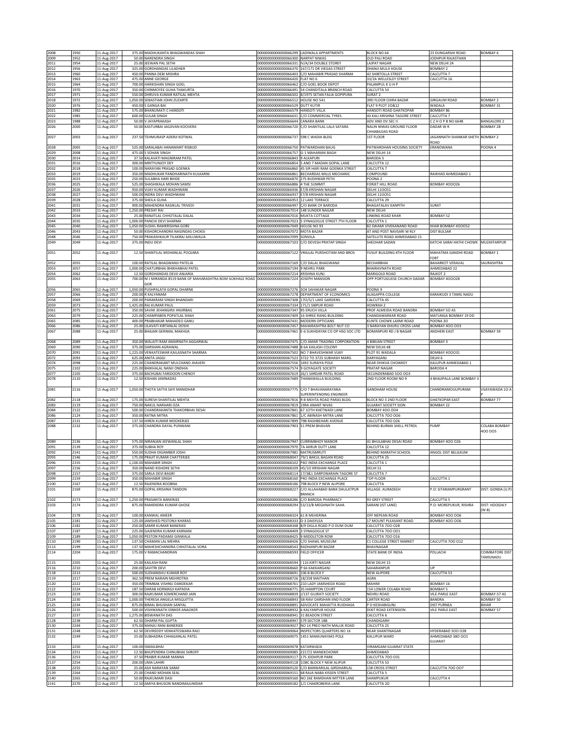| 2008 | 1950 | 11-Aug-2017 | 375.00 | MADHUKANTA BHAGWANDAS SHAH | 0000000000000066299 | LADIWALA APPARTMENTS | BLOCK NO 64 | 23 DUNGARSHI ROAD | BOMBAY 6 |
|---|---|---|---|---|---|---|---|---|---|
| 2009 | 1952 | 11-Aug-2017 | 50.00 | NARENDRA SINGH | 0000000000000066300 | NARPAT NIWAS | OLD PALI ROAD | JODHPUR RAJASTHAN | |
| 2011 | 1954 | 11-Aug-2017 | 25.00 | JEEWAN PAL SETHI | 0000000000000066331 | IV/A/34 DOUBLE STOREY | LAJPAT NAGAR | NEW DELHI 24 | |
| 2012 | 1956 | 11-Aug-2017 | 325.00 | GORDHANDAS LILADHER | 0000000000000066370 | 167/171 DR VIEGAS STREET | DHANJI MULJI HOUSE | BOMBAY 2 | |
| 2013 | 1960 | 11-Aug-2017 | 450.00 | PANNA DEBI MISHRA | 0000000000000066403 | C/O MAHABIR PRASAD SHARMA | 42 SHIBTOLLA STREET | CALCUTTA 7 | |
| 2014 | 1963 | 11-Aug-2017 | 475.00 | ANNE GEORGE | 0000000000000066420 | FLAT NO 6 | 33/2A WELLESLEY STREET | CALCUTTA 16 | |
| 2015 | 1964 | 11-Aug-2017 | 700.00 | HARKISHAN SINGH GOEL | 0000000000000066462 | C/O GOEL BOOK DEPOT | PALAMPUL K U H P | | |
| 2016 | 1970 | 11-Aug-2017 | 350.00 | CHINMOYEE GUHA THAKURTA | 0000000000000066491 | 54 CHANDITALA BRANCH ROAD | CALCUTTA 53 | | |
| 2017 | 1971 | 11-Aug-2017 | 550.00 | DHRUVA KUMAR RATILAL MEHTA | 0000000000000066502 | 8/1975 SETAN FALIA GOPIPURA | SURAT 2 | | |
| 2018 | 1972 | 11-Aug-2017 | 1,050.00 | SEBASTIAN JOHN ZUZARTE | 0000000000000066512 | HOUSE NO 541 | 3RD FLOOR CHIRA BAZAR | GIRGAUM ROAD | BOMBAY 2 |
| 2020 | 1976 | 11-Aug-2017 | 450.00 | S GANGA BAI | 0000000000000066529 | DUTT KUTIR | FLAT 9 PLOT 20&12 | WADALA | BOMBAY 31 |
| 2021 | 1982 | 11-Aug-2017 | 575.00 | BHANUMATI C HANSOTI | 0000000000000066579 | HANSOTI VILLA | HANSOTI ROAD GHATKOPAR | BOMBAY 86 | |
| 2022 | 1985 | 11-Aug-2017 | 600.00 | GULAB SINGH | 0000000000000066631 | C/O COMMERCIAL TYRES | 43 KALI KRISHNA TAGORE STREET | CALCUTTA 7 | |
| 2023 | 1988 | 11-Aug-2017 | 50.00 | V JAYAPRAKASH | 0000000000000066644 | CANARA BANK | ADV AND DV SEC II | C Z H O P B NO 6648 | BANGALORE 2 |
| 2026 | 2000 | 11-Aug-2017 | 50.00 | KASTURBAI JAGJIVAN KOOVERJI | 0000000000000066720 | C/O SHANTILAL LALJI SATARA | NALIN NIWAS GROUND FLOOR CHHABILDAS ROAD | DADAR W R | BOMBAY 28 |
| 2027 | 2003 | 11-Aug-2017 | 237.50 | TEHMURASP ADERJI KOTWAL | 0000000000000066737 | 598 C WADIA BLDG | 1ST FLOOR | JAGANNATH SHANKAR SHETH ROAD | BOMBAY 2 |
| 2028 | 2005 | 11-Aug-2017 | 525.00 | SARALABAI HANAMANT RISBUD | 0000000000000066750 | PATWARDHAN BAUG | PATWARDHAN HOUSING SOCIETY | ERANDWANA | POONA 4 |
| 2029 | 2008 | 11-Aug-2017 | 475.00 | S SOHAN SINGH | 0000000000000066757 | G-1 MAHARANI BAGH | NEW DELHI 14 | | |
| 2030 | 2014 | 11-Aug-2017 | 37.50 | KALAVATI MAGNIRAM PATEL | 0000000000000066843 | 9 ALKAPURI | BARODA 5 | | |
| 2031 | 2016 | 11-Aug-2017 | 300.00 | MRITYUNJOY DEY | 0000000000000066854 | 5 AND 7 MADAN GOPAL LANE | CALCUTTA 12 | | |
| 2032 | 2018 | 11-Aug-2017 | 100.00 | NARAYAN PRASAD GOENKA | 0000000000000066860 | 45 SIR HARI RAM GOENKA STREET | CALCUTTA 7 | | |
| 2033 | 2019 | 11-Aug-2017 | 350.00 | MADHUKAR PANDHARINATH KULKARNI | 0000000000000066861 | BECHARDAS MILLS MECHANIC | COMPOUND | RAIKHAD AHMEDABAD 1 | |
| 2035 | 2023 | 11-Aug-2017 | 250.00 | SULABHA HARI BHIDE | 0000000000000066870 | 275 BUDHWAR PETH | POONA 2 | | |
| 2036 | 2025 | 11-Aug-2017 | 525.00 | SHASHIKALA MOHAN SAMSI | 0000000000000066886 | 4 THE SUMMIT | FORJET HILL ROAD | BOMBAY 4OOO26 | |
| 2037 | 2026 | 11-Aug-2017 | 950.00 | VIJAY KUMAR WADHWANI | 0000000000000066936 | E7/8 KRISHAN NAGAR | DELHI 11OO51 | | |
| 2038 | 2027 | 11-Aug-2017 | 500.00 | INDRA DEVI WADHWANI | 0000000000000066937 | E7/8 KRISHAN NAGAR | DELHI 11OO51 | | |
| 2039 | 2028 | 11-Aug-2017 | 375.00 | SHEILA GUHA | 0000000000000066953 | 12 LAKE TERRACE | CALCUTTA 29 | | |
| 2041 | 2031 | 11-Aug-2017 | 900.00 | MAHENDRA RASIKLAL TRIVEDI | 0000000000000066997 | C/O BANK OF BARODA | BHAGATALAV KANPITH | SURAT | |
| 2042 | 2033 | 11-Aug-2017 | 1,250.00 | PRESHY RAI | 0000000000000067014 | 148 SUNDER NAGAR | NEW DELHI | | |
| 2043 | 2034 | 11-Aug-2017 | 25.00 | RANJITLAL CHHOTALAL DALAL | 0000000000000067016 | MUKTA COTTAGE | LINKING ROAD KHAR | BOMBAY 52 | |
| 2044 | 2035 | 11-Aug-2017 | 1,000.00 | PANCHI DEVI SHARMA | 0000000000000067023 | 5 SYNAGOGUE STREET 7TH FLOOR | CALCUTTA 1 | | |
| 2045 | 2040 | 11-Aug-2017 | 1,050.00 | SUSHIL RAMKRISHNA GORE | 0000000000000067049 | HOUSE NO 93 | 82 SWAMI VIVEKANAND ROAD | KHAR BOMBAY 4OOO52 | |
| 2046 | 2043 | 11-Aug-2017 | 50.00 | KISHORCHANDRA NAGINDAS CHOKSI | 0000000000000067072 | MOTA BAZAR | AT AND POST NAVSARI W RLY | DIST BULSAR | |
| 2048 | 2046 | 11-Aug-2017 | 750.00 | PRAKASHKAUR TILAKRAJ AHLUWALIA | 0000000000000067099 | SONVILA | SATELLITE ROAD AHMEDABAD 15 | | |
| 2049 | 2049 | 11-Aug-2017 | 375.00 | INDU DEVI | 0000000000000067103 | C/O DEVESH PRATAP SINGH | SHEOHAR SADAN | KATCHI SARAI HATHI CHOWK | MUZAFFARPUR |
| 2051 | 2052 | 11-Aug-2017 | 12.50 | SHANTILAL MOHANLAL POOJARA | 0000000000000067122 | VRAJLAL PURSHOTAM AND BROS | YUSUF BUILDING 4TH FLOOR | MAHATMA GANDHI ROAD FORT | BOMBAY 1 |
| 2052 | 2055 | 11-Aug-2017 | 100.00 | RATILAL BHAGWANJI PATELIA | 0000000000000067169 | C/O DALAL BHAGWANJI | BECHARBHAI | BAHARKOT VERAVAL | SAURASHTRA |
| 2053 | 2057 | 11-Aug-2017 | 1,000.00 | CHATURBHAI BHIKHABHAI PATEL | 0000000000000067194 | 9 NEHRU PARK | BHAIRAVNATH ROAD | AHMEDABAD 22 | |
| 2054 | 2062 | 11-Aug-2017 | 12.50 | GORDHANDAS DEVJI ANJARIA | 0000000000000067214 | KRISHNA KUNJ | MARIGOLD ROAD | RAJKOT 2 | |
| 2055 | 2063 | 11-Aug-2017 | 700.00 | M J MIRANDA 8519 BANK OF MAHARASHTRA BOM GOKHALE ROAD GOR | 0000000000000067224 | JOSEPH MANSION | OPP PORTUGUESE CHURCH DADAR | BOMBAY 4OOO28 | |
| 2056 | 2065 | 11-Aug-2017 | 1,050.00 | PUSHPALATA GOPAL DHARNE | 0000000000000067276 | 3O4 SAHAKAR NAGAR | POONA 9 | | |
| 2057 | 2066 | 11-Aug-2017 | 200.00 | R KALYANAM | 0000000000000067278 | DEPARTMENT OF ECONOMICS | ALAGAPPA COLLEGE | KARAIKUDI 3 TAMIL NADU | |
| 2058 | 2069 | 11-Aug-2017 | 200.00 | PARAKRAM SINGH BHANDARI | 0000000000000067308 | 17O/5/1 LAKE GARDENS | CALCUTTA 45 | | |
| 2059 | 2073 | 11-Aug-2017 | 1,425.00 | RAJ KUMAR PAUL | 0000000000000067334 | 171/1 SIBPUR ROAD | HOWRAH 2 | | |
| 2061 | 2075 | 11-Aug-2017 | 350.00 | SAVAK JEHANGIRJI ANJRBAG | 0000000000000067347 | 95 ERUCH VILLA | PROF ALMEIDA ROAD BANDRA | BOMBAY 5O AS | |
| 2063 | 2079 | 11-Aug-2017 | 225.00 | CHAMPABEN POPATLAL SHAH | 0000000000000067409 | 16 SHREE RANG BUILDING | CHANDAWARKAR ROAD | MATUNGA BOMBAY 19 DD | |
| 2065 | 2085 | 11-Aug-2017 | 400.00 | PRABHAKAR MAHADEO GANU | 0000000000000067431 | MODERN OPTICIANS | KUNTE CHOWK LAXMI ROAD | POONA 3O | |
| 2066 | 2086 | 11-Aug-2017 | 25.00 | LILAVATI KIRTANLAL DOSHI | 0000000000000067457 | MAHARASHTRA BOLT NUT CO | 3 NARAYAN DHURU CROSS LANE | BOMBAY 4OO OO3 | |
| 2067 | 2088 | 11-Aug-2017 | 25.00 | BHAJAN GERIMAL MAKHIJA | 0000000000000067461 | E-6 SUKHDAYAK CO OP HSG SOC LTD | BOMANPURI RD J B NAGAR | ANDHERI EAST | BOMBAY 59 |
| 2068 | 2089 | 11-Aug-2017 | 350.00 | WALAITI RAM AMARNATH AGGARWAL | 0000000000000067475 | C/O AMAR TRADING CORPORATION | 4 BIBIJAN STREET | BOMBAY 3 | |
| 2069 | 2090 | 11-Aug-2017 | 375.00 | DARSHAN AGRAWAL | 0000000000000067488 | B 6A KAILASH COLONY | NEW DELHI 48 | | |
| 2070 | 2091 | 11-Aug-2017 | 1,225.00 | VENKATESWAR KAILASNATH SHARMA | 0000000000000067502 | NO 7 BHAVESHWAR VIJAY | PLOT 91 WADALA | BOMBAY 4OOO31 | |
| 2072 | 2093 | 11-Aug-2017 | 625.00 | ANITA JAGGI | 0000000000000067523 | 3722 TO 3725 SUBHASH MARG | DARYAGANJ | DELHI 6 | |
| 2074 | 2098 | 11-Aug-2017 | 225.00 | CHANDRAKANT MULCHAND JHAVERI | 0000000000000067556 | 1692 SURAIYA POLE | NEAR DHIKVA CHOWKEY | KALUPUR AHMEDABAD 1 | |
| 2075 | 2102 | 11-Aug-2017 | 225.00 | BHIKHALAL NANJI ONDHIA | 0000000000000067574 | 9 GOYAGATE SOCIETY | PRATAP NAGAR | BARODA 4 | |
| 2077 | 2105 | 11-Aug-2017 | 375.00 | BACHUBAI FARIDOON CHENOY | 0000000000000067619 | 26/1 SARDAR PATEL ROAD | SECUNDERABAD 5OO OO3 | | |
| 2078 | 2110 | 11-Aug-2017 | 12.50 | KISHAN JAMNADAS | 0000000000000067689 | THANAWALLA BUILDING | 2ND FLOOR ROOM NO 9 | 4 BHAJIPALA LANE BOMBAY 3 | |
| 2081 | 2116 | 11-Aug-2017 | 1,050.00 | THOTA SATYA SAYI MANIDHAR | 0000000000000067775 | C/O T BHAVANARAYANA SUPERINTENDING ENGINEER | GANDHAM HOUSE | CHANDRAMOULIPURAM | VIJAYAWADA 1O A P |
| 2082 | 2118 | 11-Aug-2017 | 175.00 | SURESH SHANTILAL MEHTA | 0000000000000067816 | R B MEHTA ROAD PARAS BLDG | BLOCK NO 3 2ND FLOOR | GHATKOPAR EAST | BOMBAY 77 |
| 2083 | 2119 | 11-Aug-2017 | 750.00 | NAKUL NARHARI OZA | 0000000000000067819 | 199A ANANT NIVAS | GUJARAT SOCIETY SION | BOMBAY 22 | |
| 2084 | 2122 | 11-Aug-2017 | 500.00 | CHANDRAKANTA THAKORBHAI DESAI | 0000000000000067841 | 67 1OTH KHETWADI LANE | BOMBAY 4OO OO4 | | |
| 2086 | 2124 | 11-Aug-2017 | 350.00 | RATNA MITRA | 0000000000000067861 | 1/C ABINASH MITRA LANE | CALCUTTA 7OO OO6 | | |
| 2087 | 2131 | 11-Aug-2017 | 137.50 | HIREN KUMAR MOOKERJEE | 0000000000000067899 | 79B RASHBEHARI AVENUE | CALCUTTA 7OO O26 | | |
| 2088 | 2132 | 11-Aug-2017 | 375.00 | CHANDRA DAYAL PUNWANI | 0000000000000067903 | 51 PREM BHAVAN | BEHIND BURMA SHELL PETROL | PUMP | COLABA BOMBAY 4OO OO5 |
| 2089 | 2136 | 11-Aug-2017 | 575.00 | NIRANJAN JEEWANLAL SHAH | 0000000000000067947 | CURRIMBHOY MANOR | 41 BHULABHAI DESAI ROAD | BOMBAY 4OO O26 | |
| 2091 | 2139 | 11-Aug-2017 | 375.00 | SUBHA ROY | 0000000000000067970 | 7A AKRUR DUTT LANE | CALCUTTA 12 | | |
| 2092 | 2141 | 11-Aug-2017 | 550.00 | SUDHA DIGAMBER JOSHI | 0000000000000067981 | MATRUSMRUTI | BEHIND MARATHI SCHOOL | ANGOL DIST BELGAUM | |
| 2093 | 2146 | 11-Aug-2017 | 175.00 | PRAJIT KUMAR CHATTERJEE | 0000000000000068047 | 79/1 BAKUL BAGAN ROAD | CALCUTTA 25 | | |
| 2096 | 2155 | 11-Aug-2017 | 1,100.00 | MAHABIR SINGH | 0000000000000068102 | P4O INDIA EXCHANGE PLACE | CALCUTTA 1 | | |
| 2097 | 2156 | 11-Aug-2017 | 350.00 | NAND KISHORE SETHI | 0000000000000068109 | H5/1O KRISHAN NAGAR | DELHI 51 | | |
| 2098 | 2157 | 11-Aug-2017 | 375.00 | SARLA DEVI BAGRI | 0000000000000068114 | 17/3&1 DARPONARAIN TAGORE ST | CALCUTTA 7 | | |
| 2099 | 2159 | 11-Aug-2017 | 350.00 | MAHABIR SINGH | 0000000000000068160 | P4O INDIA EXCHANGE PLACE | TOP FLOOR | CALCUTTA 1 | |
| 2100 | 2167 | 11-Aug-2017 | 12.50 | RAJENDRA BOOBNA | 0000000000000068186 | 798 BLOCK P NEW ALIPORE | CALCUTTA | | |
| 2101 | 2169 | 11-Aug-2017 | 875.00 | GOPAL KRISHNA TANDON | 0000000000000068227 | C/O ALLAHABAD BANK DAULATPUR BRANCH | VILLAGE: AURADEEH | P.O: SITARAMPURGRANT | DIST: GONDA (U.P) |
| 2102 | 2173 | 11-Aug-2017 | 1,250.00 | PRASANTA BANERJEE | 0000000000000068286 | C/O BARODA PHARMACY | 93 GREY STREET | CALCUTTA 5 | |
| 2103 | 2174 | 11-Aug-2017 | 875.00 | RAMENDRA KUMAR GHOSE | 0000000000000068294 | 53/13/B MEGHNATH SAHA | SARANI (IST LANE) | P.O: MOREPUKUR, RISHRA | DIST: HOOGHLY (W.B) |
| 2104 | 2178 | 11-Aug-2017 | 100.00 | KANWAL AMEER | 0000000000000068324 | 61 B MEHERINA | OFF NEPEAN ROAD | BOMBAY 4OO OO6 | |
| 2105 | 2181 | 11-Aug-2017 | 125.00 | JAMSHED PESTONJI KHARAS | 0000000000000068333 | D-3 DAISYLEA | 17 MOUNT PLEASANT ROAD | BOMBAY 4OO OO6 | |
| 2106 | 2182 | 11-Aug-2017 | 250.00 | SAMIR KUMAR BANERJEE | 0000000000000068348 | 8/9 DIGLA ROAD P O DUM DUM | CALCUTTA 7OO O28 | | |
| 2107 | 2187 | 11-Aug-2017 | 225.00 | GAJENDRA KUMAR KARNANI | 0000000000000068409 | 3 SYNAGOGUE ST | CALCUTTA 7OO OO1 | | |
| 2109 | 2189 | 11-Aug-2017 | 1,050.00 | PESTON PADAMJI GINWALA | 0000000000000068425 | 9 MIDDLETON ROW | CALCUTTA 7OO O16 | | |
| 2110 | 2190 | 11-Aug-2017 | 137.50 | CHAMAN LAL MEHRA | 0000000000000068426 | C/O SHAWL MUSEUM | C1 COLLEGE STREET MARKET | CALCUTTA 7OO O12 | |
| 2113 | 2199 | 11-Aug-2017 | 137.50 | MAHESHCHANDRA CHHOTALAL VORA | 0000000000000068543 | RADHANPURI BAZAR | BHAVNAGAR | | |
| 2114 | 2204 | 11-Aug-2017 | 175.00 | V RAMACHANDRAN | 0000000000000068593 | FIELD OFFICER | STATE BANK OF INDIA | POLLACHI | COIMBATORE DIST TAMILNADU |
| 2115 | 2205 | 11-Aug-2017 | 25.00 | KAILASH RANI | 0000000000000068594 | I 116 KIRTI NAGAR | NEW DELHI 15 | | |
| 2116 | 2210 | 11-Aug-2017 | 200.00 | SAVITRI DEVI | 0000000000000068660 | P 66 KAKKARGANJ | SAHARANPUR | UP | |
| 2118 | 2213 | 11-Aug-2017 | 500.00 | SUDHANSHU KUMAR ROY | 0000000000000068691 | 106 B BLOCK F | NEW ALIPORE | CALCUTTA 53 | |
| 2119 | 2217 | 11-Aug-2017 | 362.50 | PREM NARAIN MEHROTRA | 0000000000000068726 | 18/258 MAITHAN | AGRA | | |
| 2120 | 2222 | 11-Aug-2017 | 350.00 | TRIMBAK VISHNU DANDEKAR | 0000000000000068761 | 210 LADY JAMSHEDJI ROAD | MAHIM | BOMBAY 16 | |
| 2122 | 2224 | 11-Aug-2017 | 187.50 | DARAB HORMASJI KAPADIA | 0000000000000068771 | 35 HAMPTON COURT | 154 LOWER COLABA ROAD | BOMBAY 5 | |
| 2123 | 2229 | 11-Aug-2017 | 300.00 | RAJKUMAR SOMERCHAND JAIN | 0000000000000068839 | J/137 GUJRATI SOCIETY | NEHRU ROAD | VILE-PARLE EAST | BOMBAY-57 AS |
| 2124 | 2230 | 11-Aug-2017 | 1,000.00 | THERESA ANGELA MISQUITTA | 0000000000000068843 | 5B RAVI DARSHAN IIND FLOOR | CARTER ROAD | BANDRA | BOMBAY 50 |
| 2125 | 2234 | 11-Aug-2017 | 875.00 | BIMAL BHUSHAN SANYAL | 0000000000000068891 | ADVOCATE MAHATTA RUIDHASA | P O KESHANGUNJ | DIST PURNEA | BIHAR |
| 2126 | 2235 | 11-Aug-2017 | 500.00 | VISHWANATH DINKER ANAOKER | 0000000000000068932 | 6 KALYANPUR HOUSE | DIXIT ROAD EXTENSION | VILE PARLE EAST | BOMBAY 57 |
| 2127 | 2237 | 11-Aug-2017 | 1,275.00 | BISWANATH DAS | 0000000000000068941 | 31 BEADON STREET | CALCUTTA 6 | | |
| 2128 | 2238 | 11-Aug-2017 | 62.50 | DHARM PAL GUPTA | 0000000000000068947 | 579 SECTOR 18B | CHANDIGARH | | |
| 2130 | 2244 | 11-Aug-2017 | 375.00 | MANJU RANI BANERJEE | 0000000000000069027 | NO 14 PREO NATH MALLIK ROAD | CALCUTTA 25 | | |
| 2131 | 2248 | 11-Aug-2017 | 62.50 | DEVIREDDY VENKATESWARA RAO | 0000000000000069064 | INSPECTORS QUARTERS NO 16 | NEAR SHANTINAGAR | HYDERABAD 5OO O28 | |
| 2132 | 2249 | 11-Aug-2017 | 25.00 | SUBHADRA CHHAGANLAL PATEL | 0000000000000069075 | 1451 MAMUNAYAKS POLE | KALUPUR WARD | AHMEDABAD 38O OO1 GUJARAT | |
| 2133 | 2250 | 11-Aug-2017 | 100.00 | ISMAILBHAI | 0000000000000069078 | KATARWADA | VIRAMGAM GUJARAT STATE | | |
| 2134 | 2251 | 11-Aug-2017 | 12.50 | BHUPENDRA CHINUBHAI SHROFF | 0000000000000069085 | 2217/2 MANEKCHOWK | AHMEDABAD | | |
| 2136 | 2253 | 11-Aug-2017 | 37.50 | PRABIR KUMAR MANNA | 0000000000000069117 | 175 JODHPUR PARK | CALCUTTA 7OO O31 | | |
| 2137 | 2254 | 11-Aug-2017 | 200.00 | UMA LAHIRI | 0000000000000069118 | 1O8C BLOCK F NEW ALIPUR | CALCUTTA 53 | | |
| 2138 | 2255 | 11-Aug-2017 | 25.00 | ASH NARAYAN SARAF | 0000000000000069120 | C/O BANWARILAL GIRDHARILAL | 158 CROSS STREET | CALCUTTA 7OO OO7 | |
| 2139 | 2264 | 11-Aug-2017 | 25.00 | CHAND MOHAN SEAL | 0000000000000069151 | 68 RAJA NABA KISSEN STREET | CALCUTTA 5 | | |
| 2140 | 2265 | 11-Aug-2017 | 50.00 | RAJKUMARI DASI | 0000000000000069160 | NO 26E RAMDHAN MITTER LANE | SHAMPUKUR | CALCUTTA 4 | |
| 2141 | 2270 | 11-Aug-2017 | 12.50 | AMIYA BHUSON NANDIMAJUMDAR | 0000000000000069182 | 1/1 CHAKROBERIA LANE | CALCUTTA 2O | | |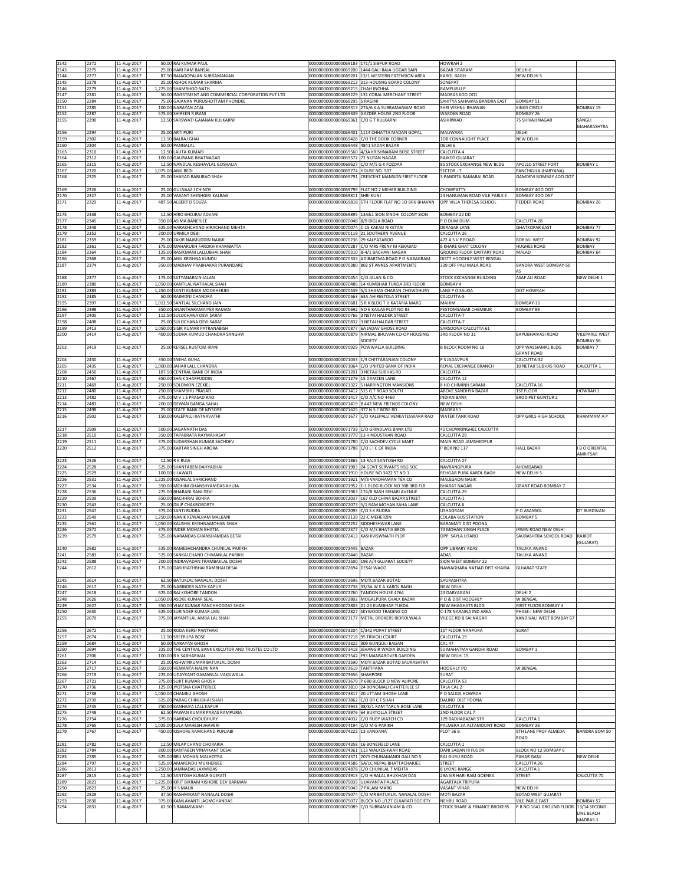| | | | | | | | | | |
|---|---|---|---|---|---|---|---|---|---|
| 2142 | 2272 | 11-Aug-2017 | 50.00 | RAJ KUMAR PAUL | 0000000000000069183 | 171/1 SIBPUR ROAD | HOWRAH 2 | | |
| 2143 | 2275 | 11-Aug-2017 | 25.00 | HARI RAM BANSAL | 0000000000000069200 | 1444 GALI RAJA UGGAR SAIN | BAZAR SITARAM | DELHI-6 | |
| 2144 | 2277 | 11-Aug-2017 | 87.50 | RAJAGOPALAN SUBRAMANIAN | 0000000000000069201 | 12/1 WESTERN EXTENSION AREA | KAROL BAGH | NEW DELHI 5 | |
| 2145 | 2278 | 11-Aug-2017 | 25.00 | ASHOK KUMAR SHARMA | 0000000000000069213 | 213-HOUSNG BOARD COLONY | SONEPAT | | |
| 2146 | 2279 | 11-Aug-2017 | 1,275.00 | SHAMBHOO NATH | 0000000000000069215 | CHAH INCHHA | RAMPUR U P | | |
| 2147 | 2281 | 11-Aug-2017 | 50.00 | INVESTMENT AND COMMERCIAL CORPORATION PVT LTD | 0000000000000069229 | 131 CORAL MERCHANT STREET | MADRAS 600 001 | | |
| 2150 | 2284 | 11-Aug-2017 | 75.00 | GAJANAN PURUSHOTTAM PHONDKE | 0000000000000069295 | 5 RAGINI | SAHITYA SAHAWAS BANDRA EAST | BOMBAY 51 | |
| 2151 | 2285 | 11-Aug-2017 | 100.00 | NARAYAN ATAL | 0000000000000069313 | 27A/6 K A SUBRAMANIAM ROAD | SHRI VISHNU BHAWAN | KINGS CIRCLE | BOMBAY 19 |
| 2152 | 2287 | 11-Aug-2017 | 575.00 | SHIREEN R IRANI | 0000000000000069339 | GAZDER HOUSE 2ND FLOOR | WARDEN ROAD | BOMBAY 26 | |
| 2155 | 2290 | 11-Aug-2017 | 12.50 | SARSWATI GAJANAN KULKARNI | 0000000000000069361 | C/O G T KULKARNI | ASHIRWAD | 75 SHIVAJI NAGAR | SANGLI MAHARASHTRA |
| 2156 | 2294 | 11-Aug-2017 | 25.00 | ARTI PURI | 0000000000000069401 | 1114 CHHATTA MADAN GOPAL | MALIWARA | DELHI | |
| 2159 | 2302 | 11-Aug-2017 | 12.50 | BALRAJ GHAI | 0000000000000069428 | C/O THE BOOK CORNER | 1OB CONNAUGHT PLACE | NEW DELHI | |
| 2160 | 2304 | 11-Aug-2017 | 50.00 | PANNALAL | 0000000000000069448 | 4841 SADAR BAZAR | DELHI 6 | | |
| 2163 | 2310 | 11-Aug-2017 | 12.50 | LALITA KUMARI | 0000000000000069560 | 4/3A KRISHNARAM BOSE STREET | CALCUTTA 4 | | |
| 2164 | 2312 | 11-Aug-2017 | 100.00 | GAURANG BHATNAGAR | 0000000000000069572 | 72 NUTAN NAGAR | RAJKOT GUJARAT | | |
| 2165 | 2315 | 11-Aug-2017 | 12.50 | NANDLAL KESHAVLAL GOSHALIA | 0000000000000069627 | C/O M/S G K FOZDAR | 85 STOCK EXCHANGE NEW BLDG | APOLLO STREET FORT | BOMBAY 1 |
| 2167 | 2320 | 11-Aug-2017 | 1,075.00 | ANIL BEDI | 0000000000000069774 | HOUSE NO. 507 | SECTOR - 7 | PANCHKULA (HARYANA) | |
| 2168 | 2325 | 11-Aug-2017 | 25.00 | SHARAD BABURAO SHAH | 0000000000000069791 | CRESCENT MANSION FIRST FLOOR | 3 PANDITA RAMABAI ROAD | GAMDEVI BOMBAY 4OO OO7 | |
| 2169 | 2326 | 11-Aug-2017 | 25.00 | GULNAAZ I CHINOY | 0000000000000069799 | FLAT NO 2 MEHER BUILDING | CHOWPATTY | BOMBAY 4OO OO7 | |
| 2170 | 2327 | 11-Aug-2017 | 25.00 | VASANT SHESHGIRI KALBAG | 0000000000000069811 | SHRI KUNJ | 24 HANUMAN ROAD VILE PARLE E | BOMBAY 4OO O57 | |
| 2171 | 2329 | 11-Aug-2017 | 487.50 | ALBERT D SOUZA | 0000000000000069818 | 5TH FLOOR FLAT NO 10 BRIJ BHAVAN | OPP VILLA THERESA SCHOOL | PEDDER ROAD | BOMBAY 26 |
| 2175 | 2338 | 11-Aug-2017 | 12.50 | HIRO BHOJRAJ ADVANI | 0000000000000069895 | 13A&1 SION SINDHI COLONY SION | BOMBAY 22 DD | | |
| 2177 | 2345 | 11-Aug-2017 | 350.00 | ASIMA BANERJEE | 0000000000000070048 | 8/9 DIGLA ROAD | P O DUM DUM | CALCUTTA 28 | |
| 2178 | 2348 | 11-Aug-2017 | 625.00 | HARAKHCHAND HIRACHAND MEHTA | 0000000000000070074 | C-15 KAKAD NIKETAN | DERASAR LANE | GHATKOPAR EAST | BOMBAY 77 |
| 2179 | 2352 | 11-Aug-2017 | 200.00 | URMILA DEBI | 0000000000000070119 | 21 SOUTHERN AVENUE | CALCUTTA 26 | | |
| 2181 | 2359 | 11-Aug-2017 | 25.00 | ZAKIR NAJMUDDIN NAJMI | 0000000000000070236 | 29 KALPATAROO | 472 A S V P ROAD | BORIVLI WEST | BOMBAY 92 |
| 2182 | 2361 | 11-Aug-2017 | 175.00 | MAHARUKH FAROKH KHAMBATTA | 0000000000000070287 | C/O MRS FRENY M KEKABAD | 6 KHARE GHAT COLONY | HUGHES ROAD | BOMBAY |
| 2184 | 2364 | 11-Aug-2017 | 125.00 | RASIKMANI LALLUBHAI SHAH | 0000000000000070310 | B-4/1 BACHANI NAGAR | GROUND FLOOR DAFTARY ROAD | MALAD | BOMBAY 64 |
| 2186 | 2368 | 11-Aug-2017 | 25.00 | ANIL KRISHNA KUNDU | 0000000000000070333 | ADIBARTMA ROAD P O NABAGRAM | DISTT HOOGHLY WEST BENGAL | | |
| 2187 | 2374 | 11-Aug-2017 | 350.00 | MADHAV PRABHAKAR PURANDARE | 0000000000000070380 | 802 ST ANNES APARTMENTS | 329 OFF PALI MALA ROAD | BANDRA WEST BOMBAY-50 AS | |
| 2188 | 2377 | 11-Aug-2017 | 175.00 | SATYANARAIN JALAN | 0000000000000070454 | C/O JALAN & CO | STOCK EXCHANGE BUILDING | ASAF ALI ROAD | NEW DELHI 1 |
| 2189 | 2380 | 11-Aug-2017 | 1,050.00 | KANTILAL NATHALAL SHAH | 0000000000000070486 | 14 KUMBHAR TUKDA 3RD FLOOR | BOMBAY 4 | | |
| 2191 | 2383 | 11-Aug-2017 | 1,250.00 | SANTI KUMAR MOOKHERJEE | 0000000000000070539 | 5/1 SHAMA CHARAN CHOWDHURY | LANE P O SALKIA | DIST HOWRAH | |
| 2192 | 2385 | 11-Aug-2017 | 50.00 | RAIMONI CHANDRA | 0000000000000070563 | 63A AHIREETOLA STREET | CALCUTTA-5 | | |
| 2195 | 2397 | 11-Aug-2017 | 1,012.50 | SANTLAL SILCHAND JAIN | 0000000000000070681 | 5 R K BLDG T H KATARIA MARG | MAHIM | BOMBAY-16 | |
| 2196 | 2398 | 11-Aug-2017 | 350.00 | ANANTHARAMAIYER RAMAN | 0000000000000070692 | NO 6 KAILAS PLOT NO 83 | PESTOMSAGAR CHEMBUR | BOMBAY 89 | |
| 2197 | 2405 | 11-Aug-2017 | 112.50 | SULOCHANA DEVI SARAF | 0000000000000070766 | 3 NETAI HALDER STREET | CALCUTTA-7 | | |
| 2198 | 2408 | 11-Aug-2017 | 25.00 | SULOCHANA DEVI SARAF | 0000000000000070832 | 3 NETAI HALDAR STREET | CALCUTTA-7 | | |
| 2199 | 2413 | 11-Aug-2017 | 1,050.00 | SISIR KUMAR PATRANABISH | 0000000000000070877 | 6A JADAV GHOSE ROAD | SARSOONA CALCUTTA 61 | | |
| 2200 | 2414 | 11-Aug-2017 | 400.00 | SUDHA KUMUD CHANDRA SANGHVI | 0000000000000070879 | NIRMAL BHUVAN CO-OP HOUSING SOCIETY | 3RD FLOOR NO 31 | BAPUBHAIVASI ROAD | VILEPARLE WEST BOMBAY 56 |
| 2202 | 2419 | 11-Aug-2017 | 25.00 | KERSEE RUSTOM IRANI | 0000000000000070929 | POWWALLA BUILDING | B BLOCK ROOM NO 16 | OPP WASSIAMAL BLDG GRANT ROAD | BOMBAY 7 |
| 2204 | 2430 | 11-Aug-2017 | 350.00 | SNEHA GUHA | 0000000000000071033 | 1/3 CHITTARANJAN COLONY | P S JADAVPUR | CALCUTTA-32 | |
| 2205 | 2435 | 11-Aug-2017 | 1,000.00 | JAHAR LALL CHANDRA | 0000000000000071064 | C/O UNITED BANK OF INDIA | ROYAL EXCHANGE BRANCH | 10 NETAJI SUBHAS ROAD | CALCUTTA 1 |
| 2208 | 2450 | 11-Aug-2017 | 187.50 | CENTRAL BANK OF INDIA | 0000000000000071201 | 3 NETAJI SUBHAS RD | CALCUTTA | | |
| 2210 | 2467 | 11-Aug-2017 | 350.00 | SHAIK SHARFUDDIN | 0000000000000071279 | 15 DAMZEN LANE | CALCUTTA 12 | | |
| 2211 | 2469 | 11-Aug-2017 | 250.00 | SOLOMON EZEKIEL | 0000000000000071327 | 5 HARRINGTON MANSIONS | 8 HO CHIMINH SARANI | CALCUTTA 16 | |
| 2212 | 2480 | 11-Aug-2017 | 250.00 | SHAMBHU PRASAD | 0000000000000071412 | 515 G T ROAD SOUTH | ABOVE SANDHYA BAZAR | 1ST FLOOR | HOWRAH 1 |
| 2213 | 2482 | 11-Aug-2017 | 375.00 | M V L S PRASAD RAO | 0000000000000071417 | C/O A/C NO 4460 | INDIAN BANK | BRODIPET GUNTUR 2 | |
| 2214 | 2483 | 11-Aug-2017 | 200.00 | DEWAN GANGA SAHAI | 0000000000000071419 | B 442 NEW FRIENDS COLONY | NEW DELHI | | |
| 2215 | 2498 | 11-Aug-2017 | 25.00 | STATE BANK OF MYSORE | 0000000000000071625 | 377 N S C BOSE RD | MADRAS 1 | | |
| 2216 | 2502 | 11-Aug-2017 | 150.00 | KALEPALLI RATNAVATHI | 0000000000000071677 | C/O KALEPALLI VENKATESWARA RAO | WATER TANK ROAD | OPP GIRLS HIGH SCHOOL | KHAMMAM A P |
| 2217 | 2509 | 11-Aug-2017 | 500.00 | JAGANNATH DAS | 0000000000000071739 | C/O GRINDLAYS BANK LTD | 41 CHOWRINGHEE CALCUTTA | | |
| 2218 | 2510 | 11-Aug-2017 | 350.00 | TAPABRATA RAYMAHASAY | 0000000000000071779 | 13 HINDUSTHAN ROAD | CALCUTTA 29 | | |
| 2219 | 2511 | 11-Aug-2017 | 375.00 | SUDARSHAN KUMAR SACHDEV | 0000000000000071780 | C/O SACHDEV CYCLE MART | MAIN ROAD JAMSHEDPUR | | |
| 2220 | 2512 | 11-Aug-2017 | 375.00 | KARTAR SINGH ARORA | 0000000000000071788 | C/O L I C OF INDIA | P BOX NO 117 | HALL BAZAR | I B O ORIENTAL AMRITSAR |
| 2223 | 2526 | 11-Aug-2017 | 12.50 | R K RUIA | 0000000000000071865 | 13 RAJA SANTOSH RD | CALCUTTA 27 | | |
| 2224 | 2528 | 11-Aug-2017 | 525.00 | SHANTABEN DAHYABHAI | 0000000000000071903 | 24 GOVT SERVANTS HSG SOC | NAVRANGPURA | AHEMDABAD | |
| 2225 | 2529 | 11-Aug-2017 | 100.00 | LILAWATI | 0000000000000071910 | HOUSE NO 3422 ST NO 1 | REHGAR PURA KAROL BAGH | NEW DELHI 5 | |
| 2226 | 2531 | 11-Aug-2017 | 1,225.00 | KISANLAL SHRICHAND | 0000000000000071921 | M/S VARDHAMAN TEA CO | MALEGAON NASIK | | |
| 2227 | 2534 | 11-Aug-2017 | 350.00 | MOHINI GHANSHYAMDAS AHUJA | 0000000000000071952 | E-1 BLDG BLOCK NO 308 3RD FLR | BHARAT NAGAR | GRANT ROAD BOMBAY 7 | |
| 2228 | 2536 | 11-Aug-2017 | 225.00 | BHABANI RANI DEVI | 0000000000000071963 | 174/8 RASH BEHARI AVENUE | CALCUTTA 29 | | |
| 2229 | 2539 | 11-Aug-2017 | 650.00 | BACHHRAJ BOHRA | 0000000000000072037 | 167 OLD CHINA BAZAR STREET | CALCUTTA-1 | | |
| 2230 | 2543 | 11-Aug-2017 | 25.00 | DILIP CHAKROBORTY | 0000000000000072073 | 5/1 RAM MOHAN SAHA LANE | CALCUTTA 6 | | |
| 2231 | 2547 | 11-Aug-2017 | 375.00 | SANTI RUDRA | 0000000000000072095 | C/O S K RUDRA | USHAGRAM | P O ASANSOL | DT BURDWAN |
| 2232 | 2549 | 11-Aug-2017 | 1,250.00 | NANIK KEWALRAM MALKANI | 0000000000000072139 | 22-C MEHERZIN | COLABA BUS STATION | BOMBAY 5 | |
| 2235 | 2561 | 11-Aug-2017 | 1,050.00 | KAUSHIK KRISHNAMOHAN SHAH | 0000000000000072252 | SIDDHESHWAR LANE | BARAMATI DIST POONA | | |
| 2236 | 2572 | 11-Aug-2017 | 375.00 | INDER MOHAN BHATIA | 0000000000000072377 | C/O M/S BHATIA BROS | 70 MOHAN SINGH PLACE | IRWIN ROAD NEW DELHI | |
| 2239 | 2579 | 11-Aug-2017 | 525.00 | NARANDAS GHANSHAMDAS BETAI | 0000000000000072413 | KASHIVISWNATH PLOT | OPP. SAYLA UTARO | SAURASHTRA SCHOOL ROAD | RAJKOT (GUJARAT) |
| 2240 | 2582 | 11-Aug-2017 | 525.00 | RAMESHCHANDRA CHUNILAL PARIKH | 0000000000000072445 | BAZAR | OPP LIBRARY ADAS | TALUKA ANAND | |
| 2241 | 2583 | 11-Aug-2017 | 525.00 | SANKALCHAND CHIMANLAL PARIKH | 0000000000000072446 | BAZAR | ADAS | TALUKA ANAND | |
| 2242 | 2588 | 11-Aug-2017 | 200.00 | INDRAVADAN TRAMBAKLAL DOSHI | 0000000000000072500 | 198 A/4 GUJARAT SOCIETY | SION WEST BOMBAY 22 | | |
| 2244 | 2612 | 11-Aug-2017 | 175.00 | DASHRATHBHAI RAMBHAI DESAI | 0000000000000072694 | DESAI WAGO | NAWAGHARA NATIAD DIST KHAIRA | GUJARAT STATE | |
| 2245 | 2614 | 11-Aug-2017 | 62.50 | BATUKLAL NANALAL DOSHI | 0000000000000072696 | MOTI BAZAR BOTAD | SAURASHTRA | | |
| 2246 | 2617 | 11-Aug-2017 | 25.00 | NARINDER NATH KAPUR | 0000000000000072738 | 33/3A W E A KAROL BAGH | NEW DELHI | | |
| 2247 | 2618 | 11-Aug-2017 | 625.00 | RAJ KISHORE TANDON | 0000000000000072760 | TANDON HOUSE 4764 | 23 DARYAGANJ | DELHI 2 | |
| 2248 | 2626 | 11-Aug-2017 | 1,050.00 | ASOKE KUMAR SEAL | 0000000000000072802 | MOGALPURA CHALK BAZAR | P O & DIST HOOGHLY | W BENGAL | |
| 2249 | 2627 | 11-Aug-2017 | 350.00 | VIJAY KUMAR RANCHHODDAS SHAH | 0000000000000072803 | 21-23 KUMBHAR TUKDA | NEW BHAGHATS BLDG | FIRST FLOOR BOMBAY 4 | |
| 2250 | 2630 | 11-Aug-2017 | 625.00 | SURINDER KUMAR JAIN | 0000000000000072827 | SKYWOOD TRADING CO | C-178 NARAINA IND AREA | PHASE-I NEW DELHI | |
| 2255 | 2670 | 11-Aug-2017 | 375.00 | JAYANTILAL AMBA LAL SHAH | 0000000000000073177 | METAL BROKERS RIDROLWALA | VILEGE RD B SAI NAGAR | KANDIVALI WEST BOMBAY 67 | |
| 2256 | 2672 | 11-Aug-2017 | 25.00 | RODA KERSI PANTHAKI | 0000000000000073204 | 1/342 POPAT STREET | 1ST FLOOR NANPURA | SURAT | |
| 2257 | 2674 | 11-Aug-2017 | 12.50 | SREERUPA BOSE | 0000000000000073218 | 95 TRIVOLI COURT | CALCUTTA 19 | | |
| 2259 | 2684 | 11-Aug-2017 | 50.00 | NARAYAN GHOSH | 0000000000000073322 | 309 GUNGULI BAGAN | CAL 47 | | |
| 2260 | 2694 | 11-Aug-2017 | 325.00 | THE CENTRAL BANK EXECUTOR AND TRUSTEE CO LTD | 0000000000000073418 | JEHANGIR WADIA BUILDING | 51 MAHATMA GANDHI ROAD | BOMBAY 1 | |
| 2261 | 2706 | 11-Aug-2017 | 100.00 | R K SABHARWAL | 0000000000000073542 | F93 MANSAROVER GARDEN | NEW DELHI 15 | | |
| 2263 | 2714 | 11-Aug-2017 | 25.00 | ASHWINKUMAR BATUKLAL DOSHI | 0000000000000073590 | MOTI BAZAR BOTAD SAURASHTRA | | | |
| 2264 | 2717 | 11-Aug-2017 | 550.00 | HEMANTA NALINI NAN | 0000000000000073619 | TANTIPARA | HOOGHLY PO | W BENGAL | |
| 2266 | 2719 | 11-Aug-2017 | 225.00 | UDAYKANT GAMANLAL VAKILWALA | 0000000000000073656 | SHAHPORE | SURAT | | |
| 2267 | 2721 | 11-Aug-2017 | 375.00 | SUJIT KUMAR GHOSH | 0000000000000073679 | P 680 BLOCK O NEW ALIPORE | CALCUTTA 53 | | |
| 2270 | 2736 | 11-Aug-2017 | 125.00 | JYOTSNA CHATTERJEE | 0000000000000073810 | 24 BONOMALI CHATTERJEE ST | TALA CAL 2 | | |
| 2271 | 2738 | 11-Aug-2017 | 1,050.00 | CHAMELI GHOSH | 0000000000000073817 | 20 UTTAM GHOSH LANE | P O SALKIA HOWRAH | | |
| 2272 | 2739 | 11-Aug-2017 | 625.00 | PARAG CHINUBHAI SHAH | 0000000000000073862 | C/O DR C T SHAH | DAUND DIST POONA | | |
| 2274 | 2745 | 11-Aug-2017 | 750.00 | KANHAIYA LALL KAPUR | 0000000000000073943 | 38/3/1 RAM TARUN BOSE LANE | CALCUTTA 6 | | |
| 2275 | 2748 | 11-Aug-2017 | 62.50 | PAWAN KUMAR PARAS RAMPURIA | 0000000000000073976 | 64 BURTOLLA STREET | 2ND FLOOR CAL 7 | | |
| 2276 | 2754 | 11-Aug-2017 | 375.00 | HARIDAS CHOUDHURY | 0000000000000074032 | C/O RUBY WATCH CO | 129 RADHABAZAR STR | CALCUTTA 1 | |
| 2278 | 2765 | 11-Aug-2017 | 1,025.00 | SULA MAHESH JHAVERI | 0000000000000074194 | C/O M G PARIKH | PALMERA 3A ALTAMOUNT ROAD | BOMBAY 26 | |
| 2279 | 2767 | 11-Aug-2017 | 450.00 | KISHORE RAMCHAND PUNJABI | 0000000000000074223 | 13 VANDANA | PLOT 36 B | 9TH LANE PROF ALMEDA ROAD | BANDRA BOM 50 |
| 2281 | 2782 | 11-Aug-2017 | 12.50 | MILAP CHAND CHORARIA | 0000000000000074358 | 16 BONEFIELD LANE | CALCUTTA 1 | | |
| 2282 | 2784 | 11-Aug-2017 | 800.00 | KANTABEN VINAYKANT DESAI | 0000000000000074361 | 113 WALKESHWAR ROAD | DANI SADAN III FLOOR | BLOCK NO 12 BOMBAY 6 | |
| 2283 | 2785 | 11-Aug-2017 | 625.00 | BRIJ MOHAN MALHOTRA | 0000000000000074371 | 2075 CHUNAMANDI GALI NO 5 | RAJ GURU ROAD | PAHAR GANJ | NEW DELHI |
| 2284 | 2797 | 11-Aug-2017 | 525.00 | AMARENDU MUKHERJEE | 0000000000000074586 | 5A/1C NEPAL BHATTACHARJEE | STREET | CALCUTTA 26 | |
| 2286 | 2813 | 11-Aug-2017 | 1,250.00 | JAMNADAS LAXMIDAS | 0000000000000074878 | C/O CHUNILAL T MEHTA | 8 LYONS RANGE | CALCUTTA 1 | |
| 2287 | 2815 | 11-Aug-2017 | 12.50 | SANTOSH KUMAR GUJRATI | 0000000000000074913 | C/O HIRALAL BHUKHAN DAS | 29A SIR HARI RAM GOENKA | STREET | CALCUTTA 70 |
| 2289 | 2821 | 11-Aug-2017 | 1,225.00 | KIRIT BIKRAM KISHORE DEV BARMAN | 0000000000000075035 | UJJAYANTA PALACE | AGARTALA TRIPURA | | |
| 2290 | 2823 | 11-Aug-2017 | 25.00 | H S MALIK | 0000000000000075043 | 7 PALAM MARG | VASANT VIHAR | NEW DELHI | |
| 2292 | 2829 | 11-Aug-2017 | 37.50 | RASHMIKANT NANALAL DOSHI | 0000000000000075074 | C/O MR BATUKLAL NANALAL DOSHI | MOTI BAZAR | BOTAD WEST GUJARAT | |
| 2293 | 2830 | 11-Aug-2017 | 375.00 | KAMLAVANTI JAGMOHANDAS | 0000000000000075077 | BLOCK NO J/127 GUJARATI SOCIETY | NEHRU ROAD | VILE PARLE EAST | BOMBAY 57 |
| 2294 | 2831 | 11-Aug-2017 | 62.50 | S RAMASWAMI | 0000000000000075089 | C/O SUBRAMANIAM & CO | STOCK SHARE & FINANCE BROKERS | P B NO 1641 GROUND FLOOR | 13/14 SECOND LINE BEACH MADRAS-1 |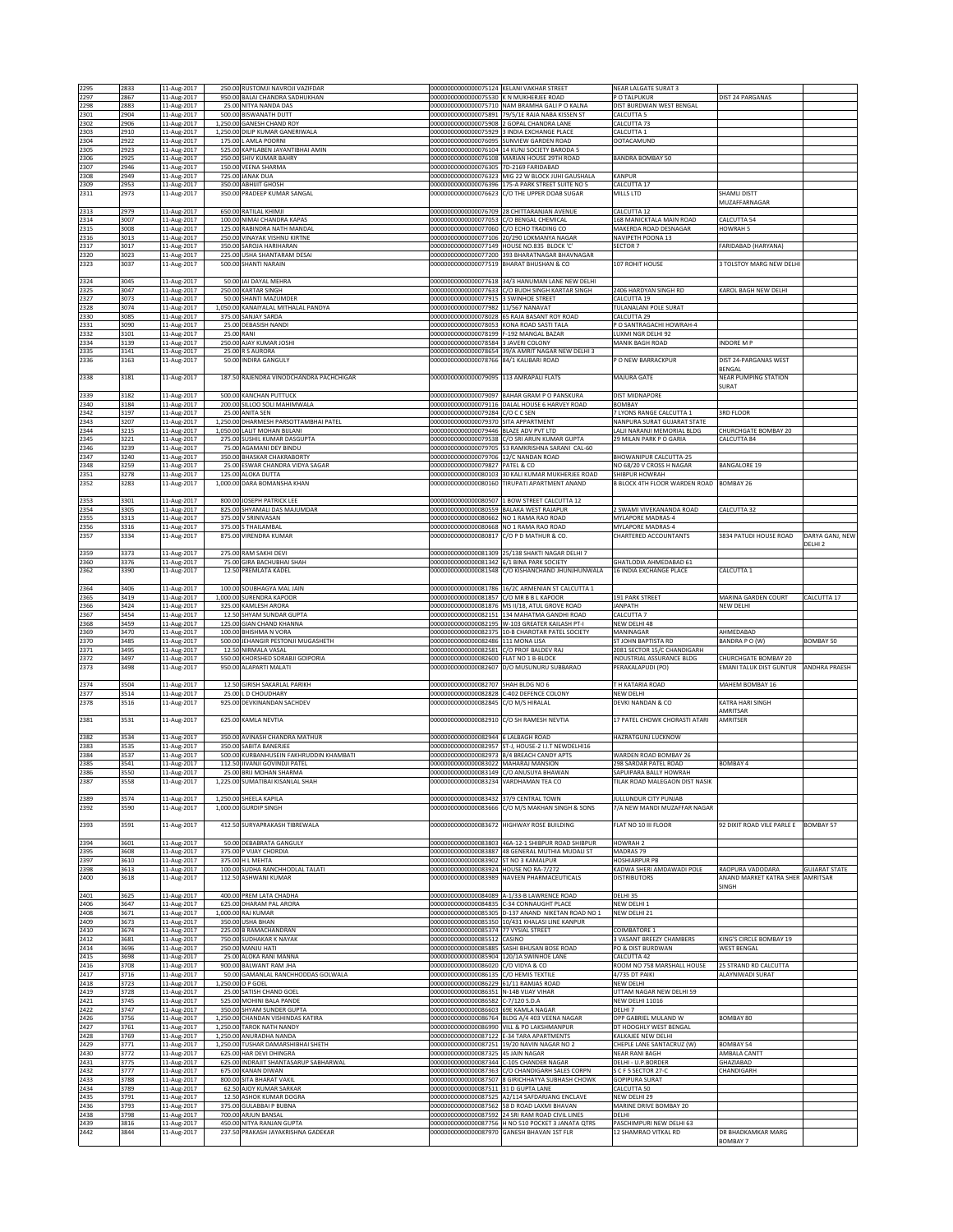| | | | | | | | | | |
|---|---|---|---|---|---|---|---|---|---|
| 2295 | 2833 | 11-Aug-2017 | 250.00 | RUSTOMJI NAVROJI VAZIFDAR | 0000000000000075124 | KELANI VAKHAR STREET | NEAR LALGATE SURAT 3 | | |
| 2297 | 2867 | 11-Aug-2017 | 950.00 | BALAI CHANDRA SADHUKHAN | 0000000000000075530 | K N MUKHERJEE ROAD | P O TALPUKUR | DIST 24 PARGANAS | |
| 2298 | 2883 | 11-Aug-2017 | 25.00 | NITYA NANDA DAS | 0000000000000075710 | NAM BRAMHA GALI P O KALNA | DIST BURDWAN WEST BENGAL | | |
| 2301 | 2904 | 11-Aug-2017 | 500.00 | BISWANATH DUTT | 0000000000000075891 | 79/5/1E RAJA NABA KISSEN ST | CALCUTTA 5 | | |
| 2302 | 2906 | 11-Aug-2017 | 1,250.00 | GANESH CHAND ROY | 0000000000000075908 | 2 GOPAL CHANDRA LANE | CALCUTTA 73 | | |
| 2303 | 2910 | 11-Aug-2017 | 1,250.00 | DILIP KUMAR GANERIWALA | 0000000000000075929 | 3 INDIA EXCHANGE PLACE | CALCUTTA 1 | | |
| 2304 | 2922 | 11-Aug-2017 | 175.00 | L AMLA POORNI | 0000000000000076095 | SUNVIEW GARDEN ROAD | OOTACAMUND | | |
| 2305 | 2923 | 11-Aug-2017 | 525.00 | KAPILABEN JAYANTIBHAI AMIN | 0000000000000076104 | 14 KUNJ SOCIETY BARODA 5 | | | |
| 2306 | 2925 | 11-Aug-2017 | 250.00 | SHIV KUMAR BAHRY | 0000000000000076108 | MARIAN HOUSE 29TH ROAD | BANDRA BOMBAY 50 | | |
| 2307 | 2946 | 11-Aug-2017 | 150.00 | VEENA SHARMA | 0000000000000076305 | 7D-2169 FARIDABAD | | | |
| 2308 | 2949 | 11-Aug-2017 | 725.00 | JANAK DUA | 0000000000000076323 | MIG 22 W BLOCK JUHI GAUSHALA | KANPUR | | |
| 2309 | 2953 | 11-Aug-2017 | 350.00 | ABHIJIT GHOSH | 0000000000000076396 | 175-A PARK STREET SUITE NO 5 | CALCUTTA 17 | | |
| 2311 | 2973 | 11-Aug-2017 | 350.00 | PRADEEP KUMAR SANGAL | 0000000000000076623 | C/O THE UPPER DOAB SUGAR | MILLS LTD | SHAMLI DISTT MUZAFFARNAGAR | |
| 2313 | 2979 | 11-Aug-2017 | 650.00 | RATILAL KHIMJI | 0000000000000076709 | 28 CHITTARANJAN AVENUE | CALCUTTA 12 | | |
| 2314 | 3007 | 11-Aug-2017 | 100.00 | NIMAI CHANDRA KAPAS | 0000000000000077053 | C/O BENGAL CHEMICAL | 168 MANICKTALA MAIN ROAD | CALCUTTA 54 | |
| 2315 | 3008 | 11-Aug-2017 | 125.00 | RABINDRA NATH MANDAL | 0000000000000077060 | C/O ECHO TRADING CO | MAKERDA ROAD DESNAGAR | HOWRAH 5 | |
| 2316 | 3013 | 11-Aug-2017 | 250.00 | VINAYAK VISHNU KIRTNE | 0000000000000077106 | 20/290 LOKMANYA NAGAR | NAVIPETH POONA 13 | | |
| 2317 | 3017 | 11-Aug-2017 | 350.00 | SAROJA HARIHARAN | 0000000000000077149 | HOUSE NO.835 BLOCK 'C' | SECTOR 7 | FARIDABAD (HARYANA) | |
| 2320 | 3023 | 11-Aug-2017 | 225.00 | USHA SHANTARAM DESAI | 0000000000000077200 | 393 BHARATNAGAR BHAVNAGAR | | | |
| 2323 | 3037 | 11-Aug-2017 | 500.00 | SHANTI NARAIN | 0000000000000077519 | BHARAT BHUSHAN & CO | 107 ROHIT HOUSE | 3 TOLSTOY MARG NEW DELHI | |
| 2324 | 3045 | 11-Aug-2017 | 50.00 | JAI DAYAL MEHRA | 0000000000000077618 | 34/3 HANUMAN LANE NEW DELHI | | | |
| 2325 | 3047 | 11-Aug-2017 | 250.00 | KARTAR SINGH | 0000000000000077633 | C/O BUDH SINGH KARTAR SINGH | 2406 HARDYAN SINGH RD | KAROL BAGH NEW DELHI | |
| 2327 | 3073 | 11-Aug-2017 | 50.00 | SHANTI MAZUMDER | 0000000000000077915 | 3 SWINHOE STREET | CALCUTTA 19 | | |
| 2328 | 3074 | 11-Aug-2017 | 1,050.00 | KANAIYALAL MITHALAL PANDYA | 0000000000000077982 | 11/567 NANAVAT | TULANALANI POLE SURAT | | |
| 2330 | 3085 | 11-Aug-2017 | 375.00 | SANJAY SARDA | 0000000000000078028 | 65 RAJA BASANT ROY ROAD | CALCUTTA 29 | | |
| 2331 | 3090 | 11-Aug-2017 | 25.00 | DEBASISH NANDI | 0000000000000078053 | KONA ROAD SASTI TALA | P O SANTRAGACHI HOWRAH-4 | | |
| 2332 | 3101 | 11-Aug-2017 | 25.00 | RANI | 0000000000000078199 | F-192 MANGAL BAZAR | LUXMI NGR DELHI 92 | | |
| 2334 | 3139 | 11-Aug-2017 | 250.00 | AJAY KUMAR JOSHI | 0000000000000078584 | 3 JAVERI COLONY | MANIK BAGH ROAD | INDORE M P | |
| 2335 | 3141 | 11-Aug-2017 | 25.00 | R S AURORA | 0000000000000078654 | 39/A AMRIT NAGAR NEW DELHI 3 | | | |
| 2336 | 3163 | 11-Aug-2017 | 50.00 | INDIRA GANGULY | 0000000000000078766 | 84/1 KALIBARI ROAD | P O NEW BARRACKPUR | DIST 24-PARGANAS WEST BENGAL | |
| 2338 | 3181 | 11-Aug-2017 | 187.50 | RAJENDRA VINODCHANDRA PACHCHIGAR | 0000000000000079095 | 113 AMRAPALI FLATS | MAJURA GATE | NEAR PUMPING STATION SURAT | |
| 2339 | 3182 | 11-Aug-2017 | 500.00 | KANCHAN PUTTUCK | 0000000000000079097 | BAHAR GRAM P O PANSKURA | DIST MIDNAPORE | | |
| 2340 | 3184 | 11-Aug-2017 | 200.00 | SILLOO SOLI MAHIMWALA | 0000000000000079116 | DALAL HOUSE 6 HARVEY ROAD | BOMBAY | | |
| 2342 | 3197 | 11-Aug-2017 | 25.00 | ANITA SEN | 0000000000000079284 | C/O C C SEN | 7 LYONS RANGE CALCUTTA 1 | 3RD FLOOR | |
| 2343 | 3207 | 11-Aug-2017 | 1,250.00 | DHARMESH PARSOTTAMBHAI PATEL | 0000000000000079370 | SITA APPARTMENT | NANPURA SURAT GUJARAT STATE | | |
| 2344 | 3215 | 11-Aug-2017 | 1,050.00 | LALIT MOHAN BULANI | 0000000000000079446 | BLAZE ADV PVT LTD | LALJI NARANJI MEMORIAL BLDG | CHURCHGATE BOMBAY 20 | |
| 2345 | 3221 | 11-Aug-2017 | 275.00 | SUSHIL KUMAR DASGUPTA | 0000000000000079538 | C/O SRI ARUN KUMAR GUPTA | 29 MILAN PARK P O GARIA | CALCUTTA 84 | |
| 2346 | 3239 | 11-Aug-2017 | 75.00 | AGAMANI DEY BINDU | 0000000000000079705 | 53 RAMKRISHNA SARANI CAL-60 | | | |
| 2347 | 3240 | 11-Aug-2017 | 350.00 | BHASKAR CHAKRABORTY | 0000000000000079706 | 12/C NANDAN ROAD | BHOWANIPUR CALCUTTA-25 | | |
| 2348 | 3259 | 11-Aug-2017 | 25.00 | ESWAR CHANDRA VIDYA SAGAR | 0000000000000079827 | PATEL & CO | NO 68/20 V CROSS H NAGAR | BANGALORE 19 | |
| 2351 | 3278 | 11-Aug-2017 | 125.00 | ALOKA DUTTA | 0000000000000080103 | 30 KALI KUMAR MUKHERJEE ROAD | SHIBPUR HOWRAH | | |
| 2352 | 3283 | 11-Aug-2017 | 1,000.00 | DARA BOMANSHA KHAN | 0000000000000080160 | TIRUPATI APARTMENT ANAND | B BLOCK 4TH FLOOR WARDEN ROAD | BOMBAY 26 | |
| 2353 | 3301 | 11-Aug-2017 | 800.00 | JOSEPH PATRICK LEE | 0000000000000080507 | 1 BOW STREET CALCUTTA 12 | | | |
| 2354 | 3305 | 11-Aug-2017 | 825.00 | SHYAMALI DAS MAJUMDAR | 0000000000000080559 | BALAKA WEST RAJAPUR | 2 SWAMI VIVEKANANDA ROAD | CALCUTTA 32 | |
| 2355 | 3313 | 11-Aug-2017 | 375.00 | V SRINIVASAN | 0000000000000080662 | NO 1 RAMA RAO ROAD | MYLAPORE MADRAS-4 | | |
| 2356 | 3316 | 11-Aug-2017 | 375.00 | S THAILAMBAL | 0000000000000080668 | NO 1 RAMA RAO ROAD | MYLAPORE MADRAS-4 | | |
| 2357 | 3334 | 11-Aug-2017 | 875.00 | VIRENDRA KUMAR | 0000000000000080817 | C/O P D MATHUR & CO. | CHARTERED ACCOUNTANTS | 3834 PATUDI HOUSE ROAD | DARYA GANJ, NEW DELHI 2 |
| 2359 | 3373 | 11-Aug-2017 | 275.00 | RAM SAKHI DEVI | 0000000000000081309 | 25/138 SHAKTI NAGAR DELHI 7 | | | |
| 2360 | 3376 | 11-Aug-2017 | 75.00 | GIRA BACHUBHAI SHAH | 0000000000000081342 | 6/1 BINA PARK SOCIETY | GHATLODIA AHMEDABAD 61 | | |
| 2362 | 3390 | 11-Aug-2017 | 12.50 | PREMLATA KADEL | 0000000000000081548 | C/O KISHANCHAND JHUNJHUNWALA | 16 INDIA EXCHANGE PLACE | CALCUTTA 1 | |
| 2364 | 3406 | 11-Aug-2017 | 100.00 | SOUBHAGYA MAL JAIN | 0000000000000081786 | 16/2C ARMENIAN ST CALCUTTA 1 | | | |
| 2365 | 3419 | 11-Aug-2017 | 1,000.00 | SURENDRA KAPOOR | 0000000000000081857 | C/O MR B B L KAPOOR | 191 PARK STREET | MARINA GARDEN COURT | CALCUTTA 17 |
| 2366 | 3424 | 11-Aug-2017 | 325.00 | KAMLESH ARORA | 0000000000000081876 | MS II/18, ATUL GROVE ROAD | JANPATH | NEW DELHI | |
| 2367 | 3454 | 11-Aug-2017 | 12.50 | SHYAM SUNDAR GUPTA | 0000000000000082151 | 134 MAHATMA GANDHI ROAD | CALCUTTA 7 | | |
| 2368 | 3459 | 11-Aug-2017 | 125.00 | GIAN CHAND KHANNA | 0000000000000082195 | W-103 GREATER KAILASH PT-I | NEW DELHI 48 | | |
| 2369 | 3470 | 11-Aug-2017 | 100.00 | BHISHMA N VORA | 0000000000000082375 | 10-B CHAROTAR PATEL SOCIETY | MANINAGAR | AHMEDABAD | |
| 2370 | 3485 | 11-Aug-2017 | 500.00 | JEHANGIR PESTONJI MUGASHETH | 0000000000000082486 | 111 MONA LISA | ST JOHN BAPTISTA RD | BANDRA P O (W) | BOMBAY 50 |
| 2371 | 3495 | 11-Aug-2017 | 12.50 | NIRMALA VASAL | 0000000000000082581 | C/O PROF BALDEV RAJ | 2081 SECTOR 15/C CHANDIGARH | | |
| 2372 | 3497 | 11-Aug-2017 | 550.00 | KHORSHED SORABJI GOIPORIA | 0000000000000082600 | FLAT NO 1 B-BLOCK | INDUSTRIAL ASSURANCE BLDG | CHURCHGATE BOMBAY 20 | |
| 2373 | 3498 | 11-Aug-2017 | 950.00 | ALAPARTI MALATI | 0000000000000082607 | D/O MUSUNURU SUBBARAO | PERAKALAPUDI (PO) | EMANI TALUK DIST GUNTUR | ANDHRA PRAESH |
| 2374 | 3504 | 11-Aug-2017 | 12.50 | GIRISH SAKARLAL PARIKH | 0000000000000082707 | SHAH BLDG NO 6 | T H KATARIA ROAD | MAHEM BOMBAY 16 | |
| 2377 | 3514 | 11-Aug-2017 | 25.00 | L D CHOUDHARY | 0000000000000082828 | C-402 DEFENCE COLONY | NEW DELHI | | |
| 2378 | 3516 | 11-Aug-2017 | 925.00 | DEVKINANDAN SACHDEV | 0000000000000082845 | C/O M/S HIRALAL | DEVKI NANDAN & CO | KATRA HARI SINGH AMRITSAR | |
| 2381 | 3531 | 11-Aug-2017 | 625.00 | KAMLA NEVTIA | 0000000000000082910 | C/O SH RAMESH NEVTIA | 17 PATEL CHOWK CHORASTI ATARI | AMRITSER | |
| 2382 | 3534 | 11-Aug-2017 | 350.00 | AVINASH CHANDRA MATHUR | 0000000000000082944 | 6 LALBAGH ROAD | HAZRATGUNJ LUCKNOW | | |
| 2383 | 3535 | 11-Aug-2017 | 350.00 | SABITA BANERJEE | 0000000000000082957 | ST-J, HOUSE-2 I.I.T NEWDELHI16 | | | |
| 2384 | 3537 | 11-Aug-2017 | 500.00 | KURBANHUSEIN FAKHRUDDIN KHAMBATI | 0000000000000082973 | B/4 BREACH CANDY APTS | WARDEN ROAD BOMBAY 26 | | |
| 2385 | 3541 | 11-Aug-2017 | 112.50 | JIVANJI GOVINDJI PATEL | 0000000000000083022 | MAHARAJ MANSION | 298 SARDAR PATEL ROAD | BOMBAY 4 | |
| 2386 | 3550 | 11-Aug-2017 | 25.00 | BRIJ MOHAN SHARMA | 0000000000000083149 | C/O ANUSUYA BHAWAN | SAPUIPARA BALLY HOWRAH | | |
| 2387 | 3558 | 11-Aug-2017 | 1,225.00 | SUMATIBAI KISANLAL SHAH | 0000000000000083234 | VARDHAMAN TEA CO | TILAK ROAD MALEGAON DIST NASIK | | |
| 2389 | 3574 | 11-Aug-2017 | 1,250.00 | SHEELA KAPILA | 0000000000000083432 | 37/9 CENTRAL TOWN | JULLUNDUR CITY PUNJAB | | |
| 2392 | 3590 | 11-Aug-2017 | 1,000.00 | GURDIP SINGH | 0000000000000083666 | C/O M/S MAKHAN SINGH & SONS | 7/A NEW MANDI MUZAFFAR NAGAR | | |
| 2393 | 3591 | 11-Aug-2017 | 412.50 | SURYAPRAKASH TIBREWALA | 0000000000000083672 | HIGHWAY ROSE BUILDING | FLAT NO 10 III FLOOR | 92 DIXIT ROAD VILE PARLE E | BOMBAY 57 |
| 2394 | 3601 | 11-Aug-2017 | 50.00 | DEBABRATA GANGULY | 0000000000000083803 | 46A-12-1 SHIBPUR ROAD SHIBPUR | HOWRAH 2 | | |
| 2395 | 3608 | 11-Aug-2017 | 375.00 | P VIJAY CHORDIA | 0000000000000083887 | 48 GENERAL MUTHIA MUDALI ST | MADRAS 79 | | |
| 2397 | 3610 | 11-Aug-2017 | 375.00 | H L MEHTA | 0000000000000083902 | ST NO 3 KAMALPUR | HOSHIARPUR PB | | |
| 2398 | 3613 | 11-Aug-2017 | 100.00 | SUDHA RANCHHODLAL TALATI | 0000000000000083924 | HOUSE NO RA-7/272 | KADWA SHERI AMDAWADI POLE | RAOPURA VADODARA | GUJARAT STATE |
| 2400 | 3618 | 11-Aug-2017 | 112.50 | ASHWANI KUMAR | 0000000000000083989 | NAVEEN PHARMACEUTICALS | DISTRIBUTORS | ANAND MARKET KATRA SHER SINGH | AMRITSAR |
| 2401 | 3625 | 11-Aug-2017 | 400.00 | PREM LATA CHADHA | 0000000000000084089 | A-1/33-B LAWRENCE ROAD | DELHI 35 | | |
| 2406 | 3647 | 11-Aug-2017 | 625.00 | DHARAM PAL ARORA | 0000000000000084835 | C-34 CONNAUGHT PLACE | NEW DELHI 1 | | |
| 2408 | 3671 | 11-Aug-2017 | 1,000.00 | RAJ KUMAR | 0000000000000085305 | D-137 ANAND NIKETAN ROAD NO 1 | NEW DELHI 21 | | |
| 2409 | 3673 | 11-Aug-2017 | 350.00 | USHA BHAN | 0000000000000085350 | 10/431 KHALASI LINE KANPUR | | | |
| 2410 | 3674 | 11-Aug-2017 | 225.00 | B RAMACHANDRAN | 0000000000000085374 | 77 VYSIAL STREET | COIMBATORE 1 | | |
| 2412 | 3681 | 11-Aug-2017 | 750.00 | SUDHAKAR K NAYAK | 0000000000000085512 | CASINO | 3 VASANT BREEZY CHAMBERS | KING'S CIRCLE BOMBAY 19 | |
| 2414 | 3696 | 11-Aug-2017 | 250.00 | MANJU HATI | 0000000000000085885 | SASHI BHUSAN BOSE ROAD | PO & DIST BURDWAN | WEST BENGAL | |
| 2415 | 3698 | 11-Aug-2017 | 25.00 | ALOKA RANI MANNA | 0000000000000085904 | 120/1A SWINHOE LANE | CALCUTTA 42 | | |
| 2416 | 3708 | 11-Aug-2017 | 900.00 | BALWANT RAM JHA | 0000000000000086020 | C/O VIDYA & CO | ROOM NO 758 MARSHALL HOUSE | 25 STRAND RD CALCUTTA | |
| 2417 | 3716 | 11-Aug-2017 | 50.00 | GAMANLAL RANCHHODDAS GOLWALA | 0000000000000086135 | C/O HEMIS TEXTILE | 4/735 DT PAIKI | ALAYNIWADI SURAT | |
| 2418 | 3723 | 11-Aug-2017 | 1,250.00 | O P GOEL | 0000000000000086229 | 61/11 RAMJAS ROAD | NEW DELHI | | |
| 2419 | 3728 | 11-Aug-2017 | 25.00 | SATISH CHAND GOEL | 0000000000000086351 | N-14B VIJAY VIHAR | UTTAM NAGAR NEW DELHI 59 | | |
| 2421 | 3745 | 11-Aug-2017 | 525.00 | MOHINI BALA PANDE | 0000000000000086582 | C-7/120 S.D.A | NEW DELHI 11016 | | |
| 2422 | 3747 | 11-Aug-2017 | 350.00 | SHYAM SUNDER GUPTA | 0000000000000086603 | 69E KAMLA NAGAR | DELHI 7 | | |
| 2426 | 3756 | 11-Aug-2017 | 1,250.00 | CHANDAN VISHINDAS KATIRA | 0000000000000086764 | BLDG A/4 403 VEENA NAGAR | OPP GABRIEL MULAND W | BOMBAY 80 | |
| 2427 | 3761 | 11-Aug-2017 | 1,250.00 | TAROK NATH NANDY | 0000000000000086990 | VILL & PO LAKSHMANPUR | DT HOOGHLY WEST BENGAL | | |
| 2428 | 3769 | 11-Aug-2017 | 1,250.00 | ANURADHA NANDA | 0000000000000087122 | E-34 TARA APARTMENTS | KALKAJEE NEW DELHI | | |
| 2429 | 3771 | 11-Aug-2017 | 1,250.00 | TUSHAR DAMARSHIBHAI SHETH | 0000000000000087251 | 19/20 NAVIN NAGAR NO 2 | CHEPLE LANE SANTACRUZ (W) | BOMBAY 54 | |
| 2430 | 3772 | 11-Aug-2017 | 625.00 | HAR DEVI DHINGRA | 0000000000000087325 | 45 JAIN NAGAR | NEAR RANI BAGH | AMBALA CANTT | |
| 2431 | 3775 | 11-Aug-2017 | 625.00 | INDRAJIT SHANTASARUP SABHARWAL | 0000000000000087344 | C-105 CHANDER NAGAR | DELHI - U.P.BORDER | GHAZIABAD | |
| 2432 | 3777 | 11-Aug-2017 | 675.00 | KANAN DIWAN | 0000000000000087363 | C/O CHANDIGARH SALES CORPN | S C F 5 SECTOR 27-C | CHANDIGARH | |
| 2433 | 3788 | 11-Aug-2017 | 800.00 | SITA BHARAT VAKIL | 0000000000000087507 | 8 GIRICHHAYYA SUBHASH CHOWK | GOPIPURA SURAT | | |
| 2434 | 3789 | 11-Aug-2017 | 62.50 | AJOY KUMAR SARKAR | 0000000000000087511 | 31 D GUPTA LANE | CALCUTTA 50 | | |
| 2435 | 3791 | 11-Aug-2017 | 12.50 | ASHOK KUMAR DOGRA | 0000000000000087525 | A2/114 SAFDARJANG ENCLAVE | NEW DELHI 29 | | |
| 2436 | 3793 | 11-Aug-2017 | 375.00 | GULABBAI P BUBNA | 0000000000000087562 | 58 D ROAD LAXMI BHAVAN | MARINE DRIVE BOMBAY 20 | | |
| 2438 | 3798 | 11-Aug-2017 | 700.00 | ARJUN BANSAL | 0000000000000087592 | 24 SRI RAM ROAD CIVIL LINES | DELHI | | |
| 2439 | 3816 | 11-Aug-2017 | 450.00 | NITYA RANJAN GUPTA | 0000000000000087756 | H NO 510 POCKET 3 JANATA QTRS | PASCHIMPURI NEW DELHI 63 | | |
| 2442 | 3844 | 11-Aug-2017 | 237.50 | PRAKASH JAYAKRISHNA GADEKAR | 0000000000000087970 | GANESH BHAVAN 1ST FLR | 12 SHAMRAO VITKAL RD | DR BHADKAMKAR MARG BOMBAY 7 | |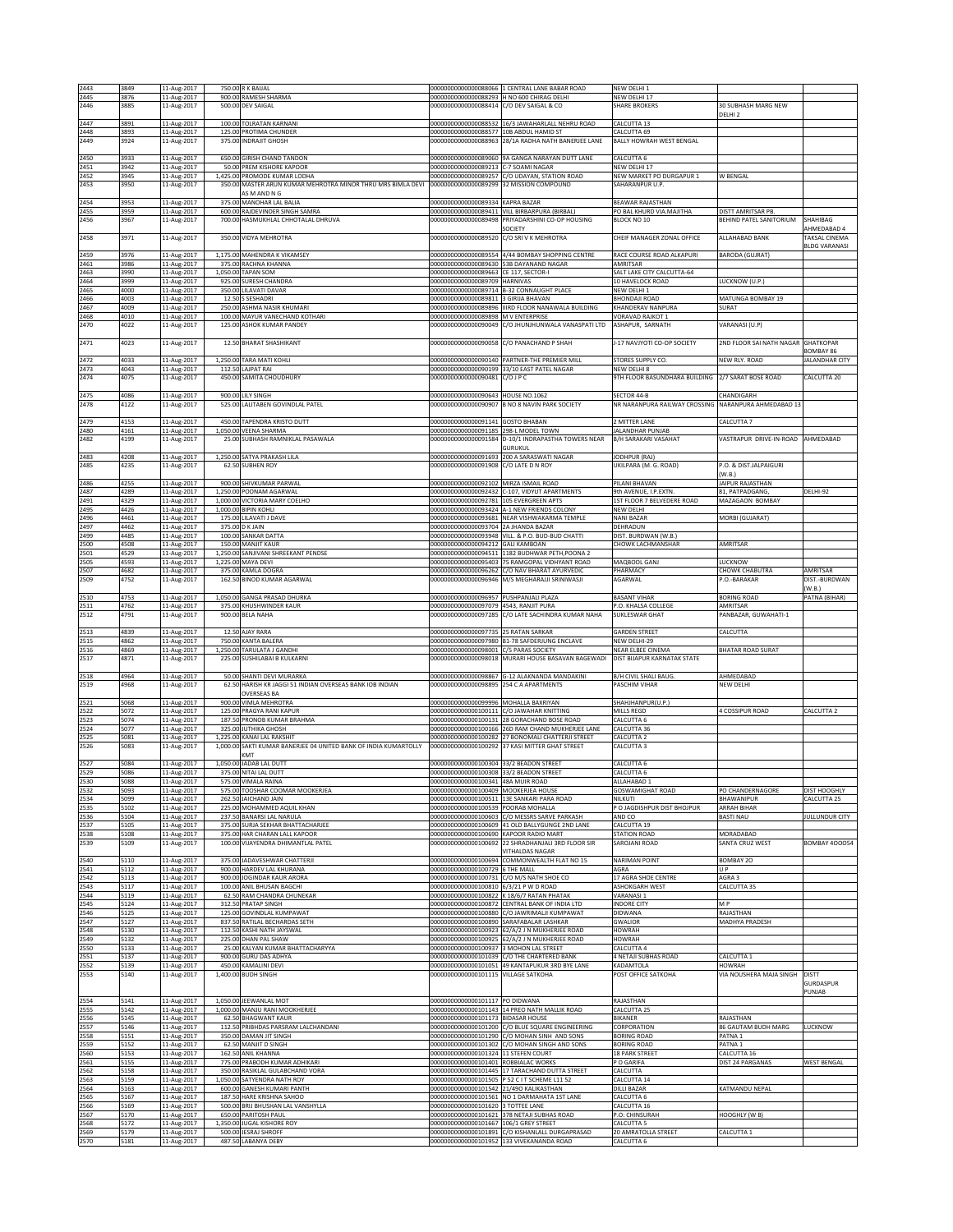| | | | | | | | | |
|---|---|---|---|---|---|---|---|---|
| 2443 | 3849 | 11-Aug-2017 | 750.00 | R K BAIJAL | 0000000000000088066 | 1 CENTRAL LANE BABAR ROAD | NEW DELHI 1 | | |
| 2445 | 3876 | 11-Aug-2017 | 900.00 | RAMESH SHARMA | 0000000000000088293 | H NO 600 CHIRAG DELHI | NEW DELHI 17 | | |
| 2446 | 3885 | 11-Aug-2017 | 500.00 | DEV SAIGAL | 0000000000000088414 | C/O DEV SAIGAL & CO | SHARE BROKERS | 30 SUBHASH MARG NEW DELHI 2 | |
| 2447 | 3891 | 11-Aug-2017 | 100.00 | TOLRATAN KARNANI | 0000000000000088532 | 16/3 JAWAHARLALL NEHRU ROAD | CALCUTTA 13 | | |
| 2448 | 3893 | 11-Aug-2017 | 125.00 | PROTIMA CHUNDER | 0000000000000088577 | 10B ABDUL HAMID ST | CALCUTTA 69 | | |
| 2449 | 3924 | 11-Aug-2017 | 375.00 | INDRAJIT GHOSH | 0000000000000088963 | 28/1A RADHA NATH BANERJEE LANE | BALLY HOWRAH WEST BENGAL | | |
| 2450 | 3933 | 11-Aug-2017 | 650.00 | GIRISH CHAND TANDON | 0000000000000089060 | 9A GANGA NARAYAN DUTT LANE | CALCUTTA 6 | | |
| 2451 | 3942 | 11-Aug-2017 | 50.00 | PREM KISHORE KAPOOR | 0000000000000089213 | C-7 SOAMI NAGAR | NEW DELHI 17 | | |
| 2452 | 3945 | 11-Aug-2017 | 1,425.00 | PROMODE KUMAR LODHA | 0000000000000089257 | C/O UDAYAN, STATION ROAD | NEW MARKET PO DURGAPUR 1 | W BENGAL | |
| 2453 | 3950 | 11-Aug-2017 | 350.00 | MASTER ARUN KUMAR MEHROTRA MINOR THRU MRS BIMLA DEVI AS M AND N G | 0000000000000089299 | 32 MISSION COMPOUND | SAHARANPUR U.P. | | |
| 2454 | 3953 | 11-Aug-2017 | 375.00 | MANOHAR LAL BALIA | 0000000000000089334 | KAPRA BAZAR | BEAWAR RAJASTHAN | | |
| 2455 | 3959 | 11-Aug-2017 | 600.00 | RAJDEVINDER SINGH SAMRA | 0000000000000089411 | VILL BIRBARPURA (BIRBAL) | PO BAL KHURD VIA.MAJITHA | DISTT AMRITSAR PB. | |
| 2456 | 3967 | 11-Aug-2017 | 700.00 | HASMUKHLAL CHHOTALAL DHRUVA | 0000000000000089498 | PRIYADARSHINI CO-OP HOUSING SOCIETY | BLOCK NO 10 | BEHIND PATEL SANITORIUM | SHAHIBAG AHMEDABAD 4 |
| 2458 | 3971 | 11-Aug-2017 | 350.00 | VIDYA MEHROTRA | 0000000000000089520 | C/O SRI V K MEHROTRA | CHEIF MANAGER ZONAL OFFICE | ALLAHABAD BANK | TAKSAL CINEMA BLDG VARANASI |
| 2459 | 3976 | 11-Aug-2017 | 1,175.00 | MAHENDRA K VIKAMSEY | 0000000000000089554 | 4/44 BOMBAY SHOPPING CENTRE | RACE COURSE ROAD ALKAPURI | BARODA (GUJRAT) | |
| 2461 | 3986 | 11-Aug-2017 | 375.00 | RACHNA KHANNA | 0000000000000089630 | 53B DAYANAND NAGAR | AMRITSAR | | |
| 2463 | 3990 | 11-Aug-2017 | 1,050.00 | TAPAN SOM | 0000000000000089663 | CE 117, SECTOR-I | SALT LAKE CITY CALCUTTA-64 | | |
| 2464 | 3999 | 11-Aug-2017 | 925.00 | SURESH CHANDRA | 0000000000000089709 | HARNIVAS | 10 HAVELOCK ROAD | LUCKNOW (U.P.) | |
| 2465 | 4000 | 11-Aug-2017 | 350.00 | LILAVATI DAVAR | 0000000000000089714 | B-32 CONNAUGHT PLACE | NEW DELHI 1 | | |
| 2466 | 4003 | 11-Aug-2017 | 12.50 | S SESHADRI | 0000000000000089811 | 3 GIRIJA BHAVAN | BHONDAJI ROAD | MATUNGA BOMBAY 19 | |
| 2467 | 4009 | 11-Aug-2017 | 250.00 | ASHMA NASIR KHUMARI | 0000000000000089896 | IIIRD FLOOR NANAWALA BUILDING | KHANDERAV NANPURA | SURAT | |
| 2468 | 4010 | 11-Aug-2017 | 100.00 | MAYUR VANECHAND KOTHARI | 0000000000000089898 | M V ENTERPRISE | VORAVAD RAJKOT 1 | | |
| 2470 | 4022 | 11-Aug-2017 | 125.00 | ASHOK KUMAR PANDEY | 0000000000000090049 | C/O JHUNJHUNWALA VANASPATI LTD | ASHAPUR, SARNATH | VARANASI (U.P) | |
| 2471 | 4023 | 11-Aug-2017 | 12.50 | BHARAT SHASHIKANT | 0000000000000090058 | C/O PANACHAND P SHAH | J-17 NAVJYOTI CO-OP SOCIETY | 2ND FLOOR SAI NATH NAGAR | GHATKOPAR BOMBAY 86 |
| 2472 | 4033 | 11-Aug-2017 | 1,250.00 | TARA MATI KOHLI | 0000000000000090140 | PARTNER-THE PREMIER MILL | STORES SUPPLY CO. | NEW RLY. ROAD | JALANDHAR CITY |
| 2473 | 4043 | 11-Aug-2017 | 112.50 | LAJPAT RAI | 0000000000000090199 | 33/10 EAST PATEL NAGAR | NEW DELHI 8 | | |
| 2474 | 4075 | 11-Aug-2017 | 450.00 | SAMITA CHOUDHURY | 0000000000000090481 | C/O J P C | 9TH FLOOR BASUNDHARA BUILDING | 2/7 SARAT BOSE ROAD | CALCUTTA 20 |
| 2475 | 4086 | 11-Aug-2017 | 900.00 | LILY SINGH | 0000000000000090643 | HOUSE NO.1062 | SECTOR 44-B | CHANDIGARH | |
| 2478 | 4122 | 11-Aug-2017 | 525.00 | LALITABEN GOVINDLAL PATEL | 0000000000000090907 | B NO 8 NAVIN PARK SOCIETY | NR NARANPURA RAILWAY CROSSING | NARANPURA AHMEDABAD 13 | |
| 2479 | 4153 | 11-Aug-2017 | 450.00 | TAPENDRA KRISTO DUTT | 0000000000000091141 | GOSTO BHABAN | 2 MITTER LANE | CALCUTTA 7 | |
| 2480 | 4161 | 11-Aug-2017 | 1,050.00 | VEENA SHARMA | 0000000000000091185 | 298-L MODEL TOWN | JALANDHAR PUNJAB | | |
| 2482 | 4199 | 11-Aug-2017 | 25.00 | SUBHASH RAMNIKLAL PASAWALA | 0000000000000091584 | D-10/1 INDRAPASTHA TOWERS NEAR GURUKUL | B/H SARAKARI VASAHAT | VASTRAPUR DRIVE-IN-ROAD | AHMEDABAD |
| 2483 | 4208 | 11-Aug-2017 | 1,250.00 | SATYA PRAKASH LILA | 0000000000000091693 | 200 A SARASWATI NAGAR | JODHPUR (RAJ) | | |
| 2485 | 4235 | 11-Aug-2017 | 62.50 | SUBHEN ROY | 0000000000000091908 | C/O LATE D N ROY | UKILPARA (M. G. ROAD) | P.O. & DIST.JALPAIGURI (W.B.) | |
| 2486 | 4255 | 11-Aug-2017 | 900.00 | SHIVKUMAR PARWAL | 0000000000000092102 | MIRZA ISMAIL ROAD | PILANI BHAVAN | JAIPUR RAJASTHAN | |
| 2487 | 4289 | 11-Aug-2017 | 1,250.00 | POONAM AGARWAL | 0000000000000092432 | C-107, VIDYUT APARTMENTS | 9th AVENUE, I.P.EXTN. | 81, PATPADGANG, | DELHI-92 |
| 2491 | 4329 | 11-Aug-2017 | 1,000.00 | VICTORIA MARY COELHO | 0000000000000092781 | 105 EVERGREEN APTS | 1ST FLOOR 7 BELVEDERE ROAD | MAZAGAON BOMBAY | |
| 2495 | 4426 | 11-Aug-2017 | 1,000.00 | BIPIN KOHLI | 0000000000000093424 | A-1 NEW FRIENDS COLONY | NEW DELHI | | |
| 2496 | 4461 | 11-Aug-2017 | 175.00 | LILAVATI J DAVE | 0000000000000093681 | NEAR VISHWAKARMA TEMPLE | NANI BAZAR | MORBI (GUJARAT) | |
| 2497 | 4462 | 11-Aug-2017 | 375.00 | D K JAIN | 0000000000000093704 | 2A JHANDA BAZAR | DEHRADUN | | |
| 2499 | 4485 | 11-Aug-2017 | 100.00 | SANKAR DATTA | 0000000000000093948 | VILL. & P.O. BUD-BUD CHATTI | DIST. BURDWAN (W.B.) | | |
| 2500 | 4508 | 11-Aug-2017 | 150.00 | MANJIT KAUR | 0000000000000094212 | GALI KAMBOAN | CHOWK LACHMANSHAR | AMRITSAR | |
| 2501 | 4529 | 11-Aug-2017 | 1,250.00 | SANJIVANI SHREEKANT PENDSE | 0000000000000094511 | 1182 BUDHWAR PETH,POONA 2 | | | |
| 2505 | 4593 | 11-Aug-2017 | 1,225.00 | MAYA DEVI | 0000000000000095403 | 75 RAMGOPAL VIDHYANT ROAD | MAQBOOL GANJ | LUCKNOW | |
| 2507 | 4682 | 11-Aug-2017 | 375.00 | KAMLA DOGRA | 0000000000000096262 | C/O NAV BHARAT AYURVEDIC | PHARMACY | CHOWK CHABUTRA | AMRITSAR |
| 2509 | 4752 | 11-Aug-2017 | 162.50 | BINOD KUMAR AGARWAL | 0000000000000096946 | M/S MEGHARAJJI SRINIWASJI | AGARWAL | P.O.-BARAKAR | DIST.-BURDWAN (W.B.) |
| 2510 | 4753 | 11-Aug-2017 | 1,050.00 | GANGA PRASAD DHURKA | 0000000000000096957 | PUSHPANJALI PLAZA | BASANT VIHAR | BORING ROAD | PATNA (BIHAR) |
| 2511 | 4762 | 11-Aug-2017 | 375.00 | KHUSHWINDER KAUR | 0000000000000097079 | 4543, RANJIT PURA | P.O. KHALSA COLLEGE | AMRITSAR | |
| 2512 | 4791 | 11-Aug-2017 | 900.00 | BELA NAHA | 0000000000000097285 | C/O LATE SACHINDRA KUMAR NAHA | SUKLESWAR GHAT | PANBAZAR, GUWAHATI-1 | |
| 2513 | 4839 | 11-Aug-2017 | 12.50 | AJAY RARA | 0000000000000097735 | 25 RATAN SARKAR | GARDEN STREET | CALCUTTA | |
| 2515 | 4862 | 11-Aug-2017 | 750.00 | KANTA BALERA | 0000000000000097980 | B1-78 SAFDERJUNG ENCLAVE | NEW DELHI-29 | | |
| 2516 | 4869 | 11-Aug-2017 | 1,250.00 | TARULATA J GANDHI | 0000000000000098001 | C/5 PARAS SOCIETY | NEAR ELBEE CINEMA | BHATAR ROAD SURAT | |
| 2517 | 4871 | 11-Aug-2017 | 225.00 | SUSHILABAI B KULKARNI | 0000000000000098018 | MURARI HOUSE BASAVAN BAGEWADI | DIST BIJAPUR KARNATAK STATE | | |
| 2518 | 4964 | 11-Aug-2017 | 50.00 | SHANTI DEVI MURARKA | 0000000000000098867 | G-12 ALAKNANDA MANDAKINI | B/H CIVIL SHALI BAUG. | AHMEDABAD | |
| 2519 | 4968 | 11-Aug-2017 | 62.50 | HARISH KR JAGGI 51 INDIAN OVERSEAS BANK IOB INDIAN OVERSEAS BA | 0000000000000098895 | 254 C A APARTMENTS | PASCHIM VIHAR | NEW DELHI | |
| 2521 | 5068 | 11-Aug-2017 | 900.00 | VIMLA MEHROTRA | 0000000000000099996 | MOHALLA BAXRIYAN | SHAHJHANPUR(U.P.) | | |
| 2522 | 5072 | 11-Aug-2017 | 125.00 | PRAGYA RANI KAPUR | 0000000000000100111 | C/O JAWAHAR KNITTING | MILLS REGD | 4 COSSIPUR ROAD | CALCUTTA 2 |
| 2523 | 5074 | 11-Aug-2017 | 187.50 | PRONOB KUMAR BRAHMA | 0000000000000100131 | 28 GORACHAND BOSE ROAD | CALCUTTA 6 | | |
| 2524 | 5077 | 11-Aug-2017 | 325.00 | JUTHIKA GHOSH | 0000000000000100166 | 26D RAM CHAND MUKHERJEE LANE | CALCUTTA 36 | | |
| 2525 | 5081 | 11-Aug-2017 | 1,225.00 | KANAI LAL RAKSHIT | 0000000000000100282 | 27 BONOMALI CHATTERJI STREET | CALCUTTA 2 | | |
| 2526 | 5083 | 11-Aug-2017 | 1,000.00 | SAKTI KUMAR BANERJEE 04 UNITED BANK OF INDIA KUMARTOLLY KMT | 0000000000000100292 | 37 KASI MITTER GHAT STREET | CALCUTTA 3 | | |
| 2527 | 5084 | 11-Aug-2017 | 1,050.00 | JADAB LAL DUTT | 0000000000000100304 | 33/2 BEADON STREET | CALCUTTA 6 | | |
| 2529 | 5086 | 11-Aug-2017 | 375.00 | NITAI LAL DUTT | 0000000000000100308 | 33/2 BEADON STREET | CALCUTTA 6 | | |
| 2530 | 5088 | 11-Aug-2017 | 575.00 | VIMALA RAINA | 0000000000000100341 | 48A MUIR ROAD | ALLAHABAD 1 | | |
| 2532 | 5093 | 11-Aug-2017 | 575.00 | TOOSHAR COOMAR MOOKERJEA | 0000000000000100409 | MOOKERJEA HOUSE | GOSWAMIGHAT ROAD | PO CHANDERNAGORE | DIST HOOGHLY |
| 2534 | 5099 | 11-Aug-2017 | 262.50 | JAICHAND JAIN | 0000000000000100511 | 13E SANKARI PARA ROAD | NILKUTI | BHAWANIPUR | CALCUTTA 25 |
| 2535 | 5102 | 11-Aug-2017 | 225.00 | MOHAMMED AQUIL KHAN | 0000000000000100539 | POORAB MOHALLA | P O JAGDISHPUR DIST BHOJPUR | ARRAH BIHAR | |
| 2536 | 5104 | 11-Aug-2017 | 237.50 | BANARSI LAL NARULA | 0000000000000100603 | C/O MESSRS SARVE PARKASH | AND CO | BASTI NAU | JULLUNDUR CITY |
| 2537 | 5105 | 11-Aug-2017 | 375.00 | SURJA SEKHAR BHATTACHARJEE | 0000000000000100609 | 41 OLD BALLYGUNGE 2ND LANE | CALCUTTA 19 | | |
| 2538 | 5108 | 11-Aug-2017 | 375.00 | HAR CHARAN LALL KAPOOR | 0000000000000100690 | KAPOOR RADIO MART | STATION ROAD | MORADABAD | |
| 2539 | 5109 | 11-Aug-2017 | 100.00 | VIJAYENDRA DHIMANTLAL PATEL | 0000000000000100692 | 22 SHRADHANJALI 3RD FLOOR SIR VITHALDAS NAGAR | SAROJANI ROAD | SANTA CRUZ WEST | BOMBAY 4OOO54 |
| 2540 | 5110 | 11-Aug-2017 | 375.00 | JADAVESHWAR CHATTERJI | 0000000000000100694 | COMMONWEALTH FLAT NO 15 | NARIMAN POINT | BOMBAY 2O | |
| 2541 | 5112 | 11-Aug-2017 | 900.00 | HARDEV LAL KHURANA | 0000000000000100729 | 6 THE MALL | AGRA | U P | |
| 2542 | 5113 | 11-Aug-2017 | 900.00 | JOGINDAR KAUR ARORA | 0000000000000100731 | C/O M/S NATH SHOE CO | 17 AGRA SHOE CENTRE | AGRA 3 | |
| 2543 | 5117 | 11-Aug-2017 | 100.00 | ANIL BHUSAN BAGCHI | 0000000000000100810 | 6/3/21 P W D ROAD | ASHOKGARH WEST | CALCUTTA 35 | |
| 2544 | 5119 | 11-Aug-2017 | 62.50 | RAM CHANDRA CHUNEKAR | 0000000000000100822 | K 18/67 RATAN PHATAK | VARANASI 1 | | |
| 2545 | 5124 | 11-Aug-2017 | 312.50 | PRATAP SINGH | 0000000000000100872 | CENTRAL BANK OF INDIA LTD | INDORE CITY | M P | |
| 2546 | 5125 | 11-Aug-2017 | 125.00 | GOVINDLAL KUMPAWAT | 0000000000000100880 | C/O JAWRIMALJI KUMPAWAT | DIDWANA | RAJASTHAN | |
| 2547 | 5127 | 11-Aug-2017 | 837.50 | RATILAL BECHARDAS SETH | 0000000000000100890 | SARAFABALAR LASHKAR | GWALIOR | MADHYA PRADESH | |
| 2548 | 5130 | 11-Aug-2017 | 112.50 | KASHI NATH JAYSWAL | 0000000000000100923 | 62/A/2 J N MUKHERJEE ROAD | HOWRAH | | |
| 2549 | 5132 | 11-Aug-2017 | 225.00 | DHAN PAL SHAW | 0000000000000100925 | 62/A/2 J N MUKHERJEE ROAD | HOWRAH | | |
| 2550 | 5133 | 11-Aug-2017 | 25.00 | KALYAN KUMAR BHATTACHARYYA | 0000000000000100937 | 3 MOHON LAL STREET | CALCUTTA 4 | | |
| 2551 | 5137 | 11-Aug-2017 | 900.00 | GURU DAS ADHYA | 0000000000000101039 | C/O THE CHARTERED BANK | 4 NETAJI SUBHAS ROAD | CALCUTTA 1 | |
| 2552 | 5139 | 11-Aug-2017 | 450.00 | KAMALINI DEVI | 0000000000000101051 | 49 KANTAPUKUR 3RD BYE LANE | KADAMTOLA | HOWRAH | |
| 2553 | 5140 | 11-Aug-2017 | 1,400.00 | BUDH SINGH | 0000000000000101115 | VILLAGE SATKOHA | POST OFFICE SATKOHA | VIA NOUSHERA MAJA SINGH | DISTT GURDASPUR PUNJAB |
| 2554 | 5141 | 11-Aug-2017 | 1,050.00 | JEEWANLAL MOT | 0000000000000101117 | PO DIDWANA | RAJASTHAN | | |
| 2555 | 5142 | 11-Aug-2017 | 1,000.00 | MANJU RANI MOOKHERJEE | 0000000000000101143 | 14 PREO NATH MALLIK ROAD | CALCUTTA 25 | | |
| 2556 | 5145 | 11-Aug-2017 | 62.50 | BHAGWANT KAUR | 0000000000000101173 | BIDASAR HOUSE | BIKANER | RAJASTHAN | |
| 2557 | 5146 | 11-Aug-2017 | 112.50 | PRIBHDAS PARSRAM LALCHANDANI | 0000000000000101200 | C/O BLUE SQUARE ENGINEERING | CORPORATION | 86 GAUTAM BUDH MARG | LUCKNOW |
| 2558 | 5151 | 11-Aug-2017 | 350.00 | DAMAN JIT SINGH | 0000000000000101290 | C/O MOHAN SINH AND SONS | BORING ROAD | PATNA 1 | |
| 2559 | 5152 | 11-Aug-2017 | 62.50 | MANJIT D SINGH | 0000000000000101302 | C/O MOHAN SINGH AND SONS | BORING ROAD | PATNA 1 | |
| 2560 | 5153 | 11-Aug-2017 | 162.50 | ANIL KHANNA | 0000000000000101324 | 11 STEFEN COURT | 18 PARK STREET | CALCUTTA 16 | |
| 2561 | 5155 | 11-Aug-2017 | 775.00 | PRABODH KUMAR ADHIKARI | 0000000000000101401 | ROBBIALAC WORKS | P O GARIFA | DIST 24 PARGANAS | WEST BENGAL |
| 2562 | 5158 | 11-Aug-2017 | 350.00 | RASIKLAL GULABCHAND VORA | 0000000000000101445 | 17 TARACHAND DUTTA STREET | CALCUTTA | | |
| 2563 | 5159 | 11-Aug-2017 | 1,050.00 | SATYENDRA NATH ROY | 0000000000000101505 | P 52 C I T SCHEME L11 52 | CALCUTTA 14 | | |
| 2564 | 5163 | 11-Aug-2017 | 600.00 | GANESH KUMARI PANTH | 0000000000000101542 | 21/49O KALIKASTHAN | DILLI BAZAR | KATMANDU NEPAL | |
| 2565 | 5167 | 11-Aug-2017 | 187.50 | HARE KRISHNA SAHOO | 0000000000000101561 | NO 1 DARMAHATA 1ST LANE | CALCUTTA 6 | | |
| 2566 | 5169 | 11-Aug-2017 | 500.00 | BRIJ BHUSHAN LAL VANSHYLLA | 0000000000000101620 | 3 TOTTEE LANE | CALCUTTA 16 | | |
| 2567 | 5170 | 11-Aug-2017 | 650.00 | PARITOSH PAUL | 0000000000000101621 | 378 NETAJI SUBHAS ROAD | P.O: CHINSURAH | HOOGHLY (W B) | |
| 2568 | 5172 | 11-Aug-2017 | 1,350.00 | JUGAL KISHORE ROY | 0000000000000101667 | 106/1 GREY STREET | CALCUTTA 5 | | |
| 2569 | 5179 | 11-Aug-2017 | 500.00 | JESRAJ SHROFF | 0000000000000101891 | C/O KISHANLALL DURGAPRASAD | 20 AMRATOLLA STREET | CALCUTTA 1 | |
| 2570 | 5181 | 11-Aug-2017 | 487.50 | LABANYA DEBY | 0000000000000101952 | 133 VIVEKANANDA ROAD | CALCUTTA 6 | | |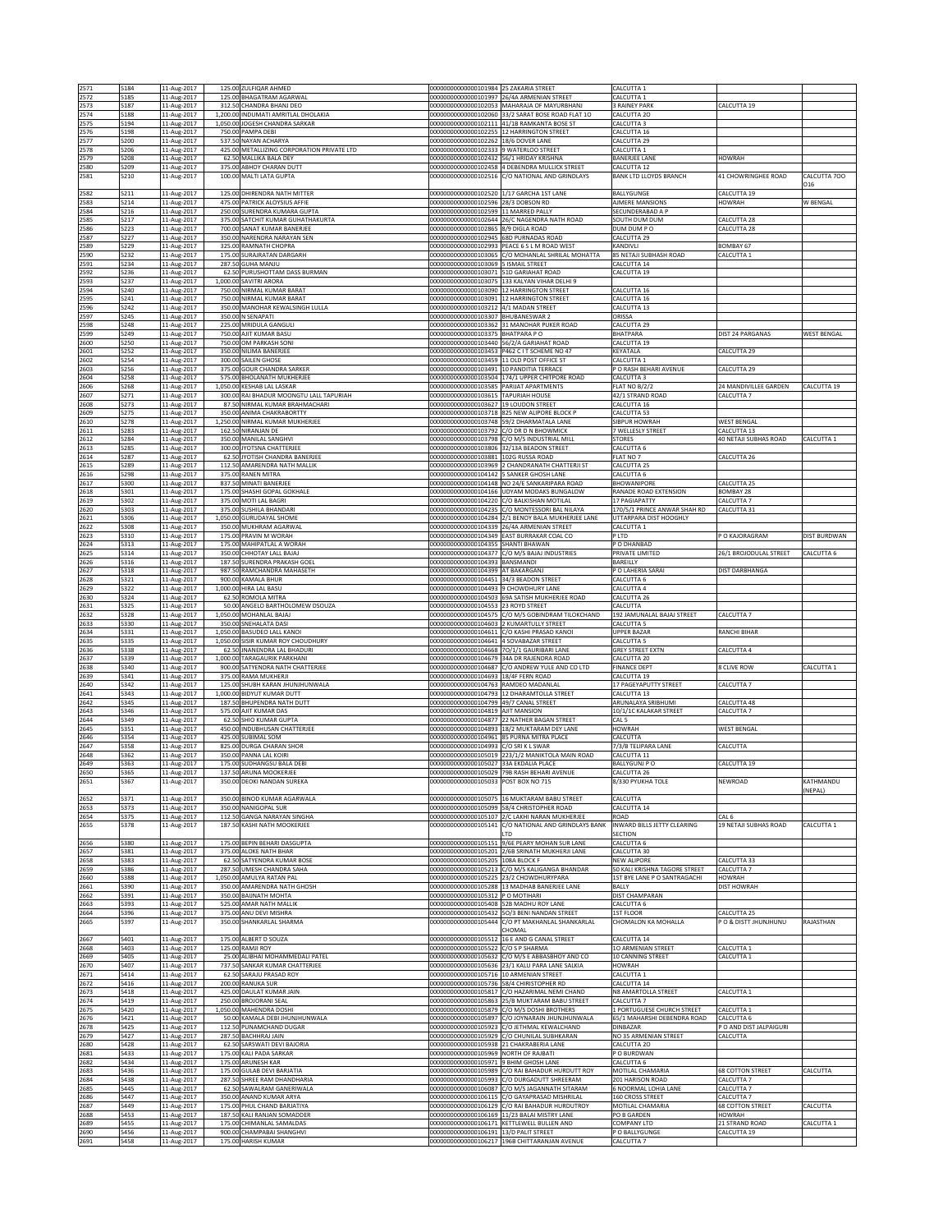| 2571 | 5184 | 11-Aug-2017 | 125.00 | ZULFIQAR AHMED | 0000000000000101984 | 25 ZAKARIA STREET | CALCUTTA 1 | | |
|---|---|---|---|---|---|---|---|---|---|
| 2572 | 5185 | 11-Aug-2017 | 125.00 | BHAGATRAM AGARWAL | 0000000000000101997 | 26/4A ARMENIAN STREET | CALCUTTA 1 | | |
| 2573 | 5187 | 11-Aug-2017 | 312.50 | CHANDRA BHANI DEO | 0000000000000102053 | MAHARAJA OF MAYURBHANJ | 3 RAINEY PARK | CALCUTTA 19 | |
| 2574 | 5188 | 11-Aug-2017 | 1,200.00 | INDUMATI AMRITLAL DHOLAKIA | 0000000000000102060 | 33/2 SARAT BOSE ROAD FLAT 10 | CALCUTTA 20 | | |
| 2575 | 5194 | 11-Aug-2017 | 1,050.00 | JOGESH CHANDRA SARKAR | 0000000000000102111 | 41/1B RAMKANTA BOSE ST | CALCUTTA 3 | | |
| 2576 | 5198 | 11-Aug-2017 | 750.00 | PAMPA DEBI | 0000000000000102255 | 12 HARRINGTON STREET | CALCUTTA 16 | | |
| 2577 | 5200 | 11-Aug-2017 | 537.50 | NAYAN ACHARYA | 0000000000000102262 | 18/6 DOVER LANE | CALCUTTA 29 | | |
| 2578 | 5206 | 11-Aug-2017 | 425.00 | METALLIZING CORPORATION PRIVATE LTD | 0000000000000102333 | 9 WATERLOO STREET | CALCUTTA 1 | | |
| 2579 | 5208 | 11-Aug-2017 | 62.50 | MALLIKA BALA DEY | 0000000000000102432 | 56/1 HRIDAY KRISHNA | BANERJEE LANE | HOWRAH | |
| 2580 | 5209 | 11-Aug-2017 | 375.00 | ABHOY CHARAN DUTT | 0000000000000102458 | 4 DEBENDRA MULLICK STREET | CALCUTTA 12 | | |
| 2581 | 5210 | 11-Aug-2017 | 100.00 | MALTI LATA GUPTA | 0000000000000102516 | C/O NATIONAL AND GRINDLAYS | BANK LTD LLOYDS BRANCH | 41 CHOWRINGHEE ROAD | CALCUTTA 700 016 |
| 2582 | 5211 | 11-Aug-2017 | 125.00 | DHIRENDRA NATH MITTER | 0000000000000102520 | 1/17 GARCHA 1ST LANE | BALLYGUNGE | CALCUTTA 19 | |
| 2583 | 5214 | 11-Aug-2017 | 475.00 | PATRICK ALOYSIUS AFFIE | 0000000000000102596 | 28/3 DOBSON RD | AJMERE MANSIONS | HOWRAH | W BENGAL |
| 2584 | 5216 | 11-Aug-2017 | 250.00 | SURENDRA KUMARA GUPTA | 0000000000000102599 | 11 MARRED PALLY | SECUNDERABAD A P | | |
| 2585 | 5217 | 11-Aug-2017 | 375.00 | SATCHIT KUMAR GUHATHAKURTA | 0000000000000102644 | 26/C NAGENDRA NATH ROAD | SOUTH DUM DUM | CALCUTTA 28 | |
| 2586 | 5223 | 11-Aug-2017 | 700.00 | SANAT KUMAR BANERJEE | 0000000000000102865 | 8/9 DIGLA ROAD | DUM DUM P O | CALCUTTA 28 | |
| 2587 | 5227 | 11-Aug-2017 | 350.00 | NARENDRA NARAYAN SEN | 0000000000000102945 | 68D PURNADAS ROAD | CALCUTTA 29 | | |
| 2589 | 5229 | 11-Aug-2017 | 325.00 | RAMNATH CHOPRA | 0000000000000102993 | PEACE 6 S L M ROAD WEST | KANDIVLI | BOMBAY 67 | |
| 2590 | 5232 | 11-Aug-2017 | 175.00 | SURAJRATAN DARGARH | 0000000000000103065 | C/O MOHANLAL SHRILAL MOHATTA | 85 NETAJI SUBHASH ROAD | CALCUTTA 1 | |
| 2591 | 5234 | 11-Aug-2017 | 287.50 | GUHA MANJU | 0000000000000103069 | 5 ISMAIL STREET | CALCUTTA 14 | | |
| 2592 | 5236 | 11-Aug-2017 | 62.50 | PURUSHOTTAM DASS BURMAN | 0000000000000103071 | 51D GARIAHAT ROAD | CALCUTTA 19 | | |
| 2593 | 5237 | 11-Aug-2017 | 1,000.00 | SAVITRI ARORA | 0000000000000103075 | 133 KALYAN VIHAR DELHI 9 | | | |
| 2594 | 5240 | 11-Aug-2017 | 750.00 | NIRMAL KUMAR BARAT | 0000000000000103090 | 12 HARRINGTON STREET | CALCUTTA 16 | | |
| 2595 | 5241 | 11-Aug-2017 | 750.00 | NIRMAL KUMAR BARAT | 0000000000000103091 | 12 HARRINGTON STREET | CALCUTTA 16 | | |
| 2596 | 5242 | 11-Aug-2017 | 350.00 | MANOHAR KEWALSINGH LULLA | 0000000000000103212 | 4/1 MADAN STREET | CALCUTTA 13 | | |
| 2597 | 5245 | 11-Aug-2017 | 350.00 | N SENAPATI | 0000000000000103307 | BHUBANESWAR 2 | ORISSA | | |
| 2598 | 5248 | 11-Aug-2017 | 225.00 | MRIDULA GANGULI | 0000000000000103362 | 31 MANOHAR PUKER ROAD | CALCUTTA 29 | | |
| 2599 | 5249 | 11-Aug-2017 | 750.00 | AJIT KUMAR BASU | 0000000000000103375 | BHATPARA P O | BHATPARA | DIST 24 PARGANAS | WEST BENGAL |
| 2600 | 5250 | 11-Aug-2017 | 750.00 | OM PARKASH SONI | 0000000000000103440 | 56/2/A GARIAHAT ROAD | CALCUTTA 19 | | |
| 2601 | 5252 | 11-Aug-2017 | 350.00 | NILIMA BANERJEE | 0000000000000103453 | P462 C I T SCHEME NO 47 | KEYATALA | CALCUTTA 29 | |
| 2602 | 5254 | 11-Aug-2017 | 300.00 | SAILEN GHOSE | 0000000000000103459 | 11 OLD POST OFFICE ST | CALCUTTA 1 | | |
| 2603 | 5256 | 11-Aug-2017 | 375.00 | GOUR CHANDRA SARKER | 0000000000000103491 | 10 PANDITIA TERRACE | P O RASH BEHARI AVENUE | CALCUTTA 29 | |
| 2604 | 5258 | 11-Aug-2017 | 575.00 | BHOLANATH MUKHERJEE | 0000000000000103504 | 174/1 UPPER CHITPORE ROAD | CALCUTTA 3 | | |
| 2606 | 5268 | 11-Aug-2017 | 1,050.00 | KESHAB LAL LASKAR | 0000000000000103585 | PARIJAT APARTMENTS | FLAT NO B/2/2 | 24 MANDIVILLEE GARDEN | CALCUTTA 19 |
| 2607 | 5271 | 11-Aug-2017 | 300.00 | RAI BHADUR MOONGTU LALL TAPURIAH | 0000000000000103615 | TAPURIAH HOUSE | 42/1 STRAND ROAD | CALCUTTA 7 | |
| 2608 | 5273 | 11-Aug-2017 | 87.50 | NIRMAL KUMAR BRAHMACHARI | 0000000000000103627 | 19 LOUDON STREET | CALCUTTA 16 | | |
| 2609 | 5275 | 11-Aug-2017 | 350.00 | ANIMA CHAKRABORTTY | 0000000000000103718 | 825 NEW ALIPORE BLOCK P | CALCUTTA 53 | | |
| 2610 | 5278 | 11-Aug-2017 | 1,250.00 | NIRMAL KUMAR MUKHERJEE | 0000000000000103748 | 59/2 DHARMATALA LANE | SIBPUR HOWRAH | WEST BENGAL | |
| 2611 | 5283 | 11-Aug-2017 | 162.50 | NIRANJAN DE | 0000000000000103792 | C/O DR D N BHOWMICK | 7 WELLESLY STREET | CALCUTTA 13 | |
| 2612 | 5284 | 11-Aug-2017 | 350.00 | MANILAL SANGHVI | 0000000000000103798 | C/O M/S INDUSTRIAL MILL | STORES | 40 NETAJI SUBHAS ROAD | CALCUTTA 1 |
| 2613 | 5285 | 11-Aug-2017 | 300.00 | JYOTSNA CHATTERJEE | 0000000000000103806 | 32/13A BEADON STREET | CALCUTTA 6 | | |
| 2614 | 5287 | 11-Aug-2017 | 62.50 | JYOTISH CHANDRA BANERJEE | 0000000000000103881 | 102G RUSSA ROAD | FLAT NO 7 | CALCUTTA 26 | |
| 2615 | 5289 | 11-Aug-2017 | 112.50 | AMARENDRA NATH MALLIK | 0000000000000103969 | 2 CHANDRANATH CHATTERJI ST | CALCUTTA 25 | | |
| 2616 | 5298 | 11-Aug-2017 | 375.00 | RANEN MITRA | 0000000000000104142 | 5 SANKER GHOSH LANE | CALCUTTA 6 | | |
| 2617 | 5300 | 11-Aug-2017 | 837.50 | MINATI BANERJEE | 0000000000000104148 | NO 24/E SANKARIPARA ROAD | BHOWANIPORE | CALCUTTA 25 | |
| 2618 | 5301 | 11-Aug-2017 | 175.00 | SHASHI GOPAL GOKHALE | 0000000000000104166 | UDYAM MODAKS BUNGALOW | RANADE ROAD EXTENSION | BOMBAY 28 | |
| 2619 | 5302 | 11-Aug-2017 | 375.00 | MOTI LAL BAGRI | 0000000000000104220 | C/O BALKISHAN MOTILAL | 17 PAGIAPATTY | CALCUTTA 7 | |
| 2620 | 5303 | 11-Aug-2017 | 375.00 | SUSHILA BHANDARI | 0000000000000104235 | C/O MONTESSORI BAL NILAYA | 170/5/1 PRINCE ANWAR SHAH RD | CALCUTTA 31 | |
| 2621 | 5306 | 11-Aug-2017 | 1,050.00 | GURUDAYAL SHOME | 0000000000000104284 | 2/1 BENOY BALA MUKHERJEE LANE | UTTARPARA DIST HOOGHLY | | |
| 2622 | 5308 | 11-Aug-2017 | 350.00 | MUKHRAM AGARWAL | 0000000000000104339 | 26/4A ARMENIAN STREET | CALCUTTA 1 | | |
| 2623 | 5310 | 11-Aug-2017 | 175.00 | PRAVIN M WORAH | 0000000000000104349 | EAST BURRAKAR COAL CO | P LTD | P O KAJORAGRAM | DIST BURDWAN |
| 2624 | 5313 | 11-Aug-2017 | 175.00 | MAHIPATLAL A WORAH | 0000000000000104355 | SHANTI BHAWAN | P O DHANBAD | | |
| 2625 | 5314 | 11-Aug-2017 | 350.00 | CHHOTAY LALL BAJAJ | 0000000000000104377 | C/O M/S BAJAJ INDUSTRIES | PRIVATE LIMITED | 26/1 BROJODULAL STREET | CALCUTTA 6 |
| 2626 | 5316 | 11-Aug-2017 | 187.50 | SURENDRA PRAKASH GOEL | 0000000000000104393 | BANSMANDI | BAREILLY | | |
| 2627 | 5318 | 11-Aug-2017 | 987.50 | RAMCHANDRA MAHASETH | 0000000000000104399 | AT BAKARGANJ | P O LAHERIA SARAI | DIST DARBHANGA | |
| 2628 | 5321 | 11-Aug-2017 | 900.00 | KAMALA BHUR | 0000000000000104451 | 34/3 BEADON STREET | CALCUTTA 6 | | |
| 2629 | 5322 | 11-Aug-2017 | 1,000.00 | HIRA LAL BASU | 0000000000000104493 | 9 CHOWDHURY LANE | CALCUTTA 4 | | |
| 2630 | 5324 | 11-Aug-2017 | 62.50 | ROMOLA MITRA | 0000000000000104503 | 69A SATISH MUKHERJEE ROAD | CALCUTTA 26 | | |
| 2631 | 5325 | 11-Aug-2017 | 50.00 | ANGELO BARTHOLOMEW DSOUZA | 0000000000000104553 | 23 ROYD STREET | CALCUTTA | | |
| 2632 | 5328 | 11-Aug-2017 | 1,050.00 | MOHANLAL BAJAJ | 0000000000000104575 | C/O M/S GOBINDRAM TILOKCHAND | 192 JAMUNALAL BAJAJ STREET | CALCUTTA 7 | |
| 2633 | 5330 | 11-Aug-2017 | 350.00 | SNEHALATA DASI | 0000000000000104603 | 2 KUMARTULLY STREET | CALCUTTA 5 | | |
| 2634 | 5331 | 11-Aug-2017 | 1,050.00 | BASUDEO LALL KANOI | 0000000000000104611 | C/O KASHI PRASAD KANOI | UPPER BAZAR | RANCHI BIHAR | |
| 2635 | 5335 | 11-Aug-2017 | 1,050.00 | SISIR KUMAR ROY CHOUDHURY | 0000000000000104641 | 4 SOVABAZAR STREET | CALCUTTA 5 | | |
| 2636 | 5338 | 11-Aug-2017 | 62.50 | JNANENDRA LAL BHADURI | 0000000000000104668 | 70/1/1 GAURIBARI LANE | GREY STREET EXTN | CALCUTTA 4 | |
| 2637 | 5339 | 11-Aug-2017 | 1,000.00 | TARAGAURIK PARKHANI | 0000000000000104679 | 34A DR RAJENDRA ROAD | CALCUTTA 20 | | |
| 2638 | 5340 | 11-Aug-2017 | 900.00 | SATYENDRA NATH CHATTERJEE | 0000000000000104687 | C/O ANDREW YULE AND CO LTD | FINANCE DEPT | 8 CLIVE ROW | CALCUTTA 1 |
| 2639 | 5341 | 11-Aug-2017 | 375.00 | RAMA MUKHERJI | 0000000000000104693 | 18/4F FERN ROAD | CALCUTTA 19 | | |
| 2640 | 5342 | 11-Aug-2017 | 125.00 | SHUBH KARAN JHUNJHUNWALA | 0000000000000104763 | RAMDEO MADANLAL | 17 PAGEYAPUTTY STREET | CALCUTTA 7 | |
| 2641 | 5343 | 11-Aug-2017 | 1,000.00 | BIDYUT KUMAR DUTT | 0000000000000104793 | 12 DHARAMTOLLA STREET | CALCUTTA 13 | | |
| 2642 | 5345 | 11-Aug-2017 | 187.50 | BHUPENDRA NATH DUTT | 0000000000000104799 | 49/7 CANAL STREET | ARUNALAYA SRIBHUMI | CALCUTTA 48 | |
| 2643 | 5346 | 11-Aug-2017 | 575.00 | AJIT KUMAR DAS | 0000000000000104819 | AJIT MANSION | 10/1/1C KALAKAR STREET | CALCUTTA 7 | |
| 2644 | 5349 | 11-Aug-2017 | 62.50 | SHIO KUMAR GUPTA | 0000000000000104877 | 22 NATHER BAGAN STREET | CAL 5 | | |
| 2645 | 5351 | 11-Aug-2017 | 450.00 | INDUBHUSAN CHATTERJEE | 0000000000000104893 | 18/2 MUKTARAM DEY LANE | HOWRAH | WEST BENGAL | |
| 2646 | 5354 | 11-Aug-2017 | 425.00 | SUBIMAL SOM | 0000000000000104961 | 85 PURNA MITRA PLACE | CALCUTTA | | |
| 2647 | 5358 | 11-Aug-2017 | 825.00 | DURGA CHARAN SHOR | 0000000000000104993 | C/O SRI K L SWAR | 7/3/8 TELIPARA LANE | CALCUTTA | |
| 2648 | 5362 | 11-Aug-2017 | 350.00 | PANNA LAL KOIRI | 0000000000000105019 | 223/1/2 MANIKTOLA MAIN ROAD | CALCUTTA 11 | | |
| 2649 | 5363 | 11-Aug-2017 | 175.00 | SUDHANGSU BALA DEBI | 0000000000000105027 | 33A EKDALIA PLACE | BALLYGUNJ P O | CALCUTTA 19 | |
| 2650 | 5365 | 11-Aug-2017 | 137.50 | ARUNA MOOKERJEE | 0000000000000105029 | 79B RASH BEHARI AVENUE | CALCUTTA 26 | | |
| 2651 | 5367 | 11-Aug-2017 | 350.00 | DEOKI NANDAN SUREKA | 0000000000000105033 | POST BOX NO 715 | 8/330 PYUKHA TOLE | NEWROAD | KATHMANDU (NEPAL) |
| 2652 | 5371 | 11-Aug-2017 | 350.00 | BINOD KUMAR AGARWALA | 0000000000000105075 | 16 MUKTARAM BABU STREET | CALCUTTA | | |
| 2653 | 5373 | 11-Aug-2017 | 350.00 | NANIGOPAL SUR | 0000000000000105099 | 58/4 CHRISTOPHER ROAD | CALCUTTA 14 | | |
| 2654 | 5375 | 11-Aug-2017 | 112.50 | GANGA NARAYAN SINGHA | 0000000000000105107 | 2/C LAKHI NARAN MUKHERJEE | ROAD | CAL 6 | |
| 2655 | 5378 | 11-Aug-2017 | 187.50 | KASHI NATH MOOKERJEE | 0000000000000105141 | C/O NATIONAL AND GRINDLAYS BANK LTD | INWARD BILLS JETTY CLEARING SECTION | 19 NETAJI SUBHAS ROAD | CALCUTTA 1 |
| 2656 | 5380 | 11-Aug-2017 | 175.00 | BEPIN BEHARI DASGUPTA | 0000000000000105151 | 9/6E PEARY MOHAN SUR LANE | CALCUTTA 6 | | |
| 2657 | 5381 | 11-Aug-2017 | 375.00 | ALOKE NATH BHAR | 0000000000000105201 | 2/6B SRINATH MUKHERJI LANE | CALCUTTA 30 | | |
| 2658 | 5383 | 11-Aug-2017 | 62.50 | SATYENDRA KUMAR BOSE | 0000000000000105205 | 108A BLOCK F | NEW ALIPORE | CALCUTTA 33 | |
| 2659 | 5386 | 11-Aug-2017 | 287.50 | UMESH CHANDRA SAHA | 0000000000000105213 | C/O M/S KALIGANGA BHANDAR | 50 KALI KRISHNA TAGORE STREET | CALCUTTA 7 | |
| 2660 | 5388 | 11-Aug-2017 | 1,050.00 | AMULYA RATAN PAL | 0000000000000105225 | 23/2 CHOWDHURYPARA | 1ST BYE LANE P O SANTRAGACHI | HOWRAH | |
| 2661 | 5390 | 11-Aug-2017 | 350.00 | AMARENDRA NATH GHOSH | 0000000000000105288 | 13 MADHAB BANERJEE LANE | BALLY | DIST HOWRAH | |
| 2662 | 5391 | 11-Aug-2017 | 350.00 | BAIJNATH MOHTA | 0000000000000105312 | P O MOTIHARI | DIST CHAMPARAN | | |
| 2663 | 5393 | 11-Aug-2017 | 525.00 | AMAR NATH MALLIK | 0000000000000105408 | 52B MADHU ROY LANE | CALCUTTA 6 | | |
| 2664 | 5396 | 11-Aug-2017 | 375.00 | ANU DEVI MISHRA | 0000000000000105432 | 50/3 BENI NANDAN STREET | 1ST FLOOR | CALCUTTA 25 | |
| 2665 | 5397 | 11-Aug-2017 | 350.00 | SHANKARLAL SHARMA | 0000000000000105444 | C/O PT MAKHANLAL SHANKARLAL CHOMAL | CHOMALON KA MOHALLA | P O & DISTT JHUNJHUNU | RAJASTHAN |
| 2667 | 5401 | 11-Aug-2017 | 175.00 | ALBERT D SOUZA | 0000000000000105512 | 16 E AND G CANAL STREET | CALCUTTA 14 | | |
| 2668 | 5403 | 11-Aug-2017 | 125.00 | RAMJI ROY | 0000000000000105522 | C/O S P SHARMA | 1O ARMENIAN STREET | CALCUTTA 1 | |
| 2669 | 5405 | 11-Aug-2017 | 25.00 | ALIBHAI MOHAMMEDALI PATEL | 0000000000000105632 | C/O M/S E ABBASBHOY AND CO | 10 CANNING STREET | CALCUTTA 1 | |
| 2670 | 5407 | 11-Aug-2017 | 737.50 | SANKAR KUMAR CHATTERJEE | 0000000000000105636 | 23/1 KALU PARA LANE SALKIA | HOWRAH | | |
| 2671 | 5414 | 11-Aug-2017 | 62.50 | SARAJU PRASAD ROY | 0000000000000105716 | 10 ARMENIAN STREET | CALCUTTA 1 | | |
| 2672 | 5416 | 11-Aug-2017 | 200.00 | RANUKA SUR | 0000000000000105736 | 58/4 CHRISTOPHER RD | CALCUTTA 14 | | |
| 2673 | 5418 | 11-Aug-2017 | 425.00 | DAULAT KUMAR JAIN | 0000000000000105817 | C/O HAZARIMAL NEMI CHAND | N8 AMARTOLLA STREET | CALCUTTA 1 | |
| 2674 | 5419 | 11-Aug-2017 | 250.00 | BROJORANI SEAL | 0000000000000105863 | 25/B MUKTARAM BABU STREET | CALCUTTA 7 | | |
| 2675 | 5420 | 11-Aug-2017 | 1,050.00 | MAHENDRA DOSHI | 0000000000000105879 | C/O M/S DOSHI BROTHERS | 1 PORTUGUESE CHURCH STREET | CALCUTTA 1 | |
| 2676 | 5421 | 11-Aug-2017 | 50.00 | KAMALA DEBI JHUNJHUNWALA | 0000000000000105897 | C/O JOYNARAIN JHUNJHUNWALA | 65/1 MAHARSHI DEBENDRA ROAD | CALCUTTA 6 | |
| 2678 | 5425 | 11-Aug-2017 | 112.50 | PUNAMCHAND DUGAR | 0000000000000105923 | C/O JETHMAL KEWALCHAND | DINBAZAR | P O AND DIST JALPAIGURI | |
| 2679 | 5427 | 11-Aug-2017 | 287.50 | BACHHRAJ JAIN | 0000000000000105929 | C/O CHUNILAL SUBHKARAN | NO 35 ARMENIAN STREET | CALCUTTA | |
| 2680 | 5428 | 11-Aug-2017 | 62.50 | SARSWATI DEVI BAJORIA | 0000000000000105938 | 21 CHAKRABERIA LANE | CALCUTTA 20 | | |
| 2681 | 5433 | 11-Aug-2017 | 175.00 | KALI PADA SARKAR | 0000000000000105969 | NORTH OF RAJBATI | P O BURDWAN | | |
| 2682 | 5434 | 11-Aug-2017 | 175.00 | ARUNESH KAR | 0000000000000105971 | 9 BHIM GHOSH LANE | CALCUTTA 6 | | |
| 2683 | 5436 | 11-Aug-2017 | 175.00 | GULAB DEVI BARJATIA | 0000000000000105989 | C/O RAI BAHADUR HURDUTT ROY | MOTILAL CHAMARIA | 68 COTTON STREET | CALCUTTA |
| 2684 | 5438 | 11-Aug-2017 | 287.50 | SHREE RAM DHANDHARIA | 0000000000000105993 | C/O DURGADUTT SHREERAM | 201 HARISON ROAD | CALCUTTA 7 | |
| 2685 | 5445 | 11-Aug-2017 | 62.50 | SAWALRAM GANERIWALA | 0000000000000106087 | C/O M/S JAGANNATH SITARAM | 6 NOORMAL LOHIA LANE | CALCUTTA 7 | |
| 2686 | 5447 | 11-Aug-2017 | 350.00 | ANAND KUMAR ARYA | 0000000000000106115 | C/O GAYAPRASAD MISHRILAL | 160 CROSS STREET | CALCUTTA 7 | |
| 2687 | 5449 | 11-Aug-2017 | 175.00 | PHUL CHAND BARJATIYA | 0000000000000106129 | C/O RAI BAHADUR HURDUTROY | MOTILAL CHAMARIA | 68 COTTON STREET | CALCUTTA |
| 2688 | 5453 | 11-Aug-2017 | 187.50 | KALI RANJAN SOMADDER | 0000000000000106169 | 11/23 BALAI MISTRY LANE | PO B GARDEN | HOWRAH | |
| 2689 | 5455 | 11-Aug-2017 | 175.00 | CHIMANLAL SAMALDAS | 0000000000000106171 | KETTLEWELL BULLEN AND | COMPANY LTD | 21 STRAND ROAD | CALCUTTA 1 |
| 2690 | 5456 | 11-Aug-2017 | 900.00 | CHAMPABAI SHANGHVI | 0000000000000106191 | 13/D PALIT STREET | P O BALLYGUNGE | CALCUTTA 19 | |
| 2691 | 5458 | 11-Aug-2017 | 175.00 | HARISH KUMAR | 0000000000000106217 | 196B CHITTARANJAN AVENUE | CALCUTTA 7 | | |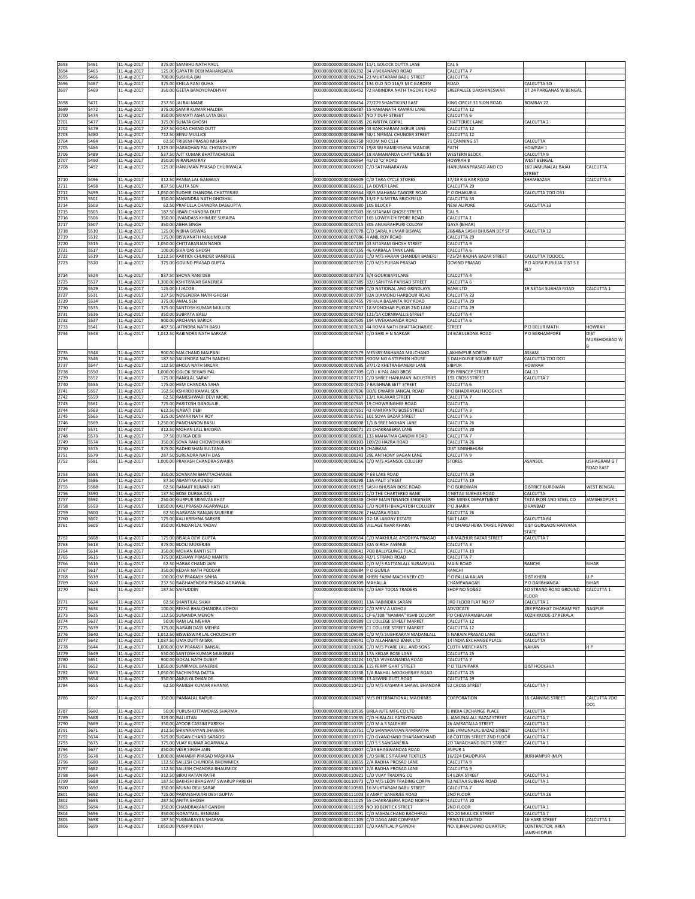| 2693 | 5461 | 11-Aug-2017 | 375.00 | SAMBHU NATH PAUL | 0000000000000106293 | 11/1 GOLOCK DUTTA LANE | CAL 5 | | |
|---|---|---|---|---|---|---|---|---|---|
| 2694 | 5465 | 11-Aug-2017 | 125.00 | GAYATRI DEBI MAHANSARIA | 0000000000000106332 | 34 VIVEKANAND ROAD | CALCUTTA 7 | | |
| 2695 | 5466 | 11-Aug-2017 | 700.00 | SUSHILA BAI | 0000000000000106394 | 23 MUKTARAM BABU STREET | CALCUTTA | | |
| 2696 | 5467 | 11-Aug-2017 | 375.00 | KHELA RANI GUHA | 0000000000000106414 | 134 OLD NO 116/3 M C GARDEN | ROAD | CALCUTTA 3O | |
| 2697 | 5469 | 11-Aug-2017 | 350.00 | GEETA BANDYOPADHYAY | 0000000000000106452 | 72 RABINDRA NATH TAGORE ROAD | SREEPALLEE DAKSHINESWAR | DT 24 PARGANAS W BENGAL | |
| 2698 | 5471 | 11-Aug-2017 | 237.50 | JAI BAI MANE | 0000000000000106454 | 27/279 SHANTIKUNJ EAST | KING CIRCLE 31 SION ROAD | BOMBAY 22 | |
| 2699 | 5472 | 11-Aug-2017 | 375.00 | SAMIR KUMAR HALDER | 0000000000000106487 | 15 RAMANATH KAVIRAJ LANE | CALCUTTA 12 | | |
| 2700 | 5474 | 11-Aug-2017 | 350.00 | SRIMATI ASHA LATA DEVI | 0000000000000106557 | NO 7 DUFF STREET | CALCUTTA 6 | | |
| 2701 | 5477 | 11-Aug-2017 | 375.00 | SUJATA GHOSH | 0000000000000106585 | 2G NRITYA GOPAL | CHATTERJEE LANE | CALCUTTA 2 | |
| 2702 | 5479 | 11-Aug-2017 | 237.50 | GORA CHAND DUTT | 0000000000000106589 | 43 BANCHARAM AKRUR LANE | CALCUTTA 12 | | |
| 2703 | 5480 | 11-Aug-2017 | 712.50 | BENU MULLICK | 0000000000000106599 | 58/1 NIRMAL CHUNDER STREET | CALCUTTA 12 | | |
| 2704 | 5484 | 11-Aug-2017 | 62.50 | TRIBENI PRASAD MISHRA | 0000000000000106758 | ROOM NO C114 | 71 CANNING ST | CALCUTTA | |
| 2705 | 5486 | 11-Aug-2017 | 1,325.00 | HARADHAN PAL CHOWDHURY | 0000000000000106774 | 19/8 SRI RAMKRISHNA MANDIR | PATH | HOWRAH 1 | |
| 2706 | 5489 | 11-Aug-2017 | 537.50 | AJIT KUMAR BHATTACHERJEE | 0000000000000106854 | 18 RAMANANDA CHATTERJEE ST | WESTERN BLOCK | CALCUTTA 9 | |
| 2707 | 5490 | 11-Aug-2017 | 350.00 | NIRANJAN RAY | 0000000000000106864 | 41/10 'Q' ROAD | HOWRAH 8 | WEST BENGAL | |
| 2708 | 5492 | 11-Aug-2017 | 125.00 | HANUMAN PRASAD CHURIWALA | 0000000000000106903 | C/O SATYANARAYAN | HANUMANPRASAD AND CO | 160 JAMUNALAL BAJAJ STREET | CALCUTTA |
| 2710 | 5496 | 11-Aug-2017 | 312.50 | PANNA LAL GANGULY | 0000000000000106909 | C/O TARA CYCLE STORES | 17/19 R G KAR ROAD | SHAMBAZAR | CALCUTTA 4 |
| 2711 | 5498 | 11-Aug-2017 | 837.50 | LALITA SEN | 0000000000000106931 | 1A DOVER LANE | CALCUTTA 29 | | |
| 2712 | 5499 | 11-Aug-2017 | 1,050.00 | SUDHIR CHANDRA CHATTERJEE | 0000000000000106944 | 38/5 MAHARAJ TAGORE ROAD | P O DHAKURIA | CALCUTTA 7OO O31 | |
| 2713 | 5501 | 11-Aug-2017 | 350.00 | MANINDRA NATH GHOSHAL | 0000000000000106978 | 13/2 P N MITRA BRICKFIELD | CALCUTTA 53 | | |
| 2714 | 5503 | 11-Aug-2017 | 62.50 | PRAFULLA CHANDRA DASGUPTA | 0000000000000106980 | 105 BLOCK F | NEW ALIPORE | CALCUTTA 33 | |
| 2715 | 5505 | 11-Aug-2017 | 187.50 | JIBAN CHANDRA DUTT | 0000000000000107003 | 86 SITARAM GHOSE STREET | CAL 9 | | |
| 2716 | 5506 | 11-Aug-2017 | 350.00 | JIVANDASS KHIMJEE SURAIYA | 0000000000000107007 | 165 LOWER CHITPORE ROAD | CALCUTTA 1 | | |
| 2717 | 5507 | 11-Aug-2017 | 350.00 | ABHA SINGH | 0000000000000107015 | 305 ANUGRAHPURI COLONY | GAYA (BIHAR) | | |
| 2718 | 5510 | 11-Aug-2017 | 125.00 | NIBHA BISWAS | 0000000000000107078 | C/O SARAL KUMAR BISWAS | 26&4&A SASHI BHUSAN DEY ST | CALCUTTA 12 | |
| 2719 | 5512 | 11-Aug-2017 | 175.00 | BISWANATH MAJUMDAR | 0000000000000107086 | 4 ANIL ROY ROAD | CALCUTTA 29 | | |
| 2720 | 5515 | 11-Aug-2017 | 1,050.00 | CHITTARANJAN NANDI | 0000000000000107183 | 43 SITARAM GHOSH STREET | CALCUTTA 9 | | |
| 2721 | 5517 | 11-Aug-2017 | 100.00 | SIVA DAS GHOSH | 0000000000000107255 | 46 KARBALA TANK LANE | CALCUTTA 6 | | |
| 2722 | 5519 | 11-Aug-2017 | 1,212.50 | KARTICK CHUNDER BANERJEE | 0000000000000107333 | C/O M/S HARAN CHANDER BANERJI | P23/24 RADHA BAZAR STREET | CALCUTTA 7OOOO1 | |
| 2723 | 5520 | 11-Aug-2017 | 375.00 | GOVIND PRASAD GUPTA | 0000000000000107335 | C/O M/S PURAN PRASAD | GOVIND PRASAD | P O ADRA PURULIA DIST S E RLY | |
| 2724 | 5524 | 11-Aug-2017 | 837.50 | SHOVA RANI DEB | 0000000000000107373 | 3/4 GOURIBARI LANE | CALCUTTA 4 | | |
| 2725 | 5527 | 11-Aug-2017 | 1,300.00 | KSHITISWAR BANERJEA | 0000000000000107385 | 32/1 SAHITYA PARISAD STREET | CALCUTTA 6 | | |
| 2726 | 5529 | 11-Aug-2017 | 125.00 | I J JACOB | 0000000000000107389 | C/O NATIONAL AND GRINDLAYS | BANK LTD | 19 NETAJI SUBHAS ROAD | CALCUTTA 1 |
| 2727 | 5531 | 11-Aug-2017 | 237.50 | NOGENDRA NATH GHOSH | 0000000000000107397 | 92A DIAMOND HARBOUR ROAD | CALCUTTA 23 | | |
| 2729 | 5534 | 11-Aug-2017 | 375.00 | AMAL SEN | 0000000000000107455 | 79 RAJA BASANTA ROY ROAD | CALCUTTA 29 | | |
| 2730 | 5535 | 11-Aug-2017 | 375.00 | SANTOSH KUMAR MULLICK | 0000000000000107457 | 18 MONOHAR PUKUR 2ND LANE | CALCUTTA 29 | | |
| 2731 | 5536 | 11-Aug-2017 | 350.00 | SUBRATA BASU | 0000000000000107483 | 121/1A CORNWALLIS STREET | CALCUTTA 4 | | |
| 2732 | 5537 | 11-Aug-2017 | 900.00 | ARCHANA BARICK | 0000000000000107505 | 194 VIVEKANANDA ROAD | CALCUTTA 6 | | |
| 2733 | 5541 | 11-Aug-2017 | 487.50 | JATINDRA NATH BASU | 0000000000000107633 | 44 ROMA NATH BHATTACHARJEE | STREET | P O BELUR MATH | HOWRAH |
| 2734 | 5543 | 11-Aug-2017 | 1,012.50 | RABINDRA NATH SARKAR | 0000000000000107667 | C/O SHRI H N SARKAR | 24 BABULBONA ROAD | P O BERHAMPORE | DIST MURSHIDABAD W B |
| 2735 | 5544 | 11-Aug-2017 | 900.00 | MALCHAND MALPANI | 0000000000000107679 | MESSRS MAHABAX MALCHAND | LAKHIMPUR NORTH | ASSAM | |
| 2736 | 5546 | 11-Aug-2017 | 187.50 | SAILENDRA NATH BANDHU | 0000000000000107683 | ROOM NO 6 STEPHEN HOUSE | 5 DALHOUSIE SQUARE EAST | CALCUTTA 7OO OO1 | |
| 2737 | 5547 | 11-Aug-2017 | 112.50 | BHOLA NATH SIRCAR | 0000000000000107685 | 37/1/2 KHETRA BANERJI LANE | SIBPUR | HOWRAH | |
| 2738 | 5550 | 11-Aug-2017 | 1,000.00 | GOLOK BEHARI PAL | 0000000000000107709 | C/O J K PAL AND BROS | P39 PRINCEP STREET | CAL 13 | |
| 2739 | 5552 | 11-Aug-2017 | 175.00 | RANGLAL SARAF | 0000000000000107713 | C/O SHREE HANUMAN INDUSTRIES | 192 CROSS STREET | CALCUTTA 7 | |
| 2740 | 5555 | 11-Aug-2017 | 175.00 | HEM CHANDRA SAHA | 0000000000000107820 | 7 BAISHNAB SETT STREET | CALCUTTA 6 | | |
| 2741 | 5557 | 11-Aug-2017 | 162.50 | KSHIROD KAMAL SEN | 0000000000000107836 | 8O/B DWARIK JANGAL ROAD | P O BHADRAKALI HOOGHLY | | |
| 2742 | 5559 | 11-Aug-2017 | 62.50 | RAMESHWARI DEVI MORE | 0000000000000107867 | 13/1 KALAKAR STREET | CALCUTTA 7 | | |
| 2743 | 5561 | 11-Aug-2017 | 775.00 | PARITOSH GANGULIE | 0000000000000107945 | 19 CHOWRINGHEE ROAD | CALCUTTA | | |
| 2744 | 5563 | 11-Aug-2017 | 612.50 | ILABATI DEBI | 0000000000000107951 | 43 RAM KANTO BOSE STREET | CALCUTTA 3 | | |
| 2745 | 5565 | 11-Aug-2017 | 325.00 | SAMAR NATH ROY | 0000000000000107961 | 101 SOVA BAZAR STREET | CALCUTTA 5 | | |
| 2746 | 5569 | 11-Aug-2017 | 1,250.00 | PANCHANON BASU | 0000000000000108008 | 1/1 B SREE MOHAN LANE | CALCUTTA 26 | | |
| 2747 | 5571 | 11-Aug-2017 | 312.50 | MOHAN LALL BAJORIA | 0000000000000108071 | 21 CHAKRABERIA LANE | CALCUTTA 20 | | |
| 2748 | 5573 | 11-Aug-2017 | 37.50 | DURGA DEBI | 0000000000000108081 | 133 MAHATMA GANDHI ROAD | CALCUTTA 7 | | |
| 2749 | 5574 | 11-Aug-2017 | 350.00 | SOVA RANI CHOWDHURANI | 0000000000000108103 | 109/20 HAZRA ROAD | CALCUTTA 26 | | |
| 2750 | 5575 | 11-Aug-2017 | 375.00 | RADHKISHAN SULTANIA | 0000000000000108119 | CHAIBASA | DIST SINGHBHUM | | |
| 2751 | 5579 | 11-Aug-2017 | 287.50 | SURENDRA NATH DAS | 0000000000000108243 | 29E ANTHONY BAGAN LANE | CALCUTTA 9 | | |
| 2752 | 5581 | 11-Aug-2017 | 1,000.00 | PRAKASH CHANDRA SWAIKA | 0000000000000108256 | C/O M/S ASANSOL COLLIERY | STORES | ASANSOL | USHAGRAM G T ROAD EAST |
| 2753 | 5583 | 11-Aug-2017 | 350.00 | SOVARANI BHATTACHARJEE | 0000000000000108290 | P 68 LAKE ROAD | CALCUTTA 29 | | |
| 2754 | 5586 | 11-Aug-2017 | 87.50 | ABANTIKA KUNDU | 0000000000000108298 | 13A PALIT STREET | CALCUTTA 19 | | |
| 2755 | 5588 | 11-Aug-2017 | 62.50 | RANAJIT KUMAR HATI | 0000000000000108319 | SASHI BHUSAN BOSE ROAD | P O BURDWAN | DISTRICT BURDWAN | WEST BENGAL |
| 2756 | 5590 | 11-Aug-2017 | 137.50 | BOSE DURGA DAS | 0000000000000108321 | C/O THE CHARTERED BANK | 4 NETAJI SUBHAS ROAD | CALCUTTA | |
| 2757 | 5592 | 11-Aug-2017 | 250.00 | GURPUR SRINIVAS BHAT | 0000000000000108348 | CHIEF MAINTENANCE ENGINEER | ORE MINES DEPARTMENT | TATA IRON AND STEEL CO | JAMSHEDPUR 1 |
| 2758 | 5593 | 11-Aug-2017 | 1,050.00 | KALI PRASAD AGARWALA | 0000000000000108363 | C/O NORTH BHAGATDIH COLLIERY | P O JHARIA | DHANBAD | |
| 2759 | 5600 | 11-Aug-2017 | 62.50 | NARAYAN RANJAN MUKERJE | 0000000000000108426 | 7 HAZARA ROAD | CALCUTTA 26 | | |
| 2760 | 5602 | 11-Aug-2017 | 175.00 | KALI KRISHNA SARKER | 0000000000000108455 | G2-18 LABONY ESTATE | SALT LAKE | CALCUTTA 64 | |
| 2761 | 5605 | 11-Aug-2017 | 350.00 | KUNDAN LAL YADAV | 0000000000000108535 | VILLAGE KHAR KHARA | P O DHARU HERA TAHSIL REWARI | DIST GURGAON HARYANA STATE | |
| 2762 | 5608 | 11-Aug-2017 | 175.00 | BISALA DEVI GUPTA | 0000000000000108564 | C/O MAKHULAL AYODHYA PRASAD | 4 B MAZHUR BAZAR STREET | CALCUTTA 7 | |
| 2763 | 5613 | 11-Aug-2017 | 375.00 | BIJOLI MUKERJEE | 0000000000000108623 | 32A GIRISH AVENUE | CALCUTTA 3 | | |
| 2764 | 5614 | 11-Aug-2017 | 350.00 | MOHAN KANTI SETT | 0000000000000108641 | 7OB BALLYGUNGE PLACE | CALCUTTA 19 | | |
| 2765 | 5615 | 11-Aug-2017 | 375.00 | KESHAW PRASAD MANTRI | 0000000000000108669 | 42/1 STRAND ROAD | CALCUTTA 7 | | |
| 2766 | 5616 | 11-Aug-2017 | 62.50 | HARAK CHAND JAIN | 0000000000000108682 | C/O M/S RATTANLALL SURAJMULL | MAIN ROAD | RANCHI | BIHAR |
| 2767 | 5617 | 11-Aug-2017 | 350.00 | KEDAR NATH PODDAR | 0000000000000108684 | P O GUMLA | RANCHI | | |
| 2768 | 5619 | 11-Aug-2017 | 100.00 | OM PRAKASH SINHA | 0000000000000108688 | KHERI FARM MACHINERY CO | P O PALLIA KALAN | DIST KHERI | U P |
| 2769 | 5620 | 11-Aug-2017 | 237.50 | RAGHAVENDRA PRASAD AGRAWAL | 0000000000000108709 | MAHALLA | CHAMPANAGAR | P O DARBHANGA | BIHAR |
| 2770 | 5623 | 11-Aug-2017 | 187.50 | SAIFUDDIN | 0000000000000108755 | C/O SAIF TOOLS TRADERS | SHOP NO 5O&52 | 4O STRAND ROAD GROUND FLOOR | CALCUTTA 1 |
| 2771 | 5624 | 11-Aug-2017 | 62.50 | SHANTILAL SHAH | 0000000000000108801 | 13A RABINDRA SARANI | 3RD FLOOR FLAT NO 97 | CALCUTTA 1 | |
| 2772 | 5634 | 11-Aug-2017 | 100.00 | REKHA BHALCHANDRA UDHOJI | 0000000000000108922 | C/O MR V A UDHOJI | ADVOCATE | 288 PRABHAT DHARAM PET | NAGPUR |
| 2773 | 5635 | 11-Aug-2017 | 112.50 | SUNANDA MENON | 0000000000000108951 | CF-6/108 "NANMA" KSHB COLONY | PO CHEVARAMBALAM | KOZHIKKODE-17 KERALA | |
| 2774 | 5637 | 11-Aug-2017 | 50.00 | RAM LAL MEHRA | 0000000000000108989 | C1 COLLEGE STREET MARKET | CALCUTTA 12 | | |
| 2775 | 5639 | 11-Aug-2017 | 375.00 | NARAIN DASS MEHRA | 0000000000000108995 | C1 COLLEGE STREET MARKET | CALCUTTA 12 | | |
| 2776 | 5640 | 11-Aug-2017 | 1,012.50 | BISWESWAR LAL CHOUDHURY | 0000000000000109039 | C/O M/S SUBHKARAN MADANLALL | 5 NARAIN PRASAD LANE | CALCUTTA 7 | |
| 2777 | 5642 | 11-Aug-2017 | 1,037.50 | UMA DUTT MISRA | 0000000000000109041 | C/O ALLAHABAD BANK LTD | 14 INDIA EXCHANGE PLACE | CALCUTTA | |
| 2778 | 5644 | 11-Aug-2017 | 1,000.00 | OM PRAKASH BANSAL | 0000000000000110206 | C/O M/S PYARE LALL AND SONS | CLOTH MERCHANTS | NAHAN | H P |
| 2779 | 5649 | 11-Aug-2017 | 550.00 | SANTOSH KUMAR MUKERJEE | 0000000000000110218 | 17A KEDAR BOSE LANE | CALCUTTA 25 | | |
| 2780 | 5651 | 11-Aug-2017 | 900.00 | GOKAL NATH DUBEY | 0000000000000110224 | 1O/1A VIVEKANANDA ROAD | CALCUTTA 7 | | |
| 2781 | 5652 | 11-Aug-2017 | 1,050.00 | SUNIRMOL BANERJIE | 0000000000000110236 | 115 FERRY GHAT STREET | P O TELINIPARA | DIST HOOGHLY | |
| 2782 | 5653 | 11-Aug-2017 | 1,050.00 | SACHINDRA DATTA | 0000000000000110338 | 1/A RAKHAL MOOKHERJEE ROAD | CALCUTTA 25 | | |
| 2783 | 5654 | 11-Aug-2017 | 350.00 | AMULYA DHAN DE | 0000000000000110390 | 13 ASWINI DUTT ROAD | CALCUTTA 29 | | |
| 2784 | 5655 | 11-Aug-2017 | 62.50 | RAMESH KUMAR KHANNA | 0000000000000110421 | C/O M/S KASHMIR SHAWL BHANDAR | 52 CROSS STREET | CALCUTTA 7 | |
| 2786 | 5657 | 11-Aug-2017 | 350.00 | PANNALAL KAPUR | 0000000000000110487 | M/S INTERNATIONAL MACHINES | CORPORATION | 16 CANNING STREET | CALCUTTA 7OO OO1 |
| 2787 | 5660 | 11-Aug-2017 | 50.00 | PURUSHOTTAMDASS SHARMA | 0000000000000110535 | BIRLA JUTE MFG CO LTD | 8 INDIA EXCHANGE PLACE | CALCUTTA | |
| 2789 | 5668 | 11-Aug-2017 | 325.00 | BAI JATAN | 0000000000000110635 | C/O HIRALALL FATAYCHAND | L JAMUNALALL BAZAZ STREET | CALCUTTA 7 | |
| 2790 | 5669 | 11-Aug-2017 | 350.00 | AYOOB CASSIM PAREKH | 0000000000000110705 | C/O M A S SALEHJEE | 26 AMRATALLA STREET | CALCUTTA 1 | |
| 2791 | 5671 | 11-Aug-2017 | 312.50 | SHIVNARAYAN JHAWAR | 0000000000000110751 | C/O SHIVNARAYAN RAMRATAN | 196 JAMUNALAL BAZAZ STREET | CALCUTTA 7 | |
| 2792 | 5674 | 11-Aug-2017 | 525.00 | SUGAN CHAND SARAOGI | 0000000000000110773 | C/O GYANCHAND DHARAMCHAND | 68 COTTON STREET 2ND FLOOR | CALCUTTA 7 | |
| 2793 | 5675 | 11-Aug-2017 | 375.00 | VIJAY KUMAR AGARWALA | 0000000000000110783 | C/O S S SANGANERIA | 2O TARACHAND DUTT STREET | CALCUTTA 1 | |
| 2794 | 5677 | 11-Aug-2017 | 350.00 | VEER SINGH JAIN | 0000000000000110807 | C/24 BHAGWANDAS ROAD | JAIPUR 1 | | |
| 2795 | 5678 | 11-Aug-2017 | 1,000.00 | MAHABIR PRASAD MASKARA | 0000000000000110839 | C/O SHREE SITARAM TEXTILES | 16/224 DAUDPURA | BURHANPUR (M.P) | |
| 2796 | 5680 | 11-Aug-2017 | 112.50 | SAILESH CHUNDRA BHOWMICK | 0000000000000110855 | 2/A RADHA PROSAD LANE | CALCUTTA 9 | | |
| 2797 | 5682 | 11-Aug-2017 | 112.50 | SAILESH CHANDRA BHAUMICK | 0000000000000110857 | 2/A RADHA PROSAD LANE | CALCUTTA 9 | | |
| 2798 | 5684 | 11-Aug-2017 | 312.50 | BIRAJ RATAN RATHI | 0000000000000110921 | C/O VIJAY TRADING CO | 54 EZRA STREET | CALCUTTA 1 | |
| 2799 | 5688 | 11-Aug-2017 | 187.50 | BAKHSHI BHAGWAT SWARUP PAREKH | 0000000000000110973 | C/O M/S LEON TRADING CORPN | 53 NETAJI SUBHAS ROAD | CALCUTTA 1 | |
| 2800 | 5690 | 11-Aug-2017 | 350.00 | MUNNI DEVI SARAF | 0000000000000110983 | 16 MUKTARAM BABU STREET | CALCUTTA 7 | | |
| 2801 | 5692 | 11-Aug-2017 | 725.00 | PARMESHWARI DEVI GUPTA | 0000000000000111003 | 8 AMRIT BANERJEE ROAD | 2ND FLOOR | CALCUTTA 26 | |
| 2802 | 5693 | 11-Aug-2017 | 287.50 | ANITA GHOSH | 0000000000000111025 | 55 CHAKRABERIA ROAD NORTH | CALCUTTA 20 | | |
| 2803 | 5694 | 11-Aug-2017 | 350.00 | CHANDRAKANT GANDHI | 0000000000000111059 | NO 10 BENTICK STREET | 2ND FLOOR | CALCUTTA 1 | |
| 2804 | 5696 | 11-Aug-2017 | 350.00 | NORATMAL BENGANI | 0000000000000111091 | C/O MAHALCHAND BACHHRAJ | NO 20 MULLICK STREET | CALCUTTA 7 | |
| 2805 | 5698 | 11-Aug-2017 | 187.50 | YUGNARAYAN SHARMA | 0000000000000111105 | C/O DAGA AND COMPANY | PRIVATE LIMITED | 16 HARE STREET | CALCUTTA 1 |
| 2806 | 5699 | 11-Aug-2017 | 1,050.00 | PUSHPA DEVI | 0000000000000111107 | C/O KANTILAL P GANDHI | NO. 8,BHAICHAND QUARTER, | CONTRACTOR, AREA JAMSHEDPUR | |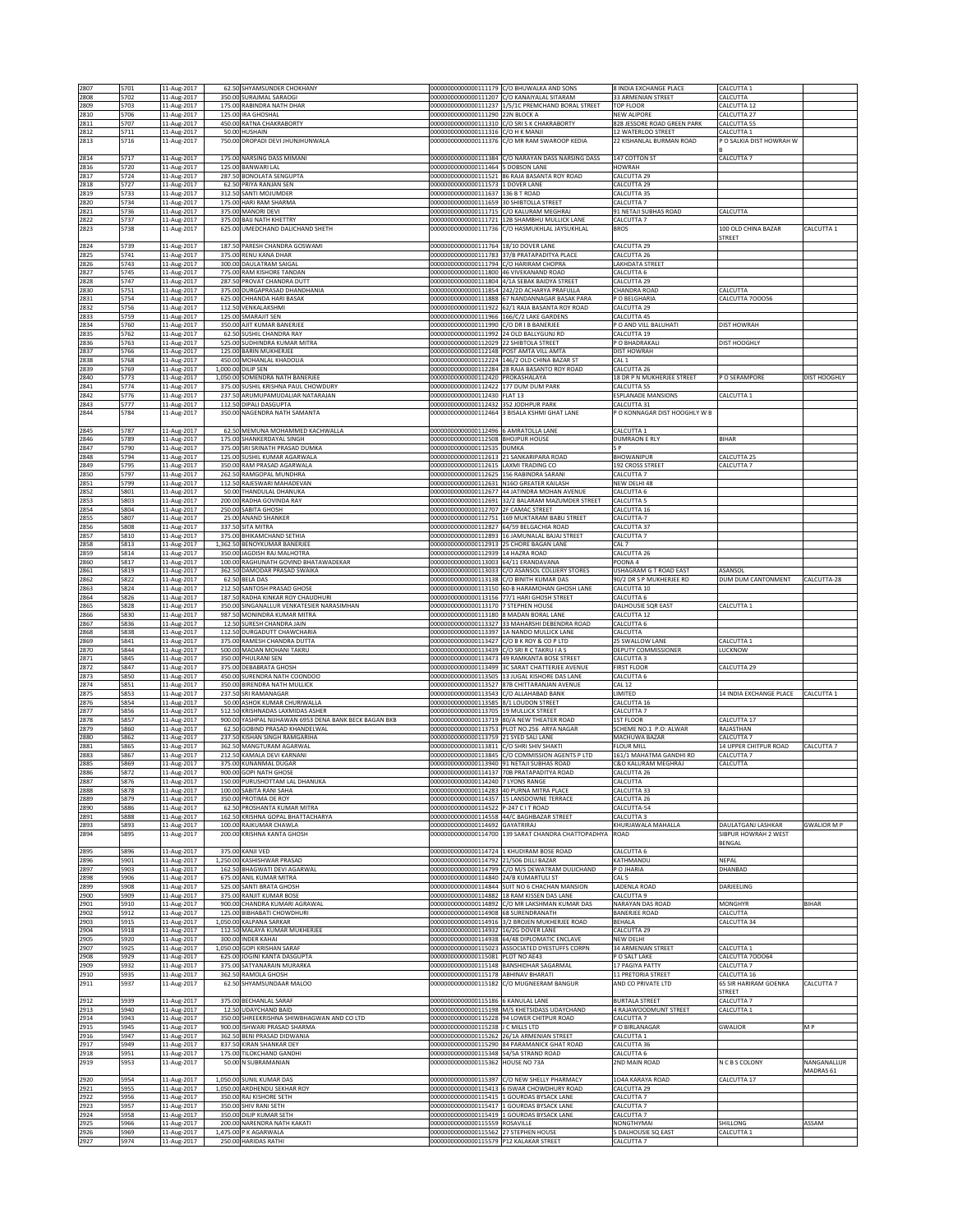| 2807 | 5701 | 11-Aug-2017 | 62.50 | SHYAMSUNDER CHOKHANY | 0000000000000111179 | C/O BHUWALKA AND SONS | 8 INDIA EXCHANGE PLACE | CALCUTTA 1 | |
|---|---|---|---|---|---|---|---|---|---|
| 2808 | 5702 | 11-Aug-2017 | 350.00 | SURAJMAL SARAOGI | 0000000000000111207 | C/O KANAIYALAL SITARAM | 33 ARMENIAN STREET | CALCUTTA | |
| 2809 | 5703 | 11-Aug-2017 | 175.00 | RABINDRA NATH DHAR | 0000000000000111237 | 1/5/1C PREMCHAND BORAL STREET | TOP FLOOR | CALCUTTA 12 | |
| 2810 | 5706 | 11-Aug-2017 | 125.00 | IRA GHOSHAL | 0000000000000111290 | 22N BLOCK A | NEW ALIPORE | CALCUTTA 27 | |
| 2811 | 5707 | 11-Aug-2017 | 450.00 | RATNA CHAKRABORTY | 0000000000000111310 | C/O SRI S K CHAKRABORTY | 82B JESSORE ROAD GREEN PARK | CALCUTTA 55 | |
| 2812 | 5711 | 11-Aug-2017 | 50.00 | HUSHAIN | 0000000000000111316 | C/O H K MANJI | 12 WATERLOO STREET | CALCUTTA 1 | |
| 2813 | 5716 | 11-Aug-2017 | 750.00 | DROPADI DEVI JHUNJHUNWALA | 0000000000000111376 | C/O MR RAM SWAROOP KEDIA | 22 KISHANLAL BURMAN ROAD | P O SALKIA DIST HOWRAH W B | |
| 2814 | 5717 | 11-Aug-2017 | 175.00 | NARSING DASS MIMANI | 0000000000000111384 | C/O NARAYAN DASS NARSING DASS | 147 COTTON ST | CALCUTTA 7 | |
| 2816 | 5720 | 11-Aug-2017 | 125.00 | BANWARI LAL | 0000000000000111464 | 5 DOBSON LANE | HOWRAH | | |
| 2817 | 5724 | 11-Aug-2017 | 287.50 | BONOLATA SENGUPTA | 0000000000000111521 | 86 RAJA BASANTA ROY ROAD | CALCUTTA 29 | | |
| 2818 | 5727 | 11-Aug-2017 | 62.50 | PRIYA RANJAN SEN | 0000000000000111573 | 1 DOVER LANE | CALCUTTA 29 | | |
| 2819 | 5733 | 11-Aug-2017 | 312.50 | SANTI MOJUMDER | 0000000000000111637 | 136 B T ROAD | CALCUTTA 35 | | |
| 2820 | 5734 | 11-Aug-2017 | 175.00 | HARI RAM SHARMA | 0000000000000111659 | 30 SHIBTOLLA STREET | CALCUTTA 7 | | |
| 2821 | 5736 | 11-Aug-2017 | 375.00 | MANORI DEVI | 0000000000000111715 | C/O KALURAM MEGHRAJ | 91 NETAJI SUBHAS ROAD | CALCUTTA | |
| 2822 | 5737 | 11-Aug-2017 | 375.00 | BAIJ NATH KHETTRY | 0000000000000111721 | 12B SHAMBHU MULLICK LANE | CALCUTTA 7 | | |
| 2823 | 5738 | 11-Aug-2017 | 625.00 | UMEDCHAND DALICHAND SHETH | 0000000000000111736 | C/O HASMUKHLAL JAYSUKHLAL | BROS | 100 OLD CHINA BAZAR STREET | CALCUTTA 1 |
| 2824 | 5739 | 11-Aug-2017 | 187.50 | PARESH CHANDRA GOSWAMI | 0000000000000111764 | 18/10 DOVER LANE | CALCUTTA 29 | | |
| 2825 | 5741 | 11-Aug-2017 | 375.00 | RENU KANA DHAR | 0000000000000111783 | 37/8 PRATAPADITYA PLACE | CALCUTTA 26 | | |
| 2826 | 5743 | 11-Aug-2017 | 300.00 | DAULATRAM SAIGAL | 0000000000000111794 | C/O HARIRAM CHOPRA | LAKHDATA STREET | | |
| 2827 | 5745 | 11-Aug-2017 | 775.00 | RAM KISHORE TANDAN | 0000000000000111800 | 46 VIVEKANAND ROAD | CALCUTTA 6 | | |
| 2828 | 5747 | 11-Aug-2017 | 287.50 | PROVAT CHANDRA DUTT | 0000000000000111804 | 4/1A SEBAK BAIDYA STREET | CALCUTTA 29 | | |
| 2830 | 5751 | 11-Aug-2017 | 375.00 | DURGAPRASAD DHANDHANIA | 0000000000000111854 | 242/2D ACHARYA PRAFULLA | CHANDRA ROAD | CALCUTTA | |
| 2831 | 5754 | 11-Aug-2017 | 625.00 | CHHANDA HARI BASAK | 0000000000000111888 | 67 NANDANNAGAR BASAK PARA | P O BELGHARIA | CALCUTTA 7OOO56 | |
| 2832 | 5756 | 11-Aug-2017 | 112.50 | VENKALAKSHMI | 0000000000000111922 | 62/1 RAJA BASANTA ROY ROAD | CALCUTTA 29 | | |
| 2833 | 5759 | 11-Aug-2017 | 125.00 | SMARAJIT SEN | 0000000000000111966 | 166/C/2 LAKE GARDENS | CALCUTTA 45 | | |
| 2834 | 5760 | 11-Aug-2017 | 350.00 | AJIT KUMAR BANERJEE | 0000000000000111990 | C/O DR I B BANERJEE | P O AND VILL BALUHATI | DIST HOWRAH | |
| 2835 | 5762 | 11-Aug-2017 | 62.50 | SUSHIL CHANDRA RAY | 0000000000000111992 | 24 OLD BALLYGUNJ RD | CALCUTTA 19 | | |
| 2836 | 5763 | 11-Aug-2017 | 525.00 | SUDHINDRA KUMAR MITRA | 0000000000000112029 | 22 SHIBTOLA STREET | P O BHADRAKALI | DIST HOOGHLY | |
| 2837 | 5766 | 11-Aug-2017 | 125.00 | BARIN MUKHERJEE | 0000000000000112148 | POST AMTA VILL AMTA | DIST HOWRAH | | |
| 2838 | 5768 | 11-Aug-2017 | 450.00 | MOHANLAL KHADOLIA | 0000000000000112224 | 146/2 OLD CHINA BAZAR ST | CAL 1 | | |
| 2839 | 5769 | 11-Aug-2017 | 1,000.00 | DILIP SEN | 0000000000000112284 | 28 RAJA BASANTO ROY ROAD | CALCUTTA 26 | | |
| 2840 | 5773 | 11-Aug-2017 | 1,050.00 | SOMENDRA NATH BANERJEE | 0000000000000112420 | PROKASHALAYA | 18 DR P N MUKHERJEE STREET | P O SERAMPORE | DIST HOOGHLY |
| 2841 | 5774 | 11-Aug-2017 | 375.00 | SUSHIL KRISHNA PAUL CHOWDURY | 0000000000000112422 | 177 DUM DUM PARK | CALCUTTA 55 | | |
| 2842 | 5776 | 11-Aug-2017 | 237.50 | ARUMUPAMUDALIAR NATARAJAN | 0000000000000112430 | FLAT 13 | ESPLANADE MANSIONS | CALCUTTA 1 | |
| 2843 | 5777 | 11-Aug-2017 | 112.50 | DIPALI DASGUPTA | 0000000000000112432 | 352 JODHPUR PARK | CALCUTTA 31 | | |
| 2844 | 5784 | 11-Aug-2017 | 350.00 | NAGENDRA NATH SAMANTA | 0000000000000112464 | 3 BISALA KSHMI GHAT LANE | P O KONNAGAR DIST HOOGHLY W B | | |
| 2845 | 5787 | 11-Aug-2017 | 62.50 | MEMUNA MOHAMMED KACHWALLA | 0000000000000112496 | 6 AMRATOLLA LANE | CALCUTTA 1 | | |
| 2846 | 5789 | 11-Aug-2017 | 175.00 | SHANKERDAYAL SINGH | 0000000000000112508 | BHOJPUR HOUSE | DUMRAON E RLY | BIHAR | |
| 2847 | 5790 | 11-Aug-2017 | 375.00 | SRI SRINATH PRASAD DUMKA | 0000000000000112535 | DUMKA | S P | | |
| 2848 | 5794 | 11-Aug-2017 | 125.00 | SUSHIL KUMAR AGARWALA | 0000000000000112613 | 21 SANKARIPARA ROAD | BHOWANIPUR | CALCUTTA 25 | |
| 2849 | 5795 | 11-Aug-2017 | 350.00 | RAM PRASAD AGARWALA | 0000000000000112615 | LAXMI TRADING CO | 192 CROSS STREET | CALCUTTA 7 | |
| 2850 | 5797 | 11-Aug-2017 | 262.50 | RAMGOPAL MUNDHRA | 0000000000000112625 | 156 RABINDRA SARANI | CALCUTTA 7 | | |
| 2851 | 5799 | 11-Aug-2017 | 112.50 | RAJESWARI MAHADEVAN | 0000000000000112631 | N160 GREATER KAILASH | NEW DELHI 48 | | |
| 2852 | 5801 | 11-Aug-2017 | 50.00 | THANDULAL DHANUKA | 0000000000000112677 | 44 JATINDRA MOHAN AVENUE | CALCUTTA 6 | | |
| 2853 | 5803 | 11-Aug-2017 | 200.00 | RADHA GOVINDA RAY | 0000000000000112691 | 32/2 BALARAM MAZUMDER STREET | CALCUTTA 5 | | |
| 2854 | 5804 | 11-Aug-2017 | 250.00 | SABITA GHOSH | 0000000000000112707 | 2F CAMAC STREET | CALCUTTA 16 | | |
| 2855 | 5807 | 11-Aug-2017 | 25.00 | ANAND SHANKER | 0000000000000112751 | 169 MUKTARAM BABU STREET | CALCUTTA 7 | | |
| 2856 | 5808 | 11-Aug-2017 | 337.50 | SITA MITRA | 0000000000000112827 | 64/59 BELGACHIA ROAD | CALCUTTA 37 | | |
| 2857 | 5810 | 11-Aug-2017 | 375.00 | BHIKAMCHAND SETHIA | 0000000000000112893 | 16 JAMUNALAL BAJAJ STREET | CALCUTTA 7 | | |
| 2858 | 5813 | 11-Aug-2017 | 1,362.50 | BENOYKUMAR BANERJEE | 0000000000000112913 | 25 CHORE BAGAN LANE | CAL 7 | | |
| 2859 | 5814 | 11-Aug-2017 | 350.00 | JAGDISH RAJ MALHOTRA | 0000000000000112939 | 14 HAZRA ROAD | CALCUTTA 26 | | |
| 2860 | 5817 | 11-Aug-2017 | 100.00 | RAGHUNATH GOVIND BHATAWADEKAR | 0000000000000113003 | 64/11 ERANDAVANA | POONA 4 | | |
| 2861 | 5819 | 11-Aug-2017 | 362.50 | DAMODAR PRASAD SWAIKA | 0000000000000113033 | C/O ASANSOL COLLIERY STORES | USHAGRAM G T ROAD EAST | ASANSOL | |
| 2862 | 5822 | 11-Aug-2017 | 62.50 | BELA DAS | 0000000000000113138 | C/O BINITH KUMAR DAS | 90/2 DR S P MUKHERJEE RD | DUM DUM CANTONMENT | CALCUTTA-28 |
| 2863 | 5824 | 11-Aug-2017 | 212.50 | SANTOSH PRASAD GHOSE | 0000000000000113150 | 60-B HARAMOHAN GHOSH LANE | CALCUTTA 10 | | |
| 2864 | 5826 | 11-Aug-2017 | 187.50 | RADHA KINKAR ROY CHAUDHURI | 0000000000000113156 | 77/1 HARI GHOSH STREET | CALCUTTA 6 | | |
| 2865 | 5828 | 11-Aug-2017 | 350.00 | SINGANALLUR VENKATESIER NARASIMHAN | 0000000000000113170 | 7 STEPHEN HOUSE | DALHOUSIE SQR EAST | CALCUTTA 1 | |
| 2866 | 5830 | 11-Aug-2017 | 987.50 | MONINDRA KUMAR MITRA | 0000000000000113180 | 8 MADAN BORAL LANE | CALCUTTA 12 | | |
| 2867 | 5836 | 11-Aug-2017 | 12.50 | SURESH CHANDRA JAIN | 0000000000000113327 | 33 MAHARSHI DEBENDRA ROAD | CALCUTTA 6 | | |
| 2868 | 5838 | 11-Aug-2017 | 112.50 | DURGADUTT CHAWCHARIA | 0000000000000113397 | 1A NANDO MULLICK LANE | CALCUTTA | | |
| 2869 | 5841 | 11-Aug-2017 | 375.00 | RAMESH CHANDRA DUTTA | 0000000000000113427 | C/O B K ROY & CO P LTD | 25 SWALLOW LANE | CALCUTTA 1 | |
| 2870 | 5844 | 11-Aug-2017 | 500.00 | MADAN MOHANI TAKRU | 0000000000000113439 | C/O SRI R C TAKRU I A S | DEPUTY COMMISSIONER | LUCKNOW | |
| 2871 | 5845 | 11-Aug-2017 | 350.00 | PHULRANI SEN | 0000000000000113473 | 49 RAMKANTA BOSE STREET | CALCUTTA 3 | | |
| 2872 | 5847 | 11-Aug-2017 | 375.00 | DEBABRATA GHOSH | 0000000000000113499 | 3C SARAT CHATTERJEE AVENUE | FIRST FLOOR | CALCUTTA 29 | |
| 2873 | 5850 | 11-Aug-2017 | 450.00 | SURENDRA NATH COONDOO | 0000000000000113505 | 13 JUGAL KISHORE DAS LANE | CALCUTTA 6 | | |
| 2874 | 5851 | 11-Aug-2017 | 350.00 | BIRENDRA NATH MULLICK | 0000000000000113527 | 87B CHITTARANJAN AVENUE | CAL 12 | | |
| 2875 | 5853 | 11-Aug-2017 | 237.50 | SRI RAMANAGAR | 0000000000000113543 | C/O ALLAHABAD BANK | LIMITED | 14 INDIA EXCHANGE PLACE | CALCUTTA 1 |
| 2876 | 5854 | 11-Aug-2017 | 50.00 | ASHOK KUMAR CHURIWALLA | 0000000000000113585 | 8/1 LOUDON STREET | CALCUTTA 16 | | |
| 2877 | 5856 | 11-Aug-2017 | 512.50 | KRISHNADAS LAXMIDAS ASHER | 0000000000000113705 | 19 MULLICK STREET | CALCUTTA 7 | | |
| 2878 | 5857 | 11-Aug-2017 | 900.00 | YASHPAL NIJHAWAN 6953 DENA BANK BECK BAGAN BKB | 0000000000000113719 | 80/A NEW THEATER ROAD | 1ST FLOOR | CALCUTTA 17 | |
| 2879 | 5860 | 11-Aug-2017 | 62.50 | GOBIND PRASAD KHANDELWAL | 0000000000000113753 | PLOT NO.256 ARYA NAGAR | SCHEME NO.1 P.O: ALWAR | RAJASTHAN | |
| 2880 | 5862 | 11-Aug-2017 | 237.50 | KISHAN SINGH RAMGARIHA | 0000000000000113759 | 21 SYED SALI LANE | MACHUWA BAZAR | CALCUTTA 7 | |
| 2881 | 5865 | 11-Aug-2017 | 362.50 | MANGTURAM AGARWAL | 0000000000000113811 | C/O SHRI SHIV SHAKTI | FLOUR MILL | 14 UPPER CHITPUR ROAD | CALCUTTA 7 |
| 2883 | 5867 | 11-Aug-2017 | 212.50 | KAMALA DEVI KARNANI | 0000000000000113845 | C/O COMMISSION AGENTS P LTD | 161/1 MAHATMA GANDHI RD | CALCUTTA 7 | |
| 2885 | 5869 | 11-Aug-2017 | 375.00 | KUNANMAL DUGAR | 0000000000000113940 | 91 NETAJI SUBHAS ROAD | C&O KALURAM MEGHRAJ | CALCUTTA | |
| 2886 | 5872 | 11-Aug-2017 | 900.00 | GOPI NATH GHOSE | 0000000000000114137 | 70B PRATAPADITYA ROAD | CALCUTTA 26 | | |
| 2887 | 5876 | 11-Aug-2017 | 150.00 | PURUSHOTTAM LAL DHANUKA | 0000000000000114240 | 7 LYONS RANGE | CALCUTTA | | |
| 2888 | 5878 | 11-Aug-2017 | 100.00 | SABITA RANI SAHA | 0000000000000114283 | 40 PURNA MITRA PLACE | CALCUTTA 33 | | |
| 2889 | 5879 | 11-Aug-2017 | 350.00 | PROTIMA DE ROY | 0000000000000114357 | 15 LANSDOWNE TERRACE | CALCUTTA 26 | | |
| 2890 | 5886 | 11-Aug-2017 | 62.50 | PROSHANTA KUMAR MITRA | 0000000000000114522 | P-247 C I T ROAD | CALCUTTA-54 | | |
| 2891 | 5888 | 11-Aug-2017 | 162.50 | KRISHNA GOPAL BHATTACHARYA | 0000000000000114558 | 44/C BAGHBAZAR STREET | CALCUTTA 3 | | |
| 2893 | 5893 | 11-Aug-2017 | 100.00 | RAJKUMAR CHAWLA | 0000000000000114692 | GAYATRIRAJ | KHURJAWALA MAHALLA | DAULATGANJ LASHKAR | GWALIOR M P |
| 2894 | 5895 | 11-Aug-2017 | 200.00 | KRISHNA KANTA GHOSH | 0000000000000114700 | 139 SARAT CHANDRA CHATTOPADHYA | ROAD | SIBPUR HOWRAH 2 WEST BENGAL | |
| 2895 | 5896 | 11-Aug-2017 | 375.00 | KANJI VED | 0000000000000114724 | 1 KHUDIRAM BOSE ROAD | CALCUTTA 6 | | |
| 2896 | 5901 | 11-Aug-2017 | 1,250.00 | KASHISHWAR PRASAD | 0000000000000114792 | 21/506 DILLI BAZAR | KATHMANDU | NEPAL | |
| 2897 | 5903 | 11-Aug-2017 | 162.50 | BHAGWATI DEVI AGARWAL | 0000000000000114799 | C/O M/S DEWATRAM DULICHAND | P O JHARIA | DHANBAD | |
| 2898 | 5906 | 11-Aug-2017 | 675.00 | ANIL KUMAR MITRA | 0000000000000114840 | 24/B KUMARTULI ST | CAL 5 | | |
| 2899 | 5908 | 11-Aug-2017 | 525.00 | SANTI BRATA GHOSH | 0000000000000114844 | SUIT NO 6 CHACHAN MANSION | LADENLA ROAD | DARJEELING | |
| 2900 | 5909 | 11-Aug-2017 | 375.00 | RANJIT KUMAR BOSE | 0000000000000114882 | 18 RAM KISSEN DAS LANE | CALCUTTA 9 | | |
| 2901 | 5910 | 11-Aug-2017 | 900.00 | CHANDRA KUMARI AGRAWAL | 0000000000000114892 | C/O MR LAKSHMAN KUMAR DAS | NARAYAN DAS ROAD | MONGHYR | BIHAR |
| 2902 | 5912 | 11-Aug-2017 | 125.00 | BIBHABATI CHOWDHURI | 0000000000000114908 | 68 SURENDRANATH | BANERJEE ROAD | CALCUTTA | |
| 2903 | 5915 | 11-Aug-2017 | 1,050.00 | KALPANA SARKAR | 0000000000000114916 | 3/2 BROJEN MUKHERJEE ROAD | BEHALA | CALCUTTA 34 | |
| 2904 | 5918 | 11-Aug-2017 | 112.50 | MALAYA KUMAR MUKHERJEE | 0000000000000114932 | 16/2G DOVER LANE | CALCUTTA 29 | | |
| 2905 | 5920 | 11-Aug-2017 | 300.00 | INDER KAHAI | 0000000000000114938 | 64/48 DIPLOMATIC ENCLAVE | NEW DELHI | | |
| 2907 | 5925 | 11-Aug-2017 | 1,050.00 | GOPI KRISHAN SARAF | 0000000000000115023 | ASSOCIATED DYESTUFFS CORPN | 34 ARMENIAN STREET | CALCUTTA 1 | |
| 2908 | 5929 | 11-Aug-2017 | 625.00 | JOGINI KANTA DASGUPTA | 0000000000000115081 | PLOT NO AE43 | P O SALT LAKE | CALCUTTA 7OOO64 | |
| 2909 | 5932 | 11-Aug-2017 | 375.00 | SATYANARAIN MURARKA | 0000000000000115148 | BANSHIDHAR SAGARMAL | 17 PAGIYA PATTY | CALCUTTA 7 | |
| 2910 | 5935 | 11-Aug-2017 | 362.50 | RAMOLA GHOSH | 0000000000000115178 | ABHINAV BHARATI | 11 PRETORIA STREET | CALCUTTA 16 | |
| 2911 | 5937 | 11-Aug-2017 | 62.50 | SHYAMSUNDAR MALOO | 0000000000000115182 | C/O MUGNEERAM BANGUR | AND CO PRIVATE LTD | 65 SIR HARIRAM GOENKA STREET | CALCUTTA 7 |
| 2912 | 5939 | 11-Aug-2017 | 375.00 | BECHANLAL SARAF | 0000000000000115186 | 6 KANULAL LANE | BURTALA STREET | CALCUTTA 7 | |
| 2913 | 5940 | 11-Aug-2017 | 12.50 | UDAYCHAND BAID | 0000000000000115198 | M/S KHETSIDASS UDAYCHAND | 4 RAJAWOODMUNT STREET | CALCUTTA 1 | |
| 2914 | 5943 | 11-Aug-2017 | 350.00 | SHREEKRISHNA SHIWBHAGWAN AND CO LTD | 0000000000000115228 | 94 LOWER CHITPUR ROAD | CALCUTTA 7 | | |
| 2915 | 5945 | 11-Aug-2017 | 900.00 | ISHWARI PRASAD SHARMA | 0000000000000115238 | J C MILLS LTD | P O BIRLANAGAR | GWALIOR | M P |
| 2916 | 5947 | 11-Aug-2017 | 362.50 | BENI PRASAD DIDWANIA | 0000000000000115262 | 26/1A ARMENIAN STREET | CALCUTTA 1 | | |
| 2917 | 5949 | 11-Aug-2017 | 837.50 | KIRAN SHANKAR DEY | 0000000000000115290 | 84 PARAMANICK GHAT ROAD | CALCUTTA 36 | | |
| 2918 | 5951 | 11-Aug-2017 | 175.00 | TILOKCHAND GANDHI | 0000000000000115348 | 54/5A STRAND ROAD | CALCUTTA 6 | | |
| 2919 | 5953 | 11-Aug-2017 | 50.00 | N SUBRAMANIAN | 0000000000000115362 | HOUSE NO 73A | 2ND MAIN ROAD | N C B S COLONY | NANGANALLUR MADRAS 61 |
| 2920 | 5954 | 11-Aug-2017 | 1,050.00 | SUNIL KUMAR DAS | 0000000000000115397 | C/O NEW SHELLY PHARMACY | 1O4A KARAYA ROAD | CALCUTTA 17 | |
| 2921 | 5955 | 11-Aug-2017 | 1,050.00 | ARDHENDU SEKHAR ROY | 0000000000000115413 | 6 ISWAR CHOWDHURY ROAD | CALCUTTA 29 | | |
| 2922 | 5956 | 11-Aug-2017 | 350.00 | RAJ KISHORE SETH | 0000000000000115415 | 1 GOURDAS BYSACK LANE | CALCUTTA 7 | | |
| 2923 | 5957 | 11-Aug-2017 | 350.00 | SHIV RANI SETH | 0000000000000115417 | 1 GOURDAS BYSACK LANE | CALCUTTA 7 | | |
| 2924 | 5958 | 11-Aug-2017 | 350.00 | DILIP KUMAR SETH | 0000000000000115419 | 1 GOURDAS BYSACK LANE | CALCUTTA 7 | | |
| 2925 | 5966 | 11-Aug-2017 | 200.00 | NARENDRA NATH KAKATI | 0000000000000115559 | ROSAVILLE | NONGTHYMAI | SHILLONG | ASSAM |
| 2926 | 5969 | 11-Aug-2017 | 1,475.00 | P K AGARWALA | 0000000000000115562 | 27 STEPHEN HOUSE | 5 DALHOUSIE SQ EAST | CALCUTTA 1 | |
| 2927 | 5974 | 11-Aug-2017 | 250.00 | HARIDAS RATHI | 0000000000000115579 | P12 KALAKAR STREET | CALCUTTA 7 | | |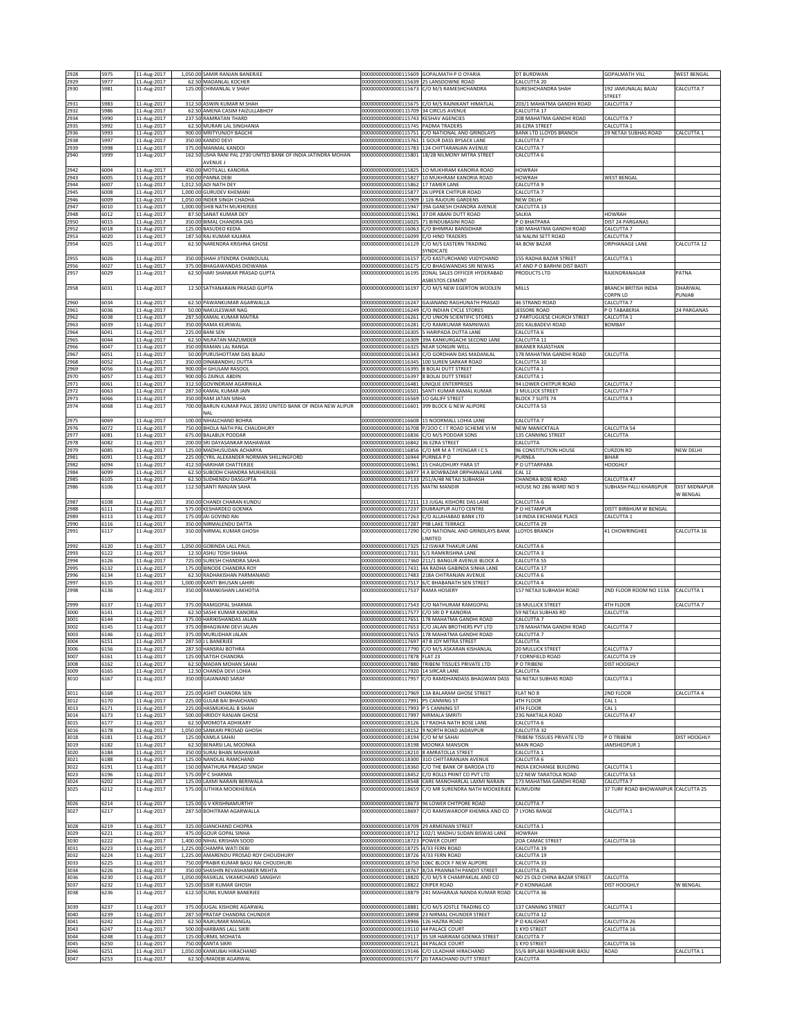| 2928 | 5975 | 11-Aug-2017 | 1,050.00 | SAMIR RANJAN BANERJEE | 0000000000000115609 | GOPALMATH P O OYARIA | DT BURDWAN | GOPALMATH VILL | WEST BENGAL |
|---|---|---|---|---|---|---|---|---|---|
| 2929 | 5977 | 11-Aug-2017 | 62.50 | MADANLAL KOCHER | 0000000000000115639 | 25 LANSDOWNE ROAD | CALCUTTA 20 | | |
| 2930 | 5981 | 11-Aug-2017 | 125.00 | CHIMANLAL V SHAH | 0000000000000115673 | C/O M/S RAMESHCHANDRA | SURESHCHANDRA SHAH | 192 JAMUNALAL BAJAJ STREET | CALCUTTA 7 |
| 2931 | 5983 | 11-Aug-2017 | 312.50 | ASWIN KUMAR M SHAH | 0000000000000115675 | C/O M/S RAJNIKANT HIMATLAL | 203/1 MAHATMA GANDHI ROAD | CALCUTTA 7 | |
| 2932 | 5986 | 11-Aug-2017 | 62.50 | AMENA CASIM FAIZULLABHOY | 0000000000000115709 | 34 CIRCUS AVENUE | CALCUTTA 17 | | |
| 2934 | 5990 | 11-Aug-2017 | 237.50 | RAMRATAN THARD | 0000000000000115743 | KESHAV AGENCIES | 208 MAHATMA GANDHI ROAD | CALCUTTA 7 | |
| 2935 | 5992 | 11-Aug-2017 | 62.50 | MURARI LAL SINGHANIA | 0000000000000115745 | PADMA TRADERS | 36 EZRA STREET | CALCUTTA 1 | |
| 2936 | 5993 | 11-Aug-2017 | 900.00 | MRITYUNJOY BAGCHI | 0000000000000115751 | C/O NATIONAL AND GRINDLAYS | BANK LTD LLOYDS BRANCH | 29 NETAJI SUBHAS ROAD | CALCUTTA 1 |
| 2938 | 5997 | 11-Aug-2017 | 350.00 | KANDO DEVI | 0000000000000115761 | 1 GOUR DASS BYSACK LANE | CALCUTTA 7 | | |
| 2939 | 5998 | 11-Aug-2017 | 375.00 | MANMAL KANDOI | 0000000000000115783 | 124 CHITTARANJAN AVENUE | CALCUTTA 7 | | |
| 2940 | 5999 | 11-Aug-2017 | 162.50 | USHA RANI PAL 2730 UNITED BANK OF INDIA JATINDRA MOHAN AVENUE J | 0000000000000115801 | 18/2B NILMONY MITRA STREET | CALCUTTA 6 | | |
| 2942 | 6004 | 11-Aug-2017 | 450.00 | MOTILALL KANORIA | 0000000000000115825 | 10 MUKHRAM KANORIA ROAD | HOWRAH | | |
| 2943 | 6005 | 11-Aug-2017 | 350.00 | PANNA DEBI | 0000000000000115827 | 10 MUKHRAM KANORIA ROAD | HOWRAH | WEST BENGAL | |
| 2944 | 6007 | 11-Aug-2017 | 1,012.50 | ADI NATH DEY | 0000000000000115862 | 17 TAMER LANE | CALCUTTA 9 | | |
| 2945 | 6008 | 11-Aug-2017 | 1,000.00 | GURUDEV KHEMANI | 0000000000000115877 | 26 UPPER CHITPUR ROAD | CALCUTTA 7 | | |
| 2946 | 6009 | 11-Aug-2017 | 1,050.00 | INDER SINGH CHADHA | 0000000000000115909 | J 126 RAJOURI GARDENS | NEW DELHI | | |
| 2947 | 6010 | 11-Aug-2017 | 1,000.00 | SHIB NATH MUKHERJEE | 0000000000000115947 | 39A GANESH CHANDRA AVENUE | CALCUTTA 13 | | |
| 2948 | 6012 | 11-Aug-2017 | 87.50 | SANAT KUMAR DEY | 0000000000000115961 | 37 DR ABANI DUTT ROAD | SALKIA | HOWRAH | |
| 2950 | 6015 | 11-Aug-2017 | 350.00 | BIMAL CHANDRA DAS | 0000000000000116025 | 71 BINDUBASINI ROAD | P O BHATPARA | DIST 24 PARGANAS | |
| 2952 | 6018 | 11-Aug-2017 | 125.00 | BASUDEO KEDIA | 0000000000000116063 | C/O BHIMRAJ BANSIDHAR | 180 MAHATMA GANDHI ROAD | CALCUTTA 7 | |
| 2953 | 6020 | 11-Aug-2017 | 187.50 | RAJ KUMAR KAJARIA | 0000000000000116099 | C/O HIND TRADERS | 56 NALINI SETT ROAD | CALCUTTA 7 | |
| 2954 | 6025 | 11-Aug-2017 | 62.50 | NARENDRA KRISHNA GHOSE | 0000000000000116129 | C/O M/S EASTERN TRADING SYNDICATE | 4A BOW BAZAR | ORPHANAGE LANE | CALCUTTA 12 |
| 2955 | 6026 | 11-Aug-2017 | 350.00 | SHAH JITENDRA CHANDULAL | 0000000000000116157 | C/O KASTURCHAND VIJOYCHAND | 155 RADHA BAZAR STREET | CALCUTTA 1 | |
| 2956 | 6027 | 11-Aug-2017 | 375.00 | BHAGAWANDAS DIDWANIA | 0000000000000116175 | C/O BHAGWANDAS SRI NEWAS | AT AND P O BARHNI DIST BASTI | | |
| 2957 | 6029 | 11-Aug-2017 | 62.50 | HARI SHANKAR PRASAD GUPTA | 0000000000000116195 | ZONAL SALES OFFICER HYDERABAD ASBESTOS CEMENT | PRODUCTS LTD | RAJENDRANAGAR | PATNA |
| 2958 | 6031 | 11-Aug-2017 | 12.50 | SATYANARAIN PRASAD GUPTA | 0000000000000116197 | C/O M/S NEW EGERTON WOOLEN | MILLS | BRANCH BRITISH INDIA CORPN LD | DHARIWAL PUNJAB |
| 2960 | 6034 | 11-Aug-2017 | 62.50 | PAWANKUMAR AGARWALLA | 0000000000000116247 | GAJANAND RAGHUNATH PRASAD | 46 STRAND ROAD | CALCUTTA 7 | |
| 2961 | 6036 | 11-Aug-2017 | 50.00 | NAKULESWAR NAG | 0000000000000116249 | C/O INDIAN CYCLE STORES | JESSORE ROAD | P O TABABERIA | 24 PARGANAS |
| 2962 | 6038 | 11-Aug-2017 | 287.50 | KAMAL KUMAR MAITRA | 0000000000000116261 | C/O UNION SCIENTIFIC STORES | 2 PARTUGUESE CHURCH STREET | CALCUTTA 1 | |
| 2963 | 6039 | 11-Aug-2017 | 350.00 | RAMA KEJRIWAL | 0000000000000116281 | C/O RAMKUMAR RAMNIWAS | 201 KALBADEVI ROAD | BOMBAY | |
| 2964 | 6041 | 11-Aug-2017 | 225.00 | BANI SEN | 0000000000000116305 | 5 HARIPADA DUTTA LANE | CALCUTTA 6 | | |
| 2965 | 6044 | 11-Aug-2017 | 62.50 | NILRATAN MAZUMDER | 0000000000000116309 | 39A KANKURGACHI SECOND LANE | CALCUTTA 11 | | |
| 2966 | 6047 | 11-Aug-2017 | 350.00 | RAMAN LAL RANGA | 0000000000000116325 | NEAR SONGIRI WELL | BIKANER RAJASTHAN | | |
| 2967 | 6051 | 11-Aug-2017 | 50.00 | PURUSHOTTAM DAS BAJAJ | 0000000000000116343 | C/O GORDHAN DAS MADANLAL | 178 MAHATMA GANDHI ROAD | CALCUTTA | |
| 2968 | 6052 | 11-Aug-2017 | 350.00 | DINABANDHU DUTTA | 0000000000000116345 | 100 SUREN SARKAR ROAD | CALCUTTA 10 | | |
| 2969 | 6056 | 11-Aug-2017 | 900.00 | H GHULAM RASOOL | 0000000000000116395 | 8 BOLAI DUTT STREET | CALCUTTA 1 | | |
| 2970 | 6057 | 11-Aug-2017 | 900.00 | G ZAINUL ABDIN | 0000000000000116397 | 8 BOLAI DUTT STREET | CALCUTTA 1 | | |
| 2971 | 6061 | 11-Aug-2017 | 312.50 | GOVINDRAM AGARWALA | 0000000000000116481 | UNIQUE ENTERPRISES | 94 LOWER CHITPUR ROAD | CALCUTTA 7 | |
| 2972 | 6063 | 11-Aug-2017 | 287.50 | KAMAL KUMAR JAIN | 0000000000000116501 | SANTI KUMAR KAMAL KUMAR | 3 MULLICK STREET | CALCUTTA 7 | |
| 2973 | 6066 | 11-Aug-2017 | 350.00 | RAM JATAN SINHA | 0000000000000116569 | 10 GALIFF STREET | BLOCK 7 SUITE 74 | CALCUTTA 3 | |
| 2974 | 6068 | 11-Aug-2017 | 700.00 | BARUN KUMAR PAUL 28592 UNITED BANK OF INDIA NEW ALIPUR NAL | 0000000000000116601 | 399 BLOCK G NEW ALIPORE | CALCUTTA 53 | | |
| 2975 | 6069 | 11-Aug-2017 | 100.00 | NIHALCHAND BOHRA | 0000000000000116608 | 15 NOORMALL LOHIA LANE | CALCUTTA 7 | | |
| 2976 | 6072 | 11-Aug-2017 | 750.00 | BHOLA NATH PAL CHAUDHURY | 0000000000000116708 | P/2OO C I T ROAD SCHEME VI M | NEW MANICKTALA | CALCUTTA 54 | |
| 2977 | 6081 | 11-Aug-2017 | 675.00 | BALABUX PODDAR | 0000000000000116836 | C/O M/S PODDAR SONS | 135 CANNING STREET | CALCUTTA | |
| 2978 | 6082 | 11-Aug-2017 | 200.00 | SRI DAYASANKAR MAHAWAR | 0000000000000116842 | 36 EZRA STREET | CALCUTTA | | |
| 2979 | 6085 | 11-Aug-2017 | 125.00 | MADHUSUDAN ACHARYA | 0000000000000116856 | C/O MR M A T IYENGAR I C S | 96 CONSTITUTION HOUSE | CURZON RD | NEW DELHI |
| 2981 | 6091 | 11-Aug-2017 | 225.00 | CYRIL ALEXANDER NORMAN SHILLINGFORD | 0000000000000116944 | PURNEA P O | PURNEA | BIHAR | |
| 2982 | 6094 | 11-Aug-2017 | 412.50 | HARIHAR CHATTERJEE | 0000000000000116961 | 15 CHAUDHURY PARA ST | P O UTTARPARA | HOOGHLY | |
| 2984 | 6099 | 11-Aug-2017 | 62.50 | SUBODH CHANDRA MUKHERJEE | 0000000000000116977 | 4 A BOWBAZAR ORPHANAGE LANE | CAL 12 | | |
| 2985 | 6105 | 11-Aug-2017 | 62.50 | SUDHENDU DASGUPTA | 0000000000000117133 | 251/A/48 NETAJI SUBHASH | CHANDRA BOSE ROAD | CALCUTTA 47 | |
| 2986 | 6106 | 11-Aug-2017 | 112.50 | SANTI RANJAN SAHA | 0000000000000117135 | MATNI MANDIR | HOUSE NO 286 WARD NO 9 | SUBHASH PALLI KHARGPUR | DIST MIDNAPUR W BENGAL |
| 2987 | 6108 | 11-Aug-2017 | 350.00 | CHANDI CHARAN KUNDU | 0000000000000117211 | 13 JUGAL KISHORE DAS LANE | CALCUTTA-6 | | |
| 2988 | 6111 | 11-Aug-2017 | 575.00 | KESHARDEO GOENKA | 0000000000000117237 | DUBRAJPUR AUTO CENTRE | P O HETAMPUR | DISTT BIRBHUM W BENGAL | |
| 2989 | 6113 | 11-Aug-2017 | 175.00 | JAI GOVIND RAI | 0000000000000117263 | C/O ALLAHABAD BANK LTD | 14 INDIA EXCHANGE PLACE | CALCUTTA 1 | |
| 2990 | 6116 | 11-Aug-2017 | 350.00 | NIRMALENDU DATTA | 0000000000000117287 | P98 LAKE TERRACE | CALCUTTA 29 | | |
| 2991 | 6117 | 11-Aug-2017 | 350.00 | NIRMAL KUMAR GHOSH | 0000000000000117290 | C/O NATIONAL AND GRINDLAYS BANK LIMITED | LLOYDS BRANCH | 41 CHOWRINGHEE | CALCUTTA 16 |
| 2992 | 6120 | 11-Aug-2017 | 1,050.00 | GOBINDA LALL PAUL | 0000000000000117325 | 12 ISWAR THAKUR LANE | CALCUTTA 6 | | |
| 2993 | 6122 | 11-Aug-2017 | 12.50 | ASHU TOSH SHAHA | 0000000000000117331 | 5/1 RAMKRISHNA LANE | CALCUTTA 3 | | |
| 2994 | 6126 | 11-Aug-2017 | 725.00 | SURESH CHANDRA SAHA | 0000000000000117360 | 211/1 BANGUR AVENUE BLOCK A | CALCUTTA 55 | | |
| 2995 | 6132 | 11-Aug-2017 | 175.00 | BINODE CHANDRA ROY | 0000000000000117431 | 4A RADHA GABINDA SINHA LANE | CALCUTTA 17 | | |
| 2996 | 6134 | 11-Aug-2017 | 62.50 | RADHAKISHAN PARMANAND | 0000000000000117483 | 218A CHITRANJAN AVENUE | CALCUTTA 6 | | |
| 2997 | 6135 | 11-Aug-2017 | 1,000.00 | KANTI BHUSAN LAHIRI | 0000000000000117517 | 6/C BHABANATH SEN STREET | CALCUTTA 4 | | |
| 2998 | 6136 | 11-Aug-2017 | 350.00 | RAMAKISHAN LAKHOTIA | 0000000000000117537 | RAMA HOSIERY | 157 NETAJI SUBHASH ROAD | 2ND FLOOR ROOM NO 113A | CALCUTTA 1 |
| 2999 | 6137 | 11-Aug-2017 | 375.00 | RAMGOPAL SHARMA | 0000000000000117543 | C/O NATHURAM RAMGOPAL | 18 MULLICK STREET | 4TH FLOOR | CALCUTTA 7 |
| 3000 | 6141 | 11-Aug-2017 | 62.50 | SASHI KUMAR KANORIA | 0000000000000117577 | C/O SRI D P KANORIA | 59 NETAJI SUBHAS RD | CALCUTTA | |
| 3001 | 6144 | 11-Aug-2017 | 375.00 | HARIKISHANDAS JALAN | 0000000000000117651 | 178 MAHATMA GANDHI ROAD | CALCUTTA 7 | | |
| 3002 | 6145 | 11-Aug-2017 | 375.00 | BHAGWANI DEVI JALAN | 0000000000000117653 | C/O JALAN BROTHERS PVT LTD | 178 MAHATMA GANDHI ROAD | CALCUTTA 7 | |
| 3003 | 6146 | 11-Aug-2017 | 375.00 | MURLIDHAR JALAN | 0000000000000117655 | 178 MAHATMA GANDHI ROAD | CALCUTTA 7 | | |
| 3004 | 6151 | 11-Aug-2017 | 287.50 | J L BANERJEE | 0000000000000117697 | 47 B JOY MITRA STREET | CALCUTTA | | |
| 3006 | 6156 | 11-Aug-2017 | 287.50 | HANSRAJ BOTHRA | 0000000000000117790 | C/O M/S ASKARAN KISHANLAL | 20 MULLICK STREET | CALCUTTA 7 | |
| 3007 | 6161 | 11-Aug-2017 | 125.00 | SATISH CHANDRA | 0000000000000117878 | FLAT 23 | 7 CORNFIELD ROAD | CALCUTTA 19 | |
| 3008 | 6162 | 11-Aug-2017 | 62.50 | MADAN MOHAN SAHAI | 0000000000000117880 | TRIBENI TISSUES PRIVATE LTD | P O TRIBENI | DIST HOOGHLY | |
| 3009 | 6165 | 11-Aug-2017 | 12.50 | CHANDA DEVI LOHIA | 0000000000000117920 | 14 SIRCAR LANE | CALCUTTA | | |
| 3010 | 6167 | 11-Aug-2017 | 350.00 | GAJANAND SARAF | 0000000000000117957 | C/O RAMDHANDASS BHAGWAN DASS | 56 NETAJI SUBHAS ROAD | CALCUTTA 1 | |
| 3011 | 6168 | 11-Aug-2017 | 225.00 | ASHIT CHANDRA SEN | 0000000000000117969 | 13A BALARAM GHOSE STREET | FLAT NO 8 | 2ND FLOOR | CALCUTTA 4 |
| 3012 | 6170 | 11-Aug-2017 | 225.00 | GULAB BAI BHAICHAND | 0000000000000117991 | P5 CANNING ST | 4TH FLOOR | CAL 1 | |
| 3013 | 6171 | 11-Aug-2017 | 225.00 | HASMUKHLAL B SHAH | 0000000000000117993 | P 5 CANNING ST | 4TH FLOOR | CAL 1 | |
| 3014 | 6173 | 11-Aug-2017 | 500.00 | HRIDOY RANJAN GHOSE | 0000000000000117997 | NIRMALA SMRITI | 23G NAKTALA ROAD | CALCUTTA 47 | |
| 3015 | 6177 | 11-Aug-2017 | 62.50 | MOMOTA ADHIKARY | 0000000000000118126 | 17 RADHA NATH BOSE LANE | CALCUTTA 6 | | |
| 3016 | 6178 | 11-Aug-2017 | 1,050.00 | SANKARI PROSAD GHOSH | 0000000000000118152 | 9 NORTH ROAD JADAVPUR | CALCUTTA 32 | | |
| 3018 | 6181 | 11-Aug-2017 | 125.00 | KAMLA SAHAI | 0000000000000118194 | C/O M M SAHAI | TRIBENI TISSUES PRIVATE LTD | P O TRIBENI | DIST HOOGHLY |
| 3019 | 6182 | 11-Aug-2017 | 62.50 | BENARSI LAL MOONKA | 0000000000000118198 | MOONKA MANSION | MAIN ROAD | JAMSHEDPUR 1 | |
| 3020 | 6184 | 11-Aug-2017 | 350.00 | SURAJ BHAN MAHAWAR | 0000000000000118210 | 8 AMRATOLLA STREET | CALCUTTA 1 | | |
| 3021 | 6188 | 11-Aug-2017 | 125.00 | NANDLAL RAMCHAND | 0000000000000118300 | 31O CHITTARANJAN AVENUE | CALCUTTA 6 | | |
| 3022 | 6191 | 11-Aug-2017 | 150.00 | MATHURA PRASAD SINGH | 0000000000000118360 | C/O THE BANK OF BARODA LTD | INDIA EXCHANGE BUILDING | CALCUTTA 1 | |
| 3023 | 6196 | 11-Aug-2017 | 575.00 | P C SHARMA | 0000000000000118452 | C/O ROLLS PRINT CO PVT LTD | 1/2 NEW TARATOLA ROAD | CALCUTTA 53 | |
| 3024 | 6202 | 11-Aug-2017 | 125.00 | LAXMI NARAIN BERIWALA | 0000000000000118548 | CARE MANOHARLAL LAXMI NARAIN | 173 MAHATMA GANDHI ROAD | CALCUTTA 7 | |
| 3025 | 6212 | 11-Aug-2017 | 575.00 | JUTHIKA MOOKHERJEA | 0000000000000118659 | C/O MR SURENDRA NATH MOOKERJEE | KUMUDINI | 37 TURF ROAD BHOWANIPUR | CALCUTTA 25 |
| 3026 | 6214 | 11-Aug-2017 | 125.00 | G V KRISHNAMURTHY | 0000000000000118673 | 96 LOWER CHITPORE ROAD | CALCUTTA 7 | | |
| 3027 | 6217 | 11-Aug-2017 | 287.50 | BOHITRAM AGARWALLA | 0000000000000118697 | C/O RAMSWAROOP KHEMKA AND CO | 7 LYONS RANGE | CALCUTTA 1 | |
| 3028 | 6219 | 11-Aug-2017 | 325.00 | GIANCHAND CHOPRA | 0000000000000118709 | 29 ARMENIAN STREET | CALCUTTA 1 | | |
| 3029 | 6221 | 11-Aug-2017 | 475.00 | GOUR GOPAL SINHA | 0000000000000118712 | 102/1 MADHU SUDAN BISWAS LANE | HOWRAH | | |
| 3030 | 6222 | 11-Aug-2017 | 1,400.00 | NIHAL KRISHAN SOOD | 0000000000000118723 | POWER COURT | 2OA CAMAC STREET | CALCUTTA 16 | |
| 3031 | 6223 | 11-Aug-2017 | 1,225.00 | CHAMPA WATI DEBI | 0000000000000118725 | 4/33 FERN ROAD | CALCUTTA 19 | | |
| 3032 | 6224 | 11-Aug-2017 | 1,225.00 | AMARENDU PROSAD ROY CHOUDHURY | 0000000000000118726 | 4/33 FERN ROAD | CALCUTTA 19 | | |
| 3033 | 6225 | 11-Aug-2017 | 750.00 | PRABIR KUMAR BASU RAI CHOUDHURI | 0000000000000118750 | 106C BLOCK F NEW ALIPORE | CALCUTTA 33 | | |
| 3034 | 6226 | 11-Aug-2017 | 350.00 | SHASHIN REVASHANKER MEHTA | 0000000000000118767 | 8/2A PRANNATH PANDIT STREET | CALCUTTA 25 | | |
| 3036 | 6230 | 11-Aug-2017 | 1,050.00 | RASIKLAL VIKAMCHAND SANGHVI | 0000000000000118820 | C/O M/S R CHAMPAKLAL AND CO | NO 25 OLD CHINA BAZAR STREET | CALCUTTA | |
| 3037 | 6232 | 11-Aug-2017 | 525.00 | SISIR KUMAR GHOSH | 0000000000000118822 | CRIPER ROAD | P O KONNAGAR | DIST HOOGHLY | W BENGAL |
| 3038 | 6236 | 11-Aug-2017 | 612.50 | SUNIL KUMAR BANERJEE | 0000000000000118879 | 241 MAHARAJA NANDA KUMAR ROAD | CALCUTTA 36 | | |
| 3039 | 6237 | 11-Aug-2017 | 375.00 | JUGAL KISHORE AGARWAL | 0000000000000118881 | C/O M/S JOSTLE TRADING CO | 137 CANNING STREET | CALCUTTA 1 | |
| 3040 | 6239 | 11-Aug-2017 | 287.50 | PRATAP CHANDRA CHUNDER | 0000000000000118898 | 23 NIRMAL CHUNDER STREET | CALCUTTA 12 | | |
| 3041 | 6242 | 11-Aug-2017 | 62.50 | RAJKUMAR MANGAL | 0000000000000118946 | 126 HAZRA ROAD | P O KALIGHAT | CALCUTTA 26 | |
| 3043 | 6247 | 11-Aug-2017 | 500.00 | HARBANS LALL SIKRI | 0000000000000119110 | 44 PALACE COURT | 1 KYD STREET | CALCUTTA 16 | |
| 3044 | 6248 | 11-Aug-2017 | 125.00 | URMIL MOHATA | 0000000000000119117 | 35 SIR HARIRAM GOENKA STREET | CALCUTTA 7 | | |
| 3045 | 6250 | 11-Aug-2017 | 750.00 | KANTA SIKRI | 0000000000000119121 | 44 PALACE COURT | 1 KYD STREET | CALCUTTA 16 | |
| 3046 | 6251 | 11-Aug-2017 | 1,050.00 | KANKUBAI HIRACHAND | 0000000000000119146 | C/O LILADHAR HIRACHAND | 55/6 BIPLABI RASHBEHARI BASU | ROAD | CALCUTTA 1 |
| 3047 | 6253 | 11-Aug-2017 | 62.50 | UMADEBI AGARWAL | 0000000000000119177 | 20 TARACHAND DUTT STREET | CALCUTTA | | |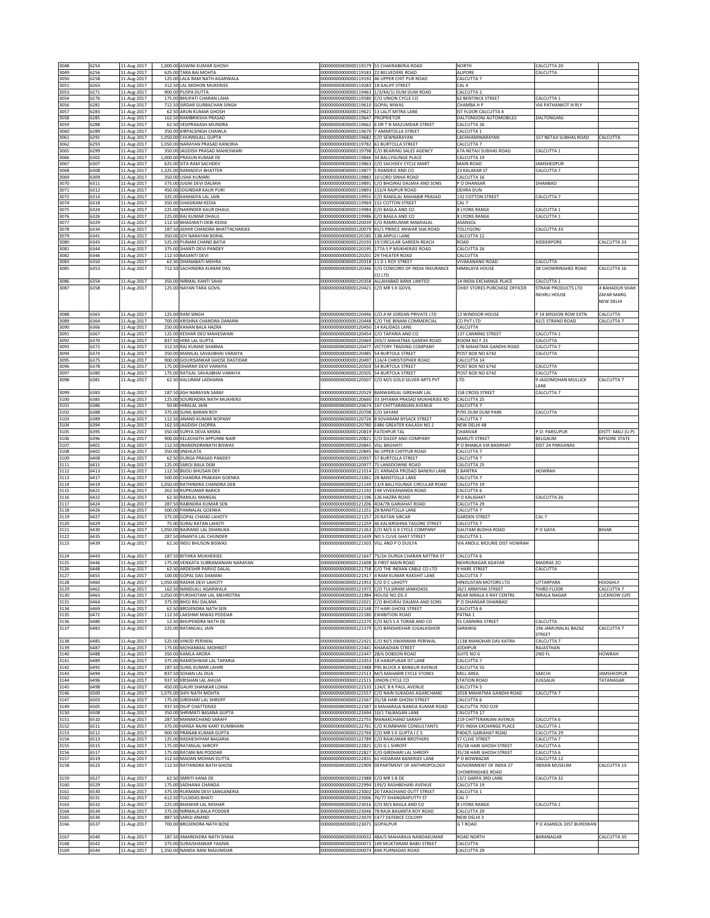| | | | | | | | | | |
|---|---|---|---|---|---|---|---|---|---|
| 3048 | 6254 | 11-Aug-2017 | 1,000.00 | ASWINI KUMAR GHOSH | 0000000000000119179 | 55 CHAKRABERIA ROAD | NORTH | CALCUTTA 20 | |
| 3049 | 6256 | 11-Aug-2017 | 625.00 | TARA BAI MOHTA | 0000000000000119183 | 22 BELVEDERE ROAD | ALIPORE | CALCUTTA | |
| 3050 | 6258 | 11-Aug-2017 | 125.00 | LALA RAM NATH AGARWALA | 0000000000000119192 | 46 UPPER CHIT PUR ROAD | CALCUTTA 7 | | |
| 3051 | 6263 | 11-Aug-2017 | 312.50 | LAL MOHON MUKERJEE | 0000000000000119283 | 18 GALIFF STREET | CAL 4 | | |
| 3053 | 6271 | 11-Aug-2017 | 900.00 | PUSPA DUTTA | 0000000000000119463 | 1/3/4A/1I DUM DUM ROAD | CALCUTTA 2 | | |
| 3054 | 6276 | 11-Aug-2017 | 175.00 | BHUPATI CHARAN LAHA | 0000000000000119580 | C/O UNION CYCLE CO | 62 BENTINCK STREET | CALCUTTA 1 | |
| 3056 | 6281 | 11-Aug-2017 | 712.50 | SIRDAR GURBACHAN SINGH | 0000000000000119610 | GOPAL NIWAS | CHAMBA H P | VIA PATHANKOT N RLY | |
| 3057 | 6283 | 11-Aug-2017 | 62.50 | ARUN KUMAR GHOSH | 0000000000000119621 | 13 LALIT MITRA LANE | IST FLOOR CALCUTTA 4 | | |
| 3058 | 6285 | 11-Aug-2017 | 162.50 | RAMBRIKSHA PRASAD | 0000000000000119647 | PROPRIETOR | DALTONGONJ AUTOMOBILES | DALTONGANJ | |
| 3059 | 6288 | 11-Aug-2017 | 62.50 | VEDPRAKASH MUNDRA | 0000000000000119662 | 6 DR T N MAZUMDAR STREET | CALCUTTA 26 | | |
| 3060 | 6289 | 11-Aug-2017 | 350.00 | KIRPALSINGH CHAWLA | 0000000000000119670 | 7 AMARTOLLA STREET | CALCUTTA 1 | | |
| 3061 | 6291 | 11-Aug-2017 | 1,050.00 | CHUNNILALL GUPTA | 0000000000000119682 | C/O SEWNARAYAN | LACHHAMINARAYAN | 157 NETAJI SUBHAS ROAD | CALCUTTA |
| 3062 | 6293 | 11-Aug-2017 | 1,050.00 | NARAYAN PRASAD KANORIA | 0000000000000119782 | 61 BURTOLLA STREET | CALCUTTA 7 | | |
| 3065 | 6299 | 11-Aug-2017 | 350.00 | JAGDISH PRASAD MAHESWARI | 0000000000000119798 | C/O BEARING SALES AGENCY | 67A NETAJI SUBHAS ROAD | CALCUTTA 1 | |
| 3066 | 6302 | 11-Aug-2017 | 1,000.00 | PRASUN KUMAR DE | 0000000000000119846 | 34 BALLYGUNGE PLACE | CALCUTTA 19 | | |
| 3067 | 6307 | 11-Aug-2017 | 625.00 | SITA RAM SACHDEV | 0000000000000119863 | C/O SACHDEV CYCLE MART | MAIN ROAD | JAMSHEDPUR | |
| 3068 | 6308 | 11-Aug-2017 | 1,325.00 | RAMADEVI BHATTER | 0000000000000119877 | S RAMDEO AND CO | 23 KALAKAR ST | CALCUTTA 7 | |
| 3069 | 6309 | 11-Aug-2017 | 350.00 | USHA KUMARI | 0000000000000119883 | 10 LORD SINHA ROAD | CALCUTTA 16 | | |
| 3070 | 6311 | 11-Aug-2017 | 375.00 | JUGNI DEVI DALMIA | 0000000000000119891 | C/O BHOJRAJ DALMIA AND SONS | P O DHANSAR | DHANBAD | |
| 3071 | 6312 | 11-Aug-2017 | 450.00 | JOGINDAR KAUR PURI | 0000000000000119893 | 152/4 RAJPUR ROAD | DEHRA DUN | | |
| 3072 | 6314 | 11-Aug-2017 | 325.00 | KANHAIYA LAL JAIN | 0000000000000119955 | C/O RANGLAL MAHABIR PRASAD | 132 COTTON STREET | CALCUTTA 7 | |
| 3074 | 6318 | 11-Aug-2017 | 350.00 | GHASIRAM KEDIA | 0000000000000119969 | 151 COTTON STREET | CAL 7 | | |
| 3075 | 6324 | 11-Aug-2017 | 225.00 | NARINDER KAUR DHAUL | 0000000000000119984 | C/O BAGLA AND CO | 8 LYONS RANGE | CALCUTTA 1 | |
| 3076 | 6326 | 11-Aug-2017 | 225.00 | RAJ KUMAR DHAUL | 0000000000000119986 | C/O BAGLA AND CO | 8 LYONS RANGE | CALCUTTA 1 | |
| 3077 | 6329 | 11-Aug-2017 | 112.50 | BHAGWATI DEBI KEDIA | 0000000000000120039 | C/O RAMKUMAR MAMIALAL | ASANSOL | | |
| 3078 | 6334 | 11-Aug-2017 | 187.50 | ADHIR CHANDRA BHATTACHARJEE | 0000000000000120079 | 65/1 PRINCE ANWAR SHA ROAD | TOLLYGONJ | CALCUTTA 33 | |
| 3079 | 6341 | 11-Aug-2017 | 350.00 | JOY NARAYAN BORAL | 0000000000000120185 | 13B ARPULI LANE | CALCUTTA 12 | | |
| 3080 | 6343 | 11-Aug-2017 | 525.00 | PUNAM CHAND BATIA | 0000000000000120193 | 19 CIRCULAR GARDEN REACH | ROAD | KIDDERPORE | CALCUTTA 23 |
| 3081 | 6344 | 11-Aug-2017 | 375.00 | SHANTI DEVI PANDEY | 0000000000000120195 | 177A S P MUKHERJEE ROAD | CALCUTTA 26 | | |
| 3082 | 6346 | 11-Aug-2017 | 112.50 | BASANTI DEVI | 0000000000000120201 | 29 THEATER ROAD | CALCUTTA | | |
| 3083 | 6350 | 11-Aug-2017 | 62.50 | DHANABATI MEHRA | 0000000000000120318 | 11 D L ROY STREET | VIVAKANAND ROAD | CALCUTTA | |
| 3085 | 6353 | 11-Aug-2017 | 712.50 | SACHINDRA KUMAR DAS | 0000000000000120346 | C/O CONCORD OF INDIA INSURANCE CO LTD | HIMALAYA HOUSE | 38 CHOWRINGHEE ROAD | CALCUTTA 16 |
| 3086 | 6354 | 11-Aug-2017 | 350.00 | NIRMAL KANTI SAHA | 0000000000000120358 | ALLAHABAD BANK LIMITED | 14 INDIA EXCHANGE PLACE | CALCUTTA 1 | |
| 3087 | 6358 | 11-Aug-2017 | 125.00 | NAYAN TARA GOVIL | 0000000000000120421 | C/O MR S K GOVIL | CHIEF STORES PURCHASE OFFICER | STRAW PRODUCTS LTD NEHRU HOUSE | 4 BAHADUR SHAH ZAFAR MARG NEW DELHI |
| 3088 | 6363 | 11-Aug-2017 | 125.00 | RAM SINGH | 0000000000000120446 | C/O A M JORDAN PRIVATE LTD | 12 WINDSOR HOUSE | P 14 MISSION ROW EXTN | CALCUTTA |
| 3089 | 6364 | 11-Aug-2017 | 700.00 | KRISHNA CHANDRA DAMANI | 0000000000000120448 | C/O THE BINANI COMMERCIAL | CO PVT LTD | 42/1 STRAND ROAD | CALCUTTA 7 |
| 3090 | 6366 | 11-Aug-2017 | 250.00 | KANAN BALA HAZRA | 0000000000000120450 | 14 KALIDASS LANE | CALCUTTA | | |
| 3091 | 6367 | 11-Aug-2017 | 125.00 | KESHAR DEO MAHESWARI | 0000000000000120454 | C/O TAPARIA AND CO | 137 CANNING STREET | CALCUTTA 1 | |
| 3092 | 6370 | 11-Aug-2017 | 837.50 | HIRA LAL GUPTA | 0000000000000120469 | 203/1 MAHATMA GANDHI ROAD | ROOM NO F 23 | CALCUTTA | |
| 3093 | 6372 | 11-Aug-2017 | 312.50 | RAJ KUMAR SHARMA | 0000000000000120477 | VICTORY TRADING COMPANY | 178 MAHATMA GANDHI ROAD | CALCUTTA 7 | |
| 3094 | 6374 | 11-Aug-2017 | 350.00 | MANILAL SAVAJIBHAI VARAIYA | 0000000000000120485 | 54 BURTOLA STREET | POST BOX NO 6742 | CALCUTTA | |
| 3095 | 6375 | 11-Aug-2017 | 900.00 | GOURISANKAR GHOSE DASTIDAR | 0000000000000120497 | 11A/4 CHRISTOPHER ROAD | CALCUTTA 14 | | |
| 3096 | 6378 | 11-Aug-2017 | 175.00 | DHARMI DEVI VARAIYA | 0000000000000120503 | 54 BURTOLA STREET | POST BOX NO 6742 | CALCUTTA | |
| 3097 | 6380 | 11-Aug-2017 | 175.00 | RATILAL SAVAJIBHAI VARAIYA | 0000000000000120505 | 54 BURTOLA STREET | POST BOX NO 6742 | CALCUTTA | |
| 3098 | 6381 | 11-Aug-2017 | 62.50 | KALURAM LADHANIA | 0000000000000120507 | C/O M/S GOLD SILVER ARTS PVT | LTD | 9 JAGOMOHAN MULLICK LANE | CALCUTTA 7 |
| 3099 | 6383 | 11-Aug-2017 | 187.50 | ASH NARAYAN SARAF | 0000000000000120529 | BANWARILAL GIRDHARI LAL | 158 CROSS STREET | CALCUTTA 7 | |
| 3100 | 6385 | 11-Aug-2017 | 125.00 | SOURENDRA NATH MUKHERJI | 0000000000000120660 | 33 SHYAMA PRASAD MUKHERJEE RD | CALCUTTA 25 | | |
| 3101 | 6386 | 11-Aug-2017 | 50.00 | HIRALAL JAIN | 0000000000000120674 | 167 CHITTARANJAN AVENUE | CALCUTTA 7 | | |
| 3102 | 6388 | 11-Aug-2017 | 375.00 | SUNIL BARAN ROY | 0000000000000120708 | C/O SAYAM | P/95 DUM DUM PARK | CALCUTTA | |
| 3103 | 6389 | 11-Aug-2017 | 112.50 | ANAND KUMAR NOPANY | 0000000000000120726 | 8 SOVARAM BYSACK STREET | CALCUTTA 7 | | |
| 3104 | 6394 | 11-Aug-2017 | 162.50 | JAGDISH CHOPRA | 0000000000000120780 | E486 GREATER KAILASH NO 2 | NEW DELHI 48 | | |
| 3105 | 6395 | 11-Aug-2017 | 350.00 | SURYA DEVA MISRA | 0000000000000120819 | FATEHPUR TAL | CHANVAR | P.O: PARSUPUR | DISTT: MAU (U.P) |
| 3106 | 6396 | 11-Aug-2017 | 900.00 | KELACHATH APPUNNI NAIR | 0000000000000120821 | C/O DILEEP AND COMPANY | MARUTI STREET | BELGAUM | MYSORE STATE |
| 3107 | 6401 | 11-Aug-2017 | 112.50 | JNANENDRANATH BISWAS | 0000000000000120841 | VILL BAGHATI | P O BHABLA VIA BASIRHAT | DIST 24 PARGANAS | |
| 3108 | 6402 | 11-Aug-2017 | 350.00 | SNEHLATA | 0000000000000120845 | 46 UPPER CHITPUR ROAD | CALCUTTA 7 | | |
| 3109 | 6408 | 11-Aug-2017 | 62.50 | DURGA PRASAD PANDEY | 0000000000000120937 | 57 BURTOLLA STREET | CALCUTTA 7 | | |
| 3111 | 6411 | 11-Aug-2017 | 125.00 | SAROJ BALA DEBI | 0000000000000120977 | 75 LANSDOWNE ROAD | CALCUTTA 25 | | |
| 3112 | 6413 | 11-Aug-2017 | 112.50 | BIJOLI BHUSAN DEY | 0000000000000121014 | 21 ANNADA PROSAD BANERJI LANE | S BANTRA | HOWRAH | |
| 3113 | 6417 | 11-Aug-2017 | 500.00 | CHANDRA PRAKASH GOENKA | 0000000000000121061 | 28 BANSTOLLA LANE | CALCUTTA 7 | | |
| 3114 | 6419 | 11-Aug-2017 | 1,050.00 | RATHINDRA CHANDRA DEB | 0000000000000121149 | 13/4 BALLYGUNGE CIRCULAR ROAD | CALCUTTA 19 | | |
| 3115 | 6421 | 11-Aug-2017 | 262.50 | RUPKUMAR BARICK | 0000000000000121192 | 194 VIVEKANANDA ROAD | CALCUTTA 6 | | |
| 3116 | 6422 | 11-Aug-2017 | 62.50 | RAMLAL MANGAL | 0000000000000121196 | 126 HAZRA ROAD | P O KALIGHAT | CALCUTTA 26 | |
| 3117 | 6424 | 11-Aug-2017 | 287.50 | RABINDRA KUMAR SEN | 0000000000000121206 | 404/7B GARIAHAT ROAD | CALCUTTA 29 | | |
| 3118 | 6426 | 11-Aug-2017 | 500.00 | PANNALAL GOENKA | 0000000000000121251 | 28 BANSTOLLA LANE | CALCUTTA 7 | | |
| 3119 | 6427 | 11-Aug-2017 | 375.00 | GOPAL CHAND LAHOTY | 0000000000000121257 | 20 RATAN SIRCAR | GARDEN STREET | CAL 7 | |
| 3120 | 6429 | 11-Aug-2017 | 75.00 | SURAJ RATAN LAHOTI | 0000000000000121259 | 46 KALIKRISHNA TAGORE STREET | CALCUTTA 7 | | |
| 3121 | 6430 | 11-Aug-2017 | 1,050.00 | BAJRANG LAL DHANUKA | 0000000000000121263 | C/O M/S G K CYCLE COMPANY | GAUTAM BUDHA ROAD | P O GAYA | BIHAR |
| 3122 | 6435 | 11-Aug-2017 | 287.50 | ANANTA LAL CHUNDER | 0000000000000121439 | NO 5 CLIVE GHAT STREET | CALCUTTA 1 | | |
| 3123 | 6439 | 11-Aug-2017 | 62.50 | INDU BHUSON BISWAS | 0000000000000121503 | VILL AND P O DUILYA | VIA ANDUL MOURIE DIST HOWRAH | | |
| 3124 | 6443 | 11-Aug-2017 | 187.50 | BITHIKA MUKHERJEE | 0000000000000121647 | 75/2A DURGA CHARAN MITTRA ST | CALCUTTA 6 | | |
| 3125 | 6446 | 11-Aug-2017 | 175.00 | VENKATA SUBRAMANIAN NARAYAN | 0000000000000121698 | 6 FIRST MAIN ROAD | NEHRUNAGAR ADAYAR | MADRAS 20 | |
| 3126 | 6448 | 11-Aug-2017 | 62.50 | ARDESHIR PARVIZ DALAL | 0000000000000121758 | C/O THE INDIAN CABLE CO LTD | 9 HARE STREET | CALCUTTA | |
| 3127 | 6455 | 11-Aug-2017 | 100.00 | GOPAL DAS DAMANI | 0000000000000121917 | 4 RAM KUMAR RAKSHIT LANE | CALCUTTA 7 | | |
| 3128 | 6460 | 11-Aug-2017 | 1,050.00 | RADHA DEVI LAHOTY | 0000000000000121953 | C/O D C LAHOTY | HINDUSTAN MOTORS LTD | UTTARPARA | HOOGHLY |
| 3129 | 6462 | 11-Aug-2017 | 162.50 | NANDLALL AGARWALA | 0000000000000121972 | C/O TULSIRAM JANKIDASS | 26/1 ARMIYAN STREET | THIRD FLOOR | CALCUTTA 7 |
| 3130 | 6463 | 11-Aug-2017 | 1,050.00 | PURSHOTAM LAL MEHROTRA | 0000000000000121984 | HOUSE NO.DS-3 | NEAR NIRALA X-RAY CENTRE | NIRALA NAGAR | LUCKNOW (UP) |
| 3131 | 6464 | 11-Aug-2017 | 375.00 | BHOJ RAJ DALMIA | 0000000000000122021 | C/O BHOJRAJ DALMIA AND SONS | P O DHANSAR DHANBAD | | |
| 3134 | 6469 | 11-Aug-2017 | 62.50 | BROJENDRA NATH SEN | 0000000000000122148 | 77 HARI GHOSE STREET | CALCUTTA 6 | | |
| 3135 | 6472 | 11-Aug-2017 | 112.50 | LAKSHMI NIWAS PODDAR | 0000000000000122180 | EXHIBITION ROAD | PATNA 1 | | |
| 3136 | 6480 | 11-Aug-2017 | 12.50 | BHUPENDRA NATH DE | 0000000000000122270 | C/O M/S S A TORAB AND CO | 55 CANNING STREET | CALCUTTA | |
| 3137 | 6483 | 11-Aug-2017 | 225.00 | RATANLALL JAIN | 0000000000000122379 | C/O BANSHIDHAR JUGALKISHOR | SARAWGI | 196 JAMUNALAL BAZAZ STREET | CALCUTTA 7 |
| 3138 | 6485 | 11-Aug-2017 | 525.00 | VINOD PERIWAL | 0000000000000122421 | C/O M/S JIWANRAM PERIWAL | 113B MANOHAR DAS KATRA | CALCUTTA 7 | |
| 3139 | 6487 | 11-Aug-2017 | 175.00 | MOHANMAL MOHNOT | 0000000000000122441 | KHARADIAN STREET | JODHPUR | RAJASTHAN | |
| 3140 | 6488 | 11-Aug-2017 | 350.00 | KAMLA ARORA | 0000000000000122447 | 28/6 DOBSON ROAD | SUITE NO 6 | 2ND FL | HOWRAH |
| 3141 | 6489 | 11-Aug-2017 | 375.00 | RAMESHWAR LAL TAPARIA | 0000000000000122453 | 18 HANSPUKAR IST LANE | CALCUTTA 7 | | |
| 3142 | 6492 | 11-Aug-2017 | 187.50 | SUNIL KUMAR LAHIRI | 0000000000000122488 | P95 BLOCK A BANGUR AVENUE | CALCUTTA 55 | | |
| 3143 | 6494 | 11-Aug-2017 | 837.50 | SOHAN LAL DUA | 0000000000000122513 | M/S MAHABIR CYCLE STORES | MILL AREA | SAKCHI | JAMSHEDPUR |
| 3144 | 6496 | 11-Aug-2017 | 937.50 | KRISHAN LAL AHUJA | 0000000000000122515 | UNION CYCLE CO | STATION ROAD | JUGSALAI | TATANAGAR |
| 3145 | 6498 | 11-Aug-2017 | 450.00 | GAURI SHANKAR LOHIA | 0000000000000122533 | 124/C B K PAUL AVENUE | CALCUTTA 5 | | |
| 3146 | 6500 | 11-Aug-2017 | 1,075.00 | SHIV NATH MOHTA | 0000000000000122557 | C/O NAIN SUKADAS AGARCHAND | 201B MAHATMA GANDHI ROAD | CALCUTTA 7 | |
| 3147 | 6503 | 11-Aug-2017 | 175.00 | GIRDHARI LAL SHROFF | 0000000000000122567 | 35/1B HARI GHOSH STREET | CALCUTTA 6 | | |
| 3149 | 6505 | 11-Aug-2017 | 937.50 | DILIP CHATTERJEE | 0000000000000122587 | 4 MAHARAJA NANDA KUMAR ROAD | CALCUTTA 700 029 | | |
| 3150 | 6508 | 11-Aug-2017 | 350.00 | SHRIMATI BASANA GUPTA | 0000000000000122694 | 10/1 TALBAGAN LANE | CALCUTTA 17 | | |
| 3151 | 6510 | 11-Aug-2017 | 287.50 | MANAKCHAND SARAFF | 0000000000000122755 | MANAKCHAND SARAFF | 219 CHITTERANJAN AVENUE | CALCUTTA 6 | |
| 3152 | 6511 | 11-Aug-2017 | 375.00 | HANSA RAJNI KANT KUMBHANI | 0000000000000122761 | C/O KUMBHANI CONSULTANTS | P35 INDIA EXCHANGE PLACE | CALCUTTA 1 | |
| 3153 | 6512 | 11-Aug-2017 | 900.00 | PRANAB KUMAR GUPTA | 0000000000000122769 | C/O MR S K GUPTA I C S | P404/5 GARIAHAT ROAD | CALCUTTA 29 | |
| 3154 | 6513 | 11-Aug-2017 | 125.00 | RADHESHYAM BAGARIA | 0000000000000122789 | C/O RAJKUMAR BROTHERS | 57 CLIVE STREET | CALCUTTA 7 | |
| 3155 | 6515 | 11-Aug-2017 | 175.00 | RATANLAL SHROFF | 0000000000000122821 | C/O G L SHROFF | 35/1B HARI GHOSH STREET | CALCUTTA 6 | |
| 3156 | 6517 | 11-Aug-2017 | 175.00 | RATANI BAI PODDAR | 0000000000000122827 | C/O GIRDHARI LAL SHROFF | 35/1B HARI GHOSH STREET | CALCUTTA 6 | |
| 3157 | 6519 | 11-Aug-2017 | 312.50 | MADAN MOHAN DUTTA | 0000000000000122831 | 61 HIDARAM BANERJEE LANE | P O BOWBAZAR | CALCUTTA 12 | |
| 3158 | 6523 | 11-Aug-2017 | 112.50 | RATHINDRA NATH GHOSE | 0000000000000122909 | DEPARTMENT OF ANTHROPOLOGY | GOVERNMENT OF INDIA 27 CHOWRINGHEE ROAD | INDIAN MUSEUM | CALCUTTA 13 |
| 3159 | 6527 | 11-Aug-2017 | 62.50 | SMRITI KANA DE | 0000000000000122988 | C/O MR S B DE | 13/1 GARFA 3RD LANE | CALCUTTA 32 | |
| 3160 | 6529 | 11-Aug-2017 | 175.00 | SADHANA CHANDA | 0000000000000122994 | 193/2 RASHBEHARI AVENUE | CALCUTTA 19 | | |
| 3161 | 6530 | 11-Aug-2017 | 375.00 | RUKMANI DEVI SANGANERIA | 0000000000000123002 | 20 TARACHAND DUTT STREET | CALCUTTA 1 | | |
| 3162 | 6531 | 11-Aug-2017 | 612.50 | TULSIDAS BHATI | 0000000000000123006 | 76/77 KHANGRAPUTTY ST | CAL 7 | | |
| 3163 | 6532 | 11-Aug-2017 | 225.00 | BHAWAR LAL MISHAR | 0000000000000123016 | C/O M/S BAGLA AND CO | 8 LYONS RANGE | CALCUTTA 1 | |
| 3164 | 6534 | 11-Aug-2017 | 375.00 | NIRMALA BALA PODDER | 0000000000000123046 | 78 RAJA BASANTA ROY ROAD | CALCUTTA 29 | | |
| 3165 | 6536 | 11-Aug-2017 | 887.50 | SAROJ ANAND | 0000000000000123070 | C477 DEFENCE COLONY | NEW DELHI 3 | | |
| 3166 | 6537 | 11-Aug-2017 | 700.00 | BROJENDRA NATH BOSE | 0000000000000123071 | GOPALPUR | G T ROAD | P O ASANSOL DIST BURDWAN | |
| 3167 | 6540 | 11-Aug-2017 | 187.50 | AMARENDRA NATH SINHA | 0000000000000200032 | 48A/5 MAHARAJA NANDAKUMAR | ROAD NORTH | BARANAGAR | CALCUTTA 35 |
| 3168 | 6542 | 11-Aug-2017 | 375.00 | SURAJSHANKAR YAGNIK | 0000000000000200072 | 169 MUKTARAM BABU STREET | CALCUTTA | | |
| 3169 | 6544 | 11-Aug-2017 | 1,350.00 | NANDA RANI MAJUMDAR | 0000000000000200074 | 69A PURNADAS ROAD | CALCUTTA 29 | | |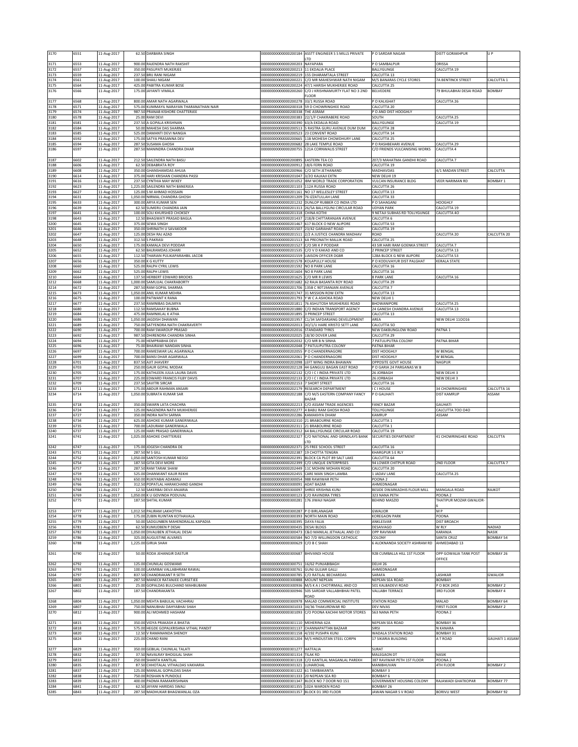| 3170 | 6551 | 11-Aug-2017 | 62.50 | DARBARA SINGH | 0000000000000200184 | ASSTT ENGINEER S S MILLS PRIVATE LTD | P O SARDAR NAGAR | DISTT GORAKHPUR | U P |
|---|---|---|---|---|---|---|---|---|---|
| 3171 | 6553 | 11-Aug-2017 | 900.00 | RAJENDRA NATH RAKSHIT | 0000000000000200203 | NAYAPARA | P O SAMBALPUR | ORISSA | |
| 3172 | 6557 | 11-Aug-2017 | 350.00 | PASUPATI MUKERJEE | 0000000000000200213 | 11 EKDALIA PLACE | BALLYGUNGE | CALCUTTA 19 | |
| 3173 | 6559 | 11-Aug-2017 | 237.50 | BRIJ RANI NIGAM | 0000000000000200219 | 155 DHARAMTALA STREET | CALCUTTA 13 | | |
| 3174 | 6561 | 11-Aug-2017 | 100.00 | SHAILI NIGAM | 0000000000000200221 | C/O MR MAHESHWAR NATH NIGAM | M/S BANARAS CYCLE STORES | 7A BENTINCK STREET | CALCUTTA 1 |
| 3175 | 6564 | 11-Aug-2017 | 425.00 | PABITRA KUMAR BOSE | 0000000000000200224 | 47/1 HARISH MUKHERJEE ROAD | CALCUTTA 25 | | |
| 3176 | 6566 | 11-Aug-2017 | 175.00 | JAYANTI VIMALA | 0000000000000200260 | C/O J KRISHNAMURTY FLAT NO 3 2ND FLOOR | BELVEDERE | 79 BHULABHAI DESAI ROAD | BOMBAY |
| 3177 | 6568 | 11-Aug-2017 | 800.00 | AMAR NATH AGARWALA | 0000000000000200278 | 33/1 RUSSA ROAD | P O KALIGHAT | CALCUTTA 26 | |
| 3178 | 6571 | 11-Aug-2017 | 575.00 | KUMMAYIL NARAYAN THARANATHAN NAIR | 0000000000000200318 | 59 D CHOWRINGHEE ROAD | CALCUTTA 20 | | |
| 3179 | 6574 | 11-Aug-2017 | 987.50 | PRANAB KISHORE CHATTERJEE | 0000000000000200338 | THE ASRAM | P O AND DIST HOOGHLY | | |
| 3180 | 6578 | 11-Aug-2017 | 25.00 | RAM DEVI | 0000000000000200383 | 22/1/F CHAKRABERE ROAD | SOUTH | CALCUTTA 25 | |
| 3181 | 6581 | 11-Aug-2017 | 237.50 | A GOPALA KRISHNAN | 0000000000000200390 | 63/A EKDALIA ROAD | BALLYGUNGE | CALCUTTA 19 | |
| 3182 | 6584 | 11-Aug-2017 | 50.00 | MAHESH DAS SHARMA | 0000000000000200513 | 5 RASTRA GURU AVENUE DUM DUM | CALCUTTA 28 | | |
| 3183 | 6585 | 11-Aug-2017 | 525.00 | DAMANTI DEVI NANGIA | 0000000000000200523 | 23 CONVENT ROAD | CALCUTTA 14 | | |
| 3184 | 6592 | 11-Aug-2017 | 175.00 | SATYA PRASANNA DEV | 0000000000000200665 | 11B MOHESH CHOWDHURY LANE | CALCUTTA 25 | | |
| 3185 | 6594 | 11-Aug-2017 | 287.50 | SUSAMA GHOSH | 0000000000000200682 | 28 LAKE TEMPLE ROAD | P O RASHBEHARI AVENUE | CALCUTTA 29 | |
| 3186 | 6597 | 11-Aug-2017 | 287.50 | MANINDRA CHANDRA DHAR | 0000000000000200755 | 121A CORNWALIS STREET | C/O FRIENDS VULCANISING WORKS | CALCUTTA 4 | |
| 3187 | 6602 | 11-Aug-2017 | 212.50 | SAILENDRA NATH BASU | 0000000000000200895 | EASTERN TEA CO | 207/3 MAHATMA GANDHI ROAD | CALCUTTA 7 | |
| 3188 | 6606 | 11-Aug-2017 | 62.50 | DEBABRATA ROY | 0000000000000200912 | 18/6 FERN ROAD | CALCUTTA 19 | | |
| 3189 | 6608 | 11-Aug-2017 | 350.00 | GHANSHAMDAS AHUJA | 0000000000000200966 | C/O SETH JETHANAND | MADHAVDAS | 4/1 MADAN STREET | CALCUTTA |
| 3190 | 6614 | 11-Aug-2017 | 375.00 | HARI KRISHAN CHANDRA PASSI | 0000000000000201047 | 3/2O KALKAJI EXTN | NEW DELHI 19 | | |
| 3191 | 6616 | 11-Aug-2017 | 237.50 | CYNTHIA MAY WIXEY | 0000000000000201052 | IBM WORLD TRADE CORPORATION | VULCAN INSURANCE BLDG | VEER NARIMAN RD | BOMBAY 1 |
| 3192 | 6623 | 11-Aug-2017 | 1,225.00 | SAILENDRA NATH BANERJEA | 0000000000000201103 | 112A RUSSA ROAD | CALCUTTA 26 | | |
| 3193 | 6627 | 11-Aug-2017 | 125.00 | S M AHMAD HOSSAIN | 0000000000000201161 | NO 17 WELLESLEY STREET | CALCUTTA 13 | | |
| 3194 | 6631 | 11-Aug-2017 | 1,050.00 | NIRMAL CHANDRA GHOSH | 0000000000000201209 | 76 IZZATULLAH LANE | CALCUTTA 33 | | |
| 3195 | 6633 | 11-Aug-2017 | 300.00 | ARYA KUMAR SEN | 0000000000000201232 | DUNLOP RUBBER CO INDIA LTD | P O SAHAGANJ | HOOGHLY | |
| 3196 | 6639 | 11-Aug-2017 | 62.50 | SUMERU CHANDRA JAIN | 0000000000000201313 | 26/5A BALLYGUNJ CIRCULAR ROAD | UDYAN PARK | CALCUTTA 19 | |
| 3197 | 6641 | 11-Aug-2017 | 100.00 | SOLI KHURSHED CHOKSEY | 0000000000000201318 | CHINA KOTHI | 9 NETAJI SUBHAS RD TOLLYGUNGE | CALCUTTA 4O | |
| 3198 | 6643 | 11-Aug-2017 | 12.50 | BHAGWATI PRASAD BAGLA | 0000000000000201437 | 218/B CHITTARANJAN AVENUE | CALCUTTA 6 | | |
| 3200 | 6645 | 11-Aug-2017 | 375.00 | SEWA SINGH | 0000000000000201467 | 617 BLOCK O NEW ALIPORE | CALCUTTA 53 | | |
| 3201 | 6646 | 11-Aug-2017 | 350.00 | SHRINATH U SAVAKOOR | 0000000000000201507 | 23/42 GARIAHAT ROAD | CALCUTTA 19 | | |
| 3202 | 6647 | 11-Aug-2017 | 125.00 | DESH RAJ AZAD | 0000000000000201511 | 2/2 A JUSTICE CHANDRA MADHAV | ROAD | CALCUTTA 20 | CALCUTTA 20 |
| 3203 | 6648 | 11-Aug-2017 | 312.50 | S PAKRASI | 0000000000000201513 | 6A PREONATH MALLIK ROAD | CALCUTTA 25 | | |
| 3204 | 6650 | 11-Aug-2017 | 175.00 | KAMALA DEVI PODDAR | 0000000000000201527 | C/O SRI K P PODDAR | 43 SIR HARI RAM GOENKA STREET | CALCUTTA 7 | |
| 3205 | 6652 | 11-Aug-2017 | 62.50 | BALRAMDAS JOHARI | 0000000000000201535 | C/O V D KAKAD AND CO | 2 PRINCEP STREET | CALCUTTA 13 | |
| 3206 | 6655 | 11-Aug-2017 | 112.50 | THARIAN PULIKAPARAHBIL JACOB | 0000000000000201559 | LIAISON OFFICER DGBR | 128A BLOCK G NEW ALIPORE | CALCUTTA 53 | |
| 3207 | 6656 | 11-Aug-2017 | 350.00 | K G KUTTY | 0000000000000201578 | KOLAPULLY HOUSE | P O KODUVAYUR DIST PALGHAT | KERALA STATE | |
| 3208 | 6660 | 11-Aug-2017 | 525.00 | RALPH CYRIL LEWIS | 0000000000000201592 | NO 8 PARK LANE | CALCUTTA 16 | | |
| 3209 | 6662 | 11-Aug-2017 | 525.00 | RALPH LEWIS | 0000000000000201604 | NO 8 PARK LANE | CALCUTTA 16 | | |
| 3210 | 6664 | 11-Aug-2017 | 137.50 | HERBERT EDWARD BROOKS | 0000000000000201625 | C/O MR R LEWIS | 8 PARK LANE | CALCUTTA 16 | |
| 3212 | 6668 | 11-Aug-2017 | 1,000.00 | SAMUJJAL CHAKRABORTY | 0000000000000201682 | 62 RAJA BASANTA ROY ROAD | CALCUTTA 29 | | |
| 3214 | 6672 | 11-Aug-2017 | 287.50 | RAM GOPAL SHARMA | 0000000000000201706 | 135B C 90T19ANJAN AVENUE | CALCUTTA 7 | | |
| 3215 | 6673 | 11-Aug-2017 | 1,050.00 | ANIL KUMAR MEHRA | 0000000000000201747 | 31 MISSION ROW EXTN | CALCUTTA 13 | | |
| 3216 | 6675 | 11-Aug-2017 | 100.00 | PATWANT K RANA | 0000000000000201793 | Y W C A ASHOKA ROAD | NEW DELHI 1 | | |
| 3217 | 6677 | 11-Aug-2017 | 237.50 | RAMNIBAS DALMIYA | 0000000000000201811 | 76 ASHUTOSH MUKHERJEE ROAD | BHOWANIPORE | CALCUTTA 25 | |
| 3218 | 6680 | 11-Aug-2017 | 112.50 | RAMSAHAY BUBNA | 0000000000000201880 | C/O INDIAN TRANSPORT AGENCY | 24 GANESH CHANDRA AVENUE | CALCUTTA 13 | |
| 3219 | 6684 | 11-Aug-2017 | 475.00 | RAMNIKLAL K ATHA | 0000000000000201895 | 3 PRINCEP STREET | CALCUTTA 13 | | |
| 3220 | 6686 | 11-Aug-2017 | 1,050.00 | JAGDISH DHAWAN | 0000000000000201957 | C1/34 SAFDARJANG DEVELOPMENT | AREA | NEW DELHI 110O16 | |
| 3221 | 6689 | 11-Aug-2017 | 750.00 | SATYENDRA NATH CHAKRAVERTY | 0000000000000202013 | 3O/1/U HARE KRISTO SETT LANE | CALCUTTA 5O | | |
| 3222 | 6690 | 11-Aug-2017 | 700.00 | RAM SWAROOP PRASAD | 0000000000000202016 | STANDARD TYRES | NEW DAKBUNGLOW ROAD | PATNA 1 | |
| 3223 | 6692 | 11-Aug-2017 | 987.50 | DHIRENDRA CHANDRA SINHA | 0000000000000202025 | 18/30 DOVER LANE | CALCUTTA 29 | | |
| 3224 | 6694 | 11-Aug-2017 | 75.00 | HEMPRABHA DEVI | 0000000000000202032 | C/O MR B N SINHA | 7 PATULIPUTRA COLONY | PATNA BIHAR | |
| 3225 | 6696 | 11-Aug-2017 | 75.00 | BHAIRAWI NANDAN SINHA | 0000000000000202048 | 7 PATULIPUTRA COLONY | PATNA BIHAR | | |
| 3226 | 6697 | 11-Aug-2017 | 700.00 | RAMESWAR LAL AGARWALA | 0000000000000202055 | P O CHANDERNAGORE | DIST HOOGHLY | W BENGAL | |
| 3227 | 6699 | 11-Aug-2017 | 700.00 | BANSI DHAR AGARWALA | 0000000000000202061 | P O CHANDERNAGORE | DIST HOOGHLY | W BENGAL | |
| 3228 | 6701 | 11-Aug-2017 | 837.50 | AJIT JHAVERY | 0000000000000202098 | LEFT WING INDRA BHAWAN | OPPOSITE GOVT HOUSE | NAGPUR | |
| 3229 | 6703 | 11-Aug-2017 | 250.00 | GAUR GOPAL MODAK | 0000000000000202128 | 44 GANGULI BAGAN EAST ROAD | P O GARIA 24 PARGANAS W B | | |
| 3230 | 6705 | 11-Aug-2017 | 175.00 | KATHLEEN JULIA LAURA DAVIS | 0000000000000202132 | C/O I C I INDIA PRIVATE LTD | 26 JORBAGH | NEW DELHI 3 | |
| 3231 | 6707 | 11-Aug-2017 | 225.00 | EDWARD FRANCIS FILBY DAVIS | 0000000000000202133 | C/O I C I INDIA PRIVATE LTD | 26 JORBAGH | NEW DELHI 3 | |
| 3232 | 6709 | 11-Aug-2017 | 237.50 | SAVITRI SIRCAR | 0000000000000202153 | 7 SHORT STREET | CALCUTTA 16 | | |
| 3233 | 6711 | 11-Aug-2017 | 175.00 | ABDUR RAHMAN ANSARI | 0000000000000202179 | RESEARCH DEPARTMENT | I C I HOUSE | 34 CHOWRINGHEE | CALCUTTA 16 |
| 3234 | 6714 | 11-Aug-2017 | 1,050.00 | SUBRATA KUMAR SAR | 0000000000000202188 | C/O M/S EASTERN COMPANY FANCY BAZAR | P O GAUHATI | DIST KAMRUP | ASSAM |
| 3235 | 6718 | 11-Aug-2017 | 350.00 | SWARN LATA CHACHRA | 0000000000000202213 | C/O ASSAM TRADE AGENCIES | FANCY BAZAR | GAUHATI | |
| 3236 | 6724 | 11-Aug-2017 | 125.00 | NAGENDRA NATH MUKHERJEE | 0000000000000202277 | 4 BABU RAM GHOSH ROAD | TOLLYGUNGE | CALCUTTA 7OO O4O | |
| 3237 | 6727 | 11-Aug-2017 | 350.00 | INDRA NATH SARMA | 0000000000000202286 | KAMAKHYA DHAM | KAMRUP | ASSAM | |
| 3238 | 6734 | 11-Aug-2017 | 625.00 | ASHOKE KUMAR GANERIWALA | 0000000000000202310 | 21 BRABOURNE ROAD | CALCUTTA 1 | | |
| 3239 | 6735 | 11-Aug-2017 | 700.00 | LADURAM GANERIWALA | 0000000000000202311 | 21 BRABOURNE ROAD | CALCUTTA 1 | | |
| 3240 | 6737 | 11-Aug-2017 | 125.00 | HARI PRASAD GANERIWALA | 0000000000000202312 | 64 BALLYGUNGE CIRCULAR ROAD | CALCUTTA 19 | | |
| 3241 | 6741 | 11-Aug-2017 | 1,025.00 | ASHOKE CHATTERJEE | 0000000000000202327 | C/O NATIONAL AND GRINDLAYS BANK LTD | SECURITIES DEPARTMENT | 41 CHOWRINGHEE ROAD | CALCUTTA |
| 3242 | 6747 | 11-Aug-2017 | 175.00 | JOGESH CHANDRA DE | 0000000000000202371 | 25 FREE SCHOOL STREET | CALCUTTA 16 | | |
| 3243 | 6751 | 11-Aug-2017 | 287.50 | M S GILL | 0000000000000202387 | 19 CHOTTA TENGRA | KHARGPUR S E RLY | | |
| 3244 | 6752 | 11-Aug-2017 | 1,050.00 | SANTOSH KUMAR NEOGI | 0000000000000202391 | BLOCK CA PLOT 89 SALT LAKE | CALCUTTA 64 | | |
| 3245 | 6754 | 11-Aug-2017 | 187.50 | GITA DEVI MORE | 0000000000000202399 | C/O UNIQUE ENTERPRISES | 94 LOWER CHITPUR ROAD | 2ND FLOOR | CALCUTTA 7 |
| 3246 | 6757 | 11-Aug-2017 | 287.50 | RAM TARAK SHAW | 0000000000000202449 | 11C MOHINI MOHAN ROAD | CALCUTTA 20 | | |
| 3247 | 6759 | 11-Aug-2017 | 525.00 | DHANWANT KAUR REKHI | 0000000000000202455 | CARE MAN SINGH LAMBA | 1 JADAV LANE | CALCUTTA 25 | |
| 3248 | 6763 | 11-Aug-2017 | 650.00 | RUKIYABAI ADAMALI | 0000000000000300054 | 988 RAVIWAR PETH | POONA 2 | | |
| 3249 | 6766 | 11-Aug-2017 | 312.50 | POPATLAL HARAKCHAND GANDHI | 0000000000000300091 | ADAT BAZAR | AHMEDNAGAR | | |
| 3250 | 6768 | 11-Aug-2017 | 12.50 | SAKERBAI DEVJI ANJARIA | 0000000000000300097 | SHREE KRISHNA KUNJ | BESIDE DWARKADHIS FLOUR MILL | MANGALA ROAD | RAJKOT |
| 3251 | 6769 | 11-Aug-2017 | 1,050.00 | K U GOVINDA PODUVAL | 0000000000000300123 | C/O RAVINDRA TYRES | 323 NANA PETH | POONA 2 | |
| 3252 | 6775 | 11-Aug-2017 | 187.50 | SHITAL KUMAR | 0000000000000300281 | 176 JIWAJI NAGAR | BEHIND MASZID | THATIPUR MOZAR GWALIOR-6 | |
| 3253 | 6777 | 11-Aug-2017 | 1,012.50 | PALIRAM LAKHOTIYA | 0000000000000300287 | P O BIRLANAGAR | GWALIOR | M P | |
| 3254 | 6778 | 11-Aug-2017 | 175.00 | ZUBIN RUINTAN KOTHAVALA | 0000000000000300393 | NORTH MAIN ROAD | KOREGAON PARK | POONA | |
| 3255 | 6779 | 11-Aug-2017 | 50.00 | SADGUNBEN MAHENDRALAL KAPADIA | 0000000000000300395 | DAYA FALIA | ANKLESVAR | DIST BROACH | |
| 3256 | 6781 | 11-Aug-2017 | 62.50 | KUMUDBEN P DESAI | 0000000000000300435 | DESAI BLDGS | DESAIVAGO | W RLY | NADIAD |
| 3257 | 6782 | 11-Aug-2017 | 1,050.00 | DIVALIBEN JETHALAL DESAI | 0000000000000300473 | C&O MANILAL JETHALAL AND CO | OPP RAVIWAR | KARANJA | NASIK |
| 3259 | 6786 | 11-Aug-2017 | 325.00 | AUGUSTINE ALVARES | 0000000000000300584 | NO 7/D WILLINGDON CATHOLIC | COLONY | SANTA CRUZ | BOMBAY 54 |
| 3260 | 6788 | 11-Aug-2017 | 1,225.00 | GIRIJA SHAH | 0000000000000300629 | C/O B C SHAH | 6 ALOKNANDA SOCIETY ASHRAM RD | AHMEDABAD 13 | |
| 3261 | 6790 | 11-Aug-2017 | 50.00 | RODA JEHANGIR DASTUR | 0000000000000300687 | BHIVANDI HOUSE | 92B CUMBALLA HILL 1ST FLOOR | OPP GOWALIA TANK POST OFFICE | BOMBAY 26 |
| 3262 | 6792 | 11-Aug-2017 | 125.00 | CHUNILAL GOSWAMI | 0000000000000300751 | 16/62 PUNJABIBAGH | DELHI 26 | | |
| 3263 | 6793 | 11-Aug-2017 | 100.00 | LAXMIBAI VALLABHRAM RAWAL | 0000000000000300761 | GUNJ GUJJAR GALLI | AHMEDNAGAR | | |
| 3264 | 6797 | 11-Aug-2017 | 837.50 | CHANDRAKANT R SETH | 0000000000000300785 | C/O RATILAL BECHARDAS | SARAFA | LASHKAR | GWALIOR |
| 3265 | 6800 | 11-Aug-2017 | 287.50 | MANECK RATANJEE CURSETJEE | 0000000000000300888 | MOUNT NEPEAN | NEPEAN SEA ROAD | BOMBAY | |
| 3266 | 6801 | 11-Aug-2017 | 25.00 | GOPALDAS BULCHAND MAHBUBANI | 0000000000000300936 | M/S K A J CHOTIRMALL AND CO | 501 KALBADEVI ROAD | P O BOX 2453 | BOMBAY 2 |
| 3267 | 6802 | 11-Aug-2017 | 187.50 | CHANDRAKANTA | 0000000000000300946 | 505 SARDAR VALLABHBHAI PATEL ROAD | VALLABH TERRACE | 3RD FLOOR | BOMBAY 4 |
| 3268 | 6804 | 11-Aug-2017 | 1,050.00 | MEHTA BABULAL VACHHRAJ | 0000000000000300978 | MALAD COMMERCIAL INSTITUTE | STATION ROAD | MALAD | BOMBAY 64 |
| 3269 | 6807 | 11-Aug-2017 | 750.00 | NANUBHAI DAHYABHAI SHAH | 0000000000000301033 | 34/36 THAKURDWAR RD | DEV NIVAS | FIRST FLOOR | BOMBAY 2 |
| 3270 | 6812 | 11-Aug-2017 | 900.00 | ALI MOHMED HASHAM | 0000000000000301093 | C/O POONA KACHHI MOTOR STORES | 563 NANA PETH | POONA 2 | |
| 3271 | 6815 | 11-Aug-2017 | 350.00 | VIDYA PRAKASH A BHATIA | 0000000000000301110 | MEHERINA 62A | NEPEAN SEA ROAD | BOMBAY 36 | |
| 3272 | 6818 | 11-Aug-2017 | 575.00 | HEGDE GOPALKRISHNA VITHAL PANDIT | 0000000000000301137 | CHANNAPATTAN BAZAAR | SIRSI | N KANARA | |
| 3273 | 6820 | 11-Aug-2017 | 12.50 | V RAMANANDA SHENOY | 0000000000000301158 | 4/192 PUSHPA KUNJ | WADALA STATION ROAD | BOMBAY 31 | |
| 3275 | 6824 | 11-Aug-2017 | 225.00 | CHAND RANI | 0000000000000301204 | M/S HINDUSTAN STEEL CORPN | 17 SIKARIA BUILDING | A T ROAD | GAUHATI 1 ASSAM |
| 3277 | 6829 | 11-Aug-2017 | 350.00 | GEBILAL CHUNILAL TALATI | 0000000000000301277 | HATFALIA | SURAT | | |
| 3278 | 6832 | 11-Aug-2017 | 37.50 | NAVALRAY BHOGILAL SHAH | 0000000000000301314 | TILAK RD | MALEGAON DT | NASIK | |
| 3279 | 6833 | 11-Aug-2017 | 250.00 | SHANTA KANTILAL | 0000000000000301318 | C/O KANTILAL MAGANLAL PAREKH | 387 RAVIWAR PETH 1ST FLOOR | POONA 2 | |
| 3280 | 6835 | 11-Aug-2017 | 87.50 | CHHOTALAL VITHALDAS VAKHARIA | 0000000000000301321 | LUHARCHAL | MANIBHUVAN | 4TH FLOOR | BOMBAY 2 |
| 3281 | 6837 | 11-Aug-2017 | 125.00 | MANILAL GOPALDAS SHAH | 0000000000000301322 | 61 TAMBAKANTA | BOMBAY 3 | | |
| 3282 | 6838 | 11-Aug-2017 | 750.00 | ROSHAN N PUNDOLE | 0000000000000301333 | 20 NEPEAN SEA RD | BOMBAY 6 | | |
| 3283 | 6839 | 11-Aug-2017 | 400.00 | PADMA RAMAKRISHNAN | 0000000000000301347 | BLOCK NO 7 DOOR NO 151 | GOVERNMENT HOUSING COLONY | RAJAWADI GHATKOPAR | BOMBAY 77 |
| 3284 | 6841 | 11-Aug-2017 | 62.50 | JAYANI HARIDAS SWALI | 0000000000000301355 | 102A WARDEN ROAD | BOMBAY 26 | | |
| 3285 | 6843 | 11-Aug-2017 | 287.50 | MADHUKAR BHAGWANLAL OZA | 0000000000000301357 | BLOCK D1 3RD FLOOR | JAWAN NAGAR S V ROAD | BORIVLI WEST | BOMBAY 92 |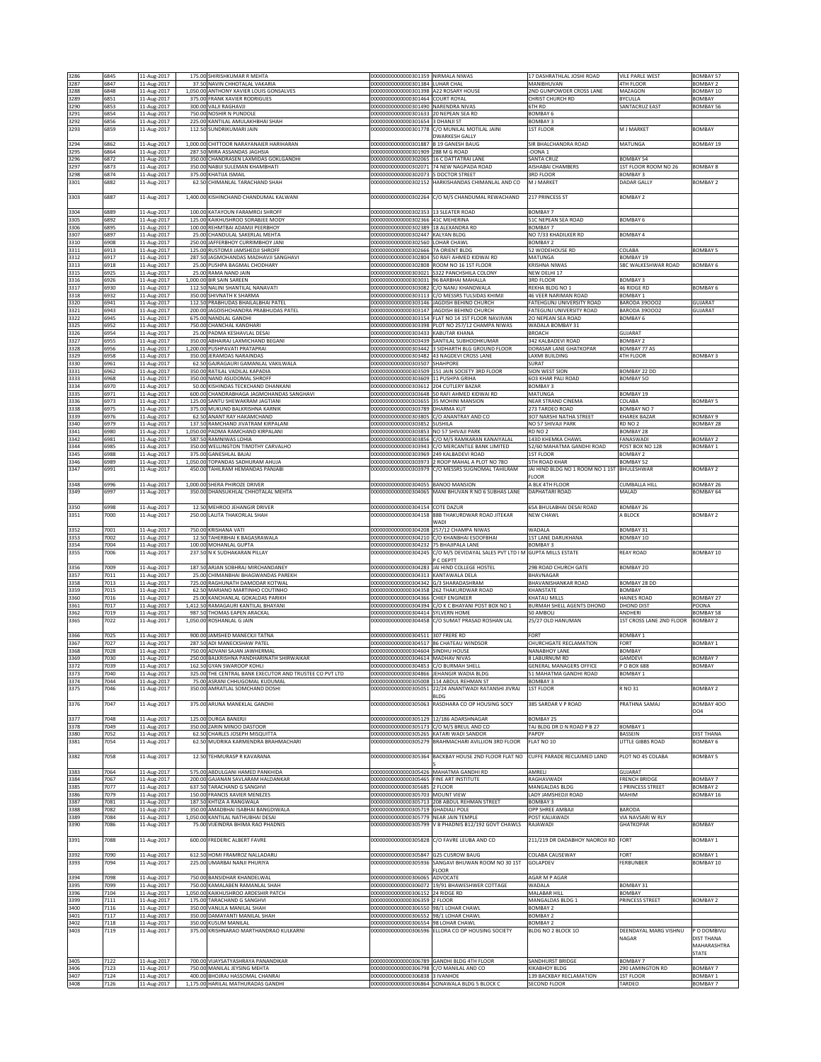| | | | | | | | | | |
|---|---|---|---|---|---|---|---|---|---|
| 3286 | 6845 | 11-Aug-2017 | 175.00 | SHIRISHKUMAR R MEHTA | 0000000000000301359 | NIRMALA NIWAS | 17 DASHRATHLAL JOSHI ROAD | VILE PARLE WEST | BOMBAY 57 |
| 3287 | 6847 | 11-Aug-2017 | 37.50 | NAVIN CHHOTALAL VAKARIA | 0000000000000301384 | LUHAR CHAL | MANIBHUVAN | 4TH FLOOR | BOMBAY 2 |
| 3288 | 6848 | 11-Aug-2017 | 1,050.00 | ANTHONY XAVIER LOUIS GONSALVES | 0000000000000301398 | A22 ROSARY HOUSE | 2ND GUNPOWDER CROSS LANE | MAZAGON | BOMBAY 1O |
| 3289 | 6851 | 11-Aug-2017 | 375.00 | FRANK XAVIER RODRIGUES | 0000000000000301464 | COURT ROYAL | CHRIST CHURCH RD | BYCULLA | BOMBAY |
| 3290 | 6853 | 11-Aug-2017 | 300.00 | VALJI RAGHAVJI | 0000000000000301490 | NARENDRA NIVAS | 6TH RD | SANTACRUZ EAST | BOMBAY 56 |
| 3291 | 6854 | 11-Aug-2017 | 750.00 | NOSHIR N PUNDOLE | 0000000000000301633 | 20 NEPEAN SEA RD | BOMBAY 6 | | |
| 3292 | 6856 | 11-Aug-2017 | 225.00 | KANTILAL AMULAKHBHAI SHAH | 0000000000000301654 | 3 DHANJI ST | BOMBAY 3 | | |
| 3293 | 6859 | 11-Aug-2017 | 112.50 | SUNDRIKUMARI JAIN | 0000000000000301778 | C/O MUNILAL MOTILAL JAINI DWARKESH GALLY | 1ST FLOOR | M J MARKET | BOMBAY |
| 3294 | 6862 | 11-Aug-2017 | 1,000.00 | CHITTOOR NARAYANAIER HARIHARAN | 0000000000000301887 | B 19 GANESH BAUG | SIR BHALCHANDRA ROAD | MATUNGA | BOMBAY 19 |
| 3295 | 6864 | 11-Aug-2017 | 287.50 | MIRA ASSANDAS JAGHSIA | 0000000000000301909 | 288 M G ROAD | -OONA 1 | | |
| 3296 | 6872 | 11-Aug-2017 | 350.00 | CHANDRASEN LAXMIDAS GOKLGANDHI | 0000000000000302065 | 16 C DATTATRAI LANE | SANTA CRUZ | BOMBAY 54 | |
| 3297 | 6873 | 11-Aug-2017 | 350.00 | NABIJI SULEMAN KHAMBHATI | 0000000000000302071 | 74 NEW NAGPADA ROAD | AISHABAI CHAMBERS | 1ST FLOOR ROOM NO 26 | BOMBAY 8 |
| 3298 | 6874 | 11-Aug-2017 | 375.00 | KHATIJA ISMAIL | 0000000000000302073 | 5 DOCTOR STREET | 3RD FLOOR | BOMBAY 3 | |
| 3301 | 6882 | 11-Aug-2017 | 62.50 | CHIMANLAL TARACHAND SHAH | 0000000000000302152 | HARKISHANDAS CHIMANLAL AND CO | M J MARKET | DADAR GALLY | BOMBAY 2 |
| 3303 | 6887 | 11-Aug-2017 | 1,400.00 | KISHINCHAND CHANDUMAL KALWANI | 0000000000000302264 | C/O M/S CHANDUMAL REWACHAND | 217 PRINCESS ST | BOMBAY 2 | |
| 3304 | 6889 | 11-Aug-2017 | 100.00 | KATAYOUN FARAMROJ SHROFF | 0000000000000302353 | 13 SLEATER ROAD | BOMBAY 7 | | |
| 3305 | 6892 | 11-Aug-2017 | 125.00 | KAIKHUSHROO SORABJEE MODY | 0000000000000302366 | 41C MEHERINA | 51C NEPEAN SEA ROAD | BOMBAY 6 | |
| 3306 | 6895 | 11-Aug-2017 | 100.00 | REHMTBAI ADAMJI PEERBHOY | 0000000000000302389 | 18 ALEXANDRA RD | BOMBAY 7 | | |
| 3307 | 6897 | 11-Aug-2017 | 25.00 | CHANDULAL SAKERLAL MEHTA | 0000000000000302447 | KALYAN BLDG | NO 7/33 KHADILKER RD | BOMBAY 4 | |
| 3310 | 6908 | 11-Aug-2017 | 250.00 | JAFFERBHOY CURRIMBHOY JANI | 0000000000000302560 | LOHAR CHAWL | BOMBAY 2 | | |
| 3311 | 6913 | 11-Aug-2017 | 125.00 | RUSTOMJI JAMSHEDJI SHROFF | 0000000000000302666 | 7A ORIENT BLDG | 52 WODEHOUSE RD | COLABA | BOMBAY 5 |
| 3312 | 6917 | 11-Aug-2017 | 287.50 | JAGMOHANDAS MADHAVJI SANGHAVI | 0000000000000302804 | 50 RAFI AHMED KIDWAI RD | MATUNGA | BOMBAY 19 | |
| 3313 | 6918 | 11-Aug-2017 | 25.00 | PUSHPA BAGMAL CHODHARY | 0000000000000302808 | ROOM NO 16 1ST FLOOR | KRISHNA NIWAS | 58C WALKESHWAR ROAD | BOMBAY 6 |
| 3315 | 6925 | 11-Aug-2017 | 25.00 | RAMA NAND JAIN | 0000000000000303021 | S322 PANCHSHILA COLONY | NEW DELHI 17 | | |
| 3316 | 6926 | 11-Aug-2017 | 1,000.00 | BIR SAIN SAREEN | 0000000000000303031 | 96 BARBHAI MAHALLA | 3RD FLOOR | BOMBAY 3 | |
| 3317 | 6930 | 11-Aug-2017 | 112.50 | NALINI SHANTILAL NANAVATI | 0000000000000303082 | C/O NANU KHANDWALA | REKHA BLDG NO 1 | 46 RIDGE RD | BOMBAY 6 |
| 3318 | 6932 | 11-Aug-2017 | 350.00 | SHIVNATH K SHARMA | 0000000000000303113 | C/O MESSRS TULSIDAS KHIMJI | 46 VEER NARIMAN ROAD | BOMBAY 1 | |
| 3320 | 6941 | 11-Aug-2017 | 112.50 | PRABHUDAS BHAILALBHAI PATEL | 0000000000000303146 | JAGDISH BEHIND CHURCH | FATEHGUNJ UNIVERSITY ROAD | BARODA 39OOO2 | GUJARAT |
| 3321 | 6943 | 11-Aug-2017 | 200.00 | JAGDISHCHANDRA PRABHUDAS PATEL | 0000000000000303147 | JAGDISH BEHIND CHURCH | FATEGUNJ UNIVERSITY ROAD | BARODA 39OOO2 | GUJARAT |
| 3322 | 6945 | 11-Aug-2017 | 675.00 | NANDLAL GANDHI | 0000000000000303154 | FLAT NO 14 1ST FLOOR NAVJIVAN | 2O NEPEAN SEA ROAD | BOMBAY 6 | |
| 3325 | 6952 | 11-Aug-2017 | 750.00 | CHANCHAL KANDHARI | 0000000000000303398 | PLOT NO 257/12 CHAMPA NIWAS | WADALA BOMBAY 31 | | |
| 3326 | 6954 | 11-Aug-2017 | 25.00 | PADMA KESHAVLAL DESAI | 0000000000000303433 | KABUTAR KHANA | BROACH | GUJARAT | |
| 3327 | 6955 | 11-Aug-2017 | 350.00 | ABHAIRAJ LAXMICHAND BEGANI | 0000000000000303439 | SANTILAL SUBHODHKUMAR | 342 KALBADEVI ROAD | BOMBAY 2 | |
| 3328 | 6956 | 11-Aug-2017 | 1,200.00 | PUSHPAVATI PRATAPRAI | 0000000000000303442 | 3 SIDHARTH BLG GROUND FLOOR | DORASAR LANE GHATKOPAR | BOMBAY 77 AS | |
| 3329 | 6958 | 11-Aug-2017 | 350.00 | JERAMDAS NARAINDAS | 0000000000000303482 | 43 NAGDEVI CROSS LANE | LAXMI BUILDING | 4TH FLOOR | BOMBAY 3 |
| 3330 | 6961 | 11-Aug-2017 | 62.50 | GAJRAGAURI GAMANLAL VAKILWALA | 0000000000000303507 | SHAHPORE | SURAT | | |
| 3331 | 6962 | 11-Aug-2017 | 350.00 | RATILAL VADILAL KAPADIA | 0000000000000303509 | 151 JAIN SOCIETY 3RD FLOOR | SION WEST SION | BOMBAY 22 DD | |
| 3333 | 6968 | 11-Aug-2017 | 350.00 | NAND ASUDOMAL SHROFF | 0000000000000303609 | 11 PUSHPA GRIHA | 6O3 KHAR PALI ROAD | BOMBAY 5O | |
| 3334 | 6970 | 11-Aug-2017 | 50.00 | KISHINDAS TECKCHAND DHANKANI | 0000000000000303612 | 204 CUTLERY BAZAR | BOMBAY 3 | | |
| 3335 | 6971 | 11-Aug-2017 | 600.00 | CHANDRABHAGA JAGMOHANDAS SANGHAVI | 0000000000000303648 | 50 RAFI AHMED KIDWAI RD | MATUNGA | BOMBAY 19 | |
| 3336 | 6973 | 11-Aug-2017 | 125.00 | SANTU SHEWAKRAM JAGTIANI | 0000000000000303655 | 35 MOHINI MANSION | NEAR STRAND CINEMA | COLABA | BOMBAY 5 |
| 3338 | 6975 | 11-Aug-2017 | 375.00 | MUKUND BALKRISHNA KARNIK | 0000000000000303789 | DHARMA KUT | 273 TARDEO ROAD | BOMBAY NO 7 | |
| 3339 | 6976 | 11-Aug-2017 | 62.50 | ANANT RAY HAKAMCHAND | 0000000000000303805 | C/O ANANTRAY AND CO | 3O7 NARSHI NATHA STREET | KHAREK BAZAR | BOMBAY 9 |
| 3340 | 6979 | 11-Aug-2017 | 137.50 | RAMCHAND JIVATRAM KIRPALANI | 0000000000000303852 | SUSHILA | NO 57 SHIVAJI PARK | RD NO 2 | BOMBAY 28 |
| 3341 | 6980 | 11-Aug-2017 | 1,050.00 | PADMA RAMCHAND KIRPALANI | 0000000000000303853 | NO 57 SHIVAJI PARK | RD NO 2 | BOMBAY 28 | |
| 3342 | 6981 | 11-Aug-2017 | 587.50 | RAMNIWAS LOHIA | 0000000000000303856 | C/O M/S RAMKARAN KANAIYALAL | 143D KHEMKA CHAWL | FANASWADI | BOMBAY 2 |
| 3344 | 6985 | 11-Aug-2017 | 350.00 | WELLINGTON TIMOTHY CARVALHO | 0000000000000303943 | C/O MERCANTILE BANK LIMITED | 52/60 MAHATMA GANDHI ROAD | POST BOX NO 128 | BOMBAY 1 |
| 3345 | 6988 | 11-Aug-2017 | 375.00 | GANESHLAL BAJAJ | 0000000000000303969 | 249 KALBADEVI ROAD | 1ST FLOOR | BOMBAY 2 | |
| 3346 | 6989 | 11-Aug-2017 | 1,050.00 | TOPANDAS SADHURAM AHUJA | 0000000000000303973 | 2 ROOP MAHAL A PLOT NO 78O | 5TH ROAD KHAR | BOMBAY 52 | |
| 3347 | 6991 | 11-Aug-2017 | 450.00 | TAHILRAM HEMANDAS PANJABI | 0000000000000303979 | C/O MESSRS SUGNOMAL TAHILRAM | JAI HIND BLDG NO 1 ROOM NO 1 1ST FLOOR | BHULESHWAR | BOMBAY 2 |
| 3348 | 6996 | 11-Aug-2017 | 1,000.00 | SHERA PHIROZE DRIVER | 0000000000000304055 | BANOO MANSION | A BLK 4TH FLOOR | CUMBALLA HILL | BOMBAY 26 |
| 3349 | 6997 | 11-Aug-2017 | 350.00 | DHANSUKHLAL CHHOTALAL MEHTA | 0000000000000304065 | MANI BHUVAN R NO 6 SUBHAS LANE | DAPHATARI ROAD | MALAD | BOMBAY 64 |
| 3350 | 6998 | 11-Aug-2017 | 12.50 | MEHROO JEHANGIR DRIVER | 0000000000000304154 | COTE DAZUR | 65A BHULABHAI DESAI ROAD | BOMBAY 26 | |
| 3351 | 7000 | 11-Aug-2017 | 250.00 | LALITA THAKORLAL SHAH | 0000000000000304158 | 88B THAKURDWAR ROAD JITEKAR WADI | NEW CHAWL | A BLOCK | BOMBAY 2 |
| 3352 | 7001 | 11-Aug-2017 | 750.00 | KRISHANA VATI | 0000000000000304208 | 257/12 CHAMPA NIWAS | WADALA | BOMBAY 31 | |
| 3353 | 7002 | 11-Aug-2017 | 12.50 | TAHERBHAI K BAGASRAWALA | 0000000000000304210 | C/O KHANBHAI ESOOFBHAI | 1ST LANE DARUKHANA | BOMBAY 1O | |
| 3354 | 7004 | 11-Aug-2017 | 100.00 | MOHANLAL GUPTA | 0000000000000304232 | 75 BHAJIPALA LANE | BOMBAY 3 | | |
| 3355 | 7006 | 11-Aug-2017 | 237.50 | N K SUDHAKARAN PILLAY | 0000000000000304245 | C/O M/S DEVIDAYAL SALES PVT LTD I M P C DEPTT | GUPTA MILLS ESTATE | REAY ROAD | BOMBAY 10 |
| 3356 | 7009 | 11-Aug-2017 | 187.50 | ARJAN SOBHRAJ MIRCHANDANEY | 0000000000000304283 | JAI HIND COLLEGE HOSTEL | 29B ROAD CHURCH GATE | BOMBAY 2O | |
| 3357 | 7011 | 11-Aug-2017 | 25.00 | CHIMANBHAI BHAGWANDAS PAREKH | 0000000000000304313 | KANTAWALA DELA | BHAVNAGAR | | |
| 3358 | 7013 | 11-Aug-2017 | 725.00 | RAGHUNATH DAMODAR KOTWAL | 0000000000000304342 | G/3 SHARADASHRAM | BHAVANISHANKAR ROAD | BOMBAY 28 DD | |
| 3359 | 7015 | 11-Aug-2017 | 62.50 | MARIANO MARTINHO COUTINHO | 0000000000000304358 | 262 THAKURDWAR ROAD | KHANSTATE | BOMBAY | |
| 3360 | 7016 | 11-Aug-2017 | 25.00 | KANCHANLAL GOKALDAS PARIKH | 0000000000000304366 | CHIEF ENGINEER | KHATAU MILLS | HAINES ROAD | BOMBAY 27 |
| 3361 | 7017 | 11-Aug-2017 | 1,412.50 | RAMAGAURI KANTILAL BHAYANI | 0000000000000304394 | C/O K C BHAYANI POST BOX NO 1 | BURMAH SHELL AGENTS DHOND | DHOND DIST | POONA |
| 3362 | 7019 | 11-Aug-2017 | 987.50 | THOMAS EAPEN ARACKAL | 0000000000000304414 | SYLVERN HOME | 50 AMBOLI | ANDHERI | BOMBAY 58 |
| 3365 | 7022 | 11-Aug-2017 | 1,050.00 | ROSHANLAL G JAIN | 0000000000000304458 | C/O SUMAT PRASAD ROSHAN LAL | 25/27 OLD HANUMAN | 1ST CROSS LANE 2ND FLOOR | BOMBAY 2 |
| 3366 | 7025 | 11-Aug-2017 | 900.00 | JAMSHED MANECKJI TATNA | 0000000000000304511 | 307 FRERE RD | FORT | BOMBAY 1 | |
| 3367 | 7027 | 11-Aug-2017 | 287.50 | ADI MANECKSHAW PATEL | 0000000000000304517 | 86 CHATEAU WINDSOR | CHURCHGATE RECLAMATION | FORT | BOMBAY 1 |
| 3368 | 7028 | 11-Aug-2017 | 750.00 | ADVANI SAJAN JAWHERMAL | 0000000000000304604 | SINDHU HOUSE | NANABHOY LANE | BOMBAY | |
| 3369 | 7030 | 11-Aug-2017 | 250.00 | BALKRISHNA PANDHARINATH SHIRWAIKAR | 0000000000000304614 | MADHAV NIVAS | 8 LABURNUM RD | GAMDEVI | BOMBAY 7 |
| 3372 | 7039 | 11-Aug-2017 | 162.50 | GYAN SWAROOP KOHLI | 0000000000000304853 | C/O BURMAH SHELL | GENERAL MANAGERS OFFICE | P O BOX 688 | BOMBAY |
| 3373 | 7040 | 11-Aug-2017 | 325.00 | THE CENTRAL BANK EXECUTOR AND TRUSTEE CO PVT LTD | 0000000000000304866 | JEHANGIR WADIA BLDG | 51 MAHATMA GANDHI ROAD | BOMBAY 1 | |
| 3374 | 7044 | 11-Aug-2017 | 75.00 | ASRANI CHHUGOMAL KUDUMAL | 0000000000000305008 | 114 ABDUL REHMAN ST | BOMBAY 3 | | |
| 3375 | 7046 | 11-Aug-2017 | 350.00 | AMRATLAL SOMCHAND DOSHI | 0000000000000305051 | 22/24 ANANTWADI RATANSHI JIVRAJ BLDG | 1ST FLOOR | R NO 31 | BOMBAY 2 |
| 3376 | 7047 | 11-Aug-2017 | 375.00 | ARUNA MANEKLAL GANDHI | 0000000000000305063 | RASDHARA CO OP HOUSING SOCY | 385 SARDAR V P ROAD | PRATHNA SAMAJ | BOMBAY 4OO OO4 |
| 3377 | 7048 | 11-Aug-2017 | 125.00 | DURGA BANERJI | 0000000000000305129 | 12/186 ADARSHNAGAR | BOMBAY 25 | | |
| 3378 | 7049 | 11-Aug-2017 | 350.00 | ZARIN MINOO DASTOOR | 0000000000000305173 | C/O M/S BREUL AND CO | TAJ BLDG DR D N ROAD P B 27 | BOMBAY 1 | |
| 3380 | 7052 | 11-Aug-2017 | 62.50 | CHARLES JOSEPH MISQUITTA | 0000000000000305265 | KATARI WADI SANDOR | PAPDY | BASSEIN | DIST THANA |
| 3381 | 7054 | 11-Aug-2017 | 62.50 | MUDRIKA KARMENDRA BRAHMACHARI | 0000000000000305279 | BRAHMACHARI AVILLION 3RD FLOOR | FLAT NO 10 | LITTLE GIBBS ROAD | BOMBAY 6 |
| 3382 | 7058 | 11-Aug-2017 | 12.50 | TEHMURASP R KAVARANA | 0000000000000305364 | BACKBAY HOUSE 2ND FLOOR FLAT NO 5 | CUFFE PARADE RECLAIMED LAND | PLOT NO 45 COLABA | BOMBAY 5 |
| 3383 | 7064 | 11-Aug-2017 | 575.00 | ABDULGANI HAMED PANKHIDA | 0000000000000305426 | MAHATMA GANDHI RD | AMRELI | GUJARAT | |
| 3384 | 7067 | 11-Aug-2017 | 200.00 | GAJANAN SAVLARAM HALDANKAR | 0000000000000305465 | FINE ART INSTITUTE | RAGHAVWADI | FRENCH BRIDGE | BOMBAY 7 |
| 3385 | 7077 | 11-Aug-2017 | 637.50 | TARACHAND G SANGHVI | 0000000000000305685 | 2 FLOOR | MANGALDAS BLDG | 1 PRINCESS STREET | BOMBAY 2 |
| 3386 | 7079 | 11-Aug-2017 | 150.00 | FRANCIS XAVIER MENEZES | 0000000000000305703 | MOUNT VIEW | LADY JAMSHEDJI ROAD | MAHIM | BOMBAY 16 |
| 3387 | 7081 | 11-Aug-2017 | 187.50 | KHTIZA A RANGWALA | 0000000000000305713 | 208 ABDUL REHMAN STREET | BOMBAY 3 | | |
| 3388 | 7082 | 11-Aug-2017 | 350.00 | AMADBHAI ISABHAI BANGDIWALA | 0000000000000305719 | GHADIALI POLE | OPP SHREE AMBAJI | BARODA | |
| 3389 | 7084 | 11-Aug-2017 | 1,050.00 | KANTILAL NATHUBHAI DESAI | 0000000000000305779 | NEAR JAIN TEMPLE | POST KALIAWADI | VIA NAVSARI W RLY | |
| 3390 | 7086 | 11-Aug-2017 | 75.00 | VIJEINDRA BHIMA RAO PHADNIS | 0000000000000305799 | V B PHADNIS B12/192 GOVT CHAWLS | RAJAWADI | GHATKOPAR | BOMBAY |
| 3391 | 7088 | 11-Aug-2017 | 600.00 | FREDERIC ALBERT FAVRE | 0000000000000305828 | C/O FAVRE LEUBA AND CO | 211/219 DR DADABHOY NAOROJI RD | FORT | BOMBAY 1 |
| 3392 | 7090 | 11-Aug-2017 | 612.50 | HOMI FRAMROZ NALLADARU | 0000000000000305847 | G25 CUSROW BAUG | COLABA CAUSEWAY | FORT | BOMBAY 1 |
| 3393 | 7094 | 11-Aug-2017 | 225.00 | UMARBAI NANJI PHURIYA | 0000000000000305936 | SANGAVI BHUWAN ROOM NO 30 1ST FLOOR | GOLAPDEV | FERBUNBER | BOMBAY 10 |
| 3394 | 7098 | 11-Aug-2017 | 750.00 | BANSIDHAR KHANDELWAL | 0000000000000306065 | ADVOCATE | AGAR M P AGAR | | |
| 3395 | 7099 | 11-Aug-2017 | 750.00 | KAMALABEN RAMANLAL SHAH | 0000000000000306072 | 19/91 BHAWESHWER COTTAGE | WADALA | BOMBAY 31 | |
| 3396 | 7104 | 11-Aug-2017 | 1,050.00 | KAIKHUSHROO ARDESHIR PATCH | 0000000000000306152 | 24 RIDGE RD | MALABAR HILL | BOMBAY | |
| 3399 | 7111 | 11-Aug-2017 | 175.00 | TARACHAND G SANGHVI | 0000000000000306359 | 2 FLOOR | MANGALDAS BLDG 1 | PRINCESS STREET | BOMBAY 2 |
| 3400 | 7116 | 11-Aug-2017 | 350.00 | VANLILA MANILAL SHAH | 0000000000000306550 | 98/1 LOHAR CHAWL | BOMBAY 2 | | |
| 3401 | 7117 | 11-Aug-2017 | 350.00 | DAMAYANTI MANILAL SHAH | 0000000000000306552 | 98/1 LOHAR CHAWL | BOMBAY 2 | | |
| 3402 | 7118 | 11-Aug-2017 | 350.00 | KUSUM MANILAL | 0000000000000306554 | 98 LOHAR CHAWL | BOMBAY 2 | | |
| 3403 | 7119 | 11-Aug-2017 | 375.00 | KRISHNARAO MARTHANDRAO KULKARNI | 0000000000000306596 | ELLORA CO OP HOUSING SOCIETY | BLDG NO 2 BLOCK 1O | DEENDAYAL MARG VISHNU NAGAR | P O DOMBIVLI DIST THANA MAHARASHTRA STATE |
| 3405 | 7122 | 11-Aug-2017 | 700.00 | VIJAYSATYASHRAYA PANANDIKAR | 0000000000000306789 | GANDHI BLDG 4TH FLOOR | SANDHURST BRIDGE | BOMBAY 7 | |
| 3406 | 7123 | 11-Aug-2017 | 750.00 | MANILAL JEYSING MEHTA | 0000000000000306798 | C/O MANILAL AND CO | KIKABHOY BLDG | 290 LAMINGTON RD | BOMBAY 7 |
| 3407 | 7124 | 11-Aug-2017 | 400.00 | BHOJRAJ HASSOMAL CHANRAI | 0000000000000306838 | 3 IVANHOE | 139 BACKBAY RECLAMATION | 1ST FLOOR | BOMBAY 1 |
| 3408 | 7126 | 11-Aug-2017 | 1,175.00 | HARILAL MATHURADAS GANDHI | 0000000000000306864 | SONAWALA BLDG 5 BLOCK C | SECOND FLOOR | TARDEO | BOMBAY 7 |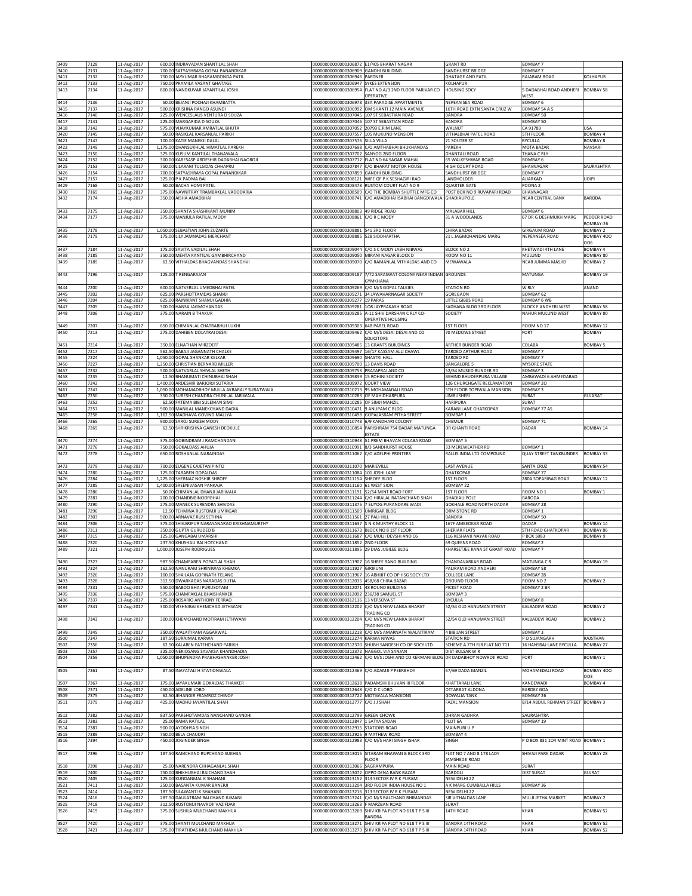| | | | | | | | | | |
|---|---|---|---|---|---|---|---|---|---|
| 3409 | 7128 | 11-Aug-2017 | 600.00 | INDRAVADAN SHANTILAL SHAH | 0000000000000306872 | E1/405 BHARAT NAGAR | GRANT RD | BOMBAY 7 | |
| 3410 | 7131 | 11-Aug-2017 | 700.00 | SATYASHRAYA GOPAL PANANDIKAR | 0000000000000306909 | GANDHI BUILDING | SANDHURST BRIDGE | BOMBAY 7 | |
| 3411 | 7132 | 11-Aug-2017 | 750.00 | JAYKUMAR BHARAMGONDA PATIL | 0000000000000306946 | PARTNER | GHATAGE AND PATIL | RAJARAM ROAD | KOLHAPUR |
| 3412 | 7133 | 11-Aug-2017 | 750.00 | PRAMILA VASANT GHATAGE | 0000000000000306947 | SYKES EXTENSION | KOLHAPUR | | |
| 3413 | 7134 | 11-Aug-2017 | 800.00 | NANDKUVAR JAYANTILAL JOSHI | 0000000000000306954 | FLAT NO A/3 2ND FLOOR PARIVAR CO OPERATIVE | HOUSING SOCY | 5 DADABHAI ROAD ANDHERI WEST | BOMBAY 58 |
| 3414 | 7136 | 11-Aug-2017 | 50.00 | BEJANJI PEROJSHA KHAMBATTA | 0000000000000306978 | 33A PARADISE APARTMENTS | NEPEAN SEA ROAD | BOMBAY 6 | |
| 3415 | 7137 | 11-Aug-2017 | 500.00 | KRISHNA RANGO ASUNDI | 0000000000000306992 | OM SHANTI 12 MAIN AVENUE | 16TH ROAD EXTN SANTA CRUZ W | BOMBAY 54 A S | |
| 3416 | 7140 | 11-Aug-2017 | 225.00 | WENCESLAUS VENTURA D SOUZA | 0000000000000307045 | 107 ST SEBASTIAN ROAD | BANDRA | BOMBAY 50 | |
| 3417 | 7141 | 11-Aug-2017 | 225.00 | MARGARIDA D SOUZA | 0000000000000307046 | 107 ST SEBASTIAN ROAD | BANDRA | BOMBAY 50 | |
| 3418 | 7142 | 11-Aug-2017 | 575.00 | VIJAYKUMAR AMRATLAL BHUTA | 0000000000000307052 | 20793 E.RIM LANE | WALNUT | CA 91789 | USA |
| 3420 | 7145 | 11-Aug-2017 | 50.00 | RASIKLAL KARSANLAL PARIKH | 0000000000000307557 | 105 MUKUND MENSION | VITHALBHAI PATEL ROAD | 5TH FLOOR | BOMBAY 4 |
| 3421 | 7147 | 11-Aug-2017 | 100.00 | KATIE MANEKJI DALAL | 0000000000000307576 | SILLA VILLA | 21 SOUTER ST | BYCULLA | BOMBAY 8 |
| 3422 | 7149 | 11-Aug-2017 | 1,175.00 | DHANSUKHLAL HIMATLAL PAREKH | 0000000000000307698 | C/O AMTHABHAI BHUKHANDAS | PAREKH | MOTA BAZAR | NAVSARI |
| 3423 | 7150 | 11-Aug-2017 | 325.00 | KUSUM KANTILAL THANAWALA | 0000000000000307702 | SANYOG 2ND FLOOR | GHANTALI ROAD | THANA C RLY | |
| 3424 | 7152 | 11-Aug-2017 | 300.00 | KARESASP ARDESHIR DADABHAI NAOROJI | 0000000000000307712 | FLAT NO 64 SAGAR MAHAL | 65 WALKESHWAR ROAD | BOMBAY 6 | |
| 3425 | 7153 | 11-Aug-2017 | 750.00 | LILARAM TULSIDAS CHHAPRU | 0000000000000307847 | C/O BHARAT MOTOR HOUSE | HIGH COURT ROAD | BHAVNAGAR | SAURASHTRA |
| 3426 | 7154 | 11-Aug-2017 | 700.00 | SATYASHRAYA GOPAL PANANDIKAR | 0000000000000307859 | GANDHI BUILDING | SANDHURST BRIDGE | BOMBAY 7 | |
| 3427 | 7157 | 11-Aug-2017 | 325.00 | P K PADMA BAI | 0000000000000308121 | WIFE OF P K SESHAGIRI RAO | LANDHOLDER | AJJARKAD | UDIPI |
| 3429 | 7168 | 11-Aug-2017 | 50.00 | BACHA HOMI PATEL | 0000000000000308478 | RUSTOM COURT FLAT NO 9 | QUARTER GATE | POONA 2 | |
| 3430 | 7169 | 11-Aug-2017 | 375.00 | NAVNITRAY TRAMBAKLAL VADODARIA | 0000000000000308509 | C/O THE BOMBAY SHUTTLE MFG CO | POST BOX NO 9 RUVAPARI ROAD | BHAVNAGAR | |
| 3432 | 7174 | 11-Aug-2017 | 350.00 | AISHA AMADBHAI | 0000000000000308741 | C/O AMADBHAI ISABHAI BANGDIWALA | GHADIALIPOLE | NEAR CENTRAL BANK | BARODA |
| 3433 | 7175 | 11-Aug-2017 | 350.00 | SHANTA SHASHIKANT MUNIM | 0000000000000308803 | 49 RIDGE ROAD | MALABAR HILL | BOMBAY 6 | |
| 3434 | 7177 | 11-Aug-2017 | 375.00 | MANJULA RATILAL MODY | 0000000000000308861 | C/O R C MODY | 31 A WOODLANDS | 67 DR G DESHMUKH MARG | PEDDER ROAD BOMBAY-26 |
| 3435 | 7178 | 11-Aug-2017 | 1,050.00 | SEBASTIAN JOHN ZUZARTE | 0000000000000308881 | 541 3RD FLOOR | CHIRA BAZAR | GIRGAUM ROAD | BOMBAY 2 |
| 3436 | 7179 | 11-Aug-2017 | 175.00 | LILY JAMNADAS MERCHANT | 0000000000000308885 | 52B SIDDHARTHA | 21 L JAGMOHANDAS MARG | NEPEANSEA ROAD | BOMBAY 4OO OO6 |
| 3437 | 7184 | 11-Aug-2017 | 175.00 | SAVITA VADILAL SHAH | 0000000000000309044 | C/O S C MODY LABH NIBWAS | BLOCK NO 2 | KHETWADI 4TH LANE | BOMBAY 4 |
| 3438 | 7185 | 11-Aug-2017 | 350.00 | MEHTA KANTILAL GAMBHIRCHAND | 0000000000000309050 | MIRANI NAGAR BLOCK D | ROOM NO 11 | MULUND | BOMBAY 80 |
| 3439 | 7189 | 11-Aug-2017 | 62.50 | VITHALDAS BHAGVANDAS SHANGHVI | 0000000000000309070 | C/O RAMANLAL VITHALDAS AND CO | MEWAWALA | NEAR JUMMA MASJID | BOMBAY 2 |
| 3442 | 7196 | 11-Aug-2017 | 125.00 | T RENGARAJAN | 0000000000000309187 | 7/72 SARASWAT COLONY NEAR INDIAN GYMKHANA | GROUNDS | MATUNGA | BOMBAY 19 |
| 3444 | 7200 | 11-Aug-2017 | 600.00 | NATVERLAL UMEDBHAI PATEL | 0000000000000309269 | C/O M/S GOPAL TALKIES | STATION RD | W RLY | ANAND |
| 3445 | 7202 | 11-Aug-2017 | 625.00 | PARSHOTTAMDAS SHAMJI | 0000000000000309271 | 34 JAWAHARNAGAR SOCIETY | GOREGAON | BOMBAY 62 | |
| 3446 | 7204 | 11-Aug-2017 | 625.00 | RAJNIKANT SHAMJI GADHIA | 0000000000000309277 | 19 PARAS | LITTLE GIBBS ROAD | BOMBAY 6 WB | |
| 3447 | 7205 | 11-Aug-2017 | 300.00 | HANSA JAGMOHANDAS | 0000000000000309281 | 108 JAYPRAKASH ROAD | SADHANA BLDG 3RD FLOOR | BLOCK F ANDHERI WEST | BOMBAY 58 |
| 3448 | 7206 | 11-Aug-2017 | 375.00 | NARAIN B THAKUR | 0000000000000309285 | A-11 SHIV DARSHAN C RLY CO-OPERATIVE HOUSING | SOCIETY | NAHUR MULUND WEST | BOMBAY 80 |
| 3449 | 7207 | 11-Aug-2017 | 650.00 | CHIMANLAL CHATRABHUJ LUKHI | 0000000000000309303 | 64B PAREL ROAD | 1ST FLOOR | ROOM NO 17 | BOMBAY 12 |
| 3450 | 7213 | 11-Aug-2017 | 275.00 | DAHIBEN DOLATRAI DESAI | 0000000000000309462 | C/O M/S DESAI DESAI AND CO SOLICITORS | 70 MEDOWS STREET | FORT | BOMBAY |
| 3451 | 7214 | 11-Aug-2017 | 350.00 | ELNATHAN MIRZOEFF | 0000000000000309485 | 13 GRANTS BUILDINGS | ARTHER BUNDER ROAD | COLABA | BOMBAY 5 |
| 3452 | 7217 | 11-Aug-2017 | 562.50 | BABAJI JAGANNATH CHALKE | 0000000000000309497 | 16/17 KASSAM ALLI CHAWL | TARDEO ARTHUR ROAD | BOMBAY 7 | |
| 3455 | 7224 | 11-Aug-2017 | 1,050.00 | GOPAL SHANKAR KELKAR | 0000000000000309690 | SHASTRI HALL | TARDEO RD | BOMBAY 7 | |
| 3456 | 7227 | 11-Aug-2017 | 1,250.00 | CHRISTIAN BERNARD MILLER | 0000000000000309700 | 13 DAVIS ROAD | BANGALORE 5 | MYSORE STATE | |
| 3457 | 7232 | 11-Aug-2017 | 500.00 | NATVARLAL SHIVLAL SHETH | 0000000000000309753 | PRATAPRAI AND CO | 52/54 MUSJID BUNDER RD | BOMBAY 3 | |
| 3458 | 7235 | 11-Aug-2017 | 12.50 | BHANUMATI CHINUBHAI SHAH | 0000000000000309839 | 15 ROHINI SOCIETY | BEHIND BHUDERPURA VILLAGE | AMBAWADI 6 AHMEDABAD | |
| 3460 | 7242 | 11-Aug-2017 | 1,400.00 | ARDESHIR BARJORJI SUTARIA | 0000000000000309972 | COURT VIEW | 126 CHURCHGATE RECLAMATION | BOMBAY 20 | |
| 3461 | 7247 | 11-Aug-2017 | 1,050.00 | MOHAMADBHOY MULLA AKBARALY SURATWALA | 0000000000000310213 | 95 MOHAMADALI ROAD | 5TH FLOOR TOPIWALA MANSION | BOMBAY 3 | |
| 3462 | 7250 | 11-Aug-2017 | 350.00 | SURESH CHANDRA CHUNILAL JARIWALA | 0000000000000310283 | OF MAHIDHARPURA | LIMBUSHERI | SURAT | GUJARAT |
| 3463 | 7252 | 11-Aug-2017 | 62.50 | FATEMA BIBI SULEMAN SIMJI | 0000000000000310285 | OF SIMJI MANZIL | HARIPURA | SURAT | |
| 3464 | 7257 | 11-Aug-2017 | 900.00 | MANILAL MANEKCHAND DADIA | 0000000000000310471 | 9 ANUPAM C BLDG | KARANI LANE GHATKOPAR | BOMBAY 77 AS | |
| 3465 | 7258 | 11-Aug-2017 | 1,162.50 | MADHAVA GOVIND MALLYA | 0000000000000310498 | GOPALASRAM PITHA STREET | BOMBAY 1 | | |
| 3466 | 7265 | 11-Aug-2017 | 900.00 | SAROJ SURESH MODY | 0000000000000310748 | 6/9 KANDHARI COLONY | CHEMUR | BOMBAY 71 | |
| 3468 | 7269 | 11-Aug-2017 | 62.50 | SHRIKRISHNA GANESH DEOKULE | 0000000000000310854 | PARISHRAM 754 DADAR MATUNGA ESTATE | DR GHANTI ROAD | DADAR | BOMBAY 14 |
| 3470 | 7274 | 11-Aug-2017 | 375.00 | GOBINDRAM J RAMCHANDANI | 0000000000000310948 | 51 PREM BHAVAN COLABA ROAD | BOMBAY 5 | | |
| 3471 | 7276 | 11-Aug-2017 | 750.00 | GOKALDASS AHUJA | 0000000000000310991 | 8/3 SANDHURST HOUSE | 33 MEREWEATHER RD | BOMBAY 1 | |
| 3472 | 7278 | 11-Aug-2017 | 650.00 | ROSHANLAL NARAINDAS | 0000000000000311062 | C/O ADELPHI PRINTERS | RALLIS INDIA LTD COMPOUND | QUAY STREET TANKBUNDER | BOMBAY 33 |
| 3473 | 7279 | 11-Aug-2017 | 700.00 | EUGENE CAJETAN PINTO | 0000000000000311070 | MARIEVILLE | EAST AVENUE | SANTA CRUZ | BOMBAY 54 |
| 3474 | 7280 | 11-Aug-2017 | 125.00 | TARABEN GOPALDAS | 0000000000000311084 | 101 JOSHI LANE | GHATKOPAR | BOMBAY 77 | |
| 3476 | 7284 | 11-Aug-2017 | 1,225.00 | SHERNAZ NOSHIR SHROFF | 0000000000000311154 | SHROFF BLDG | 1ST FLOOR | 280A SOPARIBAG ROAD | BOMBAY 12 |
| 3477 | 7285 | 11-Aug-2017 | 1,400.00 | SREENIVASAN PANKAJA | 0000000000000311160 | 61 WEST SION | BOMBAY 22 | | |
| 3478 | 7286 | 11-Aug-2017 | 50.00 | CHIMANLAL DHANJI JARIWALA | 0000000000000311191 | 52/54 MINT ROAD FORT | 1ST FLOOR | ROOM NO 1 | BOMBAY 1 |
| 3479 | 7287 | 11-Aug-2017 | 200.00 | CHANDBIBINOORBHAI | 0000000000000311244 | C/O HIRALAL RATANCHAND SHAH | GHADIALI POLE | BARODA | |
| 3480 | 7290 | 11-Aug-2017 | 275.00 | MANECK SURENDRA SHIVDAS | 0000000000000311375 | 7 SUYOG PURANDARE WADI | GOKHALE ROAD NORTH DADAR | BOMBAY 28 | |
| 3481 | 7296 | 11-Aug-2017 | 12.50 | TEHMINA RUSTOMJI UMRIGAR | 0000000000000311509 | UMRIGAR BLDG | ORMISTONE RD | BOMBAY 1 | |
| 3482 | 7303 | 11-Aug-2017 | 900.00 | ARNAVAZ RUSI SETHNA | 0000000000000311561 | 27 PALI HILL | BANDRA | BOMBAY 50 | |
| 3484 | 7306 | 11-Aug-2017 | 375.00 | SHIKARIPUR NARAYANARAO KRISHNAMURTHY | 0000000000000311637 | S N K MURTHY BLOCK 11 | 167F AMBEDKAR ROAD | DADAR | BOMBAY 14 |
| 3486 | 7311 | 11-Aug-2017 | 350.00 | GUPTA GURUDEO B | 0000000000000311673 | BLOCK NO 8 1ST FLOOR | SHERIAR FLATS | 5TH ROAD GHATKOPAR | BOMBAY 86 |
| 3487 | 7315 | 11-Aug-2017 | 125.00 | GANGABAI UMARSHI | 0000000000000311687 | C/O MULJI DEVSHI AND C6 | 116 KESHAVJI NAYAK ROAD | P BOX 5083 | BOMBAY 9 |
| 3488 | 7320 | 11-Aug-2017 | 237.50 | KHUSHALI BAI HOTCHAND | 0000000000000311852 | 2ND FLOOR | 69 QUEENS ROAD | BOMBAY 2 | |
| 3489 | 7321 | 11-Aug-2017 | 1,000.00 | JOSEPH RODRIGUES | 0000000000000311895 | 29 DIAS JUBILEE BLDG | KHARSETJEE RANA ST GRANT ROAD | BOMBAY 7 | |
| 3490 | 7323 | 11-Aug-2017 | 987.50 | CHAMPABEN POPATLAL SHAH | 0000000000000311907 | 16 SHREE RANG BUILDING | CHANDAVARKAR ROAD | MATUNGA C R | BOMBAY 19 |
| 3491 | 7324 | 11-Aug-2017 | 162.50 | NANURAM SHRINIWAS KHEMKA | 0000000000000311927 | GIRIKUNJ | PALIRAM ROAD ANDHERI | BOMBAY 58 | |
| 3492 | 7326 | 11-Aug-2017 | 100.00 | SHAILAJA GOPINATH TELANG | 0000000000000311967 | 16 ABHIJIT CO OP HSG SOCY LTD | COLLEGE LANE | BOMBAY 28 | |
| 3493 | 7328 | 11-Aug-2017 | 312.50 | DWARKADAS NARADAS DUTIA | 0000000000000312036 | 458/68 CHIRA BAZAR | GROUND FLOOR | ROOM NO 2 | BOMBAY 2 |
| 3494 | 7331 | 11-Aug-2017 | 550.00 | BABOO BHAI PURUSOTAM | 0000000000000312071 | 48 ROUND BUILDING | PICKET ROAD | BOMBAY 2 BR | |
| 3495 | 7336 | 11-Aug-2017 | 575.00 | CHAMPAKLAL BHAISHANKER | 0000000000000312092 | 236/38 SAMUEL ST | BOMBAY 3 | | |
| 3496 | 7337 | 11-Aug-2017 | 225.00 | ROSARIO ANTHONY FERRAO | 0000000000000312116 | 13 VERSOVA ST | BYCULLA | BOMBAY 8 | |
| 3497 | 7341 | 11-Aug-2017 | 300.00 | VISHNIBAI KHEMCHAD JETHWANI | 0000000000000312202 | C/O M/S NEW LANKA BHARAT TRADING CO | 52/54 OLD HANUMAN STREST | KALBADEVI ROAD | BOMBAY 2 |
| 3498 | 7343 | 11-Aug-2017 | 300.00 | KHEMCHAND MOTIRAM JETHWANI | 0000000000000312204 | C/O M/S NEW LANKA BHARAT TRADING CO | 52/54 OLD HANUMAN STREET | KALBADEVI ROAD | BOMBAY 2 |
| 3499 | 7345 | 11-Aug-2017 | 350.00 | WALAITIRAM AGGARWAL | 0000000000000312218 | C/O M/S AMARNATH WALAITIRAM | 4 BIBIJAN STREET | BOMBAY 3 | |
| 3500 | 7347 | 11-Aug-2017 | 187.50 | SURAJMAL KARWA | 0000000000000312274 | KARWA NIWAS | STATION RD | P O SUJANGARH | RAJSTHAN |
| 3502 | 7356 | 11-Aug-2017 | 62.50 | KALABEN FATEHCHAND PARIKH | 0000000000000312370 | SHUBH SANDESH CO OP SOCY LTD | SCHEME A 7TH FLR FLAT NO 711 | 16 HANSRAJ LANE BYCULLA | BOMBAY 27 |
| 3503 | 7357 | 11-Aug-2017 | 325.00 | NERIOSANG SAVAKSA KHANDHADIA | 0000000000000312372 | NAGGOL VIA SANJAN | DIST BULSAR W R | | |
| 3504 | 7359 | 11-Aug-2017 | 1,050.00 | BHUPENDRA PRABHASHANKER JOSHI | 0000000000000312462 | C/O M/S JOSHI AND CO KERMANI BLDG | DR DADABHOY NOWROJI ROAD | FORT | BOMBAY 1 |
| 3505 | 7361 | 11-Aug-2017 | 87.50 | INAYATALI H STATIONWALA | 0000000000000312469 | C/O ADAMJI P PEERBHOY | 67/69 DADA MANZIL | MOHAMEDALI ROAD | BOMBAY 4OO OO3 |
| 3507 | 7367 | 11-Aug-2017 | 175.00 | JAYAKUMARI GOKALDAS THAKKER | 0000000000000312638 | PADAMSHI BHUVAN III FLOOR | KHATTARALI LANE | KANDEWADI | BOMBAY 4 |
| 3508 | 7371 | 11-Aug-2017 | 450.00 | ADELINE LOBO | 0000000000000312648 | C/O D C LOBO | OTTARBAT ALDONA | BARDEZ GOA | |
| 3509 | 7375 | 11-Aug-2017 | 62.50 | JEHANGIR FRAMROZ CHINOY | 0000000000000312722 | MOTIWALA MANSIONS | GOWALIA TANK | BOMBAY 26 | |
| 3511 | 7379 | 11-Aug-2017 | 425.00 | MADHU JAYANTILAL SHAH | 0000000000000312777 | C/O J J SHAH | FAZAL MANSION | 8/14 ABDUL REHMAN STREET | BOMBAY 3 |
| 3512 | 7382 | 11-Aug-2017 | 837.50 | PARSHOTAMDAS NANCHAND GANDHI | 0000000000000312799 | GREEN CHOWK | DHRAN GADHRA | SAURASHTRA | |
| 3513 | 7383 | 11-Aug-2017 | 25.00 | RAMA RATILAL | 0000000000000312847 | 1 SATYA SADAN | PLOT 6A | BOMBAY 19 | |
| 3514 | 7387 | 11-Aug-2017 | 900.00 | AYODHYA SINGH | 0000000000000312915 | STATIONS ROAD | MAINPURI U P | | |
| 3515 | 7389 | 11-Aug-2017 | 750.00 | BELA CHAUDRI | 0000000000000312925 | 9 MATHEW ROAD | BOMBAY 4 | | |
| 3516 | 7394 | 11-Aug-2017 | 450.00 | JOGINDER SINGH | 0000000000000312983 | C/O M/S HARI SINGH ISHAR | SINGH | P O BOX 831 1O4 MINT ROAD | BOMBAY 1 |
| 3517 | 7396 | 11-Aug-2017 | 187.50 | RAMCHAND RUPCHAND SUKHIJA | 0000000000000313015 | SITARAM BHAWAN B BLOCK 3RD FLOOR | FLAT NO 7 AND 8 178 LADY JAMSHEDJI ROAD | SHIVAJI PARK DADAR | BOMBAY 28 |
| 3518 | 7398 | 11-Aug-2017 | 25.00 | NARENDRA CHHAGANLAL SHAH | 0000000000000313066 | SAGRAMPURA | MAIN ROAD | SURAT | |
| 3519 | 7400 | 11-Aug-2017 | 750.00 | BHIKHUBHAI RAICHAND SHAH | 0000000000000313072 | OPPO DENA BANK BAZAR | BARDOLI | DIST SURAT | GUJRAT |
| 3520 | 7405 | 11-Aug-2017 | 125.00 | KUNDANMAL K SHAHANI | 0000000000000313152 | 313 SECTOR IV R K PURAM | NEW DELHI 22 | | |
| 3521 | 7411 | 11-Aug-2017 | 250.00 | BASANTA KUMAR BANERJI | 0000000000000313204 | 3RD FLOOR INDIA HOUSE NO 1 | A K MARG CUMBALLA HILLS | BOMBAY 36 | |
| 3523 | 7414 | 11-Aug-2017 | 187.50 | SILAWANTI K SHAHANI | 0000000000000313216 | 313 SECTOR IV R K PURAM | NEW DELHI 22 | | |
| 3524 | 7416 | 11-Aug-2017 | 287.50 | DAULATRAM BALCHAND JUMANI | 0000000000000313241 | C/O M/S BALCHAND BHIMANDAS | SIR VITHALDAS LANE | MULJI JETHA MARKET | BOMBAY 2 |
| 3525 | 7418 | 11-Aug-2017 | 312.50 | RUSTOMJI NAVROJI VAZIFDAR | 0000000000000313263 | F MARZBAN ROAD | SURAT | | |
| 3526 | 7419 | 11-Aug-2017 | 375.00 | SUSHILA MULCHAND MAKHIJA | 0000000000000313269 | SHIV KRIPA PLOT NO 618 T P S III BANDRA | 14TH ROAD | KHAR | BOMBAY 52 |
| 3527 | 7420 | 11-Aug-2017 | 375.00 | SHANTI MULCHAND MAKHIJA | 0000000000000313271 | SHIV KRIPA PLOT NO 618 T P S III | BANDRA 14TH ROAD | KHAR | BOMBAY 52 |
| 3528 | 7421 | 11-Aug-2017 | 375.00 | TIRATHDAS MULCHAND MAKHIJA | 0000000000000313273 | SHIV KRIPA PLOT NO 618 T P S III | BANDRA 14TH ROAD | KHAR | BOMBAY 52 |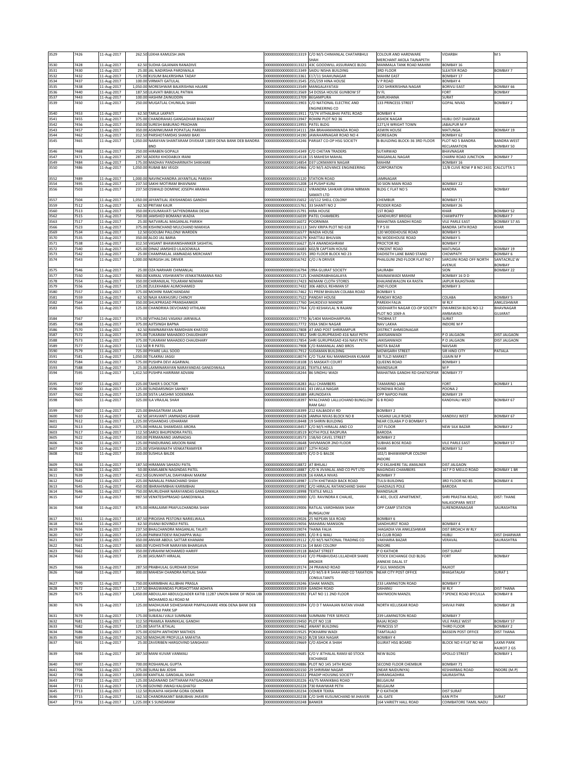| 3529 | 7426 | 11-Aug-2017 | 262.50 | LEKHA KAMLESH JAIN | 0000000000000313319 | C/O M/S CHIMANLAL CHATARBHUJ SHAH | COLOUR AND HARDWARE MERCHANT AKOLA TAJNAPETH | VIDARBH | M S |
|---|---|---|---|---|---|---|---|---|---|
| 3530 | 7428 | 11-Aug-2017 | 62.50 | SUDHA GAJANAN RANADIVE | 0000000000000313323 | 43C GOODWILL ASSURANCE BLDG | MANMALA TANK ROAD MAHIM | BOMBAY 16 | |
| 3531 | 7430 | 11-Aug-2017 | 25.00 | JAL NADIRSHA PARDIWALA | 0000000000000313349 | SAIDU NISHA BUILDING | 3RD FLOOR | SLEATER ROAD | BOMBAY 7 |
| 3532 | 7432 | 11-Aug-2017 | 175.00 | KUSUM BALKRISHNA TADAY | 0000000000000313361 | E17/11 SHAHUNAGAR | MAHIM EAST | BOMBAY 17 | |
| 3534 | 7437 | 11-Aug-2017 | 100.00 | VIRMATI GATULAL | 0000000000000313545 | 255/259 HINA HOUSE | V P ROAD | BOMBAY 4 | |
| 3535 | 7438 | 11-Aug-2017 | 1,050.00 | MORESHWAR BALKRISHNA HAJARE | 0000000000000313549 | MANGALAYATASI | 15O SHRIKRISHNA NAGAR | BORIVLI EAST | BOMBAY 66 |
| 3536 | 7440 | 11-Aug-2017 | 187.50 | LILAVATI BABULAL PATWA | 0000000000000313569 | 54 DOSSA HOUSE GUNBOW ST | IV FL | FORT | BOMBAY |
| 3537 | 7443 | 11-Aug-2017 | 100.00 | HASHIM ZAINUDDIN | 0000000000000313709 | BEGAMPURA | DARUKHANA | SURAT | |
| 3539 | 7450 | 11-Aug-2017 | 250.00 | MUGATLAL CHUNILAL SHAH | 0000000000000313903 | C/O NATIONAL ELECTRIC AND ENGINEERING CO | 133 PRINCESS STREET | GOPAL NIVAS | BOMBAY 2 |
| 3540 | 7453 | 11-Aug-2017 | 62.50 | TARLA LAXPATI | 0000000000000313911 | 72/74 VITHALBHAI PATEL ROAD | BOMBAY 4 | | |
| 3541 | 7455 | 11-Aug-2017 | 375.00 | CHANDRAHAS GANGADHAR BHAGWAT | 0000000000000313947 | ROHINI PLOT NO 36 | ASHOK NAGAR | HUBLI DIST DHARWAR | |
| 3542 | 7456 | 11-Aug-2017 | 350.00 | SURESH BABURAO PRADHAN | 0000000000000313955 | PATEL BLDG | 1271/4 WRIGHT TOWN | JABALPUR M P | |
| 3543 | 7457 | 11-Aug-2017 | 350.00 | ASWINKUMAR POPATLAL PAREKH | 0000000000000314111 | 28A BRAHAMANWADA ROAD | ASWIN HOUSE | MATUNGA | BOMBAY 19 |
| 3544 | 7462 | 11-Aug-2017 | 312.50 | PARSHOTAMDAS SHAMJI BAXI | 0000000000000314190 | JAWAHARNAGAR ROAD NO 4 | GOREGAON | BOMBAY 62 | |
| 3545 | 7465 | 11-Aug-2017 | 1,050.00 | NARAYAN SHANTARAM DIVEKAR 13859 DENA BANK DEB BANDRA BND | 0000000000000314246 | PARIJAT CO-OP HSG SOCIETY | B-BUILDING BLOCK-36 3RD FLOOR | PLOT NO 5 BANDRA RECLAMATION | BANDRA WEST BOMBAY 50 |
| 3546 | 7468 | 11-Aug-2017 | 250.00 | HIRABEN GOPALJI | 0000000000000314349 | C/O CHETAN TRADERS | SUTARWAD | BHAVNAGAR | |
| 3547 | 7471 | 11-Aug-2017 | 287.50 | ADERJI KHODABUX IRANI | 0000000000000314518 | 15 MAHESH MAHAL | MAGANLAL NAGAR | CHARNI ROAD JUNCTION | BOMBAY 7 |
| 3549 | 7484 | 11-Aug-2017 | 175.00 | MADHAV PANDHARINATH SHIKHARE | 0000000000000314854 | D37 LOKMANYA NAGAR | MAHIM | BOMBAY 16 | |
| 3550 | 7486 | 11-Aug-2017 | 1,050.00 | RUBAB BAI VEGDI | 0000000000000314966 | C/O M/S ADVANCE ENGINEERING | CORPORATION | 12/B CLIVE ROW P B NO 2431 | CALCUTTA 1 |
| 3552 | 7489 | 11-Aug-2017 | 1,000.00 | NAVINCHANDRA JAYANTILAL PAREKH | 0000000000000315120 | STATION ROAD | JAMNAGAR | | |
| 3554 | 7495 | 11-Aug-2017 | 237.50 | SAKHI MOTIRAM BHAVNANI | 0000000000000315208 | 14 PUSHP KUNJ | 50 SION MAIN ROAD | BOMBAY 22 | |
| 3556 | 7503 | 11-Aug-2017 | 237.50 | OSWALD DOMINIC JOSEPH ARANHA | 0000000000000315612 | VIRANDRA SAHKARI GRIHA NIRMAN SAMATI LTD | BLDG C FLAT NO 5 | BANDRA | BOMBAY |
| 3557 | 7504 | 11-Aug-2017 | 1,050.00 | JAYANTILAL JEKISHANDAS GANDHI | 0000000000000315652 | 10/112 SHELL COLONY | CHEMBUR | BOMBAY 71 | |
| 3559 | 7512 | 11-Aug-2017 | 62.50 | PRITAM KAUR | 0000000000000315761 | 33 SHANTI NO 2 | PEDDER ROAD | BOMBAY 26 | |
| 3560 | 7513 | 11-Aug-2017 | 350.00 | KUSUMAVATI SATYENDRARAI DESAI | 0000000000000315791 | HIRA HOUSE | 1ST ROAD | KHAR | BOMBAY 52 |
| 3562 | 7515 | 11-Aug-2017 | 750.00 | JAMSHED BOMANJI WADIA | 0000000000000316039 | PATEL CHAMBERS | SANDHURST BRIDGE | CHAWPATTY | BOMBAY 7 |
| 3563 | 7517 | 11-Aug-2017 | 25.00 | NATVARLAL MAGANLAL PARIKH | 0000000000000316072 | POORNIMA | MAHATMA GANDHI ROAD | VILE PARLE EAST | BOMBAY 57 AS |
| 3566 | 7523 | 11-Aug-2017 | 375.00 | KISHINCHAND MULCHAND MAKHIJA | 0000000000000316113 | SHIV KRIPA PLOT NO 618 | T P S III | BANDRA 14TH ROAD | KHAR |
| 3569 | 7534 | 11-Aug-2017 | 12.50 | GOOLBAI PALLONJI WARDEN | 0000000000000316577 | WADIA HOUSE | 120 WODEHOUSE ROAD | BOMBAY 5 | |
| 3570 | 7535 | 11-Aug-2017 | 350.00 | ALOO JAL BARIA | 0000000000000316579 | KHATTAU BHUVAN | 96 WODEHOUSE ROAD | BOMBAY 5 | |
| 3571 | 7538 | 11-Aug-2017 | 312.50 | VASANT BHAWANISHANKER SASHITAL | 0000000000000316627 | D/4 ANANDASHRAM | PROCTOR RD | BOMBAY 7 | |
| 3572 | 7540 | 11-Aug-2017 | 425.00 | DINAZ JAMSHED LILADOWALA | 0000000000000316683 | 602/B CAPTAIN HOUSE | VINCENT ROAD | MATUNGA | BOMBAY 19 |
| 3573 | 7542 | 11-Aug-2017 | 25.00 | CHAMPAKLAL JAMNADAS MERCHANT | 0000000000000316725 | 3RD FLOOR BLOCK NO 23 | DADISETH LANE BAND STAND | CHOWPATY | BOMBAY 6 |
| 3574 | 7543 | 11-Aug-2017 | 1,000.00 | NERGISH JAL DRIVER | 0000000000000316742 | C/O J N DRIVER | PHALGUNI 2ND FLOOR FLAT NO 7 | SAROJINI ROAD OFF NORTH AVENUE | SANTACRUZ W BOMBAY |
| 3575 | 7546 | 11-Aug-2017 | 25.00 | OZA NARHARI CHIMANLAL | 0000000000000316794 | 199A GUJRAT SOCIETY | SAURABH | SION | BOMBAY 22 |
| 3577 | 7550 | 11-Aug-2017 | 900.00 | KARKAL VISHWANTH VENKATRAMANA RAO | 0000000000000317125 | CHANDRABHAGALAYA | MAINAKWADI MAHIM | BOMBAY 16 D D | |
| 3578 | 7554 | 11-Aug-2017 | 350.00 | CHIRANJILAL TOLARAM NEMANI | 0000000000000317423 | NEMANI CLOTH STORES | KHAJANEWALON KA RASTA | JAIPUR RAJASTHAN | |
| 3579 | 7556 | 11-Aug-2017 | 125.00 | ZULEKHABAI ALIMOHAMED | 0000000000000317432 | 306 ABDUL REHMAN ST | 2ND FLOOR | BOMBAY 3 | |
| 3580 | 7557 | 11-Aug-2017 | 375.00 | MOHINI RAMCHANDANI | 0000000000000317462 | 51 PREM BHAVAN COLABA ROAD | BOMBAY 5 | | |
| 3581 | 7559 | 11-Aug-2017 | 62.50 | NAJA KAIKHUSRU CHINOY | 0000000000000317522 | PANDAY HOUSE | PANDAY ROAD | COLABA | BOMBAY 5 |
| 3582 | 7564 | 11-Aug-2017 | 350.00 | SHUKPRASAD PRANSHANKER | 0000000000000317760 | SHUKDEVJI MANDIR | PAREKH FALIA | W RLY | ANKLESHWAR |
| 3583 | 7565 | 11-Aug-2017 | 125.00 | CHANDRIKA DEVCHAND VITHLANI | 0000000000000317764 | C/O KESHAVLAL N RAJANI | SIDDHARTH NAGAR CO-OP SOCIETY PLOT NO 1069-A | DWARKESH BLDG NO-12 AMBAWADI | BHAVNAGAR GUJARAT |
| 3584 | 7567 | 11-Aug-2017 | 375.00 | VITHALDAS VASANJI JARIWALA | 0000000000000317770 | 6/1404 MAHIDHARPURA | THOBHA ST | SURAT | |
| 3585 | 7568 | 11-Aug-2017 | 375.00 | AJITSINGH BAPNA | 0000000000000317772 | 593A SNEH NAGAR | NAV LAKHA | INDORE M P | |
| 3586 | 7570 | 11-Aug-2017 | 62.50 | RAMNARAYAN RAMDHAN KHATOD | 0000000000000317808 | AT AND POST SHRIRAMPUR | DISTRICT AHMEDNAGAR | | |
| 3587 | 7572 | 11-Aug-2017 | 375.00 | TUKARAM MAHADEO CHAUDHARY | 0000000000000317852 | SHRI GURUPRASHD 416 NAVI PETH | JAIKISANWADI | P O JALGAON | DIST JALGAON |
| 3588 | 7573 | 11-Aug-2017 | 375.00 | TUKARAM MAHADEO CHAUDHARY | 0000000000000317854 | SHRI GURUPRASAD 416 NAVI PETH | JAIKISANWADI | P O JALGAON | DIST JALGAON |
| 3589 | 7577 | 11-Aug-2017 | 112.50 | R R PATEL | 0000000000000317908 | C/O RAMANLAL AND BROS | MOTA BAZAR | NAVSARI | |
| 3590 | 7579 | 11-Aug-2017 | 725.00 | PIYARE LALL SOOD | 0000000000000317912 | SUDAMAN BUILDING | MOWGARH STREET | SIR HIND CITY | PATIALA |
| 3591 | 7581 | 11-Aug-2017 | 1,050.00 | TILAKRAJ JAGGI | 0000000000000318074 | C/O TILAK RAJ MANMOHAN KUMAR | 38 TULZI MARKET | UJJAIN M P | |
| 3592 | 7584 | 11-Aug-2017 | 575.00 | PUSHPA DEVI AGARWAL | 0000000000000318108 | 15 MASKATI COURT | QUEENS ROAD | BOMBAY 1 | |
| 3593 | 7588 | 11-Aug-2017 | 25.00 | LAXMINARAYAN NARAYANDAS GANEDIWALA | 0000000000000318181 | TEXTILE MILLS | MANDSAUR | M P | |
| 3594 | 7595 | 11-Aug-2017 | 1,412.50 | PUSHPA HARIRAM ADVANI | 0000000000000318244 | 86 SINDHU WADI | MAHATMA GANDHI RD GHATKOPAR | BOMBAY 77 | |
| 3595 | 7597 | 11-Aug-2017 | 225.00 | TAHER S DOCTOR | 0000000000000318283 | ALLI CHAMBERS | TAMARIND LANE | FORT | BOMBAY 1 |
| 3596 | 7600 | 11-Aug-2017 | 125.00 | SUNDARSINGH SAHNEY | 0000000000000318341 | 43 LWLLA NAGAR | KONDWA ROAD | POONA 2 | |
| 3597 | 7602 | 11-Aug-2017 | 125.00 | SISTA LAKSHMI SODEMMA | 0000000000000318389 | ARUNODAYA | OPP NAPOO PARK | BOMBAY 19 | |
| 3598 | 7605 | 11-Aug-2017 | 325.00 | ILA VRAJLAL SHAH | 0000000000000318397 | NYALCHAND LALLUCHAND BUNGLOW RAM GALI | G B ROAD | KANDIVALI WEST | BOMBAY 67 |
| 3599 | 7607 | 11-Aug-2017 | 225.00 | BHAGATRAM JALAN | 0000000000000318399 | 212 KALBADEVI RD | BOMBAY 2 | | |
| 3600 | 7610 | 11-Aug-2017 | 62.50 | JAYAVANTI JAMNADAS ASHAR | 0000000000000318428 | JAMNA NIVAS BLOCK NO 8 | VASANJI LALJI ROAD | KANDIVLI WEST | BOMBAY 67 |
| 3601 | 7612 | 11-Aug-2017 | 1,225.00 | VISHANDAS UDHARAM | 0000000000000318448 | 19 SHIRIN BUILDING | NEAR COLABA P O BOMBAY 5 | | |
| 3602 | 7613 | 11-Aug-2017 | 375.00 | HIRALAL SHAMDASS ARORA | 0000000000000318457 | C/O M/S HIRALAL AND CO | 1ST FLOOR | NEW SILK BAZAR | BOMBAY 2 |
| 3603 | 7617 | 11-Aug-2017 | 112.50 | SAROJ BHUPENDRA PATEL | 0000000000000318519 | KOTHI POLE RAOPURA | BARODA | | |
| 3605 | 7622 | 11-Aug-2017 | 350.00 | PERMANAND JAMNADAS | 0000000000000318573 | 158/60 CAVEL STREET | BOMBAY 2 | | |
| 3606 | 7624 | 11-Aug-2017 | 125.00 | PANDURANG ARJOON RANE | 0000000000000318648 | SHIVMANOR 2ND FLOOR | SUBHAS BOSE ROAD | VILE PARLE EAST | BOMBAY 57 |
| 3607 | 7630 | 11-Aug-2017 | 225.00 | VISHWANATH VENKATRAMIYER | 0000000000000318837 | 12TH ROAD | KHAR | BOMBAY 52 | |
| 3608 | 7632 | 11-Aug-2017 | 350.00 | SUSHILA BALDE | 0000000000000318870 | C/O D G BALDE | 102/1 BHAWANIPUR COLONY INDORE | | |
| 3609 | 7634 | 11-Aug-2017 | 187.50 | HIRAMAN SAHADU PATIL | 0000000000000318872 | AT BHILALI | P O EKLAHERE TAL AMALNER | DIST JALGAON | |
| 3610 | 7636 | 11-Aug-2017 | 50.00 | KAMLABEN NAGINDAS PATEL | 0000000000000318887 | C/O N JIVANLAL AND CO PVT LTD | NAGINDAS CHAMBERS | 167 P D MELLO ROAD | BOMBAY 1 BR |
| 3611 | 7639 | 11-Aug-2017 | 412.50 | GUNVANTLAL DAHYABHAI MAKIM | 0000000000000318928 | 16 KAMLA NIVAS | BOMBAY 7 | | |
| 3612 | 7642 | 11-Aug-2017 | 225.00 | NANALAL PANACHAND SHAH | 0000000000000318987 | 11TH KHETWADI BACK ROAD | TULSI BUILDING | 3RD FLOOR NO 85 | BOMBAY 4 |
| 3613 | 7645 | 11-Aug-2017 | 450.00 | IBHRAHIMBHAI KARIMBHAI | 0000000000000318992 | C/O HIRALAL RATANCHAND SHAH | GHADIALIS POLE | BARODA | |
| 3614 | 7646 | 11-Aug-2017 | 750.00 | MURLIDHAR NARAYANDAS GANEDIWALA | 0000000000000318998 | TEXTILE MILLS | MANDSAUR | | |
| 3615 | 7647 | 11-Aug-2017 | 987.50 | VENKTESHPRASAD GANEDIWALA | 0000000000000319000 | C/O. RAVINDRA K CHALKE, | E-401, OLICE APARTMENT, | SHRI PRASTHA ROAD, NALASOPARA WEST | DIST: THANE |
| 3616 | 7648 | 11-Aug-2017 | 875.00 | HIRALAXMI PRAFULCHANDRA SHAH | 0000000000000319006 | RATILAL VARDHMAN SHAH BUNGALOW | OPP CAMP STATION | SURENDRANAGAR | SAURASHTRA |
| 3617 | 7651 | 11-Aug-2017 | 187.50 | PIROJSHA PESTONJI NARIELWALA | 0000000000000319026 | 25 NEPEAN SEA ROAD | BOMBAY 6 | | |
| 3618 | 7654 | 11-Aug-2017 | 62.50 | JIVANJI BOVINDJI PATEL | 0000000000000319056 | MAHARAJ MANSION | SANDHURST ROAD | BOMBAY 4 | |
| 3619 | 7656 | 11-Aug-2017 | 237.50 | BHALCHANDRA MAGANLAL TALATI | 0000000000000319074 | THANA FALIA | JHAGADIA VIA ANKLESHWAR | DIST BROACH W RLY | |
| 3620 | 7657 | 11-Aug-2017 | 125.00 | PARWATIDEVI RACHAPPA WALI | 0000000000000319091 | C/O R G WALI | 54 CLUB ROAD | HUBLI | DIST DHARWAR |
| 3621 | 7659 | 11-Aug-2017 | 350.00 | ANVAR ABDUL SATTAR KHANANI | 0000000000000319112 | C/O M/S NATIONAL TRADING CO | VAKHARIA BAZAR | VERAVAL | SAURASHTRA |
| 3622 | 7661 | 11-Aug-2017 | 600.00 | YUDHISTHIR NARAYAN BHARGAVA | 0000000000000319116 | 14 BAXI COLONY | INDORE | | |
| 3623 | 7662 | 11-Aug-2017 | 350.00 | EVRAHIM MOHAMED HARIFF | 0000000000000319118 | BADAT STREET | P O KATHOR | DIST SURAT | |
| 3624 | 7663 | 11-Aug-2017 | 25.00 | JASUMATI HIRALAL | 0000000000000319143 | C/O PRABHUDAS LILLADHER SHARE BROKER | STOCK EXCHANGE OLD BLDG ANNEXE DALAL ST | FORT | BOMBAY |
| 3625 | 7666 | 11-Aug-2017 | 287.50 | PRABHULAL GURDHAR DOSHI | 0000000000000319174 | 24 PRAWAD ROAD | P GUL MANSION | RAJKOT | |
| 3626 | 7668 | 11-Aug-2017 | 300.00 | MAHESH CHANDRA RATILAL SHAH | 0000000000000319219 | C/O M/S B R SHAH AND CO TAXATION CONSULTANTS | NEAR CITY POST OFFICE | BHAGATALAV | SURAT 1 |
| 3627 | 7670 | 11-Aug-2017 | 750.00 | KARIMBHAI ALLIBHAI PRASLA | 0000000000000319246 | ESHAK MANZIL | 233 LAMINGTON ROAD | BOMBAY 7 | |
| 3628 | 7672 | 11-Aug-2017 | 1,137.50 | BHAGWANDAS PURSHOTTAM ADHIYA | 0000000000000319359 | GANDHI ROAD | DAHANU | W RLY | DIST THANA |
| 3629 | 7675 | 11-Aug-2017 | 1,450.00 | ABDULLAH ABDULQUADER KATIB 11287 UNION BANK OF INDIA UBI MOHAMED ALI ROAD M | 0000000000000319392 | FLAT NO 11 2ND FLOOR | MAYMOON MANZIL | 7 SPENCE ROAD BYCULLA | BOMBAY 8 |
| 3630 | 7676 | 11-Aug-2017 | 125.00 | MADHUKAR SIDHESHWAR PIMPALKHARE 4906 DENA BANK DEB SHIVAJI PARK SJP | 0000000000000319394 | C/O D T MAHAJAN RATAN VIHAR | NORTH KELUSKAR ROAD | SHIVAJI PARK | BOMBAY 28 |
| 3631 | 7679 | 11-Aug-2017 | 175.00 | SUBJEALI VALJI SUMNANI | 0000000000000319448 | SUMNANI TYER SERVICE | 239 LAMINGTON ROAD | BOMBAY 7 | |
| 3632 | 7681 | 11-Aug-2017 | 312.50 | PRAMILA RAMNIKLAL GANDHI | 0000000000000319450 | PLOT NO 118 | BAJAJ ROAD | VILE PARLE WEST | BOMBAY 57 |
| 3633 | 7682 | 11-Aug-2017 | 125.00 | SAVITA JETALAL | 0000000000000319462 | ANANT BUILDING | PRINCESS ST | THIRD FLOOR | BOMBAY 2 |
| 3634 | 7686 | 11-Aug-2017 | 375.00 | JOSEPH ANTHONY MATHOS | 0000000000000319525 | POKHARNI WADI | TAMTALAO | BASSEIN POST OFFICE | DIST THANA |
| 3635 | 7689 | 11-Aug-2017 | 262.50 | MADHURI PROFULLA MAFATIA | 0000000000000319610 | R/28 SIKA NAGAR | BOMBAY 4 | | |
| 3637 | 7691 | 11-Aug-2017 | 25.00 | ZAVERIBEN HARGOVIND SANGHAVI | 0000000000000319669 | C/O ASHOK A SHAH | GUJRAT HSG BOARD | BLOCK NO 4 FLAT NO 44 | LAXMI PARK RAJKOT 2 GS |
| 3639 | 7694 | 11-Aug-2017 | 287.50 | MANI KUVAR VANMALI | 0000000000000319685 | C/O V JETHALAL RAMJI 60 STOCK EXCHANGE | NEW BLDG | APOLLO STREET | BOMBAY 1 |
| 3640 | 7697 | 11-Aug-2017 | 700.00 | ROSHANLAL GUPTA | 0000000000000319886 | PLOT NO 145 14TH ROAD | SECOND FLOOR CHEMBUR | BOMBAY 71 | |
| 3641 | 7706 | 11-Aug-2017 | 375.00 | SURAJ BAI JOSHI | 0000000000000320150 | 29 SHRIRAM NAGAR | (NEAR NAIDUNIYA) | KESHARBAG ROAD | INDORE (M.P) |
| 3642 | 7708 | 11-Aug-2017 | 1,000.00 | KANTILAL GANDALAL SHAH | 0000000000000320222 | PRADIP HOUSING SOCIETY | DHRANGADHRA | SAURASHTRA | |
| 3643 | 7710 | 11-Aug-2017 | 125.00 | SADANAND DATTARAM PATGAONKAR | 0000000000000320226 | 43/7S MANIKBAG ROAD | BELGAUM | | |
| 3644 | 7711 | 11-Aug-2017 | 175.00 | GOVIND JIWAGI KALGHATGI | 0000000000000320228 | 730 RAWIWAR PETH | BELGAUM | | |
| 3645 | 7713 | 11-Aug-2017 | 112.50 | RUKAIYA HASHIM GORA OOMER | 0000000000000320234 | OOMER TEKRA | P O KATHOR | DIST SURAT | |
| 3646 | 7715 | 11-Aug-2017 | 162.50 | CHANDRAKANT BABUBHAI JHAVERI | 0000000000000320238 | C/O SHRI KUSUMCHAND M JHAVERI | LAL GATE | KAN PITH | SURAT |
| 3647 | 7716 | 11-Aug-2017 | 1,225.00 | K S SUNDARAM | 0000000000000320248 | BANKER | 164 VARIETY HALL ROAD | COIMBATORE TAMIL NADU | |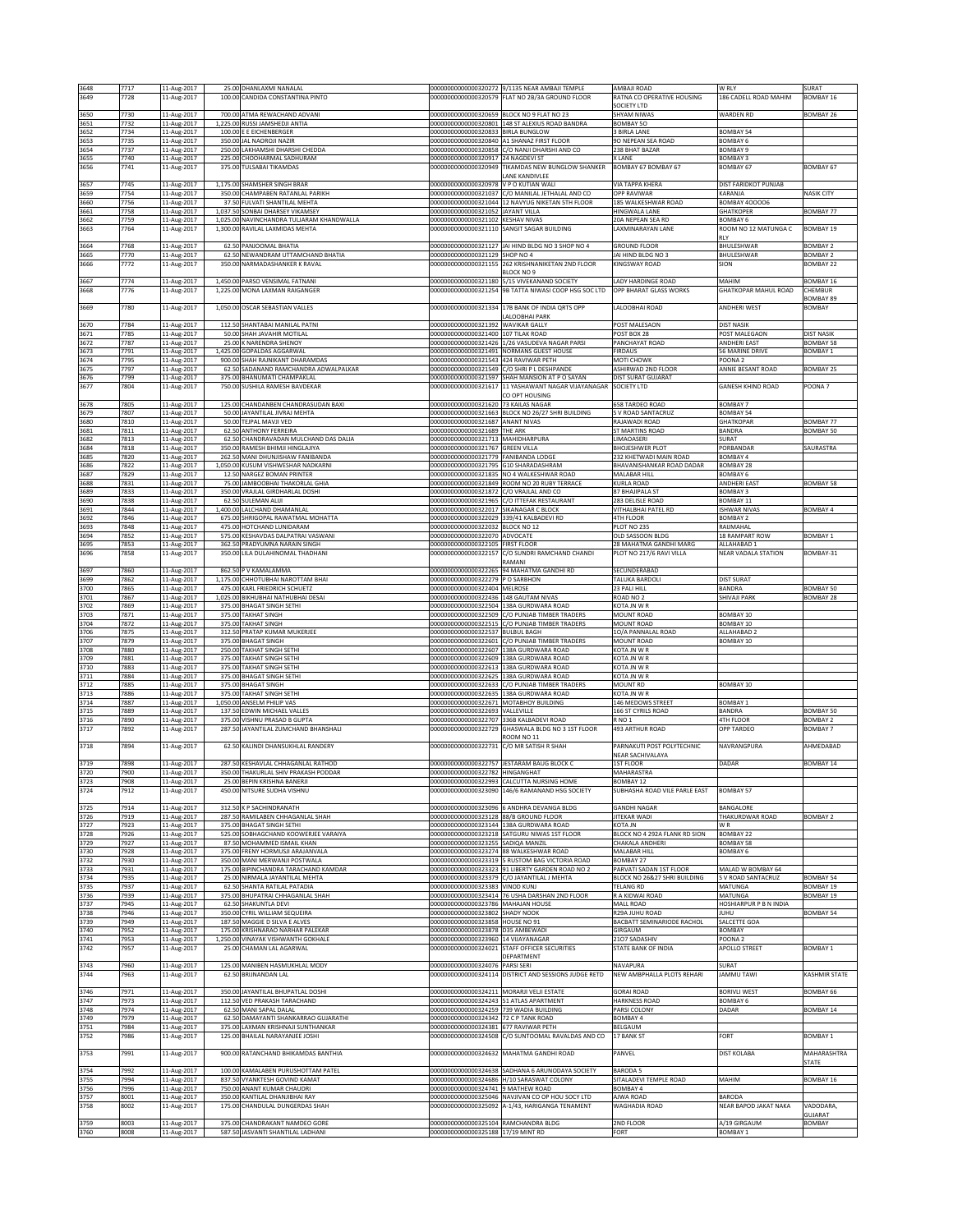| 3648 | 7717 | 11-Aug-2017 | 25.00 | DHANLAXMI NANALAL | 0000000000000320272 | 9/1135 NEAR AMBAJI TEMPLE | AMBAJI ROAD | W RLY | SURAT |
|---|---|---|---|---|---|---|---|---|---|
| 3649 | 7728 | 11-Aug-2017 | 100.00 | CANDIDA CONSTANTINA PINTO | 0000000000000320579 | FLAT NO 2B/3A GROUND FLOOR | RATNA CO OPERATIVE HOUSING SOCIETY LTD | 186 CADELL ROAD MAHIM | BOMBAY 16 |
| 3650 | 7730 | 11-Aug-2017 | 700.00 | ATMA REWACHAND ADVANI | 0000000000000320659 | BLOCK NO 9 FLAT NO 23 | SHYAM NIWAS | WARDEN RD | BOMBAY 26 |
| 3651 | 7732 | 11-Aug-2017 | 1,225.00 | RUSSI JAMSHEDJI ANTIA | 0000000000000320801 | 148 ST ALEXIUS ROAD BANDRA | BOMBAY 50 | | |
| 3652 | 7734 | 11-Aug-2017 | 100.00 | E E EICHENBERGER | 0000000000000320833 | BIRLA BUNGLOW | 3 BIRLA LANE | BOMBAY 54 | |
| 3653 | 7735 | 11-Aug-2017 | 350.00 | JAL NAOROJI NAZIR | 0000000000000320840 | A1 SHANAZ FIRST FLOOR | 90 NEPEAN SEA ROAD | BOMBAY 6 | |
| 3654 | 7737 | 11-Aug-2017 | 250.00 | LAKHAMSHI DHARSHI CHEDDA | 0000000000000320858 | C/O NANJI DHARSHI AND CO | 238 BHAT BAZAR | BOMBAY 9 | |
| 3655 | 7740 | 11-Aug-2017 | 225.00 | CHOOHARMAL SADHURAM | 0000000000000320917 | 24 NAGDEVI ST | X LANE | BOMBAY 3 | |
| 3656 | 7741 | 11-Aug-2017 | 375.00 | TULSABAI TIKAMDAS | 0000000000000320949 | TIKAMDAS NEW BUNGLOW SHANKER LANE KANDIVLEE | BOMBAY 67 BOMBAY 67 | BOMBAY 67 | BOMBAY 67 |
| 3657 | 7745 | 11-Aug-2017 | 1,175.00 | SHAMSHER SINGH BRAR | 0000000000000320978 | V P O KUTIAN WALI | VIA TAPPA KHERA | DIST FARIDKOT PUNJAB | |
| 3659 | 7754 | 11-Aug-2017 | 350.00 | CHAMPABEN RATANLAL PARIKH | 0000000000000321037 | C/O MANILAL JETHALAL AND CO | OPP RAVIWAR | KARANJA | NASIK CITY |
| 3660 | 7756 | 11-Aug-2017 | 37.50 | FULVATI SHANTILAL MEHTA | 0000000000000321044 | 12 NAVYUG NIKETAN 5TH FLOOR | 185 WALKESHWAR ROAD | BOMBAY 4OOOO6 | |
| 3661 | 7758 | 11-Aug-2017 | 1,037.50 | SONBAI DHARSEY VIKAMSEY | 0000000000000321052 | JAYANT VILLA | HINGWALA LANE | GHATKOPER | BOMBAY 77 |
| 3662 | 7759 | 11-Aug-2017 | 1,025.00 | NAVINCHANDRA TULJARAM KHANDWALLA | 0000000000000321102 | KESHAV NIVAS | 20A NEPEAN SEA RD | BOMBAY 6 | |
| 3663 | 7764 | 11-Aug-2017 | 1,300.00 | RAVILAL LAXMIDAS MEHTA | 0000000000000321110 | SANGIT SAGAR BUILDING | LAXMINARAYAN LANE | ROOM NO 12 MATUNGA C RLY | BOMBAY 19 |
| 3664 | 7768 | 11-Aug-2017 | 62.50 | PANJOOMAL BHATIA | 0000000000000321127 | JAI HIND BLDG NO 3 SHOP NO 4 | GROUND FLOOR | BHULESHWAR | BOMBAY 2 |
| 3665 | 7770 | 11-Aug-2017 | 62.50 | NEWANDRAM UTTAMCHAND BHATIA | 0000000000000321129 | SHOP NO 4 | JAI HIND BLDG NO 3 | BHULESHWAR | BOMBAY 2 |
| 3666 | 7772 | 11-Aug-2017 | 350.00 | NARMADASHANKER K RAVAL | 0000000000000321155 | 262 KRISHNANIKETAN 2ND FLOOR BLOCK NO 9 | KINGSWAY ROAD | SION | BOMBAY 22 |
| 3667 | 7774 | 11-Aug-2017 | 1,450.00 | PARSO VENSIMAL FATNANI | 0000000000000321180 | 5/15 VIVEKANAND SOCIETY | LADY HARDINGE ROAD | MAHIM | BOMBAY 16 |
| 3668 | 7776 | 11-Aug-2017 | 1,225.00 | MONA LAXMAN RAIGANGER | 0000000000000321254 | 9B TATTA NIWASI COOP HSG SOC LTD | OPP BHARAT GLASS WORKS | GHATKOPAR MAHUL ROAD | CHEMBUR BOMBAY 89 |
| 3669 | 7780 | 11-Aug-2017 | 1,050.00 | OSCAR SEBASTIAN VALLES | 0000000000000321334 | 17B BANK OF INDIA QRTS OPP LALOOBHAI PARK | LALOOBHAI ROAD | ANDHERI WEST | BOMBAY |
| 3670 | 7784 | 11-Aug-2017 | 112.50 | SHANTABAI MANILAL PATNI | 0000000000000321392 | WAVIKAR GALLY | POST MALESAON | DIST NASIK | |
| 3671 | 7785 | 11-Aug-2017 | 50.00 | SHAH JAVAHIR MOTILAL | 0000000000000321400 | 107 TILAK ROAD | POST BOX 28 | POST MALEGAON | DIST NASIK |
| 3672 | 7787 | 11-Aug-2017 | 25.00 | K NARENDRA SHENOY | 0000000000000321426 | 1/26 VASUDEVA NAGAR PARSI | PANCHAYAT ROAD | ANDHERI EAST | BOMBAY 58 |
| 3673 | 7791 | 11-Aug-2017 | 1,425.00 | GOPALDAS AGGARWAL | 0000000000000321491 | NORMANS GUEST HOUSE | FIRDAUS | 56 MARINE DRIVE | BOMBAY 1 |
| 3674 | 7795 | 11-Aug-2017 | 900.00 | SHAH RAJNIKANT DHARAMDAS | 0000000000000321543 | 424 RAVIWAR PETH | MOTI CHOWK | POONA 2 | |
| 3675 | 7797 | 11-Aug-2017 | 62.50 | SADANAND RAMCHANDRA ADWALPALKAR | 0000000000000321549 | C/O SHRI P L DESHPANDE | ASHIRWAD 2ND FLOOR | ANNIE BESANT ROAD | BOMBAY 25 |
| 3676 | 7799 | 11-Aug-2017 | 375.00 | BHANUMATI CHAMPAKLAL | 0000000000000321597 | SHAH MANSION AT P O SAYAN | DIST SURAT GUJARAT | | |
| 3677 | 7804 | 11-Aug-2017 | 750.00 | SUSHILA RAMESH BAVDEKAR | 0000000000000321617 | 11 YASHAWANT NAGAR VIJAYANAGAR CO OPT HOUSING | SOCIETY LTD | GANESH KHIND ROAD | POONA 7 |
| 3678 | 7805 | 11-Aug-2017 | 125.00 | CHANDANBEN CHANDRASUDAN BAXI | 0000000000000321620 | 73 KAILAS NAGAR | 658 TARDEO ROAD | BOMBAY 7 | |
| 3679 | 7807 | 11-Aug-2017 | 50.00 | JAYANTILAL JIVRAJ MEHTA | 0000000000000321663 | BLOCK NO 26/27 SHRI BUILDING | S V ROAD SANTACRUZ | BOMBAY 54 | |
| 3680 | 7810 | 11-Aug-2017 | 50.00 | TEJPAL MAVJI VED | 0000000000000321687 | ANANT NIVAS | RAJAWADI ROAD | GHATKOPAR | BOMBAY 77 |
| 3681 | 7811 | 11-Aug-2017 | 62.50 | ANTHONY FERREIRA | 0000000000000321689 | THE ARK | ST MARTINS ROAD | BANDRA | BOMBAY 50 |
| 3682 | 7813 | 11-Aug-2017 | 62.50 | CHANDRAVADAN MULCHAND DAS DALIA | 0000000000000321713 | MAHIDHARPURA | LIMAOASERI | SURAT | |
| 3684 | 7818 | 11-Aug-2017 | 350.00 | RAMESH BHIMJI HINGLAJIYA | 0000000000000321767 | GREEN VILLA | BHOJESHWER PLOT | PORBANDAR | SAURASTRA |
| 3685 | 7820 | 11-Aug-2017 | 262.50 | MANI DHUNJISHAW FANIBANDA | 0000000000000321779 | FANIBANDA LODGE | 232 KHETWADI MAIN ROAD | BOMBAY 4 | |
| 3686 | 7822 | 11-Aug-2017 | 1,050.00 | KUSUM VISHWESHAR NADKARNI | 0000000000000321795 | G10 SHARADASHRAM | BHAVANISHANKAR ROAD DADAR | BOMBAY 28 | |
| 3687 | 7829 | 11-Aug-2017 | 12.50 | NARGEZ BOMAN PRINTER | 0000000000000321835 | NO 4 WALKESHWAR ROAD | MALABAR HILL | BOMBAY 6 | |
| 3688 | 7831 | 11-Aug-2017 | 75.00 | JAMBOOBHAI THAKORLAL GHIA | 0000000000000321849 | ROOM NO 20 RUBY TERRACE | KURLA ROAD | ANDHERI EAST | BOMBAY 58 |
| 3689 | 7833 | 11-Aug-2017 | 350.00 | VRAJLAL GIRDHARLAL DOSHI | 0000000000000321872 | C/O VRAJLAL AND CO | 87 BHAJIPALA ST | BOMBAY 3 | |
| 3690 | 7838 | 11-Aug-2017 | 62.50 | SULEMAN ALIJI | 0000000000000321965 | C/O ITTEFAK RESTAURANT | 283 DELISLE ROAD | BOMBAY 11 | |
| 3691 | 7844 | 11-Aug-2017 | 1,400.00 | LALCHAND DHAMANLAL | 0000000000000322017 | SIKANAGAR C BLOCK | VITHALBHAI PATEL RD | ISHWAR NIVAS | BOMBAY 4 |
| 3692 | 7846 | 11-Aug-2017 | 675.00 | SHRIGOPAL RAWATMAL MOHATTA | 0000000000000322029 | 339/41 KALBADEVI RD | 4TH FLOOR | BOMBAY 2 | |
| 3693 | 7848 | 11-Aug-2017 | 475.00 | HOTCHAND LUNIDARAM | 0000000000000322032 | BLOCK NO 12 | PLOT NO 235 | RAJMAHAL | |
| 3694 | 7852 | 11-Aug-2017 | 575.00 | KESHAVDAS DALPATRAI VASWANI | 0000000000000322070 | ADVOCATE | OLD SASSOON BLDG | 18 RAMPART ROW | BOMBAY 1 |
| 3695 | 7853 | 11-Aug-2017 | 362.50 | PRADYUMNA NARAIN SINGH | 0000000000000322105 | FIRST FLOOR | 28 MAHATMA GANDHI MARG | ALLAHABAD 1 | |
| 3696 | 7858 | 11-Aug-2017 | 350.00 | LILA DULAHINOMAL THADHANI | 0000000000000322157 | C/O SUNDRI RAMCHAND CHANDI RAMANI | PLOT NO 217/6 RAVI VILLA | NEAR VADALA STATION | BOMBAY-31 |
| 3697 | 7860 | 11-Aug-2017 | 862.50 | P V KAMALAMMA | 0000000000000322265 | 94 MAHATMA GANDHI RD | SECUNDERABAD | | |
| 3699 | 7862 | 11-Aug-2017 | 1,175.00 | CHHOTUBHAI NAROTTAM BHAI | 0000000000000322279 | P O SARBHON | TALUKA BARDOLI | DIST SURAT | |
| 3700 | 7865 | 11-Aug-2017 | 475.00 | KARL FRIEDRICH SCHUETZ | 0000000000000322404 | MELROSE | 23 PALI HILL | BANDRA | BOMBAY 50 |
| 3701 | 7867 | 11-Aug-2017 | 1,025.00 | BIKHUBHAI NATHUBHAI DESAI | 0000000000000322436 | 148 GAUTAM NIVAS | ROAD NO 2 | SHIVAJI PARK | BOMBAY 28 |
| 3702 | 7869 | 11-Aug-2017 | 375.00 | BHAGAT SINGH SETHI | 0000000000000322504 | 138A GURDWARA ROAD | KOTA JN W R | | |
| 3703 | 7871 | 11-Aug-2017 | 375.00 | TAKHAT SINGH | 0000000000000322509 | C/O PUNJAB TIMBER TRADERS | MOUNT ROAD | BOMBAY 10 | |
| 3704 | 7872 | 11-Aug-2017 | 375.00 | TAKHAT SINGH | 0000000000000322515 | C/O PUNJAB TIMBER TRADERS | MOUNT ROAD | BOMBAY 10 | |
| 3706 | 7875 | 11-Aug-2017 | 312.50 | PRATAP KUMAR MUKERJEE | 0000000000000322537 | BULBUL BAGH | 1O/A PANNALAL ROAD | ALLAHABAD 2 | |
| 3707 | 7879 | 11-Aug-2017 | 375.00 | BHAGAT SINGH | 0000000000000322601 | C/O PUNJAB TIMBER TRADERS | MOUNT ROAD | BOMBAY 10 | |
| 3708 | 7880 | 11-Aug-2017 | 250.00 | TAKHAT SINGH SETHI | 0000000000000322607 | 138A GURDWARA ROAD | KOTA JN W R | | |
| 3709 | 7881 | 11-Aug-2017 | 375.00 | TAKHAT SINGH SETHI | 0000000000000322609 | 138A GURDWARA ROAD | KOTA JN W R | | |
| 3710 | 7883 | 11-Aug-2017 | 375.00 | TAKHAT SINGH SETHI | 0000000000000322613 | 138A GURDWARA ROAD | KOTA JN W R | | |
| 3711 | 7884 | 11-Aug-2017 | 375.00 | BHAGAT SINGH SETHI | 0000000000000322625 | 138A GURDWARA ROAD | KOTA JN W R | | |
| 3712 | 7885 | 11-Aug-2017 | 375.00 | BHAGAT SINGH | 0000000000000322633 | C/O PUNJAB TIMBER TRADERS | MOUNT RD | BOMBAY 10 | |
| 3713 | 7886 | 11-Aug-2017 | 375.00 | TAKHAT SINGH SETHI | 0000000000000322635 | 138A GURDWARA ROAD | KOTA JN W R | | |
| 3714 | 7887 | 11-Aug-2017 | 1,050.00 | ANSELM PHILIP VAS | 0000000000000322671 | MOTABHOY BUILDING | 146 MEDOWS STREET | BOMBAY 1 | |
| 3715 | 7889 | 11-Aug-2017 | 137.50 | EDWIN MICHAEL VALLES | 0000000000000322693 | VALLEVILLE | 166 ST CYRILS ROAD | BANDRA | BOMBAY 50 |
| 3716 | 7890 | 11-Aug-2017 | 375.00 | VISHNU PRASAD B GUPTA | 0000000000000322707 | 336B KALBADEVI ROAD | R NO 1 | 4TH FLOOR | BOMBAY 2 |
| 3717 | 7892 | 11-Aug-2017 | 287.50 | JAYANTILAL ZUMCHAND BHANSHALI | 0000000000000322729 | GHASWALA BLDG NO 3 1ST FLOOR ROOM NO 11 | 493 ARTHUR ROAD | OPP TARDEO | BOMBAY 7 |
| 3718 | 7894 | 11-Aug-2017 | 62.50 | KALINDI DHANSUKHLAL RANDERY | 0000000000000322731 | C/O MR SATISH R SHAH | PARNAKUTI POST POLYTECHNIC NEAR SACHIVALAYA | NAVRANGPURA | AHMEDABAD |
| 3719 | 7898 | 11-Aug-2017 | 287.50 | KESHAVLAL CHHAGANLAL RATHOD | 0000000000000322757 | JESTARAM BAUG BLOCK C | 1ST FLOOR | DADAR | BOMBAY 14 |
| 3720 | 7900 | 11-Aug-2017 | 350.00 | THAKURLAL SHIV PRAKASH PODDAR | 0000000000000322782 | HINGANGHAT | MAHARASTRA | | |
| 3723 | 7908 | 11-Aug-2017 | 25.00 | BEPIN KRISHNA BANERJI | 0000000000000322993 | CALCUTTA NURSING HOME | BOMBAY 12 | | |
| 3724 | 7912 | 11-Aug-2017 | 450.00 | NITSURE SUDHA VISHNU | 0000000000000323090 | 146/6 RAMANAND HSG SOCIETY | SUBHASHA ROAD VILE PARLE EAST | BOMBAY 57 | |
| 3725 | 7914 | 11-Aug-2017 | 312.50 | K P SACHINDRANATH | 0000000000000323096 | 6 ANDHRA DEVANGA BLDG | GANDHI NAGAR | BANGALORE | |
| 3726 | 7919 | 11-Aug-2017 | 287.50 | RAMILABEN CHHAGANLAL SHAH | 0000000000000323128 | 88/B GROUND FLOOR | JITEKAR WADI | THAKURDWAR ROAD | BOMBAY 2 |
| 3727 | 7923 | 11-Aug-2017 | 375.00 | BHAGAT SINGH SETHI | 0000000000000323144 | 138A GURDWARA ROAD | KOTA JN | W R | |
| 3728 | 7926 | 11-Aug-2017 | 525.00 | SOBHAGCHAND KOOWERJEE VARAIYA | 0000000000000323218 | SATGURU NIWAS 1ST FLOOR | BLOCK NO 4 292A FLANK RD SION | BOMBAY 22 | |
| 3729 | 7927 | 11-Aug-2017 | 87.50 | MOHAMMED ISMAIL KHAN | 0000000000000323255 | SADIQA MANZIL | CHAKALA ANDHERI | BOMBAY 58 | |
| 3730 | 7928 | 11-Aug-2017 | 375.00 | FRENY HORMUSJI ARAJANVALA | 0000000000000323274 | 88 WALKESHWAR ROAD | MALABAR HILL | BOMBAY 6 | |
| 3732 | 7930 | 11-Aug-2017 | 350.00 | MANI MERWANJI POSTWALA | 0000000000000323319 | 5 RUSTOM BAG VICTORIA ROAD | BOMBAY 27 | | |
| 3733 | 7931 | 11-Aug-2017 | 175.00 | BIPINCHANDRA TARACHAND KAMDAR | 0000000000000323323 | 91 LIBERTY GARDEN ROAD NO 2 | PARVATI SADAN 1ST FLOOR | MALAD W BOMBAY 64 | |
| 3734 | 7935 | 11-Aug-2017 | 25.00 | NIRMALA JAYANTILAL MEHTA | 0000000000000323379 | C/O JAYANTILAL J MEHTA | BLOCK NO 26&27 SHRI BUILDING | S V ROAD SANTACRUZ | BOMBAY 54 |
| 3735 | 7937 | 11-Aug-2017 | 62.50 | SHANTA RATILAL PATADIA | 0000000000000323383 | VINOD KUNJ | TELANG RD | MATUNGA | BOMBAY 19 |
| 3736 | 7939 | 11-Aug-2017 | 375.00 | BHUPATRAI CHHAGANLAL SHAH | 0000000000000323414 | 76 USHA DARSHAN 2ND FLOOR | R A KIDWAI ROAD | MATUNGA | BOMBAY 19 |
| 3737 | 7945 | 11-Aug-2017 | 62.50 | SHAKUNTLA DEVI | 0000000000000323786 | MAHAJAN HOUSE | MALL ROAD | HOSHIARPUR P B N INDIA | |
| 3738 | 7946 | 11-Aug-2017 | 350.00 | CYRIL WILLIAM SEQUEIRA | 0000000000000323802 | SHADY NOOK | R29A JUHU ROAD | JUHU | BOMBAY 54 |
| 3739 | 7949 | 11-Aug-2017 | 187.50 | MAGGIE D SILVA E ALVES | 0000000000000323858 | HOUSE NO 91 | BACBATT SEMINARIODE RACHOL | SALCETTE GOA | |
| 3740 | 7952 | 11-Aug-2017 | 175.00 | KRISHNARAO NARHAR PALEKAR | 0000000000000323878 | D35 AMBEWADI | GIRGAUM | BOMBAY | |
| 3741 | 7953 | 11-Aug-2017 | 1,250.00 | VINAYAK VISHWANTH GOKHALE | 0000000000000323960 | 14 VIJAYANAGAR | 21O7 SADASHIV | POONA 2 | |
| 3742 | 7957 | 11-Aug-2017 | 25.00 | CHAMAN LAL AGARWAL | 0000000000000324021 | STAFF OFFICER SECURITIES DEPARTMENT | STATE BANK OF INDIA | APOLLO STREET | BOMBAY 1 |
| 3743 | 7960 | 11-Aug-2017 | 125.00 | MANIBEN HASMUKHLAL MODY | 0000000000000324076 | PARSI SERI | NAVAPURA | SURAT | |
| 3744 | 7963 | 11-Aug-2017 | 62.50 | BRIJNANDAN LAL | 0000000000000324114 | DISTRICT AND SESSIONS JUDGE RETD | NEW AMBPHALLA PLOTS REHARI | JAMMU TAWI | KASHMIR STATE |
| 3746 | 7971 | 11-Aug-2017 | 350.00 | JAYANTILAL BHUPATLAL DOSHI | 0000000000000324211 | MORARJI VELJI ESTATE | GORAI ROAD | BORIVLI WEST | BOMBAY 66 |
| 3747 | 7973 | 11-Aug-2017 | 112.50 | VED PRAKASH TARACHAND | 0000000000000324243 | 51 ATLAS APARTMENT | HARKNESS ROAD | BOMBAY 6 | |
| 3748 | 7974 | 11-Aug-2017 | 62.50 | MANI SAPAL DALAL | 0000000000000324259 | 739 WADIA BUILDING | PARSI COLONY | DADAR | BOMBAY 14 |
| 3749 | 7979 | 11-Aug-2017 | 62.50 | DAMAYANTI SHANKARRAO GUJARATHI | 0000000000000324342 | 72 C P TANK ROAD | BOMBAY 4 | | |
| 3751 | 7984 | 11-Aug-2017 | 375.00 | LAXMAN KRISHNAJI SUNTHANKAR | 0000000000000324381 | 677 RAVIWAR PETH | BELGAUM | | |
| 3752 | 7986 | 11-Aug-2017 | 125.00 | BHAILAL NARAYANJEE JOSHI | 0000000000000324508 | C/O SUNTOOMAL RAVALDAS AND CO | 17 BANK ST | FORT | BOMBAY 1 |
| 3753 | 7991 | 11-Aug-2017 | 900.00 | RATANCHAND BHIKAMDAS BANTHIA | 0000000000000324632 | MAHATMA GANDHI ROAD | PANVEL | DIST KOLABA | MAHARASHTRA STATE |
| 3754 | 7992 | 11-Aug-2017 | 100.00 | KAMALABEN PURUSHOTTAM PATEL | 0000000000000324638 | SADHANA 6 ARUNODAYA SOCIETY | BARODA 5 | | |
| 3755 | 7994 | 11-Aug-2017 | 837.50 | VYANKTESH GOVIND KAMAT | 0000000000000324686 | H/10 SARASWAT COLONY | SITALADEVI TEMPLE ROAD | MAHIM | BOMBAY 16 |
| 3756 | 7996 | 11-Aug-2017 | 750.00 | ANANT KUMAR CHAUDRI | 0000000000000324741 | 9 MATHEW ROAD | BOMBAY 4 | | |
| 3757 | 8001 | 11-Aug-2017 | 350.00 | KANTILAL DHANJIBHAI RAY | 0000000000000325046 | NAVJIVAN CO OP HOU SOCY LTD | AJWA ROAD | BARODA | |
| 3758 | 8002 | 11-Aug-2017 | 175.00 | CHANDULAL DUNGERDAS SHAH | 0000000000000325092 | A-1/43, HARIGANGA TENAMENT | WAGHADIA ROAD | NEAR BAPOD JAKAT NAKA | VADODARA, GUJARAT |
| 3759 | 8003 | 11-Aug-2017 | 375.00 | CHANDRAKANT NAMDEO GORE | 0000000000000325104 | RAMCHANDRA BLDG | 2ND FLOOR | A/19 GIRGAUM | BOMBAY |
| 3760 | 8008 | 11-Aug-2017 | 587.50 | JASVANTI SHANTILAL LADHANI | 0000000000000325188 | 17/19 MINT RD | FORT | BOMBAY 1 | |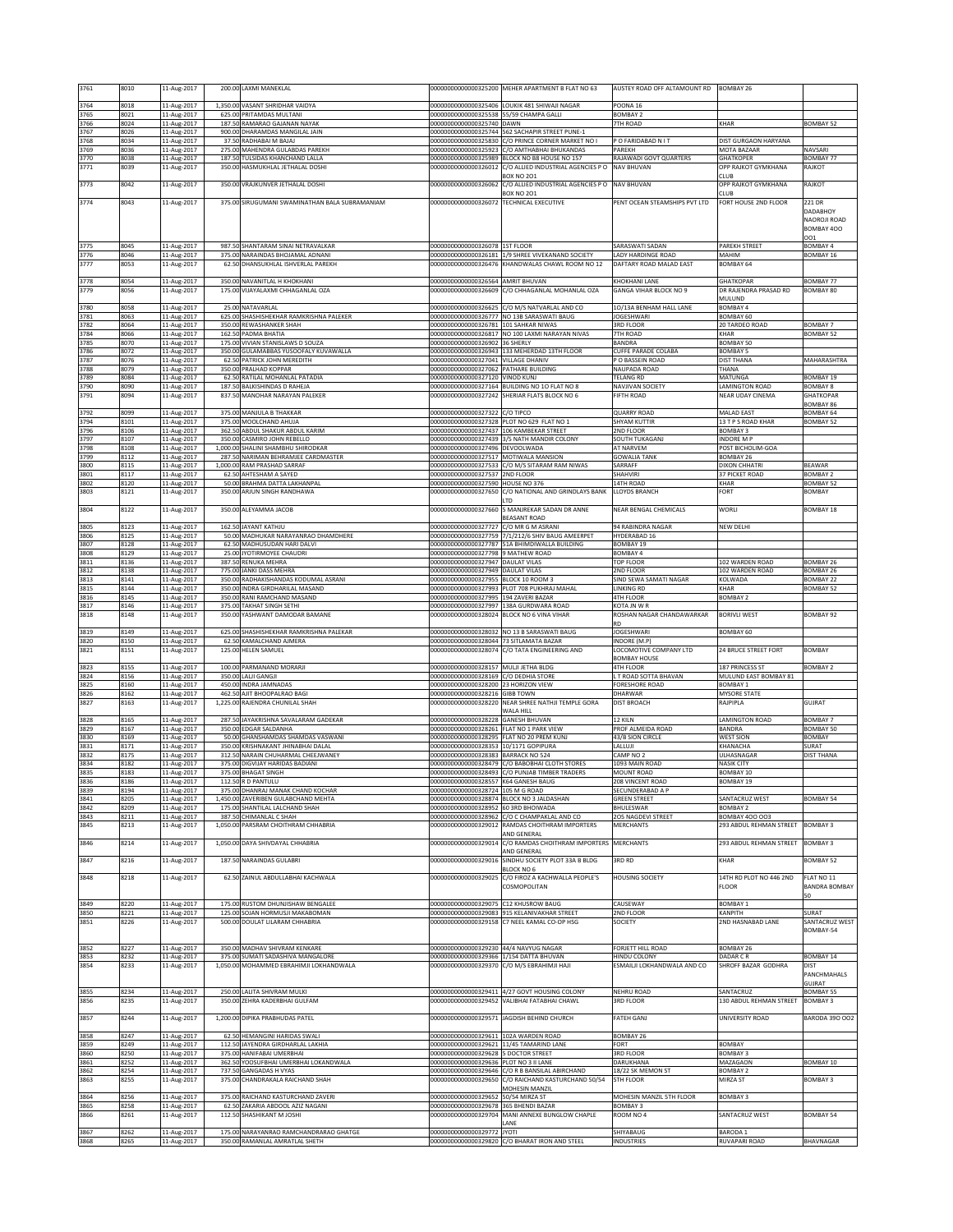| 3761 | 8010 | 11-Aug-2017 | 200.00 | LAXMI MANEKLAL | 0000000000000325200 | MEHER APARTMENT B FLAT NO 63 | AUSTEY ROAD OFF ALTAMOUNT RD | BOMBAY 26 | |
|---|---|---|---|---|---|---|---|---|---|
| 3764 | 8018 | 11-Aug-2017 | 1,350.00 | VASANT SHRIDHAR VAIDYA | 0000000000000325406 | LOUKIK 481 SHIWAJI NAGAR | POONA 16 | | |
| 3765 | 8021 | 11-Aug-2017 | 625.00 | PRITAMDAS MULTANI | 0000000000000325538 | 55/59 CHAMPA GALLI | BOMBAY 2 | | |
| 3766 | 8024 | 11-Aug-2017 | 187.50 | RAMARAO GAJANAN NAYAK | 0000000000000325740 | DAWN | 7TH ROAD | KHAR | BOMBAY 52 |
| 3767 | 8026 | 11-Aug-2017 | 900.00 | DHARAMDAS MANGILAL JAIN | 0000000000000325744 | 562 SACHAPIR STREET PUNE-1 | | | |
| 3768 | 8034 | 11-Aug-2017 | 37.50 | RADHABAI M BAJAJ | 0000000000000325830 | C/O PRINCE CORNER MARKET NO I | P O FARIDABAD N I T | DIST GURGAON HARYANA | |
| 3769 | 8036 | 11-Aug-2017 | 275.00 | MAHENDRA GULABDAS PAREKH | 0000000000000325923 | C/O AMTHABHAI BHUKANDAS | PAREKH | MOTA BAZAAR | NAVSARI |
| 3770 | 8038 | 11-Aug-2017 | 187.50 | TULSIDAS KHANCHAND LALLA | 0000000000000325989 | BLOCK NO 88 HOUSE NO 157 | RAJAWADI GOVT QUARTERS | GHATKOPER | BOMBAY 77 |
| 3771 | 8039 | 11-Aug-2017 | 350.00 | HASMUKHLAL JETHALAL DOSHI | 0000000000000326012 | C/O ALLIED INDUSTRIAL AGENCIES P O BOX NO 201 | NAV BHUVAN | OPP RAJKOT GYMKHANA CLUB | RAJKOT |
| 3773 | 8042 | 11-Aug-2017 | 350.00 | VRAJKUNVER JETHALAL DOSHI | 0000000000000326062 | C/O ALLIED INDUSTRIAL AGENCIES P O BOX NO 201 | NAV BHUVAN | OPP RAJKOT GYMKHANA CLUB | RAJKOT |
| 3774 | 8043 | 11-Aug-2017 | 375.00 | SIRUGUMANI SWAMINATHAN BALA SUBRAMANIAM | 0000000000000326072 | TECHNICAL EXECUTIVE | PENT OCEAN STEAMSHIPS PVT LTD | FORT HOUSE 2ND FLOOR | 221 DR DADABHOY NAOROJI ROAD BOMBAY 400 001 |
| 3775 | 8045 | 11-Aug-2017 | 987.50 | SHANTARAM SINAI NETRAVALKAR | 0000000000000326078 | 1ST FLOOR | SARASWATI SADAN | PAREKH STREET | BOMBAY 4 |
| 3776 | 8046 | 11-Aug-2017 | 375.00 | NARAINDAS BHOJAMAL ADNANI | 0000000000000326181 | 1/9 SHREE VIVEKANAND SOCIETY | LADY HARDINGE ROAD | MAHIM | BOMBAY 16 |
| 3777 | 8053 | 11-Aug-2017 | 62.50 | DHANSUKHLAL ISHVERLAL PAREKH | 0000000000000326476 | KHANDWALAS CHAWL ROOM NO 12 | DAFTARY ROAD MALAD EAST | BOMBAY 64 | |
| 3778 | 8054 | 11-Aug-2017 | 350.00 | NAVANITLAL H KHOKHANI | 0000000000000326564 | AMRIT BHUVAN | KHOKHANI LANE | GHATKOPAR | BOMBAY 77 |
| 3779 | 8056 | 11-Aug-2017 | 175.00 | VIJAYALAXMI CHHAGANLAL OZA | 0000000000000326609 | C/O CHHAGANLAL MOHANLAL OZA | GANGA VIHAR BLOCK NO 9 | DR RAJENDRA PRASAD RD MULUND | BOMBAY 80 |
| 3780 | 8058 | 11-Aug-2017 | 25.00 | NATAVARLAL | 0000000000000326625 | C/O M/S NATVARLAL AND CO | 10/13A BENHAM HALL LANE | BOMBAY 4 | |
| 3781 | 8063 | 11-Aug-2017 | 625.00 | SHASHISHEKHAR RAMKRISHNA PALEKER | 0000000000000326777 | NO 13B SARASWATI BAUG | JOGESHWARI | BOMBAY 60 | |
| 3782 | 8064 | 11-Aug-2017 | 350.00 | REWASHANKER SHAH | 0000000000000326781 | 101 SAHKAR NIWAS | 3RD FLOOR | 20 TARDEO ROAD | BOMBAY 7 |
| 3784 | 8066 | 11-Aug-2017 | 162.50 | PADMA BHATIA | 0000000000000326817 | NO 100 LAXMI NARAYAN NIVAS | 7TH ROAD | KHAR | BOMBAY 52 |
| 3785 | 8070 | 11-Aug-2017 | 175.00 | VIVIAN STANISLAWS D SOUZA | 0000000000000326902 | 36 SHERLY | BANDRA | BOMBAY 50 | |
| 3786 | 8072 | 11-Aug-2017 | 350.00 | GULAMABBAS YUSOOFALY KUVAWALLA | 0000000000000326943 | 133 MEHERDAD 13TH FLOOR | CUFFE PARADE COLABA | BOMBAY 5 | |
| 3787 | 8076 | 11-Aug-2017 | 62.50 | PATRICK JOHN MEREDITH | 0000000000000327041 | VILLAGE DHANIV | P O BASSEIN ROAD | DIST THANA | MAHARASHTRA |
| 3788 | 8079 | 11-Aug-2017 | 350.00 | PRALHAD KOPPAR | 0000000000000327062 | PATHARE BUILDING | NAUPADA ROAD | THANA | |
| 3789 | 8084 | 11-Aug-2017 | 62.50 | RATILAL MOHANLAL PATADIA | 0000000000000327120 | VINOD KUNJ | TELANG RD | MATUNGA | BOMBAY 19 |
| 3790 | 8090 | 11-Aug-2017 | 187.50 | BALKISHINDAS D RAHEJA | 0000000000000327164 | BUILDING NO 10 FLAT NO 8 | NAVJIVAN SOCIETY | LAMINGTON ROAD | BOMBAY 8 |
| 3791 | 8094 | 11-Aug-2017 | 837.50 | MANOHAR NARAYAN PALEKER | 0000000000000327242 | SHERIAR FLATS BLOCK NO 6 | FIFTH ROAD | NEAR UDAY CINEMA | GHATKOPAR BOMBAY 86 |
| 3792 | 8099 | 11-Aug-2017 | 375.00 | MANJULA B THAKKAR | 0000000000000327322 | C/O TIPCO | QUARRY ROAD | MALAD EAST | BOMBAY 64 |
| 3794 | 8101 | 11-Aug-2017 | 375.00 | MOOLCHAND AHUJA | 0000000000000327328 | PLOT NO 629 FLAT NO 1 | SHYAM KUTTIR | 13 T P S ROAD KHAR | BOMBAY 52 |
| 3796 | 8106 | 11-Aug-2017 | 362.50 | ABDUL SHAKUR ABDUL KARIM | 0000000000000327437 | 106 KAMBEKAR STREET | 2ND FLOOR | BOMBAY 3 | |
| 3797 | 8107 | 11-Aug-2017 | 350.00 | CASMIRO JOHN REBELLO | 0000000000000327439 | 3/5 NATH MANDIR COLONY | SOUTH TUKAGANJ | INDORE M P | |
| 3798 | 8108 | 11-Aug-2017 | 1,000.00 | SHALINI SHAMBHU SHIRODKAR | 0000000000000327496 | DEVOOLWADA | AT NARVEM | POST BICHOLIM-GOA | |
| 3799 | 8112 | 11-Aug-2017 | 287.50 | NARIMAN BEHRAMJEE CARDMASTER | 0000000000000327517 | MOTIWALA MANSION | GOWALIA TANK | BOMBAY 26 | |
| 3800 | 8115 | 11-Aug-2017 | 1,000.00 | RAM PRASHAD SARRAF | 0000000000000327533 | C/O M/S SITARAM RAM NIWAS | SARRAFF | DIXON CHHATRI | BEAWAR |
| 3801 | 8117 | 11-Aug-2017 | 62.50 | AHTESHAM A SAYED | 0000000000000327537 | 2ND FLOOR | SHAHVIRI | 37 PICKET ROAD | BOMBAY 2 |
| 3802 | 8120 | 11-Aug-2017 | 50.00 | BRAHMA DATTA LAKHANPAL | 0000000000000327590 | HOUSE NO 376 | 14TH ROAD | KHAR | BOMBAY 52 |
| 3803 | 8121 | 11-Aug-2017 | 350.00 | ARJUN SINGH RANDHAWA | 0000000000000327650 | C/O NATIONAL AND GRINDLAYS BANK LTD | LLOYDS BRANCH | FORT | BOMBAY |
| 3804 | 8122 | 11-Aug-2017 | 350.00 | ALEYAMMA JACOB | 0000000000000327660 | 5 MANJREKAR SADAN DR ANNE BEASANT ROAD | NEAR BENGAL CHEMICALS | WORLI | BOMBAY 18 |
| 3805 | 8123 | 11-Aug-2017 | 162.50 | JAYANT KATHJU | 0000000000000327727 | C/O MR G M ASRANI | 94 RABINDRA NAGAR | NEW DELHI | |
| 3806 | 8125 | 11-Aug-2017 | 50.00 | MADHUKAR NARAYANRAO DHAMDHERE | 0000000000000327759 | 7/1/212/6 SHIV BAUG AMEERPET | HYDERABAD 16 | | |
| 3807 | 8128 | 11-Aug-2017 | 62.50 | MADHUSUDAN HARI DALVI | 0000000000000327787 | 51A BHIMDIWALLA BUILDING | BOMBAY 19 | | |
| 3808 | 8129 | 11-Aug-2017 | 25.00 | JYOTIRMOYEE CHAUDRI | 0000000000000327798 | 9 MATHEW ROAD | BOMBAY 4 | | |
| 3811 | 8136 | 11-Aug-2017 | 387.50 | RENUKA MEHRA | 0000000000000327947 | DAULAT VILAS | TOP FLOOR | 102 WARDEN ROAD | BOMBAY 26 |
| 3812 | 8138 | 11-Aug-2017 | 775.00 | JANKI DASS MEHRA | 0000000000000327949 | DAULAT VILAS | 2ND FLOOR | 102 WARDEN ROAD | BOMBAY 26 |
| 3813 | 8141 | 11-Aug-2017 | 350.00 | RADHAKISHANDAS KODUMAL ASRANI | 0000000000000327955 | BLOCK 10 ROOM 3 | SIND SEWA SAMATI NAGAR | KOLWADA | BOMBAY 22 |
| 3815 | 8144 | 11-Aug-2017 | 350.00 | INDRA GIRDHARILAL MASAND | 0000000000000327993 | PLOT 708 PUKHRAJ MAHAL | LINKING RD | KHAR | BOMBAY 52 |
| 3816 | 8145 | 11-Aug-2017 | 350.00 | RANI RAMCHAND MASAND | 0000000000000327995 | 194 ZAVERI BAZAR | 4TH FLOOR | BOMBAY 2 | |
| 3817 | 8146 | 11-Aug-2017 | 375.00 | TAKHAT SINGH SETHI | 0000000000000327997 | 138A GURDWARA ROAD | KOTA JN W R | | |
| 3818 | 8148 | 11-Aug-2017 | 350.00 | YASHWANT DAMODAR BAMANE | 0000000000000328024 | BLOCK NO 6 VINA VIHAR | ROSHAN NAGAR CHANDAWARKAR RD | BORIVLI WEST | BOMBAY 92 |
| 3819 | 8149 | 11-Aug-2017 | 625.00 | SHASHISHEKHAR RAMKRISHNA PALEKAR | 0000000000000328032 | NO 13 B SARASWATI BAUG | JOGESHWARI | BOMBAY 60 | |
| 3820 | 8150 | 11-Aug-2017 | 62.50 | KAMALCHAND AJMERA | 0000000000000328044 | 73 SITLAMATA BAZAR | INDORE (M.P) | | |
| 3821 | 8151 | 11-Aug-2017 | 125.00 | HELEN SAMUEL | 0000000000000328074 | C/O TATA ENGINEERING AND | LOCOMOTIVE COMPANY LTD BOMBAY HOUSE | 24 BRUCE STREET FORT | BOMBAY |
| 3823 | 8155 | 11-Aug-2017 | 100.00 | PARMANAND MORARJI | 0000000000000328157 | MULJI JETHA BLDG | 4TH FLOOR | 187 PRINCESS ST | BOMBAY 2 |
| 3824 | 8156 | 11-Aug-2017 | 350.00 | LALJI GANGJI | 0000000000000328169 | C/O DEDHIA STORE | L T ROAD SOTTA BHAVAN | MULUND EAST BOMBAY 81 | |
| 3825 | 8160 | 11-Aug-2017 | 450.00 | INDRA JAMNADAS | 0000000000000328200 | 23 HORIZON VIEW | FORESHORE ROAD | BOMBAY 1 | |
| 3826 | 8162 | 11-Aug-2017 | 462.50 | AJIT BHOOPALRAO BAGI | 0000000000000328216 | GIBB TOWN | DHARWAR | MYSORE STATE | |
| 3827 | 8163 | 11-Aug-2017 | 1,225.00 | RAJENDRA CHUNILAL SHAH | 0000000000000328220 | NEAR SHREE NATHJI TEMPLE GORA WALA HILL | DIST BROACH | RAJPIPLA | GUJRAT |
| 3828 | 8165 | 11-Aug-2017 | 287.50 | JAYAKRISHNA SAVALARAM GADEKAR | 0000000000000328228 | GANESH BHUVAN | 12 KILN | LAMINGTON ROAD | BOMBAY 7 |
| 3829 | 8167 | 11-Aug-2017 | 350.00 | EDGAR SALDANHA | 0000000000000328261 | FLAT NO 1 PARK VIEW | PROF ALMEIDA ROAD | BANDRA | BOMBAY 50 |
| 3830 | 8169 | 11-Aug-2017 | 50.00 | GHANSHAMDAS SHAMDAS VASWANI | 0000000000000328295 | FLAT NO 20 PREM KUNJ | 43/B SION CIRCLE | WEST SION | BOMBAY |
| 3831 | 8171 | 11-Aug-2017 | 350.00 | KRISHNAKANT JHINABHAI DALAL | 0000000000000328353 | 10/1171 GOPIPURA | LALLUJI | KHANACHA | SURAT |
| 3832 | 8175 | 11-Aug-2017 | 312.50 | NARAIN CHUHARMAL CHEEJWANEY | 0000000000000328383 | BARRACK NO 524 | CAMP NO 2 | ULHASNAGAR | DIST THANA |
| 3834 | 8182 | 11-Aug-2017 | 375.00 | DIGVIJAY HARIDAS BADIANI | 0000000000000328479 | C/O BABOBHAI CLOTH STORES | 1093 MAIN ROAD | NASIK CITY | |
| 3835 | 8183 | 11-Aug-2017 | 375.00 | BHAGAT SINGH | 0000000000000328493 | C/O PUNJAB TIMBER TRADERS | MOUNT ROAD | BOMBAY 10 | |
| 3836 | 8186 | 11-Aug-2017 | 112.50 | R D PANTULU | 0000000000000328557 | K64 GANESH BAUG | 208 VINCENT ROAD | BOMBAY 19 | |
| 3839 | 8194 | 11-Aug-2017 | 375.00 | DHANRAJ MANAK CHAND KOCHAR | 0000000000000328724 | 105 M G ROAD | SECUNDERABAD A P | | |
| 3841 | 8205 | 11-Aug-2017 | 1,450.00 | ZAVERIBEN GULABCHAND MEHTA | 0000000000000328874 | BLOCK NO 3 JALDASHAN | GREEN STREET | SANTACRUZ WEST | BOMBAY 54 |
| 3842 | 8209 | 11-Aug-2017 | 175.00 | SHANTILAL LALCHAND SHAH | 0000000000000328952 | 60 3RD BHOIWADA | BHULESWAR | BOMBAY 2 | |
| 3843 | 8211 | 11-Aug-2017 | 387.50 | CHIMANLAL C SHAH | 0000000000000328962 | C/O C CHAMPAKLAL AND CO | 205 NAGDEVI STREET | BOMBAY 400 003 | |
| 3845 | 8213 | 11-Aug-2017 | 1,050.00 | PARSRAM CHOITHRAM CHHABRIA | 0000000000000329012 | RAMDAS CHOITHRAM IMPORTERS AND GENERAL | MERCHANTS | 293 ABDUL REHMAN STREET | BOMBAY 3 |
| 3846 | 8214 | 11-Aug-2017 | 1,050.00 | DAYA SHIVDAYAL CHHABRIA | 0000000000000329014 | C/O RAMDAS CHOITHRAM IMPORTERS AND GENERAL | MERCHANTS | 293 ABDUL REHMAN STREET | BOMBAY 3 |
| 3847 | 8216 | 11-Aug-2017 | 187.50 | NARAINDAS GULABRI | 0000000000000329016 | SINDHU SOCIETY PLOT 33A B BLDG BLOCK NO 6 | 3RD RD | KHAR | BOMBAY 52 |
| 3848 | 8218 | 11-Aug-2017 | 62.50 | ZAINUL ABDULLABHAI KACHWALA | 0000000000000329025 | C/O FIROZ A KACHWALLA PEOPLE'S COSMOPOLITAN | HOUSING SOCIETY | 14TH RD PLOT NO 446 2ND FLOOR | FLAT NO 11 BANDRA BOMBAY 50 |
| 3849 | 8220 | 11-Aug-2017 | 175.00 | RUSTOM DHUNJISHAW BENGALEE | 0000000000000329075 | C12 KHUSROW BAUG | CAUSEWAY | BOMBAY 1 | |
| 3850 | 8221 | 11-Aug-2017 | 125.00 | SOJAN HORMUSJI MAKABOMAN | 0000000000000329083 | 915 KELANIVAKHAR STREET | 2ND FLOOR | KANPITH | SURAT |
| 3851 | 8226 | 11-Aug-2017 | 500.00 | DOULAT LILARAM CHHABRIA | 0000000000000329158 | C7 NEEL KAMAL CO-OP HSG | SOCIETY | 2ND HASNABAD LANE | SANTACRUZ WEST BOMBAY-54 |
| 3852 | 8227 | 11-Aug-2017 | 350.00 | MADHAV SHIVRAM KENKARE | 0000000000000329230 | 44/4 NAVYUG NAGAR | FORJETT HILL ROAD | BOMBAY 26 | |
| 3853 | 8232 | 11-Aug-2017 | 375.00 | SUMATI SADASHIVA MANGALORE | 0000000000000329366 | 1/154 DATTA BHUVAN | HINDU COLONY | DADAR C R | BOMBAY 14 |
| 3854 | 8233 | 11-Aug-2017 | 1,050.00 | MOHAMMED EBRAHIMJI LOKHANDWALA | 0000000000000329370 | C/O M/S EBRAHIMJI HAJI | ESMAILJI LOKHANDWALA AND CO | SHROFF BAZAR GODHRA | DIST PANCHMAHALS GUJRAT |
| 3855 | 8234 | 11-Aug-2017 | 250.00 | LALITA SHIVRAM MULKI | 0000000000000329411 | 4/27 GOVT HOUSING COLONY | NEHRU ROAD | SANTACRUZ | BOMBAY 55 |
| 3856 | 8235 | 11-Aug-2017 | 350.00 | ZEHRA KADERBHAI GULFAM | 0000000000000329452 | VALIBHAI FATABHAI CHAWL | 3RD FLOOR | 130 ABDUL REHMAN STREET | BOMBAY 3 |
| 3857 | 8244 | 11-Aug-2017 | 1,200.00 | DIPIKA PRABHUDAS PATEL | 0000000000000329571 | JAGDISH BEHIND CHURCH | FATEH GANJ | UNIVERSITY ROAD | BARODA 390 002 |
| 3858 | 8247 | 11-Aug-2017 | 62.50 | HEMANGINI HARIDAS SWALI | 0000000000000329611 | 102A WARDEN ROAD | BOMBAY 26 | | |
| 3859 | 8249 | 11-Aug-2017 | 112.50 | JAYENDRA GIRDHARLAL LAKHIA | 0000000000000329621 | 11/45 TAMARIND LANE | FORT | BOMBAY | |
| 3860 | 8250 | 11-Aug-2017 | 375.00 | HANIFABAI UMERBHAI | 0000000000000329628 | 5 DOCTOR STREET | 3RD FLOOR | BOMBAY 3 | |
| 3861 | 8252 | 11-Aug-2017 | 362.50 | YOOSUFBHAI UMERBHAI LOKANDWALA | 0000000000000329636 | PLOT NO 3 II LANE | DARUKHANA | MAZAGAON | BOMBAY 10 |
| 3862 | 8254 | 11-Aug-2017 | 737.50 | GANGADAS H VYAS | 0000000000000329646 | C/O R B BANSILAL ABIRCHAND | 18/22 SK MEMON ST | BOMBAY 2 | |
| 3863 | 8255 | 11-Aug-2017 | 375.00 | CHANDRAKALA RAICHAND SHAH | 0000000000000329650 | C/O RAICHAND KASTURCHAND 50/54 MOHESIN MANZIL | 5TH FLOOR | MIRZA ST | BOMBAY 3 |
| 3864 | 8256 | 11-Aug-2017 | 375.00 | RAICHAND KASTURCHAND ZAVERI | 0000000000000329652 | 50/54 MIRZA ST | MOHESIN MANZIL 5TH FLOOR | BOMBAY 3 | |
| 3865 | 8258 | 11-Aug-2017 | 62.50 | ZAKARIA ABDOOL AZIZ NAGANI | 0000000000000329678 | 365 BHENDI BAZAR | BOMBAY 3 | | |
| 3866 | 8261 | 11-Aug-2017 | 112.50 | SHASHIKANT M JOSHI | 0000000000000329704 | MANI ANNEXE BUNGLOW CHAPLE LANE | ROOM NO 4 | SANTACRUZ WEST | BOMBAY 54 |
| 3867 | 8262 | 11-Aug-2017 | 175.00 | NARAYANRAO RAMCHANDRARAO GHATGE | 0000000000000329772 | JYOTI | SHIYABAUG | BARODA 1 | |
| 3868 | 8265 | 11-Aug-2017 | 350.00 | RAMANLAL AMRATLAL SHETH | 0000000000000329820 | C/O BHARAT IRON AND STEEL | INDUSTRIES | RUVAPARI ROAD | BHAVNAGAR |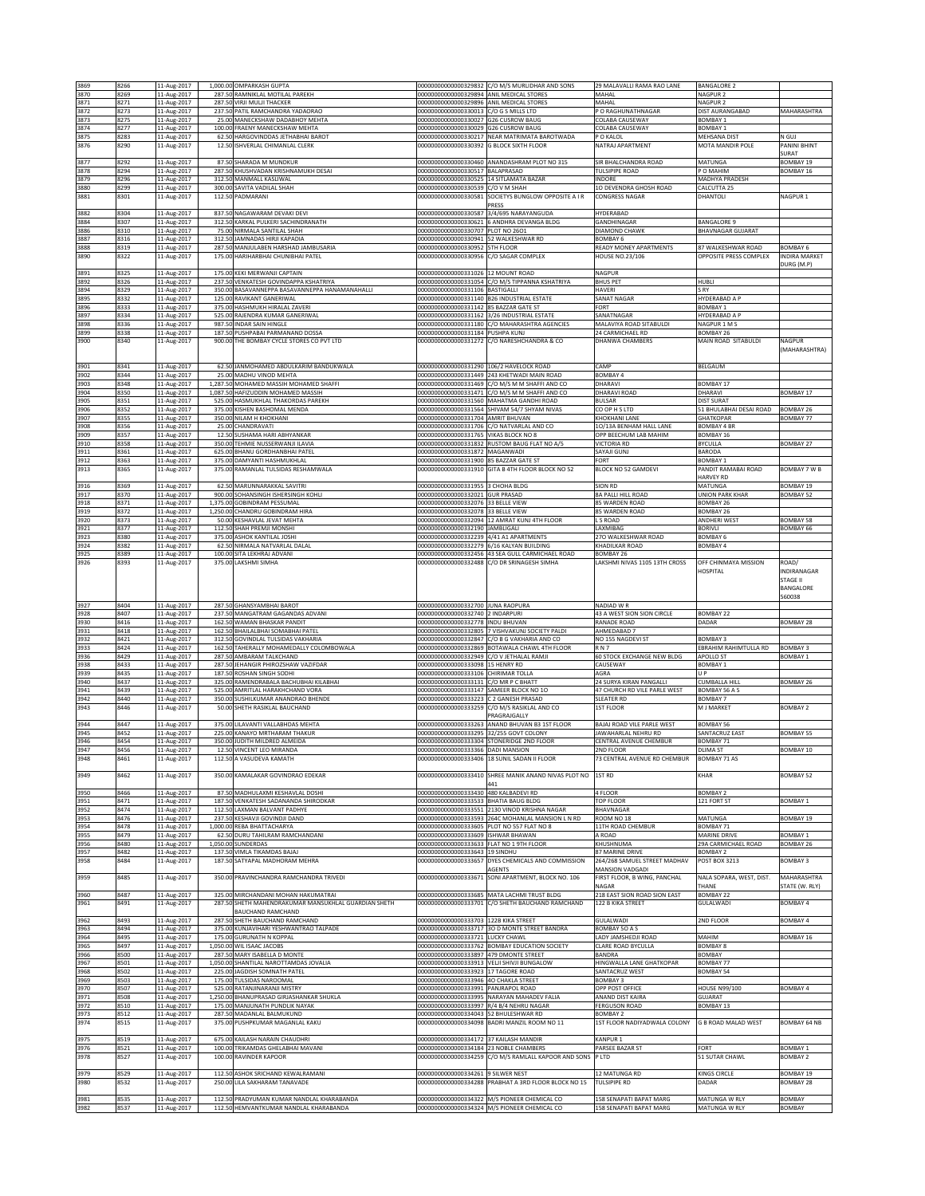| 3869 | 8266 | 11-Aug-2017 | 1,000.00 | OMPARKASH GUPTA | 0000000000000329832 | C/O M/S MURLIDHAR AND SONS | 29 MALAVALLI RAMA RAO LANE | BANGALORE 2 | |
|---|---|---|---|---|---|---|---|---|---|
| 3870 | 8269 | 11-Aug-2017 | 287.50 | RAMNIKLAL MOTILAL PAREKH | 0000000000000329894 | ANIL MEDICAL STORES | MAHAL | NAGPUR 2 | |
| 3871 | 8271 | 11-Aug-2017 | 287.50 | VIRJI MULJI THACKER | 0000000000000329896 | ANIL MEDICAL STORES | MAHAL | NAGPUR 2 | |
| 3872 | 8273 | 11-Aug-2017 | 237.50 | PATIL RAMCHANDRA YADAORAO | 0000000000000330013 | C/O G S MILLS LTD | P O RAGHUNATHNAGAR | DIST AURANGABAD | MAHARASHTRA |
| 3873 | 8275 | 11-Aug-2017 | 25.00 | MANECKSHAW DADABHOY MEHTA | 0000000000000330027 | G26 CUSROW BAUG | COLABA CAUSEWAY | BOMBAY 1 | |
| 3874 | 8277 | 11-Aug-2017 | 100.00 | FRAENY MANECKSHAW MEHTA | 0000000000000330029 | G26 CUSROW BAUG | COLABA CAUSEWAY | BOMBAY 1 | |
| 3875 | 8283 | 11-Aug-2017 | 62.50 | HARGOVINDDAS JETHABHAI BAROT | 0000000000000330217 | NEAR MATRIMATA BAROTWADA | P O KALOL | MEHSANA DIST | N GUJ |
| 3876 | 8290 | 11-Aug-2017 | 12.50 | ISHVERLAL CHIMANLAL CLERK | 0000000000000330392 | G BLOCK SIXTH FLOOR | NATRAJ APARTMENT | MOTA MANDIR POLE | PANINI BHINT SURAT |
| 3877 | 8292 | 11-Aug-2017 | 87.50 | SHARADA M MUNDKUR | 0000000000000330460 | ANANDASHRAM PLOT NO 315 | SIR BHALCHANDRA ROAD | MATUNGA | BOMBAY 19 |
| 3878 | 8294 | 11-Aug-2017 | 287.50 | KHUSHVADAN KRISHNAMUKH DESAI | 0000000000000330517 | BALAPRASAD | TULSIPIPE ROAD | P O MAHIM | BOMBAY 16 |
| 3879 | 8296 | 11-Aug-2017 | 312.50 | MANMALL KASLIWAL | 0000000000000330525 | 14 SITLAMATA BAZAR | INDORE | MADHYA PRADESH | |
| 3880 | 8299 | 11-Aug-2017 | 300.00 | SAVITA VADILAL SHAH | 0000000000000330539 | C/O V M SHAH | 1O DEVENDRA GHOSH ROAD | CALCUTTA 25 | |
| 3881 | 8301 | 11-Aug-2017 | 112.50 | PADMARANI | 0000000000000330581 | SOCIETYS BUNGLOW OPPOSITE A I R PRESS | CONGRESS NAGAR | DHANTOLI | NAGPUR 1 |
| 3882 | 8304 | 11-Aug-2017 | 837.50 | NAGAWARAM DEVAKI DEVI | 0000000000000330587 | 3/4/695 NARAYANGUDA | HYDERABAD | | |
| 3884 | 8307 | 11-Aug-2017 | 312.50 | KARKAL PULKERI SACHINDRANATH | 0000000000000330621 | 6 ANDHRA DEVANGA BLDG | GANDHINAGAR | BANGALORE 9 | |
| 3886 | 8310 | 11-Aug-2017 | 75.00 | NIRMALA SANTILAL SHAH | 0000000000000330707 | PLOT NO 2601 | DIAMOND CHAWK | BHAVNAGAR GUJARAT | |
| 3887 | 8316 | 11-Aug-2017 | 312.50 | JAMNADAS HIRJI KAPADIA | 0000000000000330941 | 52 WALKESHWAR RD | BOMBAY 6 | | |
| 3888 | 8319 | 11-Aug-2017 | 287.50 | MANJULABEN HARSHAD JAMBUSARIA | 0000000000000330952 | 5TH FLOOR | READY MONEY APARTMENTS | 87 WALKESHWAR ROAD | BOMBAY 6 |
| 3890 | 8322 | 11-Aug-2017 | 175.00 | HARIHARBHAI CHUNIBHAI PATEL | 0000000000000330956 | C/O SAGAR COMPLEX | HOUSE NO.23/106 | OPPOSITE PRESS COMPLEX | INDIRA MARKET DURG (M.P) |
| 3891 | 8325 | 11-Aug-2017 | 175.00 | KEKI MERWANJI CAPTAIN | 0000000000000331026 | 12 MOUNT ROAD | NAGPUR | | |
| 3892 | 8326 | 11-Aug-2017 | 237.50 | VENKATESH GOVINDAPPA KSHATRIYA | 0000000000000331054 | C/O M/S TIPPANNA KSHATRIYA | BHUS PET | HUBLI | |
| 3894 | 8329 | 11-Aug-2017 | 350.00 | BASAVANNEPPA BASAVANNEPPA HANAMANAHALLI | 0000000000000331106 | BASTIGALLI | HAVERI | S RY | |
| 3895 | 8332 | 11-Aug-2017 | 125.00 | RAVIKANT GANERIWAL | 0000000000000331140 | B26 INDUSTRIAL ESTATE | SANAT NAGAR | HYDERABAD A P | |
| 3896 | 8333 | 11-Aug-2017 | 375.00 | HASHMUKH HIRALAL ZAVERI | 0000000000000331142 | 85 BAZZAR GATE ST | FORT | BOMBAY 1 | |
| 3897 | 8334 | 11-Aug-2017 | 525.00 | RAJENDRA KUMAR GANERIWAL | 0000000000000331162 | 3/26 INDUSTRIAL ESTATE | SANATNAGAR | HYDERABAD A P | |
| 3898 | 8336 | 11-Aug-2017 | 987.50 | INDAR SAIN HINGLE | 0000000000000331180 | C/O MAHARASHTRA AGENCIES | MALAVIYA ROAD SITABULDI | NAGPUR 1 M S | |
| 3899 | 8338 | 11-Aug-2017 | 187.50 | PUSHPABAI PARMANAND DOSSA | 0000000000000331184 | PUSHPA KUNJ | 24 CARMICHAEL RD | BOMBAY 26 | |
| 3900 | 8340 | 11-Aug-2017 | 900.00 | THE BOMBAY CYCLE STORES CO PVT LTD | 0000000000000331272 | C/O NARESHCHANDRA & CO | DHANWA CHAMBERS | MAIN ROAD SITABULDI | NAGPUR (MAHARASHTRA) |
| 3901 | 8341 | 11-Aug-2017 | 62.50 | JANMOHAMED ABDULKARIM BANDUKWALA | 0000000000000331290 | 106/2 HAVELOCK ROAD | CAMP | BELGAUM | |
| 3902 | 8344 | 11-Aug-2017 | 25.00 | MADHU VINOD MEHTA | 0000000000000331449 | 243 KHETWADI MAIN ROAD | BOMBAY 4 | | |
| 3903 | 8348 | 11-Aug-2017 | 1,287.50 | MOHAMED MASSIH MOHAMED SHAFFI | 0000000000000331469 | C/O M/S M M SHAFFI AND CO | DHARAVI | BOMBAY 17 | |
| 3904 | 8350 | 11-Aug-2017 | 1,087.50 | HAFIZUDDIN MOHAMED MASSIH | 0000000000000331471 | C/O M/S M M SHAFFI AND CO | DHARAVI ROAD | DHARAVI | BOMBAY 17 |
| 3905 | 8351 | 11-Aug-2017 | 525.00 | HASMUKHLAL THAKORDAS PAREKH | 0000000000000331560 | MAHATMA GANDHI ROAD | BULSAR | DIST SURAT | |
| 3906 | 8352 | 11-Aug-2017 | 375.00 | KISHEN BASHOMAL MENDA | 0000000000000331564 | SHIVAM 54/7 SHYAM NIVAS | CO OP H S LTD | 51 BHULABHAI DESAI ROAD | BOMBAY 26 |
| 3907 | 8355 | 11-Aug-2017 | 350.00 | NILAM H KHOKHANI | 0000000000000331704 | AMRIT BHUVAN | KHOKHANI LANE | GHATKOPAR | BOMBAY 77 |
| 3908 | 8356 | 11-Aug-2017 | 25.00 | CHANDRAVATI | 0000000000000331706 | C/O NATVARLAL AND CO | 1O/13A BENHAM HALL LANE | BOMBAY 4 BR | |
| 3909 | 8357 | 11-Aug-2017 | 12.50 | SUSHAMA HARI ABHYANKAR | 0000000000000331765 | VIKAS BLOCK NO 8 | OPP BEECHUM LAB MAHIM | BOMBAY 16 | |
| 3910 | 8358 | 11-Aug-2017 | 350.00 | TEHMIE NUSSERWANJI ILAVIA | 0000000000000331832 | RUSTOM BAUG FLAT NO A/5 | VICTORIA RD | BYCULLA | BOMBAY 27 |
| 3911 | 8361 | 11-Aug-2017 | 625.00 | BHANU GORDHANBHAI PATEL | 0000000000000331872 | MAGANWADI | SAYAJI GUNJ | BARODA | |
| 3912 | 8363 | 11-Aug-2017 | 375.00 | DAMYANTI HASHMUKHLAL | 0000000000000331900 | 85 BAZZAR GATE ST | FORT | BOMBAY 1 | |
| 3913 | 8365 | 11-Aug-2017 | 375.00 | RAMANLAL TULSIDAS RESHAMWALA | 0000000000000331910 | GITA B 4TH FLOOR BLOCK NO 52 | BLOCK NO 52 GAMDEVI | PANDIT RAMABAI ROAD HARVEY RD | BOMBAY 7 W B |
| 3916 | 8369 | 11-Aug-2017 | 62.50 | MARUNNARAKKAL SAVITRI | 0000000000000331955 | 3 CHOHA BLDG | SION RD | MATUNGA | BOMBAY 19 |
| 3917 | 8370 | 11-Aug-2017 | 900.00 | SOHANSINGH ISHERSINGH KOHLI | 0000000000000332021 | GUR PRASAD | 8A PALLI HILL ROAD | UNION PARK KHAR | BOMBAY 52 |
| 3918 | 8371 | 11-Aug-2017 | 1,375.00 | GOBINDRAM PESSUMAL | 0000000000000332076 | 33 BELLE VIEW | 85 WARDEN ROAD | BOMBAY 26 | |
| 3919 | 8372 | 11-Aug-2017 | 1,250.00 | CHANDRU GOBINDRAM HIRA | 0000000000000332078 | 33 BELLE VIEW | 85 WARDEN ROAD | BOMBAY 26 | |
| 3920 | 8373 | 11-Aug-2017 | 50.00 | KESHAVLAL JEVAT MEHTA | 0000000000000332094 | 12 AMRAT KUNJ 4TH FLOOR | L S ROAD | ANDHERI WEST | BOMBAY 58 |
| 3921 | 8377 | 11-Aug-2017 | 112.50 | SHAH PREMJI MONSHI | 0000000000000332190 | JAMBLIGALI | LAXMIBAG | BORIVLI | BOMBAY 66 |
| 3923 | 8380 | 11-Aug-2017 | 375.00 | ASHOK KANTILAL JOSHI | 0000000000000332239 | 4/41 A1 APARTMENTS | 27O WALKESHWAR ROAD | BOMBAY 6 | |
| 3924 | 8382 | 11-Aug-2017 | 62.50 | NIRMALA NATVARLAL DALAL | 0000000000000332279 | 6/16 KALYAN BUILDING | KHADILKAR ROAD | BOMBAY 4 | |
| 3925 | 8389 | 11-Aug-2017 | 100.00 | SITA LEKHRAJ ADVANI | 0000000000000332456 | 43 SEA GULL CARMICHAEL ROAD | BOMBAY 26 | | |
| 3926 | 8393 | 11-Aug-2017 | 375.00 | LAKSHMI SIMHA | 0000000000000332488 | C/O DR SRINAGESH SIMHA | LAKSHMI NIVAS 1105 13TH CROSS | OFF CHINMAYA MISSION HOSPITAL | ROAD/ INDIRANAGAR STAGE II BANGALORE 560038 |
| 3927 | 8404 | 11-Aug-2017 | 287.50 | GHANSYAMBHAI BAROT | 0000000000000332700 | JUNA RAOPURA | NADIAD W R | | |
| 3928 | 8407 | 11-Aug-2017 | 237.50 | MANGATRAM GAGANDAS ADVANI | 0000000000000332740 | 2 INDARPURI | 43 A WEST SION SION CIRCLE | BOMBAY 22 | |
| 3930 | 8416 | 11-Aug-2017 | 162.50 | WAMAN BHASKAR PANDIT | 0000000000000332778 | INDU BHUVAN | RANADE ROAD | DADAR | BOMBAY 28 |
| 3931 | 8418 | 11-Aug-2017 | 162.50 | BHAILALBHAI SOMABHAI PATEL | 0000000000000332805 | 7 VISHVAKUNJ SOCIETY PALDI | AHMEDABAD 7 | | |
| 3932 | 8421 | 11-Aug-2017 | 312.50 | GOVINDLAL TULSIDAS VAKHARIA | 0000000000000332847 | C/O B G VAKHARIA AND CO | NO 155 NAGDEVI ST | BOMBAY 3 | |
| 3933 | 8424 | 11-Aug-2017 | 162.50 | TAHERALLY MOHAMEDALLY COLOMBOWALA | 0000000000000332869 | BOTAWALA CHAWL 4TH FLOOR | R N 7 | EBRAHIM RAHIMTULLA RD | BOMBAY 3 |
| 3936 | 8429 | 11-Aug-2017 | 287.50 | AMBARAM TALKCHAND | 0000000000000332948 | C/O V JETHALAL RAMJI | 60 STOCK EXCHANGE NEW BLDG | APOLLO ST | BOMBAY 1 |
| 3938 | 8433 | 11-Aug-2017 | 287.50 | JEHANGIR PHIROZSHAW VAZIFDAR | 0000000000000333098 | 15 HENRY RD | CAUSEWAY | BOMBAY 1 | |
| 3939 | 8435 | 11-Aug-2017 | 187.50 | ROSHAN SINGH SODHI | 0000000000000333106 | CHIRIMAR TOLLA | AGRA | U P | |
| 3940 | 8437 | 11-Aug-2017 | 325.00 | RAMENDRABALA BACHUBHAI KILABHAI | 0000000000000333131 | C/O MR P C BHATT | 24 SURYA KIRAN PANGALLI | CUMBALLA HILL | BOMBAY 26 |
| 3941 | 8439 | 11-Aug-2017 | 525.00 | AMRITLAL HARAKHCHAND VORA | 0000000000000333147 | SAMEER BLOCK NO 1O | 47 CHURCH RD VILE PARLE WEST | BOMBAY 56 A S | |
| 3942 | 8440 | 11-Aug-2017 | 350.00 | SUSHILKUMAR ANANDRAO BHENDE | 0000000000000333223 | C 2 GANESH PRASAD | SLEATER RD | BOMBAY 7 | |
| 3943 | 8446 | 11-Aug-2017 | 50.00 | SHETH RASIKLAL BAUCHAND | 0000000000000333259 | C/O M/S RASIKLAL AND CO PRAGRAJGALLY | 1ST FLOOR | M J MARKET | BOMBAY 2 |
| 3944 | 8447 | 11-Aug-2017 | 375.00 | LILAVANTI VALLABHDAS MEHTA | 0000000000000333263 | ANAND BHUVAN 83 1ST FLOOR | BAJAJ ROAD VILE PARLE WEST | BOMBAY 56 | |
| 3945 | 8452 | 11-Aug-2017 | 225.00 | KANAYO MRTHARAM THAKUR | 0000000000000333295 | 32/255 GOVT COLONY | JAWAHARLAL NEHRU RD | SANTACRUZ EAST | BOMBAY 55 |
| 3946 | 8454 | 11-Aug-2017 | 350.00 | JUDITH MILDRED ALMEIDA | 0000000000000333304 | STONERIDGE 2ND FLOOR | CENTRAL AVENUE CHEMBUR | BOMBAY 71 | |
| 3947 | 8456 | 11-Aug-2017 | 12.50 | VINCENT LEO MIRANDA | 0000000000000333366 | DADI MANSION | 2ND FLOOR | DUMA ST | BOMBAY 10 |
| 3948 | 8461 | 11-Aug-2017 | 112.50 | A VASUDEVA KAMATH | 0000000000000333406 | 18 SUNIL SADAN II FLOOR | 73 CENTRAL AVENUE RD CHEMBUR | BOMBAY 71 AS | |
| 3949 | 8462 | 11-Aug-2017 | 350.00 | KAMALAKAR GOVINDRAO EDEKAR | 0000000000000333410 | SHREE MANIK ANAND NIVAS PLOT NO 441 | 1ST RD | KHAR | BOMBAY 52 |
| 3950 | 8466 | 11-Aug-2017 | 87.50 | MADHULAXMI KESHAVLAL DOSHI | 0000000000000333430 | 480 KALBADEVI RD | 4 FLOOR | BOMBAY 2 | |
| 3951 | 8471 | 11-Aug-2017 | 187.50 | VENKATESH SADANANDA SHIRODKAR | 0000000000000333533 | BHATIA BAUG BLDG | TOP FLOOR | 121 FORT ST | BOMBAY 1 |
| 3952 | 8474 | 11-Aug-2017 | 112.50 | LAXMAN BALVANT PADHYE | 0000000000000333551 | 2130 VINOD KRISHNA NAGAR | BHAVNAGAR | | |
| 3953 | 8476 | 11-Aug-2017 | 237.50 | KESHAVJI GOVINDJI DAND | 0000000000000333593 | 264C MOHANLAL MANSION L N RD | ROOM NO 18 | MATUNGA | BOMBAY 19 |
| 3954 | 8478 | 11-Aug-2017 | 1,000.00 | REBA BHATTACHARYA | 0000000000000333605 | PLOT NO 557 FLAT NO 8 | 11TH ROAD CHEMBUR | BOMBAY 71 | |
| 3955 | 8479 | 11-Aug-2017 | 62.50 | DURU TAHILRAM RAMCHANDANI | 0000000000000333609 | ISHWAR BHAWAN | A ROAD | MARINE DRIVE | BOMBAY 1 |
| 3956 | 8480 | 11-Aug-2017 | 1,050.00 | SUNDERDAS | 0000000000000333633 | FLAT NO 1 9TH FLOOR | KHUSHNUMA | 29A CARMICHAEL ROAD | BOMBAY 26 |
| 3957 | 8482 | 11-Aug-2017 | 137.50 | VIMLA TIKAMDAS BAJAJ | 0000000000000333643 | 19 SINDHU | 87 MARINE DRIVE | BOMBAY 2 | |
| 3958 | 8484 | 11-Aug-2017 | 187.50 | SATYAPAL MADHORAM MEHRA | 0000000000000333657 | DYES CHEMICALS AND COMMISSION AGENTS | 264/268 SAMUEL STREET MADHAV MANSION VADGADI | POST BOX 3213 | BOMBAY 3 |
| 3959 | 8485 | 11-Aug-2017 | 350.00 | PRAVINCHANDRA RAMCHANDRA TRIVEDI | 0000000000000333671 | SONI APARTMENT, BLOCK NO. 106 | FIRST FLOOR, B WING, PANCHAL NAGAR | NALA SOPARA, WEST, DIST. THANE | MAHARASHTRA STATE (W. RLY) |
| 3960 | 8487 | 11-Aug-2017 | 325.00 | MIRCHANDANI MOHAN HAKUMATRAI | 0000000000000333685 | MATA LACHMI TRUST BLDG | 218 EAST SION ROAD SION EAST | BOMBAY 22 | |
| 3961 | 8491 | 11-Aug-2017 | 287.50 | SHETH MAHENDRAKUMAR MANSUKHLAL GUARDIAN SHETH BAUCHAND RAMCHAND | 0000000000000333701 | C/O SHETH BAUCHAND RAMCHAND | 122 B KIKA STREET | GULALWADI | BOMBAY 4 |
| 3962 | 8493 | 11-Aug-2017 | 287.50 | SHETH BAUCHAND RAMCHAND | 0000000000000333703 | 122B KIKA STREET | GULALWADI | 2ND FLOOR | BOMBAY 4 |
| 3963 | 8494 | 11-Aug-2017 | 375.00 | KUNJAVIHARI YESHWANTRAO TALPADE | 0000000000000333717 | 3O D MONTE STREET BANDRA | BOMBAY 5O A S | | |
| 3964 | 8495 | 11-Aug-2017 | 175.00 | GURUNATH N KOPPAL | 0000000000000333721 | LUCKY CHAWL | LADY JAMSHEDJI ROAD | MAHIM | BOMBAY 16 |
| 3965 | 8497 | 11-Aug-2017 | 1,050.00 | WIL ISAAC JACOBS | 0000000000000333762 | BOMBAY EDUCATION SOCIETY | CLARE ROAD BYCULLA | BOMBAY 8 | |
| 3966 | 8500 | 11-Aug-2017 | 287.50 | MARY ISABELLA D MONTE | 0000000000000333897 | 479 DMONTE STREET | BANDRA | BOMBAY | |
| 3967 | 8501 | 11-Aug-2017 | 1,050.00 | SHANTILAL NAROTTAMDAS JOVALIA | 0000000000000333913 | VELJI SHIVJI BUNGALOW | HINGWALLA LANE GHATKOPAR | BOMBAY 77 | |
| 3968 | 8502 | 11-Aug-2017 | 225.00 | JAGDISH SOMNATH PATEL | 0000000000000333923 | 17 TAGORE ROAD | SANTACRUZ WEST | BOMBAY 54 | |
| 3969 | 8503 | 11-Aug-2017 | 175.00 | TULSIDAS NAROOMAL | 0000000000000333946 | 4O CHAKLA STREET | BOMBAY 3 | | |
| 3970 | 8507 | 11-Aug-2017 | 525.00 | RATANJINARANJI MISTRY | 0000000000000333991 | PANJRAPOL ROAD | OPP POST OFFICE | HOUSE N99/100 | BOMBAY 4 |
| 3971 | 8508 | 11-Aug-2017 | 1,250.00 | BHANUPRASAD GIRJASHANKAR SHUKLA | 0000000000000333995 | NARAYAN MAHADEV FALIA | ANAND DIST KAIRA | GUJARAT | |
| 3972 | 8510 | 11-Aug-2017 | 175.00 | MANJUNATH PUNDLIK NAYAK | 0000000000000333997 | R/4 B/4 NEHRU NAGAR | FERGUSON ROAD | BOMBAY 13 | |
| 3973 | 8512 | 11-Aug-2017 | 287.50 | MADANLAL BALMUKUND | 0000000000000334043 | 52 BHULESHWAR RD | BOMBAY 2 | | |
| 3974 | 8515 | 11-Aug-2017 | 375.00 | PUSHPKUMAR MAGANLAL KAKU | 0000000000000334098 | BADRI MANZIL ROOM NO 11 | 1ST FLOOR NADIYADWALA COLONY | G B ROAD MALAD WEST | BOMBAY 64 NB |
| 3975 | 8519 | 11-Aug-2017 | 675.00 | KAILASH NARAIN CHAUDHRI | 0000000000000334172 | 37 KAILASH MANDIR | KANPUR 1 | | |
| 3976 | 8521 | 11-Aug-2017 | 100.00 | TRIKAMDAS GHELABHAI MAVANI | 0000000000000334184 | 23 NOBLE CHAMBERS | PARSEE BAZAR ST | FORT | BOMBAY 1 |
| 3978 | 8527 | 11-Aug-2017 | 100.00 | RAVINDER KAPOOR | 0000000000000334259 | C/O M/S RAMLALL KAPOOR AND SONS | P LTD | 51 SUTAR CHAWL | BOMBAY 2 |
| 3979 | 8529 | 11-Aug-2017 | 112.50 | ASHOK SRICHAND KEWALRAMANI | 0000000000000334261 | 9 SILWER NEST | 12 MATUNGA RD | KINGS CIRCLE | BOMBAY 19 |
| 3980 | 8532 | 11-Aug-2017 | 250.00 | LILA SAKHARAM TANAVADE | 0000000000000334288 | PRABHAT A 3RD FLOOR BLOCK NO 15 | TULSIPIPE RD | DADAR | BOMBAY 28 |
| 3981 | 8535 | 11-Aug-2017 | 112.50 | PRADYUMAN KUMAR NANDLAL KHARABANDA | 0000000000000334322 | M/S PIONEER CHEMICAL CO | 158 SENAPATI BAPAT MARG | MATUNGA W RLY | BOMBAY |
| 3982 | 8537 | 11-Aug-2017 | 112.50 | HEMVANTKUMAR NANDLAL KHARABANDA | 0000000000000334324 | M/S PIONEER CHEMICAL CO | 158 SENAPATI BAPAT MARG | MATUNGA W RLY | BOMBAY |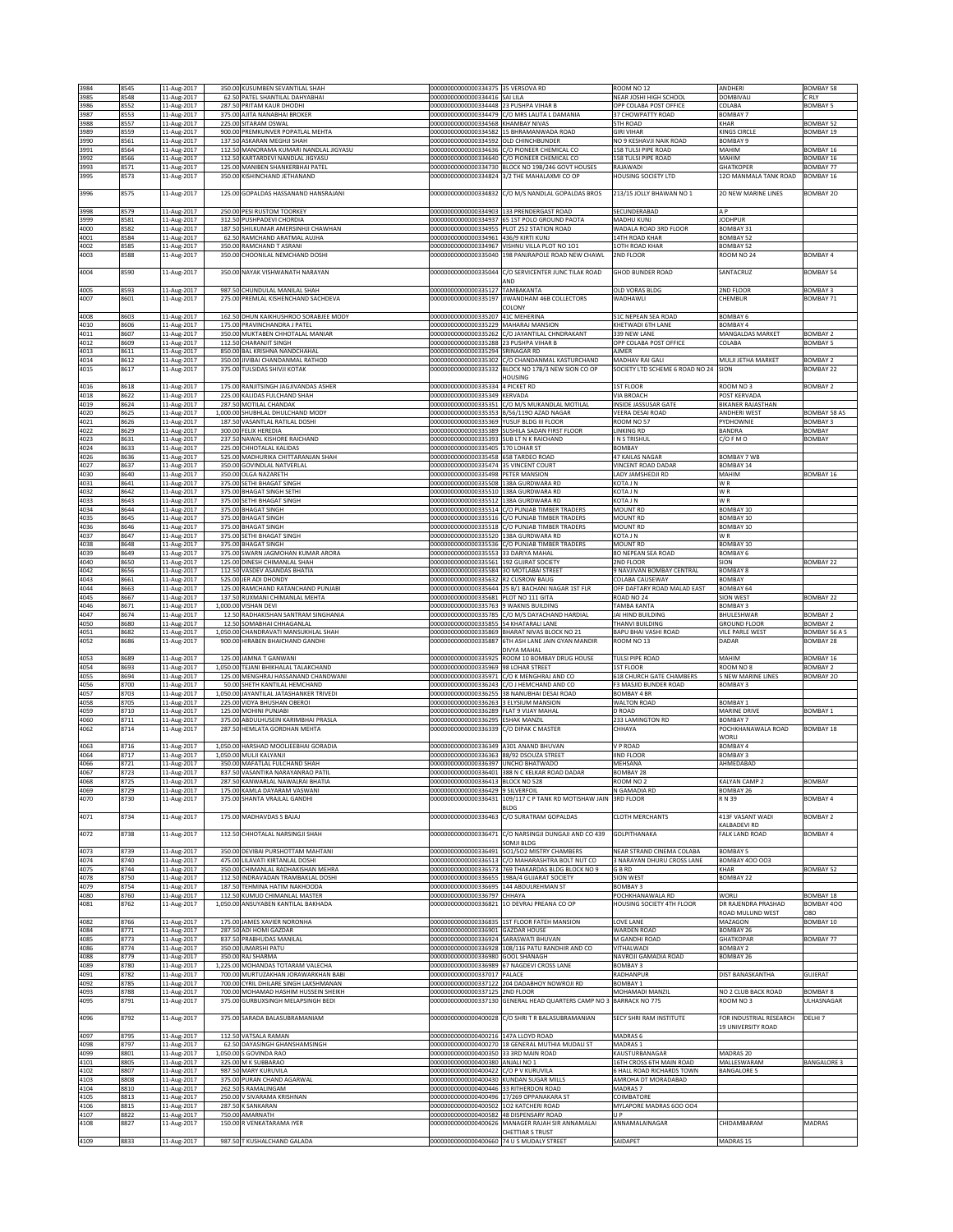| | | | | | | | | | |
|---|---|---|---|---|---|---|---|---|---|
| 3984 | 8545 | 11-Aug-2017 | 350.00 | KUSUMBEN SEVANTILAL SHAH | 0000000000000334375 | 35 VERSOVA RD | ROOM NO 12 | ANDHERI | BOMBAY 58 |
| 3985 | 8548 | 11-Aug-2017 | 62.50 | PATEL SHANTILAL DAHYABHAI | 0000000000000334416 | SAI LILA | NEAR JOSHI HIGH SCHOOL | DOMBIVALI | C RLY |
| 3986 | 8552 | 11-Aug-2017 | 287.50 | PRITAM KAUR DHODHI | 0000000000000334448 | 23 PUSHPA VIHAR B | OPP COLABA POST OFFICE | COLABA | BOMBAY 5 |
| 3987 | 8553 | 11-Aug-2017 | 375.00 | AJITA NANABHAI BROKER | 0000000000000334479 | C/O MRS LALITA L DAMANIA | 37 CHOWPATTY ROAD | BOMBAY 7 | |
| 3988 | 8557 | 11-Aug-2017 | 225.00 | SITARAM OSWAL | 0000000000000334568 | KHAMBAY NIVAS | 5TH ROAD | KHAR | BOMBAY 52 |
| 3989 | 8559 | 11-Aug-2017 | 900.00 | PREMKUNVER POPATLAL MEHTA | 0000000000000334582 | 15 BHRAMANWADA ROAD | GIRI VIHAR | KINGS CIRCLE | BOMBAY 19 |
| 3990 | 8561 | 11-Aug-2017 | 137.50 | ASKARAN MEGHJI SHAH | 0000000000000334592 | OLD CHINCHBUNDER | NO 9 KESHAVJI NAIK ROAD | BOMBAY 9 | |
| 3991 | 8564 | 11-Aug-2017 | 112.50 | MANORAMA KUMARI NANDLAL JIGYASU | 0000000000000334636 | C/O PIONEER CHEMICAL CO | 158 TULSI PIPE ROAD | MAHIM | BOMBAY 16 |
| 3992 | 8566 | 11-Aug-2017 | 112.50 | KARTARDEVI NANDLAL JIGYASU | 0000000000000334640 | C/O PIONEER CHEMICAL CO | 158 TULSI PIPE ROAD | MAHIM | BOMBAY 16 |
| 3993 | 8571 | 11-Aug-2017 | 125.00 | MANIBEN SHANKERBHAI PATEL | 0000000000000334730 | BLOCK NO 198/246 GOVT HOUSES | RAJAWADI | GHATKOPER | BOMBAY 77 |
| 3995 | 8573 | 11-Aug-2017 | 350.00 | KISHINCHAND JETHANAND | 0000000000000334824 | 3/2 THE MAHALAXMI CO OP | HOUSING SOCIETY LTD | 12O MANMALA TANK ROAD | BOMBAY 16 |
| 3996 | 8575 | 11-Aug-2017 | 125.00 | GOPALDAS HASSANAND HANSRAJANI | 0000000000000334832 | C/O M/S NANDLAL GOPALDAS BROS | 213/15 JOLLY BHAWAN NO 1 | 2O NEW MARINE LINES | BOMBAY 2O |
| 3998 | 8579 | 11-Aug-2017 | 250.00 | PESI RUSTOM TOORKEY | 0000000000000334903 | 133 PRENDERGAST ROAD | SECUNDERABAD | A P | |
| 3999 | 8581 | 11-Aug-2017 | 312.50 | PUSHPADEVI CHORDIA | 0000000000000334937 | 65 1ST POLO GROUND PAOTA | MADHU KUNJ | JODHPUR | |
| 4000 | 8582 | 11-Aug-2017 | 187.50 | SHILKUMAR AMERSINHJI CHAWHAN | 0000000000000334955 | PLOT 252 STATION ROAD | WADALA ROAD 3RD FLOOR | BOMBAY 31 | |
| 4001 | 8584 | 11-Aug-2017 | 62.50 | RAMCHAND ARATMAL AUJHA | 0000000000000334961 | 436/9 KIRTI KUNJ | 14TH ROAD KHAR | BOMBAY 52 | |
| 4002 | 8585 | 11-Aug-2017 | 350.00 | RAMCHAND T ASRANI | 0000000000000334967 | VISHNU VILLA PLOT NO 1O1 | 1OTH ROAD KHAR | BOMBAY 52 | |
| 4003 | 8588 | 11-Aug-2017 | 350.00 | CHOONILAL NEMCHAND DOSHI | 0000000000000335040 | 198 PANJRAPOLE ROAD NEW CHAWL | 2ND FLOOR | ROOM NO 24 | BOMBAY 4 |
| 4004 | 8590 | 11-Aug-2017 | 350.00 | NAYAK VISHWANATH NARAYAN | 0000000000000335044 | C/O SERVICENTER JUNC TILAK ROAD AND | GHOD BUNDER ROAD | SANTACRUZ | BOMBAY 54 |
| 4005 | 8593 | 11-Aug-2017 | 987.50 | CHUNDULAL MANILAL SHAH | 0000000000000335127 | TAMBAKANTA | OLD VORAS BLDG | 2ND FLOOR | BOMBAY 3 |
| 4007 | 8601 | 11-Aug-2017 | 275.00 | PREMLAL KISHENCHAND SACHDEVA | 0000000000000335197 | JIWANDHAM 46B COLLECTORS COLONY | WADHAWLI | CHEMBUR | BOMBAY 71 |
| 4008 | 8603 | 11-Aug-2017 | 162.50 | DHUN KAIKHUSHROO SORABJEE MODY | 0000000000000335207 | 41C MEHERINA | 51C NEPEAN SEA ROAD | BOMBAY 6 | |
| 4010 | 8606 | 11-Aug-2017 | 175.00 | PRAVINCHANDRA J PATEL | 0000000000000335229 | MAHARAJ MANSION | KHETWADI 6TH LANE | BOMBAY 4 | |
| 4011 | 8607 | 11-Aug-2017 | 350.00 | MUKTABEN CHHOTALAL MANIAR | 0000000000000335262 | C/O JAYANTILAL CHNDRAKANT | 339 NEW LANE | MANGALDAS MARKET | BOMBAY 2 |
| 4012 | 8609 | 11-Aug-2017 | 112.50 | CHARANJIT SINGH | 0000000000000335288 | 23 PUSHPA VIHAR B | OPP COLABA POST OFFICE | COLABA | BOMBAY 5 |
| 4013 | 8611 | 11-Aug-2017 | 850.00 | BAL KRISHNA NANDCHAHAL | 0000000000000335294 | SRINAGAR RD | AJMER | | |
| 4014 | 8612 | 11-Aug-2017 | 350.00 | JIVIBAI CHANDANMAL RATHOD | 0000000000000335302 | C/O CHANDANMAL KASTURCHAND | MADHAV RAI GALI | MULJI JETHA MARKET | BOMBAY 2 |
| 4015 | 8617 | 11-Aug-2017 | 375.00 | TULSIDAS SHIVJI KOTAK | 0000000000000335332 | BLOCK NO 17B/3 NEW SION CO OP HOUSING | SOCIETY LTD SCHEME 6 ROAD NO 24 | SION | BOMBAY 22 |
| 4016 | 8618 | 11-Aug-2017 | 175.00 | RANJITSINGH JAGJIVANDAS ASHER | 0000000000000335334 | 4 PICKET RD | 1ST FLOOR | ROOM NO 3 | BOMBAY 2 |
| 4018 | 8622 | 11-Aug-2017 | 225.00 | KALIDAS FULCHAND SHAH | 0000000000000335349 | KERVADA | VIA BROACH | POST KERVADA | |
| 4019 | 8624 | 11-Aug-2017 | 287.50 | MOTILAL CHANDAK | 0000000000000335351 | C/O M/S MUKANDLAL MOTILAL | INSIDE JASSUSAR GATE | BIKANER RAJASTHAN | |
| 4020 | 8625 | 11-Aug-2017 | 1,000.00 | SHUBHLAL DHULCHAND MODY | 0000000000000335353 | B/56/1190 AZAD NAGAR | VEERA DESAI ROAD | ANDHERI WEST | BOMBAY 58 AS |
| 4021 | 8626 | 11-Aug-2017 | 187.50 | VASANTLAL RATILAL DOSHI | 0000000000000335369 | YUSUF BLDG III FLOOR | ROOM NO 57 | PYDHOWNIE | BOMBAY 3 |
| 4022 | 8629 | 11-Aug-2017 | 300.00 | FELIX HEREDIA | 0000000000000335389 | SUSHILA SADAN FIRST FLOOR | LINKING RD | BANDRA | BOMBAY |
| 4023 | 8631 | 11-Aug-2017 | 237.50 | NAWAL KISHORE RAICHAND | 0000000000000335393 | SUB LT N K RAICHAND | I N S TRISHUL | C/O F M O | BOMBAY |
| 4024 | 8633 | 11-Aug-2017 | 225.00 | CHHOTALAL KALIDAS | 0000000000000335405 | 170 LOHAR ST | BOMBAY | | |
| 4026 | 8636 | 11-Aug-2017 | 525.00 | MADHURIKA CHITTARANJAN SHAH | 0000000000000335458 | 658 TARDEO ROAD | 47 KAILAS NAGAR | BOMBAY 7 WB | |
| 4027 | 8637 | 11-Aug-2017 | 350.00 | GOVINDLAL NATVERLAL | 0000000000000335474 | 35 VINCENT COURT | VINCENT ROAD DADAR | BOMBAY 14 | |
| 4030 | 8640 | 11-Aug-2017 | 350.00 | OLGA NAZARETH | 0000000000000335498 | PETER MANSION | LADY JAMSHEDJI RD | MAHIM | BOMBAY 16 |
| 4031 | 8641 | 11-Aug-2017 | 375.00 | SETHI BHAGAT SINGH | 0000000000000335508 | 138A GURDWARA RD | KOTA J N | W R | |
| 4032 | 8642 | 11-Aug-2017 | 375.00 | BHAGAT SINGH SETHI | 0000000000000335510 | 138A GURDWARA RD | KOTA J N | W R | |
| 4033 | 8643 | 11-Aug-2017 | 375.00 | SETHI BHAGAT SINGH | 0000000000000335512 | 138A GURDWARA RD | KOTA J N | W R | |
| 4034 | 8644 | 11-Aug-2017 | 375.00 | BHAGAT SINGH | 0000000000000335514 | C/O PUNJAB TIMBER TRADERS | MOUNT RD | BOMBAY 10 | |
| 4035 | 8645 | 11-Aug-2017 | 375.00 | BHAGAT SINGH | 0000000000000335516 | C/O PUNJAB TIMBER TRADERS | MOUNT RD | BOMBAY 10 | |
| 4036 | 8646 | 11-Aug-2017 | 375.00 | BHAGAT SINGH | 0000000000000335518 | C/O PUNJAB TIMBER TRADERS | MOUNT RD | BOMBAY 10 | |
| 4037 | 8647 | 11-Aug-2017 | 375.00 | SETHI BHAGAT SINGH | 0000000000000335520 | 138A GURDWARA RD | KOTA J N | W R | |
| 4038 | 8648 | 11-Aug-2017 | 375.00 | BHAGAT SINGH | 0000000000000335536 | C/O PUNJAB TIMBER TRADERS | MOUNT RD | BOMBAY 10 | |
| 4039 | 8649 | 11-Aug-2017 | 375.00 | SWARN JAGMOHAN KUMAR ARORA | 0000000000000335553 | 33 DARIYA MAHAL | 8O NEPEAN SEA ROAD | BOMBAY 6 | |
| 4040 | 8650 | 11-Aug-2017 | 125.00 | DINESH CHIMANLAL SHAH | 0000000000000335561 | 192 GUJRAT SOCIETY | 2ND FLOOR | SION | BOMBAY 22 |
| 4042 | 8656 | 11-Aug-2017 | 112.50 | VASDEV ASANDAS BHATIA | 0000000000000335584 | 3O MOTLABAI STREET | 9 NAVJIVAN BOMBAY CENTRAL | BOMBAY 8 | |
| 4043 | 8661 | 11-Aug-2017 | 525.00 | JER ADI DHONDY | 0000000000000335632 | R2 CUSROW BAUG | COLABA CAUSEWAY | BOMBAY | |
| 4044 | 8663 | 11-Aug-2017 | 125.00 | RAMCHAND RATANCHAND PUNJABI | 0000000000000335644 | 25 B/1 BACHANI NAGAR 1ST FLR | OFF DAFTARY ROAD MALAD EAST | BOMBAY 64 | |
| 4045 | 8667 | 11-Aug-2017 | 137.50 | RUXMANI CHIMANLAL MEHTA | 0000000000000335681 | PLOT NO 111 GITA | ROAD NO 24 | SION WEST | BOMBAY 22 |
| 4046 | 8671 | 11-Aug-2017 | 1,000.00 | VISHAN DEVI | 0000000000000335763 | 9 WAKNIS BUILDING | TAMBA KANTA | BOMBAY 3 | |
| 4047 | 8674 | 11-Aug-2017 | 12.50 | RADHAKISHAN SANTRAM SINGHANIA | 0000000000000335785 | C/O M/S DAYACHAND HARDIAL | JAI HIND BUILDING | BHULESHWAR | BOMBAY 2 |
| 4050 | 8680 | 11-Aug-2017 | 12.50 | SOMABHAI CHHAGANLAL | 0000000000000335855 | 54 KHATARALI LANE | THANVI BUILDING | GROUND FLOOR | BOMBAY 2 |
| 4051 | 8682 | 11-Aug-2017 | 1,050.00 | CHANDRAVATI MANSUKHLAL SHAH | 0000000000000335869 | BHARAT NIVAS BLOCK NO 21 | BAPU BHAI VASHI ROAD | VILE PARLE WEST | BOMBAY 56 A S |
| 4052 | 8686 | 11-Aug-2017 | 900.00 | HIRABEN BHAICHAND GANDHI | 0000000000000335887 | 6TH ASH LANE JAIN GYAN MANDIR DIVYA MAHAL | ROOM NO 13 | DADAR | BOMBAY 28 |
| 4053 | 8689 | 11-Aug-2017 | 125.00 | JAMNA T GANWANI | 0000000000000335925 | ROOM 10 BOMBAY DRUG HOUSE | TULSI PIPE ROAD | MAHIM | BOMBAY 16 |
| 4054 | 8693 | 11-Aug-2017 | 1,050.00 | TEJANI BHIKHALAL TALAKCHAND | 0000000000000335969 | 98 LOHAR STREET | 1ST FLOOR | ROOM NO 8 | BOMBAY 2 |
| 4055 | 8694 | 11-Aug-2017 | 125.00 | MENGHRAJ HASSANAND CHANDWANI | 0000000000000335971 | C/O K MENGHRAJ AND CO | 61B CHURCH GATE CHAMBERS | 5 NEW MARINE LINES | BOMBAY 2O |
| 4056 | 8700 | 11-Aug-2017 | 50.00 | SHETH KANTILAL HEMCHAND | 0000000000000336243 | C/O J HEMCHAND AND CO | F3 MASJID BUNDER ROAD | BOMBAY 3 | |
| 4057 | 8703 | 11-Aug-2017 | 1,050.00 | JAYANTILAL JATASHANKER TRIVEDI | 0000000000000336255 | 38 NANUBHAI DESAI ROAD | BOMBAY 4 BR | | |
| 4058 | 8705 | 11-Aug-2017 | 225.00 | VIDYA BHUSHAN OBEROI | 0000000000000336263 | 3 ELYSIUM MANSION | WALTON ROAD | BOMBAY 1 | |
| 4059 | 8710 | 11-Aug-2017 | 125.00 | MOHINI PUNJABI | 0000000000000336289 | FLAT 9 VIJAY MAHAL | D ROAD | MARINE DRIVE | BOMBAY 1 |
| 4060 | 8711 | 11-Aug-2017 | 375.00 | ABDULHUSEIN KARIMBHAI PRASLA | 0000000000000336295 | ESHAK MANZIL | 233 LAMINGTON RD | BOMBAY 7 | |
| 4062 | 8714 | 11-Aug-2017 | 287.50 | HEMLATA GORDHAN MEHTA | 0000000000000336339 | C/O DIPAK C MASTER | CHHAYA | POCHKHANAWALA ROAD WORLI | BOMBAY 18 |
| 4063 | 8716 | 11-Aug-2017 | 1,050.00 | HARSHAD MOOLJEEBHAI GORADIA | 0000000000000336349 | A301 ANAND BHUVAN | V P ROAD | BOMBAY 4 | |
| 4064 | 8717 | 11-Aug-2017 | 1,050.00 | MULJI KALYANJI | 0000000000000336363 | 88/92 DSOUZA STREET | IIND FLOOR | BOMBAY 3 | |
| 4066 | 8721 | 11-Aug-2017 | 350.00 | MAFATLAL FULCHAND SHAH | 0000000000000336397 | UNCHO BHATWADO | MEHSANA | AHMEDABAD | |
| 4067 | 8723 | 11-Aug-2017 | 837.50 | VASANTIKA NARAYANRAO PATIL | 0000000000000336401 | 388 N C KELKAR ROAD DADAR | BOMBAY 28 | | |
| 4068 | 8725 | 11-Aug-2017 | 287.50 | KANWARLAL NAWALRAI BHATIA | 0000000000000336413 | BLOCK NO 528 | ROOM NO 2 | KALYAN CAMP 2 | BOMBAY |
| 4069 | 8729 | 11-Aug-2017 | 175.00 | KAMLA DAYARAM VASWANI | 0000000000000336429 | 9 SILVERFOIL | N GAMADIA RD | BOMBAY 26 | |
| 4070 | 8730 | 11-Aug-2017 | 375.00 | SHANTA VRAJLAL GANDHI | 0000000000000336431 | 109/117 C P TANK RD MOTISHAW JAIN BLDG | 3RD FLOOR | R N 39 | BOMBAY 4 |
| 4071 | 8734 | 11-Aug-2017 | 175.00 | MADHAVDAS S BAJAJ | 0000000000000336463 | C/O SURATRAM GOPALDAS | CLOTH MERCHANTS | 413F VASANT WADI KALBADEVI RD | BOMBAY 2 |
| 4072 | 8738 | 11-Aug-2017 | 112.50 | CHHOTALAL NARSINGJI SHAH | 0000000000000336471 | C/O NARSINGJI DUNGAJI AND CO 439 SOMJI BLDG | GOLPITHANAKA | FALK LAND ROAD | BOMBAY 4 |
| 4073 | 8739 | 11-Aug-2017 | 350.00 | DEVIBAI PURSHOTTAM MAHTANI | 0000000000000336491 | 5O1/5O2 MISTRY CHAMBERS | NEAR STRAND CINEMA COLABA | BOMBAY 5 | |
| 4074 | 8740 | 11-Aug-2017 | 475.00 | LILAVATI KIRTANLAL DOSHI | 0000000000000336513 | C/O MAHARASHTRA BOLT NUT CO | 3 NARAYAN DHURU CROSS LANE | BOMBAY 4OO OO3 | |
| 4075 | 8744 | 11-Aug-2017 | 350.00 | CHIMANLAL RADHAKISHAN MEHRA | 0000000000000336573 | 769 THAKARDAS BLDG BLOCK NO 9 | G B RD | KHAR | BOMBAY 52 |
| 4078 | 8750 | 11-Aug-2017 | 112.50 | INDRAVADAN TRAMBAKLAL DOSHI | 0000000000000336655 | 198A/4 GUJARAT SOCIETY | SION WEST | BOMBAY 22 | |
| 4079 | 8754 | 11-Aug-2017 | 187.50 | TEHMINA HATIM NAKHOODA | 0000000000000336695 | 144 ABDULREHMAN ST | BOMBAY 3 | | |
| 4080 | 8760 | 11-Aug-2017 | 112.50 | KUMUD CHIMANLAL MASTER | 0000000000000336797 | CHHAYA | POCHKHANAWALA RD | WORLI | BOMBAY 18 |
| 4081 | 8762 | 11-Aug-2017 | 1,050.00 | ANSUYABEN KANTILAL BAKHADA | 0000000000000336821 | 1O DEVRAJ PREANA CO OP | HOUSING SOCIETY 4TH FLOOR | DR RAJENDRA PRASHAD ROAD MULUND WEST | BOMBAY 4OO O8O |
| 4082 | 8766 | 11-Aug-2017 | 175.00 | JAMES XAVIER NORONHA | 0000000000000336835 | 1ST FLOOR FATEH MANSION | LOVE LANE | MAZAGON | BOMBAY 10 |
| 4084 | 8771 | 11-Aug-2017 | 287.50 | ADI HOMI GAZDAR | 0000000000000336901 | GAZDAR HOUSE | WARDEN ROAD | BOMBAY 26 | |
| 4085 | 8773 | 11-Aug-2017 | 837.50 | PRABHUDAS MANILAL | 0000000000000336924 | SARASWATI BHUVAN | M GANDHI ROAD | GHATKOPAR | BOMBAY 77 |
| 4086 | 8774 | 11-Aug-2017 | 350.00 | UMARSHI PATU | 0000000000000336928 | 108/116 PATU RANDHIR AND CO | VITHALWADI | BOMBAY 2 | |
| 4088 | 8779 | 11-Aug-2017 | 350.00 | RAJ SHARMA | 0000000000000336980 | GOOL SHANAGH | NAVROJI GAMADIA ROAD | BOMBAY 26 | |
| 4089 | 8780 | 11-Aug-2017 | 1,225.00 | MOHANDAS TOTARAM VALECHA | 0000000000000336989 | 67 NAGDEVI CROSS LANE | BOMBAY 3 | | |
| 4091 | 8782 | 11-Aug-2017 | 700.00 | MURTUZAKHAN JORAWARKHAN BABI | 0000000000000337017 | PALACE | RADHANPUR | DIST BANASKANTHA | GUJERAT |
| 4092 | 8785 | 11-Aug-2017 | 700.00 | CYRIL DHILARE SINGH LAKSHMANAN | 0000000000000337122 | 204 DADABHOY NOWROJI RD | BOMBAY 1 | | |
| 4093 | 8788 | 11-Aug-2017 | 700.00 | MOHAMAD HASHIM HUSSEIN SHEIKH | 0000000000000337125 | 2ND FLOOR | MOHAMADI MANZIL | NO 2 CLUB BACK ROAD | BOMBAY 8 |
| 4095 | 8791 | 11-Aug-2017 | 375.00 | GURBUXSINGH MELAPSINGH BEDI | 0000000000000337130 | GENERAL HEAD QUARTERS CAMP NO 3 | BARRACK NO 775 | ROOM NO 3 | ULHASNAGAR |
| 4096 | 8792 | 11-Aug-2017 | 375.00 | SARADA BALASUBRAMANIAM | 0000000000000400028 | C/O SHRI T R BALASUBRAMANIAN | SECY SHRI RAM INSTITUTE | FOR INDUSTRIAL RESEARCH 19 UNIVERSITY ROAD | DELHI 7 |
| 4097 | 8795 | 11-Aug-2017 | 112.50 | VATSALA RAMAN | 0000000000000400216 | 147A LLOYD ROAD | MADRAS 6 | | |
| 4098 | 8797 | 11-Aug-2017 | 62.50 | DAYASINGH GHANSHAMSINGH | 0000000000000400270 | 18 GENERAL MUTHIA MUDALI ST | MADRAS 1 | | |
| 4099 | 8801 | 11-Aug-2017 | 1,050.00 | S GOVINDA RAO | 0000000000000400350 | 33 3RD MAIN ROAD | KAUSTURBANAGAR | MADRAS 20 | |
| 4101 | 8805 | 11-Aug-2017 | 325.00 | M K SUBBARAO | 0000000000000400380 | ANJALI NO 1 | 16TH CROSS 6TH MAIN ROAD | MALLESWARAM | BANGALORE 3 |
| 4102 | 8807 | 11-Aug-2017 | 987.50 | MARY KURUVILA | 0000000000000400422 | C/O P V KURUVILA | 6 HALL ROAD RICHARDS TOWN | BANGALORE 5 | |
| 4103 | 8808 | 11-Aug-2017 | 375.00 | PURAN CHAND AGARWAL | 0000000000000400430 | KUNDAN SUGAR MILLS | AMROHA DT MORADABAD | | |
| 4104 | 8810 | 11-Aug-2017 | 262.50 | S RAMALINGAM | 0000000000000400446 | 33 RITHERDON ROAD | MADRAS 7 | | |
| 4105 | 8813 | 11-Aug-2017 | 250.00 | V SIVARAMA KRISHNAN | 0000000000000400496 | 17/269 OPPANAKARA ST | COIMBATORE | | |
| 4106 | 8815 | 11-Aug-2017 | 287.50 | K SANKARAN | 0000000000000400502 | 1O2 KATCHERI ROAD | MYLAPORE MADRAS 6OO OO4 | | |
| 4107 | 8822 | 11-Aug-2017 | 750.00 | AMARNATH | 0000000000000400582 | 48 DISPENSARY ROAD | U P | | |
| 4108 | 8827 | 11-Aug-2017 | 150.00 | R VENKATARAMA IYER | 0000000000000400626 | MANAGER RAJAH SIR ANNAMALAI CHETTIAR S TRUST | ANNAMALAINAGAR | CHIDAMBARAM | MADRAS |
| 4109 | 8833 | 11-Aug-2017 | 987.50 | T KUSHALCHAND GALADA | 0000000000000400660 | 74 U S MUDALY STREET | SAIDAPET | MADRAS 15 | |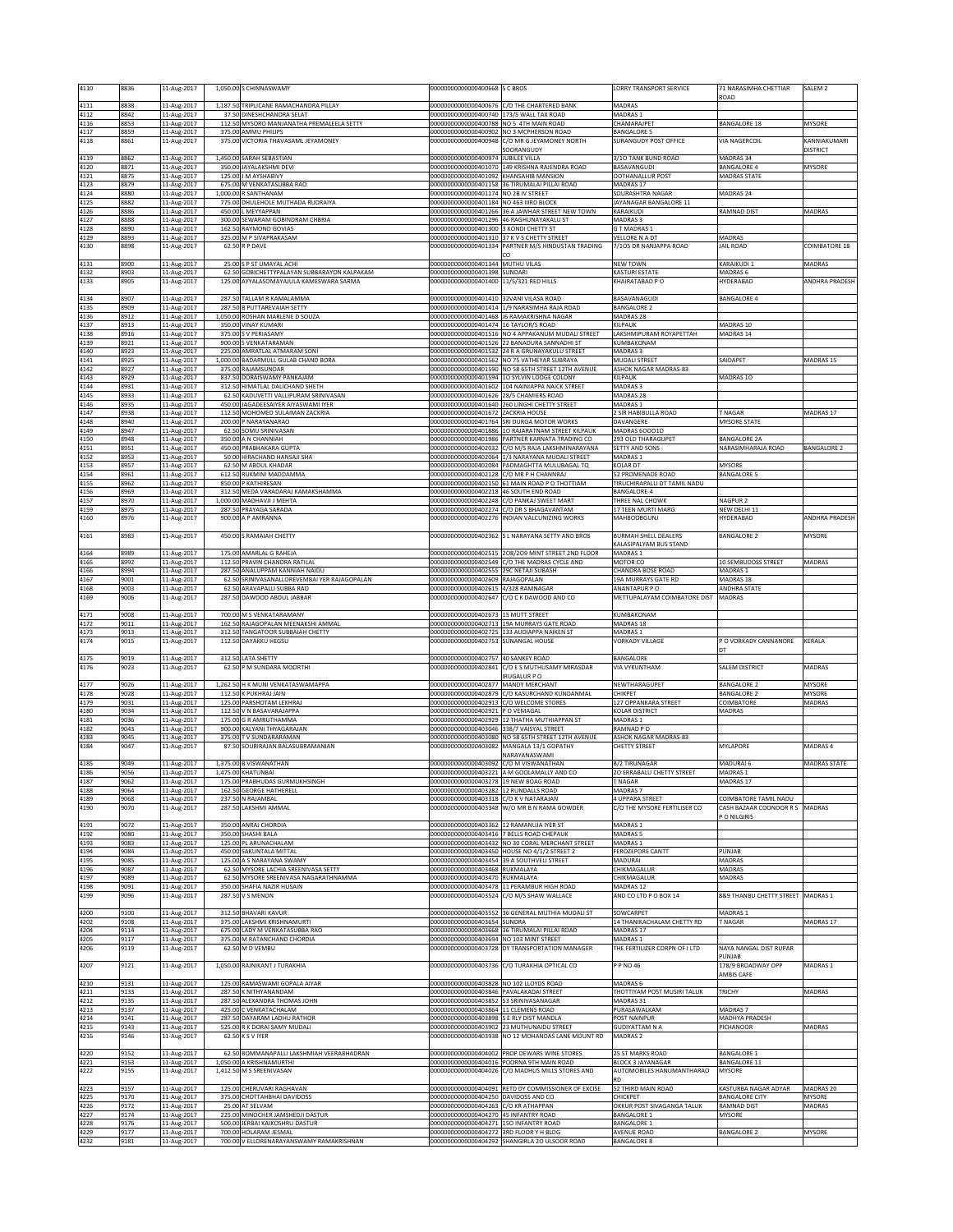| | | | | | | | | | |
|---|---|---|---|---|---|---|---|---|---|
| 4110 | 8836 | 11-Aug-2017 | 1,050.00 | S CHINNASWAMY | 0000000000000400668 | S C BROS | LORRY TRANSPORT SERVICE | 71 NARASIMHA CHETTIAR ROAD | SALEM 2 |
| 4111 | 8838 | 11-Aug-2017 | 1,187.50 | TRIPLICANE RAMACHANDRA PILLAY | 0000000000000400676 | C/O THE CHARTERED BANK | MADRAS | | |
| 4112 | 8842 | 11-Aug-2017 | 37.50 | DINESHCHANDRA SELAT | 0000000000000400740 | 173/5 WALL TAX ROAD | MADRAS 1 | | |
| 4116 | 8853 | 11-Aug-2017 | 112.50 | MYSORO MANJANATHA PREMALEELA SETTY | 0000000000000400788 | NO 5 4TH MAIN ROAD | CHAMARAJPET | BANGALORE 18 | MYSORE |
| 4117 | 8859 | 11-Aug-2017 | 375.00 | AMMU PHILIPS | 0000000000000400902 | NO 3 MCPHERSON ROAD | BANGALORE 5 | | |
| 4118 | 8861 | 11-Aug-2017 | 375.00 | VICTORIA THAVASAMIL JEYAMONEY | 0000000000000400948 | C/O MR G JEYAMONEY NORTH SOORANGUDY | SURANGUDY POST OFFICE | VIA NAGERCOIL | KANNIAKUMARI DISTRICT |
| 4119 | 8862 | 11-Aug-2017 | 1,450.00 | SARAH SEBASTIAN | 0000000000000400974 | JUBILEE VILLA | 3/1O TANK BUND ROAD | MADRAS 34 | |
| 4120 | 8871 | 11-Aug-2017 | 350.00 | JAYALAKSHMI DEVI | 0000000000000401070 | 149 KRISHNA RAJENDRA ROAD | BASAVANGUDI | BANGALORE 4 | MYSORE |
| 4121 | 8875 | 11-Aug-2017 | 125.00 | J M AYSHABIVY | 0000000000000401092 | KHANSAHIB MANSION | OOTHANALLUR POST | MADRAS STATE | |
| 4123 | 8879 | 11-Aug-2017 | 675.00 | M VENKATASUBBA RAO | 0000000000000401158 | 36 TIRUMALAI PILLAI ROAD | MADRAS 17 | | |
| 4124 | 8880 | 11-Aug-2017 | 1,000.00 | R SANTHANAM | 0000000000000401174 | NO 28 IV STREET | SOURASHTRA NAGAR | MADRAS 24 | |
| 4125 | 8882 | 11-Aug-2017 | 775.00 | DHULEHOLE MUTHADA RUDRAIYA | 0000000000000401184 | NO 463 IIIRD BLOCK | JAYANAGAR BANGALORE 11 | | |
| 4126 | 8886 | 11-Aug-2017 | 450.00 | L MEYYAPPAN | 0000000000000401266 | 36 A JAWHAR STREET NEW TOWN | KARAIKUDI | RAMNAD DIST | MADRAS |
| 4127 | 8888 | 11-Aug-2017 | 300.00 | SEWARAM GOBINDRAM CHBRIA | 0000000000000401296 | 46 RAGHUNAYAKALU ST | MADRAS 3 | | |
| 4128 | 8890 | 11-Aug-2017 | 162.50 | RAYMOND GOVIAS | 0000000000000401300 | 3 KONDI CHETTY ST | G T MADRAS 1 | | |
| 4129 | 8893 | 11-Aug-2017 | 325.00 | M P SIVAPRAKASAM | 0000000000000401310 | 37 K V S CHETTY STREET | VELLORE N A DT | MADRAS | |
| 4130 | 8898 | 11-Aug-2017 | 62.50 | R P DAVE | 0000000000000401334 | PARTNER M/S HINDUSTAN TRADING CO | 7/1O5 DR NANJAPPA ROAD | JAIL ROAD | COIMBATORE 18 |
| 4131 | 8900 | 11-Aug-2017 | 25.00 | S P ST UMAYAL ACHI | 0000000000000401344 | MUTHU VILAS | NEW TOWN | KARAIKUDI 1 | MADRAS |
| 4132 | 8903 | 11-Aug-2017 | 62.50 | GOBICHETTYPALAYAN SUBBARAYON KALPAKAM | 0000000000000401398 | SUNDARI | KASTURI ESTATE | MADRAS 6 | |
| 4133 | 8905 | 11-Aug-2017 | 125.00 | AYYALASOMAYAJULA KAMESWARA SARMA | 0000000000000401400 | 11/5/321 RED HILLS | KHAIRATABAD P O | HYDERABAD | ANDHRA PRADESH |
| 4134 | 8907 | 11-Aug-2017 | 287.50 | TALLAM R KAMALAMMA | 0000000000000401410 | 32VANI VILASA ROAD | BASAVANAGUDI | BANGALORE 4 | |
| 4135 | 8909 | 11-Aug-2017 | 287.50 | B PUTTAREVAIAH SETTY | 0000000000000401414 | 1/9 NARASIMHA RAJA ROAD | BANGALORE 2 | | |
| 4136 | 8912 | 11-Aug-2017 | 1,050.00 | ROSHAN MARLENE D SOUZA | 0000000000000401468 | J6 RAMAKRISHNA NAGAR | MADRAS 28 | | |
| 4137 | 8913 | 11-Aug-2017 | 350.00 | VINAY KUMARI | 0000000000000401474 | 16 TAYLOR/S ROAD | KILPAUK | MADRAS 10 | |
| 4138 | 8916 | 11-Aug-2017 | 375.00 | S V PERIASAMY | 0000000000000401516 | NO 4 APPAKANUM MUDALI STREET | LAKSHMIPURAM ROYAPETTAH | MADRAS 14 | |
| 4139 | 8921 | 11-Aug-2017 | 900.00 | S VENKATARAMAN | 0000000000000401526 | 22 BANADURA SANNADHI ST | KUMBAKONAM | | |
| 4140 | 8923 | 11-Aug-2017 | 225.00 | AMRATLAL ATMARAM SONI | 0000000000000401532 | 24 R A GRUNAYAKULU STREET | MADRAS 3 | | |
| 4141 | 8925 | 11-Aug-2017 | 1,000.00 | BADARMULL GULAB CHAND BORA | 0000000000000401562 | NO 75 VATHEYAR SUBRAYA | MUDALI STREET | SAIDAPET | MADRAS 15 |
| 4142 | 8927 | 11-Aug-2017 | 375.00 | RAJAMSUNDAR | 0000000000000401590 | NO 58 65TH STREET 12TH AVENUE | ASHOK NAGAR MADRAS-83 | | |
| 4143 | 8929 | 11-Aug-2017 | 837.50 | DORAISWAMY PANKAJAM | 0000000000000401594 | 1O SYLVIN LODGE COLONY | KILPAUK | MADRAS 1O | |
| 4144 | 8931 | 11-Aug-2017 | 312.50 | HIMATLAL DALICHAND SHETH | 0000000000000401602 | 104 NAINIAPPA NAICK STREET | MADRAS 3 | | |
| 4145 | 8933 | 11-Aug-2017 | 62.50 | KADUVETTI VALLIPURAM SRINIVASAN | 0000000000000401626 | 28/5 CHAMIERS ROAD | MADRAS 28 | | |
| 4146 | 8935 | 11-Aug-2017 | 450.00 | JAGADEESAIYER AIYASWAMI IYER | 0000000000000401640 | 260 LINGHI CHETTY STREET | MADRAS 1 | | |
| 4147 | 8938 | 11-Aug-2017 | 112.50 | MOHOMED SULAIMAN ZACKRIA | 0000000000000401672 | ZACKRIA HOUSE | 2 SIR HABIBULLA ROAD | T NAGAR | MADRAS 17 |
| 4148 | 8940 | 11-Aug-2017 | 200.00 | P NARAYANARAO | 0000000000000401764 | SRI DURGA MOTOR WORKS | DAVANGERE | MYSORE STATE | |
| 4149 | 8947 | 11-Aug-2017 | 62.50 | SOMU SRINIVASAN | 0000000000000401886 | 1O RAJARATNAM STREET KILPAUK | MADRAS 6OOO1O | | |
| 4150 | 8948 | 11-Aug-2017 | 350.00 | A N CHANNIAH | 0000000000000401986 | PARTNER KARNATA TRADING CO | 293 OLD THARAGUPET | BANGALORE 2A | |
| 4151 | 8951 | 11-Aug-2017 | 450.00 | PRABHAKARA GUPTA | 0000000000000402032 | C/O M/S RAJA LAKSHMINARAYANA | SETTY AND SONS | NARASIMHARAJA ROAD | BANGALORE 2 |
| 4152 | 8953 | 11-Aug-2017 | 50.00 | HIRACHAND HANSAJI SHA | 0000000000000402064 | 1/3 NARAYANA MUDALI STREET | MADRAS 1 | | |
| 4153 | 8957 | 11-Aug-2017 | 62.50 | M ABDUL KHADAR | 0000000000000402084 | PADMAGHTTA MULUBAGAL TQ | KOLAR DT | MYSORE | |
| 4154 | 8961 | 11-Aug-2017 | 612.50 | RUKMINI MADDAMMA | 0000000000000402128 | C/O MR P H CHANNRAJ | 52 PROMENADE ROAD | BANGALORE 5 | |
| 4155 | 8962 | 11-Aug-2017 | 850.00 | P KATHIRESAN | 0000000000000402150 | 61 MAIN ROAD P O THOTTIAM | TIRUCHIRAPALLI DT TAMIL NADU | | |
| 4156 | 8969 | 11-Aug-2017 | 312.50 | MEDA VARADARAJ KAMAKSHAMMA | 0000000000000402218 | 46 SOUTH END ROAD | BANGALORE-4 | | |
| 4157 | 8970 | 11-Aug-2017 | 1,000.00 | MADHAVJI J MEHTA | 0000000000000402248 | C/O PANKAJ SWEET MART | THREE NAL CHOWK | NAGPUR 2 | |
| 4159 | 8975 | 11-Aug-2017 | 287.50 | PRAYAGA SARADA | 0000000000000402274 | C/O DR S BHAGAVANTAM | 17 TEEN MURTI MARG | NEW DELHI 11 | |
| 4160 | 8976 | 11-Aug-2017 | 900.00 | A P AMRANNA | 0000000000000402276 | INDIAN VALCUNIZING WORKS | MAHBOOBGUNJ | HYDERABAD | ANDHRA PRADESH |
| 4161 | 8983 | 11-Aug-2017 | 450.00 | S RAMAIAH CHETTY | 0000000000000402362 | S L NARAYANA SETTY AND BROS | BURMAH SHELL DEALERS KALASIPALYAM BUS STAND | BANGALORE 2 | MYSORE |
| 4164 | 8989 | 11-Aug-2017 | 175.00 | AMARLAL G RAHEJA | 0000000000000402515 | 208/209 MINT STREET 2ND FLOOR | MADRAS 1 | | |
| 4165 | 8992 | 11-Aug-2017 | 112.50 | PRAVIN CHANDRA RATILAL | 0000000000000402549 | C/O THE MADRAS CYCLE AND | MOTOR CO | 10 SEMBUDOSS STREET | MADRAS |
| 4166 | 8994 | 11-Aug-2017 | 287.50 | ANALUPPAM KANNIAH NAIDU | 0000000000000402555 | 29C NETAJI SUBASH | CHANDRA BOSE ROAD | MADRAS 1 | |
| 4167 | 9001 | 11-Aug-2017 | 62.50 | SRINIVASANALLOREVEMBAI YER RAJAGOPALAN | 0000000000000402609 | RAJAGOPALAN | 19A MURRAYS GATE RD | MADRAS 18 | |
| 4168 | 9003 | 11-Aug-2017 | 62.50 | ARAVAPALLI SUBBA RAO | 0000000000000402615 | 4/328 RAMNAGAR | ANANTAPUR P O | ANDHRA STATE | |
| 4169 | 9006 | 11-Aug-2017 | 287.50 | DAWOOD ABDUL JABBAR | 0000000000000402647 | C/O C K DAWOOD AND CO | METTUPALAYAM COIMBATORE DIST | MADRAS | |
| 4171 | 9008 | 11-Aug-2017 | 700.00 | M S VENKATARAMANY | 0000000000000402673 | 15 MUTT STREET | KUMBAKONAM | | |
| 4172 | 9011 | 11-Aug-2017 | 162.50 | RAJAGOPALAN MEENAKSHI AMMAL | 0000000000000402713 | 19A MURRAYS GATE ROAD | MADRAS 18 | | |
| 4173 | 9013 | 11-Aug-2017 | 312.50 | TANGATOOR SUBBAIAH CHETTY | 0000000000000402725 | 133 AUDIAPPA NAIKEN ST | MADRAS 1 | | |
| 4174 | 9015 | 11-Aug-2017 | 112.50 | DAYAKKU HEGSU | 0000000000000402753 | SUNANGAL HOUSE | VORKADY VILLAGE | P O VORKADY CANNANORE DT | KERALA |
| 4175 | 9019 | 11-Aug-2017 | 312.50 | LATA SHETTY | 0000000000000402757 | 40 SANKEY ROAD | BANGALORE | | |
| 4176 | 9023 | 11-Aug-2017 | 62.50 | P M SUNDARA MOORTHI | 0000000000000402841 | C/O E S MUTHUSAMY MIRASDAR IRUGALUR P O | VIA VYKUNTHAM | SALEM DISTRICT | MADRAS |
| 4177 | 9026 | 11-Aug-2017 | 1,262.50 | H K MUNI VENKATASWAMAPPA | 0000000000000402877 | MANDY MERCHANT | NEWTHARAGUPET | BANGALORE 2 | MYSORE |
| 4178 | 9028 | 11-Aug-2017 | 112.50 | K PUKHRAJ JAIN | 0000000000000402879 | C/O KASURCHAND KUNDANMAL | CHIKPET | BANGALORE 2 | MYSORE |
| 4179 | 9031 | 11-Aug-2017 | 125.00 | PARSHOTAM LEKHRAJ | 0000000000000402913 | C/O WELCOME STORES | 127 OPPANKARA STREET | COIMBATORE | MADRAS |
| 4180 | 9034 | 11-Aug-2017 | 112.50 | V N BASAVARAJAPPA | 0000000000000402921 | P O VEMAGAL | KOLAR DISTRICT | MADRAS | |
| 4181 | 9036 | 11-Aug-2017 | 175.00 | G R AMRUTHAMMA | 0000000000000402929 | 12 THATHA MUTHIAPPAN ST | MADRAS 1 | | |
| 4182 | 9043 | 11-Aug-2017 | 900.00 | KALYANI THYAGARAJAN | 0000000000000403046 | 338/7 VAISYAL STREET | RAMNAD P O | | |
| 4183 | 9045 | 11-Aug-2017 | 375.00 | T V SUNDARARAMAN | 0000000000000403080 | NO 58 65TH STREET 12TH AVENUE | ASHOK NAGAR MADRAS-83 | | |
| 4184 | 9047 | 11-Aug-2017 | 87.50 | SOURIRAJAN BALASUBRAMANIAN | 0000000000000403082 | MANGALA 13/1 GOPATHY NARAYANASWAMI | CHETTY STREET | MYLAPORE | MADRAS 4 |
| 4185 | 9049 | 11-Aug-2017 | 1,375.00 | B VISWANATHAN | 0000000000000403092 | C/O M VISWANATHAN | B/2 TIRUNAGAR | MADURAI 6 | MADRAS STATE |
| 4186 | 9056 | 11-Aug-2017 | 1,475.00 | KHATUNBAI | 0000000000000403221 | A M GOOLAMALLY AND CO | 2O ERRABALU CHETTY STREET | MADRAS 1 | |
| 4187 | 9062 | 11-Aug-2017 | 175.00 | PRABHUDAS GURMUKHSINGH | 0000000000000403278 | 19 NEW BOAG ROAD | T NAGAR | MADRAS 17 | |
| 4188 | 9064 | 11-Aug-2017 | 162.50 | GEORGE HATHERELL | 0000000000000403282 | 12 RUNDALLS ROAD | MADRAS 7 | | |
| 4189 | 9068 | 11-Aug-2017 | 237.50 | N RAJAMBAL | 0000000000000403318 | C/O K V NATARAJAN | 4 UPPARA STREET | COIMBATORE TAMIL NADU | |
| 4190 | 9070 | 11-Aug-2017 | 287.50 | LAKSHMI AMMAL | 0000000000000403348 | W/O MR B N RAMA GOWDER | C/O THE MYSORE FERTILISER CO | CASH BAZAAR COONOOR R S P O NILGIRIS | MADRAS |
| 4191 | 9072 | 11-Aug-2017 | 350.00 | ANRAJ CHORDIA | 0000000000000403362 | 12 RAMANUJA IYER ST | MADRAS 1 | | |
| 4192 | 9080 | 11-Aug-2017 | 350.00 | SHASHI BALA | 0000000000000403416 | 7 BELLS ROAD CHEPAUK | MADRAS 5 | | |
| 4193 | 9083 | 11-Aug-2017 | 125.00 | PL ARUNACHALAM | 0000000000000403432 | NO 30 CORAL MERCHANT STREET | MADRAS 1 | | |
| 4194 | 9084 | 11-Aug-2017 | 450.00 | SAKUNTALA MITTAL | 0000000000000403450 | HOUSE NO 4/1/2 STREET 2 | FEROZEPORE CANTT | PUNJAB | |
| 4195 | 9085 | 11-Aug-2017 | 125.00 | A S NARAYANA SWAMY | 0000000000000403454 | 39 A SOUTHVELI STREET | MADURAI | MADRAS | |
| 4196 | 9087 | 11-Aug-2017 | 62.50 | MYSORE LACHIA SREENIVASA SETTY | 0000000000000403468 | RUKMALAYA | CHIKMAGALUR | MADRAS | |
| 4197 | 9089 | 11-Aug-2017 | 62.50 | MYSORE SREENIVASA NAGARATHNAMMA | 0000000000000403470 | RUKMALAYA | CHIKMAGALUR | MADRAS | |
| 4198 | 9091 | 11-Aug-2017 | 350.00 | SHAFIA NAZIR HUSAIN | 0000000000000403478 | 11 PERAMBUR HIGH ROAD | MADRAS 12 | | |
| 4199 | 9096 | 11-Aug-2017 | 287.50 | V S MENON | 0000000000000403524 | C/O M/S SHAW WALLACE | AND CO LTD P O BOX 14 | 8&9 THANBU CHETTY STREET | MADRAS 1 |
| 4200 | 9100 | 11-Aug-2017 | 312.50 | BHAVARI KAVUR | 0000000000000403552 | 36 GENERAL MUTHIA MUDALI ST | SOWCARPET | MADRAS 1 | |
| 4202 | 9108 | 11-Aug-2017 | 375.00 | LAKSHMI KRISHNAMURTI | 0000000000000403654 | SUNDRA | 14 THANIKACHALAM CHETTY RD | T NAGAR | MADRAS 17 |
| 4204 | 9114 | 11-Aug-2017 | 675.00 | LADY M VENKATASUBBA RAO | 0000000000000403668 | 36 TIRUMALAI PILLAI ROAD | MADRAS 17 | | |
| 4205 | 9117 | 11-Aug-2017 | 375.00 | M RATANCHAND CHORDIA | 0000000000000403694 | NO 103 MINT STREET | MADRAS 1 | | |
| 4206 | 9119 | 11-Aug-2017 | 62.50 | M D VEMBU | 0000000000000403728 | DY TRANSPORTATION MANAGER | THE FERTILIZER CORPN OF I LTD | NAYA NANGAL DIST RUPAR PUNJAB | |
| 4207 | 9121 | 11-Aug-2017 | 1,050.00 | RAJNIKANT J TURAKHIA | 0000000000000403736 | C/O TURAKHIA OPTICAL CO | P P NO 46 | 178/9 BROADWAY OPP AMBIS CAFE | MADRAS 1 |
| 4210 | 9131 | 11-Aug-2017 | 125.00 | RAMASWAMI GOPALA AIYAR | 0000000000000403828 | NO 102 LLOYDS ROAD | MADRAS 6 | | |
| 4211 | 9133 | 11-Aug-2017 | 287.50 | K NITHYANANDAM | 0000000000000403846 | PAVALAKADAI STREET | THOTTIYAM POST MUSIRI TALUK | TRICHY | MADRAS |
| 4212 | 9135 | 11-Aug-2017 | 287.50 | ALEXANDRA THOMAS JOHN | 0000000000000403852 | 53 SRINIVASANAGAR | MADRAS 31 | | |
| 4213 | 9137 | 11-Aug-2017 | 425.00 | C VENKATACHALAM | 0000000000000403864 | 11 CLEMENS ROAD | PURASAWALKAM | MADRAS 7 | |
| 4214 | 9141 | 11-Aug-2017 | 287.50 | DAYARAM LADHU RATHOR | 0000000000000403898 | S E RLY DIST MANDLA | POST NAINPUR | MADHYA PRADESH | |
| 4215 | 9143 | 11-Aug-2017 | 525.00 | R K DORAI SAMY MUDALI | 0000000000000403902 | 23 MUTHUNAIDU STREET | GUDIYATTAM N A | PICHANOOR | MADRAS |
| 4216 | 9146 | 11-Aug-2017 | 62.50 | K S V IYER | 0000000000000403938 | NO 12 MOHANDAS LANE MOUNT RD | MADRAS 2 | | |
| 4220 | 9152 | 11-Aug-2017 | 62.50 | BOMMANAPALLI LAKSHMIAH VEERABHADRAN | 0000000000000404002 | PROP DEWARS WINE STORES | 25 ST MARKS ROAD | BANGALORE 1 | |
| 4221 | 9153 | 11-Aug-2017 | 1,050.00 | A KRISHNAMURTHI | 0000000000000404016 | POORNA 9TH MAIN ROAD | BLOCK 3 JAYANAGAR | BANGALORE 11 | |
| 4222 | 9155 | 11-Aug-2017 | 1,412.50 | M S SREENIVASAN | 0000000000000404026 | C/O MADHUS MILLS STORES AND | AUTOMOBILES HANUMANTHARAO RD | MYSORE | |
| 4223 | 9157 | 11-Aug-2017 | 125.00 | CHERUVARI RAGHAVAN | 0000000000000404091 | RETD DY COMMISSIONER OF EXCISE | 52 THIRD MAIN ROAD | KASTURBA NAGAR ADYAR | MADRAS 20 |
| 4225 | 9170 | 11-Aug-2017 | 375.00 | CHOTTAHBHAI DAVIDOSS | 0000000000000404250 | DAVIDOSS AND CO | CHICKPET | BANGALORE CITY | MYSORE |
| 4226 | 9172 | 11-Aug-2017 | 25.00 | AT SELVAM | 0000000000000404263 | C/O KR ATHAPPAN | OKKUR POST SIVAGANGA TALUK | RAMNAD DIST | MADRAS |
| 4227 | 9174 | 11-Aug-2017 | 225.00 | MINOCHER JAMSHEDJI DASTUR | 0000000000000404270 | 45 INFANTRY ROAD | BANGALORE 1 | MYSORE | |
| 4228 | 9176 | 11-Aug-2017 | 500.00 | JERBAI KAIKOSHRU DASTUR | 0000000000000404271 | 15O INFANTRY ROAD | BANGALORE 1 | | |
| 4229 | 9177 | 11-Aug-2017 | 700.00 | HOLARAM JESMAL | 0000000000000404272 | 3RD FLOOR Y H BLDG | AVENUE ROAD | BANGALORE 2 | MYSORE |
| 4232 | 9181 | 11-Aug-2017 | 700.00 | V ELLORENARAYANSWAMY RAMAKRISHNAN | 0000000000000404292 | SHANGIRLA 2O ULSOOR ROAD | BANGALORE 8 | | |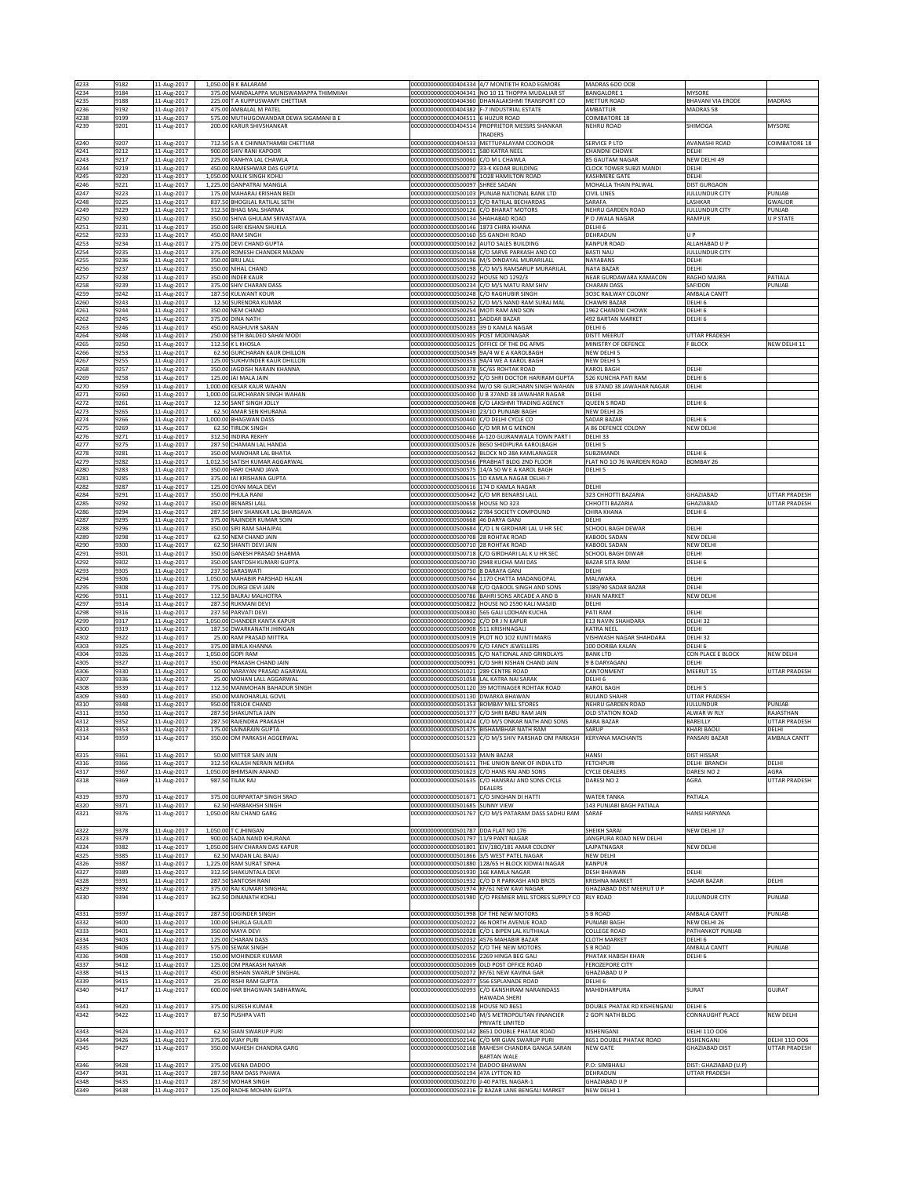| 4233 | 9182 | 11-Aug-2017 | 1,050.00 | B K BALARAM | 0000000000000404334 | 4/7 MONTIETH ROAD EGMORE | MADRAS 600 008 | | |
|---|---|---|---|---|---|---|---|---|---|
| 4234 | 9184 | 11-Aug-2017 | 375.00 | MANDALAPPA MUNISWAMAPPA THIMMIAH | 0000000000000404341 | NO 10 11 THOPPA MUDALIAR ST | BANGALORE 1 | MYSORE | |
| 4235 | 9188 | 11-Aug-2017 | 225.00 | T A KUPPUSWAMY CHETTIAR | 0000000000000404360 | DHANALAKSHMI TRANSPORT CO | METTUR ROAD | BHAVANI VIA ERODE | MADRAS |
| 4236 | 9192 | 11-Aug-2017 | 475.00 | AMBALAL M PATEL | 0000000000000404382 | F-7 INDUSTRIAL ESTATE | AMBATTUR | MADRAS 58 | |
| 4238 | 9199 | 11-Aug-2017 | 575.00 | MUTHUGOWANDAR DEWA SIGAMANI B E | 0000000000000404511 | 6 HUZUR ROAD | COIMBATORE 18 | | |
| 4239 | 9201 | 11-Aug-2017 | 200.00 | KARUR SHIVSHANKAR | 0000000000000404514 | PROPRIETOR MESSRS SHANKAR TRADERS | NEHRU ROAD | SHIMOGA | MYSORE |
| 4240 | 9207 | 11-Aug-2017 | 712.50 | S A K CHINNATHAMBI CHETTIAR | 0000000000000404533 | METTUPALAYAM COONOOR | SERVICE P LTD | AVANASHI ROAD | COIMBATORE 18 |
| 4241 | 9212 | 11-Aug-2017 | 900.00 | SHIV RANI KAPOOR | 0000000000000500011 | 580 KATRA NEEL | CHANDNI CHOWK | DELHI | |
| 4243 | 9217 | 11-Aug-2017 | 225.00 | KANHYA LAL CHAWLA | 0000000000000500060 | C/O M L CHAWLA | 85 GAUTAM NAGAR | NEW DELHI 49 | |
| 4244 | 9219 | 11-Aug-2017 | 450.00 | RAMESHWAR DAS GUPTA | 0000000000000500072 | 33-K KEDAR BUILDING | CLOCK TOWER SUBZI MANDI | DELHI | |
| 4245 | 9220 | 11-Aug-2017 | 1,050.00 | MALIK SINGH KOHLI | 0000000000000500078 | 1028 HAMILTON ROAD | KASHMERE GATE | DELHI | |
| 4246 | 9221 | 11-Aug-2017 | 1,225.00 | GANPATRAI MANGLA | 0000000000000500097 | SHREE SADAN | MOHALLA THAIN PALWAL | DIST GURGAON | |
| 4247 | 9223 | 11-Aug-2017 | 175.00 | MAHARAJ KRISHAN BEDI | 0000000000000500103 | PUNJAB NATIONAL BANK LTD | CIVIL LINES | JULLUNDUR CITY | PUNJAB |
| 4248 | 9225 | 11-Aug-2017 | 837.50 | BHOGILAL RATILAL SETH | 0000000000000500113 | C/O RATILAL BECHARDAS | SARAFA | LASHKAR | GWALIOR |
| 4249 | 9229 | 11-Aug-2017 | 312.50 | BHAG MAL SHARMA | 0000000000000500126 | C/O BHARAT MOTORS | NEHRU GARDEN ROAD | JULLUNDUR CITY | PUNJAB |
| 4250 | 9230 | 11-Aug-2017 | 350.00 | SHIVA GHULAM SRIVASTAVA | 0000000000000500134 | SHAHABAD ROAD | P O JWALA NAGAR | RAMPUR | U P STATE |
| 4251 | 9231 | 11-Aug-2017 | 350.00 | SHRI KISHAN SHUKLA | 0000000000000500146 | 1873 CHIRA KHANA | DELHI 6 | | |
| 4252 | 9233 | 11-Aug-2017 | 450.00 | RAM SINGH | 0000000000000500160 | 55 GANDHI ROAD | DEHRADUN | U P | |
| 4253 | 9234 | 11-Aug-2017 | 275.00 | DEVI CHAND GUPTA | 0000000000000500162 | AUTO SALES BUILDING | KANPUR ROAD | ALLAHABAD U P | |
| 4254 | 9235 | 11-Aug-2017 | 375.00 | ROMESH CHANDER MADAN | 0000000000000500168 | C/O SARVE PARKASH AND CO | BASTI NAU | JULLUNDUR CITY | |
| 4255 | 9236 | 11-Aug-2017 | 350.00 | BRIJ LALL | 0000000000000500196 | M/S DINDAYAL MURARILALL | NAYABANS | DELHI | |
| 4256 | 9237 | 11-Aug-2017 | 350.00 | NIHAL CHAND | 0000000000000500198 | C/O M/S RAMSARUP MURARILAL | NAYA BAZAR | DELHI | |
| 4257 | 9238 | 11-Aug-2017 | 350.00 | INDER KAUR | 0000000000000500232 | HOUSE NO 1292/3 | NEAR GURDAWARA KAMACON | RAGHO MAJRA | PATIALA |
| 4258 | 9239 | 11-Aug-2017 | 375.00 | SHIV CHARAN DASS | 0000000000000500234 | C/O M/S MATU RAM SHIV | CHARAN DASS | SAFIDON | PUNJAB |
| 4259 | 9242 | 11-Aug-2017 | 187.50 | KULWANT KOUR | 0000000000000500248 | C/O RAGHUBIR SINGH | 303C RAILWAY COLONY | AMBALA CANTT | |
| 4260 | 9243 | 11-Aug-2017 | 12.50 | SURENDRA KUMAR | 0000000000000500252 | C/O M/S NAND RAM SURAJ MAL | CHAWRI BAZAR | DELHI 6 | |
| 4261 | 9244 | 11-Aug-2017 | 350.00 | NEM CHAND | 0000000000000500254 | MOTI RAM AND SON | 1962 CHANDNI CHOWK | DELHI 6 | |
| 4262 | 9245 | 11-Aug-2017 | 375.00 | DINA NATH | 0000000000000500281 | SADDAR BAZAR | 492 BARTAN MARKET | DELHI 6 | |
| 4263 | 9246 | 11-Aug-2017 | 450.00 | RAGHUVIR SARAN | 0000000000000500283 | 39 D KAMLA NAGAR | DELHI 6 | | |
| 4264 | 9248 | 11-Aug-2017 | 250.00 | SETH BALDEO SAHAI MODI | 0000000000000500305 | POST MODINAGAR | DISTT MEERUT | UTTAR PRADESH | |
| 4265 | 9250 | 11-Aug-2017 | 112.50 | K L KHOSLA | 0000000000000500325 | OFFICE OF THE DG AFMS | MINISTRY OF DEFENCE | F BLOCK | NEW DELHI 11 |
| 4266 | 9253 | 11-Aug-2017 | 62.50 | GURCHARAN KAUR DHILLON | 0000000000000500349 | 9A/4 W E A KAROLBAGH | NEW DELHI 5 | | |
| 4267 | 9255 | 11-Aug-2017 | 125.00 | SUKHVINDER KAUR DHILLON | 0000000000000500353 | 9A/4 WE A KAROL BAGH | NEW DELHI 5 | | |
| 4268 | 9257 | 11-Aug-2017 | 350.00 | JAGDISH NARAIN KHANNA | 0000000000000500378 | 5C/65 ROHTAK ROAD | KAROL BAGH | DELHI | |
| 4269 | 9258 | 11-Aug-2017 | 125.00 | JAI MALA JAIN | 0000000000000500392 | C/O SHRI DOCTOR HARIRAM GUPTA | 526 KUNCHA PATI RAM | DELHI 6 | |
| 4270 | 9259 | 11-Aug-2017 | 1,000.00 | KESAR KAUR WAHAN | 0000000000000500394 | W/O SRI GURCHARN SINGH WAHAN | UB 37AND 38 JAWAHAR NAGAR | DELHI | |
| 4271 | 9260 | 11-Aug-2017 | 1,000.00 | GURCHARAN SINGH WAHAN | 0000000000000500400 | U B 37AND 38 JAWAHAR NAGAR | DELHI | | |
| 4272 | 9261 | 11-Aug-2017 | 12.50 | SANT SINGH JOLLY | 0000000000000500408 | C/O LAKSHMI TRADING AGENCY | QUEEN S ROAD | DELHI 6 | |
| 4273 | 9265 | 11-Aug-2017 | 62.50 | AMAR SEN KHURANA | 0000000000000500430 | 23/10 PUNJABI BAGH | NEW DELHI 26 | | |
| 4274 | 9266 | 11-Aug-2017 | 1,000.00 | BHAGWAN DASS | 0000000000000500440 | C/O DELHI CYCLE CO | SADAR BAZAR | DELHI 6 | |
| 4275 | 9269 | 11-Aug-2017 | 62.50 | TIRLOK SINGH | 0000000000000500460 | C/O MR M G MENON | A 86 DEFENCE COLONY | NEW DELHI | |
| 4276 | 9271 | 11-Aug-2017 | 312.50 | INDIRA REKHY | 0000000000000500466 | A-120 GUJRANWALA TOWN PART I | DELHI 33 | | |
| 4277 | 9275 | 11-Aug-2017 | 287.50 | CHAMAN LAL HANDA | 0000000000000500526 | 8650 SHIDIPURA KAROLBAGH | DELHI 5 | | |
| 4278 | 9281 | 11-Aug-2017 | 350.00 | MANOHAR LAL BHATIA | 0000000000000500562 | BLOCK NO 38A KAMLANAGER | SUBZIMANDI | DELHI 6 | |
| 4279 | 9282 | 11-Aug-2017 | 1,012.50 | SATISH KUMAR AGGARWAL | 0000000000000500566 | PRABHAT BLDG 2ND FLOOR | FLAT NO 10 76 WARDEN ROAD | BOMBAY 26 | |
| 4280 | 9283 | 11-Aug-2017 | 350.00 | HARI CHAND JAVA | 0000000000000500575 | 14/A 50 W E A KAROL BAGH | DELHI 5 | | |
| 4281 | 9285 | 11-Aug-2017 | 375.00 | JAI KRISHANA GUPTA | 0000000000000500615 | 1D KAMLA NAGAR DELHI-7 | | | |
| 4282 | 9287 | 11-Aug-2017 | 125.00 | GYAN MALA DEVI | 0000000000000500616 | 174 D KAMLA NAGAR | DELHI | | |
| 4284 | 9291 | 11-Aug-2017 | 350.00 | PHULA RANI | 0000000000000500642 | C/O MR BENARSI LALL | 323 CHHOTTI BAZARIA | GHAZIABAD | UTTAR PRADESH |
| 4285 | 9292 | 11-Aug-2017 | 350.00 | BENARSI LALL | 0000000000000500658 | HOUSE NO 323 | CHHOTTI BAZARIA | GHAZIABAD | UTTAR PRADESH |
| 4286 | 9294 | 11-Aug-2017 | 287.50 | SHIV SHANKAR LAL BHARGAVA | 0000000000000500662 | 2784 SOCIETY COMPOUND | CHIRA KHANA | DELHI 6 | |
| 4287 | 9295 | 11-Aug-2017 | 375.00 | RAJINDER KUMAR SOIN | 0000000000000500668 | 46 DARYA GANJ | DELHI | | |
| 4288 | 9296 | 11-Aug-2017 | 350.00 | SIRI RAM SAHAJPAL | 0000000000000500684 | C/O L N GIRDHARI LAL U HR SEC | SCHOOL BAGH DEWAR | DELHI | |
| 4289 | 9298 | 11-Aug-2017 | 62.50 | NEM CHAND JAIN | 0000000000000500708 | 28 ROHTAK ROAD | KABOOL SADAN | NEW DELHI | |
| 4290 | 9300 | 11-Aug-2017 | 62.50 | SHANTI DEVI JAIN | 0000000000000500710 | 28 ROHTAK ROAD | KABOOL SADAN | NEW DELHI | |
| 4291 | 9301 | 11-Aug-2017 | 350.00 | GANESH PRASAD SHARMA | 0000000000000500718 | C/O GIRDHARI LAL K U HR SEC | SCHOOL BAGH DIWAR | DELHI | |
| 4292 | 9302 | 11-Aug-2017 | 350.00 | SANTOSH KUMARI GUPTA | 0000000000000500730 | 2948 KUCHA MAI DAS | BAZAR SITA RAM | DELHI 6 | |
| 4293 | 9305 | 11-Aug-2017 | 237.50 | SARASWATI | 0000000000000500750 | 8 DARAYA GANJ | DELHI | | |
| 4294 | 9306 | 11-Aug-2017 | 1,050.00 | MAHABIR PARSHAD HALAN | 0000000000000500764 | 1170 CHATTA MADANGOPAL | MALIWARA | DELHI | |
| 4295 | 9308 | 11-Aug-2017 | 775.00 | DURGI DEVI JAIN | 0000000000000500768 | C/O QABOOL SINGH AND SONS | 5189/90 SADAR BAZAR | DELHI | |
| 4296 | 9311 | 11-Aug-2017 | 112.50 | BALRAJ MALHOTRA | 0000000000000500786 | BAHRI SONS ARCADE A AND B | KHAN MARKET | NEW DELHI | |
| 4297 | 9314 | 11-Aug-2017 | 287.50 | RUKMANI DEVI | 0000000000000500822 | HOUSE NO 2590 KALI MASJID | DELHI | | |
| 4298 | 9316 | 11-Aug-2017 | 237.50 | PARVATI DEVI | 0000000000000500830 | 565 GALI LODHAN KUCHA | PATI RAM | DELHI | |
| 4299 | 9317 | 11-Aug-2017 | 1,050.00 | CHANDER KANTA KAPUR | 0000000000000500902 | C/O DR J N KAPUR | E13 NAVIN SHAHDARA | DELHI 32 | |
| 4300 | 9319 | 11-Aug-2017 | 187.50 | DWARKANATH JHINGAN | 0000000000000500908 | 511 KRISHNAGALI | KATRA NEEL | DELHI | |
| 4302 | 9322 | 11-Aug-2017 | 25.00 | RAM PRASAD MITTRA | 0000000000000500919 | PLOT NO 102 KUNTI MARG | VISHWASH NAGAR SHAHDARA | DELHI 32 | |
| 4303 | 9325 | 11-Aug-2017 | 375.00 | BIMLA KHANNA | 0000000000000500979 | C/O FANCY JEWELLERS | 100 DORIBA KALAN | DELHI 6 | |
| 4304 | 9326 | 11-Aug-2017 | 1,050.00 | GOPI RAM | 0000000000000500985 | C/O NATIONAL AND GRINDLAYS | BANK LTD | CON PLACE E BLOCK | NEW DELHI |
| 4305 | 9327 | 11-Aug-2017 | 350.00 | PRAKASH CHAND JAIN | 0000000000000500991 | C/O SHRI KISHAN CHAND JAIN | 9 B DARYAGANJ | DELHI | |
| 4306 | 9330 | 11-Aug-2017 | 50.00 | NARAYAN PRASAD AGARWAL | 0000000000000501021 | 289 CENTRE ROAD | CANTONMENT | MEERUT 15 | UTTAR PRADESH |
| 4307 | 9336 | 11-Aug-2017 | 25.00 | MOHAN LALL AGGARWAL | 0000000000000501058 | LAL KATRA NAI SARAK | DELHI 6 | | |
| 4308 | 9339 | 11-Aug-2017 | 112.50 | MANMOHAN BAHADUR SINGH | 0000000000000501120 | 39 MOTINAGER ROHTAK ROAD | KAROL BAGH | DELHI 5 | |
| 4309 | 9340 | 11-Aug-2017 | 350.00 | MANOHARLAL GOVIL | 0000000000000501130 | DWARKA BHAWAN | BULAND SHAHR | UTTAR PRADESH | |
| 4310 | 9348 | 11-Aug-2017 | 950.00 | TERLOK CHAND | 0000000000000501353 | BOMBAY MILL STORES | NEHRU GARDEN ROAD | JULLUNDUR | PUNJAB |
| 4311 | 9350 | 11-Aug-2017 | 287.50 | SHAKUNTLA JAIN | 0000000000000501377 | C/O SHRI BABU RAM JAIN | OLD STATION ROAD | ALWAR W RLY | RAJASTHAN |
| 4312 | 9352 | 11-Aug-2017 | 287.50 | RAJENDRA PRAKASH | 0000000000000501424 | C/O M/S ONKAR NATH AND SONS | BARA BAZAR | BAREILLY | UTTAR PRADESH |
| 4313 | 9353 | 11-Aug-2017 | 175.00 | SAINARAIN GUPTA | 0000000000000501475 | BISHAMBHAR NATH RAM | SARUP | KHARI BAOLI | DELHI |
| 4314 | 9359 | 11-Aug-2017 | 350.00 | OM PARKASH AGGERWAL | 0000000000000501523 | C/O M/S SHIV PARSHAD OM PARKASH | KERYANA MACHANTS | PANSARI BAZAR | AMBALA CANTT |
| 4315 | 9361 | 11-Aug-2017 | 50.00 | MITTER SAIN JAIN | 0000000000000501533 | MAIN BAZAR | HANSI | DIST HISSAR | |
| 4316 | 9366 | 11-Aug-2017 | 312.50 | KALASH NERAIN MEHRA | 0000000000000501611 | THE UNION BANK OF INDIA LTD | FETCHPURI | DELHI BRANCH | DELHI |
| 4317 | 9367 | 11-Aug-2017 | 1,050.00 | BHIMSAIN ANAND | 0000000000000501623 | C/O HANS RAJ AND SONS | CYCLE DEALERS | DARESI NO 2 | AGRA |
| 4318 | 9369 | 11-Aug-2017 | 987.50 | TILAK RAJ | 0000000000000501635 | C/O HANSRAJ AND SONS CYCLE DEALERS | DARESI NO 2 | AGRA | UTTAR PRADESH |
| 4319 | 9370 | 11-Aug-2017 | 375.00 | GURPARTAP SINGH SRAO | 0000000000000501671 | C/O SINGHAN DI HATTI | WATER TANKA | PATIALA | |
| 4320 | 9371 | 11-Aug-2017 | 62.50 | HARBAKHSH SINGH | 0000000000000501685 | SUNNY VIEW | 143 PUNJABI BAGH PATIALA | | |
| 4321 | 9376 | 11-Aug-2017 | 1,050.00 | RAI CHAND GARG | 0000000000000501767 | C/O M/S PATARAM DASS SADHU RAM | SARAF | HANSI HARYANA | |
| 4322 | 9378 | 11-Aug-2017 | 1,050.00 | T C JHINGAN | 0000000000000501787 | DDA FLAT NO 176 | SHEIKH SARAI | NEW DELHI 17 | |
| 4323 | 9379 | 11-Aug-2017 | 900.00 | SADA NAND KHURANA | 0000000000000501797 | 11/9 PANT NAGAR | JANGPURA ROAD NEW DELHI | | |
| 4324 | 9382 | 11-Aug-2017 | 1,050.00 | SHIV CHARAN DAS KAPUR | 0000000000000501801 | EIV/180/181 AMAR COLONY | LAJPATNAGAR | NEW DELHI | |
| 4325 | 9385 | 11-Aug-2017 | 62.50 | MADAN LAL BAJAJ | 0000000000000501866 | 3/5 WEST PATEL NAGAR | NEW DELHI | | |
| 4326 | 9387 | 11-Aug-2017 | 1,225.00 | RAM SURAT SINHA | 0000000000000501880 | 128/65 H BLOCK KIDWAI NAGAR | KANPUR | | |
| 4327 | 9389 | 11-Aug-2017 | 312.50 | SHAKUNTALA DEVI | 0000000000000501930 | 16E KAMLA NAGAR | DESH BHAWAN | DELHI | |
| 4328 | 9391 | 11-Aug-2017 | 287.50 | SANTOSH RANI | 0000000000000501932 | C/O D R PARKASH AND BROS | KRISHNA MARKET | SADAR BAZAR | DELHI |
| 4329 | 9392 | 11-Aug-2017 | 375.00 | RAJ KUMARI SINGHAL | 0000000000000501974 | KF/61 NEW KAVI NAGAR | GHAZIABAD DIST MEERUT U P | | |
| 4330 | 9394 | 11-Aug-2017 | 362.50 | DINANATH KOHLI | 0000000000000501980 | C/O PREMIER MILL STORES SUPPLY CO | RLY ROAD | JULLUNDUR CITY | PUNJAB |
| 4331 | 9397 | 11-Aug-2017 | 287.50 | JOGINDER SINGH | 0000000000000501998 | OF THE NEW MOTORS | S B ROAD | AMBALA CANTT | PUNJAB |
| 4332 | 9400 | 11-Aug-2017 | 100.00 | SHUKLA GULATI | 0000000000000502022 | 46 NORTH AVENUE ROAD | PUNJABI BAGH | NEW DELHI 26 | |
| 4333 | 9401 | 11-Aug-2017 | 350.00 | MAYA DEVI | 0000000000000502028 | C/O L BIPEN LAL KUTHIALA | COLLEGE ROAD | PATHANKOT PUNJAB | |
| 4334 | 9403 | 11-Aug-2017 | 125.00 | CHARAN DASS | 0000000000000502032 | 4576 MAHABIR BAZAR | CLOTH MARKET | DELHI 6 | |
| 4335 | 9406 | 11-Aug-2017 | 575.00 | SEWAK SINGH | 0000000000000502052 | C/O THE NEW MOTORS | S B ROAD | AMBALA CANTT | PUNJAB |
| 4336 | 9408 | 11-Aug-2017 | 150.00 | MOHINDER KUMAR | 0000000000000502056 | 2269 HINGA BEG GALI | PHATAK HABISH KHAN | DELHI 6 | |
| 4337 | 9412 | 11-Aug-2017 | 125.00 | OM PRAKASH NAYAR | 0000000000000502069 | OLD POST OFFICE ROAD | FEROZEPORE CITY | | |
| 4338 | 9413 | 11-Aug-2017 | 450.00 | BISHAN SWARUP SINGHAL | 0000000000000502072 | KF/61 NEW KAVINA GAR | GHAZIABAD U P | | |
| 4339 | 9415 | 11-Aug-2017 | 25.00 | RISHI RAM GUPTA | 0000000000000502077 | 556 ESPLANADE ROAD | DELHI 6 | | |
| 4340 | 9417 | 11-Aug-2017 | 600.00 | HAR BHAGWAN SABHARWAL | 0000000000000502093 | C/O KANSHIRAM NARAINDASS HAWADA SHERI | MAHIDHARPURA | SURAT | GUJRAT |
| 4341 | 9420 | 11-Aug-2017 | 375.00 | SURESH KUMAR | 0000000000000502138 | HOUSE NO 8651 | DOUBLE PHATAK RD KISHENGANJ | DELHI 6 | |
| 4342 | 9422 | 11-Aug-2017 | 87.50 | PUSHPA VATI | 0000000000000502140 | M/S METROPOLITAN FINANCIER PRIVATE LIMITED | 2 GOPI NATH BLDG | CONNAUGHT PLACE | NEW DELHI |
| 4343 | 9424 | 11-Aug-2017 | 62.50 | GIAN SWARUP PURI | 0000000000000502142 | 8651 DOUBLE PHATAK ROAD | KISHENGANJ | DELHI 110 006 | |
| 4344 | 9426 | 11-Aug-2017 | 375.00 | VIJAY PURI | 0000000000000502146 | C/O MR GIAN SWARUP PURI | 8651 DOUBLE PHATAK ROAD | KISHENGANJ | DELHI 110 006 |
| 4345 | 9427 | 11-Aug-2017 | 350.00 | MAHESH CHANDRA GARG | 0000000000000502168 | MAHESH CHANDRA GANGA SARAN BARTAN WALE | NEW GATE | GHAZIABAD DIST | UTTAR PRADESH |
| 4346 | 9428 | 11-Aug-2017 | 375.00 | VEENA DADOO | 0000000000000502174 | DADOO BHAWAN | P.O: SIMBHAILI | DIST: GHAZIABAD (U.P) | |
| 4347 | 9431 | 11-Aug-2017 | 287.50 | RAM DASS PAHWA | 0000000000000502194 | 47A LYTTON RD | DEHRADUN | UTTAR PRADESH | |
| 4348 | 9435 | 11-Aug-2017 | 287.50 | MOHAR SINGH | 0000000000000502270 | J-40 PATEL NAGAR-1 | GHAZIABAD U P | | |
| 4349 | 9438 | 11-Aug-2017 | 125.00 | RADHE MOHAN GUPTA | 0000000000000502316 | 2 BAZAR LANE BENGALI MARKET | NEW DELHI 1 | | |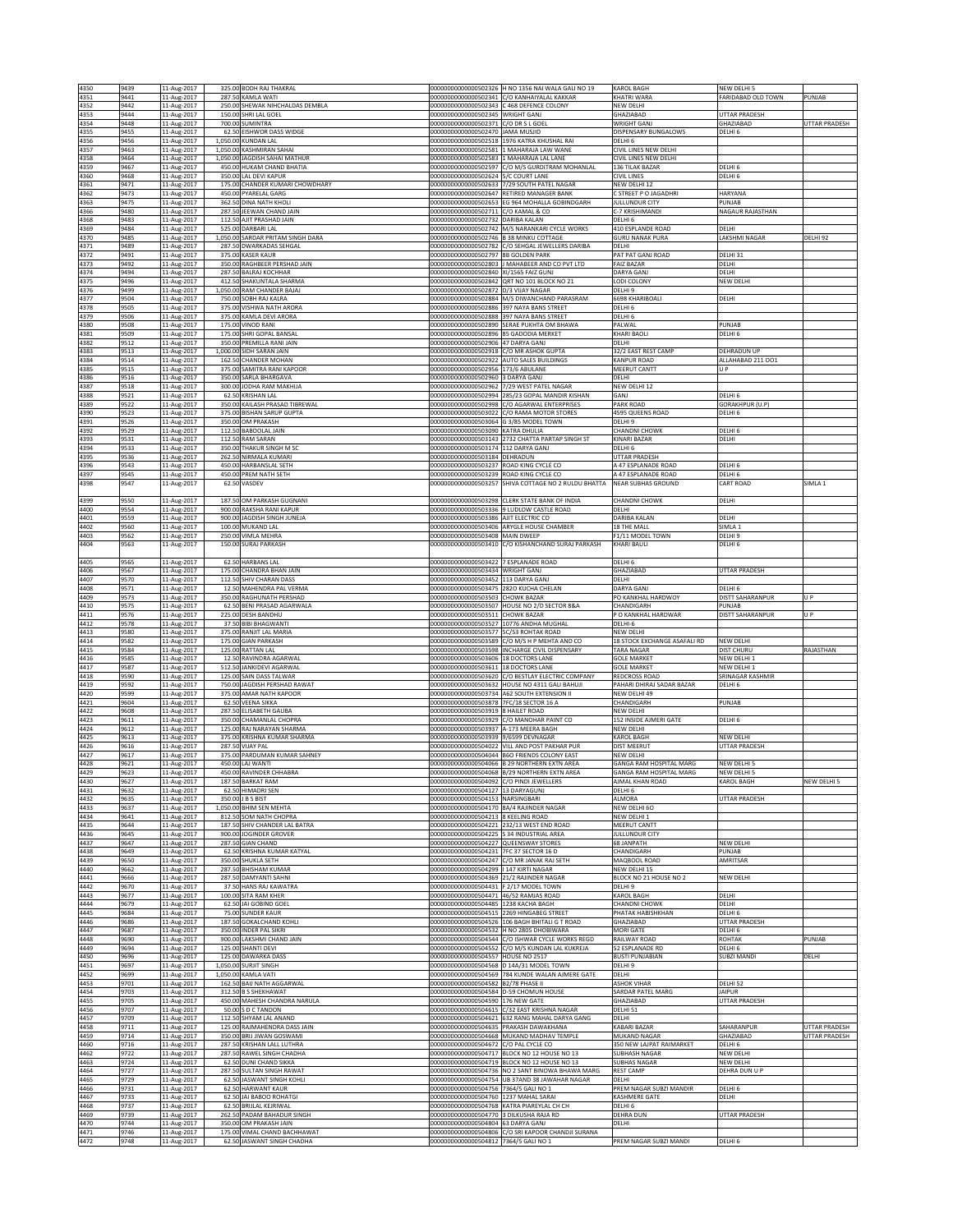| 4350 | 9439 | 11-Aug-2017 | 325.00 | BODH RAJ THAKRAL | 0000000000000S02326 | H NO 1356 NAI WALA GALI NO 19 | KAROL BAGH | NEW DELHI 5 | |
|---|---|---|---|---|---|---|---|---|---|
| 4351 | 9441 | 11-Aug-2017 | 287.50 | KAMLA WATI | 0000000000000S02341 | C/O KANHAIYALAL KAKKAR | KHATRI WARA | FARIDABAD OLD TOWN | PUNJAB |
| 4352 | 9442 | 11-Aug-2017 | 250.00 | SHEWAK NIHCHALDAS DEMBLA | 0000000000000S02343 | C 468 DEFENCE COLONY | NEW DELHI | | |
| 4353 | 9444 | 11-Aug-2017 | 150.00 | SHRI LAL GOEL | 0000000000000S02345 | WRIGHT GANJ | GHAZIABAD | UTTAR PRADESH | |
| 4354 | 9448 | 11-Aug-2017 | 700.00 | SUMINTRA | 0000000000000S02371 | C/O DR S L GOEL | WRIGHT GANJ | GHAZIABAD | UTTAR PRADESH |
| 4355 | 9455 | 11-Aug-2017 | 62.50 | EISHWOR DASS WIDGE | 0000000000000S02470 | JAMA MUSJID | DISPENSARY BUNGALOWS | DELHI 6 | |
| 4356 | 9456 | 11-Aug-2017 | 1,050.00 | KUNDAN LAL | 0000000000000S02518 | 1976 KATRA KHUSHAL RAI | DELHI 6 | | |
| 4357 | 9463 | 11-Aug-2017 | 1,050.00 | KASHMIRAN SAHAI | 0000000000000S02581 | 1 MAHARAJA LAW WANE | CIVIL LINES NEW DELHI | | |
| 4358 | 9464 | 11-Aug-2017 | 1,050.00 | JAGDISH SAHAI MATHUR | 0000000000000S02583 | 1 MAHARAJA LAL LANE | CIVIL LINES NEW DELHI | | |
| 4359 | 9467 | 11-Aug-2017 | 450.00 | HUKAM CHAND BHATIA | 0000000000000S02597 | C/O M/S GURDITRAM MOHANLAL | 136 TILAK BAZAR | DELHI 6 | |
| 4360 | 9468 | 11-Aug-2017 | 350.00 | LAL DEVI KAPUR | 0000000000000S02624 | 5/C COURT LANE | CIVIL LINES | DELHI 6 | |
| 4361 | 9471 | 11-Aug-2017 | 175.00 | CHANDER KUMARI CHOWDHARY | 0000000000000S02633 | 7/29 SOUTH PATEL NAGAR | NEW DELHI 12 | | |
| 4362 | 9473 | 11-Aug-2017 | 450.00 | PYARELAL GARG | 0000000000000S02647 | RETIRED MANAGER BANK | C STREET P O JAGADHRI | HARYANA | |
| 4363 | 9475 | 11-Aug-2017 | 362.50 | DINA NATH KHOLI | 0000000000000S02653 | EG 964 MOHALLA GOBINDGARH | JULLUNDUR CITY | PUNJAB | |
| 4366 | 9480 | 11-Aug-2017 | 287.50 | JEEWAN CHAND JAIN | 0000000000000S02711 | C/O KAMAL & CO | C-7 KRISHIMANDI | NAGAUR RAJASTHAN | |
| 4368 | 9483 | 11-Aug-2017 | 112.50 | AJIT PRASHAD JAIN | 0000000000000S02732 | DARIBA KALAN | DELHI 6 | | |
| 4369 | 9484 | 11-Aug-2017 | 525.00 | DARBARI LAL | 0000000000000S02742 | M/S NARANKARI CYCLE WORKS | 410 ESPLANDE ROAD | DELHI | |
| 4370 | 9485 | 11-Aug-2017 | 1,050.00 | SARDAR PRITAM SINGH DARA | 0000000000000S02746 | B 38 MINKU COTTAGE | GURU NANAK PURA | LAKSHMI NAGAR | DELHI 92 |
| 4371 | 9489 | 11-Aug-2017 | 287.50 | DWARKADAS SEHGAL | 0000000000000S02782 | C/O SEHGAL JEWELLERS DARIBA | DELHI | | |
| 4372 | 9491 | 11-Aug-2017 | 375.00 | KASER KAUR | 0000000000000S02797 | 8B GOLDEN PARK | PAT PAT GANJ ROAD | DELHI 31 | |
| 4373 | 9492 | 11-Aug-2017 | 350.00 | RAGHBEER PERSHAD JAIN | 0000000000000S02803 | 1 MAHABEER AND CO PVT LTD | FAIZ BAZAR | DELHI | |
| 4374 | 9494 | 11-Aug-2017 | 287.50 | BALRAJ KOCHHAR | 0000000000000S02840 | XI/1565 FAIZ GUNJ | DARYA GANJ | DELHI | |
| 4375 | 9496 | 11-Aug-2017 | 412.50 | SHAKUNTALA SHARMA | 0000000000000S02842 | QRT NO 101 BLOCK NO 21 | LODI COLONY | NEW DELHI | |
| 4376 | 9499 | 11-Aug-2017 | 1,050.00 | RAM CHANDER BAJAJ | 0000000000000S02872 | D/3 VIJAY NAGAR | DELHI 9 | | |
| 4377 | 9504 | 11-Aug-2017 | 750.00 | SOBH RAJ KALRA | 0000000000000S02884 | M/S DIWANCHAND PARASRAM | 6698 KHARIBOALI | DELHI | |
| 4378 | 9505 | 11-Aug-2017 | 375.00 | VISHWA NATH ARORA | 0000000000000S02886 | 397 NAYA BANS STREET | DELHI 6 | | |
| 4379 | 9506 | 11-Aug-2017 | 375.00 | KAMLA DEVI ARORA | 0000000000000S02888 | 397 NAYA BANS STREET | DELHI 6 | | |
| 4380 | 9508 | 11-Aug-2017 | 175.00 | VINOD RANI | 0000000000000S02890 | SERAE PUKHTA OM BHAWA | PALWAL | PUNJAB | |
| 4381 | 9509 | 11-Aug-2017 | 175.00 | SHRI GOPAL BANSAL | 0000000000000S02896 | 85 GADODIA MERKET | KHARI BAOLI | DELHI 6 | |
| 4382 | 9512 | 11-Aug-2017 | 350.00 | PREMILLA RANI JAIN | 0000000000000S02906 | 47 DARYA GANJ | DELHI | | |
| 4383 | 9513 | 11-Aug-2017 | 1,000.00 | SIDH SARAN JAIN | 0000000000000S02918 | C/O MR ASHOK GUPTA | 32/2 EAST REST CAMP | DEHRADUN UP | |
| 4384 | 9514 | 11-Aug-2017 | 162.50 | CHANDER MOHAN | 0000000000000S02922 | AUTO SALES BUILDINGS | KANPUR ROAD | ALLAHABAD 211 OO1 | |
| 4385 | 9515 | 11-Aug-2017 | 375.00 | SAMITRA RANI KAPOOR | 0000000000000S02956 | 173/6 ABULANE | MEERUT CANTT | U P | |
| 4386 | 9516 | 11-Aug-2017 | 350.00 | SARLA BHARGAVA | 0000000000000S02960 | 3 DARYA GANJ | DELHI | | |
| 4387 | 9518 | 11-Aug-2017 | 300.00 | JODHA RAM MAKHIJA | 0000000000000S02962 | 7/29 WEST PATEL NAGAR | NEW DELHI 12 | | |
| 4388 | 9521 | 11-Aug-2017 | 62.50 | KRISHAN LAL | 0000000000000S02994 | 285/23 GOPAL MANDIR KISHAN | GANJ | DELHI 6 | |
| 4389 | 9522 | 11-Aug-2017 | 350.00 | KAILASH PRASAD TIBREWAL | 0000000000000S02998 | C/O AGARWAL ENTERPRISES | PARK ROAD | GORAKHPUR (U.P) | |
| 4390 | 9523 | 11-Aug-2017 | 375.00 | BISHAN SARUP GUPTA | 0000000000000S03022 | C/O RAMA MOTOR STORES | 4595 QUEENS ROAD | DELHI 6 | |
| 4391 | 9526 | 11-Aug-2017 | 350.00 | OM PRAKASH | 0000000000000S03064 | G 3/85 MODEL TOWN | DELHI 9 | | |
| 4392 | 9529 | 11-Aug-2017 | 112.50 | BABOOLAL JAIN | 0000000000000S03090 | KATRA DHULIA | CHANDNI CHOWK | DELHI 6 | |
| 4393 | 9531 | 11-Aug-2017 | 112.50 | RAM SARAN | 0000000000000S03143 | 2732 CHATTA PARTAP SINGH ST | KINARI BAZAR | DELHI | |
| 4394 | 9533 | 11-Aug-2017 | 350.00 | THAKUR SINGH M SC | 0000000000000S03174 | 112 DARYA GANJ | DELHI 6 | | |
| 4395 | 9536 | 11-Aug-2017 | 262.50 | NIRMALA KUMARI | 0000000000000S03184 | DEHRADUN | UTTAR PRADESH | | |
| 4396 | 9543 | 11-Aug-2017 | 450.00 | HARBANSLAL SETH | 0000000000000S03237 | ROAD KING CYCLE CO | A 47 ESPLANADE ROAD | DELHI 6 | |
| 4397 | 9545 | 11-Aug-2017 | 450.00 | PREM NATH SETH | 0000000000000S03239 | ROAD KING CYCLE CO | A 47 ESPLANADE ROAD | DELHI 6 | |
| 4398 | 9547 | 11-Aug-2017 | 62.50 | VASDEV | 0000000000000S03257 | SHIVA COTTAGE NO 2 RULDU BHATTA | NEAR SUBHAS GROUND | CART ROAD | SIMLA 1 |
| 4399 | 9550 | 11-Aug-2017 | 187.50 | OM PARKASH GUGNANI | 0000000000000S03298 | CLERK STATE BANK OF INDIA | CHANDNI CHOWK | DELHI | |
| 4400 | 9554 | 11-Aug-2017 | 900.00 | RAKSHA RANI KAPUR | 0000000000000S03336 | 9 LUDLOW CASTLE ROAD | DELHI | | |
| 4401 | 9559 | 11-Aug-2017 | 900.00 | JAGDISH SINGH JUNEJA | 0000000000000S03386 | AJIT ELECTRIC CO | DARIBA KALAN | DELHI | |
| 4402 | 9560 | 11-Aug-2017 | 100.00 | MUKAND LAL | 0000000000000S03406 | ARYGLE HOUSE CHAMBER | 18 THE MALL | SIMLA 1 | |
| 4403 | 9562 | 11-Aug-2017 | 250.00 | VIMLA MEHRA | 0000000000000S03408 | MAIN DWEEP | F1/11 MODEL TOWN | DELHI 9 | |
| 4404 | 9563 | 11-Aug-2017 | 150.00 | SURAJ PARKASH | 0000000000000S03410 | C/O KISHANCHAND SURAJ PARKASH | KHARI BAULI | DELHI 6 | |
| 4405 | 9565 | 11-Aug-2017 | 62.50 | HARBANS LAL | 0000000000000S03422 | 7 ESPLANADE ROAD | DELHI 6 | | |
| 4406 | 9567 | 11-Aug-2017 | 175.00 | CHANDRA BHAN JAIN | 0000000000000S03434 | WRIGHT GANJ | GHAZIABAD | UTTAR PRADESH | |
| 4407 | 9570 | 11-Aug-2017 | 112.50 | SHIV CHARAN DASS | 0000000000000S03452 | 113 DARYA GANJ | DELHI | | |
| 4408 | 9571 | 11-Aug-2017 | 12.50 | MAHENDRA PAL VERMA | 0000000000000S03475 | 2820 KUCHA CHELAN | DARYA GANJ | DELHI 6 | |
| 4409 | 9573 | 11-Aug-2017 | 350.00 | RAGHUNATH PERSHAD | 0000000000000S03503 | CHOWK BAZAR | PO KANKHAL HARDWOY | DISTT SAHARANPUR | U P |
| 4410 | 9575 | 11-Aug-2017 | 62.50 | BENI PRASAD AGARWALA | 0000000000000S03507 | HOUSE NO 2/D SECTOR 8&A | CHANDIGARH | PUNJAB | |
| 4411 | 9576 | 11-Aug-2017 | 225.00 | DESH BANDHU | 0000000000000S03511 | CHOWK BAZAR | P O KANKHAL HARDWAR | DISTT SAHARANPUR | U P |
| 4412 | 9578 | 11-Aug-2017 | 37.50 | BIBI BHAGWANTI | 0000000000000S03527 | 10776 ANDHA MUGHAL | DELHI-6 | | |
| 4413 | 9580 | 11-Aug-2017 | 375.00 | RANJIT LAL MARIA | 0000000000000S03577 | 5C/53 ROHTAK ROAD | NEW DELHI | | |
| 4414 | 9582 | 11-Aug-2017 | 175.00 | GIAN PARKASH | 0000000000000S03589 | C/O M/S H P MEHTA AND CO | 18 STOCK EXCHANGE ASAFALI RD | NEW DELHI | |
| 4415 | 9584 | 11-Aug-2017 | 125.00 | RATTAN LAL | 0000000000000S03598 | INCHARGE CIVIL DISPENSARY | TARA NAGAR | DIST CHURU | RAJASTHAN |
| 4416 | 9585 | 11-Aug-2017 | 12.50 | RAVINDRA AGARWAL | 0000000000000S03606 | 18 DOCTORS LANE | GOLE MARKET | NEW DELHI 1 | |
| 4417 | 9587 | 11-Aug-2017 | 512.50 | JANKIDEVI AGARWAL | 0000000000000S03611 | 18 DOCTORS LANE | GOLE MARKET | NEW DELHI 1 | |
| 4418 | 9590 | 11-Aug-2017 | 125.00 | SAIN DASS TALWAR | 0000000000000S03620 | C/O BESTLAY ELECTRIC COMPANY | REDCROSS ROAD | SRINAGAR KASHMIR | |
| 4419 | 9592 | 11-Aug-2017 | 750.00 | JAGDISH PERSHAD RAWAT | 0000000000000S03632 | HOUSE NO 4311 GALI BAHUJI | PAHARI DHIRAJ SADAR BAZAR | DELHI 6 | |
| 4420 | 9599 | 11-Aug-2017 | 375.00 | AMAR NATH KAPOOR | 0000000000000S03734 | A62 SOUTH EXTENSION II | NEW DELHI 49 | | |
| 4421 | 9604 | 11-Aug-2017 | 62.50 | VEENA SIKKA | 0000000000000S03878 | 7FC/18 SECTOR 16 A | CHANDIGARH | PUNJAB | |
| 4422 | 9608 | 11-Aug-2017 | 287.50 | ELISABETH GAUBA | 0000000000000S03919 | 8 HAILET ROAD | NEW DELHI | | |
| 4423 | 9611 | 11-Aug-2017 | 350.00 | CHAMANLAL CHOPRA | 0000000000000S03929 | C/O MANOHAR PAINT CO | 152 INSIDE AJMERI GATE | DELHI 6 | |
| 4424 | 9612 | 11-Aug-2017 | 125.00 | RAJ NARAYAN SHARMA | 0000000000000S03937 | A-173 MEERA BAGH | NEW DELHI | | |
| 4425 | 9613 | 11-Aug-2017 | 375.00 | KRISHNA KUMAR SHARMA | 0000000000000S03939 | 9/6599 DEVNAGAR | KAROL BAGH | NEW DELHI | |
| 4426 | 9616 | 11-Aug-2017 | 287.50 | VIJAY PAL | 0000000000000S04022 | VILL AND POST PAKHAR PUR | DIST MEERUT | UTTAR PRADESH | |
| 4427 | 9617 | 11-Aug-2017 | 375.00 | PARDUMAN KUMAR SAHNEY | 0000000000000S04044 | B6O FRIENDS COLONY EAST | NEW DELHI | | |
| 4428 | 9621 | 11-Aug-2017 | 450.00 | LAJ WANTI | 0000000000000S04066 | B 29 NORTHERN EXTN AREA | GANGA RAM HOSPITAL MARG | NEW DELHI 5 | |
| 4429 | 9623 | 11-Aug-2017 | 450.00 | RAVINDER CHHABRA | 0000000000000S04068 | B/29 NORTHERN EXTN AREA | GANGA RAM HOSPITAL MARG | NEW DELHI 5 | |
| 4430 | 9627 | 11-Aug-2017 | 187.50 | BARKAT RAM | 0000000000000S04092 | C/O PINDI JEWELLERS | AJMAL KHAN ROAD | KAROL BAGH | NEW DELHI 5 |
| 4431 | 9632 | 11-Aug-2017 | 62.50 | HIMADRI SEN | 0000000000000S04127 | 13 DARYAGUNJ | DELHI 6 | | |
| 4432 | 9635 | 11-Aug-2017 | 350.00 | J B S BIST | 0000000000000S04153 | NARSINGBARI | ALMORA | UTTAR PRADESH | |
| 4433 | 9637 | 11-Aug-2017 | 1,050.00 | BHIM SEN MEHTA | 0000000000000S04170 | 8A/4 RAJINDER NAGAR | NEW DELHI 6O | | |
| 4434 | 9641 | 11-Aug-2017 | 812.50 | SOM NATH CHOPRA | 0000000000000S04213 | 8 KEELING ROAD | NEW DELHI 1 | | |
| 4435 | 9644 | 11-Aug-2017 | 187.50 | SHIV CHANDER LAL BATRA | 0000000000000S04221 | 232/13 WEST END ROAD | MEERUT CANTT | | |
| 4436 | 9645 | 11-Aug-2017 | 900.00 | JOGINDER GROVER | 0000000000000S04225 | S 34 INDUSTRIAL AREA | JULLUNDUR CITY | | |
| 4437 | 9647 | 11-Aug-2017 | 287.50 | GIAN CHAND | 0000000000000S04227 | QUEENSWAY STORES | 68 JANPATH | NEW DELHI | |
| 4438 | 9649 | 11-Aug-2017 | 62.50 | KRISHNA KUMAR KATYAL | 0000000000000S04231 | 7FC 37 SECTOR 16 D | CHANDIGARH | PUNJAB | |
| 4439 | 9650 | 11-Aug-2017 | 350.00 | SHUKLA SETH | 0000000000000S04247 | C/O MR JANAK RAJ SETH | MAQBOOL ROAD | AMRITSAR | |
| 4440 | 9662 | 11-Aug-2017 | 287.50 | BHISHAM KUMAR | 0000000000000S04299 | I 147 KIRTI NAGAR | NEW DELHI 15 | | |
| 4441 | 9666 | 11-Aug-2017 | 287.50 | DAMYANTI SAHNI | 0000000000000S04369 | 21/2 RAJINDER NAGAR | BLOCK NO 21 HOUSE NO 2 | NEW DELHI | |
| 4442 | 9670 | 11-Aug-2017 | 37.50 | HANS RAJ KAWATRA | 0000000000000S04431 | F 2/17 MODEL TOWN | DELHI 9 | | |
| 4443 | 9677 | 11-Aug-2017 | 100.00 | SITA RAM KHER | 0000000000000S04471 | 46/52 RAMJAS ROAD | KAROL BAGH | DELHI | |
| 4444 | 9679 | 11-Aug-2017 | 62.50 | JAI GOBIND GOEL | 0000000000000S04485 | 1238 KACHA BAGH | CHANDNI CHOWK | DELHI | |
| 4445 | 9684 | 11-Aug-2017 | 75.00 | SUNDER KAUR | 0000000000000S04515 | 2269 HINGABEG STREET | PHATAK HABISHKHAN | DELHI 6 | |
| 4446 | 9686 | 11-Aug-2017 | 187.50 | GOKALCHAND KOHLI | 0000000000000S04526 | 106 BAGH BHITALI G T ROAD | GHAZIABAD | UTTAR PRADESH | |
| 4447 | 9687 | 11-Aug-2017 | 350.00 | INDER PAL SIKRI | 0000000000000S04532 | H NO 2805 DHOBIWARA | MORI GATE | DELHI 6 | |
| 4448 | 9690 | 11-Aug-2017 | 900.00 | LAKSHMI CHAND JAIN | 0000000000000S04544 | C/O ISHWAR CYCLE WORKS REGD | RAILWAY ROAD | ROHTAK | PUNJAB |
| 4449 | 9694 | 11-Aug-2017 | 125.00 | SHANTI DEVI | 0000000000000S04552 | C/O M/S KUNDAN LAL KUKREJA | 52 ESPLANADE RD | DELHI 6 | |
| 4450 | 9696 | 11-Aug-2017 | 125.00 | DAWARKA DASS | 0000000000000S04557 | HOUSE NO 2517 | BUSTI PUNJABIAN | SUBZI MANDI | DELHI |
| 4451 | 9697 | 11-Aug-2017 | 1,050.00 | SURJIT SINGH | 0000000000000S04568 | D 14A/31 MODEL TOWN | DELHI 9 | | |
| 4452 | 9699 | 11-Aug-2017 | 1,050.00 | KAMLA VATI | 0000000000000S04569 | 784 KUNDE WALAN AJMERE GATE | DELHI | | |
| 4453 | 9701 | 11-Aug-2017 | 162.50 | BAIJ NATH AGGARWAL | 0000000000000S04582 | B2/78 PHASE II | ASHOK VIHAR | DELHI 52 | |
| 4454 | 9703 | 11-Aug-2017 | 312.50 | B S SHEKHAWAT | 0000000000000S04584 | D-59 CHOMUN HOUSE | SARDAR PATEL MARG | JAIPUR | |
| 4455 | 9705 | 11-Aug-2017 | 450.00 | MAHESH CHANDRA NARULA | 0000000000000S04590 | 176 NEW GATE | GHAZIABAD | UTTAR PRADESH | |
| 4456 | 9707 | 11-Aug-2017 | 50.00 | S D C TANDON | 0000000000000S04615 | C/32 EAST KRISHNA NAGAR | DELHI 51 | | |
| 4457 | 9709 | 11-Aug-2017 | 112.50 | SHYAM LAL ANAND | 0000000000000S04621 | 632 RANG MAHAL DARYA GANG | DELHI | | |
| 4458 | 9711 | 11-Aug-2017 | 125.00 | RAJMAHENDRA DASS JAIN | 0000000000000S04635 | PRAKASH DAWAKHANA | KABARI BAZAR | SAHARANPUR | UTTAR PRADESH |
| 4459 | 9714 | 11-Aug-2017 | 350.00 | BRIJ JIWAN GOSWAMI | 0000000000000S04668 | MUKAND MADHAV TEMPLE | MUKAND NAGAR | GHAZIABAD | UTTAR PRADESH |
| 4460 | 9716 | 11-Aug-2017 | 287.50 | KRISHAN LALL LUTHRA | 0000000000000S04672 | C/O PAL CYCLE CO | 350 NEW LAJPAT RAIMARKET | DELHI 6 | |
| 4462 | 9722 | 11-Aug-2017 | 287.50 | RAWEL SINGH CHADHA | 0000000000000S04717 | BLOCK NO 12 HOUSE NO 13 | SUBHASH NAGAR | NEW DELHI | |
| 4463 | 9724 | 11-Aug-2017 | 62.50 | DUNI CHAND SIKKA | 0000000000000S04719 | BLOCK NO 12 HOUSE NO 13 | SUBHAS NAGAR | NEW DELHI | |
| 4464 | 9727 | 11-Aug-2017 | 287.50 | SULTAN SINGH RAWAT | 0000000000000S04736 | NO 2 SANT BINOWA BHAWA MARG | REST CAMP | DEHRA DUN U P | |
| 4465 | 9729 | 11-Aug-2017 | 62.50 | JASWANT SINGH KOHLI | 0000000000000S04754 | UB 37AND 38 JAWAHAR NAGAR | DELHI | | |
| 4466 | 9731 | 11-Aug-2017 | 62.50 | HARWANT KAUR | 0000000000000S04756 | 7364/5 GALI NO 1 | PREM NAGAR SUBZI MANDIR | DELHI 6 | |
| 4467 | 9733 | 11-Aug-2017 | 62.50 | JAI BABOO ROHATGI | 0000000000000S04760 | 1237 MAHAL SARAI | KASHMERE GATE | DELHI | |
| 4468 | 9737 | 11-Aug-2017 | 62.50 | BRIJLAL KEJRIWAL | 0000000000000S04768 | KATRA PIAREYLAL CH CH | DELHI 6 | | |
| 4469 | 9739 | 11-Aug-2017 | 262.50 | PADAM BAHADUR SINGH | 0000000000000S04770 | 3 DILKUSHA RAJA RD | DEHRA DUN | UTTAR PRADESH | |
| 4470 | 9744 | 11-Aug-2017 | 350.00 | OM PRAKASH JAIN | 0000000000000S04804 | 63 DARYA GANJ | DELHI | | |
| 4471 | 9746 | 11-Aug-2017 | 175.00 | VIMAL CHAND BACHHAWAT | 0000000000000S04806 | C/O SRI KAPOOR CHANDJI SURANA | | | |
| 4472 | 9748 | 11-Aug-2017 | 62.50 | JASWANT SINGH CHADHA | 0000000000000S04812 | 7364/5 GALI NO 1 | PREM NAGAR SUBZI MANDI | DELHI 6 | |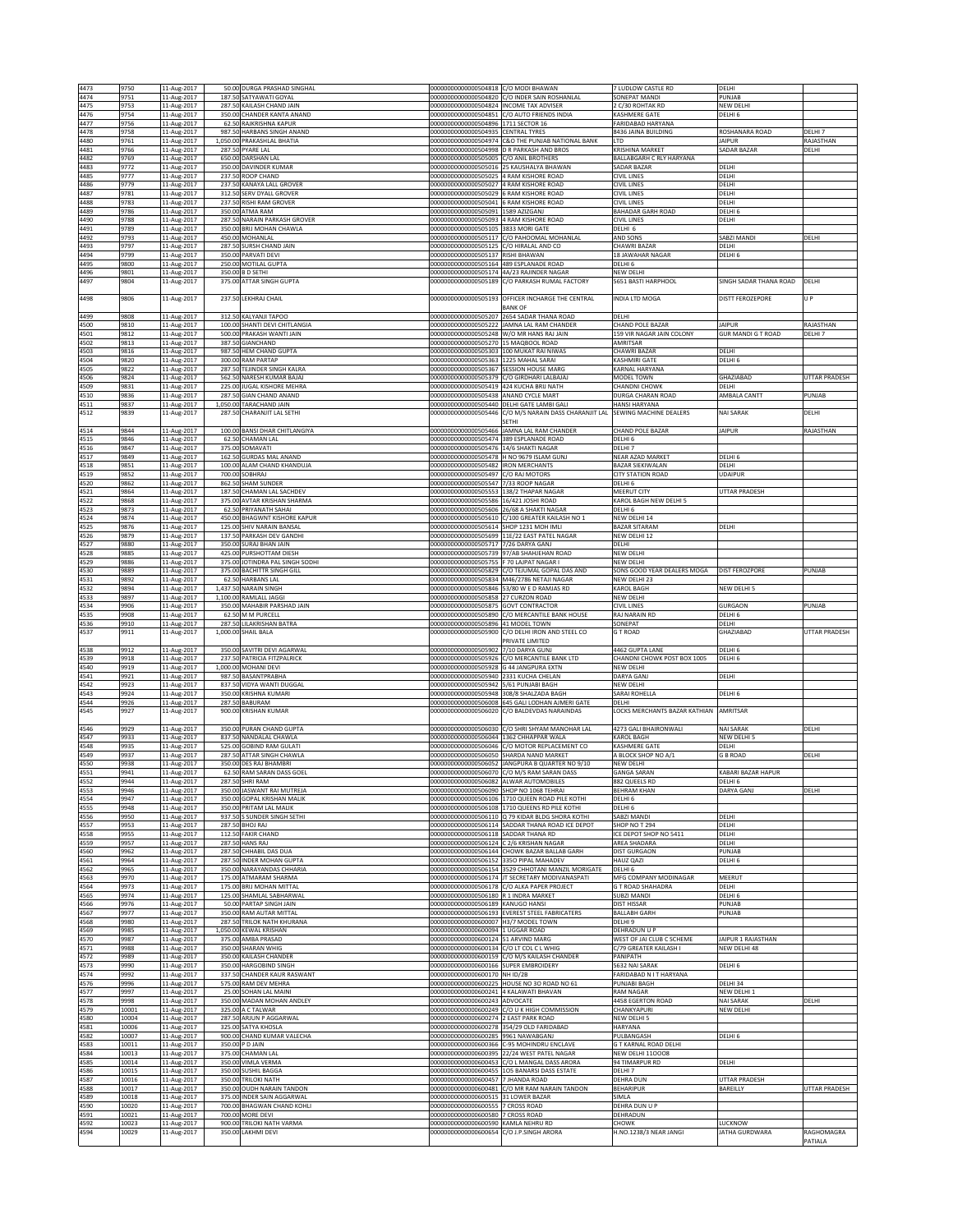| 4473 | 9750 | 11-Aug-2017 | 50.00 | DURGA PRASHAD SINGHAL | 0000000000000S04818 | C/O MODI BHAWAN | 7 LUDLOW CASTLE RD | DELHI | |
|---|---|---|---|---|---|---|---|---|---|
| 4474 | 9751 | 11-Aug-2017 | 187.50 | SATYAWATI GOYAL | 0000000000000S04820 | C/O INDER SAIN ROSHANLAL | SONEPAT MANDI | PUNJAB | |
| 4475 | 9753 | 11-Aug-2017 | 287.50 | KAILASH CHAND JAIN | 0000000000000S04824 | INCOME TAX ADVISER | 2 C/30 ROHTAK RD | NEW DELHI | |
| 4476 | 9754 | 11-Aug-2017 | 350.00 | CHANDER KANTA ANAND | 0000000000000S04851 | C/O AUTO FRIENDS INDIA | KASHMERE GATE | DELHI 6 | |
| 4477 | 9756 | 11-Aug-2017 | 62.50 | RAJKRISHNA KAPUR | 0000000000000S04896 | 1711 SECTOR 16 | FARIDABAD HARYANA | | |
| 4478 | 9758 | 11-Aug-2017 | 987.50 | HARBANS SINGH ANAND | 0000000000000S04935 | CENTRAL TYRES | 8436 JAINA BUILDING | ROSHANARA ROAD | DELHI 7 |
| 4480 | 9761 | 11-Aug-2017 | 1,050.00 | PRAKASHLAL BHATIA | 0000000000000S04974 | C&O THE PUNJAB NATIONAL BANK | LTD | JAIPUR | RAJASTHAN |
| 4481 | 9766 | 11-Aug-2017 | 287.50 | PYARE LAL | 0000000000000S04998 | O R PARKASH AND BROS | KRISHINA MARKET | SADAR BAZAR | DELHI |
| 4482 | 9769 | 11-Aug-2017 | 650.00 | DARSHAN LAL | 0000000000000S05005 | C/O ANIL BROTHERS | BALLABGARH C RLY HARYANA | | |
| 4483 | 9772 | 11-Aug-2017 | 350.00 | DAVINDER KUMAR | 0000000000000S05016 | 25 KAUSHALYA BHAWAN | SADAR BAZAR | DELHI | |
| 4485 | 9777 | 11-Aug-2017 | 237.50 | ROOP CHAND | 0000000000000S05025 | 4 RAM KISHORE ROAD | CIVIL LINES | DELHI | |
| 4486 | 9779 | 11-Aug-2017 | 237.50 | KANAYA LALL GROVER | 0000000000000S05027 | 4 RAM KISHORE ROAD | CIVIL LINES | DELHI | |
| 4487 | 9781 | 11-Aug-2017 | 312.50 | SERV DYALL GROVER | 0000000000000S05029 | 6 RAM KISHORE ROAD | CIVIL LINES | DELHI | |
| 4488 | 9783 | 11-Aug-2017 | 237.50 | RISHI RAM GROVER | 0000000000000S05041 | 6 RAM KISHORE ROAD | CIVIL LINES | DELHI | |
| 4489 | 9786 | 11-Aug-2017 | 350.00 | ATMA RAM | 0000000000000S05091 | 1589 AZIZGANJ | BAHADAR GARH ROAD | DELHI 6 | |
| 4490 | 9788 | 11-Aug-2017 | 287.50 | NARAIN PARKASH GROVER | 0000000000000S05093 | 4 RAM KISHORE ROAD | CIVIL LINES | DELHI | |
| 4491 | 9789 | 11-Aug-2017 | 350.00 | BRIJ MOHAN CHAWLA | 0000000000000S05105 | 3833 MORI GATE | DELHI 6 | | |
| 4492 | 9793 | 11-Aug-2017 | 450.00 | MOHANLAL | 0000000000000S05117 | C/O PAHOOMAL MOHANLAL | AND SONS | SABZI MANDI | DELHI |
| 4493 | 9797 | 11-Aug-2017 | 287.50 | SURSH CHAND JAIN | 0000000000000S05125 | C/O HIRALAL AND CO | CHAWRI BAZAR | DELHI | |
| 4494 | 9799 | 11-Aug-2017 | 350.00 | PARVATI DEVI | 0000000000000S05137 | RISHI BHAWAN | 18 JAWAHAR NAGAR | DELHI 6 | |
| 4495 | 9800 | 11-Aug-2017 | 250.00 | MOTILAL GUPTA | 0000000000000S05164 | 489 ESPLANADE ROAD | DELHI 6 | | |
| 4496 | 9801 | 11-Aug-2017 | 350.00 | B D SETHI | 0000000000000S05174 | 4A/23 RAJINDER NAGAR | NEW DELHI | | |
| 4497 | 9804 | 11-Aug-2017 | 375.00 | ATTAR SINGH GUPTA | 0000000000000S05189 | C/O PARKASH RUMAL FACTORY | 5651 BASTI HARPHOOL | SINGH SADAR THANA ROAD | DELHI |
| 4498 | 9806 | 11-Aug-2017 | 237.50 | LEKHRAJ CHAIL | 0000000000000S05193 | OFFICER INCHARGE THE CENTRAL BANK OF | INDIA LTD MOGA | DISTT FEROZEPORE | U P |
| 4499 | 9808 | 11-Aug-2017 | 312.50 | KALYANJI TAPOO | 0000000000000S05207 | 2654 SADAR THANA ROAD | DELHI | | |
| 4500 | 9810 | 11-Aug-2017 | 100.00 | SHANTI DEVI CHITLANGIA | 0000000000000S05222 | JAMNA LAL RAM CHANDER | CHAND POLE BAZAR | JAIPUR | RAJASTHAN |
| 4501 | 9812 | 11-Aug-2017 | 500.00 | PRAKASH WANTI JAIN | 0000000000000S05248 | W/O MR HANS RAJ JAIN | 159 VIR NAGAR JAIN COLONY | GUR MANDI G T ROAD | DELHI 7 |
| 4502 | 9813 | 11-Aug-2017 | 387.50 | GIANCHAND | 0000000000000S05270 | 15 MAQBOOL ROAD | AMRITSAR | | |
| 4503 | 9816 | 11-Aug-2017 | 987.50 | HEM CHAND GUPTA | 0000000000000S05303 | 100 MUKAT RAI NIWAS | CHAWRI BAZAR | DELHI | |
| 4504 | 9820 | 11-Aug-2017 | 300.00 | RAM PARTAP | 0000000000000S05363 | 1225 MAHAL SARAI | KASHMIRI GATE | DELHI 6 | |
| 4505 | 9822 | 11-Aug-2017 | 287.50 | TEJINDER SINGH KALRA | 0000000000000S05367 | SESSION HOUSE MARG | KARNAL HARYANA | | |
| 4506 | 9824 | 11-Aug-2017 | 562.50 | NARESH KUMAR BAJAJ | 0000000000000S05379 | C/O GIRDHARI LALBAJAJ | MODEL TOWN | GHAZIABAD | UTTAR PRADESH |
| 4509 | 9831 | 11-Aug-2017 | 225.00 | JUGAL KISHORE MEHRA | 0000000000000S05419 | 424 KUCHA BRIJ NATH | CHANDNI CHOWK | DELHI | |
| 4510 | 9836 | 11-Aug-2017 | 287.50 | GIAN CHAND ANAND | 0000000000000S05438 | ANAND CYCLE MART | DURGA CHARAN ROAD | AMBALA CANTT | PUNJAB |
| 4511 | 9837 | 11-Aug-2017 | 1,050.00 | TARACHAND JAIN | 0000000000000S05440 | DELHI GATE LAMBI GALI | HANSI HARYANA | | |
| 4512 | 9839 | 11-Aug-2017 | 287.50 | CHARANJIT LAL SETHI | 0000000000000S05446 | C/O M/S NARAIN DASS CHARANJIT LAL SETHI | SEWING MACHINE DEALERS | NAI SARAK | DELHI |
| 4514 | 9844 | 11-Aug-2017 | 100.00 | BANSI DHAR CHITLANGIYA | 0000000000000S05466 | JAMNA LAL RAM CHANDER | CHAND POLE BAZAR | JAIPUR | RAJASTHAN |
| 4515 | 9846 | 11-Aug-2017 | 62.50 | CHAMAN LAL | 0000000000000S05474 | 389 ESPLANADE ROAD | DELHI 6 | | |
| 4516 | 9847 | 11-Aug-2017 | 375.00 | SOMAVATI | 0000000000000S05476 | 14/6 SHAKTI NAGAR | DELHI 7 | | |
| 4517 | 9849 | 11-Aug-2017 | 162.50 | GURDAS MAL ANAND | 0000000000000S05478 | H NO 9679 ISLAM GUNJ | NEAR AZAD MARKET | DELHI 6 | |
| 4518 | 9851 | 11-Aug-2017 | 100.00 | ALAM CHAND KHANDUJA | 0000000000000S05482 | IRON MERCHANTS | BAZAR SIEKIWALAN | DELHI | |
| 4519 | 9852 | 11-Aug-2017 | 700.00 | SOBHRAJ | 0000000000000S05497 | C/O RAJ MOTORS | CITY STATION ROAD | UDAIPUR | |
| 4520 | 9862 | 11-Aug-2017 | 862.50 | SHAM SUNDER | 0000000000000S05547 | 7/33 ROOP NAGAR | DELHI 6 | | |
| 4521 | 9864 | 11-Aug-2017 | 187.50 | CHAMAN LAL SACHDEV | 0000000000000S05553 | 138/2 THAPAR NAGAR | MEERUT CITY | UTTAR PRADESH | |
| 4522 | 9868 | 11-Aug-2017 | 375.00 | AVTAR KRISHAN SHARMA | 0000000000000S05586 | 16/421 JOSHI ROAD | KAROL BAGH NEW DELHI 5 | | |
| 4523 | 9873 | 11-Aug-2017 | 62.50 | PRIYANATH SAHAI | 0000000000000S05606 | 26/68 A SHAKTI NAGAR | DELHI 6 | | |
| 4524 | 9874 | 11-Aug-2017 | 450.00 | BHAGWNT KISHORE KAPUR | 0000000000000S05610 | C/100 GREATER KAILASH NO 1 | NEW DELHI 14 | | |
| 4525 | 9876 | 11-Aug-2017 | 125.00 | SHIV NARAIN BANSAL | 0000000000000S05614 | SHOP 1231 MOH IMLI | BAZAR SITARAM | DELHI | |
| 4526 | 9879 | 11-Aug-2017 | 137.50 | PARKASH DEV GANDHI | 0000000000000S05699 | 11E/22 EAST PATEL NAGAR | NEW DELHI 12 | | |
| 4527 | 9880 | 11-Aug-2017 | 350.00 | SURAJ BHAN JAIN | 0000000000000S05717 | 7/26 DARYA GANJ | DELHI | | |
| 4528 | 9885 | 11-Aug-2017 | 425.00 | PURSHOTTAM DIESH | 0000000000000S05739 | 97/AB SHAHJEHAN ROAD | NEW DELHI | | |
| 4529 | 9886 | 11-Aug-2017 | 375.00 | JOTINDRA PAL SINGH SODHI | 0000000000000S05755 | F 70 LAJPAT NAGAR I | NEW DELHI | | |
| 4530 | 9889 | 11-Aug-2017 | 375.00 | BACHITTR SINGH GILL | 0000000000000S05829 | C/O TEJUMAL GOPAL DAS AND | SONS GOOD YEAR DEALERS MOGA | DIST FEROZPORE | PUNJAB |
| 4531 | 9892 | 11-Aug-2017 | 62.50 | HARBANS LAL | 0000000000000S05834 | M46/2786 NETAJI NAGAR | NEW DELHI 23 | | |
| 4532 | 9894 | 11-Aug-2017 | 1,437.50 | NARAIN SINGH | 0000000000000S05846 | 53/80 W E D RAMJAS RD | KAROL BAGH | NEW DELHI 5 | |
| 4533 | 9897 | 11-Aug-2017 | 1,100.00 | RAMLALL JAGGI | 0000000000000S05858 | 27 CURZON ROAD | NEW DELHI | | |
| 4534 | 9906 | 11-Aug-2017 | 350.00 | MAHABIR PARSHAD JAIN | 0000000000000S05875 | GOVT CONTRACTOR | CIVIL LINES | GURGAON | PUNJAB |
| 4535 | 9908 | 11-Aug-2017 | 62.50 | M M PURCELL | 0000000000000S05890 | C/O MERCANTILE BANK HOUSE | RAJ NARAIN RD | DELHI 6 | |
| 4536 | 9910 | 11-Aug-2017 | 287.50 | LILAKRISHAN BATRA | 0000000000000S05896 | 41 MODEL TOWN | SONEPAT | DELHI | |
| 4537 | 9911 | 11-Aug-2017 | 1,000.00 | SHAIL BALA | 0000000000000S05900 | C/O DELHI IRON AND STEEL CO PRIVATE LIMITED | G T ROAD | GHAZIABAD | UTTAR PRADESH |
| 4538 | 9912 | 11-Aug-2017 | 350.00 | SAVITRI DEVI AGARWAL | 0000000000000S05902 | 7/10 DARYA GUNJ | 4462 GUPTA LANE | DELHI 6 | |
| 4539 | 9918 | 11-Aug-2017 | 237.50 | PATRICIA FITZPALRICK | 0000000000000S05926 | C/O MERCANTILE BANK LTD | CHANDNI CHOWK POST BOX 1005 | DELHI 6 | |
| 4540 | 9919 | 11-Aug-2017 | 1,000.00 | MOHANI DEVI | 0000000000000S05928 | G 44 JANGPURA EXTN | NEW DELHI | | |
| 4541 | 9921 | 11-Aug-2017 | 987.50 | BASANTPRABHA | 0000000000000S05940 | 2331 KUCHA CHELAN | DARYA GANJ | DELHI | |
| 4542 | 9923 | 11-Aug-2017 | 837.50 | VIDYA WANTI DUGGAL | 0000000000000S05942 | 5/61 PUNJABI BAGH | NEW DELHI | | |
| 4543 | 9924 | 11-Aug-2017 | 350.00 | KRISHNA KUMARI | 0000000000000S05948 | 308/8 SHALZADA BAGH | SARAI ROHELLA | DELHI 6 | |
| 4544 | 9926 | 11-Aug-2017 | 287.50 | BABURAM | 0000000000000S06008 | 645 GALI LODHAN AJMERI GATE | DELHI | | |
| 4545 | 9927 | 11-Aug-2017 | 900.00 | KRISHAN KUMAR | 0000000000000S06020 | C/O BALDEVDAS NARAINDAS | LOCKS MERCHANTS BAZAR KATHIAN | AMRITSAR | |
| 4546 | 9929 | 11-Aug-2017 | 350.00 | PURAN CHAND GUPTA | 0000000000000S06030 | C/O SHRI SHYAM MANOHAR LAL | 4273 GALI BHAIRONWALI | NAI SARAK | DELHI |
| 4547 | 9933 | 11-Aug-2017 | 837.50 | NANDALAL CHAWLA | 0000000000000S06044 | 1362 CHHAPPAR WALA | KAROL BAGH | NEW DELHI 5 | |
| 4548 | 9935 | 11-Aug-2017 | 525.00 | GOBIND RAM GULATI | 0000000000000S06046 | C/O MOTOR REPLACEMENT CO | KASHMERE GATE | DELHI | |
| 4549 | 9937 | 11-Aug-2017 | 287.50 | ATTAR SINGH CHAWLA | 0000000000000S06050 | SHARDA NAND MARKET | A BLOCK SHOP NO A/1 | G B ROAD | DELHI |
| 4550 | 9938 | 11-Aug-2017 | 350.00 | DES RAJ BHAMBRI | 0000000000000S06052 | JANGPURA B QUARTER NO 9/10 | NEW DELHI | | |
| 4551 | 9941 | 11-Aug-2017 | 62.50 | RAM SARAN DASS GOEL | 0000000000000S06070 | C/O M/S RAM SARAN DASS | GANGA SARAN | KABARI BAZAR HAPUR | |
| 4552 | 9944 | 11-Aug-2017 | 287.50 | SHRI RAM | 0000000000000S06082 | ALWAR AUTOMOBILES | 882 QUEELS RD | DELHI 6 | |
| 4553 | 9946 | 11-Aug-2017 | 350.00 | JASWANT RAI MUTREJA | 0000000000000S06090 | SHOP NO 1068 TEHRAI | BEHRAM KHAN | DARYA GANJ | DELHI |
| 4554 | 9947 | 11-Aug-2017 | 350.00 | GOPAL KRISHAN MALIK | 0000000000000S06106 | 1710 QUEEN ROAD PILE KOTHI | DELHI 6 | | |
| 4555 | 9948 | 11-Aug-2017 | 350.00 | PRITAM LAL MALIK | 0000000000000S06108 | 1710 QUEENS RD PILE KOTHI | DELHI 6 | | |
| 4556 | 9950 | 11-Aug-2017 | 937.50 | S SUNDER SINGH SETHI | 0000000000000S06110 | Q 79 KIDAR BLDG SHORA KOTHI | SABZI MANDI | DELHI | |
| 4557 | 9953 | 11-Aug-2017 | 287.50 | BHOJ RAJ | 0000000000000S06114 | SADDAR THANA ROAD ICE DEPOT | SHOP NO T 294 | DELHI | |
| 4558 | 9955 | 11-Aug-2017 | 112.50 | FAKIR CHAND | 0000000000000S06118 | SADDAR THANA RD | ICE DEPOT SHOP NO 5411 | DELHI | |
| 4559 | 9957 | 11-Aug-2017 | 287.50 | HANS RAJ | 0000000000000S06124 | C 2/6 KRISHAN NAGAR | AREA SHADARA | DELHI | |
| 4560 | 9962 | 11-Aug-2017 | 287.50 | CHHABIL DAS DUA | 0000000000000S06144 | CHOWK BAZAR BALLAB GARH | DIST GURGAON | PUNJAB | |
| 4561 | 9964 | 11-Aug-2017 | 287.50 | INDER MOHAN GUPTA | 0000000000000S06152 | 3350 PIPAL MAHADEV | HAUZ QAZI | DELHI 6 | |
| 4562 | 9965 | 11-Aug-2017 | 350.00 | NARAYANDAS CHHARIA | 0000000000000S06154 | 3529 CHHOTANI MANZIL MORIGATE | DELHI 6 | | |
| 4563 | 9970 | 11-Aug-2017 | 175.00 | ATMARAM SHARMA | 0000000000000S06174 | JT SECRETARY MODIVANASPATI | MFG COMPANY MODINAGAR | MEERUT | |
| 4564 | 9973 | 11-Aug-2017 | 175.00 | BRIJ MOHAN MITTAL | 0000000000000S06178 | C/O ALKA PAPER PROJECT | G T ROAD SHAHDRA | DELHI | |
| 4565 | 9974 | 11-Aug-2017 | 125.00 | SHAMLAL SABHARWAL | 0000000000000S06180 | R 1 INDRA MARKET | SUBZI MANDI | DELHI 6 | |
| 4566 | 9976 | 11-Aug-2017 | 50.00 | PARTAP SINGH JAIN | 0000000000000S06189 | KANUGO HANSI | DIST HISSAR | PUNJAB | |
| 4567 | 9977 | 11-Aug-2017 | 350.00 | RAM AUTAR MITTAL | 0000000000000S06193 | EVEREST STEEL FABRICATERS | BALLABH GARH | PUNJAB | |
| 4568 | 9980 | 11-Aug-2017 | 287.50 | TRILOK NATH KHURANA | 0000000000000S06007 | H3/7 MODEL TOWN | DELHI 9 | | |
| 4569 | 9985 | 11-Aug-2017 | 1,050.00 | KEWAL KRISHAN | 0000000000000S06094 | 1 UGGAR ROAD | DEHRADUN U P | | |
| 4570 | 9987 | 11-Aug-2017 | 375.00 | AMBA PRASAD | 0000000000000S06124 | 51 ARVIND MARG | WEST OF JAI CLUB C SCHEME | JAIPUR 1 RAJASTHAN | |
| 4571 | 9988 | 11-Aug-2017 | 350.00 | SHARAN WHIG | 0000000000000S06134 | C/O LT COL C L WHIG | C/79 GREATER KAILASH I | NEW DELHI 48 | |
| 4572 | 9989 | 11-Aug-2017 | 350.00 | KAILASH CHANDER | 0000000000000S06159 | C/O M/S KAILASH CHANDER | PANIPATH | | |
| 4573 | 9990 | 11-Aug-2017 | 350.00 | HARGOBIND SINGH | 0000000000000S06166 | SUPER EMBROIDERY | 5632 NAI SARAK | DELHI 6 | |
| 4574 | 9992 | 11-Aug-2017 | 337.50 | CHANDER KAUR RASWANT | 0000000000000S06170 | NH ID/2B | FARIDABAD N I T HARYANA | | |
| 4576 | 9996 | 11-Aug-2017 | 575.00 | RAM DEV MEHRA | 0000000000000S06225 | HOUSE NO 30 ROAD NO 61 | PUNJABI BAGH | DELHI 34 | |
| 4577 | 9997 | 11-Aug-2017 | 25.00 | SOHAN LAL MAINI | 0000000000000S06241 | 4 KALAWATI BHAVAN | RAM NAGAR | NEW DELHI 1 | |
| 4578 | 9998 | 11-Aug-2017 | 350.00 | MADAN MOHAN ANDLEY | 0000000000000S06243 | ADVOCATE | 4458 EGERTON ROAD | NAI SARAK | DELHI |
| 4579 | 10001 | 11-Aug-2017 | 325.00 | A C TALWAR | 0000000000000S06249 | C/O U K HIGH COMMISSION | CHANKYAPURI | NEW DELHI | |
| 4580 | 10004 | 11-Aug-2017 | 287.50 | ARJUN P AGGARWAL | 0000000000000S06274 | 2 EAST PARK ROAD | NEW DELHI 5 | | |
| 4581 | 10006 | 11-Aug-2017 | 325.00 | SATYA KHOSLA | 0000000000000S06278 | 354/29 OLD FARIDABAD | HARYANA | | |
| 4582 | 10007 | 11-Aug-2017 | 900.00 | CHAND KUMAR VALECHA | 0000000000000S06285 | 9961 NAWABGANJ | PULBANGASH | DELHI 6 | |
| 4583 | 10011 | 11-Aug-2017 | 350.00 | P D JAIN | 0000000000000S06366 | C-95 MOHINDRU ENCLAVE | G T KARNAL ROAD DELHI | | |
| 4584 | 10013 | 11-Aug-2017 | 375.00 | CHAMAN LAL | 0000000000000S06395 | 22/24 WEST PATEL NAGAR | NEW DELHI 110008 | | |
| 4585 | 10014 | 11-Aug-2017 | 350.00 | VIMLA VERMA | 0000000000000S06453 | C/O L MANGAL DASS ARORA | 94 TIMARPUR RD | DELHI | |
| 4586 | 10015 | 11-Aug-2017 | 350.00 | SUSHIL BAGGA | 0000000000000S06455 | 105 BANARSI DASS ESTATE | DELHI 7 | | |
| 4587 | 10016 | 11-Aug-2017 | 350.00 | TRILOKI NATH | 0000000000000S06457 | 7 JHANDA ROAD | DEHRA DUN | UTTAR PRADESH | |
| 4588 | 10017 | 11-Aug-2017 | 350.00 | OUDH NARAIN TANDON | 0000000000000S06481 | C/O MR RAM NARAIN TANDON | BEHARIPUR | BAREILLY | UTTAR PRADESH |
| 4589 | 10018 | 11-Aug-2017 | 375.00 | INDER SAIN AGGARWAL | 0000000000000S06515 | 31 LOWER BAZAR | SIMLA | | |
| 4590 | 10020 | 11-Aug-2017 | 700.00 | BHAGWAN CHAND KOHLI | 0000000000000S06555 | 7 CROSS ROAD | DEHRA DUN U P | | |
| 4591 | 10021 | 11-Aug-2017 | 700.00 | MORE DEVI | 0000000000000S06580 | 7 CROSS ROAD | DEHRADUN | | |
| 4592 | 10023 | 11-Aug-2017 | 900.00 | TRILOKI NATH VARMA | 0000000000000S06590 | KAMLA NEHRU RD | CHOWK | LUCKNOW | |
| 4594 | 10029 | 11-Aug-2017 | 350.00 | LAKHMI DEVI | 0000000000000S06654 | C/O J.P.SINGH ARORA | H.NO.1238/3 NEAR JANGI | JATHA GURDWARA | RAGHOMAGRA PATIALA |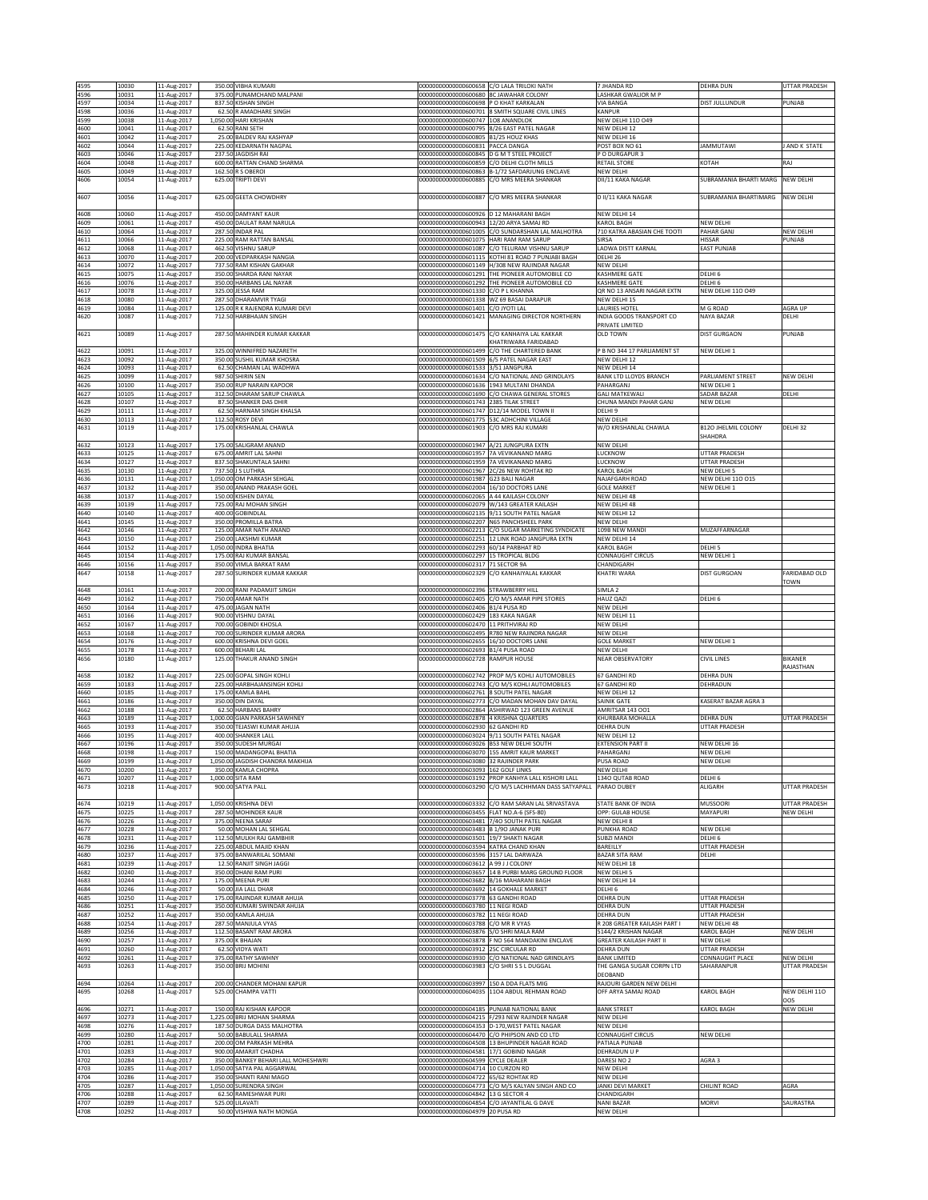| 4595 | 10030 | 11-Aug-2017 | 350.00 | VIBHA KUMARI | 0000000000000600658 | C/O LALA TRILOKI NATH | 7 JHANDA RD | DEHRA DUN | UTTAR PRADESH |
|---|---|---|---|---|---|---|---|---|---|
| 4596 | 10031 | 11-Aug-2017 | 375.00 | PUNAMCHAND MALPANI | 0000000000000600680 | 8C JAWAHAR COLONY | LASHKAR GWALIOR M P | | |
| 4597 | 10034 | 11-Aug-2017 | 837.50 | KISHAN SINGH | 0000000000000600698 | P O KHAT KARKALAN | VIA BANGA | DIST JULLUNDUR | PUNJAB |
| 4598 | 10036 | 11-Aug-2017 | 62.50 | R AMADHARE SINGH | 0000000000000600701 | 8 SMITH SQUARE CIVIL LINES | KANPUR | | |
| 4599 | 10038 | 11-Aug-2017 | 1,050.00 | HARI KRISHAN | 0000000000000600747 | 108 ANANDLOK | NEW DELHI 110 049 | | |
| 4600 | 10041 | 11-Aug-2017 | 62.50 | RANI SETH | 0000000000000600795 | 8/26 EAST PATEL NAGAR | NEW DELHI 12 | | |
| 4601 | 10042 | 11-Aug-2017 | 25.00 | BALDEV RAJ KASHYAP | 0000000000000600805 | B1/25 HOUZ KHAS | NEW DELHI 16 | | |
| 4602 | 10044 | 11-Aug-2017 | 225.00 | KEDARNATH NAGPAL | 0000000000000600831 | PACCA DANGA | POST BOX NO 61 | JAMMUTAWI | J AND K STATE |
| 4603 | 10046 | 11-Aug-2017 | 237.50 | JAGDISH RAI | 0000000000000600845 | D G M T STEEL PROJECT | P O DURGAPUR 3 | | |
| 4604 | 10048 | 11-Aug-2017 | 600.00 | RATTAN CHAND SHARMA | 0000000000000600859 | C/O DELHI CLOTH MILLS | RETAIL STORE | KOTAH | RAJ |
| 4605 | 10049 | 11-Aug-2017 | 162.50 | R S OBEROI | 0000000000000600863 | B-1/72 SAFDARJUNG ENCLAVE | NEW DELHI | | |
| 4606 | 10054 | 11-Aug-2017 | 625.00 | TRIPTI DEVI | 0000000000000600885 | C/O MRS MEERA SHANKAR | DII/11 KAKA NAGAR | SUBRAMANIA BHARTI MARG | NEW DELHI |
| 4607 | 10056 | 11-Aug-2017 | 625.00 | GEETA CHOWDHRY | 0000000000000600887 | C/O MRS MEERA SHANKAR | D II/11 KAKA NAGAR | SUBRAMANIA BHARTIMARG | NEW DELHI |
| 4608 | 10060 | 11-Aug-2017 | 450.00 | DAMYANT KAUR | 0000000000000600926 | D 12 MAHARANI BAGH | NEW DELHI 14 | | |
| 4609 | 10061 | 11-Aug-2017 | 450.00 | DAULAT RAM NARULA | 0000000000000600943 | 12/20 ARYA SAMAJ RD | KAROL BAGH | NEW DELHI | |
| 4610 | 10064 | 11-Aug-2017 | 287.50 | INDAR PAL | 0000000000000601005 | C/O SUNDARSHAN LAL MALHOTRA | 710 KATRA ABASIAN CHE TOOTI | PAHAR GANJ | NEW DELHI |
| 4611 | 10066 | 11-Aug-2017 | 225.00 | RAM RATTAN BANSAL | 0000000000000601075 | HARI RAM RAM SARUP | SIRSA | HISSAR | PUNJAB |
| 4612 | 10068 | 11-Aug-2017 | 462.50 | VISHNU SARUP | 0000000000000601087 | C/O TELURAM VISHNU SARUP | LADWA DISTT KARNAL | EAST PUNJAB | |
| 4613 | 10070 | 11-Aug-2017 | 200.00 | VEDPARKASH NANGIA | 0000000000000601115 | KOTHI 81 ROAD 7 PUNJABI BAGH | DELHI 26 | | |
| 4614 | 10072 | 11-Aug-2017 | 737.50 | RAM KISHAN GAKHAR | 0000000000000601149 | H/308 NEW RAJINDAR NAGAR | NEW DELHI | | |
| 4615 | 10075 | 11-Aug-2017 | 350.00 | SHARDA RANI NAYAR | 0000000000000601291 | THE PIONEER AUTOMOBILE CO | KASHMERE GATE | DELHI 6 | |
| 4616 | 10076 | 11-Aug-2017 | 350.00 | HARBANS LAL NAYAR | 0000000000000601292 | THE PIONEER AUTOMOBILE CO | KASHMERE GATE | DELHI 6 | |
| 4617 | 10078 | 11-Aug-2017 | 325.00 | JESSA RAM | 0000000000000601330 | C/O P L KHANNA | QR NO 13 ANSARI NAGAR EXTN | NEW DELHI 110 049 | |
| 4618 | 10080 | 11-Aug-2017 | 287.50 | DHARAMVIR TYAGI | 0000000000000601338 | WZ 69 BASAI DARAPUR | NEW DELHI 15 | | |
| 4619 | 10084 | 11-Aug-2017 | 125.00 | R K RAJENDRA KUMARI DEVI | 0000000000000601401 | C/O JYOTI LAL | LAURIES HOTEL | M G ROAD | AGRA UP |
| 4620 | 10087 | 11-Aug-2017 | 712.50 | HARBHAJAN SINGH | 0000000000000601421 | MANAGING DIRECTOR NORTHERN | INDIA GOODS TRANSPORT CO PRIVATE LIMITED | NAYA BAZAR | DELHI |
| 4621 | 10089 | 11-Aug-2017 | 287.50 | MAHINDER KUMAR KAKKAR | 0000000000000601475 | C/O KANHAIYA LAL KAKKAR KHATRIWARA FARIDABAD | OLD TOWN | DIST GURGAON | PUNJAB |
| 4622 | 10091 | 11-Aug-2017 | 325.00 | WINNIFRED NAZARETH | 0000000000000601499 | C/O THE CHARTERED BANK | P B NO 344 17 PARLIAMENT ST | NEW DELHI 1 | |
| 4623 | 10092 | 11-Aug-2017 | 350.00 | SUSHIL KUMAR KHOSRA | 0000000000000601509 | 6/5 PATEL NAGAR EAST | NEW DELHI 12 | | |
| 4624 | 10093 | 11-Aug-2017 | 62.50 | CHAMAN LAL WADHWA | 0000000000000601533 | 3/51 JANGPURA | NEW DELHI 14 | | |
| 4625 | 10099 | 11-Aug-2017 | 987.50 | SHIRIN SEN | 0000000000000601634 | C/O NATIONAL AND GRINDLAYS | BANK LTD LLOYDS BRANCH | PARLIAMENT STREET | NEW DELHI |
| 4626 | 10100 | 11-Aug-2017 | 350.00 | RUP NARAIN KAPOOR | 0000000000000601636 | 1943 MULTANI DHANDA | PAHARGANJ | NEW DELHI 1 | |
| 4627 | 10105 | 11-Aug-2017 | 312.50 | DHARAM SARUP CHAWLA | 0000000000000601690 | C/O CHAWA GENERAL STORES | GALI MATKEWALI | SADAR BAZAR | DELHI |
| 4628 | 10107 | 11-Aug-2017 | 87.50 | SHANKER DAS DHIR | 0000000000000601743 | 2385 TILAK STREET | CHUNA MANDI PAHAR GANJ | NEW DELHI | |
| 4629 | 10111 | 11-Aug-2017 | 62.50 | HARNAM SINGH KHALSA | 0000000000000601747 | D12/14 MODEL TOWN II | DELHI 9 | | |
| 4630 | 10113 | 11-Aug-2017 | 112.50 | ROSY DEVI | 0000000000000601775 | 53C ADHCHINI VILLAGE | NEW DELHI | | |
| 4631 | 10119 | 11-Aug-2017 | 175.00 | KRISHANLAL CHAWLA | 0000000000000601903 | C/O MRS RAJ KUMARI | W/O KRISHANLAL CHAWLA | B12O JHELMIL COLONY SHAHDRA | DELHI 32 |
| 4632 | 10123 | 11-Aug-2017 | 175.00 | SALIGRAM ANAND | 0000000000000601947 | A/21 JUNGPURA EXTN | NEW DELHI | | |
| 4633 | 10125 | 11-Aug-2017 | 675.00 | AMRIT LAL SAHNI | 0000000000000601957 | 7A VEVIKANAND MARG | LUCKNOW | UTTAR PRADESH | |
| 4634 | 10127 | 11-Aug-2017 | 837.50 | SHAKUNTALA SAHNI | 0000000000000601959 | 7A VEVIKANAND MARG | LUCKNOW | UTTAR PRADESH | |
| 4635 | 10130 | 11-Aug-2017 | 737.50 | J S LUTHRA | 0000000000000601967 | 2C/26 NEW ROHTAK RD | KAROL BAGH | NEW DELHI 5 | |
| 4636 | 10131 | 11-Aug-2017 | 1,050.00 | OM PARKASH SEHGAL | 0000000000000601987 | G23 BALI NAGAR | NAJAFGARH ROAD | NEW DELHI 110 015 | |
| 4637 | 10132 | 11-Aug-2017 | 350.00 | ANAND PRAKASH GOEL | 0000000000000602004 | 16/10 DOCTORS LANE | GOLE MARKET | NEW DELHI 1 | |
| 4638 | 10137 | 11-Aug-2017 | 150.00 | KISHEN DAYAL | 0000000000000602065 | A 44 KAILASH COLONY | NEW DELHI 48 | | |
| 4639 | 10139 | 11-Aug-2017 | 725.00 | RAJ MOHAN SINGH | 0000000000000602079 | W/143 GREATER KAILASH | NEW DELHI 48 | | |
| 4640 | 10140 | 11-Aug-2017 | 400.00 | GOBINDLAL | 0000000000000602135 | 9/11 SOUTH PATEL NAGAR | NEW DELHI 12 | | |
| 4641 | 10145 | 11-Aug-2017 | 350.00 | PROMILLA BATRA | 0000000000000602207 | N65 PANCHSHEEL PARK | NEW DELHI | | |
| 4642 | 10146 | 11-Aug-2017 | 125.00 | AMAR NATH ANAND | 0000000000000602213 | C/O SUGAR MARKETING SYNDICATE | 1098 NEW MANDI | MUZAFFARNAGAR | |
| 4643 | 10150 | 11-Aug-2017 | 250.00 | LAKSHMI KUMAR | 0000000000000602251 | 12 LINK ROAD JANGPURA EXTN | NEW DELHI 14 | | |
| 4644 | 10152 | 11-Aug-2017 | 1,050.00 | INDRA BHATIA | 0000000000000602293 | 60/14 PARBHAT RD | KAROL BAGH | DELHI 5 | |
| 4645 | 10154 | 11-Aug-2017 | 175.00 | RAJ KUMAR BANSAL | 0000000000000602297 | 15 TROPICAL BLDG | CONNAUGHT CIRCUS | NEW DELHI 1 | |
| 4646 | 10156 | 11-Aug-2017 | 350.00 | VIMLA BARKAT RAM | 0000000000000602317 | 71 SECTOR 9A | CHANDIGARH | | |
| 4647 | 10158 | 11-Aug-2017 | 287.50 | SURINDER KUMAR KAKKAR | 0000000000000602329 | C/O KANHAIYALAL KAKKAR | KHATRI WARA | DIST GURGOAN | FARIDABAD OLD TOWN |
| 4648 | 10161 | 11-Aug-2017 | 200.00 | RANI PADAMJIT SINGH | 0000000000000602396 | STRAWBERRY HILL | SIMLA 2 | | |
| 4649 | 10162 | 11-Aug-2017 | 750.00 | AMAR NATH | 0000000000000602405 | C/O M/S AMAR PIPE STORES | HAUZ QAZI | DELHI 6 | |
| 4650 | 10164 | 11-Aug-2017 | 475.00 | JAGAN NATH | 0000000000000602406 | B1/4 PUSA RD | NEW DELHI | | |
| 4651 | 10166 | 11-Aug-2017 | 900.00 | VISHNU DAYAL | 0000000000000602429 | 183 KAKA NAGAR | NEW DELHI 11 | | |
| 4652 | 10167 | 11-Aug-2017 | 700.00 | GOBINDI KHOSLA | 0000000000000602470 | 11 PRITHVIRAJ RD | NEW DELHI | | |
| 4653 | 10168 | 11-Aug-2017 | 700.00 | SURINDER KUMAR ARORA | 0000000000000602495 | R780 NEW RAJINDRA NAGAR | NEW DELHI | | |
| 4654 | 10176 | 11-Aug-2017 | 600.00 | KRISHNA DEVI GOEL | 0000000000000602655 | 16/10 DOCTORS LANE | GOLE MARKET | NEW DELHI 1 | |
| 4655 | 10178 | 11-Aug-2017 | 600.00 | BEHARI LAL | 0000000000000602693 | B1/4 PUSA ROAD | NEW DELHI | | |
| 4656 | 10180 | 11-Aug-2017 | 125.00 | THAKUR ANAND SINGH | 0000000000000602728 | RAMPUR HOUSE | NEAR OBSERVATORY | CIVIL LINES | BIKANER RAJASTHAN |
| 4658 | 10182 | 11-Aug-2017 | 225.00 | GOPAL SINGH KOHLI | 0000000000000602742 | PROP M/S KOHLI AUTOMOBILES | 67 GANDHI RD | DEHRA DUN | |
| 4659 | 10183 | 11-Aug-2017 | 225.00 | HARBHAJANSINGH KOHLI | 0000000000000602743 | C/O M/S KOHLI AUTOMOBILES | 67 GANDHI RD | DEHRADUN | |
| 4660 | 10185 | 11-Aug-2017 | 175.00 | KAMLA BAHL | 0000000000000602761 | 8 SOUTH PATEL NAGAR | NEW DELHI 12 | | |
| 4661 | 10186 | 11-Aug-2017 | 350.00 | DIN DAYAL | 0000000000000602773 | C/O MADAN MOHAN DAV DAYAL | SAINIK GATE | KASERAT BAZAR AGRA 3 | |
| 4662 | 10188 | 11-Aug-2017 | 62.50 | HARBANS BAHRY | 0000000000000602864 | ASHIRWAD 123 GREEN AVENUE | AMRITSAR 143 001 | | |
| 4663 | 10189 | 11-Aug-2017 | 1,000.00 | GIAN PARKASH SAWHNEY | 0000000000000602878 | 4 KRISHNA QUARTERS | KHURBARA MOHALLA | DEHRA DUN | UTTAR PRADESH |
| 4665 | 10193 | 11-Aug-2017 | 350.00 | TEJASWI KUMAR AHUJA | 0000000000000602930 | 62 GANDHI RD | DEHRA DUN | UTTAR PRADESH | |
| 4666 | 10195 | 11-Aug-2017 | 400.00 | SHANKER LALL | 0000000000000603024 | 9/11 SOUTH PATEL NAGAR | NEW DELHI 12 | | |
| 4667 | 10196 | 11-Aug-2017 | 350.00 | SUDESH MURGAI | 0000000000000603026 | B53 NEW DELHI SOUTH | EXTENSION PART II | NEW DELHI 16 | |
| 4668 | 10198 | 11-Aug-2017 | 150.00 | MADANGOPAL BHATIA | 0000000000000603070 | 155 AMRIT KAUR MARKET | PAHARGANJ | NEW DELHI | |
| 4669 | 10199 | 11-Aug-2017 | 1,050.00 | JAGDISH CHANDRA MAKHIJA | 0000000000000603080 | 32 RAJINDER PARK | PUSA ROAD | NEW DELHI | |
| 4670 | 10200 | 11-Aug-2017 | 350.00 | KAMLA CHOPRA | 0000000000000603093 | 162 GOLF LINKS | NEW DELHI | | |
| 4671 | 10207 | 11-Aug-2017 | 1,000.00 | SITA RAM | 0000000000000603192 | PROP KANHYA LALL KISHORI LALL | 1340 QUTAB ROAD | DELHI 6 | |
| 4673 | 10218 | 11-Aug-2017 | 900.00 | SATYA PALL | 0000000000000603290 | C/O M/S LACHHMAN DASS SATYAPALL | PARAO DUBEY | ALIGARH | UTTAR PRADESH |
| 4674 | 10219 | 11-Aug-2017 | 1,050.00 | KRISHNA DEVI | 0000000000000603332 | C/O RAM SARAN LAL SRIVASTAVA | STATE BANK OF INDIA | MUSSOORI | UTTAR PRADESH |
| 4675 | 10225 | 11-Aug-2017 | 287.50 | MOHINDER KAUR | 0000000000000603455 | FLAT NO.A-6 (SFS-80) | OPP: GULAB HOUSE | MAYAPURI | NEW DELHI |
| 4676 | 10226 | 11-Aug-2017 | 375.00 | NEENA SARAF | 0000000000000603481 | 7/40 SOUTH PATEL NAGAR | NEW DELHI 8 | | |
| 4677 | 10228 | 11-Aug-2017 | 50.00 | MOHAN LAL SEHGAL | 0000000000000603483 | B 1/90 JANAK PURI | PUNKHA ROAD | NEW DELHI | |
| 4678 | 10231 | 11-Aug-2017 | 112.50 | MULKH RAJ GAMBHIR | 0000000000000603501 | 19/7 SHAKTI NAGAR | SUBZI MANDI | DELHI 6 | |
| 4679 | 10236 | 11-Aug-2017 | 225.00 | ABDUL MAJID KHAN | 0000000000000603594 | KATRA CHAND KHAN | BAREILLY | UTTAR PRADESH | |
| 4680 | 10237 | 11-Aug-2017 | 375.00 | BANWARILAL SOMANI | 0000000000000603596 | 3157 LAL DARWAZA | BAZAR SITA RAM | DELHI | |
| 4681 | 10239 | 11-Aug-2017 | 12.50 | RANJIT SINGH JAGGI | 0000000000000603612 | A 99 J J COLONY | NEW DELHI 18 | | |
| 4682 | 10240 | 11-Aug-2017 | 350.00 | DHANI RAM PURI | 0000000000000603657 | 14 B PURBI MARG GROUND FLOOR | NEW DELHI 5 | | |
| 4683 | 10244 | 11-Aug-2017 | 175.00 | MEENA PURI | 0000000000000603682 | B/16 MAHARANI BAGH | NEW DELHI 14 | | |
| 4684 | 10246 | 11-Aug-2017 | 50.00 | JIA LALL DHAR | 0000000000000603692 | 14 GOKHALE MARKET | DELHI 6 | | |
| 4685 | 10250 | 11-Aug-2017 | 175.00 | RAJINDAR KUMAR AHUJA | 0000000000000603778 | 63 GANDHI ROAD | DEHRA DUN | UTTAR PRADESH | |
| 4686 | 10251 | 11-Aug-2017 | 350.00 | KUMARI SWINDAR AHUJA | 0000000000000603780 | 11 NEGI ROAD | DEHRA DUN | UTTAR PRADESH | |
| 4687 | 10252 | 11-Aug-2017 | 350.00 | KAMLA AHUJA | 0000000000000603782 | 11 NEGI ROAD | DEHRA DUN | UTTAR PRADESH | |
| 4688 | 10254 | 11-Aug-2017 | 287.50 | MANJULA VYAS | 0000000000000603788 | C/O MR R VYAS | R 208 GREATER KAILASH PART I | NEW DELHI 48 | |
| 4689 | 10256 | 11-Aug-2017 | 112.50 | BASANT RAM ARORA | 0000000000000603876 | S/O SHRI MALA RAM | 5144/2 KRISHAN NAGAR | KAROL BAGH | NEW DELHI |
| 4690 | 10257 | 11-Aug-2017 | 375.00 | K BHAJAN | 0000000000000603878 | F NO 564 MANDAKINI ENCLAVE | GREATER KAILASH PART II | NEW DELHI | |
| 4691 | 10260 | 11-Aug-2017 | 62.50 | VIDYA WATI | 0000000000000603912 | 25C CIRCULAR RD | DEHRA DUN | UTTAR PRADESH | |
| 4692 | 10261 | 11-Aug-2017 | 375.00 | RATHY SAWHNY | 0000000000000603930 | C/O NATIONAL NAD GRINDLAYS | BANK LIMITED | CONNAUGHT PLACE | NEW DELHI |
| 4693 | 10263 | 11-Aug-2017 | 350.00 | BRIJ MOHINI | 0000000000000603983 | C/O SHRI S S L DUGGAL | THE GANGA SUGAR CORPN LTD DEOBAND | SAHARANPUR | UTTAR PRADESH |
| 4694 | 10264 | 11-Aug-2017 | 200.00 | CHANDER MOHANI KAPUR | 0000000000000603997 | 150 A DDA FLATS MIG | RAJOURI GARDEN NEW DELHI | | |
| 4695 | 10268 | 11-Aug-2017 | 525.00 | CHAMPA VATTI | 0000000000000604035 | 1104 ABDUL REHMAN ROAD | OFF ARYA SAMAJ ROAD | KAROL BAGH | NEW DELHI 110 005 |
| 4696 | 10271 | 11-Aug-2017 | 150.00 | RAJ KISHAN KAPOOR | 0000000000000604185 | PUNJAB NATIONAL BANK | BANK STREET | KAROL BAGH | NEW DELHI |
| 4697 | 10273 | 11-Aug-2017 | 1,225.00 | BRIJ MOHAN SHARMA | 0000000000000604215 | F/293 NEW RAJINDER NAGAR | NEW DELHI | | |
| 4698 | 10276 | 11-Aug-2017 | 187.50 | DURGA DASS MALHOTRA | 0000000000000604353 | D-170,WEST PATEL NAGAR | NEW DELHI | | |
| 4699 | 10280 | 11-Aug-2017 | 50.00 | BABULALL SHARMA | 0000000000000604470 | C/O PHIPSON AND CO LTD | CONNAUGHT CIRCUS | NEW DELHI | |
| 4700 | 10281 | 11-Aug-2017 | 200.00 | OM PARKASH MEHRA | 0000000000000604508 | 13 BHUPINDER NAGAR ROAD | PATIALA PUNJAB | | |
| 4701 | 10283 | 11-Aug-2017 | 900.00 | AMARJIT CHADHA | 0000000000000604581 | 17/1 GOBIND NAGAR | DEHRADUN U P | | |
| 4702 | 10284 | 11-Aug-2017 | 350.00 | BANKEY BEHARI LALL MOHESHWRI | 0000000000000604599 | CYCLE DEALER | DARESI NO 2 | AGRA 3 | |
| 4703 | 10285 | 11-Aug-2017 | 1,050.00 | SATYA PAL AGGARWAL | 0000000000000604714 | 10 CURZON RD | NEW DELHI | | |
| 4704 | 10286 | 11-Aug-2017 | 350.00 | SHANTI RANI MAGO | 0000000000000604722 | 65/62 ROHTAK RD | NEW DELHI | | |
| 4705 | 10287 | 11-Aug-2017 | 1,050.00 | SURENDRA SINGH | 0000000000000604773 | C/O M/S KALYAN SINGH AND CO | JANKI DEVI MARKET | CHILINT ROAD | AGRA |
| 4706 | 10288 | 11-Aug-2017 | 62.50 | RAMESHWAR PURI | 0000000000000604842 | 13 G SECTOR 4 | CHANDIGARH | | |
| 4707 | 10289 | 11-Aug-2017 | 525.00 | LILAVATI | 0000000000000604854 | C/O JAYANTILAL G DAVE | NANI BAZAR | MORVI | SAURASTRA |
| 4708 | 10292 | 11-Aug-2017 | 50.00 | VISHWA NATH MONGA | 0000000000000604979 | 20 PUSA RD | NEW DELHI | | |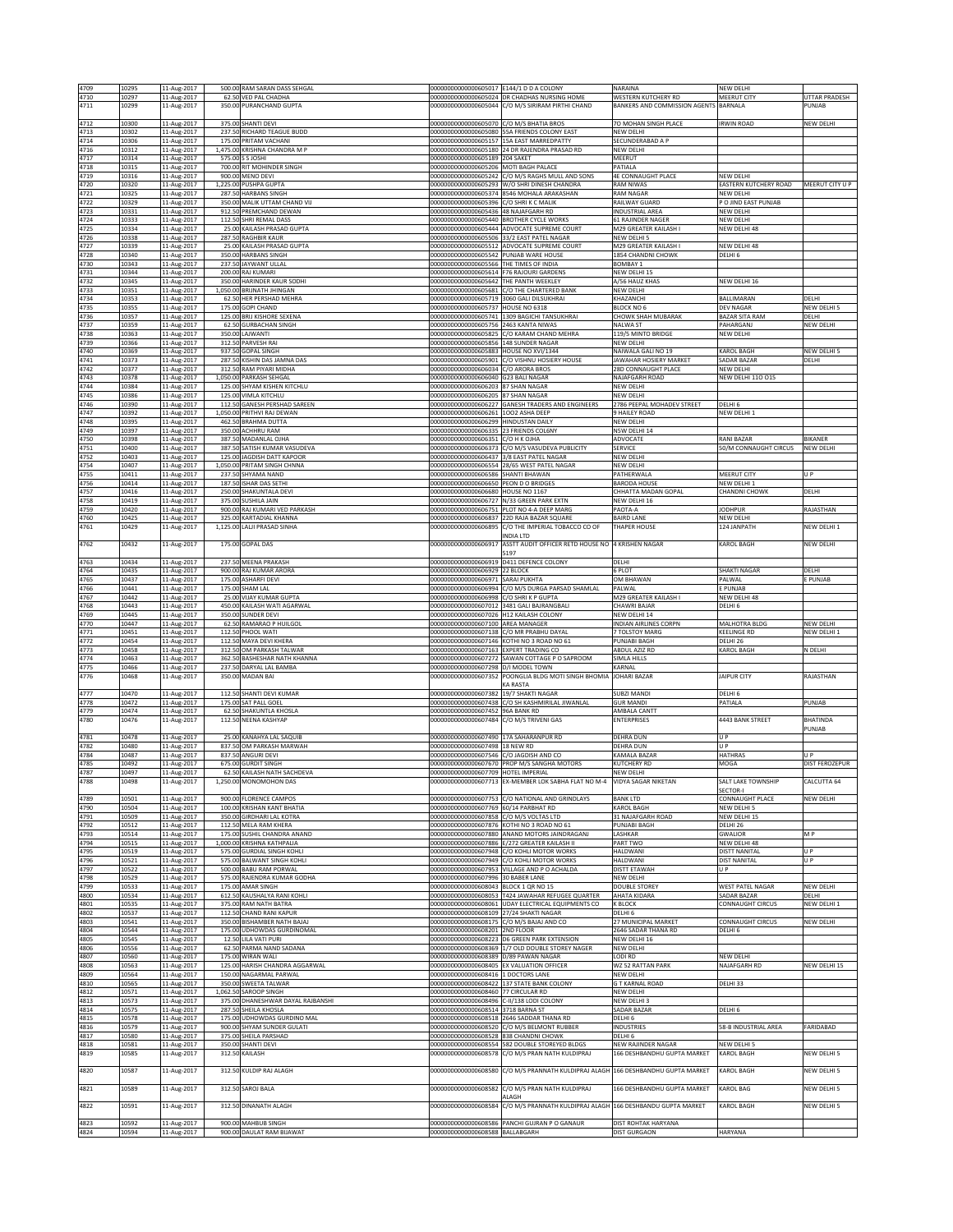| 4709 | 10295 | 11-Aug-2017 | 500.00 | RAM SARAN DASS SEHGAL | 0000000000000605017 | E144/1 D D A COLONY | NARAINA | NEW DELHI | |
|---|---|---|---|---|---|---|---|---|---|
| 4710 | 10297 | 11-Aug-2017 | 62.50 | VED PAL CHADHA | 0000000000000605024 | DR CHADHAS NURSING HOME | WESTERN KUTCHERY RD | MEERUT CITY | UTTAR PRADESH |
| 4711 | 10299 | 11-Aug-2017 | 350.00 | PURANCHAND GUPTA | 0000000000000605044 | C/O M/S SIRIRAM PIRTHI CHAND | BANKERS AND COMMISSION AGENTS | BARNALA | PUNJAB |
| 4712 | 10300 | 11-Aug-2017 | 375.00 | SHANTI DEVI | 0000000000000605070 | C/O M/S BHATIA BROS | 7O MOHAN SINGH PLACE | IRWIN ROAD | NEW DELHI |
| 4713 | 10302 | 11-Aug-2017 | 237.50 | RICHARD TEAGUE BUDD | 0000000000000605080 | 55A FRIENDS COLONY EAST | NEW DELHI | | |
| 4714 | 10306 | 11-Aug-2017 | 175.00 | PRITAM VACHANI | 0000000000000605157 | 15A EAST MARREDPATTY | SECUNDERABAD A P | | |
| 4716 | 10312 | 11-Aug-2017 | 1,475.00 | KRISHNA CHANDRA M P | 0000000000000605180 | 24 DR RAJENDRA PRASAD RD | NEW DELHI | | |
| 4717 | 10314 | 11-Aug-2017 | 575.00 | S S JOSHI | 0000000000000605189 | 204 SAKET | MEERUT | | |
| 4718 | 10315 | 11-Aug-2017 | 700.00 | RIT MOHINDER SINGH | 0000000000000605206 | MOTI BAGH PALACE | PATIALA | | |
| 4719 | 10316 | 11-Aug-2017 | 900.00 | MENO DEVI | 0000000000000605242 | C/O M/S RAGHS MULL AND SONS | 4E CONNAUGHT PLACE | NEW DELHI | |
| 4720 | 10320 | 11-Aug-2017 | 1,225.00 | PUSHPA GUPTA | 0000000000000605293 | W/O SHRI DINESH CHANDRA | RAM NIWAS | EASTERN KUTCHERY ROAD | MEERUT CITY U P |
| 4721 | 10325 | 11-Aug-2017 | 287.50 | HARBANS SINGH | 0000000000000605374 | 8546 MOHALA ARAKASHAN | RAM NAGAR | NEW DELHI | |
| 4722 | 10329 | 11-Aug-2017 | 350.00 | MALIK UTTAM CHAND VIJ | 0000000000000605396 | C/O SHRI K C MALIK | RAILWAY GUARD | P O JIND EAST PUNJAB | |
| 4723 | 10331 | 11-Aug-2017 | 912.50 | PREMCHAND DEWAN | 0000000000000605436 | 48 NAJAFGARH RD | INDUSTRIAL AREA | NEW DELHI | |
| 4724 | 10333 | 11-Aug-2017 | 112.50 | SHRI REMAL DASS | 0000000000000605440 | BROTHER CYCLE WORKS | 61 RAJINDER NAGER | NEW DELHI | |
| 4725 | 10334 | 11-Aug-2017 | 25.00 | KAILASH PRASAD GUPTA | 0000000000000605444 | ADVOCATE SUPREME COURT | M29 GREATER KAILASH I | NEW DELHI 48 | |
| 4726 | 10338 | 11-Aug-2017 | 287.50 | RAGHBIR KAUR | 0000000000000605506 | 33/2 EAST PATEL NAGAR | NEW DELHI 5 | | |
| 4727 | 10339 | 11-Aug-2017 | 25.00 | KAILASH PRASAD GUPTA | 0000000000000605512 | ADVOCATE SUPREME COURT | M29 GREATER KAILASH I | NEW DELHI 48 | |
| 4728 | 10340 | 11-Aug-2017 | 350.00 | HARBANS SINGH | 0000000000000605542 | PUNJAB WARE HOUSE | 1854 CHANDNI CHOWK | DELHI 6 | |
| 4730 | 10343 | 11-Aug-2017 | 237.50 | JAYWANT ULLAL | 0000000000000605566 | THE TIMES OF INDIA | BOMBAY 1 | | |
| 4731 | 10344 | 11-Aug-2017 | 200.00 | RAJ KUMARI | 0000000000000605614 | F76 RAJOURI GARDENS | NEW DELHI 15 | | |
| 4732 | 10345 | 11-Aug-2017 | 350.00 | HARINDER KAUR SODHI | 0000000000000605642 | THE PANTH WEEKLEY | A/56 HAUZ KHAS | NEW DELHI 16 | |
| 4733 | 10351 | 11-Aug-2017 | 1,050.00 | BRIJNATH JHINGAN | 0000000000000605681 | C/O THE CHARTERED BANK | NEW DELHI | | |
| 4734 | 10353 | 11-Aug-2017 | 62.50 | HER PERSHAD MEHRA | 0000000000000605719 | 3060 GALI DILSUKHRAI | KHAZANCHI | BALLIMARAN | DELHI |
| 4735 | 10355 | 11-Aug-2017 | 175.00 | GOPI CHAND | 0000000000000605737 | HOUSE NO 6318 | BLOCK NO 6 | DEV NAGAR | NEW DELHI 5 |
| 4736 | 10357 | 11-Aug-2017 | 125.00 | BRIJ KISHORE SEXENA | 0000000000000605741 | 1309 BAGICHI TANSUKHRAI | CHOWK SHAH MUBARAK | BAZAR SITA RAM | DELHI |
| 4737 | 10359 | 11-Aug-2017 | 62.50 | GURBACHAN SINGH | 0000000000000605756 | 2463 KANTA NIWAS | NALWA ST | PAHARGANJ | NEW DELHI |
| 4738 | 10363 | 11-Aug-2017 | 350.00 | LAJWANTI | 0000000000000605825 | C/O KARAM CHAND MEHRA | 119/5 MINTO BRIDGE | NEW DELHI | |
| 4739 | 10366 | 11-Aug-2017 | 312.50 | PARVESH RAI | 0000000000000605856 | 148 SUNDER NAGAR | NEW DELHI | | |
| 4740 | 10369 | 11-Aug-2017 | 937.50 | GOPAL SINGH | 0000000000000605883 | HOUSE NO XVI/1344 | NAIWALA GALI NO 19 | KAROL BAGH | NEW DELHI 5 |
| 4741 | 10373 | 11-Aug-2017 | 287.50 | KISHIN DAS JAMNA DAS | 0000000000000605901 | C/O VISHNU HOSIERY HOUSE | JAWAHAR HOSIERY MARKET | SADAR BAZAR | DELHI |
| 4742 | 10377 | 11-Aug-2017 | 312.50 | RAM PIYARI MIDHA | 0000000000000606034 | C/O ARORA BROS | 28D CONNAUGHT PLACE | NEW DELHI | |
| 4743 | 10378 | 11-Aug-2017 | 1,050.00 | PARKASH SEHGAL | 0000000000000606040 | G23 BALI NAGAR | NAJAFGARH ROAD | NEW DELHI 11O O15 | |
| 4744 | 10384 | 11-Aug-2017 | 125.00 | SHYAM KISHEN KITCHLU | 0000000000000606203 | 87 SHAN NAGAR | NEW DELHI | | |
| 4745 | 10386 | 11-Aug-2017 | 125.00 | VIMLA KITCHLU | 0000000000000606205 | 87 SHAN NAGAR | NEW DELHI | | |
| 4746 | 10390 | 11-Aug-2017 | 112.50 | GANESH PERSHAD SAREEN | 0000000000000606227 | GANESH TRADERS AND ENGINEERS | 2786 PEEPAL MOHADEV STREET | DELHI 6 | |
| 4747 | 10392 | 11-Aug-2017 | 1,050.00 | PRITHVI RAJ DEWAN | 0000000000000606261 | 1OO2 ASHA DEEP | 9 HAILEY ROAD | NEW DELHI 1 | |
| 4748 | 10395 | 11-Aug-2017 | 462.50 | BRAHMA DUTTA | 0000000000000606299 | HINDUSTAN DAILY | NEW DELHI | | |
| 4749 | 10397 | 11-Aug-2017 | 350.00 | ACHHRU RAM | 0000000000000606335 | 23 FRIENDS COL6NY | NSW DELHI 14 | | |
| 4750 | 10398 | 11-Aug-2017 | 387.50 | MADANLAL OJHA | 0000000000000606351 | C/O H K OJHA | ADVOCATE | RANI BAZAR | BIKANER |
| 4751 | 10400 | 11-Aug-2017 | 387.50 | SATISH KUMAR VASUDEVA | 0000000000000606373 | C/O M/S VASUDEVA PUBLICITY | SERVICE | 50/M CONNAUGHT CIRCUS | NEW DELHI |
| 4752 | 10403 | 11-Aug-2017 | 125.00 | JAGDISH DATT KAPOOR | 0000000000000606437 | 3/8 EAST PATEL NAGAR | NEW DELHI | | |
| 4754 | 10407 | 11-Aug-2017 | 1,050.00 | PRITAM SINGH CHNNA | 0000000000000606554 | 28/65 WEST PATEL NAGAR | NEW DELHI | | |
| 4755 | 10411 | 11-Aug-2017 | 237.50 | SHYAMA NAND | 0000000000000606586 | SHANTI BHAWAN | PATHERWALA | MEERUT CITY | U P |
| 4756 | 10414 | 11-Aug-2017 | 187.50 | ISHAR DAS SETHI | 0000000000000606650 | PEON D O BRIDGES | BARODA HOUSE | NEW DELHI 1 | |
| 4757 | 10416 | 11-Aug-2017 | 250.00 | SHAKUNTALA DEVI | 0000000000000606680 | HOUSE NO 1167 | CHHATTA MADAN GOPAL | CHANDNI CHOWK | DELHI |
| 4758 | 10419 | 11-Aug-2017 | 375.00 | SUSHILA JAIN | 0000000000000606727 | N/33 GREEN PARK EXTN | NEW DELHI 16 | | |
| 4759 | 10420 | 11-Aug-2017 | 900.00 | RAJ KUMARI VED PARKASH | 0000000000000606751 | PLOT NO 4-A DEEP MARG | PAOTA-A | JODHPUR | RAJASTHAN |
| 4760 | 10425 | 11-Aug-2017 | 325.00 | KARTADIAL KHANNA | 0000000000000606837 | 22D RAJA BAZAR SQUARE | BAIRD LANE | NEW DELHI | |
| 4761 | 10429 | 11-Aug-2017 | 1,125.00 | LALJI PRASAD SINHA | 0000000000000606895 | C/O THE IMPERIAL TOBACCO CO OF INDIA LTD | THAPER HOUSE | 124 JANPATH | NEW DELHI 1 |
| 4762 | 10432 | 11-Aug-2017 | 175.00 | GOPAL DAS | 0000000000000606917 | ASSTT AUDIT OFFICER RETD HOUSE NO 5197 | 4 KRISHEN NAGAR | KAROL BAGH | NEW DELHI |
| 4763 | 10434 | 11-Aug-2017 | 237.50 | MEENA PRAKASH | 0000000000000606919 | D411 DEFENCE COLONY | DELHI | | |
| 4764 | 10435 | 11-Aug-2017 | 900.00 | RAJ KUMAR ARORA | 0000000000000606929 | 22 BLOCK | 6 PLOT | SHAKTI NAGAR | DELHI |
| 4765 | 10437 | 11-Aug-2017 | 175.00 | ASHARFI DEVI | 0000000000000606971 | SARAI PUKHTA | OM BHAWAN | PALWAL | E PUNJAB |
| 4766 | 10441 | 11-Aug-2017 | 175.00 | SHAM LAL | 0000000000000606994 | C/O M/S DURGA PARSAD SHAMLAL | PALWAL | E PUNJAB | |
| 4767 | 10442 | 11-Aug-2017 | 25.00 | VIJAY KUMAR GUPTA | 0000000000000606998 | C/O SHRI K P GUPTA | M29 GREATER KAILASH I | NEW DELHI 48 | |
| 4768 | 10443 | 11-Aug-2017 | 450.00 | KAILASH WATI AGARWAL | 0000000000000607012 | 3481 GALI BAJRANGBALI | CHAWRI BAJAR | DELHI 6 | |
| 4769 | 10445 | 11-Aug-2017 | 350.00 | SUNDER DEVI | 0000000000000607026 | H12 KAILASH COLONY | NEW DELHI 14 | | |
| 4770 | 10447 | 11-Aug-2017 | 62.50 | RAMARAO P HUILGOL | 0000000000000607100 | AREA MANAGER | INDIAN AIRLINES CORPN | MALHOTRA BLDG | NEW DELHI |
| 4771 | 10451 | 11-Aug-2017 | 112.50 | PHOOL WATI | 0000000000000607138 | C/O MR PRABHU DAYAL | 7 TOLSTOY MARG | KEELINGE RD | NEW DELHI 1 |
| 4772 | 10454 | 11-Aug-2017 | 112.50 | MAYA DEVI KHERA | 0000000000000607146 | KOTHI NO 3 ROAD NO 61 | PUNJABI BAGH | DELHI 26 | |
| 4773 | 10458 | 11-Aug-2017 | 312.50 | OM PARKASH TALWAR | 0000000000000607163 | EXPERT TRADING CO | ABDUL AZIZ RD | KAROL BAGH | N DELHI |
| 4774 | 10463 | 11-Aug-2017 | 362.50 | BASHESHAR NATH KHANNA | 0000000000000607272 | SAWAN COTTAGE P O SAPROOM | SIMLA HILLS | | |
| 4775 | 10466 | 11-Aug-2017 | 237.50 | DARYAL LAL BAMBA | 0000000000000607298 | D/I MODEL TOWN | KARNAL | | |
| 4776 | 10468 | 11-Aug-2017 | 350.00 | MADAN BAI | 0000000000000607352 | POONGLIA BLDG MOTI SINGH BHOMIA KA RASTA | JOHARI BAZAR | JAIPUR CITY | RAJASTHAN |
| 4777 | 10470 | 11-Aug-2017 | 112.50 | SHANTI DEVI KUMAR | 0000000000000607382 | 19/7 SHAKTI NAGAR | SUBZI MANDI | DELHI 6 | |
| 4778 | 10472 | 11-Aug-2017 | 175.00 | SAT PALL GOEL | 0000000000000607438 | C/O SH KASHMIRILAL JIWANLAL | GUR MANDI | PATIALA | PUNJAB |
| 4779 | 10474 | 11-Aug-2017 | 62.50 | SHAKUNTLA KHOSLA | 0000000000000607452 | 96A BANK RD | AMBALA CANTT | | |
| 4780 | 10476 | 11-Aug-2017 | 112.50 | NEENA KASHYAP | 0000000000000607484 | C/O M/S TRIVENI GAS | ENTERPRISES | 4443 BANK STREET | BHATINDA PUNJAB |
| 4781 | 10478 | 11-Aug-2017 | 25.00 | KANAHYA LAL SAQUIB | 0000000000000607490 | 17A SAHARANPUR RD | DEHRA DUN | U P | |
| 4782 | 10480 | 11-Aug-2017 | 837.50 | OM PARKASH MARWAH | 0000000000000607498 | 18 NEW RD | DEHRA DUN | U P | |
| 4784 | 10487 | 11-Aug-2017 | 837.50 | ANGURI DEVI | 0000000000000607546 | C/O JAGDISH AND CO | KAMALA BAZAR | HATHRAS | U P |
| 4785 | 10492 | 11-Aug-2017 | 675.00 | GURDIT SINGH | 0000000000000607670 | PROP M/S SANGHA MOTORS | KUTCHERY RD | MOGA | DIST FEROZEPUR |
| 4787 | 10497 | 11-Aug-2017 | 62.50 | KAILASH NATH SACHDEVA | 0000000000000607709 | HOTEL IMPERIAL | NEW DELHI | | |
| 4788 | 10498 | 11-Aug-2017 | 1,250.00 | MONOMOHON DAS | 0000000000000607713 | EX-MEMBER LOK SABHA FLAT NO M-4 | VIDYA SAGAR NIKETAN | SALT LAKE TOWNSHIP SECTOR-I | CALCUTTA 64 |
| 4789 | 10501 | 11-Aug-2017 | 900.00 | FLORENCE CAMPOS | 0000000000000607753 | C/O NATIONAL AND GRINDLAYS | BANK LTD | CONNAUGHT PLACE | NEW DELHI |
| 4790 | 10504 | 11-Aug-2017 | 100.00 | KRISHAN KANT BHATIA | 0000000000000607769 | 60/14 PARBHAT RD | KAROL BAGH | NEW DELHI 5 | |
| 4791 | 10509 | 11-Aug-2017 | 350.00 | GIRDHARI LAL KOTRA | 0000000000000607858 | C/O M/S VOLTAS LTD | 31 NAJAFGARH ROAD | NEW DELHI 15 | |
| 4792 | 10512 | 11-Aug-2017 | 112.50 | MELA RAM KHERA | 0000000000000607876 | KOTHI NO 3 ROAD NO 61 | PUNJABI BAGH | DELHI 26 | |
| 4793 | 10514 | 11-Aug-2017 | 175.00 | SUSHIL CHANDRA ANAND | 0000000000000607880 | ANAND MOTORS JAINDRAGANJ | LASHKAR | GWALIOR | M P |
| 4794 | 10515 | 11-Aug-2017 | 1,000.00 | KRISHNA KATHPALIA | 0000000000000607886 | E/272 GREATER KAILASH II | PART TWO | NEW DELHI 48 | |
| 4795 | 10519 | 11-Aug-2017 | 575.00 | GURDIAL SINGH KOHLI | 0000000000000607948 | C/O KOHLI MOTOR WORKS | HALDWANI | DISTT NANITAL | U P |
| 4796 | 10521 | 11-Aug-2017 | 575.00 | BALWANT SINGH KOHLI | 0000000000000607949 | C/O KOHLI MOTOR WORKS | HALDWANI | DIST NANITAL | U P |
| 4797 | 10522 | 11-Aug-2017 | 500.00 | BABU RAM PORWAL | 0000000000000607953 | VILLAGE AND P O ACHALDA | DISTT ETAWAH | U P | |
| 4798 | 10529 | 11-Aug-2017 | 575.00 | RAJENDRA KUMAR GODHA | 0000000000000607996 | 30 BABER LANE | NEW DELHI | | |
| 4799 | 10533 | 11-Aug-2017 | 175.00 | AMAR SINGH | 0000000000000608043 | BLOCK 1 QR NO 15 | DOUBLE STOREY | WEST PATEL NAGAR | NEW DELHI |
| 4800 | 10534 | 11-Aug-2017 | 612.50 | KAUSHALYA RANI KOHLI | 0000000000000608053 | T424 JAWAHAR REFUGEE QUARTER | AHATA KIDARA | SADAR BAZAR | DELHI |
| 4801 | 10535 | 11-Aug-2017 | 375.00 | RAM NATH BATRA | 0000000000000608061 | UDAY ELECTRICAL EQUIPMENTS CO | K BLOCK | CONNAUGHT CIRCUS | NEW DELHI 1 |
| 4802 | 10537 | 11-Aug-2017 | 112.50 | CHAND RANI KAPUR | 0000000000000608109 | 27/24 SHAKTI NAGAR | DELHI 6 | | |
| 4803 | 10541 | 11-Aug-2017 | 350.00 | BISHAMBER NATH BAJAJ | 0000000000000608175 | C/O M/S BAJAJ AND CO | 27 MUNICIPAL MARKET | CONNAUGHT CIRCUS | NEW DELHI |
| 4804 | 10544 | 11-Aug-2017 | 175.00 | UDHOWDAS GURDINOMAL | 0000000000000608201 | 2ND FLOOR | 2646 SADAR THANA RD | DELHI 6 | |
| 4805 | 10545 | 11-Aug-2017 | 12.50 | LILA VATI PURI | 0000000000000608223 | D6 GREEN PARK EXTENSION | NEW DELHI 16 | | |
| 4806 | 10556 | 11-Aug-2017 | 62.50 | PARMA NAND SADANA | 0000000000000608369 | 1/7 OLD DOUBLE STOREY NAGER | NEW DELHI | | |
| 4807 | 10560 | 11-Aug-2017 | 175.00 | WIRAN WALI | 0000000000000608389 | D/89 PAWAN NAGAR | LODI RD | NEW DELHI | |
| 4808 | 10563 | 11-Aug-2017 | 125.00 | HARISH CHANDRA AGGARWAL | 0000000000000608405 | EX VALUATION OFFICER | WZ 52 RATTAN PARK | NAJAFGARH RD | NEW DELHI 15 |
| 4809 | 10564 | 11-Aug-2017 | 150.00 | NAGARMAL PARWAL | 0000000000000608416 | 1 DOCTORS LANE | NEW DELHI | | |
| 4810 | 10565 | 11-Aug-2017 | 350.00 | SWEETA TALWAR | 0000000000000608422 | 137 STATE BANK COLONY | G T KARNAL ROAD | DELHI 33 | |
| 4812 | 10571 | 11-Aug-2017 | 1,062.50 | SAROOP SINGH | 0000000000000608460 | 77 CIRCULAR RD | NEW DELHI | | |
| 4813 | 10573 | 11-Aug-2017 | 375.00 | DHANESHWAR DAYAL RAJBANSHI | 0000000000000608496 | C-II/138 LODI COLONY | NEW DELHI 3 | | |
| 4814 | 10575 | 11-Aug-2017 | 287.50 | SHEILA KHOSLA | 0000000000000608514 | 3718 BARNA ST | SADAR BAZAR | DELHI 6 | |
| 4815 | 10578 | 11-Aug-2017 | 175.00 | UDHOWDAS GURDINO MAL | 0000000000000608518 | 2646 SADDAR THANA RD | DELHI 6 | | |
| 4816 | 10579 | 11-Aug-2017 | 900.00 | SHYAM SUNDER GULATI | 0000000000000608520 | C/O M/S BELMONT RUBBER | INDUSTRIES | 58-B INDUSTRIAL AREA | FARIDABAD |
| 4817 | 10580 | 11-Aug-2017 | 375.00 | SHEILA PARSHAD | 0000000000000608528 | 838 CHANDNI CHOWK | DELHI 6 | | |
| 4818 | 10581 | 11-Aug-2017 | 350.00 | SHANTI DEVI | 0000000000000608554 | 582 DOUBLE STOREYED BLDGS | NEW RAJINDER NAGAR | NEW DELHI 5 | |
| 4819 | 10585 | 11-Aug-2017 | 312.50 | KAILASH | 0000000000000608578 | C/O M/S PRAN NATH KULDIPRAJ | 166 DESHBANDHU GUPTA MARKET | KAROL BAGH | NEW DELHI 5 |
| 4820 | 10587 | 11-Aug-2017 | 312.50 | KULDIP RAJ ALAGH | 0000000000000608580 | C/O M/S PRANNATH KULDIPRAJ ALAGH | 166 DESHBANDHU GUPTA MARKET | KAROL BAGH | NEW DELHI 5 |
| 4821 | 10589 | 11-Aug-2017 | 312.50 | SAROJ BALA | 0000000000000608582 | C/O M/S PRAN NATH KULDIPRAJ ALAGH | 166 DESHBANDHU GUPTA MARKET | KAROL BAG | NEW DELHI 5 |
| 4822 | 10591 | 11-Aug-2017 | 312.50 | DINANATH ALAGH | 0000000000000608584 | C/O M/S PRANNATH KULDIPRAJ ALAGH | 166 DESHBANDU GUPTA MARKET | KAROL BAGH | NEW DELHI 5 |
| 4823 | 10592 | 11-Aug-2017 | 900.00 | MAHBUB SINGH | 0000000000000608586 | PANCHI GUJRAN P O GANAUR | DIST ROHTAK HARYANA | | |
| 4824 | 10594 | 11-Aug-2017 | 900.00 | DAULAT RAM BIJAWAT | 0000000000000608588 | BALLABGARH | DIST GURGAON | HARYANA | |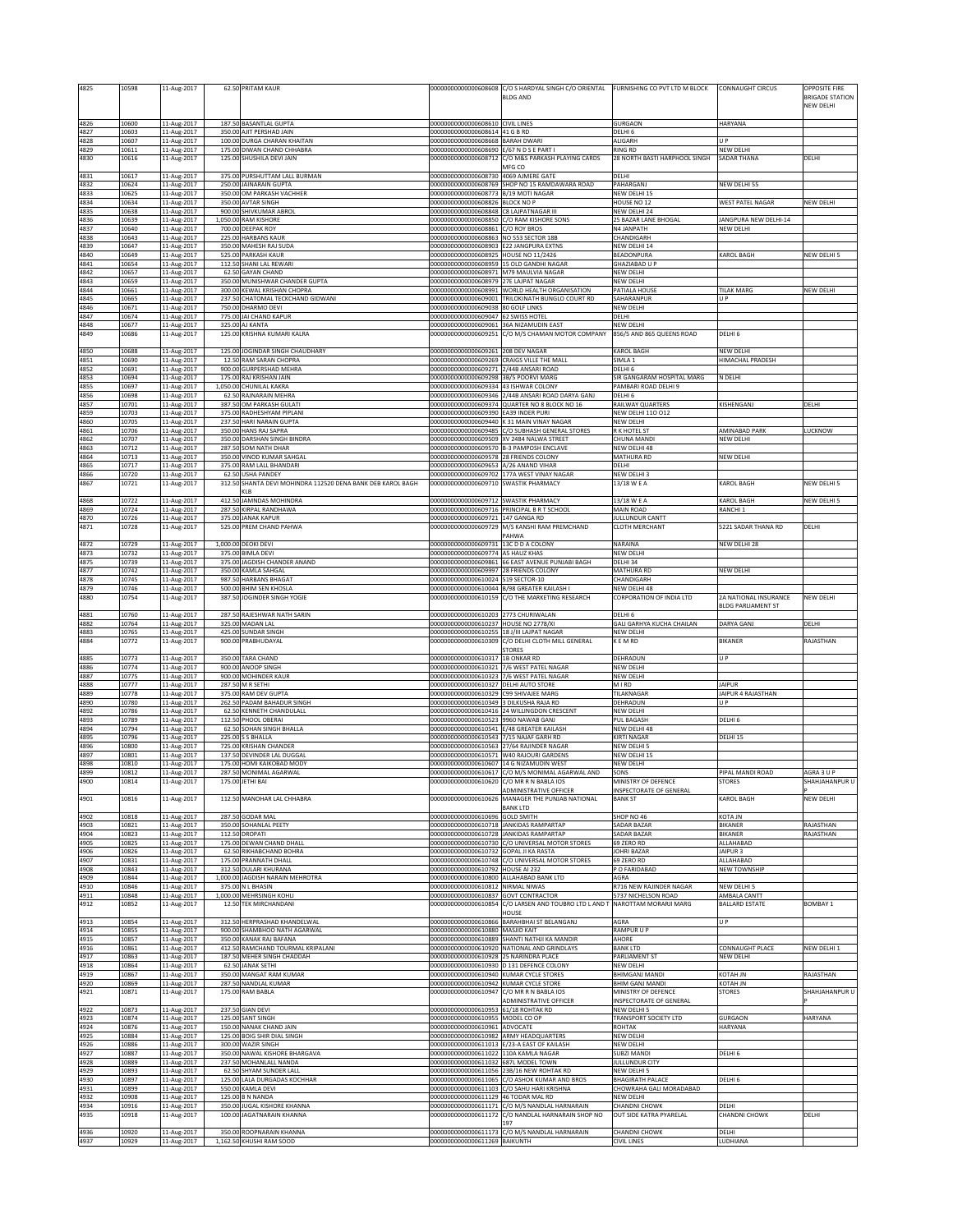| 4825 | 10598 | 11-Aug-2017 | 62.50 | PRITAM KAUR | 0000000000000608608 | C/O S HARDYAL SINGH C/O ORIENTAL BLDG AND | FURNISHING CO PVT LTD M BLOCK | CONNAUGHT CIRCUS | OPPOSITE FIRE BRIGADE STATION NEW DELHI |
|---|---|---|---|---|---|---|---|---|---|
| 4826 | 10600 | 11-Aug-2017 | 187.50 | BASANTLAL GUPTA | 0000000000000608610 | CIVIL LINES | GURGAON | HARYANA | |
| 4827 | 10603 | 11-Aug-2017 | 350.00 | AJIT PERSHAD JAIN | 0000000000000608614 | 41 G B RD | DELHI 6 | | |
| 4828 | 10607 | 11-Aug-2017 | 100.00 | DURGA CHARAN KHAITAN | 0000000000000608668 | BARAH DWARI | ALIGARH | U P | |
| 4829 | 10611 | 11-Aug-2017 | 175.00 | DIWAN CHAND CHHABRA | 0000000000000608690 | E/67 N D S E PART I | RING RD | NEW DELHI | |
| 4830 | 10616 | 11-Aug-2017 | 125.00 | SHUSHILA DEVI JAIN | 0000000000000608712 | C/O M&S PARKASH PLAYING CARDS MFG CO | 28 NORTH BASTI HARPHOOL SINGH | SADAR THANA | DELHI |
| 4831 | 10617 | 11-Aug-2017 | 375.00 | PURSHUTTAM LALL BURMAN | 0000000000000608730 | 4069 AJMERE GATE | DELHI | | |
| 4832 | 10624 | 11-Aug-2017 | 250.00 | JAINARAIN GUPTA | 0000000000000608769 | SHOP NO 15 RAMDAWARA ROAD | PAHARGANJ | NEW DELHI 55 | |
| 4833 | 10625 | 11-Aug-2017 | 350.00 | OM PARKASH VACHHER | 0000000000000608773 | B/19 MOTI NAGAR | NEW DELHI 15 | | |
| 4834 | 10634 | 11-Aug-2017 | 350.00 | AVTAR SINGH | 0000000000000608826 | BLOCK NO P | HOUSE NO 12 | WEST PATEL NAGAR | NEW DELHI |
| 4835 | 10638 | 11-Aug-2017 | 900.00 | SHIVKUMAR ABROL | 0000000000000608848 | C8 LAJPATNAGAR III | NEW DELHI 24 | | |
| 4836 | 10639 | 11-Aug-2017 | 1,050.00 | RAM KISHORE | 0000000000000608850 | C/O RAM KISHORE SONS | 25 BAZAR LANE BHOGAL | JANGPURA NEW DELHI-14 | |
| 4837 | 10640 | 11-Aug-2017 | 700.00 | DEEPAK ROY | 0000000000000608861 | C/O ROY BROS | N4 JANPATH | NEW DELHI | |
| 4838 | 10643 | 11-Aug-2017 | 225.00 | HARBANS KAUR | 0000000000000608863 | NO 553 SECTOR 18B | CHANDIGARH | | |
| 4839 | 10647 | 11-Aug-2017 | 350.00 | MAHESH RAJ SUDA | 0000000000000608903 | E22 JANGPURA EXTNS | NEW DELHI 14 | | |
| 4840 | 10649 | 11-Aug-2017 | 525.00 | PARKASH KAUR | 0000000000000608925 | HOUSE NO 11/2426 | BEADONPURA | KAROL BAGH | NEW DELHI 5 |
| 4841 | 10654 | 11-Aug-2017 | 112.50 | SHANI LAL REWARI | 0000000000000608959 | 15 OLD GANDHI NAGAR | GHAZIABAD U P | | |
| 4842 | 10657 | 11-Aug-2017 | 62.50 | GAYAN CHAND | 0000000000000608971 | M79 MAULVIA NAGAR | NEW DELHI | | |
| 4843 | 10659 | 11-Aug-2017 | 350.00 | MUNISHWAR CHANDER GUPTA | 0000000000000608979 | 27E LAJPAT NAGAR | NEW DELHI | | |
| 4844 | 10661 | 11-Aug-2017 | 300.00 | KEWAL KRISHAN CHOPRA | 0000000000000608991 | WORLD HEALTH ORGANISATION | PATIALA HOUSE | TILAK MARG | NEW DELHI |
| 4845 | 10665 | 11-Aug-2017 | 237.50 | CHATOMAL TECKCHAND GIDWANI | 0000000000000609001 | TRILOKINATH BUNGLO COURT RD | SAHARANPUR | U P | |
| 4846 | 10671 | 11-Aug-2017 | 750.00 | DHARMO DEVI | 0000000000000609038 | 80 GOLF LINKS | NEW DELHI | | |
| 4847 | 10674 | 11-Aug-2017 | 775.00 | JAI CHAND KAPUR | 0000000000000609047 | 62 SWISS HOTEL | DELHI | | |
| 4848 | 10677 | 11-Aug-2017 | 325.00 | AJ KANTA | 0000000000000609061 | 36A NIZAMUDIN EAST | NEW DELHI | | |
| 4849 | 10686 | 11-Aug-2017 | 125.00 | KRISHNA KUMARI KALRA | 0000000000000609251 | C/O M/S CHAMAN MOTOR COMPANY | 856/5 AND 865 QUEENS ROAD | DELHI 6 | |
| 4850 | 10688 | 11-Aug-2017 | 125.00 | JOGINDAR SINGH CHAUDHARY | 0000000000000609261 | 208 DEV NAGAR | KAROL BAGH | NEW DELHI | |
| 4851 | 10690 | 11-Aug-2017 | 12.50 | RAM SARAN CHOPRA | 0000000000000609269 | CRAIGS VILLE THE MALL | SIMLA 1 | HIMACHAL PRADESH | |
| 4852 | 10691 | 11-Aug-2017 | 900.00 | GURPERSHAD MEHRA | 0000000000000609271 | 2/44B ANSARI ROAD | DELHI 6 | | |
| 4853 | 10694 | 11-Aug-2017 | 175.00 | RAJ KRISHAN JAIN | 0000000000000609298 | 3B/5 POORVI MARG | SIR GANGARAM HOSPITAL MARG | N DELHI | |
| 4855 | 10697 | 11-Aug-2017 | 1,050.00 | CHUNILAL KAKRA | 0000000000000609334 | 43 ISHWAR COLONY | PAMBARI ROAD DELHI 9 | | |
| 4856 | 10698 | 11-Aug-2017 | 62.50 | RAJNARAIN MEHRA | 0000000000000609346 | 2/44B ANSARI ROAD DARYA GANJ | DELHI 6 | | |
| 4857 | 10701 | 11-Aug-2017 | 387.50 | OM PARKASH GULATI | 0000000000000609374 | QUARTER NO 8 BLOCK NO 16 | RAILWAY QUARTERS | KISHENGANJ | DELHI |
| 4859 | 10703 | 11-Aug-2017 | 375.00 | RADHESHYAM PIPLANI | 0000000000000609390 | EA39 INDER PURI | NEW DELHI 110 O12 | | |
| 4860 | 10705 | 11-Aug-2017 | 237.50 | HARI NARAIN GUPTA | 0000000000000609440 | K 31 MAIN VINAY NAGAR | NEW DELHI | | |
| 4861 | 10706 | 11-Aug-2017 | 350.00 | HANS RAJ SAPRA | 0000000000000609485 | C/O SUBHASH GENERAL STORES | R K HOTEL ST | AMINABAD PARK | LUCKNOW |
| 4862 | 10707 | 11-Aug-2017 | 350.00 | DARSHAN SINGH BINDRA | 0000000000000609509 | XV 2484 NALWA STREET | CHUNA MANDI | NEW DELHI | |
| 4863 | 10712 | 11-Aug-2017 | 287.50 | SOM NATH DHAR | 0000000000000609570 | B-3 PAMPOSH ENCLAVE | NEW DELHI 48 | | |
| 4864 | 10713 | 11-Aug-2017 | 350.00 | VINOD KUMAR SAHGAL | 0000000000000609578 | 28 FRIENDS COLONY | MATHURA RD | NEW DELHI | |
| 4865 | 10717 | 11-Aug-2017 | 375.00 | RAM LALL BHANDARI | 0000000000000609653 | A/26 ANAND VIHAR | DELHI | | |
| 4866 | 10720 | 11-Aug-2017 | 62.50 | USHA PANDEY | 0000000000000609702 | 177A WEST VINAY NAGAR | NEW DELHI 3 | | |
| 4867 | 10721 | 11-Aug-2017 | 312.50 | SHANTA DEVI MOHINDRA 112520 DENA BANK DEB KAROL BAGH KLB | 0000000000000609710 | SWASTIK PHARMACY | 13/18 W E A | KAROL BAGH | NEW DELHI 5 |
| 4868 | 10722 | 11-Aug-2017 | 412.50 | JAMNDAS MOHINDRA | 0000000000000609712 | SWASTIK PHARMACY | 13/18 W E A | KAROL BAGH | NEW DELHI 5 |
| 4869 | 10724 | 11-Aug-2017 | 287.50 | KIRPAL RANDHAWA | 0000000000000609716 | PRINCIPAL B R T SCHOOL | MAIN ROAD | RANCHI 1 | |
| 4870 | 10726 | 11-Aug-2017 | 375.00 | JANAK KAPUR | 0000000000000609721 | 147 GANGA RD | JULLUNDUR CANTT | | |
| 4871 | 10728 | 11-Aug-2017 | 525.00 | PREM CHAND PAHWA | 0000000000000609729 | M/S KANSHI RAM PREMCHAND PAHWA | CLOTH MERCHANT | 5221 SADAR THANA RD | DELHI |
| 4872 | 10729 | 11-Aug-2017 | 1,000.00 | DEOKI DEVI | 0000000000000609731 | 13C D D A COLONY | NARAINA | NEW DELHI 28 | |
| 4873 | 10732 | 11-Aug-2017 | 375.00 | BIMLA DEVI | 0000000000000609774 | A5 HAUZ KHAS | NEW DELHI | | |
| 4875 | 10739 | 11-Aug-2017 | 375.00 | JAGDISH CHANDER ANAND | 0000000000000609861 | 66 EAST AVENUE PUNJABI BAGH | DELHI 34 | | |
| 4877 | 10742 | 11-Aug-2017 | 350.00 | KAMLA SAHGAL | 0000000000000609997 | 28 FRIENDS COLONY | MATHURA RD | NEW DELHI | |
| 4878 | 10745 | 11-Aug-2017 | 987.50 | HARBANS BHAGAT | 0000000000000610024 | 519 SECTOR-10 | CHANDIGARH | | |
| 4879 | 10746 | 11-Aug-2017 | 500.00 | BHIM SEN KHOSLA | 0000000000000610044 | B/98 GREATER KAILASH I | NEW DELHI 48 | | |
| 4880 | 10754 | 11-Aug-2017 | 387.50 | JOGINDER SINGH YOGIE | 0000000000000610159 | C/O THE MARKETING RESEARCH | CORPORATION OF INDIA LTD | 2A NATIONAL INSURANCE BLDG PARLIAMENT ST | NEW DELHI |
| 4881 | 10760 | 11-Aug-2017 | 287.50 | RAJESHWAR NATH SARIN | 0000000000000610203 | 2773 CHURIWALAN | DELHI 6 | | |
| 4882 | 10764 | 11-Aug-2017 | 325.00 | MADAN LAL | 0000000000000610237 | HOUSE NO 2778/XI | GALI GARHYA KUCHA CHAILAN | DARYA GANJ | DELHI |
| 4883 | 10765 | 11-Aug-2017 | 425.00 | SUNDAR SINGH | 0000000000000610255 | 18 J/III LAJPAT NAGAR | NEW DELHI | | |
| 4884 | 10772 | 11-Aug-2017 | 900.00 | PRABHUDAYAL | 0000000000000610309 | C/O DELHI CLOTH MILL GENERAL STORES | K E M RD | BIKANER | RAJASTHAN |
| 4885 | 10773 | 11-Aug-2017 | 350.00 | TARA CHAND | 0000000000000610317 | 1B ONKAR RD | DEHRADUN | U P | |
| 4886 | 10774 | 11-Aug-2017 | 900.00 | ANOOP SINGH | 0000000000000610321 | 7/6 WEST PATEL NAGAR | NEW DELHI | | |
| 4887 | 10775 | 11-Aug-2017 | 900.00 | MOHINDER KAUR | 0000000000000610323 | 7/6 WEST PATEL NAGAR | NEW DELHI | | |
| 4888 | 10777 | 11-Aug-2017 | 287.50 | M R SETHI | 0000000000000610327 | DELHI AUTO STORE | M I RD | JAIPUR | |
| 4889 | 10778 | 11-Aug-2017 | 375.00 | RAM DEV GUPTA | 0000000000000610329 | C99 SHIVAJEE MARG | TILAKNAGAR | JAIPUR 4 RAJASTHAN | |
| 4890 | 10780 | 11-Aug-2017 | 262.50 | PADAM BAHADUR SINGH | 0000000000000610349 | 3 DILKUSHA RAJA RD | DEHRADUN | U P | |
| 4892 | 10786 | 11-Aug-2017 | 62.50 | KENNETH CHANDULALL | 0000000000000610416 | 24 WILLINGDON CRESCENT | NEW DELHI | | |
| 4893 | 10789 | 11-Aug-2017 | 112.50 | PHOOL OBERAI | 0000000000000610523 | 9960 NAWAB GANJ | PUL BAGASH | DELHI 6 | |
| 4894 | 10794 | 11-Aug-2017 | 62.50 | SOHAN SINGH BHALLA | 0000000000000610541 | E/48 GREATER KAILASH | NEW DELHI 48 | | |
| 4895 | 10796 | 11-Aug-2017 | 225.00 | S S BHALLA | 0000000000000610543 | 7/15 NAJAF GARH RD | KIRTI NAGAR | DELHI 15 | |
| 4896 | 10800 | 11-Aug-2017 | 725.00 | KRISHAN CHANDER | 0000000000000610563 | 27/64 RAJINDER NAGAR | NEW DELHI 5 | | |
| 4897 | 10801 | 11-Aug-2017 | 137.50 | DEVINDER LAL DUGGAL | 0000000000000610571 | W40 RAJOURI GARDENS | NEW DELHI 15 | | |
| 4898 | 10810 | 11-Aug-2017 | 175.00 | HOMI KAIKOBAD MODY | 0000000000000610607 | 14 G NIZAMUDIN WEST | NEW DELHI | | |
| 4899 | 10812 | 11-Aug-2017 | 287.50 | MONIMAL AGARWAL | 0000000000000610617 | C/O M/S MONIMAL AGARWAL AND | SONS | PIPAL MANDI ROAD | AGRA 3 U P |
| 4900 | 10814 | 11-Aug-2017 | 175.00 | JETHI BAI | 0000000000000610620 | C/O MR R N BABLA IOS ADMINISTRATIVE OFFICER | MINISTRY OF DEFENCE INSPECTORATE OF GENERAL | STORES | SHAHJAHANPUR U P |
| 4901 | 10816 | 11-Aug-2017 | 112.50 | MANOHAR LAL CHHABRA | 0000000000000610626 | MANAGER THE PUNJAB NATIONAL BANK LTD | BANK ST | KAROL BAGH | NEW DELHI |
| 4902 | 10818 | 11-Aug-2017 | 287.50 | GODAR MAL | 0000000000000610696 | GOLD SMITH | SHOP NO 46 | KOTA JN | |
| 4903 | 10821 | 11-Aug-2017 | 350.00 | SOHANLAL PEETY | 0000000000000610718 | JANKIDAS RAMPARTAP | SADAR BAZAR | BIKANER | RAJASTHAN |
| 4904 | 10823 | 11-Aug-2017 | 112.50 | DROPATI | 0000000000000610728 | JANKIDAS RAMPARTAP | SADAR BAZAR | BIKANER | RAJASTHAN |
| 4905 | 10825 | 11-Aug-2017 | 175.00 | DEWAN CHAND DHALL | 0000000000000610730 | C/O UNIVERSAL MOTOR STORES | 69 ZERO RD | ALLAHABAD | |
| 4906 | 10826 | 11-Aug-2017 | 62.50 | RIKHABCHAND BOHRA | 0000000000000610732 | GOPAL JI KA RASTA | JOHRI BAZAR | JAIPUR 3 | |
| 4907 | 10831 | 11-Aug-2017 | 175.00 | PRANNATH DHALL | 0000000000000610748 | C/O UNIVERSAL MOTOR STORES | 69 ZERO RD | ALLAHABAD | |
| 4908 | 10843 | 11-Aug-2017 | 312.50 | DULARI KHURANA | 0000000000000610792 | HOUSE AI 232 | P O FARIDABAD | NEW TOWNSHIP | |
| 4909 | 10844 | 11-Aug-2017 | 1,000.00 | JAGDISH NARAIN MEHROTRA | 0000000000000610800 | ALLAHABAD BANK LTD | AGRA | | |
| 4910 | 10846 | 11-Aug-2017 | 375.00 | N L BHASIN | 0000000000000610812 | NIRMAL NIWAS | R716 NEW RAJINDER NAGAR | NEW DELHI 5 | |
| 4911 | 10848 | 11-Aug-2017 | 1,000.00 | MEHRSINGH KOHLI | 0000000000000610837 | GOVT CONTRACTOR | 5737 NICHELSON ROAD | AMBALA CANTT | |
| 4912 | 10852 | 11-Aug-2017 | 12.50 | TEK MIRCHANDANI | 0000000000000610854 | C/O LARSEN AND TOUBRO LTD L AND T HOUSE | NAROTTAM MORARJI MARG | BALLARD ESTATE | BOMBAY 1 |
| 4913 | 10854 | 11-Aug-2017 | 312.50 | HERPRASHAD KHANDELWAL | 0000000000000610866 | BARAHBHAI ST BELANGANJ | AGRA | U P | |
| 4914 | 10855 | 11-Aug-2017 | 900.00 | SHAMBHOO NATH AGARWAL | 0000000000000610880 | MASJID KAIT | RAMPUR U P | | |
| 4915 | 10857 | 11-Aug-2017 | 350.00 | KANAK RAJ BAFANA | 0000000000000610889 | SHANTI NATHJI KA MANDIR | AHORE | | |
| 4916 | 10861 | 11-Aug-2017 | 412.50 | RAMCHAND TOURMAL KRIPALANI | 0000000000000610920 | NATIONAL AND GRINDLAYS | BANK LTD | CONNAUGHT PLACE | NEW DELHI 1 |
| 4917 | 10863 | 11-Aug-2017 | 187.50 | MEHER SINGH CHADDAH | 0000000000000610928 | 25 NARINDRA PLACE | PARLIAMENT ST | NEW DELHI | |
| 4918 | 10864 | 11-Aug-2017 | 62.50 | JANAK SETHI | 0000000000000610930 | D 131 DEFENCE COLONY | NEW DELHI | | |
| 4919 | 10867 | 11-Aug-2017 | 350.00 | MANGAT RAM KUMAR | 0000000000000610940 | KUMAR CYCLE STORES | BHIMGANJ MANDI | KOTAH JN | RAJASTHAN |
| 4920 | 10869 | 11-Aug-2017 | 287.50 | NANDLAL KUMAR | 0000000000000610942 | KUMAR CYCLE STORE | BHIM GANJ MANDI | KOTAH JN | |
| 4921 | 10871 | 11-Aug-2017 | 175.00 | RAM BABLA | 0000000000000610947 | C/O MR R N BABLA IOS ADMINISTRATIVE OFFICER | MINISTRY OF DEFENCE INSPECTORATE OF GENERAL | STORES | SHAHJAHANPUR U P |
| 4922 | 10873 | 11-Aug-2017 | 237.50 | GIAN DEVI | 0000000000000610953 | 61/18 ROHTAK RD | NEW DELHI 5 | | |
| 4923 | 10874 | 11-Aug-2017 | 125.00 | SANT SINGH | 0000000000000610955 | MODEL CO OP | TRANSPORT SOCIETY LTD | GURGAON | HARYANA |
| 4924 | 10876 | 11-Aug-2017 | 150.00 | NANAK CHAND JAIN | 0000000000000610961 | ADVOCATE | ROHTAK | HARYANA | |
| 4925 | 10884 | 11-Aug-2017 | 125.00 | BOIG SHIR DIAL SINGH | 0000000000000610982 | ARMY HEADQUARTERS | NEW DELHI | | |
| 4926 | 10886 | 11-Aug-2017 | 300.00 | WAZIR SINGH | 0000000000000611013 | E/23-A EAST OF KAILASH | NEW DELHI | | |
| 4927 | 10887 | 11-Aug-2017 | 350.00 | NAWAL KISHORE BHARGAVA | 0000000000000611022 | 110A KAMLA NAGAR | SUBZI MANDI | DELHI 6 | |
| 4928 | 10889 | 11-Aug-2017 | 237.50 | MOHANLALL NANDA | 0000000000000611032 | 687L MODEL TOWN | JULLUNDUR CITY | | |
| 4929 | 10893 | 11-Aug-2017 | 62.50 | SHYAM SUNDER LALL | 0000000000000611056 | 23B/16 NEW ROHTAK RD | NEW DELHI 5 | | |
| 4930 | 10897 | 11-Aug-2017 | 125.00 | LALA DURGADAS KOCHHAR | 0000000000000611065 | C/O ASHOK KUMAR AND BROS | BHAGIRATH PALACE | DELHI 6 | |
| 4931 | 10899 | 11-Aug-2017 | 550.00 | KAMLA DEVI | 0000000000000611103 | C/O SAHU HARI KRISHNA | CHOWRAHA GALI MORADABAD | | |
| 4932 | 10908 | 11-Aug-2017 | 125.00 | B N NANDA | 0000000000000611129 | 46 TODAR MAL RD | NEW DELHI | | |
| 4934 | 10916 | 11-Aug-2017 | 350.00 | JUGAL KISHORE KHANNA | 0000000000000611171 | C/O M/S NANDLAL HARNARAIN | CHANDNI CHOWK | DELHI | |
| 4935 | 10918 | 11-Aug-2017 | 100.00 | JAGATNARAIN KHANNA | 0000000000000611172 | C/O NANDLAL HARNARAIN SHOP NO 197 | OUT SIDE KATRA PYARELAL | CHANDNI CHOWK | DELHI |
| 4936 | 10920 | 11-Aug-2017 | 350.00 | ROOPNARAIN KHANNA | 0000000000000611173 | C/O M/S NANDLAL HARNARAIN | CHANDNI CHOWK | DELHI | |
| 4937 | 10929 | 11-Aug-2017 | 1,162.50 | KHUSHI RAM SOOD | 0000000000000611269 | BAIKUNTH | CIVIL LINES | LUDHIANA | |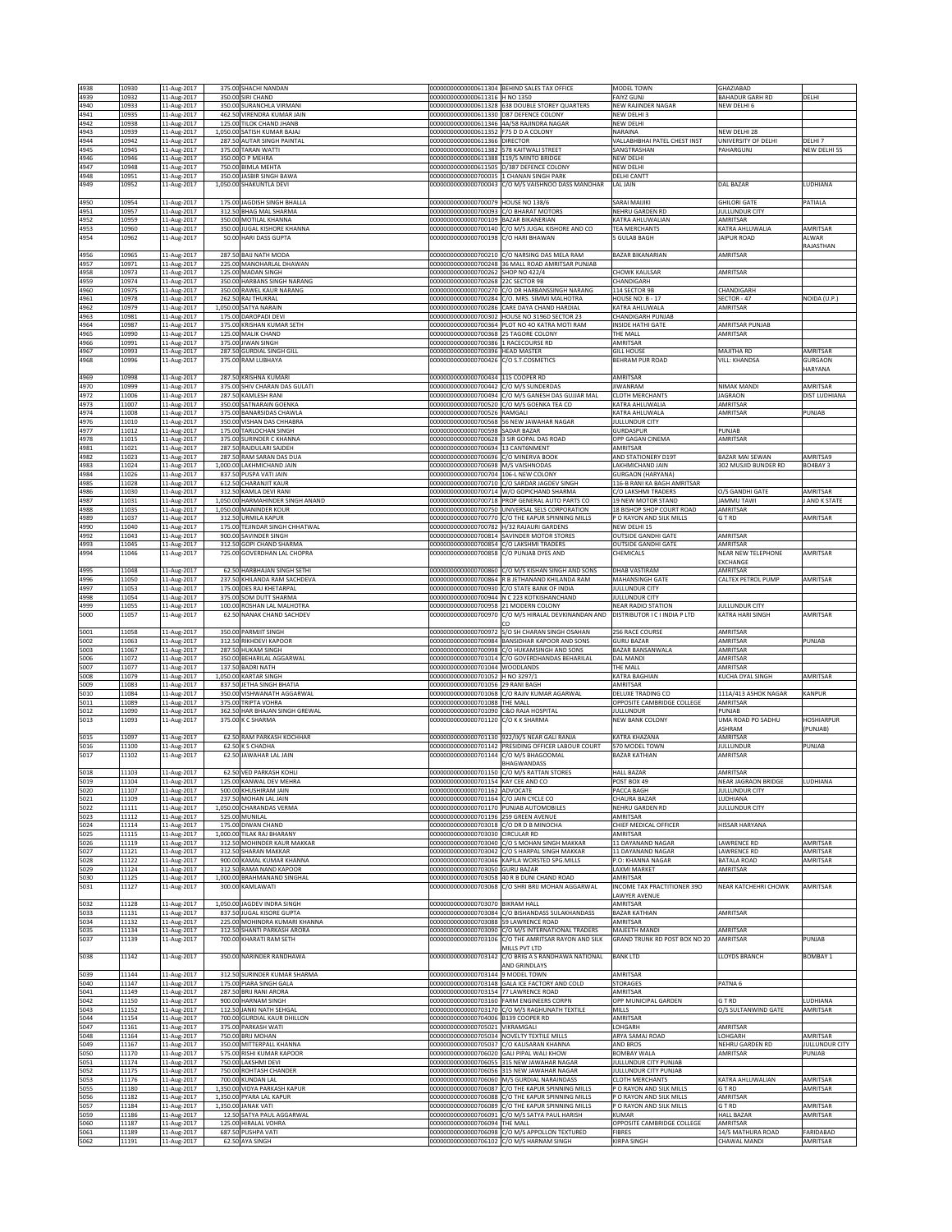| | | | | | | | | | |
|---|---|---|---|---|---|---|---|---|---|
| 4938 | 10930 | 11-Aug-2017 | 375.00 | SHACHI NANDAN | 0000000000000611304 | BEHIND SALES TAX OFFICE | MODEL TOWN | GHAZIABAD | |
| 4939 | 10932 | 11-Aug-2017 | 350.00 | SIRI CHAND | 0000000000000611316 | H NO 1350 | FAIYZ GUNJ | BAHADUR GARH RD | DELHI |
| 4940 | 10933 | 11-Aug-2017 | 350.00 | SURANCHLA VIRMANI | 0000000000000611328 | 638 DOUBLE STOREY QUARTERS | NEW RAJINDER NAGAR | NEW DELHI 6 | |
| 4941 | 10935 | 11-Aug-2017 | 462.50 | VIRENDRA KUMAR JAIN | 0000000000000611330 | D87 DEFENCE COLONY | NEW DELHI 3 | | |
| 4942 | 10938 | 11-Aug-2017 | 125.00 | TILOK CHAND JHANB | 0000000000000611346 | 4A/58 RAJINDRA NAGAR | NEW DELHI | | |
| 4943 | 10939 | 11-Aug-2017 | 1,050.00 | SATISH KUMAR BAJAJ | 0000000000000611352 | F75 D D A COLONY | NARAINA | NEW DELHI 28 | |
| 4944 | 10942 | 11-Aug-2017 | 287.50 | AUTAR SINGH PAINTAL | 0000000000000611366 | DIRECTOR | VALLABHBHAI PATEL CHEST INST | UNIVERSITY OF DELHI | DELHI 7 |
| 4945 | 10945 | 11-Aug-2017 | 375.00 | TARAN WATTI | 0000000000000611382 | 578 KAITWALI STREET | SANGTRASHAN | PAHARGUNJ | NEW DELHI 55 |
| 4946 | 10946 | 11-Aug-2017 | 350.00 | O P MEHRA | 0000000000000611388 | 119/5 MINTO BRIDGE | NEW DELHI | | |
| 4947 | 10948 | 11-Aug-2017 | 750.00 | BIMLA MEHTA | 0000000000000611505 | D/387 DEFENCE COLONY | NEW DELHI | | |
| 4948 | 10951 | 11-Aug-2017 | 350.00 | JASBIR SINGH BAWA | 0000000000000700035 | 1 CHANAN SINGH PARK | DELHI CANTT | | |
| 4949 | 10952 | 11-Aug-2017 | 1,050.00 | SHAKUNTLA DEVI | 0000000000000700043 | C/O M/S VAISHNOO DASS MANOHAR | LAL JAIN | DAL BAZAR | LUDHIANA |
| 4950 | 10954 | 11-Aug-2017 | 175.00 | JAGDISH SINGH BHALLA | 0000000000000700079 | HOUSE NO 138/6 | SARAI MAIJIKI | GHILORI GATE | PATIALA |
| 4951 | 10957 | 11-Aug-2017 | 312.50 | BHAG MAL SHARMA | 0000000000000700093 | C/O BHARAT MOTORS | NEHRU GARDEN RD | JULLUNDUR CITY | |
| 4952 | 10959 | 11-Aug-2017 | 350.00 | MOTILAL KHANNA | 0000000000000700109 | BAZAR BIKANERIAN | KATRA AHLUWALIAN | AMRITSAR | |
| 4953 | 10960 | 11-Aug-2017 | 350.00 | JUGAL KISHORE KHANNA | 0000000000000700140 | C/O M/S JUGAL KISHORE AND CO | TEA MERCHANTS | KATRA AHLUWALIA | AMRITSAR |
| 4954 | 10962 | 11-Aug-2017 | 50.00 | HARI DASS GUPTA | 0000000000000700198 | C/O HARI BHAWAN | 5 GULAB BAGH | JAIPUR ROAD | ALWAR RAJASTHAN |
| 4956 | 10965 | 11-Aug-2017 | 287.50 | BAU NATH MODA | 0000000000000700210 | C/O NARSING DAS MELA RAM | BAZAR BIKANARIAN | AMRITSAR | |
| 4957 | 10971 | 11-Aug-2017 | 225.00 | MANOHARLAL DHAWAN | 0000000000000700248 | 36 MALL ROAD AMRITSAR PUNJAB | | | |
| 4958 | 10973 | 11-Aug-2017 | 125.00 | MADAN SINGH | 0000000000000700262 | SHOP NO 422/4 | CHOWK KAULSAR | AMRITSAR | |
| 4959 | 10974 | 11-Aug-2017 | 350.00 | HARBANS SINGH NARANG | 0000000000000700268 | 22C SECTOR 9B | CHANDIGARH | | |
| 4960 | 10975 | 11-Aug-2017 | 350.00 | RAWEL KAUR NARANG | 0000000000000700270 | C/O DR HARBANSSINGH NARANG | 114 SECTOR 9B | CHANDIGARH | |
| 4961 | 10978 | 11-Aug-2017 | 262.50 | RAJ THUKRAL | 0000000000000700284 | C/O. MRS. SIMMI MALHOTRA | HOUSE NO: B - 17 | SECTOR - 47 | NOIDA (U.P.) |
| 4962 | 10979 | 11-Aug-2017 | 1,050.00 | SATYA NARAIN | 0000000000000700286 | CARE DAYA CHAND HARDIAL | KATRA AHLUWALA | AMRITSAR | |
| 4963 | 10981 | 11-Aug-2017 | 175.00 | DAROPADI DEVI | 0000000000000700302 | HOUSE NO 3196D SECTOR 23 | CHANDIGARH PUNJAB | | |
| 4964 | 10987 | 11-Aug-2017 | 375.00 | KRISHAN KUMAR SETH | 0000000000000700364 | PLOT NO 4O KATRA MOTI RAM | INSIDE HATHI GATE | AMRITSAR PUNJAB | |
| 4965 | 10990 | 11-Aug-2017 | 125.00 | MALIK CHAND | 0000000000000700368 | 25 TAGORE COLONY | THE MALL | AMRITSAR | |
| 4966 | 10991 | 11-Aug-2017 | 375.00 | JIWAN SINGH | 0000000000000700386 | 1 RACECOURSE RD | AMRITSAR | | |
| 4967 | 10993 | 11-Aug-2017 | 287.50 | GURDIAL SINGH GILL | 0000000000000700396 | HEAD MASTER | GILL HOUSE | MAJITHA RD | AMRITSAR |
| 4968 | 10996 | 11-Aug-2017 | 375.00 | RAM LUBHAYA | 0000000000000700426 | C/O S.T.COSMETICS | BEHRAM PUR ROAD | VILL: KHANDSA | GURGAON HARYANA |
| 4969 | 10998 | 11-Aug-2017 | 287.50 | KRISHNA KUMARI | 0000000000000700434 | 115 COOPER RD | AMRITSAR | | |
| 4970 | 10999 | 11-Aug-2017 | 375.00 | SHIV CHARAN DAS GULATI | 0000000000000700442 | C/O M/S SUNDERDAS | JIWANRAM | NIMAK MANDI | AMRITSAR |
| 4972 | 11006 | 11-Aug-2017 | 287.50 | KAMLESH RANI | 0000000000000700494 | C/O M/S GANESH DAS GUJJAR MAL | CLOTH MERCHANTS | JAGRAON | DIST LUDHIANA |
| 4973 | 11007 | 11-Aug-2017 | 350.00 | SATNARAIN GOENKA | 0000000000000700520 | C/O M/S GOENKA TEA CO | KATRA AHLUWALIA | AMRITSAR | |
| 4974 | 11008 | 11-Aug-2017 | 375.00 | BANARSIDAS CHAWLA | 0000000000000700526 | RAMGALI | KATRA AHLUWALA | AMRITSAR | PUNJAB |
| 4976 | 11010 | 11-Aug-2017 | 350.00 | VISHAN DAS CHHABRA | 0000000000000700568 | 56 NEW JAWAHAR NAGAR | JULLUNDUR CITY | | |
| 4977 | 11012 | 11-Aug-2017 | 175.00 | TARLOCHAN SINGH | 0000000000000700598 | SADAR BAZAR | GURDASPUR | PUNJAB | |
| 4978 | 11015 | 11-Aug-2017 | 375.00 | SURINDER C KHANNA | 0000000000000700628 | 3 SIR GOPAL DAS ROAD | OPP GAGAN CINEMA | AMRITSAR | |
| 4981 | 11021 | 11-Aug-2017 | 287.50 | RAJDULARI SAIDEH | 0000000000000700694 | 13 CANTONMENT | AMRITSAR | | |
| 4982 | 11023 | 11-Aug-2017 | 287.50 | RAM SARAN DAS DUA | 0000000000000700696 | C/O MINERVA BOOK | AND STATIONERY D19T | BAZAR MAI SEWAN | AMRITSA9 |
| 4983 | 11024 | 11-Aug-2017 | 1,000.00 | LAKHMICHAND JAIN | 0000000000000700698 | M/S VAISHNODAS | LAKHMICHAND JAIN | 302 MUSJID BUNDER RD | BO4BAY 3 |
| 4984 | 11026 | 11-Aug-2017 | 837.50 | PUSPA VATI JAIN | 0000000000000700704 | 106-L NEW COLONY | GURGAON (HARYANA) | | |
| 4985 | 11028 | 11-Aug-2017 | 612.50 | CHARANJIT KAUR | 0000000000000700710 | C/O SARDAR JAGDEV SINGH | 116-B RANI KA BAGH AMRITSAR | | |
| 4986 | 11030 | 11-Aug-2017 | 312.50 | KAMLA DEVI RANI | 0000000000000700714 | W/O GOPICHAND SHARMA | C/O LAKSHMI TRADERS | O/S GANDHI GATE | AMRITSAR |
| 4987 | 11031 | 11-Aug-2017 | 1,050.00 | HARMAHINDER SINGH ANAND | 0000000000000700718 | PROP GENERAL AUTO PARTS CO | 19 NEW MOTOR STAND | JAMMU TAWI | J AND K STATE |
| 4988 | 11035 | 11-Aug-2017 | 1,050.00 | MANINDER KOUR | 0000000000000700750 | UNIVERSAL SELS CORPORATION | 18 BISHOP SHOP COURT ROAD | AMRITSAR | |
| 4989 | 11037 | 11-Aug-2017 | 312.50 | URMILA KAPUR | 0000000000000700770 | C/O THE KAPUR SPINNING MILLS | P O RAYON AND SILK MILLS | G T RD | AMRITSAR |
| 4990 | 11040 | 11-Aug-2017 | 175.00 | TEJINDAR SINGH CHHATWAL | 0000000000000700782 | H/32 RAJAURI GARDENS | NEW DELHI 15 | | |
| 4992 | 11043 | 11-Aug-2017 | 900.00 | SAVINDER SINGH | 0000000000000700814 | SAVINDER MOTOR STORES | OUTSIDE GANDHI GATE | AMRITSAR | |
| 4993 | 11045 | 11-Aug-2017 | 312.50 | GOPI CHAND SHARMA | 0000000000000700854 | C/O LAKSHMI TRADERS | OUTSIDE GANDHI GATE | AMRITSAR | |
| 4994 | 11046 | 11-Aug-2017 | 725.00 | GOVERDHAN LAL CHOPRA | 0000000000000700858 | C/O PUNJAB DYES AND | CHEMICALS | NEAR NEW TELEPHONE EXCHANGE | AMRITSAR |
| 4995 | 11048 | 11-Aug-2017 | 62.50 | HARBHAJAN SINGH SETHI | 0000000000000700860 | C/O M/S KISHAN SINGH AND SONS | DHAB VASTIRAM | AMRITSAR | |
| 4996 | 11050 | 11-Aug-2017 | 237.50 | KHILANDA RAM SACHDEVA | 0000000000000700864 | R B JETHANAND KHILANDA RAM | MAHANSINGH GATE | CALTEX PETROL PUMP | AMRITSAR |
| 4997 | 11053 | 11-Aug-2017 | 175.00 | DES RAJ KHETARPAL | 0000000000000700930 | C/O STATE BANK OF INDIA | JULLUNDUR CITY | | |
| 4998 | 11054 | 11-Aug-2017 | 375.00 | SOM DUTT SHARMA | 0000000000000700944 | N C 223 KOTKISHANCHAND | JULLUNDUR CITY | | |
| 4999 | 11055 | 11-Aug-2017 | 100.00 | ROSHAN LAL MALHOTRA | 0000000000000700958 | 21 MODERN COLONY | NEAR RADIO STATION | JULLUNDUR CITY | |
| 5000 | 11057 | 11-Aug-2017 | 62.50 | NANAK CHAND SACHDEV | 0000000000000700970 | C/O M/S HIRALAL DEVKINANDAN AND CO | DISTRIBUTOR I C I INDIA P LTD | KATRA HARI SINGH | AMRITSAR |
| 5001 | 11058 | 11-Aug-2017 | 350.00 | PARMJIT SINGH | 0000000000000700972 | S/O SH CHARAN SINGH OSAHAN | 256 RACE COURSE | AMRITSAR | |
| 5002 | 11063 | 11-Aug-2017 | 312.50 | RIKHDEVI KAPOOR | 0000000000000700984 | BANSIDHAR KAPOOR AND SONS | GURU BAZAR | AMRITSAR | PUNJAB |
| 5003 | 11067 | 11-Aug-2017 | 287.50 | HUKAM SINGH | 0000000000000700998 | C/O HUKAMSINGH AND SONS | BAZAR BANSANWALA | AMRITSAR | |
| 5006 | 11072 | 11-Aug-2017 | 350.00 | BEHARILAL AGGARWAL | 0000000000000701014 | C/O GOVERDHANDAS BEHARILAL | DAL MANDI | AMRITSAR | |
| 5007 | 11077 | 11-Aug-2017 | 137.50 | BADRI NATH | 0000000000000701044 | WOODLANDS | THE MALL | AMRITSAR | |
| 5008 | 11079 | 11-Aug-2017 | 1,050.00 | KARTAR SINGH | 0000000000000701052 | H NO 3297/1 | KATRA BAGHIAN | KUCHA DYAL SINGH | AMRITSAR |
| 5009 | 11083 | 11-Aug-2017 | 837.50 | JETHA SINGH BHATIA | 0000000000000701056 | 29 RANI BAGH | AMRITSAR | | |
| 5010 | 11084 | 11-Aug-2017 | 350.00 | VISHWANATH AGGARWAL | 0000000000000701068 | C/O RAJIV KUMAR AGARWAL | DELUXE TRADING CO | 111A/413 ASHOK NAGAR | KANPUR |
| 5011 | 11089 | 11-Aug-2017 | 375.00 | TRIPTA VOHRA | 0000000000000701088 | THE MALL | OPPOSITE CAMBRIDGE COLLEGE | AMRITSAR | |
| 5012 | 11090 | 11-Aug-2017 | 362.50 | HAR BHAJAN SINGH GREWAL | 0000000000000701090 | C&O RAJA HOSPITAL | JULLUNDUR | PUNJAB | |
| 5013 | 11093 | 11-Aug-2017 | 375.00 | K C SHARMA | 0000000000000701120 | C/O K K SHARMA | NEW BANK COLONY | UMA ROAD PO SADHU ASHRAM | HOSHIARPUR (PUNJAB) |
| 5015 | 11097 | 11-Aug-2017 | 62.50 | RAM PARKASH KOCHHAR | 0000000000000701130 | 922/IX/5 NEAR GALI RANJA | KATRA KHAZANA | AMRITSAR | |
| 5016 | 11100 | 11-Aug-2017 | 62.50 | K S CHADHA | 0000000000000701142 | PRESIDING OFFICER LABOUR COURT | 570 MODEL TOWN | JULLUNDUR | PUNJAB |
| 5017 | 11102 | 11-Aug-2017 | 62.50 | JAWAHAR LAL JAIN | 0000000000000701144 | C/O M/S BHAGOOMAL BHAGWANDASS | BAZAR KATHIAN | AMRITSAR | |
| 5018 | 11103 | 11-Aug-2017 | 62.50 | VED PARKASH KOHLI | 0000000000000701150 | C/O M/S RATTAN STORES | HALL BAZAR | AMRITSAR | |
| 5019 | 11104 | 11-Aug-2017 | 125.00 | KANWAL DEV MEHRA | 0000000000000701154 | KAY CEE AND CO | POST BOX 49 | NEAR JAGRAON BRIDGE | LUDHIANA |
| 5020 | 11107 | 11-Aug-2017 | 500.00 | KHUSHIRAM JAIN | 0000000000000701162 | ADVOCATE | PACCA BAGH | JULLUNDUR CITY | |
| 5021 | 11109 | 11-Aug-2017 | 237.50 | MOHAN LAL JAIN | 0000000000000701164 | C/O JAIN CYCLE CO | CHAURA BAZAR | LUDHIANA | |
| 5022 | 11111 | 11-Aug-2017 | 1,050.00 | CHARANDAS VERMA | 0000000000000701170 | PUNJAB AUTOMOBILES | NEHRU GARDEN RD | JULLUNDUR CITY | |
| 5023 | 11112 | 11-Aug-2017 | 525.00 | MUNILAL | 0000000000000701196 | 259 GREEN AVENUE | AMRITSAR | | |
| 5024 | 11114 | 11-Aug-2017 | 175.00 | DIWAN CHAND | 0000000000000703018 | C/O DR D B MINOCHA | CHIEF MEDICAL OFFICER | HISSAR HARYANA | |
| 5025 | 11115 | 11-Aug-2017 | 1,000.00 | TILAK RAJ BHARANY | 0000000000000703030 | CIRCULAR RD | AMRITSAR | | |
| 5026 | 11119 | 11-Aug-2017 | 312.50 | MOHINDER KAUR MAKKAR | 0000000000000703040 | C/O S MOHAN SINGH MAKKAR | 11 DAYANAND NAGAR | LAWRENCE RD | AMRITSAR |
| 5027 | 11121 | 11-Aug-2017 | 312.50 | SHARAN MAKKAR | 0000000000000703042 | C/O S HARPAL SINGH MAKKAR | 11 DAYANAND NAGAR | LAWRENCE RD | AMRITSAR |
| 5028 | 11122 | 11-Aug-2017 | 900.00 | KAMAL KUMAR KHANNA | 0000000000000703046 | KAPILA WORSTED SPG.MILLS | P.O: KHANNA NAGAR | BATALA ROAD | AMRITSAR |
| 5029 | 11124 | 11-Aug-2017 | 312.50 | RAMA NAND KAPOOR | 0000000000000703050 | GURU BAZAR | LAXMI MARKET | AMRITSAR | |
| 5030 | 11125 | 11-Aug-2017 | 1,000.00 | BRAHMANAND SINGHAL | 0000000000000703058 | 40 R B DUNI CHAND ROAD | AMRITSAR | | |
| 5031 | 11127 | 11-Aug-2017 | 300.00 | KAMLAWATI | 0000000000000703068 | C/O SHRI BRIJ MOHAN AGGARWAL | INCOME TAX PRACTITIONER 39O LAWYER AVENUE | NEAR KATCHEHRI CHOWK | AMRITSAR |
| 5032 | 11128 | 11-Aug-2017 | 1,050.00 | JAGDEV INDRA SINGH | 0000000000000703070 | BIKRAM HALL | AMRITSAR | | |
| 5033 | 11131 | 11-Aug-2017 | 837.50 | JUGAL KISORE GUPTA | 0000000000000703084 | C/O BISHANDASS SULAKHANDASS | BAZAR KATHIAN | AMRITSAR | |
| 5034 | 11132 | 11-Aug-2017 | 225.00 | MOHINDRA KUMARI KHANNA | 0000000000000703088 | 59 LAWRENCE ROAD | AMRITSAR | | |
| 5035 | 11134 | 11-Aug-2017 | 312.50 | SHANTI PARKASH ARORA | 0000000000000703090 | C/O M/S INTERNATIONAL TRADERS | MAJEETH MANDI | AMRITSAR | |
| 5037 | 11139 | 11-Aug-2017 | 700.00 | KHARATI RAM SETH | 0000000000000703106 | C/O THE AMRITSAR RAYON AND SILK MILLS PVT LTD | GRAND TRUNK RD POST BOX NO 20 | AMRITSAR | PUNJAB |
| 5038 | 11142 | 11-Aug-2017 | 350.00 | NARINDER RANDHAWA | 0000000000000703142 | C/O BRIG A S RANDHAWA NATIONAL AND GRINDLAYS | BANK LTD | LLOYDS BRANCH | BOMBAY 1 |
| 5039 | 11144 | 11-Aug-2017 | 312.50 | SURINDER KUMAR SHARMA | 0000000000000703144 | 9 MODEL TOWN | AMRITSAR | | |
| 5040 | 11147 | 11-Aug-2017 | 175.00 | PIARA SINGH GALA | 0000000000000703148 | GALA ICE FACTORY AND COLD | STORAGES | PATNA 6 | |
| 5041 | 11149 | 11-Aug-2017 | 287.50 | BRIJ RANI ARORA | 0000000000000703154 | 77 LAWRENCE ROAD | AMRITSAR | | |
| 5042 | 11150 | 11-Aug-2017 | 900.00 | HARNAM SINGH | 0000000000000703160 | FARM ENGINEERS CORPN | OPP MUNICIPAL GARDEN | G T RD | LUDHIANA |
| 5043 | 11152 | 11-Aug-2017 | 112.50 | JANKI NATH SEHGAL | 0000000000000703170 | C/O M/S RAGHUNATH TEXTILE | MILLS | O/S SULTANWIND GATE | AMRITSAR |
| 5044 | 11154 | 11-Aug-2017 | 700.00 | GURDIAL KAUR DHILLON | 0000000000000704006 | B139 COOPER RD | AMRITSAR | | |
| 5047 | 11161 | 11-Aug-2017 | 375.00 | PARKASH WATI | 0000000000000705021 | VIKRAMGALI | LOHGARH | AMRITSAR | |
| 5048 | 11164 | 11-Aug-2017 | 750.00 | BRIJ MOHAN | 0000000000000705034 | NOVELTY TEXTILE MILLS | ARYA SAMAJ ROAD | LOHGARH | AMRITSAR |
| 5049 | 11167 | 11-Aug-2017 | 350.00 | MITTERPALL KHANNA | 0000000000000705037 | C/O KALISARAN KHANNA | AND BROS | NEHRU GARDEN RD | JULLUNDUR CITY |
| 5050 | 11170 | 11-Aug-2017 | 575.00 | RISHI KUMAR KAPOOR | 0000000000000706020 | GALI PIPAL WALI KHOW | BOMBAY WALA | AMRITSAR | PUNJAB |
| 5051 | 11174 | 11-Aug-2017 | 750.00 | LAKSHMI DEVI | 0000000000000706055 | 315 NEW JAWAHAR NAGAR | JULLUNDUR CITY PUNJAB | | |
| 5052 | 11175 | 11-Aug-2017 | 750.00 | ROHTASH CHANDER | 0000000000000706056 | 315 NEW JAWAHAR NAGAR | JULLUNDUR CITY PUNJAB | | |
| 5053 | 11176 | 11-Aug-2017 | 700.00 | KUNDAN LAL | 0000000000000706060 | M/S GURDIAL NARAINDASS | CLOTH MERCHANTS | KATRA AHLUWALIAN | AMRITSAR |
| 5055 | 11180 | 11-Aug-2017 | 1,350.00 | VIDYA PARKASH KAPUR | 0000000000000706087 | C/O THE KAPUR SPINNING MILLS | P O RAYON AND SILK MILLS | G T RD | AMRITSAR |
| 5056 | 11182 | 11-Aug-2017 | 1,350.00 | PYARA LAL KAPUR | 0000000000000706088 | C/O THE KAPUR SPINNING MILLS | P O RAYON AND SILK MILLS | AMRITSAR | |
| 5057 | 11184 | 11-Aug-2017 | 1,350.00 | JANAK VATI | 0000000000000706089 | C/O THE KAPUR SPINNING MILLS | P O RAYON AND SILK MILLS | G T RD | AMRITSAR |
| 5059 | 11186 | 11-Aug-2017 | 12.50 | SATYA PAUL AGGARWAL | 0000000000000706091 | C/O M/S SATYA PAUL HARISH | KUMAR | HALL BAZAR | AMRITSAR |
| 5060 | 11187 | 11-Aug-2017 | 125.00 | HIRALAL VOHRA | 0000000000000706094 | THE MALL | OPPOSITE CAMBRIDGE COLLEGE | AMRITSAR | |
| 5061 | 11189 | 11-Aug-2017 | 687.50 | PUSHPA VATI | 0000000000000706098 | C/O M/S APPOLLON TEXTURED | FIBRES | 14/5 MATHURA ROAD | FARIDABAD |
| 5062 | 11191 | 11-Aug-2017 | 62.50 | AYA SINGH | 0000000000000706102 | C/O M/S HARNAM SINGH | KIRPA SINGH | CHAWAL MANDI | AMRITSAR |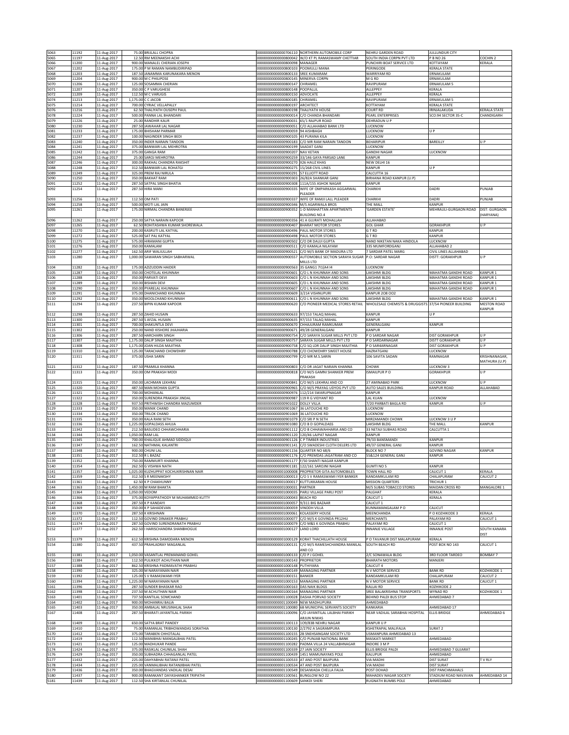| | | | | | | | | | |
|---|---|---|---|---|---|---|---|---|---|
| 5063 | 11192 | 11-Aug-2017 | 75.00 | BRIJLALL CHOPRA | 0000000000000706110 | NORTHERN AUTOMOBILE CORP | NEHRU GARDEN ROAD | JULLUNDUR CITY | |
| 5065 | 11197 | 11-Aug-2017 | 12.50 | RM MEENAKSHI ACHI | 0000000000000800042 | W/O KT PL RAMASWAMY CHETTIAR | SOUTH INDIA CORPN PVT LTD | P B NO 26 | COCHIN 2 |
| 5066 | 11200 | 11-Aug-2017 | 900.00 | MANALEL CHERIAN JOSEPH | 0000000000000800098 | MANAGER | PUNCHIRI BOAT SERVICE LTD | KOTTAYAM | KERALA |
| 5067 | 11202 | 11-Aug-2017 | 175.00 | P M RAMAN NAMBUDIRIPAD | 0000000000000800103 | POOMULLI MANA | PERINGODE | KERALA STATE | |
| 5068 | 11203 | 11-Aug-2017 | 187.50 | JANAMMA KARUNAKARA MENON | 0000000000000800133 | SREE KUMARAM | WARRIYAM RD | ERNAKULAM | |
| 5069 | 11204 | 11-Aug-2017 | 900.00 | M C PHILIPOSE | 0000000000000800145 | MINERVA CORPN | M G RD | ERNAKULAM | |
| 5070 | 11206 | 11-Aug-2017 | 125.00 | SOSAMMA CHERIAN | 0000000000000800147 | CHIRAMEL | RAVIPURAM | ERNAKULAM 5 | |
| 5071 | 11207 | 11-Aug-2017 | 350.00 | C P VARUGHESE | 0000000000000800148 | POOPALLIL | ALLEPPEY | KERALA | |
| 5072 | 11209 | 11-Aug-2017 | 112.50 | M C VARUGIS | 0000000000000800150 | ADVOCATE | ALLEPPEY | KERALA | |
| 5074 | 11213 | 11-Aug-2017 | 1,175.00 | C C JACOB | 0000000000000800185 | CHIRAMEL | RAVIPURAM | ERNAKULAM 5 | |
| 5075 | 11214 | 11-Aug-2017 | 700.00 | CYRIAC VELLAPALLY | 0000000000000800197 | ARCHITECT | KOTTAYAM | KERALA STATE | |
| 5076 | 11216 | 11-Aug-2017 | 62.50 | THALIYATH OUSEPH PAUL | 0000000000000800198 | THALIYATH HOUSE | COURT RD | IRINJALAKUDA | KERALA STATE |
| 5078 | 11224 | 11-Aug-2017 | 500.00 | PANNA LAL BHANDARI | 0000000000000900014 | C/O CHANDA BHANDARI | PEARL ENTERPRISES | SCO:94 SECTOR 35-C | CHANDIGARH |
| 5079 | 11226 | 11-Aug-2017 | 25.00 | RANDHIR KAUR | 0000000000000900031 | 65/1 RAJPUR ROAD | DEHRADUN U P | | |
| 5080 | 11230 | 11-Aug-2017 | 287.50 | JAWAHAR LAL NAGAR | 0000000000000900051 | C/O ALLAHABAD BANK LTD | LUCKNOW | | |
| 5081 | 11233 | 11-Aug-2017 | 175.00 | BHISHAM PARMAR | 0000000000000900059 | 94 AISHBAGH | LUCKNOW | U P | |
| 5082 | 11237 | 11-Aug-2017 | 100.00 | NAGINDER SINGH BEDI | 0000000000000900105 | 43 PURANA KILA | LUCKNOW | | |
| 5083 | 11240 | 11-Aug-2017 | 350.00 | INDER NARAIN TANDON | 0000000000000900183 | C/O MR RAM NARAIN TANDON | BEHARIPUR | BAREILLY | U P |
| 5084 | 11241 | 11-Aug-2017 | 375.00 | BANWARI LAL MEHROTRA | 0000000000000900199 | SAADAT GANJ | LUCKNOW | | |
| 5085 | 11242 | 11-Aug-2017 | 375.00 | GANGA RAM | 0000000000000900207 | NAV KETAN | GANDHI NAGAR | LUCKNOW | |
| 5086 | 11244 | 11-Aug-2017 | 25.00 | SAROJ MEHROTRA | 0000000000000900259 | 33/146 GAYA PARSAD LANE | KANPUR | | |
| 5087 | 11246 | 11-Aug-2017 | 300.00 | RAKHAL CHANDRA RAKSHIT | 0000000000000900270 | X26 HAUZ KHAS | NEW DELHI 16 | | |
| 5088 | 11248 | 11-Aug-2017 | 312.50 | BANWARI LAL ROHATGI | 0000000000000900275 | 15/268 CIVIL LINES | KANPUR | U P | |
| 5089 | 11249 | 11-Aug-2017 | 325.00 | PREM RAJ NIRULA | 0000000000000900291 | 57 ELLIOTT ROAD | CALCUTTA 16 | | |
| 5090 | 11250 | 11-Aug-2017 | 350.00 | BAKHAT RAM | 0000000000000900303 | 26/82A SHANKAR GANJ | BIRHANA ROAD KANPUR (U.P) | | |
| 5091 | 11252 | 11-Aug-2017 | 287.50 | SATPAL SINGH BHATIA | 0000000000000900308 | 111A/155 ASHOK NAGAR | KANPUR | | |
| 5092 | 11254 | 11-Aug-2017 | 287.50 | HIRA MANI | 0000000000000900335 | WIFE OF OMPARKASH AGGARWAL PLEADER | CHARKHI | DADRI | PUNJAB |
| 5093 | 11256 | 11-Aug-2017 | 112.50 | OM PATI | 0000000000000900337 | WIFE OF RAMJI LALL PLEADER | CHARKHI | DADRI | PUNJAB |
| 5094 | 11258 | 11-Aug-2017 | 500.00 | MOTI LAL JAIN | 0000000000000900346 | M/S AGARWALA BROS | THE MALL | KANPUR | |
| 5095 | 11261 | 11-Aug-2017 | 175.00 | NIRMAL CHANDRA BANERJEE | 0000000000000900352 | 1-D MANHATTAN APARTMENTS BUILDING NO.4 | 'GARDEN ESTATE' | MEHRAULI-GURGAON ROAD | DIST: GURGAON (HARYANA) |
| 5096 | 11262 | 11-Aug-2017 | 250.00 | SATYA NARAIN KAPOOR | 0000000000000900356 | 41 A GUJRATI MOHALLAH | ALLAHABAD | | |
| 5097 | 11265 | 11-Aug-2017 | 62.50 | ROHITASHWA KUMAR SHOREWALA | 0000000000000900407 | BHARAT MOTOR STORES | GOL GHAR | GORAKHPUR | U P |
| 5098 | 11270 | 11-Aug-2017 | 200.00 | KASRUTI LAL KATYAL | 0000000000000900496 | PAUL MOTOR STORES | G T RD | KANPUR | |
| 5099 | 11272 | 11-Aug-2017 | 525.00 | SAT PAL KATYAL | 0000000000000900498 | PAUL MOTOR STORES | G T RD | KANPUR | |
| 5100 | 11275 | 11-Aug-2017 | 575.00 | HIRAMANI GUPTA | 0000000000000900502 | C/O DR DAUJI GUPTA | NAND NIKETAN NAKA HINDOLA | LUCKNOW | |
| 5101 | 11276 | 11-Aug-2017 | 350.00 | KAMALAM | 0000000000000900511 | C/O KAMALA NILAYAM | 335 MUMFORDGANJ | ALLAHABAD 2 | |
| 5102 | 11277 | 11-Aug-2017 | 162.50 | ARIF WALIULLAH | 0000000000000900521 | C/O M/S BANK OF MADURA LTD | 7 SARDAR PATEL MARG | CIVIL LINES ALLAHABAD | |
| 5103 | 11280 | 11-Aug-2017 | 1,000.00 | SAWARAN SINGH SABHARWAL | 0000000000000900557 | AUTOMOBILE SECTION SARAYA SUGAR MILLS LTD | P.O: SARDAR NAGAR | DISTT: GORAKHPUR | U P |
| 5104 | 11282 | 11-Aug-2017 | 175.00 | AZIZUDDIN HAIDER | 0000000000000900563 | 35 GANG1 7I1(A4 I4 | LUCKNOW | | |
| 5105 | 11287 | 11-Aug-2017 | 350.00 | CHOTELAL KHUNNAH | 0000000000000900601 | C/O L N KHUNNAH AND SONS | LAKSHMI BLDG | MAHATMA GANDHI ROAD | KANPUR 1 |
| 5106 | 11288 | 11-Aug-2017 | 350.00 | PARVATI DEVI | 0000000000000900603 | C/O L N KHUNNAH AND SONS | LAKSHMI BLDG | MAHATMA GANDHI ROAD | KANPUR 1 |
| 5107 | 11289 | 11-Aug-2017 | 350.00 | BISHAN DEVI | 0000000000000900605 | C/O L N KHUNNAH AND SONS | LAKSHMI BLDG | MAHATMA GANDHI ROAD | KANPUR 1 |
| 5108 | 11290 | 11-Aug-2017 | 350.00 | PYARELAL KHUNNAH | 0000000000000900607 | C/O L N KHUNNAH AND SONS | LAKSHMI BLDG | MAHATMA GANDHI ROAD | KANPUR 1 |
| 5109 | 11291 | 11-Aug-2017 | 375.00 | DHANICHAND KHUNNAH | 0000000000000900609 | 3/214 VISHNUPURI | KANPUR 208 002 | | |
| 5110 | 11292 | 11-Aug-2017 | 350.00 | MOOLCHAND KHUNNAH | 0000000000000900611 | C/O L N KHUNNAH AND SONS | LAKSHMI BLDG | MAHATMA GANDHI ROAD | KANPUR 1 |
| 5111 | 11294 | 11-Aug-2017 | 237.50 | BIPIN KUMAR KAPOOR | 0000000000000900620 | C/O PIONEER MEDICAL STORES RETAIL | WHOLESALE CHEMISTS & DRUGGISTS | 37/54 PIONEER BUILDING | MESTON ROAD KANPUR |
| 5112 | 11298 | 11-Aug-2017 | 287.50 | ZAHID HUSAIN | 0000000000000900633 | 97/153 TALAQ MAHAL | KANPUR | U P | |
| 5113 | 11300 | 11-Aug-2017 | 287.50 | S AFZAL HUSAIN | 0000000000000900635 | 97/153 TALAQ MAHAL | KANPUR | | |
| 5114 | 11301 | 11-Aug-2017 | 700.00 | SHAKUNTLA DEVI | 0000000000000900670 | CHHAJURAM RAMKUMAR | GENERALGANJ | KANPUR | |
| 5115 | 11302 | 11-Aug-2017 | 250.00 | NAND KISHORE JHAJHARIA | 0000000000000900671 | 49/28 GENERALGANJ | KANPUR | | |
| 5116 | 11306 | 11-Aug-2017 | 287.50 | HARCHARN SINGH | 0000000000000900754 | C/O SARAYA SUGAR MILLS PVT LTD | P O SARDAR NAGAR | DIST GORAKHPUR | U P |
| 5117 | 11307 | 11-Aug-2017 | 1,175.00 | DALIP SINGH MAJITHIA | 0000000000000900757 | SARAYA SUGAR MILLS PVT LTD | P O SARDARNAGAR | DISTT GORAKHPUR | U P |
| 5118 | 11308 | 11-Aug-2017 | 1,175.00 | JOAN HILDA MAJITHIA | 0000000000000900758 | C/O SQ LDR DALIP SINGH MAJITHIA | P O SAR4ARNAGAR | DIST GORAKHPUR | U P |
| 5119 | 11310 | 11-Aug-2017 | 125.00 | TARACHAND CHOWDHRY | 0000000000000900788 | C/O CHOWDHRY SWEET HOUSE | HAZRATGANJ | LUCKNOW | |
| 5120 | 11311 | 11-Aug-2017 | 375.00 | USHA SARIN | 0000000000000900799 | C/O MR M.S.SARIN | 106 SAVITA SADAN | RAMNAGAR | KRISHNANAGAR, MATHURA (U.P) |
| 5121 | 11312 | 11-Aug-2017 | 187.50 | PRAMILA KHANNA | 0000000000000900803 | C/O DR JAGAT NARAIN KHANNA | CHOWK | LUCKNOW 3 | |
| 5122 | 11313 | 11-Aug-2017 | 350.00 | OM PRAKASH MODI | 0000000000000900818 | C/O M/S GAMNI SHANKER PREM PRAKASH | ISMAILPUR P O | GORAKHPUR | U P |
| 5124 | 11315 | 11-Aug-2017 | 350.00 | LACHMAN LEKHRAJ | 0000000000000900841 | C/O M/S LEKHRAJ AND CO | 27 AMINABAD PARK | LUCKNOW | U P |
| 5125 | 11320 | 11-Aug-2017 | 487.50 | MAN MOHAN GUPTA | 0000000000000900965 | C/O M/S PRAYAG UDYOG PVT LTD | AUTO SALES BUILDING | KANPUR ROAD | ALLAHABAD |
| 5126 | 11321 | 11-Aug-2017 | 700.00 | MOHANLAL | 0000000000000900976 | 112/214 SWARUPNAGAR | KANPUR | | |
| 5127 | 11322 | 11-Aug-2017 | 350.00 | SURENDRA PRAKASH JINDAL | 0000000000000900987 | 119 R G VIDYANT RD | LAL KUAN | LUCKNOW | |
| 5128 | 11328 | 11-Aug-2017 | 937.50 | PRITHWISH CHANDRA MAZUMDER | 0000000000000901022 | DOLLY VILLA | 7/20 PARBATI BAGLA RD | KANPUR | U P |
| 5129 | 11333 | 11-Aug-2017 | 350.00 | MANIK CHAND | 0000000000000901067 | 36 LATOUCHE RD | LUCKNOW | | |
| 5130 | 11334 | 11-Aug-2017 | 350.00 | TRILOK CHAND | 0000000000000901069 | 36 LATOUCHE RD | LUCKNOW | | |
| 5131 | 11335 | 11-Aug-2017 | 350.00 | KALA RANI SETH | 0000000000000901079 | C/O SRI P N SETH | MIRZAMANDI CHOWK | LUCKNOW 3 U P | |
| 5132 | 11336 | 11-Aug-2017 | 1,225.00 | GOPALDASS AHUJA | 0000000000000901080 | C/O B D GOPALDASS | LAKSHMI BLDG | THE MALL | KANPUR |
| 5133 | 11342 | 11-Aug-2017 | 212.50 | BASUDEO CHHAWCHHARIA | 0000000000000901112 | C/O B CHHAWAHHARIA AND CO | 33 NETAJI SUBHAS ROAD | CALCUTTA 1 | |
| 5134 | 11344 | 11-Aug-2017 | 1,050.00 | RAM LAL | 0000000000000901120 | 120/46 LAJPAT NAGAR | KANPUR | | |
| 5135 | 11345 | 11-Aug-2017 | 700.00 | KHALIQUE AHMAD SIDDIQUI | 0000000000000901126 | C P TIMBER INDUSTRIES | 79/33 BANSMANDI | KANPUR | |
| 5136 | 11347 | 11-Aug-2017 | 162.50 | NATHMAL KALANTRI | 0000000000000901141 | C/O SWADESHI CLOTH DELERS LTD | 49/37 GENERAL GANJ | KANPUR | |
| 5137 | 11348 | 11-Aug-2017 | 900.00 | CHUNI LAL | 0000000000000901156 | QUARTER NO 68/6 | BLOCK NO 7 | GOVIND NAGAR | KANPUR |
| 5138 | 11351 | 11-Aug-2017 | 312.50 | R L BAZAZ | 0000000000000901176 | C/O PREMDAS JAGATRAM AND CO | 55&124 GENERAL GANJ | KANPUR | |
| 5139 | 11352 | 11-Aug-2017 | 750.00 | RAMMURTI KHANNA | 0000000000000901177 | F/50 SHANTI NAGAR KANPUR | | | |
| 5140 | 11354 | 11-Aug-2017 | 262.50 | G VISHWA NATH | 0000000000000901181 | 122/161 SAROJNI NAGAR | GUMTI NO 5 | KANPUR | |
| 5141 | 11357 | 11-Aug-2017 | 1,025.00 | KUZHUPPAT KOCHUKRISHNAN NAIR | 0000000000001000008 | PROPRIETOR GITA AUTOMOBILES | TOWN HALL RD | CALICUT 1 | KERALA |
| 5142 | 11359 | 11-Aug-2017 | 312.50 | S R MEENAKSHY | 0000000000001000013 | C/O S V RAMASWAMI IYER BANKER | KANDAMKULAM RD | CHALAPURAM | CALICUT 2 |
| 5143 | 11361 | 11-Aug-2017 | 62.50 | K P CHAKHUNNY | 0000000000001000017 | KUTTUKKARAN HOUSE | MISSION QUARTERS | TRICHUR 1 | |
| 5144 | 11363 | 11-Aug-2017 | 1,450.00 | M RAM BHAKTA | 0000000000001000031 | PARTNER | M/S SUBAS TOBACCO STORES | MAIDAN CROSS RD | MANGALORE 1 |
| 5145 | 11364 | 11-Aug-2017 | 1,050.00 | VEDOM | 0000000000001000035 | PARLI VILLAGE PARLI POST | PALGHAT | KERALA | |
| 5146 | 11366 | 11-Aug-2017 | 375.00 | KOYAPPATHODY M MUHAMMED KUTTY | 0000000000001000043 | BEACH RD | CALICUT 1 | KERALA | |
| 5147 | 11368 | 11-Aug-2017 | 287.50 | K P KANDAYI | 0000000000001000057 | 9/311 BIG BAZAAR | CALICUT 1 | | |
| 5148 | 11369 | 11-Aug-2017 | 350.00 | K P SAHADEVAN | 0000000000001000059 | VINODH VILLA | KUNNAMANGALAM P O | CALICUT | |
| 5149 | 11370 | 11-Aug-2017 | 287.50 | K KRISHNAN | 0000000000001000061 | KOLASSERY HOUSE | MEENCHANDA | P O KOZHIKODE 3 | KERALA |
| 5150 | 11372 | 11-Aug-2017 | 112.50 | GOVIND DINAKER PRABHU | 0000000000001000077 | C/O M/S K GOVINDA PR12HU | MERCHANTS | PALAYAM RD | CALICUT 1 |
| 5151 | 11374 | 11-Aug-2017 | 287.50 | GOVIND SURENDRANATH PRABHU | 0000000000001000079 | C/O M&S K GOVINDA PRABHU | PALAYAM RD | CALICUT 1 | |
| 5152 | 11377 | 11-Aug-2017 | 262.50 | I HARISCHANDRA SHANBHOGUE | 0000000000001000127 | LAND LORD | INNANJE VILLAGE | INNANJE POST | SOUTH KANARA DIST |
| 5153 | 11379 | 11-Aug-2017 | 612.50 | KRISHNA DAMODARA MENON | 0000000000001000129 | KORAT THACHILLATH HOUSE | P O TAVANUR DIST MALAPURAM | KERALA | |
| 5154 | 11380 | 11-Aug-2017 | 437.50 | PRAHLADRAY MAGANLAL | 0000000000001000131 | C/O M/S RAMESHCHANDRA MANILAL AND CO | SOUTH BEACH RD | POST BOX NO 143 | CALICUT 1 |
| 5155 | 11381 | 11-Aug-2017 | 1,050.00 | VASANTLAL PREMANAND GOHEL | 0000000000001000133 | C/O P J GOHEL | 2/C SONAWALA BLDG | 3RD FLOOR TARDEO | BOMBAY 7 |
| 5156 | 11384 | 11-Aug-2017 | 112.50 | PULIKKOT ACHUTHAN NAIR | 0000000000001000143 | PROPRIETOR | BHARATH MOTORS | MANJERI | |
| 5157 | 11388 | 11-Aug-2017 | 862.50 | KRISHNA PADMAVATHI PRABHU | 0000000000001000148 | PUTHIYARA | CALICUT 4 | | |
| 5158 | 11390 | 11-Aug-2017 | 325.00 | M NARAYANAN NAIR | 0000000000001000149 | MANAGING PARTNER | N V MOTOR SERVICE | BANK RD | KOZHIKODE 1 |
| 5159 | 11392 | 11-Aug-2017 | 125.00 | S V RAMASWAMI IYER | 0000000000001000151 | BANKER | KANDAMKULAM RD | CHALAPURAM | CALICUT 2 |
| 5160 | 11394 | 11-Aug-2017 | 1,225.00 | M NARAYANAN NAIR | 0000000000001000153 | MANAGING PARTNER | N V MOTOR SERVICE | BANK RD | CALICUT 1 |
| 5161 | 11396 | 11-Aug-2017 | 287.50 | SUNDER BHASKAR RAO | 0000000000001000163 | DAS NAIK BLDGS | KALLAI RD | KOZHIKODE 2 | |
| 5162 | 11398 | 11-Aug-2017 | 237.50 | M ACHUTHAN NAIR | 0000000000001000164 | MANAGING PARTNER | SREE BALAKRISHNA TRANSPORTS | WYNAD RD | KOZHIKODE 1 |
| 5163 | 11401 | 11-Aug-2017 | 737.50 | KANTILAL SOMCHAND | 0000000000001100028 | OASHA PORVAD SOCIETY | BEHIND PALDI BUS STOP | AHMEDABAD 7 | |
| 5164 | 11402 | 11-Aug-2017 | 900.00 | MOHANRAJ BALIA | 0000000000001100049 | NEW MADHUPURA | AHMEDABAD | | |
| 5165 | 11403 | 11-Aug-2017 | 350.00 | AMBALAL NRUSINHLAL SHAH | 0000000000001100080 | 6B MUNICIPAL SERVANTS SOCIETY | KANKARIA | AHMEDABAD 17 | |
| 5167 | 11408 | 11-Aug-2017 | 287.50 | BHARATI JAYANTILAL PARIKH | 0000000000001100096 | C/O JAYANTILAL LALBHAI PARIKH ARJUN NIWAS | NEAR VADILAL SARABHAI HOSPITAL | ELLIS BRIDGE | AHMEDABAD 6 |
| 5168 | 11409 | 11-Aug-2017 | 650.00 | SATYA BRAT PANDEY | 0000000000001100113 | 109/83B NEHRU NAGAR | KANPUR U P | | |
| 5169 | 11410 | 11-Aug-2017 | 75.00 | RAMANLAL TRIBHOWANDAS SORATHIA | 0000000000001100130 | 2/2792 A SAGRAMPURA | KSHETRAPAL MALIFALIA | SURAT 2 | |
| 5170 | 11412 | 11-Aug-2017 | 375.00 | TARABEN CHHOTALAL | 0000000000001100155 | 2B SNEHSANGAM SOCIETY LTD | USMANPURA AHMEDABAD 13 | | |
| 5172 | 11419 | 11-Aug-2017 | 112.50 | MANIBHAI MANGALBHAI PATEL | 0000000000001100245 | C/O PUNJAB NATIONAL BANK | MASKATI MARKET | AHMEDABAD | |
| 5173 | 11421 | 11-Aug-2017 | 125.00 | MADHUKAR PANDE | 0000000000001100282 | PADMA VILLA 24 VALLABHNAGAR | INDORE 3 M P | | |
| 5174 | 11424 | 11-Aug-2017 | 375.00 | RASIKLAL CHUNILAL SHAH | 0000000000001100339 | 27 JAIN SOCIETY | ELLIS BRIDGE PALDI | AHMEDABAD 7 GUJARAT | |
| 5176 | 11429 | 11-Aug-2017 | 350.00 | SUBHADRA CHHAGANLAL PATEL | 0000000000001100439 | 1451 MAMUNAYAKS POLE | KALUPUR | AHMEDABAD | |
| 5177 | 11432 | 11-Aug-2017 | 225.00 | DAHYABHAI RATANJI PATEL | 0000000000001100533 | AT AND POST BAJIPURA | VIA MADHI | DIST SURAT | T V RLY |
| 5178 | 11434 | 11-Aug-2017 | 225.00 | VANMALIBHAI RATANJIBHAI PATEL | 0000000000001100534 | AT AND POST BAJIPURA | VIA MADHI | DIST SURAT | |
| 5179 | 11436 | 11-Aug-2017 | 350.00 | BHAGVANDAS VADILAL DESAI | 0000000000001100549 | DESAIWADA CHELLA FALIA | POST DOHAD | DIST PANCHMAHALS | |
| 5180 | 11437 | 11-Aug-2017 | 900.00 | RAMAKANT DAYASHANKER TRIPATHI | 0000000000001100561 | BUNGLOW NO 22 | MAHADEV NAGAR SOCIETY | STADIUM ROAD NAVJIVAN | AHMEDABAD 14 |
| 5181 | 11439 | 11-Aug-2017 | 112.50 | SHA KIRTANLAL CHUNILAL | 0000000000001100609 | SANKDI SHERI | RUGNATH BUMBS POLE | AHMEDABAD | |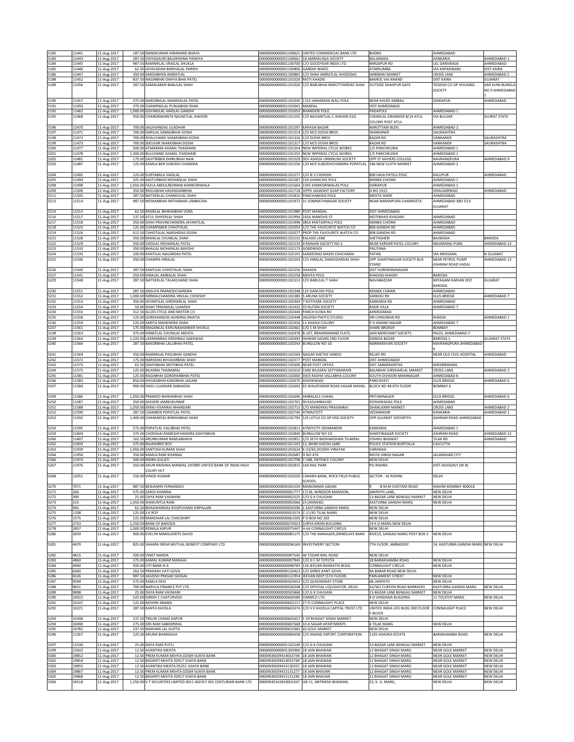| | | | | | | | | | |
|---|---|---|---|---|---|---|---|---|---|
| 5182 | 11441 | 11-Aug-2017 | 187.50 | NANDKUMAR HIRANAND BHAYA | 0000000000001100621 | UNITED COMMERCIAL BANK LTD | BHDRA | AHMEDABAD | |
| 5183 | 11443 | 11-Aug-2017 | 287.50 | VIDYAGAURI BALKRISHNA PANDYA | 0000000000001100661 | 18 AMRAKUNJA SOCIETY | BALIANAKA | KANKARIA | AHMEDABAD 1 |
| 5184 | 11445 | 11-Aug-2017 | 987.50 | RAMNIKLAL VRAJLAL SHUKLA | 0000000000001100700 | C/O GOODYEAR INDIA LTD | MIRZAPUR RD | LAL DARAWAJA | AHMEDABAD |
| 5185 | 11446 | 11-Aug-2017 | 62.50 | JAYAVADAN BHIKHALAL PARIKH | 0000000000001100806 | GANDHI WADO | ATARSUMBA | VIA KAPADWANJ | DIST KAIRA |
| 5186 | 11447 | 11-Aug-2017 | 350.00 | SARDABHEN AMRATLAL | 0000000000001100865 | C/O SHAH AMRATLAL KHODIDAS | HARIBHAI MARKET | CROSS LANE | AHMEDABAD 2 |
| 5188 | 11452 | 11-Aug-2017 | 837.50 | NAGINBHAI DAHYA BHAI PATEL | 0000000000001101020 | MOTI KHADKI | BAKROL VIA ANAND | DIST KAIRA | GUJARAT |
| 5189 | 11456 | 11-Aug-2017 | 287.50 | KAMALABEN BABULAL SHAH | 0000000000001101026 | C/O BABUBHAI NAROTTAMDAS SHAH | OUTSIDE SHAHPUR GATE | YOGESH CO OP HOUSING SOCIETY | AMI KUNJ BUNGLA NO 9 AHMEDABAD 1 |
| 5190 | 11457 | 11-Aug-2017 | 375.00 | NARSINHLAL MANEKALAL PATEL | 0000000000001101030 | 1125 HANAMAN WALI POLE | NEAR KHODI AMBALI | DARIAPUR | AHMEDABAD |
| 5191 | 11459 | 11-Aug-2017 | 375.00 | CHAMPAKLAL PUNJABHAI SHAH | 0000000000001101041 | MANDAL | DIST AHMEDABAD | | |
| 5192 | 11462 | 11-Aug-2017 | 1,000.00 | GOVINDLAL HARILAL GANDHI | 0000000000001101053 | BHANDERI POLE | PADAPOLE | AHMEDABAD 1 | |
| 5195 | 11468 | 11-Aug-2017 | 950.00 | CHANDRAKANTA NAVNITLAL JHAVERI | 0000000000001101255 | C/O NAVANITLAL C JHAVERI ESQ | CHEMICAL ENGINEER B/14 ATUL COLONY POST ATUL | VIA BULSAR | GUJRAT STATE |
| 5196 | 11470 | 11-Aug-2017 | 700.00 | JAGJIVANDAS LILADHAR | 0000000000001101297 | KAPASIA BAZAR | NAROTTAM BLDG | AHMEDABAD 2 | |
| 5197 | 11471 | 11-Aug-2017 | 700.00 | HARILAL SAMAJIBHAI DOSHI | 0000000000001101314 | C/O M/S DOSHI BROS | WANKANER | SAURASHTRA | |
| 5198 | 11472 | 11-Aug-2017 | 700.00 | NYALCHAND SHAMJIBHAI DOSHI | 0000000000001101316 | C/O DOSHI BROS | BAZAR RD | VANKANER | SAURASHTRA |
| 5199 | 11473 | 11-Aug-2017 | 700.00 | JEKUVAR SHAMJIBHAI DOSHI | 0000000000001101317 | C/O M/S DOSHI BROS | BAZAR RD | VANKANER | SAURASHTRA |
| 5200 | 11477 | 11-Aug-2017 | 500.00 | ATMARAM AILMAL THADHANI | 0000000000001101354 | NEW IMPERIAL CYCLE WORKS | 1/S PANCHKUWA | AHMEDABAD 1 | |
| 5201 | 11478 | 11-Aug-2017 | 1,300.00 | BULCHAND AILMAL THADHANI | 0000000000001101355 | NEW IMPERIAL CYCLE WORKS | 1/S PANCHKUWA | AHMEDABAD 1 | |
| 5202 | 11481 | 11-Aug-2017 | 175.00 | SAVITRIBEN DHIRUBHAI NAIK | 0000000000001101529 | DEV ASHISH URMIKUNJ SOCIETY | OPP ST XAVIERS COLLEGE | NAVRANGPURA | AHMEDABAD 9 |
| 5203 | 11487 | 11-Aug-2017 | 125.00 | KAMLA BEN SUBODH CHANDRA | 0000000000001101556 | C/O M/S SUBODHCHANDRA POPATLAL | 246 NEW CLOTH MARKET | AHMEDABAD 2 | |
| 5204 | 11492 | 11-Aug-2017 | 125.00 | SURYABALA VADILAL | 0000000000001101577 | C/O N V CHOKSHI | 800 HAJA PATELS POLE | KALUPUR | AHMEDABAD |
| 5205 | 11494 | 11-Aug-2017 | 325.00 | KASTURBHAI MOHANLAL SHAH | 0000000000001101587 | 154 GHANCHIS POLE | MANEK CHOWK | AHMEDABAD 1 | |
| 5208 | 11498 | 11-Aug-2017 | 1,050.00 | FAZLA ABDULREHMAN KAMKORIWALA | 0000000000001101664 | 1595 KAMKORIWALAS POLE | DARIAPUR | AHMEDABAD 1 | |
| 5209 | 11500 | 11-Aug-2017 | 350.00 | RASULBHAI HAJIHASANBHAI | 0000000000001101718 | OPPO JASWANT SOAP FACTORY | H NO 1915 | DHALGARWAD | AHMEDABAD |
| 5211 | 11505 | 11-Aug-2017 | 287.50 | NATVERLAL CHANDULAL SHAH | 0000000000001101816 | PANCHABHAIS POLE | MEHTA SHERI | AHMEDABAD | |
| 5213 | 11514 | 11-Aug-2017 | 987.50 | MOHANBHAI MITHABHAI LIMBACHIA | 0000000000001101972 | 31 SOMNATHNAGAR SOCIETY | NEAR NARANPURA CHARRASTA | AHMEDABAD 380 013 GUJARAT | |
| 5214 | 11515 | 11-Aug-2017 | 62.50 | RASIKLAL BHIKHABHAI VORA | 0000000000001101980 | POST MANDAL | DIST AHMEDABAD | | |
| 5216 | 11517 | 11-Aug-2017 | 137.50 | ATUL ISHVERLAL SHAH | 0000000000001101994 | 1656 MANDVIS ST | MOTIBHAIS KHADAKI | AHMEDABAD | |
| 5217 | 11518 | 11-Aug-2017 | 350.00 | SHAH PRAVINCHANDRA JAYANTILAL | 0000000000001101998 | 385A KHETARPALS POLE | MANEK CHOWK | AHMEDABAD | |
| 5218 | 11523 | 11-Aug-2017 | 125.00 | CHAMPABEN CHHOTALAL | 0000000000001102054 | C/O THE FAVOURITE WATCH CO | 808 GANDHI RD | AHMEDABAD | |
| 5219 | 11526 | 11-Aug-2017 | 612.50 | CHHOTALAL NARSHIDAS DOSHI | 0000000000001102077 | PROP THE FAVOURITE WATCH CO | 808 GANDHI RD | AHMEDABAD | |
| 5221 | 11528 | 11-Aug-2017 | 350.00 | MANILAL CHUNILAL SHAH | 0000000000001102131 | KALASIS LANE | SHETHSHERI | BAJWADA | BARODA |
| 5222 | 11529 | 11-Aug-2017 | 350.00 | VADILAL MOHANLAL PATEL | 0000000000001102133 | 4 RANJAN SOCIETY NO 2 | NEAR SARDAR PATEL COLONY | NAVARANG PURA | AHEMDABAD 13 |
| 5223 | 11533 | 11-Aug-2017 | 350.00 | BHAILAL MOHANLAL BAVISHI | 0000000000001102173 | GORDWADI | PALITANA | | |
| 5224 | 11535 | 11-Aug-2017 | 100.00 | KANTILAL NAGARDAS PATEL | 0000000000001102191 | SANDESRAS MADH CHACHARIA | PATAN | VIA MEHSANA | N GUJARAT |
| 5225 | 11536 | 11-Aug-2017 | 350.00 | CHAMPA HIRALAL | 0000000000001102203 | C/O HIRALAL DAMODARDAS SHAH | OPP SHANTINAGAR SOCIETY BUS STAND | NEAR PETROL PUMP ASHRAM ROAD VADAJ | AHMEDABAD 13 |
| 5226 | 11540 | 11-Aug-2017 | 287.50 | KANTILAL CHHOTALAL SHAH | 0000000000001102256 | DASADA | DIST SURENDRANAGAR | | |
| 5227 | 11541 | 11-Aug-2017 | 350.00 | HIRALAL AMBALAL SHAH | 0000000000001102258 | MEHTA POLE | KHADIAS KHADKI | BARODA | |
| 5229 | 11548 | 11-Aug-2017 | 287.50 | NATVERLAL TALAKCHAND SHAH | 0000000000001102313 | C/O BABULAL T SHAH | NAVABAZZAR | MIYAGAM KARJAN DIST BARODA | GUJARAT |
| 5230 | 11551 | 11-Aug-2017 | 287.50 | ANSUYA PRAMODCHANDRA | 0000000000001102348 | 123 GANCHIS POLE | MANEK CHAWK | AHMEDABAD | |
| 5231 | 11552 | 11-Aug-2017 | 1,000.00 | NIRMALCHANDRA VRIJLAL CHOKSHY | 0000000000001102380 | 5 ARUNA SOCIETY | SARKHEJ RD | ELLIS BRIDGE | AHMEDABAD 7 |
| 5232 | 11553 | 11-Aug-2017 | 350.00 | JAYANTILAL GIRDHARLAL SHAH | 0000000000001102404 | 7 KOTIYARK SOCIETY | KANKARIA RD | AHMEDABAD | |
| 5233 | 11554 | 11-Aug-2017 | 50.00 | SHAH TRIKAMLAL UJAMSHI | 0000000000001102432 | 33 NUTAN SOCIETY | RASIK VILLA | AHMEDABAD 7 | |
| 5234 | 11555 | 11-Aug-2017 | 312.50 | ALLIES CYCLE AND MOTOR CO | 0000000000001102444 | PANCH KUWA RD | AHMEDABAD | | |
| 5235 | 11558 | 11-Aug-2017 | 125.00 | GORDHANDAS HUNDRAJ BHATIA | 0000000000001102448 | JAGDISH PHOTO STUDIO | SIR CHINUBHAI RD | KHADIA | AHMEDABAD 1 |
| 5236 | 11559 | 11-Aug-2017 | 125.00 | SARITA MAHENDRA SHAH | 0000000000001102456 | 11 SHASHI COLONY | P O ANAND NAGAR | AHMEDABAD 7 | |
| 5237 | 11561 | 11-Aug-2017 | 175.00 | MAGANLAL KARUNASHANKER SHUKLA | 0000000000001102462 | C/O C M SHAH | SHARE BROKER | BOMBAY | |
| 5238 | 11563 | 11-Aug-2017 | 375.00 | HIMATLAL CHUNILAL MEHTA | 0000000000001102478 | B-107, BRAHMANAND FLATS, | JAIN MERCHANT SOCIETY, | PALDI, AHMEDABAD-7 | |
| 5239 | 11564 | 11-Aug-2017 | 1,225.00 | LAXMANRAO KRISHNAJI GAEKWAD | 0000000000001102493 | ISHWAR SADAN 2ND FLOOR | DANDIA BAZAR | BARODA 1 | GUJARAT STATE |
| 5240 | 11566 | 11-Aug-2017 | 287.50 | BAKORBHAI LALUBHAI PATEL | 0000000000001102543 | BUNGLOW NO 10 | NARNARAYAN SOCIETY | NAVRANGPURA AHMEDABAD-9 | |
| 5241 | 11569 | 11-Aug-2017 | 350.00 | RAMANLAL PASUBHAI GANDHI | 0000000000001102569 | NAGAR SHETHS VANDO | RELIEF RD | NEAR OLD CIVIL HOSPITAL | AHMEDABAD |
| 5242 | 11572 | 11-Aug-2017 | 175.00 | NARSIDAS BHUDARBHAI SHAH | 0000000000001102577 | POST MANDAL | DIST AHMEDABAD | | |
| 5243 | 11573 | 11-Aug-2017 | 62.50 | DAHYABHAI MOTIBHAI PATEL | 0000000000001102606 | NEAR POST OFFICE | DIST SABARKANTHA | KHEDBRAHMA | |
| 5244 | 11575 | 11-Aug-2017 | 125.00 | BILASRAI THANAMAL | 0000000000001102610 | CARE BILASRAI SATYANARAIN | BALABHAI GIRDHARLAL MARKET | CROSS LANE | AHMEDABAD 2 |
| 5245 | 11581 | 11-Aug-2017 | 125.00 | RAOJIBHAI GORDHANBHAI PATEL | 0000000000001102660 | 59/A RADHA VALLABHA COLONY | SOUTH DIVISION MANINAGAR | AHMEDABAD 8 | |
| 5246 | 11583 | 11-Aug-2017 | 850.00 | SHIVAJIBHAI KANJIBHAI JAGANI | 0000000000001102670 | ASHOKWADI | PANCHVATI | ELLIS BRIDGE | AHMEDABAD 6 |
| 5247 | 11584 | 11-Aug-2017 | 900.00 | HASU LILADHAR SABHADIA | 0000000000001102692 | 65 WALKESWAR ROAD SAGAR MAHAL | BLOCK NO 48 6TH FLOOR | BOMBAY 6 | |
| 5249 | 11586 | 11-Aug-2017 | 1,050.00 | PRAMOD BHIKHABHAI SHAH | 0000000000001102696 | AMBALALS CHAWL | PRITAMNAGER | ELLIS BRIDGE | AHMEDABAD 6 |
| 5250 | 11587 | 11-Aug-2017 | 350.00 | JHAVERI JAMBUKUMAR | 0000000000001102701 | 90 KASUMBAVAD | DOSHIWADAS POLE | AHMEDABAD | |
| 5251 | 11588 | 11-Aug-2017 | 1,050.00 | EKRAJ VISANRAJ BHANDARI | 0000000000001102713 | C/O MANEKRAJ PRASANRAJ | DHANLAXMI MARKET | CROSS LANE | AHMEDABAD 2 |
| 5252 | 11590 | 11-Aug-2017 | 287.50 | UJAMBEN POPATLAL PATEL | 0000000000001102746 | ATMAJYOTY | VEDMANDIR | KANKARIA | AHMEDABAD 1 |
| 5253 | 11592 | 11-Aug-2017 | 1,400.00 | CHARANDAS BHIKHABHAI SHAH | 0000000000001102795 | 1/4 LOTUS CO OP HSG SOCIETY | OPP GUJARAT VIDYAPITH | ASHRAM ROAD AHMEDABAD | |
| 5254 | 11595 | 11-Aug-2017 | 575.00 | POPATLAL VALJIBHAI PATEL | 0000000000001102813 | ATMJYOTY VEDMANDIR | KANKARIA | AHMEDABAD 1 | |
| 5259 | 11604 | 11-Aug-2017 | 375.00 | CHOKSHAI RAMESHCHANDRA DAHYABHAI | 0000000000001102840 | BUNGLOW NO 10 | SHANTINAGAR SOCIETY | ASHRAM ROAD | AHMEDABAD 13 |
| 5260 | 11607 | 11-Aug-2017 | 162.50 | ARUNKUMAR RAMLABHAYA | 0000000000001102851 | C/O SETH RADHAKISHAN TILAKRAJ | VISHNU BHAWAT | TILAK RD | AHMEDABAD |
| 5262 | 11693 | 11-Aug-2017 | 375.00 | RAJASHREE ROY | 0000000000001201243 | 12, BHIM GHOSH LANE | POLICE STATION BURTOLLA | CALCUTTA | |
| 5263 | 11939 | 11-Aug-2017 | 1,050.00 | SANTOSH KUMAR SHAH | 0000000000001202624 | K-23/65,DOODH VINAYAK | VARANASI | | |
| 5264 | 11950 | 11-Aug-2017 | 350.00 | KAMLA RANI KHANNA | 0000000000001202687 | H NO 474 | MOTA SINGH NAGAR | JALANDHAR CITY | |
| 5266 | 11974 | 11-Aug-2017 | 500.00 | INDRA GULATI | 0000000000001202798 | C-588, DEFENCE COLONY | NEW DELHI | | |
| 5267 | 11976 | 11-Aug-2017 | 350.00 | ARUN KRISHNA MANDAL 297089 UNITED BANK OF INDIA HIGH COURT HCT | 0000000000001202815 | 169 RAIL PARK | PO-RISHRA | DIST-HOOGHLY (W B) | |
| 5268 | 12051 | 11-Aug-2017 | 150.00 | VINOD KUMAR | 0000000000001203250 | CANARA BANK, ROCK FIELD PUBLIC SCHOOL | SECTOR - 16 ROHINI | DELHI | |
| 5270 | 7071 | 11-Aug-2017 | 887.50 | BENJAMIN FERNANDES | 0000000000000305559 | MANORAMA SADAN | R -B M M CHOTANI ROAD | MAHIM BOMBAY 400016 | |
| 5271 | 166 | 11-Aug-2017 | 575.00 | SAROJ KHANNA | 0000000000000001777 | 17/18, WINDSOR MANSION, | JANPATH LANE, | NEW DELHI | |
| 5272 | 306 | 11-Aug-2017 | 25.00 | DAYA RAM VASWANI | 0000000000000002525 | C/O G K CHUGANI | 13-BAZAR LANE BENGALI MARKET | NEW DELHI | |
| 5273 | 315 | 11-Aug-2017 | 1,050.00 | SHAKUNTLA RANI | 0000000000000002666 | 23 (ANNEXE) | KASTURBA GANDHI MARG | NEW DELHI | |
| 5274 | 945 | 11-Aug-2017 | 62.50 | BHAGWANDAS ROOPCHAND KIRPALANI | 0000000000000050596 | 1 KASTURBA GANDHI MARG | NEW DELHI | | |
| 5275 | 1108 | 11-Aug-2017 | 125.00 | S K ROY | 0000000000000053574 | C-11/45 TILAK MARG | NEW DELHI | | |
| 5276 | 1575 | 11-Aug-2017 | 225.00 | MANOHAR LAL CHAUDHRY | 0000000000000061505 | P O BOX NO 202 | NEW DELHI | | |
| 5277 | 2753 | 11-Aug-2017 | 1,250.00 | BANK OF BARODA | 0000000000000074023 | SURYA KIRAN BUILDING | 19 K G MARG NEW DELHI | | |
| 5278 | 2857 | 11-Aug-2017 | 1,000.00 | ROMILA KAPUR | 0000000000000075447 | H-64 CONNAUGHT CIRCUS | NEW DELHI | | |
| 5280 | 3659 | 11-Aug-2017 | 900.00 | EVELYN MARGUERITE DAVID | 0000000000000085175 | C/O THE MANAGER,GRINDLAYS BANK | RIVE10, SANSAD MARG POST BOX-5 | NEW DELHI | |
| 5281 | 4670 | 11-Aug-2017 | 825.00 | SAHARA INDIA MUTUAL BENEFIT COMPANY LTD | 0000000000000096169 | INVESTMENT SECTION | 7TH FLOOR, AMBADEEP | 14, KASTURBA GANDHI MARG | NEW DELHI |
| 5282 | 4815 | 11-Aug-2017 | 500.00 | VINEY NANDA | 0000000000000097545 | 46 TODAR MAL ROAD | NEW DELHI | | |
| 5283 | 4860 | 11-Aug-2017 | 375.00 | KAMAL KUMAR MANGAL | 0000000000000097945 | C/O D C M TOYOTA | 18 BARAKHAMBA ROAD | NEW DELHI | |
| 5284 | 4960 | 11-Aug-2017 | 500.00 | CITI BANK N A | 0000000000000098783 | 124 JEEVAN BHARATHI BLDG. | CONNAUGHT CIRCUS | NEW DELHI | |
| 5285 | 6360 | 11-Aug-2017 | 262.50 | PRAKASH VATI GOVIL | 0000000000000120423 | C/O SHREE KANT GOVIL | 9A BABAR ROAD NEW DELHI | | |
| 5286 | 6526 | 11-Aug-2017 | 987.50 | JAGDISH PRASAD SEHGAL | 0000000000000122954 | JEEVAN DEEP (5TH FLOOR) | PARLIAMENT STREET | NEW DELHI | |
| 5287 | 9594 | 11-Aug-2017 | 575.00 | KAMLA DEVI | 0000000000000503653 | C/O QUEENSWAY STORE | 68 JANPATH | NEW DELHI | |
| 5288 | 9651 | 11-Aug-2017 | 700.00 | NARULA FINANCE PVT LTD | 0000000000000504248 | C/O OFFICIAL LIQUIDATOR, DELHI | A2/W2 CURZON ROAD BARRACKS | KASTURBA GANDHI MARG | NEW DELHI |
| 5289 | 9898 | 11-Aug-2017 | 25.00 | DAYA RAM VASWANI | 0000000000000505868 | C/O G K CHUGANI | 13-BAZAR LANE BENGALI MARKET | NEW DELHI | |
| 5290 | 10022 | 11-Aug-2017 | 525.00 | GIRISH C CHATURVEDI | 0000000000000600586 | CIMMCO LTD | 4 D VANDANA BUILDING | 11 TOLSTOY MARG | NEW DELHI |
| 5291 | 10147 | 11-Aug-2017 | 125.00 | MOHINI ANAND | 0000000000000602217 | 27-D CONNAUGHT PLACE | NEW DELHI | | |
| 5292 | 10221 | 11-Aug-2017 | 287.50 | KANTA KHOSLA | 0000000000000603374 | C/O V K KHOSLA CAPITAL TRUST LTD | UNITED INDIA LIFE BLDG 3RD FLOOR F-BLOCK | CONNAUGHT PLACE | NEW DELHI |
| 5293 | 10348 | 11-Aug-2017 | 237.50 | TRILOK CHAND KAPUR | 0000000000000605657 | F-39 BHAGAT SINGH MARKET | NEW DELHI | | |
| 5294 | 10490 | 11-Aug-2017 | 275.00 | SIRI RAM SABHERWAL | 0000000000000607668 | 10 A SAGAR APARTMENTS | 6 TILAK MARG | NEW DELHI | |
| 5295 | 10782 | 11-Aug-2017 | 237.50 | MAKHAN LAL GUPTA | 0000000000000610365 | 43 GOLE MARKET | NEW DELHI | | |
| 5296 | 11267 | 11-Aug-2017 | 125.00 | ARUNA BHARGAVA | 0000000000000900458 | C/O ANAND EXPORT CORPORATION | 1105 ASHOKA ESTATE | BARAKHAMBA ROAD | NEW DELHI |
| 5297 | 11530 | 11-Aug-2017 | 25.00 | DAYA RAM PUTLI | 0000000000001102149 | C/O G K CHUGANI | 13-BAZAR LANE BENGALI MARKET | NEW DELHI | |
| 5299 | 13542 | 11-Aug-2017 | 12.50 | AVANTIKA MEHTA | 0000000000001205960 | 18 JAIN BHAWAN | 12 BHAGAT SINGH MARG | NEAR GOLE MARKET | NEW DELHI |
| 5300 | 19852 | 11-Aug-2017 | 12.50 | PREM KUMAR MEHTA 02589 VIJAYA BANK | 0000IN30039414053744 | 18 JAIN BHAWAN | 12 BHAGAT SINGH MARG | NEAR GOLE MARKET | NEW DELHI |
| 5302 | 19854 | 11-Aug-2017 | 12.50 | BASANTI MEHTA 02917 VIJAYA BANK | 0000IN30039414053769 | 18 JAIN BHAWAN | 12 BHAGAT SINGH MARG | NEAR GOLE MARKET | NEW DELHI |
| 5303 | 19855 | 11-Aug-2017 | 12.50 | AVANTIKA MEHTA 05251 VIJAYA BANK | 0000IN30039414130357 | 18 JAIN BHAWAN | 12 BHAGAT SINGH MARG | NEAR GOLE MARKET | NEW DELHI |
| 5304 | 19867 | 11-Aug-2017 | 12.50 | PREM KUMAR MEHTA 02589 VIJAYA BANK | 0000IN30039415131277 | 18 JAIN BHAWAN | 12 BHAGAT SINGH MARG | NEAR GOLE MARKET | NEW DELHI |
| 5305 | 19868 | 11-Aug-2017 | 12.50 | BASANTI MEHTA 02917 VIJAYA BANK | 0000IN30039415131285 | 18 JAIN BHAWAN | 12 BHAGAT SINGH MARG | NEAR GOLE MARKET | NEW DELHI |
| 5306 | 24518 | 11-Aug-2017 | 1,250.00 | V T SECURITIES LIMITED 0011 402357 001 CENTURIAN BANK LTD | 0000IN30142810001937 | UB-11, ANTRIKSH BHAWAN, | 22, K. G. MARG, | NEW DELHI | NEW DELHI |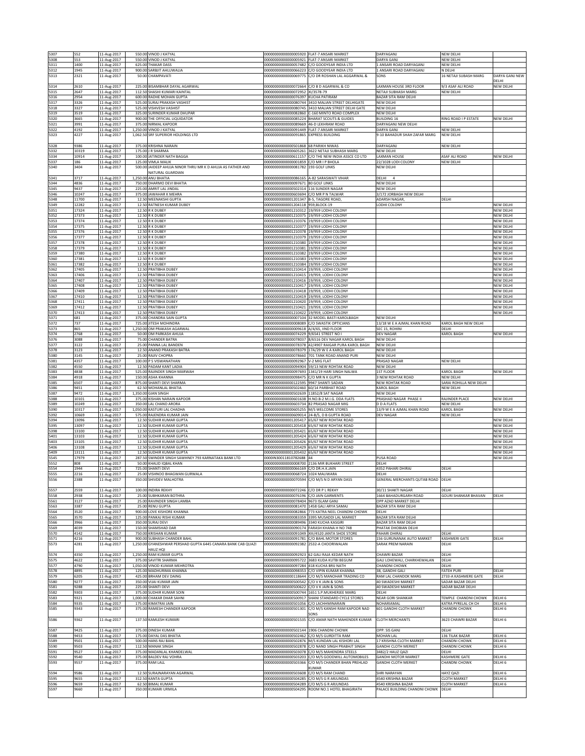| | | | | | | | | |
|---|---|---|---|---|---|---|---|---|
| 5307 | 552 | 11-Aug-2017 | 550.00 | VINOD J KATYAL | 00000000000000005920 | FLAT-7 ANSARI MARKET | DARYAGANJ | NEW DELHI | |
| 5308 | 553 | 11-Aug-2017 | 550.00 | VINOD J KATYAL | 00000000000000005921 | FLAT-7 ANSARI MARKET | DARYA GANJ | NEW DELHI | |
| 5311 | 1400 | 11-Aug-2017 | 625.00 | THAKAR DASS | 00000000000000057482 | C/O GOODYEAR INDIA LTD | 1 ANSARI ROAD DARYAGANJ | NEW DELHI | |
| 5312 | 1945 | 11-Aug-2017 | 900.00 | SARBJIT AHLUWALIA | 00000000000000066223 | C/O GOODYEAR INDIA LTD | 1 ANSARI ROAD DARYAGANJ | N DELHI | |
| 5313 | 2321 | 11-Aug-2017 | 50.00 | CHAMPAVATI | 00000000000000069775 | C/O DR ROSHAN LAL AGGARWAL & | SONS | 16 NETAJI SUBASH MARG | DARYA GANJ NEW DELHI |
| 5314 | 2610 | 11-Aug-2017 | 225.00 | BISAMBHAR DAYAL AGARWAL | 00000000000000072664 | C/O B D AGARWAL & CO | LAXMAN HOUSE 3RD FLOOR | 9/3 ASAF ALI ROAD | NEW DELHI |
| 5315 | 2647 | 11-Aug-2017 | 112.50 | SHASHI KUMARI KAINTAL | 00000000000000072952 | XI/3578-79 | NETAJI SUBHASH MARG | NEW DELHI | |
| 5316 | 2954 | 11-Aug-2017 | 600.00 | RADHE MOHAN GUPTA | 00000000000000076397 | KUCHA PATIRAM | BAZAR SITA RAM DELHI | | |
| 5317 | 3326 | 11-Aug-2017 | 525.00 | SURAJ PRAKASH VASHIST | 00000000000000080744 | 3410 MALIAN STREET DELHIGATE | NEW DELHI | | |
| 5318 | 3327 | 11-Aug-2017 | 525.00 | VISHVESH VASHIST | 00000000000000080745 | 3410 MALIAN STREET DELHI GATE | NEW DELHI | | |
| 5319 | 3519 | 11-Aug-2017 | 325.00 | SURINDER KUMAR DHUPAR | 00000000000000082860 | C-160 MINTO ROAD COMPLEX | NEW DELHI | | |
| 5320 | 3665 | 11-Aug-2017 | 900.00 | THE OFFICIAL LIQUIDATOR | 00000000000000085224 | BHARAT SCOUTS & GUIDES | BUILDING 16 | RING ROAD I P ESTATE | NEW DELHI |
| 5321 | 3991 | 11-Aug-2017 | 375.00 | NIRMAL KAPOOR | 00000000000000089669 | 46-D LEKHRAM ROAD | DARYAGANJ NEW DELHI | | |
| 5322 | 4192 | 11-Aug-2017 | 1,250.00 | VINOD J KATYAL | 00000000000000091449 | FLAT-7 ANSARI MARKET | DARYA GANJ | NEW DELHI | |
| 5323 | 4227 | 11-Aug-2017 | 1,062.50 | SRF SUPERIOR HOLDINGS LTD | 00000000000000091865 | EXPRESS BUILDING | 9-10 BAHADUR SHAH ZAFAR MARG | NEW DELHI | |
| 5328 | 9386 | 11-Aug-2017 | 375.00 | KRISHNA NARAIN | 00000000000000501868 | 68 PARIKH NIWAS | DARYAGANJ | NEW DELHI | |
| 5332 | 10319 | 11-Aug-2017 | 175.00 | J R SHARMA | 00000000000000605261 | 3622 NETAJI SUBHASH MARG | NEW DELHI | | |
| 5334 | 10914 | 11-Aug-2017 | 100.00 | JATINDER NATH BAGGA | 00000000000000611157 | C/O THE NEW INDIA ASSCE CO LTD | LAXMAN HOUSE | ASAF ALI ROAD | NEW DELHI |
| 5337 | 186 | 11-Aug-2017 | 125.00 | VIMLA MALIK | 00000000000000001859 | C/O MR I P BHOLA | 22/1028 LODI COLONY | NEW DELHI | |
| 5340 | 3404 | 11-Aug-2017 | 500.00 | JAIDEEP AHUJA NINOR THRU MR K D AHUJA AS FATHER AND NATURAL GUARDIAN | 00000000000000081782 | 193 GOLF LINKS | NEW DELHI | | |
| 5341 | 3717 | 11-Aug-2017 | 1,250.00 | ANU BHATIA | 00000000000000086165 | A-82 SARASWATI VIHAR | DELHI 4 | | |
| 5344 | 4836 | 11-Aug-2017 | 750.00 | DHARMO DEVI BHATIA | 00000000000000097671 | 80 GOLF LINKS | NEW DELHI | | |
| 5345 | 9437 | 11-Aug-2017 | 225.00 | AMRIT LAL JINDAL | 00000000000000502314 | 116 SUNDER NAGAR | NEW DELHI | | |
| 5346 | 10247 | 11-Aug-2017 | 375.00 | JAWAHAR K MEHRA | 00000000000000603694 | C/O MR P N TALWAR | 3/172 JORBAGH NEW DELHI | | |
| 5348 | 11700 | 11-Aug-2017 | 12.50 | MEENAKSHI GUPTA | 00000000000001201347 | B-5, TAGORE ROAD, | ADARSH NAGAR, | DELHI | |
| 5349 | 12282 | 11-Aug-2017 | 12.50 | RATNESH KUMAR DUBEY | 00000000000001204118 | 959,BLOCK-19 | LODHI COLONY | | NEW DELHI |
| 5351 | 17324 | 11-Aug-2017 | 12.50 | R K DUBEY | 00000000000001210312 | 19/959 LODHI COLONY | | | NEW DELHI |
| 5352 | 17373 | 11-Aug-2017 | 12.50 | R K DUBEY | 00000000000001210375 | 19/959 LODHI COLONY | | | NEW DELHI |
| 5353 | 17374 | 11-Aug-2017 | 12.50 | R K DUBEY | 00000000000001210376 | 19/959 LODHI COLONY | | | NEW DELHI |
| 5354 | 17375 | 11-Aug-2017 | 12.50 | R K DUBEY | 00000000000001210377 | 19/959 LODHI COLONY | | | NEW DELHI |
| 5355 | 17376 | 11-Aug-2017 | 12.50 | R K DUBEY | 00000000000001210378 | 19/959 LODHI COLONY | | | NEW DELHI |
| 5356 | 17377 | 11-Aug-2017 | 12.50 | R K DUBEY | 00000000000001210379 | 19/959 LODHI COLONY | | | NEW DELHI |
| 5357 | 17378 | 11-Aug-2017 | 12.50 | R K DUBEY | 00000000000001210380 | 19/959 LODHI COLONY | | | NEW DELHI |
| 5358 | 17379 | 11-Aug-2017 | 12.50 | R K DUBEY | 00000000000001210381 | 19/959 LODHI COLONY | | | NEW DELHI |
| 5359 | 17380 | 11-Aug-2017 | 12.50 | R K DUBEY | 00000000000001210382 | 19/959 LODHI COLONY | | | NEW DELHI |
| 5360 | 17381 | 11-Aug-2017 | 12.50 | R K DUBEY | 00000000000001210383 | 19/959 LODHI COLONY | | | NEW DELHI |
| 5361 | 17382 | 11-Aug-2017 | 12.50 | R K DUBEY | 00000000000001210384 | 19/959 LODHI COLONY | | | NEW DELHI |
| 5362 | 17405 | 11-Aug-2017 | 12.50 | PRATIBHA DUBEY | 00000000000001210414 | 19/959, LODHI COLONY | | | NEW DELHI |
| 5363 | 17406 | 11-Aug-2017 | 12.50 | PRATIBHA DUBEY | 00000000000001210415 | 19/959, LODHI COLONY | | | NEW DELHI |
| 5364 | 17407 | 11-Aug-2017 | 12.50 | PRATIBHA DUBEY | 00000000000001210416 | 19/959, LODHI COLONY | | | NEW DELHI |
| 5365 | 17408 | 11-Aug-2017 | 12.50 | PRATIBHA DUBEY | 00000000000001210417 | 19/959, LODHI COLONY | | | NEW DELHI |
| 5366 | 17409 | 11-Aug-2017 | 12.50 | PRATIBHA DUBEY | 00000000000001210418 | 19/959, LODHI COLONY | | | NEW DELHI |
| 5367 | 17410 | 11-Aug-2017 | 12.50 | PRATIBHA DUBEY | 00000000000001210419 | 19/959, LODHI COLONY | | | NEW DELHI |
| 5368 | 17411 | 11-Aug-2017 | 12.50 | PRATIBHA DUBEY | 00000000000001210420 | 19/959, LODHI COLONY | | | NEW DELHI |
| 5369 | 17412 | 11-Aug-2017 | 12.50 | PRATIBHA DUBEY | 00000000000001210421 | 19/959, LODHI COLONY | | | NEW DELHI |
| 5370 | 17413 | 11-Aug-2017 | 12.50 | PRATIBHA DUBEY | 00000000000001210422 | 19/959, LODHI COLONY | | | NEW DELHI |
| 5371 | 681 | 11-Aug-2017 | 375.00 | CHANDRA SAIN GUPTA | 00000000000000007104 | 32 MODEL BASTI KAROLBAGH | NEW DELHI | | |
| 5372 | 737 | 11-Aug-2017 | 725.00 | JITESH MOHINDRA | 00000000000000008089 | C/O SWASTIK OPTICIANS | 13/18 W E A AJMAL KHAN ROAD | KAROL BAGH NEW DELHI | |
| 5373 | 865 | 11-Aug-2017 | 1,250.00 | OM PRAKASH AGARWAL | 00000000000000009618 | A/4/65, IIND FLOOR | SEC 15, ROHINI | DELHI | |
| 5374 | 2768 | 11-Aug-2017 | 50.00 | OM PARKASH AHUJA | 00000000000000074229 | 9/6541 STREET NO I | DEV NAGAR | KAROL BAGH | NEW DELHI |
| 5376 | 3088 | 11-Aug-2017 | 75.00 | CHANDER BATRA | 00000000000000078037 | 8/6516 DEV NAGAR KAROL BAGH | NEW DELHI | | |
| 5377 | 3122 | 11-Aug-2017 | 25.00 | PANNA LAL BANDEN | 00000000000000078378 | 42/4907 RAIGAR PURA KAROL BAGH | NEW DELHI | | |
| 5378 | 3123 | 11-Aug-2017 | 12.50 | ANAND PRAKASH BATRA | 00000000000000078379 | 17A/29 W E A KAROL BAGH | NEW DELHI | | |
| 5380 | 3145 | 11-Aug-2017 | 25.00 | RAJIV CHOPRA | 00000000000000078660 | 701 TANK ROAD ANAND PURI | NEW DELHI | | |
| 5381 | 4357 | 11-Aug-2017 | 100.00 | P S VISWANATHAN | 00000000000000092967 | V-2 MIG FLAT | PRASAD NAGAR | NEW DELHI | |
| 5382 | 4550 | 11-Aug-2017 | 12.50 | PADAM KANT LADIA | 00000000000000094904 | 59/13 NEW ROHTAK ROAD | NEW DELHI | | |
| 5383 | 4838 | 11-Aug-2017 | 525.00 | RAJINDER SINGH MARWAH | 00000000000000097693 | 1341/19 HARI SINGH NALWA | 1ST FLOOR | KAROL BAGH | NEW DELHI |
| 5384 | 4918 | 11-Aug-2017 | 150.00 | ASHA KHANNA | 00000000000000098475 | C/O MR N K GUPTA | 3 NEW ROHTAK ROAD | NEW DELHI | |
| 5385 | 6507 | 11-Aug-2017 | 875.00 | SHANTI DEVI SHARMA | 00000000000000122595 | 9947 SHANTI SADAN | NEW ROHTAK ROAD | SARAI ROHILLA NEW DELHI | |
| 5386 | 9451 | 11-Aug-2017 | 62.50 | MOHANLAL BHATIA | 00000000000000502460 | 60/14 PARBHAT ROAD | KAROL BAGH | NEW DELHI | |
| 5387 | 9472 | 11-Aug-2017 | 1,350.00 | GIAN SINGH | 00000000000000502639 | 11852/8 SAT NAGAR | NEW DELHI | | |
| 5388 | 10101 | 11-Aug-2017 | 375.00 | KISHAN NARAIN KAPOOR | 00000000000000601638 | H.NO.B-2 M.I.G. DDA FLATS | PRASHAD NAGAR PHASE II | RAJINDER PLACE | NEW DELHI |
| 5389 | 10249 | 11-Aug-2017 | 350.00 | LAL CHAND ARORA | 00000000000000603734 | 82 PRASAD NAGAR MIG | D D A FLATS | NEW DELHI | |
| 5390 | 10317 | 11-Aug-2017 | 1,050.00 | KASTURI LAL CHADHA | 00000000000000605255 | M/S WELCOME STORES | 13/9 W E A AJMAL KHAN ROAD | KAROL BAGH | NEW DELHI |
| 5392 | 10669 | 11-Aug-2017 | 575.00 | RAJENDRA KUMAR JAIN | 00000000000000609014 | 24-B/5, D B GUPTA ROAD | DEV NAGAR | NEW DELHI | |
| 5394 | 13096 | 11-Aug-2017 | 12.50 | SUDHIR KUMAR GUPTA | 00000000000001205417 | 65/67 NEW ROHTAK ROAD | | | NEW DELHI |
| 5395 | 13097 | 11-Aug-2017 | 12.50 | SUDHIR KUMAR GUPTA | 00000000000001205418 | 65/67 NEW ROHTAK ROAD | | | NEW DELHI |
| 5398 | 13100 | 11-Aug-2017 | 12.50 | SUDHIR KUMAR GUPTA | 00000000000001205421 | 65/67 NEW ROHTAK ROAD | | | NEW DELHI |
| 5401 | 13103 | 11-Aug-2017 | 12.50 | SUDHIR KUMAR GUPTA | 00000000000001205424 | 65/67 NEW ROHTAK ROAD | | | NEW DELHI |
| 5403 | 13105 | 11-Aug-2017 | 12.50 | SUDHIR KUMAR GUPTA | 00000000000001205426 | 65/67 NEW ROHTAK ROAD | | | NEW DELHI |
| 5406 | 13108 | 11-Aug-2017 | 12.50 | SUDHIR KUMAR GUPTA | 00000000000001205429 | 65/67 NEW ROHTAK ROAD | | | NEW DELHI |
| 5409 | 13111 | 11-Aug-2017 | 12.50 | SUDHIR KUMAR GUPTA | 00000000000001205432 | 65/67 NEW ROHTAK ROAD | | | NEW DELHI |
| 5545 | 17979 | 11-Aug-2017 | 287.50 | SWINDER SINGH SAWHNEY 793 KARNATAKA BANK LTD | 0000IN30011810782688 | 44 | PUSA ROAD | | NEW DELHI |
| 5552 | 808 | 11-Aug-2017 | 50.00 | KHALID IQBAL KHAN | 00000000000000008700 | 2136 MIR BUKHARI STREET | DELHI | | |
| 5554 | 1944 | 11-Aug-2017 | 725.00 | SHANTI DEVI | 00000000000000066169 | C/O DR.H.K.JAIN | 4352 PAHARI DHIRAJ | DELHI | |
| 5555 | 2216 | 11-Aug-2017 | 25.00 | VISHNOO BHAGWAN GURWALA | 00000000000000068724 | 1024 MALIWARA | DELHI | | |
| 5556 | 2388 | 11-Aug-2017 | 350.00 | SHIVDEV MALHOTRA | 00000000000000070594 | C/O M/S N D ARYAN DASS | GENERAL MERCHANTS QUTAB ROAD | DELHI | |
| 5557 | 2559 | 11-Aug-2017 | 100.00 | INDIRA REKHY | 00000000000000072246 | C/O DR P L REKHY | 30/11 SHAKTI NAGAR | DELHI | |
| 5558 | 2938 | 11-Aug-2017 | 25.00 | SUBHKARAN BOTHRA | 00000000000000076196 | C/O JAIN GARMENTS | 1664 BAHADURGARH ROAD | GOURI SHANKAR BHAVAN | DELHI |
| 5561 | 3127 | 11-Aug-2017 | 25.00 | RAVINDER SINGH LAMBA | 00000000000000078404 | 9673 ISLAM GANJ | OPP AZAD MARKET DELHI | | |
| 5563 | 3387 | 11-Aug-2017 | 25.00 | RENU GUPTA | 00000000000000081470 | 1458 GALI ARYA SAMAJ | BAZAR SITA RAM DELHI | | |
| 5564 | 3520 | 11-Aug-2017 | 900.00 | LOVE KISHORE KHANNA | 00000000000000082866 | 773 KATRA NEEL CHANDNI CHOWK | DELHI | | |
| 5565 | 3570 | 11-Aug-2017 | 125.00 | PANKAJ RISHI KUMAR | 00000000000000083359 | 3395 MUSADDI LAL MARKET | BAZAR SITA RAM DELHI | | |
| 5566 | 3966 | 11-Aug-2017 | 350.00 | SURAJ DEVI | 00000000000000089496 | 3340 KUCHA KASGIRI | BAZAR SITA RAM DELHI | | |
| 5569 | 4039 | 11-Aug-2017 | 150.00 | SHAMSHAD DAR | 00000000000000090174 | FARASH KHANA H NO 748 | PHATAK DHOBIAN DELHI | | |
| 5570 | 4142 | 11-Aug-2017 | 750.00 | KRISHAN KUMAR | 00000000000000091049 | XIII/4520 JANTA SHOE STORE | PAHARI DHIRAJ | DELHI | |
| 5571 | 4216 | 11-Aug-2017 | 900.00 | SUBHASH CHANDER BAHL | 00000000000000091781 | C/O BAHL MOTOR STORES | 156 GURUNANAK AUTO MARKET | KASHMERI GATE | DELHI |
| 5573 | 4281 | 11-Aug-2017 | 1,250.00 | GYANESHWAR PERSHAD GUPTA 6445 CANARA BANK CAB QUAZI HAUZ HQI | 00000000000000092382 | 2532-A CHOORIWALAN | SARAK PREM NARAIN | DELHI | |
| 5574 | 4350 | 11-Aug-2017 | 1,250.00 | RAM KUMAR GUPTA | 00000000000000092923 | 62 GALI RAJA KEDAR NATH | CHAWRI BAZAR | DELHI | |
| 5575 | 4622 | 11-Aug-2017 | 375.00 | SAVITRI SHARMA | 00000000000000095722 | 3683 KUDA KUTBI BEGUM | GALI LOHEWALI, CHARKHEWALAN | DELHI | |
| 5577 | 4790 | 11-Aug-2017 | 1,050.00 | VINOD KUMAR MEHROTRA | 00000000000000097284 | 418 KUCHA BRIJ NATH | CHANDNI CHOWK | DELHI | |
| 5578 | 4895 | 11-Aug-2017 | 125.00 | MADHURIMA KHANNA | 00000000000000098353 | C/O VIPIN KUMAR KHANNA | 38, GANDHI GALI | FATEH PURI | DELHI |
| 5579 | 6205 | 11-Aug-2017 | 425.00 | BRHAM DEV DAING | 00000000000000118644 | C/O M/S MANOHAR TRADING CO | RAM LAL CHANDOK MARG | 2733-A KASHMERE GATE | DELHI |
| 5580 | 9277 | 11-Aug-2017 | 350.00 | VIJAI KUMAR JAIN | 00000000000000500542 | C/O V K JAIN & SONS | 40 SWADESHI MARKET | SADAR BAZAR DELHI | |
| 5581 | 9288 | 11-Aug-2017 | 225.00 | SHANTI DEVI | 00000000000000500622 | C/O V K JAIN & SONS | 40 SWADESHI MARKET | SADAR BAZAR DELHI | |
| 5582 | 9303 | 11-Aug-2017 | 375.00 | SUDHIR KUMAR SOIN | 00000000000000500744 | 1651 S P MUKHERJEE MARG | DELHI | | |
| 5583 | 9321 | 11-Aug-2017 | 1,000.00 | CHAKAR DHAR SAHNI | 00000000000000500917 | SHANI STANDARD CYCLE STORES | NEAR GORI SHANKAR | TEMPLE CHANDNI CHOWK | DELHI 6 |
| 5584 | 9335 | 11-Aug-2017 | 175.00 | KIMATRAI JAIN | 00000000000000501056 | C/O LACHHMINARAIN | NOHARIAMAL | KATRA PYRELAL CH CH | DELHI 6 |
| 5585 | 9343 | 11-Aug-2017 | 375.00 | RAMESH CHANDER KAPOOR | 00000000000000501301 | C/O M/S KANSHI RAM KAPOOR NAD SONS | 601 GANDHI CLOTH MARKET | CHANDNI CHOWK | DELHI 6 |
| 5586 | 9362 | 11-Aug-2017 | 137.50 | KAMLESH KUMARI | 00000000000000501535 | C/O AMAR NATH MAHENDER KUMAR | CLOTH MERCHANTS | 3623 CHAWRI BAZAR | DELHI 6 |
| 5587 | 9425 | 11-Aug-2017 | 375.00 | DINESH KUMAR | 00000000000000502144 | 1906 CHANDNI CHOWK | OPP: SIS GANJ | DELHI | |
| 5588 | 9453 | 11-Aug-2017 | 175.00 | DAYAL DAS BHATIA | 00000000000000502462 | C/O M/S GURDITTA RAM | MOHAN LAL | 136 TILAK BAZAR | DELHI 6 |
| 5589 | 9501 | 11-Aug-2017 | 500.00 | HANS RAJ BAHL | 00000000000000502876 | M/S KUNDAN LAL KISHORI LAL | 17 KRISHNA CLOTH MARKET | CHANDNI CHOWK | DELHI 6 |
| 5590 | 9503 | 11-Aug-2017 | 112.50 | MANAK SINGH | 00000000000000502878 | C/O NAND SINGH PRABHJT SINGH | GANDHI CLOTH MERKET | CHANDNI CHOWK | DELHI 6 |
| 5591 | 9527 | 11-Aug-2017 | 375.00 | MADANLAL KHANDELWAL | 00000000000000503078 | C/O M/S MAHENDRA STEELS | 3482/2 HAUZ QAZI | DELHI | |
| 5592 | 9540 | 11-Aug-2017 | 375.00 | BALDEV RAJ VOHRA | 00000000000000503203 | C/O M/S GOODWILL AUTOMOBILES | GANDHI MOTOR MARKET | KASHMERE GATE | DELHI 6 |
| 5593 | 9557 | 11-Aug-2017 | 375.00 | RAM LALL | 00000000000000503366 | C/O M/S CHANDER BHAN PREHLAD KUMAR | GANDHI CLOTH MERKET | CHANDNI CHOWK | DELHI 6 |
| 5594 | 9586 | 11-Aug-2017 | 12.50 | SURAJNARAYAN AGARWAL | 00000000000000503608 | C/O M/S RAM CHAND | SHRI NARAYAN | HAYZ QAZI | DELHI 6 |
| 5595 | 9655 | 11-Aug-2017 | 312.50 | KANTA GUPTA | 00000000000000504285 | C/O M/S G R ARJUNDAS | 4540 KRISHNA BAZAR | CLOTH MARKET | DELHI 6 |
| 5596 | 9659 | 11-Aug-2017 | 62.50 | BIMLA KUMAR | 00000000000000504289 | C/O M/S G R ARJUNDAS | 4540 KRISHNA BAZAR | CLOTH MARKET | DELHI 6 |
| 5597 | 9660 | 11-Aug-2017 | 350.00 | KUMARI URMILA | 00000000000000504295 | ROOM NO.1 HOTEL BHAGIRATH | PALACE BUILDING CHANDNI CHOWK | DELHI | |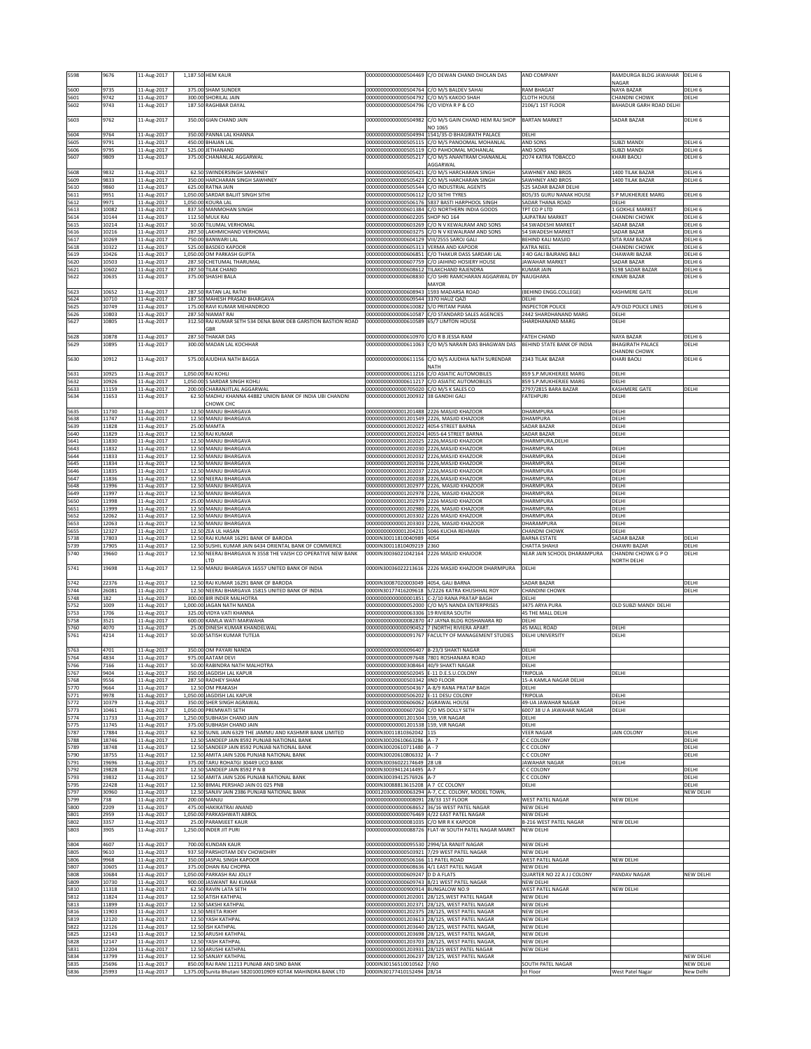| | | | | | | | | |
|---|---|---|---|---|---|---|---|---|
| 5598 | 9676 | 11-Aug-2017 | 1,187.50 | HEM KAUR | 0000000000000504469 | C/O DEWAN CHAND DHOLAN DAS | AND COMPANY | RAMDURGA BLDG JAWAHAR NAGAR | DELHI 6 |
| 5600 | 9735 | 11-Aug-2017 | 375.00 | SHAM SUNDER | 0000000000000504764 | C/O M/S BALDEV SAHAI | RAM BHAGAT | NAYA BAZAR | DELHI 6 |
| 5601 | 9742 | 11-Aug-2017 | 300.00 | SHORILAL JAIN | 0000000000000504792 | C/O M/S KAKOO SHAH | CLOTH HOUSE | CHANDNI CHOWK | DELHI |
| 5602 | 9743 | 11-Aug-2017 | 187.50 | RAGHBAR DAYAL | 0000000000000504796 | C/O VIDYA R P & CO | 2106/1 1ST FLOOR | BAHADUR GARH ROAD DELHI | |
| 5603 | 9762 | 11-Aug-2017 | 350.00 | GIAN CHAND JAIN | 0000000000000504982 | C/O M/S GAIN CHAND HEM RAJ SHOP NO 1065 | BARTAN MARKET | SADAR BAZAR | DELHI 6 |
| 5604 | 9764 | 11-Aug-2017 | 350.00 | PANNA LAL KHANNA | 0000000000000504994 | 1541/35-D BHAGIRATH PALACE | DELHI | | |
| 5605 | 9791 | 11-Aug-2017 | 450.00 | BHAJAN LAL | 0000000000000505115 | C/O M/S PANOOMAL MOHANLAL | AND SONS | SUBZI MANDI | DELHI 6 |
| 5606 | 9795 | 11-Aug-2017 | 525.00 | JETHANAND | 0000000000000505119 | C/O PAHOOMAL MOHANLAL | AND SONS | SUBZI MANDI | DELHI 6 |
| 5607 | 9809 | 11-Aug-2017 | 375.00 | CHANANLAL AGGARWAL | 0000000000000505217 | C/O M/S ANANTRAM CHANANLAL AGGARWAL | 2074 KATRA TOBACCO | KHARI BAOLI | DELHI 6 |
| 5608 | 9832 | 11-Aug-2017 | 62.50 | SWINDERSINGH SAWHNEY | 0000000000000505421 | C/O M/S HARCHARAN SINGH | SAWHNEY AND BROS | 1400 TILAK BAZAR | DELHI 6 |
| 5609 | 9833 | 11-Aug-2017 | 350.00 | HARCHARAN SINGH SAWHNEY | 0000000000000505423 | C/O M/S HARCHARAN SINGH | SAWHNEY AND BROS | 1400 TILAK BAZAR | DELHI 6 |
| 5610 | 9860 | 11-Aug-2017 | 625.00 | RATNA JAIN | 0000000000000505544 | C/O INDUSTRIAL AGENTS | 525 SADAR BAZAR DELHI | | |
| 5611 | 9951 | 11-Aug-2017 | 1,050.00 | SARDAR BALJIT SINGH SITHI | 0000000000000506112 | C/O SETHI TYRES | 805/35 GURU NANAK HOUSE | S P MUKHERJEE MARG | DELHI 6 |
| 5612 | 9971 | 11-Aug-2017 | 1,050.00 | KOURA LAL | 0000000000000506176 | 5837 BASTI HARPHOOL SINGH | SADAR THANA ROAD | DELHI | |
| 5613 | 10082 | 11-Aug-2017 | 837.50 | MANMOHAN SINGH | 0000000000000601384 | C/O NORTHERN INDIA GOODS | TPT CO P LTD | 1 GOKHLE MARKET | DELHI 6 |
| 5614 | 10144 | 11-Aug-2017 | 112.50 | MULK RAJ | 0000000000000602205 | SHOP NO 164 | LAJPATRAI MARKET | CHANDNI CHOWK | DELHI 6 |
| 5615 | 10214 | 11-Aug-2017 | 50.00 | TILUMAL VERHOMAL | 0000000000000603269 | C/O N V KEWALRAM AND SONS | 54 SWADESHI MARKET | SADAR BAZAR | DELHI 6 |
| 5616 | 10216 | 11-Aug-2017 | 287.50 | LAKHMICHAND VERHOMAL | 0000000000000603275 | C/O N V KEWALRAM AND SONS | 54 SWADESHI MARKET | SADAR BAZAR | DELHI 6 |
| 5617 | 10269 | 11-Aug-2017 | 750.00 | BANWARI LAL | 0000000000000604129 | VIII/2555 SAROJ GALI | BEHIND KALI MASJID | SITA RAM BAZAR | DELHI 6 |
| 5618 | 10322 | 11-Aug-2017 | 525.00 | BASDEO KAPOOR | 0000000000000605313 | VERMA AND KAPOOR | KATRA NEEL | CHANDNI CHOWK | DELHI 6 |
| 5619 | 10426 | 11-Aug-2017 | 1,050.00 | OM PARKASH GUPTA | 0000000000000606851 | C/O THAKUR DASS SARDARI LAL | 3 40 GALI BAJRANG BALI | CHAWARI BAZAR | DELHI 6 |
| 5620 | 10503 | 11-Aug-2017 | 287.50 | CHETUMAL THARUMAL | 0000000000000607759 | C/O JAIHIND HOSIERY HOUSE | JAWAHAR MARKET | SADAR BAZAR | DELHI 6 |
| 5621 | 10602 | 11-Aug-2017 | 287.50 | TILAK CHAND | 0000000000000608612 | TILAKCHAND RAJENDRA | KUMAR JAIN | 5198 SADAR BAZAR | DELHI 6 |
| 5622 | 10635 | 11-Aug-2017 | 375.00 | SHASHI BALA | 0000000000000608830 | C/O SHRI RAMCHARAN AGGARWAL DY MAYOR | NAUGHARA | KINARI BAZAR | DELHI 6 |
| 5623 | 10652 | 11-Aug-2017 | 287.50 | RATAN LAL RATHI | 0000000000000608943 | 1593 MADARSA ROAD | (BEHIND ENGG.COLLEGE) | KASHMERE GATE | DELHI |
| 5624 | 10710 | 11-Aug-2017 | 187.50 | MAHESH PRASAD BHARGAVA | 0000000000000609544 | 3370 HAUZ QAZI | DELHI | | |
| 5625 | 10749 | 11-Aug-2017 | 175.00 | RAVI KUMAR MEHANDROO | 0000000000000610082 | S/O PRITAM PIARA | INSPECTOR POLICE | A/9 OLD POLICE LINES | DELHI 6 |
| 5626 | 10803 | 11-Aug-2017 | 287.50 | NIAMAT RAI | 0000000000000610587 | C/O STANDARD SALES AGENCIES | 2442 SHARDHANAND MARG | DELHI | |
| 5627 | 10805 | 11-Aug-2017 | 312.50 | RAJ KUMAR SETH 534 DENA BANK DEB GARSTION BASTION ROAD GBR | 0000000000000610589 | 65/7 LIMTON HOUSE | SHARDHANAND MARG | DELHI | |
| 5628 | 10878 | 11-Aug-2017 | 287.50 | THAKAR DAS | 0000000000000610970 | C/O R B JESSA RAM | FATEH CHAND | NAYA BAZAR | DELHI 6 |
| 5629 | 10895 | 11-Aug-2017 | 300.00 | MADAN LAL KOCHHAR | 0000000000000611063 | C/O M/S NARAIN DAS BHAGWAN DAS | BEHIND STATE BANK OF INDIA | BHAGIRATH PALACE CHANDNI CHOWK | DELHI |
| 5630 | 10912 | 11-Aug-2017 | 575.00 | AJUDHIA NATH BAGGA | 0000000000000611156 | C/O M/S AJUDHIA NATH SURENDAR NATH | 2343 TILAK BAZAR | KHARI BAOLI | DELHI 6 |
| 5631 | 10925 | 11-Aug-2017 | 1,050.00 | RAJ KOHLI | 0000000000000611216 | C/O ASIATIC AUTOMOBILES | 859 S.P.MUKHERJEE MARG | DELHI | |
| 5632 | 10926 | 11-Aug-2017 | 1,050.00 | S SARDAR SINGH KOHLI | 0000000000000611217 | C/O ASIATIC AUTOMOBILES | 859 S.P.MUKHERJEE MARG | DELHI | |
| 5633 | 11159 | 11-Aug-2017 | 200.00 | CHARANJITLAL AGGARWAL | 0000000000000705020 | C/O M/S K SALES CO | 2797/2815 BARA BAZAR | KASHMERE GATE | DELHI |
| 5634 | 11653 | 11-Aug-2017 | 62.50 | MADHU KHANNA 44882 UNION BANK OF INDIA UBI CHANDNI CHOWK CHC | 0000000000001200932 | 38 GANDHI GALI | FATEHPURI | DELHI | |
| 5635 | 11730 | 11-Aug-2017 | 12.50 | MANJU BHARGAVA | 0000000000001201488 | 2226 MASJID KHAZOOR | DHARMPURA | DELHI | |
| 5638 | 11747 | 11-Aug-2017 | 12.50 | MANJU BHARGAVA | 0000000000001201549 | 2226, MASJID KHAZOOR | DHAMPURA | DELHI | |
| 5639 | 11828 | 11-Aug-2017 | 25.00 | MAMTA | 0000000000001202022 | 4054-STREET BARNA | SADAR BAZAR | DELHI | |
| 5640 | 11829 | 11-Aug-2017 | 12.50 | RAJ KUMAR | 0000000000001202024 | 4055-64 STREET BARNA | SADAR BAZAR | DELHI | |
| 5641 | 11830 | 11-Aug-2017 | 12.50 | MANJU BHARGAVA | 0000000000001202025 | 2226,MASJID KHAZOOR | DHARMPURA,DELHI | | |
| 5643 | 11832 | 11-Aug-2017 | 12.50 | MANJU BHARGAVA | 0000000000001202030 | 2226,MASJID KHAZOOR | DHARMPURA | DELHI | |
| 5644 | 11833 | 11-Aug-2017 | 12.50 | MANJU BHARGAVA | 0000000000001202032 | 2226,MASJID KHAZOOR | DHARMPURA | DELHI | |
| 5645 | 11834 | 11-Aug-2017 | 12.50 | MANJU BHARGAVA | 0000000000001202036 | 2226,MASJID KHAZOOR | DHARMPURA | DELHI | |
| 5646 | 11835 | 11-Aug-2017 | 12.50 | MANJU BHARGAVA | 0000000000001202037 | 2226,MASJID KHAZOOR | DHARMPURA | DELHI | |
| 5647 | 11836 | 11-Aug-2017 | 12.50 | NEERAJ BHARGAVA | 0000000000001202038 | 2226,MASJID KHAZOOR | DHARMPURA | DELHI | |
| 5648 | 11996 | 11-Aug-2017 | 12.50 | MANJU BHARGAVA | 0000000000001202977 | 2226, MASJID KHAZOOR | DHARMPURA | DELHI | |
| 5649 | 11997 | 11-Aug-2017 | 12.50 | MANJU BHARGAVA | 0000000000001202978 | 2226, MASJID KHAZOOR | DHARMPURA | DELHI | |
| 5650 | 11998 | 11-Aug-2017 | 25.00 | MANJU BHARGAVA | 0000000000001202979 | 2226 MASJID KHAZOOR | DHARMPURA | DELHI | |
| 5651 | 11999 | 11-Aug-2017 | 12.50 | MANJU BHARGAVA | 0000000000001202980 | 2226, MASJID KHAZOOR | DHARMPURA | DELHI | |
| 5652 | 12062 | 11-Aug-2017 | 12.50 | MANJU BHARGAVA | 0000000000001203302 | 2226 MASJID KHAZOOR | DHARMPURA | DELHI | |
| 5653 | 12063 | 11-Aug-2017 | 12.50 | MANJU BHARGAVA | 0000000000001203303 | 2226, MASJID KHAZOOR | DHARAMPURA | DELHI | |
| 5655 | 12327 | 11-Aug-2017 | 12.50 | ZEA UL HASAN | 0000000000001204231 | 5046 KUCHA REHMAN | CHANDNI CHOWK | DELHI | |
| 5738 | 17803 | 11-Aug-2017 | 12.50 | RAJ KUMAR 16291 BANK OF BARODA | 0000IN30011810040989 | 4054 | BARNA ESTATE | SADAR BAZAR | DELHI |
| 5739 | 17905 | 11-Aug-2017 | 12.50 | SUSHIL KUMAR JAIN 6434 ORIENTAL BANK OF COMMERCE | 0000IN30011810409219 | 2360 | CHATTA SHAHJI | CHAWRI BAZAR | DELHI |
| 5740 | 19660 | 11-Aug-2017 | 12.50 | NEERAJ BHARGAVA N 3558 THE VAISH CO OPERATIVE NEW BANK LTD | 0000IN30036021042164 | 2226 MASJID KHAJOOR | NEAR JAIN SCHOOL DHARAMPURA | CHANDNI CHOWK G P O NORTH DELHI | DELHI |
| 5741 | 19698 | 11-Aug-2017 | 12.50 | MANJU BHARGAVA 16557 UNITED BANK OF INDIA | 0000IN30036022213616 | 2226 MASJID KHAZOOR DHARMPURA | DELHI | | |
| 5742 | 22376 | 11-Aug-2017 | 12.50 | RAJ KUMAR 16291 BANK OF BARODA | 0000IN30087020003049 | 4054, GALI BARNA | SADAR BAZAR | | DELHI |
| 5744 | 26081 | 11-Aug-2017 | 12.50 | NEERAJ BHARGAVA 15815 UNITED BANK OF INDIA | 0000IN30177416209618 | 5/2226 KATRA KHUSHHAL ROY | CHANDINI CHOWK | | DELHI |
| 5748 | 182 | 11-Aug-2017 | 300.00 | BIR INDER MALHOTRA | 0000000000000001851 | C-2/10 RANA PRATAP BAGH | DELHI | | |
| 5752 | 1009 | 11-Aug-2017 | 1,000.00 | JAGAN NATH NANDA | 0000000000000052000 | C/O M/S NANDA ENTERPRISES | 3475 ARYA PURA | OLD SUBZI MANDI DELHI | |
| 5753 | 1706 | 11-Aug-2017 | 325.00 | VIDYA VATI KHANNA | 0000000000000063306 | 19 RIVIERA SOUTH | 45 THE MALL DELHI | | |
| 5758 | 3521 | 11-Aug-2017 | 600.00 | KAMLA WATI MARWAHA | 0000000000000082870 | 47 JAYNA BLDG ROSHANARA RD | DELHI | | |
| 5760 | 4070 | 11-Aug-2017 | 25.00 | DINESH KUMAR KHANDELWAL | 0000000000000090452 | 7 (NORTH) RIVIERA APART. | 45 MALL ROAD | DELHI | |
| 5761 | 4214 | 11-Aug-2017 | 50.00 | SATISH KUMAR TUTEJA | 0000000000000091767 | FACULTY OF MANAGEMENT STUDIES | DELHI UNIVERSITY | DELHI | |
| 5763 | 4701 | 11-Aug-2017 | 350.00 | OM PAYARI NANDA | 0000000000000096407 | B-23/3 SHAKTI NAGAR | DELHI | | |
| 5764 | 4834 | 11-Aug-2017 | 975.00 | AATAM DEVI | 0000000000000097648 | 7801 ROSHANARA ROAD | DELHI | | |
| 5766 | 7166 | 11-Aug-2017 | 50.00 | RABINDRA NATH MALHOTRA | 0000000000000308464 | 40/9 SHAKTI NAGAR | DELHI | | |
| 5767 | 9404 | 11-Aug-2017 | 350.00 | JAGDISH LAL KAPUR | 0000000000000502045 | E-11 D.E.S.U.COLONY | TRIPOLIA | DELHI | |
| 5768 | 9556 | 11-Aug-2017 | 287.50 | RADHEY SHAM | 0000000000000503342 | IIND FLOOR | 15-A KAMLA NAGAR DELHI | | |
| 5770 | 9664 | 11-Aug-2017 | 12.50 | OM PRAKASH | 0000000000000504367 | A-8/9 RANA PRATAP BAGH | DELHI | | |
| 5771 | 9978 | 11-Aug-2017 | 1,050.00 | JAGDISH LAL KAPUR | 0000000000000506202 | E-11 DESU COLONY | TRIPOLIA | DELHI | |
| 5772 | 10379 | 11-Aug-2017 | 350.00 | SHER SINGH AGRAWAL | 0000000000000606062 | AGRAWAL HOUSE | 49-UA JAWAHAR NAGAR | DELHI | |
| 5773 | 10461 | 11-Aug-2017 | 1,050.00 | PREMWATI SETH | 0000000000000607260 | C/O MS DOLLY SETH | 6007 38 U A JAWAHAR NAGAR | DELHI | |
| 5774 | 11733 | 11-Aug-2017 | 1,250.00 | SUBHASH CHAND JAIN | 0000000000001201504 | 159, VIR NAGAR | DELHI | | |
| 5775 | 11745 | 11-Aug-2017 | 375.00 | SUBHASH CHAND JAIN | 0000000000001201538 | 159, VIR NAGAR | DELHI | | |
| 5787 | 17884 | 11-Aug-2017 | 62.50 | SUNIL JAIN 6329 THE JAMMU AND KASHMIR BANK LIMITED | 0000IN30011810362042 | 115 | VEER NAGAR | JAIN COLONY | DELHI |
| 5788 | 18746 | 11-Aug-2017 | 12.50 | SANDEEP JAIN 8592 PUNJAB NATIONAL BANK | 0000IN30020610663286 | A - 7 | C C COLONY | | DELHI |
| 5789 | 18748 | 11-Aug-2017 | 12.50 | SANDEEP JAIN 8592 PUNJAB NATIONAL BANK | 0000IN30020610711480 | A - 7 | C C COLONY | | DELHI |
| 5790 | 18755 | 11-Aug-2017 | 12.50 | AMITA JAIN 5206 PUNJAB NATIONAL BANK | 0000IN30020610806332 | A - 7 | C C COLONY | | DELHI |
| 5791 | 19696 | 11-Aug-2017 | 375.00 | TARU ROHATGI 30449 UCO BANK | 0000IN30036022174649 | 28 UB | JAWAHAR NAGAR | DELHI | |
| 5792 | 19828 | 11-Aug-2017 | 12.50 | SANDEEP JAIN 8592 P N B | 0000IN30039412414495 | A-7 | C C COLONY | | DELHI |
| 5793 | 19832 | 11-Aug-2017 | 12.50 | AMITA JAIN 5206 PUNJAB NATIONAL BANK | 0000IN30039412576926 | A-7 | C C COLONY | | DELHI |
| 5795 | 22428 | 11-Aug-2017 | 12.50 | BIMAL PERSHAD JAIN 01 025 PNB | 0000IN30088813615208 | A 7 CC COLONY | DELHI | | DELHI |
| 5797 | 30960 | 11-Aug-2017 | 12.50 | SANJIV JAIN 2386 PUNJAB NATIONAL BANK | 0000120300000063294 | A-7, C.C. COLONY, MODEL TOWN, | | | NEW DELHI |
| 5799 | 738 | 11-Aug-2017 | 200.00 | MANJU | 0000000000000008091 | 28/33 1ST FLOOR | WEST PATEL NAGAR | NEW DELHI | |
| 5800 | 2209 | 11-Aug-2017 | 475.00 | HAKIKATRAI ANAND | 0000000000000068652 | 36/16 WEST PATEL NAGAR | NEW DELHI | | |
| 5801 | 2959 | 11-Aug-2017 | 1,050.00 | PARKASHWATI ABROL | 0000000000000076469 | 4/22 EAST PATEL NAGAR | NEW DELHI | | |
| 5802 | 3357 | 11-Aug-2017 | 25.00 | PARAMJEET KAUR | 0000000000000081035 | C/O MR R K KAPOOR | B-216 WEST PATEL NAGAR | NEW DELHI | |
| 5803 | 3905 | 11-Aug-2017 | 1,250.00 | INDER JIT PURI | 0000000000000088726 | FLAT-W SOUTH PATEL NAGAR MARKT | NEW DELHI | | |
| 5804 | 4607 | 11-Aug-2017 | 700.00 | KUNDAN KAUR | 0000000000000095530 | 2994/1A RANJIT NAGAR | NEW DELHI | | |
| 5805 | 9610 | 11-Aug-2017 | 937.50 | PARSHOTAM DEV CHOWDHRY | 0000000000000503921 | 7/29 WEST PATEL NAGAR | NEW DELHI | | |
| 5806 | 9968 | 11-Aug-2017 | 350.00 | JASPAL SINGH KAPOOR | 0000000000000506166 | 11 PATEL ROAD | WEST PATEL NAGAR | NEW DELHI | |
| 5807 | 10605 | 11-Aug-2017 | 375.00 | DHAN RAJ CHOPRA | 0000000000000608636 | 4/1 EAST PATEL NAGAR | NEW DELHI | | |
| 5808 | 10684 | 11-Aug-2017 | 1,050.00 | PARKASH RAJ JOLLY | 0000000000000609247 | D D A FLATS | QUARTER NO 22 A J J COLONY | PANDAV NAGAR | NEW DELHI |
| 5809 | 10730 | 11-Aug-2017 | 900.00 | JASWANT RAI KUMAR | 0000000000000609743 | 8/21 WEST PATEL NAGAR | NEW DELHI | | |
| 5810 | 11318 | 11-Aug-2017 | 62.50 | RAVIN LATA SETH | 0000000000000900914 | BUNGALOW NO 9 | WEST PATEL NAGAR | NEW DELHI | |
| 5812 | 11824 | 11-Aug-2017 | 12.50 | ATISH KATHPAL | 0000000000001202001 | 28/125,WEST PATEL NAGAR | NEW DELHI | | |
| 5813 | 11899 | 11-Aug-2017 | 12.50 | SAKSHI KATHPAL | 0000000000001202371 | 28/125, WEST PATEL NAGAR | NEW DELHI | | |
| 5816 | 11903 | 11-Aug-2017 | 12.50 | MEETA RIKHY | 0000000000001202375 | 28/125, WEST PATEL NAGAR | NEW DELHI | | |
| 5819 | 12120 | 11-Aug-2017 | 12.50 | YASH KATHPAL | 0000000000001203613 | 28/125, WEST PATEL NAGAR | NEW DELHI | | |
| 5822 | 12126 | 11-Aug-2017 | 12.50 | ISH KATHPAL | 0000000000001203640 | 28/125, WEST PATEL NAGAR, | NEW DELHI | | |
| 5825 | 12143 | 11-Aug-2017 | 12.50 | ARUSHI KATHPAL | 0000000000001203698 | 28/125, WEST PATEL NAGAR, | NEW DELHI | | |
| 5828 | 12147 | 11-Aug-2017 | 12.50 | YASH KATHPAL | 0000000000001203703 | 28/125, WEST PATEL NAGAR, | NEW DELHI | | |
| 5831 | 12204 | 11-Aug-2017 | 12.50 | ARUSHI KATHPAL | 0000000000001203931 | 28/125 WEST PATEL NAGAR | NEW DELHI | | |
| 5834 | 13799 | 11-Aug-2017 | 12.50 | SANJAY KATHPAL | 0000000000001206237 | 28/125, WEST PATEL NAGAR | | | NEW DELHI |
| 5835 | 25696 | 11-Aug-2017 | 850.00 | RAJ RANI 11213 PUNJAB AND SIND BANK | 0000IN30156510010562 | 7/60 | SOUTH PATEL NAGAR | | NEW DELHI |
| 5836 | 25993 | 11-Aug-2017 | 1,375.00 | Sunita Bhutani 582010010909 KOTAK MAHINDRA BANK LTD | 0000IN30177410152494 | 28/14 | Ist Floor | West Patel Nagar | New Delhi |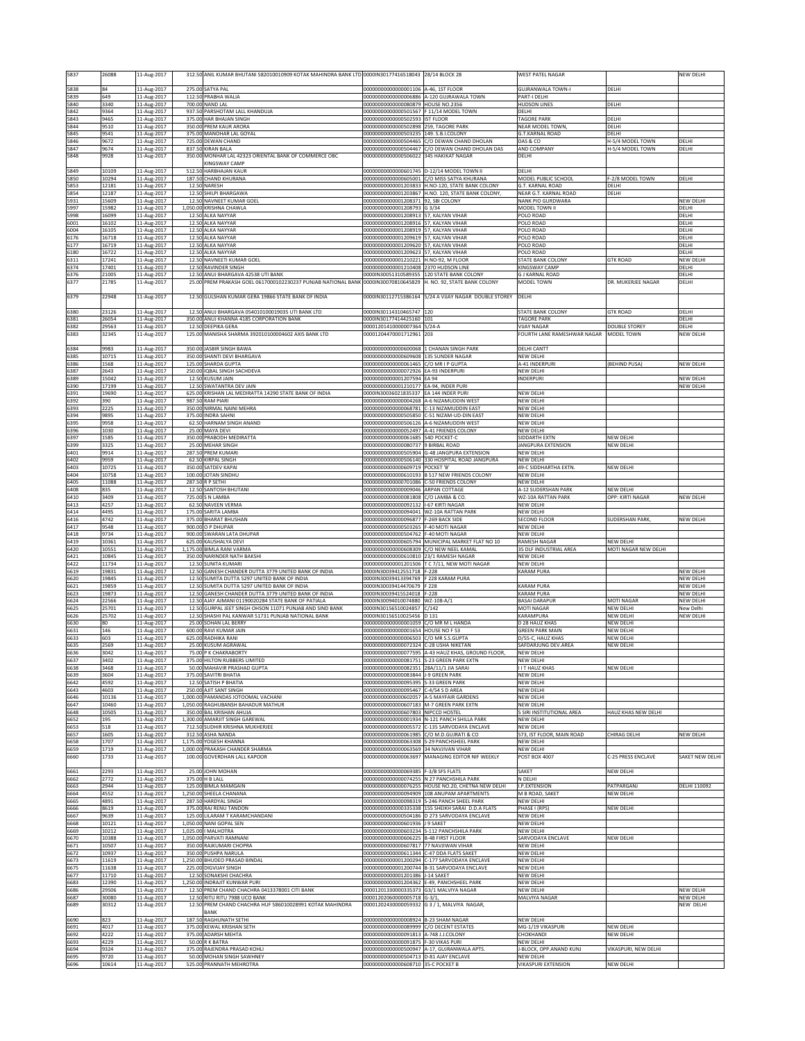| | | | | | | | | | |
|---|---|---|---|---|---|---|---|---|---|
| 5837 | 26088 | 11-Aug-2017 | 312.50 | ANIL KUMAR BHUTANI 582010010909 KOTAK MAHINDRA BANK LTD | 0000IN30177416518043 | 28/14 BLOCK 28 | WEST PATEL NAGAR | | NEW DELHI |
| 5838 | 84 | 11-Aug-2017 | 275.00 | SATYA PAL | 00000000000000001106 | A-46, 1ST FLOOR | GUJRANWALA TOWN-I | DELHI | |
| 5839 | 649 | 11-Aug-2017 | 112.50 | PRABHA WALIA | 00000000000000006886 | A-120 GUJRAWALA TOWN | PART-I DELHI | | |
| 5840 | 3340 | 11-Aug-2017 | 700.00 | NAND LAL | 00000000000000080879 | HOUSE NO.2356 | HUDSON LINES | DELHI | |
| 5842 | 9364 | 11-Aug-2017 | 937.50 | PARSHOTAM LALL KHANDUJA | 00000000000000501567 | F 11/14 MODEL TOWN | DELHI | | |
| 5843 | 9465 | 11-Aug-2017 | 375.00 | HAR BHAJAN SINGH | 00000000000000502593 | IST FLOOR | TAGORE PARK | DELHI | |
| 5844 | 9510 | 11-Aug-2017 | 350.00 | PREM KAUR ARORA | 00000000000000502898 | 259, TAGORE PARK | NEAR MODEL TOWN, | DELHI | |
| 5845 | 9541 | 11-Aug-2017 | 375.00 | MANOHAR LAL GOYAL | 00000000000000503235 | 149, S.B.I.COLONY | G.T.KARNAL ROAD | DELHI | |
| 5846 | 9672 | 11-Aug-2017 | 725.00 | DEWAN CHAND | 00000000000000504465 | C/O DEWAN CHAND DHOLAN | DAS & CO | H-5/4 MODEL TOWN | DELHI |
| 5847 | 9674 | 11-Aug-2017 | 837.50 | KIRAN BALA | 00000000000000504467 | C/O DEWAN CHAND DHOLAN DAS | AND COMPANY | H-5/4 MODEL TOWN | DELHI |
| 5848 | 9928 | 11-Aug-2017 | 350.00 | MONHAR LAL 42323 ORIENTAL BANK OF COMMERCE OBC KINGSWAY CAMP | 00000000000000506022 | 345 HAKIKAT NAGAR | DELHI | | |
| 5849 | 10109 | 11-Aug-2017 | 512.50 | HARBHAJAN KAUR | 00000000000000601745 | D-12/14 MODEL TOWN II | DELHI | | |
| 5850 | 10294 | 11-Aug-2017 | 187.50 | CHAND KHURANA | 00000000000000605001 | C/O MISS SATYA KHURANA | MODEL PUBLIC SCHOOL | F-2/8 MODEL TOWN | DELHI |
| 5853 | 12181 | 11-Aug-2017 | 12.50 | NARESH | 00000000000001203833 | H.NO-120, STATE BANK COLONY | G.T. KARNAL ROAD | DELHI | |
| 5854 | 12187 | 11-Aug-2017 | 12.50 | SHILPI BHARGAWA | 00000000000001203867 | H.NO. 120, STATE BANK COLONY, | NEAR G.T. KARNAL ROAD | DELHI | |
| 5931 | 15609 | 11-Aug-2017 | 12.50 | NAVNEET KUMAR GOEL | 00000000000001208371 | 92, SBI COLONY | NANK PIO GURDWARA | | NEW DELHI |
| 5997 | 15982 | 11-Aug-2017 | 1,050.00 | KRISHNA CHAWLA | 00000000000001208793 | G 3/34 | MODEL TOWN II | | DELHI |
| 5998 | 16099 | 11-Aug-2017 | 12.50 | ALKA NAYYAR | 00000000000001208913 | 57, KALYAN VIHAR | POLO ROAD | | DELHI |
| 6001 | 16102 | 11-Aug-2017 | 12.50 | ALKA NAYYAR | 00000000000001208916 | 57, KALYAN VIHAR | POLO ROAD | | DELHI |
| 6004 | 16105 | 11-Aug-2017 | 12.50 | ALKA NAYYAR | 00000000000001208919 | 57, KALYAN VIHAR | POLO ROAD | | DELHI |
| 6176 | 16718 | 11-Aug-2017 | 12.50 | ALKA NAYYAR | 00000000000001209619 | 57, KALYAN VIHAR | POLO ROAD | | DELHI |
| 6177 | 16719 | 11-Aug-2017 | 12.50 | ALKA NAYYAR | 00000000000001209620 | 57, KALYAN VIHAR | POLO ROAD | | DELHI |
| 6180 | 16722 | 11-Aug-2017 | 12.50 | ALKA NAYYAR | 00000000000001209623 | 57, KALYAN VIHAR | POLO ROAD | | DELHI |
| 6311 | 17241 | 11-Aug-2017 | 12.50 | NAVNEETI KUMAR GOEL | 00000000000001210221 | H.NO-92, M FLOOR | STATE BANK COLONY | GTK ROAD | NEW DELHI |
| 6374 | 17401 | 11-Aug-2017 | 12.50 | RAVINDER SINGH | 00000000000001210408 | 2370 HUDSON LINE | KINGSWAY CAMP | | DELHI |
| 6376 | 21005 | 11-Aug-2017 | 12.50 | ANUJ BHARGAVA 42538 UTI BANK | 0000IN30051310589355 | 120 STATE BANK COLONY | G J KARNAL ROAD | | DELHI |
| 6377 | 21785 | 11-Aug-2017 | 25.00 | PREM PRAKASH GOEL 0617000102230237 PUNJAB NATIONAL BANK | 0000IN30070810645829 | H. NO. 92, STATE BANK COLONY | MODEL TOWN | DR. MUKERJEE NAGAR | DELHI |
| 6379 | 22948 | 11-Aug-2017 | 12.50 | GULSHAN KUMAR GERA 19866 STATE BANK OF INDIA | 0000IN30112715386164 | 5/24 A VIJAY NAGAR DOUBLE STOREY | DELHI | | |
| 6380 | 23126 | 11-Aug-2017 | 12.50 | ANUJ BHARGAVA 054010100019035 UTI BANK LTD | 0000IN30114310465747 | 120 | STATE BANK COLONY | GTK ROAD | DELHI |
| 6381 | 26054 | 11-Aug-2017 | 350.00 | ANUJ KHANNA 4185 CORPORATION BANK | 0000IN30177414425160 | 101 | TAGORE PARK | | DELHI |
| 6382 | 29563 | 11-Aug-2017 | 12.50 | DEEPIKA GERA | 00001201410000007364 | 5/24-A | VIJAY NAGAR | DOUBLE STOREY | DELHI |
| 6383 | 32345 | 11-Aug-2017 | 125.00 | MANISHA SHARMA 392010100004602 AXIS BANK LTD | 00001204470001712961 | 203 | FOURTH LANE RAMESHWAR NAGAR | MODEL TOWN | NEW DELHI |
| 6384 | 9983 | 11-Aug-2017 | 350.00 | JASBIR SINGH BAWA | 00000000000000600068 | 1 CHANAN SINGH PARK | DELHI CANTT | | |
| 6385 | 10715 | 11-Aug-2017 | 350.00 | SHANTI DEVI BHARGAVA | 00000000000000609608 | 135 SUNDER NAGAR | NEW DELHI | | |
| 6386 | 1568 | 11-Aug-2017 | 125.00 | SHARDA GUPTA | 00000000000000061465 | C/O MR I P GUPTA | A-41 INDERPURI | (BEHIND PUSA) | NEW DELHI |
| 6387 | 2643 | 11-Aug-2017 | 250.00 | IQBAL SINGH SACHDEVA | 00000000000000072926 | EA-93 INDERPURI | NEW DELHI | | |
| 6389 | 15042 | 11-Aug-2017 | 12.50 | KUSUM JAIN | 00000000000001207594 | EA 94 | INDERPURI | | NEW DELHI |
| 6390 | 17199 | 11-Aug-2017 | 12.50 | SWATANTRA DEV JAIN | 00000000000001210177 | EA-94, INDER PURI | | | NEW DELHI |
| 6391 | 19690 | 11-Aug-2017 | 625.00 | KRISHAN LAL MEDIRATTA 14290 STATE BANK OF INDIA | 0000IN30036021835337 | EA 144 INDER PURI | NEW DELHI | | |
| 6392 | 390 | 11-Aug-2017 | 987.50 | RAM PIARI | 00000000000000004268 | A-6 NIZAMUDDIN WEST | NEW DELHI | | |
| 6393 | 2225 | 11-Aug-2017 | 350.00 | NIRMAL NAINI MEHRA | 00000000000000068781 | C-13 NIZAMUDDIN EAST | NEW DELHI | | |
| 6394 | 9895 | 11-Aug-2017 | 375.00 | INDRA SAHNI | 00000000000000505850 | C-51 NIZAM-UD-DIN EAST | NEW DELHI | | |
| 6395 | 9958 | 11-Aug-2017 | 62.50 | HARNAM SINGH ANAND | 00000000000000506126 | A-6 NIZAMUDDIN WEST | NEW DELHI | | |
| 6396 | 1030 | 11-Aug-2017 | 25.00 | MAYA DEVI | 00000000000000052497 | A-41 FRIENDS COLONY | NEW DELHI | | |
| 6397 | 1585 | 11-Aug-2017 | 350.00 | PRABODH MEDIRATTA | 00000000000000061685 | 54D POCKET-C | SIDDARTH EXTN | NEW DELHI | |
| 6399 | 3325 | 11-Aug-2017 | 25.00 | MEHAR SINGH | 00000000000000080737 | 9 BIRBAL ROAD | JANGPURA EXTENSION | NEW DELHI | |
| 6401 | 9914 | 11-Aug-2017 | 287.50 | PREM KUMARI | 00000000000000505904 | G-48 JANGPURA EXTENSION | NEW DELHI | | |
| 6402 | 9959 | 11-Aug-2017 | 62.50 | KIRPAL SINGH | 00000000000000506140 | 330 HOSPITAL ROAD JANGPURA | NEW DELHI | | |
| 6403 | 10725 | 11-Aug-2017 | 350.00 | SATDEV KAPAI | 00000000000000609719 | POCKET 'B' | 49-C SIDDHARTHA EXTN. | NEW DELHI | |
| 6404 | 10758 | 11-Aug-2017 | 100.00 | JOTAN SINDHU | 00000000000000610193 | B 517 NEW FRIENDS COLONY | NEW DELHI | | |
| 6405 | 11088 | 11-Aug-2017 | 287.50 | R P SETHI | 00000000000000701086 | C-50 FRIENDS COLONY | NEW DELHI | | |
| 6408 | 835 | 11-Aug-2017 | 12.50 | SANTOSH BHUTANI | 00000000000000009046 | ARPAN COTTAGE | A-12 SUDERSHAN PARK | NEW DELHI | |
| 6410 | 3409 | 11-Aug-2017 | 725.00 | S N LAMBA | 00000000000000081808 | C/O LAMBA & CO. | WZ-10A RATTAN PARK | OPP: KIRTI NAGAR | NEW DELHI |
| 6413 | 4257 | 11-Aug-2017 | 62.50 | NAVEEN VERMA | 00000000000000092132 | I-67 KIRTI NAGAR | NEW DELHI | | |
| 6414 | 4495 | 11-Aug-2017 | 175.00 | SARITA LAMBA | 00000000000000094041 | WZ-10A RATTAN PARK | NEW DELHI | | |
| 6416 | 4742 | 11-Aug-2017 | 375.00 | BHARAT BHUSHAN | 00000000000000096877 | F-269 BACK SIDE | SECOND FLOOR | SUDERSHAN PARK, | NEW DELHI |
| 6417 | 9548 | 11-Aug-2017 | 900.00 | O P DHUPAR | 00000000000000503265 | F-40 MOTI NAGAR | NEW DELHI | | |
| 6418 | 9734 | 11-Aug-2017 | 900.00 | SWARAN LATA DHUPAR | 00000000000000504762 | F-40 MOTI NAGAR | NEW DELHI | | |
| 6419 | 10361 | 11-Aug-2017 | 625.00 | KAUSHALYA DEVI | 00000000000000605794 | MUNICIPAL MARKET FLAT NO 10 | RAMESH NAGAR | NEW DELHI | |
| 6420 | 10551 | 11-Aug-2017 | 1,175.00 | BIMLA RANI VARMA | 00000000000000608309 | C/O NEW NEEL KAMAL | 35 DLF INDUSTRIAL AREA | MOTI NAGAR NEW DELHI | |
| 6421 | 10845 | 11-Aug-2017 | 350.00 | NARINDER NATH BAKSHI | 00000000000000610810 | 23/1 RAMESH NAGAR | NEW DELHI | | |
| 6422 | 11734 | 11-Aug-2017 | 12.50 | SUNITA KUMARI | 00000000000001201506 | T C 7/11, NEW MOTI NAGAR | NEW DELHI | | |
| 6619 | 19831 | 11-Aug-2017 | 12.50 | GANESH CHANDER DUTTA 3779 UNITED BANK OF INDIA | 0000IN30039412551718 | F-228 | KARAM PURA | | NEW DELHI |
| 6620 | 19845 | 11-Aug-2017 | 12.50 | SUMITA DUTTA 5297 UNITED BANK OF INDIA | 0000IN30039413394769 | F 228 KARAM PURA | | | NEW DELHI |
| 6621 | 19859 | 11-Aug-2017 | 12.50 | SUMITA DUTTA 5297 UNITED BANK OF INDIA | 0000IN30039414470679 | F 228 | KARAM PURA | | NEW DELHI |
| 6623 | 19873 | 11-Aug-2017 | 12.50 | GANESH CHANDER DUTTA 3779 UNITED BANK OF INDIA | 0000IN30039415524018 | F-228 | KARAM PURA | | NEW DELHI |
| 6624 | 22566 | 11-Aug-2017 | 12.50 | AJAY AJMANI 01190020284 STATE BANK OF PATIALA | 0000IN30094010074880 | WZ-108-A/1 | BASAI DARAPUR | MOTI NAGAR | NEW DELHI |
| 6625 | 25701 | 11-Aug-2017 | 12.50 | GURPAL JEET SINGH OHSON 11071 PUNJAB AND SIND BANK | 0000IN30156510024857 | C/142 | MOTI NAGAR | NEW DELHI | New Delhi |
| 6626 | 25702 | 11-Aug-2017 | 12.50 | SHASHI PAL KANWAR 51731 PUNJAB NATIONAL BANK | 0000IN30156510025456 | D 131 | KARAMPURA | NEW DELHI | NEW DELHI |
| 6630 | 80 | 11-Aug-2017 | 25.00 | SOHAN LAL BERRY | 00000000000000001059 | C/O MR M L HANDA | D 28 HAUZ KHAS | NEW DELHI | |
| 6631 | 146 | 11-Aug-2017 | 600.00 | RAVI KUMAR JAIN | 00000000000000001654 | HOUSE NO F 53 | GREEN PARK MAIN | NEW DELHI | |
| 6633 | 603 | 11-Aug-2017 | 625.00 | RADHIKA RANI | 00000000000000006503 | C/O MR S.S.GUPTA | D/55-C, HAUZ KHAS | NEW DELHI | |
| 6635 | 2569 | 11-Aug-2017 | 25.00 | KUSUM AGRAWAL | 00000000000000072324 | C-28 USHA NIKETAN | SAFDARJUNG DEV.AREA | NEW DELHI | |
| 6636 | 3042 | 11-Aug-2017 | 75.00 | P K CHAKRABORTY | 00000000000000077595 | A-43 HAUZ KHAS, GROUND FLOOR, | NEW DELHI | | |
| 6637 | 3402 | 11-Aug-2017 | 375.00 | HILTON RUBBERS LIMITED | 00000000000000081751 | S-23 GREEN PARK EXTN | NEW DELHI | | |
| 6638 | 3468 | 11-Aug-2017 | 50.00 | MAHAVIR PRASHAD GUPTA | 00000000000000082351 | 28A/11/1 JIA SARAI | I I T HAUZ KHAS | NEW DELHI | |
| 6639 | 3604 | 11-Aug-2017 | 375.00 | SAVITRI BHATIA | 00000000000000083844 | J-9 GREEN PARK | NEW DELHI | | |
| 6642 | 4592 | 11-Aug-2017 | 12.50 | SATISH P BHATIA | 00000000000000095395 | S-33 GREEN PARK | NEW DELHI | | |
| 6643 | 4603 | 11-Aug-2017 | 250.00 | AJIT SANT SINGH | 00000000000000095467 | C-4/54 S D AREA | NEW DELHI | | |
| 6646 | 10136 | 11-Aug-2017 | 1,000.00 | PAMANDAS JOTOOMAL VACHANI | 00000000000000602057 | A-5 MAYFAIR GARDENS | NEW DELHI | | |
| 6647 | 10460 | 11-Aug-2017 | 1,050.00 | RAGHUBANSH BAHADUR MATHUR | 00000000000000607183 | M-7 GREEN PARK EXTN | NEW DELHI | | |
| 6648 | 10505 | 11-Aug-2017 | 350.00 | BAL KRISHAN AHUJA | 00000000000000607803 | NIPCCD HOSTEL | 5 SIRI INSTITUTIONAL AREA | HAUZ KHAS NEW DELHI | |
| 6652 | 195 | 11-Aug-2017 | 1,300.00 | AMARJIT SINGH GAREWAL | 00000000000000001934 | N-121 PANCH SHILLA PARK | NEW DELHI | | |
| 6653 | 518 | 11-Aug-2017 | 712.50 | SUDHIR KRISHNA MUKHERJEE | 00000000000000005572 | C-135 SARVODAYA ENCLAVE | NEW DELHI | | |
| 6657 | 1605 | 11-Aug-2017 | 312.50 | ASHA NANDA | 00000000000000061985 | C/O M.D.GUJRATI & CO | 573, IST FLOOR, MAIN ROAD | CHIRAG DELHI | NEW DELHI |
| 6658 | 1707 | 11-Aug-2017 | 1,175.00 | YOGESH KHANNA | 00000000000000063308 | S-29 PANCHSHEEL PARK | NEW DELHI | | |
| 6659 | 1719 | 11-Aug-2017 | 1,000.00 | PRAKASH CHANDER SHARMA | 00000000000000063569 | 34 NAVJIVAN VIHAR | NEW DELHI | | |
| 6660 | 1733 | 11-Aug-2017 | 100.00 | GOVERDHAN LALL KAPOOR | 00000000000000063697 | MANAGING EDITOR NIF WEEKLY | POST BOX 4007 | C-25 PRESS ENCLAVE | SAKET NEW DELHI |
| 6661 | 2293 | 11-Aug-2017 | 25.00 | JOHN MOHAN | 00000000000000069385 | F-3/8 SFS FLATS | SAKET | NEW DELHI | |
| 6662 | 2772 | 11-Aug-2017 | 375.00 | H B LALL | 00000000000000074255 | N 27 PANCHSHILA PARK | N DELHI | | |
| 6663 | 2944 | 11-Aug-2017 | 125.00 | BIMLA MAMGAIN | 00000000000000076255 | HOUSE NO.20, CHETNA NEW DELHI | I.P.EXTENSION | PATPARGANJ | DELHI 110092 |
| 6664 | 4552 | 11-Aug-2017 | 1,250.00 | SHEELA CHANANA | 00000000000000094909 | 108 ANUPAM APARTMENTS | M B ROAD, SAKET | NEW DELHI | |
| 6665 | 4891 | 11-Aug-2017 | 287.50 | HARDYAL SINGH | 00000000000000098319 | S-246 PANCH SHEEL PARK | NEW DELHI | | |
| 6666 | 8619 | 11-Aug-2017 | 375.00 | RAJ RENU TANDON | 00000000000000335338 | 155 SHEIKH SARAI D.D.A FLATS | PHASE I (RPS) | NEW DELHI | |
| 6667 | 9639 | 11-Aug-2017 | 125.00 | LILARAM T KARAMCHANDANI | 00000000000000504186 | D 273 SARVODAYA ENCLAVE | NEW DELHI | | |
| 6668 | 10121 | 11-Aug-2017 | 1,050.00 | NANI GOPAL SEN | 00000000000000601936 | J 9 SAKET | NEW DELHI | | |
| 6669 | 10212 | 11-Aug-2017 | 1,025.00 | I MALHOTRA | 00000000000000603234 | S-112 PANCHSHILA PARK | NEW DELHI | | |
| 6670 | 10388 | 11-Aug-2017 | 1,050.00 | PARVATI RAMNANI | 00000000000000606225 | B-48 FIRST FLOOR | SARVODAYA ENCLAVE | NEW DELHI | |
| 6671 | 10507 | 11-Aug-2017 | 350.00 | RAJKUMARI CHOPRA | 00000000000000607817 | 77 NAVJIWAN VIHAR | NEW DELHI | | |
| 6672 | 10937 | 11-Aug-2017 | 350.00 | PUSHPA NARULA | 00000000000000611344 | C-47 DDA FLATS SAKET | NEW DELHI | | |
| 6673 | 11619 | 11-Aug-2017 | 1,250.00 | BHUDEO PRASAD BINDAL | 00000000000001200294 | C-177 SARVODAYA ENCLAVE | NEW DELHI | | |
| 6675 | 11638 | 11-Aug-2017 | 225.00 | DIGVIJAY SINGH | 00000000000001200744 | B-31 SARVODAYA ENCLAVE | NEW DELHI | | |
| 6677 | 11710 | 11-Aug-2017 | 12.50 | SONAKSHI CHACHRA | 00000000000001201386 | J-14 SAKET | NEW DELHI | | |
| 6683 | 12390 | 11-Aug-2017 | 1,250.00 | INDRAJIT KUNWAR PURI | 00000000000001204362 | E-49, PANCHSHEEL PARK | NEW DELHI | | |
| 6686 | 29506 | 11-Aug-2017 | 12.50 | PREM CHAND CHACHRA 0413378001 CITI BANK | 00001201330000335373 | G3/1 MALVIYA NAGAR | NEW DELHI | . | NEW DELHI |
| 6687 | 30080 | 11-Aug-2017 | 12.50 | RITU RITU 7988 UCO BANK | 00001202060000005718 | G-3/1, | MALVIYA NAGAR | | NEW DELHI |
| 6689 | 30312 | 11-Aug-2017 | 12.50 | PREM CHAND CHACHRA HUF 586010028991 KOTAK MAHINDRA BANK | 00001202430000059332 | G 3 / 1, MALVIYA NAGAR, | | | NEW DELHI |
| 6690 | 823 | 11-Aug-2017 | 187.50 | RAGHUNATH SETHI | 00000000000000008924 | B-23 SHAM NAGAR | NEW DELHI | | |
| 6691 | 4017 | 11-Aug-2017 | 375.00 | KEWAL KRISHAN SETH | 00000000000000089999 | C/O DECENT ESTATES | MG-1/19 VIKASPURI | NEW DELHI | |
| 6692 | 4222 | 11-Aug-2017 | 375.00 | ADARSH MEHTA | 00000000000000091813 | A-748 J.J.COLONY | CHOKHANDI | NEW DELHI | |
| 6693 | 4229 | 11-Aug-2017 | 50.00 | R K BATRA | 00000000000000091875 | F-30 VIKAS PURI | NEW DELHI | | |
| 6694 | 9324 | 11-Aug-2017 | 375.00 | RAJENDRA PRASAD KOHLI | 00000000000000500947 | A-17, GUJRANWALA APTS. | J-BLOCK, OPP.ANAND KUNJ | VIKASPURI, NEW DELHI | |
| 6695 | 9720 | 11-Aug-2017 | 50.00 | MOHAN SINGH SAWHNEY | 00000000000000504713 | D-81 AJAY ENCLAVE | NEW DELHI | | |
| 6696 | 10614 | 11-Aug-2017 | 525.00 | PRANNATH MEHROTRA | 00000000000000608710 | 35-C POCKET B | VIKASPURI EXTENSION | NEW DELHI | |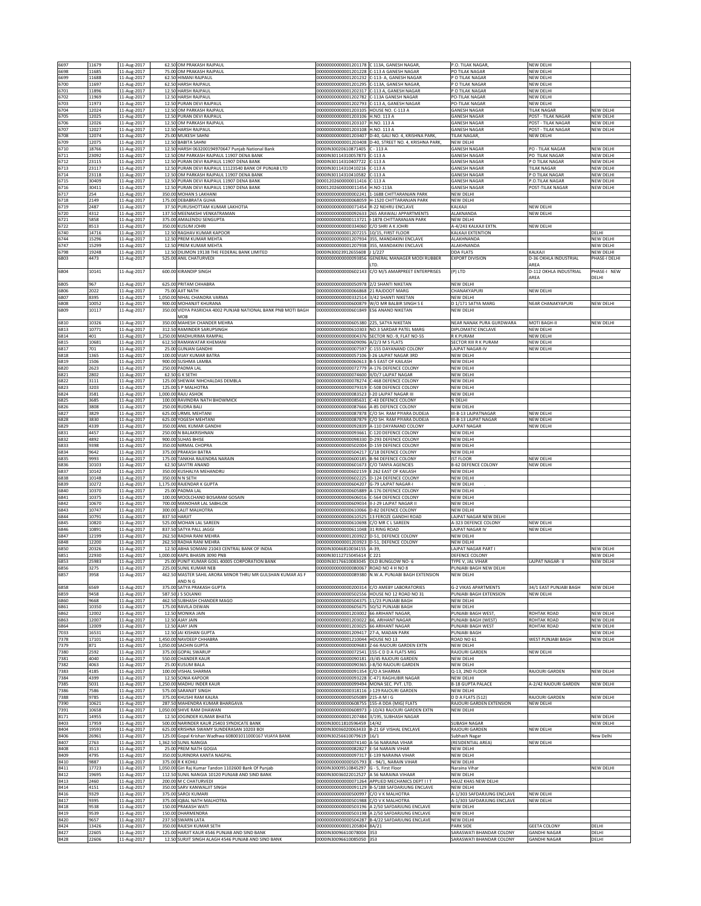| | | | | | | | | |
|---|---|---|---|---|---|---|---|---|
| 6697 | 11679 | 11-Aug-2017 | 62.50 | OM PRAKASH RAJPAUL | 0000000000001201178 | C 113A, GANESH NAGAR, | P.O. TILAK NAGAR, | NEW DELHI | |
| 6698 | 11685 | 11-Aug-2017 | 75.00 | OM PRAKASH RAJPAUL | 0000000000001201228 | C-113 A GANESH NAGAR | PO TILAK NAGAR | NEW DELHI | |
| 6699 | 11688 | 11-Aug-2017 | 62.50 | HIMANI RAJPAUL | 0000000000001201232 | C-113- A, GANESH NAGAR | P O TILAK NAGAR | NEW DELHI | |
| 6700 | 11697 | 11-Aug-2017 | 62.50 | HARSH RAJPAUL | 0000000000001201295 | C-113A, GANESH NAGAR, | P O TILAK NAGAR | NEW DELHI | |
| 6701 | 11896 | 11-Aug-2017 | 12.50 | HARSH RAJPAUL | 0000000000001202317 | C-113 A, GANESH NAGAR | P O TILAK NAGAR | NEW DELHI | |
| 6702 | 11969 | 11-Aug-2017 | 12.50 | HARSH RAJPAUL | 0000000000001202782 | C-113A GANESH NAGAR | PO-TILAK NAGAR | NEW DELHI | |
| 6703 | 11973 | 11-Aug-2017 | 12.50 | PURAN DEVI RAJPAUL | 0000000000001202793 | C-113 A, GANESH NAGAR | PO-TILAK NAGAR | NEW DELHI | |
| 6704 | 12024 | 11-Aug-2017 | 12.50 | OM PARKASH RAJPAUL | 0000000000001203105 | HOUSE NO. C-113 A | GANESH NAGAR | TILAK NAGAR | NEW DELHI |
| 6705 | 12025 | 11-Aug-2017 | 12.50 | PURAN DEVI RAJPAUL | 0000000000001203106 | H.NO. 113 A | GANESH NAGAR | POST - TILAK NAGAR | NEW DELHI |
| 6706 | 12026 | 11-Aug-2017 | 12.50 | OM PARKASH RAJPAUL | 0000000000001203107 | H.NO. 113 A | GANESH NAGAR | POST - TILAK NAGAR | NEW DELHI |
| 6707 | 12027 | 11-Aug-2017 | 12.50 | HARSH RAJPAUL | 0000000000001203108 | H.NO. 113 A | GANESH NAGAR | POST - TILAK NAGAR | NEW DELHI |
| 6708 | 12074 | 11-Aug-2017 | 25.00 | MUKESH SAHNI | 0000000000001203407 | D-40, GALI NO. 4, KRISHNA PARK, | TILAK NAGAR, | NEW DELHI | |
| 6709 | 12075 | 11-Aug-2017 | 12.50 | BABITA SAHNI | 0000000000001203408 | D-40, STREET NO. 4, KRISHNA PARK, | NEW DELHI | | |
| 6710 | 18766 | 11-Aug-2017 | 12.50 | HARSH 063200194970647 Punjab National Bank | 0000IN30020610871405 | C - 113 A | GANESH NAGAR | PO - TILAK NAGAR | NEW DELHI |
| 6711 | 23092 | 11-Aug-2017 | 12.50 | OM PARKASH RAJPAUL 11907 DENA BANK | 0000IN30114310057873 | C-113 A | GANESH NAGAR | PO TILAK NAGAR | NEW DELHI |
| 6712 | 23115 | 11-Aug-2017 | 12.50 | PURAN DEVI RAJPAUL 11907 DENA BANK | 0000IN30114310407722 | C-113 A | GANESH NAGAR | P O TILAK NAGAR | NEW DELHI |
| 6713 | 23117 | 11-Aug-2017 | 12.50 | PURAN DEVI RAJPAUL 11123540 BANK OF PUNJAB LTD | 0000IN30114310410216 | C-113 A | GANESH NAGAR | TILAK NAGAR | NEW DELHI |
| 6714 | 23118 | 11-Aug-2017 | 12.50 | OM PARKASH RAJPAUL 11907 DENA BANK | 0000IN30114310410582 | C-113 A | GANESH NAGAR | P O TILAK NAGAR | NEW DELHI |
| 6715 | 30409 | 11-Aug-2017 | 12.50 | PURAN DEVI RAJPAUL 11907 DENA BANK | 00001202600000011416 | C-113 A | GANESH NAGAR | P.O.TILAK NAGAR | NEW DELHI |
| 6716 | 30411 | 11-Aug-2017 | 12.50 | PURAN DEVI RAJPAUL 11907 DENA BANK | 00001202600000011454 | H.NO-113A | GANESH NAGAR | POST-TILAK NAGAR | NEW DELHI |
| 6717 | 254 | 11-Aug-2017 | 350.00 | MOHAN S LAKHANI | 0000000000000002241 | 1-1688 CHITTARANJAN PARK | NEW DELHI | | |
| 6718 | 2149 | 11-Aug-2017 | 175.00 | DEBABRATA GUHA | 0000000000000068059 | H-1520 CHITTARANJAN PARK | NEW DELHI | | |
| 6719 | 2487 | 11-Aug-2017 | 37.50 | PURUSHOTTAM KUMAR LAKHOTIA | 0000000000000071454 | R-22 NEHRU ENCLAVE | KALKAJI | NEW DELHI | |
| 6720 | 4312 | 11-Aug-2017 | 137.50 | MEENAKSHI VENKATRAMAN | 0000000000000092633 | 265 ARAWALI APPARTMENTS | ALAKNANDA | NEW DELHI | |
| 6721 | 5858 | 11-Aug-2017 | 375.00 | AMALENDU SENGUPTA | 0000000000000113721 | I-1878 CHITTARANJAN PARK | NEW DELHI | | |
| 6722 | 8513 | 11-Aug-2017 | 350.00 | KUSUM JOHRI | 0000000000000334060 | C/O SHRI A K JOHRI | A-4/243 KALKAJI EXTN. | NEW DELHI | |
| 6740 | 14716 | 11-Aug-2017 | 12.50 | RAGHAV KUMAR KAPOOR | 0000000000001207215 | 10/15, FIRST FLOOR | KALKAJI EXTENTION | | DELHI |
| 6744 | 15296 | 11-Aug-2017 | 12.50 | PREM KUMAR MEHTA | 0000000000001207934 | 355, MANDAKINI ENCLAVE | ALAKHNANDA | | NEW DELHI |
| 6747 | 15299 | 11-Aug-2017 | 12.50 | PREM KUMAR MEHTA | 0000000000001207938 | 355, MANDAKINI ENCLAVE | ALAKHNANDA | | NEW DELHI |
| 6798 | 19248 | 11-Aug-2017 | 12.50 | DILIMON 19138 THE FEDERAL BANK LIMITED | 0000IN30023912655608 | J-1/227 | DDA FLATS | KALKAJI | NEW DELHI |
| 6803 | 4473 | 11-Aug-2017 | 525.00 | ANIL CHATURVEDI | 0000000000000093856 | GENERAL MANAGER MODI RUBBER LTD. | EXPORT DIVISION | D-36 OKHLA INDUSTRIAL AREA | PHASE-I DELHI |
| 6804 | 10141 | 11-Aug-2017 | 600.00 | KIRANDIP SINGH | 0000000000000602143 | C/O M/S AMARPREET ENTERPRISES | (P) LTD | D-112 OKHLA INDUSTRIAL AREA | PHASE-I NEW DELHI |
| 6805 | 967 | 11-Aug-2017 | 625.00 | PRITAM CHHABRA | 0000000000000050978 | 2/2 SHANTI NIKETAN | NEW DELHI | | |
| 6806 | 2022 | 11-Aug-2017 | 75.00 | AJIT NATH | 0000000000000066868 | 21 RAJDOOT MARG | CHANAKYAPURI | NEW DELHI | |
| 6807 | 8395 | 11-Aug-2017 | 1,050.00 | NIHAL CHANDRA VARMA | 0000000000000332514 | 3/42 SHANTI NIKETAN | NEW DELHI | | |
| 6808 | 10052 | 11-Aug-2017 | 900.00 | MOHANJIT KHURANA | 0000000000000600879 | W/O MR BALBIR SINGH S E | D 1/171 SATYA MARG | NEAR CHANAKYAPURI | NEW DELHI |
| 6809 | 10117 | 11-Aug-2017 | 350.00 | VIDYA PASRICHA 4002 PUNJAB NATIONAL BANK PNB MOTI BAGH MOB | 0000000000000601849 | E56 ANAND NIKETAN | NEW DELHI | | |
| 6810 | 10326 | 11-Aug-2017 | 350.00 | MAHESH CHANDER MEHRA | 0000000000000605380 | 225, SATYA NIKETAN | NEAR NANAK PURA GURDWARA | MOTI BAGH-II | NEW DELHI |
| 6813 | 10771 | 11-Aug-2017 | 312.50 | RAMINDER SARUPSINGH | 0000000000000610303 | NO.3 SARDAR PATEL MARG | DIPLOMATIC ENCLAVE | NEW DELHI | |
| 6814 | 401 | 11-Aug-2017 | 1,250.00 | MADHURIMA RAMPAL | 0000000000000004376 | SECTOR NO.-9, FLAT NO-55 | R K PURAM | NEW DELHI | |
| 6815 | 10681 | 11-Aug-2017 | 612.50 | RAMAWATAR KHEMANI | 0000000000000609096 | A/2/3 M S FLATS | SECTOR XIII R K PURAM | NEW DELHI | |
| 6817 | 701 | 11-Aug-2017 | 25.00 | GUNJAN GANDHI | 0000000000000007597 | C-155 DAYANAND COLONY | LAJPAT NAGAR-IV | NEW DELHI | |
| 6818 | 1365 | 11-Aug-2017 | 100.00 | VIJAY KUMAR BATRA | 0000000000000057106 | I-26 LAJPAT NAGAR 3RD | NEW DELHI | | |
| 6819 | 1506 | 11-Aug-2017 | 900.00 | SUSHMA LAMBA | 0000000000000060613 | B-5 EAST OF KAILASH | NEW DELHI | | |
| 6820 | 2623 | 11-Aug-2017 | 250.00 | PADMA LAL | 0000000000000072779 | A-176 DEFENCE COLONY | NEW DELHI | | |
| 6821 | 2802 | 11-Aug-2017 | 62.50 | G K SETHI | 0000000000000074600 | II/D/7 LAJPAT NAGAR | NEW DELHI | | |
| 6822 | 3111 | 11-Aug-2017 | 125.00 | SHEWAK NIHCHALDAS DEMBLA | 0000000000000078274 | C-468 DEFENCE COLONY | NEW DELHI | | |
| 6823 | 3203 | 11-Aug-2017 | 125.00 | S P MALHOTRA | 0000000000000079319 | C-508 DEFENCE COLONY | NEW DELHI | | |
| 6824 | 3581 | 11-Aug-2017 | 1,000.00 | RAJU ASHOK | 0000000000000083523 | I-20 LAJPAT NAGAR III | NEW DELHI | | |
| 6825 | 3685 | 11-Aug-2017 | 100.00 | RAVINDRA NATH BHOWMICK | 0000000000000085631 | C-43 DEFENCE COLONY | N DELHI | | |
| 6826 | 3808 | 11-Aug-2017 | 250.00 | RUDRA BALI | 0000000000000087666 | A-85 DEFENCE COLONY | NEW DELHI | | |
| 6827 | 3829 | 11-Aug-2017 | 625.00 | URMIL MEHTANI | 0000000000000087878 | C/O SH. RAM PIYARA DUDEJA | III-B-13 LAJPATNAGAR | NEW DELHI | |
| 6828 | 3830 | 11-Aug-2017 | 625.00 | YOGESH MEHTANI | 0000000000000087879 | C/O SH. RAM PIYARA DUDEJA | III-B-13 LAJPAT NAGAR | NEW DELHI | |
| 6829 | 4339 | 11-Aug-2017 | 350.00 | ANIL KUMAR GANDHI | 0000000000000092839 | A-110 DAYANAND COLONY | LAJPAT NAGAR | NEW DELHI | |
| 6831 | 4457 | 11-Aug-2017 | 250.00 | N BALAKRISHNAN | 0000000000000093661 | C-120 DEFENCE COLONY | NEW DELHI | | |
| 6832 | 4892 | 11-Aug-2017 | 900.00 | SUHAS BHISE | 0000000000000098330 | D-293 DEFENCE COLONY | NEW DELHI | | |
| 6833 | 9398 | 11-Aug-2017 | 350.00 | NIRMAL CHOPRA | 0000000000000502004 | D-159 DEFENCE COLONY | NEW DELHI | | |
| 6834 | 9642 | 11-Aug-2017 | 375.00 | PRAKASH BATRA | 0000000000000504217 | C/18 DEFENCE COLONY | NEW DELHI | | |
| 6835 | 9993 | 11-Aug-2017 | 175.00 | TANKHA RAJENDRA NARAIN | 0000000000000600185 | B-94 DEFENCE COLONY | IST FLOOR | NEW DELHI | |
| 6836 | 10103 | 11-Aug-2017 | 62.50 | SAVITRI ANAND | 0000000000000601673 | C/O TANYA AGENCIES | B-62 DEFENCE COLONY | NEW DELHI | |
| 6837 | 10142 | 11-Aug-2017 | 350.00 | KUSHALYA MEHANDRU | 0000000000000602159 | E 262 EAST OF KAILASH | NEW DELHI | | |
| 6838 | 10148 | 11-Aug-2017 | 350.00 | N N SETH | 0000000000000602225 | D-124 DEFENCE COLONY | NEW DELHI | | |
| 6839 | 10272 | 11-Aug-2017 | 1,175.00 | RAJENDAR K GUPTA | 0000000000000604207 | G-79 LAJPAT NAGAR-I | NEW DELHI | | |
| 6840 | 10370 | 11-Aug-2017 | 25.00 | PADMA LAL | 0000000000000605889 | A-176 DEFENCE COLONY | NEW DELHI | | |
| 6841 | 10375 | 11-Aug-2017 | 100.00 | MOOLCHAND BOSARAM GOSAIN | 0000000000000606016 | C-564 DEFENCE COLONY | NEW DELHI | | |
| 6842 | 10670 | 11-Aug-2017 | 700.00 | MANOHAR LAL SABHLOK | 0000000000000609034 | II-J-29 LAJPAT NAGAR II | NEW DELHI | | |
| 6843 | 10747 | 11-Aug-2017 | 300.00 | LALIT MALHOTRA | 0000000000000610066 | D-82 DEFENCE COLONY | NEW DELHI | | |
| 6844 | 10791 | 11-Aug-2017 | 837.50 | HARJIT | 0000000000000610525 | 13 FEROZE GANDHI ROAD | LAJPAT NAGAR NEW DELHI | | |
| 6845 | 10820 | 11-Aug-2017 | 525.00 | MOHAN LAL SAREEN | 0000000000000610698 | C/O MR C L SAREEN | A-323 DEFENCE COLONY | NEW DELHI | |
| 6846 | 10891 | 11-Aug-2017 | 837.50 | SATYA PALL JAGGI | 0000000000000611048 | 31 RING ROAD | LAJPAT NAGAR IV | NEW DELHI | |
| 6847 | 12199 | 11-Aug-2017 | 262.50 | RADHA RANI MEHRA | 0000000000001203922 | D-51, DEFENCE COLONY | NEW DELHI | | |
| 6848 | 12200 | 11-Aug-2017 | 262.50 | RADHA RANI MEHRA | 0000000000001203923 | D-51, DEFENCE COLONY | NEW DELHI | | |
| 6850 | 20326 | 11-Aug-2017 | 12.50 | ABHA SOMANI 21043 CENTRAL BANK OF INDIA | 0000IN30046810034155 | A-39, | LAJPAT NAGAR PART I | | NEW DELHI |
| 6851 | 22930 | 11-Aug-2017 | 1,000.00 | KAPIL BHASIN 3090 PNB | 0000IN30112715045614 | C 221 | DEFENCE COLONY | | NEW DELHI |
| 6853 | 25983 | 11-Aug-2017 | 25.00 | PUNIT KUMAR GOEL 40005 CORPORATION BANK | 0000IN30176610083045 | OLD BUNGLOW NO- 6 | TYPE V, JAL VIHAR | LAJPAT NAGAR- II | NEW DELHI |
| 6856 | 3275 | 11-Aug-2017 | 225.00 | SUNIL KUMAR NEB | 0000000000000080067 | ROAD NO 4 H NO 8 | PUNJABI BAGH NEW DELHI | | |
| 6857 | 3958 | 11-Aug-2017 | 462.50 | MASTER SAHIL ARORA MINOR THRU MR GULSHAN KUMAR AS F AND N G | 0000000000000089380 | N.W.A. PUNJABI BAGH EXTENSION | NEW DELHI | | |
| 6858 | 6569 | 11-Aug-2017 | 375.00 | SATYA PRAKASH GUPTA | 0000000000000200314 | C/O AMEBY LABORATORIES | G-2 VIKAS APARTMENTS | 34/1 EAST PUNJABI BAGH | NEW DELHI |
| 6859 | 9458 | 11-Aug-2017 | 587.50 | J S SOLANKI | 0000000000000502556 | HOUSE NO 12 ROAD NO 31 | PUNJABI BAGH EXTENSION | NEW DELHI | |
| 6860 | 9668 | 11-Aug-2017 | 462.50 | SUBHASH CHANDER MAGO | 0000000000000504375 | 11/23 PUNJABI BAGH | NEW DELHI | | |
| 6861 | 10350 | 11-Aug-2017 | 175.00 | RAVILA DEWAN | 0000000000000605675 | 50/52 PUNJABI BAGH | NEW DELHI | | |
| 6862 | 12002 | 11-Aug-2017 | 12.50 | MONIKA JAIN | 0000000000001203002 | 66 ARIHANT NAGAR, | PUNJABI BAGH WEST, | ROHTAK ROAD | NEW DELHI |
| 6863 | 12007 | 11-Aug-2017 | 12.50 | AJAY JAIN | 0000000000001203022 | 66, ARIHANT NAGAR | PUNJABI BAGH (WEST) | ROHTAK ROAD | NEW DELHI |
| 6864 | 12009 | 11-Aug-2017 | 12.50 | AJAY JAIN | 0000000000001203025 | 66 ARIHANT NAGAR | PUNJABI BAGH WEST | ROHTAK ROAD | NEW DELHI |
| 7033 | 16531 | 11-Aug-2017 | 12.50 | JAI KISHAN GUPTA | 0000000000001209417 | 27-A, MADAN PARK | PUNJABI BAGH | | NEW DELHI |
| 7378 | 17101 | 11-Aug-2017 | 1,450.00 | NAVDEEP CHHABRA | 0000000000001210044 | HOUSE NO 13 | ROAD NO 61 | WEST PUNJABI BAGH | NEW DELHI |
| 7379 | 871 | 11-Aug-2017 | 1,050.00 | SACHIN GUPTA | 0000000000000009683 | Z-66 RAJOURI GARDEN EXTN | NEW DELHI | | |
| 7380 | 2592 | 11-Aug-2017 | 375.00 | GOPAL SWARUP | 0000000000000072541 | 155-C D D A FLATS MIG | RAJOURI GARDEN | NEW DELHI | |
| 7381 | 4040 | 11-Aug-2017 | 550.00 | CHANDER KAUR | 0000000000000090181 | J3/45 RAJOURI GARDEN | NEW DELHI | | |
| 7382 | 4063 | 11-Aug-2017 | 25.00 | KUSUM BALA | 0000000000000090365 | J-8/50 RAJOURI GARDEN | NEW DELHI | | |
| 7383 | 4185 | 11-Aug-2017 | 100.00 | VISHAL SHARMA | 0000000000000091354 | C/O A SHARMA | Q-13, 2ND FLOOR | RAJOURI GARDEN | NEW DELHI |
| 7384 | 4399 | 11-Aug-2017 | 12.50 | SONIA KAPOOR | 0000000000000093228 | C-471 RAGHUBIR NAGAR | NEW DELHI | | |
| 7385 | 5031 | 11-Aug-2017 | 1,250.00 | MADHU INDER KAUR | 0000000000000099494 | MONA SEC. PVT. LTD. | B-18 GUPTA PALACE | A-2/42 RAJOURI GARDEN | NEW DELHI |
| 7386 | 7586 | 11-Aug-2017 | 575.00 | SARANJIT SINGH | 0000000000000318116 | J-129 RAJOURI GARDEN | NEW DELHI | | |
| 7388 | 9785 | 11-Aug-2017 | 375.00 | KHUSHI RAM KALRA | 0000000000000505089 | 215-A M I G | D D A FLATS (512) | RAJOURI GARDEN | NEW DELHI |
| 7390 | 10621 | 11-Aug-2017 | 287.50 | MAHENDRA KUMAR BHARGAVA | 0000000000000608755 | 155-A DDA (MIG) FLATS | RAJOURI GARDEN EXTENSION | NEW DELHI | |
| 7391 | 10658 | 11-Aug-2017 | 1,050.00 | SHIVE RAM DHAWAN | 0000000000000608973 | J-10/43 RAJOURI GARDEN EXTN | NEW DELHI | | |
| 8171 | 14955 | 11-Aug-2017 | 12.50 | JOGINDER KUMAR BHATIA | 0000000000001207484 | 3/195, SUBHASH NAGAR | | | NEW DELHI |
| 8403 | 17959 | 11-Aug-2017 | 500.00 | NARINDER KAUR 25403 SYNDICATE BANK | 0000IN30011810596459 | 14/42 | SUBASH NAGAR | | NEW DELHI |
| 8404 | 19593 | 11-Aug-2017 | 625.00 | KRISHNA SWAMY SUNDERASAN 10203 BOI | 0000IN30036020063433 | B-21 GF VISHAL ENCLAVE | RAJOURI GARDEN | NEW DELHI | |
| 8406 | 26961 | 11-Aug-2017 | 125.00 | Gopal Krishan Wadhwa 608001011000167 VIJAYA BANK | 0000IN30256610079619 | 16/1 | Subhash Nagar | | New Delhi |
| 8407 | 2763 | 11-Aug-2017 | 1,362.50 | SUNIL NANGIA | 0000000000000074140 | A-56 NARAINA VIHAR | (RESIDENTIAL AREA) | NEW DELHI | |
| 8408 | 3513 | 11-Aug-2017 | 25.00 | PREM NATH GOGIA | 0000000000000082827 | E-54 NARAIN VIHAR | NEW DELHI | | |
| 8409 | 4795 | 11-Aug-2017 | 350.00 | SURINDRA KANTA NAGPAL | 0000000000000097317 | E-139 NARAINA VIHAR | NEW DELHI | | |
| 8410 | 9887 | 11-Aug-2017 | 375.00 | R K KOHLI | 0000000000000505793 | E - 94/1, NARAIN VIHAR | NEW DELHI | | |
| 8411 | 17723 | 11-Aug-2017 | 1,050.00 | Giri Raj Kumar Tandon 1102600 Bank Of Punjab | 0000IN30009510845297 | G - 5, First Floor | Naraina Vihar | | NEW DELHI |
| 8412 | 19695 | 11-Aug-2017 | 112.50 | SUNIL NANGIA 10120 PUNJAB AND SIND BANK | 0000IN30036022012527 | A 56 NARAINA VIHAAR | NEW DELHI | | |
| 8413 | 2460 | 11-Aug-2017 | 200.00 | M C CHATURVEDI | 0000000000000071264 | APPLIED MECHANICS DEPT I I T | HAUZ KHAS NEW DELHI | | |
| 8414 | 4151 | 11-Aug-2017 | 350.00 | SARV KANWALJIT SINGH | 0000000000000091129 | B-5/188 SAFDARJUNG ENCLAVE | NEW DELHI | | |
| 8416 | 9329 | 11-Aug-2017 | 375.00 | SAROJ KUMARI | 0000000000000500997 | C/O V K MALHOTRA | A-1/303 SAFDARJUNG ENCLAVE | NEW DELHI | |
| 8417 | 9395 | 11-Aug-2017 | 375.00 | IQBAL NATH MALHOTRA | 0000000000000501988 | C/O V K MALHOTRA | A-1/303 SAFDARJUNG ENCLAVE | NEW DELHI | |
| 8418 | 9538 | 11-Aug-2017 | 150.00 | PRAKASH WATI | 0000000000000503196 | A 2/50 SAFDARJUNG ENCLAVE | NEW DELHI | | |
| 8419 | 9539 | 11-Aug-2017 | 150.00 | DHARMENDRA | 0000000000000503198 | A 2/50 SAFDARJUNG ENCLAVE | NEW DELHI | | |
| 8420 | 9657 | 11-Aug-2017 | 237.50 | SWARN LATA | 0000000000000504287 | B-4/22 SAFDARJUNG ENCLAVE | NEW DELHI | | |
| 8424 | 13426 | 11-Aug-2017 | 350.00 | RAJESH KUMAR SETH | 0000000000001205804 | BA/21 | PARK SIDE | GEETA COLONY | DELHI |
| 8427 | 22605 | 11-Aug-2017 | 125.00 | HARJIT KAUR 4546 PUNJAB AND SIND BANK | 0000IN30096610078004 | 353 | SARASWATI BHANDAR COLONY | GANDHI NAGAR | DELHI |
| 8428 | 22606 | 11-Aug-2017 | 12.50 | SURJIT SINGH ALAGH 4546 PUNJAB AND SIND BANK | 0000IN30096610085050 | 353 | SARASWATI BHANDAR COLONY | GANDHI NAGAR | DELHI |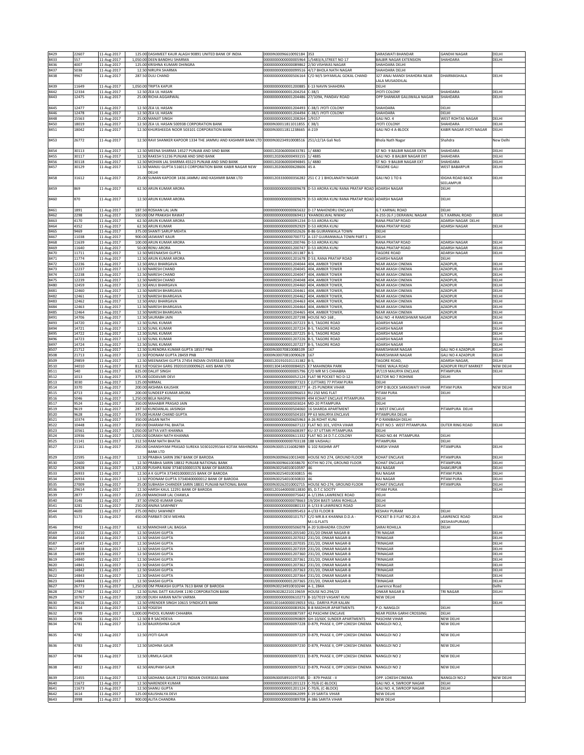| 8429 | 22607 | 11-Aug-2017 | 125.00 | DASHMEET KAUR ALAGH 90891 UNITED BANK OF INDIA | 0000IN30096610092184 | 353 | SARASWATI BHANDAR | GANDHI NAGAR | DELHI |
|---|---|---|---|---|---|---|---|---|---|
| 8433 | 557 | 11-Aug-2017 | 1,050.00 | DEEN BANDHU SHARMA | 00000000000000005964 | 1/5483/A,STREET NO 17 | BALBIR NAGAR EXTENSION | SHAHDARA | DELHI |
| 8436 | 4007 | 11-Aug-2017 | 125.00 | KRISHNA KUMARI DHINGRA | 00000000000000089862 | 2/30 VISHWAS NAGAR | SHAHDARA DELHI | | |
| 8437 | 5036 | 11-Aug-2017 | 12.50 | NIRUPA SHARMA | 00000000000000099516 | 4/17 BHOLA NATH NAGAR | SHAHDARA DELHI | | |
| 8438 | 9967 | 11-Aug-2017 | 287.50 | DULI CHAND | 00000000000000506164 | C/O M/S SHYAMLAL GOKAL CHAND | 327 ANAJ MANDI SHAHDRA NEAR LALA MUSADDILAL | DHARMASHALA | DELHI |
| 8439 | 11649 | 11-Aug-2017 | 1,050.00 | TRIPTA KAPUR | 00000000000001200885 | E-13 NAVIN SHAHDRA | DELHI | | |
| 8442 | 12334 | 11-Aug-2017 | 12.50 | ZEA UL HASAN | 00000000000001204254 | C-38/1 | JYOTI COLONY | SHAHDARA | DELHI |
| 8443 | 12475 | 11-Aug-2017 | 25.00 | RICHA AGGARWAL | 00000000000001204486 | 27/109A, PANDAV ROAD | OPP SHANKAR GALIJWALA NAGAR | SHAHDARA | DELHI |
| 8445 | 12477 | 11-Aug-2017 | 12.50 | ZEA UL HASAN | 00000000000001204493 | C-38/1 JYOTI COLONY | SHAHDARA | DELHI | |
| 8446 | 12478 | 11-Aug-2017 | 12.50 | ZEA UL HASAN | 00000000000001204494 | C-38/1 JYOTI COLONY | SHAHDARA | DELHI | |
| 8448 | 15563 | 11-Aug-2017 | 25.00 | MANJIT SINGH | 00000000000001208264 | 1/9157 | GALI NO. 4 | WEST ROHTAS NAGAR | DELHI |
| 8450 | 18019 | 11-Aug-2017 | 12.50 | ZEA UL HASAN 500938 CORPORATION BANK | 0000IN30011811011855 | C 38/1 | JYOTI COLONY | SHAHDARA | DELHI |
| 8451 | 18042 | 11-Aug-2017 | 12.50 | KHURSHEEDA NOOR 503101 CORPORATION BANK | 0000IN30011811238665 | A-219 | GALI NO-4 A-BLOCK | KABIR NAGAR JYOTI NAGAR | DELHI |
| 8453 | 26772 | 11-Aug-2017 | 12.50 | RAVI SHANKER KAPOOR 1334 THE JAMMU AND KASHMIR BANK LTD | 0000IN30234910008516 | 251/c2/1A Gali No5 | Bhola Nath Nagar | Shahdra | New Delhi |
| 8454 | 30113 | 11-Aug-2017 | 12.50 | MEENA SHARMA 14527 PUNJAB AND SIND BANK | 00001202060000433781 | 1/ 4880 | ST NO- 9 BALBIR NAGAR EXTN | SHAHDARA | DELHI |
| 8455 | 30117 | 11-Aug-2017 | 12.50 | RAKESH 51236 PUNJAB AND SIND BANK | 00001202060000493155 | 1/ 4885 | GALI NO- 8 BALBIR NAGAR EXT | SHAHDARA | DELHI |
| 8456 | 30118 | 11-Aug-2017 | 12.50 | MOHAN LAL SHARMA 45523 PUNJAB AND SIND BANK | 00001202060000494845 | 1/ 4880 | ST NO- 9 BALBIR NAGAR EXT | SHAHDARA | DELHI |
| 8457 | 30129 | 11-Aug-2017 | 12.50 | MANJU GUPTA 516013 CORPORATION BANK KABIR NAGAR NEW DELHI | 00001202060000628606 | 45 A | TAGORE GALI | WEST BABARPUR | DELHI |
| 8458 | 31612 | 11-Aug-2017 | 25.00 | SUMAN KAPOOR 1436 JAMMU AND KASHMIR BANK LTD | 00001203330000356282 | 251 C 2 1 BHOLANATH NAGAR | GALI NO 1 TO 6 | IDGHA ROAD BACK SEELAMPUR | DELHI |
| 8459 | 869 | 11-Aug-2017 | 62.50 | ARUN KUMAR ARORA | 00000000000000009678 | D-53 ARORA KUNJ RANA PRATAP ROAD | ADARSH NAGAR | DELHI | |
| 8460 | 870 | 11-Aug-2017 | 12.50 | ARUN KUMAR ARORA | 00000000000000009679 | D-53 ARORA KUNJ RANA PRATAP ROAD | ADARSH NAGAR | DELHI | |
| 8461 | 1891 | 11-Aug-2017 | 187.50 | ROSHAN LAL JAIN | 00000000000000065632 | D-17 MAHENDRU ENCLAVE | G.T.KARNAL ROAD | DELHI | |
| 8462 | 2298 | 11-Aug-2017 | 550.00 | OM PRAKASH RAWAT | 00000000000000069413 | 'KHANDELWAL NIWAS' | A-255 (G.F.) DERAWAL NAGAR | G.T.KARNAL ROAD | DELHI |
| 8463 | 4170 | 11-Aug-2017 | 62.50 | ARUN KUMAR ARORA | 00000000000000091234 | D-53 ARORA KUNJ | RANA PRATAP ROAD | ADARSH NAGAR DELHI | |
| 8464 | 4352 | 11-Aug-2017 | 62.50 | ARUN KUMAR | 00000000000000092929 | D-53 ARORA KUNJ | RANA PRATAP ROAD | ADARSH NAGAR | DELHI |
| 8465 | 9469 | 11-Aug-2017 | 375.00 | SHANTI SARUP MEHTA | 00000000000000502626 | B-86 GUJRANWALA TOWN | DELHI | | |
| 8467 | 11038 | 11-Aug-2017 | 900.00 | JASWANT KAUR | 00000000000000700772 | A-137 GUJRANWALA TOWN PART 1 | DELHI | | |
| 8468 | 11639 | 11-Aug-2017 | 100.00 | ARUN KUMAR ARORA | 00000000000001200746 | D-53 ARORA KUNJ | RANA PRATAP ROAD | ADARSH NAGAR | DELHI |
| 8469 | 11640 | 11-Aug-2017 | 50.00 | RENU ARORA | 00000000000001200747 | D-53 ARORA KUNJ | RANA PRATAP ROAD | ADARSH NAGAR | DELHI |
| 8470 | 11711 | 11-Aug-2017 | 12.50 | MEENAKSHI GUPTA | 00000000000001201387 | B-5 | TAGORE ROAD | ADARSH NAGAR | DELHI |
| 8471 | 11774 | 11-Aug-2017 | 12.50 | ARUN KUMAR ARORA | 00000000000001201678 | D 53, RANA PRATAP ROAD | ADARSH NAGAR | DELHI | |
| 8472 | 12236 | 11-Aug-2017 | 12.50 | ANUJ BHARGAVA | 00000000000001204044 | 404, AMBER TOWER | NEAR AKASH CINEMA | AZADPUR, | DELHI |
| 8473 | 12237 | 11-Aug-2017 | 12.50 | NARESH CHAND | 00000000000001204045 | 404, AMBER TOWER | NEAR AKASH CINEMA | AZADPUR, | DELHI |
| 8474 | 12238 | 11-Aug-2017 | 12.50 | NARESH CHAND | 00000000000001204047 | 404, AMBER TOWER | NEAR AKASH CINEMA | AZADPUR, | DELHI |
| 8475 | 12239 | 11-Aug-2017 | 12.50 | NARESH CHAND | 00000000000001204048 | 404, AMBER TOWER | NEAR AKASH CINEMA | AZADPUR, | DELHI |
| 8480 | 12459 | 11-Aug-2017 | 12.50 | ANUJ BHARGAVA | 00000000000001204460 | 404, AMBER TOWER, | NEAR AKASH CINEMA | AZADPUR | DELHI |
| 8481 | 12460 | 11-Aug-2017 | 12.50 | NARESH BHARGAVA | 00000000000001204461 | 404, AMBER TOWER, | NEAR AKASH CINEMA | AZADPUR | DELHI |
| 8482 | 12461 | 11-Aug-2017 | 12.50 | NARESH BHARGAVA | 00000000000001204462 | 404, AMBER TOWER, | NEAR AKASH CINEMA | AZADPUR | DELHI |
| 8483 | 12462 | 11-Aug-2017 | 12.50 | ANUJ BHARGAVA | 00000000000001204463 | 404, AMBER TOWER, | NEAR AKASH CINEMA | AZADPUR | DELHI |
| 8484 | 12463 | 11-Aug-2017 | 12.50 | NARESH BHARGAVA | 00000000000001204464 | 404, AMBER TOWER, | NEAR AKASH CINEMA | AZADPUR | DELHI |
| 8485 | 12464 | 11-Aug-2017 | 12.50 | NARESH BHARGAVA | 00000000000001204465 | 404, AMBER TOWER, | NEAR AKASH CINEMA | AZADPUR | DELHI |
| 8491 | 14706 | 11-Aug-2017 | 12.50 | SAURABH JAIN | 00000000000001207198 | HOUSE NO-168 , | GALI NO -4 RAMESHWAR NAGAR | AZADPUR | DELHI |
| 8493 | 14720 | 11-Aug-2017 | 12.50 | SUNIL KUMAR | 00000000000001207223 | B-5, TAGORE ROAD | ADARSH NAGAR | | DELHI |
| 8494 | 14721 | 11-Aug-2017 | 12.50 | SUNIL KUMAR | 00000000000001207224 | B-5, TAGORE ROAD | ADARSH NAGAR | | DELHI |
| 8495 | 14722 | 11-Aug-2017 | 12.50 | SUNIL KUMAR | 00000000000001207225 | B-5, TAGORE ROAD | ADARSH NAGAR | | DELHI |
| 8496 | 14723 | 11-Aug-2017 | 12.50 | SUNIL KUMAR | 00000000000001207226 | B-5, TAGORE ROAD | ADARSH NAGAR | | DELHI |
| 8497 | 14724 | 11-Aug-2017 | 12.50 | SUNIL KUMAR | 00000000000001207227 | B-5, TAGORE ROAD | ADARSH NAGAR | | DELHI |
| 8507 | 21712 | 11-Aug-2017 | 12.50 | SURENDRA KUMAR GUPTA 18557 PNB | 0000IN30070810088109 | 167 | RAMESHWAR NAGAR | GALI NO 4 AZADPUR | DELHI |
| 8508 | 21713 | 11-Aug-2017 | 12.50 | POONAM GUPTA 28459 PNB | 0000IN30070810090628 | 167 | RAMESHWAR NAGAR | GALI NO 4 AZADPUR | DELHI |
| 8509 | 29859 | 11-Aug-2017 | 12.50 | MEENAKSHI GUPTA 27454 INDIAN OVERSEAS BANK | 00001201910101131382 | B-5, | TAGORE ROAD, | ADARSH NAGAR, | DELHI |
| 8510 | 34010 | 11-Aug-2017 | 812.50 | YOGESH GARG 392010100009621 AXIS BANK LTD | 00001304140000084025 | 67 MAHINDRA PARK | THEKE WALA ROAD | AZADPUR FRUIT MARKET | NEW DELHI |
| 8511 | 540 | 11-Aug-2017 | 625.00 | DALJIT SINGH | 00000000000000005796 | C/O MR M S CHHABRA | JP/119 MAURYA ENCLAVE | PITAMPURA | DELHI |
| 8512 | 1013 | 11-Aug-2017 | 375.00 | GODAVARI DEVI | 00000000000000052124 | FLAT 98 POCKET NO D-12 | SECTOR NO 7 ROHINIE | DELHI | |
| 8513 | 3030 | 11-Aug-2017 | 125.00 | NIRMAL | 00000000000000077323 | C (UTTARI) 77 PITAM PURA | DELHI | | |
| 8514 | 3370 | 11-Aug-2017 | 200.00 | AKSHMA KAUSHIK | 00000000000000081277 | A - 25 PUNDRIK VIHAR | OPP D BLOCK SARASWATI VIHAR | PITAM PURA | NEW DELHI |
| 8515 | 4713 | 11-Aug-2017 | 200.00 | SUNDEEP KUMAR ARORA | 00000000000000096653 | RU 250 MIG FLAT | PITAM PURA | DELHI | |
| 8516 | 5046 | 11-Aug-2017 | 1,250.00 | BELA NAGPAL | 00000000000000099699 | 494 KOHAT ENCLAVE PITAMPURA | DELHI | | |
| 8517 | 9524 | 11-Aug-2017 | 350.00 | MAHABIR PRASAD JAIN | 00000000000000503024 | MD-20 PITAMPURA | DELHI | | |
| 8519 | 9619 | 11-Aug-2017 | 287.50 | KUNDANLAL JAISINGH | 00000000000000504060 | 16 SHARDA APARTMENT | 3 WEST ENCLAVE | PITAMPURA DELHI | |
| 8520 | 9628 | 11-Aug-2017 | 375.00 | HUKAM CHAND GUPTA | 00000000000000504103 | PP 63 MAURYA ENCLAVE | PITAMPURA DELHI | | |
| 8521 | 10374 | 11-Aug-2017 | 350.00 | JAGAN NATH | 00000000000000605963 | A-26 ROHIT KUNJ | P O RANIBAGH DELHI | | |
| 8522 | 10448 | 11-Aug-2017 | 350.00 | DHARAM PAL BHATIA | 00000000000000607122 | FLAT NO.101, VIDYA VIHAR | PLOT NO.5 WEST PITAMPURA | OUTER RING ROAD | DELHI |
| 8523 | 10561 | 11-Aug-2017 | 1,050.00 | SATYA VATI KHANNA | 00000000000000608397 | KU-37 UTTARI PITAMPURA | DELHI | | |
| 8524 | 10936 | 11-Aug-2017 | 1,050.00 | GORAKH NATH KHANNA | 00000000000000611332 | FLAT NO.14 D.T.C.COLONY | ROAD NO.44 PITAMPURA | DELHI | |
| 8525 | 11141 | 11-Aug-2017 | 312.50 | RAM NATH BHATIA | 00000000000000703138 | 188 VAISHALI | PITAMPURA | DELHI | |
| 8527 | 21161 | 11-Aug-2017 | 250.00 | GHANSHYAM PRASAD SUREKA 503010295564 KOTAK MAHINDRA BANK LTD | 0000IN30051316082989 | G 102 RASHMI APT | HARSH VIHAR | PITAMPURA | DELHI |
| 8529 | 22595 | 11-Aug-2017 | 12.50 | PRABHA SARIN 3967 BANK OF BARODA | 0000IN30096610013400 | HOUSE NO 274, GROUND FLOOR | KOHAT ENCLAVE | PITAMPURA | DELHI |
| 8530 | 22600 | 11-Aug-2017 | 12.50 | PRABHA SARIN 18832 PUNJAB NATIONAL BANK | 0000IN30096610038670 | KOTHI NO 274, GROUND FLOOR | KOHAT ENCLAVE | PITAMPURA | DELHI |
| 8532 | 26928 | 11-Aug-2017 | 1,325.00 | PUSHPA RANI 37340100001376 BANK OF BARODA | 0000IN30254010010597 | 46 | RAJ NAGAR | SHAKURPUR | DELHI |
| 8533 | 26933 | 11-Aug-2017 | 12.50 | A K GUPTA 37340100000155 BANK OF BARODA | 0000IN30254010030815 | 46 | RAJ NAGAR | PITAM PURA | DELHI |
| 8534 | 26934 | 11-Aug-2017 | 12.50 | POONAM GUPTA 37340400000012 BANK OF BARODA | 0000IN30254010030833 | 46 | RAJ NAGAR | PITAM PURA | DELHI |
| 8535 | 27009 | 11-Aug-2017 | 25.00 | SUBHASH CHANDER SARIN 18831 PUNJAB NATIONAL BANK | 0000IN30262010002715 | HOUSE NO-274, GROUND FLOOR | KOHAT ENCLAVE | PITAMPURA | DELHI |
| 8536 | 29614 | 11-Aug-2017 | 12.50 | HARSH KAUL 12291 BANK OF BARODA | 00001201640000013830 | 85, D.T.C SOCITY | PITAM PURA | | DELHI |
| 8539 | 2877 | 11-Aug-2017 | 225.00 | MANOHAR LAL CHAWLA | 00000000000000075642 | A-1/139A LAWRENCE ROAD | DELHI | | |
| 8540 | 3146 | 11-Aug-2017 | 37.50 | VINOD KUMAR GHAI | 00000000000000078663 | 19/204 BASTI SARAI ROHILLA | DELHI | | |
| 8541 | 3281 | 11-Aug-2017 | 250.00 | ANJNA SAWHNEY | 00000000000000080133 | A-1/33 B LAWRENCE ROAD | DELHI | | |
| 8544 | 4600 | 11-Aug-2017 | 275.00 | INDU SAWHNEY | 00000000000000095453 | A-I/33 FLOOR B | KESHAV PURAM | DELHI | |
| 8545 | 5173 | 11-Aug-2017 | 450.00 | PARBATI DEVI MEHRA | 00000000000000101757 | C/O MR.B.K KHANNA D.D.A - M.I.G.FLATS | POCKET B-3 FLAT NO.20-A | LAWRENCE ROAD (KESHAVPURAM) | DELHI |
| 8546 | 9942 | 11-Aug-2017 | 62.50 | MANOHAR LAL BAGGA | 00000000000000506078 | A-20 SUBHADRA COLONY | SARAI ROHILLA | DELHI | |
| 8569 | 13210 | 11-Aug-2017 | 12.50 | SHASHI GUPTA | 00000000000001205540 | 231/20 ONKAR NAGAR-B | TRI NAGAR | | DELHI |
| 8584 | 14544 | 11-Aug-2017 | 12.50 | SHASHI GUPTA | 00000000000001207032 | 231/20, ONKAR NAGAR-B | TRINAGAR | | DELHI |
| 8587 | 14547 | 11-Aug-2017 | 12.50 | SHASHI GUPTA | 00000000000001207035 | 231/20, ONKAR NAGAR-B | TRINAGAR | | DELHI |
| 8617 | 14838 | 11-Aug-2017 | 12.50 | SHASHI GUPTA | 00000000000001207359 | 231/20, ONKAR NAGAR-B | TRINAGAR | | DELHI |
| 8618 | 14839 | 11-Aug-2017 | 12.50 | SHASHI GUPTA | 00000000000001207360 | 231/20, ONKAR NAGAR-B | TRINAGAR | | DELHI |
| 8619 | 14840 | 11-Aug-2017 | 12.50 | SHASHI GUPTA | 00000000000001207361 | 231/20, ONKAR NAGAR-B | TRINAGAR | | DELHI |
| 8620 | 14841 | 11-Aug-2017 | 12.50 | SHASHI GUPTA | 00000000000001207362 | 231/20, ONKAR NAGAR-B | TRINAGAR | | DELHI |
| 8621 | 14842 | 11-Aug-2017 | 12.50 | SHASHI GUPTA | 00000000000001207363 | 231/20, ONKAR NAGAR-B | TRINAGAR | | DELHI |
| 8622 | 14843 | 11-Aug-2017 | 12.50 | SHASHI GUPTA | 00000000000001207364 | 231/20, ONKAR NAGAR-B | TRINAGAR | | DELHI |
| 8623 | 14844 | 11-Aug-2017 | 12.50 | SHASHI GUPTA | 00000000000001207365 | 231/20, ONKAR NAGAR-B | TRINAGAR | | DELHI |
| 8627 | 26773 | 11-Aug-2017 | 1,250.00 | OM PRAKASH GUPTA 7613 BANK OF BARODA | 0000IN30234910010244 | A-1, 284A | Lawrence Road | | Delhi |
| 8628 | 27467 | 11-Aug-2017 | 12.50 | SUNIL DATT KAUSHIK 1190 CORPORATION BANK | 0000IN30282210119659 | HOUSE NO.294/23 | ONKAR NAGAR B | TRI NAGAR | DELHI |
| 8629 | 10767 | 11-Aug-2017 | 100.00 | DUKH HARAN NATH VARMA | 00000000000000610273 | B-10/7019 VASANT KUNJ | NEW DELHI | | |
| 8630 | 29616 | 11-Aug-2017 | 12.50 | VIRENDER SINGH 10615 SYNDICATE BANK | 00001201640000019053 | VILL- DARIYA PUR KALAN | | | DELHI |
| 8631 | 3614 | 11-Aug-2017 | 12.50 | YOGESH | 00000000000000083926 | B-8 MADHUR APARTMENTS | P.O. NANGLOI | DELHI | |
| 8632 | 3799 | 11-Aug-2017 | 1,000.00 | PHOOL KUMARI CHHABRA | 00000000000000087597 | 42 PASCHIM ENCLAVE | NEAR PEERA GARHI CROSSING | DELHI | |
| 8633 | 4106 | 11-Aug-2017 | 12.50 | B R SACHDEVA | 00000000000000090809 | GH-10/60C SUNDER APARTMENTS | PASCHIM VIHAR | NEW DELHI | |
| 8634 | 4781 | 11-Aug-2017 | 12.50 | BALKRISHNA GAUR | 00000000000000097228 | D-879, PHASE II, OPP LOKESH CINEMA | NANGLOI NO.2, | NEW DELHI | |
| 8635 | 4782 | 11-Aug-2017 | 12.50 | JYOTI GAUR | 00000000000000097229 | D-879, PHASE II, OPP LOKESH CINEMA | NANGLOI NO 2 | NEW DELHI | |
| 8636 | 4783 | 11-Aug-2017 | 12.50 | SADHNA GAUR | 00000000000000097230 | D-879, PHASE II, OPP LOKESH CINEMA | NANGLOI NO 2 | NEW DELHI | |
| 8637 | 4784 | 11-Aug-2017 | 12.50 | URMILA GAUR | 00000000000000097231 | D-879, PHASE II, OPP LOKESH CINEMA | NANGLOI NO 2 | NEW DELHI | |
| 8638 | 4812 | 11-Aug-2017 | 62.50 | ANUPAM GAUR | 00000000000000097532 | D-879, PHASE II, OPP LOKESH CINEMA | NANGLOI NO 2 | NEW DELHI | |
| 8639 | 21455 | 11-Aug-2017 | 12.50 | SADHANA GAUR 12733 INDIAN OVERSEAS BANK | 0000IN30058910197585 | D - 879 PHASE - II | OPP. LOKESH CINEMA | NANGLOI NO.2 | NEW DELHI |
| 8640 | 11672 | 11-Aug-2017 | 12.50 | NARENDER KUMAR | 00000000000001201123 | C-70/6 (C-BLOCK) | GALI NO. 4, SWROOP NAGAR | DELHI | |
| 8641 | 11673 | 11-Aug-2017 | 12.50 | SHANU GUPTA | 00000000000001201124 | C-70/6, (C-BLOCK) | GALI NO. 4, SWROOP NAGAR | DELHI | |
| 8642 | 1614 | 11-Aug-2017 | 125.00 | KAUSHALYA DEVI | 00000000000000062099 | E-19 SARITA VIHAR | NEW DELHI | | |
| 8643 | 3998 | 11-Aug-2017 | 900.00 | ALITA CHANDRA | 00000000000000089708 | A-386 SARITA VIHAR | NEW DELHI | | |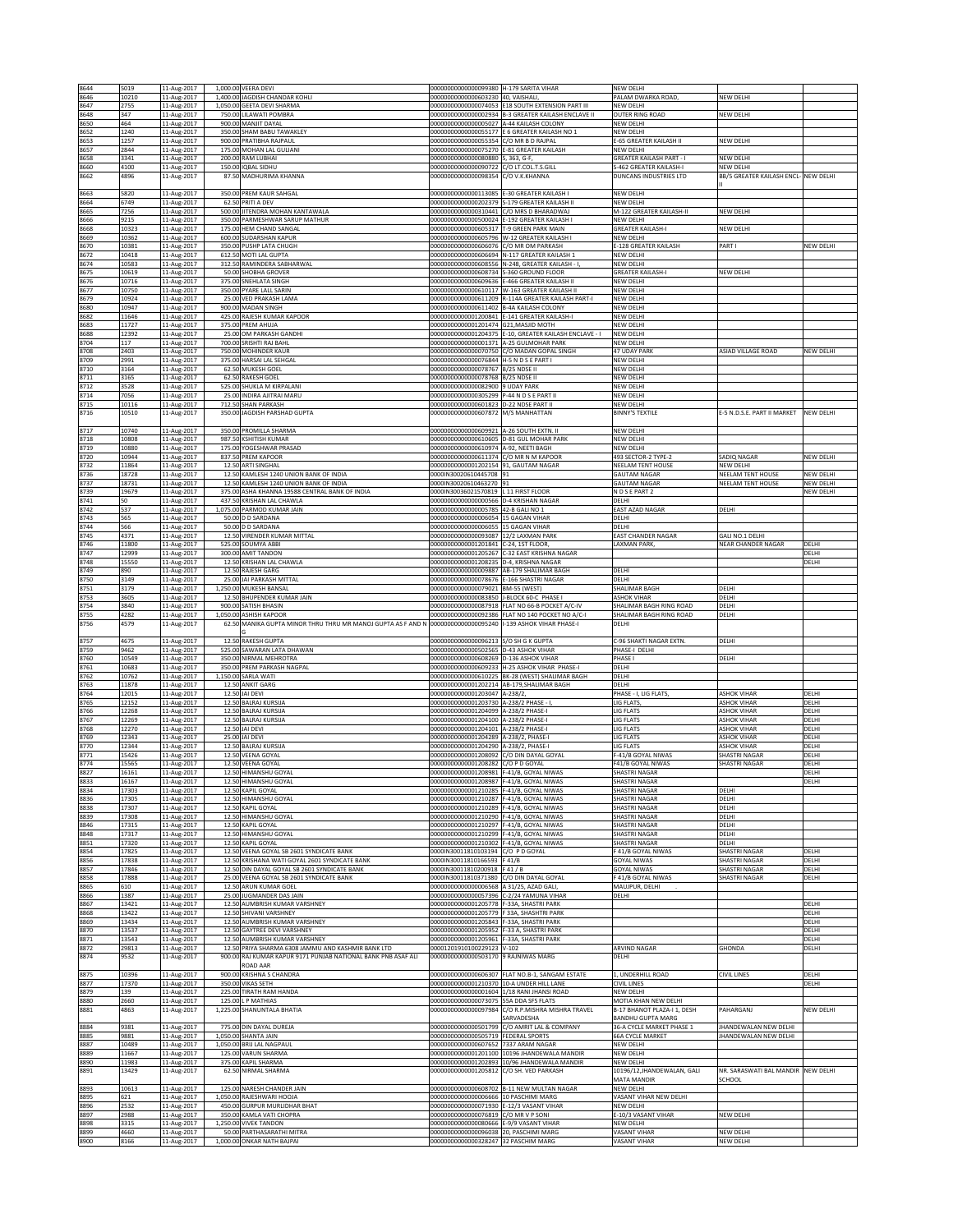| | | | | | | | | |
|---|---|---|---|---|---|---|---|---|
| 8644 | 5019 | 11-Aug-2017 | 1,000.00 | VEERA DEVI | 0000000000000099380 | H-179 SARITA VIHAR | NEW DELHI | | |
| 8646 | 10210 | 11-Aug-2017 | 1,400.00 | JAGDISH CHANDAR KOHLI | 0000000000000603230 | 40, VAISHALI, | PALAM DWARKA ROAD, | NEW DELHI | |
| 8647 | 2755 | 11-Aug-2017 | 1,050.00 | GEETA DEVI SHARMA | 0000000000000074053 | E18 SOUTH EXTENSION PART III | NEW DELHI | | |
| 8648 | 347 | 11-Aug-2017 | 750.00 | LILAWATI POMBRA | 0000000000000002934 | B-3 GREATER KAILASH ENCLAVE II | OUTER RING ROAD | NEW DELHI | |
| 8650 | 464 | 11-Aug-2017 | 900.00 | MANJIT DAYAL | 0000000000000005027 | A-44 KAILASH COLONY | NEW DELHI | | |
| 8652 | 1240 | 11-Aug-2017 | 350.00 | SHAM BABU TAWAKLEY | 0000000000000055177 | E 6 GREATER KAILASH NO 1 | NEW DELHI | | |
| 8653 | 1257 | 11-Aug-2017 | 900.00 | PRATIBHA RAJPAUL | 0000000000000055354 | C/O MR B D RAJPAL | E-65 GREATER KAILASH II | NEW DELHI | |
| 8657 | 2844 | 11-Aug-2017 | 175.00 | MOHAN LAL GULIANI | 0000000000000075270 | E-81 GREATER KAILASH | NEW DELHI | | |
| 8658 | 3341 | 11-Aug-2017 | 200.00 | RAM LUBHAI | 0000000000000080880 | S, 363, G-F, | GREATER KAILASH PART - I | NEW DELHI | |
| 8660 | 4100 | 11-Aug-2017 | 150.00 | IQBAL SIDHU | 0000000000000090722 | C/O LT.COL.T.S.GILL | S-462 GREATER KAILASH-I | NEW DELHI | |
| 8662 | 4896 | 11-Aug-2017 | 87.50 | MADHURIMA KHANNA | 0000000000000098354 | C/O V.K.KHANNA | DUNCANS INDUSTRIES LTD | BB/5 GREATER KAILASH ENCL-II | NEW DELHI |
| 8663 | 5820 | 11-Aug-2017 | 350.00 | PREM KAUR SAHGAL | 0000000000000113085 | E-30 GREATER KAILASH I | NEW DELHI | | |
| 8664 | 6749 | 11-Aug-2017 | 62.50 | PRITI A DEV | 0000000000000202379 | S-179 GREATER KAILASH II | NEW DELHI | | |
| 8665 | 7256 | 11-Aug-2017 | 500.00 | JITENDRA MOHAN KANTAWALA | 0000000000000310441 | C/O MRS D BHARADWAJ | M-122 GREATER KAILASH-II | NEW DELHI | |
| 8666 | 9215 | 11-Aug-2017 | 350.00 | PARMESHWAR SARUP MATHUR | 0000000000000500024 | E-192 GREATER KAILASH I | NEW DELHI | | |
| 8668 | 10323 | 11-Aug-2017 | 175.00 | HEM CHAND SANGAL | 0000000000000605317 | T-9 GREEN PARK MAIN | GREATER KAILASH-I | NEW DELHI | |
| 8669 | 10362 | 11-Aug-2017 | 600.00 | SUDARSHAN KAPUR | 0000000000000605796 | W-12 GREATER KAILASH I | NEW DELHI | | |
| 8670 | 10381 | 11-Aug-2017 | 350.00 | PUSHP LATA CHUGH | 0000000000000606076 | C/O MR OM PARKASH | E-128 GREATER KAILASH | PART I | NEW DELHI |
| 8672 | 10418 | 11-Aug-2017 | 612.50 | MOTI LAL GUPTA | 0000000000000606694 | N-117 GREATER KAILASH 1 | NEW DELHI | | |
| 8674 | 10583 | 11-Aug-2017 | 312.50 | RAMINDERA SABHARWAL | 0000000000000608556 | N-248, GREATER KAILASH - I, | NEW DELHI | | |
| 8675 | 10619 | 11-Aug-2017 | 50.00 | SHOBHA GROVER | 0000000000000608734 | S-360 GROUND FLOOR | GREATER KAILASH-I | NEW DELHI | |
| 8676 | 10716 | 11-Aug-2017 | 375.00 | SNEHLATA SINGH | 0000000000000609636 | E-466 GREATER KAILASH II | NEW DELHI | | |
| 8677 | 10750 | 11-Aug-2017 | 350.00 | PYARE LALL SARIN | 0000000000000610117 | W-163 GREATER KAILASH II | NEW DELHI | | |
| 8679 | 10924 | 11-Aug-2017 | 25.00 | VED PRAKASH LAMA | 0000000000000611209 | R-114A GREATER KAILASH PART-I | NEW DELHI | | |
| 8680 | 10947 | 11-Aug-2017 | 900.00 | MADAN SINGH | 0000000000000611402 | B-4A KAILASH COLONY | NEW DELHI | | |
| 8682 | 11646 | 11-Aug-2017 | 425.00 | RAJESH KUMAR KAPOOR | 0000000000001200841 | E-141 GREATER KAILASH-I | NEW DELHI | | |
| 8683 | 11727 | 11-Aug-2017 | 375.00 | PREM AHUJA | 0000000000001201474 | G21,MASJID MOTH | NEW DELHI | | |
| 8688 | 12392 | 11-Aug-2017 | 25.00 | OM PARKASH GANDHI | 0000000000001204375 | E-10, GREATER KAILASH ENCLAVE - I | NEW DELHI | | |
| 8704 | 117 | 11-Aug-2017 | 700.00 | SRISHTI RAI BAHL | 0000000000000001371 | A-25 GULMOHAR PARK | NEW DELHI | | |
| 8708 | 2403 | 11-Aug-2017 | 750.00 | MOHINDER KAUR | 0000000000000070750 | C/O MADAN GOPAL SINGH | 47 UDAY PARK | ASIAD VILLAGE ROAD | NEW DELHI |
| 8709 | 2991 | 11-Aug-2017 | 375.00 | HARSAI LAL SEHGAL | 0000000000000076844 | H-5 N D S E PART I | NEW DELHI | | |
| 8710 | 3164 | 11-Aug-2017 | 62.50 | MUKESH GOEL | 0000000000000078767 | B/25 NDSE II | NEW DELHI | | |
| 8711 | 3165 | 11-Aug-2017 | 62.50 | RAKESH GOEL | 0000000000000078768 | B/25 NDSE II | NEW DELHI | | |
| 8712 | 3528 | 11-Aug-2017 | 525.00 | SHUKLA M KIRPALANI | 0000000000000082900 | 9 UDAY PARK | NEW DELHI | | |
| 8714 | 7056 | 11-Aug-2017 | 25.00 | INDIRA AJITRAI MARU | 0000000000000305299 | P-44 N D S E PART II | NEW DELHI | | |
| 8715 | 10116 | 11-Aug-2017 | 712.50 | SHAN PARKASH | 0000000000000601823 | D-22 NDSE PART II | NEW DELHI | | |
| 8716 | 10510 | 11-Aug-2017 | 350.00 | JAGDISH PARSHAD GUPTA | 0000000000000607872 | M/S MANHATTAN | BINNY'S TEXTILE | E-5 N.D.S.E. PART II MARKET | NEW DELHI |
| 8717 | 10740 | 11-Aug-2017 | 350.00 | PROMILLA SHARMA | 0000000000000609921 | A-26 SOUTH EXTN. II | NEW DELHI | | |
| 8718 | 10808 | 11-Aug-2017 | 987.50 | KSHITISH KUMAR | 0000000000000610605 | D-81 GULMOHAR PARK | NEW DELHI | | |
| 8719 | 10880 | 11-Aug-2017 | 175.00 | YOGESHWAR PRASAD | 0000000000000610974 | A-92, NEETI BAGH | NEW DELHI | | |
| 8720 | 10944 | 11-Aug-2017 | 837.50 | PREM KAPOOR | 0000000000000611374 | C/O MR N M KAPOOR | 493 SECTOR-2 TYPE-2 | SADIQ NAGAR | NEW DELHI |
| 8732 | 11864 | 11-Aug-2017 | 12.50 | ARTI SINGHAL | 0000000000001202154 | 91, GAUTAM NAGAR | NEELAM TENT HOUSE | NEW DELHI | |
| 8736 | 18728 | 11-Aug-2017 | 12.50 | KAMLESH 1240 UNION BANK OF INDIA | 0000IN30020610445708 | 91 | GAUTAM NAGAR | NEELAM TENT HOUSE | NEW DELHI |
| 8737 | 18731 | 11-Aug-2017 | 12.50 | KAMLESH 1240 UNION BANK OF INDIA | 0000IN30020610463270 | 91 | GAUTAM NAGAR | NEELAM TENT HOUSE | NEW DELHI |
| 8739 | 19679 | 11-Aug-2017 | 375.00 | ASHA KHANNA 19588 CENTRAL BANK OF INDIA | 0000IN30036021570819 | L 11 FIRST FLOOR | N D S E PART 2 | | NEW DELHI |
| 8741 | 50 | 11-Aug-2017 | 437.50 | KRISHAN LAL CHAWLA | 0000000000000000566 | D-4 KRISHAN NAGAR | DELHI | | |
| 8742 | 537 | 11-Aug-2017 | 1,075.00 | PARMOD KUMAR JAIN | 0000000000000005785 | 42-B GALI NO 1 | EAST AZAD NAGAR | DELHI | |
| 8743 | 565 | 11-Aug-2017 | 50.00 | D D SARDANA | 0000000000000006054 | 15 GAGAN VIHAR | DELHI | | |
| 8744 | 566 | 11-Aug-2017 | 50.00 | D D SARDANA | 0000000000000006055 | 15 GAGAN VIHAR | DELHI | | |
| 8745 | 4371 | 11-Aug-2017 | 12.50 | VIRENDER KUMAR MITTAL | 0000000000000093087 | 12/2 LAXMAN PARK | EAST CHANDER NAGAR | GALI NO.1 DELHI | |
| 8746 | 11800 | 11-Aug-2017 | 525.00 | SOUMYA ABBI | 0000000000001201841 | C-24, 1ST FLOOR, | LAXMAN PARK, | NEAR CHANDER NAGAR | DELHI |
| 8747 | 12999 | 11-Aug-2017 | 300.00 | AMIT TANDON | 0000000000001205267 | C-32 EAST KRISHNA NAGAR | | | DELHI |
| 8748 | 15550 | 11-Aug-2017 | 12.50 | KRISHAN LAL CHAWLA | 0000000000001208235 | D-4, KRISHNA NAGAR | | | DELHI |
| 8749 | 890 | 11-Aug-2017 | 12.50 | RAJESH GARG | 0000000000000009887 | AB-179 SHALIMAR BAGH | DELHI | | |
| 8750 | 3149 | 11-Aug-2017 | 25.00 | JAI PARKASH MITTAL | 0000000000000078676 | E-166 SHASTRI NAGAR | DELHI | | |
| 8751 | 3179 | 11-Aug-2017 | 1,250.00 | MUKESH BANSAL | 0000000000000079021 | BM-55 (WEST) | SHALIMAR BAGH | DELHI | |
| 8753 | 3605 | 11-Aug-2017 | 12.50 | BHUPENDER KUMAR JAIN | 0000000000000083850 | J-BLOCK 60-C PHASE I | ASHOK VIHAR | DELHI | |
| 8754 | 3840 | 11-Aug-2017 | 900.00 | SATISH BHASIN | 0000000000000087918 | FLAT NO 66-B POCKET A/C-IV | SHALIMAR BAGH RING ROAD | DELHI | |
| 8755 | 4282 | 11-Aug-2017 | 1,050.00 | ASHISH KAPOOR | 0000000000000092386 | FLAT NO 140 POCKET NO A/C-I | SHALIMAR BAGH RING ROAD | DELHI | |
| 8756 | 4579 | 11-Aug-2017 | 62.50 | MANIKA GUPTA MINOR THRU THRU MR MANOJ GUPTA AS F AND N G | 0000000000000095240 | I-139 ASHOK VIHAR PHASE-I | DELHI | | |
| 8757 | 4675 | 11-Aug-2017 | 12.50 | RAKESH GUPTA | 0000000000000096213 | S/O SH G K GUPTA | C-96 SHAKTI NAGAR EXTN. | DELHI | |
| 8759 | 9462 | 11-Aug-2017 | 525.00 | SAWARAN LATA DHAWAN | 0000000000000502565 | D-43 ASHOK VIHAR | PHASE-I DELHI | | |
| 8760 | 10549 | 11-Aug-2017 | 350.00 | NIRMAL MEHROTRA | 0000000000000608269 | D-136 ASHOK VIHAR | PHASE I | DELHI | |
| 8761 | 10683 | 11-Aug-2017 | 350.00 | PREM PARKASH NAGPAL | 0000000000000609233 | H-25 ASHOK VIHAR PHASE-I | DELHI | | |
| 8762 | 10762 | 11-Aug-2017 | 1,150.00 | SARLA WATI | 0000000000000610225 | BK-28 (WEST) SHALIMAR BAGH | DELHI | | |
| 8763 | 11878 | 11-Aug-2017 | 12.50 | ANKIT GARG | 0000000000001202214 | AB-179,SHALIMAR BAGH | DELHI | | |
| 8764 | 12015 | 11-Aug-2017 | 12.50 | JAI DEVI | 0000000000001203047 | A-238/2, | PHASE - I, LIG FLATS, | ASHOK VIHAR | DELHI |
| 8765 | 12152 | 11-Aug-2017 | 12.50 | BALRAJ KURSIJA | 0000000000001203730 | A-238/2 PHASE - I, | LIG FLATS, | ASHOK VIHAR | DELHI |
| 8766 | 12268 | 11-Aug-2017 | 12.50 | BALRAJ KURSIJA | 0000000000001204099 | A-238/2 PHASE-I | LIG FLATS | ASHOK VIHAR | DELHI |
| 8767 | 12269 | 11-Aug-2017 | 12.50 | BALRAJ KURSIJA | 0000000000001204100 | A-238/2 PHASE-I | LIG FLATS | ASHOK VIHAR | DELHI |
| 8768 | 12270 | 11-Aug-2017 | 12.50 | JAI DEVI | 0000000000001204101 | A-238/2 PHASE-I | LIG FLATS | ASHOK VIHAR | DELHI |
| 8769 | 12343 | 11-Aug-2017 | 25.00 | JAI DEVI | 0000000000001204289 | A-238/2, PHASE-I | LIG FLATS | ASHOK VIHAR | DELHI |
| 8770 | 12344 | 11-Aug-2017 | 12.50 | BALRAJ KURSIJA | 0000000000001204290 | A-238/2, PHASE-I | LIG FLATS | ASHOK VIHAR | DELHI |
| 8771 | 15426 | 11-Aug-2017 | 12.50 | VEENA GOYAL | 0000000000001208092 | C/O DIN DAYAL GOYAL | F-41/B GOYAL NIWAS | SHASTRI NAGAR | DELHI |
| 8774 | 15565 | 11-Aug-2017 | 12.50 | VEENA GOYAL | 0000000000001208282 | C/O P D GOYAL | F41/B GOYAL NIWAS | SHASTRI NAGAR | DELHI |
| 8827 | 16161 | 11-Aug-2017 | 12.50 | HIMANSHU GOYAL | 0000000000001208981 | F-41/B, GOYAL NIWAS | SHASTRI NAGAR | | DELHI |
| 8833 | 16167 | 11-Aug-2017 | 12.50 | HIMANSHU GOYAL | 0000000000001208987 | F-41/B, GOYAL NIWAS | SHASTRI NAGAR | | DELHI |
| 8834 | 17303 | 11-Aug-2017 | 12.50 | KAPIL GOYAL | 0000000000001210285 | F-41/B, GOYAL NIWAS | SHASTRI NAGAR | DELHI | |
| 8836 | 17305 | 11-Aug-2017 | 12.50 | HIMANSHU GOYAL | 0000000000001210287 | F-41/B, GOYAL NIWAS | SHASTRI NAGAR | DELHI | |
| 8838 | 17307 | 11-Aug-2017 | 12.50 | KAPIL GOYAL | 0000000000001210289 | F-41/B, GOYAL NIWAS | SHASTRI NAGAR | DELHI | |
| 8839 | 17308 | 11-Aug-2017 | 12.50 | HIMANSHU GOYAL | 0000000000001210290 | F-41/B, GOYAL NIWAS | SHASTRI NAGAR | DELHI | |
| 8846 | 17315 | 11-Aug-2017 | 12.50 | KAPIL GOYAL | 0000000000001210297 | F-41/B, GOYAL NIWAS | SHASTRI NAGAR | DELHI | |
| 8848 | 17317 | 11-Aug-2017 | 12.50 | HIMANSHU GOYAL | 0000000000001210299 | F-41/B, GOYAL NIWAS | SHASTRI NAGAR | DELHI | |
| 8851 | 17320 | 11-Aug-2017 | 12.50 | KAPIL GOYAL | 0000000000001210302 | F-41/B, GOYAL NIWAS | SHASTRI NAGAR | DELHI | |
| 8854 | 17825 | 11-Aug-2017 | 12.50 | VEENA GOYAL SB 2601 SYNDICATE BANK | 0000IN30011810103194 | C/O P D GOYAL | F 41/B GOYAL NIWAS | SHASTRI NAGAR | DELHI |
| 8856 | 17838 | 11-Aug-2017 | 12.50 | KRISHANA WATI GOYAL 2601 SYNDICATE BANK | 0000IN30011810166593 | F 41/B | GOYAL NIWAS | SHASTRI NAGAR | DELHI |
| 8857 | 17846 | 11-Aug-2017 | 12.50 | DIN DAYAL GOYAL SB 2601 SYNDICATE BANK | 0000IN30011810200918 | F 41 / B | GOYAL NIWAS | SHASTRI NAGAR | DELHI |
| 8858 | 17888 | 11-Aug-2017 | 25.00 | VEENA GOYAL SB 2601 SYNDICATE BANK | 0000IN30011810371380 | C/O DIN DAYAL GOYAL | F 41/B GOYAL NIWAS | SHASTRI NAGAR | DELHI |
| 8865 | 610 | 11-Aug-2017 | 12.50 | ARUN KUMAR GOEL | 0000000000000006568 | A 31/25, AZAD GALI, | MAUJPUR, DELHI | | |
| 8866 | 1387 | 11-Aug-2017 | 25.00 | JUGMANDER DAS JAIN | 0000000000000057396 | C-2/24 YAMUNA VIHAR | DELHI | | |
| 8867 | 13421 | 11-Aug-2017 | 12.50 | AUMBRISH KUMAR VARSHNEY | 0000000000001205778 | F-33A, SHASTRI PARK | | | DELHI |
| 8868 | 13422 | 11-Aug-2017 | 12.50 | SHIVANI VARSHNEY | 0000000000001205779 | F 33A, SHASHTRI PARK | | | DELHI |
| 8869 | 13434 | 11-Aug-2017 | 12.50 | AUMBRISH KUMAR VARSHNEY | 0000000000001205843 | F-33A, SHASTRI PARK | | | DELHI |
| 8870 | 13537 | 11-Aug-2017 | 12.50 | GAYTREE DEVI VARSHNEY | 0000000000001205952 | F-33 A, SHASTRI PARK | | | DELHI |
| 8871 | 13543 | 11-Aug-2017 | 12.50 | AUMBRISH KUMAR VARSHNEY | 0000000000001205961 | F-33A, SHASTRI PARK | | | DELHI |
| 8872 | 29813 | 11-Aug-2017 | 12.50 | PRIYA SHARMA 6308 JAMMU AND KASHMIR BANK LTD | 00001201910100229123 | V-102 | ARVIND NAGAR | GHONDA | DELHI |
| 8874 | 9532 | 11-Aug-2017 | 900.00 | RAJ KUMAR KAPUR 9171 PUNJAB NATIONAL BANK PNB ASAF ALI ROAD AAR | 0000000000000503170 | 9 RAJNIWAS MARG | DELHI | | |
| 8875 | 10396 | 11-Aug-2017 | 900.00 | KRISHNA S CHANDRA | 0000000000000606307 | FLAT NO.B-1, SANGAM ESTATE | 1, UNDERHILL ROAD | CIVIL LINES | DELHI |
| 8877 | 17370 | 11-Aug-2017 | 350.00 | VIKAS SETH | 0000000000001210370 | 10-A UNDER HILL LANE | CIVIL LINES | | DELHI |
| 8879 | 139 | 11-Aug-2017 | 225.00 | TIRATH RAM HANDA | 0000000000000001604 | 1/18 RANI JHANSI ROAD | NEW DELHI | | |
| 8880 | 2660 | 11-Aug-2017 | 125.00 | L P MATHIAS | 0000000000000073075 | 55A DDA SFS FLATS | MOTIA KHAN NEW DELHI | | |
| 8881 | 4863 | 11-Aug-2017 | 1,225.00 | SHANUNTALA BHATIA | 0000000000000097984 | C/O R.P.MISHRA MISHRA TRAVEL SARVADESHA | B-17 BHANOT PLAZA-I 1, DESH BANDHU GUPTA MARG | PAHARGANJ | NEW DELHI |
| 8884 | 9381 | 11-Aug-2017 | 775.00 | DIN DAYAL DUREJA | 0000000000000501799 | C/O AMRIT LAL & COMPANY | 36-A CYCLE MARKET PHASE 1 | JHANDEWALAN NEW DELHI | |
| 8885 | 9881 | 11-Aug-2017 | 1,050.00 | SHANTA JAIN | 0000000000000505719 | FEDERAL SPORTS | 66A CYCLE MARKET | JHANDEWALAN NEW DELHI | |
| 8887 | 10489 | 11-Aug-2017 | 1,050.00 | BRIJ LAL NAGPAUL | 0000000000000607652 | 7337 ARAM NAGAR | NEW DELHI | | |
| 8889 | 11667 | 11-Aug-2017 | 125.00 | VARUN SHARMA | 0000000000001201100 | 10196 JHANDEWALA MANDIR | NEW DELHI | | |
| 8890 | 11983 | 11-Aug-2017 | 375.00 | KAPIL SHARMA | 0000000000001202893 | 10/96 JHANDEWALA MANDIR | NEW DELHI | | |
| 8891 | 13429 | 11-Aug-2017 | 62.50 | NIRMAL SHARMA | 0000000000001205812 | C/O SH. VED PARKASH | 10196/12,JHANDEWALAN, GALI MATA MANDIR | NR. SARASWATI BAL MANDIR SCHOOL | NEW DELHI |
| 8893 | 10613 | 11-Aug-2017 | 125.00 | NARESH CHANDER JAIN | 0000000000000608702 | B-11 NEW MULTAN NAGAR | NEW DELHI | | |
| 8895 | 621 | 11-Aug-2017 | 1,050.00 | RAJESHWARI HOOJA | 0000000000000006666 | 10 PASCHIMI MARG | VASANT VIHAR NEW DELHI | | |
| 8896 | 2532 | 11-Aug-2017 | 450.00 | GURPUR MURLIDHAR BHAT | 0000000000000071930 | E-12/3 VASANT VIHAR | NEW DELHI | | |
| 8897 | 2988 | 11-Aug-2017 | 350.00 | KAMLA VATI CHOPRA | 0000000000000076819 | C/O MR V P SONI | E-10/3 VASANT VIHAR | NEW DELHI | |
| 8898 | 3315 | 11-Aug-2017 | 1,250.00 | VIVEK TANDON | 0000000000000080666 | E-9/9 VASANT VIHAR | NEW DELHI | | |
| 8899 | 4660 | 11-Aug-2017 | 50.00 | PARTHASARATHI MITRA | 0000000000000096038 | 20, PASCHIMI MARG | VASANT VIHAR | NEW DELHI | |
| 8900 | 8166 | 11-Aug-2017 | 1,000.00 | ONKAR NATH BAJPAI | 0000000000000328247 | 32 PASCHIM MARG | VASANT VIHAR | NEW DELHI | |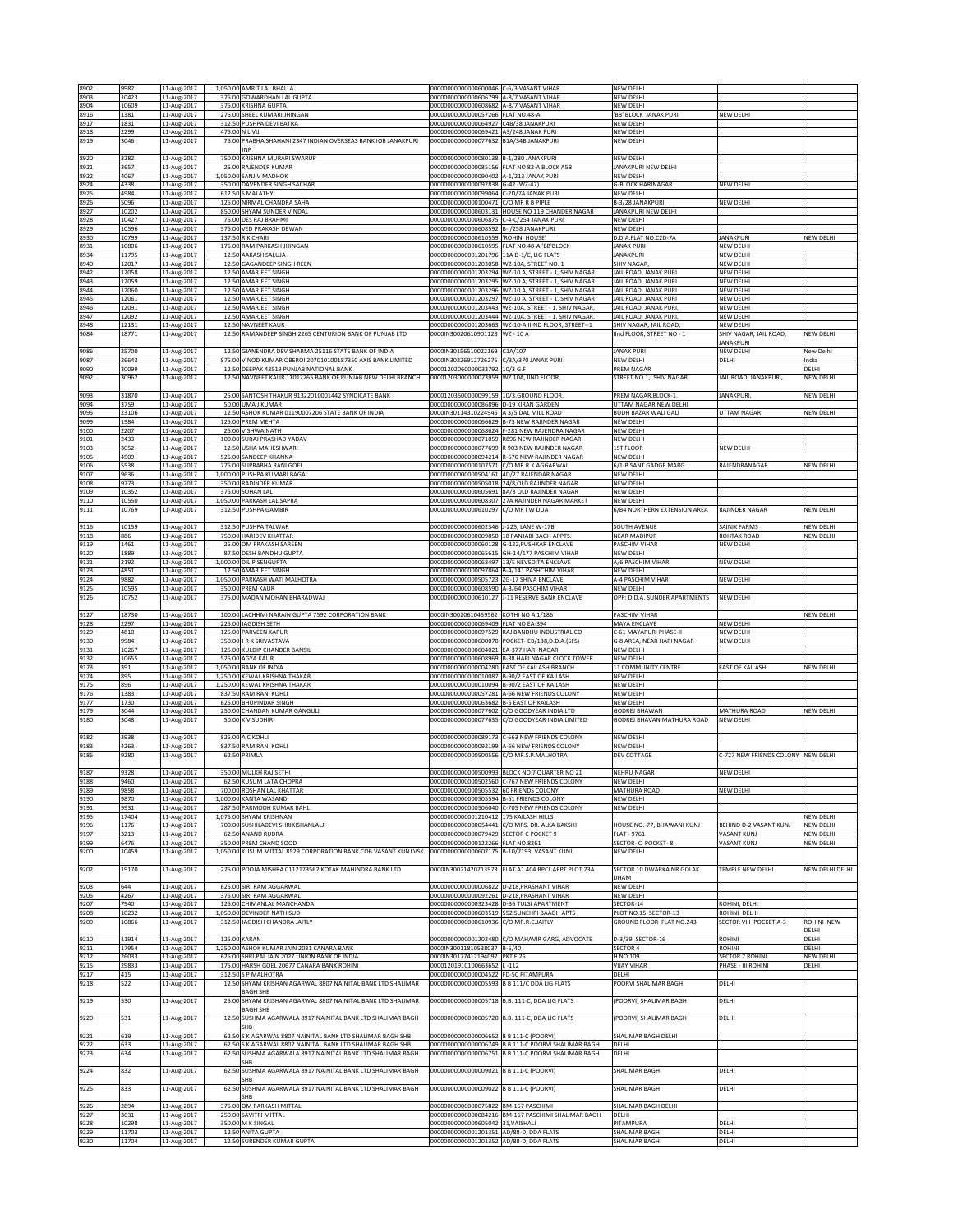| 8902 | 9982 | 11-Aug-2017 | 1,050.00 | AMRIT LAL BHALLA | 0000000000000600046 | C-6/3 VASANT VIHAR | NEW DELHI | | |
|---|---|---|---|---|---|---|---|---|---|
| 8903 | 10423 | 11-Aug-2017 | 375.00 | GOWARDHAN LAL GUPTA | 0000000000000606799 | A-8/7 VASANT VIHAR | NEW DELHI | | |
| 8904 | 10609 | 11-Aug-2017 | 375.00 | KRISHNA GUPTA | 0000000000000608682 | A-8/7 VASANT VIHAR | NEW DELHI | | |
| 8916 | 1381 | 11-Aug-2017 | 275.00 | SHEEL KUMARI JHINGAN | 0000000000000057266 | FLAT NO.48-A | 'BB' BLOCK JANAK PURI | NEW DELHI | |
| 8917 | 1831 | 11-Aug-2017 | 312.50 | PUSHPA DEVI BATRA | 0000000000000064927 | C4B/38 JANAKPURI | NEW DELHI | | |
| 8918 | 2299 | 11-Aug-2017 | 475.00 | N L VIJ | 0000000000000069421 | A3/248 JANAK PURI | NEW DELHI | | |
| 8919 | 3046 | 11-Aug-2017 | 75.00 | PRABHA SHAHANI 2347 INDIAN OVERSEAS BANK IOB JANAKPURI JNP | 0000000000000077632 | B1A/34B JANAKPURI | NEW DELHI | | |
| 8920 | 3282 | 11-Aug-2017 | 750.00 | KRISHNA MURARI SWARUP | 0000000000000080138 | B-1/280 JANAKPURI | NEW DELHI | | |
| 8921 | 3657 | 11-Aug-2017 | 25.00 | RAJENDER KUMAR | 0000000000000085156 | FLAT NO 82-A BLOCK A5B | JANAKPURI NEW DELHI | | |
| 8922 | 4067 | 11-Aug-2017 | 1,050.00 | SANJIV MADHOK | 0000000000000090402 | A-1/213 JANAK PURI | NEW DELHI | | |
| 8924 | 4338 | 11-Aug-2017 | 350.00 | DAVENDER SINGH SACHAR | 0000000000000092838 | G-42 (WZ-47) | G-BLOCK HARINAGAR | NEW DELHI | |
| 8925 | 4984 | 11-Aug-2017 | 612.50 | S MALATHY | 0000000000000099064 | C-2D/7A JANAK PURI | NEW DELHI | | |
| 8926 | 5096 | 11-Aug-2017 | 125.00 | NIRMAL CHANDRA SAHA | 0000000000000100471 | C/O MR R B PIPLE | B-3/28 JANAKPURI | NEW DELHI | |
| 8927 | 10202 | 11-Aug-2017 | 850.00 | SHYAM SUNDER VINDAL | 0000000000000603131 | HOUSE NO 119 CHANDER NAGAR | JANAKPURI NEW DELHI | | |
| 8928 | 10427 | 11-Aug-2017 | 75.00 | DES RAJ BRAHMI | 0000000000000606875 | C-4-C/254 JANAK PURI | NEW DELHI | | |
| 8929 | 10596 | 11-Aug-2017 | 375.00 | VED PRAKASH DEWAN | 0000000000000608592 | B-I/258 JANAKPURI | NEW DELHI | | |
| 8930 | 10799 | 11-Aug-2017 | 137.50 | R K CHARI | 0000000000000610559 | 'ROHINI HOUSE' | D.D.A.FLAT NO.C2D-7A | JANAKPURI | NEW DELHI |
| 8931 | 10806 | 11-Aug-2017 | 175.00 | RAM PARKASH JHINGAN | 0000000000000610595 | FLAT NO.48-A 'BB'BLOCK | JANAK PURI | NEW DELHI | |
| 8934 | 11795 | 11-Aug-2017 | 12.50 | AAKASH SALUJA | 0000000000001201796 | 11A D-1/C, LIG FLATS | JANAKPURI | NEW DELHI | |
| 8940 | 12017 | 11-Aug-2017 | 12.50 | GAGANDEEP SINGH REEN | 0000000000001203058 | WZ-10A, STREET NO. 1 | SHIV NAGAR, | NEW DELHI | |
| 8942 | 12058 | 11-Aug-2017 | 12.50 | AMARJEET SINGH | 0000000000001203294 | WZ-10 A, STREET - 1, SHIV NAGAR | JAIL ROAD, JANAK PURI | NEW DELHI | |
| 8943 | 12059 | 11-Aug-2017 | 12.50 | AMARJEET SINGH | 0000000000001203295 | WZ-10 A, STREET - 1, SHIV NAGAR | JAIL ROAD, JANAK PURI | NEW DELHI | |
| 8944 | 12060 | 11-Aug-2017 | 12.50 | AMARJEET SINGH | 0000000000001203296 | WZ-10 A, STREET - 1, SHIV NAGAR | JAIL ROAD, JANAK PURI | NEW DELHI | |
| 8945 | 12061 | 11-Aug-2017 | 12.50 | AMARJEET SINGH | 0000000000001203297 | WZ-10 A, STREET - 1, SHIV NAGAR | JAIL ROAD, JANAK PURI | NEW DELHI | |
| 8946 | 12091 | 11-Aug-2017 | 12.50 | AMARJEET SINGH | 0000000000001203443 | WZ-10A, STREET - 1, SHIV NAGAR, | JAIL ROAD, JANAK PURI, | NEW DELHI | |
| 8947 | 12092 | 11-Aug-2017 | 12.50 | AMARJEET SINGH | 0000000000001203444 | WZ-10A, STREET - 1, SHIV NAGAR, | JAIL ROAD, JANAK PURI, | NEW DELHI | |
| 8948 | 12131 | 11-Aug-2017 | 12.50 | NAVNEET KAUR | 0000000000001203663 | WZ-10-A II-ND FLOOR, STREET--1 | SHIV NAGAR, JAIL ROAD, | NEW DELHI | |
| 9084 | 18771 | 11-Aug-2017 | 12.50 | RAMANDEEP SINGH 2265 CENTURION BANK OF PUNJAB LTD | 0000IN30020610901128 | WZ - 10 A | IInd FLOOR, STREET NO - 1 | SHIV NAGAR, JAIL ROAD, JANAKPURI | NEW DELHI |
| 9086 | 25700 | 11-Aug-2017 | 12.50 | GIANENDRA DEV SHARMA 25116 STATE BANK OF INDIA | 0000IN30156510022169 | C1A/107 | JANAK PURI | NEW DELHI | New Delhi |
| 9087 | 26643 | 11-Aug-2017 | 875.00 | VINOD KUMAR OBEROI 207010100187350 AXIS BANK LIMITED | 0000IN30226912726275 | C/3A/370 JANAK PURI | NEW DELHI | DELHI | India |
| 9090 | 30099 | 11-Aug-2017 | 12.50 | DEEPAK 43519 PUNJAB NATIONAL BANK | 00001202060000033792 | 10/3 G.F | PREM NAGAR | | DELHI |
| 9092 | 30962 | 11-Aug-2017 | 12.50 | NAVNEET KAUR 11012265 BANK OF PUNJAB NEW DELHI BRANCH | 00001203000000073959 | WZ 10A, IIND FLOOR, | STREET NO.1, SHIV NAGAR, | JAIL ROAD, JANAKPURI, | NEW DELHI |
| 9093 | 31870 | 11-Aug-2017 | 25.00 | SANTOSH THAKUR 91322010001442 SYNDICATE BANK | 00001203060000099159 | 10/3,GROUND FLOOR, | PREM NAGAR,BLOCK-1, | JANAKPURI, | NEW DELHI |
| 9094 | 3759 | 11-Aug-2017 | 50.00 | UMA J KUMAR | 0000000000000086896 | D-19 KIRAN GARDEN | UTTAM NAGAR NEW DELHI | | |
| 9095 | 23106 | 11-Aug-2017 | 12.50 | ASHOK KUMAR 01190007206 STATE BANK OF INDIA | 0000IN30114310224946 | A 3/5 DAL MILL ROAD | BUDH BAZAR WALI GALI | UTTAM NAGAR | NEW DELHI |
| 9099 | 1984 | 11-Aug-2017 | 125.00 | PREM MEHTA | 0000000000000066629 | B-73 NEW RAJINDER NAGAR | NEW DELHI | | |
| 9100 | 2207 | 11-Aug-2017 | 25.00 | VISHWA NATH | 0000000000000068624 | F-281 NEW RAJENDRA NAGAR | NEW DELHI | | |
| 9101 | 2433 | 11-Aug-2017 | 100.00 | SURAJ PRASHAD YADAV | 0000000000000071059 | R896 NEW RAJINDER NAGAR | NEW DELHI | | |
| 9103 | 3052 | 11-Aug-2017 | 12.50 | USHA MAHESHWARI | 0000000000000077699 | R 903 NEW RAJINDER NAGAR | 1ST FLOOR | NEW DELHI | |
| 9105 | 4509 | 11-Aug-2017 | 525.00 | SANDEEP KHANNA | 0000000000000094214 | R-570 NEW RAJINDER NAGAR | NEW DELHI | | |
| 9106 | 5538 | 11-Aug-2017 | 775.00 | SUPRABHA RANI GOEL | 0000000000000107571 | C/O MR.R.K.AGGARWAL | 6/1-B SANT GADGE MARG | RAJENDRANAGAR | NEW DELHI |
| 9107 | 9636 | 11-Aug-2017 | 1,000.00 | PUSHPA KUMARI BAGAI | 0000000000000504161 | 4D/27 RAJENDAR NAGAR | NEW DELHI | | |
| 9108 | 9773 | 11-Aug-2017 | 350.00 | RADINDER KUMAR | 0000000000000505018 | 24/8,OLD RAJINDER NAGAR | NEW DELHI | | |
| 9109 | 10352 | 11-Aug-2017 | 375.00 | SOHAN LAL | 0000000000000605691 | 8A/8 OLD RAJINDER NAGAR | NEW DELHI | | |
| 9110 | 10550 | 11-Aug-2017 | 1,050.00 | PARKASH LAL SAPRA | 0000000000000608307 | 27A RAJINDER NAGAR MARKET | NEW DELHI | | |
| 9111 | 10769 | 11-Aug-2017 | 312.50 | PUSHPA GAMBIR | 0000000000000610297 | C/O MR I W DUA | 6/84 NORTHERN EXTENSION AREA | RAJINDER NAGAR | NEW DELHI |
| 9116 | 10159 | 11-Aug-2017 | 312.50 | PUSHPA TALWAR | 0000000000000602346 | J-225, LANE W-17B | SOUTH AVENUE | SAINIK FARMS | NEW DELHI |
| 9118 | 886 | 11-Aug-2017 | 750.00 | HARIDEV KHATTAR | 0000000000000009850 | 18 PANJABI BAGH APPTS. | NEAR MADIPUR | ROHTAK ROAD | NEW DELHI |
| 9119 | 1461 | 11-Aug-2017 | 25.00 | OM PRAKASH SAREEN | 0000000000000060128 | G-122,PUSHKAR ENCLAVE | PASCHIM VIHAR | NEW DELHI | |
| 9120 | 1889 | 11-Aug-2017 | 87.50 | DESH BANDHU GUPTA | 0000000000000065615 | GH-14/177 PASCHIM VIHAR | NEW DELHI | | |
| 9121 | 2192 | 11-Aug-2017 | 1,000.00 | DILIP SENGUPTA | 0000000000000068497 | 13/E NEVEDITA ENCLAVE | A/6 PASCHIM VIHAR | NEW DELHI | |
| 9123 | 4851 | 11-Aug-2017 | 12.50 | AMARJEET SINGH | 0000000000000097864 | B-4/141 PASHCHIM VIHAR | NEW DELHI | | |
| 9124 | 9882 | 11-Aug-2017 | 1,050.00 | PARKASH WATI MALHOTRA | 0000000000000505723 | ZG-17 SHIVA ENCLAVE | A-4 PASCHIM VIHAR | NEW DELHI | |
| 9125 | 10595 | 11-Aug-2017 | 350.00 | PREM KAUR | 0000000000000608590 | A-3/64 PASCHIM VIHAR | NEW DELHI | | |
| 9126 | 10752 | 11-Aug-2017 | 375.00 | MADAN MOHAN BHARADWAJ | 0000000000000610127 | J-11 RESERVE BANK ENCLAVE | OPP: D.D.A. SUNDER APARTMENTS | NEW DELHI | |
| 9127 | 18730 | 11-Aug-2017 | 100.00 | LACHHMI NARAIN GUPTA 7592 CORPORATION BANK | 0000IN30020610459562 | KOTHI NO A 1/186 | PASCHIM VIHAR | | NEW DELHI |
| 9128 | 2297 | 11-Aug-2017 | 225.00 | JAGDISH SETH | 0000000000000069409 | FLAT NO EA-394 | MAYA ENCLAVE | NEW DELHI | |
| 9129 | 4810 | 11-Aug-2017 | 125.00 | PARVEEN KAPUR | 0000000000000097529 | RAJ BANDHU INDUSTRIAL CO | C-61 MAYAPURI PHASE-II | NEW DELHI | |
| 9130 | 9984 | 11-Aug-2017 | 350.00 | J R K SRIVASTAVA | 0000000000000600070 | POCKET- EB/138,D.D.A.(SFS) | G-8 AREA, NEAR HARI NAGAR | NEW DELHI | |
| 9131 | 10267 | 11-Aug-2017 | 125.00 | KULDIP CHANDER BANSIL | 0000000000000604021 | EA-377 HARI NAGAR | NEW DELHI | | |
| 9132 | 10655 | 11-Aug-2017 | 525.00 | AGYA KAUR | 0000000000000608969 | B-38 HARI NAGAR CLOCK TOWER | NEW DELHI | | |
| 9173 | 391 | 11-Aug-2017 | 1,050.00 | BANK OF INDIA | 0000000000000004280 | EAST OF KAILASH BRANCH | 11 COMMUNITY CENTRE | EAST OF KAILASH | NEW DELHI |
| 9174 | 895 | 11-Aug-2017 | 1,250.00 | KEWAL KRISHNA THAKAR | 0000000000000010087 | B-90/2 EAST OF KAILASH | NEW DELHI | | |
| 9175 | 896 | 11-Aug-2017 | 1,250.00 | KEWAL KRISHNA THAKAR | 0000000000000010094 | B-90/2 EAST OF KAILASH | NEW DELHI | | |
| 9176 | 1383 | 11-Aug-2017 | 837.50 | RAM RANI KOHLI | 0000000000000057281 | A-66 NEW FRIENDS COLONY | NEW DELHI | | |
| 9177 | 1730 | 11-Aug-2017 | 625.00 | BHUPINDAR SINGH | 0000000000000063682 | B-5 EAST OF KAILASH | NEW DELHI | | |
| 9179 | 3044 | 11-Aug-2017 | 250.00 | CHANDAN KUMAR GANGULI | 0000000000000077602 | C/O GOODYEAR INDIA LTD | GODREJ BHAWAN | MATHURA ROAD | NEW DELHI |
| 9180 | 3048 | 11-Aug-2017 | 50.00 | K V SUDHIR | 0000000000000077635 | C/O GOODYEAR INDIA LIMITED | GODREJ BHAVAN MATHURA ROAD | NEW DELHI | |
| 9182 | 3938 | 11-Aug-2017 | 825.00 | A C KOHLI | 0000000000000089173 | C-663 NEW FRIENDS COLONY | NEW DELHI | | |
| 9183 | 4263 | 11-Aug-2017 | 837.50 | RAM RANI KOHLI | 0000000000000092199 | A-66 NEW FRIENDS COLONY | NEW DELHI | | |
| 9186 | 9280 | 11-Aug-2017 | 62.50 | PRIMLA | 0000000000000500556 | C/O MR.S.P.MALHOTRA | DEV COTTAGE | C-727 NEW FRIENDS COLONY | NEW DELHI |
| 9187 | 9328 | 11-Aug-2017 | 350.00 | MULKH RAJ SETHI | 0000000000000500993 | BLOCK NO 7 QUARTER NO 21 | NEHRU NAGAR | NEW DELHI | |
| 9188 | 9460 | 11-Aug-2017 | 62.50 | KUSUM LATA CHOPRA | 0000000000000502560 | C-767 NEW FRIENDS COLONY | NEW DELHI | | |
| 9189 | 9858 | 11-Aug-2017 | 700.00 | ROSHAN LAL KHATTAR | 0000000000000505532 | 60 FRIENDS COLONY | MATHURA ROAD | NEW DELHI | |
| 9190 | 9870 | 11-Aug-2017 | 1,000.00 | KANTA WASANDI | 0000000000000505594 | B-51 FRIENDS COLONY | NEW DELHI | | |
| 9191 | 9931 | 11-Aug-2017 | 287.50 | PARMODH KUMAR BAHL | 0000000000000506040 | C-705 NEW FRIENDS COLONY | NEW DELHI | | |
| 9195 | 17404 | 11-Aug-2017 | 1,075.00 | SHYAM KRISHNAN | 0000000000001210412 | 175 KAILASH HILLS | | | NEW DELHI |
| 9196 | 1176 | 11-Aug-2017 | 700.00 | SUSHILADEVI SHRIKISHANLALJI | 0000000000000054441 | C/O MRS. DR. ALKA BAKSHI | HOUSE NO.-77, BHAWANI KUNJ | BEHIND D-2 VASANT KUNJ | NEW DELHI |
| 9197 | 3213 | 11-Aug-2017 | 62.50 | ANAND RUDRA | 0000000000000079429 | SECTOR C POCKET 9 | FLAT - 9761 | VASANT KUNJ | NEW DELHI |
| 9199 | 6476 | 11-Aug-2017 | 350.00 | PREM CHAND SOOD | 0000000000000122266 | FLAT NO.8261 | SECTOR- C POCKET- 8 | VASANT KUNJ | NEW DELHI |
| 9200 | 10459 | 11-Aug-2017 | 1,050.00 | KUSUM MITTAL 8529 CORPORATION BANK COB VASANT KUNJ VSK | 0000000000000607175 | B-10/7193, VASANT KUNJ, | NEW DELHI | | |
| 9202 | 19170 | 11-Aug-2017 | 275.00 | POOJA MISHRA 0112173562 KOTAK MAHINDRA BANK LTD | 0000IN30021420713973 | FLAT A1 404 BPCL APPT PLOT 23A | SECTOR 10 DWARKA NR GOLAK DHAM | TEMPLE NEW DELHI | NEW DELHI DELHI |
| 9203 | 644 | 11-Aug-2017 | 625.00 | SIRI RAM AGGARWAL | 0000000000000006822 | D-218,PRASHANT VIHAR | NEW DELHI | | |
| 9205 | 4267 | 11-Aug-2017 | 375.00 | SIRI RAM AGGARWAL | 0000000000000092261 | D-218,PRASHANT VIHAR | NEW DELHI | | |
| 9207 | 7940 | 11-Aug-2017 | 125.00 | CHIMANLAL MANCHANDA | 0000000000000323428 | D-36 TULSI APARTMENT | SECTOR-14 | ROHINI, DELHI | |
| 9208 | 10232 | 11-Aug-2017 | 1,050.00 | DEVINDER NATH SUD | 0000000000000603519 | 552 SUNEHRI BAAGH APTS | PLOT NO.15 SECTOR-13 | ROHINI DELHI | |
| 9209 | 10866 | 11-Aug-2017 | 312.50 | JAGDISH CHANDRA JAITLY | 0000000000000610936 | C/O MR.R.C.JAITLY | GROUND FLOOR FLAT NO.243 | SECTOR VIII POCKET A-3 | ROHINI NEW DELHI |
| 9210 | 11914 | 11-Aug-2017 | 125.00 | KARAN | 0000000000001202480 | C/O MAHAVIR GARG, ADVOCATE | D-3/39, SECTOR-16 | ROHINI | DELHI |
| 9211 | 17954 | 11-Aug-2017 | 1,250.00 | ASHOK KUMAR JAIN 2031 CANARA BANK | 0000IN30011810538037 | B-5/40 | SECTOR 4 | ROHINI | DELHI |
| 9212 | 26033 | 11-Aug-2017 | 625.00 | SHRI PAL JAIN 2027 UNION BANK OF INDIA | 0000IN30177412194097 | PKT F 26 | H NO 109 | SECTOR 7 ROHINI | NEW DELHI |
| 9215 | 29833 | 11-Aug-2017 | 175.00 | HARSH GOEL 20677 CANARA BANK ROHINI | 00001201910100663652 | L -112 | VIJAY VIHAR | PHASE - III ROHINI | DELHI |
| 9217 | 415 | 11-Aug-2017 | 312.50 | S P MALHOTRA | 0000000000000004522 | FD-50 PITAMPURA | DELHI | | |
| 9218 | 522 | 11-Aug-2017 | 12.50 | SHYAM KRISHAN AGARWAL 8807 NAINITAL BANK LTD SHALIMAR BAGH SHB | 0000000000000005593 | B B 111/C DDA LIG FLATS | POORVI SHALIMAR BAGH | DELHI | |
| 9219 | 530 | 11-Aug-2017 | 25.00 | SHYAM KRISHAN AGARWAL 8807 NAINITAL BANK LTD SHALIMAR BAGH SHB | 0000000000000005718 | B.B. 111-C, DDA LIG FLATS | (POORVI) SHALIMAR BAGH | DELHI | |
| 9220 | 531 | 11-Aug-2017 | 12.50 | SUSHMA AGARWALA 8917 NAINITAL BANK LTD SHALIMAR BAGH SHB | 0000000000000005720 | B.B. 111-C, DDA LIG FLATS | (POORVI) SHALIMAR BAGH | DELHI | |
| 9221 | 619 | 11-Aug-2017 | 62.50 | S K AGARWAL 8807 NAINITAL BANK LTD SHALIMAR BAGH SHB | 0000000000000006652 | B B 111-C (POORVI) | SHALIMAR BAGH DELHI | | |
| 9222 | 633 | 11-Aug-2017 | 62.50 | S K AGARWAL 8807 NAINITAL BANK LTD SHALIMAR BAGH SHB | 0000000000000006749 | B B 111-C POORVI SHALIMAR BAGH | DELHI | | |
| 9223 | 634 | 11-Aug-2017 | 62.50 | SUSHMA AGARWALA 8917 NAINITAL BANK LTD SHALIMAR BAGH SHB | 0000000000000006751 | B B 111-C POORVI SHALIMAR BAGH | DELHI | | |
| 9224 | 832 | 11-Aug-2017 | 62.50 | SUSHMA AGARWALA 8917 NAINITAL BANK LTD SHALIMAR BAGH SHB | 0000000000000009021 | B B 111-C (POORVI) | SHALIMAR BAGH | DELHI | |
| 9225 | 833 | 11-Aug-2017 | 62.50 | SUSHMA AGARWALA 8917 NAINITAL BANK LTD SHALIMAR BAGH SHB | 0000000000000009022 | B B 111-C (POORVI) | SHALIMAR BAGH | DELHI | |
| 9226 | 2894 | 11-Aug-2017 | 375.00 | OM PARKASH MITTAL | 0000000000000075822 | BM-167 PASCHIMI | SHALIMAR BAGH DELHI | | |
| 9227 | 3631 | 11-Aug-2017 | 250.00 | SAVITRI MITTAL | 0000000000000084216 | BM-167 PASCHIMI SHALIMAR BAGH | DELHI | | |
| 9228 | 10298 | 11-Aug-2017 | 350.00 | M K SINGAL | 0000000000000605042 | 31,VAISHALI | PITAMPURA | DELHI | |
| 9229 | 11703 | 11-Aug-2017 | 12.50 | ANITA GUPTA | 0000000000001201351 | AD/88-D, DDA FLATS | SHALIMAR BAGH | DELHI | |
| 9230 | 11704 | 11-Aug-2017 | 12.50 | SURENDER KUMAR GUPTA | 0000000000001201352 | AD/88-D, DDA FLATS | SHALIMAR BAGH | DELHI | |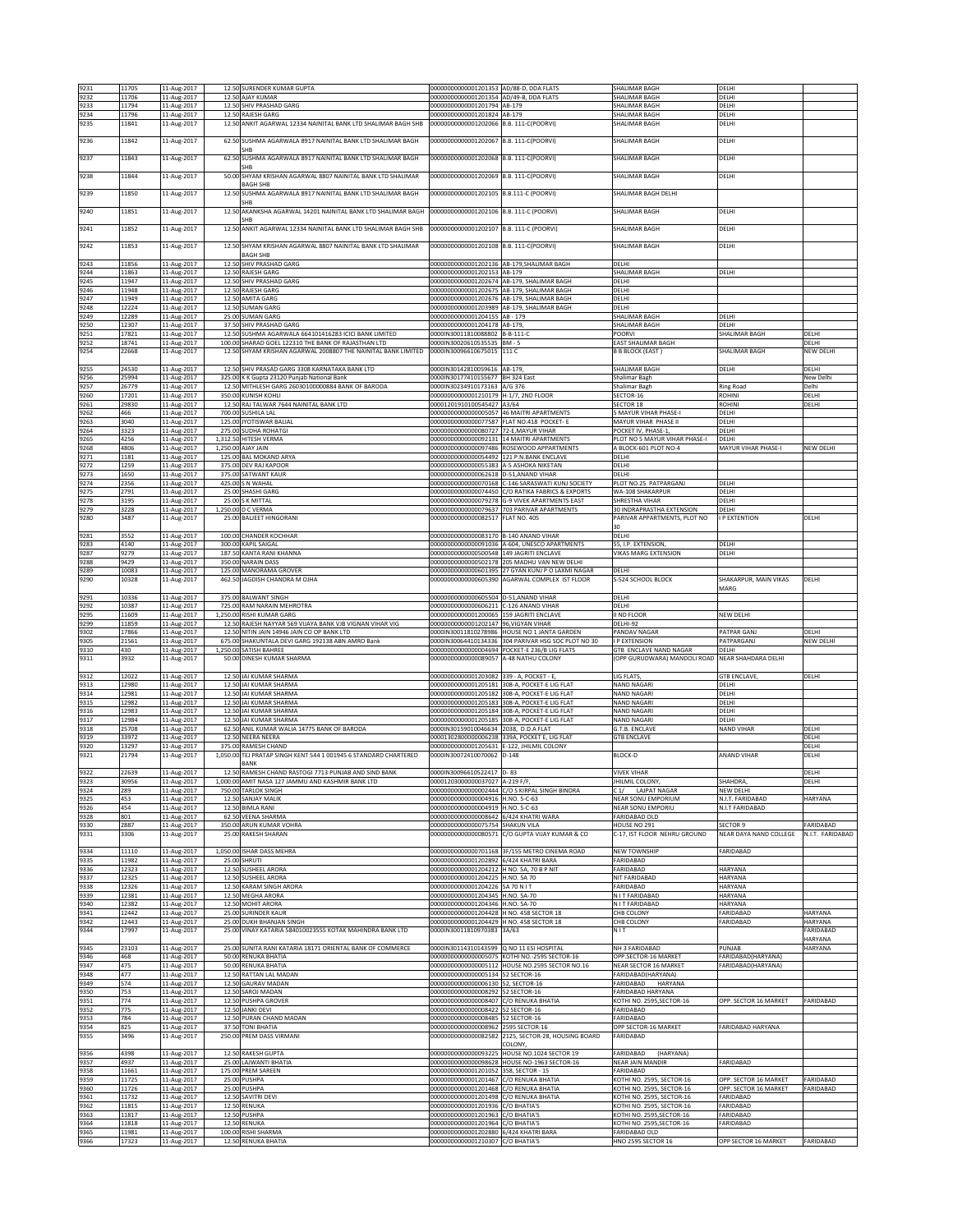| | | | | | | | | | |
|---|---|---|---|---|---|---|---|---|---|
| 9231 | 11705 | 11-Aug-2017 | 12.50 | SURENDER KUMAR GUPTA | 0000000000001201353 | AD/88-D, DDA FLATS | SHALIMAR BAGH | DELHI | |
| 9232 | 11706 | 11-Aug-2017 | 12.50 | AJAY KUMAR | 0000000000001201354 | AD/49-B, DDA FLATS | SHALIMAR BAGH | DELHI | |
| 9233 | 11794 | 11-Aug-2017 | 12.50 | SHIV PRASHAD GARG | 0000000000001201794 | AB-179 | SHALIMAR BAGH | DELHI | |
| 9234 | 11796 | 11-Aug-2017 | 12.50 | RAJESH GARG | 0000000000001201824 | AB-179 | SHALIMAR BAGH | DELHI | |
| 9235 | 11841 | 11-Aug-2017 | 12.50 | ANKIT AGARWAL 12334 NAINITAL BANK LTD SHALIMAR BAGH SHB | 0000000000001202066 | B.B. 111-C(POORVI) | SHALIMAR BAGH | DELHI | |
| 9236 | 11842 | 11-Aug-2017 | 62.50 | SUSHMA AGARWALA 8917 NAINITAL BANK LTD SHALIMAR BAGH SHB | 0000000000001202067 | B.B. 111-C(POORVI) | SHALIMAR BAGH | DELHI | |
| 9237 | 11843 | 11-Aug-2017 | 62.50 | SUSHMA AGARWALA 8917 NAINITAL BANK LTD SHALIMAR BAGH SHB | 0000000000001202068 | B.B. 111-C(POORVI) | SHALIMAR BAGH | DELHI | |
| 9238 | 11844 | 11-Aug-2017 | 50.00 | SHYAM KRISHAN AGARWAL 8807 NAINITAL BANK LTD SHALIMAR BAGH SHB | 0000000000001202069 | B.B. 111-C(POORVI) | SHALIMAR BAGH | DELHI | |
| 9239 | 11850 | 11-Aug-2017 | 12.50 | SUSHMA AGARWALA 8917 NAINITAL BANK LTD SHALIMAR BAGH SHB | 0000000000001202105 | B.B.111-C (POORVI) | SHALIMAR BAGH DELHI | | |
| 9240 | 11851 | 11-Aug-2017 | 12.50 | AKANKSHA AGARWAL 14201 NAINITAL BANK LTD SHALIMAR BAGH SHB | 0000000000001202106 | B.B. 111-C (POORVI) | SHALIMAR BAGH | DELHI | |
| 9241 | 11852 | 11-Aug-2017 | 12.50 | ANKIT AGARWAL 12334 NAINITAL BANK LTD SHALIMAR BAGH SHB | 0000000000001202107 | B.B. 111-C (POORVI) | SHALIMAR BAGH | DELHI | |
| 9242 | 11853 | 11-Aug-2017 | 12.50 | SHYAM KRISHAN AGARWAL 8807 NAINITAL BANK LTD SHALIMAR BAGH SHB | 0000000000001202108 | B.B. 111-C(POORVI) | SHALIMAR BAGH | DELHI | |
| 9243 | 11856 | 11-Aug-2017 | 12.50 | SHIV PRASHAD GARG | 0000000000001202136 | AB-179,SHALIMAR BAGH | DELHI | | |
| 9244 | 11863 | 11-Aug-2017 | 12.50 | RAJESH GARG | 0000000000001202153 | AB-179 | SHALIMAR BAGH | DELHI | |
| 9245 | 11947 | 11-Aug-2017 | 12.50 | SHIV PRASHAD GARG | 0000000000001202674 | AB-179, SHALIMAR BAGH | DELHI | | |
| 9246 | 11948 | 11-Aug-2017 | 12.50 | RAJESH GARG | 0000000000001202675 | AB-179, SHALIMAR BAGH | DELHI | | |
| 9247 | 11949 | 11-Aug-2017 | 12.50 | AMITA GARG | 0000000000001202676 | AB-179, SHALIMAR BAGH | DELHI | | |
| 9248 | 12224 | 11-Aug-2017 | 12.50 | SUMAN GARG | 0000000000001203989 | AB-179, SHALIMAR BAGH | DELHI | | |
| 9249 | 12289 | 11-Aug-2017 | 25.00 | SUMAN GARG | 0000000000001204155 | AB - 179 | SHALIMAR BAGH | DELHI | |
| 9250 | 12307 | 11-Aug-2017 | 37.50 | SHIV PRASHAD GARG | 0000000000001204178 | AB-179, | SHALIMAR BAGH | DELHI | |
| 9251 | 17821 | 11-Aug-2017 | 12.50 | SUSHMA AGARWALA 664101416283 ICICI BANK LIMITED | 0000IN30011810088802 | B-B-111-C | POORVI | SHALIMAR BAGH | DELHI |
| 9252 | 18741 | 11-Aug-2017 | 100.00 | SHARAD GOEL 122310 THE BANK OF RAJASTHAN LTD | 0000IN30020610535535 | BM -5 | EAST SHALIMAR BAGH | | DELHI |
| 9254 | 22668 | 11-Aug-2017 | 12.50 | SHYAM KRISHAN AGARWAL 2008807 THE NAINITAL BANK LIMITED | 0000IN30096610675015 | 111 C | B B BLOCK (EAST ) | SHALIMAR BAGH | NEW DELHI |
| 9255 | 24530 | 11-Aug-2017 | 12.50 | SHIV PRASAD GARG 3308 KARNATAKA BANK LTD | 0000IN30142810059616 | AB-179, | SHALIMAR BAGH | DELHI | DELHI |
| 9256 | 25994 | 11-Aug-2017 | 325.00 | K K Gupta 23120 Punjab National Bank | 0000IN30177410155677 | BH 324 East | Shalimar Bagh | | New Delhi |
| 9257 | 26779 | 11-Aug-2017 | 12.50 | MITHLESH GARG 26030100000884 BANK OF BARODA | 0000IN30234910173163 | A/G 376 | Shalimar Bagh | Ring Road | Delhi |
| 9260 | 17201 | 11-Aug-2017 | 350.00 | KUNISH KOHLI | 0000000000001210179 | H-1/7, 2ND FLOOR | SECTOR-16 | ROHINI | DELHI |
| 9261 | 29830 | 11-Aug-2017 | 12.50 | RAJ TALWAR 7644 NAINITAL BANK LTD | 000012019101005452​7 | A3/64 | SECTOR 18 | ROHINI | DELHI |
| 9262 | 466 | 11-Aug-2017 | 700.00 | SUSHILA LAL | 0000000000000005057 | 46 MAITRI APARTMENTS | 5 MAYUR VIHAR PHASE-I | DELHI | |
| 9263 | 3040 | 11-Aug-2017 | 125.00 | JYOTISWAR BALIAL | 0000000000000077587 | FLAT NO.418 POCKET- E | MAYUR VIHAR PHASE II | DELHI | |
| 9264 | 3323 | 11-Aug-2017 | 275.00 | SUDHA ROHATGI | 0000000000000080727 | 72-E,MAYUR VIHAR | POCKET IV, PHASE-1, | DELHI | |
| 9265 | 4256 | 11-Aug-2017 | 1,312.50 | HITESH VERMA | 0000000000000092131 | 14 MAITRI APARTMENTS | PLOT NO 5 MAYUR VIHAR PHASE-I | DELHI | |
| 9268 | 4806 | 11-Aug-2017 | 1,250.00 | AJAY JAIN | 0000000000000097486 | ROSEWOOD APPARTMENTS | A BLOCK-601 PLOT NO-4 | MAYUR VIHAR PHASE-I | NEW DELHI |
| 9271 | 1181 | 11-Aug-2017 | 125.00 | BAL MOKAND ARYA | 0000000000000054492 | 121 P.N.BANK ENCLAVE | DELHI | | |
| 9272 | 1259 | 11-Aug-2017 | 375.00 | DEV RAJ KAPOOR | 0000000000000055383 | A-5 ASHOKA NIKETAN | DELHI | | |
| 9273 | 1650 | 11-Aug-2017 | 375.00 | SATWANT KAUR | 0000000000000062618 | D-51,ANAND VIHAR | DELHI | | |
| 9274 | 2356 | 11-Aug-2017 | 425.00 | S N WAHAL | 0000000000000070168 | C-146 SARASWATI KUNJ SOCIETY | PLOT NO.25 PATPARGANJ | DELHI | |
| 9275 | 2791 | 11-Aug-2017 | 25.00 | SHASHI GARG | 0000000000000074450 | C/O RATIKA FABRICS & EXPORTS | WA-108 SHAKARPUR | DELHI | |
| 9278 | 3195 | 11-Aug-2017 | 25.00 | S K MITTAL | 0000000000000079278 | G-9 VIVEK APARTMENTS EAST | SHRESTHA VIHAR | DELHI | |
| 9279 | 3228 | 11-Aug-2017 | 1,250.00 | D C VERMA | 0000000000000079637 | 703 PARIVAR APARTMENTS | 30 INDRAPRASTHA EXTENSION | DELHI | |
| 9280 | 3487 | 11-Aug-2017 | 25.00 | BALJEET HINGORANI | 0000000000000082517 | FLAT NO. 405 | PARIVAR APPARTMENTS, PLOT NO 30 | I P EXTENTION | DELHI |
| 9281 | 3552 | 11-Aug-2017 | 100.00 | CHANDER KOCHHAR | 0000000000000083170 | B-140 ANAND VIHAR | DELHI | | |
| 9283 | 4140 | 11-Aug-2017 | 300.00 | KAPIL SAIGAL | 0000000000000091036 | A-604, UNESCO APARTMENTS | 55, I.P. EXTENSION, | DELHI | |
| 9287 | 9279 | 11-Aug-2017 | 187.50 | KANTA RANI KHANNA | 0000000000000500548 | 149 JAGRITI ENCLAVE | VIKAS MARG EXTENSION | DELHI | |
| 9288 | 9429 | 11-Aug-2017 | 350.00 | NARAIN DASS | 0000000000000502178 | 205 MADHU VAN NEW DELHI | | | |
| 9289 | 10083 | 11-Aug-2017 | 125.00 | MANORAMA GROVER | 0000000000000601395 | 27 GYAN KUNJ P O LAXMI NAGAR | DELHI | | |
| 9290 | 10328 | 11-Aug-2017 | 462.50 | JAGDISH CHANDRA M OJHA | 0000000000000605390 | AGARWAL COMPLEX IST FLOOR | S-524 SCHOOL BLOCK | SHAKARPUR, MAIN VIKAS MARG | DELHI |
| 9291 | 10336 | 11-Aug-2017 | 375.00 | BALWANT SINGH | 0000000000000605504 | D-51,ANAND VIHAR | DELHI | | |
| 9292 | 10387 | 11-Aug-2017 | 725.00 | RAM NARAIN MEHROTRA | 0000000000000606211 | C-126 ANAND VIHAR | DELHI | | |
| 9295 | 11609 | 11-Aug-2017 | 1,250.00 | RISHI KUMAR GARG | 0000000000001200065 | 159 JAGRITI ENCLAVE | II ND FLOOR | NEW DELHI | |
| 9299 | 11859 | 11-Aug-2017 | 12.50 | RAJESH NAYYAR 569 VIJAYA BANK VJB VIGNAN VIHAR VIG | 0000000000001202147 | 96,VIGYAN VIHAR | DELHI-92 | | |
| 9302 | 17866 | 11-Aug-2017 | 12.50 | NITIN JAIN 14946 JAIN CO OP BANK LTD | 0000IN30011810278986 | HOUSE NO 1 JANTA GARDEN | PANDAV NAGAR | PATPAR GANJ | DELHI |
| 9305 | 21561 | 11-Aug-2017 | 675.00 | SHAKUNTALA DEVI GARG 192138 ABN AMRO Bank | 0000IN30064410134336 | 304 PARIVAR HSG SOC PLOT NO 30 | I P EXTENSION | PATPARGANJ | NEW DELHI |
| 9310 | 430 | 11-Aug-2017 | 1,250.00 | SATISH BAHREE | 0000000000000004694 | POCKET-E 236/B LIG FLATS | GTB ENCLAVE NAND NAGAR | DELHI | |
| 9311 | 3932 | 11-Aug-2017 | 50.00 | DINESH KUMAR SHARMA | 0000000000000089057 | A-48 NATHU COLONY | (OPP GURUDWARA) MANDOLI ROAD | NEAR SHAHDARA DELHI | |
| 9312 | 12022 | 11-Aug-2017 | 12.50 | JAI KUMAR SHARMA | 0000000000001203082 | 339 - A, POCKET - E, | LIG FLATS, | GTB ENCLAVE, | DELHI |
| 9313 | 12980 | 11-Aug-2017 | 12.50 | JAI KUMAR SHARMA | 0000000000001205181 | 308-A, POCKET-E LIG FLAT | NAND NAGARI | DELHI | |
| 9314 | 12981 | 11-Aug-2017 | 12.50 | JAI KUMAR SHARMA | 0000000000001205182 | 308-A, POCKET-E LIG FLAT | NAND NAGARI | DELHI | |
| 9315 | 12982 | 11-Aug-2017 | 12.50 | JAI KUMAR SHARMA | 0000000000001205183 | 308-A, POCKET-E LIG FLAT | NAND NAGARI | DELHI | |
| 9316 | 12983 | 11-Aug-2017 | 12.50 | JAI KUMAR SHARMA | 0000000000001205184 | 308-A, POCKET-E LIG FLAT | NAND NAGARI | DELHI | |
| 9317 | 12984 | 11-Aug-2017 | 12.50 | JAI KUMAR SHARMA | 0000000000001205185 | 308-A, POCKET-E LIG FLAT | NAND NAGARI | DELHI | |
| 9318 | 25708 | 11-Aug-2017 | 62.50 | ANIL KUMAR WALIA 14775 BANK OF BARODA | 0000IN30159010046634 | 2038, D.D.A FLAT | G.T.B. ENCLAVE | NAND VIHAR | DELHI |
| 9319 | 33972 | 11-Aug-2017 | 12.50 | NEERA NEERA | 0000130280000006238 | 339A, POCKET E, LIG FLAT | GTB ENCLAVE | | DELHI |
| 9320 | 13297 | 11-Aug-2017 | 375.00 | RAMESH CHAND | 0000000000001205631 | E-122, JHILMIL COLONY | | | DELHI |
| 9321 | 21794 | 11-Aug-2017 | 1,050.00 | TEJ PRATAP SINGH KENT 544 1 001945 6 STANDARD CHARTERED BANK | 0000IN30072410070062 | D-148 | BLOCK-D | ANAND VIHAR | DELHI |
| 9322 | 22639 | 11-Aug-2017 | 12.50 | RAMESH CHAND RASTOGI 7713 PUNJAB AND SIND BANK | 0000IN30096610522417 | D- 83 | VIVEK VIHAR | | DELHI |
| 9323 | 30956 | 11-Aug-2017 | 1,000.00 | AMIT NASA 127 JAMMU AND KASHMIR BANK LTD | 0000120300000037027 | A-219 F/F, | JHILMIL COLONY, | SHAHDRA, | DELHI |
| 9324 | 289 | 11-Aug-2017 | 750.00 | TARLOK SINGH | 0000000000000002444 | C/O S KIRPAL SINGH BINDRA | C 1/ LAJPAT NAGAR | NEW DELHI | |
| 9325 | 453 | 11-Aug-2017 | 12.50 | SANJAY MALIK | 0000000000000004916 | H.NO. 5-C-63 | NEAR SONU EMPORIUM | N.I.T. FARIDABAD | HARYANA |
| 9326 | 454 | 11-Aug-2017 | 12.50 | BIMLA RANI | 0000000000000004919 | H.NO. 5-C-63 | NEAR SONU EMPORIU | N.I.T FARIDABAD | |
| 9328 | 801 | 11-Aug-2017 | 62.50 | VEENA SHARMA | 0000000000000008642 | 6/424 KHATRI WARA | FARIDABAD OLD | | |
| 9330 | 2887 | 11-Aug-2017 | 350.00 | ARUN KUMAR VOHRA | 0000000000000075754 | SHAKUN VILA | HOUSE NO 291 | SECTOR 9 | FARIDABAD |
| 9331 | 3306 | 11-Aug-2017 | 25.00 | RAKESH SHARAN | 0000000000000080571 | C/O GUPTA VIJAY KUMAR & CO | C-17, IST FLOOR NEHRU GROUND | NEAR DAYA NAND COLLEGE | N.I.T. FARIDABAD |
| 9334 | 11110 | 11-Aug-2017 | 1,050.00 | ISHAR DASS MEHRA | 0000000000000701168 | 3F/155 METRO CINEMA ROAD | NEW TOWNSHIP | FARIDABAD | |
| 9335 | 11982 | 11-Aug-2017 | 25.00 | SHRUTI | 0000000000001202892 | 6/424 KHATRI BARA | FARIDABAD | | |
| 9336 | 12323 | 11-Aug-2017 | 12.50 | SUSHEEL ARORA | 0000000000001204212 | H NO. 5A, 70 B P NIT | FARIDABAD | HARYANA | |
| 9337 | 12325 | 11-Aug-2017 | 12.50 | SUSHEEL ARORA | 0000000000001204225 | H.NO. 5A 70 | NIT FARIDABAD | HARYANA | |
| 9338 | 12326 | 11-Aug-2017 | 12.50 | KARAM SINGH ARORA | 0000000000001204226 | 5A 70 N I T | FARIDABAD | HARYANA | |
| 9339 | 12381 | 11-Aug-2017 | 12.50 | MEGHA ARORA | 0000000000001204345 | H.NO. 5A-70 | N I T FARIDABAD | HARYANA | |
| 9340 | 12382 | 11-Aug-2017 | 12.50 | MOHIT ARORA | 0000000000001204346 | H.NO. 5A-70 | N I T FARIDABAD | HARYANA | |
| 9341 | 12442 | 11-Aug-2017 | 25.00 | SURINDER KAUR | 0000000000001204428 | H NO. 458 SECTOR 18 | CHB COLONY | FARIDABAD | HARYANA |
| 9342 | 12443 | 11-Aug-2017 | 25.00 | DUKH BHANJAN SINGH | 0000000000001204429 | H NO. 458 SECTOR 18 | CHB COLONY | FARIDABAD | HARYANA |
| 9344 | 17997 | 11-Aug-2017 | 25.00 | VINAY KATARIA 584010023555 KOTAK MAHINDRA BANK LTD | 0000IN30011810970383 | 3A/63 | N I T | | FARIDABAD HARYANA |
| 9345 | 23103 | 11-Aug-2017 | 25.00 | SUNITA RANI KATARIA 18171 ORIENTAL BANK OF COMMERCE | 0000IN30114310143599 | Q NO 11 ESI HOSPITAL | NH 3 FARIDABAD | PUNJAB | HARYANA |
| 9346 | 468 | 11-Aug-2017 | 50.00 | RENUKA BHATIA | 0000000000000005075 | KOTHI NO.-2595 SECTOR-16 | OPP.SECTOR-16 MARKET | FARIDABAD(HARYANA) | |
| 9347 | 475 | 11-Aug-2017 | 50.00 | RENUKA BHATIA | 0000000000000005112 | HOUSE NO.2595 SECTOR NO.16 | NEAR SECTOR 16 MARKET | FARIDABAD(HARYANA) | |
| 9348 | 477 | 11-Aug-2017 | 12.50 | RATTAN LAL MADAN | 0000000000000005134 | 52 SECTOR-16 | FARIDABAD(HARYANA) | | |
| 9349 | 574 | 11-Aug-2017 | 12.50 | GAURAV MADAN | 0000000000000006130 | 52, SECTOR-16 | FARIDABAD HARYANA | | |
| 9350 | 753 | 11-Aug-2017 | 12.50 | SAROJ MADAN | 0000000000000008292 | 52 SECTOR-16 | FARIDABAD HARYANA | | |
| 9351 | 774 | 11-Aug-2017 | 12.50 | PUSHPA GROVER | 0000000000000008407 | C/O RENUKA BHATIA | KOTHI NO. 2595,SECTOR-16 | OPP. SECTOR 16 MARKET | FARIDABAD |
| 9352 | 775 | 11-Aug-2017 | 12.50 | JANKI DEVI | 0000000000000008422 | 52 SECTOR-16 | FARIDABAD | | |
| 9353 | 784 | 11-Aug-2017 | 12.50 | PURAN CHAND MADAN | 0000000000000008485 | 52 SECTOR-16 | FARIDABAD | | |
| 9354 | 825 | 11-Aug-2017 | 37.50 | TONI BHATIA | 0000000000000008962 | 2595 SECTOR-16 | OPP SECTOR-16 MARKET | FARIDABAD HARYANA | |
| 9355 | 3496 | 11-Aug-2017 | 250.00 | PREM DASS VIRMANI | 0000000000000082582 | 2125, SECTOR-28, HOUSING BOARD COLONY, | FARIDABAD | | |
| 9356 | 4398 | 11-Aug-2017 | 12.50 | RAKESH GUPTA | 0000000000000093225 | HOUSE NO.1024 SECTOR 19 | FARIDABAD (HARYANA) | | |
| 9357 | 4937 | 11-Aug-2017 | 25.00 | LAJWANTI BHATIA | 0000000000000098628 | HOUSE NO-1963 SECTOR-16 | NEAR JAIN MANDIR | FARIDABAD | |
| 9358 | 11661 | 11-Aug-2017 | 175.00 | PREM SAREEN | 0000000000001201052 | 358, SECTOR - 15 | FARIDABAD | | |
| 9359 | 11725 | 11-Aug-2017 | 25.00 | PUSHPA | 0000000000001201467 | C/O RENUKA BHATIA | KOTHI NO. 2595, SECTOR-16 | OPP. SECTOR 16 MARKET | FARIDABAD |
| 9360 | 11726 | 11-Aug-2017 | 25.00 | PUSHPA | 0000000000001201468 | C/O RENUKA BHATIA | KOTHI NO. 2595, SECTOR-16 | OPP. SECTOR 16 MARKET | FARIDABAD |
| 9361 | 11732 | 11-Aug-2017 | 12.50 | SAVITRI DEVI | 0000000000001201498 | C/O RENUKA BHATIA | KOTHI NO. 2595, SECTOR-16 | FARIDABAD | |
| 9362 | 11815 | 11-Aug-2017 | 12.50 | RENUKA | 0000000000001201936 | C/O BHATIA'S | KOTHI NO. 2595, SECTOR-16 | FARIDABAD | |
| 9363 | 11817 | 11-Aug-2017 | 12.50 | PUSHPA | 0000000000001201963 | C/O BHATIA'S | KOTHI NO. 2595,SECTOR-16 | FARIDABAD | |
| 9364 | 11818 | 11-Aug-2017 | 12.50 | RENUKA | 0000000000001201964 | C/O BHATIA'S | KOTHI NO. 2595,SECTOR-16 | FARIDABAD | |
| 9365 | 11981 | 11-Aug-2017 | 100.00 | RISHI SHARMA | 0000000000001202880 | 6/424 KHATRI BARA | FARIDABAD OLD | | |
| 9366 | 17323 | 11-Aug-2017 | 12.50 | RENUKA BHATIA | 0000000000001210307 | C/O BHATIA'S | HNO 2595 SECTOR 16 | OPP SECTOR 16 MARKET | FARIDABAD |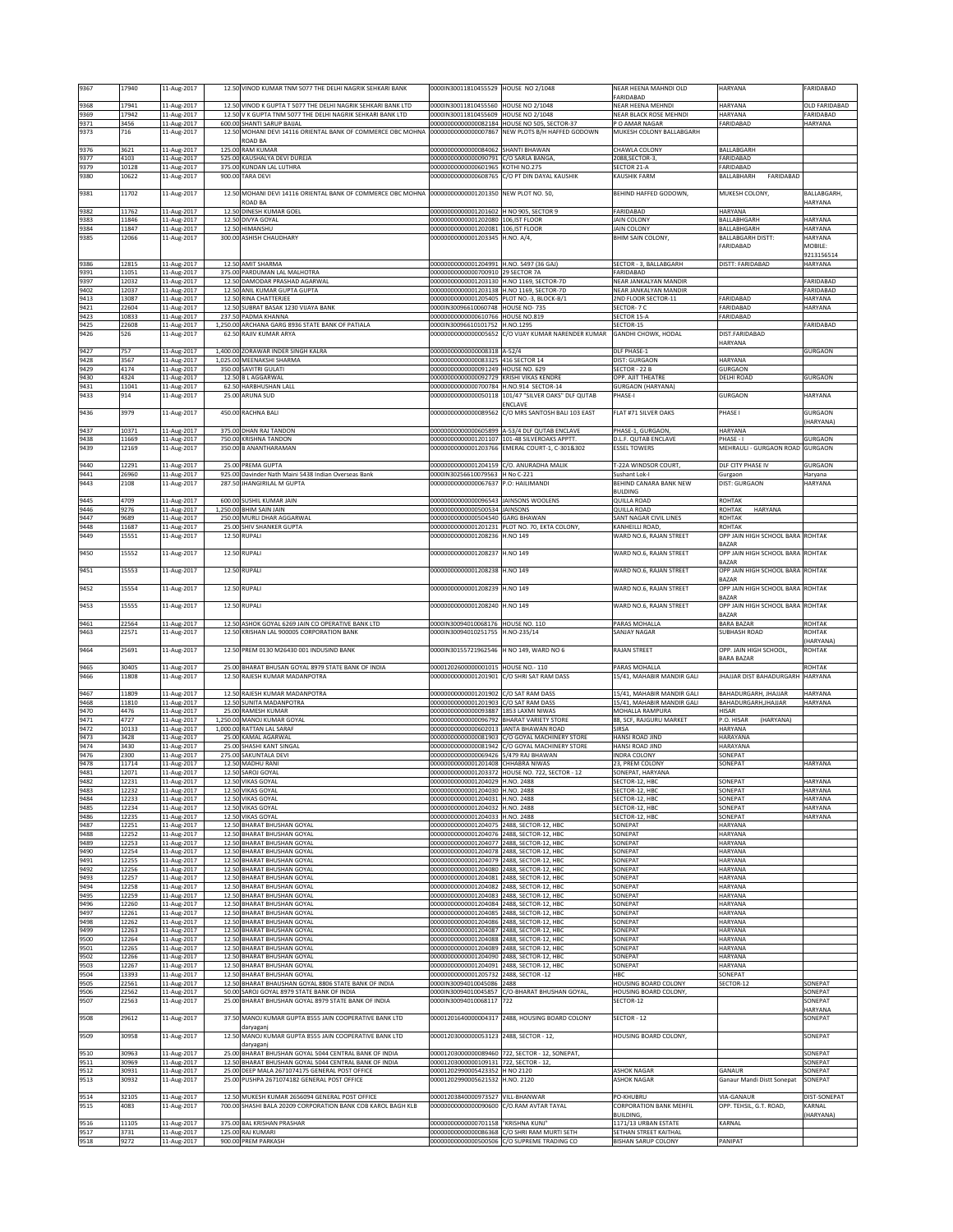| 9367 | 17940 | 11-Aug-2017 | 12.50 | VINOD KUMAR TNM 5077 THE DELHI NAGRIK SEHKARI BANK | 0000IN30011810455529 | HOUSE NO 2/1048 | NEAR HEENA MAHNDI OLD FARIDABAD | HARYANA | FARIDABAD |
|---|---|---|---|---|---|---|---|---|---|
| 9368 | 17941 | 11-Aug-2017 | 12.50 | VINOD KUMAR TNM 5077 THE DELHI NAGRIK SEHKARI BANK LTD | 0000IN30011810455560 | HOUSE NO 2/1048 | NEAR HEENA MEHNDI | HARYANA | OLD FARIDABAD |
| 9369 | 17942 | 11-Aug-2017 | 12.50 | V K GUPTA TNM 5077 THE DELHI NAGRIK SEHKARI BANK LTD | 0000IN30011810455609 | HOUSE NO 2/1048 | NEAR BLACK ROSE MEHNDI | HARYANA | FARIDABAD |
| 9371 | 3456 | 11-Aug-2017 | 600.00 | SHANTI SARUP BAIJAL | 00000000000000082184 | HOUSE NO 505, SECTOR-37 | P O AMAR NAGAR | FARIDABAD | HARYANA |
| 9373 | 716 | 11-Aug-2017 | 12.50 | MOHANI DEVI 14116 ORIENTAL BANK OF COMMERCE OBC MOHNA ROAD BA | 00000000000000007867 | NEW PLOTS B/H HAFFED GODOWN | MUKESH COLONY BALLABGARH | | |
| 9376 | 3621 | 11-Aug-2017 | 125.00 | RAM KUMAR | 00000000000000084062 | SHANTI BHAWAN | CHAWLA COLONY | BALLABGARH | |
| 9377 | 4103 | 11-Aug-2017 | 525.00 | KAUSHALYA DEVI DUREJA | 00000000000000090791 | C/O SARLA BANGA, | 2088,SECTOR-3, | FARIDABAD | |
| 9379 | 10128 | 11-Aug-2017 | 375.00 | KUNDAN LAL LUTHRA | 00000000000000601965 | KOTHI NO.275 | SECTOR 21-A | FARIDABAD | |
| 9380 | 10622 | 11-Aug-2017 | 900.00 | TARA DEVI | 00000000000000608765 | C/O PT DIN DAYAL KAUSHIK | KAUSHIK FARM | BALLABHARH FARIDABAD | |
| 9381 | 11702 | 11-Aug-2017 | 12.50 | MOHANI DEVI 14116 ORIENTAL BANK OF COMMERCE OBC MOHNA ROAD BA | 00000000000001201350 | NEW PLOT NO. 50, | BEHIND HAFFED GODOWN, | MUKESH COLONY, | BALLABGARH, HARYANA |
| 9382 | 11762 | 11-Aug-2017 | 12.50 | DINESH KUMAR GOEL | 00000000000001201602 | H NO 905, SECTOR 9 | FARIDABAD | HARYANA | |
| 9383 | 11846 | 11-Aug-2017 | 12.50 | DIVYA GOYAL | 00000000000001202080 | 106,IST FLOOR | JAIN COLONY | BALLABHGARH | HARYANA |
| 9384 | 11847 | 11-Aug-2017 | 12.50 | HIMANSHU | 00000000000001202081 | 106,IST FLOOR | JAIN COLONY | BALLABHGARH | HARYANA |
| 9385 | 12066 | 11-Aug-2017 | 300.00 | ASHISH CHAUDHARY | 00000000000001203345 | H.NO. A/4, | BHIM SAIN COLONY, | BALLABGARH DISTT: FARIDABAD | HARYANA MOBILE: 9213156514 |
| 9386 | 12815 | 11-Aug-2017 | 12.50 | AMIT SHARMA | 00000000000001204991 | H.NO. 5497 (36 GAJ) | SECTOR - 3, BALLABGARH | DISTT: FARIDABAD | HARYANA |
| 9391 | 11051 | 11-Aug-2017 | 375.00 | PARDUMAN LAL MALHOTRA | 00000000000000700910 | 29 SECTOR 7A | FARIDABAD | | |
| 9397 | 12032 | 11-Aug-2017 | 12.50 | DAMODAR PRASHAD AGARWAL | 00000000000001203130 | H.NO 1169, SECTOR-7D | NEAR JANKALYAN MANDIR | | FARIDABAD |
| 9402 | 12037 | 11-Aug-2017 | 12.50 | ANIL KUMAR GUPTA GUPTA | 00000000000001203138 | H.NO 1169, SECTOR-7D | NEAR JANKALYAN MANDIR | | FARIDABAD |
| 9413 | 13087 | 11-Aug-2017 | 12.50 | RINA CHATTERJEE | 00000000000001205405 | PLOT NO.-3, BLOCK-B/1 | 2ND FLOOR SECTOR-11 | FARIDABAD | HARYANA |
| 9421 | 22604 | 11-Aug-2017 | 12.50 | SUBRAT BASAK 1230 VIJAYA BANK | 0000IN30096610060748 | HOUSE NO- 735 | SECTOR- 7 C | FARIDABAD | HARYANA |
| 9423 | 10833 | 11-Aug-2017 | 237.50 | PADMA KHANNA | 00000000000000610766 | HOUSE NO.819 | SECTOR 15-A | FARIDABAD | |
| 9425 | 22608 | 11-Aug-2017 | 1,250.00 | ARCHANA GARG 8936 STATE BANK OF PATIALA | 0000IN30096610101752 | H.NO.1295 | SECTOR-15 | | FARIDABAD |
| 9426 | 526 | 11-Aug-2017 | 62.50 | RAJIV KUMAR ARYA | 00000000000000005652 | C/O VIJAY KUMAR NARENDER KUMAR | GANDHI CHOWK, HODAL | DIST.FARIDABAD HARYANA | |
| 9427 | 757 | 11-Aug-2017 | 1,400.00 | ZORAWAR INDER SINGH KALRA | 00000000000000008318 | A-52/4 | DLF PHASE-1 | | GURGAON |
| 9428 | 3567 | 11-Aug-2017 | 1,025.00 | MEENAKSHI SHARMA | 00000000000000083325 | 416 SECTOR 14 | DIST: GURGAON | HARYANA | |
| 9429 | 4174 | 11-Aug-2017 | 350.00 | SAVITRI GULATI | 00000000000000091249 | HOUSE NO. 629 | SECTOR - 22 B | GURGAON | |
| 9430 | 4324 | 11-Aug-2017 | 12.50 | B L AGGARWAL | 00000000000000092729 | KRISHI VIKAS KENDRE | OPP. AJIT THEATRE | DELHI ROAD | GURGAON |
| 9431 | 11041 | 11-Aug-2017 | 62.50 | HARBHUSHAN LALL | 00000000000000700784 | H.NO.914 SECTOR-14 | GURGAON (HARYANA) | | |
| 9433 | 914 | 11-Aug-2017 | 25.00 | ARUNA SUD | 00000000000000050118 | 101/47 "SILVER OAKS" DLF QUTAB ENCLAVE | PHASE-I | GURGAON | HARYANA |
| 9436 | 3979 | 11-Aug-2017 | 450.00 | RACHNA BALI | 00000000000000089562 | C/O MRS SANTOSH BALI 103 EAST | FLAT #71 SILVER OAKS | PHASE I | GURGAON (HARYANA) |
| 9437 | 10371 | 11-Aug-2017 | 375.00 | DHAN RAI TANDON | 00000000000000605899 | A-53/4 DLF QUTAB ENCLAVE | PHASE-1, GURGAON, | HARYANA | |
| 9438 | 11669 | 11-Aug-2017 | 750.00 | KRISHNA TANDON | 00000000000001201107 | 101-48 SILVEROAKS APPTT. | D.L.F. QUTAB ENCLAVE | PHASE - I | GURGAON |
| 9439 | 12169 | 11-Aug-2017 | 350.00 | B ANANTHARAMAN | 00000000000001203766 | EMERAL COURT-1, C-301&302 | ESSEL TOWERS | MEHRAULI - GURGAON ROAD | GURGAON |
| 9440 | 12291 | 11-Aug-2017 | 25.00 | PREMA GUPTA | 00000000000001204159 | C/O. ANURADHA MALIK | T-22A WINDSOR COURT, | DLF CITY PHASE IV | GURGAON |
| 9441 | 26960 | 11-Aug-2017 | 925.00 | Davinder Nath Maini 5438 Indian Overseas Bank | 0000IN30256610079563 | H No C-221 | Sushant Lok-I | Gurgaon | Haryana |
| 9443 | 2108 | 11-Aug-2017 | 287.50 | JHANGIRILAL M GUPTA | 00000000000000067637 | P.O: HAILIMANDI | BEHIND CANARA BANK NEW BULDING | DIST: GURGAON | HARYANA |
| 9445 | 4709 | 11-Aug-2017 | 600.00 | SUSHIL KUMAR JAIN | 00000000000000096543 | JAINSONS WOOLENS | QUILLA ROAD | ROHTAK | |
| 9446 | 9276 | 11-Aug-2017 | 1,250.00 | BHIM SAIN JAIN | 00000000000000500534 | JAINSONS | QUILLA ROAD | ROHTAK HARYANA | |
| 9447 | 9689 | 11-Aug-2017 | 250.00 | MURLI DHAR AGGARWAL | 00000000000000504540 | GARG BHAWAN | SANT NAGAR CIVIL LINES | ROHTAK | |
| 9448 | 11687 | 11-Aug-2017 | 25.00 | SHIV SHANKER GUPTA | 00000000000001201231 | PLOT NO. 70, EKTA COLONY, | KANHELLI ROAD, | ROHTAK | |
| 9449 | 15551 | 11-Aug-2017 | 12.50 | RUPALI | 00000000000001208236 | H.NO 149 | WARD NO.6, RAJAN STREET | OPP JAIN HIGH SCHOOL BARA BAZAR | ROHTAK |
| 9450 | 15552 | 11-Aug-2017 | 12.50 | RUPALI | 00000000000001208237 | H.NO 149 | WARD NO.6, RAJAN STREET | OPP JAIN HIGH SCHOOL BARA BAZAR | ROHTAK |
| 9451 | 15553 | 11-Aug-2017 | 12.50 | RUPALI | 00000000000001208238 | H.NO 149 | WARD NO.6, RAJAN STREET | OPP JAIN HIGH SCHOOL BARA BAZAR | ROHTAK |
| 9452 | 15554 | 11-Aug-2017 | 12.50 | RUPALI | 00000000000001208239 | H.NO 149 | WARD NO.6, RAJAN STREET | OPP JAIN HIGH SCHOOL BARA BAZAR | ROHTAK |
| 9453 | 15555 | 11-Aug-2017 | 12.50 | RUPALI | 00000000000001208240 | H.NO 149 | WARD NO.6, RAJAN STREET | OPP JAIN HIGH SCHOOL BARA BAZAR | ROHTAK |
| 9461 | 22564 | 11-Aug-2017 | 12.50 | ASHOK GOYAL 6269 JAIN CO OPERATIVE BANK LTD | 0000IN30094010068176 | HOUSE NO. 110 | PARAS MOHALLA | BARA BAZAR | ROHTAK |
| 9463 | 22571 | 11-Aug-2017 | 12.50 | KRISHAN LAL 900005 CORPORATION BANK | 0000IN30094010251755 | H.NO-235/14 | SANJAY NAGAR | SUBHASH ROAD | ROHTAK (HARYANA) |
| 9464 | 25691 | 11-Aug-2017 | 12.50 | PREM 0130 M26430 001 INDUSIND BANK | 0000IN30155721962546 | H NO 149, WARD NO 6 | RAJAN STREET | OPP. JAIN HIGH SCHOOL, BARA BAZAR | ROHTAK |
| 9465 | 30405 | 11-Aug-2017 | 25.00 | BHARAT BHUSAN GOYAL 8979 STATE BANK OF INDIA | 00001202600000001015 | HOUSE NO.- 110 | PARAS MOHALLA | | ROHTAK |
| 9466 | 11808 | 11-Aug-2017 | 12.50 | RAJESH KUMAR MADANPOTRA | 00000000000001201901 | C/O SHRI SAT RAM DASS | 15/41, MAHABIR MANDIR GALI | JHAJJAR DIST BAHADURGARH | HARYANA |
| 9467 | 11809 | 11-Aug-2017 | 12.50 | RAJESH KUMAR MADANPOTRA | 00000000000001201902 | C/O SAT RAM DASS | 15/41, MAHABIR MANDIR GALI | BAHADURGARH, JHAJJAR | HARYANA |
| 9468 | 11810 | 11-Aug-2017 | 12.50 | SUNITA MADANPOTRA | 00000000000001201903 | C/O SAT RAM DASS | 15/41, MAHABIR MANDIR GALI | BAHADURGARH,JHAJJAR | HARYANA |
| 9470 | 4476 | 11-Aug-2017 | 25.00 | RAMESH KUMAR | 00000000000000093887 | 1853 LAXMI NIWAS | MOHALLA RAMPURA | HISAR | |
| 9471 | 4727 | 11-Aug-2017 | 1,250.00 | MANOJ KUMAR GOYAL | 00000000000000096792 | BHARAT VARIETY STORE | 88, SCF, RAJGURU MARKET | P.O. HISAR (HARYANA) | |
| 9472 | 10133 | 11-Aug-2017 | 1,000.00 | RATTAN LAL SARAF | 00000000000000602013 | JANTA BHAWAN ROAD | SIRSA | HARYANA | |
| 9473 | 3428 | 11-Aug-2017 | 25.00 | KAMAL AGARWAL | 00000000000000081903 | C/O GOYAL MACHINERY STORE | HANSI ROAD JIND | HARAYANA | |
| 9474 | 3430 | 11-Aug-2017 | 25.00 | SHASHI KANT SINGAL | 00000000000000081942 | C/O GOYAL MACHINERY STORE | HANSI ROAD JIND | HARAYANA | |
| 9476 | 2300 | 11-Aug-2017 | 275.00 | SAKUNTALA DEVI | 00000000000000069426 | 5/479 RAJ BHAWAN | INDRA COLONY | SONEPAT | |
| 9478 | 11714 | 11-Aug-2017 | 12.50 | MADHU RANI | 00000000000001201408 | CHHABRA NIWAS | 23, PREM COLONY | SONEPAT | HARYANA |
| 9481 | 12071 | 11-Aug-2017 | 12.50 | SAROJ GOYAL | 00000000000001203372 | HOUSE NO. 722, SECTOR - 12 | SONEPAT, HARYANA | | |
| 9482 | 12231 | 11-Aug-2017 | 12.50 | VIKAS GOYAL | 00000000000001204029 | H.NO. 2488 | SECTOR-12, HBC | SONEPAT | HARYANA |
| 9483 | 12232 | 11-Aug-2017 | 12.50 | VIKAS GOYAL | 00000000000001204030 | H.NO. 2488 | SECTOR-12, HBC | SONEPAT | HARYANA |
| 9484 | 12233 | 11-Aug-2017 | 12.50 | VIKAS GOYAL | 00000000000001204031 | H.NO. 2488 | SECTOR-12, HBC | SONEPAT | HARYANA |
| 9485 | 12234 | 11-Aug-2017 | 12.50 | VIKAS GOYAL | 00000000000001204032 | H.NO. 2488 | SECTOR-12, HBC | SONEPAT | HARYANA |
| 9486 | 12235 | 11-Aug-2017 | 12.50 | VIKAS GOYAL | 00000000000001204033 | H.NO. 2488 | SECTOR-12, HBC | SONEPAT | HARYANA |
| 9487 | 12251 | 11-Aug-2017 | 12.50 | BHARAT BHUSHAN GOYAL | 00000000000001204075 | 2488, SECTOR-12, HBC | SONEPAT | HARYANA | |
| 9488 | 12252 | 11-Aug-2017 | 12.50 | BHARAT BHUSHAN GOYAL | 00000000000001204076 | 2488, SECTOR-12, HBC | SONEPAT | HARYANA | |
| 9489 | 12253 | 11-Aug-2017 | 12.50 | BHARAT BHUSHAN GOYAL | 00000000000001204077 | 2488, SECTOR-12, HBC | SONEPAT | HARYANA | |
| 9490 | 12254 | 11-Aug-2017 | 12.50 | BHARAT BHUSHAN GOYAL | 00000000000001204078 | 2488, SECTOR-12, HBC | SONEPAT | HARYANA | |
| 9491 | 12255 | 11-Aug-2017 | 12.50 | BHARAT BHUSHAN GOYAL | 00000000000001204079 | 2488, SECTOR-12, HBC | SONEPAT | HARYANA | |
| 9492 | 12256 | 11-Aug-2017 | 12.50 | BHARAT BHUSHAN GOYAL | 00000000000001204080 | 2488, SECTOR-12, HBC | SONEPAT | HARYANA | |
| 9493 | 12257 | 11-Aug-2017 | 12.50 | BHARAT BHUSHAN GOYAL | 00000000000001204081 | 2488, SECTOR-12, HBC | SONEPAT | HARYANA | |
| 9494 | 12258 | 11-Aug-2017 | 12.50 | BHARAT BHUSHAN GOYAL | 00000000000001204082 | 2488, SECTOR-12, HBC | SONEPAT | HARYANA | |
| 9495 | 12259 | 11-Aug-2017 | 12.50 | BHARAT BHUSHAN GOYAL | 00000000000001204083 | 2488, SECTOR-12, HBC | SONEPAT | HARYANA | |
| 9496 | 12260 | 11-Aug-2017 | 12.50 | BHARAT BHUSHAN GOYAL | 00000000000001204084 | 2488, SECTOR-12, HBC | SONEPAT | HARYANA | |
| 9497 | 12261 | 11-Aug-2017 | 12.50 | BHARAT BHUSHAN GOYAL | 00000000000001204085 | 2488, SECTOR-12, HBC | SONEPAT | HARYANA | |
| 9498 | 12262 | 11-Aug-2017 | 12.50 | BHARAT BHUSHAN GOYAL | 00000000000001204086 | 2488, SECTOR-12, HBC | SONEPAT | HARYANA | |
| 9499 | 12263 | 11-Aug-2017 | 12.50 | BHARAT BHUSHAN GOYAL | 00000000000001204087 | 2488, SECTOR-12, HBC | SONEPAT | HARYANA | |
| 9500 | 12264 | 11-Aug-2017 | 12.50 | BHARAT BHUSHAN GOYAL | 00000000000001204088 | 2488, SECTOR-12, HBC | SONEPAT | HARYANA | |
| 9501 | 12265 | 11-Aug-2017 | 12.50 | BHARAT BHUSHAN GOYAL | 00000000000001204089 | 2488, SECTOR-12, HBC | SONEPAT | HARYANA | |
| 9502 | 12266 | 11-Aug-2017 | 12.50 | BHARAT BHUSHAN GOYAL | 00000000000001204090 | 2488, SECTOR-12, HBC | SONEPAT | HARYANA | |
| 9503 | 12267 | 11-Aug-2017 | 12.50 | BHARAT BHUSHAN GOYAL | 00000000000001204091 | 2488, SECTOR-12, HBC | SONEPAT | HARYANA | |
| 9504 | 13393 | 11-Aug-2017 | 12.50 | BHARAT BHUSHAN GOYAL | 00000000000001205732 | 2488, SECTOR -12 | HBC | SONEPAT | |
| 9505 | 22561 | 11-Aug-2017 | 12.50 | BHARAT BHAUSHAN GOYAL 8806 STATE BANK OF INDIA | 0000IN30094010045086 | 2488 | HOUSING BOARD COLONY | SECTOR-12 | SONEPAT |
| 9506 | 22562 | 11-Aug-2017 | 50.00 | SAROJ GOYAL 8979 STATE BANK OF INDIA | 0000IN30094010045857 | C/O-BHARAT BHUSHAN GOYAL, | HOUSING BOARD COLONY, | | SONEPAT |
| 9507 | 22563 | 11-Aug-2017 | 25.00 | BHARAT BHUSHAN GOYAL 8979 STATE BANK OF INDIA | 0000IN30094010068117 | 722 | SECTOR-12 | | SONEPAT HARYANA |
| 9508 | 29612 | 11-Aug-2017 | 37.50 | MANOJ KUMAR GUPTA 8555 JAIN COOPERATIVE BANK LTD daryaganj | 00001201640000004317 | 2488, HOUSING BOARD COLONY | SECTOR - 12 | | SONEPAT |
| 9509 | 30958 | 11-Aug-2017 | 12.50 | MANOJ KUMAR GUPTA 8555 JAIN COOPERATIVE BANK LTD daryaganj | 00001203000000053123 | 2488, SECTOR - 12, | HOUSING BOARD COLONY, | | SONEPAT |
| 9510 | 30963 | 11-Aug-2017 | 25.00 | BHARAT BHUSHAN GOYAL 5044 CENTRAL BANK OF INDIA | 00001203000000089460 | 722, SECTOR - 12, SONEPAT, | | | SONEPAT |
| 9511 | 30969 | 11-Aug-2017 | 12.50 | BHARAT BHUSHAN GOYAL 5044 CENTRAL BANK OF INDIA | 00001203000000109131 | 722, SECTOR - 12, | | | SONEPAT |
| 9512 | 30931 | 11-Aug-2017 | 25.00 | DEEP MALA 2671074175 GENERAL POST OFFICE | 00001202990005423352 | H NO 2120 | ASHOK NAGAR | GANAUR | SONEPAT |
| 9513 | 30932 | 11-Aug-2017 | 25.00 | PUSHPA 2671074182 GENERAL POST OFFICE | 00001202990005621532 | H.NO. 2120 | ASHOK NAGAR | Ganaur Mandi Distt Sonepat | SONEPAT |
| 9514 | 32105 | 11-Aug-2017 | 12.50 | MUKESH KUMAR 2656094 GENERAL POST OFFICE | 00001203840000973527 | VILL-BHANWAR | PO-KHUBRU | VIA-GANAUR | DIST-SONEPAT |
| 9515 | 4083 | 11-Aug-2017 | 700.00 | SHASHI BALA 20209 CORPORATION BANK COB KAROL BAGH KLB | 00000000000000090600 | C/O.RAM AVTAR TAYAL | CORPORATION BANK MEHFIL BUILDING, | OPP. TEHSIL, G.T. ROAD, | KARNAL (HARYANA) |
| 9516 | 11105 | 11-Aug-2017 | 375.00 | BAL KRISHAN PRASHAR | 00000000000000701158 | "KRISHNA KUNJ" | 1171/13 URBAN ESTATE | KARNAL | |
| 9517 | 3731 | 11-Aug-2017 | 125.00 | RAJ KUMARI | 00000000000000086368 | C/O SHRI RAM MURTI SETH | SETHAN STREET KAITHAL | | |
| 9518 | 9272 | 11-Aug-2017 | 900.00 | PREM PARKASH | 00000000000000500506 | C/O SUPREME TRADING CO | BISHAN SARUP COLONY | PANIPAT | |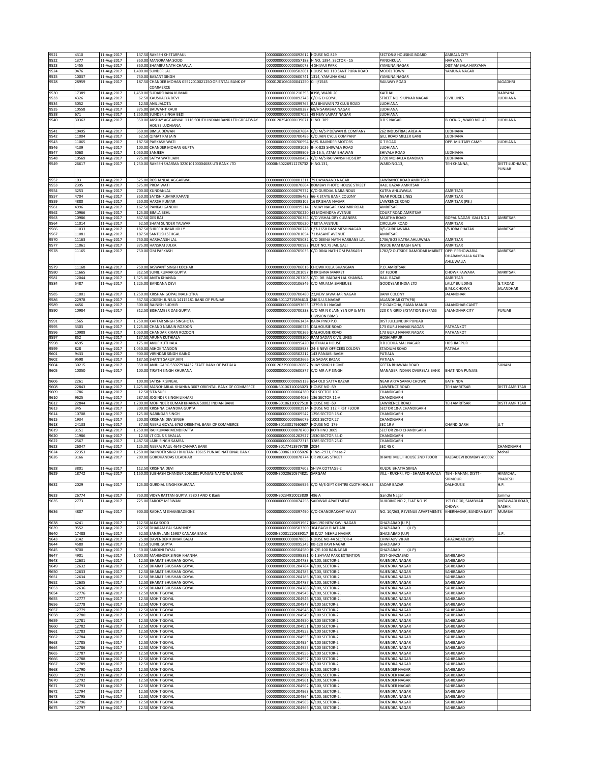| | | | | | | | | |
|---|---|---|---|---|---|---|---|---|
| 9521 | 4310 | 11-Aug-2017 | 137.50 | RAKESH KHETARPAUL | 0000000000000092612 | HOUSE NO.819 | SECTOR-8 HOUSING BOARD | AMBALA CITY | |
| 9522 | 1377 | 11-Aug-2017 | 350.00 | MANORAMA SOOD | 0000000000000057188 | H.NO. 1394, SECTOR - 15 | PANCHKULA | HARYANA | |
| 9523 | 1455 | 11-Aug-2017 | 350.00 | SHAMBU NATH CHAWLA | 0000000000000060073 | 4 SHIVAJI PARK | YAMUNA NAGAR | DIST AMBALA HARYANA | |
| 9524 | 9476 | 11-Aug-2017 | 1,400.00 | SUNDER LAL | 0000000000000502661 | HOUSE NO 110 SANT PURA ROAD | MODEL TOWN | YAMUNA NAGAR | |
| 9525 | 10037 | 11-Aug-2017 | 750.00 | BASANT SINGH | 0000000000000600741 | 1314, YAMUNA GALI | YAMUNA NAGAR | | |
| 9528 | 28959 | 11-Aug-2017 | 187.50 | CHANDER MOHAN 05522010021250 ORIENTAL BANK OF COMMERCE | 00001201060400041250 | C-III/1545 | RAILWAY ROAD | | JAGADHRI |
| 9530 | 17389 | 11-Aug-2017 | 1,450.00 | SUDARSHANA KUMARI | 0000000000001210393 | #398, WARD 20 | KAITHAL | | HARYANA |
| 9533 | 4326 | 11-Aug-2017 | 62.50 | KAUSHALYA DEVI | 0000000000000092743 | C/O G D GOYAL | STREET NO. 9 UPKAR NAGAR | CIVIL LINES | LUDHIANA |
| 9534 | 5052 | 11-Aug-2017 | 12.50 | ANIL JALOTA | 0000000000000099765 | RAJ BHAWAN 72 CLUB ROAD | LUDHIANA | | |
| 9535 | 10558 | 11-Aug-2017 | 375.00 | BALWANT KAUR | 0000000000000608387 | 68/H SARABHA NAGAR | LUDHIANA | | |
| 9538 | 671 | 11-Aug-2017 | 1,250.00 | SUNDER SINGH BEDI | 0000000000000007052 | 48 NEW LAJPAT NAGAR | LUDHIANA | | |
| 9540 | 30362 | 11-Aug-2017 | 350.00 | AKSHAY AGGARWAL 1116 SOUTH INDIAN BANK LTD GREATWAY HOUSE LUDHIANA | 00001202540000139071 | H.NO. 309 | B.R.S NAGAR | BLOCK-G , WARD NO. 43 | LUDHIANA |
| 9541 | 10495 | 11-Aug-2017 | 350.00 | BIMLA DEWAN | 0000000000000607684 | C/O M/S P DEWAN & COMPANY | 262 INDUSTRIAL AREA-A | LUDHIANA | |
| 9542 | 11004 | 11-Aug-2017 | 62.50 | QIMAT RAI JAIN | 0000000000000700486 | C/O JAIN CYCLE COMPANY | GILL ROAD MILLER GANJ | LUDHIANA | |
| 9543 | 11065 | 11-Aug-2017 | 187.50 | PARKASH WATI | 0000000000000700994 | M/S. RAJINDER MOTORS | G T ROAD | OPP. MILITARY CAMP | LUDHIANA |
| 9546 | 4139 | 11-Aug-2017 | 100.00 | CHANDER MOHAN GUPTA | 0000000000000091026 | B-IX-828 SHIWALA ROAD | LUDHIANA | | |
| 9547 | 5060 | 11-Aug-2017 | 1,050.00 | SANJEEV | 0000000000000099909 | 15-16 A, ATAM BHAWAN | SHIVALA ROAD | LUDHIANA | |
| 9548 | 10569 | 11-Aug-2017 | 775.00 | SATYA WATI JAIN | 0000000000000608452 | C/O M/S RAJ VANSH HOSIERY | 1720 MOHALLA BANDIAN | LUDHIANA | |
| 9549 | 26617 | 11-Aug-2017 | 1,250.00 | RAKESH SHARMA 322010100004688 UTI BANK LTD | 0000IN30226911278732 | H.NO.131, | WARD NO.13, | TEH KHANNA, | DISTT-LUDHIANA, PUNJAB |
| 9552 | 103 | 11-Aug-2017 | 525.00 | ROSHANLAL AGGARWAL | 0000000000000001311 | 79 DAYANAND NAGAR | LAWRANCE ROAD AMRITSAR | | |
| 9553 | 2395 | 11-Aug-2017 | 575.00 | PREM WATI | 0000000000000070664 | BOMBAY PHOTO HOUSE STREET | HALL BAZAR AMRITSAR | | |
| 9554 | 3253 | 11-Aug-2017 | 700.00 | KUNDANLAL | 0000000000000079772 | C/O GURDIAL NARAINDAS | KATRA AHLUWALA | AMRITSAR | |
| 9557 | 4704 | 11-Aug-2017 | 350.00 | SATISH KUMAR KAPANI | 0000000000000096463 | 66-R STATE BANK COLONY | NEAR POLICE LINES | AMRITSAR | |
| 9559 | 4880 | 11-Aug-2017 | 250.00 | HARSH KUMAR | 0000000000000098105 | 16 KRISHAN NAGAR | LAWRENCE ROAD | AMRITSAR (PB.) | |
| 9561 | 4996 | 11-Aug-2017 | 162.50 | PANKAJ GANDHI | 0000000000000099214 | 1 VIJAY NAGAR KASHMIR ROAD | AMRITSAR | | |
| 9562 | 10966 | 11-Aug-2017 | 125.00 | BIMLA BEHL | 0000000000000700220 | 43 MOHINDRA AVENUE | COURT ROAD AMRITSAR | | |
| 9563 | 10986 | 11-Aug-2017 | 837.50 | DES RAJ | 0000000000000700354 | C/O VISHAL DRY CLEANERS | MAJITHA ROAD | GOPAL NAGAR GALI NO.1 | AMRITSAR |
| 9564 | 11014 | 11-Aug-2017 | 62.50 | SHAM SUNDER TALWAR | 0000000000000700620 | 7 EKTA AVENUE | CIRCULAR ROAD | AMRITSAR | |
| 9566 | 11033 | 11-Aug-2017 | 187.50 | SHREE KUMAR JOLLY | 0000000000000700728 | H/3-1658 DASHMESH NAGAR | B/S GURDAWARA | I/S JORA PHATAK | AMRITSAR |
| 9567 | 11081 | 11-Aug-2017 | 187.50 | SANTOSH SEHGAL | 0000000000000701054 | 71 BASANT AVENUE | AMRITSAR | | |
| 9570 | 11163 | 11-Aug-2017 | 750.00 | HARIVANSH LAL | 0000000000000705032 | C/O DEENA NATH HARBANS LAL | 1736/II-23 KATRA AHLUWALA | AMRITSAR | |
| 9577 | 11061 | 11-Aug-2017 | 375.00 | HANSRAJ JULKA | 0000000000000700982 | PLOT NO.79 JAIL GALI | INSIDE RAM BAGH GATE | AMRITSAR | |
| 9578 | 11165 | 11-Aug-2017 | 750.00 | OM PARKASH | 0000000000000705035 | C/O DINA NATH OM PARKASH | 1782/2 OUTSIDE DAMODAR MARKET | OPP: PESHOWARIA DHARAMSHALA KATRA AHLUWALIA | AMRITSAR |
| 9579 | 11168 | 11-Aug-2017 | 750.00 | JASWANT SINGH KOCHAR | 0000000000000706016 | CHOWK KILLA BHANGIAN | P.O. AMRITSAR | | |
| 9580 | 11665 | 11-Aug-2017 | 312.50 | SUNIL KUMAR GUPTA | 0000000000001201097 | 8 KRISHNA MARKET | IST FLOOR | CHOWK FAWARA | AMRITSAR |
| 9581 | 12044 | 11-Aug-2017 | 1,325.00 | ANITA KHANNA | 0000000000001203208 | C/O. DR. MADAN LAL KHANNA | HALL BAZAR | AMRITSAR | |
| 9584 | 5487 | 11-Aug-2017 | 1,225.00 | BANDANA DEVI | 0000000000000106846 | C/O MR.M.M.BANERJEE | GOODYEAR INDIA LTD | LALLY BUILDING B.M.C.CHOWK | G.T.ROAD JALANDHAR |
| 9585 | 11001 | 11-Aug-2017 | 1,250.00 | KRISHAN GOPAL MALHOTRA | 0000000000000700480 | 22,NEW JAWAHAR NAGAR | BANK COLONY | JALANDHAR | |
| 9586 | 22978 | 11-Aug-2017 | 337.50 | LOKESH JUNEJA 14115181 BANK OF PUNJAB | 0000IN30112715894613 | 246 S.U.S.NAGAR | JALANDHAR CITY(PB) | | |
| 9589 | 4456 | 11-Aug-2017 | 300.00 | RAJNISH SUDHIR | 0000000000000093653 | 1279 B B J NAGAR | P O DAKOHA, RAMA MANDI | JALANDHAR CANTT | |
| 9590 | 10984 | 11-Aug-2017 | 312.50 | BISHAMBER DAS GUPTA | 0000000000000700338 | C/O MR N K JAIN,YEN OP & MTE DIVISION BBMB | 220 K V GRID S/STATION BYEPASS | JALANDHAR CITY | PUNJAB |
| 9591 | 1565 | 11-Aug-2017 | 1,250.00 | KARTAR SINGH SINGHOTA | 0000000000000061434 | BARA PIND P.O. | DIST JULLUNDUR PUNJAB | | |
| 9595 | 3303 | 11-Aug-2017 | 1,225.00 | CHAND NARAIN ROZDON | 0000000000000080526 | DALHOUSIE ROAD | 173 GURU NANAK NAGAR | PATHANKOT | |
| 9596 | 10988 | 11-Aug-2017 | 1,050.00 | CHANDAR KIRAN ROZDON | 0000000000000700366 | DALHOUSIE ROAD | 173 GURU NANAK NAGAR | PATHANKOT | |
| 9597 | 852 | 11-Aug-2017 | 137.50 | ARUNA KUTHIALA | 0000000000000009300 | RAM SADAN CIVIL LINES | HOSHIARPUR | | |
| 9598 | 4595 | 11-Aug-2017 | 175.00 | ANUP KUTHIALA | 0000000000000095420 | KUTHIALA HOUSE | R B JODHA MAL NAGAR | HOSHIARPUR | |
| 9599 | 828 | 11-Aug-2017 | 1,050.00 | ASHOK TANDON | 0000000000000008983 | 24-B NEW OFFICERS COLONY | STADIUM ROAD | PATIALA | |
| 9601 | 9433 | 11-Aug-2017 | 900.00 | VIRINDAR SINGH GAIND | 0000000000000502212 | 143 PANJABI BAGH | PATIALA | | |
| 9602 | 9598 | 11-Aug-2017 | 187.50 | SHANTI SARUP JAIN | 0000000000000503666 | 16 SADAR BAZAR | PATIALA | | |
| 9604 | 30215 | 11-Aug-2017 | 350.00 | ANJU GARG 55027934432 STATE BANK OF PATIALA | 00001202290000126862 | VIJAY SINGH HOME | GEETA BHAWAN ROAD | | SUNAM |
| 9605 | 10050 | 11-Aug-2017 | 100.00 | TIRATH SINGH KHURANA | 0000000000000600877 | C/O MR A P SINGH | MANAGER INDIAN OVERSEAS BANK | BHATINDA PUNJAB | |
| 9606 | 2261 | 11-Aug-2017 | 100.00 | SATISH K SINGAL | 0000000000000069138 | 654 OLD SATTA BAZAR | NEAR ARYA SAMAJ CHOWK | BATHINDA | |
| 9608 | 22843 | 11-Aug-2017 | 1,425.00 | MANOHARLAL KHANNA 3007 ORIENTAL BANK OF COMMERCE | 0000IN30106310026023 | HOUSE NO -59 | LAWRENCE ROAD | TEH AMRITSAR | DISTT AMRITSAR |
| 9609 | 1786 | 11-Aug-2017 | 12.50 | SITA SURI | 0000000000000064380 | 501 SECTOR 10C | CHANDIGARH | | |
| 9610 | 9625 | 11-Aug-2017 | 287.50 | JOGINDER SINGH LIKHARI | 0000000000000504086 | 136 SECTOR 11-A | CHANDIGARH | | |
| 9612 | 22844 | 11-Aug-2017 | 1,200.00 | MOHINDER KUMAR KHANNA 50002 INDIAN BANK | 0000IN30106310027510 | HOUSE NO -59 | LAWIRENCE ROAD | TEH AMRITSAR | DISTT AMRITSAR |
| 9613 | 345 | 11-Aug-2017 | 300.00 | KRISHNA CHANDRA GUPTA | 0000000000000002914 | HOUSE NO 112 FIRST FLOOR | SECTOR 18-A CHANDIGARH | | |
| 9614 | 10708 | 11-Aug-2017 | 125.00 | NARINDAR SINGH | 0000000000000609542 | 1256 SECTOR 18-C | CHANDIGARH | | |
| 9615 | 1934 | 11-Aug-2017 | 200.00 | KRISHAN DEV SINGH | 0000000000000066079 | 1002 SECTOR 27 | CHANDIGARH | | |
| 9618 | 24133 | 11-Aug-2017 | 37.50 | NEERU GOYAL 6762 ORIENTAL BANK OF COMMERCE | 0000IN30133017660607 | HOUSE NO 179 | SEC 19 A | CHANDIGARH | U.T |
| 9619 | 3151 | 11-Aug-2017 | 1,250.00 | RAJ KUMAR MENDIRATTA | 0000000000000078700 | KOTHI NO 3009 | SECTOR 20-D CHANDIGARH | | |
| 9620 | 11986 | 11-Aug-2017 | 12.50 | LT COL S S BHALLA | 0000000000001202927 | 1530 SECTOR 34-D | CHANDIGARH | | |
| 9622 | 2567 | 11-Aug-2017 | 1,487.50 | LABH SINGH SAMRA | 0000000000000072313 | 3285 SECTOR 23-D | CHANDIGARH | | |
| 9623 | 26047 | 11-Aug-2017 | 125.00 | NEERAJ PAUL 4649 CANARA BANK | 0000IN30177413979789 | 2084 | SEC 45 C | | CHANDIGARH |
| 9624 | 22353 | 11-Aug-2017 | 1,250.00 | RAJINDER SINGH BHUTANI 10615 PUNJAB NATIONAL BANK | 0000IN30086110035026 | H.No.-2931, Phase-7 | | | Mohali |
| 9626 | 3166 | 11-Aug-2017 | 200.00 | GORDHANDAS LILADHAR | 0000000000000078774 | DR VIEGAS STREET | DHANJI MULJI HOUSE 2ND FLOOR | KALBADEVI BOMBAY 400002 | |
| 9628 | 3801 | 11-Aug-2017 | 112.50 | KRISHNA DEVI | 0000000000000087602 | SHIVA COTTAGE-2 | RULDU BHATIA SIMLA | | |
| 9629 | 18742 | 11-Aug-2017 | 1,150.00 | SUBHASH CHANDER 1061801 PUNJAB NATIONAL BANK | 0000IN30020610574821 | SARGAM | VILL - RUKHRI, PO - SHAMBHUWALA | TEH - NAHAN, DISTT - SIRMOUR | HIMACHAL PRADESH |
| 9632 | 2029 | 11-Aug-2017 | 125.00 | GURDIAL SINGH KHURANA | 0000000000000066956 | C/O M/S GIFT CENTRE CLOTH HOUSE | SADAR BAZAR | DALHOUSIE | H.P. |
| 9633 | 26774 | 11-Aug-2017 | 750.00 | VIDYA RATTAN GUPTA 7580 J AND K Bank | 0000IN30234910023839 | 486 A | Gandhi Nagar | | Jammu |
| 9635 | 2773 | 11-Aug-2017 | 725.00 | FAROKY MERWAN | 0000000000000074258 | SAIDWAR APARTMENT | BUILDING NO 2, FLAT NO 19 | 1ST FLOOR, SAMBHAJI CHOWK | UNTAWADI ROAD, NASHIK |
| 9636 | 4807 | 11-Aug-2017 | 900.00 | RADHA M KHAMBADKONE | 0000000000000097490 | C/O CHANDRAKANT VALVI | NO. 10/263, REVENUE APARTMENTS | KHERNAGAR, BANDRA EAST | MUMBAI |
| 9638 | 4241 | 11-Aug-2017 | 112.50 | ALKA SOOD | 0000000000000091967 | KM-190 NEW KAVI NAGAR | GHAZIABAD (U.P.) | | |
| 9639 | 9552 | 11-Aug-2017 | 712.50 | DHARAM PAL SAWHNEY | 0000000000000503300 | 364 BAGH BHATIARI | GHAZIABAD (U P) | | |
| 9640 | 17488 | 11-Aug-2017 | 62.50 | SANJIV JAIN 15987 CANARA BANK | 0000IN30001110639017 | III K/27 NEHRU NAGAR | GHAZIABAD [U.P] | | U.P. |
| 9643 | 3142 | 11-Aug-2017 | 25.00 | DAVENDER KUMAR BAJAJ | 0000000000000078655 | HOUSE NO-44 SECTOR-4 | CHINRAJIV VIHAR | GHAZIABAD (UP) | |
| 9644 | 4580 | 11-Aug-2017 | 12.50 | SUNIL GUPTA | 0000000000000095245 | KB-128 KAVI NAGAR | GHAZIABAD | | |
| 9645 | 9700 | 11-Aug-2017 | 50.00 | SAROJNI TAYAL | 0000000000000504580 | R-7/E-100 RAJNAGAR | GHAZIABAD (U.P) | | |
| 9647 | 4901 | 11-Aug-2017 | 1,000.00 | MAHENDER SINGH KHANNA | 0000000000000098391 | C-1 SHYAM PARK EXTENTION | DIST-GHAZIABAD | SAHIBABAD | |
| 9648 | 12631 | 11-Aug-2017 | 12.50 | BHARAT BHUSHAN GOYAL | 0000000000001204783 | 6/100, SECTOR-2 | RAJENDRA NAGAR | SAHIBABAD | |
| 9649 | 12632 | 11-Aug-2017 | 12.50 | BHARAT BHUSHAN GOYAL | 0000000000001204784 | 6/100, SECTOR-2 | RAJENDRA NAGAR | SAHIBABAD | |
| 9650 | 12633 | 11-Aug-2017 | 12.50 | BHARAT BHUSHAN GOYAL | 0000000000001204785 | 6/100, SECTOR-2 | RAJENDRA NAGAR | SAHIBABAD | |
| 9651 | 12634 | 11-Aug-2017 | 12.50 | BHARAT BHUSHAN GOYAL | 0000000000001204786 | 6/100, SECTOR-2 | RAJENDRA NAGAR | SAHIBABAD | |
| 9652 | 12635 | 11-Aug-2017 | 12.50 | BHARAT BHUSHAN GOYAL | 0000000000001204787 | 6/100, SECTOR-2 | RAJENDRA NAGAR | SAHIBABAD | |
| 9653 | 12636 | 11-Aug-2017 | 12.50 | BHARAT BHUSHAN GOYAL | 0000000000001204788 | 6/100, SECTOR-2 | RAJENDRA NAGAR | SAHIBABAD | |
| 9654 | 12776 | 11-Aug-2017 | 12.50 | MOHIT GOYAL | 0000000000001204945 | 6/100, SECTOR-2, | RAJENDRA NAGAR | SAHIBABAD | |
| 9655 | 12777 | 11-Aug-2017 | 12.50 | MOHIT GOYAL | 0000000000001204946 | 6/100, SECTOR-2, | RAJENDRA NAGAR | SAHIBABAD | |
| 9656 | 12778 | 11-Aug-2017 | 12.50 | MOHIT GOYAL | 0000000000001204947 | 6/100 SECTOR-2 | RAJENDRA NAGAR | SAHIBABAD | |
| 9657 | 12779 | 11-Aug-2017 | 12.50 | MOHIT GOYAL | 0000000000001204948 | 6/100 SECTOR-2 | RAJENDRA NAGAR | SAHIBABAD | |
| 9658 | 12780 | 11-Aug-2017 | 12.50 | MOHIT GOYAL | 0000000000001204949 | 6/100 SECTOR-2 | RAJENDRA NAGAR | SAHIBABAD | |
| 9659 | 12781 | 11-Aug-2017 | 12.50 | MOHIT GOYAL | 0000000000001204950 | 6/100 SECTOR-2 | RAJENDRA NAGAR | SAHIBABAD | |
| 9660 | 12782 | 11-Aug-2017 | 12.50 | MOHIT GOYAL | 0000000000001204951 | 6/100 SECTOR-2 | RAJENDRA NAGAR | SAHIBABAD | |
| 9661 | 12783 | 11-Aug-2017 | 12.50 | MOHIT GOYAL | 0000000000001204952 | 6/100 SECTOR-2 | RAJENDRA NAGAR | SAHIBABAD | |
| 9662 | 12784 | 11-Aug-2017 | 12.50 | MOHIT GOYAL | 0000000000001204953 | 6/100 SECTOR-2 | RAJENDRA NAGAR | SAHIBABAD | |
| 9663 | 12785 | 11-Aug-2017 | 12.50 | MOHIT GOYAL | 0000000000001204954 | 6/100 SECTOR-2 | RAJENDRA NAGAR | SAHIBABAD | |
| 9664 | 12786 | 11-Aug-2017 | 12.50 | MOHIT GOYAL | 0000000000001204955 | 6/100 SECTOR-2 | RAJENDRA NAGAR | SAHIBABAD | |
| 9665 | 12787 | 11-Aug-2017 | 12.50 | MOHIT GOYAL | 0000000000001204956 | 6/100 SECTOR-2 | RAJENDRA NAGAR | SAHIBABAD | |
| 9666 | 12788 | 11-Aug-2017 | 12.50 | MOHIT GOYAL | 0000000000001204957 | 6/100 SECTOR-2 | RAJENDRA NAGAR | SAHIBABAD | |
| 9667 | 12789 | 11-Aug-2017 | 12.50 | MOHIT GOYAL | 0000000000001204958 | 6/100 SECTOR-2 | RAJENDRA NAGAR | SAHIBABAD | |
| 9668 | 12790 | 11-Aug-2017 | 12.50 | MOHIT GOYAL | 0000000000001204959 | 6/100, SECTOR-2 | RAJENDRA NAGAR | SAHIBABAD | |
| 9669 | 12791 | 11-Aug-2017 | 12.50 | MOHIT GOYAL | 0000000000001204960 | 6/100, SECTOR-2 | RAJENDER NAGAR | SAHIBABAD | |
| 9670 | 12792 | 11-Aug-2017 | 12.50 | MOHIT GOYAL | 0000000000001204961 | 6/100, SECTOR-2 | RAJENDER NAGAR | SAHIBABAD | |
| 9671 | 12793 | 11-Aug-2017 | 12.50 | MOHIT GOYAL | 0000000000001204962 | 6/100, SECTOR-2 | RAJENDER NAGAR | SAHIBABAD | |
| 9672 | 12794 | 11-Aug-2017 | 12.50 | MOHIT GOYAL | 0000000000001204963 | 6/100, SECTOR-2, | RAJENDRA NAGAR | SAHIBABAD | |
| 9673 | 12795 | 11-Aug-2017 | 12.50 | MOHIT GOYAL | 0000000000001204964 | 6/100, SECTOR-2, | RAJENDRA NAGAR | SAHIBABAD | |
| 9674 | 12796 | 11-Aug-2017 | 12.50 | MOHIT GOYAL | 0000000000001204965 | 6/100, SECTOR-2, | RAJENDRA NAGAR | SAHIBABAD | |
| 9675 | 12797 | 11-Aug-2017 | 12.50 | MOHIT GOYAL | 0000000000001204966 | 6/100, SECTOR-2, | RAJENDRA NAGAR | SAHIBABAD | |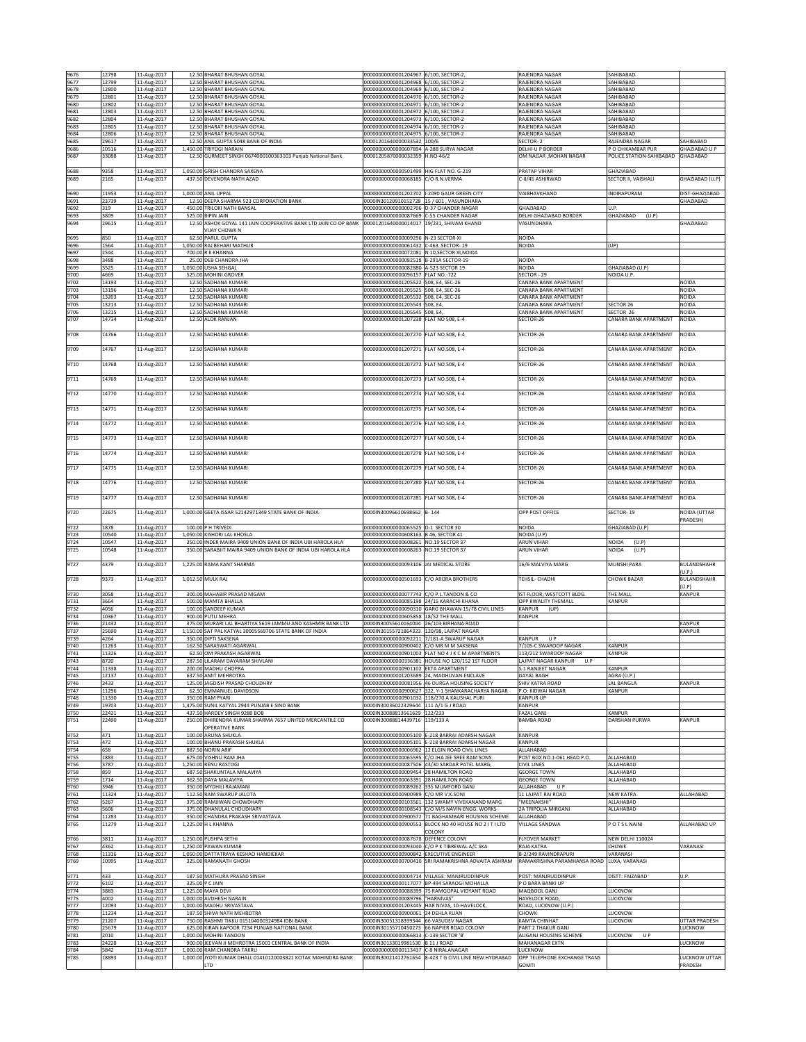| 9676 | 12798 | 11-Aug-2017 | 12.50 | BHARAT BHUSHAN GOYAL | 0000000000001204967 | 6/100, SECTOR-2, | RAJENDRA NAGAR | SAHIBABAD | |
|---|---|---|---|---|---|---|---|---|---|
| 9677 | 12799 | 11-Aug-2017 | 12.50 | BHARAT BHUSHAN GOYAL | 0000000000001204968 | 6/100, SECTOR-2 | RAJENDRA NAGAR | SAHIBABAD | |
| 9678 | 12800 | 11-Aug-2017 | 12.50 | BHARAT BHUSHAN GOYAL | 0000000000001204969 | 6/100, SECTOR-2 | RAJENDRA NAGAR | SAHIBABAD | |
| 9679 | 12801 | 11-Aug-2017 | 12.50 | BHARAT BHUSHAN GOYAL | 0000000000001204970 | 6/100, SECTOR-2 | RAJENDRA NAGAR | SAHIBABAD | |
| 9680 | 12802 | 11-Aug-2017 | 12.50 | BHARAT BHUSHAN GOYAL | 0000000000001204971 | 6/100, SECTOR-2 | RAJENDRA NAGAR | SAHIBABAD | |
| 9681 | 12803 | 11-Aug-2017 | 12.50 | BHARAT BHUSHAN GOYAL | 0000000000001204972 | 6/100, SECTOR-2 | RAJENDRA NAGAR | SAHIBABAD | |
| 9682 | 12804 | 11-Aug-2017 | 12.50 | BHARAT BHUSHAN GOYAL | 0000000000001204973 | 6/100, SECTOR-2 | RAJENDRA NAGAR | SAHIBABAD | |
| 9683 | 12805 | 11-Aug-2017 | 12.50 | BHARAT BHUSHAN GOYAL | 0000000000001204974 | 6/100, SECTOR-2 | RAJENDRA NAGAR | SAHIBABAD | |
| 9684 | 12806 | 11-Aug-2017 | 12.50 | BHARAT BHUSHAN GOYAL | 0000000000001204975 | 6/100, SECTOR-2 | RAJENDRA NAGAR | SAHIBABAD | |
| 9685 | 29617 | 11-Aug-2017 | 12.50 | ANIL GUPTA 5048 BANK OF INDIA | 00001201640000033532 | 100/6 | SECTOR- 2 | RAJENDRA NAGAR | SAHIBABAD |
| 9686 | 10516 | 11-Aug-2017 | 1,450.00 | TRIYOGI NARAIN | 0000000000000607894 | A-288 SURYA NAGAR | DELHI-U P BORDER | P O CHIKAMBAR PUR | GHAZIABAD U P |
| 9687 | 33088 | 11-Aug-2017 | 12.50 | GURMEET SINGH 0674000100363103 Punjab National Bank | 00001205870000032359 | H.NO-46/2 | OM NAGAR ,MOHAN NAGAR | POLICE STATION-SAHIBABAD | GHAZIABAD |
| 9688 | 9358 | 11-Aug-2017 | 1,050.00 | GRISH CHANDRA SAXENA | 0000000000000501499 | HIG FLAT NO. G-219 | PRATAP VIHAR | GHAZIABAD | |
| 9689 | 2165 | 11-Aug-2017 | 437.50 | DEVENDRA NATH AZAD | 0000000000000068185 | C/O R.N.VERMA | C-II/45 ASHIRWAD | SECTOR II, VAISHALI | GHAZIABAD (U.P) |
| 9690 | 11953 | 11-Aug-2017 | 1,000.00 | ANIL UPPAL | 0000000000001202702 | I-2090 GAUR GREEN CITY | VAIBHAVKHAND | INDIRAPURAM | DIST-GHAZIABAD |
| 9691 | 23739 | 11-Aug-2017 | 12.50 | DEEPA SHARMA 523 CORPORATION BANK | 0000IN30120910152728 | 15 / 601 , VASUNDHARA | | | GHAZIABAD |
| 9692 | 319 | 11-Aug-2017 | 450.00 | TRILOKI NATH BANSAL | 0000000000000002706 | D-37 CHANDER NAGAR | GHAZIABAD | U.P. | |
| 9693 | 3809 | 11-Aug-2017 | 525.00 | BIPIN JAIN | 0000000000000087669 | C-55 CHANDER NAGAR | DELHI GHAZIABAD BORDER | GHAZIABAD (U.P) | |
| 9694 | 29615 | 11-Aug-2017 | 12.50 | ASHOK GOYAL 141 JAIN COOPERATIVE BANK LTD JAIN CO OP BANK VIJAY CHOWK N | 00001201640000014017 | 19/231, SHIVAM KHAND | VASUNDHARA | | GHAZIABAD |
| 9695 | 850 | 11-Aug-2017 | 62.50 | PARUL GUPTA | 0000000000000009296 | N-23 SECTOR-XI | NOIDA | | |
| 9696 | 1564 | 11-Aug-2017 | 1,050.00 | RAJ BEHARI MATHUR | 0000000000000061432 | C-463 SECTOR- 19 | NOIDA | (UP) | |
| 9697 | 2544 | 11-Aug-2017 | 700.00 | R K KHANNA | 0000000000000072081 | N 10,SECTOR XI,NOIDA | | | |
| 9698 | 3488 | 11-Aug-2017 | 25.00 | DEB CHANDRA JHA | 0000000000000082518 | B-291A SECTOR-19 | NOIDA | | |
| 9699 | 3525 | 11-Aug-2017 | 1,050.00 | USHA SEHGAL | 0000000000000082880 | A-523 SECTOR 19 | NOIDA | GHAZIABAD (U.P) | |
| 9700 | 4669 | 11-Aug-2017 | 525.00 | MOHINI GROVER | 0000000000000096157 | FLAT NO.-722 | SECTOR - 29 | NOIDA U.P. | |
| 9702 | 13193 | 11-Aug-2017 | 12.50 | SADHANA KUMARI | 0000000000001205522 | 508, E4, SEC-26 | CANARA BANK APARTMENT | | NOIDA |
| 9703 | 13196 | 11-Aug-2017 | 12.50 | SADHANA KUMARI | 0000000000001205525 | 508, E4, SEC-26 | CANARA BANK APARTMENT | | NOIDA |
| 9704 | 13203 | 11-Aug-2017 | 12.50 | SADHANA KUMARI | 0000000000001205532 | 508, E4, SEC-26 | CANARA BANK APARTMENT | | NOIDA |
| 9705 | 13213 | 11-Aug-2017 | 12.50 | SADHANA KUMARI | 0000000000001205543 | 508, E4, | CANARA BANK APARTMENT | SECTOR 26 | NOIDA |
| 9706 | 13215 | 11-Aug-2017 | 12.50 | SADHANA KUMARI | 0000000000001205545 | 508, E4, | CANARA BANK APARTMENT | SECTOR 26 | NOIDA |
| 9707 | 14734 | 11-Aug-2017 | 12.50 | ALOK RANJAN | 0000000000001207238 | FLAT NO 508, E-4 | SECTOR-26 | CANARA BANK APARTMENT | NOIDA |
| 9708 | 14766 | 11-Aug-2017 | 12.50 | SADHANA KUMARI | 0000000000001207270 | FLAT NO.508, E-4 | SECTOR-26 | CANARA BANK APARTMENT | NOIDA |
| 9709 | 14767 | 11-Aug-2017 | 12.50 | SADHANA KUMARI | 0000000000001207271 | FLAT NO.508, E-4 | SECTOR-26 | CANARA BANK APARTMENT | NOIDA |
| 9710 | 14768 | 11-Aug-2017 | 12.50 | SADHANA KUMARI | 0000000000001207272 | FLAT NO.508, E-4 | SECTOR-26 | CANARA BANK APARTMENT | NOIDA |
| 9711 | 14769 | 11-Aug-2017 | 12.50 | SADHANA KUMARI | 0000000000001207273 | FLAT NO.508, E-4 | SECTOR-26 | CANARA BANK APARTMENT | NOIDA |
| 9712 | 14770 | 11-Aug-2017 | 12.50 | SADHANA KUMARI | 0000000000001207274 | FLAT NO.508, E-4 | SECTOR-26 | CANARA BANK APARTMENT | NOIDA |
| 9713 | 14771 | 11-Aug-2017 | 12.50 | SADHANA KUMARI | 0000000000001207275 | FLAT NO.508, E-4 | SECTOR-26 | CANARA BANK APARTMENT | NOIDA |
| 9714 | 14772 | 11-Aug-2017 | 12.50 | SADHANA KUMARI | 0000000000001207276 | FLAT NO.508, E-4 | SECTOR-26 | CANARA BANK APARTMENT | NOIDA |
| 9715 | 14773 | 11-Aug-2017 | 12.50 | SADHANA KUMARI | 0000000000001207277 | FLAT NO.508, E-4 | SECTOR-26 | CANARA BANK APARTMENT | NOIDA |
| 9716 | 14774 | 11-Aug-2017 | 12.50 | SADHANA KUMARI | 0000000000001207278 | FLAT NO.508, E-4 | SECTOR-26 | CANARA BANK APARTMENT | NOIDA |
| 9717 | 14775 | 11-Aug-2017 | 12.50 | SADHANA KUMARI | 0000000000001207279 | FLAT NO.508, E-4 | SECTOR-26 | CANARA BANK APARTMENT | NOIDA |
| 9718 | 14776 | 11-Aug-2017 | 12.50 | SADHANA KUMARI | 0000000000001207280 | FLAT NO.508, E-4 | SECTOR-26 | CANARA BANK APARTMENT | NOIDA |
| 9719 | 14777 | 11-Aug-2017 | 12.50 | SADHANA KUMARI | 0000000000001207281 | FLAT NO.508, E-4 | SECTOR-26 | CANARA BANK APARTMENT | NOIDA |
| 9720 | 22675 | 11-Aug-2017 | 1,000.00 | GEETA ISSAR 52142971349 STATE BANK OF INDIA | 0000IN30096610698662 | B- 144 | OPP POST OFFICE | SECTOR- 19 | NOIDA (UTTAR PRADESH) |
| 9722 | 1878 | 11-Aug-2017 | 100.00 | P H TRIVEDI | 0000000000000065525 | D-1 SECTOR 30 | NOIDA | GHAZIABAD (U.P) | |
| 9723 | 10540 | 11-Aug-2017 | 1,050.00 | KISHORI LAL KHOSLA | 0000000000000608163 | B-46, SECTOR 41 | NOIDA (U P) | | |
| 9724 | 10547 | 11-Aug-2017 | 350.00 | INDER MAIRA 9409 UNION BANK OF INDIA UBI HAROLA HLA | 0000000000000608261 | NO.19 SECTOR 37 | ARUN VIHAR | NOIDA (U.P) | |
| 9725 | 10548 | 11-Aug-2017 | 350.00 | SARABJIT MAIRA 9409 UNION BANK OF INDIA UBI HAROLA HLA | 0000000000000608263 | NO.19 SECTOR 37 | ARUN VIHAR | NOIDA (U.P) | |
| 9727 | 4379 | 11-Aug-2017 | 1,225.00 | RAMA KANT SHARMA | 0000000000000093106 | JAI MEDICAL STORE | 16/6 MALVIYA MARG | MUNSHI PARA | BULANDSHAHR (U.P.) |
| 9728 | 9373 | 11-Aug-2017 | 1,012.50 | MULK RAJ | 0000000000000501693 | C/O ARORA BROTHERS | TEHSIL- CHADHI | CHOWK BAZAR | BULANDSHAHR (U.P) |
| 9730 | 3058 | 11-Aug-2017 | 300.00 | MAHABIR PRASAD NIGAM | 0000000000000077743 | C/O P.L.TANDON & CO | IST FLOOR, WESTCOTT BLDG. | THE MALL | KANPUR |
| 9731 | 3664 | 11-Aug-2017 | 500.00 | MAMTA BHALLA | 0000000000000085198 | 24/15 KARACHI KHANA | OPP KWALITY THEMALL | KANPUR | |
| 9732 | 4056 | 11-Aug-2017 | 100.00 | SANDEEP KUMAR | 0000000000000090310 | GARG BHAWAN 15/78 CIVIL LINES | KANPUR (UP) | | |
| 9734 | 10367 | 11-Aug-2017 | 900.00 | PUTLI MEHRA | 0000000000000605858 | 18/52 THE MALL | KANPUR | | |
| 9736 | 21432 | 11-Aug-2017 | 375.00 | MURARI LAL BHARTIYA 5619 JAMMU AND KASHMIR BANK LTD | 0000IN30055610164004 | 26/103 BIRHANA ROAD | | | KANPUR |
| 9737 | 25690 | 11-Aug-2017 | 1,150.00 | SAT PAL KATYAL 30005569706 STATE BANK OF INDIA | 0000IN30155721864323 | 120/98, LAJPAT NAGAR | | | KANPUR |
| 9739 | 4264 | 11-Aug-2017 | 350.00 | DIPTI SAKSENA | 0000000000000092211 | 7/181-A SWARUP NAGAR | KANPUR U P | | |
| 9740 | 11263 | 11-Aug-2017 | 162.50 | SARASWATI AGARWAL | 0000000000000900402 | C/O MR M M SAKSENA | 7/105-C SWAROOP NAGAR | KANPUR | |
| 9741 | 11326 | 11-Aug-2017 | 62.50 | OM PRAKASH AGARWAL | 0000000000000901003 | FLAT NO 4 J K C M APARTMENTS | 113/212 SWAROOP NAGAR | KANPUR | |
| 9743 | 8720 | 11-Aug-2017 | 287.50 | LILARAM DAYARAM SHIVLANI | 0000000000000336381 | HOUSE NO 120/152 1ST FLOOR | LAJPAT NAGAR KANPUR U.P | | |
| 9744 | 11338 | 11-Aug-2017 | 200.00 | MADHU CHOPRA | 0000000000000901102 | EKTA APARTMENT | S-1 RANJEET NAGAR | KANPUR | |
| 9745 | 12137 | 11-Aug-2017 | 637.50 | AMIT MEHROTRA | 0000000000001203689 | 24, MADHUVAN ENCLAVE | DAYAL BAGH | AGRA (U.P.) | |
| 9746 | 3433 | 11-Aug-2017 | 125.00 | JAGDISH PRASAD CHOUDHRY | 0000000000000081956 | 46 DURGA HOUSING SOCIETY | SHIV KATRA ROAD | LAL BANGLA | KANPUR |
| 9747 | 11296 | 11-Aug-2017 | 62.50 | EMMANUEL DAVIDSON | 0000000000000900627 | 322, Y-1 SHANKARACHARYA NAGAR | P.O: KIDWAI NAGAR | KANPUR | |
| 9748 | 11330 | 11-Aug-2017 | 350.00 | RAM PYARI | 0000000000000901032 | 118/270 A KAUSHAL PURI | KANPUR UP | | |
| 9749 | 19703 | 11-Aug-2017 | 1,475.00 | SUNIL KATYAL 2944 PUNJAB E SIND BANK | 0000IN30036022329644 | 111 A/1 G J ROAD | KANPUR | | |
| 9750 | 22421 | 11-Aug-2017 | 437.50 | HARDEV SINGH 9280 BOB | 0000IN30088813561629 | 122/233 | FAZAL GANJ | KANPUR | |
| 9751 | 22490 | 11-Aug-2017 | 250.00 | DHIRENDRA KUMAR SHARMA 7657 UNITED MERCANTILE CO OPERATIVE BANK | 0000IN30088814439716 | 119/133 A | BAMBA ROAD | DARSHAN PURWA | KANPUR |
| 9752 | 471 | 11-Aug-2017 | 100.00 | ARUNA SHUKLA | 0000000000000005100 | E-218 BARRAI ADARSH NAGAR | KANPUR | | |
| 9753 | 472 | 11-Aug-2017 | 100.00 | BHANU PRAKASH SHUKLA | 0000000000000005101 | E-218 BARRAI ADARSH NAGAR | KANPUR | | |
| 9754 | 658 | 11-Aug-2017 | 887.50 | NORIN ARIF | 0000000000000006962 | 12 ELGIN ROAD CIVIL LINES | ALLAHABAD | | |
| 9755 | 1883 | 11-Aug-2017 | 675.00 | VISHNU RAM JHA | 0000000000000065595 | C/O JHA JEE SREE RAM SONS | POST BOX NO.1-061 HEAD P.O. | ALLAHABAD | |
| 9756 | 3787 | 11-Aug-2017 | 1,250.00 | RENU RASTOGI | 0000000000000087506 | 43/30 SARDAR PATEL MARG, | CIVIL LINES | ALLAHABAD | |
| 9758 | 859 | 11-Aug-2017 | 687.50 | SHAKUNTALA MALAVIYA | 0000000000000009454 | 28 HAMILTON ROAD | GEORGE TOWN | ALLAHABAD | |
| 9759 | 1714 | 11-Aug-2017 | 362.50 | DAYA MALAVIYA | 0000000000000063391 | 28 HAMILTON ROAD | GEORGE TOWN | ALLAHABAD | |
| 9760 | 3946 | 11-Aug-2017 | 350.00 | MYDHILI RAJAMANI | 0000000000000089262 | 335 MUMFORD GANJ | ALLAHABAD U P | | |
| 9761 | 11324 | 11-Aug-2017 | 112.50 | RAM SWARUP JALOTA | 0000000000000900989 | C/O MR V.K.SONI | 11 LAJPAT RAI ROAD | NEW KATRA | ALLAHABAD |
| 9762 | 5267 | 11-Aug-2017 | 375.00 | RAMJIWAN CHOWDHARY | 0000000000000103561 | 132 SWAMY VIVEKANAND MARG | "MEENAKSHI" | ALLAHABAD | |
| 9763 | 5606 | 11-Aug-2017 | 375.00 | DHANULAL CHOUDHARY | 0000000000000108543 | C/O M/S NAVIN ENGG. WORKS | 2A TRIPOLIA MIRGANJ | ALLAHABAD | |
| 9764 | 11283 | 11-Aug-2017 | 350.00 | CHANDRA PRAKASH SRIVASTAVA | 0000000000000900572 | 71 BAGHAMBARI HOUSING SCHEME | ALLAHABAD | | |
| 9765 | 11279 | 11-Aug-2017 | 1,225.00 | H L KHANNA | 0000000000000900553 | BLOCK NO 40 HOUSE NO 2 I T I LTD COLONY | VILLAGE SANDWA | P O T S L NAINI | ALLAHABAD UP |
| 9766 | 3811 | 11-Aug-2017 | 1,250.00 | PUSHPA SETHI | 0000000000000087678 | DEFENCE COLONY | FLYOVER MARKET | NEW DELHI 110024 | |
| 9767 | 4362 | 11-Aug-2017 | 1,250.00 | PAWAN KUMAR | 0000000000000093040 | C/O P K TIBREWAL A/C SKA | RAJA KATRA | CHOWK | VARANASI |
| 9768 | 11316 | 11-Aug-2017 | 1,050.00 | DATTATRAYA KESHAO HANDIEKAR | 0000000000000900842 | EXECUTIVE ENGINEER | B-2/249 RAVINDRAPURI | VARANASI | |
| 9769 | 10995 | 11-Aug-2017 | 325.00 | RAMANATH GHOSH | 0000000000000700410 | SRI RAMAKRISHNA ADVAITA ASHRAM | RAMAKRISHNA PARAMHANSA ROAD | LUXA, VARANASI | |
| 9771 | 433 | 11-Aug-2017 | 187.50 | MATHURA PRASAD SINGH | 0000000000000004714 | VILLAGE: MANJRUDDINPUR | POST: MANJRUDDINPUR | DISTT: FAIZABAD | U.P. |
| 9772 | 6102 | 11-Aug-2017 | 325.00 | P C JAIN | 0000000000000117077 | BP-494 SARAOGI MOHALLA | P O BARA BANKI UP | | |
| 9774 | 3883 | 11-Aug-2017 | 1,225.00 | MAYA DEVI | 0000000000000088399 | 75 RAMGOPAL VIDYANT ROAD | MAQBOOL GANJ | LUCKNOW | |
| 9775 | 4002 | 11-Aug-2017 | 1,000.00 | AVDHESH NARAIN | 0000000000000089796 | "HARNIVAS" | HAVELOCK ROAD, | LUCKNOW | |
| 9777 | 12093 | 11-Aug-2017 | 1,000.00 | MADHU SRIVASTAVA | 0000000000001203445 | HAR NIVAS, 10-HAVELOCK, | ROAD, LUCKNOW (U.P.) | | |
| 9778 | 11234 | 11-Aug-2017 | 187.50 | SHIVA NATH MEHROTRA | 0000000000000900061 | 34 DEHLA KUAN | CHOWK | LUCKNOW | |
| 9779 | 21207 | 11-Aug-2017 | 750.00 | RASHMI TIKKU 015104000324984 IDBI BANK | 0000IN30051318399344 | 66 VASUDEV NAGAR | KAMTA CHINHAT | LUCKNOW | UTTAR PRADESH |
| 9780 | 25679 | 11-Aug-2017 | 625.00 | KIRAN KAPOOR 7234 PUNJAB NATIONAL BANK | 0000IN30155710450273 | 66 NAPIER ROAD COLONY | PART 2 THAKUR GANJ | | LUCKNOW |
| 9781 | 2010 | 11-Aug-2017 | 1,000.00 | MOHINI TANDON | 0000000000000066813 | C-139 SECTOR 'B' | ALIGANJ HOUSING SCHEME | LUCKNOW U P | |
| 9783 | 24228 | 11-Aug-2017 | 900.00 | JEEVAN JI MEHROTRA 15001 CENTRAL BANK OF INDIA | 0000IN30133019981530 | B 11 J ROAD | MAHANAGAR EXTN | | LUCKNOW |
| 9784 | 5842 | 11-Aug-2017 | 1,000.00 | RAM CHANDRA TAKRU | 0000000000000113437 | C-8 NIRALANAGAR | LUCKNOW | | |
| 9785 | 18893 | 11-Aug-2017 | 1,000.00 | JYOTI KUMAR DHALL 01410120003821 KOTAK MAHINDRA BANK LTD | 0000IN30021412761654 | 8-423 T G CIVIL LINE NEW HYDRABAD | OPP TELEPHONE EXCHANGE TRANS GOMTI | | LUCKNOW UTTAR PRADESH |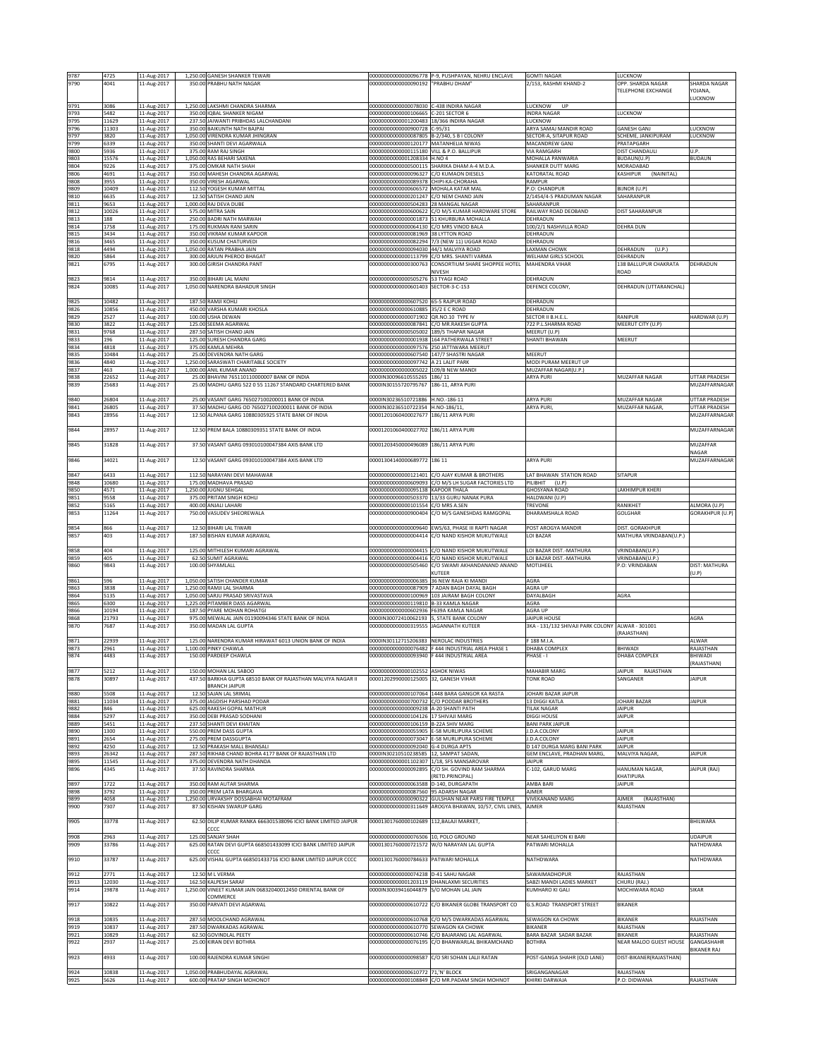| | | | | | | | | | |
|---|---|---|---|---|---|---|---|---|---|
| 9787 | 4725 | 11-Aug-2017 | 1,250.00 | GANESH SHANKER TEWARI | 0000000000000096778 | P-9, PUSHPAYAN, NEHRU ENCLAVE | GOMTI NAGAR | LUCKNOW | |
| 9790 | 4041 | 11-Aug-2017 | 350.00 | PRABHU NATH NAGAR | 0000000000000090192 | "PRABHU DHAM" | 2/153, RASHMI KHAND-2 | OPP. SHARDA NAGAR TELEPHONE EXCHANGE | SHARDA NAGAR YOJANA, LUCKNOW |
| 9791 | 3086 | 11-Aug-2017 | 1,250.00 | LAKSHMI CHANDRA SHARMA | 0000000000000078030 | C-438 INDIRA NAGAR | LUCKNOW UP | | |
| 9793 | 5482 | 11-Aug-2017 | 350.00 | IQBAL SHANKER NIGAM | 0000000000000106665 | C-201 SECTOR 6 | INDRA NAGAR | LUCKNOW | |
| 9795 | 11629 | 11-Aug-2017 | 237.50 | JAIWANTI PRIBHDAS LALCHANDANI | 0000000000001200483 | 18/366 INDIRA NAGAR | LUCKNOW | | |
| 9796 | 11303 | 11-Aug-2017 | 350.00 | BAIKUNTH NATH BAJPAI | 0000000000000900728 | C-95/31 | ARYA SAMAJ MANDIR ROAD | GANESH GANJ | LUCKNOW |
| 9797 | 3820 | 11-Aug-2017 | 1,050.00 | VIRENDRA KUMAR JHINGRAN | 0000000000000087805 | B-2/340, S B I COLONY | SECTOR-A, SITAPUR ROAD | SCHEME, JANKIPURAM | LUCKNOW |
| 9799 | 6339 | 11-Aug-2017 | 350.00 | SHANTI DEVI AGARWALA | 0000000000000120177 | MATANHELIA NIWAS | MACANDREW GANJ | PRATAPGARH | |
| 9800 | 5936 | 11-Aug-2017 | 375.00 | RAM RAJ SINGH | 0000000000000115180 | VILL & P.O. BALLIPUR | VIA RAMGARH | DIST CHANDAULI | U.P. |
| 9803 | 15576 | 11-Aug-2017 | 1,050.00 | RAS BEHARI SAXENA | 0000000000001208334 | H.NO 4 | MOHALLA PANWARIA | BUDAUN(U.P) | BUDAUN |
| 9804 | 9226 | 11-Aug-2017 | 375.00 | OMKAR NATH SHAH | 0000000000000500115 | SHARIKA DHAM A-4 M.D.A. | SHANKER DUTT MARG | MORADABAD | |
| 9806 | 4691 | 11-Aug-2017 | 350.00 | MAHESH CHANDRA AGARWAL | 0000000000000096327 | C/O KUMAON DIESELS | KATORATAL ROAD | KASHIPUR (NAINITAL) | |
| 9808 | 3955 | 11-Aug-2017 | 350.00 | VIRESH AGARWAL | 0000000000000089378 | CHIPI-KA-CHORAHA | RAMPUR | | |
| 9809 | 10409 | 11-Aug-2017 | 112.50 | YOGESH KUMAR MITTAL | 0000000000000606572 | MOHALA KATAR MAL | P.O: CHANDPUR | BIJNOR (U.P) | |
| 9810 | 6635 | 11-Aug-2017 | 12.50 | SATISH CHAND JAIN | 0000000000000201247 | C/O NEM CHAND JAIN | 2/1454/4-5 PRADUMAN NAGAR | SAHARANPUR | |
| 9811 | 9653 | 11-Aug-2017 | 1,000.00 | RAJ DEVA DUBE | 0000000000000504283 | 28 MANGAL NAGAR | SAHARANPUR | | |
| 9812 | 10026 | 11-Aug-2017 | 575.00 | MITRA SAIN | 0000000000000600622 | C/O M/S KUMAR HARDWARE STORE | RAILWAY ROAD DEOBAND | DIST SAHARANPUR | |
| 9813 | 188 | 11-Aug-2017 | 250.00 | BADRI NATH MARWAH | 0000000000000001873 | 51 KHURBURA MOHALLA | DEHRADUN | | |
| 9814 | 1758 | 11-Aug-2017 | 175.00 | RUKMAN RANI SARIN | 0000000000000064130 | C/O MRS VINOD BALA | 100/2/1 NASHVILLA ROAD | DEHRA DUN | |
| 9815 | 3434 | 11-Aug-2017 | 350.00 | VIKRAM KUMAR KAPOOR | 0000000000000081969 | 38 LYTTON ROAD | DEHRADUN | | |
| 9816 | 3465 | 11-Aug-2017 | 350.00 | KUSUM CHATURVEDI | 0000000000000082294 | 7/3 (NEW 11) UGGAR ROAD | DEHRADUN | | |
| 9818 | 4494 | 11-Aug-2017 | 1,050.00 | RATAN PRABHA JAIN | 0000000000000094030 | 44/1 MALVIYA ROAD | LAXMAN CHOWK | DEHRADUN (U.P.) | |
| 9820 | 5864 | 11-Aug-2017 | 300.00 | ARJUN PHEROO BHAGAT | 0000000000000113799 | C/O MRS. SHANTI VARMA | WELHAM GIRLS SCHOOL | DEHRADUN | |
| 9821 | 6795 | 11-Aug-2017 | 300.00 | GIRISH CHANDRA PANT | 0000000000000300763 | CONSORTIUM SHARE SHOPPEE HOTEL NIVESH | MAHENDRA VIHAR | 138 BALLUPUR CHAKRATA ROAD | DEHRADUN |
| 9823 | 9814 | 11-Aug-2017 | 350.00 | BIHARI LAL MAINI | 0000000000000505276 | 53 TYAGI ROAD | DEHRADUN | | |
| 9824 | 10085 | 11-Aug-2017 | 1,050.00 | NARENDRA BAHADUR SINGH | 0000000000000601403 | SECTOR-3-C-153 | DEFENCE COLONY, | DEHRADUN (UTTARANCHAL) | |
| 9825 | 10482 | 11-Aug-2017 | 187.50 | RAMJI KOHLI | 0000000000000607520 | 65-5 RAJPUR ROAD | DEHRADUN | | |
| 9826 | 10856 | 11-Aug-2017 | 450.00 | VARSHA KUMARI KHOSLA | 0000000000000610885 | 35/2 E C ROAD | DEHRADUN | | |
| 9829 | 2527 | 11-Aug-2017 | 100.00 | USHA DEWAN | 0000000000000071902 | QR.NO.10 TYPE IV | SECTOR II B.H.E.L. | RANIPUR | HARDWAR (U.P) |
| 9830 | 3822 | 11-Aug-2017 | 125.00 | SEEMA AGARWAL | 0000000000000087841 | C/O MR.RAKESH GUPTA | 722 P.L.SHARMA ROAD | MEERUT CITY (U.P) | |
| 9831 | 9768 | 11-Aug-2017 | 287.50 | SATISH CHAND JAIN | 0000000000000505002 | 189/5 THAPAR NAGAR | MEERUT (U.P) | | |
| 9833 | 196 | 11-Aug-2017 | 125.00 | SURESH CHANDRA GARG | 0000000000000001938 | 164 PATHERWALA STREET | SHANTI BHAWAN | MEERUT | |
| 9834 | 4818 | 11-Aug-2017 | 375.00 | KAMLA MEHRA | 0000000000000097576 | 250 JATTIWARA MEERUT | | | |
| 9835 | 10484 | 11-Aug-2017 | 25.00 | DEVENDRA NATH GARG | 0000000000000607540 | 147/7 SHASTRI NAGAR | MEERUT | | |
| 9836 | 4840 | 11-Aug-2017 | 1,250.00 | SARASWATI CHARITABLE SOCIETY | 0000000000000097742 | A 21 LALIT PARK | MODI PURAM MEERUT UP | | |
| 9837 | 463 | 11-Aug-2017 | 1,000.00 | ANIL KUMAR ANAND | 0000000000000005022 | 109/B NEW MANDI | MUZAFFAR NAGAR(U.P.) | | |
| 9838 | 22652 | 11-Aug-2017 | 25.00 | BHAVINI 765110110000007 BANK OF INDIA | 0000IN30096610555265 | 186/ 11 | ARYA PURI | MUZAFFAR NAGAR | UTTAR PRADESH |
| 9839 | 25683 | 11-Aug-2017 | 25.00 | MADHU GARG 522 0 55 11267 STANDARD CHARTERED BANK | 0000IN30155720795767 | 186-11, ARYA PURI | | | MUZAFFARNAGAR |
| 9840 | 26804 | 11-Aug-2017 | 25.00 | VASANT GARG 765027100200011 BANK OF INDIA | 0000IN30236510721886 | H.NO.-186-11 | ARYA PURI | MUZAFFAR NAGAR | UTTAR PRADESH |
| 9841 | 26805 | 11-Aug-2017 | 37.50 | MADHU GARG OD 765027100200011 BANK OF INDIA | 0000IN30236510722354 | H.NO-186/11, | ARYA PURI, | MUZAFFAR NAGAR, | UTTAR PRADESH |
| 9843 | 28956 | 11-Aug-2017 | 12.50 | ALPANA GARG 10880305925 STATE BANK OF INDIA | 00001201060400027677 | 186/11 ARYA PURI | | | MUZAFFARNAGAR |
| 9844 | 28957 | 11-Aug-2017 | 12.50 | PREM BALA 10880309351 STATE BANK OF INDIA | 00001201060400027702 | 186/11 ARYA PURI | | | MUZAFFARNAGAR |
| 9845 | 31828 | 11-Aug-2017 | 37.50 | VASANT GARG 093010100047384 AXIS BANK LTD | 00001203450000496089 | 186/11 ARYA PURI | | | MUZAFFAR NAGAR |
| 9846 | 34021 | 11-Aug-2017 | 12.50 | VASANT GARG 093010100047384 AXIS BANK LTD | 00001304140000689772 | 186 11 | ARYA PURI | | MUZAFFARNAGAR |
| 9847 | 6433 | 11-Aug-2017 | 112.50 | NARAYANI DEVI MAHAWAR | 0000000000000121401 | C/O AJAY KUMAR & BROTHERS | LAT BHAWAN STATION ROAD | SITAPUR | |
| 9848 | 10680 | 11-Aug-2017 | 175.00 | MADHAVA PRASAD | 0000000000000609093 | C/O M/S LH SUGAR FACTORIES LTD | PILIBHIT (U.P) | | |
| 9850 | 4571 | 11-Aug-2017 | 1,250.00 | JUGNU SEHGAL | 0000000000000095138 | KAPOOR THALA | GHOSYANA ROAD | LAKHIMPUR KHERI | |
| 9851 | 9558 | 11-Aug-2017 | 375.00 | PRITAM SINGH KOHLI | 0000000000000503370 | 13/33 GURU NANAK PURA | HALDWANI (U.P) | | |
| 9852 | 5165 | 11-Aug-2017 | 400.00 | ANJALI LAHARI | 0000000000000101554 | C/O MRS A.SEN | TREVONE | RANIKHET | ALMORA (U.P) |
| 9853 | 11264 | 11-Aug-2017 | 750.00 | VASUDEV SHEOREWALA | 0000000000000900404 | C/O M/S GANESHDAS RAMGOPAL | DHARAMSHALA ROAD | GOLGHAR | GORAKHPUR (U.P) |
| 9854 | 866 | 11-Aug-2017 | 12.50 | BIHARI LAL TIWARI | 0000000000000009640 | EWS/63, PHASE III RAPTI NAGAR | POST AROGYA MANDIR | DIST. GORAKHPUR | |
| 9857 | 403 | 11-Aug-2017 | 187.50 | BISHAN KUMAR AGRAWAL | 0000000000000004414 | C/O NAND KISHOR MUKUTWALE | LOI BAZAR | MATHURA VRINDABAN(U.P.) | |
| 9858 | 404 | 11-Aug-2017 | 125.00 | MITHILESH KUMARI AGRAWAL | 0000000000000004415 | C/O NAND KISHOR MUKUTWALE | LOI BAZAR DIST.-MATHURA | VRINDABAN(U.P.) | |
| 9859 | 405 | 11-Aug-2017 | 62.50 | SUMIT AGRAWAL | 0000000000000004416 | C/O NAND KISHOR MUKUTWALE | LOI BAZAR DIST.-MATHURA | VRINDABAN(U.P.) | |
| 9860 | 9843 | 11-Aug-2017 | 100.00 | SHYAMLALL | 0000000000000505460 | C/O SWAMI AKHANDANAND ANAND KUTEER | MOTIJHEEL | P.O: VRINDABAN | DIST: MATHURA (U.P) |
| 9861 | 596 | 11-Aug-2017 | 1,050.00 | SATISH CHANDER KUMAR | 0000000000000006385 | 36 NEW RAJA KI MANDI | AGRA | | |
| 9863 | 3838 | 11-Aug-2017 | 1,250.00 | RAMJI LAL SHARMA | 0000000000000087909 | 7 ADAN BAGH DAYAL BAGH | AGRA UP | | |
| 9864 | 5135 | 11-Aug-2017 | 1,050.00 | SARJU PRASAD SRIVASTAVA | 0000000000000100969 | 103 JAIRAM BAGH COLONY | DAYALBAGH | AGRA | |
| 9865 | 6300 | 11-Aug-2017 | 1,225.00 | PITAMBER DASS AGARWAL | 0000000000000119810 | B-33 KAMLA NAGAR | AGRA | | |
| 9866 | 10194 | 11-Aug-2017 | 187.50 | PYARE MOHAN ROHATGI | 0000000000000602936 | F639A KAMLA NAGAR | AGRA UP | | |
| 9868 | 21793 | 11-Aug-2017 | 975.00 | MEWALAL JAIN 01190094346 STATE BANK OF INDIA | 0000IN30072410062193 | 5, STATE BANK COLONY | JAIPUR HOUSE | | AGRA |
| 9870 | 7687 | 11-Aug-2017 | 350.00 | MADAN LAL GUPTA | 0000000000000319555 | JAGANNATH KUTEER | 3KA - 131/132 SHIVAJI PARK COLONY | ALWAR - 301001 (RAJASTHAN) | |
| 9871 | 22939 | 11-Aug-2017 | 125.00 | NARENDRA KUMAR HIRAWAT 6013 UNION BANK OF INDIA | 0000IN30112715206383 | NEROLAC INDUSTRIES | F 188 M.I.A. | | ALWAR |
| 9873 | 2961 | 11-Aug-2017 | 1,100.00 | PINKY CHAWLA | 0000000000000076482 | F 444 INDUSTRIAL AREA PHASE 1 | DHABA COMPLEX | BHIWADI | RAJASTHAN |
| 9874 | 4483 | 11-Aug-2017 | 150.00 | PARDEEP CHAWLA | 0000000000000093940 | F 444 INDUSTRIAL AREA | PHASE - I | DHABA COMPLEX | BHIWADI (RAJASTHAN) |
| 9877 | 5212 | 11-Aug-2017 | 150.00 | MOHAN LAL SABOO | 0000000000000102552 | ASHOK NIWAS | MAHABIR MARG | JAIPUR RAJASTHAN | |
| 9878 | 30897 | 11-Aug-2017 | 437.50 | BARKHA GUPTA 68510 BANK OF RAJASTHAN MALVIYA NAGAR II BRANCH JAIPUR | 00001202990000125005 | 32, GANESH VIHAR | TONK ROAD | SANGANER | JAIPUR |
| 9880 | 5508 | 11-Aug-2017 | 12.50 | SAJAN LAL SRIMAL | 0000000000000107064 | 1448 BARA GANGOR KA RASTA | JOHARI BAZAR JAIPUR | | |
| 9881 | 11034 | 11-Aug-2017 | 375.00 | JAGDISH PARSHAD PODAR | 0000000000000700732 | C/O PODDAR BROTHERS | 13 DIGGI KATLA | JOHARI BAZAR | JAIPUR |
| 9882 | 846 | 11-Aug-2017 | 625.00 | RAKESH GOPAL MATHUR | 0000000000000009238 | A-20 SHANTI PATH | TILAK NAGAR | JAIPUR | |
| 9884 | 5297 | 11-Aug-2017 | 350.00 | DEBI PRASAD SODHANI | 0000000000000104126 | 17 SHIVAJI MARG | DIGGI HOUSE | JAIPUR | |
| 9889 | 5451 | 11-Aug-2017 | 237.50 | SHANTI DEVI KHAITAN | 0000000000000106159 | B-22A SHIV MARG | BANI PARK JAIPUR | | |
| 9890 | 1300 | 11-Aug-2017 | 550.00 | PREM DASS GUPTA | 0000000000000055905 | E-58 MURLIPURA SCHEME | J.D.A.COLONY | JAIPUR | |
| 9891 | 2654 | 11-Aug-2017 | 275.00 | PREM DASSGUPTA | 0000000000000073047 | E-58 MURLIPURA SCHEME | J.D.A.COLONY | JAIPUR | |
| 9892 | 4250 | 11-Aug-2017 | 12.50 | PRAKASH MALL BHANSALI | 0000000000000092040 | G-4 DURGA APTS | D 147 DURGA MARG BANI PARK | JAIPUR | |
| 9893 | 26342 | 11-Aug-2017 | 287.50 | RIKHAB CHAND BOHRA 4177 BANK OF RAJASTHAN LTD | 0000IN30210510238585 | 12, SAMPAT SADAN, | GEM ENCLAVE, PRADHAN MARG, | MALVIYA NAGAR, | JAIPUR |
| 9895 | 11545 | 11-Aug-2017 | 375.00 | DEVENDRA NATH DHANDA | 0000000000001102307 | 1/18, SFS MANSAROVAR | JAIPUR | | |
| 9896 | 4345 | 11-Aug-2017 | 37.50 | RAVINDRA SHARMA | 0000000000000092895 | C/O SH. GOVIND RAM SHARMA (RETD.PRINCIPAL) | C-102, GARUD MARG | HANUMAN NAGAR, KHATIPURA | JAIPUR (RAJ) |
| 9897 | 1722 | 11-Aug-2017 | 350.00 | RAM AUTAR SHARMA | 0000000000000063588 | D-140, DURGAPATH | AMBA BARI | JAIPUR | |
| 9898 | 3792 | 11-Aug-2017 | 350.00 | PREM LATA BHARGAVA | 0000000000000087560 | 95 ADARSH NAGAR | AJMER | | |
| 9899 | 4058 | 11-Aug-2017 | 1,250.00 | URVAKSHY DOSSABHAI MOTAFRAM | 0000000000000090322 | GULSHAN NEAR PARSI FIRE TEMPLE | VIVEKANAND MARG | AJMER (RAJASTHAN) | |
| 9900 | 7307 | 11-Aug-2017 | 87.50 | KISHAN SWARUP GARG | 0000000000000311649 | AROGYA BHAWAN, 10/57, CIVIL LINES, | AJMER | RAJASTHAN | |
| 9905 | 33778 | 11-Aug-2017 | 62.50 | DILIP KUMAR RANKA 666301538096 ICICI BANK LIMITED JAIPUR CCCC | 00001301760000102689 | 112,BALAJI MARKET, | | . | BHILWARA |
| 9908 | 2963 | 11-Aug-2017 | 125.00 | SANJAY SHAH | 0000000000000076506 | 10, POLO GROUND | NEAR SAHELIYON KI BARI | | UDAIPUR |
| 9909 | 33786 | 11-Aug-2017 | 625.00 | RATAN DEVI GUPTA 668501433099 ICICI BANK LIMITED JAIPUR CCCC | 00001301760000721572 | W/O NARAYAN LAL GUPTA | PATWARI MOHALLA | | NATHDWARA |
| 9910 | 33787 | 11-Aug-2017 | 625.00 | VISHAL GUPTA 668501433716 ICICI BANK LIMITED JAIPUR CCCC | 00001301760000784633 | PATWARI MOHALLA | NATHDWARA | | NATHDWARA |
| 9912 | 2771 | 11-Aug-2017 | 12.50 | M L VERMA | 0000000000000074238 | D-41 SAHU NAGAR | SAWAIMADHOPUR | RAJASTHAN | |
| 9913 | 12030 | 11-Aug-2017 | 162.50 | KALPESH SARAF | 0000000000001203119 | DHANLAXMI SECURITIES | SABZI MANDI LADIES MARKET | CHURU (RAJ.) | |
| 9914 | 19878 | 11-Aug-2017 | 1,250.00 | VINEET KUMAR JAIN 06832040012450 ORIENTAL BANK OF COMMERCE | 0000IN30039416044879 | S/O MOHAN LAL JAIN | KUMHARO KI GALI | MOCHIWARA ROAD | SIKAR |
| 9917 | 10822 | 11-Aug-2017 | 350.00 | PARVATI DEVI AGARWAL | 0000000000000610722 | C/O BIKANER GLOBE TRANSPORT CO | G.S.ROAD TRANSPORT STREET | BIKANER | |
| 9918 | 10835 | 11-Aug-2017 | 287.50 | MOOLCHAND AGRAWAL | 0000000000000610768 | C/O M/S DWARKADAS AGARWAL | SEWAGON KA CHOWK | BIKANER | RAJASTHAN |
| 9919 | 10837 | 11-Aug-2017 | 287.50 | DWARKADAS AGRAWAL | 0000000000000610770 | SEWAGON KA CHOWK | BIKANER | RAJASTHAN | |
| 9921 | 10829 | 11-Aug-2017 | 62.50 | GOVINDLAL PEETY | 0000000000000610746 | C/O BAJARANG LAL AGARWAL | BARA BAZAR SADAR BAZAR | BIKANER | RAJASTHAN |
| 9922 | 2937 | 11-Aug-2017 | 25.00 | KIRAN DEVI BOTHRA | 0000000000000076195 | C/O BHANWARLAL BHIKAMCHAND | BOTHRA | NEAR MALOO GUEST HOUSE | GANGASHAHR BIKANER RAJ |
| 9923 | 4933 | 11-Aug-2017 | 100.00 | RAJENDRA KUMAR SINGHI | 0000000000000098587 | C/O SRI SOHAN LALJI RATAN | POST-GANGA SHAHR (OLD LANE) | DIST-BIKANER(RAJASTHAN) | |
| 9924 | 10838 | 11-Aug-2017 | 1,050.00 | PRABHUDAYAL AGRAWAL | 0000000000000610772 | 71,'N' BLOCK | SRIGANGANAGAR | RAJASTHAN | |
| 9925 | 5626 | 11-Aug-2017 | 600.00 | PRATAP SINGH MOHONOT | 0000000000000108849 | C/O MR.PADAM SINGH MOHNOT | KHIRKI DARWAJA | P.O: DIDWANA | RAJASTHAN |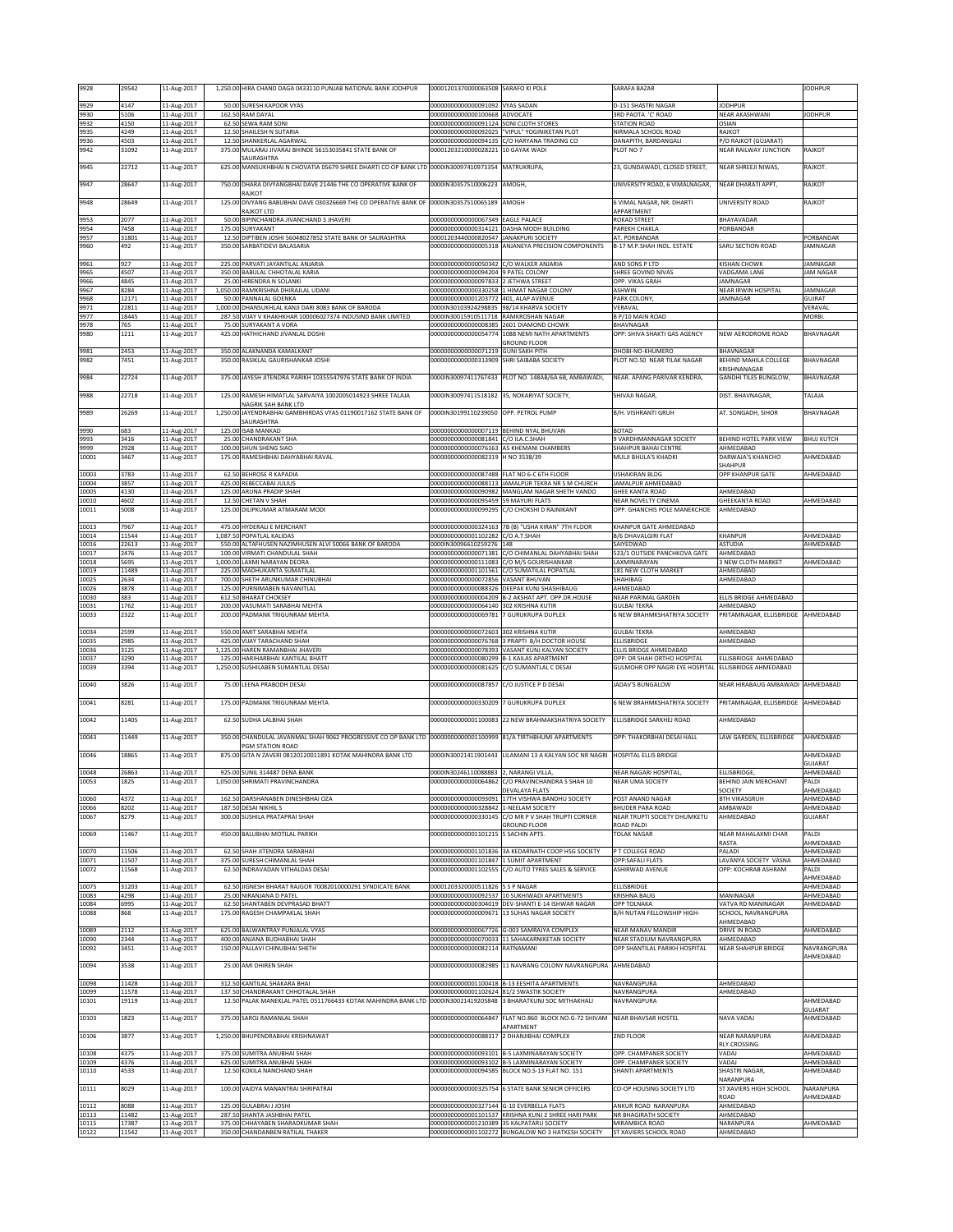| 9928 | 29542 | 11-Aug-2017 | 1,250.00 | HIRA CHAND DAGA 0433110 PUNJAB NATIONAL BANK JODHPUR | 0000120137000063508 | SARAFO KI POLE | SARAFA BAZAR | | JODHPUR |
|---|---|---|---|---|---|---|---|---|---|
| 9929 | 4147 | 11-Aug-2017 | 50.00 | SURESH KAPOOR VYAS | 0000000000000091092 | VYAS SADAN | D-151 SHASTRI NAGAR | JODHPUR | |
| 9930 | 5106 | 11-Aug-2017 | 162.50 | RAM DAYAL | 0000000000000100668 | ADVOCATE | 3RD PAOTA 'C' ROAD | NEAR AKASHWANI | JODHPUR |
| 9932 | 4150 | 11-Aug-2017 | 62.50 | SEWA RAM SONI | 0000000000000091124 | SONI CLOTH STORES | STATION ROAD | OSIAN | |
| 9935 | 4249 | 11-Aug-2017 | 12.50 | SHAILESH N SUTARIA | 0000000000000092025 | "VIPUL" YOGINIKETAN PLOT | NIRMALA SCHOOL ROAD | RAJKOT | |
| 9936 | 4503 | 11-Aug-2017 | 12.50 | SHANKERLAL AGARWAL | 0000000000000094135 | C/O HARYANA TRADING CO | DANAPITH, BARDANGALI | P/O RAJKOT (GUJARAT) | |
| 9942 | 31092 | 11-Aug-2017 | 375.00 | MULARAJ JIVARAJ BHINDE 56153035841 STATE BANK OF SAURASHTRA | 0000120321000028221 | 10 GAYAK WADI | PLOT NO 7 | NEAR RAILWAY JUNCTION | RAJKOT |
| 9945 | 22712 | 11-Aug-2017 | 625.00 | MANSUKHBHAI N CHOVATIA 05679 SHREE DHARTI CO OP BANK LTD | 0000IN30097410973354 | MATRUKRUPA, | 23, GUNDAWADI, CLOSED STREET, | NEAR SHREEJI NIWAS, | RAJKOT. |
| 9947 | 28647 | 11-Aug-2017 | 750.00 | DHARA DIVYANGBHAI DAVE 21446 THE CO OPERATIVE BANK OF RAJKOT | 0000IN30357510006223 | AMOGH, | UNIVERSITY ROAD, 6 VIMALNAGAR, | NEAR DHARATI APPT, | RAJKOT |
| 9948 | 28649 | 11-Aug-2017 | 125.00 | DIVYANG BABUBHAI DAVE 030326669 THE CO OPERATIVE BANK OF RAJKOT LTD | 0000IN30357510065189 | AMOGH | 6 VIMAL NAGAR, NR. DHARTI APPARTMENT | UNIVERSITY ROAD | RAJKOT |
| 9953 | 2077 | 11-Aug-2017 | 50.00 | BIPINCHANDRA JIVANCHAND S JHAVERI | 0000000000000067349 | EAGLE PALACE | ROKAD STREET | BHAYAVADAR | |
| 9954 | 7458 | 11-Aug-2017 | 175.00 | SURYAKANT | 0000000000000314121 | DASHA MODH BUILDING | PAREKH CHAKLA | PORBANDAR | |
| 9957 | 31801 | 11-Aug-2017 | 12.50 | DIPTIBEN JOSHI 56048027852 STATE BANK OF SAURASHTRA | 0000120344000820547 | JANAKPURI SOCIETY | AT. PORBANDAR | | PORBANDAR |
| 9960 | 492 | 11-Aug-2017 | 350.00 | SARBATIDEVI BALASARIA | 0000000000000005318 | ANJANEYA PRECISION COMPONENTS | B-17 M.P.SHAH INDL. ESTATE | SARU SECTION ROAD | JAMNAGAR |
| 9961 | 927 | 11-Aug-2017 | 225.00 | PARVATI JAYANTILAL ANJARIA | 0000000000000050342 | C/O WALKER ANJARIA | AND SONS P LTD | KISHAN CHOWK | JAMNAGAR |
| 9965 | 4507 | 11-Aug-2017 | 350.00 | BABULAL CHHOTALAL KARIA | 0000000000000094204 | 9 PATEL COLONY | SHREE GOVIND NIVAS | VADGAMA LANE | JAM NAGAR |
| 9966 | 4845 | 11-Aug-2017 | 25.00 | HIRENDRA N SOLANKI | 0000000000000097833 | 2 JETHWA STREET | OPP. VIKAS GRAH | JAMNAGAR | |
| 9967 | 8284 | 11-Aug-2017 | 1,050.00 | RAMKRISHNA DHIRAJLAL UDANI | 0000000000000330258 | 1 HIMAT NAGAR COLONY | ASHWIN | NEAR IRWIN HOSPITAL | JAMNAGAR |
| 9968 | 12171 | 11-Aug-2017 | 50.00 | PANNALAL GOENKA | 0000000000001203772 | 401, ALAP AVENUE | PARK COLONY, | JAMNAGAR | GUJRAT |
| 9971 | 22811 | 11-Aug-2017 | 1,000.00 | DHANSUKHLAL KANJI DARI 8083 BANK OF BARODA | 0000IN30103924298835 | 98/14 KHARVA SOCIETY | VERAVAL | | VERAVAL |
| 9977 | 18445 | 11-Aug-2017 | 287.50 | VIJAY V KHAKHKHAR 100006027374 INDUSIND BANK LIMITED | 0000IN30015910511718 | RAMKROSHAN NAGAR | B P/10 MAIN ROAD | | MORBI. |
| 9978 | 765 | 11-Aug-2017 | 75.00 | SURYAKANT A VORA | 0000000000000008385 | 2601 DIAMOND CHOWK | BHAVNAGAR | | |
| 9980 | 1211 | 11-Aug-2017 | 425.00 | HATHICHAND JIVANLAL DOSHI | 0000000000000054774 | 1088 NEMI NATH APARTMENTS GROUND FLOOR | OPP: SHIVA SHAKTI GAS AGENCY | NEW AERODROME ROAD | BHAVNAGAR |
| 9981 | 2453 | 11-Aug-2017 | 350.00 | ALAKNANDA KAMALKANT | 0000000000000071219 | GUNI SAKH PITH | DHOBI-NO-KHUMERO | BHAVNAGAR | |
| 9982 | 7451 | 11-Aug-2017 | 350.00 | RASIKLAL GAURISHANKAR JOSHI | 0000000000000313909 | SHRI SAIBABA SOCIETY | PLOT NO.50 NEAR TILAK NAGAR | BEHIND MAHILA COLLEGE KRISHNANAGAR | BHAVNAGAR |
| 9984 | 22724 | 11-Aug-2017 | 375.00 | JAYESH JITENDRA PARIKH 10355547976 STATE BANK OF INDIA | 0000IN30097411767433 | PLOT NO. 148AB/6A 6B, AMBAWADI, | NEAR. APANG PARIVAR KENDRA, | GANDHI TILES BUNGLOW, | BHAVNAGAR |
| 9988 | 22718 | 11-Aug-2017 | 125.00 | RAMESH HIMATLAL SARVAIYA 1002005014923 SHREE TALAJA NAGRIK SAH BANK LTD | 0000IN30097411518182 | 35, NOKARIYAT SOCIETY, | SHIVAJI NAGAR, | DIST. BHAVNAGAR, | TALAJA |
| 9989 | 26269 | 11-Aug-2017 | 1,250.00 | JAYENDRABHAI GAMBHIRDAS VYAS 01190017162 STATE BANK OF SAURASHTRA | 0000IN30199110239050 | OPP. PETROL PUMP | B/H. VISHRANTI GRUH | AT. SONGADH, SIHOR | BHAVNAGAR |
| 9990 | 683 | 11-Aug-2017 | 125.00 | ISAB MANKAD | 0000000000000007119 | BEHIND NYAL BHUVAN | BOTAD | | |
| 9993 | 3416 | 11-Aug-2017 | 25.00 | CHANDRAKANT SHA | 0000000000000081841 | C/O ILA.C.SHAH | 9 VARDHMANNAGAR SOCIETY | BEHIND HOTEL PARK VIEW | BHUJ KUTCH |
| 9999 | 2928 | 11-Aug-2017 | 100.00 | SHUN SHENG SIAO | 0000000000000076163 | A5 KHEMANI CHAMBERS | SHAHPUR BAHAI CENTRE | AHMEDABAD | |
| 10001 | 3467 | 11-Aug-2017 | 175.00 | RAMESHBHAI DAHYABHAI RAVAL | 0000000000000082319 | H NO 3538/39 | MULJI BHULA'S KHADKI | DARWAJA'S KHANCHO SHAHPUR | AHMEDABAD |
| 10003 | 3783 | 11-Aug-2017 | 62.50 | BEHROSE R KAPADIA | 0000000000000087488 | FLAT NO 6-C 6TH FLOOR | USHAKIRAN BLDG | OPP KHANPUR GATE | AHMEDABAD |
| 10004 | 3857 | 11-Aug-2017 | 425.00 | REBECCABAI JULIUS | 0000000000000088113 | JAMALPUR TEKRA NR S M CHURCH | JAMALPUR AHMEDABAD | | |
| 10005 | 4130 | 11-Aug-2017 | 125.00 | ARUNA PRADIP SHAH | 0000000000000090982 | MANGLAM NAGAR SHETH VANDO | GHEE KANTA ROAD | AHMEDABAD | |
| 10010 | 4602 | 11-Aug-2017 | 12.50 | CHETAN V SHAH | 0000000000000095459 | 59 MAYURI FLATS | NEAR NOVELTY CINEMA | GHEEKANTA ROAD | AHMEDABAD |
| 10011 | 5008 | 11-Aug-2017 | 125.00 | DILIPKUMAR ATMARAM MODI | 0000000000000099295 | C/O CHOKSHI D RAINIKANT | OPP. GHANCHIS POLE MANEKCHOE | AHMEDABAD | |
| 10013 | 7967 | 11-Aug-2017 | 475.00 | HYDERALI E MERCHANT | 0000000000000324163 | 7B (B) "USHA KIRAN" 7TH FLOOR | KHANPUR GATE AHMEDABAD | | |
| 10014 | 11544 | 11-Aug-2017 | 1,087.50 | POPATLAL KALIDAS | 0000000000001102282 | C/O A.T.SHAH | B/6 DHAVALGIRI FLAT | KHANPUR | AHMEDABAD |
| 10016 | 22613 | 11-Aug-2017 | 550.00 | ALTAFHUSEN NAZIMHUSEN ALVI 50066 BANK OF BARODA | 0000IN30096610259276 | 148 | SAIYEDWAD | ASTUDIA | AHMEDABAD |
| 10017 | 2476 | 11-Aug-2017 | 100.00 | VIRMATI CHANDULAL SHAH | 0000000000000071381 | C/O CHIMANLAL DAHYABHAI SHAH | 523/1 OUTSIDE PANCHKOVA GATE | AHMEDABAD | |
| 10018 | 5695 | 11-Aug-2017 | 1,000.00 | LAXMI NARAYAN DEORA | 0000000000000111083 | C/O M/S GOURISHANKAR | LAXMINARAYAN | 3 NEW CLOTH MARKET | AHMEDABAD |
| 10019 | 11489 | 11-Aug-2017 | 225.00 | MADHUKANTA SUMATILAL | 0000000000001101561 | C/O SUMATILAL POPATLAL | 181 NEW CLOTH MARKET | AHMEDABAD | |
| 10025 | 2634 | 11-Aug-2017 | 700.00 | SHETH ARUNKUMAR CHINUBHAI | 0000000000000072856 | VASANT BHUVAN | SHAHIBAG | AHMEDABAD | |
| 10026 | 3878 | 11-Aug-2017 | 125.00 | PURNIMABEN NAVANITLAL | 0000000000000088326 | DEEPAK KUNJ SHASHIBAUG | AHMEDABAD | | |
| 10030 | 383 | 11-Aug-2017 | 612.50 | BHARAT CHOKSEY | 0000000000000004209 | B-2 AKSHAT APT. OPP.DR.HOUSE | NEAR PARIMAL GARDEN | ELLIS BRIDGE AHMEDABAD | |
| 10031 | 1762 | 11-Aug-2017 | 200.00 | VASUMATI SARABHAI MEHTA | 0000000000000064140 | 302 KRISHNA KUTIR | GULBAI TEKRA | AHMEDABAD | |
| 10033 | 2322 | 11-Aug-2017 | 200.00 | PADMANK TRIGUNRAM MEHTA | 0000000000000069781 | 7 GURUKRUPA DUPLEX | 6 NEW BRAHMKSHATRIYA SOCIETY | PRITAMNAGAR, ELLISBRIDGE | AHMEDABAD |
| 10034 | 2599 | 11-Aug-2017 | 550.00 | AMIT SARABHAI MEHTA | 0000000000000072603 | 302 KRISHNA KUTIR | GULBAI TEKRA | AHMEDABAD | |
| 10035 | 2985 | 11-Aug-2017 | 425.00 | VIJAY TARACHAND SHAH | 0000000000000076768 | 3 PRAPTI B/H DOCTOR HOUSE | ELLISBRIDGE | AHMEDABAD | |
| 10036 | 3125 | 11-Aug-2017 | 1,125.00 | HAREN RAMANBHAI JHAVERI | 0000000000000078393 | VASANT KUNJ KALYAN SOCIETY | ELLIS BRIDGE AHMEDABAD | | |
| 10037 | 3290 | 11-Aug-2017 | 125.00 | HARIHARBHAI KANTILAL BHATT | 0000000000000080299 | B-1 KAILAS APARTMENT | OPP: DR SHAH ORTHO HOSPITAL | ELLISBRIDGE AHMEDABAD | |
| 10039 | 3394 | 11-Aug-2017 | 1,250.00 | SUSHILABEN SUMANTLAL DESAI | 0000000000000081625 | C/O SUMANTLAL C DESAI | GULMOHR OPP NAGRI EYE HOSPITAL | ELLISBRIDGE AHMEDABAD | |
| 10040 | 3826 | 11-Aug-2017 | 75.00 | LEENA PRABODH DESAI | 0000000000000087857 | C/O JUSTICE P D DESAI | JADAV'S BUNGALOW | NEAR HIRABAUG AMBAWADI | AHMEDABAD |
| 10041 | 8281 | 11-Aug-2017 | 175.00 | PADMANK TRIGUNRAM MEHTA | 0000000000000330209 | 7 GURUKRUPA DUPLEX | 6 NEW BRAHMKSHATRIYA SOCIETY | PRITAMNAGAR, ELLISBRIDGE | AHMEDABAD |
| 10042 | 11405 | 11-Aug-2017 | 62.50 | SUDHA LALBHAI SHAH | 0000000000001100083 | 22 NEW BRAHMAKSHATRIYA SOCIETY | ELLISBRIDGE SARKHEJ ROAD | AHMEDABAD | |
| 10043 | 11449 | 11-Aug-2017 | 350.00 | CHANDULAL JAVANMAL SHAH 9062 PROGRESSIVE CO OP BANK LTD PGM STATION ROAD | 0000000000001100999 | 81/A TIRTHBHUMI APARTMENTS | OPP: THAKORBHAI DESAI HALL | LAW GARDEN, ELLISBRIDGE | AHMEDABAD |
| 10046 | 18865 | 11-Aug-2017 | 875.00 | GITA N ZAVERI 08120120011891 KOTAK MAHINDRA BANK LTD | 0000IN30021411901443 | LILAMANI 13 A KALYAN SOC NR NAGRI | HOSPITAL ELLIS BRIDGE | | AHMEDABAD GUJARAT |
| 10048 | 26863 | 11-Aug-2017 | 925.00 | SUNIL 314487 DENA BANK | 0000IN30246110088883 | 2, NARANGI VILLA, | NEAR NAGARI HOSPITAL, | ELLISBRIDGE, | AHMEDABAD |
| 10053 | 1825 | 11-Aug-2017 | 1,050.00 | SHRIMATI PRAVINCHANDRA | 0000000000000064862 | C/O PRAVINCHANDRA S SHAH 10 DEVALAYA FLATS | NEAR UMA SOCIETY | BEHIND JAIN MERCHANT SOCIETY | PALDI AHMEDABAD |
| 10060 | 4372 | 11-Aug-2017 | 162.50 | DARSHANABEN DINESHBHAI OZA | 0000000000000093091 | 17TH VISHWA BANDHU SOCIETY | POST ANAND NAGAR | BTH VIKASGRUH | AHMEDABAD |
| 10066 | 8202 | 11-Aug-2017 | 187.50 | DESAI NIKHIL S | 0000000000000328842 | 1-NEELAM SOCIETY | BHUDER PARA ROAD | AMBAWADI | AHMEDABAD |
| 10067 | 8279 | 11-Aug-2017 | 300.00 | SUSHILA PRATAPRAI SHAH | 0000000000000330145 | C/O MR P V SHAH TRUPTI CORNER GROUND FLOOR | NEAR TRUPTI SOCIETY DHUMKETU ROAD PALDI | AHMEDABAD | GUJARAT |
| 10069 | 11467 | 11-Aug-2017 | 450.00 | BALUBHAI MOTILAL PARIKH | 0000000000001101215 | 5 SACHIN APTS. | TOLAK NAGAR | NEAR MAHALAXMI CHAR RASTA | PALDI AHMEDABAD |
| 10070 | 11506 | 11-Aug-2017 | 62.50 | SHAH JITENDRA SARABHAI | 0000000000001101836 | 3A KEDARNATH COOP HSG SOCIETY | P T COLLEGE ROAD | PALADI | AHMEDABAD |
| 10071 | 11507 | 11-Aug-2017 | 375.00 | SURESH CHIMANLAL SHAH | 0000000000001101847 | 1 SUMIT APARTMENT | OPP.SAFALI FLATS | LAVANYA SOCIETY VASNA | AHMEDABAD |
| 10072 | 11568 | 11-Aug-2017 | 62.50 | INDRAVADAN VITHALDAS DESAI | 0000000000001102555 | C/O AUTO TYRES SALES & SERVICE | ASHIRWAD AVENUE | OPP: KOCHRAB ASHRAM | PALDI AHMEDABAD |
| 10075 | 31203 | 11-Aug-2017 | 62.50 | JIGNESH BHARAT RAJGOR 70082010000291 SYNDICATE BANK | 0000120332000511826 | 5 S P NAGAR | ELLISBRIDGE | | AHMEDABAD |
| 10083 | 4298 | 11-Aug-2017 | 25.00 | NIRANJANA D PATEL | 0000000000000092537 | 10 SUKHWADI APARTMENTS | KRISHNA BAUG | MANINAGAR | AHMEDABAD |
| 10084 | 6995 | 11-Aug-2017 | 62.50 | SHANTABEN DEVPRASAD BHATT | 0000000000000304019 | DEV-SHANTI E-14 ISHWAR NAGAR | OPP TOLNAKA | VATVA RD MANINAGAR | AHMEDABAD |
| 10088 | 868 | 11-Aug-2017 | 175.00 | RAGESH CHAMPAKLAL SHAH | 0000000000000009671 | 13 SUHAS NAGAR SOCIETY | B/H NUTAN FELLOWSHIP HIGH- | SCHOOL, NAVRANGPURA AHMEDABAD | |
| 10089 | 2112 | 11-Aug-2017 | 625.00 | BALWANTRAY PUNJALAL VYAS | 0000000000000067726 | G-003 SAMRAJYA COMPLEX | NEAR MANAV MANDIR | DRIVE IN ROAD | AHMEDABAD |
| 10090 | 2344 | 11-Aug-2017 | 400.00 | ANJANA BUDHABHAI SHAH | 0000000000000070033 | 11 SAHAKARNIKETAN SOCIETY | NEAR STADIUM NAVRANGPURA | AHMEDABAD | |
| 10092 | 3451 | 11-Aug-2017 | 150.00 | PALLAVI CHINUBHAI SHETH | 0000000000000082114 | RATNAMANI | OPP SHANTILAL PARIKH HOSPITAL | NEAR SHAHPUR BRIDGE | NAVRANGPURA AHMEDABAD |
| 10094 | 3538 | 11-Aug-2017 | 25.00 | AMI DHIREN SHAH | 0000000000000082985 | 11 NAVRANG COLONY NAVRANGPURA | AHMEDABAD | | |
| 10098 | 11428 | 11-Aug-2017 | 312.50 | KANTILAL SHAKARA BHAI | 0000000000001100418 | B-13 EESHITA APARTMENTS | NAVRANGPURA | AHMEDABAD | |
| 10099 | 11578 | 11-Aug-2017 | 137.50 | CHANDRAKANT CHHOTALAL SHAH | 0000000000001102624 | 81/2 SWASTIK SOCIETY | NAVRANGPURA | AHMEDABAD | |
| 10101 | 19119 | 11-Aug-2017 | 12.50 | PALAK MANEKLAL PATEL 0511766433 KOTAK MAHINDRA BANK LTD | 0000IN30021419205848 | 3 BHARATKUNJ SOC MITHAKHALI | NAVRANGPURA | | AHMEDABAD GUJARAT |
| 10103 | 1823 | 11-Aug-2017 | 375.00 | SAROJ RAMANLAL SHAH | 0000000000000064847 | FLAT NO.860 BLOCK NO.G-72 SHIVAM APARTMENT | NEAR BHAVSAR HOSTEL | NAVA VADAJ | AHMEDABAD |
| 10106 | 3877 | 11-Aug-2017 | 1,250.00 | BHUPENDRABHAI KRISHNAWAT | 0000000000000088317 | 2 DHANJIBHAI COMPLEX | 2ND FLOOR | NEAR NARANPURA RLY.CROSSING | AHMEDABAD |
| 10108 | 4375 | 11-Aug-2017 | 375.00 | SUMITRA ANUBHAI SHAH | 0000000000000093101 | B-5 LAXMINARAYAN SOCIETY | OPP. CHAMPANER SOCIETY | VADAJ | AHMEDABAD |
| 10109 | 4376 | 11-Aug-2017 | 625.00 | SUMITRA ANUBHAI SHAH | 0000000000000093102 | B-5 LAXMINARAYAN SOCIETY | OPP. CHAMPANER SOCIETY | VADAJ | AHMEDABAD |
| 10110 | 4533 | 11-Aug-2017 | 12.50 | KOKILA NANCHAND SHAH | 0000000000000094585 | BLOCK NO.5-13 FLAT NO. 151 | SHANTI APARTMENTS | SHASTRI NAGAR, NARANPURA | AHMEDABAD |
| 10111 | 8029 | 11-Aug-2017 | 100.00 | VAIDYA MANANTRAI SHRIPATRAI | 0000000000000325754 | 6 STATE BANK SENIOR OFFICERS | CO-OP HOUSING SOCIETY LTD | ST XAVIERS HIGH SCHOOL ROAD | NARANPURA AHMEDABAD |
| 10112 | 8088 | 11-Aug-2017 | 125.00 | GULABRAI J JOSHI | 0000000000000327144 | G-10 EVERBELLA FLATS | ANKUR ROAD NARANPURA | AHMEDABAD | |
| 10113 | 11482 | 11-Aug-2017 | 287.50 | SHANTA JASHBHAI PATEL | 0000000000001101537 | KRISHNA KUNJ 2 SHREE HARI PARK | NR BHAGIRATH SOCIETY | AHMEDABAD | |
| 10115 | 17387 | 11-Aug-2017 | 375.00 | CHHAYABEN SHARADKUMAR SHAH | 0000000000001210389 | 35 KALPATARU SOCIETY | MIRAMBICA ROAD | NARANPURA | AHMEDABAD |
| 10122 | 11542 | 11-Aug-2017 | 350.00 | CHANDANBEN RATILAL THAKER | 0000000000001102272 | BUNGALOW NO 3 HATKESH SOCIETY | ST XAVIERS SCHOOL ROAD | AHMEDABAD | |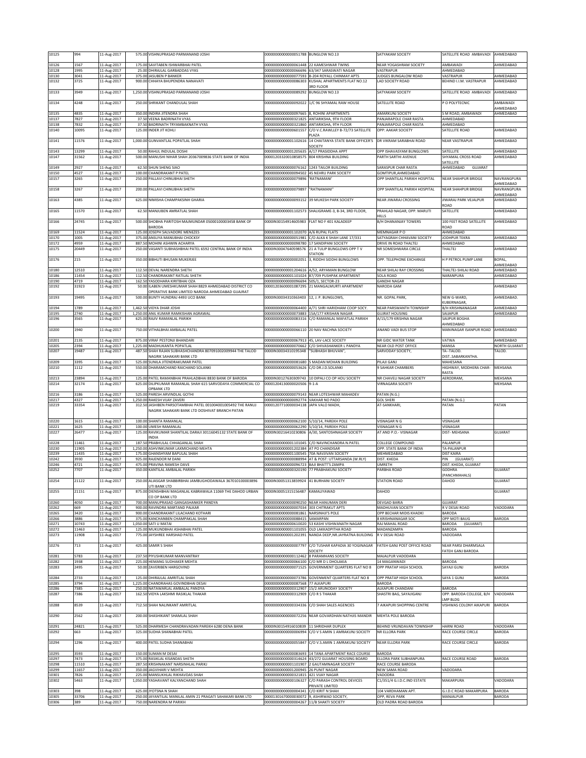| 10125 | 994 | 11-Aug-2017 | 575.00 | VISHNUPRASAD PARMANAND JOSHI | 00000000000000051788 | BUNGLOW NO.13 | SATYAKAM SOCIETY | SATELLITE ROAD AMBAVADI | AHMEDABAD |
|---|---|---|---|---|---|---|---|---|---|
| 10126 | 1567 | 11-Aug-2017 | 175.00 | SAVITABEN ISHWARBHAI PATEL | 00000000000000061448 | 22 KAMESHWAR TWINS | NEAR YOGASHRAM SOCIETY | AMBAWADI | AHMEDABAD |
| 10128 | 1995 | 11-Aug-2017 | 25.00 | DHIRAJLAL GARBADDAS VYAS | 00000000000000066696 | 63/347 SARASWATI NAGAR | VASTRAPUR | AHMEDABAD | |
| 10130 | 3041 | 11-Aug-2017 | 375.00 | JASUBEN P BANKER | 00000000000000077593 | B-204 ROYALL CHINMAY APTS | JUDGES BUNGALOW ROAD | VASTRAPUR | AHMEDABAD |
| 10132 | 3725 | 11-Aug-2017 | 900.00 | CHHAYA BHUPENDRA NANAVATI | 00000000000000086303 | KUSHAL APARTMENTS FLAT NO.12 3RD FLOOR | LAD SOCIETY ROAD | BEHIND I.I.M. VASTRAPUR | AHMEDABAD |
| 10133 | 3949 | 11-Aug-2017 | 1,250.00 | VISHNUPRASAD PARMANAND JOSHI | 00000000000000089292 | BUNGLOW NO.13 | SATYAKAM SOCIETY | SATELLITE ROAD AMBAVADI | AHMEDABAD |
| 10134 | 4248 | 11-Aug-2017 | 250.00 | SHRIKANT CHANDULAL SHAH | 00000000000000092022 | 1/C 96 SHYAMAL RAW HOUSE | SATELLITE ROAD | P O POLYTECNIC | AMBAWADI AHMEDABAD |
| 10135 | 4835 | 11-Aug-2017 | 350.00 | INDIRA JITENDRA SHAH | 00000000000000097665 | 8, ROHINI APARTMENTS | AMARKUNJ SOCIETY | S M ROAD, AMBAWADI | AHMEDABAD |
| 10137 | 7827 | 11-Aug-2017 | 37.50 | VEENA BADRINATH VYAS | 00000000000000321825 | ANTARIKSHA, 9TH FLOOR | PANJARAPOLE CHAR RASTA | AHMEDABAD | |
| 10138 | 7832 | 11-Aug-2017 | 37.50 | BADRINATH TRYAMBAKNATH VYAS | 00000000000000321860 | ANTARIKSHA, 9TH FLOOR | PANJARAPOLE CHAR RASTA | AHMEDABAD | |
| 10140 | 10095 | 11-Aug-2017 | 125.00 | INDER JIT KOHLI | 00000000000000601557 | C/O V.C.RAWLLEY B-72/73 SATELLITE PLAZA | OPP: AAKAR SOCIETY | SATELLITE ROAD | AHMEDABAD |
| 10141 | 11576 | 11-Aug-2017 | 1,000.00 | GUNVANTLAL POPATLAL SHAH | 00000000000001102616 | 14 CHAITANYA STATE BANK OFFICER'S SOCIETY | DR VIKRAM SARABHAI ROAD | NEAR VASTRAPUR | AHMEDABAD |
| 10143 | 13299 | 11-Aug-2017 | 50.00 | RAHUL INDULAL DOSHI | 00000000000001205635 | A/17 PRASIDDHA APPT | OPP ISHAVASYAM BUNGLOWS | SATELLITE | AHMEDABAD |
| 10147 | 31562 | 11-Aug-2017 | 500.00 | MANUSHI NIHAR SHAH 20367009836 STATE BANK OF INDIA | 00001203320010858575 | 804 KRISHNA BUILDING | PARTH SARTHI AVENUE | SHYAMAL CROSS ROAD SATELLITE | AHMEDABAD |
| 10149 | 2927 | 11-Aug-2017 | 62.50 | SHUN SHENG SIAO | 00000000000000076162 | 1243 TAILOR BUILDING | SARASPUR CHAR RASTA | AHMEDABAD GUJARAT | |
| 10150 | 4527 | 11-Aug-2017 | 100.00 | CHANDRAKANT P PATEL | 00000000000000094502 | 45 NEHRU PARK SOCIETY | GOMTIPUR,AHMEDABAD | | |
| 10157 | 3265 | 11-Aug-2017 | 250.00 | PALLAVI CHINUBHAI SHETH | 00000000000000079896 | 'RATNAMANI' | OPP SHANTILAL PARIKH HOSPITAL | NEAR SHAHPUR BRIDGE | NAVRANGPURA AHMEDABAD |
| 10158 | 3267 | 11-Aug-2017 | 200.00 | PALLAVI CHINUBHAI SHETH | 00000000000000079897 | "RATNAMANI" | OPP SHANTILAL PARIKH HOSPITAL | NEAR SHAHPUR BRIDGE | NAVRANGPURA AHMEDABAD |
| 10163 | 4385 | 11-Aug-2017 | 625.00 | NIMISHA CHAMPAKSINH GHARIA | 00000000000000093152 | 39 MUKESH PARK SOCIETY | NEAR JIWARAJ CROSSING | JIWARAJ PARK VEJALPUR ROAD | AHMEDABAD |
| 10165 | 11570 | 11-Aug-2017 | 62.50 | MANJUBEN AMRATLAL SHAH | 00000000000001102573 | SHALIGRAME-3, B-34, 3RD FLOOR, | PRAHLAD NAGAR, OPP. MARUTI HILLS | SATELLITE | AHMEDABAD |
| 10166 | 24745 | 11-Aug-2017 | 500.00 | SHOBHA PARITOSH MAJMUNDAR 05000100003458 BANK OF BARODA | 0000IN30154914605983 | FLAT NO F 401 KALADEEP | B/H DHANANJAY TOWERS | 100 FEET ROAD SATELLITE ROAD | AHMEDABAD |
| 10169 | 11524 | 11-Aug-2017 | 125.00 | JOSEPH SALVADORE MENEZES | 00000000000001102070 | A/6 RUPAL FLATS | MEMNAGAR P O | AHMEDABAD | |
| 10170 | 1005 | 11-Aug-2017 | 375.00 | ANSUYA MANUBHAI CHOCKSY | 00000000000000051981 | C/O ALKA K SHAH LANE 17/331 | SATYAGRAH CHHAVANI SOCIETY | JODHPUR TEKRA | AHMEDABAD |
| 10172 | 4959 | 11-Aug-2017 | 887.50 | MOHINI ASHWIN ACHARYA | 00000000000000098780 | 17 SANDIPANI SOCIETY | DRIVE IN ROAD THALTEJ | AHMEDABAD | |
| 10175 | 20449 | 11-Aug-2017 | 250.00 | VASANTI SUBHASHBHAI PATEL 6592 CENTRAL BANK OF INDIA | 0000IN30047640598576 | 21 A TULIP BUNGLOWS OPP T V STATION | NR SOMESHWARA CIRCLE | THALTEJ | AHMEDABAD |
| 10176 | 215 | 11-Aug-2017 | 350.00 | BIBHUTI BHUSAN MUKERJEE | 00000000000000002051 | 3, RIDDHI SIDDHI BUNGLOWS | OPP. TELEPHONE EXCHANGE | H P PETROL PUMP LANE | BOPAL, AHMEDABAD |
| 10180 | 12510 | 11-Aug-2017 | 112.50 | DEVAL NARENDRA SHETH | 00000000000001204616 | A/52, AYRAMAN BUNGLOW | NEAR SHILAJ RAY CROSSING | THALTEJ-SHILAJ ROAD | AHMEDABAD |
| 10186 | 11454 | 11-Aug-2017 | 112.50 | CHANDRAKANT RATILAL SHETH | 00000000000001101024 | B7/709 PUSHPAK APARTMENT | SOLA ROAD | NARANPURA | AHMEDABAD |
| 10190 | 4719 | 11-Aug-2017 | 162.50 | YASODHARA KIRITBHAI OZA | 00000000000000096694 | 505/1, SECTOR-23 | GANDHI NAGAR | | |
| 10192 | 31923 | 11-Aug-2017 | 50.00 | ILABEN UMESHKUMAR SHAH 8829 AHMEDABAD DISTRICT CO OPERATIVE BANK LIMITED NARODA AHMEDABAD GUJARAT | 00001203600001087295 | 21 MANGALMURTI APARTMENT | NARODA GAM | | AHMEDABAD |
| 10193 | 19495 | 11-Aug-2017 | 500.00 | BUNTY HUNDRAJ 4493 UCO BANK | 0000IN30034310363403 | 12, J. P. BUNGLOWS, | NR. GOPAL PARK, | NEW G-WARD, KUBERNAGAR, | AHMEDABAD. |
| 10194 | 1789 | 11-Aug-2017 | 1,462.50 | VIDYA DHAR JOSHI | 00000000000000064400 | A/71 SHRI HARIDHAM COOP SOCY. | NEAR PARSWANTH TOWNSHIP | B/H KRISHNANAGAR | AHMEDABAD |
| 10195 | 2740 | 11-Aug-2017 | 1,250.00 | ANIL KUMAR RAMKISHAN AGRAWAL | 00000000000000073883 | 15A/177 KRISHAN NAGAR | GUJRAT HOUSING | SAIJAPUR | AHMEDABAD |
| 10196 | 3565 | 11-Aug-2017 | 625.00 | RAJIV RAMANLAL PARIKH | 00000000000000083316 | C/O RAMANLAL MAFATLAL PARIKH | A/15/179 KRISHNA NAGAR | SAIJPUR BOGHA AHMEDABAD | |
| 10200 | 1940 | 11-Aug-2017 | 750.00 | VITHALBHAI AMBALAL PATEL | 00000000000000066110 | 20 NAV RACHNA SOCIETY | ANAND VADI BUS STOP | MANINAGAR ISANPUR ROAD | AHMEDABAD |
| 10201 | 2135 | 11-Aug-2017 | 875.00 | VIRAF PESTONJI BHANDARI | 00000000000000067913 | 45, LAV-LACE SOCIETY | NR GIDC WATER TANK | VATWA | AHMEDABAD |
| 10205 | 2394 | 11-Aug-2017 | 1,225.00 | MADHUKANTA POPATLAL | 00000000000000070662 | C/O SHIVASHANKER L PANDYA | NEAR OLD POST OFFICE | MANSA | NORTH GUJARAT |
| 10207 | 19487 | 11-Aug-2017 | 487.50 | SHAH RAJAN SUBHASHCHANDRA 807091002009944 THE TALOD NAGRIK SAHAKARI BANK LTD | 0000IN30034310195348 | "SUBHASH BHUVAN", | SARVODAY SOCIETY, | TA--TALOD. DIST..SABARKANTHA. | TALOD. |
| 10209 | 3395 | 11-Aug-2017 | 525.00 | SUNILA JITENDRAKUMAR PATEL | 00000000000000081680 | 5 MADAN MOHAN BUILDING | PILAJI GANJ | MAHESANA | |
| 10210 | 1112 | 11-Aug-2017 | 550.00 | DHARAMCHAND RAICHAND SOLANKI | 00000000000000053626 | C/O DR.J.D.SOLANKI | 9 SAHKAR CHAMBERS | HIGHWAY, MODHERA CHAR-RASTA | MEHSANA |
| 10213 | 23894 | 11-Aug-2017 | 125.00 | PATEL RAMANBHAI PRAHLADBHAI 8830 BANK OF BARODA | 0000IN30127630309743 | 10 DIPALI CO OP HOU SOCIETY | NR CHAVELI NAGAR SOCIETY | AERODRAM, | MEHSANA |
| 10214 | 32174 | 11-Aug-2017 | 625.00 | DILIPKUMAR RAMANLAL SHAH 615 SARVODAYA COMMERCIAL CO OPBANK LTD | 00001204130000020506 | 9-1-A | VIRNAGARA SOCIETY | | MEHSANA |
| 10216 | 3186 | 11-Aug-2017 | 525.00 | PARESH ARVINDLAL GOTHI | 00000000000000079143 | NEAR LOTESHWAR MAHADEV | PATAN (N.G.) | | |
| 10217 | 4327 | 11-Aug-2017 | 1,250.00 | RAKESH VIJAY ZAVERI | 00000000000000092774 | VAKHAR NO PADO | GOL SHERI | PATAN (N.G.) | |
| 10219 | 33354 | 11-Aug-2017 | 312.50 | JASHIBEN PARSOTAMBHAI PATEL 001004001005492 THE RANUJ NAGRIK SAHAKARI BANK LTD DOSHIVAT BRANCH PATAN | 00001207710000034138 | JAPA VALO MADH, | AT-SANKHARI, | PATAN | PATAN |
| 10220 | 1615 | 11-Aug-2017 | 100.00 | SHANTA RAMANLAL | 00000000000000062100 | 5/10/14, PAREKH POLE | VISNAGAR N G | VISNAGAR | |
| 10221 | 1625 | 11-Aug-2017 | 100.00 | UMESH RAMANLAL | 00000000000000062290 | 5/10/14, PAREKH POLE | VISNAGAR N G | VISNAGAR | |
| 10227 | 26477 | 11-Aug-2017 | 125.00 | RAVIKUMAR SHANTILAL DARAJI 30116045132 STATE BANK OF INDIA | 0000IN30216410230806 | A/30, SANTOSHNAGAR SOCIETY | AT AND P.O.- VISNAGAR | DIST- MEHSANA | GUJARAT |
| 10228 | 11461 | 11-Aug-2017 | 187.50 | PRABHULAL CHHAGANLAL SHAH | 00000000000001101045 | C/O NAVINCHANDRA N.PATEL | COLLEGE COMPOUND | PALANPUR | |
| 10230 | 11905 | 11-Aug-2017 | 1,250.00 | ASHVINKUMAR LAXMICHAND MEHTA | 00000000000001202384 | AT PO CHANDISAR | OPP. STATE BANK OF INDIA | TA-PALANPUR | |
| 10239 | 11435 | 11-Aug-2017 | 175.00 | GHANSHYAM BAPULAL SHAH | 00000000000001100545 | 70A NAVJIVAN SOCIETY | MEHMEDABAD | DIST KAIRA | |
| 10242 | 3930 | 11-Aug-2017 | 925.00 | RAJENDOR M DANI | 00000000000000088994 | AT & POST: UTTARSANDA (W.RLY) | DIST. KHEDA | PIN (GUJARAT) | |
| 10246 | 4721 | 11-Aug-2017 | 475.00 | PRAVINA RAMESH DAVE | 00000000000000096723 | BAJI BHATT'S ZAMPA | UMRETH | DIST. KHEDA, GUJARAT | |
| 10252 | 7707 | 11-Aug-2017 | 350.00 | KANTILAL AMBALAL PARIKH | 00000000000000320190 | 77 PRABHAKUNJ SOCIETY | PARBHA ROAD | GODHRA (PANCHMAHALS) | GUJARAT |
| 10254 | 21122 | 11-Aug-2017 | 250.00 | ALIASGAR SHABBIRBHAI JAMBUGHODAWALA 367010100003896 UTI BANK LTD | 0000IN30051313859924 | 41 BURHANI SOCIETY | STATION ROAD | DAHOD | GUJARAT |
| 10255 | 21151 | 11-Aug-2017 | 875.00 | DIENSHBHAI MAGANLAL KABRAWALA 11069 THE DAHOD URBAN CO OP BANK LTD | 0000IN30051315156487 | KAMALIYAWAD | DAHOD | | GUJARAT |
| 10260 | 4050 | 11-Aug-2017 | 700.00 | MANUPRASAD GANGASHANKER PANDYA | 00000000000000090250 | NEAR HANUMAN DERI | DEVGAD BARIA | GUJARAT | |
| 10262 | 669 | 11-Aug-2017 | 900.00 | RAVINDRA MARTAND PALKAR | 00000000000000007034 | 303 CHITRAKUT APTS | MADHUVAN SOCIETY | R V DESAI ROAD | VADODARA |
| 10265 | 3420 | 11-Aug-2017 | 900.00 | CHANDRAKANT LILACHAND KOTHARI | 00000000000000081861 | NARSINHJI'S POLE | OPP BECHAR MIDIS KHADKI | BARODA | |
| 10266 | 3886 | 11-Aug-2017 | 375.00 | KANCHANBEN CHAMPAKLAL SHAH | 00000000000000088415 | SAMARPAN | 8 KRISHNANAGAR SOC | OPP MOTI BAUG | BARODA |
| 10271 | 10743 | 11-Aug-2017 | 1,050.00 | SATI U MATAI | 00000000000000610020 | 53 KASHI VISHWANATH NAGAR | RAJ MAHAL ROAD | BARODA (GUJARAT) | |
| 10272 | 11463 | 11-Aug-2017 | 125.00 | MUKUNDBHAI ASHABHAI PATEL | 00000000000001101055 | OLD LAKKADPITHA ROAD | MADANZAMPA | BARODA | |
| 10273 | 11908 | 11-Aug-2017 | 775.00 | JAYSHREE HARSHAD PATEL | 00000000000001202391 | NANDA DEEP,NR.JAYRATNA BUILDING | R V DESAI ROAD | VADODARA | |
| 10276 | 713 | 11-Aug-2017 | 425.00 | SAMIR S SHAH | 00000000000000007797 | C/O TUSHAR KAPADIA 30 YOGINAGAR SOCIETY | FATEH GANJ POST OFFICE ROAD | NEAR PARSI DHARMSALA FATEH GANJ BARODA | |
| 10281 | 5783 | 11-Aug-2017 | 237.50 | PIYUSHKUMAR MANVANTRAY | 00000000000000112462 | 8 PARAMHANS SOCIETY | MAJALPUR VADODARA | | |
| 10282 | 1938 | 11-Aug-2017 | 225.00 | HEMANG SUDHAKER MEHTA | 00000000000000066100 | C/O MR D L DHOLAKIA | 14 MAGANWADI | BARODA | |
| 10283 | 2495 | 11-Aug-2017 | 50.00 | ZAVERIBEN HARGOVIND | 00000000000000071525 | GOVERNMENT QUARTERS FLAT NO 8 | OPP PRATAP HIGH SCHOOL | SAYAJI GUNJ | BARODA |
| 10284 | 2733 | 11-Aug-2017 | 125.00 | DHIRAJLAL AMRITLAL SHAH | 00000000000000073786 | GOVENMENT QUARTERS FLAT NO 8 | OPP PRATAP HIGH SCHOOL | SAYA 1 GUNJ | BARODA |
| 10285 | 3794 | 11-Aug-2017 | 1,225.00 | CHANDRAHAS GOVINDBHAI DESAI | 00000000000000087568 | 77 ALKAPURI | BARODA | | |
| 10286 | 7385 | 11-Aug-2017 | 250.00 | NATAWARLAL AMBALAL PANDYA | 00000000000000312907 | 15/2 ARUNODAY SOCIETY | ALKAPURI CHANDANI | BARODA | |
| 10287 | 7386 | 11-Aug-2017 | 162.50 | VIDYA LAKSHMI RASIKLAL THAKAR | 00000000000000312909 | C/O R S THAKAR | SHASTRI BAG, SAYAJIGANJ | OPP. BARODA COLLEGE, B/H LMP BLDG | VADODARA |
| 10288 | 8539 | 11-Aug-2017 | 712.50 | SHAH NALINKANT AMRITLAL | 00000000000000334336 | C/O SHAH SALES AGENCIES | 7 AIKAPURI SHOPPING CENTRE | VISHWAS COLONY AIKAPURI | BARODA |
| 10290 | 2562 | 11-Aug-2017 | 200.00 | SHASHIKANT SHAMLAL SHAH | 00000000000000072256 | NEAR GOVARDHAN NATHJIS MANDIR | MEHTA POLE BARODA | | |
| 10291 | 24821 | 11-Aug-2017 | 525.00 | DHARMESH CHANDRAVADAN PAREKH 6280 DENA BANK | 0000IN30154916010839 | 11 SHRIDHAR DUPLEX | BEHIND VRUNDAVAN TOWNSHIP | HARNI ROAD | VADODARA |
| 10292 | 663 | 11-Aug-2017 | 325.00 | SUDHA SHANABHAI PATEL | 00000000000000006994 | C/O V S AMIN 1 AMRAKUNJ SOCIETY | NR ELLORA PARK | RACE COURSE CIRCLE | BARODA |
| 10294 | 1296 | 11-Aug-2017 | 400.00 | PATEL SUDHA SHANABHAI | 00000000000000055847 | C/O V.S.AMIN 1 AMRAKUNJ SOCIETY | NEAR ELLORA PARK | RACE COURSE CIRCLE | BARODA |
| 10295 | 3593 | 11-Aug-2017 | 150.00 | SUMAN M DESAI | 00000000000000083693 | 14 TANA APARTMENT RACE COURSE | BARODA | | |
| 10297 | 7473 | 11-Aug-2017 | 375.00 | RASIKLAL KISANDAS SHETH | 00000000000000314624 | 43/272 GUJARAT HOUSING BOARD | ELLORA PARK SUBHANPURA | RACE COURSE ROAD | BARODA |
| 10298 | 11510 | 11-Aug-2017 | 287.50 | KRISHNAKANT NARSINHLAL PARIKJ | 00000000000001101907 | 2 GAUTAMNAGAR SOCIETY | RACE COURSE BARODA | | |
| 10299 | 11657 | 11-Aug-2017 | 350.00 | JAGVIHARI V MEHTA | 00000000000001200945 | 26 PUNIT NAGAR | NEW SAMA ROAD | VADODARA | |
| 10301 | 7826 | 11-Aug-2017 | 225.00 | MANSUKHLAL RIKHAVDAS SHAH | 00000000000000321815 | 421 VIJAY NAGAR | VADODRA | | |
| 10302 | 5463 | 11-Aug-2017 | 1,050.00 | YASHAVANT KALYANCHAND SHAH | 00000000000000106327 | C/O PARASH CONTROL DEVICES PRIVATE LIMITED | C1/351/4 G.I.D.C.IND ESTATE | MAKARPURA | VADODARA |
| 10303 | 398 | 11-Aug-2017 | 625.00 | JYOTSNA N SHAH | 00000000000000004341 | C/O KIRIT N SHAH | 104 VARDHAMAN APT. | G.I.D.C ROAD MAKARPURA | BARODA |
| 10305 | 33706 | 11-Aug-2017 | 250.00 | JAYANTILAL MANILAL AMIN 21 PRAGATI SAHAKARI BANK LTD | 00001301670000030072 | 9, ASHIRWAD SOCIETY, | OPP, REVA PARK | MANJALPUR | BARODA |
| 10306 | 389 | 11-Aug-2017 | 750.00 | NARENDRA M PARIKH | 00000000000000004267 | 11/B SHAKTI SOCIETY | OLD PADRA ROAD BARODA | | |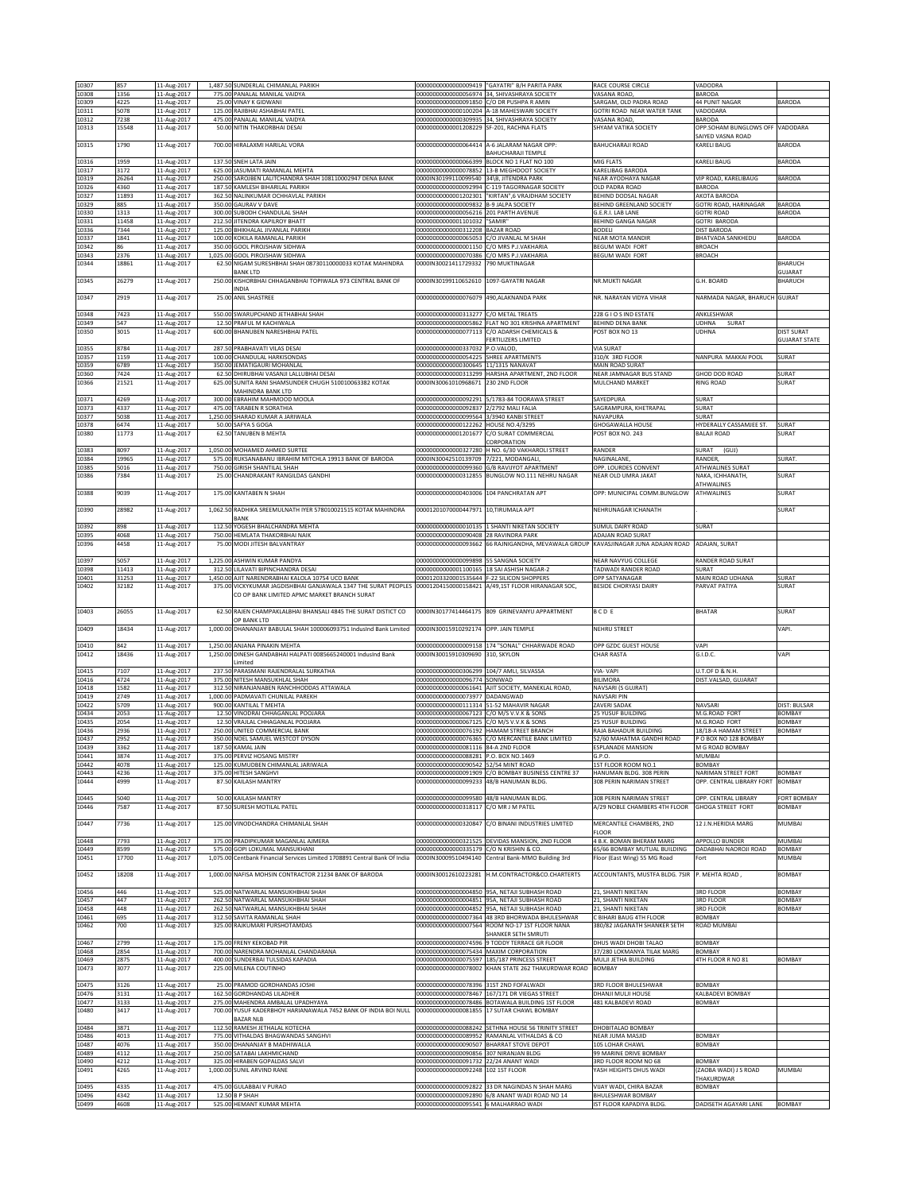| | | | | | | | | |
|---|---|---|---|---|---|---|---|---|
| 10307 | 857 | 11-Aug-2017 | 1,487.50 | SUNDERLAL CHIMANLAL PARIKH | 0000000000000009419 | "GAYATRI" B/H PARITA PARK | RACE COURSE CIRCLE | VADODRA | |
| 10308 | 1356 | 11-Aug-2017 | 775.00 | PANALAL MANILAL VAIDYA | 0000000000000056974 | 34, SHIVASHRAYA SOCIETY | VASANA ROAD, | BARODA | |
| 10309 | 4225 | 11-Aug-2017 | 25.00 | VINAY K GIDWANI | 0000000000000091850 | C/O DR PUSHPA R AMIN | SARGAM, OLD PADRA ROAD | 44 PUNIT NAGAR | BARODA |
| 10311 | 5078 | 11-Aug-2017 | 125.00 | RAJBHAI ASHABHAI PATEL | 0000000000000100204 | A-18 MAHESWARI SOCIETY | GOTRI ROAD NEAR WATER TANK | VADODARA | |
| 10312 | 7238 | 11-Aug-2017 | 475.00 | PANALAL MANILAL VAIDYA | 0000000000000309935 | 34, SHIVASHRAYA SOCIETY | VASANA ROAD, | BARODA | |
| 10313 | 15548 | 11-Aug-2017 | 50.00 | NITIN THAKORBHAI DESAI | 0000000000001208229 | SF-201, RACHNA FLATS | SHYAM VATIKA SOCIETY | OPP.SOHAM BUNGLOWS OFF SAIYED VASNA ROAD | VADODARA |
| 10315 | 1790 | 11-Aug-2017 | 700.00 | HIRALAXMI HARILAL VORA | 0000000000000064414 | A-6 JALARAM NAGAR OPP: BAHUCHARAJI TEMPLE | BAHUCHARAJI ROAD | KARELI BAUG | BARODA |
| 10316 | 1959 | 11-Aug-2017 | 137.50 | SNEH LATA JAIN | 0000000000000066399 | BLOCK NO 1 FLAT NO 100 | MIG FLATS | KARELI BAUG | BARODA |
| 10317 | 3172 | 11-Aug-2017 | 625.00 | JASUMATI RAMANLAL MEHTA | 0000000000000078852 | 13-B MEGHDOOT SOCIETY | KARELIBAG BARODA | | |
| 10319 | 26264 | 11-Aug-2017 | 250.00 | SAROJBEN LALITCHANDRA SHAH 108110002947 DENA BANK | 0000IN30199110099540 | 34\B, JITENDRA PARK | NEAR AYODHAYA NAGAR | VIP ROAD, KARELIBAUG | BARODA |
| 10326 | 4360 | 11-Aug-2017 | 187.50 | KAMLESH BIHARILAL PARIKH | 0000000000000092994 | C-119 TAGORNAGAR SOCIETY | OLD PADRA ROAD | BARODA | |
| 10327 | 11893 | 11-Aug-2017 | 362.50 | NALINKUMAR OCHHAVLAL PARIKH | 0000000000001202301 | "KIRTAN",6 VRAJDHAM SOCIETY | BEHIND DODSAL NAGAR | AKOTA BARODA | |
| 10329 | 885 | 11-Aug-2017 | 350.00 | GAURAV V DAVE | 0000000000000009832 | B-9 JALPA SOCIETY | BEHIND GREENLAND SOCIETY | GOTRI ROAD, HARINAGAR | BARODA |
| 10330 | 1313 | 11-Aug-2017 | 300.00 | SUBODH CHANDULAL SHAH | 0000000000000056216 | 201 PARTH AVENUE | G.E.R.I. LAB LANE | GOTRI ROAD | BARODA |
| 10331 | 11458 | 11-Aug-2017 | 212.50 | JITENDRA KAPILROY BHATT | 0000000000001101032 | "SAMIR" | BEHIND GANGA NAGAR | GOTRI BARODA | |
| 10336 | 7344 | 11-Aug-2017 | 125.00 | BHIKHALAL JIVANLAL PARIKH | 0000000000000312208 | BAZAR ROAD | BODELI | DIST BARODA | |
| 10337 | 1841 | 11-Aug-2017 | 100.00 | KOKILA RAMANLAL PARIKH | 0000000000000065053 | C/O JIVANLAL M SHAH | NEAR MOTA MANDIR | BHATVADA SANKHEDU | BARODA |
| 10342 | 86 | 11-Aug-2017 | 350.00 | GOOL PIROJSHAW SIDHWA | 0000000000000001150 | C/O MRS P.J.VAKHARIA | BEGUM WADI FORT | BROACH | |
| 10343 | 2376 | 11-Aug-2017 | 1,025.00 | GOOL PIROJSHAW SIDHWA | 0000000000000070386 | C/O MRS P.J.VAKHARIA | BEGUM WADI FORT | BROACH | |
| 10344 | 18861 | 11-Aug-2017 | 62.50 | NIGAM SURESHBHAI SHAH 08730110000033 KOTAK MAHINDRA BANK LTD | 0000IN30021411729332 | 790 MUKTINAGAR | | | BHARUCH GUJARAT |
| 10345 | 26279 | 11-Aug-2017 | 250.00 | KISHORBHAI CHHAGANBHAI TOPIWALA 973 CENTRAL BANK OF INDIA | 0000IN30199110652610 | 1097-GAYATRI NAGAR | NR.MUKTI NAGAR | G.H. BOARD | BHARUCH |
| 10347 | 2919 | 11-Aug-2017 | 25.00 | ANIL SHASTREE | 0000000000000076079 | 490,ALAKNANDA PARK | NR. NARAYAN VIDYA VIHAR | NARMADA NAGAR, BHARUCH | GUJRAT |
| 10348 | 7423 | 11-Aug-2017 | 550.00 | SWARUPCHAND JETHABHAI SHAH | 0000000000000313277 | C/O METAL TREATS | 228 G I D S IND ESTATE | ANKLESHWAR | |
| 10349 | 547 | 11-Aug-2017 | 12.50 | PRAFUL M KACHIWALA | 0000000000000005862 | FLAT NO 301 KRISHNA APARTMENT | BEHIND DENA BANK | UDHNA SURAT | |
| 10350 | 3015 | 11-Aug-2017 | 600.00 | BHANUBEN NARESHBHAI PATEL | 0000000000000077113 | C/O ADARSH CHEMICALS & FERTILIZERS LIMITED | POST BOX NO 13 | UDHNA | DIST SURAT GUJARAT STATE |
| 10355 | 8784 | 11-Aug-2017 | 287.50 | PRABHAVATI VILAS DESAI | 0000000000000337032 | P.O.VALOD, | VIA SURAT | | |
| 10357 | 1159 | 11-Aug-2017 | 100.00 | CHANDULAL HARKISONDAS | 0000000000000054225 | SHREE APARTMENTS | 310/K 3RD FLOOR | NANPURA MAKKAI POOL | SURAT |
| 10359 | 6789 | 11-Aug-2017 | 350.00 | JEMATIGAURI MOHANLAL | 0000000000000300645 | 11/1315 NANAVAT | MAIN ROAD SURAT | | |
| 10360 | 7424 | 11-Aug-2017 | 62.50 | DHIRUBHAI VASANJI LALLUBHAI DESAI | 0000000000000313299 | HARSHA APARTMENT, 2ND FLOOR | NEAR JAMNAGAR BUS STAND | GHOD DOD ROAD | SURAT |
| 10366 | 21521 | 11-Aug-2017 | 625.00 | SUNITA RANI SHAMSUNDER CHUGH 510010063382 KOTAK MAHINDRA BANK LTD | 0000IN30061010968671 | 230 2ND FLOOR | MULCHAND MARKET | RING ROAD | SURAT |
| 10371 | 4269 | 11-Aug-2017 | 300.00 | EBRAHIM MAHMOOD MOOLA | 0000000000000092291 | 5/1783-84 TOORAWA STREET | SAYEDPURA | SURAT | |
| 10373 | 4337 | 11-Aug-2017 | 475.00 | TARABEN R SORATHIA | 0000000000000092837 | 2/2792 MALI FALIA | SAGRAMPURA, KHETRAPAL | SURAT | |
| 10377 | 5038 | 11-Aug-2017 | 1,250.00 | SHARAD KUMAR A JARIWALA | 0000000000000099564 | 3/3940 KANBI STREET | NAVAPURA | SURAT | |
| 10378 | 6474 | 11-Aug-2017 | 50.00 | SAFYA S GOGA | 0000000000000122262 | HOUSE NO.4/3295 | GHOGAWALLA HOUSE | HYDERALLY CASSAMJEE ST. | SURAT |
| 10380 | 11773 | 11-Aug-2017 | 62.50 | TANUBEN B MEHTA | 0000000000001201677 | C/O SURAT COMMERCIAL CORPORATION | POST BOX NO. 243 | BALAJI ROAD | SURAT |
| 10383 | 8097 | 11-Aug-2017 | 1,050.00 | MOHAMED AHMED SURTEE | 0000000000000327280 | H NO. 6/30 VAKHAROLI STREET | RANDER | SURAT (GUJ) | |
| 10384 | 19965 | 11-Aug-2017 | 575.00 | RUKSANABANU IBRAHIM MITCHLA 19913 BANK OF BARODA | 0000IN30042510139709 | 7/221, MODANGALI, | NAGINALANE, | RANDER, | SURAT. |
| 10385 | 5016 | 11-Aug-2017 | 750.00 | GIRISH SHANTILAL SHAH | 0000000000000099360 | G/8 RAVIJYOT APARTMENT | OPP. LOURDES CONVENT | ATHWALINES SURAT | |
| 10386 | 7384 | 11-Aug-2017 | 25.00 | CHANDRAKANT RANGILDAS GANDHI | 0000000000000312855 | BUNGLOW NO.111 NEHRU NAGAR | NEAR OLD UMRA JAKAT | NAKA, ICHHANATH, ATHWALINES | SURAT |
| 10388 | 9039 | 11-Aug-2017 | 175.00 | KANTABEN N SHAH | 0000000000000403006 | 104 PANCHRATAN APT | OPP: MUNICIPAL COMM.BUNGLOW | ATHWALINES | SURAT |
| 10390 | 28982 | 11-Aug-2017 | 1,062.50 | RADHIKA SREEMULNATH IYER 578010021515 KOTAK MAHINDRA BANK | 00001201070000447971 | 10,TIRUMALA APT | NEHRUNAGAR ICHANATH | | SURAT |
| 10392 | 898 | 11-Aug-2017 | 112.50 | YOGESH BHALCHANDRA MEHTA | 0000000000000010135 | 1 SHANTI NIKETAN SOCIETY | SUMUL DAIRY ROAD | SURAT | |
| 10395 | 4068 | 11-Aug-2017 | 750.00 | HEMLATA THAKORBHAI NAIK | 0000000000000090408 | 28 RAVINDRA PARK | ADAJAN ROAD SURAT | | |
| 10396 | 4458 | 11-Aug-2017 | 75.00 | MODI JITESH BALVANTRAY | 0000000000000093662 | 66 RAJNIGANDHA, MEVAWALA GROUP | KAVASJINAGAR JUNA ADAJAN ROAD | ADAJAN, SURAT | |
| 10397 | 5057 | 11-Aug-2017 | 1,225.00 | ASHWIN KUMAR PANDYA | 0000000000000099898 | 55 SANGNA SOCIETY | NEAR NAVYUG COLLEGE | RANDER ROAD SURAT | |
| 10398 | 11413 | 11-Aug-2017 | 312.50 | LILAVATI BIPINCHANDRA DESAI | 0000000000001100165 | 18 SAI ASHISH NAGAR-2 | TADWADI RANDER ROAD | SURAT | |
| 10401 | 31253 | 11-Aug-2017 | 1,450.00 | AJIT NARENDRABHAI KALOLA 10754 UCO BANK | 00001203320001535644 | F-22 SILICON SHOPPERS | OPP SATYANAGAR | MAIN ROAD UDHANA | SURAT |
| 10402 | 32182 | 11-Aug-2017 | 375.00 | VICKYKUMAR JAGDISHBHAI GANJAWALA 1347 THE SURAT PEOPLES CO OP BANK LIMITED APMC MARKET BRANCH SURAT | 00001204150000158421 | A/49,1ST FLOOR HIRANAGAR SOC, | BESIDE CHORYASI DAIRY | PARVAT PATIYA | SURAT |
| 10403 | 26055 | 11-Aug-2017 | 62.50 | RAJEN CHAMPAKLALBHAI BHANSALI 4845 THE SURAT DISTICT CO OP BANK LTD | 0000IN30177414464175 | 809 GRINEVANYU APPARTMENT | B C D E | BHATAR | SURAT |
| 10409 | 18434 | 11-Aug-2017 | 1,000.00 | DHANANJAY BABULAL SHAH 100006093751 IndusInd Bank Limited | 0000IN30015910292174 | OPP. JAIN TEMPLE | NEHRU STREET | | VAPI. |
| 10410 | 842 | 11-Aug-2017 | 1,250.00 | ANJANA PINAKIN MEHTA | 0000000000000009158 | 174 "SONAL" CHHARWADE ROAD | OPP GZDC GUEST HOUSE | VAPI | |
| 10412 | 18436 | 11-Aug-2017 | 1,250.00 | DINESH GANDABHAI HALPATI 0085665240001 IndusInd Bank Limited | 0000IN30015910309690 | 310, SKYLON | CHAR RASTA | G.I.D.C. | VAPI |
| 10415 | 7107 | 11-Aug-2017 | 237.50 | PARASMANI RAJENDRALAL SURKATHA | 0000000000000306299 | 104/7 AMLI, SILVASSA | VIA- VAPI | U.T.OF D & N.H. | |
| 10416 | 4724 | 11-Aug-2017 | 375.00 | NITESH MANSUKHLAL SHAH | 0000000000000096774 | SONIWAD | BILIMORA | DIST.VALSAD, GUJARAT | |
| 10418 | 1582 | 11-Aug-2017 | 312.50 | NIRANJANABEN RANCHHODDAS ATTAWALA | 0000000000000061641 | AJIT SOCIETY, MANEKLAL ROAD, | NAVSARI (S GUJRAT) | | |
| 10419 | 2749 | 11-Aug-2017 | 1,000.00 | PADMAVATI CHUNILAL PAREKH | 0000000000000073977 | DADANGWAD | NAVSARI PIN | | |
| 10422 | 5709 | 11-Aug-2017 | 900.00 | KANTILAL T MEHTA | 0000000000000111314 | 51-52 MAHAVIR NAGAR | ZAVERI SADAK | NAVSARI | DIST: BULSAR |
| 10434 | 2053 | 11-Aug-2017 | 12.50 | VINODRAI CHHAGANLAL POOJARA | 0000000000000067123 | C/O M/S V.V.K & SONS | 25 YUSUF BUILDING | M.G.ROAD FORT | BOMBAY |
| 10435 | 2054 | 11-Aug-2017 | 12.50 | VRAJLAL CHHAGANLAL POOJARA | 0000000000000067125 | C/O M/S V.V.K & SONS | 25 YUSUF BUILDING | M.G.ROAD FORT | BOMBAY |
| 10436 | 2936 | 11-Aug-2017 | 250.00 | UNITED COMMERCIAL BANK | 0000000000000076192 | HAMAM STREET BRANCH | RAJA BAHADUR BUILDING | 18/18-A HAMAM STREET | BOMBAY |
| 10437 | 2952 | 11-Aug-2017 | 350.00 | NOEL SAMUEL WESTCOT DYSON | 0000000000000076365 | C/O MERCANTILE BANK LIMITED | 52/60 MAHATMA GANDHI ROAD | P O BOX NO 128 BOMBAY | |
| 10439 | 3362 | 11-Aug-2017 | 187.50 | KAMAL JAIN | 0000000000000081116 | 84-A 2ND FLOOR | ESPLANADE MANSION | M G ROAD BOMBAY | |
| 10441 | 3874 | 11-Aug-2017 | 375.00 | PERVIZ HOSANG MISTRY | 0000000000000088281 | P.O. BOX NO.1469 | G.P.O. | MUMBAI | |
| 10442 | 4078 | 11-Aug-2017 | 125.00 | KUMUDBEN CHIMANLAL JARIWALA | 0000000000000090542 | 52/54 MINT ROAD | 1ST FLOOR ROOM NO.1 | BOMBAY | |
| 10443 | 4236 | 11-Aug-2017 | 375.00 | HITESH SANGHVI | 0000000000000091909 | C/O BOMBAY BUSINESS CENTRE 37 | HANUMAN BLDG. 308 PERIN | NARIMAN STREET FORT | BOMBAY |
| 10444 | 4999 | 11-Aug-2017 | 87.50 | KAILASH MANTRY | 0000000000000099233 | 48/B HANUMAN BLDG. | 308 PERIN NARIMAN STREET | OPP. CENTRAL LIBRARY FORT | BOMBAY |
| 10445 | 5040 | 11-Aug-2017 | 50.00 | KAILASH MANTRY | 0000000000000099580 | 48/B HANUMAN BLDG. | 308 PERIN NARIMAN STREET | OPP. CENTRAL LIBRARY | FORT BOMBAY |
| 10446 | 7587 | 11-Aug-2017 | 87.50 | SURESH MOTILAL PATEL | 0000000000000318117 | C/O MR J M PATEL | A/29 NOBLE CHAMBERS 4TH FLOOR | GHOGA STREET FORT | BOMBAY |
| 10447 | 7736 | 11-Aug-2017 | 125.00 | VINODCHANDRA CHIMANLAL SHAH | 0000000000000320847 | C/O BINANI INDUSTRIES LIMITED | MERCANTILE CHAMBERS, 2ND FLOOR | 12 J.N.HERIDIA MARG | MUMBAI |
| 10448 | 7793 | 11-Aug-2017 | 375.00 | PRADIPKUMAR MAGANLAL AJMERA | 0000000000000321525 | DEVIDAS MANSION, 2ND FLOOR | 4 B.K. BOMAN BHERAM MARG | APPOLLO BUNDER | MUMBAI |
| 10449 | 8599 | 11-Aug-2017 | 575.00 | GOPI LOKUMAL MANSUKHANI | 0000000000000335179 | C/O N KRISHIN & CO. | 65/66 BOMBAY MUTUAL BUILDING | DADABHAI NAOROJI ROAD | BOMBAY |
| 10451 | 17700 | 11-Aug-2017 | 1,075.00 | Centbank Financial Services Limited 1708891 Central Bank Of India | 0000IN30009510494140 | Central Bank-MMO Building 3rd | Floor (East Wing) 55 MG Road | Fort | MUMBAI |
| 10452 | 18208 | 11-Aug-2017 | 1,000.00 | NAFISA MOHSIN CONTRACTOR 21234 BANK OF BARODA | 0000IN30012610223281 | H.M.CONTRACTOR&CO.CHARTERTS | ACCOUNTANTS, MUSTFA BLDG. 7SIR | P. MEHTA ROAD , | BOMBAY |
| 10456 | 446 | 11-Aug-2017 | 525.00 | NATWARLAL MANSUKHBHAI SHAH | 0000000000000004850 | 95A, NETAJI SUBHASH ROAD | 21, SHANTI NIKETAN | 3RD FLOOR | BOMBAY |
| 10457 | 447 | 11-Aug-2017 | 262.50 | NATWARLAL MANSUKHBHAI SHAH | 0000000000000004851 | 95A, NETAJI SUBHASH ROAD | 21, SHANTI NIKETAN | 3RD FLOOR | BOMBAY |
| 10458 | 448 | 11-Aug-2017 | 262.50 | NATWARLAL MANSUKHBHAI SHAH | 0000000000000004852 | 95A, NETAJI SUBHASH ROAD | 21, SHANTI NIKETAN | 3RD FLOOR | BOMBAY |
| 10461 | 695 | 11-Aug-2017 | 312.50 | SAVITA RAMANLAL SHAH | 0000000000000007364 | 48 3RD BHORWADA BHULESHWAR | C BIHARI BAUG 4TH FLOOR | BOMBAY | |
| 10462 | 700 | 11-Aug-2017 | 325.00 | RAJKUMARI PURSHOTAMDAS | 0000000000000007564 | ROOM NO-17 1ST FLOOR NANA SHANKER SETH SMRUTI | 380/82 JAGANATH SHANKER SETH | ROAD MUMBAI | |
| 10467 | 2799 | 11-Aug-2017 | 175.00 | FRENY KEKOBAD PIR | 0000000000000074596 | 9 TODDY TERRACE GR FLOOR | DHUS WADI DHOBI TALAO | BOMBAY | |
| 10468 | 2854 | 11-Aug-2017 | 700.00 | NARENDRA MOHANLAL CHANDARANA | 0000000000000075434 | MAXIM CORPORATION | 37/280 LOKMANYA TILAK MARG | BOMBAY | |
| 10469 | 2875 | 11-Aug-2017 | 400.00 | SUNDERBAI TULSIDAS KAPADIA | 0000000000000075597 | 185/187 PRINCESS STREET | MULJI JETHA BUILDING | 4TH FLOOR R NO 81 | BOMBAY |
| 10473 | 3077 | 11-Aug-2017 | 225.00 | MILENA COUTINHO | 0000000000000078002 | KHAN STATE 262 THAKURDWAR ROAD | BOMBAY | | |
| 10475 | 3126 | 11-Aug-2017 | 25.00 | PRAMOD GORDHANDAS JOSHI | 0000000000000078396 | 31ST 2ND FOFALWADI | 3RD FLOOR BHULESHWAR | BOMBAY | |
| 10476 | 3131 | 11-Aug-2017 | 162.50 | GORDHANDAS LILADHER | 0000000000000078467 | 167/171 DR VIEGAS STREET | DHANJI MULJI HOUSE | KALBADEVI BOMBAY | |
| 10477 | 3133 | 11-Aug-2017 | 275.00 | MAHENDRA AMBALAL UPADHYAYA | 0000000000000078486 | BOTAWALA BUILDING 1ST FLOOR | 481 KALBADEVI ROAD | BOMBAY | |
| 10480 | 3417 | 11-Aug-2017 | 700.00 | YUSUF KADERBHOY HARIANAWALA 7452 BANK OF INDIA BOI NULL BAZAR NLB | 0000000000000081855 | 17 SUTAR CHAWL BOMBAY | | | |
| 10484 | 3871 | 11-Aug-2017 | 112.50 | RAMESH JETHALAL KOTECHA | 0000000000000088242 | SETHNA HOUSE 56 TRINITY STREET | DHOBITALAO BOMBAY | | |
| 10486 | 4013 | 11-Aug-2017 | 775.00 | VITHALDAS BHAGWANDAS SANGHVI | 0000000000000089952 | RAMANLAL VITHALDAS & CO | NEAR JUMA MASJID | BOMBAY | |
| 10487 | 4076 | 11-Aug-2017 | 350.00 | DHANANJAY B MADHIWALLA | 0000000000000090507 | BHARRAT STOVE DEPOT | 105 LOHAR CHAWL | BOMBAY | |
| 10489 | 4112 | 11-Aug-2017 | 250.00 | SATABAI LAKHMICHAND | 0000000000000090856 | 307 NIRANJAN BLDG | 99 MARINE DRIVE BOMBAY | | |
| 10490 | 4212 | 11-Aug-2017 | 325.00 | HIRABEN GOPALDAS SALVI | 0000000000000091732 | 22/24 ANANT WADI | 3RD FLOOR ROOM NO 68 | BOMBAY | |
| 10491 | 4265 | 11-Aug-2017 | 1,000.00 | SUNIL ARVIND RANE | 0000000000000092248 | 102 1ST FLOOR | YASH HEIGHTS DHUS WADI | (ZAOBA WADI) J S ROAD THAKURDWAR | MUMBAI |
| 10495 | 4335 | 11-Aug-2017 | 475.00 | GULABBAI V PURAO | 0000000000000092822 | 33 DR NAGINDAS N SHAH MARG | VIJAY WADI, CHIRA BAZAR | BOMBAY | |
| 10496 | 4342 | 11-Aug-2017 | 12.50 | B P SHAH | 0000000000000092890 | 6/8 ANANT WADI ROAD NO 14 | BHULESHWAR BOMBAY | | |
| 10499 | 4608 | 11-Aug-2017 | 525.00 | HEMANT KUMAR MEHTA | 0000000000000095541 | 6 MALHARRAO WADI | IST FLOOR KAPADIYA BLDG. | DADISETH AGAYARI LANE | BOMBAY |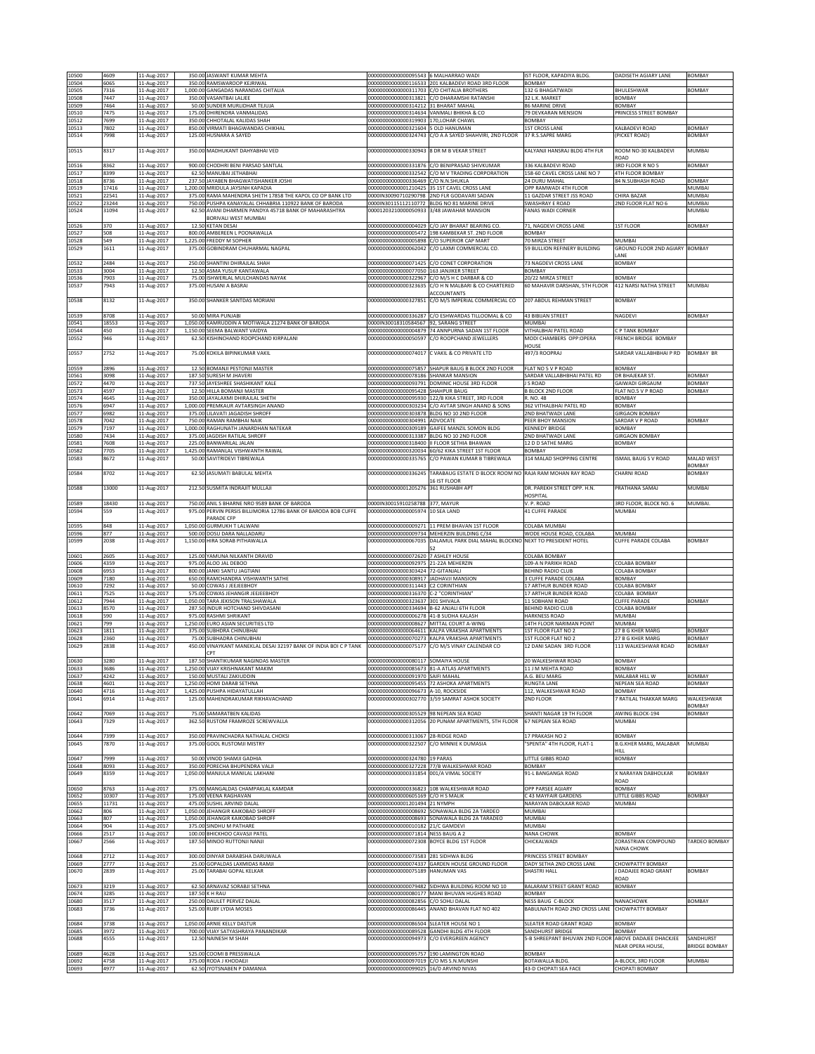| 10500 | 4609 | 11-Aug-2017 | 350.00 | JASWANT KUMAR MEHTA | 0000000000000095543 | 6 MALHARRAO WADI | IST FLOOR, KAPADIYA BLDG. | DADISETH AGIARY LANE | BOMBAY |
|---|---|---|---|---|---|---|---|---|---|
| 10504 | 6065 | 11-Aug-2017 | 350.00 | RAMSWAROOP KEJRIWAL | 0000000000000116533 | 201 KALBADEVI ROAD 3RD FLOOR | BOMBAY | | |
| 10505 | 7316 | 11-Aug-2017 | 1,000.00 | GANGADAS NARANDAS CHITALIA | 0000000000000311703 | C/O CHITALIA BROTHERS | 132 G BHAGATWADI | BHULESHWAR | BOMBAY |
| 10508 | 7447 | 11-Aug-2017 | 350.00 | VASANTBAI LALJEE | 0000000000000313821 | C/O DHARAMSHI RATANSHI | 32 L.K. MARKET | BOMBAY | |
| 10509 | 7464 | 11-Aug-2017 | 50.00 | SUNDER MURLIDHAR TEJUJA | 0000000000000314212 | 31 BHARAT MAHAL | 86 MARINE DRIVE | BOMBAY | |
| 10510 | 7475 | 11-Aug-2017 | 175.00 | DHIRENDRA VANMALIDAS | 0000000000000314634 | VANMALI BHIKHA & CO | 79 DEVKARAN MENSION | PRINCESS STREET BOMBAY | |
| 10512 | 7699 | 11-Aug-2017 | 350.00 | CHHOTALAL KALIDAS SHAH | 0000000000000319903 | 170,LOHAR CHAWL | BOMBAY | | |
| 10513 | 7802 | 11-Aug-2017 | 850.00 | VIRMATI BHAGWANDAS CHIKHAL | 0000000000000321604 | 5 OLD HANUMAN | 1ST CROSS LANE | KALBADEVI ROAD | BOMBAY |
| 10514 | 7998 | 11-Aug-2017 | 125.00 | HUSNARA A SAYED | 0000000000000324743 | C/O A A SAYED SHAHVIRI, 2ND FLOOR | 37 R.S.SAPRE MARG | (PICKET ROAD) | BOMBAY |
| 10515 | 8317 | 11-Aug-2017 | 350.00 | MADHUKANT DAHYABHAI VED | 0000000000000330943 | 8 DR M B VEKAR STREET | KALYANJI HANSRAJ BLDG 4TH FLR | ROOM NO-30 KALBADEVI ROAD | MUMBAI |
| 10516 | 8362 | 11-Aug-2017 | 900.00 | CHODHRI BENI PARSAD SANTLAL | 0000000000000331876 | C/O BENIPRASAD SHIVKUMAR | 336 KALBADEVI ROAD | 3RD FLOOR R NO 5 | BOMBAY |
| 10517 | 8399 | 11-Aug-2017 | 62.50 | MANUBAI JETHABHAI | 0000000000000332542 | C/O M V TRADING CORPORATION | 158-60 CAVEL CROSS LANE NO 7 | 4TH FLOOR BOMBAY | |
| 10518 | 8736 | 11-Aug-2017 | 237.50 | JAYABEN BHAGWATISHANKER JOSHI | 0000000000000336469 | C/O N.N.SHUKLA | 24 DURU MAHAL | 84 N.SUBHASH ROAD | BOMBAY |
| 10519 | 17416 | 11-Aug-2017 | 1,200.00 | MRIDULA JAYSINH KAPADIA | 0000000000001210425 | 35 1ST CAVEL CROSS LANE | OPP RAMWADI 4TH FLOOR | | MUMBAI |
| 10521 | 22541 | 11-Aug-2017 | 375.00 | RAMA MAHENDRA SHETH 17858 THE KAPOL CO OP BANK LTD | 0000IN30090710290798 | 2ND FLR GODAVARI SADAN | 11 GAZDAR STREET JSS ROAD | CHIRA BAZAR | MUMBAI |
| 10522 | 23244 | 11-Aug-2017 | 750.00 | PUSHPA KANAYALAL CHHABRIA 110922 BANK OF BARODA | 0000IN30115112110772 | BLDG NO 81 MARINE DRIVE | SWASHRAY E ROAD | 2ND FLOOR FLAT NO 6 | MUMBAI |
| 10524 | 31094 | 11-Aug-2017 | 62.50 | AVANI DHARMEN PANDYA 45718 BANK OF MAHARASHTRA BORIVALI WEST MUMBAI | 00001203210000050933 | 3/48 JAWAHAR MANSION | FANAS WADI CORNER | | MUMBAI |
| 10526 | 370 | 11-Aug-2017 | 12.50 | KETAN DESAI | 0000000000000004029 | C/O JAY BHARAT BEARING CO. | 71, NAGDEVI CROSS LANE | 1ST FLOOR | BOMBAY |
| 10527 | 508 | 11-Aug-2017 | 800.00 | AMBEREEN L POONAWALLA | 0000000000000005472 | 198 KAMBEKAR ST. 2ND FLOOR | BOMBAY | | |
| 10528 | 549 | 11-Aug-2017 | 1,225.00 | FREDDY M SOPHER | 0000000000000005898 | C/O SUPERIOR CAP MART | 70 MIRZA STREET | MUMBAI | |
| 10529 | 1611 | 11-Aug-2017 | 375.00 | GOBINDRAM CHUHARMAL NAGPAL | 0000000000000062042 | C/O LAXMI COMMERCIAL CO. | 59 BULLION REFINERY BUILDING | GROUND FLOOR 2ND AGIARY LANE | BOMBAY |
| 10532 | 2484 | 11-Aug-2017 | 250.00 | SHANTINI DHIRAJLAL SHAH | 0000000000000071425 | C/O CONET CORPORATION | 73 NAGDEVI CROSS LANE | BOMBAY | |
| 10533 | 3004 | 11-Aug-2017 | 12.50 | ASMA YUSUF KANTAWALA | 0000000000000077050 | 163 JANJIKER STREET | BOMBAY | | |
| 10536 | 7903 | 11-Aug-2017 | 75.00 | ISHWERLAL MULCHANDAS NAYAK | 0000000000000322967 | C/O M/S H C DARBAR & CO | 20/22 MIRZA STREET | BOMBAY | |
| 10537 | 7943 | 11-Aug-2017 | 375.00 | HUSANI A BASRAI | 0000000000000323635 | C/O H N MALBARI & CO CHARTERED ACCOUNTANTS | 60 MAHAVIR DARSHAN, 5TH FLOOR | 412 NARSI NATHA STREET | MUMBAI |
| 10538 | 8132 | 11-Aug-2017 | 350.00 | SHANKER SANTDAS MORIANI | 0000000000000327851 | C/O M/S IMPERIAL COMMERCIAL CO | 207 ABDUL REHMAN STREET | BOMBAY | |
| 10539 | 8708 | 11-Aug-2017 | 50.00 | MIRA PUNJABI | 0000000000000336287 | C/O ESHWARDAS TILLOOMAL & CO | 43 BIBIJAN STREET | NAGDEVI | BOMBAY |
| 10541 | 18553 | 11-Aug-2017 | 1,050.00 | KAMRUDDIN A MOTIWALA 21274 BANK OF BARODA | 0000IN30018310584567 | 92, SARANG STREET | MUMBAI | | |
| 10544 | 450 | 11-Aug-2017 | 1,150.00 | SEEMA BALWANT VAIDYA | 0000000000000004879 | 74 ANNPURNA SADAN 1ST FLOOR | VITHALBHAI PATEL ROAD | C P TANK BOMBAY | |
| 10552 | 946 | 11-Aug-2017 | 62.50 | KISHINCHAND ROOPCHAND KIRPALANI | 0000000000000050597 | C/O ROOPCHAND JEWELLERS | MODI CHAMBERS OPP:OPERA HOUSE | FRENCH BRIDGE BOMBAY | |
| 10557 | 2752 | 11-Aug-2017 | 75.00 | KOKILA BIPINKUMAR VAKIL | 0000000000000074017 | C VAKIL & CO PRIVATE LTD | 497/3 ROOPRAJ | SARDAR VALLABHBHAI P RD | BOMBAY BR |
| 10559 | 2896 | 11-Aug-2017 | 12.50 | BOMANJI PESTONJI MASTER | 0000000000000075857 | SHAPUR BAUG B BLOCK 2ND FLOOR | FLAT NO 5 V P ROAD | BOMBAY | |
| 10561 | 3098 | 11-Aug-2017 | 187.50 | SURESH M JHAVERI | 0000000000000078186 | SHANKAR MANSION | SARDAR VALLABHBHAI PATEL RD | DR BHAJEKAR ST. | BOMBAY |
| 10572 | 4470 | 11-Aug-2017 | 737.50 | JAYESHREE SHASHIKANT KALE | 0000000000000093791 | DOMINIC HOUSE 3RD FLOOR | J S ROAD | GAIWADI GIRGAUM | BOMBAY |
| 10573 | 4597 | 11-Aug-2017 | 12.50 | HILLA BOMANJI MASTER | 0000000000000095428 | SHAHPUR BAUG | B BLOCK 2ND FLOOR | FLAT NO.5 V P ROAD | BOMBAY |
| 10574 | 4645 | 11-Aug-2017 | 350.00 | JAYALAXMI DHIRAJLAL SHETH | 0000000000000095930 | 122/B KIKA STREET, 3RD FLOOR | R. NO. 48 | BOMBAY | |
| 10576 | 6947 | 11-Aug-2017 | 1,000.00 | PREMKAUR AVTARSINGH ANAND | 0000000000000303234 | C/O AVTAR SINGH ANAND & SONS | 362 VITHALBHAI PATEL RD | BOMBAY | |
| 10577 | 6982 | 11-Aug-2017 | 375.00 | LILAVATI JAGADISH SHROFF | 0000000000000303878 | BLDG NO 10 2ND FLOOR | 2ND BHATWADI LANE | GIRGAON BOMBAY | |
| 10578 | 7042 | 11-Aug-2017 | 750.00 | RAMAN RAMBHAI NAIK | 0000000000000304991 | ADVOCATE | PEER BHOY MANSION | SARDAR V P ROAD | BOMBAY |
| 10579 | 7197 | 11-Aug-2017 | 1,000.00 | RAGHUNATH JANARDHAN NATEKAR | 0000000000000309189 | GAIFEE MANZIL SOMON BLDG | KENNEDY BRIDGE | BOMBAY | |
| 10580 | 7434 | 11-Aug-2017 | 375.00 | JAGDISH RATILAL SHROFF | 0000000000000313387 | BLDG NO 10 2ND FLOOR | 2ND BHATWADI LANE | GIRGAON BOMBAY | |
| 10581 | 7608 | 11-Aug-2017 | 225.00 | BANWARILAL JALAN | 0000000000000318400 | II FLOOR SETHIA BHAWAN | 12 D D SATHE MARG | BOMBAY | |
| 10582 | 7705 | 11-Aug-2017 | 1,425.00 | RAMANLAL VISHWANTH RAWAL | 0000000000000320034 | 60/62 KIKA STREET 1ST FLOOR | BOMBAY | | |
| 10583 | 8672 | 11-Aug-2017 | 50.00 | SAVITRIDEVI TIBREWALA | 0000000000000335765 | C/O PAWAN KUMAR B TIBREWALA | 314 MALAD SHOPPING CENTRE | ISMAIL BAUG S V ROAD | MALAD WEST BOMBAY |
| 10584 | 8702 | 11-Aug-2017 | 62.50 | JASUMATI BABULAL MEHTA | 0000000000000336245 | TARABAUG ESTATE D BLOCK ROOM NO 16 1ST FLOOR | RAJA RAM MOHAN RAY ROAD | CHARNI ROAD | BOMBAY |
| 10588 | 13000 | 11-Aug-2017 | 212.50 | SUSMITA INDRAJIT MULLAJI | 0000000000001205276 | 361 RUSHABH APT | DR. PAREKH STREET OPP. H.N. HOSPITAL | PRATHANA SAMAJ | MUMBAI |
| 10589 | 18430 | 11-Aug-2017 | 750.00 | ANIL S BHARNE NRO 9589 BANK OF BARODA | 0000IN30015910258788 | 377, MAYUR | V. P. ROAD | 3RD FLOOR, BLOCK NO. 6 | MUMBAI. |
| 10594 | 559 | 11-Aug-2017 | 975.00 | PERVIN PERSIS BILLIMORIA 12786 BANK OF BARODA BOB CUFFE PARADE CFP | 0000000000000005974 | 10 SEA LAND | 41 CUFFE PARADE | MUMBAI | |
| 10595 | 848 | 11-Aug-2017 | 1,050.00 | GURMUKH T LALWANI | 0000000000000009271 | 11 PREM BHAVAN 1ST FLOOR | COLABA MUMBAI | | |
| 10596 | 877 | 11-Aug-2017 | 500.00 | DOSU DARA NALLADARU | 0000000000000009734 | MEHERZIN BUILDING C/34 | WODE HOUSE ROAD, COLABA | MUMBAI | |
| 10599 | 2038 | 11-Aug-2017 | 1,150.00 | HIRA SORAB PITHAWALLA | 0000000000000067035 | DALAMUL PARK DIAL MAHAL BLOCKNO 52 | NEXT TO PRESIDENT HOTEL | CUFFE PARADE COLABA | BOMBAY |
| 10601 | 2605 | 11-Aug-2017 | 125.00 | YAMUNA NILKANTH DRAVID | 0000000000000072620 | 7 ASHLEY HOUSE | COLABA BOMBAY | | |
| 10606 | 4359 | 11-Aug-2017 | 975.00 | ALOO JAL DEBOO | 0000000000000092975 | 21-22A MEHERZIN | 109-A N PARIKH ROAD | COLABA BOMBAY | |
| 10608 | 6953 | 11-Aug-2017 | 800.00 | JANKI SANTU JAGTIANI | 0000000000000303424 | 72-GITANJALI | BEHIND RADIO CLUB | COLABA BOMBAY | |
| 10609 | 7180 | 11-Aug-2017 | 650.00 | RAMCHANDRA VISHWANTH SATHE | 0000000000000308917 | JADHAVJI MANSION | 3 CUFFE PARADE COLABA | BOMBAY | |
| 10610 | 7292 | 11-Aug-2017 | 50.00 | COWAS J JEEJEEBHOY | 0000000000000311443 | C2 CORINTHIAN | 17 ARTHUR BUNDER ROAD | COLABA BOMBAY | |
| 10611 | 7525 | 11-Aug-2017 | 575.00 | COWAS JEHANGIR JEEJEEBHOY | 0000000000000316370 | C-2 "CORINTHIAN" | 17 ARTHUR BUNDER ROAD | COLABA BOMBAY | |
| 10612 | 7944 | 11-Aug-2017 | 1,050.00 | TARA JEKISON TRALSHAWALA | 0000000000000323637 | 301 SHIVALA | 11 SOBHANI ROAD | CUFFE PARADE | BOMBAY |
| 10613 | 8570 | 11-Aug-2017 | 287.50 | INDUR HOTCHAND SHIVDASANI | 0000000000000334694 | B-62 ANJALI 6TH FLOOR | BEHIND RADIO CLUB | COLABA BOMBAY | |
| 10618 | 590 | 11-Aug-2017 | 975.00 | RASHMI SHRIKANT | 0000000000000006278 | 41-B SUDHA KALASH | HARKNESS ROAD | MUMBAI | |
| 10621 | 799 | 11-Aug-2017 | 1,250.00 | EURO ASIAN SECURITIES LTD | 0000000000000008627 | MITTAL COURT A-WING | 14TH FLOOR NARIMAN POINT | MUMBAI | |
| 10623 | 1811 | 11-Aug-2017 | 375.00 | SUBHDRA CHINUBHAI | 0000000000000064611 | KALPA VRAKSHA APARTMENTS | 1ST FLOOR FLAT NO 2 | 27 B G KHER MARG | BOMBAY |
| 10628 | 2360 | 11-Aug-2017 | 75.00 | SUBHADRA CHINUBHAI | 0000000000000070273 | KALPA VRAKSHA APARTMENTS | 1ST FLOOR FLAT NO 2 | 27 B G KHER MARG | BOMBAY |
| 10629 | 2838 | 11-Aug-2017 | 450.00 | VINAYKANT MANEKLAL DESAI 32197 BANK OF INDIA BOI C P TANK CPT | 0000000000000075177 | C/O M/S VINAY CALENDAR CO | 12 DANI SADAN 3RD FLOOR | 113 WALKESHWAR ROAD | BOMBAY |
| 10630 | 3280 | 11-Aug-2017 | 187.50 | SHANTIKUMAR NAGINDAS MASTER | 0000000000000080117 | SOMAIYA HOUSE | 20 WALKESHWAR ROAD | BOMBAY | |
| 10633 | 3686 | 11-Aug-2017 | 1,250.00 | VIJAY KRISHNAKANT MAKIM | 0000000000000085673 | 81-A ATLAS APARTMENTS | 11 J M MEHTA ROAD | BOMBAY | |
| 10637 | 4242 | 11-Aug-2017 | 150.00 | MUSTALI ZAKIUDDIN | 0000000000000091970 | SAIFI MAHAL | A.G. BEU MARG | MALABAR HILL W | BOMBAY |
| 10638 | 4601 | 11-Aug-2017 | 1,250.00 | HOMI DARAB SETHNA | 0000000000000095455 | 72 ASHOKA APARTMENTS | RUNGTA LANE | NEPEAN SEA ROAD | BOMBAY |
| 10640 | 4716 | 11-Aug-2017 | 1,425.00 | PUSHPA HIDAYATULLAH | 0000000000000096673 | A-10, ROCKSIDE | 112, WALKESHWAR ROAD | BOMBAY | |
| 10641 | 6914 | 11-Aug-2017 | 125.00 | MAHENDRAKUMAR RIKHAVACHAND | 0000000000000302770 | 3/59 SAMRAT ASHOK SOCIETY | 2ND FLOOR | 7 RATILAL THAKKAR MARG | WALKESHWAR BOMBAY |
| 10642 | 7069 | 11-Aug-2017 | 75.00 | SAMARATBEN KALIDAS | 0000000000000305529 | 98 NEPEAN SEA ROAD | SHANTI NAGAR 19 TH FLOOR | AWING BLOCK-194 | BOMBAY |
| 10643 | 7329 | 11-Aug-2017 | 362.50 | RUSTOM FRAMROZE SCREWVALLA | 0000000000000312056 | 20 PUNAM APARTMENTS, 5TH FLOOR | 67 NEPEAN SEA ROAD | MUMBAI | |
| 10644 | 7399 | 11-Aug-2017 | 350.00 | PRAVINCHADRA NATHALAL CHOKSI | 0000000000000313067 | 28-RIDGE ROAD | 17 PRAKASH NO 2 | BOMBAY | |
| 10645 | 7870 | 11-Aug-2017 | 375.00 | GOOL RUSTOMJI MISTRY | 0000000000000322507 | C/O MINNIE K DUMASIA | "SPENTA" 4TH FLOOR, FLAT-1 | B.G.KHER MARG, MALABAR HILL | MUMBAI |
| 10647 | 7999 | 11-Aug-2017 | 50.00 | VINOD SHAMJI GADHIA | 0000000000000324780 | 19 PARAS | LITTLE GIBBS ROAD | BOMBAY | |
| 10648 | 8093 | 11-Aug-2017 | 350.00 | PORECHA BHUPENDRA VALJI | 0000000000000327228 | 77/B WALKESHWAR ROAD | BOMBAY | | |
| 10649 | 8359 | 11-Aug-2017 | 1,050.00 | MANJULA MANILAL LAKHANI | 0000000000000331854 | 001/A VIMAL SOCIETY | 91-L BANGANGA ROAD | X NARAYAN DABHOLKAR ROAD | BOMBAY |
| 10650 | 8763 | 11-Aug-2017 | 375.00 | MANGALDAS CHAMPAKLAL KAMDAR | 0000000000000336823 | 108 WALKESHWAR ROAD | OPP PARSEE AGIARY | BOMBAY | |
| 10652 | 10307 | 11-Aug-2017 | 175.00 | VEENA RAGHAVAN | 0000000000000605169 | C/O H S MALIK | C 43 MAYFAIR GARDENS | LITTLE GIBBS ROAD | BOMBAY |
| 10655 | 11731 | 11-Aug-2017 | 475.00 | SUSHIL ARVIND DALAL | 0000000000001201494 | 21 NYMPH | NARAYAN DABOLKAR ROAD | MUMBAI | |
| 10662 | 806 | 11-Aug-2017 | 1,050.00 | JEHANGIR KAIKOBAD SHROFF | 0000000000000008692 | SONAWALA BLDG 2A TARDEO | MUMBAI | | |
| 10663 | 807 | 11-Aug-2017 | 1,050.00 | JEHANGIR KAIKOBAD SHROFF | 0000000000000008693 | SONAWALA BLDG 2A TARADEO | MUMBAI | | |
| 10664 | 904 | 11-Aug-2017 | 375.00 | SINDHU M PATHARE | 0000000000000010182 | 21/C GAMDEVI | MUMBAI | | |
| 10666 | 2517 | 11-Aug-2017 | 100.00 | BHICKHOO CAVASJI PATEL | 0000000000000071814 | NESS BAUG A 2 | NANA CHOWK | BOMBAY | |
| 10667 | 2566 | 11-Aug-2017 | 187.50 | MINOO RUTTONJI NANJI | 0000000000000072308 | BOYCE BLDG 1ST FLOOR | CHICKALWADI | ZORASTRIAN COMPOUND NANA CHOWK | TARDEO BOMBAY |
| 10668 | 2712 | 11-Aug-2017 | 300.00 | DINYAR DARABSHA DARUWALA | 0000000000000073583 | 281 SIDHWA BLDG | PRINCESS STREET BOMBAY | | |
| 10669 | 2777 | 11-Aug-2017 | 25.00 | GOPALDAS LAXMIDAS RAMJI | 0000000000000074337 | GARDEN HOUSE GROUND FLOOR | DADY SETHA 2ND CROSS LANE | CHOWPATTY BOMBAY | |
| 10670 | 2839 | 11-Aug-2017 | 25.00 | TARABAI GOPAL KELKAR | 0000000000000075189 | HANUMAN VAS | SHASTRI HALL | J DADAJEE ROAD GRANT ROAD | BOMBAY |
| 10673 | 3219 | 11-Aug-2017 | 62.50 | ARNAVAZ SORABJI SETHNA | 0000000000000079482 | SIDHWA BUILDING ROOM NO 10 | BALARAM STREET GRANT ROAD | BOMBAY | |
| 10674 | 3285 | 11-Aug-2017 | 187.50 | K H RAU | 0000000000000080177 | MANI BHUVAN HUGHES ROAD | BOMBAY | | |
| 10680 | 3517 | 11-Aug-2017 | 250.00 | DAULET PERVEZ DALAL | 0000000000000082856 | C/O SOHLI DALAL | NESS BAUG C-BLOCK | NANACHOWK | BOMBAY |
| 10683 | 3736 | 11-Aug-2017 | 525.00 | RUBY LYDIA MOSES | 0000000000000086445 | ANAND BHAVAN FLAT NO 402 | BABULNATH ROAD 2ND CROSS LANE | CHOWPATTY BOMBAY | |
| 10684 | 3738 | 11-Aug-2017 | 1,050.00 | ARNIE KELLY DASTUR | 0000000000000086504 | SLEATER HOUSE NO 1 | SLEATER ROAD GRANT ROAD | BOMBAY | |
| 10685 | 3972 | 11-Aug-2017 | 700.00 | VIJAY SATYASHRAYA PANANDIKAR | 0000000000000089528 | GANDHI BLDG 4TH FLOOR | SANDHURST BRIDGE | BOMBAY | |
| 10688 | 4555 | 11-Aug-2017 | 12.50 | NAINESH M SHAH | 0000000000000094973 | C/O EVERGREEN AGENCY | 5-B SHREEPANT BHUVAN 2ND FLOOR | ABOVE DADAJEE DHACKJEE NEAR OPERA HOUSE, | SANDHURST BRIDGE BOMBAY |
| 10689 | 4628 | 11-Aug-2017 | 525.00 | COOMI B PRESSWALLA | 0000000000000095757 | 190 LAMINGTON ROAD | BOMBAY | | |
| 10692 | 4758 | 11-Aug-2017 | 375.00 | RODA J KHODAEJI | 0000000000000097019 | C/O MS S.N.MUNSHI | BOTAWALLA BLDG. | A-BLOCK, 3RD FLOOR | MUMBAI |
| 10693 | 4977 | 11-Aug-2017 | 62.50 | JYOTSNABEN P DAMANIA | 0000000000000099025 | 16/D ARVIND NIVAS | 43-D CHOPATI SEA FACE | CHOPATI BOMBAY | |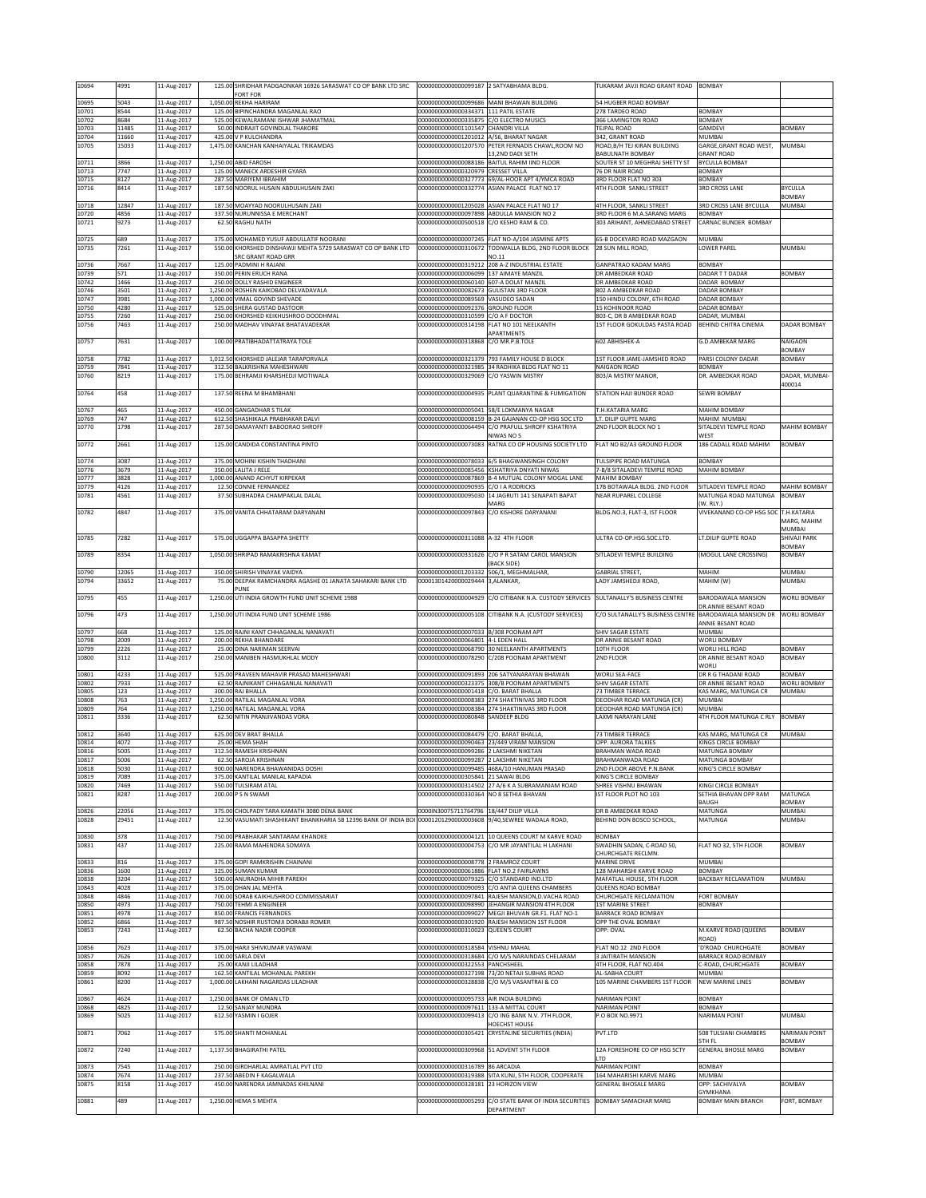| 10694 | 4991 | 11-Aug-2017 | 125.00 | SHRIDHAR PADGAONKAR 16926 SARASWAT CO OP BANK LTD SRC FORT FOR | 0000000000000099187 | 2 SATYABHAMA BLDG. | TUKARAM JAVJI ROAD GRANT ROAD | BOMBAY | |
|---|---|---|---|---|---|---|---|---|---|
| 10695 | 5043 | 11-Aug-2017 | 1,050.00 | REKHA HARIRAM | 0000000000000099686 | MANI BHAWAN BUILDING | 54 HUGBER ROAD BOMBAY | | |
| 10701 | 8544 | 11-Aug-2017 | 125.00 | BIPINCHANDRA MAGANLAL RAO | 0000000000000334371 | 111 PATIL ESTATE | 278 TARDEO ROAD | BOMBAY | |
| 10702 | 8684 | 11-Aug-2017 | 525.00 | KEWALRAMANI ISHWAR JHAMATMAL | 0000000000000335875 | C/O ELECTRO MUSICS | 366 LAMINGTON ROAD | BOMBAY | |
| 10703 | 11485 | 11-Aug-2017 | 50.00 | INDRAJIT GOVINDLAL THAKORE | 0000000000001101547 | CHANDRI VILLA | TEJPAL ROAD | GAMDEVI | BOMBAY |
| 10704 | 11660 | 11-Aug-2017 | 425.00 | V P KULCHANDRA | 0000000000001201012 | A/56, BHARAT NAGAR | 342, GRANT ROAD | MUMBAI | |
| 10705 | 15033 | 11-Aug-2017 | 1,475.00 | KANCHAN KANHAIYALAL TRIKAMDAS | 0000000000001207570 | PETER FERNADIS CHAWL,ROOM NO 13,2ND DADI SETH | ROAD,B/H TEJ KIRAN BUILDING BABULNATH BOMBAY | GARGE,GRANT ROAD WEST, GRANT ROAD | MUMBAI |
| 10711 | 3866 | 11-Aug-2017 | 1,250.00 | ABID FAROSH | 0000000000000088186 | BAITUL RAHIM IIND FLOOR | SOUTER ST 10 MEGHRAJ SHETTY ST | BYCULLA BOMBAY | |
| 10713 | 7747 | 11-Aug-2017 | 125.00 | MANECK ARDESHIR GYARA | 0000000000000320979 | CRESSET VILLA | 76 DR NAIR ROAD | BOMBAY | |
| 10715 | 8127 | 11-Aug-2017 | 287.50 | MARIYEM IBRAHIM | 0000000000000327773 | 69/AL-HOOR APT 4/YMCA ROAD | 3RD FLOOR FLAT NO 303 | BOMBAY | |
| 10716 | 8414 | 11-Aug-2017 | 187.50 | NOORUL HUSAIN ABDULHUSAIN ZAKI | 0000000000000332774 | ASIAN PALACE FLAT NO.17 | 4TH FLOOR SANKLI STREET | 3RD CROSS LANE | BYCULLA BOMBAY |
| 10718 | 12847 | 11-Aug-2017 | 187.50 | MOAYYAD NOORULHUSAIN ZAKI | 0000000000001205028 | ASIAN PALACE FLAT NO 17 | 4TH FLOOR, SANKLI STREET | 3RD CROSS LANE BYCULLA | MUMBAI |
| 10720 | 4856 | 11-Aug-2017 | 337.50 | NURUNNISSA E MERCHANT | 0000000000000097898 | ABDULLA MANSION NO 2 | 3RD FLOOR 6 M.A.SARANG MARG | BOMBAY | |
| 10721 | 9273 | 11-Aug-2017 | 62.50 | RAGHU NATH | 0000000000000500518 | C/O KESHO RAM & CO. | 303 ARIHANT, AHMEDABAD STREET | CARNAC BUNDER BOMBAY | |
| 10725 | 689 | 11-Aug-2017 | 375.00 | MOHAMED YUSUF ABDULLATIF NOORANI | 0000000000000007245 | FLAT NO-A/104 JASMINE APTS | 65-B DOCKYARD ROAD MAZGAON | MUMBAI | |
| 10735 | 7261 | 11-Aug-2017 | 550.00 | KHORSHED DINSHAWJI MEHTA 5729 SARASWAT CO OP BANK LTD SRC GRANT ROAD GRR | 0000000000000310672 | TODIWALLA BLDG, 2ND FLOOR BLOCK NO.11 | 28 SUN MILL ROAD, | LOWER PAREL | MUMBAI |
| 10736 | 7667 | 11-Aug-2017 | 125.00 | PADMINI H RAJANI | 0000000000000319212 | 208 A-Z INDUSTRIAL ESTATE | GANPATRAO KADAM MARG | BOMBAY | |
| 10739 | 571 | 11-Aug-2017 | 350.00 | PERIN ERUCH RANA | 0000000000000006099 | 137 AIMAYE MANZIL | DR AMBEDKAR ROAD | DADAR T T DADAR | BOMBAY |
| 10742 | 1466 | 11-Aug-2017 | 250.00 | DOLLY RASHID ENGINEER | 0000000000000060140 | 607-A DOLAT MANZIL | DR AMBEDKAR ROAD | DADAR BOMBAY | |
| 10746 | 3501 | 11-Aug-2017 | 1,250.00 | ROSHEN KAIKOBAD DELVADAVALA | 0000000000000082673 | GULISTAN 3RD FLOOR | 802 A AMBEDKAR ROAD | DADAR BOMBAY | |
| 10747 | 3981 | 11-Aug-2017 | 1,000.00 | VIMAL GOVIND SHEVADE | 0000000000000089569 | VASUDEO SADAN | 150 HINDU COLONY, 6TH ROAD | DADAR BOMBAY | |
| 10750 | 4280 | 11-Aug-2017 | 525.00 | SHERA GUSTAD DASTOOR | 0000000000000092376 | GROUND FLOOR | 15 KOHINOOR ROAD | DADAR BOMBAY | |
| 10755 | 7260 | 11-Aug-2017 | 250.00 | KHORSHED KEIKHUSHROO DOODHMAL | 0000000000000310599 | C/O A F DOCTOR | 803-C, DR B AMBEDKAR ROAD | DADAR, MUMBAI | |
| 10756 | 7463 | 11-Aug-2017 | 250.00 | MADHAV VINAYAK BHATAVADEKAR | 0000000000000314198 | FLAT NO 101 NEELKANTH APARTMENTS | 1ST FLOOR GOKULDAS PASTA ROAD | BEHIND CHITRA CINEMA | DADAR BOMBAY |
| 10757 | 7631 | 11-Aug-2017 | 100.00 | PRATIBHADATTATRAYA TOLE | 0000000000000318868 | C/O MR.P.B.TOLE | 602 ABHISHEK-A | G.D.AMBEKAR MARG | NAIGAON BOMBAY |
| 10758 | 7782 | 11-Aug-2017 | 1,012.50 | KHORSHED JALEJAR TARAPORVALA | 0000000000000321379 | 793 FAMILY HOUSE D BLOCK | 1ST FLOOR JAME-JAMSHED ROAD | PARSI COLONY DADAR | BOMBAY |
| 10759 | 7841 | 11-Aug-2017 | 312.50 | BALKRISHNA MAHESHWARI | 0000000000000321985 | 34 RADHIKA BLDG FLAT NO 11 | NAIGAON ROAD | BOMBAY | |
| 10760 | 8219 | 11-Aug-2017 | 175.00 | BEHRAMJI KHARSHEDJI MOTIWALA | 0000000000000329069 | C/O YASWIN MISTRY | 803/A MISTRY MANOR, | DR. AMBEDKAR ROAD | DADAR, MUMBAI-400014 |
| 10764 | 458 | 11-Aug-2017 | 137.50 | REENA M BHAMBHANI | 0000000000000004935 | PLANT QUARANTINE & FUMIGATION | STATION HAJI BUNDER ROAD | SEWRI BOMBAY | |
| 10767 | 465 | 11-Aug-2017 | 450.00 | GANGADHAR S TILAK | 0000000000000005041 | 58/E LOKMANYA NAGAR | T.H.KATARIA MARG | MAHIM BOMBAY | |
| 10769 | 747 | 11-Aug-2017 | 612.50 | SHASHIKALA PRABHAKAR DALVI | 0000000000000008159 | B-24 GAJANAN CO-OP HSG SOC LTD | LT. DILIP GUPTE MARG | MAHIM MUMBAI | |
| 10770 | 1798 | 11-Aug-2017 | 287.50 | DAMAYANTI BABOORAO SHROFF | 0000000000000064494 | C/O PRAFULL SHROFF KSHATRIYA NIWAS NO 5 | 2ND FLOOR BLOCK NO 1 | SITALDEVI TEMPLE ROAD WEST | MAHIM BOMBAY |
| 10772 | 2661 | 11-Aug-2017 | 125.00 | CANDIDA CONSTANTINA PINTO | 0000000000000073083 | RATNA CO OP HOUSING SOCIETY LTD | FLAT NO B2/A3 GROUND FLOOR | 186 CADALL ROAD MAHIM | BOMBAY |
| 10774 | 3087 | 11-Aug-2017 | 375.00 | MOHINI KISHIN THADHANI | 0000000000000078033 | 6/S BHAGWANSINGH COLONY | TULSIPIPE ROAD MATUNGA | BOMBAY | |
| 10776 | 3679 | 11-Aug-2017 | 350.00 | LALITA J RELE | 0000000000000085456 | KSHATRIYA DNYATI NIWAS | 7-8/8 SITALADEVI TEMPLE ROAD | MAHIM BOMBAY | |
| 10777 | 3828 | 11-Aug-2017 | 1,000.00 | ANAND ACHYUT KIRPEKAR | 0000000000000087869 | B-4 MUTUAL COLONY MOGAL LANE | MAHIM BOMBAY | | |
| 10779 | 4126 | 11-Aug-2017 | 12.50 | CONNIE FERNANDEZ | 0000000000000090935 | C/O I A RODRICKS | 17B BOTAWALA BLDG. 2ND FLOOR | SITLADEVI TEMPLE ROAD | MAHIM BOMBAY |
| 10781 | 4561 | 11-Aug-2017 | 37.50 | SUBHADRA CHAMPAKLAL DALAL | 0000000000000095030 | 14 JAGRUTI 141 SENAPATI BAPAT MARG | NEAR RUPAREL COLLEGE | MATUNGA ROAD MATUNGA (W. RLY.) | BOMBAY |
| 10782 | 4847 | 11-Aug-2017 | 375.00 | VANITA CHHATARAM DARYANANI | 0000000000000097843 | C/O KISHORE DARYANANI | BLDG.NO.3, FLAT-3, IST FLOOR | VIVEKANAND CO-OP HSG SOC | T.H.KATARIA MARG, MAHIM MUMBAI |
| 10785 | 7282 | 11-Aug-2017 | 575.00 | UGGAPPA BASAPPA SHETTY | 0000000000000311088 | A-32 4TH FLOOR | ULTRA CO-OP.HSG.SOC.LTD. | LT.DILIP GUPTE ROAD | SHIVAJI PARK BOMBAY |
| 10789 | 8354 | 11-Aug-2017 | 1,050.00 | SHRIPAD RAMAKRISHNA KAMAT | 0000000000000331626 | C/O P R SATAM CAROL MANSION (BACK SIDE) | SITLADEVI TEMPLE BUILDING | (MOGUL LANE CROSSING) | BOMBAY |
| 10790 | 12065 | 11-Aug-2017 | 350.00 | SHIRISH VINAYAK VAIDYA | 0000000000001203332 | 506/1, MEGHMALHAR, | GABRIAL STREET, | MAHIM | MUMBAI |
| 10794 | 33652 | 11-Aug-2017 | 75.00 | DEEPAK RAMCHANDRA AGASHE 01 JANATA SAHAKARI BANK LTD PUNE | 00001301420000029444 | 3,ALANKAR, | LADY JAMSHEDJI ROAD, | MAHIM (W) | MUMBAI |
| 10795 | 455 | 11-Aug-2017 | 1,250.00 | UTI INDIA GROWTH FUND UNIT SCHEME 1988 | 0000000000000004929 | C/O CITIBANK N.A. CUSTODY SERVICES | SULTANALLY'S BUSINESS CENTRE | BARODAWALA MANSION DR.ANNIE BESANT ROAD | WORLI BOMBAY |
| 10796 | 473 | 11-Aug-2017 | 1,250.00 | UTI INDIA FUND UNIT SCHEME 1986 | 0000000000000005108 | CITIBANK N.A. (CUSTODY SERVICES) | C/O SULTANALLY'S BUSINESS CENTRE | BARODAWALA MANSION DR ANNIE BESANT ROAD | WORLI BOMBAY |
| 10797 | 668 | 11-Aug-2017 | 125.00 | RAJNI KANT CHHAGANLAL NANAVATI | 0000000000000007033 | B/308 POONAM APT | SHIV SAGAR ESTATE | MUMBAI | |
| 10798 | 2009 | 11-Aug-2017 | 200.00 | REKHA BHANDARE | 0000000000000066801 | 4-L EDEN HALL | DR ANNIE BESANT ROAD | WORLI BOMBAY | |
| 10799 | 2226 | 11-Aug-2017 | 25.00 | DINA NARIMAN SEERVAI | 0000000000000068790 | 30 NEELKANTH APARTMENTS | 10TH FLOOR | WORLI HILL ROAD | BOMBAY |
| 10800 | 3112 | 11-Aug-2017 | 250.00 | MANIBEN HASMUKHLAL MODY | 0000000000000078290 | C/208 POONAM APARTMENT | 2ND FLOOR | DR ANNIE BESANT ROAD WORLI | BOMBAY |
| 10801 | 4233 | 11-Aug-2017 | 525.00 | PRAVEEN MAHAVIR PRASAD MAHESHWARI | 0000000000000091893 | 206 SATYANARAYAN BHAWAN | WORLI SEA-FACE | DR R G THADANI ROAD | BOMBAY |
| 10802 | 7933 | 11-Aug-2017 | 62.50 | RAJNIKANT CHHAGANLAL NANAVATI | 0000000000000323375 | 308/B POONAM APARTMENTS | SHIV SAGAR ESTATE | DR ANNIE BESANT ROAD | WORLI BOMBAY |
| 10805 | 123 | 11-Aug-2017 | 300.00 | RAJ BHALLA | 0000000000000001418 | C/O. BARAT BHALLA | 73 TIMBER TERRACE | KAS MARG, MATUNGA CR | MUMBAI |
| 10808 | 763 | 11-Aug-2017 | 1,250.00 | RATILAL MAGANLAL VORA | 0000000000000008383 | 274 SHAKTINIVAS 3RD FLOOR | DEODHAR ROAD MATUNGA (CR) | MUMBAI | |
| 10809 | 764 | 11-Aug-2017 | 1,250.00 | RATILAL MAGANLAL VORA | 0000000000000008384 | 274 SHAKTINIVAS 3RD FLOOR | DEODHAR ROAD MATUNGA (CR) | MUMBAI | |
| 10811 | 3336 | 11-Aug-2017 | 62.50 | NITIN PRANJIVANDAS VORA | 0000000000000080848 | SANDEEP BLDG | LAXMI NARAYAN LANE | 4TH FLOOR MATUNGA C RLY | BOMBAY |
| 10812 | 3640 | 11-Aug-2017 | 625.00 | DEV BRAT BHALLA | 0000000000000084479 | C/O. BARAT BHALLA, | 73 TIMBER TERRACE | KAS MARG, MATUNGA CR | MUMBAI |
| 10814 | 4072 | 11-Aug-2017 | 25.00 | HEMA SHAH | 0000000000000090463 | 23/449 VIRAM MANSION | OPP. AURORA TALKIES | KINGS CIRCLE BOMBAY | |
| 10816 | 5005 | 11-Aug-2017 | 312.50 | RAMESH KRISHNAN | 0000000000000099286 | 2 LAKSHMI NIKETAN | BRAHMAN WADA ROAD | MATUNGA BOMBAY | |
| 10817 | 5006 | 11-Aug-2017 | 62.50 | SAROJA KRISHNAN | 0000000000000099287 | 2 LAKSHMI NIKETAN | BRAHMANWADA ROAD | MATUNGA BOMBAY | |
| 10818 | 5030 | 11-Aug-2017 | 900.00 | NARENDRA BHAWANIDAS DOSHI | 0000000000000099485 | 468A/10 HANUMAN PRASAD | 2ND FLOOR ABOVE P.N.BANK | KING'S CIRCLE BOMBAY | |
| 10819 | 7089 | 11-Aug-2017 | 375.00 | KANTILAL MANILAL KAPADIA | 0000000000000305841 | 21 SAWAI BLDG | KING'S CIRCLE BOMBAY | | |
| 10820 | 7469 | 11-Aug-2017 | 550.00 | TULSIRAM ATAL | 0000000000000314502 | 27 A/6 K A SUBRAMANIAM ROAD | SHREE VISHNU BHAWAN | KINGI CIRCLE BOMBAY | |
| 10821 | 8287 | 11-Aug-2017 | 200.00 | P S N SWAMI | 0000000000000330364 | NO 8 SETHIA BHAVAN | IST FLOOR PLOT NO 103 | SETHIA BHAVAN OPP RAM BAUGH | MATUNGA BOMBAY |
| 10826 | 22056 | 11-Aug-2017 | 375.00 | CHOLPADY TARA KAMATH 3080 DENA BANK | 0000IN30075711764796 | 18/447 DILIP VILLA | DR B AMBEDKAR ROAD | MATUNGA | MUMBAI |
| 10828 | 29451 | 11-Aug-2017 | 12.50 | VASUMATI SHASHIKANT BHANKHARIA SB 12396 BANK OF INDIA BOI | 00001201290000003608 | 9/40,SEWREE WADALA ROAD, | BEHIND DON BOSCO SCHOOL, | MATUNGA | MUMBAI |
| 10830 | 378 | 11-Aug-2017 | 750.00 | PRABHAKAR SANTARAM KHANDKE | 0000000000000004121 | 10 QUEENS COURT M KARVE ROAD | BOMBAY | | |
| 10831 | 437 | 11-Aug-2017 | 225.00 | RAMA MAHENDRA SOMAYA | 0000000000000004753 | C/O MR JAYANTILAL H LAKHANI | SWADHIN SADAN, C-ROAD 50, CHURCHGATE RECLMN. | FLAT NO 32, 5TH FLOOR | BOMBAY |
| 10833 | 816 | 11-Aug-2017 | 375.00 | GOPI RAMKRISHIN CHAINANI | 0000000000000008778 | 2 FRAMROZ COURT | MARINE DRIVE | MUMBAI | |
| 10836 | 1600 | 11-Aug-2017 | 325.00 | SUMAN KUMAR | 0000000000000061886 | FLAT NO.2 FAIRLAWNS | 128 MAHARSHI KARVE ROAD | BOMBAY | |
| 10838 | 3204 | 11-Aug-2017 | 500.00 | ANURADHA MIHIR PAREKH | 0000000000000079325 | C/O STANDARD IND.LTD | MAFATLAL HOUSE, 5TH FLOOR | BACKBAY RECLAMATION | MUMBAI |
| 10843 | 4028 | 11-Aug-2017 | 375.00 | DHAN JAL MEHTA | 0000000000000090093 | C/O ANTIA QUEENS CHAMBERS | QUEENS ROAD BOMBAY | | |
| 10848 | 4846 | 11-Aug-2017 | 700.00 | SORAB KAIKHUSHROO COMMISSARIAT | 0000000000000097841 | RAJESH MANSION,D.VACHA ROAD | CHURCHGATE RECLAMATION | FORT BOMBAY | |
| 10850 | 4973 | 11-Aug-2017 | 750.00 | TEHMI A ENGINEER | 0000000000000098990 | JEHANGIR MANSION 4TH FLOOR | 1ST MARINE STREET | BOMBAY | |
| 10851 | 4978 | 11-Aug-2017 | 850.00 | FRANCIS FERNANDES | 0000000000000099027 | MEGJI BHUVAN GR.F1. FLAT NO-1 | BARRACK ROAD BOMBAY | | |
| 10852 | 6866 | 11-Aug-2017 | 987.50 | NOSHIR RUSTOMJI DORABJI ROMER | 0000000000000301920 | RAJESH MANSION 1ST FLOOR | OPP THE OVAL BOMBAY | | |
| 10853 | 7243 | 11-Aug-2017 | 62.50 | BACHA NADIR COOPER | 0000000000000310023 | QUEEN'S COURT | OPP: OVAL | M.KARVE ROAD (QUEENS ROAD) | BOMBAY |
| 10856 | 7623 | 11-Aug-2017 | 375.00 | HARJI SHIVKUMAR VASWANI | 0000000000000318584 | VISHNU MAHAL | FLAT NO.12 2ND FLOOR | 'D'ROAD CHURCHGATE | BOMBAY |
| 10857 | 7626 | 11-Aug-2017 | 100.00 | SARLA DEVI | 0000000000000318684 | C/O M/S NARAINDAS CHELARAM | 3 JAITIRATH MANSION | BARRACK ROAD BOMBAY | |
| 10858 | 7878 | 11-Aug-2017 | 25.00 | KANJI LILADHAR | 0000000000000322553 | PANCHSHEEL | 4TH FLOOR, FLAT NO.404 | C-ROAD, CHURCHGATE | BOMBAY |
| 10859 | 8092 | 11-Aug-2017 | 162.50 | KANTILAL MOHANLAL PAREKH | 0000000000000327198 | 73/20 NETAJI SUBHAS ROAD | AL-SABHA COURT | MUMBAI | |
| 10861 | 8200 | 11-Aug-2017 | 1,000.00 | LAKHANI NAGARDAS LILADHAR | 0000000000000328838 | C/O M/S VASANTRAI & CO | 105 MARINE CHAMBERS 1ST FLOOR | NEW MARINE LINES | BOMBAY |
| 10867 | 4624 | 11-Aug-2017 | 1,250.00 | BANK OF OMAN LTD | 0000000000000095733 | AIR INDIA BUILDING | NARIMAN POINT | BOMBAY | |
| 10868 | 4825 | 11-Aug-2017 | 12.50 | SANJAY MUNDRA | 0000000000000097611 | 133-A MITTAL COURT | NARIMAN POINT | BOMBAY | |
| 10869 | 5025 | 11-Aug-2017 | 612.50 | YASMIN I GOJER | 0000000000000099413 | C/O ING BANK N.V. 7TH FLOOR, HOECHST HOUSE | P O BOX NO.9971 | NARIMAN POINT | MUMBAI |
| 10871 | 7062 | 11-Aug-2017 | 575.00 | SHANTI MOHANLAL | 0000000000000305421 | CRYSTALINE SECURITIES (INDIA) | PVT.LTD | 508 TULSIANI CHAMBERS 5TH FL | NARIMAN POINT BOMBAY |
| 10872 | 7240 | 11-Aug-2017 | 1,137.50 | BHAGIRATHI PATEL | 0000000000000309968 | 51 ADVENT 5TH FLOOR | 12A FORESHORE CO OP HSG SCTY LTD | GENERAL BHOSLE MARG | BOMBAY |
| 10873 | 7545 | 11-Aug-2017 | 250.00 | GIRDHARLAL AMRATLAL PVT LTD | 0000000000000316789 | 86 ARCADIA | NARIMAN POINT | BOMBAY | |
| 10874 | 7674 | 11-Aug-2017 | 237.50 | ABEDIN F KAGALWALA | 0000000000000319388 | SITA KUNJ, 5TH FLOOR, COOPERATE | 164 MAHARISHI KARVE MARG | MUMBAI | |
| 10875 | 8158 | 11-Aug-2017 | 450.00 | NARENDRA JAMNADAS KHILNANI | 0000000000000328181 | 23 HORIZON VIEW | GENERAL BHOSALE MARG | OPP: SACHIVALYA GYMKHANA | BOMBAY |
| 10881 | 489 | 11-Aug-2017 | 1,250.00 | HEMA S MEHTA | 0000000000000005293 | C/O STATE BANK OF INDIA SECURITIES DEPARTMENT | BOMBAY SAMACHAR MARG | BOMBAY MAIN BRANCH | FORT, BOMBAY |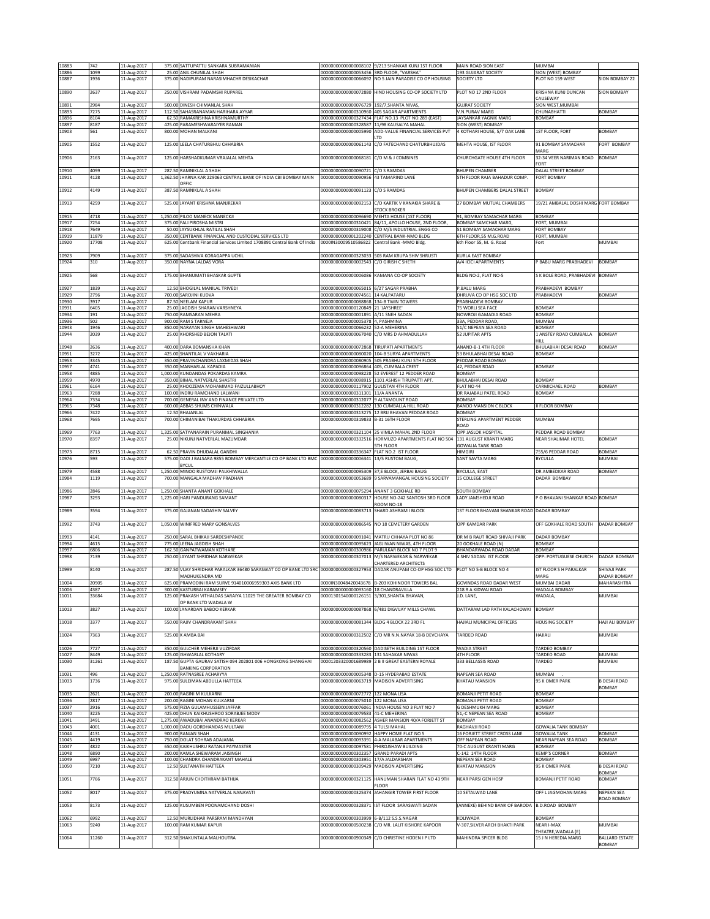| | | | | | | | | |
|---|---|---|---|---|---|---|---|---|
| 10883 | 742 | 11-Aug-2017 | 375.00 | SATTUPATTU SANKARA SUBRAMANIAN | 0000000000000008102 | 9/213 SHANKAR KUNJ 1ST FLOOR | MAIN ROAD SION EAST | MUMBAI | |
| 10886 | 1099 | 11-Aug-2017 | 25.00 | ANIL CHUNILAL SHAH | 0000000000000053456 | 3RD FLOOR, "VARSHA" | 193 GUJARAT SOCIETY | SION (WEST) BOMBAY | |
| 10887 | 1936 | 11-Aug-2017 | 375.00 | NADIPURAM NARASIMHACHR DESIKACHAR | 0000000000000066092 | NO 5 JAIN PARADISE CO OP HOUSING | SOCIETY LTD | PLOT NO 159 WEST | SION BOMBAY 22 |
| 10890 | 2637 | 11-Aug-2017 | 250.00 | VISHRAM PADAMSHI RUPAREL | 0000000000000072880 | HIND HOUSING CO-OP SOCIETY LTD | PLOT NO 17 2ND FLOOR | KRISHNA KUNJ DUNCAN CAUSEWAY | SION BOMBAY |
| 10891 | 2984 | 11-Aug-2017 | 500.00 | DINESH CHIMANLAL SHAH | 0000000000000076729 | 192/7,SHANTA NIVAS, | GUJRAT SOCIETY | SION WEST,MUMBAI | |
| 10893 | 7275 | 11-Aug-2017 | 112.50 | SAHASRANAMAN HARIHARA AYYAR | 0000000000000310960 | 405 SAGAR APARTMENTS | V.N.PURAV MARG | CHUNABHATTI | BOMBAY |
| 10896 | 8104 | 11-Aug-2017 | 62.50 | RAMAKRISHNA KRISHNAMURTHY | 0000000000000327434 | FLAT NO.13 PLOT NO.289 (EAST) | JAYSANKAR YAGNIK MARG | BOMBAY | |
| 10897 | 8187 | 11-Aug-2017 | 425.00 | PARAMESHWARAIYER RAMAN | 0000000000000328587 | 11/98 KAUSALYA MAHAL | SION (WEST) BOMBAY | | |
| 10903 | 561 | 11-Aug-2017 | 800.00 | MOHAN MALKANI | 0000000000000005990 | ADD-VALUE FINANCIAL SERVICES PVT LTD | 4 KOTHARI HOUSE, 5/7 OAK LANE | 1ST FLOOR, FORT | BOMBAY |
| 10905 | 1552 | 11-Aug-2017 | 125.00 | LEELA CHATURBHUJ CHHABRIA | 0000000000000061143 | C/O FATECHAND CHATURBHUJDAS | MEHTA HOUSE, IST FLOOR | 91 BOMBAY SAMACHAR MARG | FORT BOMBAY |
| 10906 | 2163 | 11-Aug-2017 | 125.00 | HARSHADKUMAR VRAJALAL MEHTA | 0000000000000068181 | C/O M & J COMBINES | CHURCHGATE HOUSE 4TH FLOOR | 32-34 VEER NARIMAN ROAD FORT | BOMBAY |
| 10910 | 4099 | 11-Aug-2017 | 287.50 | RAMNIKLAL A SHAH | 0000000000000090721 | C/O S RAMDAS | BHUPEN CHAMBER | DALAL STREET BOMBAY | |
| 10911 | 4128 | 11-Aug-2017 | 1,362.50 | JHARNA KAR 229063 CENTRAL BANK OF INDIA CBI BOMBAY MAIN OFFIC | 0000000000000090956 | 43 TAMARIND LANE | 5TH FLOOR RAJA BAHADUR COMP. | FORT BOMBAY | |
| 10912 | 4149 | 11-Aug-2017 | 387.50 | RAMNIKLAL A SHAH | 0000000000000091123 | C/O S RAMDAS | BHUPEN CHAMBERS DALAL STREET | BOMBAY | |
| 10913 | 4259 | 11-Aug-2017 | 525.00 | JAYANT KRISHNA MANJREKAR | 0000000000000092153 | C/O KARTIK V KANAKIA SHARE & STOCK BROKER | 27 BOMBAY MUTUAL CHAMBERS | 19/21 AMBALAL DOSHI MARG | FORT BOMBAY |
| 10915 | 4718 | 11-Aug-2017 | 1,250.00 | PILOO MANECK MANECKJI | 0000000000000096690 | MEHTA HOUSE (1ST FLOOR) | 91, BOMBAY SAMACHAR MARG | BOMBAY | |
| 10917 | 7254 | 11-Aug-2017 | 375.00 | FALI PIROSHA MISTRI | 0000000000000310421 | B4/11, APOLLO HOUSE, 2ND FLOOR, | BOMBAY SAMCHAR MARG, | FORT, MUMBAI | |
| 10918 | 7649 | 11-Aug-2017 | 50.00 | JAYSUKHLAL RATILAL SHAH | 0000000000000319008 | C/O M/S INDUSTRIAL ENGG CO | 51 BOMBAY SAMACHAR MARG | FORT BOMBAY | |
| 10919 | 11879 | 11-Aug-2017 | 350.00 | CENTBANK FINANCIAL AND CUSTODIAL SERVICES LTD | 0000000000001202240 | CENTRAL BANK-NMO BLDG | 6TH FLOOR,55 M.G.ROAD | FORT, MUMBAI | |
| 10920 | 17708 | 11-Aug-2017 | 625.00 | Centbank Financial Services Limited 1708891 Central Bank Of India | 0000IN30009510586822 | Central Bank -MMO Bldg. | 6th Floor 55, M. G. Road | Fort | MUMBAI |
| 10923 | 7909 | 11-Aug-2017 | 375.00 | SADASHIVA KORAGAPPA UCHIL | 0000000000000323033 | 503 RAM KRUPA SHIV SHRUSTI | KURLA EAST BOMBAY | | |
| 10924 | 310 | 11-Aug-2017 | 350.00 | NAYNA LALDAS VORA | 0000000000000002543 | C/O GIRISH C SHETH | A/4 ICICI APARTMENTS | P BABU MARG PRABHADEVI | BOMBAY |
| 10925 | 568 | 11-Aug-2017 | 175.00 | BHANUMATI BHASKAR GUPTE | 0000000000000006086 | KAMANA CO-OP SOCIETY | BLDG NO-2, FLAT NO-5 | S K BOLE ROAD, PRABHADEVI | BOMBAY |
| 10927 | 1839 | 11-Aug-2017 | 12.50 | BHOGILAL MANILAL TRIVEDI | 0000000000000065015 | 6/27 SAGAR PRABHA | P.BALU MARG | PRABHADEVI BOMBAY | |
| 10929 | 2796 | 11-Aug-2017 | 700.00 | SAROJINI KUDVA | 0000000000000074561 | 14 KALPATARU | DHRUVA CO OP HSG SOC LTD | PRABHADEVI | BOMBAY |
| 10930 | 3917 | 11-Aug-2017 | 87.50 | NEELAM KAPUR | 0000000000000088868 | 134-B TWIN TOWERS | PRABHADEVI BOMBAY | | |
| 10931 | 6405 | 11-Aug-2017 | 25.00 | JAGDISH SHARAN VARSHNEYA | 0000000000000120849 | 21 'JAYSHREE' | 75 WORLI SEA FACE | BOMBAY | |
| 10934 | 191 | 11-Aug-2017 | 750.00 | RAMSARAN MEHRA | 0000000000000001891 | A/11 SNEH SADAN | NOWROJI GAMADIA ROAD | BOMBAY | |
| 10936 | 502 | 11-Aug-2017 | 900.00 | RAM S TARNEJA | 0000000000000005378 | 4, PASHMINA | 33A, PEDDAR ROAD, | MUMBAI | |
| 10943 | 1946 | 11-Aug-2017 | 850.00 | NARAYAN SINGH MAHESHWARI | 0000000000000066232 | 52-A MEHERINA | 51/C NEPEAN SEA ROAD | BOMBAY | |
| 10944 | 2039 | 11-Aug-2017 | 25.00 | KHORSHED BEJON TALATI | 0000000000000067040 | C/O MRS D AHMADULLAH | 52 JUPITAR APTS | 1 ANSTEY ROAD CUMBALLA HILL | BOMBAY |
| 10948 | 2636 | 11-Aug-2017 | 400.00 | DARA BOMANSHA KHAN | 0000000000000072868 | TIRUPATI APARTMENTS | ANAND-B-1 4TH FLOOR | BHULABHAI DESAI ROAD | BOMBAY |
| 10951 | 3272 | 11-Aug-2017 | 425.00 | SHANTILAL V VAKHARIA | 0000000000000080020 | 104-B SURYA APARTMENTS | 53 BHULABHAI DESAI ROAD | BOMBAY | |
| 10953 | 3345 | 11-Aug-2017 | 350.00 | PRAVINCHANDRA LAXMIDAS SHAH | 0000000000000080905 | 505 PRABHU KUNJ 5TH FLOOR | PEDDAR ROAD BOMBAY | | |
| 10957 | 4741 | 11-Aug-2017 | 350.00 | MANHARLAL KAPADIA | 0000000000000096864 | 405, CUMBALA CREST | 42, PEDDAR ROAD | BOMBAY | |
| 10958 | 4885 | 11-Aug-2017 | 1,000.00 | KUNDANDAS POKARDAS KAMRA | 0000000000000098228 | 52 EVEREST 12 PEDDER ROAD | BOMBAY | | |
| 10959 | 4970 | 11-Aug-2017 | 350.00 | BIMAL NATVERLAL SHASTRI | 0000000000000098915 | 1101 ASHISH TIRUPATTI APT. | BHULABHAI DESAI ROAD | BOMBAY | |
| 10961 | 6164 | 11-Aug-2017 | 25.00 | KHOOZEMA MOHAMMAD FAIZULLABHOY | 0000000000000117902 | GULISTAN 4TH FLOOR | FLAT NO 44 | CARMICHAEL ROAD | BOMBAY |
| 10963 | 7288 | 11-Aug-2017 | 100.00 | INDRU RAMCHAND LALWANI | 0000000000000311301 | 11/A ANANTA | DR RAJABALI PATEL ROAD | BOMBAY | |
| 10964 | 7334 | 11-Aug-2017 | 700.00 | GENERAL INV AND FINANCE PRIVATE LTD | 0000000000000312077 | 9 ALTAMOUNT ROAD | BOMBAY | | |
| 10965 | 7348 | 11-Aug-2017 | 600.00 | ABBAS SHUMS CHINWALA | 0000000000000312282 | 130 CUMBALLA HILL ROAD | BANOO MANSION C BLOCK | II FLOOR BOMBAY | |
| 10966 | 7422 | 11-Aug-2017 | 12.50 | BHAJANLAL | 0000000000000313275 | 12 BRIJ BHAVAN PEDDAR ROAD | BOMBAY | | |
| 10968 | 7695 | 11-Aug-2017 | 700.00 | CHIMANIBAI THAKURDAS CHHABRIA | 0000000000000319833 | B-31 16TH FLOOR | STERLING APARTMENT PEDDER ROAD | MUMBAI | |
| 10969 | 7763 | 11-Aug-2017 | 1,325.00 | SATYANARAIN PURANMAL SINGHANIA | 0000000000000321104 | 25 VIMLA MAHAL 2ND FLOOR | OPP JASLOK HOSPITAL | PEDDAR ROAD BOMBAY | |
| 10970 | 8397 | 11-Aug-2017 | 25.00 | NIKUNJ NATVERLAL MAZUMDAR | 0000000000000332516 | HORMUZO APARTMENTS FLAT NO 504 5TH FLOOR | 131 AUGUST KRANTI MARG GOWALIA TANK ROAD | NEAR SHALIMAR HOTEL | BOMBAY |
| 10973 | 8715 | 11-Aug-2017 | 62.50 | PRAVIN DHUDALAL GANDHI | 0000000000000336347 | FLAT NO.2 IST FLOOR | HIMGIRI | 755/6 PEDDAR ROAD | BOMBAY |
| 10976 | 593 | 11-Aug-2017 | 575.00 | DADI J BALSARA 9855 BOMBAY MERCANTILE CO OP BANK LTD BMC BYCUL | 0000000000000006341 | 13/5 RUSTOM BAUG, | SANT SAVTA MARG | BYCULLA | MUMBAI |
| 10979 | 4588 | 11-Aug-2017 | 1,250.00 | MINOO RUSTOMJI PALKHIWALLA | 0000000000000095309 | 37,E BLOCK, JERBAI BAUG | BYCULLA, EAST | DR AMBEDKAR ROAD | BOMBAY |
| 10984 | 1119 | 11-Aug-2017 | 700.00 | MANGALA MADHAV PRADHAN | 0000000000000053689 | 9 SARVAMANGAL HOUSING SOCIETY | 15 COLLEGE STREET | DADAR BOMBAY | |
| 10986 | 2846 | 11-Aug-2017 | 1,250.00 | SHANTA ANANT GOKHALE | 0000000000000075294 | ANANT 3 GOKHALE RD | SOUTH BOMBAY | | |
| 10987 | 3293 | 11-Aug-2017 | 1,225.00 | HARI PANDURANG SAMANT | 0000000000000080317 | HOUSE NO-242 SANTOSH 3RD FLOOR ROOM NO-18 | LADY JAMSHEDJI ROAD | P O BHAVANI SHANKAR ROAD | BOMBAY |
| 10989 | 3594 | 11-Aug-2017 | 375.00 | GAJANAN SADASHIV SALVEY | 0000000000000083713 | SHARD ASHRAM I BLOCK | 1ST FLOOR BHAVANI SHANKAR ROAD | DADAR BOMBAY | |
| 10992 | 3743 | 11-Aug-2017 | 1,050.00 | WINIFRED MARY GONSALVES | 0000000000000086545 | NO 18 CEMETERY GARDEN | OPP KAMDAR PARK | OFF GOKHALE ROAD SOUTH | DADAR BOMBAY |
| 10993 | 4141 | 11-Aug-2017 | 250.00 | SARAL BHIKAJI SARDESHPANDE | 0000000000000091041 | MATRU CHHAYA PLOT NO 86 | DR M B RAUT ROAD SHIVAJI PARK | DADAR BOMBAY | |
| 10994 | 4615 | 11-Aug-2017 | 775.00 | LEENA JAGDISH SHAH | 0000000000000095623 | JAGJIWAN NIWAS, 4TH FLOOR | 20 GOKHALE ROAD (N) | BOMBAY | |
| 10997 | 6806 | 11-Aug-2017 | 162.50 | GANPATWAMAN KOTHARE | 0000000000000300986 | PARULKAR BLOCK NO 7 PLOT 9 | BHANDARWADA ROAD DADAR | BOMBAY | |
| 10998 | 7139 | 11-Aug-2017 | 250.00 | JAYANT SHRIDHAR NARWEKAR | 0000000000000307013 | M/S NARWEKAR & NARWEKAR CHARTERED ARCHITECTS | 4 SHIV SADAN IST FLOOR | OPP: PORTUGUESE CHURCH | DADAR BOMBAY |
| 10999 | 8140 | 11-Aug-2017 | 287.50 | VIJAY SHRIDHAR PARALKAR 36480 SARASWAT CO OP BANK LTD SRC MADHUKENDRA MD | 0000000000000327953 | DADAR ANUPAM CO-OP HSG SOC LTD | PLOT NO 5-B BLOCK NO 4 | IST FLOOR S H PARALKAR MARG | SHIVAJI PARK DADAR BOMBAY |
| 11004 | 20905 | 11-Aug-2017 | 625.00 | PRAMODINI RAM SURVE 914010006959303 AXIS BANK LTD | 0000IN30048420043678 | B-203 KOHINOOR TOWERS BAL | GOVINDAS ROAD DADAR WEST | MUMBAI DADAR | MAHARASHTRA |
| 11006 | 4387 | 11-Aug-2017 | 300.00 | KASTURBAI KARAMSEY | 0000000000000093160 | 18 CHANDRAVILLA | 218 R A KIDWAI ROAD | WADALA BOMBAY | |
| 11011 | 33684 | 11-Aug-2017 | 125.00 | PRAKASH VITHALDAS SARAIYA 11029 THE GREATER BOMBAY CO OP BANK LTD WADALA W | 0001301540000126151 | 3/301,SHANTA BHAVAN, | J.D. LANE, | WADALA, | MUMBAI |
| 11013 | 3827 | 11-Aug-2017 | 100.00 | JANARDAN BABOO KERKAR | 0000000000000087868 | 6/481 DIGVIJAY MILLS CHAWL | DATTARAM LAD PATH KALACHOWKI | BOMBAY | |
| 11018 | 3377 | 11-Aug-2017 | 550.00 | RAJIV CHANDRAKANT SHAH | 0000000000000081344 | BLDG 4 BLOCK 22 3RD FL | HAJIALI MUNICIPAL OFFICERS | HOUSING SOCIETY | HAJI ALI BOMBAY |
| 11024 | 7363 | 11-Aug-2017 | 525.00 | K AMBA BAI | 0000000000000312502 | C/O MR N.N.NAYAK 18-B DEVCHAYA | TARDEO ROAD | HAJIALI | MUMBAI |
| 11026 | 7727 | 11-Aug-2017 | 350.00 | GULCHER MEHERJI VUZIFDAR | 0000000000000320560 | DADISETH BUILDING 1ST FLOOR | WADIA STREET | TARDEO BOMBAY | |
| 11027 | 8449 | 11-Aug-2017 | 125.00 | ISHWARLAL KOTHARY | 0000000000000333283 | 131 SAHAKAR NIWAS | 4TH FLOOR | TARDEO ROAD | MUMBAI |
| 11030 | 31261 | 11-Aug-2017 | 187.50 | GUPTA GAURAV SATISH 094 202801 006 HONGKONG SHANGHAI BANKING CORPORATION | 0001203320001689989 | 2 B II GREAT EASTERN ROYALE | 333 BELLASSIS ROAD | TARDEO | MUMBAI |
| 11031 | 496 | 11-Aug-2017 | 1,250.00 | RATNASREE ACHARYYA | 0000000000000005348 | D-15 HYDERABAD ESTATE | NAPEAN SEA ROAD | MUMBAI . | |
| 11033 | 1736 | 11-Aug-2017 | 975.00 | SULEIMAN ABDULLA HATTEEA | 0000000000000063719 | MADISON ADVERTISING | KHATAU MANSION | 95 K OMER PARK | B DESAI ROAD BOMBAY |
| 11035 | 2621 | 11-Aug-2017 | 200.00 | RAGINI M KULKARNI | 0000000000000072772 | 122 MONA LISA | BOMANJI PETIT ROAD | BOMBAY | |
| 11036 | 2817 | 11-Aug-2017 | 200.00 | RAGINI MOHAN KULKARNI | 0000000000000075010 | 122 MONA LISA | BOMANJI PETIT ROAD | BOMBAY | |
| 11037 | 2916 | 11-Aug-2017 | 575.00 | FIZIA GULAMHUSSEIN JAFFAR | 0000000000000076061 | INDIA HOUSE NO 3 FLAT NO 7 | G DESHMUKH MARG | BOMBAY | |
| 11040 | 3225 | 11-Aug-2017 | 425.00 | DHUN KAIKHUSHROO SORABJEE MODY | 0000000000000079583 | 41-C MEHERINA | 51,-C NEPEAN SEA ROAD | BOMBAY | |
| 11041 | 3491 | 11-Aug-2017 | 1,275.00 | AWADUBAI ANANDRAO KERKAR | 0000000000000082562 | ASHER MANSION 40/A FORJETT ST | BOMBAY | | |
| 11043 | 4001 | 11-Aug-2017 | 1,000.00 | DADU GORDHANDAS MULTANI | 0000000000000089795 | 4 TULSI MAHAL | RAGHAVJI ROAD | GOWALIA TANK BOMBAY | |
| 11044 | 4131 | 11-Aug-2017 | 900.00 | RANJAN SHAH | 0000000000000090992 | HAPPY HOME FLAT NO 5 | 16 FORJETT STREET CROSS LANE | GOWALIA TANK | BOMBAY |
| 11045 | 4419 | 11-Aug-2017 | 750.00 | DOLAT SOHRAB ADAJANIA | 0000000000000093391 | 4-A MALABAR APARTMENTS | OFF NAPEAN ROAD | NEAR NAPEAN SEA ROAD | BOMBAY |
| 11047 | 4822 | 11-Aug-2017 | 650.00 | KAIKHUSHRU RATANJI PAYMASTER | 0000000000000097581 | PHIROJSHAW BUILDING | 70-C AUGUST KRANTI MARG | BOMBAY | |
| 11048 | 6890 | 11-Aug-2017 | 200.00 | KAMLA SHEWARAM JAISINGH | 0000000000000302357 | GRAND PARADI APTS | C-142 14TH FLOOR | KEMP'S CORNER | BOMBAY |
| 11049 | 6987 | 11-Aug-2017 | 100.00 | CHANDRA CHANDRAKANT MAHALE | 0000000000000303951 | 17/A JALDARSHAN | NEPEAN SEA ROAD | BOMBAY | |
| 11050 | 7210 | 11-Aug-2017 | 12.50 | SULTANATH HATTEEA | 0000000000000309429 | MADISON ADVERTISING | KHATAU MANSION | 95 K OMER PARK | B DESAI ROAD BOMBAY |
| 11051 | 7766 | 11-Aug-2017 | 312.50 | ARJUN CHOITHRAM BATHIJA | 0000000000000321125 | HANUMAN SHARAN FLAT NO 43 9TH FLOOR | NEAR PARSI GEN HOSP | BOMANJI PETIT ROAD | BOMBAY |
| 11052 | 8017 | 11-Aug-2017 | 375.00 | PRADYUMNA NATVERLAL NANAVATI | 0000000000000325374 | JAHANGIR TOWER FIRST FLOOR | 10 SETALWAD LANE | OFF L JAGMOHAN MARG | NEPEAN SEA ROAD BOMBAY |
| 11053 | 8173 | 11-Aug-2017 | 125.00 | KUSUMBEN POONAMCHAND DOSHI | 0000000000000328371 | IST FLOOR SARASWATI SADAN | (ANNEXE) BEHIND BANK OF BARODA | B.D.ROAD BOMBAY | |
| 11062 | 6992 | 11-Aug-2017 | 12.50 | MURLIDHAR PARSRAM MANDHYAN | 0000000000000303999 | 6-B/112 S.S.S.NAGAR | KOLIWADA | BOMBAY | |
| 11063 | 9240 | 11-Aug-2017 | 100.00 | RAM KUMAR KAPUR | 0000000000000500238 | C/O MR. LALIT KISHORE KAPOOR | V-307,SILVER ARCH BHAKTI PARK | NEAR I-MAX THEATRE,WADALA (E) | MUMBAI |
| 11064 | 11260 | 11-Aug-2017 | 312.50 | SHAKUNTALA MALHOUTRA | 0000000000000900349 | C/O CHRISTINE HODEN I P LTD | MAHINDRA SPICER BLDG | 15 J N HEREDIA MARG | BALLARD ESTATE BOMBAY |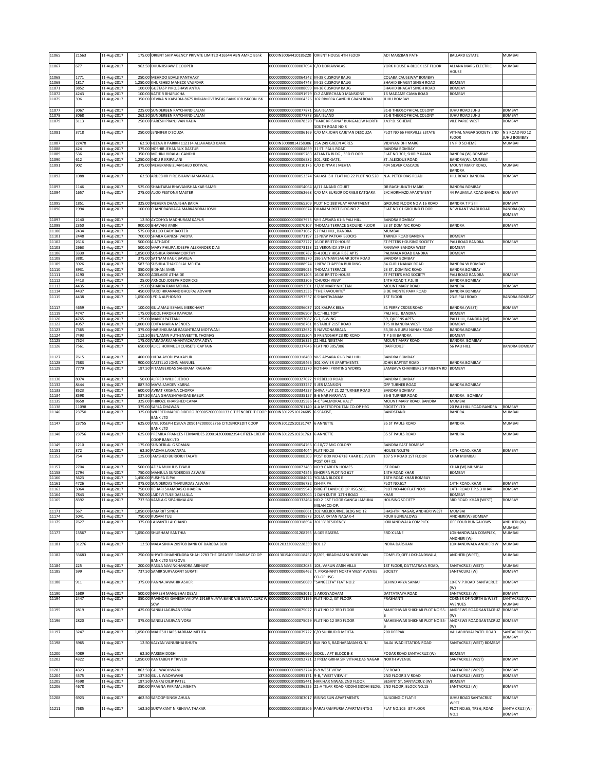| | | | | | | | | | |
|---|---|---|---|---|---|---|---|---|---|
| 11065 | 21563 | 11-Aug-2017 | 175.00 | ORIENT SHIP AGENCY PRIVATE LIMITED 416544 ABN AMRO Bank | 0000IN30064410185220 | ORIENT HOUSE 4TH FLOOR | ADI MARZBAN PATH | BALLARD ESTATE | MUMBAI |
| 11067 | 677 | 11-Aug-2017 | 962.50 | DHUNJISHAW E COOPER | 00000000000000070094 | C/O DORIAWALAS | YORK HOUSE A-BLOCK 1ST FLOOR | ALLANA MARG ELECTRIC HOUSE | MUMBAI |
| 11068 | 1771 | 11-Aug-2017 | 250.00 | MEHROO EDALJI PANTHAKY | 00000000000000064242 | M-38 CUSROW BAUG | COLABA CAUSEWAY BOMBAY | | |
| 11069 | 1817 | 11-Aug-2017 | 1,250.00 | KHURSHED MANECK VAJIFDAR | 00000000000000064743 | M-15 CUSROW BAUG | SHAHID BHAGAT SINGH ROAD | BOMBAY | |
| 11071 | 3852 | 11-Aug-2017 | 100.00 | GUSTASP PIROJSHAW ANTIA | 00000000000000088099 | M-16 CUSROW BAUG | SHAHID BHAGAT SINGH ROAD | BOMBAY | |
| 11072 | 4243 | 11-Aug-2017 | 100.00 | KATIE R BHARUCHA | 00000000000000091979 | D-2 AMERCHAND MANSIONS | 16 MADAME CAMA ROAD | BOMBAY | |
| 11075 | 396 | 11-Aug-2017 | 350.00 | DEVIKA N KAPADIA 8675 INDIAN OVERSEAS BANK IOB ISKCON ISK | 00000000000000004326 | 302 RIVIERA GANDHI GRAM ROAD | JUHU BOMBAY | | |
| 11077 | 3067 | 11-Aug-2017 | 225.00 | SUNDERBEN RAYCHAND LALAN | 00000000000000077871 | SEA ISLAND | 31-B THEOSOPHICAL COLONY | JUHU ROAD JUHU | BOMBAY |
| 11078 | 3068 | 11-Aug-2017 | 262.50 | SUNDERBEN RAYCHAND LALAN | 00000000000000077873 | SEA ISLAND | 31-B THEOSOPHICAL COLONY | JUHU ROAD JUHU | BOMBAY |
| 11079 | 3113 | 11-Aug-2017 | 250.00 | PARESH PRANJIVAN VALIA | 00000000000000078320 | "HARE KRISHNA" BUNGALOW NORTH SOUTH ROAD NO 8 | J.V.P.D. SCHEME | VILE PARLE WEST | BOMBAY |
| 11081 | 3718 | 11-Aug-2017 | 250.00 | JENNIFER D SOUZA | 00000000000000086169 | C/O MR JOHN CAJETAN DESOUZA | PLOT NO 66 FAIRVILLE ESTATE | VITHAL NAGAR SOCIETY 2ND FLOOR | N S ROAD NO 12 JUHU BOMBAY |
| 11087 | 22478 | 11-Aug-2017 | 62.50 | HEENA R PARIKH 112114 ALLAHABAD BANK | 0000IN30088814258306 | 15A 249 GREEN ACRES | VIDHYANIDHI MARG | J V P D SCHEME | MUMBAI |
| 11088 | 424 | 11-Aug-2017 | 375.00 | NOSHIR JEHANBUX DASTUR | 00000000000000004659 | 31 ST. PAUL ROAD | BANDRA BOMBAY | | |
| 11089 | 536 | 11-Aug-2017 | 350.00 | MOHINI HIRALAL GANDHI | 00000000000000005783 | ATLANTA BLDG., 3RD FLOOR | FLAT NO 302, SHIRLY RAJAN | BANDRA (W) BOMBAY | |
| 11090 | 612 | 11-Aug-2017 | 1,250.00 | INDU R KRIPALANI | 00000000000000006582 | 302, RED GATE, | ST. ALEXIOUS ROAD, | BANDRA(W), MUMBAI . | |
| 11091 | 902 | 11-Aug-2017 | 375.00 | MEHERANGIZ JAMSHED KOTWAL | 00000000000000010175 | C/O DINYAR J MEHTA | 404 SILVER CASCADE | MOUNT MARY ROAD, BANDRA | MUMBAI |
| 11092 | 1088 | 11-Aug-2017 | 62.50 | ARDESHIR PIROJSHAW HAMAWALLA | 00000000000000053374 | SAI ASHISH FLAT NO.22 PLOT NO.520 | N.A. PETER DIAS ROAD | HILL ROAD BANDRA | BOMBAY |
| 11093 | 1146 | 11-Aug-2017 | 525.00 | SHANTABAI BHAVANISHANKAR SAMSI | 00000000000000054064 | A/11 ANAND COURT | DR RAGHUNATH MARG | BANDRA BOMBAY | |
| 11094 | 1657 | 11-Aug-2017 | 275.00 | ALOO PESTONJI MASTER | 00000000000000062668 | C/O MR BURJOR DORABJI KATGARA | 2/C HORMAZD APARTMENT | 44 PALIMALA ROAD BANDRA | BOMBAY |
| 11095 | 1851 | 11-Aug-2017 | 325.00 | MEHERA DHANJISHA BARIA | 00000000000000065209 | PLOT NO 388 VIJAY APARTMENT | GROUND FLOOR NO A 16 ROAD | BANDRA T P S III | BOMBAY |
| 11096 | 1994 | 11-Aug-2017 | 100.00 | CHANDRABHAGA MARKANDRAI JOSHI | 00000000000000066674 | DHARAM JYOT BLDG NO.2 | FLAT NO.01 GROUND FLOOR | NEW KANT WADI ROAD | BANDRA (W) BOMBAY |
| 11097 | 2140 | 11-Aug-2017 | 12.50 | AYODHYA MADHURAM KAPUR | 00000000000000067975 | W-5 APSARA 61-B PALI HILL | BANDRA BOMBAY | | |
| 11099 | 2350 | 11-Aug-2017 | 900.00 | BHAVANI AMIN | 00000000000000070107 | THOMAS TERRACE GROUND FLOOR | 23 ST DOMINIC ROAD | BANDRA | BOMBAY |
| 11100 | 2434 | 11-Aug-2017 | 575.00 | SILLOO DADY BAXTER | 00000000000000071062 | 52 PALI HILL, BANDRA | MUMBAI | | |
| 11101 | 2448 | 11-Aug-2017 | 700.00 | SHAILA GANESH VAIDYA | 00000000000000071197 | 13 NEW PATKAR BLOCKS | TARNER ROAD BANDRA | BOMBAY | |
| 11102 | 2616 | 11-Aug-2017 | 500.00 | A ATHAIDE | 00000000000000072727 | 16 DE BRITTO HOUSE | ST PETERS HOUSING SOCIETY | PALI ROAD BANDRA | BOMBAY |
| 11103 | 2663 | 11-Aug-2017 | 500.00 | MARY PHILIPA JOSEPH ALEXANDER DIAS | 00000000000000073123 | 12 VERONICA STREET | RANWAR BANDRA WEST | BOMBAY | |
| 11106 | 3330 | 11-Aug-2017 | 1,050.00 | SUSHILA RAMAMOORTHY | 00000000000000080782 | B-4 JOLLY HIGH RISE APTS | PALIMALA ROAD BANDRA | BOMBAY | |
| 11108 | 3881 | 11-Aug-2017 | 375.00 | SATNAM KAUR BAWEJA | 00000000000000088370 | 186 SATNAM SAGAR 30TH ROAD | BANDRA BOMBAY | | |
| 11109 | 3926 | 11-Aug-2017 | 587.50 | SUSHILA THAKORLAL MEHTA | 00000000000000088974 | 1 NEW CHAPPRA BUILDING | 84 GURU NANAK ROAD | BANDRA W BOMBAY | |
| 11110 | 3931 | 11-Aug-2017 | 350.00 | BIDHAN AMIN | 00000000000000089025 | THOMAS TERRACE | 23 ST. DOMINIC ROAD | BANDRA BOMBAY | |
| 11111 | 4190 | 11-Aug-2017 | 200.00 | ADELAIDE ATHAIDE | 00000000000000091403 | 16 DE BRITTO HOUSE | ST PETER'S HSG SOCIETY | PALI ROAD BANDRA | BOMBAY |
| 11112 | 4413 | 11-Aug-2017 | 25.00 | ARNOLD JOSEPH RODRICKS | 00000000000000093306 | 'CHURCH VIEW' | 14TH ROAD T.P.S. III | BANDRA BOMBAY | |
| 11113 | 4435 | 11-Aug-2017 | 125.00 | SHARDA RANI MEHRA | 00000000000000093501 | 27/28 MARY NIKETAN | MOUNT MARY ROAD | BANDRA | BOMBAY |
| 11114 | 4437 | 11-Aug-2017 | 450.00 | TARO HIRANAND BHOJRAJ ADVANI | 00000000000000093535 | "THE FAVOURITE" | 8 DE MONTE PARK ROAD | BANDRA BOMBAY | |
| 11115 | 4438 | 11-Aug-2017 | 1,050.00 | LYDIA ALPHONSO | 00000000000000093537 | 6 SHANTIVANAM | 1ST FLOOR | 23-B PALI ROAD | BANDRA BOMBAY |
| 11117 | 4659 | 11-Aug-2017 | 100.00 | GULAMALI ESMAIL MERCHANT | 00000000000000096037 | 101 KALPAK BELA | 31 PERRY CROSS ROAD | BANDRA (WEST) | BOMBAY |
| 11119 | 4747 | 11-Aug-2017 | 175.00 | GOOL FAROKH KAPADIA | 00000000000000096907 | 9,C,"HILL TOP" | PALI HILL BANDRA | BOMBAY | |
| 11120 | 4765 | 11-Aug-2017 | 125.00 | MANOJ PATTANI | 00000000000000097087 | G-1, B-WING | 59, QUEENS APTS. | PALI HILL, BANDRA (W) | BOMBAY |
| 11122 | 4957 | 11-Aug-2017 | 1,000.00 | EDITA MARIA MENDES | 00000000000000098761 | 8 STARLIT 21ST ROAD | TPS III BANDRA WEST | BOMBAY | |
| 11123 | 7365 | 11-Aug-2017 | 375.00 | HARISHKUMAR BASANTRAM MOTWANI | 00000000000000312632 | 5 NAVSONARBALA | 35,36-A GURU NANAK ROAD | BANDRA BOMBAY | |
| 11124 | 7493 | 11-Aug-2017 | 112.50 | BENJAMIN PUTHENVEETTIL THOMAS | 00000000000000315204 | 8 FRIENDSHIP 23 RD ROAD | T P S III BANDRA | BOMBAY | |
| 11125 | 7524 | 11-Aug-2017 | 175.00 | VARADARAJ ANANTACHARYA ADYA | 00000000000000316355 | 22 HILL NIKETAN | MOUNT MARY ROAD | BANDRA BOMBAY | |
| 11126 | 7561 | 11-Aug-2017 | 650.00 | ALICE HORMUSJI CURSETJI CAPTAIN | 00000000000000317646 | FLAT NO 305/306 | 'DAFFODILS' | 56 PALI HILL | BANDRA BOMBAY |
| 11127 | 7615 | 11-Aug-2017 | 400.00 | HILDA AYODHYA KAPUR | 00000000000000318460 | W-5 APSARA 61-B PALI HILL | BANDRA BOMBAY | | |
| 11128 | 7683 | 11-Aug-2017 | 900.00 | CASTELLO JOHN MANUEL | 00000000000000319466 | 302 XAVIER APARTMENTS | JOHN BAPTIST ROAD | BANDRA BOMBAY | |
| 11129 | 7779 | 11-Aug-2017 | 187.50 | PITAMBERDAS SAHIJRAM RAGHANI | 00000000000000321270 | KOTHARI PRINTING WORKS | SAMBAVA CHAMBERS S P MEHTA RD | BOMBAY | |
| 11130 | 8074 | 11-Aug-2017 | 50.00 | ALFRED WILLIE JEDDO | 00000000000000327022 | 9 REBELLO ROAD | BANDRA BOMBAY | | |
| 11132 | 8444 | 11-Aug-2017 | 887.50 | MAYA SAHDEV KARNA | 00000000000000333257 | 5 JER MANSION | OFF TURNER ROAD | BANDRA BOMBAY | |
| 11133 | 8523 | 11-Aug-2017 | 600.00 | AVRAT KRISHNA CHOPRA | 00000000000000334227 | SHIVA FLAT 21 22 TURNER ROAD | BANDRA BOMBAY | | |
| 11134 | 8598 | 11-Aug-2017 | 837.50 | KALA GHANSHYAMDAS BABUR | 00000000000000335157 | B-6 NAR NARAYAN | 36-B TURNER ROAD | BANDRA BOMBAY | |
| 11135 | 8658 | 11-Aug-2017 | 325.00 | PHIROZE KHARSHED CAMA | 00000000000000335586 | 4-C "BALMORAL HALL" | MOUNT MARY ROAD, BANDRA | MUMBAI | |
| 11138 | 11098 | 11-Aug-2017 | 375.00 | SARLA DHAWAN | 00000000000000701140 | 4-A METROPOLITAN CO-OP HSG | SOCIETY LTD | 20 PALI HILL ROAD BANDRA | BOMBAY |
| 11146 | 23750 | 11-Aug-2017 | 325.00 | WILFRED MARIO RIBEIRO 2090052000001133 CITIZENCREDIT COOP BANK LTD | 0000IN30122510124685 | 6 SEAKIST, | BANDSTAND | BANDRA | MUMBAI |
| 11147 | 23755 | 11-Aug-2017 | 625.00 | ANIL JOSEPH DSILVA 2090142000002766 CITIZENCREDIT COOP BANK LTD | 0000IN30122510231747 | 6 ANNETTE | 35 ST PAULS ROAD | BANDRA | MUMBAI |
| 11148 | 23756 | 11-Aug-2017 | 625.00 | PREMILA FRANCES FERNANDES 2090142000002394 CITIZENCREDIT COOP BANK LTD | 0000IN30122510231763 | 6 ANNETTE | 35 ST PAULS ROAD | BANDRA | MUMBAI |
| 11149 | 1210 | 11-Aug-2017 | 175.00 | SUNDERLAL G SOMANI | 00000000000000054766 | C-10/77 MIG COLONY | BANDRA EAST BOMBAY | | |
| 11151 | 372 | 11-Aug-2017 | 62.50 | PADMA LAKHANPAL | 00000000000000004044 | FLAT NO.23 | HOUSE NO.376 | 14TH ROAD, KHAR | BOMBAY |
| 11153 | 754 | 11-Aug-2017 | 125.00 | JAMSHED BURJORJI TALATI | 00000000000000008303 | POST BOX NO-6718 KHAR DELIVERY POST OFFICE | 107 S V ROAD 1ST FLOOR | KHAR MUMBAI | |
| 11157 | 2704 | 11-Aug-2017 | 500.00 | AZIZA MUKHLIS TYABJI | 00000000000000073483 | NO.9 GARDEN HOMES | 1ST ROAD | KHAR (W) MUMBAI | |
| 11158 | 2794 | 11-Aug-2017 | 750.00 | MANJULA SUNDERDAS ASWANI | 00000000000000074546 | ISHKRIPA PLOT NO 617 | 14TH ROAD KHAR | BOMBAY | |
| 11160 | 3623 | 11-Aug-2017 | 1,450.00 | PUSHPA G PAI | 00000000000000084074 | YOJANA BLOCK E | 16TH ROAD KHAR BOMBAY | | |
| 11161 | 4726 | 11-Aug-2017 | 375.00 | SUNDERDAS THAKURDAS ASWANI | 00000000000000096782 | ISH-KRIPA | PLOT NO.617 | 14TH ROAD, KHAR | BOMBAY |
| 11163 | 5064 | 11-Aug-2017 | 750.00 | BEHARI SHAMDAS CHHABRIA | 00000000000000099943 | BRIGHT LAND CO.OP.HSG.SOC. | PLOT NO-440 FLAT NO-9 | 14TH ROAD T.P.S.3 KHAR | BOMBAY |
| 11164 | 7843 | 11-Aug-2017 | 700.00 | JAIDEVI TULSIDAS LULLA | 00000000000000322004 | 1 DAN KUTIR 12TH ROAD | KHAR | BOMBAY | |
| 11165 | 8392 | 11-Aug-2017 | 737.50 | KAMLA G SIPAHIMALANI | 00000000000000332464 | NO.2 1ST FLOOR GANGA JAMUNA MILAN CO-OP. | HOUSING SOCIETY | 3RD ROAD KHAR (WEST) | BOMBAY |
| 11171 | 567 | 11-Aug-2017 | 1,050.00 | AMARJIT SINGH | 00000000000000006061 | 202 MELBOURNE, BLDG NO 12 | SHASHTRI NAGAR, ANDHERI WEST | MUMBAI | |
| 11174 | 5041 | 11-Aug-2017 | 750.00 | KUSAM TULI | 00000000000000099673 | 201/A RATAN NAGAR-4 | FOUR BUNGALOWS | ANDHERI(W) BOMBAY | |
| 11175 | 7627 | 11-Aug-2017 | 375.00 | LAJVANTI LALCHAND | 00000000000000318694 | 201 'B' RESIDENCY | LOKHANDWALA COMPLEX | OFF FOUR BUNGALOWS | ANDHERI (W) MUMBAI |
| 11177 | 15567 | 11-Aug-2017 | 1,050.00 | SHUBHAM BANTHIA | 00000000000001208295 | A-105 BASERA | 3RD X LANE | LOKHANDWALA COMPLEX, ANDHERI (W) | MUMBAI |
| 11181 | 31276 | 11-Aug-2017 | 12.50 | MALA SINHA 209708 BANK OF BARODA BOB | 00001203320002228359 | 801 17 | INDRA DARSHAN | LOKHANDWALA ANDHERI W | MUMBAI |
| 11182 | 33683 | 11-Aug-2017 | 250.00 | KHYATI DHARNENDRA SHAH 2783 THE GREATER BOMBAY CO OP BANK LTD VERSOVA | 00001301540000118457 | B/205,HIRADHAM SUNDERVAN | COMPLEX,OFF.LOKHANDWALA, | ANDHERI (WEST), | MUMBAI |
| 11184 | 225 | 11-Aug-2017 | 200.00 | RASILA NAVINCHANDRA ARIHANT | 00000000000000002085 | 103, VARUN AMIN VILLA | 1ST FLOOR, DATTATRAYA ROAD, | SANTACRUZ (WEST) | MUMBAI |
| 11185 | 599 | 11-Aug-2017 | 737.50 | SAMIR SURYAKANT SURATI | 00000000000000006462 | 7, PRASHANTI NORTH WEST AVENUE CO-OP.HSG. | SOCIETY | SANTACURZ (W) | BOMBAY |
| 11188 | 911 | 11-Aug-2017 | 375.00 | PANNA JAWAHIR ASHER | 00000000000000050089 | "SANGEETA" FLAT NO.2 | BEHIND ARYA SAMAJ | 10-E V.P.ROAD SANTACRUZ (W) | BOMBAY |
| 11190 | 1689 | 11-Aug-2017 | 500.00 | NARESH MANUBHAI DESAI | 00000000000000063012 | 1 AROGYADHAM | DATTATRAYA ROAD | SANTACRUZ (W) | BOMBAY |
| 11194 | 2447 | 11-Aug-2017 | 350.00 | RAVINDRA GANESH VAIDYA 19169 VIJAYA BANK VJB SANTA CURZ W SCW | 00000000000000071196 | FLAT NO.2, IST FLOOR | PRASHANTI | CORNER OF NORTH & WEST AVENUES | SANTACRUZ (W) MUMBAI |
| 11195 | 2819 | 11-Aug-2017 | 425.00 | SANKLI JAGJIVAN VORA | 00000000000000075027 | FLAT NO 12 3RD FLOOR | MAHESHWAR SHIKHAR PLOT NO 55-B | ANDREWS ROAD SANTACRUZ (W) | BOMBAY |
| 11196 | 2820 | 11-Aug-2017 | 375.00 | SANKLI JAGJIVAN VORA | 00000000000000075029 | FLAT NO 12 3RD FLOOR | MAHESHWAR SHIKHAR PLOT NO 55-B | ANDREWS ROAD SANTACRUZ (W) | BOMBAY |
| 11197 | 3247 | 11-Aug-2017 | 1,050.00 | MAHESH HARSHADRAM MEHTA | 00000000000000079722 | C/O SUHRUD D MEHTA | 200 DEEPAK | VALLABHBHAI PATEL ROAD | SANTACRUZ (W) BOMBAY |
| 11198 | 3965 | 11-Aug-2017 | 12.50 | KALYAN VANUBHAI BHUTA | 00000000000000089481 | BLK NO 5, RADHARAMAN KUNJ | BAJAJ-WADI STATION ROAD | SANTACRUZ (WEST) BOMBAY | |
| 11200 | 4089 | 11-Aug-2017 | 62.50 | PARESH DOSHI | 00000000000000090660 | GOKUL APT BLOCK B-8 | PODAR ROAD SANTACRUZ (W) | BOMBAY | |
| 11202 | 4322 | 11-Aug-2017 | 1,050.00 | KANTABEN P TRIVEDI | 00000000000000092721 | 2 PREM GRIHA SIR VITHALDAS NAGAR | NORTH AVENUE | SANTACRUZ (WEST) | BOMBAY |
| 11203 | 4323 | 11-Aug-2017 | 862.50 | GUL WADHWANI | 00000000000000092724 | B-9 WEST VIEW | S V ROAD | SANTACRUZ (WEST) | BOMBAY |
| 11204 | 4575 | 11-Aug-2017 | 137.50 | GUL L WADHWANI | 00000000000000095171 | 9-B, "WEST VIEW-I" | 2ND FLOOR S V ROAD | SANTACRUZ (WEST) | BOMBAY |
| 11205 | 4598 | 11-Aug-2017 | 187.50 | PANKAJ DILIP PATEL | 00000000000000095441 | HARIHAR NIWAS, 2ND FLOOR | BESANT ST. SANTACRUZ (W) | BOMBAY | |
| 11206 | 4678 | 11-Aug-2017 | 350.00 | PRAGNA PARIMAL MEHTA | 00000000000000096225 | 22-A TILAK ROAD RIDDHI SIDDHI BLDG. | 2ND FLOOR, BLOCK NO.15 | SANTACRUZ (W) | BOMBAY |
| 11208 | 6923 | 11-Aug-2017 | 462.50 | SAROOP SINGH AHUJA | 00000000000000303017 | RISING SUN APARTMENTS | BUILDING-C FLAT-5 | JUHU ROAD SANTACRUZ WEST | BOMBAY |
| 11211 | 7685 | 11-Aug-2017 | 162.50 | SURYAKANT NIRBHAYA THAKAR | 00000000000000319506 | PARASRAMPURIA APARTMENTS-2 | FLAT NO.105 IST FLOOR | PLOT NO.65, TPS 6, ROAD NO.1 | SANTA CRUZ (W) BOMBAY |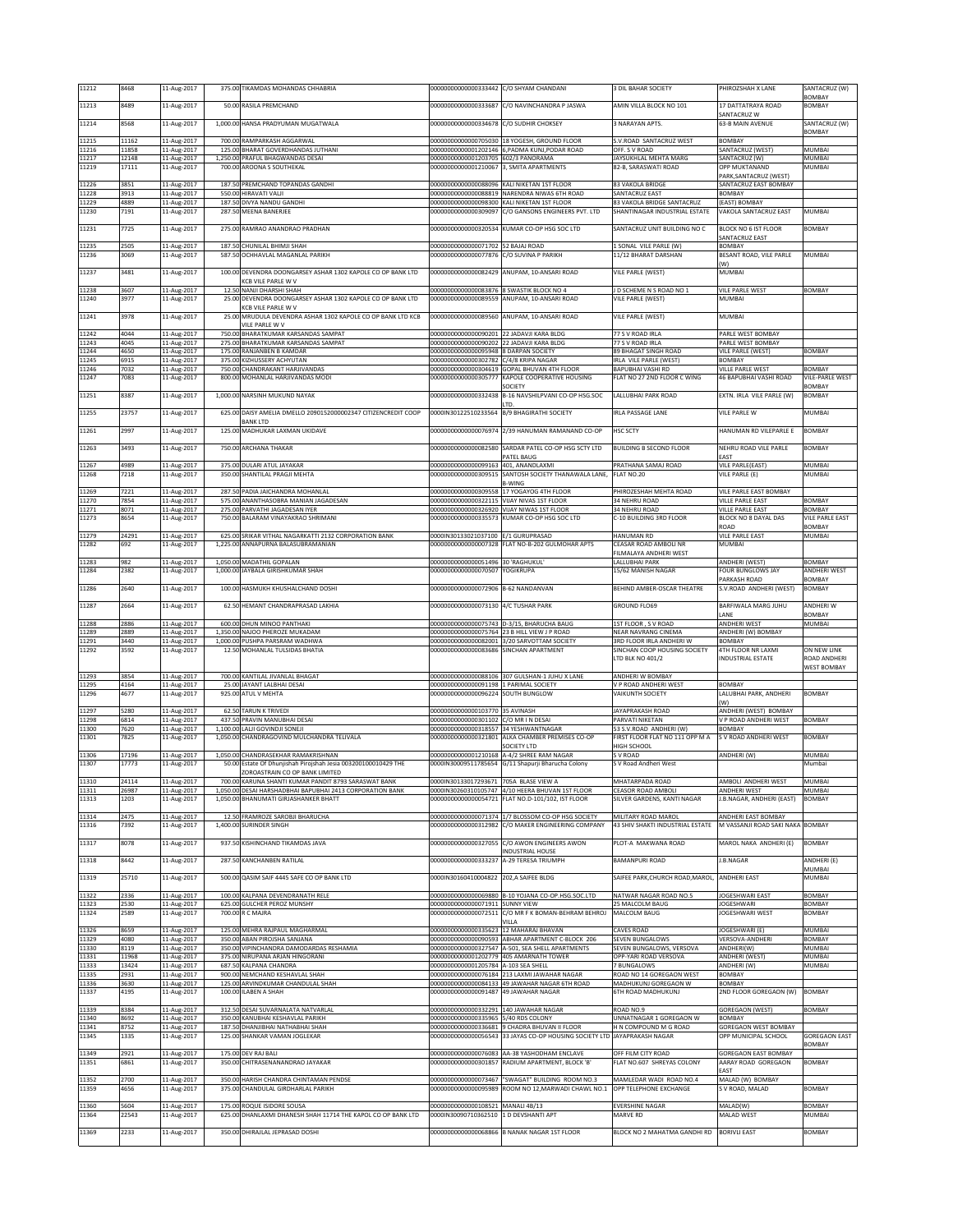| 11212 | 8468 | 11-Aug-2017 | 375.00 | TIKAMDAS MOHANDAS CHHABRIA | 00000000000000333442 | C/O SHYAM CHANDANI | 3 DIL BAHAR SOCIETY | PHIROZSHAH X LANE | SANTACRUZ (W) BOMBAY |
|---|---|---|---|---|---|---|---|---|---|
| 11213 | 8489 | 11-Aug-2017 | 50.00 | RASILA PREMCHAND | 00000000000000333687 | C/O NAVINCHANDRA P JASWA | AMIN VILLA BLOCK NO 101 | 17 DATTATRAYA ROAD SANTACRUZ W | BOMBAY |
| 11214 | 8568 | 11-Aug-2017 | 1,000.00 | HANSA PRADYUMAN MUGATWALA | 00000000000000334678 | C/O SUDHIR CHOKSEY | 3 NARAYAN APTS. | 63-B MAIN AVENUE | SANTACRUZ (W) BOMBAY |
| 11215 | 11162 | 11-Aug-2017 | 700.00 | RAMPARKASH AGGARWAL | 00000000000000705030 | 18 YOGESH, GROUND FLOOR | S.V.ROAD SANTACRUZ WEST | BOMBAY | |
| 11216 | 11858 | 11-Aug-2017 | 125.00 | BHARAT GOVERDHANDAS JUTHANI | 00000000000001202146 | 6,PADMA KUNJ,PODAR ROAD | OFF. S V ROAD | SANTACRUZ (WEST) | MUMBAI |
| 11217 | 12148 | 11-Aug-2017 | 1,250.00 | PRAFUL BHAGWANDAS DESAI | 00000000000001203705 | 602/3 PANORAMA | JAYSUKHLAL MEHTA MARG | SANTACRUZ (W) | MUMBAI |
| 11219 | 17111 | 11-Aug-2017 | 700.00 | AROONA S SOUTHEKAL | 00000000000001210067 | 3, SMITA APARTMENTS | 82-B, SARASWATI ROAD | OPP MUKTANAND PARK,SANTACRUZ (WEST) | MUMBAI |
| 11226 | 3851 | 11-Aug-2017 | 187.50 | PREMCHAND TOPANDAS GANDHI | 00000000000000088096 | KALI NIKETAN 1ST FLOOR | 83 VAKOLA BRIDGE | SANTACRUZ EAST BOMBAY | |
| 11228 | 3913 | 11-Aug-2017 | 550.00 | HIRAVATI VALJI | 00000000000000088819 | NARENDRA NIWAS 6TH ROAD | SANTACRUZ EAST | BOMBAY | |
| 11229 | 4889 | 11-Aug-2017 | 187.50 | DIVYA NANDU GANDHI | 00000000000000098300 | KALI NIKETAN 1ST FLOOR | 83 VAKOLA BRIDGE SANTACRUZ | (EAST) BOMBAY | |
| 11230 | 7191 | 11-Aug-2017 | 287.50 | MEENA BANERJEE | 00000000000000309097 | C/O GANSONS ENGINEERS PVT. LTD | SHANTINAGAR INDUSTRIAL ESTATE | VAKOLA SANTACRUZ EAST | MUMBAI |
| 11231 | 7725 | 11-Aug-2017 | 275.00 | RAMRAO ANANDRAO PRADHAN | 00000000000000320534 | KUMAR CO-OP HSG SOC LTD | SANTACRUZ UNIT BUILDING NO C | BLOCK NO 6 IST FLOOR SANTACRUZ EAST | BOMBAY |
| 11235 | 2505 | 11-Aug-2017 | 187.50 | CHUNILAL BHIMJI SHAH | 00000000000000071702 | 52 BAJAJ ROAD | 1 SONAL VILE PARLE (W) | BOMBAY | |
| 11236 | 3069 | 11-Aug-2017 | 587.50 | OCHHAVLAL MAGANLAL PARIKH | 00000000000000077876 | C/O SUVINA P PARIKH | 11/12 BHARAT DARSHAN | BESANT ROAD, VILE PARLE (W) | MUMBAI |
| 11237 | 3481 | 11-Aug-2017 | 100.00 | DEVENDRA DOONGARSEY ASHAR 1302 KAPOLE CO OP BANK LTD KCB VILE PARLE W V | 00000000000000082429 | ANUPAM, 10-ANSARI ROAD | VILE PARLE (WEST) | MUMBAI | |
| 11238 | 3607 | 11-Aug-2017 | 12.50 | NANJI DHARSHI SHAH | 00000000000000083876 | 8 SWASTIK BLOCK NO 4 | J D SCHEME N S ROAD NO 1 | VILE PARLE WEST | BOMBAY |
| 11240 | 3977 | 11-Aug-2017 | 25.00 | DEVENDRA DOONGARSEY ASHAR 1302 KAPOLE CO OP BANK LTD KCB VILE PARLE W V | 00000000000000089559 | ANUPAM, 10-ANSARI ROAD | VILE PARLE (WEST) | MUMBAI | |
| 11241 | 3978 | 11-Aug-2017 | 25.00 | MRUDULA DEVENDRA ASHAR 1302 KAPOLE CO OP BANK LTD KCB VILE PARLE W V | 00000000000000089560 | ANUPAM, 10-ANSARI ROAD | VILE PARLE (WEST) | MUMBAI | |
| 11242 | 4044 | 11-Aug-2017 | 750.00 | BHARATKUMAR KARSANDAS SAMPAT | 00000000000000090201 | 22 JADAVJI KARA BLDG | 77 S V ROAD IRLA | PARLE WEST BOMBAY | |
| 11243 | 4045 | 11-Aug-2017 | 275.00 | BHARATKUMAR KARSANDAS SAMPAT | 00000000000000090202 | 22 JADAVJI KARA BLDG | 77 S V ROAD IRLA | PARLE WEST BOMBAY | |
| 11244 | 4650 | 11-Aug-2017 | 175.00 | RANJANBEN B KAMDAR | 00000000000000095948 | 8 DARPAN SOCIETY | 89 BHAGAT SINGH ROAD | VILE PARLE (WEST) | BOMBAY |
| 11245 | 6915 | 11-Aug-2017 | 375.00 | KIZHUSSERY ACHYUTAN | 00000000000000302782 | C/4/8 KRIPA NAGAR | IRLA VILE PARLE (WEST) | BOMBAY | |
| 11246 | 7032 | 11-Aug-2017 | 750.00 | CHANDRAKANT HARJIVANDAS | 00000000000000304619 | GOPAL BHUVAN 4TH FLOOR | BAPUBHAI VASHI RD | VILLE PARLE WEST | BOMBAY |
| 11247 | 7083 | 11-Aug-2017 | 800.00 | MOHANLAL HARJIVANDAS MODI | 00000000000000305777 | KAPOLE COOPERATIVE HOUSING SOCIETY | FLAT NO 27 2ND FLOOR C WING | 46 BAPUBHAI VASHI ROAD | VILE-PARLE WEST BOMBAY |
| 11251 | 8387 | 11-Aug-2017 | 1,000.00 | NARSINH MUKUND NAYAK | 00000000000000332438 | B-16 NAVSHILPVANI CO-OP HSG.SOC LTD. | LALLUBHAI PARK ROAD | EXTN. IRLA VILE PARLE (W) | BOMBAY |
| 11255 | 23757 | 11-Aug-2017 | 625.00 | DAISY AMELIA DMELLO 2090152000002347 CITIZENCREDIT COOP BANK LTD | 0000IN30122510233564 | B/9 BHAGIRATHI SOCIETY | IRLA PASSAGE LANE | VILE PARLE W | MUMBAI |
| 11261 | 2997 | 11-Aug-2017 | 125.00 | MADHUKAR LAXMAN UKIDAVE | 00000000000000076974 | 2/39 HANUMAN RAMANAND CO-OP | HSC SCTY | HANUMAN RD VILEPARLE E | BOMBAY |
| 11263 | 3493 | 11-Aug-2017 | 750.00 | ARCHANA THAKAR | 00000000000000082580 | SARDAR PATEL CO-OP HSG SCTY LTD PATEL BAUG | BUILDING 8 SECOND FLOOR | NEHRU ROAD VILE PARLE EAST | BOMBAY |
| 11267 | 4989 | 11-Aug-2017 | 375.00 | DULARI ATUL JAYAKAR | 00000000000000099163 | 401, ANANDLAXMI | PRATHANA SAMAJ ROAD | VILE PARLE(EAST) | MUMBAI |
| 11268 | 7218 | 11-Aug-2017 | 350.00 | SHANTILAL PRAGJI MEHTA | 00000000000000309515 | SANTOSH SOCIETY THANAWALA LANE, B-WING | FLAT NO.20 | VILE PARLE (E) | MUMBAI |
| 11269 | 7221 | 11-Aug-2017 | 287.50 | PADIA JAICHANDRA MOHANLAL | 00000000000000309558 | 17 YOGAYOG 4TH FLOOR | PHIROZESHAH MEHTA ROAD | VILE PARLE EAST BOMBAY | |
| 11270 | 7854 | 11-Aug-2017 | 575.00 | ANANTHASOBRA MANIAN JAGADESAN | 00000000000000322115 | VIJAY NIVAS 1ST FLOOR | 34 NEHRU ROAD | VILLE PARLE EAST | BOMBAY |
| 11271 | 8071 | 11-Aug-2017 | 275.00 | PARVATHI JAGADESAN IYER | 00000000000000326920 | VIJAY NIWAS 1ST FLOOR | 34 NEHRU ROAD | VILLE PARLE EAST | BOMBAY |
| 11273 | 8654 | 11-Aug-2017 | 750.00 | BALARAM VINAYAKRAO SHRIMANI | 00000000000000335573 | KUMAR CO-OP HSG SOC LTD | C-10 BUILDING 3RD FLOOR | BLOCK NO 8 DAYAL DAS ROAD | VILE PARLE EAST BOMBAY |
| 11279 | 24291 | 11-Aug-2017 | 625.00 | SRIKAR VITHAL NAGARKATTI 2132 CORPORATION BANK | 0000IN30133021037100 | E/1 GURUPRASAD | HANUMAN RD | VILE PARLE EAST | MUMBAI |
| 11282 | 692 | 11-Aug-2017 | 1,225.00 | ANNAPURNA BALASUBRAMANIAN | 00000000000000007328 | FLAT NO-B-202 GULMOHAR APTS | CEASAR ROAD AMBOLI NR FILMALAYA ANDHERI WEST | MUMBAI | |
| 11283 | 982 | 11-Aug-2017 | 1,050.00 | MADATHIL GOPALAN | 00000000000000051496 | 30 'RAGHUKUL' | LALLUBHAI PARK | ANDHERI (WEST) | BOMBAY |
| 11284 | 2382 | 11-Aug-2017 | 1,000.00 | JAYBALA GIRISHKUMAR SHAH | 00000000000000070507 | YOGIKRUPA | 15/62 MANISH NAGAR | FOUR BUNGLOWS JAY PARKASH ROAD | ANDHERI WEST BOMBAY |
| 11286 | 2640 | 11-Aug-2017 | 100.00 | HASMUKH KHUSHALCHAND DOSHI | 00000000000000072906 | B-62 NANDANVAN | BEHIND AMBER-OSCAR THEATRE | S.V.ROAD ANDHERI (WEST) | BOMBAY |
| 11287 | 2664 | 11-Aug-2017 | 62.50 | HEMANT CHANDRAPRASAD LAKHIA | 00000000000000073130 | 4/C TUSHAR PARK | GROUND FLO69 | BARFIWALA MARG JUHU LANE | ANDHERI W BOMBAY |
| 11288 | 2886 | 11-Aug-2017 | 600.00 | DHUN MINOO PANTHAKI | 00000000000000075743 | D-3/15, BHARUCHA BAUG | 1ST FLOOR , S V ROAD | ANDHERI WEST | MUMBAI |
| 11289 | 2889 | 11-Aug-2017 | 1,350.00 | NAJOO PHEROZE MUKADAM | 00000000000000075764 | 23 B HILL VIEW J P ROAD | NEAR NAVRANG CINEMA | ANDHERI (W) BOMBAY | |
| 11291 | 3440 | 11-Aug-2017 | 1,000.00 | PUSHPA PARSRAM WADHWA | 00000000000000082001 | 3/20 SARVOTTAM SOCIETY | 3RD FLOOR IRLA ANDHERI W | BOMBAY | |
| 11292 | 3592 | 11-Aug-2017 | 12.50 | MOHANLAL TULSIDAS BHATIA | 00000000000000083686 | SINCHAN APARTMENT | SINCHAN COOP HOUSING SOCIETY LTD BLK NO 401/2 | 4TH FLOOR NR LAXMI INDUSTRIAL ESTATE | ON NEW LINK ROAD ANDHERI WEST BOMBAY |
| 11293 | 3854 | 11-Aug-2017 | 700.00 | KANTILAL JIVANLAL BHAGAT | 00000000000000088106 | 307 GULSHAN-1 JUHU X LANE | ANDHERI W BOMBAY | | |
| 11295 | 4164 | 11-Aug-2017 | 25.00 | JAYANT LALBHAI DESAI | 00000000000000091198 | 1 PARIMAL SOCIETY | V P ROAD ANDHERI WEST | BOMBAY | |
| 11296 | 4677 | 11-Aug-2017 | 925.00 | ATUL V MEHTA | 00000000000000096224 | SOUTH BUNGLOW | VAIKUNTH SOCIETY | LALUBHAI PARK, ANDHERI (W) | BOMBAY |
| 11297 | 5280 | 11-Aug-2017 | 62.50 | TARUN K TRIVEDI | 00000000000000103770 | 35 AVINASH | JAYAPRAKASH ROAD | ANDHERI (WEST) BOMBAY | |
| 11298 | 6814 | 11-Aug-2017 | 437.50 | PRAVIN MANUBHAI DESAI | 00000000000000301102 | C/O MR I N DESAI | PARVATI NIKETAN | V P ROAD ANDHERI WEST | BOMBAY |
| 11300 | 7620 | 11-Aug-2017 | 1,100.00 | LALJI GOVINDJI SONEJI | 00000000000000318557 | 34 YESHWANTNAGAR | 53 S.V.ROAD ANDHERI (W) | BOMBAY | |
| 11301 | 7825 | 11-Aug-2017 | 1,050.00 | CHANDRAGOVIND MULCHANDRA TELIVALA | 00000000000000321801 | ALKA CHAMBER PREMISES CO-OP SOCIETY LTD | FIRST FLOOR FLAT NO 111 OPP M A HIGH SCHOOL | S V ROAD ANDHERI WEST | BOMBAY |
| 11306 | 17196 | 11-Aug-2017 | 1,050.00 | CHANDRASEKHAR RAMAKRISHNAN | 00000000000001210168 | A-4/2 SHREE RAM NAGAR | S V ROAD | ANDHERI (W) | MUMBAI |
| 11307 | 17773 | 11-Aug-2017 | 50.00 | Estate Of Dhunjishah Pirojshah Jesia 003200100010429 THE ZOROASTRAIN CO OP BANK LIMITED | 0000IN30009511785654 | G/11 Shapurji Bharucha Colony | S V Road Andheri West | | Mumbai |
| 11310 | 24114 | 11-Aug-2017 | 700.00 | KARUNA SHANTI KUMAR PANDIT 8793 SARASWAT BANK | 0000IN30133017293671 | 705A BLASE VIEW A | MHATARPADA ROAD | AMBOLI ANDHERI WEST | MUMBAI |
| 11311 | 26987 | 11-Aug-2017 | 1,050.00 | DESAI HARSHADBHAI BAPUBHAI 2413 CORPORATION BANK | 0000IN30260310105747 | 4/10 HEERA BHUVAN 1ST FLOOR | CEASOR ROAD AMBOLI | ANDHERI WEST | MUMBAI |
| 11313 | 1203 | 11-Aug-2017 | 1,050.00 | BHANUMATI GIRJASHANKER BHATT | 00000000000000054721 | FLAT NO.D-101/102, IST FLOOR | SILVER GARDENS, KANTI NAGAR | J.B.NAGAR, ANDHERI (EAST) | BOMBAY |
| 11314 | 2475 | 11-Aug-2017 | 12.50 | FRAMROZE SAROBJI BHARUCHA | 00000000000000071374 | 1/7 BLOSSOM CO-OP HSG SOCIETY | MILITARY ROAD MAROL | ANDHERI EAST BOMBAY | |
| 11316 | 7392 | 11-Aug-2017 | 1,400.00 | SURINDER SINGH | 00000000000000312982 | C/O MAKER ENGINEERING COMPANY | 43 SHIV SHAKTI INDUSTRIAL ESTATE | M VASSANJI ROAD SAKI NAKA | BOMBAY |
| 11317 | 8078 | 11-Aug-2017 | 937.50 | KISHINCHAND TIKAMDAS JAVA | 00000000000000327055 | C/O AWON ENGINEERS AWON INDUSTRIAL HOUSE | PLOT-A MAKWANA ROAD | MAROL NAKA ANDHERI (E) | BOMBAY |
| 11318 | 8442 | 11-Aug-2017 | 287.50 | KANCHANBEN RATILAL | 00000000000000333237 | A-29 TERESA TRIUMPH | BAMANPURI ROAD | J.B.NAGAR | ANDHERI (E) MUMBAI |
| 11319 | 25710 | 11-Aug-2017 | 500.00 | QASIM SAIF 4445 SAFE CO OP BANK LTD | 0000IN30160410004822 | 202,A SAIFEE BLDG | SAIFEE PARK,CHURCH ROAD,MAROL, | ANDHERI EAST | MUMBAI |
| 11322 | 2336 | 11-Aug-2017 | 100.00 | KALPANA DEVENDRANATH RELE | 00000000000000069880 | B-10 YOJANA CO-OP.HSG.SOC.LTD | NATWAR NAGAR ROAD NO.5 | JOGESHWARI EAST | BOMBAY |
| 11323 | 2530 | 11-Aug-2017 | 625.00 | GULCHER PEROZ MUNSHY | 00000000000000071911 | SUNNY VIEW | 25 MALCOLM BAUG | JOGESHWARI | BOMBAY |
| 11324 | 2589 | 11-Aug-2017 | 700.00 | R C MAJRA | 00000000000000072511 | C/O MR F K BOMAN-BEHRAM BEHROJ VILLA | MALCOLM BAUG | JOGESHWARI WEST | BOMBAY |
| 11326 | 8659 | 11-Aug-2017 | 125.00 | MEHRA RAJPAUL MAGHARMAL | 00000000000000335623 | 12 MAHARAJ BHAVAN | CAVES ROAD | JOGESHWARI (E) | MUMBAI |
| 11329 | 4080 | 11-Aug-2017 | 350.00 | ABAN PIROJSHA SANJANA | 00000000000000090593 | ABHAR APARTMENT C-BLOCK 206 | SEVEN BUNGALOWS | VERSOVA-ANDHERI | MUMBAI |
| 11330 | 8119 | 11-Aug-2017 | 350.00 | VIPINCHANDRA DAMODARDAS RESHAMIA | 00000000000000327547 | A-501, SEA SHELL APARTMENTS | SEVEN BUNGALOWS, VERSOVA | ANDHERI(W) | MUMBAI |
| 11331 | 11968 | 11-Aug-2017 | 375.00 | NIRUPANA ARJAN HINGORANI | 00000000000001202779 | 405 AMARNATH TOWER | OPP-YARI ROAD VERSOVA | ANDHERI (WEST) | MUMBAI |
| 11333 | 13424 | 11-Aug-2017 | 687.50 | KALPANA CHANDRA | 00000000000001205784 | A-103 SEA SHELL | 7 BUNGALOWS | ANDHERI (W) | MUMBAI |
| 11335 | 2931 | 11-Aug-2017 | 900.00 | NEMCHAND KESHAVLAL SHAH | 00000000000000076184 | 213 LAXMI JAWAHAR NAGAR | ROAD NO 14 GOREGAON WEST | BOMBAY | |
| 11336 | 3630 | 11-Aug-2017 | 125.00 | ARVINDKUMAR CHANDULAL SHAH | 00000000000000084133 | 49 JAWAHAR NAGAR 6TH ROAD | MADHUKUNJ GOREGAON W | BOMBAY | |
| 11337 | 4195 | 11-Aug-2017 | 100.00 | ILABEN A SHAH | 00000000000000091487 | 49 JAWAHAR NAGAR | 6TH ROAD MADHUKUNJ | 2ND FLOOR GOREGAON (W) | BOMBAY |
| 11339 | 8384 | 11-Aug-2017 | 312.50 | DESAI SUVARNALATA NATVARLAL | 00000000000000332291 | 140 JAWAHAR NAGAR | ROAD NO.9 | GOREGAON (WEST) | BOMBAY |
| 11340 | 8692 | 11-Aug-2017 | 350.00 | KANUBHAI KESHAVLAL PARIKH | 00000000000000335965 | 5/40 RDS COLONY | UNNATNAGAR 1 GOREGAON W | BOMBAY | |
| 11341 | 8752 | 11-Aug-2017 | 187.50 | DHANJIBHAI NATHABHAI SHAH | 00000000000000336681 | 9 CHADRA BHUVAN II FLOOR | H N COMPOUND M G ROAD | GOREGAON WEST BOMBAY | |
| 11345 | 1335 | 11-Aug-2017 | 125.00 | SHANKAR VAMAN JOGLEKAR | 00000000000000056543 | 33 JAYAS CO-OP HOUSING SOCIETY LTD | JAYAPRAKASH NAGAR | OPP MUNICIPAL SCHOOL | GOREGAON EAST BOMBAY |
| 11349 | 2921 | 11-Aug-2017 | 175.00 | DEV RAJ BALI | 00000000000000076083 | AA-38 YASHODHAM ENCLAVE | OFF FILM CITY ROAD | GOREGAON EAST BOMBAY | |
| 11351 | 6861 | 11-Aug-2017 | 350.00 | CHITRASENANANDRAO JAYAKAR | 00000000000000301857 | RADIUM APARTMENT, BLOCK 'B' | FLAT NO.607 SHREYAS COLONY | AARAY ROAD GOREGAON EAST | BOMBAY |
| 11352 | 2700 | 11-Aug-2017 | 350.00 | HARISH CHANDRA CHINTAMAN PENDSE | 00000000000000073467 | "SWAGAT" BUILDING ROOM NO.3 | MAMLEDAR WADI ROAD NO.4 | MALAD (W) BOMBAY | |
| 11359 | 4656 | 11-Aug-2017 | 375.00 | CHANDULAL GIRDHARLAL PARIKH | 00000000000000095989 | ROOM NO 12,MARWADI CHAWL NO.1 | OPP TELEPHONE EXCHANGE | S V ROAD, MALAD | BOMBAY |
| 11360 | 5604 | 11-Aug-2017 | 175.00 | ROQUE ISIDORE SOUSA | 00000000000000108521 | MANALI 4B/13 | EVERSHINE NAGAR | MALAD(W) | BOMBAY |
| 11364 | 22543 | 11-Aug-2017 | 625.00 | DHANLAXMI DHANESH SHAH 11714 THE KAPOL CO OP BANK LTD | 0000IN30090710362510 | 1 D DEVSHANTI APT | MARVE RD | MALAD WEST | MUMBAI |
| 11369 | 2233 | 11-Aug-2017 | 350.00 | DHIRAJLAL JEPRASAD DOSHI | 00000000000000068866 | 8 NANAK NAGAR 1ST FLOOR | BLOCK NO 2 MAHATMA GANDHI RD | BORIVLI EAST | BOMBAY |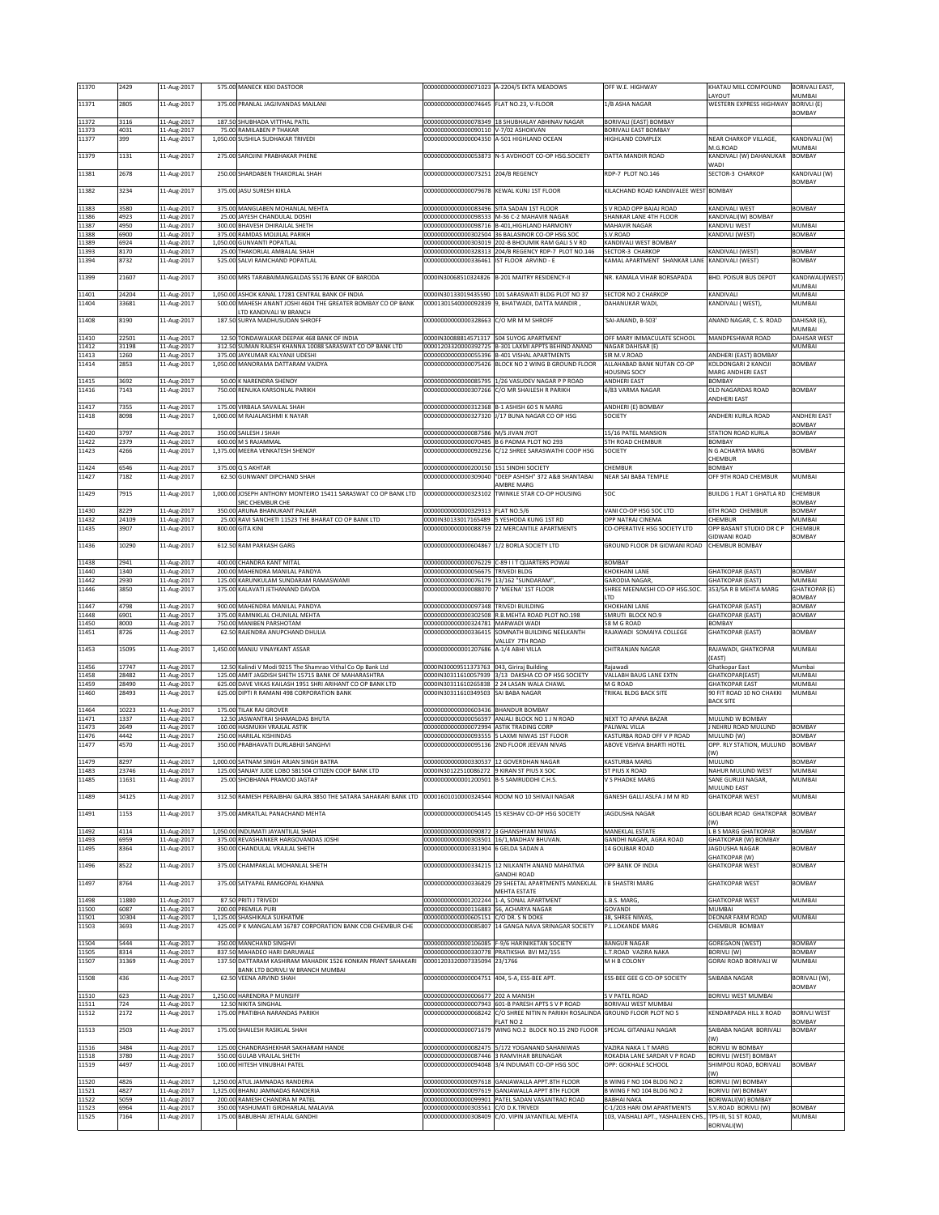| 11370 | 2429 | 11-Aug-2017 | 575.00 | MANECK KEKI DASTOOR | 00000000000000071023 | A-2204/5 EKTA MEADOWS | OFF W.E. HIGHWAY | KHATAU MILL COMPOUND LAYOUT | BORIVALI EAST, MUMBAI |
|---|---|---|---|---|---|---|---|---|---|
| 11371 | 2805 | 11-Aug-2017 | 375.00 | PRANLAL JAGJIVANDAS MAJLANI | 00000000000000074645 | FLAT NO.23, V-FLOOR | 1/B ASHA NAGAR | WESTERN EXPRESS HIGHWAY | BORIVLI (E) BOMBAY |
| 11372 | 3116 | 11-Aug-2017 | 187.50 | SHUBHADA VITTHAL PATIL | 00000000000000078349 | 18 SHUBHALAY ABHINAV NAGAR | BORIVALI (EAST) BOMBAY | | |
| 11373 | 4031 | 11-Aug-2017 | 75.00 | RAMILABEN P THAKAR | 00000000000000090110 | V-7/02 ASHOKVAN | BORIVALI EAST BOMBAY | | |
| 11377 | 399 | 11-Aug-2017 | 1,050.00 | SUSHILA SUDHAKAR TRIVEDI | 00000000000000004350 | A-501 HIGHLAND OCEAN | HIGHLAND COMPLEX | NEAR CHARKOP VILLAGE, M.G.ROAD | KANDIVALI (W) MUMBAI |
| 11379 | 1131 | 11-Aug-2017 | 275.00 | SAROJINI PRABHAKAR PHENE | 00000000000000053873 | N-5 AVDHOOT CO-OP HSG.SOCIETY | DATTA MANDIR ROAD | KANDIVALI (W) DAHANUKAR WADI | BOMBAY |
| 11381 | 2678 | 11-Aug-2017 | 250.00 | SHARDABEN THAKORLAL SHAH | 00000000000000073251 | 204/B REGENCY | RDP-7 PLOT NO.146 | SECTOR-3 CHARKOP | KANDIVALI (W) BOMBAY |
| 11382 | 3234 | 11-Aug-2017 | 375.00 | JASU SURESH KIKLA | 00000000000000079678 | KEWAL KUNJ 1ST FLOOR | KILACHAND ROAD KANDIVALEE WEST | BOMBAY | |
| 11383 | 3580 | 11-Aug-2017 | 375.00 | MANGLABEN MOHANLAL MEHTA | 00000000000000083496 | SITA SADAN 1ST FLOOR | S V ROAD OPP BAJAJ ROAD | KANDIVALI WEST | BOMBAY |
| 11386 | 4923 | 11-Aug-2017 | 25.00 | JAYESH CHANDULAL DOSHI | 00000000000000098533 | M-36 C-2 MAHAVIR NAGAR | SHANKAR LANE 4TH FLOOR | KANDIVALI(W) BOMBAY | |
| 11387 | 4950 | 11-Aug-2017 | 300.00 | BHAVESH DHIRAJLAL SHETH | 00000000000000098716 | B-401,HIGHLAND HARMONY | MAHAVIR NAGAR | KANDIVLI WEST | MUMBAI |
| 11388 | 6900 | 11-Aug-2017 | 375.00 | RAMDAS MOJJILAL PARIKH | 00000000000000302504 | 36 BALASINOR CO-OP HSG.SOC | S.V.ROAD | KANDIVLI (WEST) | BOMBAY |
| 11389 | 6924 | 11-Aug-2017 | 1,050.00 | GUNVANTI POPATLAL | 00000000000000303019 | 202-B BHOUMIK RAM GALI S V RD | KANDIVALI WEST BOMBAY | | |
| 11393 | 8170 | 11-Aug-2017 | 25.00 | THAKORLAL AMBALAL SHAH | 00000000000000328313 | 204/B REGENCY RDP-7 PLOT NO.146 | SECTOR-3 CHARKOP | KANDIVALI (WEST) | BOMBAY |
| 11394 | 8732 | 11-Aug-2017 | 525.00 | SALVI RAMCHAND POPATLAL | 00000000000000336461 | IST FLOOR ARVIND - E | KAMAL APARTMENT SHANKAR LANE | KANDIVALI (WEST) | BOMBAY |
| 11399 | 21607 | 11-Aug-2017 | 350.00 | MRS TARABAIMANGALDAS 55176 BANK OF BARODA | 0000IN30068510324826 | B-201 MAITRY RESIDENCY-II | NR. KAMALA VIHAR BORSAPADA | BHD. POISUR BUS DEPOT | KANDIWALI(WEST) MUMBAI |
| 11401 | 24204 | 11-Aug-2017 | 1,050.00 | ASHOK KANAL 17281 CENTRAL BANK OF INDIA | 0000IN30133019435590 | 101 SARASWATI BLDG PLOT NO 37 | SECTOR NO 2 CHARKOP | KANDIVALI | MUMBAI |
| 11404 | 33681 | 11-Aug-2017 | 500.00 | MAHESH ANANT JOSHI 4604 THE GREATER BOMBAY CO OP BANK LTD KANDIVALI W BRANCH | 00001301540000092839 | 9, BHATWADI, DATTA MANDIR , | DAHANUKAR WADI, | KANDIVALI ( WEST), | MUMBAI |
| 11408 | 8190 | 11-Aug-2017 | 187.50 | SURYA MADHUSUDAN SHROFF | 00000000000000328663 | C/O MR M M SHROFF | 'SAI-ANAND, B-503' | ANAND NAGAR, C. S. ROAD | DAHISAR (E), MUMBAI |
| 11410 | 22501 | 11-Aug-2017 | 12.50 | TONDAWALKAR DEEPAK 468 BANK OF INDIA | 0000IN30088814571317 | 504 SUYOG APARTMENT | OFF MARY IMMACULATE SCHOOL | MANDPESHWAR ROAD | DAHISAR WEST |
| 11412 | 31198 | 11-Aug-2017 | 312.50 | SUMAN RAJESH KHANNA 10088 SARASWAT CO OP BANK LTD | 00001203320000392725 | B-301 LAXMI APPTS BEHIND ANAND | NAGAR DAHISAR (E) | | MUMBAI |
| 11413 | 1260 | 11-Aug-2017 | 375.00 | JAYKUMAR KALYANJI UDESHI | 00000000000000055396 | B-401 VISHAL APARTMENTS | SIR M.V.ROAD | ANDHERI (EAST) BOMBAY | |
| 11414 | 2853 | 11-Aug-2017 | 1,050.00 | MANORAMA DATTARAM VAIDYA | 00000000000000075426 | BLOCK NO 2 WING B GROUND FLOOR | ALLAHABAD BANK NUTAN CO-OP HOUSING SOCY | KOLDONGARI 2 KANOJI MARG ANDHERI EAST | BOMBAY |
| 11415 | 3692 | 11-Aug-2017 | 50.00 | K NARENDRA SHENOY | 00000000000000085795 | 1/26 VASUDEV NAGAR P P ROAD | ANDHERI EAST | BOMBAY | |
| 11416 | 7143 | 11-Aug-2017 | 750.00 | RENUKA KARSONLAL PARIKH | 00000000000000307266 | C/O MR SHAILESH R PARIKH | 6/83 VARMA NAGAR | OLD NAGARDAS ROAD ANDHERI EAST | BOMBAY |
| 11417 | 7355 | 11-Aug-2017 | 175.00 | VIRBALA SAVAILAL SHAH | 00000000000000312368 | B-1 ASHISH 60 S N MARG | ANDHERI (E) BOMBAY | | |
| 11418 | 8098 | 11-Aug-2017 | 1,000.00 | M RAJALAKSHMI K NAYAR | 00000000000000327320 | J/17 BUNA NAGAR CO OP HSG | SOCIETY | ANDHERI KURLA ROAD | ANDHERI EAST BOMBAY |
| 11420 | 3797 | 11-Aug-2017 | 350.00 | SAILESH J SHAH | 00000000000000087586 | M/S JIVAN JYOT | 15/16 PATEL MANSION | STATION ROAD KURLA | BOMBAY |
| 11422 | 2379 | 11-Aug-2017 | 600.00 | M S RAJAMMAL | 00000000000000070485 | B 6 PADMA PLOT NO 293 | 5TH ROAD CHEMBUR | BOMBAY | |
| 11423 | 4266 | 11-Aug-2017 | 1,375.00 | MEERA VENKATESH SHENOY | 00000000000000092256 | C/12 SHREE SARASWATHI COOP HSG | SOCIETY | N G ACHARYA MARG CHEMBUR | BOMBAY |
| 11424 | 6546 | 11-Aug-2017 | 375.00 | Q S AKHTAR | 00000000000000200150 | 151 SINDHI SOCIETY | CHEMBUR | BOMBAY | |
| 11427 | 7182 | 11-Aug-2017 | 62.50 | GUNWANT DIPCHAND SHAH | 00000000000000309040 | "DEEP ASHISH" 372 A&B SHANTABAI AMBRE MARG | NEAR SAI BABA TEMPLE | OFF 9TH ROAD CHEMBUR | MUMBAI |
| 11429 | 7915 | 11-Aug-2017 | 1,000.00 | JOSEPH ANTHONY MONTEIRO 15411 SARASWAT CO OP BANK LTD SRC CHEMBUR CHE | 00000000000000323102 | TWINKLE STAR CO-OP HOUSING | SOC | BUILDG 1 FLAT 1 GHATLA RD | CHEMBUR BOMBAY |
| 11430 | 8229 | 11-Aug-2017 | 350.00 | ARUNA BHANUKANT PALKAR | 00000000000000329313 | FLAT NO.5/6 | VANI CO-OP HSG SOC LTD | 6TH ROAD CHEMBUR | BOMBAY |
| 11432 | 24109 | 11-Aug-2017 | 25.00 | RAVI SANCHETI 11523 THE BHARAT CO OP BANK LTD | 0000IN30133017165489 | 5 YESHODA KUNG 1ST RD | OPP NATRAJ CINEMA | CHEMBUR | MUMBAI |
| 11435 | 3907 | 11-Aug-2017 | 800.00 | GITA KINI | 00000000000000088759 | 22 MERCANTILE APARTMENTS | CO-OPERATIVE HSG SOCIETY LTD | OPP BASANT STUDIO DR C P GIDWANI ROAD | CHEMBUR BOMBAY |
| 11436 | 10290 | 11-Aug-2017 | 612.50 | RAM PARKASH GARG | 00000000000000604867 | 1/2 BORLA SOCIETY LTD | GROUND FLOOR DR GIDWANI ROAD | CHEMBUR BOMBAY | |
| 11438 | 2941 | 11-Aug-2017 | 400.00 | CHANDRA KANT MITAL | 00000000000000076229 | C-89 I I T QUARTERS POWAI | BOMBAY | | |
| 11440 | 1340 | 11-Aug-2017 | 200.00 | MAHENDRA MANILAL PANDYA | 00000000000000056675 | TRIVEDI BLDG | KHOKHANI LANE | GHATKOPAR (EAST) | BOMBAY |
| 11442 | 2930 | 11-Aug-2017 | 125.00 | KARUNKULAM SUNDARAM RAMASWAMI | 00000000000000076179 | 13/162 "SUNDARAM", | GARODIA NAGAR, | GHATKOPAR (EAST) | MUMBAI |
| 11446 | 3850 | 11-Aug-2017 | 375.00 | KALAVATI JETHANAND DAVDA | 00000000000000088070 | 7 'MEENA' 1ST FLOOR | SHREE MEENAKSHI CO-OP HSG.SOC. LTD | 353/5A R B MEHTA MARG | GHATKOPAR (E) BOMBAY |
| 11447 | 4798 | 11-Aug-2017 | 900.00 | MAHENDRA MANILAL PANDYA | 00000000000000097348 | TRIVEDI BUILDING | KHOKHANI LANE | GHATKOPAR (EAST) | BOMBAY |
| 11448 | 6901 | 11-Aug-2017 | 375.00 | RAMNIKLAL CHUNILAL MEHTA | 00000000000000302508 | R.B.MEHTA ROAD PLOT NO.198 | SMRUTI BLOCK NO.9 | GHATKOPAR (EAST) | BOMBAY |
| 11450 | 8000 | 11-Aug-2017 | 750.00 | MANIBEN PARSHOTAM | 00000000000000324781 | MARWADI WADI | 58 M G ROAD | BOMBAY | |
| 11451 | 8726 | 11-Aug-2017 | 62.50 | RAJENDRA ANUPCHAND DHULIA | 00000000000000336415 | SOMNATH BUILDING NEELKANTH VALLEY 7TH ROAD | RAJAWADI SOMAIYA COLLEGE | GHATKOPAR (EAST) | BOMBAY |
| 11453 | 15095 | 11-Aug-2017 | 1,450.00 | MANJU VINAYKANT ASSAR | 00000000000001207686 | A-1/4 ABHI VILLA | CHITRANJAN NAGAR | RAJAWADI, GHATKOPAR (EAST) | MUMBAI |
| 11456 | 17747 | 11-Aug-2017 | 12.50 | Kalindi V Modi 9215 The Shamrao Vithal Co Op Bank Ltd | 0000IN30009511373763 | 043, Giriraj Building | Rajawadi | Ghatkopar East | Mumbai |
| 11458 | 28482 | 11-Aug-2017 | 125.00 | AMIT JAGDISH SHETH 15715 BANK OF MAHARASHTRA | 0000IN30311610057939 | 3/13 DAKSHA CO OP HSG SOCIETY | VALLABH BAUG LANE EXTN | GHATKOPAR(EAST) | MUMBAI |
| 11459 | 28490 | 11-Aug-2017 | 625.00 | DAVE VIKAS KAILASH 1951 SHRI ARIHANT CO OP BANK LTD | 0000IN30311610265838 | 2 24 LASAN WALA CHAWL | M G ROAD | GHATKOPAR EAST | MUMBAI |
| 11460 | 28493 | 11-Aug-2017 | 625.00 | DIPTI R RAMANI 498 CORPORATION BANK | 0000IN30311610349503 | SAI BABA NAGAR | TRIKAL BLDG BACK SITE | 90 FIT ROAD 10 NO CHAKKI BACK SITE | MUMBAI |
| 11464 | 10223 | 11-Aug-2017 | 175.00 | TILAK RAJ GROVER | 00000000000000603436 | BHANDUR BOMBAY | | | |
| 11471 | 1337 | 11-Aug-2017 | 12.50 | JASWANTRAI SHAMALDAS BHUTA | 00000000000000056597 | ANJALI BLOCK NO 1 J N ROAD | NEXT TO APANA BAZAR | MULUND W BOMBAY | |
| 11473 | 2649 | 11-Aug-2017 | 100.00 | HASMUKH VRAJLAL ASTIK | 00000000000000072994 | ASTIK TRADING CORP | PALIWAL VILLA | J NEHRU ROAD MULUND | BOMBAY |
| 11476 | 4442 | 11-Aug-2017 | 250.00 | HARILAL KISHINDAS | 00000000000000093555 | 5 LAXMI NIWAS 1ST FLOOR | KASTURBA ROAD OFF V P ROAD | MULUND (W) | BOMBAY |
| 11477 | 4570 | 11-Aug-2017 | 350.00 | PRABHAVATI DURLABHJI SANGHVI | 00000000000000095136 | 2ND FLOOR JEEVAN NIVAS | ABOVE VISHVA BHARTI HOTEL | OPP. RLY STATION, MULUND (W) | BOMBAY |
| 11479 | 8297 | 11-Aug-2017 | 1,000.00 | SATNAM SINGH ARJAN SINGH BATRA | 00000000000000330537 | 12 GOVERDHAN NAGAR | KASTURBA MARG | MULUND | BOMBAY |
| 11483 | 23746 | 11-Aug-2017 | 125.00 | SANJAY JUDE LOBO 581504 CITIZEN COOP BANK LTD | 0000IN30122510086272 | 9 KIRAN ST PIUS X SOC | ST PIUS X ROAD | NAHUR MULUND WEST | MUMBAI |
| 11485 | 11631 | 11-Aug-2017 | 25.00 | SHOBHANA PRAMOD JAGTAP | 00000000000001200501 | B-5 SAMRUDDHI C.H.S. | V S PHADKE MARG | SANE GURUJI NAGAR, MULUND EAST | MUMBAI |
| 11489 | 34125 | 11-Aug-2017 | 312.50 | RAMESH PERAJBHAI GAJRA 3850 THE SATARA SAHAKARI BANK LTD | 00001601010000324544 | ROOM NO 10 SHIVAJI NAGAR | GANESH GALLI ASLFA J M M RD | GHATKOPAR WEST | MUMBAI |
| 11491 | 1153 | 11-Aug-2017 | 375.00 | AMRATLAL PANACHAND MEHTA | 00000000000000054145 | 15 KESHAV CO-OP HSG SOCIETY | JAGDUSHA NAGAR | GOLIBAR ROAD GHATKOPAR (W) | BOMBAY |
| 11492 | 4114 | 11-Aug-2017 | 1,050.00 | INDUMATI JAYANTILAL SHAH | 00000000000000090872 | 3 GHANSHYAM NIWAS | MANEKLAL ESTATE | L B S MARG GHATKOPAR | BOMBAY |
| 11493 | 6959 | 11-Aug-2017 | 375.00 | REVASHANKER HARGOVANDAS JOSHI | 00000000000000303501 | 16/1,MADHAV BHUVAN. | GANDHI NAGAR, AGRA ROAD | GHATKOPAR (W) BOMBAY | |
| 11495 | 8364 | 11-Aug-2017 | 350.00 | CHANDULAL VRAJLAL SHETH | 00000000000000331904 | 6 GELDA SADAN A | 14 GOLIBAR ROAD | JAGDUSHA NAGAR GHATKOPAR (W) | BOMBAY |
| 11496 | 8522 | 11-Aug-2017 | 375.00 | CHAMPAKLAL MOHANLAL SHETH | 00000000000000334215 | 12 NILKANTH ANAND MAHATMA GANDHI ROAD | OPP BANK OF INDIA | GHATKOPAR WEST | BOMBAY |
| 11497 | 8764 | 11-Aug-2017 | 375.00 | SATYAPAL RAMGOPAL KHANNA | 00000000000000336829 | 29 SHEETAL APARTMENTS MANEKLAL MEHTA ESTATE | I B SHASTRI MARG | GHATKOPAR WEST | BOMBAY |
| 11498 | 11880 | 11-Aug-2017 | 87.50 | PRITI J TRIVEDI | 00000000000001202244 | 1-A, SONAL APARTMENT | L.B.S. MARG, | GHATKOPAR WEST | MUMBAI |
| 11500 | 6087 | 11-Aug-2017 | 200.00 | PREMILA PURI | 00000000000000116883 | 56, ACHARYA NAGAR | GOVANDI | MUMBAI | |
| 11501 | 10304 | 11-Aug-2017 | 1,125.00 | SHASHIKALA SUKHATME | 00000000000000605151 | C/O DR. S N DOKE | 38, SHREE NIWAS, | DEONAR FARM ROAD | MUMBAI |
| 11503 | 3693 | 11-Aug-2017 | 425.00 | P K MANGALAM 16787 CORPORATION BANK COB CHEMBUR CHE | 00000000000000085807 | 14 GANGA NAVA SRINAGAR SOCIETY | P.L.LOKANDE MARG | CHEMBUR BOMBAY | |
| 11504 | 5444 | 11-Aug-2017 | 350.00 | MANCHAND SINGHVI | 00000000000000106085 | F-9/6 HARINIKETAN SOCIETY | BANGUR NAGAR | GOREGAON (WEST) | BOMBAY |
| 11505 | 8314 | 11-Aug-2017 | 837.50 | MAHADEO HARI DARUWALE | 00000000000000330778 | PRATIKSHA BVI M2/155 | L.T.ROAD VAZIRA NAKA | BORIVLI (W) | BOMBAY |
| 11507 | 31369 | 11-Aug-2017 | 137.50 | DATTARAM KASHIRAM MAHADIK 1526 KONKAN PRANT SAHAKARI BANK LTD BORIVLI W BRANCH MUMBAI | 00001203320007335094 | 23/1766 | M H B COLONY | GORAI ROAD BORIVALI W | MUMBAI |
| 11508 | 436 | 11-Aug-2017 | 62.50 | VEENA ARVIND SHAH | 00000000000000004751 | 404, 5-A, ESS-BEE APT. | ESS-BEE GEE G CO-OP SOCIETY | SAIBABA NAGAR | BORIVALI (W), BOMBAY |
| 11510 | 623 | 11-Aug-2017 | 1,250.00 | HARENDRA P MUNSIFF | 00000000000000006677 | 202 A MANISH | S V PATEL ROAD | BORIVLI WEST MUMBAI | |
| 11511 | 724 | 11-Aug-2017 | 12.50 | NIKITA SINGHAL | 00000000000000007943 | 601-B PARESH APTS S V P ROAD | BORIVALI WEST MUMBAI | | |
| 11512 | 2172 | 11-Aug-2017 | 175.00 | PRATIBHA NARANDAS PARIKH | 00000000000000068242 | C/O SHREE NITIN N PARIKH ROSALINDA FLAT NO 2 | GROUND FLOOR PLOT NO 5 | KENDARPADA HILL X ROAD | BORIVLI WEST BOMBAY |
| 11513 | 2503 | 11-Aug-2017 | 175.00 | SHAILESH RASIKLAL SHAH | 00000000000000071679 | WING NO.2 BLOCK NO.15 2ND FLOOR | SPECIAL GITANJALI NAGAR | SAIBABA NAGAR BORIVALI (W) | BOMBAY |
| 11516 | 3484 | 11-Aug-2017 | 125.00 | CHANDRASHEKHAR SAKHARAM HANDE | 00000000000000082475 | 5/172 YOGANAND SAHANIWAS | VAZIRA NAKA L T MARG | BORIVLI W BOMBAY | |
| 11518 | 3780 | 11-Aug-2017 | 550.00 | GULAB VRAJLAL SHETH | 00000000000000087446 | 3 RAMVIHAR BRIJNAGAR | ROKADIA LANE SARDAR V P ROAD | BORIVLI (WEST) BOMBAY | |
| 11519 | 4497 | 11-Aug-2017 | 100.00 | HITESH VINUBHAI PATEL | 00000000000000094048 | 3/4 INDUMATI CO-OP HSG SOC | OPP: GOKHALE SCHOOL | SHIMPOLI ROAD, BORIVALI (W) | BOMBAY |
| 11520 | 4826 | 11-Aug-2017 | 1,250.00 | ATUL JAMNADAS RANDERIA | 00000000000000097618 | GANJAWALLA APPT.8TH FLOOR | B WING F NO 104 BLDG NO 2 | BORIVLI (W) BOMBAY | |
| 11521 | 4827 | 11-Aug-2017 | 1,325.00 | BHANU JAMNADAS RANDERIA | 00000000000000097619 | GANJAWALLA APPT 8TH FLOOR | B WING F NO 104 BLDG NO 2 | BORIVLI (W) BOMBAY | |
| 11522 | 5059 | 11-Aug-2017 | 200.00 | RAMESH CHANDRA M PATEL | 00000000000000099901 | PATEL SADAN VASANTRAO ROAD | BABHAI NAKA | BORIWALI(W) BOMBAY | |
| 11523 | 6964 | 11-Aug-2017 | 350.00 | YASHUMATI GIRDHARLAL MALAVIA | 00000000000000303561 | C/O D.K.TRIVEDI | C-1/203 HARI OM APARTMENTS | S.V.ROAD BORIVLI (W) | BOMBAY |
| 11525 | 7164 | 11-Aug-2017 | 175.00 | BABUBHAI JETHALAL GANDHI | 00000000000000308409 | C/O. VIPIN JAYANTILAL MEHTA | 103, VAISHALI APT., YASHALEEN CHS., | TPS-III, 51 ST ROAD, BORIVALI(W) | MUMBAI |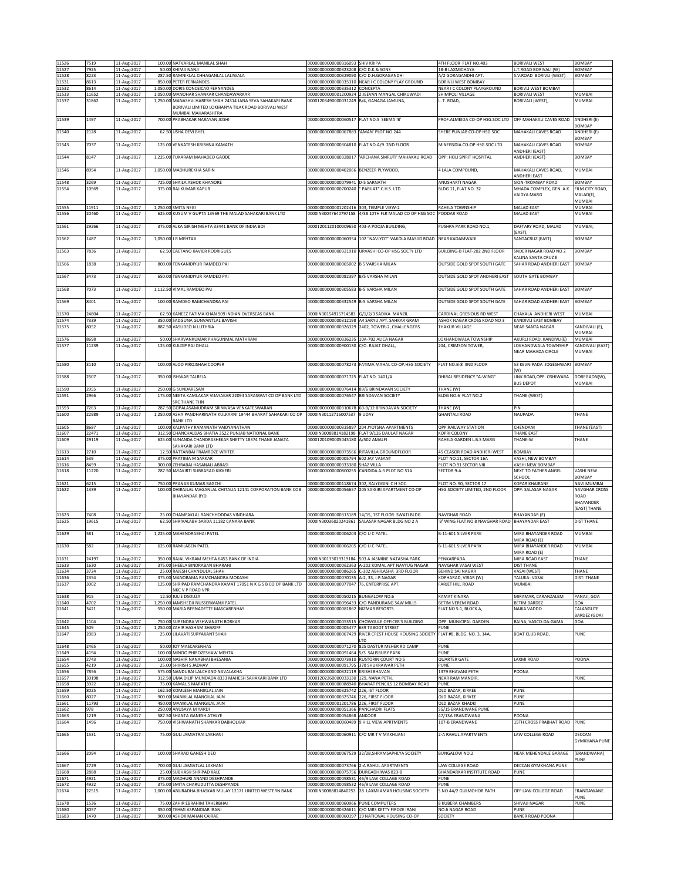| 11526 | 7519 | 11-Aug-2017 | 100.00 | NATVARLAL MANILAL SHAH | 0000000000000316093 | SHIV KRIPA | 4TH FLOOR FLAT NO.403 | BORIVALI WEST | BOMBAY |
|---|---|---|---|---|---|---|---|---|---|
| 11527 | 7925 | 11-Aug-2017 | 50.00 | KHIMJI NANJI | 0000000000000323208 | C/O D.K.& SONS | 18-B LAXMICHAYA | L.T.ROAD BORIVALI (W) | BOMBAY |
| 11528 | 8223 | 11-Aug-2017 | 287.50 | RAMNIKLAL CHHAGANLAL LALIWALA | 0000000000000329090 | C/O D.H.GORAGANDHI | A/2 GORAGANDHI APT. | S.V.ROAD BORIVLI (WEST) | BOMBAY |
| 11531 | 8613 | 11-Aug-2017 | 850.00 | PETER FERNANDES | 0000000000000335310 | NEAR I C COLONY PLAY GROUND | BORIVLI WEST BOMBAY | | |
| 11532 | 8614 | 11-Aug-2017 | 1,050.00 | DORIS CONCEICAO FERNANDES | 0000000000000335312 | CONCEPTA | NEAR I C COLONY PLAYGROUND | BORIVLI WEST BOMBAY | |
| 11533 | 11652 | 11-Aug-2017 | 1,050.00 | MANOHAR SHANKAR CHANDAWARKAR | 0000000000001200924 | 2 JEEVAN MANGAL CHIKUWADI | SHIMPOLI VILLAGE | BORIVALI WEST | MUMBAI |
| 11537 | 31862 | 11-Aug-2017 | 1,250.00 | MANASHVI HARESH SHAH 24314 JANA SEVA SAHAKARI BANK BORIVALI LIMITED LOKMANYA TILAK ROAD BORIVALI WEST MUMBAI MAHARASHTRA | 00001203490000031249 | B/4, GANAGA JAMUNA, | L. T. ROAD, | BORIVALI (WEST), | MUMBAI |
| 11539 | 1497 | 11-Aug-2017 | 700.00 | PRABHAKAR NARAYAN JOSHI | 0000000000000060517 | FLAT NO.5 SEEMA 'B' | PROF.ALMEIDA CO-OP HSG.SOC.LTD | OFF MAHAKALI CAVES ROAD | ANDHERI (E) BOMBAY |
| 11540 | 2128 | 11-Aug-2017 | 62.50 | USHA DEVI BHEL | 0000000000000067883 | 'AMAN' PLOT NO.244 | SHERE PUNJAB CO-OP HSG SOC | MAHAKALI CAVES ROAD | ANDHERI (E) BOMBAY |
| 11543 | 7037 | 11-Aug-2017 | 125.00 | VENKATESH KRISHNA KAMATH | 0000000000000304810 | FLAT NO.A/9 2ND FLOOR | MINEENDIA CO-OP HSG.SOC.LTD | MAHAKALI CAVES ROAD ANDHERI (EAST) | BOMBAY |
| 11544 | 8147 | 11-Aug-2017 | 1,225.00 | TUKARAM MAHADEO GAODE | 0000000000000328017 | 'ARCHANA SMRUTI' MAHAKALI ROAD | OPP: HOLI SPIRIT HOSPITAL | ANDHERI (EAST) | BOMBAY |
| 11546 | 8954 | 11-Aug-2017 | 1,050.00 | MADHUREKHA SARIN | 0000000000000402066 | BENZEER PLYWOOD, | 4 LALA COMPOUND, | MAHAKALI CAVES ROAD, ANDHERI EAST | MUMBAI |
| 11548 | 3269 | 11-Aug-2017 | 725.00 | SHAILA ASHOK KHANORE | 0000000000000079941 | D-5 SARNATH | ANUSHAKTI NAGAR | SION-TROMBAY ROAD | BOMBAY |
| 11554 | 10969 | 11-Aug-2017 | 375.00 | RAJ KUMAR KAPUR | 0000000000000700240 | " PARIJAT" C.H.S. LTD | BLDG 11, FLAT NO. 32 | MHADA COMPLEX, GEN. A K VAIDYA MARG | FILM CITY ROAD, MALAD(E), MUMBAI |
| 11555 | 11911 | 11-Aug-2017 | 1,250.00 | SMITA NEGI | 0000000000001202416 | 303, TEMPLE VIEW-2 | RAHEJA TOWNSHIP | MALAD EAST | MUMBAI |
| 11556 | 20460 | 11-Aug-2017 | 625.00 | KUSUM V GUPTA 13969 THE MALAD SAHAKARI BANK LTD | 0000IN30047640797158 | 4/38 10TH FLR MALAD CO OP HSG SOC | PODDAR ROAD | MALAD EAST | MUMBAI |
| 11561 | 29266 | 11-Aug-2017 | 375.00 | ALKA GIRISH MEHTA 33441 BANK OF INDIA BOI | 00001201120100009650 | 403-A POOJA BUILDING, | PUSHPA PARK ROAD NO.1, | DAFTARY ROAD, MALAD (EAST), | MUMBAI, |
| 11562 | 1487 | 11-Aug-2017 | 1,050.00 | J R MEHTAJI | 0000000000000060354 | 102 "NAVJYOT" VAKOLA MASJID ROAD | NEAR KADAMWADI | SANTACRUZ (EAST) | BOMBAY |
| 11563 | 7836 | 11-Aug-2017 | 62.50 | CAETANO XAVIER RODRIGUES | 0000000000000321910 | URVASHI CO-OP HSG SOCTY LTD | BUILDING-B FLAT-202 2ND FLOOR | SNDER NAGAR ROAD NO 2 KALINA SANTA CRUZ E | BOMBAY |
| 11566 | 1838 | 11-Aug-2017 | 800.00 | TENKANIDIYUR RAMDEO PAI | 0000000000000065002 | B 5 VARSHA MILAN | OUTSIDE GOLD SPOT SOUTH GATE | SAHAR ROAD ANDHERI EAST | BOMBAY |
| 11567 | 3473 | 11-Aug-2017 | 650.00 | TENKANIDIYUR RAMDEO PAI | 0000000000000082397 | B/5 VARSHA MILAN | OUTSIDE GOLD SPOT ANDHERI EAST | SOUTH GATE BOMBAY | |
| 11568 | 7073 | 11-Aug-2017 | 1,112.50 | VIMAL RAMDEO PAI | 0000000000000305583 | B-5 VARSHA MILAN | OUTSIDE GOLD SPOT SOUTH GATE | SAHAR ROAD ANDHERI EAST | BOMBAY |
| 11569 | 8401 | 11-Aug-2017 | 100.00 | RAMDEO RAMCHANDRA PAI | 0000000000000332549 | B-5 VARSHA MILAN | OUTSIDE GOLD SPOT SOUTH GATE | SAHAR ROAD ANDHERI EAST | BOMBAY |
| 11570 | 24804 | 11-Aug-2017 | 62.50 | KANEEZ FATIMA KHAN 909 INDIAN OVERSEAS BANK | 0000IN30154915714583 | G/1/2/3 SADIKA MANZIL | CARDINAL GRESIOUS RD WEST | CHAKALA ANDHERI WEST | MUMBAI |
| 11574 | 7339 | 11-Aug-2017 | 350.00 | SADGUNA GUNVANTLAL BAVISHI | 0000000000000312198 | A4 SARYU APT. SAHKAR GRAM | ASHOK NAGAR CROSS ROAD NO 3 | KANDIVLI EAST BOMBAY | |
| 11575 | 8052 | 11-Aug-2017 | 887.50 | VASUDEO N LUTHRIA | 0000000000000326329 | 2402, TOWER-2, CHALLENGERS | THAKUR VILLAGE | NEAR SANTA NAGAR | KANDIVALI (E), MUMBAI |
| 11576 | 8698 | 11-Aug-2017 | 50.00 | SHARVANKUMAR PHAGUNMAL MATHRANI | 0000000000000336235 | 10A-702 ALICA NAGAR | LOKHANDWALA TOWNSHIP | AKURLI ROAD, KANDIVLI(E) | MUMBAI |
| 11577 | 11239 | 11-Aug-2017 | 125.00 | KULDIP RAJ DHALL | 0000000000000900130 | C/O. RAJAT DHALL, | 204, CRIMSON TOWER, | LOKHANDWALA TOWNSHIP NEAR MAHADA CIRCLE | KANDIVALI (EAST) MUMBAI |
| 11580 | 3110 | 11-Aug-2017 | 100.00 | ALOO PIROJSHAH COOPER | 0000000000000078273 | FATIMA MAHAL CO-OP.HSG SOCIETY | FLAT NO.B-8 IIND FLOOR | 53 KEVNIPADA JOGESHWARI (W) | BOMBAY |
| 11588 | 2507 | 11-Aug-2017 | 350.00 | ISHWAR TALREJA | 0000000000000071725 | FLAT NO. 1401/A | DHIRAJ RESIDENCY "A-WING" | LINK ROAD,OPP. OSHIWARA BUS DEPOT | GOREGAON(W), MUMBAI |
| 11590 | 2955 | 11-Aug-2017 | 250.00 | G SUNDARESAN | 0000000000000076414 | 89/6 BRINDAVAN SOCIETY | THANE (W) | | |
| 11591 | 2966 | 11-Aug-2017 | 175.00 | NEETA KAMLAKAR VIJAYAKAR 22094 SARASWAT CO OP BANK LTD SRC THANE THN | 0000000000000076547 | BRINDAVAN SOCIETY | BLDG NO.6 FLAT NO.2 | THANE (WEST) | |
| 11593 | 7263 | 11-Aug-2017 | 287.50 | GOPALASAMUDRAM SRINIVASA VENKATESWARAN | 0000000000000310678 | 60-B/12 BRINDAVAN SOCIETY | THANE (W) | PIN | |
| 11600 | 22989 | 11-Aug-2017 | 1,250.00 | ASHA PANDHARINATH KULKARNI 19444 BHARAT SAHAKARI CO OP BANK LTD | 0000IN30112716007537 | 9 UDAY | GHANTALI ROAD | NAUPADA | THANE |
| 11605 | 8687 | 11-Aug-2017 | 100.00 | KALPATHY RAMANATH VAIDYANATHAN | 0000000000000335897 | 204 JYOTSNA APARTMENTS | OPP:RAILWAY STATION | CHENDANI | THANE (EAST) |
| 11607 | 22471 | 11-Aug-2017 | 312.50 | CHANCHALDAS BHATIA 3522 PUNJAB NATIONAL BANK | 0000IN30088814182198 | FLAT 9/126 DAULAT NAGAR | KOPRI COLONY | THANE EAST | |
| 11609 | 29119 | 11-Aug-2017 | 625.00 | SUNANDA CHANDRASHEKAR SHETTY 18374 THANE JANATA SAHAKARI BANK LTD | 00001201090005045180 | A/502 AMALFI | RAHEJA GARDEN L.B.S MARG | THANE-W | THANE |
| 11613 | 2710 | 11-Aug-2017 | 12.50 | RATTANBAI FRAMROZE WRITER | 0000000000000073566 | RITAVILLA GROUNDFLOOR | 45 CEASOR ROAD ANDHERI WEST | BOMBAY | |
| 11614 | 539 | 11-Aug-2017 | 375.00 | PRATIMA M SARKAR | 0000000000000005794 | 602 JAY VASANT | PLOT NO.11, SECTOR 16A | VASHI, NEW BOMBAY | |
| 11616 | 8459 | 11-Aug-2017 | 300.00 | ZEHRABAI HASANALI ABBASI | 0000000000000333380 | SHAZ VILLA | PLOT NO 91 SECTOR VIII | VASHI NEW BOMBAY | |
| 11618 | 11220 | 11-Aug-2017 | 287.50 | JAYAKIRTI SUBBARAO KIKKERI | 0000000000000800255 | CANDIDA A-5 PLOT NO 51A | SECTOR 9-A | NEXT TO FATHER ANGEL SCHOOL | VASHI NEW BOMBAY |
| 11621 | 6215 | 11-Aug-2017 | 750.00 | PRANAB KUMAR BAGCHI | 0000000000000118674 | 302, RAJYOGINI C H SOC. | PLOT NO. 90, SECTOR 17 | KOPAR KHAIRANE | NAVI MUMBAI |
| 11622 | 1339 | 11-Aug-2017 | 100.00 | DHIRAJLAL MAGANLAL CHITALIA 12141 CORPORATION BANK COB BHAYANDAR BYD | 0000000000000056657 | 205 SAIGIRI APARTMENT CO-OP | HSG.SOCIETY LIMITED, 2ND FLOOR | OPP: SALASAR NAGAR | NAVGHAR CROSS ROAD BHAYANDER (EAST) THANE |
| 11623 | 7408 | 11-Aug-2017 | 25.00 | CHAMPAKLAL RANCHHODDAS VINDHARA | 0000000000000313189 | 14/15, 1ST FLOOR SWATI BLDG | NAVGHAR ROAD | BHAYANDAR (E) | |
| 11625 | 19615 | 11-Aug-2017 | 62.50 | SHRIVALABH SARDA 11182 CANARA BANK | 0000IN30036020241861 | SALASAR NAGAR BLDG NO 2 A | 'B' WING FLAT NO 8 NAVGHAR ROAD | BHAYANDAR EAST | DIST THANE |
| 11629 | 581 | 11-Aug-2017 | 1,225.00 | MAHENDRABHAI PATEL | 0000000000000006203 | C/O U C PATEL | B-11-601 SILVER PARK | MIRA BHAYANDER ROAD MIRA ROAD (E) | MUMBAI |
| 11630 | 582 | 11-Aug-2017 | 625.00 | RAMILABEN PATEL | 0000000000000006205 | C/O U C PATEL | B-11-601 SILVER PARK | MIRA BHAYANDER ROAD MIRA ROAD (E) | MUMBAI |
| 11631 | 24197 | 11-Aug-2017 | 350.00 | RAJAL VIKRAM MEHTA 6453 BANK OF INDIA | 0000IN30133019319184 | 503 A JASMINE NATASHA PARK | PENKARPADA | MIRA ROAD EAST | THANE |
| 11633 | 1630 | 11-Aug-2017 | 375.00 | SHEELA BINDRABAN BHARANI | 0000000000000062363 | A-202 KOMAL APT NAVYUG NAGAR | NAVGHAR VASAI WEST | DIST THANE | |
| 11634 | 3724 | 11-Aug-2017 | 25.00 | RAJESH CHANDULAL SHAH | 0000000000000086265 | C-302 ABHILASHA 3RD FLOOR | BEHIND SAI NAGAR | VASAI (WEST) | THANE |
| 11636 | 2354 | 11-Aug-2017 | 375.00 | MANORAMA RAMCHANDRA MOKASHI | 0000000000000070135 | A-2, 33, J.P.NAGAR | KOPHARAD, VIRAR (W) | TALUKA- VASAI | DIST: THANE |
| 11637 | 3002 | 11-Aug-2017 | 125.00 | SHRIPAD RAMCHANDRA KAMAT 17051 N K G S B CO OP BANK LTD NKC V P ROAD VPR | 0000000000000077047 | 76, ENTERPRISE APT. | FARJET HILL ROAD | MUMBAI | |
| 11638 | 915 | 11-Aug-2017 | 12.50 | JULIE DSOUZA | 0000000000000050215 | BUNGALOW NO.6 | KAMAT KINARA | MIRAMAR, CARANZALEM | PANAJI, GOA |
| 11640 | 4702 | 11-Aug-2017 | 1,250.00 | JAMSHEDJI NUSSERWANJI PATEL | 0000000000000096433 | C/O PANDURANG SAW MILLS | BETIM VEREM ROAD | BETIM BARDEZ | GOA |
| 11641 | 3421 | 11-Aug-2017 | 550.00 | MARIA BERNADETTE MASCARENHAS | 0000000000000081862 | NIZMAR RESORTS | FLAT NO S-1, BLOCK A, | NAIKA VADDO | CALANGUTE BARDEZ (GOA) |
| 11642 | 1104 | 11-Aug-2017 | 750.00 | SURENDRA VISHWANATH BORKAR | 0000000000000053515 | CHOWGULE OFFICER'S BUILDING | OPP: MUNICIPAL GARDEN | BAINA, VASCO-DA-GAMA | GOA |
| 11645 | 509 | 11-Aug-2017 | 1,250.00 | ZAHIR HASHAM SHARIFF | 0000000000000005477 | 689 TABOOT STREET | PUNE | | |
| 11647 | 2083 | 11-Aug-2017 | 25.00 | LILAVATI SURYAKANT SHAH | 0000000000000067429 | RIVER CREST HOUSE HOUSING SOCIETY LTD | FLAT #8, BLDG. NO. 3, 14A, | BOAT CLUB ROAD, | PUNE |
| 11648 | 2465 | 11-Aug-2017 | 50.00 | JOY MASCARENHAS | 0000000000000071270 | 825 DASTUR MEHER RD CAMP | PUNE | | |
| 11649 | 4194 | 11-Aug-2017 | 100.00 | MINOO PHIROZESHAW MEHTA | 0000000000000091464 | 5/3 SALISBURY PARK | PUNE | | |
| 11654 | 2743 | 11-Aug-2017 | 100.00 | NASHIR NANABHAI BHESANIA | 0000000000000073910 | RUSTORIN COURT NO 5 | QUARTER GATE | LAXMI ROAD | POONA |
| 11655 | 4219 | 11-Aug-2017 | 25.00 | SHIRISH S JADHAV | 0000000000000091795 | 378 SHUKRAWAR PETH | PUNE | | |
| 11656 | 7856 | 11-Aug-2017 | 575.00 | NANDUBAI LALCHAND NAVALAKHA | 0000000000000322119 | KRISHI BHAVAN | 1379 BHAVANI PETH | POONA | |
| 11657 | 30198 | 11-Aug-2017 | 312.50 | UMA DILIP MUNDADA 8333 MAHESH SAHAKARI BANK LTD | 00001202260000033130 | 129, NANA PETH, | NEAR RAM MANDIR, | | PUNE |
| 11658 | 3922 | 11-Aug-2017 | 75.00 | KAMAL S MARATHE | 0000000000000088940 | BHARAT PENCILS 12 BOMBAY ROAD | PUNE | | |
| 11659 | 8025 | 11-Aug-2017 | 162.50 | KOMLESH MANIKLAL JAIN | 0000000000000325742 | 226, IST FLOOR | OLD BAZAR, KIRKEE | PUNE | |
| 11660 | 8027 | 11-Aug-2017 | 900.00 | MANIKLAL MANGILAL JAIN | 0000000000000325746 | 226, FIRST FLOOR | OLD BAZAR, KIRKEE | PUNE | |
| 11661 | 11793 | 11-Aug-2017 | 450.00 | MANIKLAL MANGILAL JAIN | 0000000000001201786 | 226, FIRST FLOOR | OLD BAZAR KHADKI | PUNE | |
| 11662 | 978 | 11-Aug-2017 | 250.00 | ANUSAYA M YARDI | 0000000000000051366 | PANCHADRI FLATS | 55/15 ERANDWANE PUNE | | |
| 11663 | 1219 | 11-Aug-2017 | 587.50 | SHANTA GANESH ATHLYE | 0000000000000054868 | ANKOOR | 47/13A ERANDWANA | POONA | |
| 11664 | 1496 | 11-Aug-2017 | 750.00 | VISHWANATH SHANKAR DABHOLKAR | 0000000000000060489 | 9 HILL VIEW APRTMENTS | 107-B ERANDWANE | 15TH CROSS PRABHAT ROAD | PUNE |
| 11665 | 1531 | 11-Aug-2017 | 75.00 | GULI JAMIATRAI LAKHANI | 0000000000000060911 | C/O MR T V MAKHIJANI | 2-A RAHUL APARTMENTS | LAW COLLEGE ROAD | DECCAN GYMKHANA PUNE |
| 11666 | 2094 | 11-Aug-2017 | 100.00 | SHARAD GANESH DEO | 0000000000000067529 | 32/28,SHRAMSAPHLYA SOCIETY | BUNGALOW NO.2 | NEAR MEHENDALE GARAGE | (ERANDWANA) PUNE |
| 11667 | 2729 | 11-Aug-2017 | 700.00 | GULI JAMIATLAL LAKHANI | 0000000000000073766 | 2-A RAHUL APARTMENTS | LAW COLLEGE ROAD | DECCAN GYMKHANA PUNE | |
| 11668 | 2888 | 11-Aug-2017 | 25.00 | SUBHASH SHRIPAD KALE | 0000000000000075756 | DURGADHIWAS 823-B | BHANDARKAR INSTITUTE ROAD | PUNE | |
| 11671 | 4921 | 11-Aug-2017 | 375.00 | MADHURI ANAND DESHPANDE | 0000000000000098531 | 46/9 LAW COLLAGE ROAD | PUNE | | |
| 11672 | 4922 | 11-Aug-2017 | 375.00 | SMITA CHARUDUTTA DESHPANDE | 0000000000000098532 | 46/9 LAW COLLAGE ROAD | PUNE | | |
| 11674 | 22515 | 11-Aug-2017 | 1,000.00 | ANURADHA BHASKAR MULAY 12171 UNITED WESTERN BANK | 0000IN30088814840253 | 28 LAXMI AMAR HOUSING SOCIETY | S.NO.44/2 GULMOHOR PATH | OFF LAW COLLEGE ROAD | ERANDAWANE PUNE |
| 11678 | 1536 | 11-Aug-2017 | 75.00 | ZAHIR EBRAHIM TAHERBHAI | 0000000000000060966 | PUNE COMPUTERS | 8 KUBERA CHAMBERS | SHIVAJI NAGAR | PUNE |
| 11680 | 8057 | 11-Aug-2017 | 350.00 | TEHMI ASPANDIAR IRANI | 0000000000000326611 | C/O MRS KETTY FIROZE IRANI | NO.6 NAGAR ROAD | PUNE | |
| 11683 | 1470 | 11-Aug-2017 | 900.00 | ASHOK MAHAN CAIRAE | 0000000000000060197 | 19 NATIONAL HOUSING CO-OP | SOCIETY | BANER ROAD POONA | |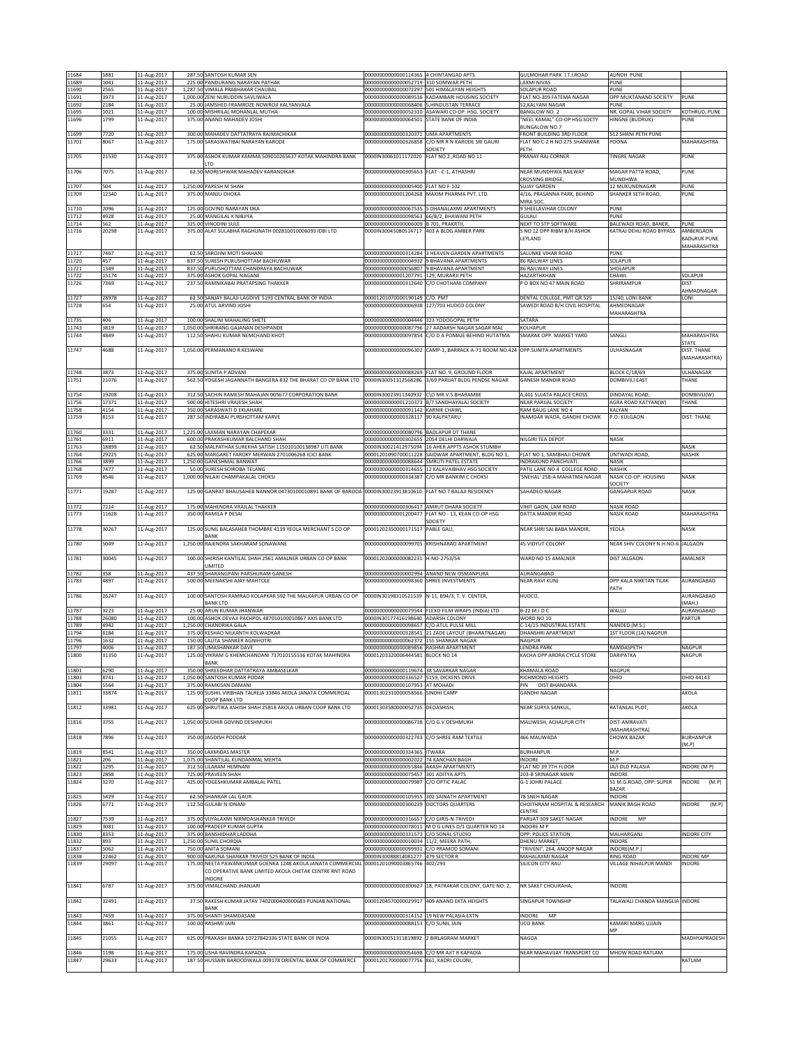| | | | | | | | | |
|---|---|---|---|---|---|---|---|---|
| 11684 | 5881 | 11-Aug-2017 | 287.50 | SANTOSH KUMAR SEN | 0000000000000114365 | 4 CHINTANGAD APTS | GULMOHAR PARK I.T.I.ROAD | AUNDH PUNE | |
| 11689 | 1041 | 11-Aug-2017 | 225.00 | PANDURANG NARAYAN PATHAK | 0000000000000052719 | 310 SOMWAR PETH | LAXMI NIVAS | PUNE | |
| 11690 | 2565 | 11-Aug-2017 | 1,287.50 | VIMALA PRABHAKAR CHAUBAL | 0000000000000072297 | 501 HIMALAYAN HEIGHTS | SOLAPUR ROAD | PUNE | |
| 11691 | 3973 | 11-Aug-2017 | 1,000.00 | ZENI NURUDDIN SAVLIWALA | 0000000000000089536 | KADAMBARI HOUSING SOCIETY | FLAT NO-309 FATEMA NAGAR | OPP MUKTANAND SOCIETY | PUNE |
| 11692 | 2184 | 11-Aug-2017 | 25.00 | JAMSHED FRAMROZE NOWROJI KALYANVALA | 0000000000000068406 | 5,HINDUSTAN TERRACE | 52,KALYANI NAGAR | PUNE | |
| 11695 | 1021 | 11-Aug-2017 | 100.00 | MISHRILAL MOHANLAL MUTHA | 0000000000000052310 | ASAWARI CO-OP. HSG. SOCIETY | BANGLOW NO. 2 | NR. GOPAL VIHAR SOCIETY | KOTHRUD, PUNE |
| 11696 | 1799 | 11-Aug-2017 | 375.00 | ANAND MAHADEV JOSHI | 0000000000000064501 | STATE BANK OF INDIA | "NEEL KAMAL" CO-OP HSG.SOCTY BUNGALOW NO.7 | HINGNE (BUDRUK) | PUNE |
| 11699 | 7720 | 11-Aug-2017 | 300.00 | MAHADEV DATTATRAYA RAJMACHIKAR | 0000000000000320371 | UMA APARTMENTS | FRONT BUILDING 3RD FLOOR | 512 SHANI PETH PUNE | |
| 11701 | 8067 | 11-Aug-2017 | 175.00 | SARASWATIBAI NARAYAN KARODE | 0000000000000326858 | C/O MR R N KARODE SRI GAURI SOCIETY | FLAT NO C-2 H NO 275 SHANIWAR PETH | POONA | MAHARASHTRA |
| 11705 | 21530 | 11-Aug-2017 | 375.00 | ASHOK KUMAR NARAYAN 509010265637 KOTAK MAHINDRA BANK LTD | 0000IN30061011172020 | FLAT NO 2 ,ROAD NO 11 | PRANAY RAJ CORNER | TINGRE NAGAR | PUNE |
| 11706 | 7075 | 11-Aug-2017 | 62.50 | MORESHWAR MAHADEV KARANDIKAR | 0000000000000305653 | FLAT - C-1, ATHASHRI | NEAR MUNDHWA RAILWAY CROSSING BRIDGE, | MAGAR PATTA ROAD, MUNDHWA | PUNE |
| 11707 | 504 | 11-Aug-2017 | 1,250.00 | PARESH M SHAH | 0000000000000005400 | FLAT NO F-102 | SUJAY GARDEN | 12 MUKUNDNAGAR | PUNE |
| 11709 | 12340 | 11-Aug-2017 | 375.00 | MANJU DHOKA | 0000000000001204268 | MAXIM PHARMA PVT. LTD. | 4/16, PRASANNA PARK, BEHIND MIRA SOC. | SHANKER SETH ROAD, | PUNE |
| 11710 | 2096 | 11-Aug-2017 | 125.00 | GOVIND NARAYAN OKA | 0000000000000067535 | 5 DHANALAXMI APARTMENTS | 9 SHEELAVIHAR COLONY | PUNE | |
| 11712 | 4928 | 11-Aug-2017 | 25.00 | MANGILAL K NIBJIYA | 0000000000000098563 | 66/B/2, BHAWANI PETH | GULALI | PUNE | |
| 11714 | 562 | 11-Aug-2017 | 325.00 | VINODINI SULE | 0000000000000006009 | B 701, PRAKRTII, | NEXT TO STP SOFTWARE | BALEWADI ROAD, BANER, | PUNE |
| 11716 | 20298 | 11-Aug-2017 | 375.00 | ALAT SULABHA RAGHUNATH 002810010006093 IDBI LTD | 0000IN30045080514717 | 403 A BLDG AMBER PARK | S NO 12 OPP RIBM B/H ASHOK LEYLAND | KATRAJ DEHU ROAD BYPASS | AMBERGAON BADURUK PUNE MAHARASHTRA |
| 11717 | 7467 | 11-Aug-2017 | 62.50 | SAROJINI MOTI SHAHANI | 0000000000000314284 | 3 HEAVEN GARDEN APARTMENTS | SALUNKE VIHAR ROAD | PUNE | |
| 11720 | 457 | 11-Aug-2017 | 837.50 | SURESH PURUSHOTTAM BACHUWAR | 0000000000000004932 | 9 BHAVANA APARTMENTS | 86 RAILWAY LINES | SOLAPUR | |
| 11721 | 1349 | 11-Aug-2017 | 837.50 | PURUSHOTTAM CHANDRAYA BACHUWAR | 0000000000000056807 | 9 BHAVANA APARTMENT | 86 RAILWAY LINES | SHOLAPUR | |
| 11722 | 15174 | 11-Aug-2017 | 375.00 | ASHOK GOPAL NAGANE | 0000000000001207791 | 129, MURARJI PETH | HAZARTHKHAN | CHAWL | SOLAPUR |
| 11726 | 7369 | 11-Aug-2017 | 237.50 | RAMNIKABAI PRATAPSING THAKKER | 0000000000000312640 | C/O CHOTHANI COMPANY | P O BOX NO 47 MAIN ROAD | SHRIRAMPUR | DIST AHMADNAGAR |
| 11727 | 28978 | 11-Aug-2017 | 62.50 | SANJAY BALAJI LAGDIVE 5193 CENTRAL BANK OF INDIA | 00001201070000190149 | C/O. PMT | DENTAL COLLEGE, PMT QR.525 | 15/40, LONI BANK | LONI |
| 11728 | 654 | 11-Aug-2017 | 25.00 | ATUL ARVIND JOSHI | 0000000000000006938 | 127/703 HUDCO COLONY | SAWEDI ROAD B/H CIVIL HOSPITAL | AHMEDNAGAR MAHARASHTRA | |
| 11735 | 406 | 11-Aug-2017 | 100.00 | SHALINI MAHALING SHETE | 0000000000000004446 | 323 YODOGOPAL PETH | SATARA | | |
| 11743 | 3819 | 11-Aug-2017 | 1,050.00 | SHRIRANG GAJANAN DESHPANDE | 0000000000000087796 | 27 AADARSH NAGAR SAGAR MAL | KOLHAPUR | | |
| 11744 | 4849 | 11-Aug-2017 | 112.50 | SHAHU KUMAR NEMCHAND KHOT | 0000000000000097854 | C/O D A POMAJE BEHIND HUTATMA | SMARAK OPP. MARKET YARD | SANGLI | MAHARASHTRA STATE |
| 11747 | 4688 | 11-Aug-2017 | 1,050.00 | PERMANAND R KESWANI | 0000000000000096302 | CAMP-1, BARRACK A-71 ROOM NO.424 | OPP.SUNITA APARTMENTS | ULHASNAGAR | DIST. THANE (MAHARASHTRA) |
| 11748 | 3873 | 11-Aug-2017 | 375.00 | SUNITA P ADVANI | 0000000000000088269 | FLAT NO. 9, GROUND FLOOR | KAJAL APARTMENT | BLOCK C/18/69 | ULHANAGAR |
| 11751 | 21076 | 11-Aug-2017 | 562.50 | YOGESH JAGANNATH BANGERA 832 THE BHARAT CO OP BANK LTD | 0000IN30051312568286 | 3/69 PARIJAT BLDG PENDSE NAGAR | GANESH MANDIR ROAD | DOMBIVILI EAST | THANE |
| 11754 | 19208 | 11-Aug-2017 | 312.50 | SACHIN RAMESH MAHAJAN 005677 CORPORATION BANK | 0000IN30023911340932 | C\O MR.V.S.BHARAMBE | A,401 SUJATA PALACE CROSS | DINDAYAL ROAD, | DOMBIVLI(W) |
| 11756 | 17371 | 11-Aug-2017 | 500.00 | HITESHRI VRAJESH SHAH | 0000000000001210373 | B/7 SANDHAYALAJ SOCIETY | NEAR PARIJAL SOCIETY | AGRA ROAD KATYAN(W) | THANE |
| 11758 | 4154 | 11-Aug-2017 | 350.00 | SARASWATI D EKLAHARE | 0000000000000091142 | KARNIK CHAWL | RAM BAUG LANE NO 4 | KALYAN | |
| 11759 | 8153 | 11-Aug-2017 | 287.50 | INDIRABAI PURSHOTTAM KARVE | 0000000000000328117 | 90 KALPATARU | INAMDAR WADA, GANDHI CHOWK | P.O: KULGAON | DIST: THANE |
| 11760 | 3331 | 11-Aug-2017 | 1,225.00 | LAXMAN NARAYAN CHAPEKAR | 0000000000000080796 | BADLAPUR DT THANE | | | |
| 11761 | 6911 | 11-Aug-2017 | 600.00 | PRAKASHKUMAR BALCHAND SHAH | 0000000000000302655 | 2054 DELHI DARWAJA | NILGIRI TEA DEPOT | NASIK | |
| 11763 | 18899 | 11-Aug-2017 | 62.50 | MALPATHAK SUREKHA SATISH 115010100138987 UTI BANK | 0000IN30021412975094 | 16 AHER APPTS ASHOK STUMBH | | | NASIK |
| 11764 | 29225 | 11-Aug-2017 | 625.00 | MARGARET FAROKY MERWAN 2701006268 ICICI BANK | 00001201090700011228 | SAIDWAR APARTMENT, BLDG NO.1, | FLAT NO 1, SAMBHAJI CHOWK | UNTWADI ROAD, | NASHIK |
| 11766 | 3899 | 11-Aug-2017 | 1,250.00 | GANESHMAL BANWAT | 0000000000000088644 | SMRUTI PATEL ESTATE | INDRAKUND PANCHVATI | NASIK | |
| 11768 | 7477 | 11-Aug-2017 | 50.00 | SURESH SOIROBA TELANG | 0000000000000314655 | 12 KALAVAIBHAV HSG SOCIETY | PATIL LANE NO.4 COLLEGE ROAD | NASHIK | |
| 11769 | 8546 | 11-Aug-2017 | 1,000.00 | NILAXI CHAMPAKALAL CHOKSI | 0000000000000334387 | C/O MR BANKIM C CHOKSI | 'SNEHAL' 258-A MAHATMA NAGAR | NASIK CO-OP. HOUSING SOCIETY | NASIK |
| 11771 | 19287 | 11-Aug-2017 | 125.00 | GANPAT BHAUSAHEB NANNOR 04730100010891 BANK OF BARODA | 0000IN30023913810610 | FLAT NO 7 BALAJI RESIDENCY | SAHADEO NAGAR | GANGAPUR ROAD | NASIK |
| 11772 | 7114 | 11-Aug-2017 | 175.00 | MAHENDRA VRAJLAL THAKKER | 0000000000000306417 | AMRUT DHARA SOCIETY | VIHIT GAON, LAM ROAD | NASIK ROAD | |
| 11773 | 11628 | 11-Aug-2017 | 350.00 | RAMILA P DESAI | 0000000000001200477 | FLAT NO - 13, KEAN CO-OP HSG SOCIETY | DATTA MANDIR ROAD | NASIK ROAD | MAHARASHTRA |
| 11778 | 30267 | 11-Aug-2017 | 125.00 | SUNIL BALASAHEB THOMBRE 4139 YEOLA MERCHANT S CO OP BANK | 00001202350000171517 | PABLE GALI, | NEAR SHRI SAI BABA MANDIR, | YEOLA | NASIK |
| 11780 | 5049 | 11-Aug-2017 | 1,250.00 | RAJENDRA SAKHARAM SONAWANE | 0000000000000099705 | KRISHNARAO APARTMENT | 45 VIDYUT COLONY | NEAR SHIV COLONY N.H.NO-6 | JALGAON |
| 11781 | 30045 | 11-Aug-2017 | 100.00 | SHIRISH KANTILAL SHAH 2561 AMALNER URBAN CO OP BANK LIMITED | 00001202000000082231 | H-NO-2753/54 | WARD NO 15 AMALNER | DIST JALGAON | AMALNER |
| 11782 | 358 | 11-Aug-2017 | 437.50 | SHARANGPANI PARSHURAM GANESH | 0000000000000002994 | ANAND NEW OSMANPURA | AURANGABAD | | |
| 11783 | 4897 | 11-Aug-2017 | 500.00 | MEENAKSHI AJAY MAHTOLE | 0000000000000098360 | SHREE INVESTMENTS | NEAR RAVI KUNJ | OPP.KALA NIKETAN TILAK PATH | AURANGABAD |
| 11786 | 26247 | 11-Aug-2017 | 100.00 | SANTOSH RAMRAO KOLAPKAR 592 THE MALKAPUR URBAN CO OP BANK LTD | 0000IN30198310521539 | N-11, B94/3, T. V. CENTER, | HUDCO, | | AURANGABAD (MAH.) |
| 11787 | 3223 | 11-Aug-2017 | 25.00 | ARUN KUMAR JHANWAR | 0000000000000079544 | FLEXO FILM WRAPS (INDIA) LTD | B-22 M.I.D.C | WALUJ | AURANGABAD |
| 11788 | 26080 | 11-Aug-2017 | 100.00 | ASHOK DEVAJI PACHPOL 487010100010867 AXIS BANK LTD | 0000IN30177416198640 | ADARSH COLONY | WORD NO 10 | | PARTUR |
| 11789 | 4942 | 11-Aug-2017 | 1,250.00 | CHANDRIKA GALA | 0000000000000098657 | C/O ATUL PULSE MILL | C-14/15 INDUSTRIAL ESTATE | NANDED (M.S.) | |
| 11794 | 8184 | 11-Aug-2017 | 375.00 | KESHAO NILKANTH KOLWADKAR | 0000000000000328541 | 21 ZADE LAYOUT (BHARATNAGAR) | DHANSHRI APARTMENT | 1ST FLOOR (1A) NAGPUR | |
| 11796 | 1632 | 11-Aug-2017 | 150.00 | LALITA SHANKER AGNIHOTRI | 0000000000000062372 | 155 SHANKAR NAGAR | NAGPUR | | |
| 11797 | 4006 | 11-Aug-2017 | 187.50 | UMASHANKAR DAVE | 0000000000000089856 | RASHMI APARTMENT | LENDRA PARK | RAMDASPETH | NAGPUR |
| 11800 | 31350 | 11-Aug-2017 | 125.00 | VIKRAM G KHEMCHANDANI 737010155536 KOTAK MAHINDRA BANK | 00001203320006444581 | BLOCK NO 14 | KACHA OPP ARORA CYCLE STORE | DARIPATKA | NAGPUR |
| 11801 | 6290 | 11-Aug-2017 | 350.00 | SHREEDHAR DATTATRAYA AMBASELKAR | 0000000000000119674 | 38 SAVARKAR NAGAR | KHAMALA ROAD | NAGPUR | |
| 11803 | 8741 | 11-Aug-2017 | 1,050.00 | SANTOSH KUMAR PODAR | 0000000000000336527 | 5159, DICKENS DRIVE | RICHMOND HEIGHTS | OHIO | OHIO 44143 |
| 11804 | 5564 | 11-Aug-2017 | 375.00 | RAMKISAN DAMANI | 0000000000000107953 | AT MOHADI | PIN DIST BHANDARA | | |
| 11811 | 33874 | 11-Aug-2017 | 125.00 | SUSHIL VIRBHAN TALREJA 33846 AKOLA JANATA COMMERCIAL COOP BANK LTD | 00001302310000058566 | SINDHI CAMP | GANDHI NAGAR | | AKOLA |
| 11812 | 33981 | 11-Aug-2017 | 625.00 | SHRUTIKA ASHISH SHAH 25818 AKOLA URBAN COOP BANK LTD | 00001303580000052735 | DEOASHISH, | NEAR SURYA SANKUL, | RATANLAL PLOT, | AKOLA |
| 11816 | 3755 | 11-Aug-2017 | 1,050.00 | SUDHIR GOVIND DESHMUKH | 0000000000000086738 | C/O G.V.DESHMUKH | MALIWESH, ACHALPUR CITY | DIST-AMRAVATI (MAHARASHTRA) | |
| 11818 | 7896 | 11-Aug-2017 | 350.00 | JAGDISH PODDAR | 0000000000000322743 | C/O SHREE RAM TEXTILE | 466 MALIWADA | CHOWK BAZAR | BURHANPUR (M.P) |
| 11819 | 8541 | 11-Aug-2017 | 350.00 | LAXMIDAS MASTER | 0000000000000334365 | ITWARA | BURHANPUR | M.P. | |
| 11821 | 206 | 11-Aug-2017 | 1,075.00 | SHANTILAL KUNDANMAL MEHTA | 0000000000000002022 | 74 KANCHAN BAGH | INDORE | M.P | |
| 11822 | 1295 | 11-Aug-2017 | 312.50 | LILARAM HEMNANI | 0000000000000055846 | AKASH APARTMENTS | FLAT NO 39 7TH FLOOR | JA/I OLD PALASIA | INDORE (M P) |
| 11823 | 2858 | 11-Aug-2017 | 725.00 | PRAVEEN SHAH | 0000000000000075457 | 301 ADITYA APTS | 203-B SRINAGAR MAIN | INDORE | |
| 11824 | 3270 | 11-Aug-2017 | 425.00 | YOGESHKUMAR AMBALAL PATEL | 0000000000000079987 | C/O OPTIC PALAC | G-1 JOHRI PALACE | 51 M.G.ROAD, OPP: SUPER BAZAR | INDORE (M.P) |
| 11825 | 5429 | 11-Aug-2017 | 62.50 | SHANKAR LAL GAUR | 0000000000000105955 | 302 SAINATH APARTMENT | 78 SNEH NAGAR | INDORE | |
| 11826 | 6771 | 11-Aug-2017 | 112.50 | GULABI N IDNANI | 0000000000000300239 | DOCTORS QUARTERS | CHOITHRAM HOSPITAL & RESEARCH CENTRE | MANIK BAGH ROAD | INDORE (M.P) |
| 11827 | 7539 | 11-Aug-2017 | 375.00 | VIJYALAXMI NIRMDASHANKER TRIVEDI | 0000000000000316657 | C/O GIRIS-N-TRIVEDI | PARIJAT 309 SAKET NAGAR | INDORE MP | |
| 11829 | 3081 | 11-Aug-2017 | 100.00 | PRADEEP KUMAR GUPTA | 0000000000000078011 | M O G LINES D/1 QUARTER NO 14 | INDORE M P | | |
| 11830 | 8353 | 11-Aug-2017 | 375.00 | BANSHIDHAR LADDHA | 0000000000000331573 | C/O SONAL STUDIO | OPP: POLICE STATION | MALHARGANJ | INDORE CITY |
| 11832 | 893 | 11-Aug-2017 | 1,250.00 | SUNIL CHORDIA | 0000000000000010034 | 11/2, MEERA PATH, | DHENU MARKET, | INDORE | |
| 11837 | 5062 | 11-Aug-2017 | 750.00 | ANITA SOMANI | 0000000000000099931 | C/O PRAMOD SOMANI | "TRIVENI", 264, ANOOP NAGAR | INDORE(M.P.) | |
| 11838 | 22462 | 11-Aug-2017 | 900.00 | KARUNA SHANKAR TRIVEDI 525 BANK OF INDIA | 0000IN30088814081277 | 479 SECTOR R | MAHALAXMI NAGAR | RING ROAD | INDORE MP |
| 11839 | 29097 | 11-Aug-2017 | 175.00 | NEETA PAWANKUMAR GOENKA 1248 AKOLA JANATA COMMERCIAL CO OPERATIVE BANK LIMITED AKOLA CHETAK CENTRE RNT ROAD INDORE | 00001201090003865746 | 402/293 | SILICON CITY RAU | VILLAGE NIHALPUR MANDI | INDORE |
| 11841 | 6787 | 11-Aug-2017 | 375.00 | VIMALCHAND JHANJARI | 0000000000000300627 | 18, PATRAKAR COLONY, GATE NO. 2, | NR SAKET CHOURAHA, | INDORE | |
| 11842 | 32491 | 11-Aug-2017 | 37.50 | RAKESH KUMAR JATAV 7402000400000683 PUNJAB NATIONAL BANK | 00001204570000029917 | 409 ANAND EKTA HEIGHTS | SINGAPUR TOWNSHIP | TALAWALI CHANDA MANGLIA | INDORE |
| 11843 | 7459 | 11-Aug-2017 | 375.00 | SHANTI SHAMDASANI | 0000000000000314152 | 19 NEW PALASIA EXTN | INDORE MP | | |
| 11844 | 3861 | 11-Aug-2017 | 100.00 | RASHMI JAIN | 0000000000000088153 | C/O SUNIL JAIN | UCO BANK | KAMARI MARG UJJAIN MP | |
| 11845 | 21055 | 11-Aug-2017 | 625.00 | PRAKASH BANKA 10727842336 STATE BANK OF INDIA | 0000IN30051311819892 | 2 BIRLAGRAM MARKET | NAGDA | | MADHYAPRADESH |
| 11846 | 1198 | 11-Aug-2017 | 175.00 | USHA RAVINDRA KAPADIA | 0000000000000054698 | C/O MR AJIT R KAPADIA | NEAR MAHAVIJAY TRANSPORT CO | MHOW ROAD RATLAM | |
| 11847 | 29633 | 11-Aug-2017 | 187.50 | HUSSAIN BAROODWALA 009178 ORIENTAL BANK OF COMMERCE | 00001201700000077756 | 861, KADRI COLONI, | | | RATLAM |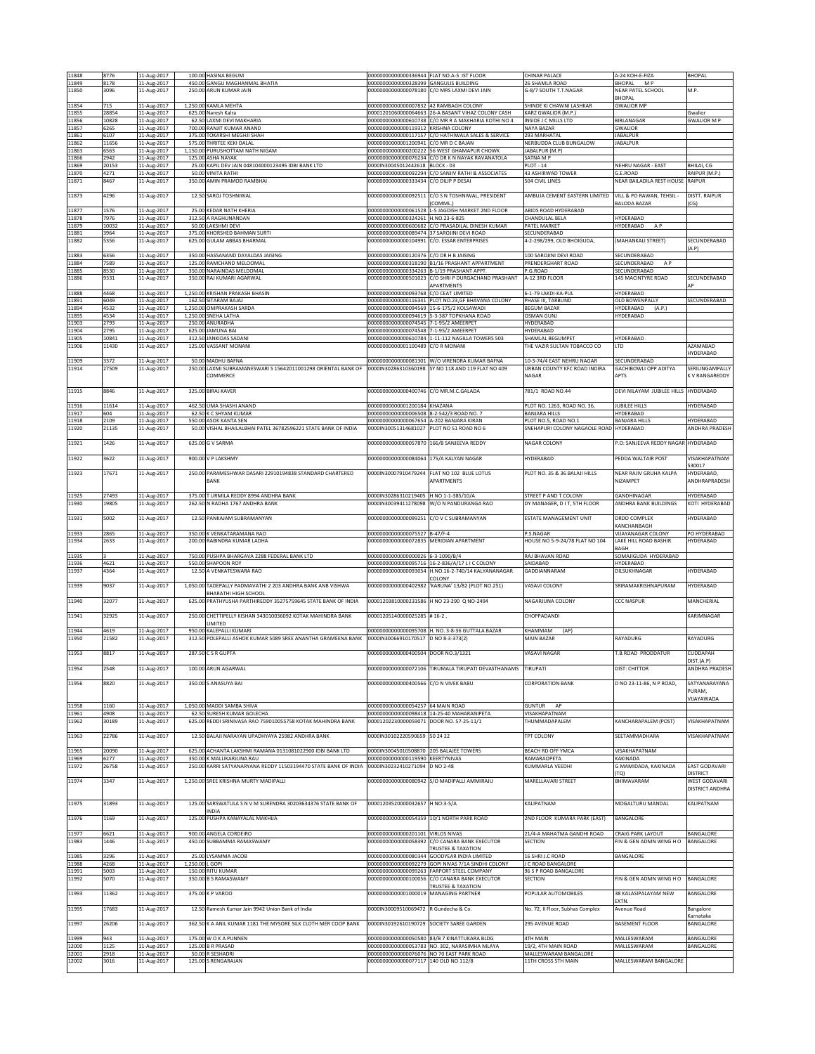| 11848 | 8776 | 11-Aug-2017 | 100.00 | HASINA BEGUM | 0000000000000336944 | FLAT NO.A-5 IST FLOOR | CHINAR PALACE | A-24 KOH-E-FIZA | BHOPAL |
|---|---|---|---|---|---|---|---|---|---|
| 11849 | 8178 | 11-Aug-2017 | 450.00 | GANGU MAGHANMAL BHATIA | 0000000000000328399 | GANGULIS BUILDING | 26 SHAMLA ROAD | BHOPAL M P | |
| 11850 | 3096 | 11-Aug-2017 | 250.00 | ARUN KUMAR JAIN | 0000000000000078180 | C/O MRS LAXMI DEVI JAIN | G-8/7 SOUTH T.T.NAGAR | NEAR PATEL SCHOOL BHOPAL | M.P. |
| 11854 | 715 | 11-Aug-2017 | 1,250.00 | KAMLA MEHTA | 0000000000000007832 | 42 RAMBAGH COLONY | SHINDE KI CHAWNI LASHKAR | GWALIOR MP | |
| 11855 | 28854 | 11-Aug-2017 | 625.00 | Naresh Kalra | 0000120106000064663 | 26-A BASANT VIHAZ COLONY CASH | KARZ GWALIOR (M.P.) | | Gwalior |
| 11856 | 10828 | 11-Aug-2017 | 62.50 | LAXMI DEVI MAKHARIA | 0000000000000610738 | C/O MR R A MAKHARIA KOTHI NO 4 | INSIDE J C MILLS LTD | BIRLANAGAR | GWALIOR M P |
| 11857 | 6265 | 11-Aug-2017 | 700.00 | RANJIT KUMAR ANAND | 0000000000000119312 | KRISHNA COLONY | NAYA BAZAR | GWALIOR | |
| 11861 | 6107 | 11-Aug-2017 | 375.00 | TOKARSHI MEGHJI SHAH | 0000000000000117157 | C/O HATHIWALA SALES & SERVICE | 293 MARHATAL | JABALPUR | |
| 11862 | 11656 | 11-Aug-2017 | 575.00 | THRITEE KEKI DALAL | 0000000000001200941 | C/O MR D C BAJAN | NERBUDDA CLUB BUNGALOW | JABALPUR | |
| 11863 | 6563 | 11-Aug-2017 | 1,150.00 | PURUSHOTTAM NATH NIGAM | 0000000000000200222 | 56 WEST GHAMAPUR CHOWK | JABALPUR (M.P) | | |
| 11866 | 2942 | 11-Aug-2017 | 125.00 | ASHA NAYAK | 0000000000000076234 | C/O DR K N NAYAK RAVANATOLA | SATNA M P | | |
| 11869 | 20153 | 11-Aug-2017 | 25.00 | KAPIL DEV JAIN 048104000123495 IDBI BANK LTD | 0000IN30045012442618 | BLOCK - 03 | PLOT - 14 | NEHRU NAGAR - EAST | BHILAI, CG |
| 11870 | 4271 | 11-Aug-2017 | 50.00 | VINITA RATHI | 0000000000000092294 | C/O SANJIV RATHI & ASSOCIATES | 43 ASHIRWAD TOWER | G.E.ROAD | RAIPUR (M.P.) |
| 11871 | 8467 | 11-Aug-2017 | 350.00 | AMIN PRAMOD RAMBHAI | 0000000000000333434 | C/O DILIP P DESAI | 504 CIVIL LINES | NEAR BAILADILA REST HOUSE | RAIPUR |
| 11873 | 4296 | 11-Aug-2017 | 12.50 | SAROJ TOSHNIWAL | 0000000000000092511 | C/O S N TOSHNIWAL, PRESIDENT (COMML.) | AMBUJA CEMENT EASTERN LIMITED | VILL & PO RAWAN, TEHSIL - BALODA BAZAR | DISTT. RAIPUR (CG) |
| 11877 | 1576 | 11-Aug-2017 | 25.00 | KEDAR NATH KHERIA | 0000000000000061528 | L-5 JAGDISH MARKET 2ND FLOOR | ABIDS ROAD HYDERABAD | | |
| 11878 | 7976 | 11-Aug-2017 | 312.50 | A RAGHUNANDAN | 0000000000000324261 | H.NO.23-6-825 | CHANDULAL BELA | HYDERABAD | |
| 11879 | 10032 | 11-Aug-2017 | 50.00 | LAKSHMI DEVI | 0000000000000600682 | C/O PRASADILAL DINESH KUMAR | PATEL MARKET | HYDERABAD A P | |
| 11881 | 3964 | 11-Aug-2017 | 375.00 | KHORSHED BAHMAN SURTI | 0000000000000089474 | 37 SAROJINI DEVI ROAD | SECUNDERABAD | | |
| 11882 | 5356 | 11-Aug-2017 | 625.00 | GULAM ABBAS BHARMAL | 0000000000000104991 | C/O. ESSAR ENTERPRISES | 4-2-298/299, OLD BHOIGUDA, | (MAHANKALI STREET) | SECUNDERABAD (A.P) |
| 11883 | 6356 | 11-Aug-2017 | 350.00 | HASSANAND DAYALDAS JAISING | 0000000000000120376 | C/O DR H B JAISING | 100 SAROJINI DEVI ROAD | SECUNDERABAD | |
| 11884 | 7589 | 11-Aug-2017 | 125.00 | RAMCHAND MELOOMAL | 0000000000000318190 | B1/16 PRASHANT APPARTMENT | PRENDERGHART ROAD | SECUNDERABAD A P | |
| 11885 | 8530 | 11-Aug-2017 | 350.00 | NARAINDAS MELDOMAL | 0000000000000334263 | B-1/19 PRASHANT APPT. | P.G.ROAD | SECUNDERABAD | |
| 11886 | 9331 | 11-Aug-2017 | 350.00 | RAJ KUMARI AGARWAL | 0000000000000501023 | C/O SHRI P DURGACHAND PRASHANT APARTMENTS | A-12 3RD FLOOR | 145 MACINTYRE ROAD | SECUNDERABAD AP |
| 11888 | 4468 | 11-Aug-2017 | 1,250.00 | KRISHAN PRAKASH BHASIN | 0000000000000093768 | C/O CEAT LIMITED | 6-1-79 LAKDI-KA-PUL | HYDERABAD | |
| 11891 | 6049 | 11-Aug-2017 | 162.50 | SITARAM BAJAJ | 0000000000000116341 | PLOT NO.23,GF BHAVANA COLONY | PHASE III, TARBUND | OLD BOWENPALLY | SECUNDERABAD |
| 11894 | 4532 | 11-Aug-2017 | 1,250.00 | OMPRAKASH SARDA | 0000000000000094569 | 15-6-175/2 KOLSAWADI | BEGUM BAZAR | HYDERABAD (A.P.) | |
| 11895 | 4534 | 11-Aug-2017 | 1,250.00 | SNEHA LATHA | 0000000000000094619 | 5-3-387 TOPKHANA ROAD | OSMAN GUNJ | HYDERABAD | |
| 11903 | 2793 | 11-Aug-2017 | 250.00 | ANURADHA | 0000000000000074545 | 7-1-95/2 AMEERPET | HYDERABAD | | |
| 11904 | 2795 | 11-Aug-2017 | 625.00 | JAMUNA BAI | 0000000000000074548 | 7-1-95/2 AMEERPET | HYDERABAD | | |
| 11905 | 10841 | 11-Aug-2017 | 312.50 | JANKIDAS SADANI | 0000000000000610784 | 1-11-112 NAGILLA TOWERS 503 | SHAMLAL BEGUMPET | HYDERABAD | |
| 11906 | 11430 | 11-Aug-2017 | 125.00 | VASSANT MONANI | 0000000000001100489 | C/O R MONANI | THE VAZIR SULTAN TOBACCO CO | LTD | AZAMABAD HYDERABAD |
| 11909 | 3372 | 11-Aug-2017 | 50.00 | MADHU BAFNA | 0000000000000081301 | W/O VIRENDRA KUMAR BAFNA | 10-3-74/4 EAST NEHRU NAGAR | SECUNDERABAD | |
| 11914 | 27509 | 11-Aug-2017 | 250.00 | LAXMI SUBRAMANESWARI S 15642011001298 ORIENTAL BANK OF COMMERCE | 0000IN30286310360198 | SY NO 118 AND 119 FLAT NO 409 | URBAN COUNTY KFC ROAD INDIRA NAGAR | GACHIBOWLI OPP ADITYA APTS | SERILINGAMPALLY K V RANGAREDDY |
| 11915 | 8846 | 11-Aug-2017 | 325.00 | BIRAJ KAVER | 0000000000000400746 | C/O MR.M.C.GALADA | 781/1 ROAD NO.44 | DEVI NILAYAM JUBILEE HILLS | HYDERABAD |
| 11916 | 11614 | 11-Aug-2017 | 462.50 | UMA SHASHI ANAND | 0000000000001200184 | KHAZANA | PLOT NO. 1263, ROAD NO. 36, | JUBILEE HILLS | HYDERABAD |
| 11917 | 604 | 11-Aug-2017 | 62.50 | K C SHYAM KUMAR | 0000000000000006508 | 8-2-542/3 ROAD NO. 7 | BANJARA HILLS | HYDERABAD | |
| 11918 | 2109 | 11-Aug-2017 | 550.00 | ASOK KANTA SEN | 0000000000000067654 | A-202 BANJARA KIRAN | PLOT NO.5, ROAD NO.1 | BANJARA HILLS | HYDERABAD |
| 11920 | 21135 | 11-Aug-2017 | 50.00 | VISHAL BHAILALBHAI PATEL 36782596221 STATE BANK OF INDIA | 0000IN30051314681027 | PLOT NO 51 ROAD NO 6 | SNEHAPURI COLONY NAGAOLE ROAD | HYDERABAD | ANDHRA PRADESH |
| 11921 | 1426 | 11-Aug-2017 | 625.00 | G V SARMA | 0000000000000057870 | 166/B SANJEEVA REDDY | NAGAR COLONY | P.O: SANJEEVA REDDY NAGAR | HYDERABAD |
| 11922 | 3622 | 11-Aug-2017 | 900.00 | V P LAKSHMY | 0000000000000084064 | 175/A KALYAN NAGAR | HYDERABAD | PEDDA WALTAIR POST | VISAKHAPATNAM 530017 |
| 11923 | 17671 | 11-Aug-2017 | 250.00 | PARAMESHWAR DASARI 22910194838 STANDARD CHARTERED BANK | 0000IN30007910479244 | FLAT NO 102 BLUE LOTUS APARTMENTS | PLOT NO. 35 & 36 BALAJI HILLS | NEAR RAJIV GRUHA KALPA NIZAMPET | HYDERABAD, ANDHRAPRADESH |
| 11925 | 27493 | 11-Aug-2017 | 375.00 | T URMILA REDDY 8994 ANDHRA BANK | 0000IN30286310219405 | H NO 1-1-385/10/A | STREET P AND T COLONY | GANDHINAGAR | HYDERABAD |
| 11930 | 19805 | 11-Aug-2017 | 262.50 | N RADHA 1767 ANDHRA BANK | 0000IN30039411278098 | W/O N PANDURANGA RAO | DY MANAGER, D I T, 5TH FLOOR | ANDHRA BANK BUILDINGS | KOTI HYDERABAD |
| 11931 | 5002 | 11-Aug-2017 | 12.50 | PANKAJAM SUBRAMANYAN | 0000000000000099251 | C/O V C SUBRAMANYAN | ESTATE MANAGEMENT UNIT | DRDO COMPLEX KANCHANBAGH | HYDERABAD |
| 11933 | 2865 | 11-Aug-2017 | 350.00 | K VENKATARAMANA RAO | 0000000000000075527 | B-47/F-4 | P.S.NAGAR | VIJAYANAGAR COLONY | PO HYDERABAD |
| 11934 | 2633 | 11-Aug-2017 | 200.00 | RABINDRA KUMAR LADHA | 0000000000000072835 | MERIDIAN APARTMENT | HOUSE NO 5-9-24/78 FLAT NO 104 | LAKE HILL ROAD BASHIR BAGH | HYDERABAD |
| 11935 | 3 | 11-Aug-2017 | 750.00 | PUSHPA BHARGAVA 2288 FEDERAL BANK LTD | 0000000000000000026 | 6-3-1090/B/4 | RAJ BHAVAN ROAD | SOMAJIGUDA HYDERABAD | |
| 11936 | 4621 | 11-Aug-2017 | 550.00 | SHAPOON ROY | 0000000000000095716 | 16-2-836/A/17 L I C COLONY | SAIDABAD | HYDERABAD | |
| 11937 | 4364 | 11-Aug-2017 | 12.50 | A VENKATESWARA RAO | 0000000000000093054 | H.NO.16-2-740/14 KALYANANAGAR COLONY | GADDIANNARAM | DILSUKHNAGAR | HYDERABAD |
| 11939 | 9037 | 11-Aug-2017 | 1,050.00 | TADEPALLY PADMAVATHI 2 203 ANDHRA BANK ANB VISHWA BHARATHI HIGH SCHOOL | 0000000000000402982 | 'KARUNA' 13/82 (PLOT NO.251) | VASAVI COLONY | SRIRAMAKRISHNAPURAM | HYDERABAD |
| 11940 | 32077 | 11-Aug-2017 | 625.00 | PRATHYUSHA PARTHIREDDY 35275759645 STATE BANK OF INDIA | 0000120381000231586 | H NO 23-290 Q NO-2494 | NAGARJUNA COLONY | CCC NASPUR | MANCHERIAL |
| 11941 | 32925 | 11-Aug-2017 | 250.00 | CHETTIPELLY KISHAN 343010036092 KOTAK MAHINDRA BANK LIMITED | 0000120514000025285 | # 16-2 , | CHOPPADANDI | | KARIMNAGAR |
| 11944 | 4619 | 11-Aug-2017 | 950.00 | KALEPALLI KUMARI | 0000000000000095708 | H. NO. 3-8-36 GUTTALA BAZAR | KHAMMAM (AP) | | |
| 11950 | 21582 | 11-Aug-2017 | 312.50 | POLEPALLI ASHOK KUMAR 5089 SREE ANANTHA GRAMEENA BANK | 0000IN30066910170517 | D NO 8-3-373(2) | MAIN BAZAR | RAYADURG | RAYADURG |
| 11953 | 8817 | 11-Aug-2017 | 287.50 | C S R GUPTA | 0000000000000400504 | DOOR NO.3/1321 | VASAVI NAGAR | T.B.ROAD PRODDATUR | CUDDAPAH DIST.(A.P) |
| 11954 | 2548 | 11-Aug-2017 | 100.00 | ARUN AGARWAL | 0000000000000072106 | TIRUMALA TIRUPATI DEVASTHANAMS | TIRUPATI | DIST: CHITTOR | ANDHRA PRADESH |
| 11956 | 8820 | 11-Aug-2017 | 350.00 | S ANASUYA BAI | 0000000000000400566 | C/O N VIVEK BABU | CORPORATION BANK | D NO:23-11-86, N P ROAD, | SATYANARAYANA PURAM, VIJAYAWADA |
| 11958 | 1160 | 11-Aug-2017 | 1,050.00 | MADDI SAMBA SHIVA | 0000000000000054257 | 64 MAIN ROAD | GUNTUR AP | | |
| 11961 | 4908 | 11-Aug-2017 | 62.50 | SURESH KUMAR GOLECHA | 0000000000000098418 | 14-25-40 MAHARANIPETA | VISAKHAPATNAM | | |
| 11962 | 30189 | 11-Aug-2017 | 625.00 | REDDI SRINIVASA RAO 759010055758 KOTAK MAHINDRA BANK | 0000120223000059071 | DOOR NO. 57-25-11/1 | THUMMADAPALEM | KANCHARAPALEM (POST) | VISAKHAPATNAM |
| 11963 | 22786 | 11-Aug-2017 | 12.50 | BALAJI NARAYAN UPADHYAYA 25982 ANDHRA BANK | 0000IN30102220590659 | 50 24 22 | TPT COLONY | SEETAMMADHARA | VISAKHAPATNAM |
| 11965 | 20090 | 11-Aug-2017 | 625.00 | ACHANTA LAKSHMI RAMANA 013108102290 IDBI BANK LTD | 0000IN30045010508870 | 205 BALAJEE TOWERS | BEACH RD OFF YMCA | VISAKHAPATNAM | |
| 11969 | 6277 | 11-Aug-2017 | 350.00 | K MALLIKARJUNA RAU | 0000000000000119590 | KEERTYNIVAS | RAMARAOPETA | KAKINADA | |
| 11972 | 26758 | 11-Aug-2017 | 250.00 | KARRI SATYANARYANA REDDY 11503194470 STATE BANK OF INDIA | 0000IN30232410271094 | D NO 2-48 | KUMMARLA VEEDHI | G MAMIDADA, KAKINADA (TQ) | EAST GODAVARI DISTRICT |
| 11974 | 3347 | 11-Aug-2017 | 1,250.00 | SREE KRISHNA MURTY MADIPALLI | 0000000000000080942 | S/O MADIPALLI AMMIRAJU | MARELLAVARI STREET | BHIMAVARAM | WEST GODAVARI DISTRICT ANDHRA |
| 11975 | 31893 | 11-Aug-2017 | 125.00 | SARSWATULA S N V M SURENDRA 30203634376 STATE BANK OF INDIA | 0000120352000032657 | H NO:3-5/A | KALIPATNAM | MOGALTURU MANDAL | KALIPATNAM |
| 11976 | 1169 | 11-Aug-2017 | 125.00 | PUSHPA KANAYALAL MAKHIJA | 0000000000000054359 | 10/1 NORTH PARK ROAD | 2ND FLOOR KUMARA PARK (EAST) | BANGALORE | |
| 11977 | 6621 | 11-Aug-2017 | 900.00 | ANGELA CORDEIRO | 0000000000000201101 | VIRLOS NIVAS | 21/4-A MAHATMA GANDHI ROAD | CRAIG PARK LAYOUT | BANGALORE |
| 11983 | 1446 | 11-Aug-2017 | 450.00 | SUBBAMMA RAMASWAMY | 0000000000000058392 | C/O CANARA BANK EXECUTOR TRUSTEE & TAXATION | SECTION | FIN & GEN ADMN WING H O | BANGALORE |
| 11985 | 3296 | 11-Aug-2017 | 25.00 | LYSAMMA JACOB | 0000000000000080344 | GOODYEAR INDIA LIMITED | 16 SHRI J.C ROAD | BANGALORE | |
| 11988 | 4268 | 11-Aug-2017 | 1,250.00 | L GOPI | 0000000000000092279 | GOPI NIVAS 7/1A SINDHI COLONY | J C ROAD BANGALORE | | |
| 11991 | 5003 | 11-Aug-2017 | 150.00 | RITU KUMAR | 0000000000000099263 | FARPORT STEEL COMPANY | 96 S P ROAD BANGALORE | | |
| 11992 | 5070 | 11-Aug-2017 | 350.00 | B S RAMASWAMY | 0000000000000100056 | C/O CANARA BANK EXECUTOR TRUSTEE & TAXATION | SECTION | FIN & GEN ADMN WING H O | BANGALORE |
| 11993 | 11362 | 11-Aug-2017 | 375.00 | K P VAROO | 0000000000001000019 | MANAGING PARTNER | POPULAR AUTOMOBILES | 38 KALASIPALAYAM NEW EXTN. | BANGALORE |
| 11995 | 17683 | 11-Aug-2017 | 12.50 | Ramesh Kumar Jain 9942 Union Bank of India | 0000IN30009510069472 | R Gundecha & Co. | No. 72, II Floor, Subhas Complex | Avenue Road | Bangalore Karnataka |
| 11997 | 26206 | 11-Aug-2017 | 362.50 | K A ANIL KUMAR 1181 THE MYSORE SILK CLOTH MER COOP BANK | 0000IN30192610190729 | SOCIETY SAREE GARDEN | 295 AVENUE ROAD | BASEMENT FLOOR | BANGALORE |
| 11999 | 943 | 11-Aug-2017 | 175.00 | W O K A PUNNEN | 0000000000000050580 | 83/B 7 KINATTUKARA BLDG | 4TH MAIN | MALLESWARAM | BANGALORE |
| 12000 | 1125 | 11-Aug-2017 | 125.00 | B R PRASAD | 0000000000000053783 | NO. 302, NARASIMHA NILAYA | 19/2, 4TH MAIN ROAD | MALLESWARAM | BANGALORE |
| 12001 | 2918 | 11-Aug-2017 | 50.00 | R SESHADRI | 0000000000000076076 | NO 70 EAST PARK ROAD | MALLESWARAM BANGALORE | | |
| 12002 | 3016 | 11-Aug-2017 | 125.00 | S RENGARAJAN | 0000000000000077117 | 140 OLD NO 112/8 | 11TH CROSS 5TH MAIN | MALLESWARAM BANGALORE | |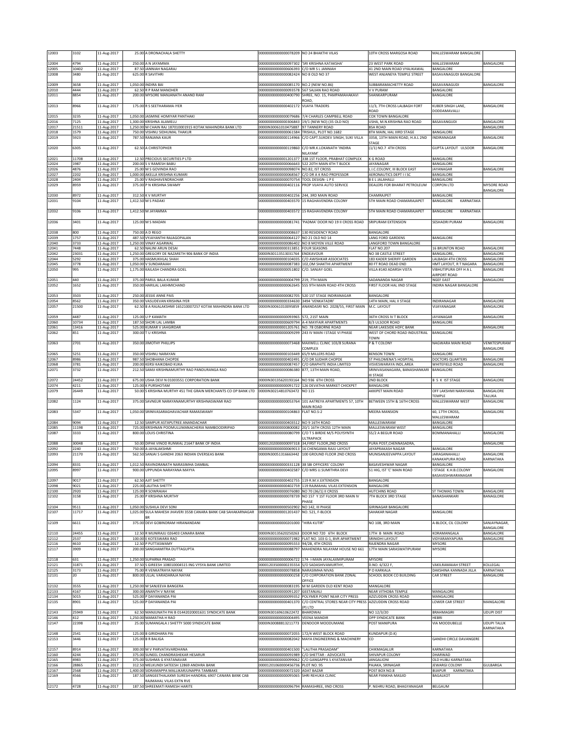| 12003 | 3102 | 11-Aug-2017 | 25.00 | A DRONACHALA SHETTY | 0000000000000078209 | NO 24 BHAKTHI VILAS | 10TH CROSS MARGOSA ROAD | MALLESWARAM BANGALORE | |
|---|---|---|---|---|---|---|---|---|---|
| 12004 | 4794 | 11-Aug-2017 | 250.00 | A N JAYAMMA | 0000000000000097302 | 'SRI KRISHNA KATAKSHA' | 23 WEST PARK ROAD | MALLESWARAM | BANGALORE |
| 12005 | 10402 | 11-Aug-2017 | 87.50 | JANNIAH NAGARAJ | 0000000000000606393 | C/O MR S L JANNIAH | 41 2ND MAIN ROAD VYALIKAWAL | BANGALORE | |
| 12008 | 3480 | 11-Aug-2017 | 625.00 | R SAVITHRI | 0000000000000082424 | NO 8 OLD NO 37 | WEST ANJANEYA TEMPLE STREET | BASAVANAGUDI BANGALORE | |
| 12009 | 3658 | 11-Aug-2017 | 1,050.00 | INDIRA BAI | 0000000000000085170 | NO.2 (NEW NO.86) | SUBBARAMACHETTY ROAD | BASAVANAGUDI | BANGALORE |
| 12010 | 4444 | 11-Aug-2017 | 62.50 | R P RAM MANOHER | 0000000000000093578 | 567 SAJJAN RAO ROAD | V V PURAM | BANGALORE | |
| 12011 | 8854 | 11-Aug-2017 | 200.00 | MYSORE MANJANATH ANAND RAM | 0000000000000400790 | SHREE, NO. 15, PAMPAMAHAKAVI ROAD, | SHANKARPURAM | BANGALORE | |
| 12013 | 8966 | 11-Aug-2017 | 175.00 | R S SEETHARAMA IYER | 0000000000000402172 | VIJAYA TRADERS | 11/3, 7TH CROSS LALBAGH FORT ROAD | KUBER SINGH LANE, DODDAMAVALLI | BANGALORE |
| 12015 | 3235 | 11-Aug-2017 | 1,050.00 | JASMINE HOMIYAR PANTHAKI | 0000000000000079686 | 7/4 CHARLES CAMPBELL ROAD | COX TOWN BANGALORE | | |
| 12016 | 7125 | 11-Aug-2017 | 1,300.00 | KRISHNA ALAMELU | 0000000000000306843 | 19/1 (NEW NO) (35 OLD NO) | USHA, M.N.KRISHNA RAO ROAD | BASAVANGUDI | BANGALORE |
| 12017 | 21511 | 11-Aug-2017 | 1,250.00 | M CHAIN RAJ 187010001915 KOTAK MAHINDRA BANK LTD | 0000IN30061010475887 | 97 TANNERY ROAD | BSA ROAD | | BANGALORE |
| 12018 | 1579 | 11-Aug-2017 | 750.00 | VISHNU SIDHUMAL THAKUR | 0000000000000061584 | TRISHUL, PLOT NO.1682 | 8TH MAIN, HAL IIIRD STAGE | BANGALORE | |
| 12019 | 5923 | 11-Aug-2017 | 787.50 | RANJANA KAUR | 0000000000000114966 | C/O CAPT.SUKDEV SINGH, SUKI VILLA | 3358, 13TH MAIN ROAD, H.A.L 2ND STAGE | INDIRANAGAR | BANGALORE |
| 12020 | 6305 | 11-Aug-2017 | 62.50 | A CHRISTOPHER | 0000000000000119860 | C/O MR.K.LOKANATH 'INDIRA NILAYAM' | (1/1) NO.7 4TH CROSS | GUPTA LAYOUT ULSOOR | BANGALORE |
| 12021 | 11708 | 11-Aug-2017 | 12.50 | PRECIOUS SECURITIES P LTD | 0000000000001201377 | 338 1ST FLOOR, PRABHAT COMPLEX | K G ROAD | BANGALORE | |
| 12024 | 1987 | 11-Aug-2017 | 200.00 | S V RAMESH BABU | 0000000000000066643 | 522 20TH MAIN 4TH T BLOCK | JAYANAGAR | BANGALORE | |
| 12026 | 4876 | 11-Aug-2017 | 25.00 | M S GOVINDA RAO | 0000000000000098074 | NO.82, IST CROSS | L.I.C.COLONY, III BLOCK EAST | JAYANAGAR | BANGALORE |
| 12027 | 2202 | 11-Aug-2017 | 1,000.00 | AKELLA KRISHNA KUMARI | 0000000000000068567 | C/O DR A K RAO PROFESSOR | AERONAUTICS DEPT I I SC | BANGALORE | |
| 12028 | 2404 | 11-Aug-2017 | 25.00 | V RAGHAVENDRACHAR | 0000000000000070754 | TOOL DESIGN- L P E | B E L JALAHALLI | BANGALORE | |
| 12029 | 8959 | 11-Aug-2017 | 375.00 | P N KRISHNA SWAMY | 0000000000000402116 | PROP VIJAYA AUTO SERVICE | DEALERS FOR BHARAT PETROLEUM | CORPON LTD | MYSORE ROAD BANGALORE |
| 12030 | 8972 | 11-Aug-2017 | 312.50 | K V MURTHY | 0000000000000402256 | 244, 3RD MAIN ROAD | CHAMRAJPET | BANGALORE | |
| 12031 | 9104 | 11-Aug-2017 | 1,412.50 | M S PADAKI | 0000000000000403570 | 15 RAGHAVENDRA COLONY | 5TH MAIN ROAD CHAMARAJAPET | BANGALORE KARNATAKA | |
| 12032 | 9106 | 11-Aug-2017 | 1,412.50 | M JAYAMMA | 0000000000000403572 | 15 RAGHAVENDRA COLONY | 5TH MAIN ROAD CHAMARAJAPET | BANGALORE KARNATAKA | |
| 12036 | 3401 | 11-Aug-2017 | 125.00 | M S MADAN | 0000000000000081741 | 'PADMA' DOOR NO 19 II CROSS ROAD | SRIPURAM EXTENSION | SESHADRI PURAM | BANGALORE |
| 12038 | 800 | 11-Aug-2017 | 750.00 | A D REGO | 0000000000000008637 | 130 RESIDENCY ROAD | BANGALORE | | |
| 12039 | 1757 | 11-Aug-2017 | 487.50 | VYJAYANTHI RAJAGOPALAN | 0000000000000064127 | NO 21 OLD NO 14 | LANG FORD GARDENS | BANGALORE | |
| 12040 | 3733 | 11-Aug-2017 | 1,250.00 | VINAY AGARWAL | 0000000000000086402 | NO 8 MOYEN VILLE ROAD | LANGFORD TOWN BANGALORE | | |
| 12041 | 7448 | 11-Aug-2017 | 62.50 | NALINI ARUN DESAI | 0000000000000313851 | FOUR SEASONS | FLAT NO.207 | 16 BRUNTON ROAD | BANGALORE |
| 12042 | 23031 | 11-Aug-2017 | 1,250.00 | GREGORY DE NAZARETH 906 BANK OF INDIA | 0000IN30113513031764 | ENDEAVOUR | NO 38 CASTLE STREET | BANGALORE, | BANGALORE |
| 12044 | 5292 | 11-Aug-2017 | 375.00 | HASMUKHLAL SHAH | 0000000000000104035 | C/O AWISHKAR ASSOCIATES | 183 KADER SHERIFF GARDEN | LALBAGH 4TH CROSS | BANGALORE |
| 12045 | 3778 | 11-Aug-2017 | 1,050.00 | V SUNDARAIAH | 0000000000000087383 | 102,OM SHAKTHI APARTMENT | 80 FT ROAD DEAD END | HMT LAYOUT, R T NAGARA | BANGALORE |
| 12050 | 995 | 11-Aug-2017 | 1,175.00 | KAILASH CHANDRA GOEL | 0000000000000051802 | C/O. SANJAY GOEL | VILLA #140 ADARSH VISTA | VIBHUTIPURA OFF H A L AIRPORT ROAD | BANGALORE |
| 12051 | 440 | 11-Aug-2017 | 375.00 | PARUL BALA KUMAR | 0000000000000004799 | 219, 7TH MAIN | SADANANDA NAGAR | NGEF EAST | BANGALORE |
| 12052 | 1652 | 11-Aug-2017 | 350.00 | HARILAL LAKHMICHAND | 0000000000000062645 | 555 9TH MAIN ROAD 4TH CROSS | FIRST FLOOR HAL IIND STAGE | INDIRA NAGAR BANGALORE | |
| 12053 | 3503 | 11-Aug-2017 | 250.00 | JESSIE ANNE PAIS | 0000000000000082705 | 520 1ST STAGE INDIRANAGAR | BANGALORE | | |
| 12054 | 8562 | 11-Aug-2017 | 350.00 | VASUDEVAN KRISHNA IYER | 0000000000000334630 | 3494 'VENKATADRI' | 14TH MAIN, HAL II STAGE | INDIRANAGAR | BANGALORE |
| 12057 | 21500 | 11-Aug-2017 | 62.50 | B A RAJALAKSHMI 165210007257 KOTAK MAHINDRA BANK LTD | 0000IN30061010095859 | ANANDASRI NO. 2028/55, FIRST MAIN | M.C. LAYOUT | VIJAYANAGAR | BANGALORE |
| 12059 | 4487 | 11-Aug-2017 | 125.00 | U P KAMATH | 0000000000000093965 | 572, 21ST MAIN | 36TH CROSS IV T BLOCK | JAYANAGAR | BANGALORE |
| 12060 | 10734 | 11-Aug-2017 | 187.50 | SHORI LAL LAMBA | 0000000000000609794 | A-4 MAYFAIR APARTMENTS | 8/3 ULSOOR ROAD | BANGALORE | |
| 12061 | 13416 | 11-Aug-2017 | 525.00 | KUMAR V JAHGIRDAR | 0000000000001205761 | NO. 78 OSBORNE ROAD | NEAR LAKESIDE HDFC BANK | | BANGALORE |
| 12062 | 851 | 11-Aug-2017 | 300.00 | T U KRISHNA | 0000000000000009299 | 243 IV MAIN I STAGE VI PHASE | WEST OF CHORD ROAD INDUSTRIAL TOWN | BANGALORE | |
| 12063 | 2701 | 11-Aug-2017 | 350.00 | JIMOTHY PHILLIPS | 0000000000000073468 | MAXWELL CLINIC 103/8 SURANA COMPLEX | P & T COLONY | NAGWARA MAIN ROAD | VENKTESPURAM BANGALORE |
| 12065 | 5251 | 11-Aug-2017 | 350.00 | VISHNU NARAYAN | 0000000000000103449 | 65/9 MILLERS ROAD | BENSON TOWN | BANGALORE | |
| 12067 | 8986 | 11-Aug-2017 | 987.50 | SHOBHANA CHOPDE | 0000000000000402491 | C/O DR SUDHIR CHOPDE | ST PHILOMENA'S HOSPITAL | DOCTORS QUARTERS | BANGALORE |
| 12068 | 3781 | 11-Aug-2017 | 200.00 | KERSI KAIKOBAD KUKA | 0000000000000087457 | C/O GRAPHITE INDIA LIMITED | VISVESWARAYA INDL.AREA | WHITEFIELD ROAD | BANGALORE |
| 12071 | 3732 | 11-Aug-2017 | 212.50 | SAMJI KRISHNAMURTHY RAO PANDURANGA RAO | 0000000000000086380 | 877, 13TH MAIN ROAD, | SRINIVASANAGARA, BANASHANKARI III STAGE | BANGALORE | |
| 12072 | 24452 | 11-Aug-2017 | 675.00 | USHA DEVI N 01003551 CORPORATION BANK | 0000IN30135620193164 | NO 936 6TH CROSS | 2ND BLOCK | B S K IST STAGE | BANGALORE |
| 12074 | 4211 | 11-Aug-2017 | 125.00 | K PURSHOTAM | 0000000000000091722 | 126 DEVATHA MARKET CHICKPET | BANGALORE | | |
| 12079 | 26449 | 11-Aug-2017 | 50.00 | S KRISHNA MURTHY 451 THE GRAIN MERCHANTS CO OP BANK LTD | 0000IN30214810763472 | NO 115 | AKKIPET MAIN ROAD | OFF LAKSHMI NARAYANA TEMPLE | BANGALORE TALUKA |
| 12082 | 1124 | 11-Aug-2017 | 375.00 | SAVNEUR NARAYANAMURTHY KRISHNASWAMI RAO | 0000000000000053764 | 101 AATREYA APARTMENTS 57, 10TH MAIN ROAD | BETWEEN 15TH & 16TH CROSS | MALLESWARAM WEST | BANGALORE |
| 12083 | 5347 | 11-Aug-2017 | 1,050.00 | SRINIVASARAGHAVACHAR RAMASWAMY | 0000000000000104863 | FLAT NO.S-2 | MEERA MANSION | 60, 17TH CROSS, MALLESWARAM | BANGALORE |
| 12084 | 9094 | 11-Aug-2017 | 12.50 | SAMPUR ASTAPUTREE ANANDACHAR | 0000000000000403512 | NO 9 16TH ROAD | MALLESWARAM | BANGALORE | |
| 12085 | 11198 | 11-Aug-2017 | 725.00 | KRISHNAN POOMULLIMANACHERIA NAMBOODIRIPAD | 0000000000000800082 | 20/1 16TH CROSS 12TH MAIN | MALLESWARAM WEST | BANGALORE | |
| 12087 | 3333 | 11-Aug-2017 | 800.00 | LOUIS CHRISTINA | 0000000000000080799 | C/O T S BIRDIE M/S POLYSYNTH ULTRAPACK | 55/2 A BEGUR ROAD | BOMMANAHALLI | BANGALORE |
| 12088 | 30048 | 11-Aug-2017 | 50.00 | DIPAK VINOD RUNWAL 21647 BANK OF INDIA | 00001202000000097318 | 34,FIRST FLOOR,2ND CROSS | PURA POST,CHENNASADRA, | | BANGALORE |
| 12092 | 2240 | 11-Aug-2017 | 750.00 | A JAYALAKSHMI | 0000000000000069013 | 16 CHENGAMA RAJU LAYOUT | JAYAPRAKASH NAGAR | BANGALORE | |
| 12093 | 21170 | 11-Aug-2017 | 562.50 | SANJAI S GANDHI 2063 INDIAN OVERSEAS BANK | 0000IN30051316663442 | 100 GROUND FLOOR 2ND CROSS | MUNISANJEEVAPPA LAYOUT | JARAGANAHALLI KANAKAPURA ROAD | BANGALORE KARNATAKA |
| 12094 | 8331 | 11-Aug-2017 | 1,012.50 | RAVINDRANATH NARASIMHA DAMBAL | 0000000000000331128 | 38 SBI OFFICERS' COLONY | BASAVESHWAR NAGAR | BANGALORE | |
| 12095 | 8997 | 11-Aug-2017 | 900.00 | UPPUNDA NARAYANA MAYYA | 0000000000000402587 | C/O MRS U.SUMITHRA DEVI | 51 HIG, IST 'C' MAIN ROAD | I STAGE K.H.B.COLONY BASAVESHWARANAGAR | BANGALORE |
| 12097 | 9017 | 11-Aug-2017 | 62.50 | AJIT SHETTY | 0000000000000402755 | 119 R.M.V.EXTENSION | BANGALORE | | |
| 12098 | 9021 | 11-Aug-2017 | 225.00 | LALITHA SHETTY | 0000000000000402759 | 119 RAJMAHAL VILAS EXTENSION | BANGALORE | | |
| 12100 | 2920 | 11-Aug-2017 | 125.00 | R SOWRAIAH | 0000000000000076080 | NO 70 (36/1) II CROSS | HUTCHINS ROAD | ST THOMAS TOWN | BANGALORE |
| 12102 | 3158 | 11-Aug-2017 | 25.00 | P KRISHNA MURTHY | 0000000000000078739 | NO 157 Y 1ST FLOOR 3RD MAIN IV PHASE | 7TH BLOCK 3RD STAGE | BANASHANKARI | BANAGLORE |
| 12104 | 9511 | 11-Aug-2017 | 1,050.00 | SUSHILA DEVI SONI | 0000000000000502902 | NO 142, III PHASE | GIRINAGAR BANGALORE | | |
| 12107 | 11717 | 11-Aug-2017 | 1,025.00 | SULA MAHESH JHAVERI 3558 CANARA BANK CAB SAHAKARNAGAR BR | 0000000000001201437 | NO. 521, F-BLOCK | SAHAKAR NAGAR | BANGALORE | |
| 12109 | 6611 | 11-Aug-2017 | 375.00 | DEVI GOBINDRAM HIRANANDANI | 0000000000000201000 | "HIRA KUTIR" | NO 108, 3RD MAIN | A-BLOCK, CIL COLONY | SANJAYNAGAR, BANGALORE |
| 12110 | 24455 | 11-Aug-2017 | 12.50 | R MUNIRAJU 026403 CANARA BANK | 0000IN30135620250263 | DOOR NO 720 6TH BLOCK | 17TH B MAIN ROAD | KORAMANGALA | BANGALORE |
| 12112 | 2537 | 11-Aug-2017 | 100.00 | E KOTESWARA RAO | 0000000000000071982 | FLAT NO. 103 G-1, BVR APARTMENT | SRINIDHI LAYOUT | VIDYARANYAPURA | BANGALORE |
| 12116 | 4610 | 11-Aug-2017 | 12.50 | P PUTTASWAMY | 0000000000000095553 | 94/28, 4TH CROSS | RAJENDRA NAGAR | MYSORE | |
| 12117 | 3909 | 11-Aug-2017 | 200.00 | SANGHAMITRA DUTTAGUPTA | 0000000000000088797 | MAHENDRA NILAYAM HOUSE NO 661 | 17TH MAIN SARASWATIPURAM | MYSORE | |
| 12118 | 631 | 11-Aug-2017 | 1,250.00 | SUPARNA PRASAD | 0000000000000006722 | 174- I-MAIN JAYALAXMIPURAM | MYSORE | | |
| 12121 | 31871 | 11-Aug-2017 | 37.50 | S GIREESH 108010004515 ING VYSYA BANK LIMITED | 00001203500000235554 | S/O SADASHIVAMURTHY, | D.NO. 6/322 F, | VAKILRAMAIAH STREET | KOLLEGAL |
| 12125 | 3173 | 11-Aug-2017 | 75.00 | R VENKATRAYA NAYAK | 0000000000000078858 | NARASIMHA NIVAS | P O KARKALA | DAKSHINA KANNADA JILLA | KARNATAKA |
| 12131 | 20 | 11-Aug-2017 | 800.00 | ULLAL VARADARAJA NAYAK | 0000000000000000258 | C/O CORPORATION BANK ZONAL OFFICE | SCHOOL BOOK CO BUILDING | CAR STREET | BANGALORE |
| 12132 | 3555 | 11-Aug-2017 | 1,250.00 | M SANJEEVA BANGERA | 0000000000000083195 | M M GARDEN OLD KENT ROAD | MANGALORE | | |
| 12133 | 4167 | 11-Aug-2017 | 300.00 | ANANTH V NAYAK | 0000000000000091207 | GEETANJALI | NEAR VITHOBA TEMPLE | MANGALORE | |
| 12134 | 5015 | 11-Aug-2017 | 525.00 | P DAYANANDA PAI | 0000000000000099352 | POLYMER POINT NEAR CITY PRESS | AZIZUDDIN CROSS ROAD | MANGALORE | |
| 12135 | 8901 | 11-Aug-2017 | 525.00 | P DAYANANDA PAI | 0000000000000401370 | C/O CENTRAL STORES NEAR CITY PRESS (P) LTD | AZIZUDDIN CROSS ROAD | LOWER CAR STREET | MANGALORE |
| 12143 | 25949 | 11-Aug-2017 | 62.50 | MANJUNATH PAI B 01442020001631 SYNDICATE BANK | 0000IN30169610622472 | BHARDWAJ | NO 12/3/20 | BRAHMAGIRI | UDUPI DIST |
| 12146 | 412 | 11-Aug-2017 | 1,250.00 | MAMATHA H RAO | 0000000000000004495 | VEENA MANDIR | OPP SYNDICATE BANK | HEBRI | |
| 12147 | 22398 | 11-Aug-2017 | 25.00 | SUMANGALA J SHETTY 5000 SYNDICATE BANK | 0000IN30088813211773 | DENDOOR MOODUMANE | POST MANIPURA | VIA MOODUBELLE | UDUPI TALUK KARNATAKA |
| 12148 | 2541 | 11-Aug-2017 | 125.00 | B GIRIDHARA PAI | 0000000000000072055 | 172/4 WEST BLOCK ROAD | KUNDAPUR (D.K) | | |
| 12153 | 3446 | 11-Aug-2017 | 125.00 | B R BALIGA | 0000000000000082042 | MAYA ENGINEERING & MACHINERY | CO | GANDHI CIRCLE DAVANGERE | |
| 12157 | 8914 | 11-Aug-2017 | 300.00 | M V PARVATAVARDHANA | 0000000000000401500 | "LALITHA PRASADAM" | CHIKMAGALUR | KARNATAKA | |
| 12160 | 4244 | 11-Aug-2017 | 375.00 | SUNEEL CHANDRASHEKAR HESARUR | 0000000000000091989 | C/O SHETTAR - ADVOCATE | SHIVAPUR COLONY | DHARWAD | |
| 12165 | 4983 | 11-Aug-2017 | 375.00 | SUSHMA G KYATANAVAR | 0000000000000099062 | C/O GANGAPPA S KYATANVAR | JANGALIONI | OLD HUBLI KARNATAKA | |
| 12166 | 28865 | 11-Aug-2017 | 312.50 | MELKUNDI SATEESH 12869 ANDHRA BANK | 00001201060000456736 | PLOT NO. 95 | PAJAKA, SRINAGAR | SAVARKAR | GULBARGA |
| 12167 | 2568 | 11-Aug-2017 | 1,400.00 | SIDRAMAPPA MALLIKARJUNAPPA TAMBAKE | 0000000000000072320 | ADAT BAZAR | POST BOX NO.8 | BIJAPUR KARNATAKA | |
| 12169 | 4566 | 11-Aug-2017 | 187.50 | SANGEETHALAXMI SURESH HANDRAL 6907 CANARA BANK CAB RAJMAHAL VILAS EXTN RVE | 0000000000000095065 | SHRI REHUKA CLINIC | NEAR PANKHA MASJID | BAGALKOT | |
| 12172 | 4728 | 11-Aug-2017 | 187.50 | SHREEMATI RAMESH HARITE | 0000000000000096794 | RAMASHREE, IIND CROSS | P. NEHRU ROAD, BHAGYANAGAR | BELGAUM | |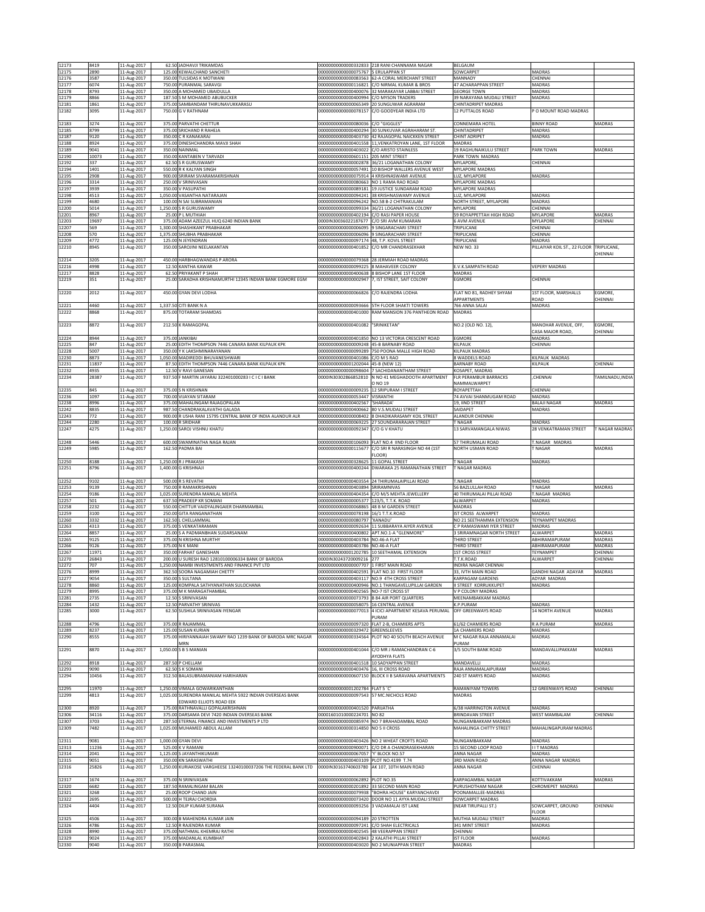| 12173 | 8419 | 11-Aug-2017 | 62.50 | JADHAVJI TRIKAMDAS | 0000000000000332833 | 218 RANI CHANNAMA NAGAR | BELGAUM | | |
|---|---|---|---|---|---|---|---|---|---|
| 12175 | 2890 | 11-Aug-2017 | 125.00 | KEWALCHAND SANCHETI | 0000000000000075767 | 5 ERULAPPAN ST | SOWCARPET | MADRAS | |
| 12176 | 3587 | 11-Aug-2017 | 350.00 | TULSIDAS K MOTWANI | 0000000000000083563 | 62-A CORAL MERCHANT STREET | MANNADY | CHENNAI | |
| 12177 | 6074 | 11-Aug-2017 | 750.00 | PURANMAL SARAVGI | 0000000000000116821 | C/O NIRMAL KUMAR & BROS | 47 ACHARAPPAN STREET | MADRAS | |
| 12178 | 8793 | 11-Aug-2017 | 350.00 | A MOHAMED UBAIDULLA | 0000000000000400076 | 32 MARAKAYAR LABBAI STREET | GEORGE TOWN | MADRAS | |
| 12179 | 8866 | 11-Aug-2017 | 187.50 | S M MOHAMED ABUBUCKER | 0000000000000400994 | C/O MYSON TRADERS | 39 NARAYANA MUDALI STREET | MADRAS | |
| 12181 | 1861 | 11-Aug-2017 | 375.00 | SAMBANDAM THIRUNAVUKKARASU | 0000000000000065349 | 20 SUNGUWAR AGRAHARAM | CHINTADRIPET MADRAS | | |
| 12182 | 3095 | 11-Aug-2017 | 750.00 | G V RATHNAM | 0000000000000078157 | C/O GOODYEAR INDIA LTD | 12 PUTTALOS ROAD | P O MOUNT ROAD MADRAS | |
| 12183 | 3274 | 11-Aug-2017 | 375.00 | PARVATHI CHETTUR | 0000000000000080036 | C/O "GIGGLES" | CONNEMARA HOTEL | BINNY ROAD | MADRAS |
| 12185 | 8799 | 11-Aug-2017 | 375.00 | SRICHAND R RAHEJA | 0000000000000400294 | 30 SUNKUVAR AGRAHARAM ST. | CHINTADRIPET | MADRAS | |
| 12187 | 9120 | 11-Aug-2017 | 350.00 | C R KANAKARAJ | 0000000000000403730 | 42 RAJAGOPAL NAICKEN STREET | CHINT ADRIPET | MADRAS | |
| 12188 | 8924 | 11-Aug-2017 | 375.00 | DINESHCHANDRA MAVJI SHAH | 0000000000000401558 | 11,VENKATROYAN LANE, 1ST FLOOR | MADRAS | | |
| 12189 | 9041 | 11-Aug-2017 | 350.00 | NAINMAL | 0000000000000403022 | C/O ARISTO STAINLESS | 19 RAGHUNAIKULU STREET | PARK TOWN | MADRAS |
| 12190 | 10073 | 11-Aug-2017 | 350.00 | KANTABEN V TARVADI | 0000000000000601151 | 205 MINT STREET | PARK TOWN MADRAS | | |
| 12192 | 337 | 11-Aug-2017 | 62.50 | S R GURUSWAMY | 0000000000000002878 | 36/21 LOGANATHAN COLONY | MYLAPORE, | CHENNAI | |
| 12194 | 1401 | 11-Aug-2017 | 550.00 | R K KALYAN SINGH | 0000000000000057491 | 10 BISHOP WALLERS AVENUE WEST | MYLAPORE MADRAS | | |
| 12195 | 2908 | 11-Aug-2017 | 900.00 | SRIRAM SIVARAMAKRISHNAN | 0000000000000075914 | 4 KRISHNASWAMI AVENUE | LUZ, MYLAPORE | MADRAS | |
| 12196 | 3314 | 11-Aug-2017 | 250.00 | V SRINIVASAN | 0000000000000080663 | NO 1 RAMA RAO ROAD | MYLAPORE MADRAS | | |
| 12197 | 3939 | 11-Aug-2017 | 350.00 | V PASUPATHI | 0000000000000089181 | 19 JUSTICE SUNDARAM ROAD | MYLAPORE MADRAS | | |
| 12198 | 4513 | 11-Aug-2017 | 1,050.00 | VASANTHA NATARAJAN | 0000000000000094241 | 38 KRISHNASWAMY AVENUE | LUZ, MYLAPORE | MADRAS | |
| 12199 | 4680 | 11-Aug-2017 | 100.00 | N SAI SUBRAMANIAN | 0000000000000096242 | NO.58 B-2 CHITRAKULAM | NORTH STREET, MYLAPORE | MADRAS | |
| 12200 | 5014 | 11-Aug-2017 | 1,250.00 | S R GURUSWAMY | 0000000000000099334 | 36/21 LOGANATHAN COLONY | MYLAPORE | CHENNAI | |
| 12201 | 8967 | 11-Aug-2017 | 25.00 | P L MUTHIAH | 0000000000000402194 | C/O RASI PAPER HOUSE | 59 ROYAPPETTAH HIGH ROAD | MYLAPORE | MADRAS |
| 12203 | 19697 | 11-Aug-2017 | 375.00 | ADAM AZEEZUL HUQ 6240 INDIAN BANK | 0000IN30036022187677 | C/O SRI AVM KUMARAN | 6 AVM AVENUE | MYLAPORE | CHENNAI |
| 12207 | 569 | 11-Aug-2017 | 1,300.00 | SHASHIKANT PRABHAKAR | 0000000000000006095 | 9 SINGARACHARI STREET | TRIPLICANE | CHENNAI | |
| 12208 | 570 | 11-Aug-2017 | 1,375.00 | SHUBHA PRABHAKAR | 0000000000000006096 | 9 SINGARACHARI STREET | TRIPLICANE | CHENNAI | |
| 12209 | 4772 | 11-Aug-2017 | 125.00 | N JEYENDRAN | 0000000000000097174 | 48, T.P. KOVIL STREET | TRIPLICANE | MADRAS | |
| 12210 | 8945 | 11-Aug-2017 | 350.00 | SAROJINI NEELAKANTAN | 0000000000000401852 | C/O MR CHANDRASEKHAR | NEW NO. 33 | PILLAIYAR KOIL ST., 22 FLOOR | TRIPLICANE, CHENNAI |
| 12214 | 3205 | 11-Aug-2017 | 450.00 | HARBHAGWANDAS P ARORA | 0000000000000079368 | 28 JERMIAH ROAD MADRAS | | | |
| 12216 | 4998 | 11-Aug-2017 | 12.50 | KANTHA KAWAR | 0000000000000099225 | 8 MAHAVEER COLONY | E.V.K.SAMPATH ROAD | VEPERY MADRAS | |
| 12217 | 8828 | 11-Aug-2017 | 62.50 | PRIYAKANT P SHAH | 0000000000000400638 | 8 BISHOP LANE 1ST FLOOR | MADRAS | | |
| 12219 | 351 | 11-Aug-2017 | 25.00 | SARADHA KRISHNAMURTHI 12345 INDIAN BANK EGMORE EGM | 0000000000000002947 | 7, IST STREET, SAIT COLONY | EGMORE | CHENNAI | |
| 12220 | 2012 | 11-Aug-2017 | 450.00 | GYAN DEVI LODHA | 0000000000000066826 | C/O RAJENDRA LODHA | FLAT NO 81, RADHEY SHYAM APPARTMENTS | 1ST FLOOR, MARSHALLS ROAD | EGMORE, CHENNAI |
| 12221 | 4460 | 11-Aug-2017 | 1,337.50 | CITI BANK N A | 0000000000000093666 | 5TH FLOOR SHAKTI TOWERS | 766 ANNA SALAI | MADRAS | |
| 12222 | 8868 | 11-Aug-2017 | 875.00 | TOTARAM SHAMDAS | 0000000000000401000 | RAM MANSION 376 PANTHEON ROAD | MADRAS | | |
| 12223 | 8872 | 11-Aug-2017 | 212.50 | K RAMAGOPAL | 0000000000000401082 | "SRINIKETAN" | NO.2 (OLD NO. 12), | MANOHAR AVENUE, OFF, CASA MAJOR ROAD, | EGMORE, CHENNAI |
| 12224 | 8944 | 11-Aug-2017 | 375.00 | JANKIBAI | 0000000000000401850 | NO 13 VICTORIA CRESCENT ROAD | EGMORE | MADRAS | |
| 12225 | 847 | 11-Aug-2017 | 25.00 | EDITH THOMPSON 7446 CANARA BANK KILPAUK KPK | 0000000000000009248 | 45-B BARNABY ROAD | KILPAUK | CHENNAI | |
| 12228 | 5007 | 11-Aug-2017 | 350.00 | Y K LAKSHMINARAYANAN | 0000000000000099289 | 750 POONA MALLE HIGH ROAD | KILPAUK MADRAS | | |
| 12230 | 8873 | 11-Aug-2017 | 1,050.00 | MADIREDDI BHUVANESHWARI | 0000000000000401086 | C/O M S RAO | 8 WADDELS ROAD | KILPAUK MADRAS | |
| 12231 | 11837 | 11-Aug-2017 | 87.50 | EDITH THOMPSON 7446 CANARA BANK KILPAUK KPK | 0000000000001202044 | 45-B (NEW 12) | BARNABY ROAD | KILPAUK | CHENNAI |
| 12232 | 4935 | 11-Aug-2017 | 12.50 | V RAVI GANESAN | 0000000000000098604 | 7 SACHIDANANTHAM STREET | KOSAPET, MADRAS | | |
| 12234 | 28387 | 11-Aug-2017 | 937.50 | F MARTIN JAYARAJ 322401000283 I C I C I BANK | 0000IN30302866852810 | N NO 41 MEGHADOOTH APARTMENT O NO 19 | FLR PERAMBUR BARRACKS NAMMALWARPET | ,CHENNAI | TAMILNADU,INDIA |
| 12235 | 845 | 11-Aug-2017 | 375.00 | S N KRISHNAN | 0000000000000009235 | 12 SRIPURAM I STREET | ROYAPETTAH | CHENNAI | |
| 12236 | 1097 | 11-Aug-2017 | 700.00 | VIJAYAN SITARAM | 0000000000000053447 | VISRANTHI | 74 AVVAI SHANMUGAM ROAD | MADRAS | |
| 12238 | 8996 | 11-Aug-2017 | 375.00 | MAHALINGAM RAJAGOPALAN | 0000000000000402567 | 'SHARADA' | 19, IIND STREET | BALAJI NAGAR | MADRAS |
| 12242 | 8835 | 11-Aug-2017 | 987.50 | CHANDRAKALAVATHI GALADA | 0000000000000400662 | 80 V.S.MUDALI STREET | SAIDAPET | MADRAS | |
| 12243 | 772 | 11-Aug-2017 | 900.00 | R USHA RANI 15795 CENTRAL BANK OF INDIA ALANDUR ALR | 0000000000000008402 | 8 DHADIKARASAMY KOIL STREET | ALANDUR CHENNAI | | |
| 12244 | 2280 | 11-Aug-2017 | 100.00 | R SRIDHAR | 0000000000000069225 | 27 SOUNDARARAJAN STREET | T NAGAR | MADRAS | |
| 12247 | 4275 | 11-Aug-2017 | 1,250.00 | SAROJ VISHNU KHATU | 0000000000000092347 | C/O G V KHATU | 13 SARVAMANGALA NIWAS | 28 VENKATRAMAN STREET | T NAGAR MADRAS |
| 12248 | 5446 | 11-Aug-2017 | 600.00 | SWAMINATHA NAGA RAJAN | 0000000000000106093 | FLAT NO.4 IIND FLOOR | 57 THIRUMALAI ROAD | T.NAGAR MADRAS | |
| 12249 | 5985 | 11-Aug-2017 | 162.50 | PADMA BAI | 0000000000000115677 | C/O SRI R NARASINGH NO 44 (1ST FLOOR) | NORTH USMAN ROAD | T NAGAR | MADRAS |
| 12250 | 8188 | 11-Aug-2017 | 1,250.00 | R J PRAKASH | 0000000000000328625 | 11 GOPAL STREET | T NAGAR | MADRAS | |
| 12251 | 8796 | 11-Aug-2017 | 1,400.00 | G KRISHNAJI | 0000000000000400244 | DWARAKA 25 RAMANATHAN STREET | T NAGAR MADRAS | | |
| 12252 | 9102 | 11-Aug-2017 | 500.00 | R S REVATHI | 0000000000000403554 | 24 THIRUMALAIPILLAI ROAD | T.NAGAR | MADRAS | |
| 12253 | 9139 | 11-Aug-2017 | 750.00 | R RAMAKRISHNAN | 0000000000000403894 | SRIRAMNIVAS | 56 BAZLULLAH ROAD | T NAGAR | MADRAS |
| 12254 | 9186 | 11-Aug-2017 | 1,025.00 | SURENDRA MANILAL MEHTA | 0000000000000404354 | C/O M/S MEHTA JEWELLERY | 40 THIRUMALAI PILLAI ROAD | T.NAGAR MADRAS | |
| 12257 | 501 | 11-Aug-2017 | 637.50 | PRADEEP KR SOMANI | 0000000000000005377 | 123/5, T.T.K. ROAD | ALWARPET | MADRAS | |
| 12258 | 2232 | 11-Aug-2017 | 550.00 | CHITTUR VAIDYALINGAIER DHARMAMBAL | 0000000000000068865 | 48 B M GARDEN STREET | MADRAS | | |
| 12259 | 3100 | 11-Aug-2017 | 250.00 | GITA RANGANATHAN | 0000000000000078198 | 16/1 T.T.K.ROAD | IST CROSS ALWARPET | MADRAS | |
| 12260 | 3332 | 11-Aug-2017 | 162.50 | L CHELLAMMAL | 0000000000000080797 | 'XANADU' | NO 21 SEETHAMMA EXTENSION | TEYNAMPET MADRAS | |
| 12263 | 4313 | 11-Aug-2017 | 375.00 | S VENKATARAMAN | 0000000000000092634 | 11 SUBBARAYA AIYER AVENUE | C P RAMASWAMI IYER STREET | MADRAS | |
| 12264 | 8857 | 11-Aug-2017 | 25.00 | S A PADMANBHAN SUDARSANAM | 0000000000000400802 | APT.NO.1-A "GLENMORE" | 3 SRIRAMNAGAR NORTH STREET | ALWARPET | MADRAS |
| 12265 | 9125 | 11-Aug-2017 | 375.00 | N KRISHNA MURTHY | 0000000000000403784 | NO.46-A FLAT | THIRD STREET | ABHIRAMAPURAM | MADRAS |
| 12266 | 9126 | 11-Aug-2017 | 375.00 | N K MANI | 0000000000000403786 | NO.46-A FLAT | THIRD STREET | ABHIRAMAPURAM | MADRAS |
| 12267 | 11971 | 11-Aug-2017 | 350.00 | FARHAT GANESHAN | 0000000000001202785 | 10 SEETHAMAL EXTENSION | 1ST CROSS STREET | TEYNAMPET | CHENNAI |
| 12270 | 26843 | 11-Aug-2017 | 200.00 | U SURESH RAO 12810100006334 BANK OF BARODA | 0000IN30243720009216 | 277 | T.T.K.ROAD | ALWARPET | CHENNAI |
| 12272 | 707 | 11-Aug-2017 | 1,250.00 | NAMBI INVESTMENTS AND FINANCE PVT LTD | 0000000000000007707 | 1 FIRST MAIN ROAD | INDIRA NAGAR CHENNAI | | |
| 12276 | 8999 | 11-Aug-2017 | 362.50 | SOORA NAGAMIAH CHETTY | 0000000000000402591 | FLAT NO.10 FIRST FLOOR | 33, IVTH MAIN ROAD | GANDHI NAGAR ADAYAR | MADRAS |
| 12277 | 9054 | 11-Aug-2017 | 350.00 | S SULTANA | 0000000000000403117 | NO.9 4TH CROSS STREET | KARPAGAM GARDENS | ADYAR MADRAS | |
| 12278 | 8860 | 11-Aug-2017 | 125.00 | KOMPALA SATHYANATHAN SULOCHANA | 0000000000000400946 | NO.1 THANGAVELUPILLAI GARDEN | II STREET KORRUKKUPET | MADRAS | |
| 12279 | 8995 | 11-Aug-2017 | 375.00 | M K MARAGATHAMBAL | 0000000000000402565 | NO-7 IST CROSS ST | V P COLONY MADRAS | | |
| 12281 | 2735 | 11-Aug-2017 | 12.50 | S SRINIVASAN | 0000000000000073793 | B 84 AIR PORT QUARTERS | MEENAMBAKKAM MADRAS | | |
| 12284 | 1432 | 11-Aug-2017 | 12.50 | PARVATHY SRINIVAS | 0000000000000058075 | 16 CENTRAL AVENUE | K.P.PURAM | MADRAS | |
| 12285 | 3000 | 11-Aug-2017 | 62.50 | SUSHILA SRINIVASAN IYENGAR | 0000000000000077013 | 4 ICICI APARTMENT KESAVA PERUMAL PURAM | OFF GREENWAYS ROAD | 14 NORTH AVENUE | MADRAS |
| 12288 | 4796 | 11-Aug-2017 | 375.00 | R RAJAMMAL | 0000000000000097320 | FLAT 2-B, CHAMIERS APTS | 61/62 CHAMIERS ROAD | R A PURAM | MADRAS |
| 12289 | 8237 | 11-Aug-2017 | 125.00 | SUSAN KURIAN | 0000000000000329472 | GREENSLEEVES | 1A CHAMIERS ROAD | MADRAS | |
| 12290 | 8555 | 11-Aug-2017 | 375.00 | HIRIYANNAIAH SWAMY RAO 1239 BANK OF BARODA MRC NAGAR MRN | 0000000000000334564 | PLOT NO 40 SOUTH BEACH AVENUE | M C NAGAR RAJA ANNAMALAI PURAM | MADRAS | |
| 12291 | 8870 | 11-Aug-2017 | 1,050.00 | S B S MANIAN | 0000000000000401044 | C/O MR J RAMACHANDRAN C-6 AYODHYA FLATS | 3/5 SOUTH BANK ROAD | MANDAVALLIPAKKAM | MADRAS |
| 12292 | 8918 | 11-Aug-2017 | 287.50 | P CHELLAM | 0000000000000401518 | 10 SADYAPPAN STREET | MANDAVELLI | MADRAS | |
| 12293 | 9090 | 11-Aug-2017 | 62.50 | S K SOMANI | 0000000000000403476 | 16, III CROSS ROAD | RAJA ANNAMALAIPURAM | MADRAS | |
| 12294 | 10456 | 11-Aug-2017 | 312.50 | BALASUBRAMANIAM HARIHARAN | 0000000000000607150 | BLOCK II B SARAVANA APARTMENTS | 240 ST MARYS ROAD | MADRAS | |
| 12295 | 11970 | 11-Aug-2017 | 1,250.00 | VIMALA GOWARIKANTHAN | 0000000000001202784 | FLAT 5 'C' | RAMANIYAM TOWERS | 12 GREENWAYS ROAD | CHENNAI |
| 12299 | 4813 | 11-Aug-2017 | 1,025.00 | SURENDRA MANILAL MEHTA 5922 INDIAN OVERSEAS BANK EDWARD ELLIOTS ROAD EEK | 0000000000000097543 | 57 MC.NICHOLS ROAD | MADRAS | | |
| 12300 | 8920 | 11-Aug-2017 | 175.00 | RATHNAVALLI GOPALAKRISHNAN | 0000000000000401520 | PARIJATHA | 6/38 HARRINGTON AVENUE | MADRAS | |
| 12306 | 34116 | 11-Aug-2017 | 375.00 | DARSAMA DEVI 7420 INDIAN OVERSEAS BANK | 0000160101000224701 | NO 82 | BRINDAVAN STREET | WEST MAMBALAM | CHENNAI |
| 12307 | 3703 | 11-Aug-2017 | 287.50 | ETERNAL FINANCE AND INVESTMENTS P LTD | 0000000000000085974 | NO 7 BRAHADAMBAL ROAD | NUNGAMBAKKAM MADRAS | | |
| 12309 | 7482 | 11-Aug-2017 | 1,025.00 | MUHAMED ABDUL ALLAM | 0000000000000314850 | NO 5 II CROSS | MAHALINGA CHITTY STREET | MAHALINGAPURAM MADRAS | |
| 12311 | 9081 | 11-Aug-2017 | 1,000.00 | GYAN DEVI | 0000000000000403426 | NO 2 WHEAT CROFTS ROAD | NUNGAMBAKKAM | MADRAS | |
| 12313 | 11236 | 11-Aug-2017 | 525.00 | K V RAMANI | 0000000000000900071 | C/O DR A CHANDRASEKHARAN | 15 SECOND LOOP ROAD | I I T MADRAS | |
| 12314 | 2041 | 11-Aug-2017 | 1,125.00 | S JAYANTHIKUMARI | 0000000000000067057 | 'Y' BLOCK NO.57 | ANNA NAGAR | MADRAS | |
| 12315 | 9051 | 11-Aug-2017 | 350.00 | KN SARASWATHI | 0000000000000403109 | PLOT NO.4199 T.74 | 3RD MAIN ROAD | ANNA NAGAR MADRAS | |
| 12316 | 25826 | 11-Aug-2017 | 1,250.00 | KURIAKOSE VARGHEESE 13240100037206 THE FEDERAL BANK LTD | 0000IN30163740603780 | AK 107, 10TH MAIN ROAD | ANNA NAGAR | CHENNAI | |
| 12317 | 1674 | 11-Aug-2017 | 375.00 | N SRINIVASAN | 0000000000000062892 | PLOT NO.35 | KARPAGAMBAL NAGAR | KOTTIVAKKAM | MADRAS |
| 12320 | 6682 | 11-Aug-2017 | 187.50 | RAMALINGAM BALAN | 0000000000000201892 | 33 SECOND MAIN ROAD | PURUSHOTHAM NAGAR | CHROMEPET MADRAS | |
| 12321 | 3268 | 11-Aug-2017 | 25.00 | ROOP CHAND JAIN | 0000000000000079938 | "BOHRA HOUSE" KARYANCHAVDI | POONAMALLEE-MADRAS | | |
| 12322 | 2695 | 11-Aug-2017 | 500.00 | H TEJRAJ CHORDIA | 0000000000000073420 | DOOR NO 11 AYYA MUDALI STREET | SOWCARPET MADRAS | | |
| 12324 | 4404 | 11-Aug-2017 | 12.50 | DILIP KUMAR SURANA | 0000000000000093256 | 3 VADAMALAI IST LANE | (NEAR TIRUPALLI ST.) | SOWCARPET, GROUND FLOOR | CHENNAI |
| 12325 | 4506 | 11-Aug-2017 | 300.00 | B MAHENDRA KUMAR JAIN | 0000000000000094189 | 20 STROTTEN | MUTHIA MUDALI STREET | MADRAS | |
| 12326 | 4786 | 11-Aug-2017 | 12.50 | R RAJENDRA KUMAR | 0000000000000097241 | C/O SHAH ELECTRICALS | 341 MINT STREET | MADRAS | |
| 12328 | 8990 | 11-Aug-2017 | 375.00 | NATHMAL KHEMRAJ RATHI | 0000000000000402545 | 48 VEERAPPAN STREET | CHENNAI | | |
| 12329 | 9024 | 11-Aug-2017 | 375.00 | MADANLAL KUMBHAT | 0000000000000402843 | 2 KALATHI PILLAI STREET | IST FLOOR | MADRAS | |
| 12330 | 9040 | 11-Aug-2017 | 350.00 | B PARASMAL | 0000000000000403020 | NO 2 MUNIAPPAN STREET | MADRAS | | |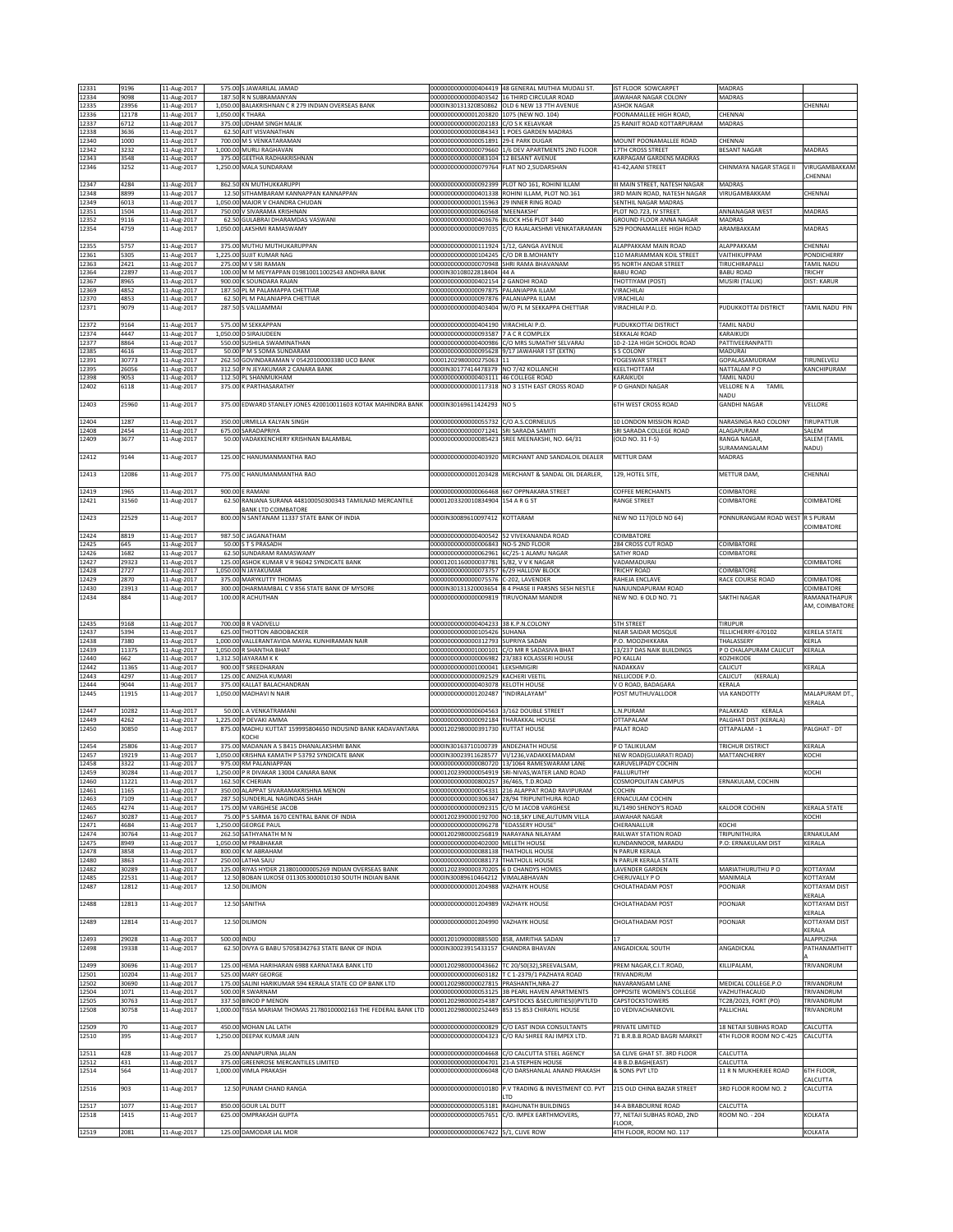| | | | | | | | | |
|---|---|---|---|---|---|---|---|---|
| 12331 | 9196 | 11-Aug-2017 | 575.00 | S JAWARILAL JAMAD | 0000000000000404419 | 48 GENERAL MUTHIA MUDALI ST. | IST FLOOR SOWCARPET | MADRAS | |
| 12334 | 9098 | 11-Aug-2017 | 187.50 | R N SUBRAMANYAN | 0000000000000403542 | 16 THIRD CIRCULAR ROAD | JAWAHAR NAGAR COLONY | MADRAS | |
| 12335 | 23956 | 11-Aug-2017 | 1,050.00 | BALAKRISHNAN C R 279 INDIAN OVERSEAS BANK | 0000IN30131320850862 | OLD 6 NEW 13 7TH AVENUE | ASHOK NAGAR | | CHENNAI |
| 12336 | 12178 | 11-Aug-2017 | 1,050.00 | K THARA | 0000000000001203820 | 1075 (NEW NO. 104) | POONAMALLEE HIGH ROAD, | CHENNAI | |
| 12337 | 6712 | 11-Aug-2017 | 375.00 | UDHAM SINGH MALIK | 0000000000000202183 | C/O S K KELAVKAR | 25 RANJIT ROAD KOTTARPURAM | MADRAS | |
| 12338 | 3636 | 11-Aug-2017 | 62.50 | AJIT VISVANATHAN | 0000000000000084343 | 1 POES GARDEN MADRAS | | | |
| 12340 | 1000 | 11-Aug-2017 | 700.00 | M S VENKATARAMAN | 0000000000000051891 | 29-E PARK DUGAR | MOUNT POONAMALLEE ROAD | CHENNAI | |
| 12342 | 3232 | 11-Aug-2017 | 1,000.00 | MURLI RAGHAVAN | 0000000000000079660 | 1/6 DEV APARTMENTS 2ND FLOOR | 17TH CROSS STREET | BESANT NAGAR | MADRAS |
| 12343 | 3548 | 11-Aug-2017 | 375.00 | GEETHA RADHAKRISHNAN | 0000000000000083104 | 12 BESANT AVENUE | KARPAGAM GARDENS MADRAS | | |
| 12346 | 3252 | 11-Aug-2017 | 1,250.00 | MALA SUNDARAM | 0000000000000079764 | FLAT NO 2,SUDARSHAN | 41-42,AANI STREET | CHINMAYA NAGAR STAGE II | VIRUGAMBAKKAM ,CHENNAI |
| 12347 | 4284 | 11-Aug-2017 | 862.50 | KN MUTHUKKARUPPI | 0000000000000092399 | PLOT NO 161, ROHINI ILLAM | III MAIN STREET, NATESH NAGAR | MADRAS | |
| 12348 | 8899 | 11-Aug-2017 | 12.50 | SITHAMBARAM KANNAPPAN KANNAPPAN | 0000000000000401338 | ROHINI ILLAM, PLOT NO.161 | 3RD MAIN ROAD, NATESH NAGAR | VIRUGAMBAKKAM | CHENNAI |
| 12349 | 6013 | 11-Aug-2017 | 1,050.00 | MAJOR V CHANDRA CHUDAN | 0000000000000115963 | 29 INNER RING ROAD | SENTHIL NAGAR MADRAS | | |
| 12351 | 1504 | 11-Aug-2017 | 750.00 | V SIVARAMA KRISHNAN | 0000000000000060568 | 'MEENAKSHI' | PLOT NO.723, IV STREET. | ANNANAGAR WEST | MADRAS |
| 12352 | 9116 | 11-Aug-2017 | 62.50 | GULABRAI DHARAMDAS VASWANI | 0000000000000403676 | BLOCK H56 PLOT 3440 | GROUND FLOOR ANNA NAGAR | MADRAS | |
| 12354 | 4759 | 11-Aug-2017 | 1,050.00 | LAKSHMI RAMASWAMY | 0000000000000097035 | C/O RAJALAKSHMI VENKATARAMAN | 529 POONAMALLEE HIGH ROAD | ARAMBAKKAM | MADRAS |
| 12355 | 5757 | 11-Aug-2017 | 375.00 | MUTHU MUTHUKARUPPAN | 0000000000000111924 | 1/12, GANGA AVENUE | ALAPPAKKAM MAIN ROAD | ALAPPAKKAM | CHENNAI |
| 12361 | 5305 | 11-Aug-2017 | 1,225.00 | SUJIT KUMAR NAG | 0000000000000104245 | C/O DR B.MOHANTY | 110 MARIAMMAN KOIL STREET | VAITHIKUPPAM | PONDICHERRY |
| 12363 | 2421 | 11-Aug-2017 | 275.00 | M V SRI RAMAN | 0000000000000070948 | SHRI RAMA BHAVANAM | 95 NORTH ANDAR STREET | TIRUCHIRAPALLI | TAMIL NADU |
| 12364 | 22897 | 11-Aug-2017 | 100.00 | M M MEYYAPPAN 019810011002543 ANDHRA BANK | 0000IN30108022818404 | 44 A | BABU ROAD | BABU ROAD | TRICHY |
| 12367 | 8965 | 11-Aug-2017 | 900.00 | K SOUNDARA RAJAN | 0000000000000402154 | 2 GANDHI ROAD | THOTTIYAM (POST) | MUSIRI (TALUK) | DIST: KARUR |
| 12369 | 4852 | 11-Aug-2017 | 187.50 | PL M PALAMAPPA CHETTIAR | 0000000000000097875 | PALANIAPPA ILLAM | VIRACHILAI | | |
| 12370 | 4853 | 11-Aug-2017 | 62.50 | PL M PALANIAPPA CHETTIAR | 0000000000000097876 | PALANIAPPA ILLAM | VIRACHILAI | | |
| 12371 | 9079 | 11-Aug-2017 | 287.50 | S VALLIAMMAI | 0000000000000403404 | W/O PL M SEKKAPPA CHETTIAR | VIRACHILAI P.O. | PUDUKKOTTAI DISTRICT | TAMIL NADU PIN |
| 12372 | 9164 | 11-Aug-2017 | 575.00 | M SEKKAPPAN | 0000000000000404190 | VIRACHILAI P.O. | PUDUKKOTTAI DISTRICT | TAMIL NADU | |
| 12374 | 4447 | 11-Aug-2017 | 1,050.00 | D SIRAJUDEEN | 0000000000000093587 | 7 A C R COMPLEX | SEKKALAI ROAD | KARAIKUDI | |
| 12377 | 8864 | 11-Aug-2017 | 550.00 | SUSHILA SWAMINATHAN | 0000000000000400986 | C/O MRS SUMATHY SELVARAJ | 10-2-12A HIGH SCHOOL ROAD | PATTIVEERANPATTI | |
| 12385 | 4616 | 11-Aug-2017 | 50.00 | P M S SOMA SUNDARAM | 0000000000000095628 | 9/17 JAWAHAR I ST (EXTN) | S S COLONY | MADURAI | |
| 12391 | 30773 | 11-Aug-2017 | 262.50 | GOVINDARAMAN V 05420100003380 UCO BANK | 00001202980000275063 | 11 | YOGESWAR STREET | GOPALASAMUDRAM | TIRUNELVELI |
| 12395 | 26056 | 11-Aug-2017 | 312.50 | P N JEYAKUMAR 2 CANARA BANK | 0000IN30177414478379 | NO 7/42 KOLLANCHI | KEELTHOTTAM | NATTALAM P O | KANCHIPURAM |
| 12398 | 9053 | 11-Aug-2017 | 112.50 | PL SHANMUKHAM | 0000000000000403111 | 46 COLLEGE ROAD | KARAIKUDI | TAMIL NADU | |
| 12402 | 6118 | 11-Aug-2017 | 375.00 | K PARTHASARATHY | 0000000000000117318 | NO 3 15TH EAST CROSS ROAD | P O GHANDI NAGAR | VELLORE N A TAMIL NADU | |
| 12403 | 25960 | 11-Aug-2017 | 375.00 | EDWARD STANLEY JONES 420010011603 KOTAK MAHINDRA BANK | 0000IN30169611424293 | NO 5 | 6TH WEST CROSS ROAD | GANDHI NAGAR | VELLORE |
| 12404 | 1287 | 11-Aug-2017 | 350.00 | URMILLA KALYAN SINGH | 0000000000000055732 | C/O A.S.CORNELIUS | 10 LONDON MISSION ROAD | NARASINGA RAO COLONY | TIRUPATTUR |
| 12408 | 2454 | 11-Aug-2017 | 675.00 | SARADAPRIYA | 0000000000000071241 | SRI SARADA SAMITI | SRI SARADA COLLEGE ROAD | ALAGAPURAM | SALEM |
| 12409 | 3677 | 11-Aug-2017 | 50.00 | VADAKKENCHERY KRISHNAN BALAMBAL | 0000000000000085423 | SREE MEENAKSHI, NO. 64/31 | (OLD NO. 31 F-5) | RANGA NAGAR, SURAMANGALAM | SALEM (TAMIL NADU) |
| 12412 | 9144 | 11-Aug-2017 | 125.00 | C HANUMANMANTHA RAO | 0000000000000403920 | MERCHANT AND SANDALOIL DEALER | METTUR DAM | MADRAS | |
| 12413 | 12086 | 11-Aug-2017 | 775.00 | C HANUMANMANTHA RAO | 0000000000001203428 | MERCHANT & SANDAL OIL DEARLER, | 129, HOTEL SITE, | METTUR DAM, | CHENNAI |
| 12419 | 1965 | 11-Aug-2017 | 900.00 | E RAMANI | 0000000000000066468 | 667 OPPNAKARA STREET | COFFEE MERCHANTS | COIMBATORE | |
| 12421 | 31560 | 11-Aug-2017 | 62.50 | RANJANA SURANA 448100050300343 TAMILNAD MERCANTILE BANK LTD COIMBATORE | 00001203320010834904 | 154 A R G ST | RANGE STREET | COIMBATORE | COIMBATORE |
| 12423 | 22529 | 11-Aug-2017 | 800.00 | N SANTANAM 11337 STATE BANK OF INDIA | 0000IN30089610097412 | KOTTARAM | NEW NO 117(OLD NO 64) | PONNURANGAM ROAD WEST | R S PURAM COIMBATORE |
| 12424 | 8819 | 11-Aug-2017 | 987.50 | C JAGANATHAM | 0000000000000400542 | 52 VIVEKANANDA ROAD | COIMBATORE | | |
| 12425 | 645 | 11-Aug-2017 | 50.00 | S T S PRASADH | 0000000000000006843 | NO-5 2ND FLOOR | 284 CROSS CUT ROAD | COIMBATORE | |
| 12426 | 1682 | 11-Aug-2017 | 62.50 | SUNDARAM RAMASWAMY | 0000000000000062961 | 6C/25-1 ALAMU NAGAR | SATHY ROAD | COIMBATORE | |
| 12427 | 29323 | 11-Aug-2017 | 125.00 | ASHOK KUMAR V R 96042 SYNDICATE BANK | 00001201160000037781 | 5/82, V V K NAGAR | VADAMADURAI | | COIMBATORE |
| 12428 | 2727 | 11-Aug-2017 | 1,050.00 | N JAYAKUMAR | 0000000000000073757 | 6/29 HALLOW BLOCK | TRICHY ROAD | COIMBATORE | |
| 12429 | 2870 | 11-Aug-2017 | 375.00 | MARYKUTTY THOMAS | 0000000000000075576 | C-202, LAVENDER | RAHEJA ENCLAVE | RACE COURSE ROAD | COIMBATORE |
| 12430 | 23913 | 11-Aug-2017 | 300.00 | DHARMAMBAL C V 856 STATE BANK OF MYSORE | 0000IN30131320003654 | B 4 PHASE II PARSNS SESH NESTLE | NANJUNDAPURAM ROAD | | COIMBATORE |
| 12434 | 884 | 11-Aug-2017 | 100.00 | R ACHUTHAN | 0000000000000009819 | TIRUVONAM MANDIR | NEW NO. 6 OLD NO. 71 | SAKTHI NAGAR | RAMANATHAPUR AM, COIMBATORE |
| 12435 | 9168 | 11-Aug-2017 | 700.00 | B R VADIVELU | 0000000000000404233 | 38 K.P.N.COLONY | 5TH STREET | TIRUPUR | |
| 12437 | 5394 | 11-Aug-2017 | 625.00 | THOTTON ABOOBACKER | 0000000000000105426 | SUHANA | NEAR SAIDAR MOSQUE | TELLICHERRY-670102 | KERELA STATE |
| 12438 | 7380 | 11-Aug-2017 | 1,000.00 | VALLERANTAVIDA MAYAL KUNHIRAMAN NAIR | 0000000000000312793 | SUPRIYA SADAN | P.O. MOOZHIKKARA | THALASSERY | KERLA |
| 12439 | 11375 | 11-Aug-2017 | 1,050.00 | R SHANTHA BHAT | 0000000000001000101 | C/O MR R SADASIVA BHAT | 13/237 DAS NAIK BUILDINGS | P O CHALAPURAM CALICUT | KERALA |
| 12440 | 662 | 11-Aug-2017 | 1,312.50 | JAYARAM K K | 0000000000000006982 | 23/383 KOLASSERI HOUSE | PO KALLAI | KOZHIKODE | |
| 12442 | 11365 | 11-Aug-2017 | 900.00 | T SREEDHARAN | 0000000000001000041 | LEKSHMIGIRI | NADAKKAV | CALICUT | KERALA |
| 12443 | 4297 | 11-Aug-2017 | 125.00 | C ANIZHA KUMARI | 0000000000000092529 | KACHERI VEETIL | NELLICODE P.O. | CALICUT (KERALA) | |
| 12444 | 9044 | 11-Aug-2017 | 375.00 | KALLAT BALACHANDRAN | 0000000000000403078 | KELOTH HOUSE | V O ROAD, BADAGARA | KERALA | |
| 12445 | 11915 | 11-Aug-2017 | 1,050.00 | MADHAVI N NAIR | 0000000000001202487 | "INDIRALAYAM" | POST MUTHUVALLOOR | VIA KANDOTTY | MALAPURAM DT., KERALA |
| 12447 | 10282 | 11-Aug-2017 | 50.00 | L A VENKATRAMANI | 0000000000000604563 | 3/162 DOUBLE STREET | L.N.PURAM | PALAKKAD KERALA | |
| 12449 | 4262 | 11-Aug-2017 | 1,225.00 | P DEVAKI AMMA | 0000000000000092184 | THARAKKAL HOUSE | OTTAPALAM | PALGHAT DIST (KERALA) | |
| 12450 | 30850 | 11-Aug-2017 | 875.00 | MADHU KUTTAT 159995804650 INDUSIND BANK KADAVANTARA KOCHI | 00001202980000391730 | KUTTAT HOUSE | PALAT ROAD | OTTAPALAM - 1 | PALGHAT - DT |
| 12454 | 25806 | 11-Aug-2017 | 375.00 | MADANAN A S 8415 DHANALAKSHMI BANK | 0000IN30163710100739 | ANDEZHATH HOUSE | P O TALIKULAM | TRICHUR DISTRICT | KERALA |
| 12457 | 19219 | 11-Aug-2017 | 1,050.00 | KRISHNA KAMATH P 53792 SYNDICATE BANK | 0000IN30023911628577 | VI/1236,VADAKKEMADAM | NEW ROAD(GUJARATI ROAD) | MATTANCHERRY | KOCHI |
| 12458 | 3322 | 11-Aug-2017 | 975.00 | RM PALANIAPPAN | 0000000000000080720 | 13/1064 RAMESWARAM LANE | KARUVELIPADY COCHIN | | |
| 12459 | 30284 | 11-Aug-2017 | 1,250.00 | P R DIVAKAR 13004 CANARA BANK | 00001202390000054919 | SRI-NIVAS,WATER LAND ROAD | PALLURUTHY | | KOCHI |
| 12460 | 11221 | 11-Aug-2017 | 162.50 | K CHERIAN | 0000000000000800257 | 36/465, T.D.ROAD | COSMOPOLITAN CAMPUS | ERNAKULAM, COCHIN | |
| 12461 | 1165 | 11-Aug-2017 | 350.00 | ALAPPAT SIVARAMAKRISHNA MENON | 0000000000000054331 | 216 ALAPPAT ROAD RAVIPURAM | COCHIN | | |
| 12463 | 7109 | 11-Aug-2017 | 287.50 | SUNDERLAL NAGINDAS SHAH | 0000000000000306347 | 28/94 TRIPUNITHURA ROAD | ERNACULAM COCHIN | | |
| 12465 | 4274 | 11-Aug-2017 | 175.00 | M VARGHESE JACOB | 0000000000000092315 | C/O M JACOB VARGHESE | XL/1490 SHENOY'S ROAD | KALOOR COCHIN | KERALA STATE |
| 12467 | 30287 | 11-Aug-2017 | 75.00 | P S SARMA 1670 CENTRAL BANK OF INDIA | 00001202390000192700 | NO:18,SKY LINE,AUTUMN VILLA | JAWAHAR NAGAR | | KOCHI |
| 12471 | 4684 | 11-Aug-2017 | 1,250.00 | GEORGE PAUL | 0000000000000096278 | "EDASSERY HOUSE" | CHERANALLUR | KOCHI | |
| 12474 | 30764 | 11-Aug-2017 | 262.50 | SATHYANATH M N | 00001202980000256819 | NARAYANA NILAYAM | RAILWAY STATION ROAD | TRIPUNITHURA | ERNAKULAM |
| 12475 | 8949 | 11-Aug-2017 | 1,050.00 | M PRABHAKAR | 0000000000000402000 | MELETH HOUSE | KUNDANNOOR, MARADU | P.O: ERNAKULAM DIST | KERALA |
| 12478 | 3858 | 11-Aug-2017 | 800.00 | K M ABRAHAM | 0000000000000088138 | THATHOLIL HOUSE | N PARUR KERALA | | |
| 12480 | 3863 | 11-Aug-2017 | 250.00 | LATHA SAJU | 0000000000000088173 | THATHOLIL HOUSE | N PARUR KERALA STATE | | |
| 12482 | 30289 | 11-Aug-2017 | 125.00 | RIYAS HYDER 213801000005269 INDIAN OVERSEAS BANK | 00001202390000370205 | 6 D CHANDYS HOMES | LAVENDER GARDEN | MARIATHURUTHU P O | KOTTAYAM |
| 12485 | 22531 | 11-Aug-2017 | 12.50 | BOBAN LUKOSE 0113053000010130 SOUTH INDIAN BANK | 0000IN30089610464212 | VIMALABHAVAN | CHERUVALLY P O | MANIMALA | KOTTAYAM |
| 12487 | 12812 | 11-Aug-2017 | 12.50 | DILIMON | 0000000000001204988 | VAZHAYK HOUSE | CHOLATHADAM POST | POONJAR | KOTTAYAM DIST KERALA |
| 12488 | 12813 | 11-Aug-2017 | 12.50 | SANITHA | 0000000000001204989 | VAZHAYK HOUSE | CHOLATHADAM POST | POONJAR | KOTTAYAM DIST KERALA |
| 12489 | 12814 | 11-Aug-2017 | 12.50 | DILIMON | 0000000000001204990 | VAZHAYK HOUSE | CHOLATHADAM POST | POONJAR | KOTTAYAM DIST KERALA |
| 12493 | 29028 | 11-Aug-2017 | 500.00 | INDU | 00001201090000885500 | 858, AMRITHA SADAN | 17 | | ALAPPUZHA |
| 12498 | 19338 | 11-Aug-2017 | 62.50 | DIVYA G BABU 57058342763 STATE BANK OF INDIA | 0000IN30023915433157 | CHANDRA BHAVAN | ANGADICKAL SOUTH | ANGADICKAL | PATHANAMTHITTA |
| 12499 | 30696 | 11-Aug-2017 | 125.00 | HEMA HARIHARAN 6988 KARNATAKA BANK LTD | 00001202980000043662 | TC 20/50(32),SREEVALSAM, | PREM NAGAR,C.I.T.ROAD, | KILLIPALAM, | TRIVANDRUM |
| 12501 | 10204 | 11-Aug-2017 | 525.00 | MARY GEORGE | 0000000000000603182 | T C 1-2379/1 PAZHAYA ROAD | TRIVANDRUM | | |
| 12502 | 30690 | 11-Aug-2017 | 175.00 | SALINI HARIKUMAR 594 KERALA STATE CO OP BANK LTD | 00001202980000027815 | PRASHANTH,NRA-27 | NAVARANGAM LANE | MEDICAL COLLEGE.P.O | TRIVANDRUM |
| 12504 | 1071 | 11-Aug-2017 | 500.00 | R SWARNAM | 0000000000000053125 | 3B PEARL HAVEN APARTMENTS | OPPOSITE WOMEN'S COLLEGE | VAZHUTHACAUD | TRIVANDRUM |
| 12505 | 30763 | 11-Aug-2017 | 337.50 | BINOD P MENON | 00001202980000254387 | CAPSTOCKS &SECURITIES(I)PVTLTD | CAPSTOCKSTOWERS | TC28/2023, FORT (PO) | TRIVANDRUM |
| 12508 | 30758 | 11-Aug-2017 | 1,000.00 | TISSA MARIAM THOMAS 21780100002163 THE FEDERAL BANK LTD | 00001202980000252449 | 853 15 853 CHIRAYIL HOUSE | 10 VEDIVACHANKOVIL | PALLICHAL | TRIVANDRUM |
| 12509 | 70 | 11-Aug-2017 | 450.00 | MOHAN LAL LATH | 0000000000000000829 | C/O EAST INDIA CONSULTANTS | PRIVATE LIMITED | 18 NETAJI SUBHAS ROAD | CALCUTTA |
| 12510 | 395 | 11-Aug-2017 | 1,250.00 | DEEPAK KUMAR JAIN | 0000000000000004323 | C/O RAJ SHREE RAJ IMPEX LTD. | 71 B.R.B.B.ROAD BAGRI MARKET | 4TH FLOOR ROOM NO C-425 | CALCUTTA |
| 12511 | 428 | 11-Aug-2017 | 25.00 | ANNAPURNA JALAN | 0000000000000004668 | C/O CALCUTTA STEEL AGENCY | 5A CLIVE GHAT ST. 3RD FLOOR | CALCUTTA | |
| 12512 | 431 | 11-Aug-2017 | 375.00 | GREENROSE MERCANTILES LIMITED | 0000000000000004701 | 21-A STEPHEN HOUSE | 4 B B.D.BAGH(EAST) | CALCUTTA | |
| 12514 | 564 | 11-Aug-2017 | 1,000.00 | VIMLA PRAKASH | 0000000000000006048 | C/O DARSHANLAL ANAND PRAKASH | & SONS PVT LTD | 11 R N MUKHERJEE ROAD | 6TH FLOOR, CALCUTTA |
| 12516 | 903 | 11-Aug-2017 | 12.50 | PUNAM CHAND RANGA | 0000000000000010180 | P.V TRADING & INVESTMENT CO. PVT LTD | 21S OLD CHINA BAZAR STREET | 3RD FLOOR ROOM NO. 2 | CALCUTTA |
| 12517 | 1077 | 11-Aug-2017 | 850.00 | GOUR LAL DUTT | 0000000000000053181 | RAGHUNATH BUILDINGS | 34-A BRABOURNE ROAD | CALCUTTA | |
| 12518 | 1415 | 11-Aug-2017 | 625.00 | OMPRAKASH GUPTA | 0000000000000057651 | C/O. IMPEX EARTHMOVERS, | 77, NETAJI SUBHAS ROAD, 2ND FLOOR, | ROOM NO. - 204 | KOLKATA |
| 12519 | 2081 | 11-Aug-2017 | 125.00 | DAMODAR LAL MOR | 0000000000000067422 | 5/1, CLIVE ROW | 4TH FLOOR, ROOM NO. 117 | | KOLKATA |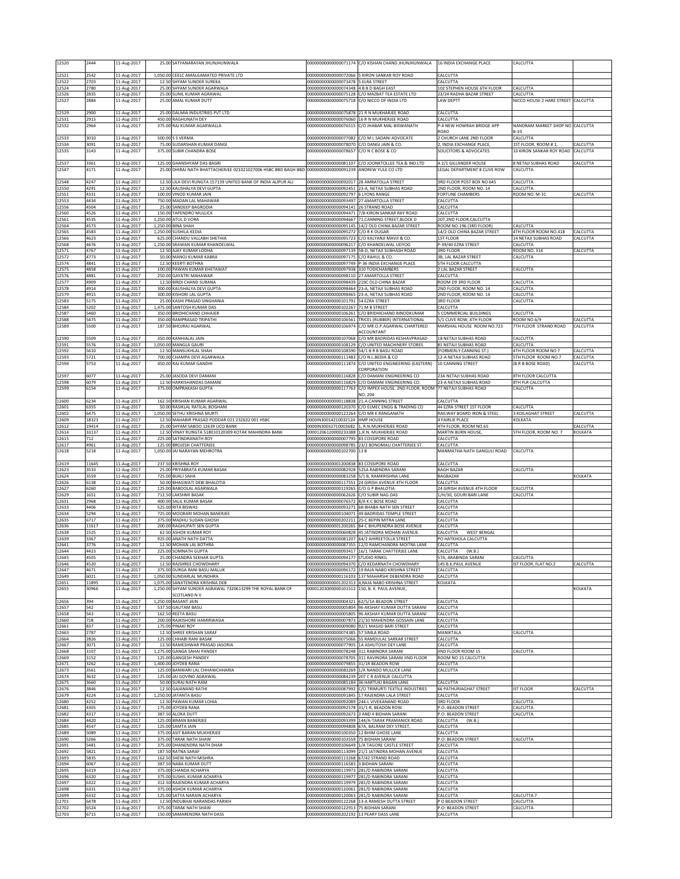| | | | | | | | | | |
|---|---|---|---|---|---|---|---|---|---|
| 12520 | 2444 | 11-Aug-2017 | 25.00 | SATYANARAYAN JHUNJHUNWALA | 0000000000000071174 | C/O KISHAN CHAND JHUNJHUNWALA | 16 INDIA EXCHANGE PLACE | CALCUTTA | |
| 12521 | 2542 | 11-Aug-2017 | 1,050.00 | CEELC AMALGAMATED PRIVATE LTD | 0000000000000072066 | 5 KIRON SANKAR ROY ROAD | CALCUTTA | | |
| 12522 | 2703 | 11-Aug-2017 | 12.50 | SHYAM SUNDER SUREKA | 0000000000000073478 | 5 ELRA STREET | CALCUTTA | | |
| 12524 | 2780 | 11-Aug-2017 | 25.00 | SHYAM SUNDER AGARWALA | 0000000000000074348 | 4 B B D BAGH EAST | 102 STEPHEN HOUSE 6TH FLOOR | CALCUTTA | |
| 12526 | 2835 | 11-Aug-2017 | 25.00 | SUNIL KUMAR AGRAWAL | 0000000000000075128 | C/O MAZBAT TEA ESTATE LTD | 23/24 RADHA BAZAR STREET | CALCUTTA | |
| 12527 | 2884 | 11-Aug-2017 | 25.00 | AMAL KUMAR DUTT | 0000000000000075718 | C/O NICCO OF INDIA LTD | LAW DEPTT | NICCO HOUSE 2 HARE STREET | CALCUTTA |
| 12529 | 2900 | 11-Aug-2017 | 25.00 | DALMIA INDUSTRIES PVT LTD | 0000000000000075878 | 21 R N MUKHARJEE ROAD | CALCUTTA | | |
| 12531 | 2915 | 11-Aug-2017 | 450.00 | RAGHUNATH DEY | 0000000000000076060 | 16 R N MUKHERJEE ROAD | CALCUTTA | | |
| 12532 | 2964 | 11-Aug-2017 | 375.00 | RAJ KUMAR AGARWALLA | 0000000000000076515 | C/O JHABAR MAL-BISWANATH | P-4 NEW HOWRAH BRIDGE APP ROAD | NANDRAM MARKET SHOP NO B-33 | CALCUTTA |
| 12533 | 3010 | 11-Aug-2017 | 500.00 | S S VERMA | 0000000000000077082 | C/O M L SADANI ADVOCATE | 2 CHURCH LANE 2ND FLOOR | CALCUTTA | |
| 12534 | 3091 | 11-Aug-2017 | 75.00 | SUDARSHAN KUMAR DANGI | 0000000000000078070 | C/O DANGI JAIN & CO. | 2, INDIA EXCHANGE PLACE, | 1ST FLOOR, ROOM # 1, | CALCUTTA |
| 12535 | 3143 | 11-Aug-2017 | 375.00 | SUBIR CHANDRA BOSE | 0000000000000078657 | C/O N C BOSE & CO | SOLICITORS & ADVOCATES | 10 KIRON SANKAR ROY ROAD | CALCUTTA |
| 12537 | 3361 | 11-Aug-2017 | 125.00 | GHANSHYAM DAS BAGRI | 0000000000000081107 | C/O JOONKTOLLEE TEA & IND LTD | A 2/1 GILLANDER HOUSE | 8 NETAJI SUBHAS ROAD | CALCUTTA |
| 12547 | 4171 | 11-Aug-2017 | 25.00 | DHIRAJ NATH BHATTACHERJEE 021021027006 HSBC BBD BAGH BBD | 0000000000000091239 | ANDREW YULE CO LTD | LEGAL DEPARTMENT 8 CLIVE ROW | CALCUTTA | |
| 12548 | 4247 | 11-Aug-2017 | 12.50 | LILA DEVI RUNGTA 157139 UNITED BANK OF INDIA ALIPUR ALI | 0000000000000092017 | 28 AMRATOLLA STREET | 3RD FLOOR POST BOX NO 645 | CALCUTTA | |
| 12550 | 4291 | 11-Aug-2017 | 12.50 | KAUSHALYA DEVI GUPTA | 0000000000000092451 | 23-A, NETAJI SUBHAS ROAD | 2ND FLOOR, ROOM NO. 14 | CALCUTTA | |
| 12551 | 4331 | 11-Aug-2017 | 100.00 | VINOD KUMAR JAIN | 0000000000000092797 | 6 LYONS RANGE | FORTUNE CHAMBERS | ROOM NO. M-31 | CALCUTTA |
| 12553 | 4434 | 11-Aug-2017 | 750.00 | MADAN LAL MAHAWAR | 0000000000000093497 | 27 AMARTOLLA STREET | CALCUTTA | | |
| 12556 | 4504 | 11-Aug-2017 | 25.00 | SANDEEP BAGRODIA | 0000000000000094141 | 26 STRAND ROAD | CALCUTTA | | |
| 12560 | 4526 | 11-Aug-2017 | 150.00 | TAPENDRO MULLICK | 0000000000000094471 | 7/B KIRON SANKAR RAY ROAD | CALCUTTA | | |
| 12561 | 4535 | 11-Aug-2017 | 1,250.00 | ATUL D VORA | 0000000000000094667 | 71,CANNING STREET,BLOCK D | 207,2ND FLOOR,CALCUTTA | | |
| 12564 | 4573 | 11-Aug-2017 | 1,250.00 | BINA SHAH | 0000000000000095145 | 14/2 OLD CHINA BAZAR STREET | ROOM NO.196 (3RD FLOOR) | CALCUTTA | |
| 12565 | 4583 | 11-Aug-2017 | 1,250.00 | SUSHILA KEDIA | 0000000000000095272 | C/O R K DUGAR | 14/2 OLD CHINA BAZAR STREET | 4TH FLOOR ROOM NO.418 | CALCUTTA |
| 12566 | 4623 | 11-Aug-2017 | 625.00 | CHANDU VALLABH SHETHIA | 0000000000000095723 | C/O KALYANJI MAVJI & CO. | 1ST FLOOR | 14 NETAJI SUBHAS ROAD | CALCUTTA |
| 12568 | 4676 | 11-Aug-2017 | 1,250.00 | SRAWAN KUMAR KHANDELWAL | 0000000000000096217 | C/O KHANDELWAL UDYOG | P-39/40 EZRA STREET | CALCUTTA | |
| 12571 | 4767 | 11-Aug-2017 | 12.50 | AJAY KUMAR LODHA | 0000000000000097139 | 58-D, NETAJI SUBHASH ROAD | 3RD FLOOR | ROOM NO. 314 | CALCUTTA |
| 12572 | 4773 | 11-Aug-2017 | 50.00 | MANOJ KUMAR KABRA | 0000000000000097175 | C/O RAHUL & CO. | 3B, LAL BAZAR STREET | CALCUTTA | |
| 12574 | 4841 | 11-Aug-2017 | 12.50 | KEERTI BOTHRA | 0000000000000097749 | P-36 INDIA EXCHANGE PLACE | 5TH FLOOR CALCUTTA | | |
| 12575 | 4858 | 11-Aug-2017 | 100.00 | PAWAN KUMAR KHETAWAT | 0000000000000097938 | 310 TODICHAMBERS | 2 LAL BAZAR STREET | CALCUTTA | |
| 12576 | 4881 | 11-Aug-2017 | 250.00 | GAYATRI MAHAWAR | 0000000000000098110 | 27 AMARTOLLA STREET | CALCUTTA | | |
| 12577 | 4909 | 11-Aug-2017 | 12.50 | BIRDI CHAND SURANA | 0000000000000098439 | 219C OLD CHINA BAZAR | ROOM D9 3RD FLOOR | CALCUTTA | |
| 12578 | 4914 | 11-Aug-2017 | 300.00 | KAUSHALYA DEVI GUPTA | 0000000000000098464 | 23-A, NETAJI SUBHAS ROAD | 2ND FLOOR, ROOM NO. 14 | CALCUTTA | |
| 12579 | 4915 | 11-Aug-2017 | 300.00 | KISHORI LAL GUPTA | 0000000000000098465 | 23-A, NETAJI SUBHAS ROAD | 2ND FLOOR, ROOM NO. 14 | CALCUTTA | |
| 12583 | 5175 | 11-Aug-2017 | 25.00 | KASHI PRASAD SINGHANIA | 0000000000000101791 | 54 EZRA STREET | 3RD FLOOR | CALCUTTA | |
| 12584 | 5202 | 11-Aug-2017 | 1,475.00 | SANTOSH KUMAR DAS | 0000000000000102267 | 71 M B STREET | CALCUTTA | | |
| 12587 | 5460 | 11-Aug-2017 | 350.00 | BRIDHICHAND CHHAJER | 0000000000000106261 | C/O BRIDHICHAND BINODKUMAR | 5 COMMERCIAL BUILDINGS | CALCUTTA | |
| 12588 | 5475 | 11-Aug-2017 | 350.00 | RAMPRASAD TRIPATHI | 0000000000000106561 | TRICEL (RUBBER) INTERNATIONAL | 5/1 CLIVE ROW, 4TH FLOOR | ROOM NO.6/9 | CALCUTTA |
| 12589 | 5500 | 11-Aug-2017 | 187.50 | BHOJRAJ AGARWAL | 0000000000000106974 | C/O MR.O.P.AGARWAL CHARTERED ACCOUNTANT | MARSHAL HOUSE ROOM NO.723 | 7TH FLOOR STRAND ROAD | CALCUTTA |
| 12590 | 5509 | 11-Aug-2017 | 350.00 | KANHIALAL JAIN | 0000000000000107068 | C/O MR BADRIDAS KESHAVPRASAD | 18 NETAJI SUBHAS ROAD | CALCUTTA | |
| 12591 | 5576 | 11-Aug-2017 | 1,050.00 | MANGLA GAURI | 0000000000000108129 | C/O UNITED MACHINERY STORES | 81 NETAJI SUBHAS ROAD | CALCUTTA | |
| 12592 | 5610 | 11-Aug-2017 | 12.50 | MANSUKHLAL SHAH | 0000000000000108590 | 54/1 B R B BASU ROAD | (FORMERLY CANNING ST.) | 4TH FLOOR ROOM NO 7 | CALCUTTA |
| 12593 | 5721 | 11-Aug-2017 | 700.00 | CHAMPA DEVI AGARWALA | 0000000000000111483 | C/O N.L.BEDIA & CO | 12-A NETAJI SUBHAS ROAD | 5TH FLOOR ROOM NO.7 | CALCUTTA |
| 12594 | 5753 | 11-Aug-2017 | 450.00 | RAJ KUMAR GANDHI | 0000000000000111874 | C/O UNITED ENGINEERING (EASTERN) CORPORATION | 10 CANNING STREET | (B R B BOSE ROAD) | CALCUTTA |
| 12597 | 6077 | 11-Aug-2017 | 25.00 | JASODA DEVI DAMANI | 0000000000000116828 | C/O DAMANI ENGINEERING CO | 23A NETAJI SUBHAS ROAD | 8TH FLOOR CALCUTTA | |
| 12598 | 6079 | 11-Aug-2017 | 12.50 | HARKISHANDAS DAMANI | 0000000000000116829 | C/O DAMANI ENGINEERING CO. | 23-A NETAJI SUBHAS ROAD | 8TH FLR CALCUTTA | |
| 12599 | 6154 | 11-Aug-2017 | 375.00 | OMPRAKASH GUPTA | 0000000000000117763 | C/O IMPEX HOUSE, 2ND FLOOR, ROOM NO. 204 | 77 NETAJI SUBHAS ROAD | CALCUTTA | |
| 12600 | 6234 | 11-Aug-2017 | 162.50 | KRISHAN KUMAR AGARWAL | 0000000000000118838 | 21-A CANNING STREET | CALCUTTA | | |
| 12601 | 6355 | 11-Aug-2017 | 50.00 | RASIKLAL RATILAL BOGHANI | 0000000000000120370 | C/O ELMEC ENGG & TRADING CO | 44 EZRA STREET 1ST FLOOR | CALCUTTA | |
| 12602 | 6475 | 11-Aug-2017 | 1,050.00 | SETHU KRISHNA MURTI | 0000000000000122264 | C/O MR K RANGANATH | RAILWAY BOARD IRON & STEEL | 3 KOILAGHAT STREET | CALCUTTA |
| 12609 | 18323 | 11-Aug-2017 | 12.50 | MAHABIR PRASAD PODDAR 021 232632 001 HSBC | 0000IN30014210032124 | HMP HOUSE | 4 FAIRLIE PLACE | KOLKATA | |
| 12612 | 19414 | 11-Aug-2017 | 25.00 | SHYAM SABOO 12639 UCO BANK | 0000IN30032710003682 | 1, R.N.MUKHERJEE ROAD | 4TH FLOOR, ROOM NO.65 | | CALCUTTA |
| 12614 | 33137 | 11-Aug-2017 | 12.50 | VINAY RUNGTA 518010120309 KOTAK MAHINDRA BANK | 0000120612000233388 | 1,R.N. MUKHERJEE ROAD | MARTIN BURN HOUSE, | 5TH FLOOR, ROOM NO. 7 | KOLKATA |
| 12615 | 712 | 11-Aug-2017 | 225.00 | SATINDRANATH ROY | 0000000000000007795 | 83 COSSIPORE ROAD | CALCUTTA | | |
| 12617 | 4961 | 11-Aug-2017 | 125.00 | BROJESH CHATTERJEE | 0000000000000098785 | 23/2 BONOMALI CHATTERJEE ST. | CALCUTTA | | |
| 12618 | 5218 | 11-Aug-2017 | 1,050.00 | JAI NARAYAN MEHROTRA | 0000000000000102700 | 13 B | MANMATHA NATH GANGULI ROAD | CALCUTTA | |
| 12619 | 11645 | 11-Aug-2017 | 237.50 | KRISHNA ROY | 0000000000001200838 | 83 COSSIPORE ROAD | CALCUTTA | | |
| 12623 | 3533 | 11-Aug-2017 | 25.00 | PRIYABRATA KUMAR BASAK | 0000000000000082928 | 525A RABINDRA SARANI | BAGH BAZAR | CALCUTTA | |
| 12624 | 3559 | 11-Aug-2017 | 725.00 | BIJALI SAHA | 0000000000000083258 | 5/1 B, RAMKRISHNA LANE | BAGBAZAR | | KOLKATA |
| 12626 | 6138 | 11-Aug-2017 | 50.00 | BHAGWATI DEBI BHALOTIA | 0000000000000117551 | 24 GIRISH AVENUE 4TH FLOOR | CALCUTTA | | |
| 12627 | 6260 | 11-Aug-2017 | 125.00 | BABOOLAL AGARWALA | 0000000000000119265 | C/O G P BHALOTIA | 24 GIRISH AVENUE 4TH FLOOR | CALCUTTA | |
| 12629 | 1651 | 11-Aug-2017 | 712.50 | LAKSHMI BASAK | 0000000000000062626 | C/O SUBIR NAG DAS | 1/H/30, GOURI BARI LANE | CALCUTTA | |
| 12631 | 2968 | 11-Aug-2017 | 400.00 | SALIL KUMAR BASAK | 0000000000000076572 | 8/A K C BOSE ROAD | CALCUTTA | | |
| 12633 | 4406 | 11-Aug-2017 | 525.00 | RITA BISWAS | 0000000000000093271 | 6B BHABA NATH SEN STREET | CALCUTTA | | |
| 12634 | 5294 | 11-Aug-2017 | 725.00 | MOORARI MOHAN BANERJEE | 0000000000000104071 | 49 BADRIDAS TEMPLE STREET | CALCUTTA | | |
| 12635 | 6717 | 11-Aug-2017 | 375.00 | MADHU SUDAN GHOSH | 0000000000000202211 | 25-C BEPIN MITRA LANE | CALCUTTA | | |
| 12636 | 11617 | 11-Aug-2017 | 200.00 | RAGHUPATI SEN GUPTA | 0000000000001200265 | 84-C BHUPENDRA BOSE AVENUE | CALCUTTA | | |
| 12638 | 1525 | 11-Aug-2017 | 62.50 | ASHOK KUMAR ROY | 0000000000000060828 | 45 JATINDRA MOHAN AVENUE | CALCUTTA WEST BENGAL | | |
| 12639 | 3367 | 11-Aug-2017 | 925.00 | ANATH NATH DATTA | 0000000000000081207 | 64/2 AHIREETOLLA STREET | PO HATKHOLA CALCUTTA | | |
| 12641 | 3776 | 11-Aug-2017 | 12.50 | MOHAN LAL BOTHRA | 0000000000000087355 | 12/D RAMCHANDRA MOITRA LANE | CALCUTTA | | |
| 12644 | 4423 | 11-Aug-2017 | 225.00 | SOMNATH GUPTA | 0000000000000093417 | 16/1 TARAK CHATTERJEE LANE | CALCUTTA (W.B.) | | |
| 12645 | 4505 | 11-Aug-2017 | 25.00 | CHANDRA SEKHAR GUPTA | 0000000000000094177 | STUDIO RINKIL | 57A, ARABINDA SARANI | CALCUTTA | |
| 12646 | 4520 | 11-Aug-2017 | 12.50 | RAJSHREE CHOWDHARY | 0000000000000094370 | C/O KEDARNATH CHOWDHARY | 145 B.K.PAUL AVENUE | IST FLOOR, FLAT NO.2 | CALCUTTA |
| 12647 | 4671 | 11-Aug-2017 | 375.00 | DURGA RANI BASU MALLIK | 0000000000000096172 | 19 RAJA NABO KRISHNA STREET | CALCUTTA | | |
| 12649 | 6021 | 11-Aug-2017 | 1,050.00 | SUNDARLAL MUNDHRA | 0000000000000116103 | 137 MAHARSHI DEBENDRA ROAD | CALCUTTA | | |
| 12651 | 11895 | 11-Aug-2017 | 1,075.00 | SANJITENDRA KRISHNA DEB | 0000000000001202313 | 4,RAJA NABO KRISHNA STREET | KOLKATA | | |
| 12655 | 30966 | 11-Aug-2017 | 1,250.00 | SHYAM SUNDER AGRAWAL 7320613299 THE ROYAL BANK OF SCOTLAND N V | 0000120300000101512 | 150, B. K. PAUL AVENUE, | | | KOLKATA |
| 12656 | 394 | 11-Aug-2017 | 1,250.00 | BASANT JAIN | 0000000000000004321 | 62/5/1A BEADON STREET | CALCUTTA | | |
| 12657 | 542 | 11-Aug-2017 | 537.50 | GAUTAM BASU | 0000000000000005804 | 96 AKSHAY KUMAR DUTTA SARANI | CALCUTTA | | |
| 12658 | 543 | 11-Aug-2017 | 162.50 | REETA BASU | 0000000000000005805 | 96 AKSHAY KUMAR DUTTA SARANI | CALCUTTA | | |
| 12660 | 718 | 11-Aug-2017 | 200.00 | RAJKISHORE HAMIRWASIA | 0000000000000007873 | 21/10 MAHENDRA GOSSAIN LANE | CALCUTTA | | |
| 12661 | 837 | 11-Aug-2017 | 175.00 | PINAKI ROY | 0000000000000009080 | 92/1 MASJID BARI STREET | CALCUTTA | | |
| 12663 | 2787 | 11-Aug-2017 | 12.50 | SHREE KRISHAN SARAF | 0000000000000074385 | 57 SIMLA ROAD | MANIKTALA | CALCUTTA | |
| 12664 | 2826 | 11-Aug-2017 | 125.00 | CHHABI RANI BASAK | 0000000000000075066 | 55 RAMDULAL SARKAR STREET | CALCUTTA | | |
| 12667 | 3071 | 11-Aug-2017 | 12.50 | RAMESHWAR PRASAD JASORIA | 0000000000000077905 | 1A ASHUTOSH DEY LANE | CALCUTTA | | |
| 12668 | 3107 | 11-Aug-2017 | 1,275.00 | GANGA SAHAI PANDEY | 0000000000000078248 | 311 RABINDRA SARANI | IIND FLOOR ROOM 15 | CALCUTTA | |
| 12669 | 3152 | 11-Aug-2017 | 125.00 | GANGESH PANDEY | 0000000000000078705 | 311 RAVINDRA SARANI IIND FLOOR | ROOM NO 15 CALCUTTA | | |
| 12671 | 3262 | 11-Aug-2017 | 1,400.00 | JOYDEB RANA | 0000000000000079855 | 31/1R BEADON ROW | CALCUTTA | | |
| 12673 | 3561 | 11-Aug-2017 | 125.00 | BANWARI LAL CHHAWCHHARIA | 0000000000000083269 | 1/A NANDO MULLICK LANE | CALCUTTA | | |
| 12674 | 3632 | 11-Aug-2017 | 125.00 | JAI GOVIND AGRAWAL | 0000000000000084239 | 207 C R AVENUE CALCUTTA | | | |
| 12675 | 3660 | 11-Aug-2017 | 50.00 | SURAJ NATH RAM | 0000000000000085184 | 36 HARTUKI BAGAN LANE | CALCUTTA | | |
| 12676 | 3846 | 11-Aug-2017 | 12.50 | GAJANAND RATHI | 0000000000000087992 | C/O TRIMURTI TEXTILE INDUSTRIES | 66 PATHURIAGHAT STREET | IST FLOOR | CALCUTTA |
| 12679 | 4224 | 11-Aug-2017 | 1,250.00 | JAYANTA BASU | 0000000000000091845 | 17 RAJENDRA LALA STREET | CALCUTTA | | |
| 12680 | 4252 | 11-Aug-2017 | 12.50 | PAWAN KUMAR LOHIA | 0000000000000092089 | 244-L VIVEKANAND ROAD | 3RD FLOOR | CALCUTTA | |
| 12681 | 4305 | 11-Aug-2017 | 175.00 | JOYDEB RANA | 0000000000000092578 | 31/1-R, BEADON ROW | P.O.-BEADON STREET | CALCUTTA | |
| 12682 | 4317 | 11-Aug-2017 | 387.50 | ALOKA DUTT | 0000000000000092673 | 3 AND 4 BIDHAN SARANI | P.O. BEADON STREET | CALCUTTA | |
| 12684 | 4420 | 11-Aug-2017 | 125.00 | BIMAN BANERJEE | 0000000000000093399 | 144/A-TARAK PRAMANICK ROAD | CALCUTTA (W.B.) | | |
| 12685 | 4547 | 11-Aug-2017 | 125.00 | SAMTA JAIN | 0000000000000094808 | 67A, BALRAM DEY STREET, | CALCUTTA | | |
| 12689 | 5089 | 11-Aug-2017 | 375.00 | ASIT BARAN MUKHERJEE | 0000000000000100350 | 12 BHIM GHOSE LANE | CALCUTTA | | |
| 12690 | 5266 | 11-Aug-2017 | 375.00 | TARAK NATH SHAW | 0000000000000103559 | 75 BIDHAN SARANI | P.O: BEADON STREET | CALCUTTA | |
| 12691 | 5481 | 11-Aug-2017 | 375.00 | DHANENDRA NATH DHAR | 0000000000000106649 | 1/A TAGORE CASTLE STREET | CALCUTTA | | |
| 12692 | 5821 | 11-Aug-2017 | 187.50 | RATNA SARAF | 0000000000000113099 | 21/1 JATINDRA MOHAN AVENUE | CALCUTTA | | |
| 12693 | 5835 | 11-Aug-2017 | 162.50 | SHEW NATH MISHRA | 0000000000000113268 | 67/42 STRAND ROAD | CALCUTTA | | |
| 12694 | 6067 | 11-Aug-2017 | 387.50 | NABA KUMAR DUTT | 0000000000000116583 | 3 BIDHAN SARANI | CALCUTTA | | |
| 12695 | 6319 | 11-Aug-2017 | 375.00 | CHANDA ACHARYA | 0000000000000119973 | 281/D RABINDRA SARANI | CALCUTTA | | |
| 12696 | 6320 | 11-Aug-2017 | 375.00 | SUSHIL KUMAR ACHARYA | 0000000000000119977 | 281/D RABINDRA SARANI | CALCUTTA | | |
| 12697 | 6322 | 11-Aug-2017 | 312.50 | RAJENDRA KUMAR ACHARYA | 0000000000000119979 | 281/D RABINDRA SARANI | CALCUTTA | | |
| 12698 | 6331 | 11-Aug-2017 | 375.00 | ASHOK KUMAR ACHARYA | 0000000000000120061 | 281/D RABINDRA SARANI | CALCUTTA | | |
| 12699 | 6332 | 11-Aug-2017 | 125.00 | SATYA NARAIN ACHARYA | 0000000000000120063 | 281/D RABINDRA SARANI | CALCUTTA | CALCUTTA 7 | |
| 12701 | 6478 | 11-Aug-2017 | 12.50 | INDUBHAI NARANDAS PARIKH | 0000000000000122268 | 13-A RAMESH DUTTA STREET | P O BEADON STREET | CALCUTTA | |
| 12702 | 6524 | 11-Aug-2017 | 375.00 | TARAK NATH SHAW | 0000000000000122913 | 75 BIDHAN SARANI | P.O: BEADON STREET | CALCUTTA | |
| 12703 | 6715 | 11-Aug-2017 | 150.00 | SAMARENDRA NATH DASS | 0000000000000202192 | 13 PEARY DASS LANE | CALCUTTA | | |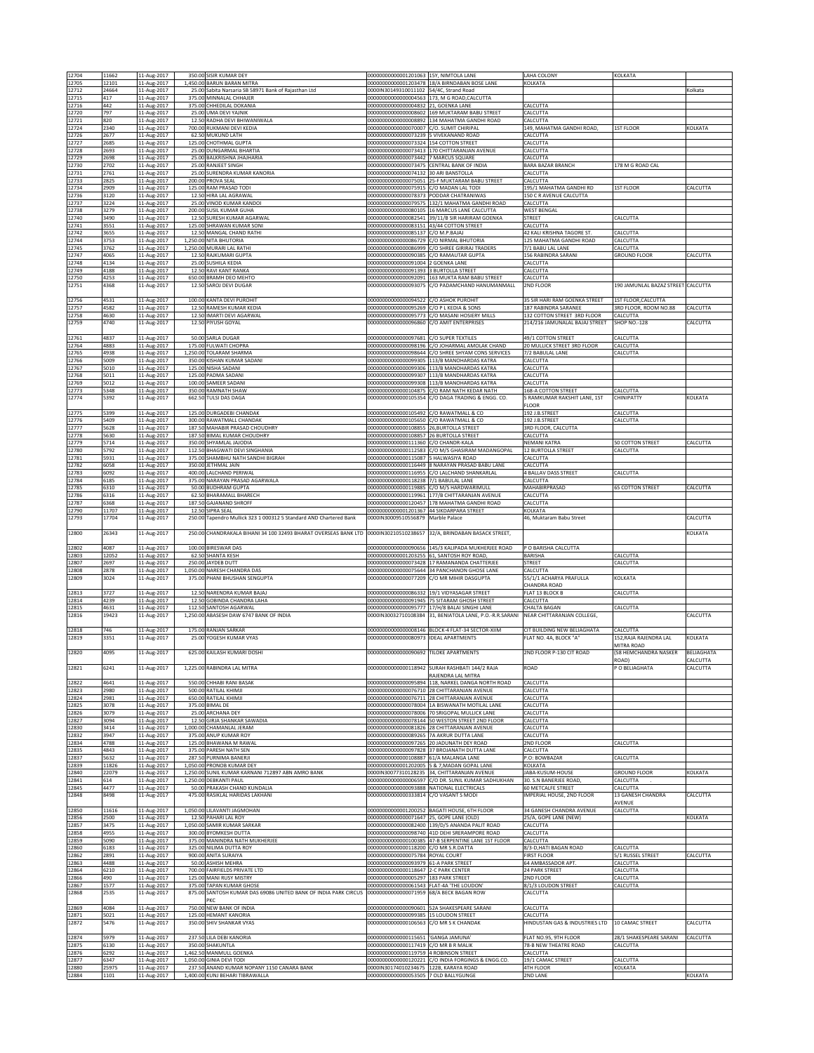| | | | | | | | | |
|---|---|---|---|---|---|---|---|---|
| 12704 | 11662 | 11-Aug-2017 | 350.00 | SISIR KUMAR DEY | 0000000000001201063 | 15Y, NIMTOLA LANE | LAHA COLONY | KOLKATA | |
| 12705 | 12101 | 11-Aug-2017 | 1,450.00 | BARUN BARAN MITRA | 0000000000001203478 | 18/A BIRNDABAN BOSE LANE | KOLKATA | | |
| 12712 | 24664 | 11-Aug-2017 | 25.00 | Sabita Narsaria SB 58971 Bank of Rajasthan Ltd | 0000IN30149310011102 | 54/4C, Strand Road | | | Kolkata |
| 12715 | 417 | 11-Aug-2017 | 375.00 | MINNALAL CHHAJER | 0000000000000004563 | 173, M G ROAD,CALCUTTA | | | |
| 12716 | 442 | 11-Aug-2017 | 375.00 | CHHEDILAL DOKANIA | 0000000000000004832 | 21, GOENKA LANE | CALCUTTA | | |
| 12720 | 797 | 11-Aug-2017 | 25.00 | UMA DEVI YAJNIK | 0000000000000008602 | 169 MUKTARAM BABU STREET | CALCUTTA | | |
| 12721 | 820 | 11-Aug-2017 | 12.50 | RADHA DEVI BHIWANIWALA | 0000000000000008892 | 134 MAHATMA GANDHI ROAD | CALCUTTA | | |
| 12724 | 2340 | 11-Aug-2017 | 700.00 | RUKMANI DEVI KEDIA | 0000000000000070007 | C/O. SUMIT CHRIPAL | 149, MAHATMA GANDHI ROAD, | 1ST FLOOR | KOLKATA |
| 12726 | 2677 | 11-Aug-2017 | 62.50 | MUKUND LATH | 0000000000000073239 | 5 VIVEKANAND ROAD | CALCUTTA | | |
| 12727 | 2685 | 11-Aug-2017 | 125.00 | CHOTHMAL GUPTA | 0000000000000073324 | 154 COTTON STREET | CALCUTTA | | |
| 12728 | 2693 | 11-Aug-2017 | 25.00 | DUNGARMAL BHARTIA | 0000000000000073413 | 170 CHITTARANJAN AVENUE | CALCUTTA | | |
| 12729 | 2698 | 11-Aug-2017 | 25.00 | BALKRISHNA JHAJHARIA | 0000000000000073442 | 7 MARCUS SQUARE | CALCUTTA | | |
| 12730 | 2702 | 11-Aug-2017 | 25.00 | RANJEET SINGH | 0000000000000073475 | CENTRAL BANK OF INDIA | BARA BAZAR BRANCH | 178 M G ROAD CAL | |
| 12731 | 2761 | 11-Aug-2017 | 25.00 | SURENDRA KUMAR KANORIA | 0000000000000074132 | 30 ARI BANSTOLLA | CALCUTTA | | |
| 12733 | 2825 | 11-Aug-2017 | 200.00 | PROVA SEAL | 0000000000000075051 | 25-F MUKTARAM BABU STREET | CALCUTTA | | |
| 12734 | 2909 | 11-Aug-2017 | 125.00 | RAM PRASAD TODI | 0000000000000075915 | C/O MADAN LAL TODI | 195/1 MAHATMA GANDHI RD | 1ST FLOOR | CALCUTTA |
| 12736 | 3120 | 11-Aug-2017 | 12.50 | HIRA LAL AGRAWAL | 0000000000000078373 | PODDAR CHATRANIWAS | 150 C R AVENUE CALCUTTA | | |
| 12737 | 3224 | 11-Aug-2017 | 25.00 | VINOD KUMAR KANDOI | 0000000000000079575 | 132/1 MAHATMA GANDHI ROAD | CALCUTTA | | |
| 12738 | 3279 | 11-Aug-2017 | 200.00 | SUSIL KUMAR GUHA | 0000000000000080105 | 16 MARCUS LANE CALCUTTA | WEST BENGAL | | |
| 12740 | 3490 | 11-Aug-2017 | 12.50 | SURESH KUMAR AGARWAL | 0000000000000082541 | 39/11/B SIR HARIRAM GOENKA | STREET | CALCUTTA | |
| 12741 | 3551 | 11-Aug-2017 | 125.00 | SHRAWAN KUMAR SONI | 0000000000000083151 | 43/44 COTTON STREET | CALCUTTA | | |
| 12742 | 3655 | 11-Aug-2017 | 12.50 | MANGAL CHAND RATHI | 0000000000000085137 | C/O M.P.BAJAJ | 42 KALI KRISHNA TAGORE ST. | CALCUTTA | |
| 12744 | 3753 | 11-Aug-2017 | 1,250.00 | NITA BHUTORIA | 0000000000000086729 | C/O NIRMAL BHUTORIA | 125 MAHATMA GANDHI ROAD | CALCUTTA | |
| 12745 | 3762 | 11-Aug-2017 | 1,250.00 | MURARI LAL RATHI | 0000000000000086999 | C/O SHREE GIRIRAJ TRADERS | 7/1 BABU LAL LANE | CALCUTTA | |
| 12747 | 4065 | 11-Aug-2017 | 12.50 | RAJKUMARI GUPTA | 0000000000000090385 | C/O RAMAUTAR GUPTA | 156 RABINDRA SARANI | GROUND FLOOR | CALCUTTA |
| 12748 | 4134 | 11-Aug-2017 | 25.00 | SUSHILA KEDIA | 0000000000000091004 | 2 GOENKA LANE | CALCUTTA | | |
| 12749 | 4188 | 11-Aug-2017 | 12.50 | RAVI KANT RANKA | 0000000000000091393 | 3 BURTOLLA STREET | CALCUTTA | | |
| 12750 | 4253 | 11-Aug-2017 | 650.00 | BRAMH DEO MEHTO | 0000000000000092091 | 163 MUKTA RAM BABU STREET | CALCUTTA | | |
| 12751 | 4368 | 11-Aug-2017 | 12.50 | SAROJ DEVI DUGAR | 0000000000000093075 | C/O PADAMCHAND HANUMANMALL | 2ND FLOOR | 190 JAMUNLAL BAZAZ STREET | CALCUTTA |
| 12756 | 4531 | 11-Aug-2017 | 100.00 | KANTA DEVI PUROHIT | 0000000000000094522 | C/O ASHOK PUROHIT | 35 SIR HARI RAM GOENKA STREET | 1ST FLOOR,CALCUTTA | |
| 12757 | 4582 | 11-Aug-2017 | 12.50 | RAMESH KUMAR KEDIA | 0000000000000095269 | C/O P L KEDIA & SONS | 187 RABINDRA SARANEE | 3RD FLOOR, ROOM NO.88 | CALCUTTA |
| 12758 | 4630 | 11-Aug-2017 | 12.50 | IMARTI DEVI AGARWAL | 0000000000000095773 | C/O MASANI HOSIERY MILLS | 132 COTTON STREET 3RD FLOOR | CALCUTTA | |
| 12759 | 4740 | 11-Aug-2017 | 12.50 | PIYUSH GOYAL | 0000000000000096860 | C/O AMIT ENTERPRISES | 214/216 JAMUNALAL BAJAJ STREET | SHOP NO.-128 | CALCUTTA |
| 12761 | 4837 | 11-Aug-2017 | 50.00 | SARLA DUGAR | 0000000000000097681 | C/O SUPER TEXTILES | 49/1 COTTON STREET | CALCUTTA | |
| 12764 | 4883 | 11-Aug-2017 | 175.00 | FULWATI CHOPRA | 0000000000000098196 | C/O JOHARMAL AMOLAK CHAND | 20 MULLICK STREET 3RD FLOOR | CALCUTTA | |
| 12765 | 4938 | 11-Aug-2017 | 1,250.00 | TOLARAM SHARMA | 0000000000000098644 | C/O SHREE SHYAM CONS SERVICES | 7/2 BABULAL LANE | CALCUTTA | |
| 12766 | 5009 | 11-Aug-2017 | 350.00 | KISHAN KUMAR SADANI | 0000000000000099305 | 113/B MANOHARDAS KATRA | CALCUTTA | | |
| 12767 | 5010 | 11-Aug-2017 | 125.00 | NISHA SADANI | 0000000000000099306 | 113/B MANOHARDAS KATRA | CALCUTTA | | |
| 12768 | 5011 | 11-Aug-2017 | 125.00 | PADMA SADANI | 0000000000000099307 | 113/B MANOHARDAS KATRA | CALCUTTA | | |
| 12769 | 5012 | 11-Aug-2017 | 100.00 | SAMEER SADANI | 0000000000000099308 | 113/B MANOHARDAS KATRA | CALCUTTA | | |
| 12773 | 5348 | 11-Aug-2017 | 350.00 | RAMNATH SHAW | 0000000000000104875 | C/O RAM NATH KEDAR NATH | 168-A COTTON STREET | CALCUTTA | |
| 12774 | 5392 | 11-Aug-2017 | 662.50 | TULSI DAS DAGA | 0000000000000105354 | C/O DAGA TRADING & ENGG. CO. | 5 RAMKUMAR RAKSHIT LANE, 1ST FLOOR | CHINIPATTY | KOLKATA |
| 12775 | 5399 | 11-Aug-2017 | 125.00 | DURGADEBI CHANDAK | 0000000000000105492 | C/O RAWATMALL & CO | 192 J.B.STREET | CALCUTTA | |
| 12776 | 5409 | 11-Aug-2017 | 300.00 | RAWATMALL CHANDAK | 0000000000000105650 | C/O RAWATMALL & CO | 192 J.B.STREET | CALCUTTA | |
| 12777 | 5628 | 11-Aug-2017 | 187.50 | MAHABIR PRASAD CHOUDHRY | 0000000000000108855 | 26,BURTOLLA STREET | 3RD FLOOR, CALCUTTA | | |
| 12778 | 5630 | 11-Aug-2017 | 187.50 | BIMAL KUMAR CHOUDHRY | 0000000000000108857 | 26 BURTOLLA STREET | CALCUTTA | | |
| 12779 | 5714 | 11-Aug-2017 | 350.00 | SHYAMLAL JAJODIA | 0000000000000111360 | C/O CHANDR-KALA | NEMANI KATRA | 50 COTTON STREET | CALCUTTA |
| 12780 | 5792 | 11-Aug-2017 | 112.50 | BHAGWATI DEVI SINGHANIA | 0000000000000112583 | C/O M/S GHASIRAM MADANGOPAL | 12 BURTOLLA STREET | CALCUTTA | |
| 12781 | 5931 | 11-Aug-2017 | 375.00 | SHAMBHU NATH SANDHI BIGRAH | 0000000000000115087 | 5 HALWASIYA ROAD | CALCUTTA | | |
| 12782 | 6058 | 11-Aug-2017 | 350.00 | JETHMAL JAIN | 0000000000000116449 | 8 NARAYAN PRASAD BABU LANE | CALCUTTA | | |
| 12783 | 6092 | 11-Aug-2017 | 400.00 | LALCHAND PERIWAL | 0000000000000116955 | C/O LALCHAND SHANKARLAL | 4 BALLAV DASS STREET | CALCUTTA | |
| 12784 | 6185 | 11-Aug-2017 | 375.00 | NARAYAN PRASAD AGARWALA | 0000000000000118238 | 7/1 BABULAL LANE | CALCUTTA | | |
| 12785 | 6310 | 11-Aug-2017 | 50.00 | BUDHRAM GUPTA | 0000000000000119885 | C/O M/S HARDWARIMULL | MAHABIRPRASAD | 65 COTTON STREET | CALCUTTA |
| 12786 | 6316 | 11-Aug-2017 | 62.50 | BHARAMALL BHARECH | 0000000000000119961 | 177/B CHITTARANJAN AVENUE | CALCUTTA | | |
| 12787 | 6368 | 11-Aug-2017 | 187.50 | GAJANAND SHROFF | 0000000000000120457 | 178 MAHATMA GANDHI ROAD | CALCUTTA | | |
| 12790 | 11707 | 11-Aug-2017 | 12.50 | SIPRA SEAL | 0000000000001201367 | 44 SIKDARPARA STREET | KOLKATA | | |
| 12793 | 17704 | 11-Aug-2017 | 250.00 | Tapendro Mullick 323 1 000312 5 Standard AND Chartered Bank | 0000IN30009510556879 | Marble Palace | 46, Muktaram Babu Street | | CALCUTTA |
| 12800 | 26343 | 11-Aug-2017 | 250.00 | CHANDRAKALA BIHANI 34 100 32493 BHARAT OVERSEAS BANK LTD | 0000IN30210510238657 | 32/A, BRINDABAN BASACK STREET, | | | KOLKATA |
| 12802 | 4087 | 11-Aug-2017 | 100.00 | BIRESWAR DAS | 0000000000000090656 | 145/3 KALIPADA MUKHERJEE ROAD | P O BARISHA CALCUTTA | | |
| 12803 | 12052 | 11-Aug-2017 | 62.50 | SHANTA KESH | 0000000000001203255 | 61, SANTOSH ROY ROAD, | BARISHA | CALCUTTA | |
| 12807 | 2697 | 11-Aug-2017 | 250.00 | JAYDEB DUTT | 0000000000000073428 | 17 RAMANANDA CHATTERJEE | STREET | CALCUTTA | |
| 12808 | 2878 | 11-Aug-2017 | 1,050.00 | NARESH CHANDRA DAS | 0000000000000075644 | 34 PANCHANON GHOSE LANE | CALCUTTA | | |
| 12809 | 3024 | 11-Aug-2017 | 375.00 | PHANI BHUSHAN SENGUPTA | 0000000000000077209 | C/O MR MIHIR DASGUPTA | 55/1/1 ACHARYA PRAFULLA CHANDRA ROAD | KOLKATA | |
| 12813 | 3727 | 11-Aug-2017 | 12.50 | NARENDRA KUMAR BAJAJ | 0000000000000086332 | 19/1 VIDYASAGAR STREET | FLAT 13 BLOCK B | CALCUTTA | |
| 12814 | 4239 | 11-Aug-2017 | 12.50 | GOBINDA CHANDRA LAHA | 0000000000000091945 | 75 SITARAM GHOSH STREET | CALCUTTA | | |
| 12815 | 4631 | 11-Aug-2017 | 112.50 | SANTOSH AGARWAL | 0000000000000095777 | 17/H/8 BALAI SINGHI LANE | CHALTA BAGAN | CALCUTTA | |
| 12816 | 19423 | 11-Aug-2017 | 1,250.00 | ABASESH DAW 6747 BANK OF INDIA | 0000IN30032710108384 | 31, BENIATOLA LANE, P.O.-R.R.SARANI | NEAR CHITTARANJAN COLLEGE, | | CALCUTTA |
| 12818 | 746 | 11-Aug-2017 | 175.00 | RANJAN SARKAR | 0000000000000008146 | BLOCK-4 FLAT-34 SECTOR-XIIM | CIT BUILDING NEW BELIAGHATA | CALCUTTA | |
| 12819 | 3351 | 11-Aug-2017 | 25.00 | YOGESH KUMAR VYAS | 0000000000000080973 | IDEAL APARTMENTS | FLAT NO. 4A, BLOCK "A" | 152,RAJA RAJENDRA LAL MITRA ROAD | KOLKATA |
| 12820 | 4095 | 11-Aug-2017 | 625.00 | KAILASH KUMARI DOSHI | 0000000000000090692 | TILOKE APARTMENTS | 2ND FLOOR P-130 CIT ROAD | (58 HEMCHANDRA NASKER ROAD) | BELIAGHATA CALCUTTA |
| 12821 | 6241 | 11-Aug-2017 | 1,225.00 | RABINDRA LAL MITRA | 0000000000000118942 | SURAH RASHBATI 144/2 RAJA RAJENDRA LAL MITRA | ROAD | P O BELIAGHATA | CALCUTTA |
| 12822 | 4641 | 11-Aug-2017 | 550.00 | CHHABI RANI BASAK | 0000000000000095894 | 118, NARKEL DANGA NORTH ROAD | CALCUTTA | | |
| 12823 | 2980 | 11-Aug-2017 | 500.00 | RATILAL KHIMJI | 0000000000000076710 | 28 CHITTARANJAN AVENUE | CALCUTTA | | |
| 12824 | 2981 | 11-Aug-2017 | 650.00 | RATILAL KHIMJI | 0000000000000076711 | 28 CHITTARANJAN AVENUE | CALCUTTA | | |
| 12825 | 3078 | 11-Aug-2017 | 375.00 | BIMAL DE | 0000000000000078004 | 1A BISWANATH MOTILAL LANE | CALCUTTA | | |
| 12826 | 3079 | 11-Aug-2017 | 25.00 | ARCHANA DEY | 0000000000000078006 | 70 SRIGOPAL MULLICK LANE | CALCUTTA | | |
| 12827 | 3094 | 11-Aug-2017 | 12.50 | GIRJA SHANKAR SAWADIA | 0000000000000078144 | 50 WESTON STREET 2ND FLOOR | CALCUTTA | | |
| 12830 | 3414 | 11-Aug-2017 | 1,000.00 | CHAMANLAL JERAM | 0000000000000081826 | 28 CHITTARANJAN AVENUE | CALCUTTA | | |
| 12832 | 3947 | 11-Aug-2017 | 375.00 | ANUP KUMAR ROY | 0000000000000089265 | 7A AKRUR DUTTA LANE | CALCUTTA | | |
| 12834 | 4788 | 11-Aug-2017 | 125.00 | BHAWANA M RAWAL | 0000000000000097265 | 20 JADUNATH DEY ROAD | 2ND FLOOR | CALCUTTA | |
| 12835 | 4843 | 11-Aug-2017 | 375.00 | PARESH NATH SEN | 0000000000000097828 | 37 BROJANATH DUTTA LANE | CALCUTTA | | |
| 12837 | 5632 | 11-Aug-2017 | 287.50 | PURNIMA BANERJI | 0000000000000108887 | 61/A MALANGA LANE | P.O: BOWBAZAR | CALCUTTA | |
| 12839 | 11826 | 11-Aug-2017 | 1,050.00 | PRONOB KUMAR DEY | 0000000000001202005 | 5 & 7,MADAN GOPAL LANE | KOLKATA | | |
| 12840 | 22079 | 11-Aug-2017 | 1,250.00 | SUNIL KUMAR KARNANI 712897 ABN AMRO BANK | 0000IN30077310128235 | 34, CHITTARANJAN AVENUE | JABA-KUSUM-HOUSE | GROUND FLOOR | KOLKATA |
| 12841 | 614 | 11-Aug-2017 | 1,250.00 | DEBKANTI PAUL | 0000000000000006597 | C/O DR. SUNIL KUMAR SADHUKHAN | 30. S.N BANERJEE ROAD, | CALCUTTA . | |
| 12845 | 4477 | 11-Aug-2017 | 50.00 | PRAKASH CHAND KUNDALIA | 0000000000000093888 | NATIONAL ELECTRICALS | 60 METCALFE STREET | CALCUTTA | |
| 12847 | 8498 | 11-Aug-2017 | 475.00 | RASIKLAL HARIDAS LAKHANI | 0000000000000333814 | C/O VASANT S MODI | IMPERIAL HOUSE, 2ND FLOOR | 13 GANESH CHANDRA AVENUE | CALCUTTA |
| 12850 | 11616 | 11-Aug-2017 | 1,050.00 | LILAVANTI JAGMOHAN | 0000000000001200252 | BAGATI HOUSE, 6TH FLOOR | 34 GANESH CHANDRA AVENUE | CALCUTTA | |
| 12856 | 2500 | 11-Aug-2017 | 12.50 | PAHARI LAL ROY | 0000000000000071647 | 25, GOPE LANE (OLD) | 25/A, GOPE LANE (NEW) | | KOLKATA |
| 12857 | 3475 | 11-Aug-2017 | 1,050.00 | SAMIR KUMAR SARKAR | 0000000000000082400 | 139/D/5 ANANDA PALIT ROAD | CALCUTTA | | |
| 12858 | 4955 | 11-Aug-2017 | 300.00 | BYOMKESH DUTTA | 0000000000000098740 | 41D DEHI SRERAMPORE ROAD | CALCUTTA | | |
| 12859 | 5090 | 11-Aug-2017 | 375.00 | MANINDRA NATH MUKHERJEE | 0000000000000100385 | 47-B SERPENTINE LANE 1ST FLOOR | CALCUTTA | | |
| 12860 | 6183 | 11-Aug-2017 | 325.00 | NILIMA DUTTA ROY | 0000000000000118200 | C/O MR S.R.DATTA | 8/3-D,HATI BAGAN ROAD | CALCUTTA | |
| 12862 | 2891 | 11-Aug-2017 | 900.00 | ANITA SURAIYA | 0000000000000075784 | ROYAL COURT | FIRST FLOOR | 5/1 RUSSEL STREET | CALCUTTA |
| 12863 | 4488 | 11-Aug-2017 | 50.00 | ASHISH MEHRA | 0000000000000093979 | 61-A PARK STREET | 64 AMBASSADOR APT. | CALCUTTA | |
| 12864 | 6210 | 11-Aug-2017 | 700.00 | FAIRFIELDS PRIVATE LTD | 0000000000000118647 | 2-C PARK CENTER | 24 PARK STREET | CALCUTTA | |
| 12866 | 490 | 11-Aug-2017 | 125.00 | MANI RUSY MISTRY | 0000000000000005297 | 183 PARK STREET | 2ND FLOOR | CALCUTTA | |
| 12867 | 1577 | 11-Aug-2017 | 375.00 | TAPAN KUMAR GHOSE | 0000000000000061543 | FLAT-4A 'THE LOUDON' | 8/1/3 LOUDON STREET | CALCUTTA | |
| 12868 | 2535 | 11-Aug-2017 | 875.00 | SANTOSH KUMAR DAS 69086 UNITED BANK OF INDIA PARK CIRCUS PKC | 0000000000000071959 | 68/A BECK BAGAN ROW | CALCUTTA | | |
| 12869 | 4084 | 11-Aug-2017 | 750.00 | NEW BANK OF INDIA | 0000000000000090601 | 52A SHAKESPEARE SARANI | CALCUTTA | | |
| 12871 | 5021 | 11-Aug-2017 | 125.00 | HEMANT KANORIA | 0000000000000099385 | 15 LOUDON STREET | CALCUTTA | | |
| 12872 | 5476 | 11-Aug-2017 | 350.00 | SHIV SHANKAR VYAS | 0000000000000106563 | C/O MR S K CHANDAK | HINDUSTAN GAS & INDUSTRIES LTD | 10 CAMAC STREET | CALCUTTA |
| 12874 | 5979 | 11-Aug-2017 | 237.50 | LILA DEBI KANORIA | 0000000000000115651 | 'GANGA JAMUNA' | FLAT NO.95, 9TH FLOOR | 28/1 SHAKESPEARE SARANI | CALCUTTA |
| 12875 | 6130 | 11-Aug-2017 | 350.00 | SHAKUNTLA | 0000000000000117419 | C/O MR B R MALIK | 78-B NEW THEATRE ROAD | CALCUTTA | |
| 12876 | 6292 | 11-Aug-2017 | 1,462.50 | MANMULL GOENKA | 0000000000000119759 | 4 ROBINSON STREET | CALCUTTA | | |
| 12877 | 6347 | 11-Aug-2017 | 1,050.00 | GINIA DEVI TODI | 0000000000000120221 | C/O INDIA FORGINGS & ENGG.CO. | 19/1 CAMAC STREET | CALCUTTA | |
| 12880 | 25975 | 11-Aug-2017 | 237.50 | ANAND KUMAR NOPANY 1150 CANARA BANK | 0000IN30174010234675 | 122B, KARAYA ROAD | 4TH FLOOR | KOLKATA | |
| 12884 | 1101 | 11-Aug-2017 | 1,400.00 | KUNJ BEHARI TIBRAWALLA | 0000000000000053505 | 7 OLD BALLYGUNGE | 2ND LANE | | KOLKATA |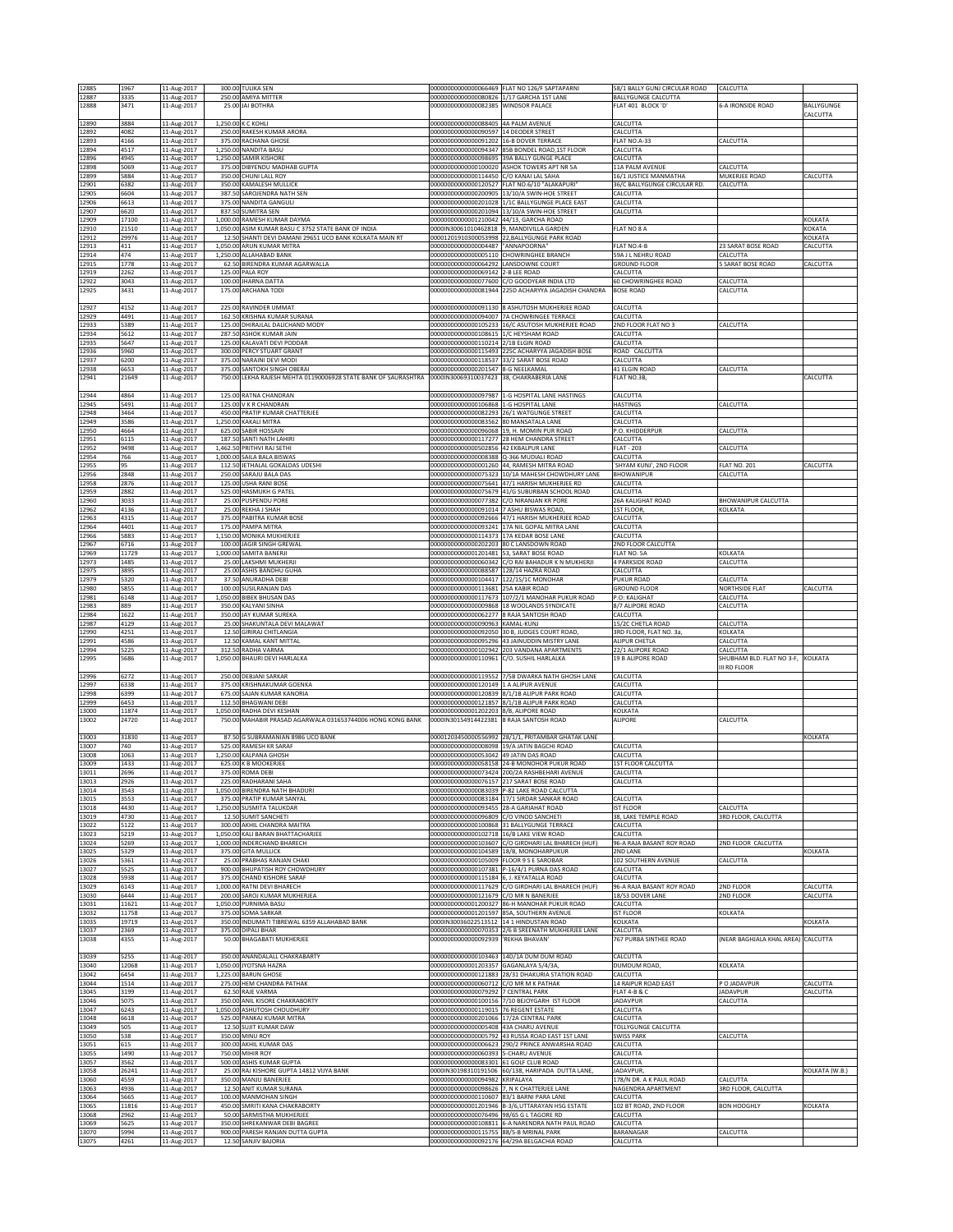| | | | | | | | | |
|---|---|---|---|---|---|---|---|---|
| 12885 | 1967 | 11-Aug-2017 | 300.00 | TULIKA SEN | 0000000000000066469 | FLAT NO 126/F SAPTAPARNI | 58/1 BALLY GUNJ CIRCULAR ROAD | CALCUTTA | |
| 12887 | 3335 | 11-Aug-2017 | 250.00 | AMIYA MITTER | 0000000000000080826 | 1/17 GARCHA 1ST LANE | BALLYGUNGE CALCUTTA | | |
| 12888 | 3471 | 11-Aug-2017 | 25.00 | JAI BOTHRA | 0000000000000082385 | WINDSOR PALACE | FLAT 401 BLOCK 'D' | 6-A IRONSIDE ROAD | BALLYGUNGE CALCUTTA |
| 12890 | 3884 | 11-Aug-2017 | 1,250.00 | K C KOHLI | 0000000000000088405 | 4A PALM AVENUE | CALCUTTA | | |
| 12892 | 4082 | 11-Aug-2017 | 250.00 | RAKESH KUMAR ARORA | 0000000000000090597 | 14 DEODER STREET | CALCUTTA | | |
| 12893 | 4166 | 11-Aug-2017 | 375.00 | RACHANA GHOSE | 0000000000000091202 | 16-B DOVER TERRACE | FLAT NO.A-33 | CALCUTTA | |
| 12894 | 4517 | 11-Aug-2017 | 1,250.00 | NANDITA BASU | 0000000000000094347 | 85B BONDEL ROAD,1ST FLOOR | CALCUTTA | | |
| 12896 | 4945 | 11-Aug-2017 | 1,250.00 | SAMIR KISHORE | 0000000000000098695 | 39A BALLY GUNGE PLACE | CALCUTTA | | |
| 12898 | 5069 | 11-Aug-2017 | 375.00 | DIBYENDU MADHAB GUPTA | 0000000000000100020 | ASHOK TOWERS APT NR 5A | 11A PALM AVENUE | CALCUTTA | |
| 12899 | 5884 | 11-Aug-2017 | 350.00 | CHUNI LALL ROY | 0000000000000114450 | C/O KANAI LAL SAHA | 16/1 JUSTICE MANMATHA | MUKERJEE ROAD | CALCUTTA |
| 12901 | 6382 | 11-Aug-2017 | 350.00 | KAMALESH MULLICK | 0000000000000120527 | FLAT NO.6/10 "ALAKAPURI" | 36/C BALLYGUNGE CIRCULAR RD. | CALCUTTA | |
| 12905 | 6604 | 11-Aug-2017 | 387.50 | SAROJENDRA NATH SEN | 0000000000000200905 | 13/10/A SWIN-HOE STREET | CALCUTTA | | |
| 12906 | 6613 | 11-Aug-2017 | 375.00 | NANDITA GANGULI | 0000000000000201028 | 1/1C BALLYGUNGE PLACE EAST | CALCUTTA | | |
| 12907 | 6620 | 11-Aug-2017 | 837.50 | SUMITRA SEN | 0000000000000201094 | 13/10/A SWIN-HOE STREET | CALCUTTA | | |
| 12909 | 17100 | 11-Aug-2017 | 1,000.00 | RAMESH KUMAR DAYMA | 0000000000001210042 | 44/13, GARCHA ROAD | | | KOLKATA |
| 12910 | 21510 | 11-Aug-2017 | 1,050.00 | ASIM KUMAR BASU C 3752 STATE BANK OF INDIA | 0000IN30061010462818 | 9, MANDIVILLA GARDEN | FLAT NO 8 A | | KOKATA |
| 12912 | 29976 | 11-Aug-2017 | 12.50 | SHANTI DEVI DAMANI 29651 UCO BANK KOLKATA MAIN RT | 0000120191030053998 | 22,BALLYGUNGE PARK ROAD | | | KOLKATA |
| 12913 | 411 | 11-Aug-2017 | 1,050.00 | ARUN KUMAR MITRA | 0000000000000004487 | "ANNAPOORNA" | FLAT NO.4-B | 23 SARAT BOSE ROAD | CALCUTTA |
| 12914 | 474 | 11-Aug-2017 | 1,250.00 | ALLAHABAD BANK | 0000000000000005110 | CHOWRINGHEE BRANCH | 59A J L NEHRU ROAD | CALCUTTA | |
| 12915 | 1778 | 11-Aug-2017 | 62.50 | BIRENDRA KUMAR AGARWALLA | 0000000000000064292 | LANSDOWNE COURT | GROUND FLOOR | 5 SARAT BOSE ROAD | CALCUTTA |
| 12919 | 2262 | 11-Aug-2017 | 125.00 | PALA ROY | 0000000000000069142 | 2-B LEE ROAD | CALCUTTA | | |
| 12922 | 3043 | 11-Aug-2017 | 100.00 | JHARNA DATTA | 0000000000000077600 | C/O GOODYEAR INDIA LTD | 60 CHOWRINGHEE ROAD | CALCUTTA | |
| 12925 | 3431 | 11-Aug-2017 | 175.00 | ARCHANA TODI | 0000000000000081944 | 225D ACHARYYA JAGADISH CHANDRA | BOSE ROAD | CALCUTTA | |
| 12927 | 4152 | 11-Aug-2017 | 225.00 | RAVINDER UMMAT | 0000000000000091130 | 8 ASHUTOSH MUKHERJEE ROAD | CALCUTTA | | |
| 12929 | 4491 | 11-Aug-2017 | 162.50 | KRISHNA KUMAR SURANA | 0000000000000094007 | 7A CHOWRINGEE TERRACE | CALCUTTA | | |
| 12933 | 5389 | 11-Aug-2017 | 125.00 | DHIRAJLAL DALICHAND MODY | 0000000000000105233 | 16/C ASUTOSH MUKHERJEE ROAD | 2ND FLOOR FLAT NO 3 | CALCUTTA | |
| 12934 | 5612 | 11-Aug-2017 | 287.50 | ASHOK KUMAR JAIN | 0000000000000108615 | 1/C HEYSHAM ROAD | CALCUTTA | | |
| 12935 | 5647 | 11-Aug-2017 | 125.00 | KALAVATI DEVI PODDAR | 0000000000000110214 | 2/1B ELGIN ROAD | CALCUTTA | | |
| 12936 | 5960 | 11-Aug-2017 | 300.00 | PERCY STUART GRANT | 0000000000000115493 | 225C ACHARYA JAGADISH BOSE | ROAD CALCUTTA | | |
| 12937 | 6200 | 11-Aug-2017 | 375.00 | NARAINI DEVI MODI | 0000000000000118537 | 33/2 SARAT BOSE ROAD | CALCUTTA | | |
| 12938 | 6653 | 11-Aug-2017 | 375.00 | SANTOKH SINGH OBERAI | 0000000000000201547 | 8-G NEELKAMAL | 41 ELGIN ROAD | CALCUTTA | |
| 12941 | 21649 | 11-Aug-2017 | 750.00 | LEKHA RAJESH MEHTA 01190006928 STATE BANK OF SAURASHTRA | 0000IN30069310037423 | 38, CHAKRABERIA LANE | FLAT NO.3B, | | CALCUTTA |
| 12944 | 4864 | 11-Aug-2017 | 125.00 | RATNA CHANDRAN | 0000000000000097987 | 1-G HOSPITAL LANE HASTINGS | CALCUTTA | | |
| 12945 | 5491 | 11-Aug-2017 | 125.00 | V K R CHANDRAN | 0000000000000106868 | 1-G HOSPITAL LANE | HASTINGS | CALCUTTA | |
| 12948 | 3464 | 11-Aug-2017 | 450.00 | PRATIP KUMAR CHATTERJEE | 0000000000000082293 | 26/1 WATGUNGE STREET | CALCUTTA | | |
| 12949 | 3586 | 11-Aug-2017 | 1,250.00 | KAKALI MITRA | 0000000000000083562 | 80 MANSATALA LANE | CALCUTTA | | |
| 12950 | 4664 | 11-Aug-2017 | 625.00 | SABIR HOSSAIN | 0000000000000096068 | 19, H. MOMIN PUR ROAD | P.O. KHIDDERPUR | CALCUTTA | |
| 12951 | 6115 | 11-Aug-2017 | 187.50 | SANTI NATH LAHIRI | 0000000000000117277 | 28 HEM CHANDRA STREET | CALCUTTA | | |
| 12952 | 9498 | 11-Aug-2017 | 1,462.50 | PRITHVI RAJ SETHI | 0000000000000502856 | 42 EKBALPUR LANE | FLAT - 203 | CALCUTTA | |
| 12954 | 766 | 11-Aug-2017 | 1,000.00 | SAILA BALA BISWAS | 0000000000000008388 | Q-366 MUDIALI ROAD | CALCUTTA | | |
| 12955 | 95 | 11-Aug-2017 | 112.50 | JETHALAL GOKALDAS UDESHI | 0000000000000001260 | 44, RAMESH MITRA ROAD | 'SHYAM KUNJ', 2ND FLOOR | FLAT NO. 201 | CALCUTTA |
| 12956 | 2848 | 11-Aug-2017 | 250.00 | SARAJU BALA DAS | 0000000000000075323 | 10/1A MAHESH CHOWDHURY LANE | BHOWANIPUR | CALCUTTA | |
| 12958 | 2876 | 11-Aug-2017 | 125.00 | USHA RANI BOSE | 0000000000000075641 | 47/1 HARISH MUKHERJEE RD | CALCUTTA | | |
| 12959 | 2882 | 11-Aug-2017 | 525.00 | HASMUKH G PATEL | 0000000000000075679 | 41/G SUBURBAN SCHOOL ROAD | CALCUTTA | | |
| 12960 | 3033 | 11-Aug-2017 | 25.00 | PUSPENDU PORE | 0000000000000077382 | C/O NIRANJAN KR PORE | 26A KALIGHAT ROAD | BHOWANIPUR CALCUTTA | |
| 12962 | 4136 | 11-Aug-2017 | 25.00 | REKHA J SHAH | 0000000000000091014 | 7 ASHU BISWAS ROAD, | 1ST FLOOR, | KOLKATA | |
| 12963 | 4315 | 11-Aug-2017 | 375.00 | PABITRA KUMAR BOSE | 0000000000000092666 | 47/1 HARISH MUKHERJEE ROAD | CALCUTTA | | |
| 12964 | 4401 | 11-Aug-2017 | 175.00 | PAMPA MITRA | 0000000000000093241 | 17A NIL GOPAL MITRA LANE | CALCUTTA | | |
| 12966 | 5883 | 11-Aug-2017 | 1,150.00 | MONIKA MUKHERJEE | 0000000000000114373 | 17A KEDAR BOSE LANE | CALCUTTA | | |
| 12967 | 6716 | 11-Aug-2017 | 100.00 | JAGIR SINGH GREWAL | 0000000000000202203 | 80 C LANSDOWN ROAD | 2ND FLOOR CALCUTTA | | |
| 12969 | 11729 | 11-Aug-2017 | 1,000.00 | SAMITA BANERJI | 0000000000001201481 | 53, SARAT BOSE ROAD | FLAT NO. 5A | KOLKATA | |
| 12973 | 1485 | 11-Aug-2017 | 25.00 | LAKSHMI MUKHERJI | 0000000000000060342 | C/O RAI BAHADUR K N MUKHERJI | 4 PARKSIDE ROAD | CALCUTTA | |
| 12975 | 3895 | 11-Aug-2017 | 25.00 | ASHIS BANDHU GUHA | 0000000000000088587 | 128/14 HAZRA ROAD | CALCUTTA | | |
| 12979 | 5320 | 11-Aug-2017 | 37.50 | ANURADHA DEBI | 0000000000000104417 | 122/15/1C MONOHAR | PUKUR ROAD | CALCUTTA | |
| 12980 | 5855 | 11-Aug-2017 | 100.00 | SUSILRANJAN DAS | 0000000000000113681 | 25A KABIR ROAD | GROUND FLOOR | NORTHSIDE FLAT | CALCUTTA |
| 12981 | 6148 | 11-Aug-2017 | 1,050.00 | BIBEK BHUSAN DAS | 0000000000000117673 | 107/2/1 MANOHAR PUKUR ROAD | P.O: KALIGHAT | CALCUTTA | |
| 12983 | 889 | 11-Aug-2017 | 350.00 | KALYANI SINHA | 0000000000000009868 | 18 WOODLANDS SYNDICATE | 8/7 ALIPORE ROAD | CALCUTTA | |
| 12984 | 1622 | 11-Aug-2017 | 350.00 | JAY KUMAR SUREKA | 0000000000000062277 | 8 RAJA SANTOSH ROAD | CALCUTTA | | |
| 12987 | 4129 | 11-Aug-2017 | 25.00 | SHAKUNTALA DEVI MALAWAT | 0000000000000090963 | KAMAL-KUNJ | 15/2C CHETLA ROAD | CALCUTTA | |
| 12990 | 4251 | 11-Aug-2017 | 12.50 | GIRIRAJ CHITLANGIA | 0000000000000092050 | 30 B, JUDGES COURT ROAD, | 3RD FLOOR, FLAT NO. 3a, | KOLKATA | |
| 12991 | 4586 | 11-Aug-2017 | 12.50 | KAMAL KANT MITTAL | 0000000000000095296 | 43 JAINUDDIN MISTRY LANE | ALIPUR CHETLA | CALCUTTA | |
| 12994 | 5225 | 11-Aug-2017 | 312.50 | RADHA VARMA | 0000000000000102942 | 203 VANDANA APARTMENTS | 22/1 ALIPORE ROAD | CALCUTTA | |
| 12995 | 5686 | 11-Aug-2017 | 1,050.00 | BHAURI DEVI HARLALKA | 0000000000000110961 | C/O. SUSHIL HARLALKA | 19 B ALIPORE ROAD | SHUBHAM BLD. FLAT NO 3-F, III RD FLOOR | KOLKATA |
| 12996 | 6272 | 11-Aug-2017 | 250.00 | DEBJANI SARKAR | 0000000000000119552 | 7/5B DWARKA NATH GHOSH LANE | CALCUTTA | | |
| 12997 | 6338 | 11-Aug-2017 | 375.00 | KRISHNAKUMAR GOENKA | 0000000000000120149 | 1 A ALIPUR AVENUE | CALCUTTA | | |
| 12998 | 6399 | 11-Aug-2017 | 675.00 | SAJAN KUMAR KANORIA | 0000000000000120839 | 8/1/1B ALIPUR PARK ROAD | CALCUTTA | | |
| 12999 | 6453 | 11-Aug-2017 | 112.50 | BHAGWANI DEBI | 0000000000000121857 | 8/1/1B ALIPUR PARK ROAD | CALCUTTA | | |
| 13000 | 11874 | 11-Aug-2017 | 1,050.00 | RADHA DEVI KESHAN | 0000000000001202203 | 8/B, ALIPORE ROAD | KOLKATA | | |
| 13002 | 24720 | 11-Aug-2017 | 750.00 | MAHABIR PRASAD AGARWALA 031653744006 HONG KONG BANK | 0000IN30154914422381 | 8 RAJA SANTOSH ROAD | ALIPORE | CALCUTTA | |
| 13003 | 31830 | 11-Aug-2017 | 87.50 | G SUBRAMANIAN 8986 UCO BANK | 0000120345000556992 | 28/1/1, PRITAMBAR GHATAK LANE | | | KOLKATA |
| 13007 | 740 | 11-Aug-2017 | 525.00 | RAMESH KR SARAF | 0000000000000008098 | 19/A JATIN BAGCHI ROAD | CALCUTTA | | |
| 13008 | 1063 | 11-Aug-2017 | 1,250.00 | KALPANA GHOSH | 0000000000000053042 | 49 JATIN DAS ROAD | CALCUTTA | | |
| 13009 | 1433 | 11-Aug-2017 | 625.00 | K B MOOKERJEE | 0000000000000058158 | 24-B MONOHOR PUKUR ROAD | 1ST FLOOR CALCUTTA | | |
| 13011 | 2696 | 11-Aug-2017 | 375.00 | ROMA DEBI | 0000000000000073424 | 200/2A RASHBEHARI AVENUE | CALCUTTA | | |
| 13013 | 2926 | 11-Aug-2017 | 225.00 | RADHARANI SAHA | 0000000000000076157 | 217 SARAT BOSE ROAD | CALCUTTA | | |
| 13014 | 3543 | 11-Aug-2017 | 1,050.00 | BIRENDRA NATH BHADURI | 0000000000000083039 | P-82 LAKE ROAD CALCUTTA | | | |
| 13015 | 3553 | 11-Aug-2017 | 375.00 | PRATIP KUMAR SANYAL | 0000000000000083184 | 17/1 SIRDAR SANKAR ROAD | CALCUTTA | | |
| 13018 | 4430 | 11-Aug-2017 | 1,250.00 | SUSMITA TALUKDAR | 0000000000000093455 | 28-A GARIAHAT ROAD | IST FLOOR | CALCUTTA | |
| 13019 | 4730 | 11-Aug-2017 | 12.50 | SUMIT SANCHETI | 0000000000000096809 | C/O VINOD SANCHETI | 38, LAKE TEMPLE ROAD | 3RD FLOOR, CALCUTTA | |
| 13022 | 5122 | 11-Aug-2017 | 300.00 | AKHIL CHANDRA MAITRA | 0000000000000100868 | 31 BALLYGUNGE TERRACE | CALCUTTA | | |
| 13023 | 5219 | 11-Aug-2017 | 1,050.00 | KALI BARAN BHATTACHARJEE | 0000000000000102718 | 16/8 LAKE VIEW ROAD | CALCUTTA | | |
| 13024 | 5269 | 11-Aug-2017 | 1,000.00 | INDERCHAND BHARECH | 0000000000000103607 | C/O GIRDHARI LAL BHARECH (HUF) | 96-A RAJA BASANT ROY ROAD | 2ND FLOOR CALCUTTA | |
| 13025 | 5329 | 11-Aug-2017 | 375.00 | GITA MULLICK | 0000000000000104589 | 18/8, MONOHARPUKUR | 2ND LANE | | KOLKATA |
| 13026 | 5361 | 11-Aug-2017 | 25.00 | PRABHAS RANJAN CHAKI | 0000000000000105009 | FLOOR 9 S E SAROBAR | 102 SOUTHERN AVENUE | CALCUTTA | |
| 13027 | 5525 | 11-Aug-2017 | 900.00 | BHUPATISH ROY CHOWDHURY | 0000000000000107381 | P-16/4/1 PURNA DAS ROAD | CALCUTTA | | |
| 13028 | 5938 | 11-Aug-2017 | 375.00 | CHAND KISHORE SARAF | 0000000000000115184 | 6, J. KEYATALLA ROAD | CALCUTTA | | |
| 13029 | 6143 | 11-Aug-2017 | 1,000.00 | RATNI DEVI BHARECH | 0000000000000117629 | C/O GIRDHARI LAL BHARECH (HUF) | 96-A RAJA BASANT ROY ROAD | 2ND FLOOR | CALCUTTA |
| 13030 | 6444 | 11-Aug-2017 | 200.00 | SAROJ KUMAR MUKHERJEA | 0000000000000121679 | C/O MR N BANERJEE | 18/53 DOVER LANE | 2ND FLOOR | CALCUTTA |
| 13031 | 11621 | 11-Aug-2017 | 1,050.00 | PURNIMA BASU | 0000000000001200327 | 86-H MANOHAR PUKUR ROAD | CALCUTTA | | |
| 13032 | 11758 | 11-Aug-2017 | 375.00 | SOMA SARKAR | 0000000000001201597 | 85A, SOUTHERN AVENUE | IST FLOOR | KOLKATA | |
| 13035 | 19719 | 11-Aug-2017 | 350.00 | INDUMATI TIBREWAL 6359 ALLAHABAD BANK | 0000IN30036022513512 | 14 1 HINDUSTAN ROAD | KOLKATA | | KOLKATA |
| 13037 | 2369 | 11-Aug-2017 | 375.00 | DIPALI BHAR | 0000000000000070353 | 2/6 B SREENATH MUKHERJEE LANE | CALCUTTA | | |
| 13038 | 4355 | 11-Aug-2017 | 50.00 | BHAGABATI MUKHERJEE | 0000000000000092939 | 'REKHA BHAVAN' | 767 PURBA SINTHEE ROAD | (NEAR BAGHJALA KHAL AREA) | CALCUTTA |
| 13039 | 5255 | 11-Aug-2017 | 350.00 | ANANDALALL CHAKRABARTY | 0000000000000103463 | 14D/1A DUM DUM ROAD | CALCUTTA | | |
| 13040 | 12068 | 11-Aug-2017 | 1,050.00 | JYOTSNA HAZRA | 0000000000001203357 | GAGANLAYA 5/4/3A, | DUMDUM ROAD, | KOLKATA | |
| 13042 | 6454 | 11-Aug-2017 | 1,225.00 | BARUN GHOSE | 0000000000000121883 | 28/31 DHAKURIA STATION ROAD | CALCUTTA | | |
| 13044 | 1514 | 11-Aug-2017 | 275.00 | HEM CHANDRA PATHAK | 0000000000000060712 | C/O MR M K PATHAK | 14 RAIPUR ROAD EAST | P O JADAVPUR | CALCUTTA |
| 13045 | 3199 | 11-Aug-2017 | 62.50 | RAJE VARMA | 0000000000000079292 | 7 CENTRAL PARK | FLAT 4-B & C | JADAVPUR | CALCUTTA |
| 13046 | 5075 | 11-Aug-2017 | 350.00 | ANIL KISORE CHAKRABORTY | 0000000000000100156 | 7/10 BEJOYGARH IST FLOOR | JADAVPUR | CALCUTTA | |
| 13047 | 6243 | 11-Aug-2017 | 1,050.00 | ASHUTOSH CHOUDHURY | 0000000000000119015 | 76 REGENT ESTATE | CALCUTTA | | |
| 13048 | 6618 | 11-Aug-2017 | 525.00 | PANKAJ KUMAR MITRA | 0000000000000201066 | 17/2A CENTRAL PARK | CALCUTTA | | |
| 13049 | 505 | 11-Aug-2017 | 12.50 | SUJIT KUMAR DAW | 0000000000000005408 | 43A CHARU AVENUE | TOLLYGUNGE CALCUTTA | | |
| 13050 | 538 | 11-Aug-2017 | 350.00 | MINU ROY | 0000000000000005792 | 43 RUSSA ROAD EAST 1ST LANE | SWISS PARK | CALCUTTA | |
| 13051 | 615 | 11-Aug-2017 | 300.00 | AKHIL KUMAR DAS | 0000000000000006623 | 290/2 PRINCE ANWARSHA ROAD | CALCUTTA | | |
| 13055 | 1490 | 11-Aug-2017 | 750.00 | MIHIR ROY | 0000000000000060393 | 5-CHARU AVENUE | CALCUTTA | | |
| 13057 | 3562 | 11-Aug-2017 | 500.00 | ASHIS KUMAR GUPTA | 0000000000000083301 | 61 GOLF CLUB ROAD | CALCUTTA | | |
| 13058 | 26241 | 11-Aug-2017 | 25.00 | RAJ KISHORE GUPTA 14812 VIJYA BANK | 0000IN30198310191506 | 60/138, HARIPADA DUTTA LANE, | JADAVPUR, | | KOLKATA (W.B.) |
| 13060 | 4559 | 11-Aug-2017 | 350.00 | MANJU BANERJEE | 0000000000000094982 | KRIPALAYA | 178/N DR. A K PAUL ROAD | CALCUTTA | |
| 13063 | 4936 | 11-Aug-2017 | 12.50 | ANIT KUMAR SURANA | 0000000000000098626 | 7, N K CHATTERJEE LANE | NAGENDRA APARTMENT | 3RD FLOOR, CALCUTTA | |
| 13064 | 5665 | 11-Aug-2017 | 100.00 | MANMOHAN SINGH | 0000000000000110607 | 83/1 BARNI PARA LANE | CALCUTTA | | |
| 13065 | 11816 | 11-Aug-2017 | 450.00 | SMRITI KANA CHAKRABORTY | 0000000000001201946 | B-3/6,UTTARAYAN HSG ESTATE | 102 BT ROAD, 2ND FLOOR | BON HOOGHLY | KOLKATA |
| 13068 | 2962 | 11-Aug-2017 | 50.00 | SARMISTHA MUKHERJEE | 0000000000000076496 | 98/65 G L TAGORE RD | CALCUTTA | | |
| 13069 | 5625 | 11-Aug-2017 | 350.00 | SHREKANWAR DEBI BAGREE | 0000000000000108811 | 6-A NARENDRA NATH PAUL ROAD | CALCUTTA | | |
| 13070 | 5994 | 11-Aug-2017 | 900.00 | PARESH RANJAN DUTTA GUPTA | 0000000000000115755 | 88/5-B MRINAL PARK | BARANAGAR | CALCUTTA | |
| 13075 | 4261 | 11-Aug-2017 | 12.50 | SANJIV BAJORIA | 0000000000000092176 | 64/29A BELGACHIA ROAD | CALCUTTA | | |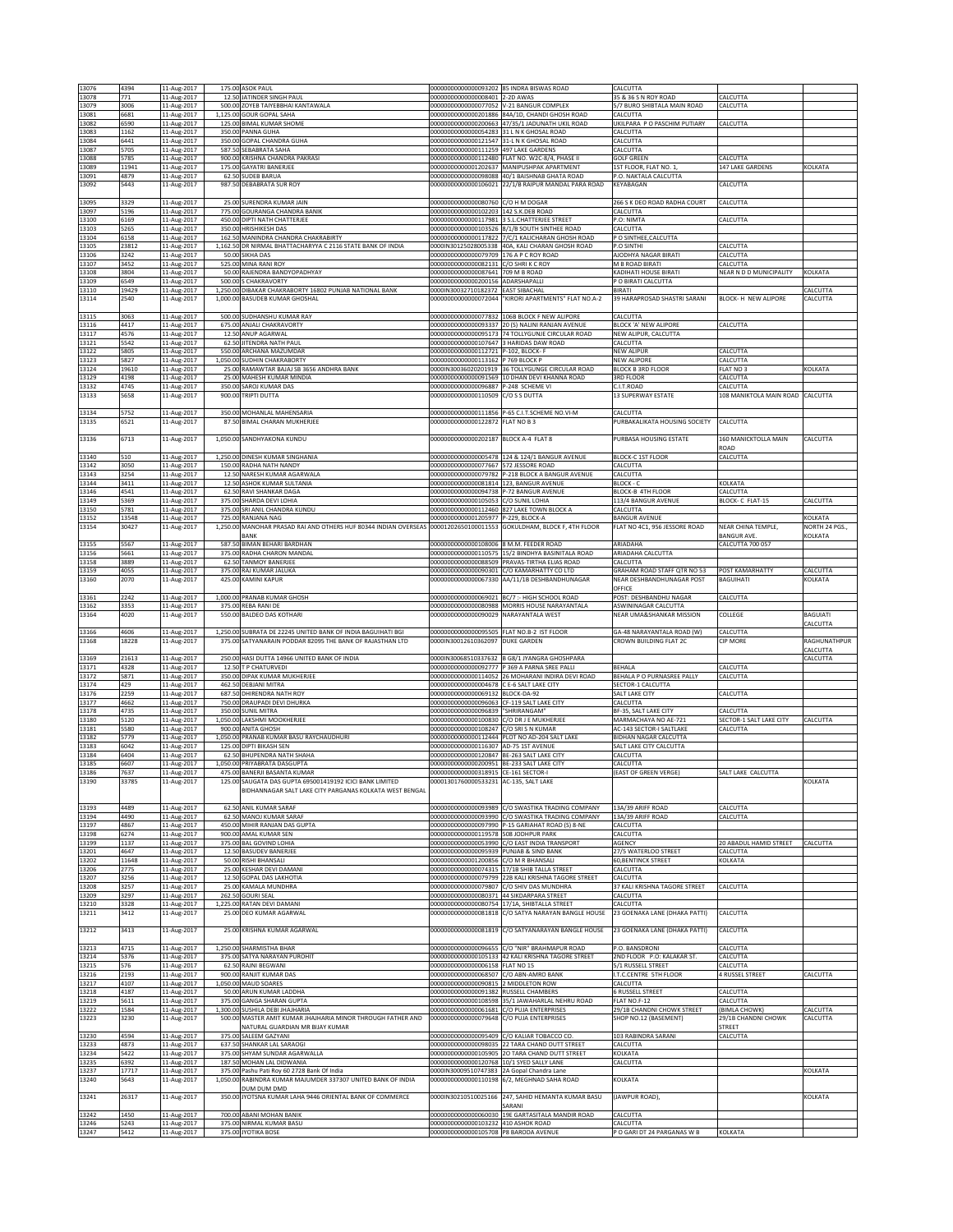| 13076 | 4394 | 11-Aug-2017 | 175.00 | ASOK PAUL | 00000000000000093202 | 85 INDRA BISWAS ROAD | CALCUTTA | | |
|---|---|---|---|---|---|---|---|---|---|
| 13078 | 771 | 11-Aug-2017 | 12.50 | JATINDER SINGH PAUL | 00000000000000008401 | 2-2D AWAS | 35 & 36 S N ROY ROAD | CALCUTTA | |
| 13079 | 3006 | 11-Aug-2017 | 500.00 | ZOYEB TAIYEBBHAI KANTAWALA | 00000000000000077052 | V-21 BANGUR COMPLEX | 5/7 BURO SHIBTALA MAIN ROAD | CALCUTTA | |
| 13081 | 6681 | 11-Aug-2017 | 1,125.00 | GOUR GOPAL SAHA | 00000000000000201886 | 84A/1D, CHANDI GHOSH ROAD | CALCUTTA | | |
| 13082 | 6590 | 11-Aug-2017 | 125.00 | BIMAL KUMAR SHOME | 00000000000000200663 | 47/35/1 JADUNATH UKIL ROAD | UKILPARA P O PASCHIM PUTIARY | CALCUTTA | |
| 13083 | 1162 | 11-Aug-2017 | 350.00 | PANNA GUHA | 00000000000000054283 | 31 L N K GHOSAL ROAD | CALCUTTA | | |
| 13084 | 6441 | 11-Aug-2017 | 350.00 | GOPAL CHANDRA GUHA | 00000000000000121547 | 31-L N K GHOSAL ROAD | CALCUTTA | | |
| 13087 | 5705 | 11-Aug-2017 | 587.50 | SEBABRATA SAHA | 00000000000000111259 | 497 LAKE GARDENS | CALCUTTA | | |
| 13088 | 5785 | 11-Aug-2017 | 900.00 | KRISHNA CHANDRA PAKRASI | 00000000000000112480 | FLAT NO. W2C-8/4, PHASE II | GOLF GREEN | CALCUTTA | |
| 13089 | 11941 | 11-Aug-2017 | 175.00 | GAYATRI BANERJEE | 00000000000001202637 | MANIPUSHPAK APARTMENT | 1ST FLOOR, FLAT NO. 1, | 147 LAKE GARDENS | KOLKATA |
| 13091 | 4879 | 11-Aug-2017 | 62.50 | SUDEB BARUA | 00000000000000098088 | 40/1 BAISHNAB GHATA ROAD | P.O. NAKTALA CALCUTTA | | |
| 13092 | 5443 | 11-Aug-2017 | 987.50 | DEBABRATA SUR ROY | 00000000000000106021 | 22/1/B RAJPUR MANDAL PARA ROAD | KEYABAGAN | CALCUTTA | |
| 13095 | 3329 | 11-Aug-2017 | 25.00 | SURENDRA KUMAR JAIN | 00000000000000080760 | C/O H M DOGAR | 266 S K DEO ROAD RADHA COURT | CALCUTTA | |
| 13097 | 5196 | 11-Aug-2017 | 775.00 | GOURANGA CHANDRA BANIK | 00000000000000102203 | 142 S.K.DEB ROAD | CALCUTTA | | |
| 13100 | 6169 | 11-Aug-2017 | 450.00 | DIPTI NATH CHATTERJEE | 00000000000000117981 | 3 S.L.CHATTERJEE STREET | P.O: NIMTA | CALCUTTA | |
| 13103 | 5265 | 11-Aug-2017 | 350.00 | HRISHIKESH DAS | 00000000000000103526 | 8/1/B SOUTH SINTHEE ROAD | CALCUTTA | | |
| 13104 | 6158 | 11-Aug-2017 | 162.50 | MANINDRA CHANDRA CHAKRABIRTY | 00000000000000117822 | 7/C/1 KALICHARAN GHOSH ROAD | P O SINTHEE,CALCUTTA | | |
| 13105 | 23812 | 11-Aug-2017 | 1,162.50 | DR NIRMAL BHATTACHARYYA C 2116 STATE BANK OF INDIA | 0000IN30125028005338 | 40A, KALI CHARAN GHOSH ROAD | P.O SINTHI | CALCUTTA | |
| 13106 | 3242 | 11-Aug-2017 | 50.00 | SIKHA DAS | 00000000000000079709 | 176 A P C ROY ROAD | AJODHYA NAGAR BIRATI | CALCUTTA | |
| 13107 | 3452 | 11-Aug-2017 | 525.00 | MINA RANI ROY | 00000000000000082131 | C/O SHRI K C ROY | M B ROAD BIRATI | CALCUTTA | |
| 13108 | 3804 | 11-Aug-2017 | 50.00 | RAJENDRA BANDYOPADHYAY | 00000000000000087641 | 709 M B ROAD | KADIHATI HOUSE BIRATI | NEAR N D D MUNICIPALITY | KOLKATA |
| 13109 | 6549 | 11-Aug-2017 | 500.00 | S CHAKRAVORTY | 00000000000000200156 | ADARSHAPALLI | P O BIRATI CALCUTTA | | |
| 13110 | 19429 | 11-Aug-2017 | 1,250.00 | DIBAKAR CHAKRABORTY 16802 PUNJAB NATIONAL BANK | 0000IN30032710182372 | EAST SIBACHAL | BIRATI | | CALCUTTA |
| 13114 | 2540 | 11-Aug-2017 | 1,000.00 | BASUDEB KUMAR GHOSHAL | 00000000000000072044 | "KIRORI APARTMENTS" FLAT NO.A-2 | 39 HARAPROSAD SHASTRI SARANI | BLOCK- H NEW ALIPORE | CALCUTTA |
| 13115 | 3063 | 11-Aug-2017 | 500.00 | SUDHANSHU KUMAR RAY | 00000000000000077832 | 106B BLOCK F NEW ALIPORE | CALCUTTA | | |
| 13116 | 4417 | 11-Aug-2017 | 675.00 | ANJALI CHAKRAVORTY | 00000000000000093337 | 20 (S) NALINI RANJAN AVENUE | BLOCK 'A' NEW ALIPORE | CALCUTTA | |
| 13117 | 4576 | 11-Aug-2017 | 12.50 | ANUP AGARWAL | 00000000000000095173 | 74 TOLLYGUNJE CIRCULAR ROAD | NEW ALIPUR, CALCUTTA | | |
| 13121 | 5542 | 11-Aug-2017 | 62.50 | JITENDRA NATH PAUL | 00000000000000107647 | 3 HARIDAS DAW ROAD | CALCUTTA | | |
| 13122 | 5805 | 11-Aug-2017 | 550.00 | ARCHANA MAZUMDAR | 00000000000000112721 | P-102, BLOCK- F | NEW ALIPUR | CALCUTTA | |
| 13123 | 5827 | 11-Aug-2017 | 1,050.00 | SUDHIN CHAKRABORTY | 00000000000000113162 | P 769 BLOCK P | NEW ALIPORE | CALCUTTA | |
| 13124 | 19610 | 11-Aug-2017 | 25.00 | RAMAWTAR BAJAJ SB 3656 ANDHRA BANK | 0000IN30036020201919 | 36 TOLLYGUNGE CIRCULAR ROAD | BLOCK B 3RD FLOOR | FLAT NO 3 | KOLKATA |
| 13129 | 4198 | 11-Aug-2017 | 25.00 | MAHESH KUMAR MINDIA | 00000000000000091569 | 10 DHAN DEVI KHANNA ROAD | 3RD FLOOR | CALCUTTA | |
| 13132 | 4745 | 11-Aug-2017 | 350.00 | SAROJ KUMAR DAS | 00000000000000096887 | P-248 SCHEME VI | C.I.T.ROAD | CALCUTTA | |
| 13133 | 5658 | 11-Aug-2017 | 900.00 | TRIPTI DUTTA | 00000000000000110509 | C/O S S DUTTA | 13 SUPERWAY ESTATE | 108 MANIKTOLA MAIN ROAD | CALCUTTA |
| 13134 | 5752 | 11-Aug-2017 | 350.00 | MOHANLAL MAHENSARIA | 00000000000000111856 | P-65 C.I.T.SCHEME NO.VI-M | CALCUTTA | | |
| 13135 | 6521 | 11-Aug-2017 | 87.50 | BIMAL CHARAN MUKHERJEE | 00000000000000122872 | FLAT NO B 3 | PURBAKALIKATA HOUSING SOCIETY | CALCUTTA | |
| 13136 | 6713 | 11-Aug-2017 | 1,050.00 | SANDHYAKONA KUNDU | 00000000000000202187 | BLOCK A-4 FLAT 8 | PURBASA HOUSING ESTATE | 160 MANICKTOLLA MAIN ROAD | CALCUTTA |
| 13140 | 510 | 11-Aug-2017 | 1,250.00 | DINESH KUMAR SINGHANIA | 00000000000000005478 | 124 & 124/1 BANGUR AVENUE | BLOCK-C 1ST FLOOR | CALCUTTA | |
| 13142 | 3050 | 11-Aug-2017 | 150.00 | RADHA NATH NANDY | 00000000000000077667 | 572 JESSORE ROAD | CALCUTTA | | |
| 13143 | 3254 | 11-Aug-2017 | 12.50 | NARESH KUMAR AGARWALA | 00000000000000079782 | P-218 BLOCK A BANGUR AVENUE | CALCUTTA | | |
| 13144 | 3411 | 11-Aug-2017 | 12.50 | ASHOK KUMAR SULTANIA | 00000000000000081814 | 123, BANGUR AVENUE | BLOCK - C | KOLKATA | |
| 13146 | 4541 | 11-Aug-2017 | 62.50 | RAVI SHANKAR DAGA | 00000000000000094738 | P-72 BANGUR AVENUE | BLOCK-B 4TH FLOOR | CALCUTTA | |
| 13149 | 5369 | 11-Aug-2017 | 375.00 | SHARDA DEVI LOHIA | 00000000000000105053 | C/O SUNIL LOHIA | 113/4 BANGUR AVENUE | BLOCK- C FLAT-15 | CALCUTTA |
| 13150 | 5781 | 11-Aug-2017 | 375.00 | SRI ANIL CHANDRA KUNDU | 00000000000000112460 | 827 LAKE TOWN BLOCK A | CALCUTTA | | |
| 13152 | 13548 | 11-Aug-2017 | 725.00 | RANJANA NAG | 00000000000001205977 | P-229, BLOCK-A | BANGUR AVENUE | | KOLKATA |
| 13154 | 30427 | 11-Aug-2017 | 1,250.00 | MANOHAR PRASAD RAI AND OTHERS HUF 80344 INDIAN OVERSEAS BANK | 00001202650100011553 | GOKULDHAM, BLOCK F, 4TH FLOOR | FLAT NO 4C1, 956 JESSORE ROAD | NEAR CHINA TEMPLE, BANGUR AVE. | NORTH 24 PGS., KOLKATA |
| 13155 | 5567 | 11-Aug-2017 | 587.50 | BIMAN BEHARI BARDHAN | 00000000000000108006 | 8 M.M. FEEDER ROAD | ARIADAHA | CALCUTTA 700 057 | |
| 13156 | 5661 | 11-Aug-2017 | 375.00 | RADHA CHARON MANDAL | 00000000000000110575 | 15/2 BINDHYA BASINITALA ROAD | ARIADAHA CALCUTTA | | |
| 13158 | 3889 | 11-Aug-2017 | 62.50 | TANMOY BANERJEE | 00000000000000088509 | PRAVAS-TIRTHA ELIAS ROAD | CALCUTTA | | |
| 13159 | 4055 | 11-Aug-2017 | 375.00 | RAJ KUMAR JALUKA | 00000000000000090301 | C/O KAMARHATTY CO LTD | GRAHAM ROAD STAFF QTR NO 53 | POST KAMARHATTY | CALCUTTA |
| 13160 | 2070 | 11-Aug-2017 | 425.00 | KAMINI KAPUR | 00000000000000067330 | AA/11/1B DESHBANDHUNAGAR | NEAR DESHBANDHUNAGAR POST OFFICE | BAGUIHATI | KOLKATA |
| 13161 | 2242 | 11-Aug-2017 | 1,000.00 | PRANAB KUMAR GHOSH | 00000000000000069021 | BC/7 :- HIGH SCHOOL ROAD | POST: DESHBANDHU NAGAR | CALCUTTA | |
| 13162 | 3353 | 11-Aug-2017 | 375.00 | REBA RANI DE | 00000000000000080988 | MORRIS HOUSE NARAYANTALA | ASWININAGAR CALCUTTA | | |
| 13164 | 4020 | 11-Aug-2017 | 550.00 | BALDEO DAS KOTHARI | 00000000000000090029 | NARAYANTALA WEST | NEAR UMA&SHANKAR MISSION | COLLEGE | BAGUIATI CALCUTTA |
| 13166 | 4606 | 11-Aug-2017 | 1,250.00 | SUBRATA DE 22245 UNITED BANK OF INDIA BAGUIHATI BGI | 00000000000000095505 | FLAT NO.B-2 1ST FLOOR | GA-48 NARAYANTALA ROAD (W) | CALCUTTA | |
| 13168 | 18228 | 11-Aug-2017 | 375.00 | SATYANARAIN PODDAR 82095 THE BANK OF RAJASTHAN LTD | 0000IN30012610362097 | DUKE GARDEN | CROWN BUILDING FLAT 2C | CIP MORE | RAGHUNATHPUR CALCUTTA |
| 13169 | 21613 | 11-Aug-2017 | 250.00 | HASI DUTTA 14966 UNITED BANK OF INDIA | 0000IN30068510337632 | B G8/1 JYANGRA GHOSHPARA | | | CALCUTTA |
| 13171 | 4328 | 11-Aug-2017 | 12.50 | T P CHATURVEDI | 00000000000000092777 | P 369 A PARNA SREE PALLI | BEHALA | CALCUTTA | |
| 13172 | 5871 | 11-Aug-2017 | 350.00 | DIPAK KUMAR MUKHERJEE | 00000000000000114052 | 26 MOHARANI INDIRA DEVI ROAD | BEHALA P O PURNASREE PALLY | CALCUTTA | |
| 13174 | 429 | 11-Aug-2017 | 462.50 | DEBJANI MITRA | 00000000000000004678 | C E-6 SALT LAKE CITY | SECTOR-1 CALCUTTA | | |
| 13176 | 2259 | 11-Aug-2017 | 687.50 | DHIRENDRA NATH ROY | 00000000000000069132 | BLOCK-DA-92 | SALT LAKE CITY | CALCUTTA | |
| 13177 | 4662 | 11-Aug-2017 | 750.00 | DRAUPADI DEVI DHURKA | 00000000000000096063 | CF-119 SALT LAKE CITY | CALCUTTA | | |
| 13178 | 4735 | 11-Aug-2017 | 350.00 | SUNIL MITRA | 00000000000000096839 | "SHRIRANGAM" | BF-35, SALT LAKE CITY | CALCUTTA | |
| 13180 | 5120 | 11-Aug-2017 | 1,050.00 | LAKSHMI MOOKHERJEE | 00000000000000100830 | C/O DR J E MUKHERJEE | MARMACHAYA NO AE-721 | SECTOR-1 SALT LAKE CITY | CALCUTTA |
| 13181 | 5580 | 11-Aug-2017 | 900.00 | ANITA GHOSH | 00000000000000108247 | C/O SRI S N KUMAR | AC-143 SECTOR-I SALTLAKE | CALCUTTA | |
| 13182 | 5779 | 11-Aug-2017 | 1,050.00 | PRANAB KUMAR BASU RAYCHAUDHURI | 00000000000000112444 | PLOT NO AD-204 SALT LAKE | BIDHAN NAGAR CALCUTTA | | |
| 13183 | 6042 | 11-Aug-2017 | 125.00 | DIPTI BIKASH SEN | 00000000000000116307 | AD-75 1ST AVENUE | SALT LAKE CITY CALCUTTA | | |
| 13184 | 6404 | 11-Aug-2017 | 62.50 | BHUPENDRA NATH SHAHA | 00000000000000120847 | BE-263 SALT LAKE CITY | CALCUTTA | | |
| 13185 | 6607 | 11-Aug-2017 | 1,050.00 | PRIYABRATA DASGUPTA | 00000000000000200951 | BE-233 SALT LAKE CITY | CALCUTTA | | |
| 13186 | 7637 | 11-Aug-2017 | 475.00 | BANERJI BASANTA KUMAR | 00000000000000318915 | CE-161 SECTOR-I | (EAST OF GREEN VERGE) | SALT LAKE CALCUTTA | |
| 13190 | 33785 | 11-Aug-2017 | 125.00 | SAUGATA DAS GUPTA 695001419192 ICICI BANK LIMITED BIDHANNAGAR SALT LAKE CITY PARGANAS KOLKATA WEST BENGAL | 00001301760000533231 | AC-135, SALT LAKE | | | KOLKATA |
| 13193 | 4489 | 11-Aug-2017 | 62.50 | ANIL KUMAR SARAF | 00000000000000093989 | C/O SWASTIKA TRADING COMPANY | 13A/39 ARIFF ROAD | CALCUTTA | |
| 13194 | 4490 | 11-Aug-2017 | 62.50 | MANOJ KUMAR SARAF | 00000000000000093990 | C/O SWASTIKA TRADING COMPANY | 13A/39 ARIFF ROAD | CALCUTTA | |
| 13197 | 4867 | 11-Aug-2017 | 450.00 | MIHIR RANJAN DAS GUPTA | 00000000000000097990 | P-15 GARIAHAT ROAD (S) 8-NE | CALCUTTA | | |
| 13198 | 6274 | 11-Aug-2017 | 900.00 | AMAL KUMAR SEN | 00000000000000119578 | 508 JODHPUR PARK | CALCUTTA | | |
| 13199 | 1137 | 11-Aug-2017 | 375.00 | BAL GOVIND LOHIA | 00000000000000053990 | C/O EAST INDIA TRANSPORT | AGENCY | 20 ABADUL HAMID STREET | CALCUTTA |
| 13201 | 4647 | 11-Aug-2017 | 12.50 | BASUDEV BANERJEE | 00000000000000095939 | PUNJAB & SIND BANK | 27/5 WATERLOO STREET | CALCUTTA | |
| 13202 | 11648 | 11-Aug-2017 | 50.00 | RISHI BHANSALI | 00000000000001200856 | C/O M R BHANSALI | 60,BENTINCK STREET | KOLKATA | |
| 13206 | 2775 | 11-Aug-2017 | 25.00 | KESHAR DEVI DAMANI | 00000000000000074315 | 17/1B SHIB TALLA STREET | CALCUTTA | | |
| 13207 | 3256 | 11-Aug-2017 | 12.50 | GOPAL DAS LAKHOTIA | 00000000000000079799 | 22B KALI KRISHNA TAGORE STREET | CALCUTTA | | |
| 13208 | 3257 | 11-Aug-2017 | 25.00 | KAMALA MUNDHRA | 00000000000000079807 | C/O SHIV DAS MUNDHRA | 37 KALI KRISHNA TAGORE STREET | CALCUTTA | |
| 13209 | 3297 | 11-Aug-2017 | 262.50 | GOURI SEAL | 00000000000000080371 | 44 SIKDARPARA STREET | CALCUTTA | | |
| 13210 | 3328 | 11-Aug-2017 | 1,225.00 | RATAN DEVI DAMANI | 00000000000000080754 | 17/1A, SHIBTALLA STREET | CALCUTTA | | |
| 13211 | 3412 | 11-Aug-2017 | 25.00 | DEO KUMAR AGARWAL | 00000000000000081818 | C/O SATYA NARAYAN BANGLE HOUSE | 23 GOENAKA LANE (DHAKA PATTI) | CALCUTTA | |
| 13212 | 3413 | 11-Aug-2017 | 25.00 | KRISHNA KUMAR AGARWAL | 00000000000000081819 | C/O SATYANARAYAN BANGLE HOUSE | 23 GOENAKA LANE (DHAKA PATTI) | CALCUTTA | |
| 13213 | 4715 | 11-Aug-2017 | 1,250.00 | SHARMISTHA BHAR | 00000000000000096655 | C/O "NIR" BRAHMAPUR ROAD | P.O. BANSDRONI | CALCUTTA | |
| 13214 | 5376 | 11-Aug-2017 | 375.00 | SATYA NARAYAN PUROHIT | 00000000000000105133 | 42 KALI KRISHNA TAGORE STREET | 2ND FLOOR P.O: KALAKAR ST. | CALCUTTA | |
| 13215 | 576 | 11-Aug-2017 | 62.50 | RAJNI BEGWANI | 00000000000000006158 | FLAT NO 15 | 5/1 RUSSELL STREET | CALCUTTA | |
| 13216 | 2193 | 11-Aug-2017 | 900.00 | RANJIT KUMAR DAS | 00000000000000068507 | C/O ABN-AMRO BANK | I.T.C.CENTRE 5TH FLOOR | 4 RUSSEL STREET | CALCUTTA |
| 13217 | 4107 | 11-Aug-2017 | 1,050.00 | MAUD SOARES | 00000000000000090815 | 2 MIDDLETON ROW | CALCUTTA | | |
| 13218 | 4187 | 11-Aug-2017 | 50.00 | ARUN KUMAR LADDHA | 00000000000000091382 | RUSSELL CHAMBERS | 6 RUSSELL STREET | CALCUTTA | |
| 13219 | 5611 | 11-Aug-2017 | 375.00 | GANGA SHARAN GUPTA | 00000000000000108598 | 35/1 JAWAHARLAL NEHRU ROAD | FLAT NO.F-12 | CALCUTTA | |
| 13222 | 1584 | 11-Aug-2017 | 1,300.00 | SUSHILA DEBI JHAJHARIA | 00000000000000061681 | C/O PUJA ENTERPRISES | 29/1B CHANDNI CHOWK STREET | (BIMLA CHOWK) | CALCUTTA |
| 13223 | 3230 | 11-Aug-2017 | 500.00 | MASTER AMIT KUMAR JHAJHARIA MINOR THROUGH FATHER AND NATURAL GUARDIAN MR BIJAY KUMAR | 00000000000000079648 | C/O PUJA ENTERPRISES | SHOP NO.12 (BASEMENT) | 29/1B CHANDNI CHOWK STREET | CALCUTTA |
| 13230 | 4594 | 11-Aug-2017 | 375.00 | SALEEM GAZYANI | 00000000000000095409 | C/O KALIAR TOBACCO CO. | 103 RABINDRA SARANI | CALCUTTA | |
| 13233 | 4873 | 11-Aug-2017 | 637.50 | SHANKAR LAL SARAOGI | 00000000000000098035 | 22 TARA CHAND DUTT STREET | CALCUTTA | | |
| 13234 | 5422 | 11-Aug-2017 | 375.00 | SHYAM SUNDAR AGARWALLA | 00000000000000105905 | 20 TARA CHAND DUTT STREET | KOLKATA | | |
| 13235 | 6392 | 11-Aug-2017 | 187.50 | MOHAN LAL DIDWANIA | 00000000000000120768 | 10/1 SYED SALLY LANE | CALCUTTA | | |
| 13237 | 17717 | 11-Aug-2017 | 375.00 | Pashu Pati Roy 60 2728 Bank Of India | 0000IN30009510747383 | 2A Gopal Chandra Lane | | | KOLKATA |
| 13240 | 5643 | 11-Aug-2017 | 1,050.00 | RABINDRA KUMAR MAJUMDER 337307 UNITED BANK OF INDIA DUM DUM DMD | 00000000000000110198 | 6/2, MEGHNAD SAHA ROAD | KOLKATA | | |
| 13241 | 26317 | 11-Aug-2017 | 350.00 | JYOTSNA KUMAR LAHA 9446 ORIENTAL BANK OF COMMERCE | 0000IN30210510025166 | 247, SAHID HEMANTA KUMAR BASU SARANI | (JAWPUR ROAD), | | KOLKATA |
| 13242 | 1450 | 11-Aug-2017 | 700.00 | ABANI MOHAN BANIK | 00000000000000060030 | 19E GARTASITALA MANDIR ROAD | CALCUTTA | | |
| 13246 | 5243 | 11-Aug-2017 | 375.00 | NIRMAL KUMAR BASU | 00000000000000103232 | 410 ASHOK ROAD | CALCUTTA | | |
| 13247 | 5412 | 11-Aug-2017 | 375.00 | JYOTIKA BOSE | 00000000000000105708 | P8 BARODA AVENUE | P O GARI DT 24 PARGANAS W B | KOLKATA | |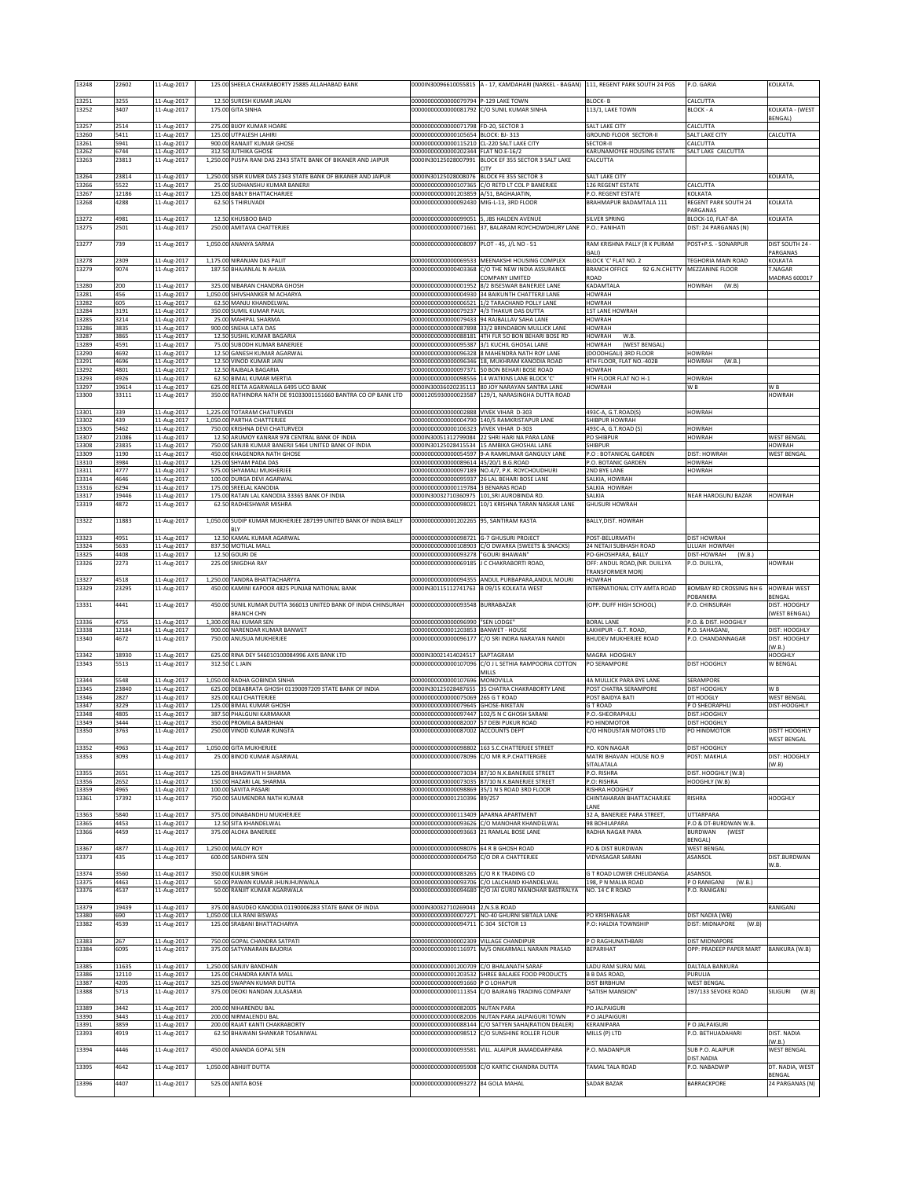| 13248 | 22602 | 11-Aug-2017 | 125.00 | SHEELA CHAKRABORTY 25885 ALLAHABAD BANK | 00000IN30096610055815 | A - 17, KAMDAHARI (NARKEL - BAGAN) | 111, REGENT PARK SOUTH 24 PGS | P.O. GARIA | KOLKATA. |
|---|---|---|---|---|---|---|---|---|---|
| 13251 | 3255 | 11-Aug-2017 | 12.50 | SURESH KUMAR JALAN | 0000000000000079794 | P-129 LAKE TOWN | BLOCK- B | CALCUTTA | |
| 13252 | 3407 | 11-Aug-2017 | 175.00 | GITA SINHA | 0000000000000081792 | C/O SUNIL KUMAR SINHA | 113/1, LAKE TOWN | BLOCK - A | KOLKATA - (WEST BENGAL) |
| 13257 | 2514 | 11-Aug-2017 | 275.00 | BIJOY KUMAR HOARE | 0000000000000071798 | FD-20, SECTOR 3 | SALT LAKE CITY | CALCUTTA | |
| 13260 | 5411 | 11-Aug-2017 | 125.00 | UTPALESH LAHIRI | 0000000000000105654 | BLOCK: BJ- 313 | GROUND FLOOR SECTOR-II | SALT LAKE CITY | CALCUTTA |
| 13261 | 5941 | 11-Aug-2017 | 900.00 | RANAJIT KUMAR GHOSE | 0000000000000115210 | CL-220 SALT LAKE CITY | SECTOR-II | CALCUTTA | |
| 13262 | 6744 | 11-Aug-2017 | 312.50 | JUTHIKA GHOSE | 0000000000000202344 | FLAT NO.E-16/2 | KARUNAMOYEE HOUSING ESTATE | SALT LAKE CALCUTTA | |
| 13263 | 23813 | 11-Aug-2017 | 1,250.00 | PUSPA RANI DAS 2343 STATE BANK OF BIKANER AND JAIPUR | 00000IN30125028007991 | BLOCK EF 355 SECTOR 3 SALT LAKE CITY | CALCUTTA | | |
| 13264 | 23814 | 11-Aug-2017 | 1,250.00 | SISIR KUMER DAS 2343 STATE BANK OF BIKANER AND JAIPUR | 00000IN30125028008076 | BLOCK FE 355 SECTOR 3 | SALT LAKE CITY | | KOLKATA, |
| 13266 | 5522 | 11-Aug-2017 | 25.00 | SUDHANSHU KUMAR BANERJI | 0000000000000107365 | C/O RETD LT COL P BANERJEE | 126 REGENT ESTATE | CALCUTTA | |
| 13267 | 12186 | 11-Aug-2017 | 125.00 | BABLY BHATTACHARJEE | 0000000000001203859 | A/51, BAGHAJATIN, | P.O. REGENT ESTATE | KOLKATA | |
| 13268 | 4288 | 11-Aug-2017 | 62.50 | S THIRUVADI | 0000000000000092430 | MIG-L-13, 3RD FLOOR | BRAHMAPUR BADAMTALA 111 | REGENT PARK SOUTH 24 PARGANAS | KOLKATA |
| 13272 | 4981 | 11-Aug-2017 | 12.50 | KHUSBOO BAID | 0000000000000099051 | 5, JBS HALDEN AVENUE | SILVER SPRING | BLOCK-10, FLAT-8A | KOLKATA |
| 13275 | 2501 | 11-Aug-2017 | 250.00 | AMITAVA CHATTERJEE | 0000000000000071661 | 37, BALARAM ROYCHOWDHURY LANE | P.O.: PANIHATI | DIST: 24 PARGANAS (N) | |
| 13277 | 739 | 11-Aug-2017 | 1,050.00 | ANANYA SARMA | 0000000000000008097 | PLOT - 45, J/L NO - 51 | RAM KRISHNA PALLY (R K PURAM GALI) | POST+P.S. - SONARPUR | DIST SOUTH 24 - PARGANAS |
| 13278 | 2309 | 11-Aug-2017 | 1,175.00 | NIRANJAN DAS PALIT | 0000000000000069533 | MEENAKSHI HOUSING COMPLEX | BLOCK 'C' FLAT NO. 2 | TEGHORIA MAIN ROAD | KOLKATA |
| 13279 | 9074 | 11-Aug-2017 | 187.50 | BHAJANLAL N AHUJA | 0000000000000403368 | C/O THE NEW INDIA ASSURANCE COMPANY LIMITED | BRANCH OFFICE 92 G.N.CHETTY ROAD | MEZZANINE FLOOR | T.NAGAR MADRAS 600017 |
| 13280 | 200 | 11-Aug-2017 | 325.00 | NIBARAN CHANDRA GHOSH | 0000000000000001952 | 8/2 BISESWAR BANERJEE LANE | KADAMTALA | HOWRAH (W.B) | |
| 13281 | 456 | 11-Aug-2017 | 1,050.00 | SHIVSHANKER M ACHARYA | 0000000000000004930 | 34 BAIKUNTH CHATTERJI LANE | HOWRAH | | |
| 13282 | 605 | 11-Aug-2017 | 62.50 | MANJU KHANDELWAL | 0000000000000006521 | 1/2 TARACHAND POLLY LANE | HOWRAH | | |
| 13284 | 3191 | 11-Aug-2017 | 350.00 | SUMIL KUMAR PAUL | 0000000000000079237 | 4/3 THAKUR DAS DUTTA | 1ST LANE HOWRAH | | |
| 13285 | 3214 | 11-Aug-2017 | 25.00 | MAHIPAL SHARMA | 0000000000000079433 | 94 RAJBALLAV SAHA LANE | HOWRAH | | |
| 13286 | 3835 | 11-Aug-2017 | 900.00 | SNEHA LATA DAS | 0000000000000087898 | 33/2 BRINDABON MULLICK LANE | HOWRAH | | |
| 13287 | 3865 | 11-Aug-2017 | 12.50 | SUSHIL KUMAR BAGARIA | 0000000000000088181 | 4TH FLR 50 BON BEHARI BOSE RD | HOWRAH W.B. | | |
| 13289 | 4591 | 11-Aug-2017 | 75.00 | SUBODH KUMAR BANERJEE | 0000000000000095387 | 3/1 KUCHIL GHOSAL LANE | HOWRAH (WEST BENGAL) | | |
| 13290 | 4692 | 11-Aug-2017 | 12.50 | GANESH KUMAR AGARWAL | 0000000000000096328 | 8 MAHENDRA NATH ROY LANE | (DOODHGALI) 3RD FLOOR | HOWRAH | |
| 13291 | 4696 | 11-Aug-2017 | 12.50 | VINOD KUMAR JAIN | 0000000000000096346 | 18, MUKHRAM KANODIA ROAD | 4TH FLOOR, FLAT NO.-402B | HOWRAH (W.B.) | |
| 13292 | 4801 | 11-Aug-2017 | 12.50 | RAJBALA BAGARIA | 0000000000000097371 | 50 BON BEHARI BOSE ROAD | HOWRAH | | |
| 13293 | 4926 | 11-Aug-2017 | 62.50 | BIMAL KUMAR MERTIA | 0000000000000098556 | 14 WATKINS LANE BLOCK 'C' | 9TH FLOOR FLAT NO H-1 | HOWRAH | |
| 13297 | 19614 | 11-Aug-2017 | 625.00 | REETA AGARWALLA 6495 UCO BANK | 00000IN30036020235113 | 80 JOY NARAYAN SANTRA LANE | HOWRAH | W B | W B |
| 13300 | 33111 | 11-Aug-2017 | 350.00 | RATHINDRA NATH DE 91033001151660 BANTRA CO OP BANK LTD | 00001205930000023587 | 129/1, NARASINGHA DUTTA ROAD | | | HOWRAH |
| 13301 | 339 | 11-Aug-2017 | 1,225.00 | TOTARAM CHATURVEDI | 0000000000000002888 | VIVEK VIHAR D-303 | 493C-A, G.T.ROAD(S) | HOWRAH | |
| 13302 | 439 | 11-Aug-2017 | 1,050.00 | PARTHA CHATTERJEE | 0000000000000004790 | 140/5 RAMKRISTAPUR LANE | SHIBPUR HOWRAH | | |
| 13305 | 5462 | 11-Aug-2017 | 750.00 | KRISHNA DEVI CHATURVEDI | 0000000000000106323 | VIVEK VIHAR D-303 | 493C-A, G.T.ROAD (S) | HOWRAH | |
| 13307 | 21086 | 11-Aug-2017 | 12.50 | ARUMOY KANRAR 978 CENTRAL BANK OF INDIA | 00000IN30051312799084 | 22 SHRI HARI NA PARA LANE | PO SHIBPUR | HOWRAH | WEST BENGAL |
| 13308 | 23835 | 11-Aug-2017 | 750.00 | SANJIB KUMAR BANERJI 5464 UNITED BANK OF INDIA | 00000IN30125028415534 | 15 AMBIKA GHOSHAL LANE | SHIBPUR | | HOWRAH |
| 13309 | 1190 | 11-Aug-2017 | 450.00 | KHAGENDRA NATH GHOSE | 0000000000000054597 | 9-A RAMKUMAR GANGULY LANE | P.O : BOTANICAL GARDEN | DIST: HOWRAH | WEST BENGAL |
| 13310 | 3984 | 11-Aug-2017 | 125.00 | SHYAM PADA DAS | 0000000000000089614 | 45/20/1 B.G.ROAD | P.O. BOTANIC GARDEN | HOWRAH | |
| 13311 | 4777 | 11-Aug-2017 | 575.00 | SHYAMALI MUKHERJEE | 0000000000000097189 | NO.4/7, P.K. ROYCHOUDHURI | 2ND BYE LANE | HOWRAH | |
| 13314 | 4646 | 11-Aug-2017 | 100.00 | DURGA DEVI AGARWAL | 0000000000000095937 | 26 LAL BEHARI BOSE LANE | SALKIA, HOWRAH | | |
| 13316 | 6294 | 11-Aug-2017 | 175.00 | SREELAL KANODIA | 0000000000000119784 | 3 BENARAS ROAD | SALKIA HOWRAH | | |
| 13317 | 19446 | 11-Aug-2017 | 175.00 | RATAN LAL KANODIA 33365 BANK OF INDIA | 00000IN30032710360975 | 101,SRI AUROBINDA RD. | SALKIA | NEAR HAROGUNJ BAZAR | HOWRAH |
| 13319 | 4872 | 11-Aug-2017 | 62.50 | RADHESHWAR MISHRA | 0000000000000098021 | 10/1 KRISHNA TARAN NASKAR LANE | GHUSURI HOWRAH | | |
| 13322 | 11883 | 11-Aug-2017 | 1,050.00 | SUDIP KUMAR MUKHERJEE 287199 UNITED BANK OF INDIA BALLY BLY | 0000000000001202265 | 95, SANTIRAM RASTA | BALLY,DIST. HOWRAH | | |
| 13323 | 4951 | 11-Aug-2017 | 12.50 | KAMAL KUMAR AGARWAL | 0000000000000098721 | G-7 GHUSURI PROJECT | POST-BELURMATH | DIST HOWRAH | |
| 13324 | 5633 | 11-Aug-2017 | 837.50 | MOTILAL MALL | 0000000000000108903 | C/O DWARKA (SWEETS & SNACKS) | 24 NETAJI SUBHASH ROAD | LILUAH HOWRAH | |
| 13325 | 4408 | 11-Aug-2017 | 12.50 | GOURI DE | 0000000000000093278 | "GOURI BHAWAN" | PO-GHOSHPARA, BALLY | DIST-HOWRAH (W.B.) | |
| 13326 | 2273 | 11-Aug-2017 | 225.00 | SNIGDHA RAY | 0000000000000069185 | J C CHAKRABORTI ROAD, | OFF: ANDUL ROAD,(NR. DUILLYA TRANSFORMER MOR) | P.O. DUILLYA, | HOWRAH |
| 13327 | 4518 | 11-Aug-2017 | 1,250.00 | TANDRA BHATTACHARYYA | 0000000000000094355 | ANDUL PURBAPARA,ANDUL MOURI | HOWRAH | | |
| 13329 | 23295 | 11-Aug-2017 | 450.00 | KAMINI KAPOOR 4825 PUNJAB NATIONAL BANK | 00000IN30115112741763 | B 09/15 KOLKATA WEST | INTERNATIONAL CITY AMTA ROAD | BOMBAY RD CROSSING NH 6 POBANKRA | HOWRAH WEST BENGAL |
| 13331 | 4441 | 11-Aug-2017 | 450.00 | SUNIL KUMAR DUTTA 366013 UNITED BANK OF INDIA CHINSURAH BRANCH CHN | 0000000000000093548 | BURRABAZAR | (OPP. DUFF HIGH SCHOOL) | P.O. CHINSURAH | DIST. HOOGHLY (WEST BENGAL) |
| 13336 | 4755 | 11-Aug-2017 | 1,300.00 | RAJ KUMAR SEN | 0000000000000096990 | "SEN LODGE" | BORAL LANE | P.O. & DIST. HOOGHLY | |
| 13338 | 12184 | 11-Aug-2017 | 900.00 | NARENDAR KUMAR BANWET | 0000000000001203853 | BANWET - HOUSE | LAKHIPUR - G.T. ROAD, | P.O. SAHAGANJ, | DIST: HOOGHLY |
| 13340 | 4672 | 11-Aug-2017 | 750.00 | ANUSUA MUKHERJEE | 0000000000000096177 | C/O SRI INDRA NARAYAN NANDI | BHUDEV MUKHERJEE ROAD | P.O. CHANDANNAGAR | DIST. HOOGHLY (W.B.) |
| 13342 | 18930 | 11-Aug-2017 | 625.00 | RINA DEY 546010100084996 AXIS BANK LTD | 00000IN30021414024517 | SAPTAGRAM | MAGRA HOOGHLY | | HOOGHLY |
| 13343 | 5513 | 11-Aug-2017 | 312.50 | C L JAIN | 0000000000000107096 | C/O J L SETHIA RAMPOORIA COTTON MILLS | PO SERAMPORE | DIST HOOGHLY | W BENGAL |
| 13344 | 5548 | 11-Aug-2017 | 1,050.00 | RADHA GOBINDA SINHA | 0000000000000107696 | MONOVILLA | 4A MULLICK PARA BYE LANE | SERAMPORE | |
| 13345 | 23840 | 11-Aug-2017 | 625.00 | DEBABRATA GHOSH 01190097209 STATE BANK OF INDIA | 00000IN30125028487655 | 35 CHATRA CHAKRABORTY LANE | POST CHATRA SERAMPORE | DIST HOOGHLY | W B |
| 13346 | 2827 | 11-Aug-2017 | 325.00 | KALI CHATTERJEE | 0000000000000075069 | 265 G T ROAD | POST BAIDYA BATI | DT HOOGLY | WEST BENGAL |
| 13347 | 3229 | 11-Aug-2017 | 125.00 | BIMAL KUMAR GHOSH | 0000000000000079645 | GHOSE-NIKETAN | G T ROAD | P O SHEORAPHLI | DIST-HOOGHLY |
| 13348 | 4805 | 11-Aug-2017 | 387.50 | PHALGUNI KARMAKAR | 0000000000000097447 | 102/5 N C GHOSH SARANI | P.O.-SHEORAPHULI | DIST.HOOGHLY | |
| 13349 | 3444 | 11-Aug-2017 | 350.00 | PROMILA BARDHAN | 0000000000000082007 | 57 DEBI PUKUR ROAD | PO HINDMOTOR | DIST HOOGHLY | |
| 13350 | 3763 | 11-Aug-2017 | 250.00 | VINOD KUMAR RUNGTA | 0000000000000087002 | ACCOUNTS DEPT | C/O HINDUSTAN MOTORS LTD | PO HINDMOTOR | DISTT HOOGHLY WEST BENGAL |
| 13352 | 4963 | 11-Aug-2017 | 1,050.00 | GITA MUKHERJEE | 0000000000000098802 | 163 S.C.CHATTERJEE STREET | PO. KON NAGAR | DIST HOOGHLY | |
| 13353 | 3093 | 11-Aug-2017 | 25.00 | BINOD KUMAR AGARWAL | 0000000000000078096 | C/O MR R.P.CHATTERGEE | MATRI BHAVAN HOUSE NO.9 SITALATALA | POST: MAKHLA | DIST: HOOGHLY (W.B) |
| 13355 | 2651 | 11-Aug-2017 | 125.00 | BHAGWATI H SHARMA | 0000000000000073034 | 87/10 N.K.BANERJEE STREET | P.O. RISHRA | DIST. HOOGHLY (W.B) | |
| 13356 | 2652 | 11-Aug-2017 | 150.00 | HAZARI LAL SHARMA | 0000000000000073035 | 87/10 N.K.BANERJEE STREET | P.O: RISHRA | HOOGHLY (W.B) | |
| 13359 | 4965 | 11-Aug-2017 | 100.00 | SAVITA PASARI | 0000000000000098869 | 35/1 N S ROAD 3RD FLOOR | RISHRA HOOGHLY | | |
| 13361 | 17392 | 11-Aug-2017 | 750.00 | SAUMENDRA NATH KUMAR | 0000000000001210396 | 89/257 | CHINTAHARAN BHATTACHARJEE LANE | RISHRA | HOOGHLY |
| 13363 | 5840 | 11-Aug-2017 | 375.00 | DINABANDHU MUKHERJEE | 0000000000000113409 | APARNA APARTMENT | 32 A, BANERJEE PARA STREET, | UTTARPARA | |
| 13365 | 4453 | 11-Aug-2017 | 12.50 | SITA KHANDELWAL | 0000000000000093626 | C/O MANOHAR KHANDELWAL | 98 BOHILAPARA | P.O & DT-BURDWAN W.B. | |
| 13366 | 4459 | 11-Aug-2017 | 375.00 | ALOKA BANERJEE | 0000000000000093663 | 21 RAMLAL BOSE LANE | RADHA NAGAR PARA | BURDWAN (WEST BENGAL) | |
| 13367 | 4877 | 11-Aug-2017 | 1,250.00 | MALOY ROY | 0000000000000098076 | 64 R B GHOSH ROAD | PO & DIST BURDWAN | WEST BENGAL | |
| 13373 | 435 | 11-Aug-2017 | 600.00 | SANDHYA SEN | 0000000000000004750 | C/O DR A CHATTERJEE | VIDYASAGAR SARANI | ASANSOL | DIST.BURDWAN W.B. |
| 13374 | 3560 | 11-Aug-2017 | 350.00 | KULBIR SINGH | 0000000000000083265 | C/O R K TRADING CO | G T ROAD LOWER CHELIDANGA | ASANSOL | |
| 13375 | 4463 | 11-Aug-2017 | 50.00 | PAWAN KUMAR JHUNJHUNWALA | 0000000000000093706 | C/O LALCHAND KHANDELWAL | 198, P N MALIA ROAD | P O RANIGANJ (W.B.) | |
| 13376 | 4537 | 11-Aug-2017 | 50.00 | RANJIT KUMAR AGARWALA | 0000000000000094680 | C/O JAI GURU MANOHAR BASTRALYA | NO. 14 C R ROAD | P.O. RANIGANJ | |
| 13379 | 19439 | 11-Aug-2017 | 375.00 | BASUDEO KANODIA 01190006283 STATE BANK OF INDIA | 00000IN30032710269043 | 2,N.S.B.ROAD | | | RANIGANJ |
| 13380 | 690 | 11-Aug-2017 | 1,050.00 | LILA RANI BISWAS | 0000000000000007271 | NO-40 GHURNI SIBTALA LANE | PO KRISHNAGAR | DIST NADIA (WB) | |
| 13382 | 4539 | 11-Aug-2017 | 125.00 | SRABANI BHATTACHARYA | 0000000000000094711 | C-304 SECTOR 13 | P.O: HALDIA TOWNSHIP | DIST: MIDNAPORE (W.B) | |
| 13383 | 267 | 11-Aug-2017 | 750.00 | GOPAL CHANDRA SATPATI | 0000000000000002309 | VILLAGE CHANDIPUR | P O RAGHUNATHBARI | DIST MIDNAPORE | |
| 13384 | 6095 | 11-Aug-2017 | 375.00 | SATYANARAIN BAJORIA | 0000000000000116971 | M/S ONKARMALL NARAIN PRASAD | BEPARIHAT | OPP: PRADEEP PAPER MART | BANKURA (W.B) |
| 13385 | 11635 | 11-Aug-2017 | 1,250.00 | SANJIV BANDHAN | 0000000000001200709 | C/O BHALANATH SARAF | LADU RAM SURAJ MAL | DALTALA BANKURA | |
| 13386 | 12110 | 11-Aug-2017 | 125.00 | CHANDRA KANTA MALL | 0000000000001203532 | SHREE BALAJEE FOOD PRODUCTS | B B DAS ROAD, | PURULIA | |
| 13387 | 4205 | 11-Aug-2017 | 325.00 | SWAPAN KUMAR DUTTA | 0000000000000091660 | P O LOHAPUR | DIST BIRBHUM | WEST BENGAL | |
| 13388 | 5713 | 11-Aug-2017 | 375.00 | DEOKI NANDAN JULASARIA | 0000000000000111354 | C/O BAJRANG TRADING COMPANY | "SATISH MANSION" | 197/133 SEVOKE ROAD | SILIGURI (W.B) |
| 13389 | 3442 | 11-Aug-2017 | 200.00 | NIHARENDU BAL | 0000000000000082005 | NUTAN PARA | PO JALPAIGURI | | |
| 13390 | 3443 | 11-Aug-2017 | 200.00 | NIRMALENDU BAL | 0000000000000082006 | NUTAN PARA JALPAIGURI TOWN | P O JALPAIGURI | | |
| 13391 | 3859 | 11-Aug-2017 | 200.00 | RAJAT KANTI CHAKRABORTY | 0000000000000088144 | C/O SATYEN SAHA(RATION DEALER) | KERANIPARA | P O JALPAIGURI | |
| 13393 | 4919 | 11-Aug-2017 | 62.50 | BHAWANI SHANKAR TOSANIWAL | 0000000000000098512 | C/O SUNSHINE ROLLER FLOUR | MILLS (P) LTD | P.O. BETHUADAHARI | DIST. NADIA (W.B.) |
| 13394 | 4446 | 11-Aug-2017 | 450.00 | ANANDA GOPAL SEN | 0000000000000093581 | VILL. ALAIPUR JAMADDARPARA | P.O. MADANPUR | SUB P.O. ALAIPUR DIST.NADIA | WEST BENGAL |
| 13395 | 4642 | 11-Aug-2017 | 1,050.00 | ABHIJIT DUTTA | 0000000000000095908 | C/O KARTIC CHANDRA DUTTA | TAMAL TALA ROAD | P.O. NABADWIP | DT. NADIA, WEST BENGAL |
| 13396 | 4407 | 11-Aug-2017 | 525.00 | ANITA BOSE | 0000000000000093272 | 84 GOLA MAHAL | SADAR BAZAR | BARRACKPORE | 24 PARGANAS (N) |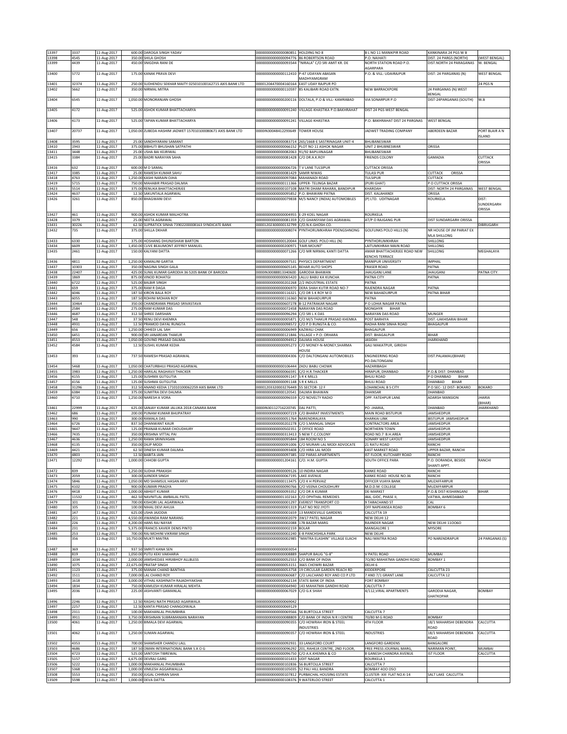| 13397 | 3337 | 11-Aug-2017 | 600.00 | DAROGA SINGH YADAV | 0000000000000080851 | HOLDING NO 8 | B L NO 11 MANIKPIR ROAD | KANKINARA 24 PGS W B | |
|---|---|---|---|---|---|---|---|---|---|
| 13398 | 4545 | 11-Aug-2017 | 350.00 | SHILA GHOSH | 0000000000000094776 | 86 ROBERTSON ROAD | P.O. NAIHATI | DIST. 24 PARGS (NORTH) | (WEST BENGAL) |
| 13399 | 4439 | 11-Aug-2017 | 450.00 | SNIGDHA RANI DE | 0000000000000093544 | "NIRALA" C/O SRI AMIT KR. DE | NORTH STATION ROAD P.O. AGARPARA | DIST.NORTH 24 PARAGANAS | W. BENGAL |
| 13400 | 5772 | 11-Aug-2017 | 175.00 | KANAK PRAVA DEVI | 0000000000000112410 | P-47 UDAYAN ABASAN MADHYAMGRAM | P.O. & VILL: UDAIRAJPUR | DIST: 24 PARGANAS (N) | WEST BENGAL |
| 13401 | 32374 | 11-Aug-2017 | 250.00 | SUDHENDU SEKHAR MAITY 025010100162715 AXIS BANK LTD | 0000120447000416016​4 | EAST UDAY RAJPUR PO | | | 24 PGS N |
| 13402 | 5662 | 11-Aug-2017 | 350.00 | NIRMAL MITRA | 0000000000000110597 | 85 KALIBARI ROAD EXTN. | NEW BARRACKPORE | 24 PARGANAS (N) WEST BENGAL | |
| 13404 | 6545 | 11-Aug-2017 | 1,050.00 | MONORANJAN GHOSH | 0000000000000200116 | DOLTALA, P.O & VILL- KAMRABAD | VIA SONARPUR P.O | DIST-24PARGANAS (SOUTH) | W.B |
| 13405 | 4172 | 11-Aug-2017 | 525.00 | ASHOK KUMAR BHATTACHARYA | 0000000000000091240 | VILLAGE-KHASTIKA P.O.BAKHRAHAT | DIST 24 PGS WEST BENGAL | | |
| 13406 | 4173 | 11-Aug-2017 | 525.00 | TAPAN KUMAR BHATTACHARYA | 0000000000000091241 | VILLAGE-KHASTIKA | P.O. BAKHRAHAT DIST 24 PARGNAS | WEST BENGAL | |
| 13407 | 20737 | 11-Aug-2017 | 1,050.00 | ZUBEDA HASHIM JADWET 157010100080671 AXIS BANK LTD | 0000IN30048412293649 | TOWER HOUSE | JADWET TRADING COMPANY | ABERDEEN BAZAR | PORT BLAIR A N ISLAND |
| 13408 | 3595 | 11-Aug-2017 | 25.00 | SANDHYARANI SAMANT | 0000000000000083714 | 265/1668-E SASTRINAGAR UNIT-4 | BHUBANESWAR | | |
| 13410 | 1943 | 11-Aug-2017 | 375.00 | BIBHUTI BHUSHAN SATPATHI | 0000000000000066152 | PLOT NO 11 ASHOK NAGAR | UNIT 2 BHUBNESWAR | ORISSA | |
| 13411 | 3448 | 11-Aug-2017 | 25.00 | USHA BAI KEJRIWAL | 0000000000000082063 | 91/92 BAPUJINAGAR | BHUBANESWAR | | |
| 13415 | 3384 | 11-Aug-2017 | 25.00 | BADRI NARAYAN SAHA | 0000000000000081428 | C/O DR.A.K.ROY | FRIENDS COLONY | GAMADIA | CUTTACK ORISSA |
| 13416 | 632 | 11-Aug-2017 | 600.00 | M D SAMAL | 0000000000000006726 | T V LANE TULSIPUR | CUTTACK ORISSA | | |
| 13417 | 3385 | 11-Aug-2017 | 25.00 | RAMESH KUMAR SAHU | 0000000000000081429 | SAMIR NIWAS | TULASI PUR | CUTTACK ORISSA | |
| 13418 | 4763 | 11-Aug-2017 | 1,250.00 | KASHI NARAIN OJHA | 0000000000000097084 | MAHANADI ROAD | TULSIPUR | CUTTACK | |
| 13419 | 5715 | 11-Aug-2017 | 750.00 | MAHABIR PRASAD DALMIA | 0000000000000111366 | UPPER- TELINGA BAZAR | (PURI GHAT) | P O CUTTACK ORISSA | |
| 13423 | 5514 | 11-Aug-2017 | 375.00 | RENUKA BHATTACHERJEE | 0000000000000107108 | MATRI DHAM RAHARA, BANDIPUR | KHARDAH | DIST: NORTH 24 PARGANAS | WEST BENGAL |
| 13424 | 4637 | 11-Aug-2017 | 12.50 | SAKUNTALA AGARWAL | 0000000000000095852 | P.O. BHAWANI PATNA | DIST. KALAHANDI | ORISSA | |
| 13426 | 3261 | 11-Aug-2017 | 850.00 | BHAGWANI DEVI | 0000000000000079838 | M/S NANCY (INDIA) AUTOMOBILES | (P) LTD. UDITNAGAR | ROURKELA | DIST: SUNDERGARH ORISSA |
| 13427 | 461 | 11-Aug-2017 | 900.00 | ASHOK KUMAR MALHOTRA | 0000000000000004955 | E-29 KOEL NAGAR | ROURKELA | | |
| 13428 | 3379 | 11-Aug-2017 | 25.00 | NEETA AGRAWAL | 0000000000000081359 | C/O GHANSYAM DAS AGRAWAL | AT/P O RAJGANG PUR | DIST SUNDARGARH ORISSA | |
| 13431 | 30226 | 11-Aug-2017 | 62.50 | SUPRATICK SINHA 73902200008163 SYNDICATE BANK | 0000120230000132799 | C/O.N.K.GHOSH-CD. | | | DIBRUGARH |
| 13432 | 735 | 11-Aug-2017 | 375.00 | SHILLA DKHAR | 0000000000000008074 | PYNTHORUMKHRAH PDENGSHNONG | GOLFLINKS POLO HILLS (N) | NR HOUSE OF JM PARIAT EX MLA SHILLONG | |
| 13433 | 6330 | 11-Aug-2017 | 375.00 | HOSHANG DHUNJISHAW BARTON | 0000000000000120044 | GOLF LINKS POLO HILL (N) | PYNTHORUMKHRAH | SHILLONG | |
| 13434 | 6609 | 11-Aug-2017 | 1,450.00 | CLIVE BEAUMONT JEFFREY MANUEL | 0000000000000200971 | 'FAIR-MOUNT' | LAITUMKHRAH MAIN ROAD | SHILLONG | |
| 13435 | 2461 | 11-Aug-2017 | 150.00 | KALYANI DATTA | 0000000000000071266 | C/O MR NIRMAL KANTI DATTA | AMAR BHATTACHERJEE ROAD NEW KENCHS TERRACE | SHILLONG | MEGHALAYA |
| 13436 | 4811 | 11-Aug-2017 | 1,250.00 | KAMALINI GARTIA | 0000000000000097531 | PHYSICS DEPARTMENT | MANIPUR UNIVERSITY | IMPHAL | |
| 13437 | 10303 | 11-Aug-2017 | 350.00 | NAGINA SINGH GALA | 0000000000000605145 | BEHAR AUTO SHOPS | FRASER ROAD | PATNA | |
| 13438 | 22407 | 11-Aug-2017 | 425.00 | SUNIL KUMAR GARODIA 36 5205 BANK OF BARODA | 0000IN30088813340600 | GARODIA BHAWAN | JHAUGANJ LANE | JHAUGANJ | PATNA CITY. |
| 13439 | 1869 | 11-Aug-2017 | 875.00 | VINOD ROHATGI | 0000000000000065420 | LALLU BABU KA KUNCHA | PATNA CITY | PATNA | |
| 13440 | 6722 | 11-Aug-2017 | 525.00 | BALBIR SINGH | 0000000000000202268 | 2/2 INDUSTRIAL ESTATE | PATNA | | |
| 13441 | 659 | 11-Aug-2017 | 375.00 | RAM R DAGA | 0000000000000006970 | DERA SHAH KUTIR ROAD NO-7 | RAJENDRA NAGAR | PATNA | |
| 13442 | 6046 | 11-Aug-2017 | 187.50 | KIRON BALA ROY | 0000000000000116321 | C/O DR S K ROY M D | NEW BAHADURPUR | PATNA BIHAR | |
| 13443 | 6055 | 11-Aug-2017 | 187.50 | ROHINI MOHAN ROY | 0000000000000116360 | NEW BAHADURPUR | PATNA | | |
| 13444 | 10464 | 11-Aug-2017 | 350.00 | CHANDRAMA PRASAD SRIVASTAVA | 0000000000000607278 | B-12 PATRAKAR NAGAR | P O LOHIA NAGAR PATNA | | |
| 13445 | 2584 | 11-Aug-2017 | 275.00 | RAM KUMAR DAS | 0000000000000072458 | NARAYAN DAS ROAD | MONGHYR BIHAR | | |
| 13446 | 4687 | 11-Aug-2017 | 312.50 | SHREE DARSHAN | 0000000000000096294 | C/O SRI L K DAS | NARAYAN DAS ROAD | MUNGER | |
| 13447 | 548 | 11-Aug-2017 | 37.50 | RENU DEVI KHEMKA | 0000000000000005871 | C/O M/S THAKUR PRASAD KHEMKA | POST BARHIYA | DIST.-LAKHISARAI BIHAR | |
| 13448 | 4931 | 11-Aug-2017 | 12.50 | PRAMOD DAYAL RUNGTA | 0000000000000098572 | C/O P D RUNGTA & CO. | RADHA RANI SINHA ROAD | BHAGALPUR | |
| 13449 | 656 | 11-Aug-2017 | 1,250.00 | CHHEDI LAL SAH | 0000000000000006949 | KAZWALI CHAK | BHAGALPUR | | |
| 13450 | 6451 | 11-Aug-2017 | 900.00 | SRI JANARDAN THAKUR | 0000000000000121846 | VILLAGE + P.O: ORHARA | DIST: BHAGALPUR | BIHAR | |
| 13451 | 4553 | 11-Aug-2017 | 1,050.00 | GOVIND PRASAD DALMIA | 0000000000000094912 | DALMIA HOUSE | JASIDIH | JHARKHAND | |
| 13452 | 4584 | 11-Aug-2017 | 12.50 | SUSHIL KUMAR KEDIA | 0000000000000095273 | C/O MONEY-N-MONEY,SHARMA HOUSE | GALI MAKATPUR, GIRIDIH | | |
| 13453 | 393 | 11-Aug-2017 | 737.50 | RAMESH PRASAD AGRAWAL | 0000000000000004306 | C/O DALTONGANJ AUTOMOBILES | ENGINEERING ROAD PO.DALTONGANJ | DIST.PALAMAU(BIHAR) | |
| 13454 | 5468 | 11-Aug-2017 | 1,050.00 | CHATURBHUJ PRASAD AGARWAL | 0000000000000106444 | ZADU BABU CHOWK | HAZARIBAGH | | |
| 13455 | 1983 | 11-Aug-2017 | 1,250.00 | HARILAL RAGHAVJI THACKER | 0000000000000066591 | C/O H.R.THACKER | HIRAPUR, DHANBAD | P.O.& DIST: DHANBAD | |
| 13456 | 4155 | 11-Aug-2017 | 125.00 | SUSHMA GUTGUTIA | 0000000000000091147 | S R K MILLS | BHULI ROAD | P O DHANBAD BIHAR | |
| 13457 | 4156 | 11-Aug-2017 | 125.00 | SUSHMA GUTGUTIA | 0000000000000091148 | S R K MILLS | BHULI ROAD | DHANBAD BIHAR | |
| 13458 | 31296 | 11-Aug-2017 | 312.50 | ANAND KEDIA 171010100062259 AXIS BANK LTD | 0000120332000327644​9 | 55 SECTOR- 12 F | LOHANCHAL B S CITY | P O SEC- 12 DIST- BOKARO | BOKARO |
| 13459 | 6384 | 11-Aug-2017 | 375.00 | SUMITRA DEVI DALMIA | 0000000000000120541 | DALMIA BHAWAN | DHANSAR | DHANBAD | |
| 13460 | 4710 | 11-Aug-2017 | 1,250.00 | NARESH A VORA | 0000000000000096559 | C/O NOVELTY RADIO | OPP. FATEHPUR LANE | ADARSH MANSION | JHARIA (BIHAR) |
| 13461 | 22999 | 11-Aug-2017 | 625.00 | SANJAY KUMAR JALUKA 2018 CANARA BANK | 0000IN30112716220745 | DAL PATTI, | PO -JHARIA, | DHANBAD | JHARKHAND |
| 13462 | 686 | 11-Aug-2017 | 200.00 | PUNAM KUMAR BHUPATRAY | 0000000000000007219 | C/O BHARAT INVESTMENTS | MAIN ROAD BISTUPUR | JAMSHEDPUR | |
| 13463 | 990 | 11-Aug-2017 | 300.00 | RAMALA DAS | 0000000000000051764 | NARENDRALAYA | KHARKAI LINK | BISTUPUR JAMSHEDPUR | |
| 13464 | 6726 | 11-Aug-2017 | 837.50 | DHANWANT KAUR | 0000000000000202278 | C/O S.MANGAL SINGH | CONTRACTORS AREA | JAMSHEDPUR | |
| 13465 | 9447 | 11-Aug-2017 | 125.00 | PRANAB KUMAR CHOUDHURY | 0000000000000502351 | 2 OFFICE ROAD | NORTHERN TOWN | JAMSHEDPUR | |
| 13466 | 7435 | 11-Aug-2017 | 350.00 | KRISHNA VITTAL PAI | 0000000000000313413 | 5 NEW T.C.COLONY | ROAD NO.7 B.H.AREA | JAMSHEDPUR | |
| 13467 | 4636 | 11-Aug-2017 | 1,250.00 | RAMA SRINIVASAN | 0000000000000095844 | 184 ROOM NO 5 | SONARY WEST LAYOUT | JAMSHEDPUR | |
| 13468 | 4135 | 11-Aug-2017 | 350.00 | DILIP MODI | 0000000000000091006 | C/O MURARI LAL MODI ADVOCATE | 21 RATU ROAD | RANCHI | |
| 13469 | 4421 | 11-Aug-2017 | 62.50 | DINESH KUMAR DALMIA | 0000000000000093408 | C/O HIRA LAL MODI | EAST MARKET ROAD | UPPER BAZAR, RANCHI | |
| 13470 | 4803 | 11-Aug-2017 | 12.50 | BABITA JAIN | 0000000000000097385 | 102 PARAS APARTMENTS | IST FLOOR, KUTCHARY ROAD | RANCHI | |
| 13471 | 12292 | 11-Aug-2017 | 1,000.00 | CHHOBI GUPTA | 0000000000001204161 | C/O. H.M. GUPTA | SOUTH OFFICE PARA | P.O. DORANDA, BESIDE SHANTI APPT. | RANCHI |
| 13472 | 839 | 11-Aug-2017 | 1,250.00 | SUDHA PRAKASH | 0000000000000009126 | 10 INDIRA NAGAR | KANKE ROAD | RANCHI | |
| 13473 | 2059 | 11-Aug-2017 | 300.00 | AJINDER SINGH | 0000000000000067195 | LAKE AVENUE | KANKE ROAD HOUSE NO.36 | RANCHI | |
| 13474 | 5846 | 11-Aug-2017 | 1,050.00 | MD SHAMSUL HASAN ARVI | 0000000000000113475 | C/O K H PERVAIZ | OFFICER VIJAYA BANK | MUZAFFARPUR | |
| 13475 | 4102 | 11-Aug-2017 | 900.00 | KUMARI PRAGYA | 0000000000000090766 | C/O VEENA CHOUDHURY | M.D.D.M. COLLEGE | MUZAFFARPUR | |
| 13476 | 4418 | 11-Aug-2017 | 1,000.00 | ABHIJIT KUMAR | 0000000000000093352 | C/O DR A KUMAR | DE-MARKET | P.O.& DIST-KISHANGANJ | BIHAR |
| 13477 | 11532 | 11-Aug-2017 | 462.50 | NAVNITLAL AMBALAL PATEL | 0000000000001102163 | C/O OPHTHAL REMEDIES | 466, GIDC, PHASE II, | VATWA, AHMEDABAD | |
| 13479 | 101 | 11-Aug-2017 | 700.00 | KISHORI LAL AGARWALA | 0000000000000001297 | EVEREST TRANSPORT CO | 9 TARACHAND ST | CAL | |
| 13480 | 105 | 11-Aug-2017 | 100.00 | NIHAL DEVI AHUJA | 0000000000000001319 | FLAT NO 902 JYOTI | OFF NAPEANSEA ROAD | BOMBAY 6 | |
| 13481 | 147 | 11-Aug-2017 | 625.00 | USHA JAJODIA | 0000000000000001659 | 13 MANDEVILLE GARDENS | CALCUTTA 19 | | |
| 13482 | 221 | 11-Aug-2017 | 4,550.00 | JIWANDA RAM NARANG | 0000000000000002079 | 3W17 PATEL NAGAR | NEW DELHI 12 | | |
| 13483 | 226 | 11-Aug-2017 | 4,200.00 | HANS RAJ NAYAR | 0000000000000002088 | 17B BAZAR MARG | RAJINDER NAGAR | NEW DELHI 11OO6O | |
| 13484 | 231 | 11-Aug-2017 | 5,375.00 | FRANCIS XAVIER DENIS PINTO | 0000000000000002159 | BOLAR | MANGALORE 1 | MYSORE | |
| 13485 | 253 | 11-Aug-2017 | 700.00 | RAJ MOHINI VIKRAM SINGH | 0000000000000002240 | E-8 PANCHSHILA PARK | NEW DELHI | | |
| 13486 | 356 | 11-Aug-2017 | 10,750.00 | MUKTI MAITRA | 0000000000000002985 | "MAITRA ELASHIN" VILLAGE ELACHI | NALI MAITRA ROAD | PO NARENDRAPUR | 24 PARGANAS (S) |
| 13487 | 369 | 11-Aug-2017 | 937.50 | SMRITI KANA SEN | 0000000000000003054 | | | | |
| 13488 | 819 | 11-Aug-2017 | 1,050.00 | PUTLI KEKI VAKHARIA | 0000000000000008889 | SHAPUR BAUG "G-8" | V PATEL ROAD | MUMBAI | |
| 13489 | 1034 | 11-Aug-2017 | 2,000.00 | JAMSHEDJEE HIRJIBHOY ALLBLESS | 0000000000000052553 | C/O BANK OF INDIA | 70/80 MAHATMA GANDHI ROAD | BOMBAY 1 | |
| 13490 | 1075 | 11-Aug-2017 | 22,675.00 | PRATAP SINGH | 0000000000000053151 | 3665 CHOWRI BAZAR | DELHI 6 | | |
| 13491 | 1123 | 11-Aug-2017 | 375.00 | MANAK CHAND BANTHIA | 0000000000000053758 | 19 CIRCULAR GARDEN REACH RD | KIDDERPORE | CALCUTTA 23 | |
| 13492 | 1511 | 11-Aug-2017 | 7,000.00 | LAL CHAND ROY | 0000000000000060687 | C/O LALCHAND ROY AND CO P LTD | 7 AND 7/1 GRANT LANE | CALCUTTA 12 | |
| 13493 | 1618 | 11-Aug-2017 | 3,000.00 | VITHAL KASHINATH RAJADHYAKSHA | 0000000000000062134 | STATE BANK OF INDIA | FORT BOMBAY | | |
| 13494 | 1834 | 11-Aug-2017 | 750.00 | KAMLESH KUMAR HIRALAL MEHTA | 0000000000000064940 | 143 MAHATMA GANDHI ROAD | CALCUTTA 7 | | |
| 13495 | 2036 | 11-Aug-2017 | 225.00 | JASHVANTI GAMANLAL | 0000000000000067029 | C/O G.K SHAH | 4/112,VIRAL APARTMENTS | GARODIA NAGAR, GHATKOPAR | BOMBAY |
| 13496 | 2246 | 11-Aug-2017 | 12.50 | RAGHU NATH PRASAD AGARWALA | 0000000000000069042 | | | | |
| 13497 | 2257 | 11-Aug-2017 | 12.50 | KANTA PRASAD CHANGOIWALA | 0000000000000069129 | | | | |
| 13498 | 2311 | 11-Aug-2017 | 100.00 | MAKHANLAL PHUMBHRA | 0000000000000069566 | 56 BURTOLLA STREET | CALCUTTA 7 | | |
| 13499 | 3911 | 11-Aug-2017 | 3,750.00 | KRISHNAN SUBRAMANIAN NARAYAN | 0000000000000088809 | C/O BANK OF INDIA N R I CENTRE | 70/80 M G ROAD | BOMBAY | |
| 13500 | 4061 | 11-Aug-2017 | 1,250.00 | BIMALA DEVI AGARWAL | 0000000000000090355 | C/O HOWRAH IRON & STEEL INDUSTRIES | 4TH FLOOR | 18/1 MAHARSHI DEBENDRA ROAD | CALCUTTA |
| 13501 | 4062 | 11-Aug-2017 | 1,250.00 | SUMAN AGARWAL | 0000000000000090357 | C/O HOWRAH IRON & STEEL | INDUSTRIES | 18/1 MAHARSHI DEBENDRA ROAD | CALCUTTA |
| 13502 | 4353 | 11-Aug-2017 | 700.00 | SHAMSHER CHANDU LALL | 0000000000000092931 | 33 LANGFORD COURT | LANGFORD GARDENS | BANGALORE | |
| 13503 | 4686 | 11-Aug-2017 | 187.50 | OMAN INTERNATIONAL BANK S A O G | 0000000000000096292 | 201, RAHEJA CENTRE, 2ND FLOOR, | FREE PRESS JOURNAL MARG, | NARIMAN POINT, | MUMBAI |
| 13504 | 4723 | 11-Aug-2017 | 525.00 | SANTOSH TIBREWAL | 0000000000000096750 | C/O A.K.KHEMKA & CO | 8 GANESH CHANDRA AVENUE | IST FLOOR | CALCUTTA |
| 13505 | 5157 | 11-Aug-2017 | 6,675.00 | DEVRAJ GARG | 0000000000000101433 | UDIT NAGAR | ROURKELA 1 | | |
| 13506 | 5222 | 11-Aug-2017 | 1,000.00 | MAKHANLAL PHUMBHRA | 0000000000000102836 | 56 BURTOLLA STREET | CALCUTTA 7 | | |
| 13507 | 5368 | 11-Aug-2017 | 1,000.00 | VIMLESH AGGARWALLA | 0000000000000105035 | 52 PALI HILL BANDRA | BOMBAY 4OO O5O | | |
| 13508 | 5553 | 11-Aug-2017 | 350.00 | JUGAL CHHRAN SAHA | 0000000000000107812 | PURBACHAL HOUSING ESTATE | CLUSTER- XIII FLAT NO.K-14 | SALT LAKE CALCUTTA | |
| 13509 | 5598 | 11-Aug-2017 | 1,000.00 | DEVA DATTA | 0000000000000108376 | 9 WATERLOO STREET | CALCUTTA 1 | | |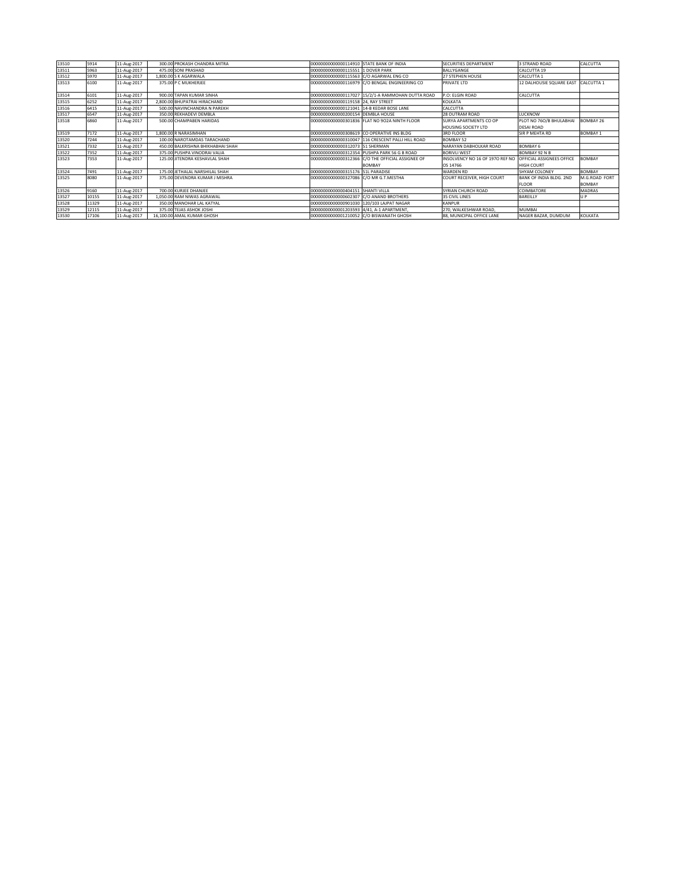| | | | | | | | | | |
|---|---|---|---|---|---|---|---|---|---|
| 13510 | 5914 | 11-Aug-2017 | 300.00 | PROKASH CHANDRA MITRA | 0000000000000114910 | STATE BANK OF INDIA | SECURITIES DEPARTMENT | 3 STRAND ROAD | CALCUTTA |
| 13511 | 5963 | 11-Aug-2017 | 475.00 | SONI PRASHAD | 0000000000000115551 | 1 DOVER PARK | BALLYGANGE | CALCUTTA 19 | |
| 13512 | 5970 | 11-Aug-2017 | 1,800.00 | S K AGARWALA | 0000000000000115563 | C/O AGARWAL ENG CO | 27 STEPHEN HOUSE | CALCUTTA 1 | |
| 13513 | 6100 | 11-Aug-2017 | 375.00 | P C MUKHERJEE | 0000000000000116979 | C/O BENGAL ENGINEERING CO | PRIVATE LTD | 12 DALHOUSIE SQUARE EAST | CALCUTTA 1 |
| 13514 | 6101 | 11-Aug-2017 | 900.00 | TAPAN KUMAR SINHA | 0000000000000117027 | 15/2/1-A RAMMOHAN DUTTA ROAD | P.O: ELGIN ROAD | CALCUTTA | |
| 13515 | 6252 | 11-Aug-2017 | 2,800.00 | BHUPATRAI HIRACHAND | 0000000000000119158 | 24, RAY STREET | KOLKATA | | |
| 13516 | 6415 | 11-Aug-2017 | 500.00 | NAVINCHANDRA N PAREKH | 0000000000000121041 | 14-B KEDAR BOSE LANE | CALCUTTA | | |
| 13517 | 6547 | 11-Aug-2017 | 350.00 | REKHADEVI DEMBLA | 0000000000000200154 | DEMBLA HOUSE | 28 OUTRAM ROAD | LUCKNOW | |
| 13518 | 6860 | 11-Aug-2017 | 500.00 | CHAMPABEN HARIDAS | 0000000000000301836 | FLAT NO 9O2A NINTH FLOOR | SURYA APARTMENTS CO OP HOUSING SOCIETY LTD | PLOT NO 76O/B BHULABHAI DESAI ROAD | BOMBAY 26 |
| 13519 | 7172 | 11-Aug-2017 | 1,800.00 | R NARASIMHAN | 0000000000000308619 | CO OPERATIVE INS BLDG | 3RD FLOOR | SIR P MEHTA RD | BOMBAY 1 |
| 13520 | 7244 | 11-Aug-2017 | 100.00 | NAROTAMDAS TARACHAND | 0000000000000310047 | 116 CRESCENT PALLI HILL ROAD | BOMBAY 52 | | |
| 13521 | 7332 | 11-Aug-2017 | 450.00 | BALKRISHNA BHIKHABHAI SHAH | 0000000000000312073 | 51 SHERMAN | NARAYAN DABHOLKAR ROAD | BOMBAY 6 | |
| 13522 | 7352 | 11-Aug-2017 | 375.00 | PUSHPA VINODRAI VALIA | 0000000000000312354 | PUSHPA PARK 56 G B ROAD | BORIVLI WEST | BOMBAY 92 N B | |
| 13523 | 7353 | 11-Aug-2017 | 125.00 | JITENDRA KESHAVLAL SHAH | 0000000000000312366 | C/O THE OFFICIAL ASSIGNEE OF BOMBAY | INSOLVENCY NO 16 OF 197O REF NO OS 14766 | OFFICIAL ASSIGNEES OFFICE HIGH COURT | BOMBAY |
| 13524 | 7491 | 11-Aug-2017 | 175.00 | JETHALAL NARSHILAL SHAH | 0000000000000315176 | 51L PARADISE | WARDEN RD | SHYAM COLONEY | BOMBAY |
| 13525 | 8080 | 11-Aug-2017 | 375.00 | DEVENDRA KUMAR J MISHRA | 0000000000000327086 | C/O MR G.T.MESTHA | COURT RECEIVER, HIGH COURT | BANK OF INDIA BLDG. 2ND FLOOR | M.G.ROAD FORT BOMBAY |
| 13526 | 9160 | 11-Aug-2017 | 700.00 | KURJEE DHANJEE | 0000000000000404151 | SHANTI VILLA | SYRIAN CHURCH ROAD | COIMBATORE | MADRAS |
| 13527 | 10155 | 11-Aug-2017 | 1,050.00 | RAM NIWAS AGRAWAL | 0000000000000602307 | C/O ANAND BROTHERS | 35 CIVIL LINES | BAREILLY | U P |
| 13528 | 11329 | 11-Aug-2017 | 350.00 | MANOHAR LAL KATYAL | 0000000000000901030 | 120/103 LAJPAT NAGAR | KANPUR | | |
| 13529 | 12115 | 11-Aug-2017 | 375.00 | TEJAS ASHOK JOSHI | 0000000000001203593 | 4/41, A-1 APARTMENT, | 27D, WALKESHWAR ROAD, | MUMBAI | |
| 13530 | 17106 | 11-Aug-2017 | 16,100.00 | AMAL KUMAR GHOSH | 0000000000001210052 | C/O BISWANATH GHOSH | 88, MUNICIPAL OFFICE LANE | NAGER BAZAR, DUMDUM | KOLKATA |